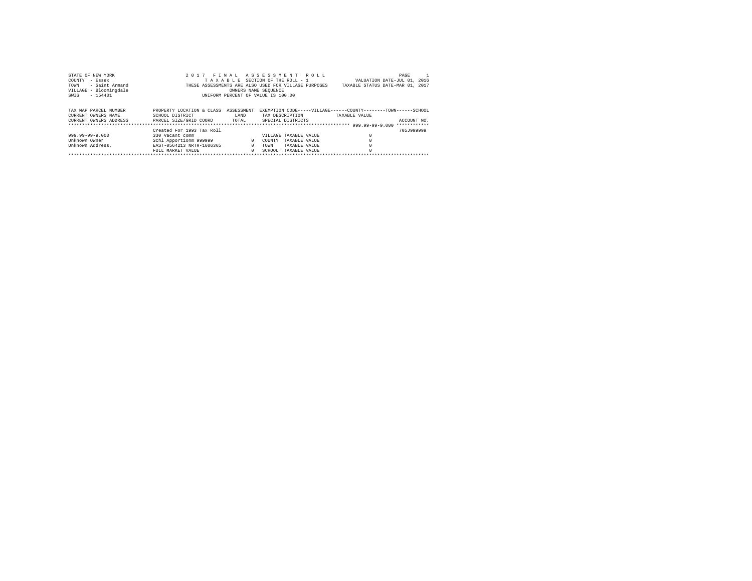STATE OF NEW YORK
COUNTY - Essex
TOWN - Saint Armand
VILLAGE - Bloomingdale
SWIS - 154401

2 0 1 7 F I N A L A S S E S S M E N T R O L L
T A X A B L E SECTION OF THE ROLL - 1
THESE ASSESSMENTS ARE ALSO USED FOR VILLAGE PURPOSES
OWNERS NAME SEQUENCE
UNIFORM PERCENT OF VALUE IS 100.00

VALUATION DATE-JUL 01, 2016
TAXABLE STATUS DATE-MAR 01, 2017

| TAX MAP PARCEL NUMBER<br>CURRENT OWNERS NAME<br>CURRENT OWNERS ADDRESS | PROPERTY LOCATION & CLASS<br>SCHOOL DISTRICT<br>PARCEL SIZE/GRID COORD | ASSESSMENT<br>LAND<br>TOTAL | EXEMPTION CODE-----VILLAGE------COUNTY--------TOWN------SCHOOL<br>TAX DESCRIPTION<br>SPECIAL DISTRICTS | TAXABLE VALUE | ACCOUNT NO. |
|---|---|---|---|---|---|
| | | | | 999.99-99-9.000 | |
| | Created For 1993 Tax Roll | | | | 705J999999 |
| 999.99-99-9.000 | 330 Vacant comm | | VILLAGE TAXABLE VALUE | 0 | |
| Unknown Owner | Schl Apportionm 999999 | 0 | COUNTY TAXABLE VALUE | 0 | |
| Unknown Address, | EAST-0564213 NRTH-1606365 | 0 | TOWN TAXABLE VALUE | 0 | |
| | FULL MARKET VALUE | 0 | SCHOOL TAXABLE VALUE | 0 | |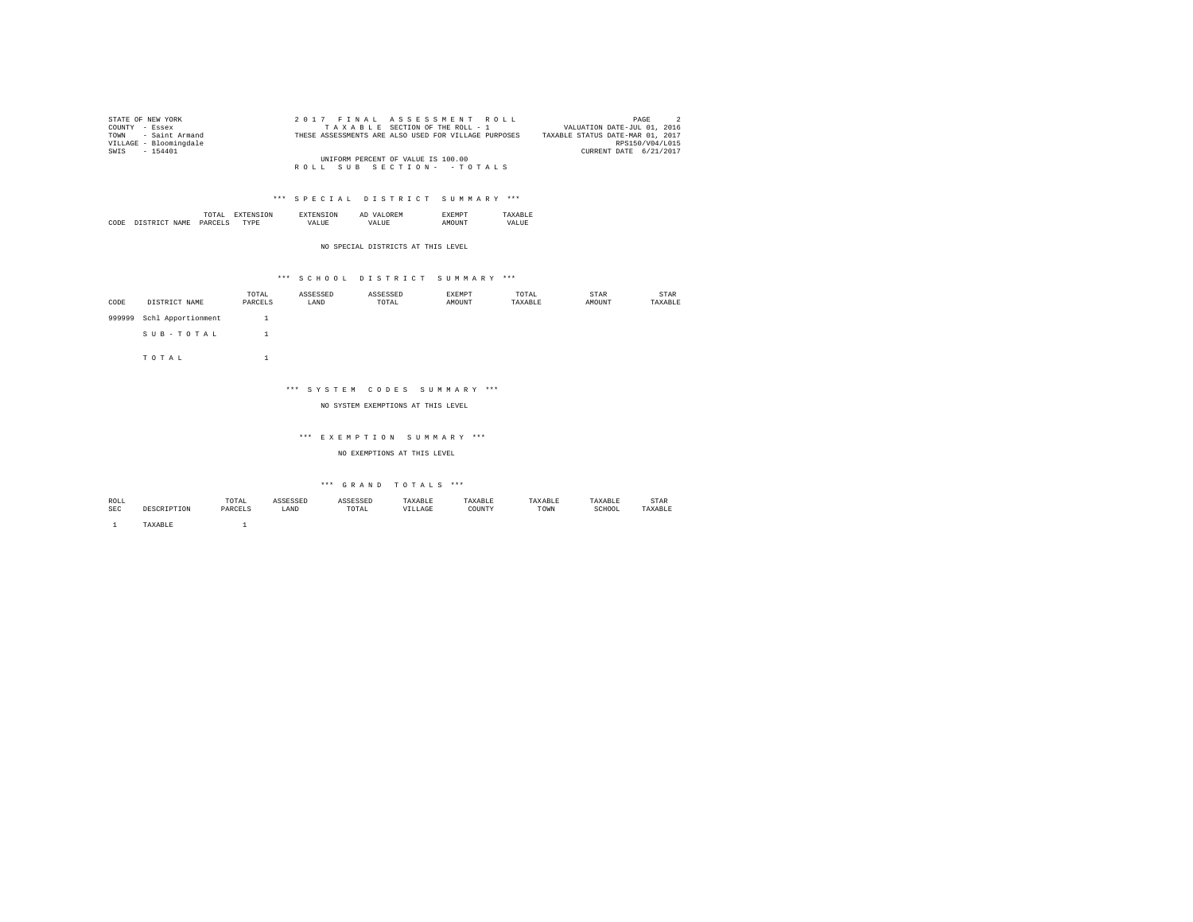STATE OF NEW YORK
COUNTY - Essex
TOWN - Saint Armand
VILLAGE - Bloomingdale
SWIS - 154401

2017 FINAL ASSESSMENT ROLL
TAXABLE SECTION OF THE ROLL - 1
THESE ASSESSMENTS ARE ALSO USED FOR VILLAGE PURPOSES

VALUATION DATE-JUL 01, 2016
TAXABLE STATUS DATE-MAR 01, 2017
RPS150/V04/L015
CURRENT DATE 6/21/2017

UNIFORM PERCENT OF VALUE IS 100.00

ROLL SUB SECTION- - TOTALS

### *** SPECIAL DISTRICT SUMMARY ***

| CODE | DISTRICT NAME | TOTAL PARCELS | EXTENSION TYPE | EXTENSION VALUE | AD VALOREM VALUE | EXEMPT AMOUNT | TAXABLE VALUE |
|---|---|---|---|---|---|---|---|

NO SPECIAL DISTRICTS AT THIS LEVEL

### *** SCHOOL DISTRICT SUMMARY ***

| CODE | DISTRICT NAME | TOTAL PARCELS | ASSESSED LAND | ASSESSED TOTAL | EXEMPT AMOUNT | TOTAL TAXABLE | STAR AMOUNT | STAR TAXABLE |
|---|---|---|---|---|---|---|---|---|
| 999999 | Schl Apportionment | 1 | | | | | | |
| | SUB-TOTAL | 1 | | | | | | |
| | TOTAL | 1 | | | | | | |

### *** SYSTEM CODES SUMMARY ***

NO SYSTEM EXEMPTIONS AT THIS LEVEL

### *** EXEMPTION SUMMARY ***

NO EXEMPTIONS AT THIS LEVEL

### *** GRAND TOTALS ***

| ROLL SEC | DESCRIPTION | TOTAL PARCELS | ASSESSED LAND | ASSESSED TOTAL | TAXABLE VILLAGE | TAXABLE COUNTY | TAXABLE TOWN | TAXABLE SCHOOL | STAR TAXABLE |
|---|---|---|---|---|---|---|---|---|---|
| 1 | TAXABLE | 1 | | | | | | | |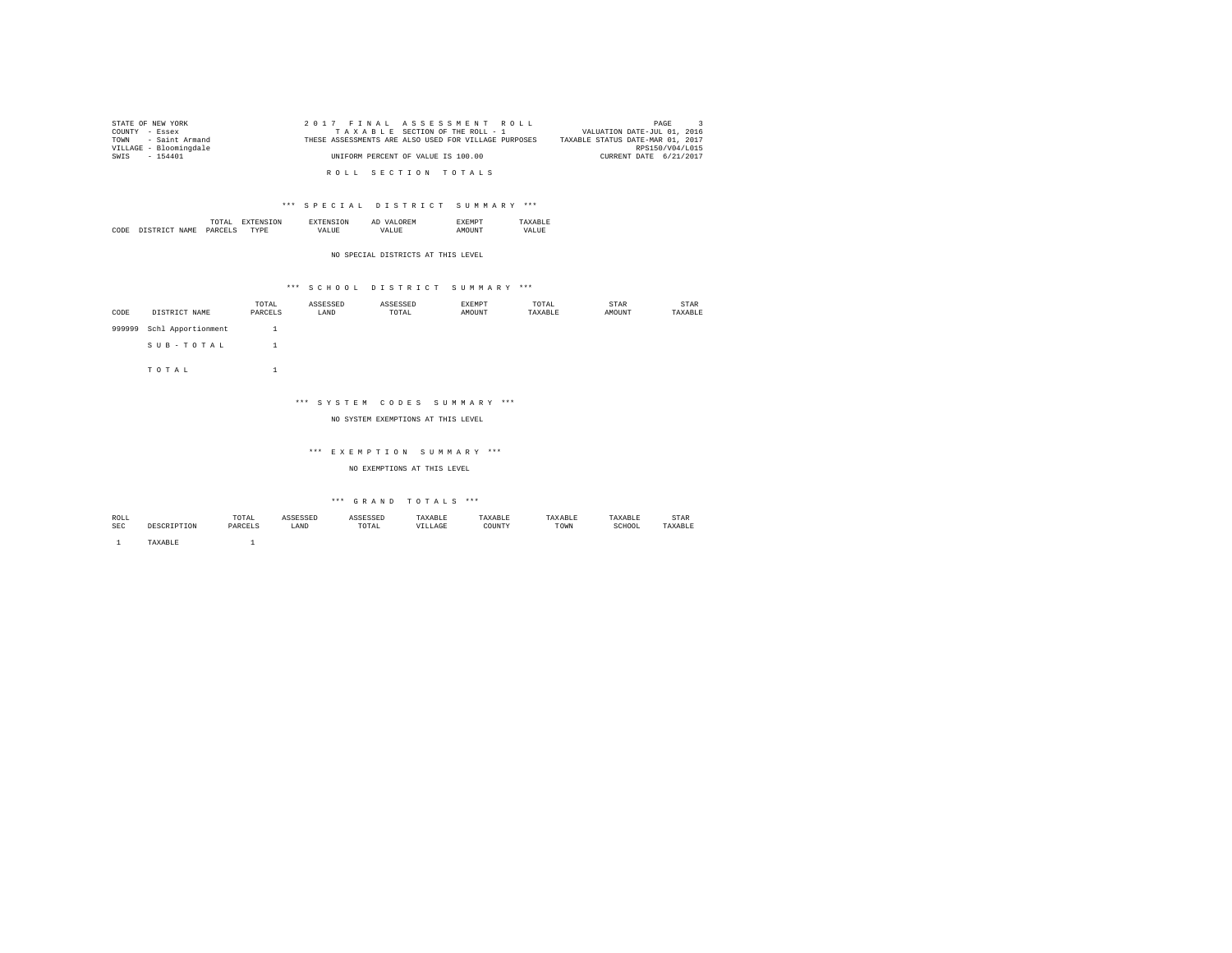STATE OF NEW YORK
COUNTY - Essex
TOWN - Saint Armand
VILLAGE - Bloomingdale
SWIS - 154401

2 0 1 7 F I N A L A S S E S S M E N T R O L L
T A X A B L E SECTION OF THE ROLL - 1
THESE ASSESSMENTS ARE ALSO USED FOR VILLAGE PURPOSES
UNIFORM PERCENT OF VALUE IS 100.00

VALUATION DATE-JUL 01, 2016
TAXABLE STATUS DATE-MAR 01, 2017
RPS150/V04/L015
CURRENT DATE 6/21/2017

R O L L S E C T I O N T O T A L S

\*\*\* S P E C I A L D I S T R I C T S U M M A R Y \*\*\*

| CODE | DISTRICT NAME | TOTAL PARCELS | EXTENSION TYPE | EXTENSION VALUE | AD VALOREM VALUE | EXEMPT AMOUNT | TAXABLE VALUE |
|---|---|---|---|---|---|---|---|

NO SPECIAL DISTRICTS AT THIS LEVEL

\*\*\* S C H O O L D I S T R I C T S U M M A R Y \*\*\*

| CODE | DISTRICT NAME | TOTAL PARCELS | ASSESSED LAND | ASSESSED TOTAL | EXEMPT AMOUNT | TOTAL TAXABLE | STAR AMOUNT | STAR TAXABLE |
|---|---|---|---|---|---|---|---|---|
| 999999 | Schl Apportionment | 1 | | | | | | |
| | S U B - T O T A L | 1 | | | | | | |
| | T O T A L | 1 | | | | | | |

\*\*\* S Y S T E M C O D E S S U M M A R Y \*\*\*

NO SYSTEM EXEMPTIONS AT THIS LEVEL

\*\*\* E X E M P T I O N S U M M A R Y \*\*\*

NO EXEMPTIONS AT THIS LEVEL

\*\*\* G R A N D T O T A L S \*\*\*

| ROLL SEC | DESCRIPTION | TOTAL PARCELS | ASSESSED LAND | ASSESSED TOTAL | TAXABLE VILLAGE | TAXABLE COUNTY | TAXABLE TOWN | TAXABLE SCHOOL | STAR TAXABLE |
|---|---|---|---|---|---|---|---|---|---|
| 1 | TAXABLE | 1 | | | | | | | |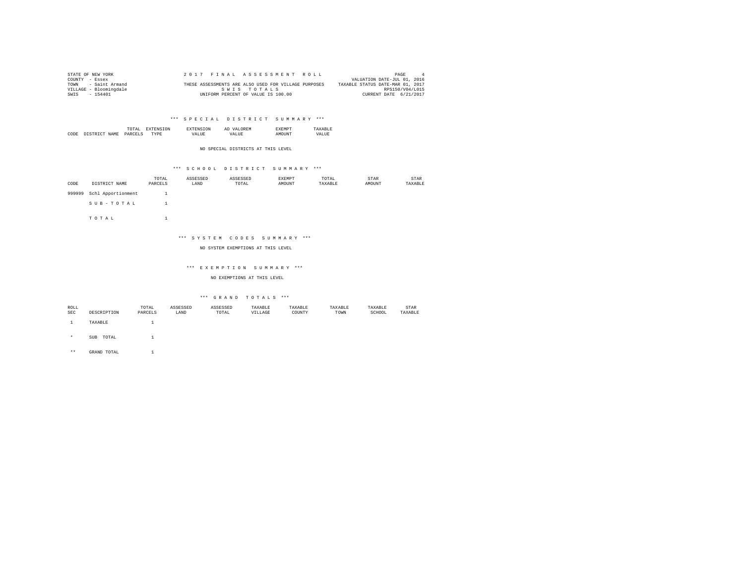STATE OF NEW YORK
COUNTY - Essex
TOWN - Saint Armand
VILLAGE - Bloomingdale
SWIS - 154401

2 0 1 7 F I N A L A S S E S S M E N T R O L L
THESE ASSESSMENTS ARE ALSO USED FOR VILLAGE PURPOSES
S W I S T O T A L S
UNIFORM PERCENT OF VALUE IS 100.00

PAGE 4
VALUATION DATE-JUL 01, 2016
TAXABLE STATUS DATE-MAR 01, 2017
RPS150/V04/L015
CURRENT DATE 6/21/2017

## *** S P E C I A L D I S T R I C T S U M M A R Y ***

| CODE | DISTRICT NAME | TOTAL PARCELS | EXTENSION TYPE | EXTENSION VALUE | AD VALOREM VALUE | EXEMPT AMOUNT | TAXABLE VALUE |
|---|---|---|---|---|---|---|---|

NO SPECIAL DISTRICTS AT THIS LEVEL

## *** S C H O O L D I S T R I C T S U M M A R Y ***

| CODE | DISTRICT NAME | TOTAL PARCELS | ASSESSED LAND | ASSESSED TOTAL | EXEMPT AMOUNT | TOTAL TAXABLE | STAR AMOUNT | STAR TAXABLE |
|---|---|---|---|---|---|---|---|---|
| 999999 | Schl Apportionment | 1 | | | | | | |
| | S U B - T O T A L | 1 | | | | | | |
| | T O T A L | 1 | | | | | | |

## *** S Y S T E M C O D E S S U M M A R Y ***

NO SYSTEM EXEMPTIONS AT THIS LEVEL

## *** E X E M P T I O N S U M M A R Y ***

NO EXEMPTIONS AT THIS LEVEL

## *** G R A N D T O T A L S ***

| ROLL SEC | DESCRIPTION | TOTAL PARCELS | ASSESSED LAND | ASSESSED TOTAL | TAXABLE VILLAGE | TAXABLE COUNTY | TAXABLE TOWN | TAXABLE SCHOOL | STAR TAXABLE |
|---|---|---|---|---|---|---|---|---|---|
| 1 | TAXABLE | 1 | | | | | | | |
| * | SUB TOTAL | 1 | | | | | | | |
| ** | GRAND TOTAL | 1 | | | | | | | |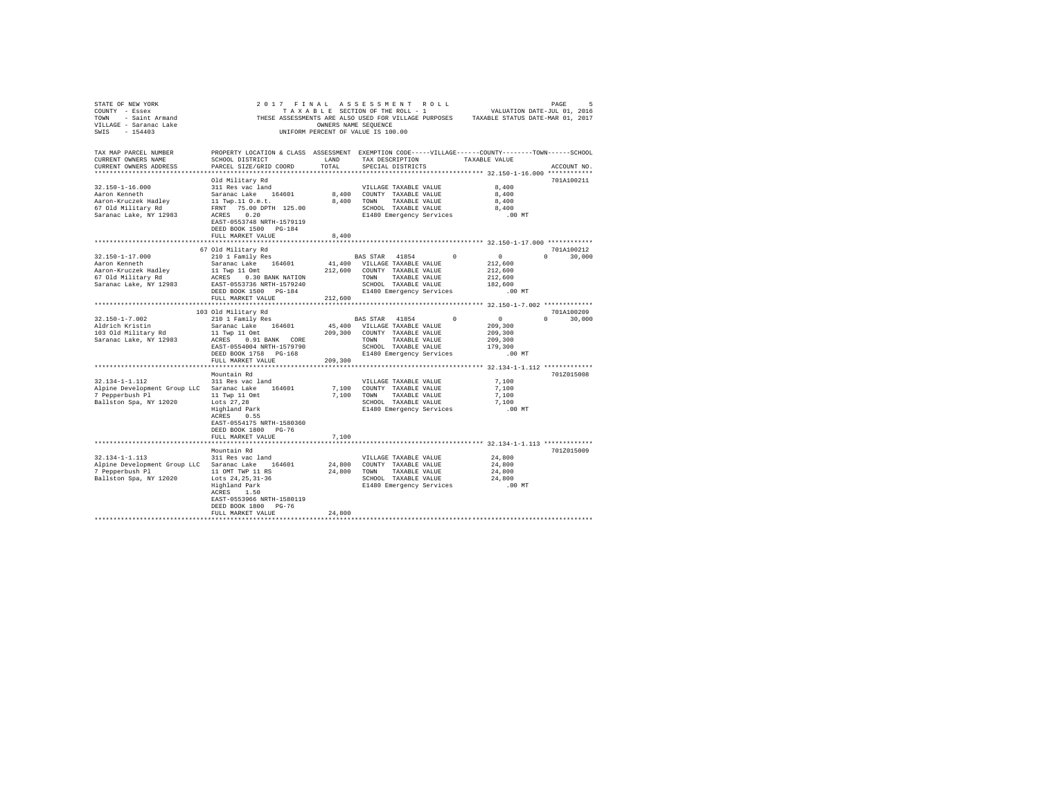STATE OF NEW YORK
COUNTY - Essex
TOWN - Saint Armand
VILLAGE - Saranac Lake
SWIS - 154403

2017 FINAL ASSESSMENT ROLL
TAXABLE SECTION OF THE ROLL - 1
THESE ASSESSMENTS ARE ALSO USED FOR VILLAGE PURPOSES
OWNERS NAME SEQUENCE
UNIFORM PERCENT OF VALUE IS 100.00

VALUATION DATE-JUL 01, 2016
TAXABLE STATUS DATE-MAR 01, 2017

```
TAX MAP PARCEL NUMBER          PROPERTY LOCATION & CLASS  ASSESSMENT  EXEMPTION CODE-----VILLAGE------COUNTY--------TOWN------SCHOOL
CURRENT OWNERS NAME            SCHOOL DISTRICT               LAND      TAX DESCRIPTION              TAXABLE VALUE
CURRENT OWNERS ADDRESS         PARCEL SIZE/GRID COORD        TOTAL     SPECIAL DISTRICTS                                        ACCOUNT NO.
******************************************************************************************************* 32.150-1-16.000 ************
                               Old Military Rd                                                                            701A100211
32.150-1-16.000                311 Res vac land                        VILLAGE TAXABLE VALUE            8,400
Aaron Kenneth                  Saranac Lake   164601         8,400     COUNTY  TAXABLE VALUE            8,400
Aaron-Kruczek Hadley           11 Twp.11 O.m.t.              8,400     TOWN    TAXABLE VALUE            8,400
67 Old Military Rd             FRNT  75.00 DPTH 125.00                 SCHOOL  TAXABLE VALUE            8,400
Saranac Lake, NY 12983         ACRES   0.20                            E1480 Emergency Services           .00 MT
                               EAST-0553748 NRTH-1579119
                               DEED BOOK 1500   PG-184
                               FULL MARKET VALUE             8,400
******************************************************************************************************* 32.150-1-17.000 ************
                               67 Old Military Rd                                                                         701A100212
32.150-1-17.000                210 1 Family Res                        BAS STAR  41854         0          0            0      30,000
Aaron Kenneth                  Saranac Lake   164601        41,400     VILLAGE TAXABLE VALUE          212,600
Aaron-Kruczek Hadley           11 Twp 11 Omt               212,600     COUNTY  TAXABLE VALUE          212,600
67 Old Military Rd             ACRES   0.30 BANK NATION                TOWN    TAXABLE VALUE          212,600
Saranac Lake, NY 12983         EAST-0553736 NRTH-1579240               SCHOOL  TAXABLE VALUE          182,600
                               DEED BOOK 1500   PG-184                 E1480 Emergency Services           .00 MT
                               FULL MARKET VALUE           212,600
******************************************************************************************************* 32.150-1-7.002 *************
                               103 Old Military Rd                                                                        701A100209
32.150-1-7.002                 210 1 Family Res                        BAS STAR  41854         0          0            0      30,000
Aldrich Kristin                Saranac Lake   164601        45,400     VILLAGE TAXABLE VALUE          209,300
103 Old Military Rd            11 Twp 11 Omt               209,300     COUNTY  TAXABLE VALUE          209,300
Saranac Lake, NY 12983         ACRES   0.91 BANK  CORE                 TOWN    TAXABLE VALUE          209,300
                               EAST-0554004 NRTH-1579790               SCHOOL  TAXABLE VALUE          179,300
                               DEED BOOK 1758   PG-168                 E1480 Emergency Services           .00 MT
                               FULL MARKET VALUE           209,300
******************************************************************************************************* 32.134-1-1.112 *************
                               Mountain Rd                                                                                701Z015008
32.134-1-1.112                 311 Res vac land                        VILLAGE TAXABLE VALUE            7,100
Alpine Development Group LLC   Saranac Lake   164601         7,100     COUNTY  TAXABLE VALUE            7,100
7 Pepperbush Pl                11 Twp 11 Omt                 7,100     TOWN    TAXABLE VALUE            7,100
Ballston Spa, NY 12020         Lots 27,28                              SCHOOL  TAXABLE VALUE            7,100
                               Highland Park                           E1480 Emergency Services           .00 MT
                               ACRES   0.55
                               EAST-0554175 NRTH-1580360
                               DEED BOOK 1800   PG-76
                               FULL MARKET VALUE             7,100
******************************************************************************************************* 32.134-1-1.113 *************
                               Mountain Rd                                                                                701Z015009
32.134-1-1.113                 311 Res vac land                        VILLAGE TAXABLE VALUE           24,800
Alpine Development Group LLC   Saranac Lake   164601        24,800     COUNTY  TAXABLE VALUE           24,800
7 Pepperbush Pl                11 OMT TWP 11 RS             24,800     TOWN    TAXABLE VALUE           24,800
Ballston Spa, NY 12020         Lots 24,25,31-36                        SCHOOL  TAXABLE VALUE           24,800
                               Highland Park                           E1480 Emergency Services           .00 MT
                               ACRES   1.50
                               EAST-0553966 NRTH-1580119
                               DEED BOOK 1800   PG-76
                               FULL MARKET VALUE            24,800
************************************************************************************************************************************
```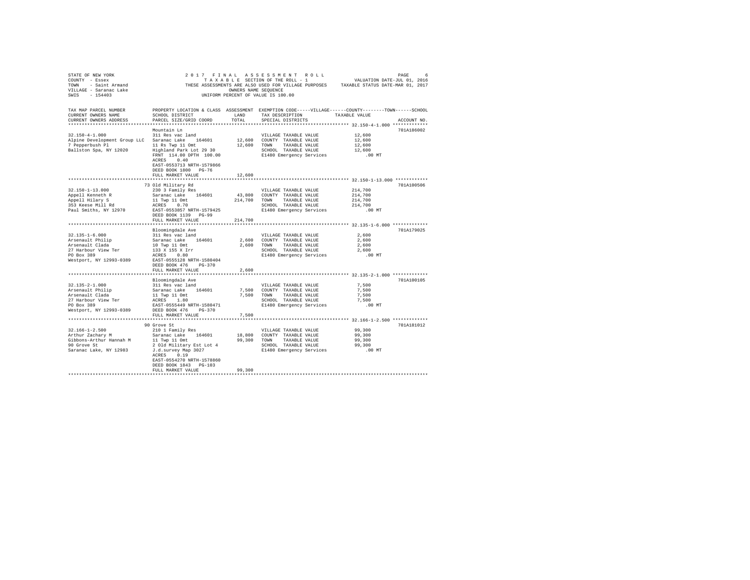STATE OF NEW YORK — 2017 FINAL ASSESSMENT ROLL
COUNTY - Essex — TAXABLE SECTION OF THE ROLL - 1 — VALUATION DATE-JUL 01, 2016
TOWN - Saint Armand — THESE ASSESSMENTS ARE ALSO USED FOR VILLAGE PURPOSES — TAXABLE STATUS DATE-MAR 01, 2017
VILLAGE - Saranac Lake — OWNERS NAME SEQUENCE
SWIS - 154403 — UNIFORM PERCENT OF VALUE IS 100.00

| TAX MAP PARCEL NUMBER / CURRENT OWNERS NAME / CURRENT OWNERS ADDRESS | PROPERTY LOCATION & CLASS / SCHOOL DISTRICT / PARCEL SIZE/GRID COORD | ASSESSMENT LAND / TOTAL | EXEMPTION CODE / TAX DESCRIPTION / SPECIAL DISTRICTS | TAXABLE VALUE | ACCOUNT NO. |
|---|---|---|---|---|---|
| 32.150-4-1.000 | Mountain Ln | | | | 701A186002 |
| | 311 Res vac land | | VILLAGE TAXABLE VALUE | 12,600 | |
| Alpine Development Group LLC | Saranac Lake 164601 | 12,600 | COUNTY TAXABLE VALUE | 12,600 | |
| 7 Pepperbush Pl | 11 Rs Twp 11 Omt | 12,600 | TOWN TAXABLE VALUE | 12,600 | |
| Ballston Spa, NY 12020 | Highland Park Lot 29 30 | | SCHOOL TAXABLE VALUE | 12,600 | |
| | FRNT 114.00 DPTH 100.00 | | E1480 Emergency Services | .00 MT | |
| | ACRES 0.40 | | | | |
| | EAST-0553713 NRTH-1579866 | | | | |
| | DEED BOOK 1800 PG-76 | | | | |
| | FULL MARKET VALUE | 12,600 | | | |
| 32.150-1-13.000 | 73 Old Military Rd | | | | 701A100506 |
| | 230 3 Family Res | | VILLAGE TAXABLE VALUE | 214,700 | |
| Appell Kenneth R | Saranac Lake 164601 | 43,800 | COUNTY TAXABLE VALUE | 214,700 | |
| Appell Hilary S | 11 Twp 11 Omt | 214,700 | TOWN TAXABLE VALUE | 214,700 | |
| 353 Keese Mill Rd | ACRES 0.70 | | SCHOOL TAXABLE VALUE | 214,700 | |
| Paul Smiths, NY 12970 | EAST-0553857 NRTH-1579425 | | E1480 Emergency Services | .00 MT | |
| | DEED BOOK 1139 PG-99 | | | | |
| | FULL MARKET VALUE | 214,700 | | | |
| 32.135-1-6.000 | Bloomingdale Ave | | | | 701A179025 |
| | 311 Res vac land | | VILLAGE TAXABLE VALUE | 2,600 | |
| Arsenault Philip | Saranac Lake 164601 | 2,600 | COUNTY TAXABLE VALUE | 2,600 | |
| Arsenault Clada | 10 Twp 11 Omt | 2,600 | TOWN TAXABLE VALUE | 2,600 | |
| 27 Harbour View Ter | 133 X 155 X Irr | | SCHOOL TAXABLE VALUE | 2,600 | |
| PO Box 389 | ACRES 0.80 | | E1480 Emergency Services | .00 MT | |
| Westport, NY 12993-0389 | EAST-0555128 NRTH-1580404 | | | | |
| | DEED BOOK 476 PG-370 | | | | |
| | FULL MARKET VALUE | 2,600 | | | |
| 32.135-2-1.000 | Bloomingdale Ave | | | | 701A100105 |
| | 311 Res vac land | | VILLAGE TAXABLE VALUE | 7,500 | |
| Arsenault Philip | Saranac Lake 164601 | 7,500 | COUNTY TAXABLE VALUE | 7,500 | |
| Arsenault Clada | 11 Twp 11 Omt | 7,500 | TOWN TAXABLE VALUE | 7,500 | |
| 27 Harbour View Ter | ACRES 1.80 | | SCHOOL TAXABLE VALUE | 7,500 | |
| PO Box 389 | EAST-0555449 NRTH-1580471 | | E1480 Emergency Services | .00 MT | |
| Westport, NY 12993-0389 | DEED BOOK 476 PG-370 | | | | |
| | FULL MARKET VALUE | 7,500 | | | |
| 32.166-1-2.500 | 90 Grove St | | | | 701A181012 |
| | 210 1 Family Res | | VILLAGE TAXABLE VALUE | 99,300 | |
| Arthur Zachary M | Saranac Lake 164601 | 18,800 | COUNTY TAXABLE VALUE | 99,300 | |
| Gibbons-Arthur Hannah M | 11 Twp 11 Omt | 99,300 | TOWN TAXABLE VALUE | 99,300 | |
| 90 Grove St | 2 Old Military Est Lot 4 | | SCHOOL TAXABLE VALUE | 99,300 | |
| Saranac Lake, NY 12983 | J.d.survey Map 3027 | | E1480 Emergency Services | .00 MT | |
| | ACRES 0.19 | | | | |
| | EAST-0554270 NRTH-1578860 | | | | |
| | DEED BOOK 1843 PG-103 | | | | |
| | FULL MARKET VALUE | 99,300 | | | |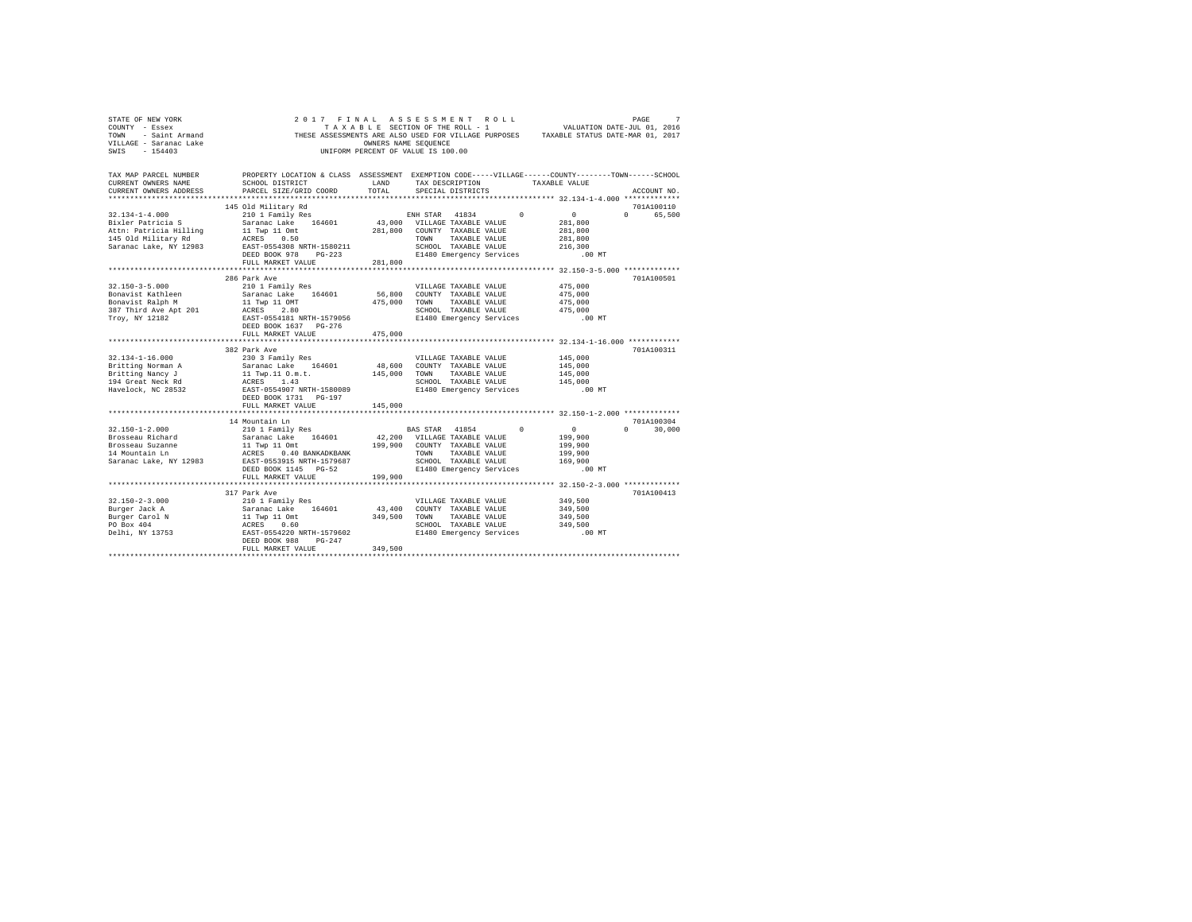STATE OF NEW YORK
COUNTY - Essex
TOWN - Saint Armand
VILLAGE - Saranac Lake
SWIS - 154403

2 0 1 7 F I N A L A S S E S S M E N T R O L L
T A X A B L E SECTION OF THE ROLL - 1
THESE ASSESSMENTS ARE ALSO USED FOR VILLAGE PURPOSES
OWNERS NAME SEQUENCE
UNIFORM PERCENT OF VALUE IS 100.00

VALUATION DATE-JUL 01, 2016
TAXABLE STATUS DATE-MAR 01, 2017

```
TAX MAP PARCEL NUMBER          PROPERTY LOCATION & CLASS  ASSESSMENT  EXEMPTION CODE-----VILLAGE------COUNTY--------TOWN------SCHOOL
CURRENT OWNERS NAME            SCHOOL DISTRICT               LAND      TAX DESCRIPTION            TAXABLE VALUE
CURRENT OWNERS ADDRESS         PARCEL SIZE/GRID COORD        TOTAL     SPECIAL DISTRICTS                                          ACCOUNT NO.
************************************************************************************************* 32.134-1-4.000 *************
                               145 Old Military Rd                                                                                701A100110
32.134-1-4.000                 210 1 Family Res                        ENH STAR  41834          0          0           0     65,500
Bixler Patricia S              Saranac Lake   164601        43,000   VILLAGE TAXABLE VALUE        281,800
Attn: Patricia Hilling         11 Twp 11 Omt               281,800   COUNTY  TAXABLE VALUE        281,800
145 Old Military Rd            ACRES    0.50                         TOWN    TAXABLE VALUE        281,800
Saranac Lake, NY 12983         EAST-0554308 NRTH-1580211             SCHOOL  TAXABLE VALUE        216,300
                               DEED BOOK 978    PG-223               E1480 Emergency Services          .00 MT
                               FULL MARKET VALUE           281,800
************************************************************************************************* 32.150-3-5.000 *************
                               286 Park Ave                                                                                       701A100501
32.150-3-5.000                 210 1 Family Res                        VILLAGE TAXABLE VALUE        475,000
Bonavist Kathleen              Saranac Lake   164601        56,800   COUNTY  TAXABLE VALUE        475,000
Bonavist Ralph M               11 Twp 11 OMT               475,000   TOWN    TAXABLE VALUE        475,000
387 Third Ave Apt 201          ACRES    2.80                         SCHOOL  TAXABLE VALUE        475,000
Troy, NY 12182                 EAST-0554181 NRTH-1579056             E1480 Emergency Services          .00 MT
                               DEED BOOK 1637   PG-276
                               FULL MARKET VALUE           475,000
************************************************************************************************* 32.134-1-16.000 ************
                               382 Park Ave                                                                                       701A100311
32.134-1-16.000                230 3 Family Res                        VILLAGE TAXABLE VALUE        145,000
Britting Norman A              Saranac Lake   164601        48,600   COUNTY  TAXABLE VALUE        145,000
Britting Nancy J               11 Twp.11 O.m.t.            145,000   TOWN    TAXABLE VALUE        145,000
194 Great Neck Rd              ACRES    1.43                         SCHOOL  TAXABLE VALUE        145,000
Havelock, NC 28532             EAST-0554907 NRTH-1580089             E1480 Emergency Services          .00 MT
                               DEED BOOK 1731   PG-197
                               FULL MARKET VALUE           145,000
************************************************************************************************* 32.150-1-2.000 *************
                               14 Mountain Ln                                                                                     701A100304
32.150-1-2.000                 210 1 Family Res                        BAS STAR  41854          0          0           0     30,000
Brosseau Richard               Saranac Lake   164601        42,200   VILLAGE TAXABLE VALUE        199,900
Brosseau Suzanne               11 Twp 11 Omt               199,900   COUNTY  TAXABLE VALUE        199,900
14 Mountain Ln                 ACRES    0.40 BANKADKBANK             TOWN    TAXABLE VALUE        199,900
Saranac Lake, NY 12983         EAST-0553915 NRTH-1579687             SCHOOL  TAXABLE VALUE        169,900
                               DEED BOOK 1145   PG-52                E1480 Emergency Services          .00 MT
                               FULL MARKET VALUE           199,900
************************************************************************************************* 32.150-2-3.000 *************
                               317 Park Ave                                                                                       701A100413
32.150-2-3.000                 210 1 Family Res                        VILLAGE TAXABLE VALUE        349,500
Burger Jack A                  Saranac Lake   164601        43,400   COUNTY  TAXABLE VALUE        349,500
Burger Carol N                 11 Twp 11 Omt               349,500   TOWN    TAXABLE VALUE        349,500
PO Box 404                     ACRES    0.60                         SCHOOL  TAXABLE VALUE        349,500
Delhi, NY 13753                EAST-0554220 NRTH-1579602             E1480 Emergency Services          .00 MT
                               DEED BOOK 988    PG-247
                               FULL MARKET VALUE           349,500
********************************************************************************************************************************
```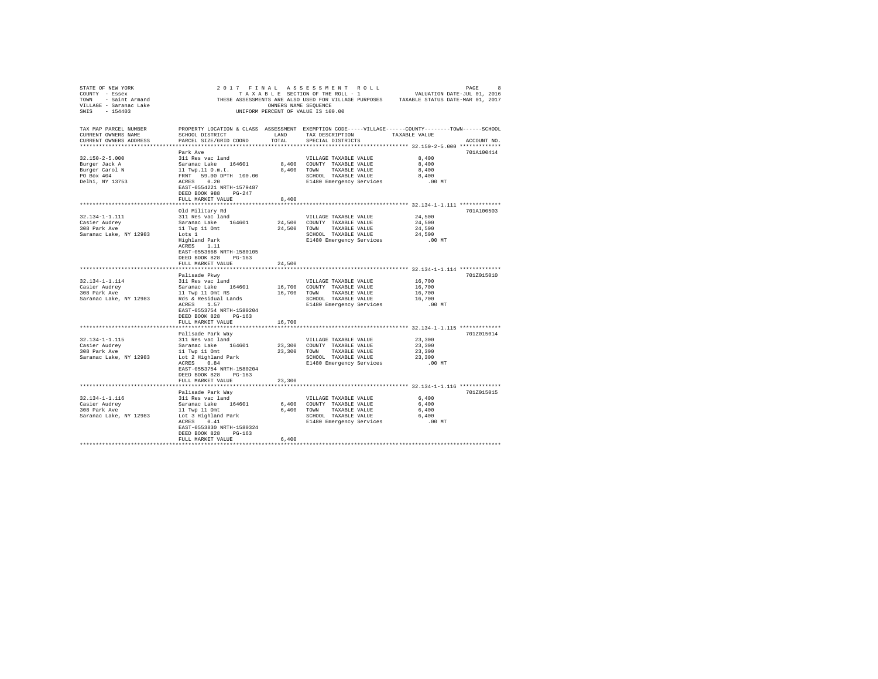STATE OF NEW YORK
COUNTY - Essex
TOWN - Saint Armand
VILLAGE - Saranac Lake
SWIS - 154403

2017 FINAL ASSESSMENT ROLL
TAXABLE SECTION OF THE ROLL - 1
THESE ASSESSMENTS ARE ALSO USED FOR VILLAGE PURPOSES
OWNERS NAME SEQUENCE
UNIFORM PERCENT OF VALUE IS 100.00

VALUATION DATE-JUL 01, 2016
TAXABLE STATUS DATE-MAR 01, 2017

| TAX MAP PARCEL NUMBER / CURRENT OWNERS NAME / CURRENT OWNERS ADDRESS | PROPERTY LOCATION & CLASS / SCHOOL DISTRICT / PARCEL SIZE/GRID COORD | ASSESSMENT LAND | TOTAL | EXEMPTION CODE / TAX DESCRIPTION / SPECIAL DISTRICTS | TAXABLE VALUE | ACCOUNT NO. |
|---|---|---|---|---|---|---|
| **32.150-2-5.000** | Park Ave | | | | | 701A100414 |
| 32.150-2-5.000 | 311 Res vac land | | | VILLAGE TAXABLE VALUE | 8,400 | |
| Burger Jack A | Saranac Lake 164601 | 8,400 | | COUNTY TAXABLE VALUE | 8,400 | |
| Burger Carol N | 11 Twp.11 O.m.t. | | 8,400 | TOWN TAXABLE VALUE | 8,400 | |
| PO Box 404 | FRNT 59.00 DPTH 100.00 | | | SCHOOL TAXABLE VALUE | 8,400 | |
| Delhi, NY 13753 | ACRES 0.20 | | | E1480 Emergency Services | .00 MT | |
| | EAST-0554221 NRTH-1579487 | | | | | |
| | DEED BOOK 988 PG-247 | | | | | |
| | FULL MARKET VALUE | | 8,400 | | | |
| **32.134-1-1.111** | Old Military Rd | | | | | 701A100503 |
| 32.134-1-1.111 | 311 Res vac land | | | VILLAGE TAXABLE VALUE | 24,500 | |
| Casier Audrey | Saranac Lake 164601 | 24,500 | | COUNTY TAXABLE VALUE | 24,500 | |
| 308 Park Ave | 11 Twp 11 Omt | | 24,500 | TOWN TAXABLE VALUE | 24,500 | |
| Saranac Lake, NY 12983 | Lots 1 | | | SCHOOL TAXABLE VALUE | 24,500 | |
| | Highland Park | | | E1480 Emergency Services | .00 MT | |
| | ACRES 1.11 | | | | | |
| | EAST-0553668 NRTH-1580105 | | | | | |
| | DEED BOOK 828 PG-163 | | | | | |
| | FULL MARKET VALUE | | 24,500 | | | |
| **32.134-1-1.114** | Palisade Pkwy | | | | | 701Z015010 |
| 32.134-1-1.114 | 311 Res vac land | | | VILLAGE TAXABLE VALUE | 16,700 | |
| Casier Audrey | Saranac Lake 164601 | 16,700 | | COUNTY TAXABLE VALUE | 16,700 | |
| 308 Park Ave | 11 Twp 11 Omt RS | | 16,700 | TOWN TAXABLE VALUE | 16,700 | |
| Saranac Lake, NY 12983 | Rds & Residual Lands | | | SCHOOL TAXABLE VALUE | 16,700 | |
| | ACRES 1.57 | | | E1480 Emergency Services | .00 MT | |
| | EAST-0553754 NRTH-1580204 | | | | | |
| | DEED BOOK 828 PG-163 | | | | | |
| | FULL MARKET VALUE | | 16,700 | | | |
| **32.134-1-1.115** | Palisade Park Way | | | | | 701Z015014 |
| 32.134-1-1.115 | 311 Res vac land | | | VILLAGE TAXABLE VALUE | 23,300 | |
| Casier Audrey | Saranac Lake 164601 | 23,300 | | COUNTY TAXABLE VALUE | 23,300 | |
| 308 Park Ave | 11 Twp 11 Omt | | 23,300 | TOWN TAXABLE VALUE | 23,300 | |
| Saranac Lake, NY 12983 | Lot 2 Highland Park | | | SCHOOL TAXABLE VALUE | 23,300 | |
| | ACRES 0.84 | | | E1480 Emergency Services | .00 MT | |
| | EAST-0553754 NRTH-1580204 | | | | | |
| | DEED BOOK 828 PG-163 | | | | | |
| | FULL MARKET VALUE | | 23,300 | | | |
| **32.134-1-1.116** | Palisade Park Way | | | | | 701Z015015 |
| 32.134-1-1.116 | 311 Res vac land | | | VILLAGE TAXABLE VALUE | 6,400 | |
| Casier Audrey | Saranac Lake 164601 | 6,400 | | COUNTY TAXABLE VALUE | 6,400 | |
| 308 Park Ave | 11 Twp 11 Omt | | 6,400 | TOWN TAXABLE VALUE | 6,400 | |
| Saranac Lake, NY 12983 | Lot 3 Highland Park | | | SCHOOL TAXABLE VALUE | 6,400 | |
| | ACRES 0.41 | | | E1480 Emergency Services | .00 MT | |
| | EAST-0553830 NRTH-1580324 | | | | | |
| | DEED BOOK 828 PG-163 | | | | | |
| | FULL MARKET VALUE | | 6,400 | | | |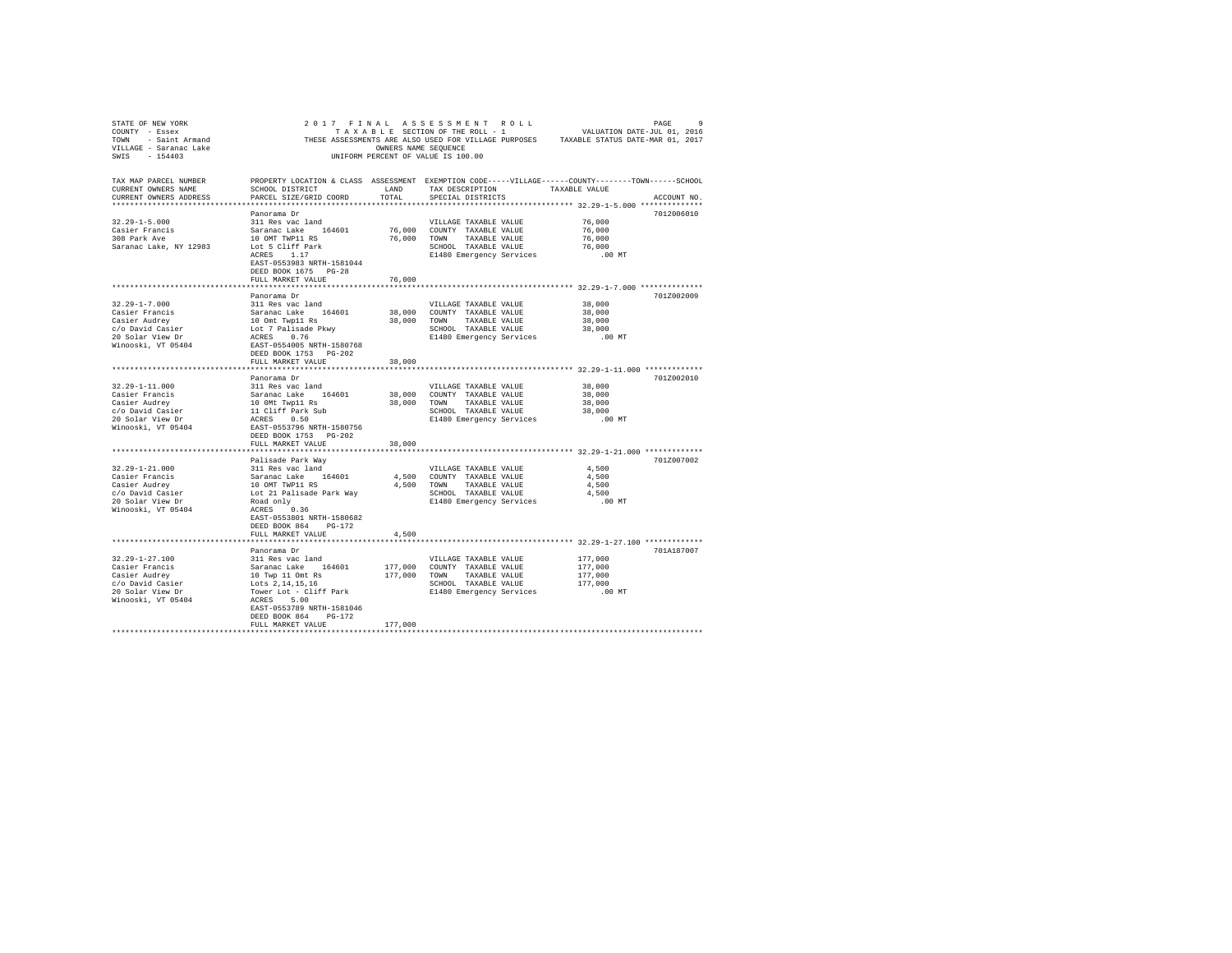STATE OF NEW YORK                    2 0 1 7   F I N A L   A S S E S S M E N T   R O L L
COUNTY - Essex                             T A X A B L E  SECTION OF THE ROLL - 1                VALUATION DATE-JUL 01, 2016
TOWN   - Saint Armand              THESE ASSESSMENTS ARE ALSO USED FOR VILLAGE PURPOSES     TAXABLE STATUS DATE-MAR 01, 2017
VILLAGE - Saranac Lake                              OWNERS NAME SEQUENCE
SWIS   - 154403                               UNIFORM PERCENT OF VALUE IS 100.00

| TAX MAP PARCEL NUMBER / CURRENT OWNERS NAME / CURRENT OWNERS ADDRESS | PROPERTY LOCATION & CLASS / SCHOOL DISTRICT / PARCEL SIZE/GRID COORD | ASSESSMENT LAND | TOTAL | EXEMPTION CODE / TAX DESCRIPTION / SPECIAL DISTRICTS | TAXABLE VALUE | ACCOUNT NO. |
|---|---|---|---|---|---|---|
| 32.29-1-5.000 | Panorama Dr | | | | | 7012006010 |
| Casier Francis | 311 Res vac land | | | VILLAGE TAXABLE VALUE | 76,000 | |
| 308 Park Ave | Saranac Lake 164601 | 76,000 | | COUNTY TAXABLE VALUE | 76,000 | |
| Saranac Lake, NY 12983 | 10 OMT TWP11 RS | | 76,000 | TOWN TAXABLE VALUE | 76,000 | |
| | Lot 5 Cliff Park | | | SCHOOL TAXABLE VALUE | 76,000 | |
| | ACRES 1.17 | | | E1480 Emergency Services | .00 MT | |
| | EAST-0553983 NRTH-1581044 | | | | | |
| | DEED BOOK 1675 PG-28 | | | | | |
| | FULL MARKET VALUE | | 76,000 | | | |
| 32.29-1-7.000 | Panorama Dr | | | | | 701Z002009 |
| Casier Francis | 311 Res vac land | | | VILLAGE TAXABLE VALUE | 38,000 | |
| Casier Audrey | Saranac Lake 164601 | 38,000 | | COUNTY TAXABLE VALUE | 38,000 | |
| c/o David Casier | 10 Omt Twp11 Rs | | 38,000 | TOWN TAXABLE VALUE | 38,000 | |
| 20 Solar View Dr | Lot 7 Palisade Pkwy | | | SCHOOL TAXABLE VALUE | 38,000 | |
| Winooski, VT 05404 | ACRES 0.76 | | | E1480 Emergency Services | .00 MT | |
| | EAST-0554005 NRTH-1580768 | | | | | |
| | DEED BOOK 1753 PG-202 | | | | | |
| | FULL MARKET VALUE | | 38,000 | | | |
| 32.29-1-11.000 | Panorama Dr | | | | | 701Z002010 |
| Casier Francis | 311 Res vac land | | | VILLAGE TAXABLE VALUE | 38,000 | |
| Casier Audrey | Saranac Lake 164601 | 38,000 | | COUNTY TAXABLE VALUE | 38,000 | |
| c/o David Casier | 10 0Mt Twp11 Rs | | 38,000 | TOWN TAXABLE VALUE | 38,000 | |
| 20 Solar View Dr | 11 Cliff Park Sub | | | SCHOOL TAXABLE VALUE | 38,000 | |
| Winooski, VT 05404 | ACRES 0.50 | | | E1480 Emergency Services | .00 MT | |
| | EAST-0553796 NRTH-1580756 | | | | | |
| | DEED BOOK 1753 PG-202 | | | | | |
| | FULL MARKET VALUE | | 38,000 | | | |
| 32.29-1-21.000 | Palisade Park Way | | | | | 701Z007002 |
| Casier Francis | 311 Res vac land | | | VILLAGE TAXABLE VALUE | 4,500 | |
| Casier Audrey | Saranac Lake 164601 | 4,500 | | COUNTY TAXABLE VALUE | 4,500 | |
| c/o David Casier | 10 OMT TWP11 RS | | 4,500 | TOWN TAXABLE VALUE | 4,500 | |
| 20 Solar View Dr | Lot 21 Palisade Park Way | | | SCHOOL TAXABLE VALUE | 4,500 | |
| Winooski, VT 05404 | Road only | | | E1480 Emergency Services | .00 MT | |
| | ACRES 0.36 | | | | | |
| | EAST-0553801 NRTH-1580682 | | | | | |
| | DEED BOOK 864 PG-172 | | | | | |
| | FULL MARKET VALUE | | 4,500 | | | |
| 32.29-1-27.100 | Panorama Dr | | | | | 701A187007 |
| Casier Francis | 311 Res vac land | | | VILLAGE TAXABLE VALUE | 177,000 | |
| Casier Audrey | Saranac Lake 164601 | 177,000 | | COUNTY TAXABLE VALUE | 177,000 | |
| c/o David Casier | 10 Twp 11 Omt Rs | | 177,000 | TOWN TAXABLE VALUE | 177,000 | |
| 20 Solar View Dr | Lots 2,14,15,16 | | | SCHOOL TAXABLE VALUE | 177,000 | |
| Winooski, VT 05404 | Tower Lot - Cliff Park | | | E1480 Emergency Services | .00 MT | |
| | ACRES 5.00 | | | | | |
| | EAST-0553789 NRTH-1581046 | | | | | |
| | DEED BOOK 864 PG-172 | | | | | |
| | FULL MARKET VALUE | | 177,000 | | | |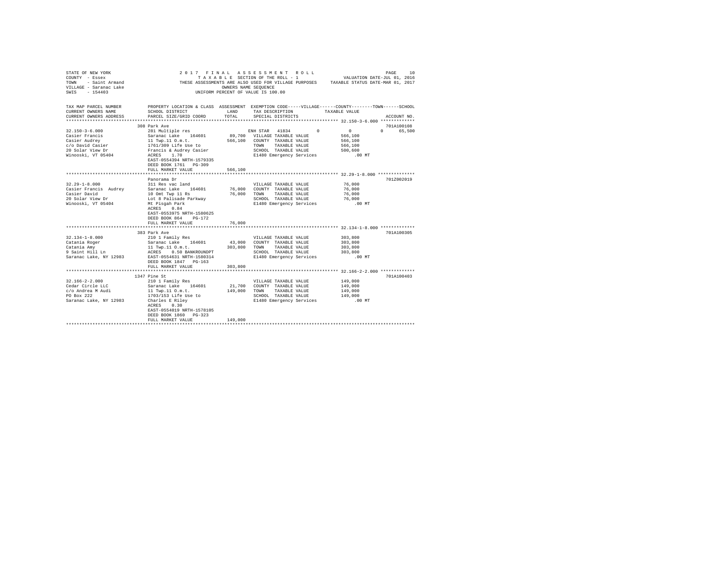STATE OF NEW YORK
COUNTY - Essex
TOWN - Saint Armand
VILLAGE - Saranac Lake
SWIS - 154403

2 0 1 7 F I N A L A S S E S S M E N T R O L L
T A X A B L E SECTION OF THE ROLL - 1
THESE ASSESSMENTS ARE ALSO USED FOR VILLAGE PURPOSES
OWNERS NAME SEQUENCE
UNIFORM PERCENT OF VALUE IS 100.00

VALUATION DATE-JUL 01, 2016
TAXABLE STATUS DATE-MAR 01, 2017

```
TAX MAP PARCEL NUMBER      PROPERTY LOCATION & CLASS  ASSESSMENT  EXEMPTION CODE-----VILLAGE------COUNTY--------TOWN------SCHOOL
CURRENT OWNERS NAME        SCHOOL DISTRICT             LAND       TAX DESCRIPTION              TAXABLE VALUE
CURRENT OWNERS ADDRESS     PARCEL SIZE/GRID COORD      TOTAL      SPECIAL DISTRICTS                                         ACCOUNT NO.
*********************************************************************************************** 32.150-3-6.000 ************
                           308 Park Ave                                                                                 701A100108
32.150-3-6.000             281 Multiple res                       ENH STAR  41834         0            0            0       65,500
Casier Francis             Saranac Lake   164601       89,700     VILLAGE TAXABLE VALUE           566,100
Casier Audrey              11 Twp.11 O.m.t.           566,100     COUNTY  TAXABLE VALUE           566,100
c/o David Casier           1761/309 Life Use to                   TOWN    TAXABLE VALUE           566,100
20 Solar View Dr           Francis & Audrey Casier                SCHOOL  TAXABLE VALUE           500,600
Winooski, VT 05404         ACRES    1.70                          E1480 Emergency Services            .00 MT
                           EAST-0554394 NRTH-1579335
                           DEED BOOK 1761   PG-309
                           FULL MARKET VALUE          566,100
*********************************************************************************************** 32.29-1-8.000 **************
                           Panorama Dr                                                                                  701Z002019
32.29-1-8.000              311 Res vac land                       VILLAGE TAXABLE VALUE            76,000
Casier Francis  Audrey     Saranac Lake   164601       76,000     COUNTY  TAXABLE VALUE            76,000
Casier David               10 Omt Twp 11 Rs            76,000     TOWN    TAXABLE VALUE            76,000
20 Solar View Dr           Lot 8 Palisade Parkway                 SCHOOL  TAXABLE VALUE            76,000
Winooski, VT 05404         Mt Pisgah Park                         E1480 Emergency Services            .00 MT
                           ACRES    0.84
                           EAST-0553975 NRTH-1580625
                           DEED BOOK 864    PG-172
                           FULL MARKET VALUE           76,000
*********************************************************************************************** 32.134-1-8.000 ************
                           383 Park Ave                                                                                 701A100305
32.134-1-8.000             210 1 Family Res                       VILLAGE TAXABLE VALUE           303,800
Catania Roger              Saranac Lake   164601       43,000     COUNTY  TAXABLE VALUE           303,800
Catania Amy                11 Twp.11 O.m.t.           303,800     TOWN    TAXABLE VALUE           303,800
9 Saint Hill Ln            ACRES    0.50 BANKROUNDPT              SCHOOL  TAXABLE VALUE           303,800
Saranac Lake, NY 12983     EAST-0554631 NRTH-1580314              E1480 Emergency Services            .00 MT
                           DEED BOOK 1847   PG-163
                           FULL MARKET VALUE          303,800
*********************************************************************************************** 32.166-2-2.000 ************
                           1347 Pine St                                                                                 701A100403
32.166-2-2.000             210 1 Family Res                       VILLAGE TAXABLE VALUE           149,000
Cedar Circle LLC           Saranac Lake   164601       21,700     COUNTY  TAXABLE VALUE           149,000
c/o Andrea M Audi          11 Twp.11 O.m.t.           149,000     TOWN    TAXABLE VALUE           149,000
PO Box 222                 1703/153 Life Use to                   SCHOOL  TAXABLE VALUE           149,000
Saranac Lake, NY 12983     Charles E Riley                        E1480 Emergency Services            .00 MT
                           ACRES    0.30
                           EAST-0554019 NRTH-1578105
                           DEED BOOK 1860   PG-323
                           FULL MARKET VALUE          149,000
*****************************************************************************************************************************
```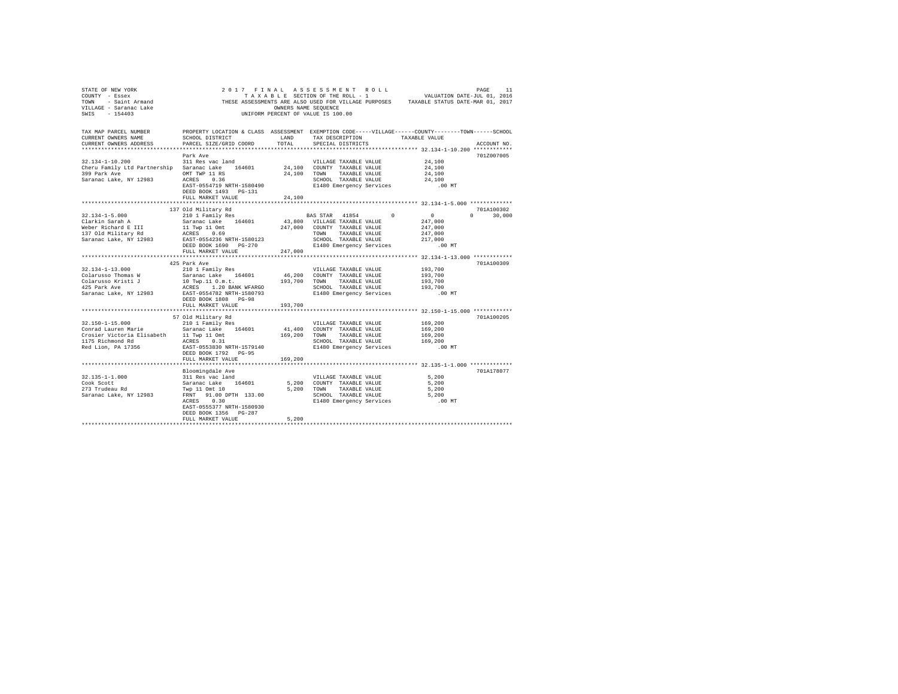STATE OF NEW YORK — 2017 FINAL ASSESSMENT ROLL — PAGE 11
COUNTY - Essex — TAXABLE SECTION OF THE ROLL - 1 — VALUATION DATE-JUL 01, 2016
TOWN - Saint Armand — THESE ASSESSMENTS ARE ALSO USED FOR VILLAGE PURPOSES — TAXABLE STATUS DATE-MAR 01, 2017
VILLAGE - Saranac Lake — OWNERS NAME SEQUENCE
SWIS - 154403 — UNIFORM PERCENT OF VALUE IS 100.00

| TAX MAP PARCEL NUMBER / CURRENT OWNERS NAME / CURRENT OWNERS ADDRESS | PROPERTY LOCATION & CLASS / SCHOOL DISTRICT / PARCEL SIZE/GRID COORD | ASSESSMENT LAND / TOTAL | EXEMPTION CODE / TAX DESCRIPTION / SPECIAL DISTRICTS | VILLAGE | COUNTY / TAXABLE VALUE | TOWN | SCHOOL | ACCOUNT NO. |
|---|---|---|---|---|---|---|---|---|
| 32.134-1-10.200 | Park Ave | | | | | | | 701Z007005 |
| | 311 Res vac land | | VILLAGE TAXABLE VALUE | | 24,100 | | | |
| Cheru Family Ltd Partnership | Saranac Lake 164601 | 24,100 | COUNTY TAXABLE VALUE | | 24,100 | | | |
| 399 Park Ave | OMT TWP 11 RS | 24,100 | TOWN TAXABLE VALUE | | 24,100 | | | |
| Saranac Lake, NY 12983 | ACRES 0.36 | | SCHOOL TAXABLE VALUE | | 24,100 | | | |
| | EAST-0554719 NRTH-1580490 | | E1480 Emergency Services | | .00 MT | | | |
| | DEED BOOK 1493 PG-131 | | | | | | | |
| | FULL MARKET VALUE | 24,100 | | | | | | |
| 32.134-1-5.000 | 137 Old Military Rd | | | | | | | 701A100302 |
| | 210 1 Family Res | | BAS STAR 41854 | 0 | 0 | 0 | 30,000 | |
| Clarkin Sarah A | Saranac Lake 164601 | 43,800 | VILLAGE TAXABLE VALUE | | 247,000 | | | |
| Weber Richard E III | 11 Twp 11 Omt | 247,000 | COUNTY TAXABLE VALUE | | 247,000 | | | |
| 137 Old Military Rd | ACRES 0.69 | | TOWN TAXABLE VALUE | | 247,000 | | | |
| Saranac Lake, NY 12983 | EAST-0554236 NRTH-1580123 | | SCHOOL TAXABLE VALUE | | 217,000 | | | |
| | DEED BOOK 1690 PG-270 | | E1480 Emergency Services | | .00 MT | | | |
| | FULL MARKET VALUE | 247,000 | | | | | | |
| 32.134-1-13.000 | 425 Park Ave | | | | | | | 701A100309 |
| | 210 1 Family Res | | VILLAGE TAXABLE VALUE | | 193,700 | | | |
| Colarusso Thomas W | Saranac Lake 164601 | 46,200 | COUNTY TAXABLE VALUE | | 193,700 | | | |
| Colarusso Kristi J | 10 Twp.11 O.m.t. | 193,700 | TOWN TAXABLE VALUE | | 193,700 | | | |
| 425 Park Ave | ACRES 1.20 BANK WFARGO | | SCHOOL TAXABLE VALUE | | 193,700 | | | |
| Saranac Lake, NY 12983 | EAST-0554782 NRTH-1580793 | | E1480 Emergency Services | | .00 MT | | | |
| | DEED BOOK 1808 PG-98 | | | | | | | |
| | FULL MARKET VALUE | 193,700 | | | | | | |
| 32.150-1-15.000 | 57 Old Military Rd | | | | | | | 701A100205 |
| | 210 1 Family Res | | VILLAGE TAXABLE VALUE | | 169,200 | | | |
| Conrad Lauren Marie | Saranac Lake 164601 | 41,400 | COUNTY TAXABLE VALUE | | 169,200 | | | |
| Crosier Victoria Elisabeth | 11 Twp 11 Omt | 169,200 | TOWN TAXABLE VALUE | | 169,200 | | | |
| 1175 Richmond Rd | ACRES 0.31 | | SCHOOL TAXABLE VALUE | | 169,200 | | | |
| Red Lion, PA 17356 | EAST-0553830 NRTH-1579140 | | E1480 Emergency Services | | .00 MT | | | |
| | DEED BOOK 1792 PG-95 | | | | | | | |
| | FULL MARKET VALUE | 169,200 | | | | | | |
| 32.135-1-1.000 | Bloomingdale Ave | | | | | | | 701A178077 |
| | 311 Res vac land | | VILLAGE TAXABLE VALUE | | 5,200 | | | |
| Cook Scott | Saranac Lake 164601 | 5,200 | COUNTY TAXABLE VALUE | | 5,200 | | | |
| 273 Trudeau Rd | Twp 11 Omt 10 | 5,200 | TOWN TAXABLE VALUE | | 5,200 | | | |
| Saranac Lake, NY 12983 | FRNT 91.00 DPTH 133.00 | | SCHOOL TAXABLE VALUE | | 5,200 | | | |
| | ACRES 0.30 | | E1480 Emergency Services | | .00 MT | | | |
| | EAST-0555377 NRTH-1580930 | | | | | | | |
| | DEED BOOK 1356 PG-287 | | | | | | | |
| | FULL MARKET VALUE | 5,200 | | | | | | |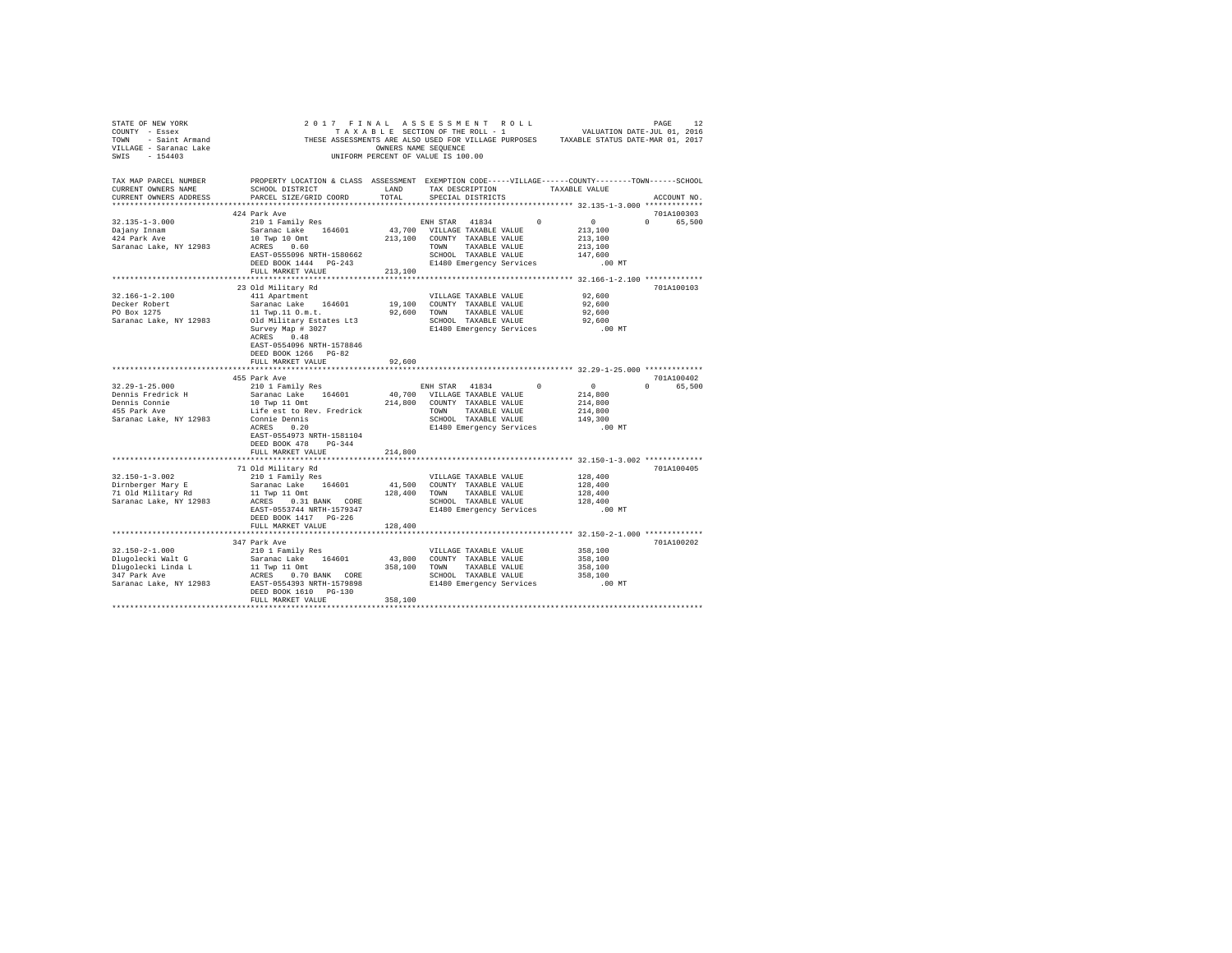STATE OF NEW YORK
COUNTY - Essex
TOWN - Saint Armand
VILLAGE - Saranac Lake
SWIS - 154403

2017 FINAL ASSESSMENT ROLL
TAXABLE SECTION OF THE ROLL - 1
THESE ASSESSMENTS ARE ALSO USED FOR VILLAGE PURPOSES
OWNERS NAME SEQUENCE
UNIFORM PERCENT OF VALUE IS 100.00

VALUATION DATE-JUL 01, 2016
TAXABLE STATUS DATE-MAR 01, 2017

| TAX MAP PARCEL NUMBER / CURRENT OWNERS NAME / CURRENT OWNERS ADDRESS | PROPERTY LOCATION & CLASS / SCHOOL DISTRICT / PARCEL SIZE/GRID COORD | ASSESSMENT LAND / TOTAL | EXEMPTION CODE / TAX DESCRIPTION / SPECIAL DISTRICTS | VILLAGE | COUNTY / TAXABLE VALUE | TOWN | SCHOOL / ACCOUNT NO. |
|---|---|---|---|---|---|---|---|
| **32.135-1-3.000** | 424 Park Ave | | | | | | 701A100303 |
| Dajany Innam | 210 1 Family Res | | ENH STAR 41834 | 0 | 0 | 0 | 65,500 |
| 424 Park Ave | Saranac Lake 164601 | 43,700 | VILLAGE TAXABLE VALUE | | 213,100 | | |
| Saranac Lake, NY 12983 | 10 Twp 10 Omt | 213,100 | COUNTY TAXABLE VALUE | | 213,100 | | |
| | ACRES 0.60 | | TOWN TAXABLE VALUE | | 213,100 | | |
| | EAST-0555096 NRTH-1580662 | | SCHOOL TAXABLE VALUE | | 147,600 | | |
| | DEED BOOK 1444 PG-243 | | E1480 Emergency Services | | .00 MT | | |
| | FULL MARKET VALUE | 213,100 | | | | | |
| **32.166-1-2.100** | 23 Old Military Rd | | | | | | 701A100103 |
| Decker Robert | 411 Apartment | | VILLAGE TAXABLE VALUE | | 92,600 | | |
| PO Box 1275 | Saranac Lake 164601 | 19,100 | COUNTY TAXABLE VALUE | | 92,600 | | |
| Saranac Lake, NY 12983 | 11 Twp.11 O.m.t. | 92,600 | TOWN TAXABLE VALUE | | 92,600 | | |
| | Old Military Estates Lt3 | | SCHOOL TAXABLE VALUE | | 92,600 | | |
| | Survey Map # 3027 | | E1480 Emergency Services | | .00 MT | | |
| | ACRES 0.40 | | | | | | |
| | EAST-0554096 NRTH-1578846 | | | | | | |
| | DEED BOOK 1266 PG-82 | | | | | | |
| | FULL MARKET VALUE | 92,600 | | | | | |
| **32.29-1-25.000** | 455 Park Ave | | | | | | 701A100402 |
| Dennis Fredrick H | 210 1 Family Res | | ENH STAR 41834 | 0 | 0 | 0 | 65,500 |
| Dennis Connie | Saranac Lake 164601 | 40,700 | VILLAGE TAXABLE VALUE | | 214,800 | | |
| 455 Park Ave | 10 Twp 11 Omt | 214,800 | COUNTY TAXABLE VALUE | | 214,800 | | |
| Saranac Lake, NY 12983 | Life est to Rev. Fredrick | | TOWN TAXABLE VALUE | | 214,800 | | |
| | Connie Dennis | | SCHOOL TAXABLE VALUE | | 149,300 | | |
| | ACRES 0.20 | | E1480 Emergency Services | | .00 MT | | |
| | EAST-0554973 NRTH-1581104 | | | | | | |
| | DEED BOOK 478 PG-344 | | | | | | |
| | FULL MARKET VALUE | 214,800 | | | | | |
| **32.150-1-3.002** | 71 Old Military Rd | | | | | | 701A100405 |
| Dirnberger Mary E | 210 1 Family Res | | VILLAGE TAXABLE VALUE | | 128,400 | | |
| 71 Old Military Rd | Saranac Lake 164601 | 41,500 | COUNTY TAXABLE VALUE | | 128,400 | | |
| Saranac Lake, NY 12983 | 11 Twp 11 Omt | 128,400 | TOWN TAXABLE VALUE | | 128,400 | | |
| | ACRES 0.31 BANK CORE | | SCHOOL TAXABLE VALUE | | 128,400 | | |
| | EAST-0553744 NRTH-1579347 | | E1480 Emergency Services | | .00 MT | | |
| | DEED BOOK 1417 PG-226 | | | | | | |
| | FULL MARKET VALUE | 128,400 | | | | | |
| **32.150-2-1.000** | 347 Park Ave | | | | | | 701A100202 |
| Dlugolecki Walt G | 210 1 Family Res | | VILLAGE TAXABLE VALUE | | 358,100 | | |
| Dlugolecki Linda L | Saranac Lake 164601 | 43,800 | COUNTY TAXABLE VALUE | | 358,100 | | |
| 347 Park Ave | 11 Twp 11 Omt | 358,100 | TOWN TAXABLE VALUE | | 358,100 | | |
| Saranac Lake, NY 12983 | ACRES 0.70 BANK CORE | | SCHOOL TAXABLE VALUE | | 358,100 | | |
| | EAST-0554393 NRTH-1579898 | | E1480 Emergency Services | | .00 MT | | |
| | DEED BOOK 1610 PG-130 | | | | | | |
| | FULL MARKET VALUE | 358,100 | | | | | |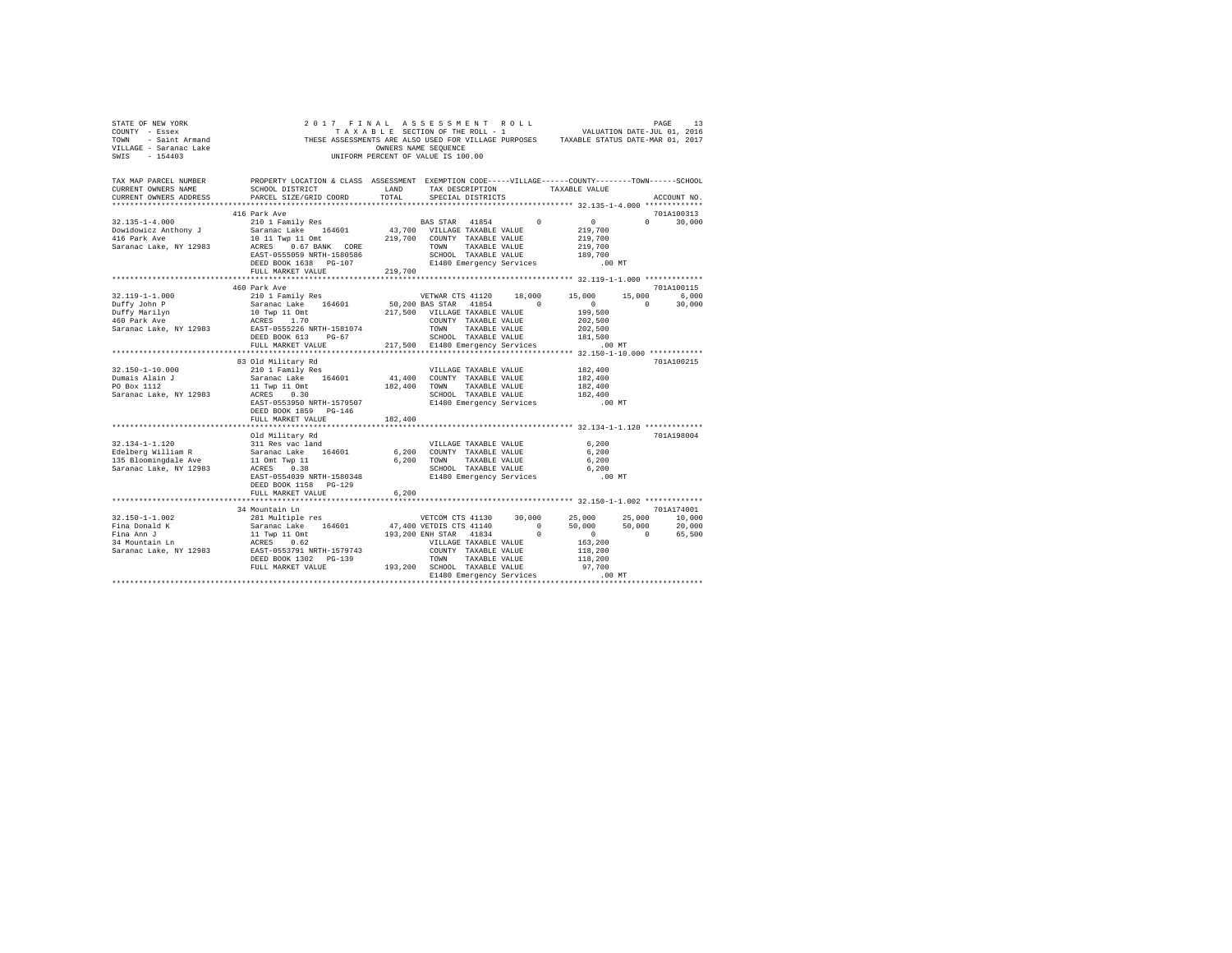STATE OF NEW YORK
COUNTY - Essex
TOWN - Saint Armand
VILLAGE - Saranac Lake
SWIS - 154403

2017 FINAL ASSESSMENT ROLL
TAXABLE SECTION OF THE ROLL - 1
THESE ASSESSMENTS ARE ALSO USED FOR VILLAGE PURPOSES
OWNERS NAME SEQUENCE
UNIFORM PERCENT OF VALUE IS 100.00

VALUATION DATE-JUL 01, 2016
TAXABLE STATUS DATE-MAR 01, 2017

```
TAX MAP PARCEL NUMBER     PROPERTY LOCATION & CLASS  ASSESSMENT  EXEMPTION CODE-----VILLAGE------COUNTY--------TOWN------SCHOOL
CURRENT OWNERS NAME       SCHOOL DISTRICT               LAND      TAX DESCRIPTION              TAXABLE VALUE
CURRENT OWNERS ADDRESS    PARCEL SIZE/GRID COORD        TOTAL     SPECIAL DISTRICTS                                          ACCOUNT NO.
*************************************************************************************************** 32.135-1-4.000 *************
                         416 Park Ave                                                                                   701A100313
32.135-1-4.000            210 1 Family Res                       BAS STAR  41854         0          0           0      30,000
Dowidowicz Anthony J      Saranac Lake    164601      43,700   VILLAGE TAXABLE VALUE            219,700
416 Park Ave              10 11 Twp 11 Omt           219,700   COUNTY  TAXABLE VALUE            219,700
Saranac Lake, NY 12983    ACRES    0.67 BANK   CORE            TOWN    TAXABLE VALUE            219,700
                          EAST-0555059 NRTH-1580586            SCHOOL  TAXABLE VALUE            189,700
                          DEED BOOK 1638   PG-107              E1480 Emergency Services             .00 MT
                          FULL MARKET VALUE          219,700
*************************************************************************************************** 32.119-1-1.000 *************
                         460 Park Ave                                                                                   701A100115
32.119-1-1.000            210 1 Family Res                       VETWAR CTS 41120    18,000     15,000      15,000       6,000
Duffy John P              Saranac Lake    164601      50,200 BAS STAR  41854          0          0           0      30,000
Duffy Marilyn             10 Twp 11 Omt              217,500   VILLAGE TAXABLE VALUE            199,500
460 Park Ave              ACRES    1.70                        COUNTY  TAXABLE VALUE            202,500
Saranac Lake, NY 12983    EAST-0555226 NRTH-1581074            TOWN    TAXABLE VALUE            202,500
                          DEED BOOK 613    PG-67               SCHOOL  TAXABLE VALUE            181,500
                          FULL MARKET VALUE          217,500   E1480 Emergency Services             .00 MT
*************************************************************************************************** 32.150-1-10.000 ************
                         83 Old Military Rd                                                                             701A100215
32.150-1-10.000           210 1 Family Res                       VILLAGE TAXABLE VALUE            182,400
Dumais Alain J            Saranac Lake    164601      41,400   COUNTY  TAXABLE VALUE            182,400
PO Box 1112               11 Twp 11 Omt              182,400   TOWN    TAXABLE VALUE            182,400
Saranac Lake, NY 12983    ACRES    0.30                        SCHOOL  TAXABLE VALUE            182,400
                          EAST-0553950 NRTH-1579507            E1480 Emergency Services             .00 MT
                          DEED BOOK 1859   PG-146
                          FULL MARKET VALUE          182,400
*************************************************************************************************** 32.134-1-1.120 *************
                         Old Military Rd                                                                                701A198004
32.134-1-1.120            311 Res vac land                       VILLAGE TAXABLE VALUE              6,200
Edelberg William R        Saranac Lake    164601       6,200   COUNTY  TAXABLE VALUE              6,200
135 Bloomingdale Ave      11 Omt Twp 11                6,200   TOWN    TAXABLE VALUE              6,200
Saranac Lake, NY 12983    ACRES    0.38                        SCHOOL  TAXABLE VALUE              6,200
                          EAST-0554039 NRTH-1580348            E1480 Emergency Services             .00 MT
                          DEED BOOK 1158   PG-129
                          FULL MARKET VALUE            6,200
*************************************************************************************************** 32.150-1-1.002 *************
                         34 Mountain Ln                                                                                 701A174001
32.150-1-1.002            281 Multiple res                       VETCOM CTS 41130    30,000     25,000      25,000      10,000
Fina Donald K             Saranac Lake    164601      47,400 VETDIS CTS 41140          0     50,000      50,000      20,000
Fina Ann J                11 Twp 11 Omt              193,200 ENH STAR  41834          0          0           0      65,500
34 Mountain Ln            ACRES    0.62                        VILLAGE TAXABLE VALUE            163,200
Saranac Lake, NY 12983    EAST-0553791 NRTH-1579743            COUNTY  TAXABLE VALUE            118,200
                          DEED BOOK 1302   PG-139              TOWN    TAXABLE VALUE            118,200
                          FULL MARKET VALUE          193,200   SCHOOL  TAXABLE VALUE             97,700
                                                               E1480 Emergency Services             .00 MT
********************************************************************************************************************************
```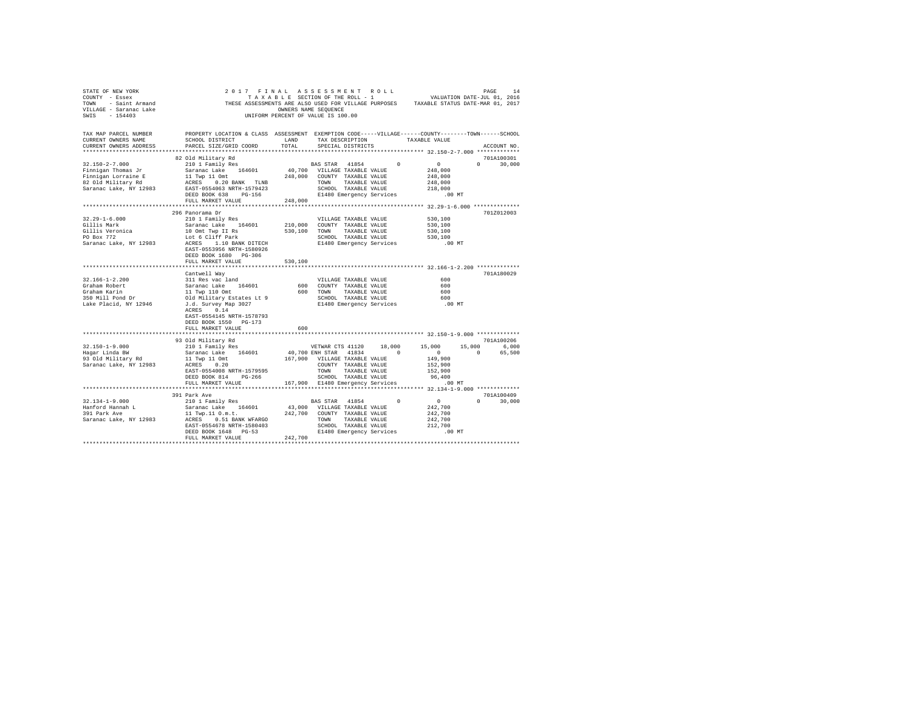STATE OF NEW YORK
COUNTY - Essex
TOWN - Saint Armand
VILLAGE - Saranac Lake
SWIS - 154403

2017 FINAL ASSESSMENT ROLL
TAXABLE SECTION OF THE ROLL - 1
THESE ASSESSMENTS ARE ALSO USED FOR VILLAGE PURPOSES
OWNERS NAME SEQUENCE
UNIFORM PERCENT OF VALUE IS 100.00

VALUATION DATE-JUL 01, 2016
TAXABLE STATUS DATE-MAR 01, 2017

```
TAX MAP PARCEL NUMBER      PROPERTY LOCATION & CLASS  ASSESSMENT  EXEMPTION CODE-----VILLAGE------COUNTY--------TOWN------SCHOOL
CURRENT OWNERS NAME        SCHOOL DISTRICT             LAND       TAX DESCRIPTION             TAXABLE VALUE
CURRENT OWNERS ADDRESS     PARCEL SIZE/GRID COORD      TOTAL      SPECIAL DISTRICTS                                      ACCOUNT NO.
************************************************************************************************ 32.150-2-7.000 *************
                           82 Old Military Rd                                                                            701A100301
32.150-2-7.000             210 1 Family Res                        BAS STAR  41854        0          0            0       30,000
Finnigan Thomas Jr         Saranac Lake    164601       40,700    VILLAGE TAXABLE VALUE          248,000
Finnigan Lorraine E        11 Twp 11 Omt               248,000    COUNTY  TAXABLE VALUE          248,000
82 Old Military Rd         ACRES    0.20 BANK   TLNB               TOWN    TAXABLE VALUE          248,000
Saranac Lake, NY 12983     EAST-0554063 NRTH-1579423               SCHOOL  TAXABLE VALUE          218,000
                           DEED BOOK 638    PG-156                 E1480 Emergency Services          .00 MT
                           FULL MARKET VALUE           248,000
************************************************************************************************ 32.29-1-6.000 **************
                           296 Panorama Dr                                                                               701Z012003
32.29-1-6.000              210 1 Family Res                        VILLAGE TAXABLE VALUE          530,100
Gillis Mark                Saranac Lake    164601      210,000    COUNTY  TAXABLE VALUE          530,100
Gillis Veronica            10 Omt Twp II Rs            530,100    TOWN    TAXABLE VALUE          530,100
PO Box 772                 Lot 6 Cliff Park                        SCHOOL  TAXABLE VALUE          530,100
Saranac Lake, NY 12983     ACRES    1.10 BANK DITECH               E1480 Emergency Services          .00 MT
                           EAST-0553956 NRTH-1580926
                           DEED BOOK 1680   PG-306
                           FULL MARKET VALUE           530,100
************************************************************************************************ 32.166-1-2.200 *************
                           Cantwell Way                                                                                  701A180029
32.166-1-2.200             311 Res vac land                        VILLAGE TAXABLE VALUE              600
Graham Robert              Saranac Lake    164601          600    COUNTY  TAXABLE VALUE              600
Graham Karin               11 Twp 110 Omt                  600    TOWN    TAXABLE VALUE              600
350 Mill Pond Dr           Old Military Estates Lt 9               SCHOOL  TAXABLE VALUE              600
Lake Placid, NY 12946      J.d. Survey Map 3027                    E1480 Emergency Services          .00 MT
                           ACRES    0.14
                           EAST-0554145 NRTH-1578793
                           DEED BOOK 1550   PG-173
                           FULL MARKET VALUE               600
************************************************************************************************ 32.150-1-9.000 *************
                           93 Old Military Rd                                                                            701A100206
32.150-1-9.000             210 1 Family Res                        VETWAR CTS 41120     18,000     15,000       15,000        6,000
Hagar Linda BW             Saranac Lake    164601       40,700 ENH STAR  41834        0          0            0       65,500
93 Old Military Rd         11 Twp 11 Omt               167,900    VILLAGE TAXABLE VALUE          149,900
Saranac Lake, NY 12983     ACRES    0.20                           COUNTY  TAXABLE VALUE          152,900
                           EAST-0554008 NRTH-1579595               TOWN    TAXABLE VALUE          152,900
                           DEED BOOK 814    PG-266                 SCHOOL  TAXABLE VALUE           96,400
                           FULL MARKET VALUE           167,900 E1480 Emergency Services          .00 MT
************************************************************************************************ 32.134-1-9.000 *************
                           391 Park Ave                                                                                  701A100409
32.134-1-9.000             210 1 Family Res                        BAS STAR  41854        0          0            0       30,000
Hanford Hannah L           Saranac Lake    164601       43,000    VILLAGE TAXABLE VALUE          242,700
391 Park Ave               11 Twp.11 O.m.t.            242,700    COUNTY  TAXABLE VALUE          242,700
Saranac Lake, NY 12983     ACRES    0.51 BANK WFARGO               TOWN    TAXABLE VALUE          242,700
                           EAST-0554678 NRTH-1580403               SCHOOL  TAXABLE VALUE          212,700
                           DEED BOOK 1648   PG-53                  E1480 Emergency Services          .00 MT
                           FULL MARKET VALUE           242,700
******************************************************************************************************************************
```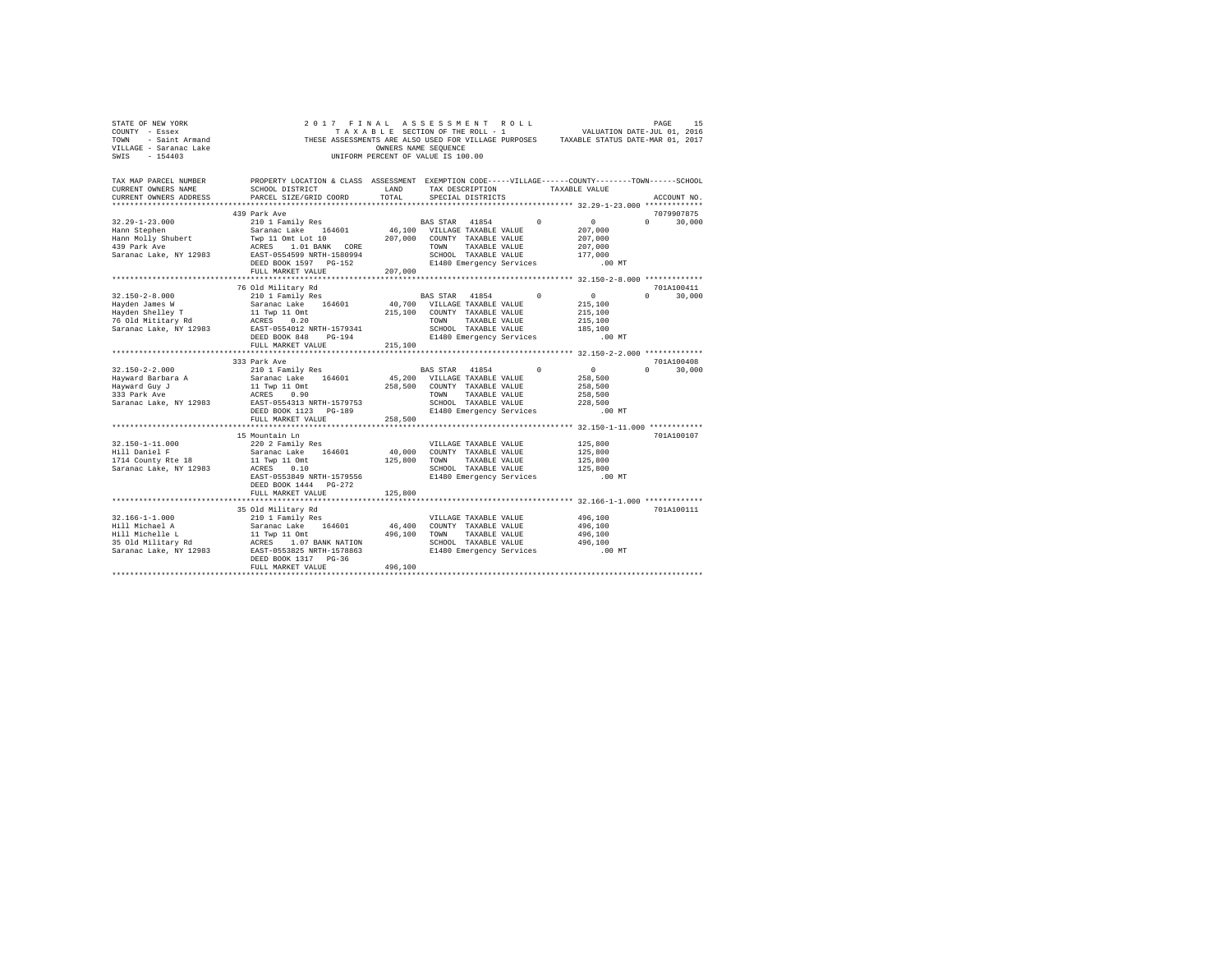STATE OF NEW YORK — 2017 FINAL ASSESSMENT ROLL
COUNTY - Essex — TAXABLE SECTION OF THE ROLL - 1 — VALUATION DATE-JUL 01, 2016
TOWN - Saint Armand — THESE ASSESSMENTS ARE ALSO USED FOR VILLAGE PURPOSES — TAXABLE STATUS DATE-MAR 01, 2017
VILLAGE - Saranac Lake — OWNERS NAME SEQUENCE
SWIS - 154403 — UNIFORM PERCENT OF VALUE IS 100.00

| TAX MAP PARCEL NUMBER / CURRENT OWNERS NAME / CURRENT OWNERS ADDRESS | PROPERTY LOCATION & CLASS / SCHOOL DISTRICT / PARCEL SIZE/GRID COORD | ASSESSMENT LAND / TOTAL | EXEMPTION CODE / TAX DESCRIPTION / SPECIAL DISTRICTS | VILLAGE | COUNTY | TOWN | SCHOOL | ACCOUNT NO. |
|---|---|---|---|---|---|---|---|---|
| **32.29-1-23.000** | 439 Park Ave | | | | | | | 7079907875 |
| Hann Stephen | 210 1 Family Res | | BAS STAR 41854 | 0 | 0 | 0 | 30,000 | |
| Hann Molly Shubert | Saranac Lake 164601 | 46,100 | VILLAGE TAXABLE VALUE | 207,000 | | | | |
| 439 Park Ave | Twp 11 Omt Lot 10 | 207,000 | COUNTY TAXABLE VALUE | | 207,000 | | | |
| Saranac Lake, NY 12983 | ACRES 1.01 BANK CORE | | TOWN TAXABLE VALUE | | | 207,000 | | |
| | EAST-0554599 NRTH-1580994 | | SCHOOL TAXABLE VALUE | | | | 177,000 | |
| | DEED BOOK 1597 PG-152 | | E1480 Emergency Services | .00 MT | | | | |
| | FULL MARKET VALUE | 207,000 | | | | | | |
| **32.150-2-8.000** | 76 Old Military Rd | | | | | | | 701A100411 |
| Hayden James W | 210 1 Family Res | | BAS STAR 41854 | 0 | 0 | 0 | 30,000 | |
| Hayden Shelley T | Saranac Lake 164601 | 40,700 | VILLAGE TAXABLE VALUE | 215,100 | | | | |
| 76 Old Mititary Rd | 11 Twp 11 Omt | 215,100 | COUNTY TAXABLE VALUE | | 215,100 | | | |
| Saranac Lake, NY 12983 | ACRES 0.20 | | TOWN TAXABLE VALUE | | | 215,100 | | |
| | EAST-0554012 NRTH-1579341 | | SCHOOL TAXABLE VALUE | | | | 185,100 | |
| | DEED BOOK 848 PG-194 | | E1480 Emergency Services | .00 MT | | | | |
| | FULL MARKET VALUE | 215,100 | | | | | | |
| **32.150-2-2.000** | 333 Park Ave | | | | | | | 701A100408 |
| Hayward Barbara A | 210 1 Family Res | | BAS STAR 41854 | 0 | 0 | 0 | 30,000 | |
| Hayward Guy J | Saranac Lake 164601 | 45,200 | VILLAGE TAXABLE VALUE | 258,500 | | | | |
| 333 Park Ave | 11 Twp 11 Omt | 258,500 | COUNTY TAXABLE VALUE | | 258,500 | | | |
| Saranac Lake, NY 12983 | ACRES 0.90 | | TOWN TAXABLE VALUE | | | 258,500 | | |
| | EAST-0554313 NRTH-1579753 | | SCHOOL TAXABLE VALUE | | | | 228,500 | |
| | DEED BOOK 1123 PG-189 | | E1480 Emergency Services | .00 MT | | | | |
| | FULL MARKET VALUE | 258,500 | | | | | | |
| **32.150-1-11.000** | 15 Mountain Ln | | | | | | | 701A100107 |
| Hill Daniel F | 220 2 Family Res | | VILLAGE TAXABLE VALUE | 125,800 | | | | |
| 1714 County Rte 18 | Saranac Lake 164601 | 40,000 | COUNTY TAXABLE VALUE | | 125,800 | | | |
| Saranac Lake, NY 12983 | 11 Twp 11 Omt | 125,800 | TOWN TAXABLE VALUE | | | 125,800 | | |
| | ACRES 0.10 | | SCHOOL TAXABLE VALUE | | | | 125,800 | |
| | EAST-0553849 NRTH-1579556 | | E1480 Emergency Services | .00 MT | | | | |
| | DEED BOOK 1444 PG-272 | | | | | | | |
| | FULL MARKET VALUE | 125,800 | | | | | | |
| **32.166-1-1.000** | 35 Old Military Rd | | | | | | | 701A100111 |
| Hill Michael A | 210 1 Family Res | | VILLAGE TAXABLE VALUE | 496,100 | | | | |
| Hill Michelle L | Saranac Lake 164601 | 46,400 | COUNTY TAXABLE VALUE | | 496,100 | | | |
| 35 Old Military Rd | 11 Twp 11 Omt | 496,100 | TOWN TAXABLE VALUE | | | 496,100 | | |
| Saranac Lake, NY 12983 | ACRES 1.07 BANK NATION | | SCHOOL TAXABLE VALUE | | | | 496,100 | |
| | EAST-0553825 NRTH-1578863 | | E1480 Emergency Services | .00 MT | | | | |
| | DEED BOOK 1317 PG-36 | | | | | | | |
| | FULL MARKET VALUE | 496,100 | | | | | | |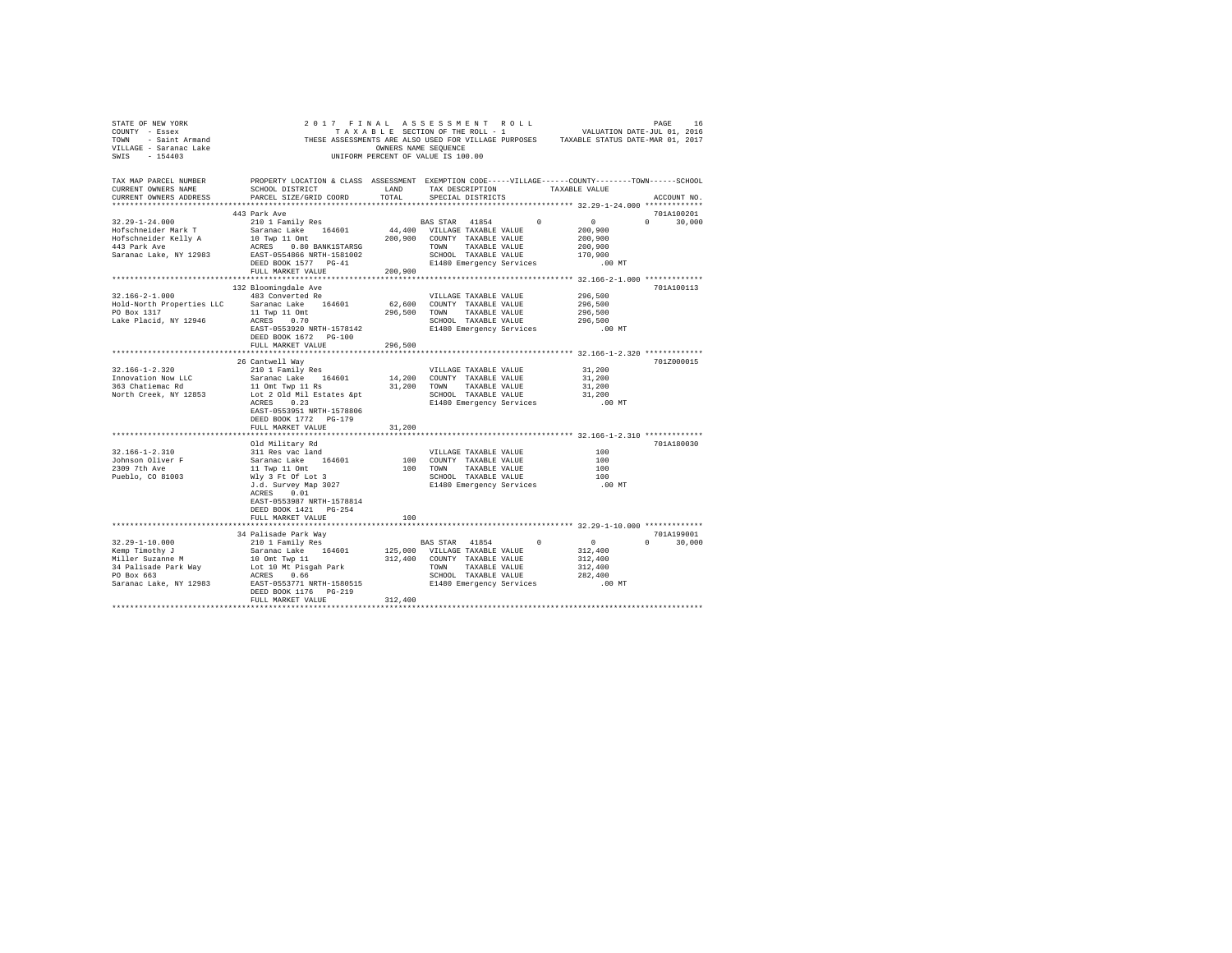STATE OF NEW YORK
COUNTY - Essex
TOWN - Saint Armand
VILLAGE - Saranac Lake
SWIS - 154403

2017 FINAL ASSESSMENT ROLL
TAXABLE SECTION OF THE ROLL - 1
THESE ASSESSMENTS ARE ALSO USED FOR VILLAGE PURPOSES
OWNERS NAME SEQUENCE
UNIFORM PERCENT OF VALUE IS 100.00

VALUATION DATE-JUL 01, 2016
TAXABLE STATUS DATE-MAR 01, 2017

| TAX MAP PARCEL NUMBER / CURRENT OWNERS NAME / CURRENT OWNERS ADDRESS | PROPERTY LOCATION & CLASS / SCHOOL DISTRICT / PARCEL SIZE/GRID COORD | ASSESSMENT LAND / TOTAL | EXEMPTION CODE / TAX DESCRIPTION / SPECIAL DISTRICTS | VILLAGE | COUNTY / TAXABLE VALUE | TOWN | SCHOOL | ACCOUNT NO. |
|---|---|---|---|---|---|---|---|---|
| **32.29-1-24.000** | 443 Park Ave | | | | | | | 701A100201 |
| 32.29-1-24.000 | 210 1 Family Res | | BAS STAR 41854 | 0 | 0 | 0 | 30,000 | |
| Hofschneider Mark T | Saranac Lake 164601 | 44,400 | VILLAGE TAXABLE VALUE | | 200,900 | | | |
| Hofschneider Kelly A | 10 Twp 11 Omt | 200,900 | COUNTY TAXABLE VALUE | | 200,900 | | | |
| 443 Park Ave | ACRES 0.80 BANK1STARSG | | TOWN TAXABLE VALUE | | 200,900 | | | |
| Saranac Lake, NY 12983 | EAST-0554866 NRTH-1581002 | | SCHOOL TAXABLE VALUE | | 170,900 | | | |
| | DEED BOOK 1577 PG-41 | | E1480 Emergency Services | | .00 MT | | | |
| | FULL MARKET VALUE | 200,900 | | | | | | |
| **32.166-2-1.000** | 132 Bloomingdale Ave | | | | | | | 701A100113 |
| 32.166-2-1.000 | 483 Converted Re | | VILLAGE TAXABLE VALUE | | 296,500 | | | |
| Hold-North Properties LLC | Saranac Lake 164601 | 62,600 | COUNTY TAXABLE VALUE | | 296,500 | | | |
| PO Box 1317 | 11 Twp 11 Omt | 296,500 | TOWN TAXABLE VALUE | | 296,500 | | | |
| Lake Placid, NY 12946 | ACRES 0.70 | | SCHOOL TAXABLE VALUE | | 296,500 | | | |
| | EAST-0553920 NRTH-1578142 | | E1480 Emergency Services | | .00 MT | | | |
| | DEED BOOK 1672 PG-100 | | | | | | | |
| | FULL MARKET VALUE | 296,500 | | | | | | |
| **32.166-1-2.320** | 26 Cantwell Way | | | | | | | 701Z000015 |
| 32.166-1-2.320 | 210 1 Family Res | | VILLAGE TAXABLE VALUE | | 31,200 | | | |
| Innovation Now LLC | Saranac Lake 164601 | 14,200 | COUNTY TAXABLE VALUE | | 31,200 | | | |
| 363 Chatiemac Rd | 11 Omt Twp 11 Rs | 31,200 | TOWN TAXABLE VALUE | | 31,200 | | | |
| North Creek, NY 12853 | Lot 2 Old Mil Estates &pt | | SCHOOL TAXABLE VALUE | | 31,200 | | | |
| | ACRES 0.23 | | E1480 Emergency Services | | .00 MT | | | |
| | EAST-0553951 NRTH-1578806 | | | | | | | |
| | DEED BOOK 1772 PG-179 | | | | | | | |
| | FULL MARKET VALUE | 31,200 | | | | | | |
| **32.166-1-2.310** | Old Military Rd | | | | | | | 701A180030 |
| 32.166-1-2.310 | 311 Res vac land | | VILLAGE TAXABLE VALUE | | 100 | | | |
| Johnson Oliver F | Saranac Lake 164601 | 100 | COUNTY TAXABLE VALUE | | 100 | | | |
| 2309 7th Ave | 11 Twp 11 Omt | 100 | TOWN TAXABLE VALUE | | 100 | | | |
| Pueblo, CO 81003 | Wly 3 Ft Of Lot 3 | | SCHOOL TAXABLE VALUE | | 100 | | | |
| | J.d. Survey Map 3027 | | E1480 Emergency Services | | .00 MT | | | |
| | ACRES 0.01 | | | | | | | |
| | EAST-0553987 NRTH-1578814 | | | | | | | |
| | DEED BOOK 1421 PG-254 | | | | | | | |
| | FULL MARKET VALUE | 100 | | | | | | |
| **32.29-1-10.000** | 34 Palisade Park Way | | | | | | | 701A199001 |
| 32.29-1-10.000 | 210 1 Family Res | | BAS STAR 41854 | 0 | 0 | 0 | 30,000 | |
| Kemp Timothy J | Saranac Lake 164601 | 125,000 | VILLAGE TAXABLE VALUE | | 312,400 | | | |
| Miller Suzanne M | 10 Omt Twp 11 | 312,400 | COUNTY TAXABLE VALUE | | 312,400 | | | |
| 34 Palisade Park Way | Lot 10 Mt Pisgah Park | | TOWN TAXABLE VALUE | | 312,400 | | | |
| PO Box 663 | ACRES 0.66 | | SCHOOL TAXABLE VALUE | | 282,400 | | | |
| Saranac Lake, NY 12983 | EAST-0553771 NRTH-1580515 | | E1480 Emergency Services | | .00 MT | | | |
| | DEED BOOK 1176 PG-219 | | | | | | | |
| | FULL MARKET VALUE | 312,400 | | | | | | |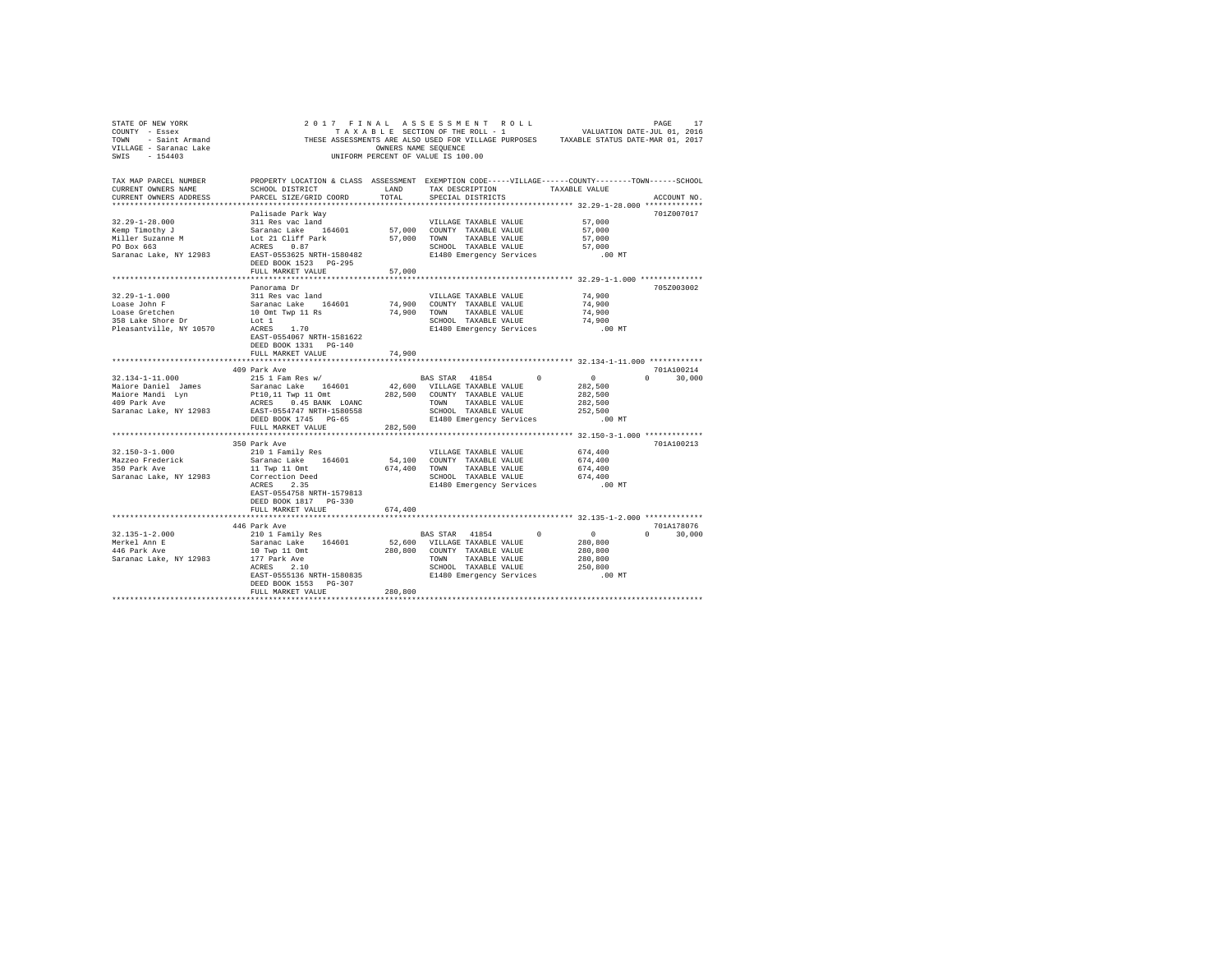STATE OF NEW YORK
COUNTY - Essex
TOWN - Saint Armand
VILLAGE - Saranac Lake
SWIS - 154403

2 0 1 7 F I N A L A S S E S S M E N T R O L L
T A X A B L E SECTION OF THE ROLL - 1
THESE ASSESSMENTS ARE ALSO USED FOR VILLAGE PURPOSES
OWNERS NAME SEQUENCE
UNIFORM PERCENT OF VALUE IS 100.00

VALUATION DATE-JUL 01, 2016
TAXABLE STATUS DATE-MAR 01, 2017

```
TAX MAP PARCEL NUMBER      PROPERTY LOCATION & CLASS  ASSESSMENT  EXEMPTION CODE-----VILLAGE------COUNTY--------TOWN------SCHOOL
CURRENT OWNERS NAME        SCHOOL DISTRICT             LAND       TAX DESCRIPTION            TAXABLE VALUE
CURRENT OWNERS ADDRESS     PARCEL SIZE/GRID COORD      TOTAL      SPECIAL DISTRICTS                                        ACCOUNT NO.
******************************************************************************************************* 32.29-1-28.000 *************
                           Palisade Park Way                                                                                701Z007017
32.29-1-28.000             311 Res vac land                       VILLAGE TAXABLE VALUE          57,000
Kemp Timothy J             Saranac Lake    164601       57,000    COUNTY  TAXABLE VALUE          57,000
Miller Suzanne M           Lot 21 Cliff Park            57,000    TOWN    TAXABLE VALUE          57,000
PO Box 663                 ACRES    0.87                          SCHOOL  TAXABLE VALUE          57,000
Saranac Lake, NY 12983     EAST-0553625 NRTH-1580482              E1480 Emergency Services          .00 MT
                           DEED BOOK 1523   PG-295
                           FULL MARKET VALUE            57,000
******************************************************************************************************* 32.29-1-1.000 **************
                           Panorama Dr                                                                                      705Z003002
32.29-1-1.000              311 Res vac land                       VILLAGE TAXABLE VALUE          74,900
Loase John F               Saranac Lake    164601       74,900    COUNTY  TAXABLE VALUE          74,900
Loase Gretchen             10 Omt Twp 11 Rs             74,900    TOWN    TAXABLE VALUE          74,900
358 Lake Shore Dr          Lot 1                                  SCHOOL  TAXABLE VALUE          74,900
Pleasantville, NY 10570    ACRES    1.70                          E1480 Emergency Services          .00 MT
                           EAST-0554067 NRTH-1581622
                           DEED BOOK 1331   PG-140
                           FULL MARKET VALUE            74,900
******************************************************************************************************* 32.134-1-11.000 ************
                           409 Park Ave                                                                                     701A100214
32.134-1-11.000            215 1 Fam Res w/                       BAS STAR  41854        0            0            0       30,000
Maiore Daniel  James       Saranac Lake    164601       42,600    VILLAGE TAXABLE VALUE         282,500
Maiore Mandi  Lyn          Pt10,11 Twp 11 Omt          282,500    COUNTY  TAXABLE VALUE         282,500
409 Park Ave               ACRES    0.45 BANK  LOANC              TOWN    TAXABLE VALUE         282,500
Saranac Lake, NY 12983     EAST-0554747 NRTH-1580558              SCHOOL  TAXABLE VALUE         252,500
                           DEED BOOK 1745   PG-65                 E1480 Emergency Services          .00 MT
                           FULL MARKET VALUE           282,500
******************************************************************************************************* 32.150-3-1.000 *************
                           350 Park Ave                                                                                     701A100213
32.150-3-1.000             210 1 Family Res                       VILLAGE TAXABLE VALUE         674,400
Mazzeo Frederick           Saranac Lake    164601       54,100    COUNTY  TAXABLE VALUE         674,400
350 Park Ave               11 Twp 11 Omt               674,400    TOWN    TAXABLE VALUE         674,400
Saranac Lake, NY 12983     Correction Deed                        SCHOOL  TAXABLE VALUE         674,400
                           ACRES    2.35                          E1480 Emergency Services          .00 MT
                           EAST-0554758 NRTH-1579813
                           DEED BOOK 1817   PG-330
                           FULL MARKET VALUE           674,400
******************************************************************************************************* 32.135-1-2.000 *************
                           446 Park Ave                                                                                     701A178076
32.135-1-2.000             210 1 Family Res                       BAS STAR  41854        0            0            0       30,000
Merkel Ann E               Saranac Lake    164601       52,600    VILLAGE TAXABLE VALUE         280,800
446 Park Ave               10 Twp 11 Omt               280,800    COUNTY  TAXABLE VALUE         280,800
Saranac Lake, NY 12983     177 Park Ave                           TOWN    TAXABLE VALUE         280,800
                           ACRES    2.10                          SCHOOL  TAXABLE VALUE         250,800
                           EAST-0555136 NRTH-1580835              E1480 Emergency Services          .00 MT
                           DEED BOOK 1553   PG-307
                           FULL MARKET VALUE           280,800
************************************************************************************************************************************
```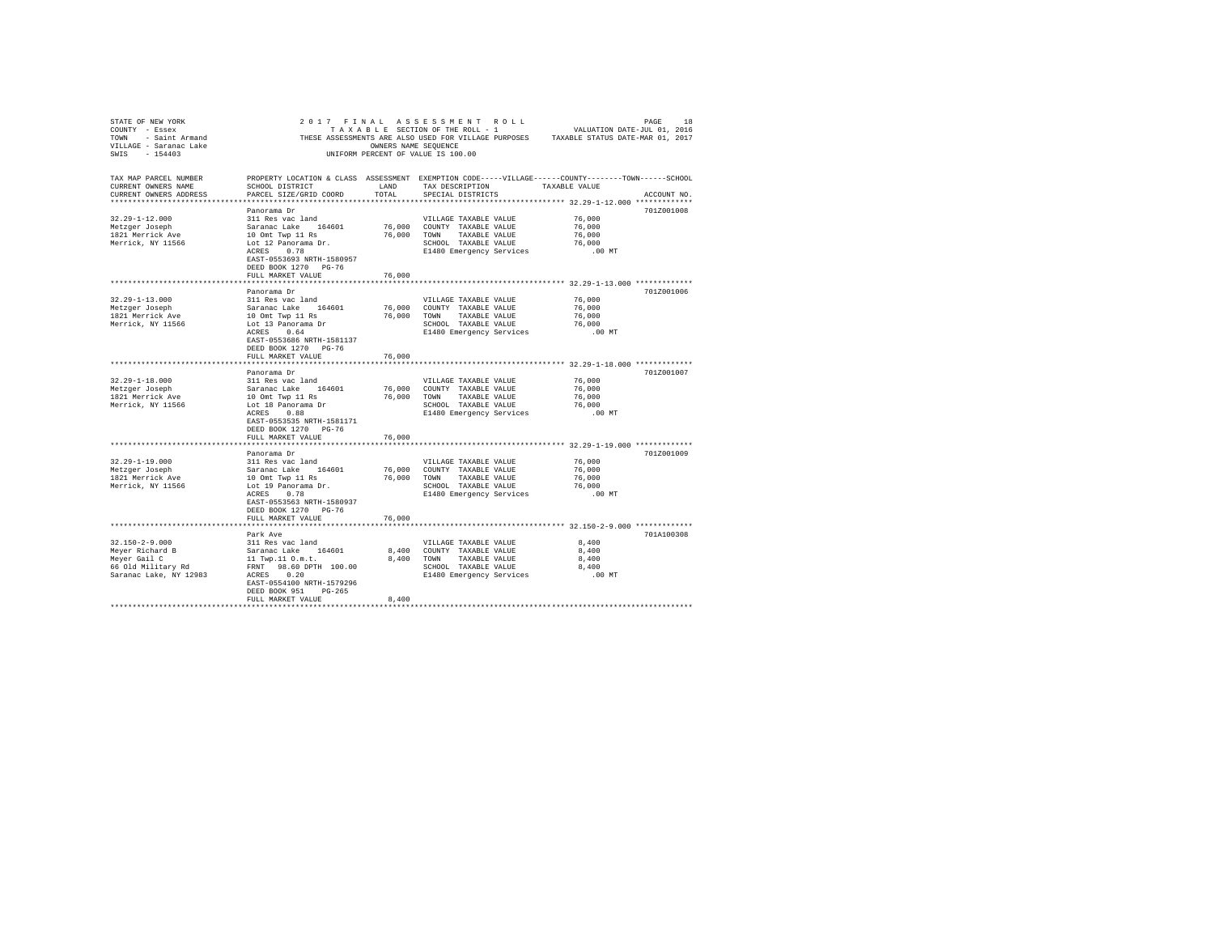STATE OF NEW YORK
COUNTY - Essex
TOWN - Saint Armand
VILLAGE - Saranac Lake
SWIS - 154403

2017 FINAL ASSESSMENT ROLL
TAXABLE SECTION OF THE ROLL - 1
THESE ASSESSMENTS ARE ALSO USED FOR VILLAGE PURPOSES
OWNERS NAME SEQUENCE
UNIFORM PERCENT OF VALUE IS 100.00

VALUATION DATE-JUL 01, 2016
TAXABLE STATUS DATE-MAR 01, 2017

| TAX MAP PARCEL NUMBER / CURRENT OWNERS NAME / CURRENT OWNERS ADDRESS | PROPERTY LOCATION & CLASS / SCHOOL DISTRICT / PARCEL SIZE/GRID COORD | ASSESSMENT LAND / TOTAL | EXEMPTION CODE / TAX DESCRIPTION / SPECIAL DISTRICTS | TAXABLE VALUE | ACCOUNT NO. |
|---|---|---|---|---|---|
| 32.29-1-12.000 | Panorama Dr | | | | 701Z001008 |
| Metzger Joseph | 311 Res vac land | | VILLAGE TAXABLE VALUE | 76,000 | |
| 1821 Merrick Ave | Saranac Lake 164601 | 76,000 | COUNTY TAXABLE VALUE | 76,000 | |
| Merrick, NY 11566 | 10 Omt Twp 11 Rs | 76,000 | TOWN TAXABLE VALUE | 76,000 | |
| | Lot 12 Panorama Dr. | | SCHOOL TAXABLE VALUE | 76,000 | |
| | ACRES 0.78 | | E1480 Emergency Services | .00 MT | |
| | EAST-0553693 NRTH-1580957 | | | | |
| | DEED BOOK 1270 PG-76 | | | | |
| | FULL MARKET VALUE | 76,000 | | | |
| 32.29-1-13.000 | Panorama Dr | | | | 701Z001006 |
| Metzger Joseph | 311 Res vac land | | VILLAGE TAXABLE VALUE | 76,000 | |
| 1821 Merrick Ave | Saranac Lake 164601 | 76,000 | COUNTY TAXABLE VALUE | 76,000 | |
| Merrick, NY 11566 | 10 Omt Twp 11 Rs | 76,000 | TOWN TAXABLE VALUE | 76,000 | |
| | Lot 13 Panorama Dr | | SCHOOL TAXABLE VALUE | 76,000 | |
| | ACRES 0.64 | | E1480 Emergency Services | .00 MT | |
| | EAST-0553686 NRTH-1581137 | | | | |
| | DEED BOOK 1270 PG-76 | | | | |
| | FULL MARKET VALUE | 76,000 | | | |
| 32.29-1-18.000 | Panorama Dr | | | | 701Z001007 |
| Metzger Joseph | 311 Res vac land | | VILLAGE TAXABLE VALUE | 76,000 | |
| 1821 Merrick Ave | Saranac Lake 164601 | 76,000 | COUNTY TAXABLE VALUE | 76,000 | |
| Merrick, NY 11566 | 10 Omt Twp 11 Rs | 76,000 | TOWN TAXABLE VALUE | 76,000 | |
| | Lot 18 Panorama Dr | | SCHOOL TAXABLE VALUE | 76,000 | |
| | ACRES 0.88 | | E1480 Emergency Services | .00 MT | |
| | EAST-0553535 NRTH-1581171 | | | | |
| | DEED BOOK 1270 PG-76 | | | | |
| | FULL MARKET VALUE | 76,000 | | | |
| 32.29-1-19.000 | Panorama Dr | | | | 701Z001009 |
| Metzger Joseph | 311 Res vac land | | VILLAGE TAXABLE VALUE | 76,000 | |
| 1821 Merrick Ave | Saranac Lake 164601 | 76,000 | COUNTY TAXABLE VALUE | 76,000 | |
| Merrick, NY 11566 | 10 Omt Twp 11 Rs | 76,000 | TOWN TAXABLE VALUE | 76,000 | |
| | Lot 19 Panorama Dr. | | SCHOOL TAXABLE VALUE | 76,000 | |
| | ACRES 0.78 | | E1480 Emergency Services | .00 MT | |
| | EAST-0553563 NRTH-1580937 | | | | |
| | DEED BOOK 1270 PG-76 | | | | |
| | FULL MARKET VALUE | 76,000 | | | |
| 32.150-2-9.000 | Park Ave | | | | 701A100308 |
| Meyer Richard B | 311 Res vac land | | VILLAGE TAXABLE VALUE | 8,400 | |
| Meyer Gail C | Saranac Lake 164601 | 8,400 | COUNTY TAXABLE VALUE | 8,400 | |
| 66 Old Military Rd | 11 Twp.11 O.m.t. | 8,400 | TOWN TAXABLE VALUE | 8,400 | |
| Saranac Lake, NY 12983 | FRNT 98.60 DPTH 100.00 | | SCHOOL TAXABLE VALUE | 8,400 | |
| | ACRES 0.20 | | E1480 Emergency Services | .00 MT | |
| | EAST-0554100 NRTH-1579296 | | | | |
| | DEED BOOK 951 PG-265 | | | | |
| | FULL MARKET VALUE | 8,400 | | | |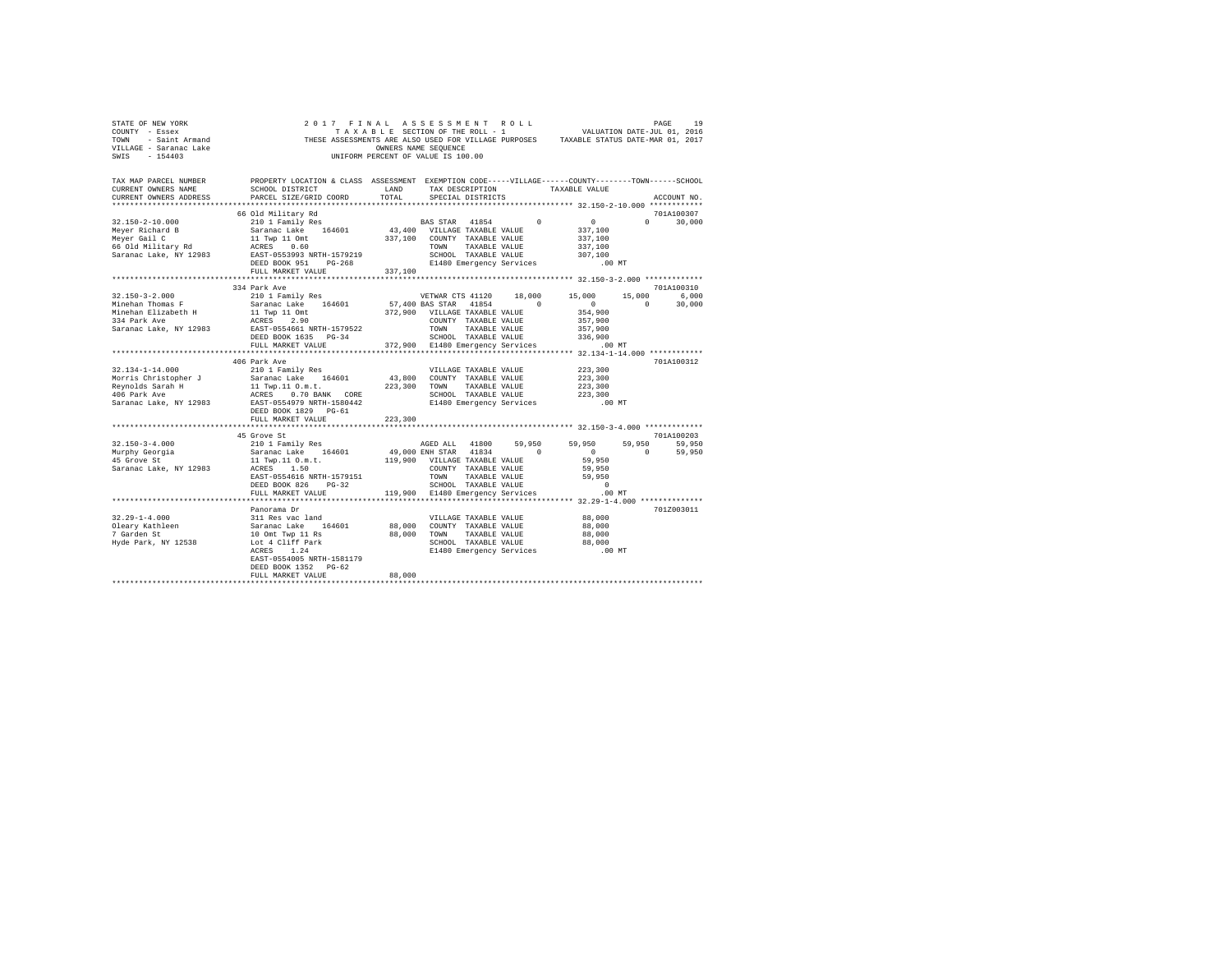STATE OF NEW YORK
COUNTY - Essex
TOWN - Saint Armand
VILLAGE - Saranac Lake
SWIS - 154403

2017 FINAL ASSESSMENT ROLL
TAXABLE SECTION OF THE ROLL - 1
THESE ASSESSMENTS ARE ALSO USED FOR VILLAGE PURPOSES
OWNERS NAME SEQUENCE
UNIFORM PERCENT OF VALUE IS 100.00

VALUATION DATE-JUL 01, 2016
TAXABLE STATUS DATE-MAR 01, 2017

```
TAX MAP PARCEL NUMBER      PROPERTY LOCATION & CLASS  ASSESSMENT  EXEMPTION CODE-----VILLAGE------COUNTY--------TOWN------SCHOOL
CURRENT OWNERS NAME        SCHOOL DISTRICT             LAND       TAX DESCRIPTION          TAXABLE VALUE
CURRENT OWNERS ADDRESS     PARCEL SIZE/GRID COORD      TOTAL      SPECIAL DISTRICTS                                    ACCOUNT NO.
************************************************************************************************ 32.150-2-10.000 ************
                           66 Old Military Rd                                                                          701A100307
32.150-2-10.000            210 1 Family Res                       BAS STAR  41854          0          0          0      30,000
Meyer Richard B            Saranac Lake   164601       43,400     VILLAGE TAXABLE VALUE          337,100
Meyer Gail C               11 Twp 11 Omt              337,100     COUNTY  TAXABLE VALUE          337,100
66 Old Military Rd         ACRES    0.60                          TOWN    TAXABLE VALUE          337,100
Saranac Lake, NY 12983     EAST-0553993 NRTH-1579219              SCHOOL  TAXABLE VALUE          307,100
                           DEED BOOK 951    PG-268                E1480 Emergency Services           .00 MT
                           FULL MARKET VALUE          337,100
************************************************************************************************ 32.150-3-2.000 *************
                           334 Park Ave                                                                                701A100310
32.150-3-2.000             210 1 Family Res                       VETWAR CTS 41120    18,000     15,000     15,000      6,000
Minehan Thomas F           Saranac Lake   164601       57,400 BAS STAR  41854          0          0          0      30,000
Minehan Elizabeth H        11 Twp 11 Omt              372,900     VILLAGE TAXABLE VALUE          354,900
334 Park Ave               ACRES    2.90                          COUNTY  TAXABLE VALUE          357,900
Saranac Lake, NY 12983     EAST-0554661 NRTH-1579522              TOWN    TAXABLE VALUE          357,900
                           DEED BOOK 1635   PG-34                 SCHOOL  TAXABLE VALUE          336,900
                           FULL MARKET VALUE          372,900     E1480 Emergency Services           .00 MT
************************************************************************************************ 32.134-1-14.000 ************
                           406 Park Ave                                                                                701A100312
32.134-1-14.000            210 1 Family Res                       VILLAGE TAXABLE VALUE          223,300
Morris Christopher J       Saranac Lake   164601       43,800     COUNTY  TAXABLE VALUE          223,300
Reynolds Sarah H           11 Twp.11 O.m.t.           223,300     TOWN    TAXABLE VALUE          223,300
406 Park Ave               ACRES    0.70 BANK   CORE              SCHOOL  TAXABLE VALUE          223,300
Saranac Lake, NY 12983     EAST-0554979 NRTH-1580442              E1480 Emergency Services           .00 MT
                           DEED BOOK 1829   PG-61
                           FULL MARKET VALUE          223,300
************************************************************************************************ 32.150-3-4.000 *************
                           45 Grove St                                                                                 701A100203
32.150-3-4.000             210 1 Family Res                       AGED ALL  41800     59,950     59,950     59,950     59,950
Murphy Georgia             Saranac Lake   164601       49,000 ENH STAR  41834          0          0          0      59,950
45 Grove St                11 Twp.11 O.m.t.           119,900     VILLAGE TAXABLE VALUE           59,950
Saranac Lake, NY 12983     ACRES    1.50                          COUNTY  TAXABLE VALUE           59,950
                           EAST-0554616 NRTH-1579151              TOWN    TAXABLE VALUE           59,950
                           DEED BOOK 826    PG-32                 SCHOOL  TAXABLE VALUE                0
                           FULL MARKET VALUE          119,900     E1480 Emergency Services           .00 MT
************************************************************************************************ 32.29-1-4.000 **************
                           Panorama Dr                                                                                 701Z003011
32.29-1-4.000              311 Res vac land                       VILLAGE TAXABLE VALUE           88,000
Oleary Kathleen            Saranac Lake   164601       88,000     COUNTY  TAXABLE VALUE           88,000
7 Garden St                10 Omt Twp 11 Rs            88,000     TOWN    TAXABLE VALUE           88,000
Hyde Park, NY 12538        Lot 4 Cliff Park                       SCHOOL  TAXABLE VALUE           88,000
                           ACRES    1.24                          E1480 Emergency Services           .00 MT
                           EAST-0554005 NRTH-1581179
                           DEED BOOK 1352   PG-62
                           FULL MARKET VALUE           88,000
******************************************************************************************************************************
```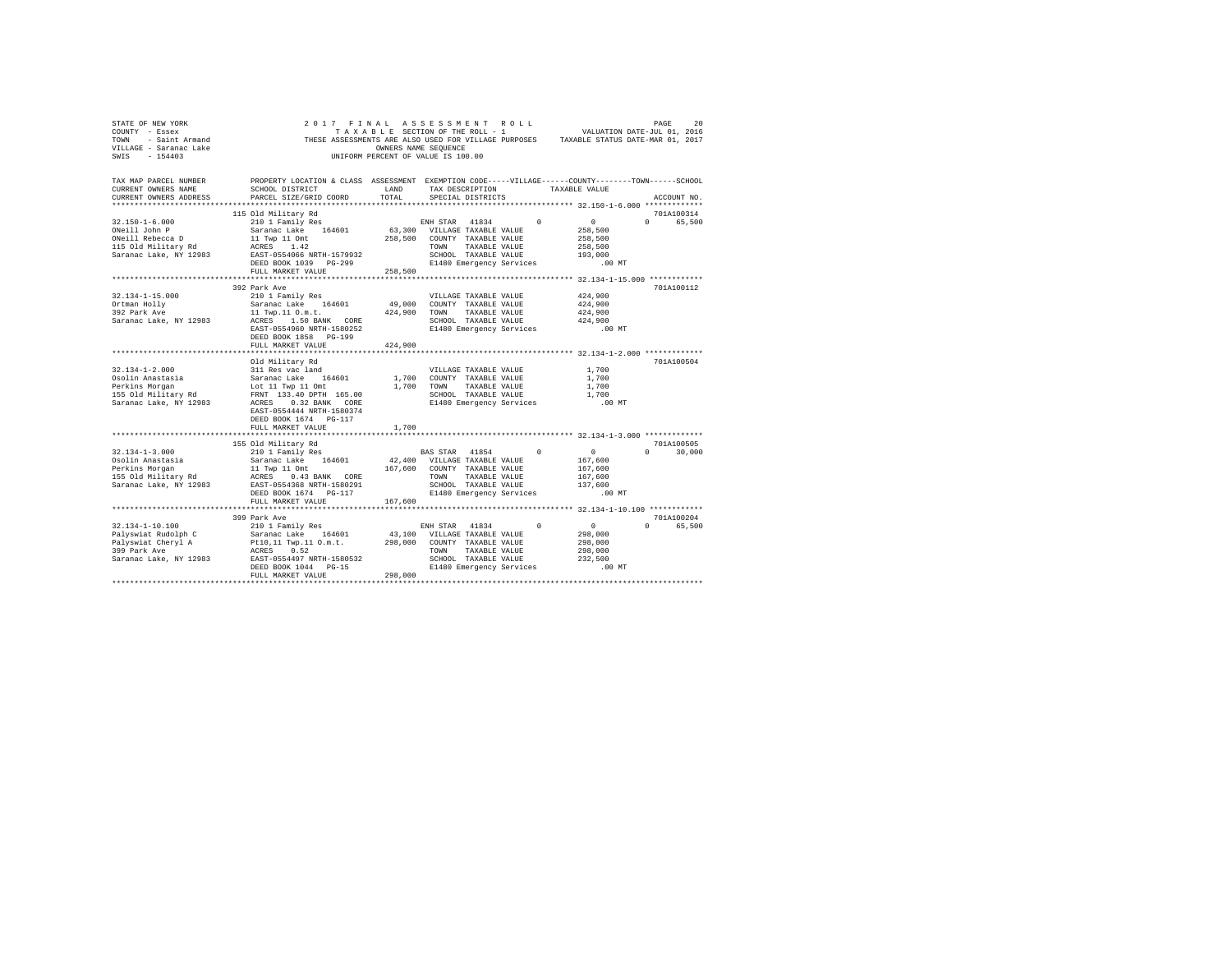STATE OF NEW YORK
COUNTY - Essex
TOWN - Saint Armand
VILLAGE - Saranac Lake
SWIS - 154403

2017 FINAL ASSESSMENT ROLL
TAXABLE SECTION OF THE ROLL - 1
THESE ASSESSMENTS ARE ALSO USED FOR VILLAGE PURPOSES
OWNERS NAME SEQUENCE
UNIFORM PERCENT OF VALUE IS 100.00

VALUATION DATE-JUL 01, 2016
TAXABLE STATUS DATE-MAR 01, 2017

```
TAX MAP PARCEL NUMBER        PROPERTY LOCATION & CLASS  ASSESSMENT  EXEMPTION CODE-----VILLAGE------COUNTY--------TOWN------SCHOOL
CURRENT OWNERS NAME          SCHOOL DISTRICT             LAND       TAX DESCRIPTION            TAXABLE VALUE
CURRENT OWNERS ADDRESS       PARCEL SIZE/GRID COORD      TOTAL      SPECIAL DISTRICTS                                    ACCOUNT NO.
************************************************************************************************ 32.150-1-6.000 *************
                             115 Old Military Rd                                                                         701A100314
32.150-1-6.000               210 1 Family Res                      ENH STAR  41834         0            0            0     65,500
ONeill John P                Saranac Lake    164601      63,300    VILLAGE TAXABLE VALUE            258,500
ONeill Rebecca D             11 Twp 11 Omt               258,500   COUNTY  TAXABLE VALUE            258,500
115 Old Military Rd          ACRES    1.42                         TOWN    TAXABLE VALUE            258,500
Saranac Lake, NY 12983       EAST-0554066 NRTH-1579932             SCHOOL  TAXABLE VALUE            193,000
                             DEED BOOK 1039   PG-299               E1480 Emergency Services             .00 MT
                             FULL MARKET VALUE           258,500
************************************************************************************************ 32.134-1-15.000 ************
                             392 Park Ave                                                                                701A100112
32.134-1-15.000              210 1 Family Res                      VILLAGE TAXABLE VALUE            424,900
Ortman Holly                 Saranac Lake    164601      49,000    COUNTY  TAXABLE VALUE            424,900
392 Park Ave                 11 Twp.11 O.m.t.            424,900   TOWN    TAXABLE VALUE            424,900
Saranac Lake, NY 12983       ACRES    1.50 BANK   CORE             SCHOOL  TAXABLE VALUE            424,900
                             EAST-0554960 NRTH-1580252             E1480 Emergency Services             .00 MT
                             DEED BOOK 1858   PG-199
                             FULL MARKET VALUE           424,900
************************************************************************************************ 32.134-1-2.000 *************
                             Old Military Rd                                                                             701A100504
32.134-1-2.000               311 Res vac land                      VILLAGE TAXABLE VALUE              1,700
Osolin Anastasia             Saranac Lake    164601       1,700    COUNTY  TAXABLE VALUE              1,700
Perkins Morgan               Lot 11 Twp 11 Omt            1,700    TOWN    TAXABLE VALUE              1,700
155 Old Military Rd          FRNT 133.40 DPTH 165.00               SCHOOL  TAXABLE VALUE              1,700
Saranac Lake, NY 12983       ACRES    0.32 BANK   CORE             E1480 Emergency Services             .00 MT
                             EAST-0554444 NRTH-1580374
                             DEED BOOK 1674   PG-117
                             FULL MARKET VALUE             1,700
************************************************************************************************ 32.134-1-3.000 *************
                             155 Old Military Rd                                                                         701A100505
32.134-1-3.000               210 1 Family Res                      BAS STAR  41854         0            0            0     30,000
Osolin Anastasia             Saranac Lake    164601      42,400    VILLAGE TAXABLE VALUE            167,600
Perkins Morgan               11 Twp 11 Omt               167,600   COUNTY  TAXABLE VALUE            167,600
155 Old Military Rd          ACRES    0.43 BANK   CORE             TOWN    TAXABLE VALUE            167,600
Saranac Lake, NY 12983       EAST-0554368 NRTH-1580291             SCHOOL  TAXABLE VALUE            137,600
                             DEED BOOK 1674   PG-117               E1480 Emergency Services             .00 MT
                             FULL MARKET VALUE           167,600
************************************************************************************************ 32.134-1-10.100 ************
                             399 Park Ave                                                                                701A100204
32.134-1-10.100              210 1 Family Res                      ENH STAR  41834         0            0            0     65,500
Palyswiat Rudolph C          Saranac Lake    164601      43,100    VILLAGE TAXABLE VALUE            298,000
Palyswiat Cheryl A           Pt10,11 Twp.11 O.m.t.       298,000   COUNTY  TAXABLE VALUE            298,000
399 Park Ave                 ACRES    0.52                         TOWN    TAXABLE VALUE            298,000
Saranac Lake, NY 12983       EAST-0554497 NRTH-1580532             SCHOOL  TAXABLE VALUE            232,500
                             DEED BOOK 1044   PG-15                E1480 Emergency Services             .00 MT
                             FULL MARKET VALUE           298,000
******************************************************************************************************************************
```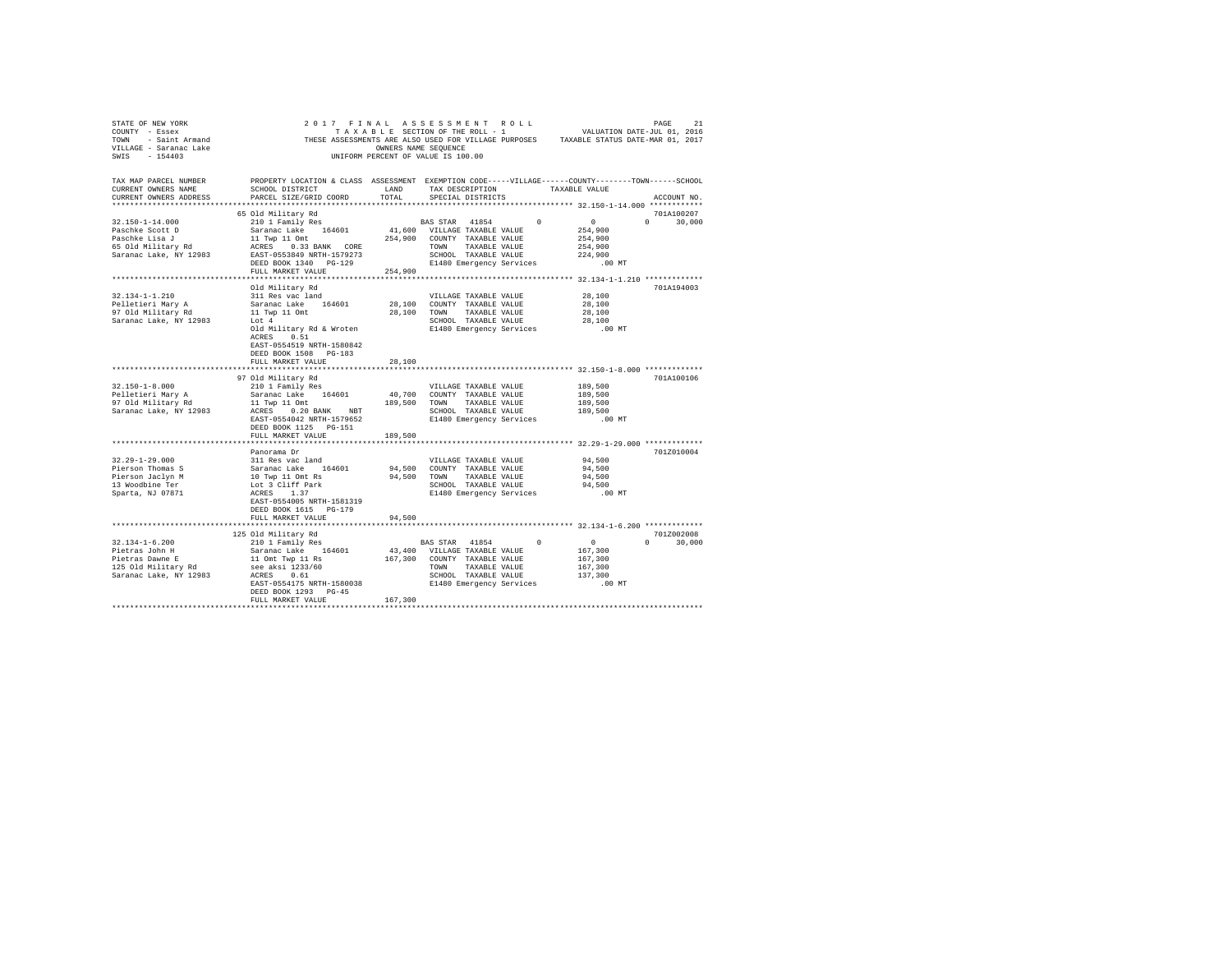```
STATE OF NEW YORK                    2 0 1 7   F I N A L   A S S E S S M E N T   R O L L                    PAGE    21
COUNTY  - Essex                           T A X A B L E  SECTION OF THE ROLL - 1              VALUATION DATE-JUL 01, 2016
TOWN    - Saint Armand             THESE ASSESSMENTS ARE ALSO USED FOR VILLAGE PURPOSES    TAXABLE STATUS DATE-MAR 01, 2017
VILLAGE - Saranac Lake                              OWNERS NAME SEQUENCE
SWIS    - 154403                               UNIFORM PERCENT OF VALUE IS 100.00

TAX MAP PARCEL NUMBER         PROPERTY LOCATION & CLASS  ASSESSMENT  EXEMPTION CODE-----VILLAGE------COUNTY--------TOWN------SCHOOL
CURRENT OWNERS NAME           SCHOOL DISTRICT              LAND      TAX DESCRIPTION            TAXABLE VALUE
CURRENT OWNERS ADDRESS        PARCEL SIZE/GRID COORD       TOTAL     SPECIAL DISTRICTS                                  ACCOUNT NO.
******************************************************************************************** 32.150-1-14.000 ************
                              65 Old Military Rd                                                                     701A100207
32.150-1-14.000               210 1 Family Res                        BAS STAR  41854        0           0           0     30,000
Paschke Scott D               Saranac Lake   164601       41,600   VILLAGE TAXABLE VALUE          254,900
Paschke Lisa J                11 Twp 11 Omt               254,900   COUNTY  TAXABLE VALUE          254,900
65 Old Military Rd            ACRES    0.33 BANK   CORE             TOWN    TAXABLE VALUE          254,900
Saranac Lake, NY 12983        EAST-0553849 NRTH-1579273             SCHOOL  TAXABLE VALUE          224,900
                              DEED BOOK 1340   PG-129               E1480 Emergency Services          .00 MT
                              FULL MARKET VALUE          254,900
******************************************************************************************** 32.134-1-1.210 *************
                              Old Military Rd                                                                        701A194003
32.134-1-1.210                311 Res vac land                      VILLAGE TAXABLE VALUE           28,100
Pelletieri Mary A             Saranac Lake   164601       28,100   COUNTY  TAXABLE VALUE           28,100
97 Old Military Rd            11 Twp 11 Omt                28,100   TOWN    TAXABLE VALUE           28,100
Saranac Lake, NY 12983        Lot 4                                 SCHOOL  TAXABLE VALUE           28,100
                              Old Military Rd & Wroten              E1480 Emergency Services          .00 MT
                              ACRES    0.51
                              EAST-0554519 NRTH-1580842
                              DEED BOOK 1508   PG-183
                              FULL MARKET VALUE           28,100
******************************************************************************************** 32.150-1-8.000 *************
                              97 Old Military Rd                                                                     701A100106
32.150-1-8.000                210 1 Family Res                      VILLAGE TAXABLE VALUE          189,500
Pelletieri Mary A             Saranac Lake   164601       40,700   COUNTY  TAXABLE VALUE          189,500
97 Old Military Rd            11 Twp 11 Omt               189,500   TOWN    TAXABLE VALUE          189,500
Saranac Lake, NY 12983        ACRES    0.20 BANK    NBT             SCHOOL  TAXABLE VALUE          189,500
                              EAST-0554042 NRTH-1579652             E1480 Emergency Services          .00 MT
                              DEED BOOK 1125   PG-151
                              FULL MARKET VALUE          189,500
******************************************************************************************** 32.29-1-29.000 *************
                              Panorama Dr                                                                            701Z010004
32.29-1-29.000                311 Res vac land                      VILLAGE TAXABLE VALUE           94,500
Pierson Thomas S              Saranac Lake   164601       94,500   COUNTY  TAXABLE VALUE           94,500
Pierson Jaclyn M              10 Twp 11 Omt Rs             94,500   TOWN    TAXABLE VALUE           94,500
13 Woodbine Ter               Lot 3 Cliff Park                      SCHOOL  TAXABLE VALUE           94,500
Sparta, NJ 07871              ACRES    1.37                         E1480 Emergency Services          .00 MT
                              EAST-0554005 NRTH-1581319
                              DEED BOOK 1615   PG-179
                              FULL MARKET VALUE           94,500
******************************************************************************************** 32.134-1-6.200 *************
                              125 Old Military Rd                                                                    701Z002008
32.134-1-6.200                210 1 Family Res                        BAS STAR  41854        0           0           0     30,000
Pietras John H                Saranac Lake   164601       43,400   VILLAGE TAXABLE VALUE          167,300
Pietras Dawne E               11 Omt Twp 11 Rs            167,300   COUNTY  TAXABLE VALUE          167,300
125 Old Military Rd           see aksi 1233/60                      TOWN    TAXABLE VALUE          167,300
Saranac Lake, NY 12983        ACRES    0.61                         SCHOOL  TAXABLE VALUE          137,300
                              EAST-0554175 NRTH-1580038             E1480 Emergency Services          .00 MT
                              DEED BOOK 1293   PG-45
                              FULL MARKET VALUE          167,300
**************************************************************************************************************************
```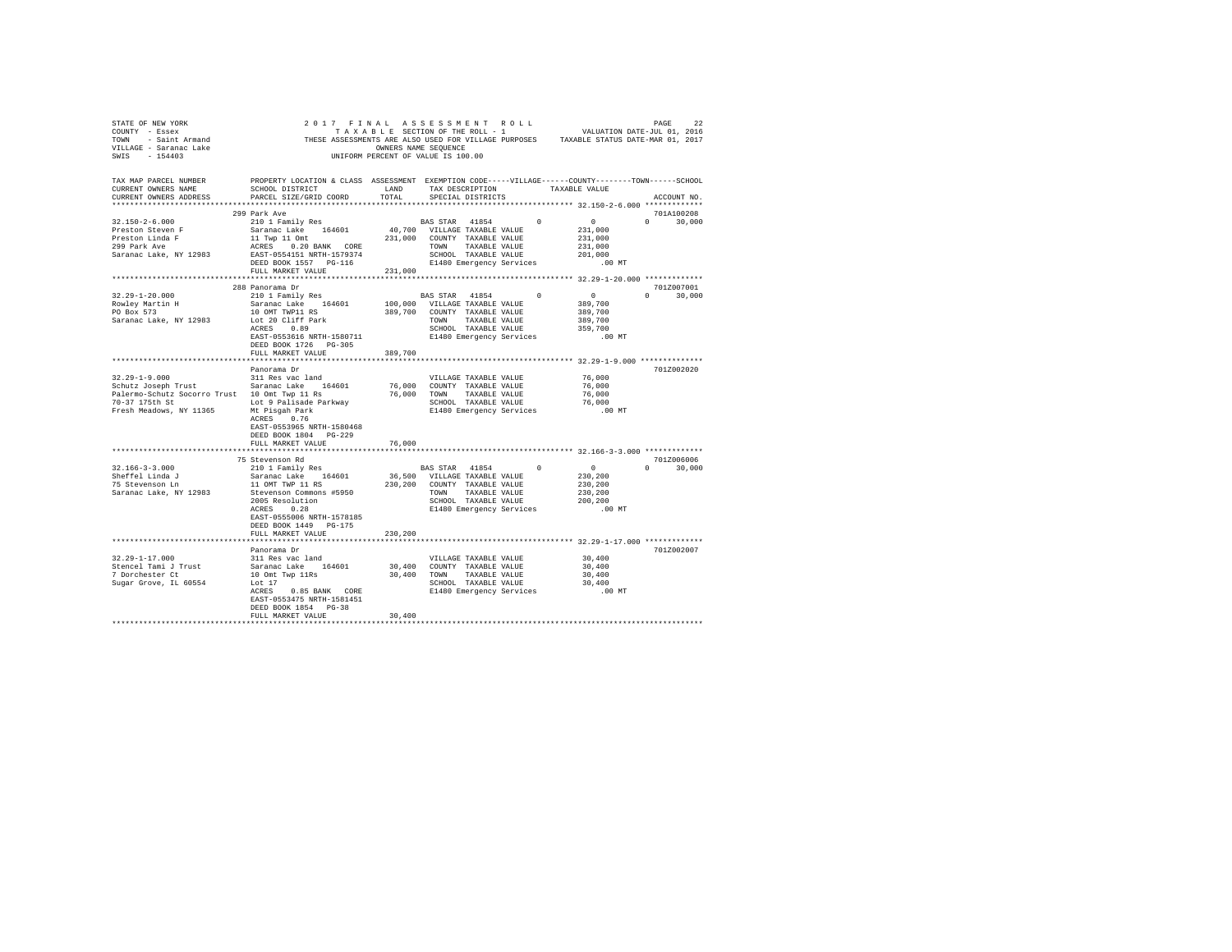STATE OF NEW YORK
COUNTY - Essex
TOWN - Saint Armand
VILLAGE - Saranac Lake
SWIS - 154403

2017 FINAL ASSESSMENT ROLL
TAXABLE SECTION OF THE ROLL - 1
THESE ASSESSMENTS ARE ALSO USED FOR VILLAGE PURPOSES
OWNERS NAME SEQUENCE
UNIFORM PERCENT OF VALUE IS 100.00

VALUATION DATE-JUL 01, 2016
TAXABLE STATUS DATE-MAR 01, 2017

```
TAX MAP PARCEL NUMBER        PROPERTY LOCATION & CLASS  ASSESSMENT  EXEMPTION CODE-----VILLAGE------COUNTY--------TOWN------SCHOOL
CURRENT OWNERS NAME          SCHOOL DISTRICT            LAND        TAX DESCRIPTION            TAXABLE VALUE
CURRENT OWNERS ADDRESS       PARCEL SIZE/GRID COORD     TOTAL       SPECIAL DISTRICTS                                    ACCOUNT NO.
************************************************************************************************ 32.150-2-6.000 *************
                             299 Park Ave                                                                                701A100208
32.150-2-6.000               210 1 Family Res                       BAS STAR  41854         0           0           0      30,000
Preston Steven F             Saranac Lake   164601       40,700     VILLAGE TAXABLE VALUE           231,000
Preston Linda F              11 Twp 11 Omt              231,000     COUNTY  TAXABLE VALUE           231,000
299 Park Ave                 ACRES    0.20 BANK   CORE              TOWN    TAXABLE VALUE           231,000
Saranac Lake, NY 12983       EAST-0554151 NRTH-1579374              SCHOOL  TAXABLE VALUE           201,000
                             DEED BOOK 1557   PG-116                E1480 Emergency Services            .00 MT
                             FULL MARKET VALUE          231,000
************************************************************************************************ 32.29-1-20.000 *************
                             288 Panorama Dr                                                                             701Z007001
32.29-1-20.000               210 1 Family Res                       BAS STAR  41854         0           0           0      30,000
Rowley Martin H              Saranac Lake   164601      100,000     VILLAGE TAXABLE VALUE           389,700
PO Box 573                   10 OMT TWP11 RS            389,700     COUNTY  TAXABLE VALUE           389,700
Saranac Lake, NY 12983       Lot 20 Cliff Park                      TOWN    TAXABLE VALUE           389,700
                             ACRES    0.89                          SCHOOL  TAXABLE VALUE           359,700
                             EAST-0553616 NRTH-1580711              E1480 Emergency Services            .00 MT
                             DEED BOOK 1726   PG-305
                             FULL MARKET VALUE          389,700
************************************************************************************************ 32.29-1-9.000 **************
                             Panorama Dr                                                                                 701Z002020
32.29-1-9.000                311 Res vac land                       VILLAGE TAXABLE VALUE            76,000
Schutz Joseph Trust          Saranac Lake   164601       76,000     COUNTY  TAXABLE VALUE            76,000
Palermo-Schutz Socorro Trust 10 Omt Twp 11 Rs            76,000     TOWN    TAXABLE VALUE            76,000
70-37 175th St               Lot 9 Palisade Parkway                 SCHOOL  TAXABLE VALUE            76,000
Fresh Meadows, NY 11365      Mt Pisgah Park                         E1480 Emergency Services            .00 MT
                             ACRES    0.76
                             EAST-0553965 NRTH-1580468
                             DEED BOOK 1804   PG-229
                             FULL MARKET VALUE           76,000
************************************************************************************************ 32.166-3-3.000 *************
                             75 Stevenson Rd                                                                             701Z006006
32.166-3-3.000               210 1 Family Res                       BAS STAR  41854         0           0           0      30,000
Sheffel Linda J              Saranac Lake   164601       36,500     VILLAGE TAXABLE VALUE           230,200
75 Stevenson Ln              11 OMT TWP 11 RS           230,200     COUNTY  TAXABLE VALUE           230,200
Saranac Lake, NY 12983       Stevenson Commons #5950                TOWN    TAXABLE VALUE           230,200
                             2005 Resolution                        SCHOOL  TAXABLE VALUE           200,200
                             ACRES    0.28                          E1480 Emergency Services            .00 MT
                             EAST-0555006 NRTH-1578185
                             DEED BOOK 1449   PG-175
                             FULL MARKET VALUE          230,200
************************************************************************************************ 32.29-1-17.000 *************
                             Panorama Dr                                                                                 701Z002007
32.29-1-17.000               311 Res vac land                       VILLAGE TAXABLE VALUE            30,400
Stencel Tami J Trust         Saranac Lake   164601       30,400     COUNTY  TAXABLE VALUE            30,400
7 Dorchester Ct              10 Omt Twp 11Rs             30,400     TOWN    TAXABLE VALUE            30,400
Sugar Grove, IL 60554        Lot 17                                 SCHOOL  TAXABLE VALUE            30,400
                             ACRES    0.85 BANK   CORE              E1480 Emergency Services            .00 MT
                             EAST-0553475 NRTH-1581451
                             DEED BOOK 1854   PG-38
                             FULL MARKET VALUE           30,400
******************************************************************************************************************************
```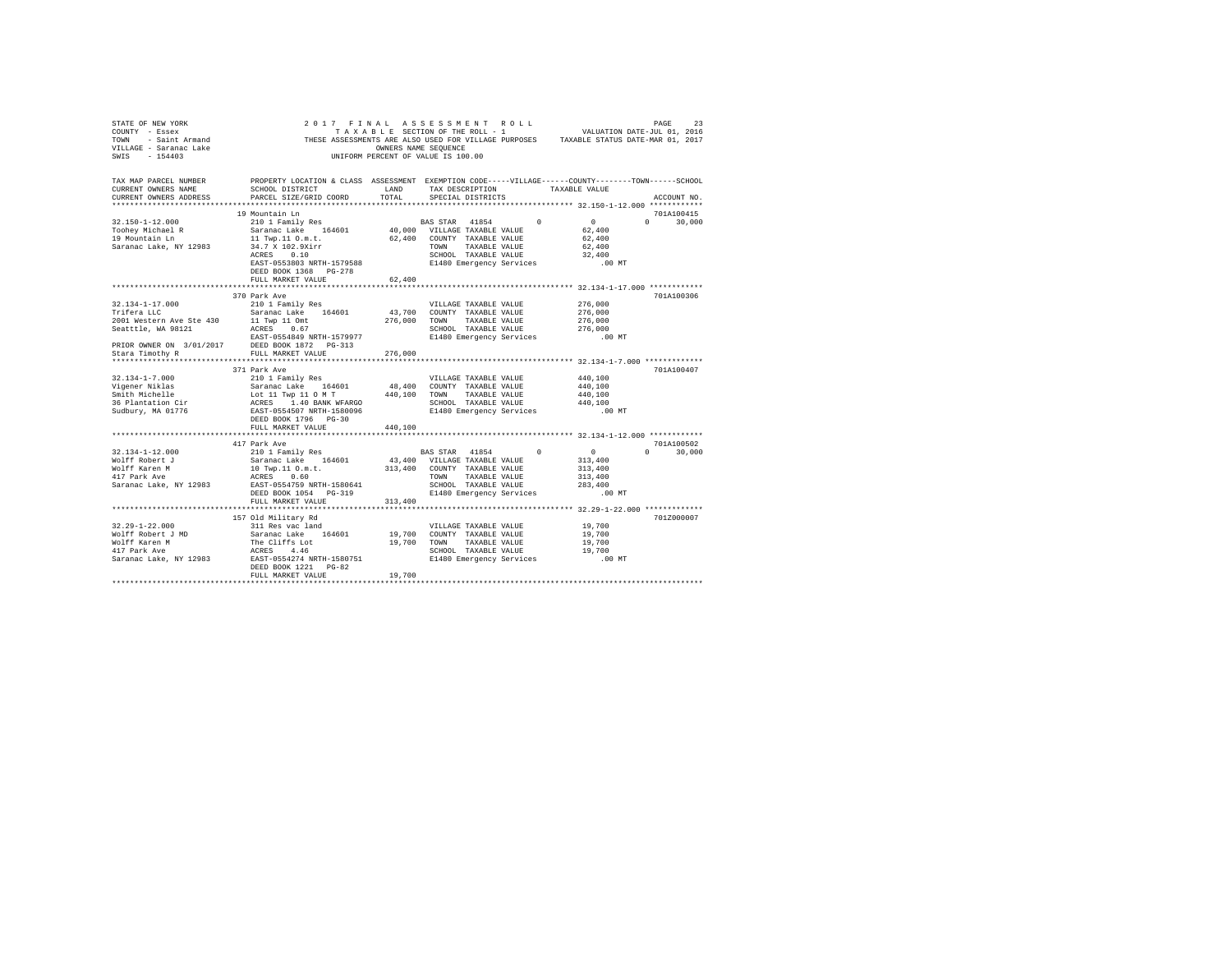STATE OF NEW YORK
COUNTY - Essex
TOWN - Saint Armand
VILLAGE - Saranac Lake
SWIS - 154403

2017 FINAL ASSESSMENT ROLL
TAXABLE SECTION OF THE ROLL - 1
THESE ASSESSMENTS ARE ALSO USED FOR VILLAGE PURPOSES
OWNERS NAME SEQUENCE
UNIFORM PERCENT OF VALUE IS 100.00

VALUATION DATE-JUL 01, 2016
TAXABLE STATUS DATE-MAR 01, 2017

| TAX MAP PARCEL NUMBER / CURRENT OWNERS NAME / CURRENT OWNERS ADDRESS | PROPERTY LOCATION & CLASS / SCHOOL DISTRICT / PARCEL SIZE/GRID COORD | ASSESSMENT LAND / TOTAL | EXEMPTION CODE / TAX DESCRIPTION / SPECIAL DISTRICTS | VILLAGE | COUNTY | TOWN | SCHOOL / TAXABLE VALUE | ACCOUNT NO. |
|---|---|---|---|---|---|---|---|---|
| **32.150-1-12.000** | 19 Mountain Ln | | | | | | | 701A100415 |
| 32.150-1-12.000 | 210 1 Family Res | | BAS STAR 41854 | 0 | 0 | 0 | 30,000 | |
| Toohey Michael R | Saranac Lake 164601 | 40,000 | VILLAGE TAXABLE VALUE | | | | 62,400 | |
| 19 Mountain Ln | 11 Twp.11 O.m.t. | 62,400 | COUNTY TAXABLE VALUE | | | | 62,400 | |
| Saranac Lake, NY 12983 | 34.7 X 102.9Xirr | | TOWN TAXABLE VALUE | | | | 62,400 | |
| | ACRES 0.10 | | SCHOOL TAXABLE VALUE | | | | 32,400 | |
| | EAST-0553803 NRTH-1579588 | | E1480 Emergency Services | | | | .00 MT | |
| | DEED BOOK 1368 PG-278 | | | | | | | |
| | FULL MARKET VALUE | 62,400 | | | | | | |
| **32.134-1-17.000** | 370 Park Ave | | | | | | | 701A100306 |
| 32.134-1-17.000 | 210 1 Family Res | | VILLAGE TAXABLE VALUE | | | | 276,000 | |
| Trifera LLC | Saranac Lake 164601 | 43,700 | COUNTY TAXABLE VALUE | | | | 276,000 | |
| 2001 Western Ave Ste 430 | 11 Twp 11 Omt | 276,000 | TOWN TAXABLE VALUE | | | | 276,000 | |
| Seatttle, WA 98121 | ACRES 0.67 | | SCHOOL TAXABLE VALUE | | | | 276,000 | |
| | EAST-0554849 NRTH-1579977 | | E1480 Emergency Services | | | | .00 MT | |
| PRIOR OWNER ON 3/01/2017 | DEED BOOK 1872 PG-313 | | | | | | | |
| Stara Timothy R | FULL MARKET VALUE | 276,000 | | | | | | |
| **32.134-1-7.000** | 371 Park Ave | | | | | | | 701A100407 |
| 32.134-1-7.000 | 210 1 Family Res | | VILLAGE TAXABLE VALUE | | | | 440,100 | |
| Vigener Niklas | Saranac Lake 164601 | 48,400 | COUNTY TAXABLE VALUE | | | | 440,100 | |
| Smith Michelle | Lot 11 Twp 11 O M T | 440,100 | TOWN TAXABLE VALUE | | | | 440,100 | |
| 36 Plantation Cir | ACRES 1.40 BANK WFARGO | | SCHOOL TAXABLE VALUE | | | | 440,100 | |
| Sudbury, MA 01776 | EAST-0554507 NRTH-1580096 | | E1480 Emergency Services | | | | .00 MT | |
| | DEED BOOK 1796 PG-30 | | | | | | | |
| | FULL MARKET VALUE | 440,100 | | | | | | |
| **32.134-1-12.000** | 417 Park Ave | | | | | | | 701A100502 |
| 32.134-1-12.000 | 210 1 Family Res | | BAS STAR 41854 | 0 | 0 | 0 | 30,000 | |
| Wolff Robert J | Saranac Lake 164601 | 43,400 | VILLAGE TAXABLE VALUE | | | | 313,400 | |
| Wolff Karen M | 10 Twp.11 O.m.t. | 313,400 | COUNTY TAXABLE VALUE | | | | 313,400 | |
| 417 Park Ave | ACRES 0.60 | | TOWN TAXABLE VALUE | | | | 313,400 | |
| Saranac Lake, NY 12983 | EAST-0554759 NRTH-1580641 | | SCHOOL TAXABLE VALUE | | | | 283,400 | |
| | DEED BOOK 1054 PG-319 | | E1480 Emergency Services | | | | .00 MT | |
| | FULL MARKET VALUE | 313,400 | | | | | | |
| **32.29-1-22.000** | 157 Old Military Rd | | | | | | | 701Z000007 |
| 32.29-1-22.000 | 311 Res vac land | | VILLAGE TAXABLE VALUE | | | | 19,700 | |
| Wolff Robert J MD | Saranac Lake 164601 | 19,700 | COUNTY TAXABLE VALUE | | | | 19,700 | |
| Wolff Karen M | The Cliffs Lot | 19,700 | TOWN TAXABLE VALUE | | | | 19,700 | |
| 417 Park Ave | ACRES 4.46 | | SCHOOL TAXABLE VALUE | | | | 19,700 | |
| Saranac Lake, NY 12983 | EAST-0554274 NRTH-1580751 | | E1480 Emergency Services | | | | .00 MT | |
| | DEED BOOK 1221 PG-82 | | | | | | | |
| | FULL MARKET VALUE | 19,700 | | | | | | |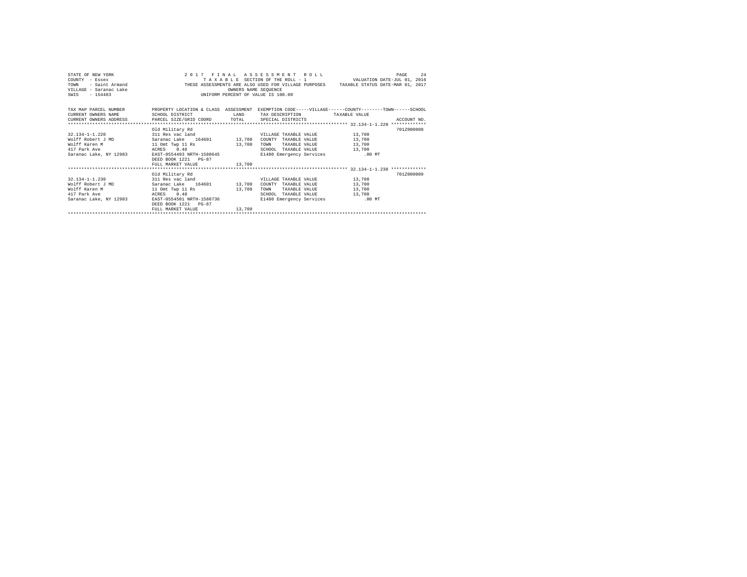STATE OF NEW YORK
COUNTY - Essex
TOWN - Saint Armand
VILLAGE - Saranac Lake
SWIS - 154403

2017 FINAL ASSESSMENT ROLL
TAXABLE SECTION OF THE ROLL - 1
THESE ASSESSMENTS ARE ALSO USED FOR VILLAGE PURPOSES
OWNERS NAME SEQUENCE
UNIFORM PERCENT OF VALUE IS 100.00

VALUATION DATE-JUL 01, 2016
TAXABLE STATUS DATE-MAR 01, 2017

| TAX MAP PARCEL NUMBER / CURRENT OWNERS NAME / CURRENT OWNERS ADDRESS | PROPERTY LOCATION & CLASS / SCHOOL DISTRICT / PARCEL SIZE/GRID COORD | ASSESSMENT LAND / TOTAL | EXEMPTION CODE-----VILLAGE------COUNTY--------TOWN------SCHOOL / TAX DESCRIPTION / SPECIAL DISTRICTS | TAXABLE VALUE | ACCOUNT NO. |
|---|---|---|---|---|---|
| **32.134-1-1.220** | Old Military Rd | | | | 701Z000008 |
| 32.134-1-1.220 | 311 Res vac land | | VILLAGE TAXABLE VALUE | 13,700 | |
| Wolff Robert J MD | Saranac Lake 164601 | 13,700 | COUNTY TAXABLE VALUE | 13,700 | |
| Wolff Karen M | 11 Omt Twp 11 Rs | 13,700 | TOWN TAXABLE VALUE | 13,700 | |
| 417 Park Ave | ACRES 0.48 | | SCHOOL TAXABLE VALUE | 13,700 | |
| Saranac Lake, NY 12983 | EAST-0554493 NRTH-1580645 | | E1480 Emergency Services | .00 MT | |
| | DEED BOOK 1221 PG-87 | | | | |
| | FULL MARKET VALUE | 13,700 | | | |
| **32.134-1-1.230** | Old Military Rd | | | | 701Z000009 |
| 32.134-1-1.230 | 311 Res vac land | | VILLAGE TAXABLE VALUE | 13,700 | |
| Wolff Robert J MD | Saranac Lake 164601 | 13,700 | COUNTY TAXABLE VALUE | 13,700 | |
| Wolff Karen M | 11 Omt Twp 11 Rs | 13,700 | TOWN TAXABLE VALUE | 13,700 | |
| 417 Park Ave | ACRES 0.48 | | SCHOOL TAXABLE VALUE | 13,700 | |
| Saranac Lake, NY 12983 | EAST-0554501 NRTH-1580736 | | E1480 Emergency Services | .00 MT | |
| | DEED BOOK 1221 PG-87 | | | | |
| | FULL MARKET VALUE | 13,700 | | | |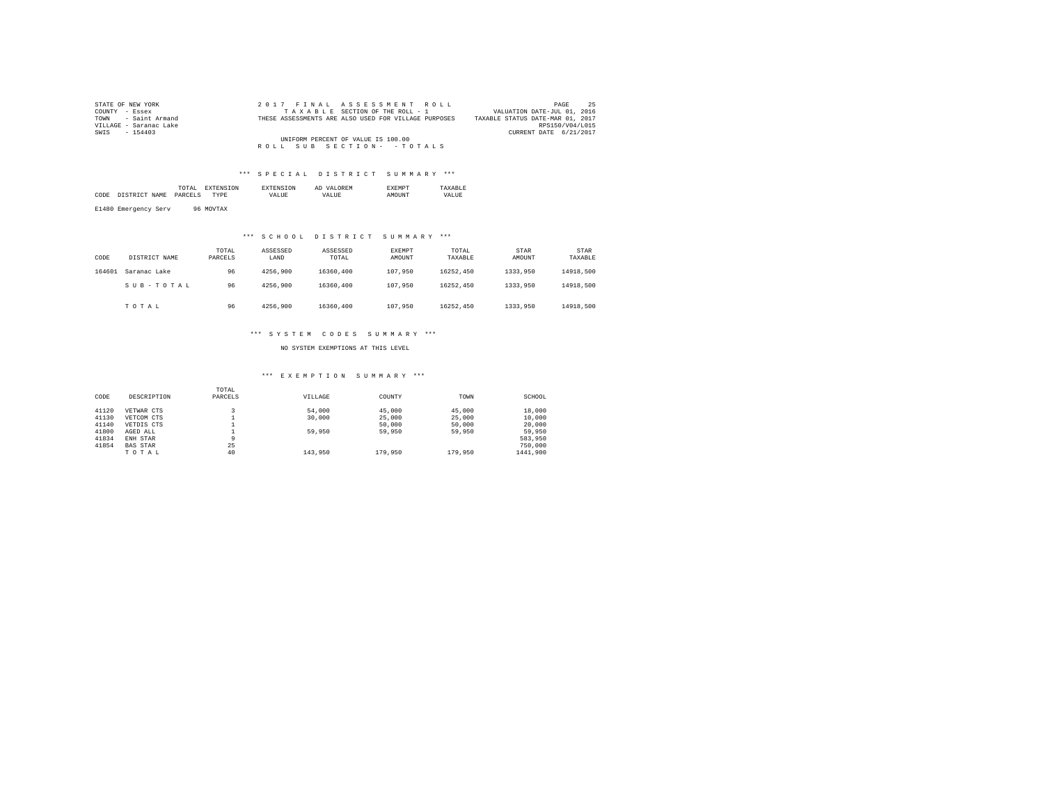STATE OF NEW YORK
COUNTY - Essex
TOWN - Saint Armand
VILLAGE - Saranac Lake
SWIS - 154403

2017 FINAL ASSESSMENT ROLL
TAXABLE SECTION OF THE ROLL - 1
THESE ASSESSMENTS ARE ALSO USED FOR VILLAGE PURPOSES
UNIFORM PERCENT OF VALUE IS 100.00
ROLL SUB SECTION- - TOTALS

VALUATION DATE-JUL 01, 2016
TAXABLE STATUS DATE-MAR 01, 2017
RPS150/V04/L015
CURRENT DATE 6/21/2017

### *** SPECIAL DISTRICT SUMMARY ***

| CODE | DISTRICT NAME | TOTAL PARCELS | EXTENSION TYPE | EXTENSION VALUE | AD VALOREM VALUE | EXEMPT AMOUNT | TAXABLE VALUE |
|---|---|---|---|---|---|---|---|
| E1480 | Emergency Serv | 96 | MOVTAX | | | | |

### *** SCHOOL DISTRICT SUMMARY ***

| CODE | DISTRICT NAME | TOTAL PARCELS | ASSESSED LAND | ASSESSED TOTAL | EXEMPT AMOUNT | TOTAL TAXABLE | STAR AMOUNT | STAR TAXABLE |
|---|---|---|---|---|---|---|---|---|
| 164601 | Saranac Lake | 96 | 4256,900 | 16360,400 | 107,950 | 16252,450 | 1333,950 | 14918,500 |
| | S U B - T O T A L | 96 | 4256,900 | 16360,400 | 107,950 | 16252,450 | 1333,950 | 14918,500 |
| | T O T A L | 96 | 4256,900 | 16360,400 | 107,950 | 16252,450 | 1333,950 | 14918,500 |

### *** SYSTEM CODES SUMMARY ***

NO SYSTEM EXEMPTIONS AT THIS LEVEL

### *** EXEMPTION SUMMARY ***

| CODE | DESCRIPTION | TOTAL PARCELS | VILLAGE | COUNTY | TOWN | SCHOOL |
|---|---|---|---|---|---|---|
| 41120 | VETWAR CTS | 3 | 54,000 | 45,000 | 45,000 | 18,000 |
| 41130 | VETCOM CTS | 1 | 30,000 | 25,000 | 25,000 | 10,000 |
| 41140 | VETDIS CTS | 1 | | 50,000 | 50,000 | 20,000 |
| 41800 | AGED ALL | 1 | 59,950 | 59,950 | 59,950 | 59,950 |
| 41834 | ENH STAR | 9 | | | | 583,950 |
| 41854 | BAS STAR | 25 | | | | 750,000 |
| | T O T A L | 40 | 143,950 | 179,950 | 179,950 | 1441,900 |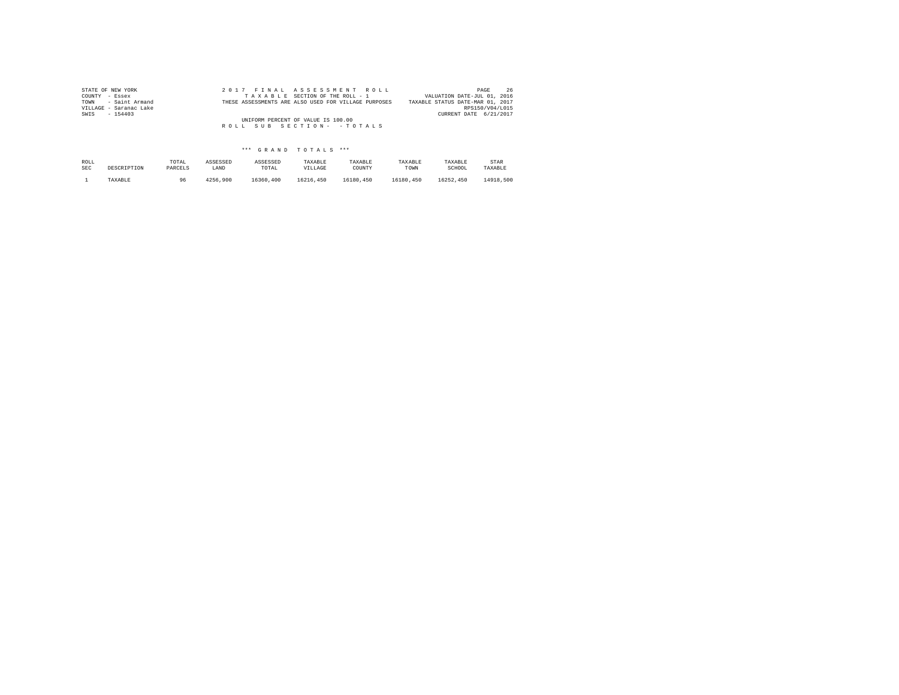STATE OF NEW YORK
COUNTY - Essex
TOWN - Saint Armand
VILLAGE - Saranac Lake
SWIS - 154403

2 0 1 7 F I N A L A S S E S S M E N T R O L L
T A X A B L E SECTION OF THE ROLL - 1
THESE ASSESSMENTS ARE ALSO USED FOR VILLAGE PURPOSES
UNIFORM PERCENT OF VALUE IS 100.00
R O L L S U B S E C T I O N - - T O T A L S

VALUATION DATE-JUL 01, 2016
TAXABLE STATUS DATE-MAR 01, 2017
RPS150/V04/L015
CURRENT DATE 6/21/2017

*** G R A N D T O T A L S ***

| ROLL SEC | DESCRIPTION | TOTAL PARCELS | ASSESSED LAND | ASSESSED TOTAL | TAXABLE VILLAGE | TAXABLE COUNTY | TAXABLE TOWN | TAXABLE SCHOOL | STAR TAXABLE |
|---|---|---|---|---|---|---|---|---|---|
| 1 | TAXABLE | 96 | 4256,900 | 16360,400 | 16216,450 | 16180,450 | 16180,450 | 16252,450 | 14918,500 |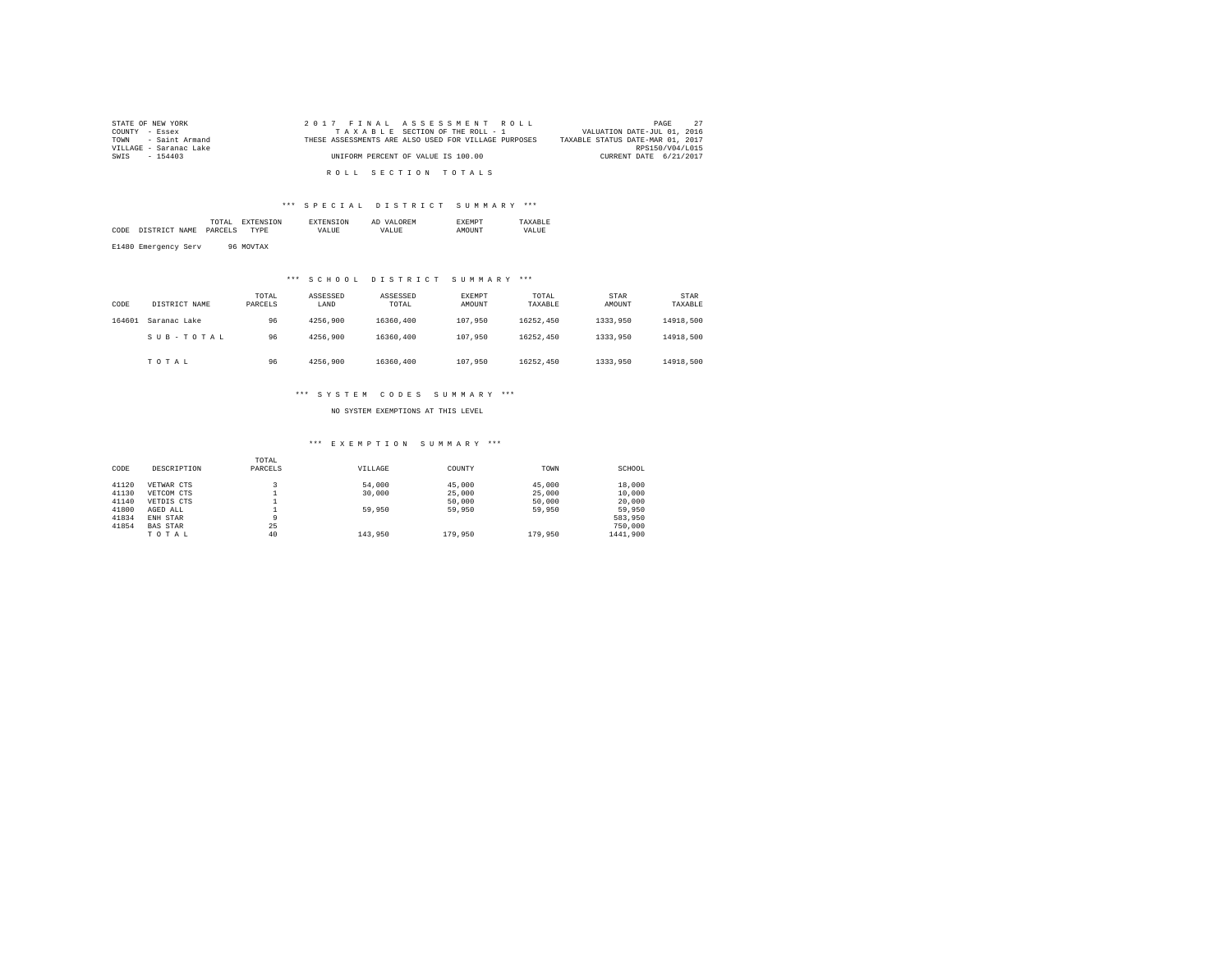STATE OF NEW YORK
COUNTY - Essex
TOWN - Saint Armand
VILLAGE - Saranac Lake
SWIS - 154403

2017 FINAL ASSESSMENT ROLL
TAXABLE SECTION OF THE ROLL - 1
THESE ASSESSMENTS ARE ALSO USED FOR VILLAGE PURPOSES
UNIFORM PERCENT OF VALUE IS 100.00

VALUATION DATE-JUL 01, 2016
TAXABLE STATUS DATE-MAR 01, 2017
RPS150/V04/L015
CURRENT DATE 6/21/2017

ROLL SECTION TOTALS

*** SPECIAL DISTRICT SUMMARY ***

| CODE | DISTRICT NAME | TOTAL PARCELS | EXTENSION TYPE | EXTENSION VALUE | AD VALOREM VALUE | EXEMPT AMOUNT | TAXABLE VALUE |
|---|---|---|---|---|---|---|---|
| E1480 | Emergency Serv | 96 | MOVTAX | | | | |

*** SCHOOL DISTRICT SUMMARY ***

| CODE | DISTRICT NAME | TOTAL PARCELS | ASSESSED LAND | ASSESSED TOTAL | EXEMPT AMOUNT | TOTAL TAXABLE | STAR AMOUNT | STAR TAXABLE |
|---|---|---|---|---|---|---|---|---|
| 164601 | Saranac Lake | 96 | 4256,900 | 16360,400 | 107,950 | 16252,450 | 1333,950 | 14918,500 |
| | SUB-TOTAL | 96 | 4256,900 | 16360,400 | 107,950 | 16252,450 | 1333,950 | 14918,500 |
| | TOTAL | 96 | 4256,900 | 16360,400 | 107,950 | 16252,450 | 1333,950 | 14918,500 |

*** SYSTEM CODES SUMMARY ***

NO SYSTEM EXEMPTIONS AT THIS LEVEL

*** EXEMPTION SUMMARY ***

| CODE | DESCRIPTION | TOTAL PARCELS | VILLAGE | COUNTY | TOWN | SCHOOL |
|---|---|---|---|---|---|---|
| 41120 | VETWAR CTS | 3 | 54,000 | 45,000 | 45,000 | 18,000 |
| 41130 | VETCOM CTS | 1 | 30,000 | 25,000 | 25,000 | 10,000 |
| 41140 | VETDIS CTS | 1 | | 50,000 | 50,000 | 20,000 |
| 41800 | AGED ALL | 1 | 59,950 | 59,950 | 59,950 | 59,950 |
| 41834 | ENH STAR | 9 | | | | 583,950 |
| 41854 | BAS STAR | 25 | | | | 750,000 |
| | TOTAL | 40 | 143,950 | 179,950 | 179,950 | 1441,900 |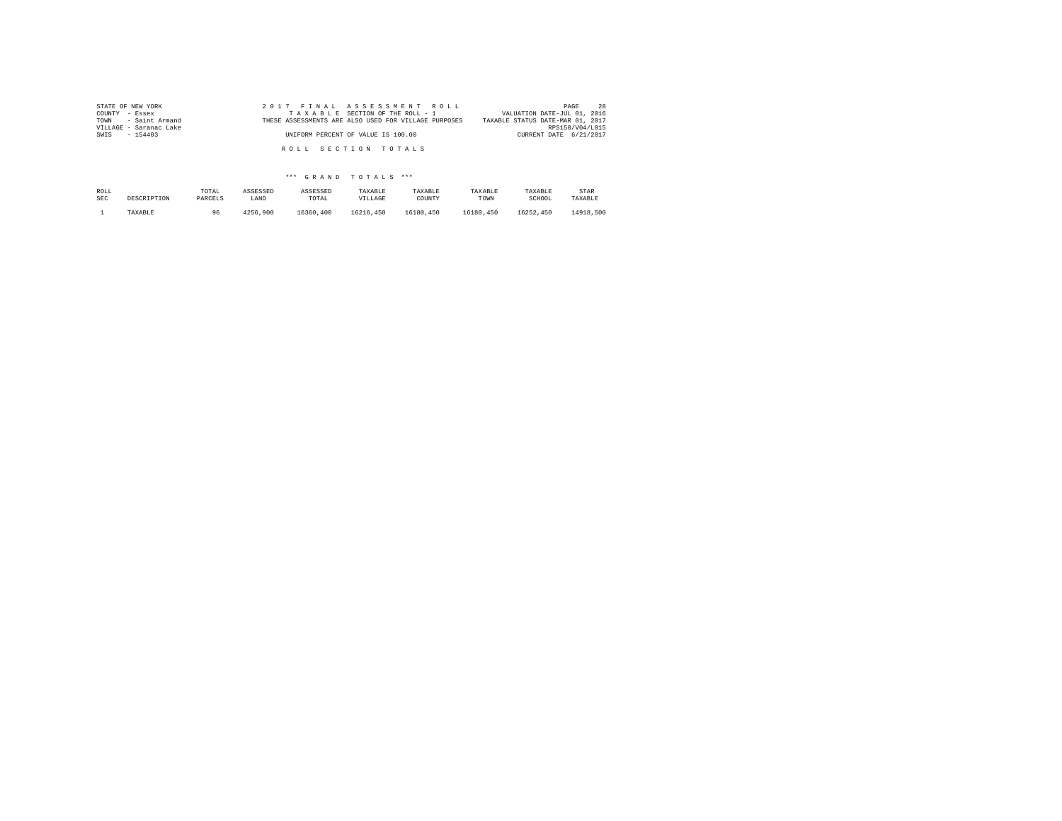STATE OF NEW YORK
COUNTY - Essex
TOWN - Saint Armand
VILLAGE - Saranac Lake
SWIS - 154403

2 0 1 7 F I N A L A S S E S S M E N T R O L L
T A X A B L E SECTION OF THE ROLL - 1
THESE ASSESSMENTS ARE ALSO USED FOR VILLAGE PURPOSES
UNIFORM PERCENT OF VALUE IS 100.00

VALUATION DATE-JUL 01, 2016
TAXABLE STATUS DATE-MAR 01, 2017
RPS150/V04/L015
CURRENT DATE 6/21/2017

R O L L S E C T I O N T O T A L S

\*\*\* G R A N D T O T A L S \*\*\*

| ROLL SEC | DESCRIPTION | TOTAL PARCELS | ASSESSED LAND | ASSESSED TOTAL | TAXABLE VILLAGE | TAXABLE COUNTY | TAXABLE TOWN | TAXABLE SCHOOL | STAR TAXABLE |
|---|---|---|---|---|---|---|---|---|---|
| 1 | TAXABLE | 96 | 4256,900 | 16360,400 | 16216,450 | 16180,450 | 16180,450 | 16252,450 | 14918,500 |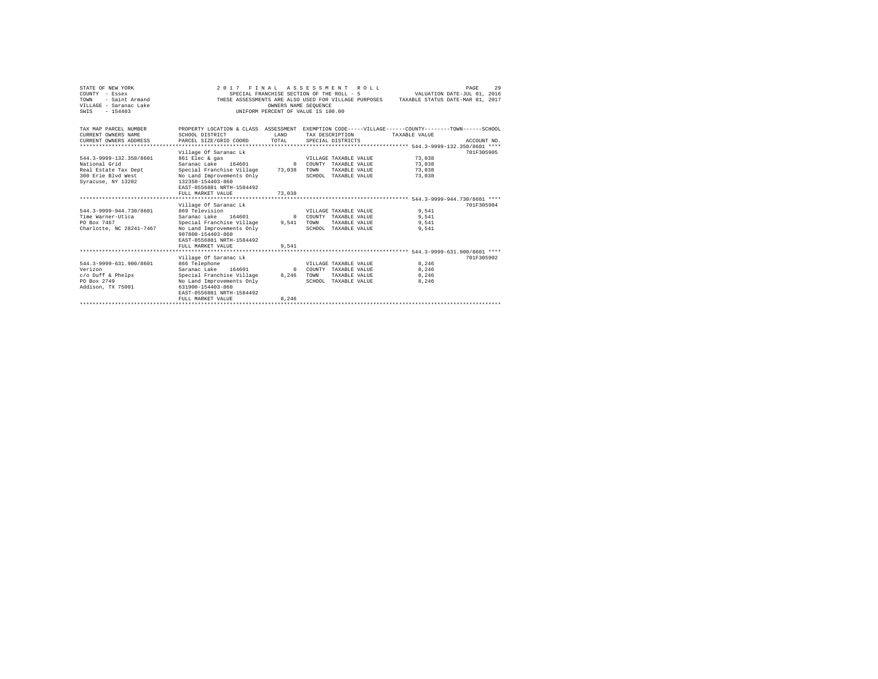STATE OF NEW YORK — 2017 FINAL ASSESSMENT ROLL — VALUATION DATE-JUL 01, 2016
COUNTY - Essex — SPECIAL FRANCHISE SECTION OF THE ROLL - 5 — TAXABLE STATUS DATE-MAR 01, 2017
TOWN - Saint Armand — THESE ASSESSMENTS ARE ALSO USED FOR VILLAGE PURPOSES
VILLAGE - Saranac Lake — OWNERS NAME SEQUENCE
SWIS - 154403 — UNIFORM PERCENT OF VALUE IS 100.00

| TAX MAP PARCEL NUMBER / CURRENT OWNERS NAME / CURRENT OWNERS ADDRESS | PROPERTY LOCATION & CLASS / SCHOOL DISTRICT / PARCEL SIZE/GRID COORD | ASSESSMENT LAND / TOTAL | EXEMPTION CODE / TAX DESCRIPTION / SPECIAL DISTRICTS | TAXABLE VALUE | ACCOUNT NO. |
|---|---|---|---|---|---|
| **544.3-9999-132.350/8601** | Village Of Saranac Lk | | | | 701F305905 |
| 544.3-9999-132.350/8601 | 861 Elec & gas | | VILLAGE TAXABLE VALUE | 73,038 | |
| National Grid | Saranac Lake 164601 | 0 | COUNTY TAXABLE VALUE | 73,038 | |
| Real Estate Tax Dept | Special Franchise Village | 73,038 | TOWN TAXABLE VALUE | 73,038 | |
| 300 Erie Blvd West | No Land Improvements Only | | SCHOOL TAXABLE VALUE | 73,038 | |
| Syracuse, NY 13202 | 132350-154403-860 | | | | |
| | EAST-0556881 NRTH-1584492 | | | | |
| | FULL MARKET VALUE | 73,038 | | | |
| **544.3-9999-944.730/8601** | Village Of Saranac Lk | | | | 701F305904 |
| 544.3-9999-944.730/8601 | 869 Television | | VILLAGE TAXABLE VALUE | 9,541 | |
| Time Warner-Utica | Saranac Lake 164601 | 0 | COUNTY TAXABLE VALUE | 9,541 | |
| PO Box 7467 | Special Franchise Village | 9,541 | TOWN TAXABLE VALUE | 9,541 | |
| Charlotte, NC 28241-7467 | No Land Improvements Only | | SCHOOL TAXABLE VALUE | 9,541 | |
| | 907800-154403-860 | | | | |
| | EAST-0556881 NRTH-1584492 | | | | |
| | FULL MARKET VALUE | 9,541 | | | |
| **544.3-9999-631.900/8601** | Village Of Saranac Lk | | | | 701F305902 |
| 544.3-9999-631.900/8601 | 866 Telephone | | VILLAGE TAXABLE VALUE | 8,246 | |
| Verizon | Saranac Lake 164601 | 0 | COUNTY TAXABLE VALUE | 8,246 | |
| c/o Duff & Phelps | Special Franchise Village | 8,246 | TOWN TAXABLE VALUE | 8,246 | |
| PO Box 2749 | No Land Improvements Only | | SCHOOL TAXABLE VALUE | 8,246 | |
| Addison, TX 75001 | 631900-154403-860 | | | | |
| | EAST-0556881 NRTH-1584492 | | | | |
| | FULL MARKET VALUE | 8,246 | | | |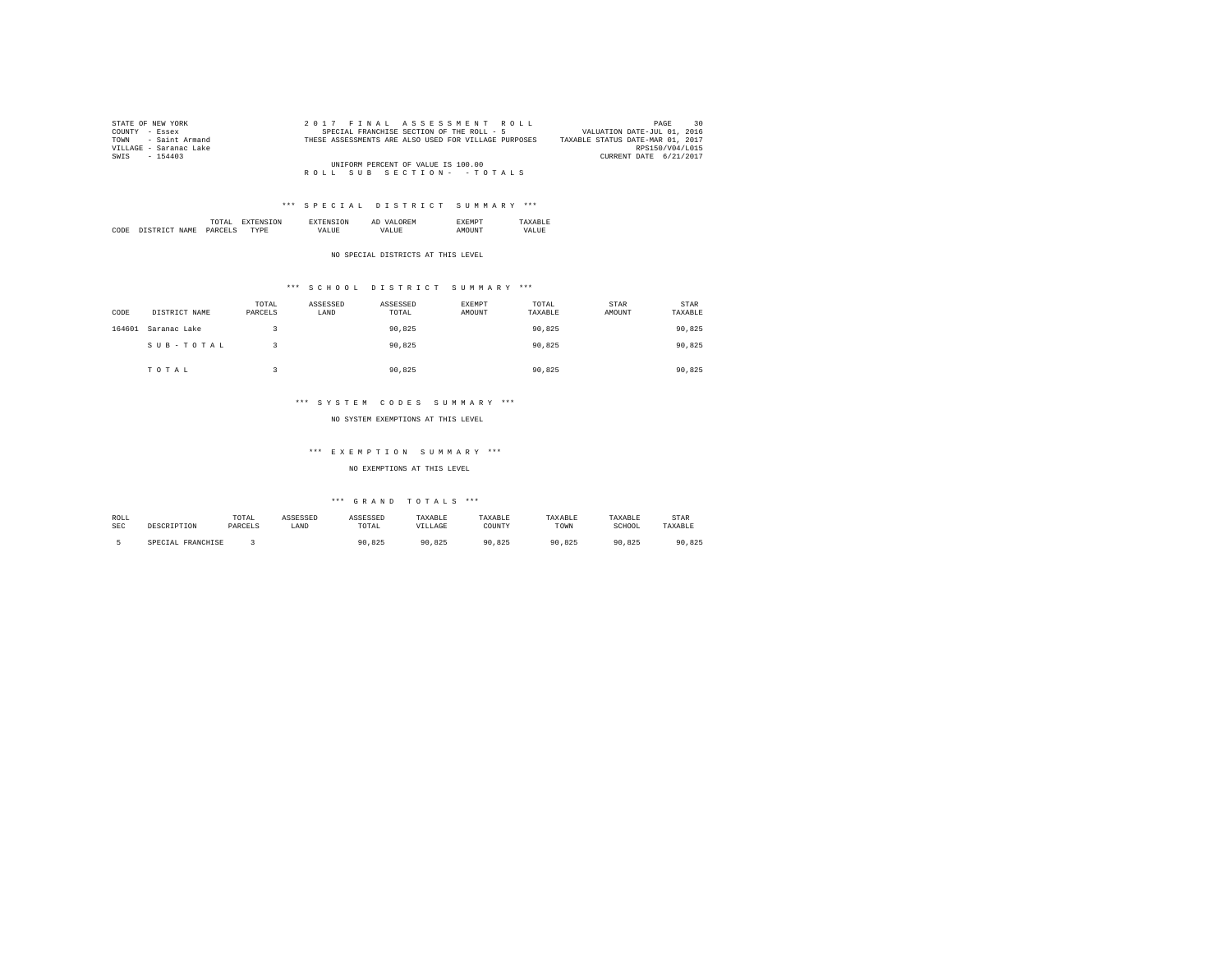STATE OF NEW YORK
COUNTY - Essex
TOWN - Saint Armand
VILLAGE - Saranac Lake
SWIS - 154403

2 0 1 7 F I N A L A S S E S S M E N T R O L L
SPECIAL FRANCHISE SECTION OF THE ROLL - 5
THESE ASSESSMENTS ARE ALSO USED FOR VILLAGE PURPOSES

VALUATION DATE-JUL 01, 2016
TAXABLE STATUS DATE-MAR 01, 2017
RPS150/V04/L015
CURRENT DATE 6/21/2017

UNIFORM PERCENT OF VALUE IS 100.00

R O L L S U B S E C T I O N - - T O T A L S

### *** S P E C I A L D I S T R I C T S U M M A R Y ***

| CODE | DISTRICT NAME | TOTAL PARCELS | EXTENSION TYPE | EXTENSION VALUE | AD VALOREM VALUE | EXEMPT AMOUNT | TAXABLE VALUE |
|---|---|---|---|---|---|---|---|

NO SPECIAL DISTRICTS AT THIS LEVEL

### *** S C H O O L D I S T R I C T S U M M A R Y ***

| CODE | DISTRICT NAME | TOTAL PARCELS | ASSESSED LAND | ASSESSED TOTAL | EXEMPT AMOUNT | TOTAL TAXABLE | STAR AMOUNT | STAR TAXABLE |
|---|---|---|---|---|---|---|---|---|
| 164601 | Saranac Lake | 3 | | 90,825 | | 90,825 | | 90,825 |
| | S U B - T O T A L | 3 | | 90,825 | | 90,825 | | 90,825 |
| | T O T A L | 3 | | 90,825 | | 90,825 | | 90,825 |

### *** S Y S T E M C O D E S S U M M A R Y ***

NO SYSTEM EXEMPTIONS AT THIS LEVEL

### *** E X E M P T I O N S U M M A R Y ***

NO EXEMPTIONS AT THIS LEVEL

### *** G R A N D T O T A L S ***

| ROLL SEC | DESCRIPTION | TOTAL PARCELS | ASSESSED LAND | ASSESSED TOTAL | TAXABLE VILLAGE | TAXABLE COUNTY | TAXABLE TOWN | TAXABLE SCHOOL | STAR TAXABLE |
|---|---|---|---|---|---|---|---|---|---|
| 5 | SPECIAL FRANCHISE | 3 | | 90,825 | 90,825 | 90,825 | 90,825 | 90,825 | 90,825 |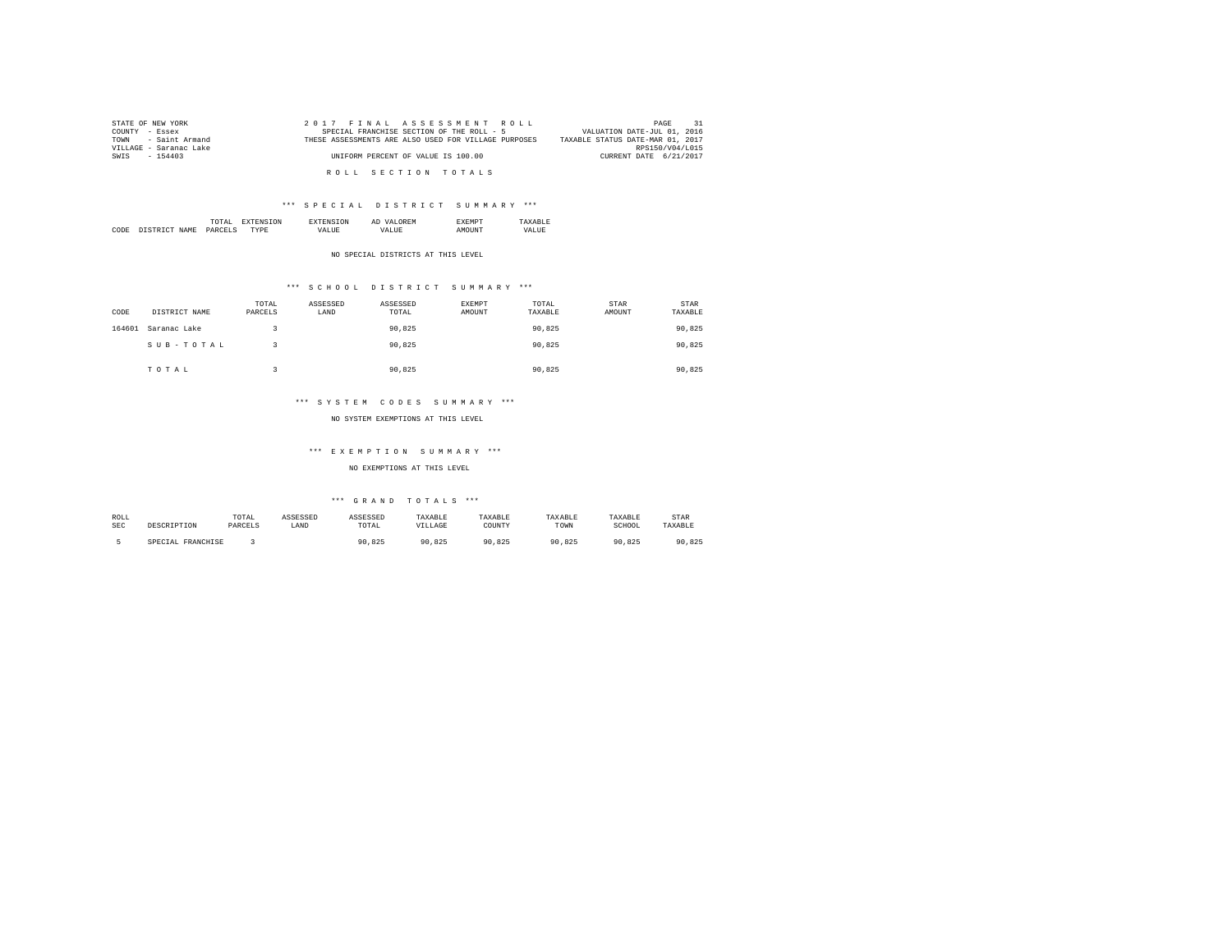STATE OF NEW YORK
COUNTY - Essex
TOWN - Saint Armand
VILLAGE - Saranac Lake
SWIS - 154403

2017 FINAL ASSESSMENT ROLL
SPECIAL FRANCHISE SECTION OF THE ROLL - 5
THESE ASSESSMENTS ARE ALSO USED FOR VILLAGE PURPOSES
UNIFORM PERCENT OF VALUE IS 100.00

VALUATION DATE-JUL 01, 2016
TAXABLE STATUS DATE-MAR 01, 2017
RPS150/V04/L015
CURRENT DATE 6/21/2017

## ROLL SECTION TOTALS

### *** SPECIAL DISTRICT SUMMARY ***

| CODE | DISTRICT NAME | TOTAL PARCELS | EXTENSION TYPE | EXTENSION VALUE | AD VALOREM VALUE | EXEMPT AMOUNT | TAXABLE VALUE |
|---|---|---|---|---|---|---|---|

NO SPECIAL DISTRICTS AT THIS LEVEL

### *** SCHOOL DISTRICT SUMMARY ***

| CODE | DISTRICT NAME | TOTAL PARCELS | ASSESSED LAND | ASSESSED TOTAL | EXEMPT AMOUNT | TOTAL TAXABLE | STAR AMOUNT | STAR TAXABLE |
|---|---|---|---|---|---|---|---|---|
| 164601 | Saranac Lake | 3 | | 90,825 | | 90,825 | | 90,825 |
| | SUB-TOTAL | 3 | | 90,825 | | 90,825 | | 90,825 |
| | TOTAL | 3 | | 90,825 | | 90,825 | | 90,825 |

### *** SYSTEM CODES SUMMARY ***

NO SYSTEM EXEMPTIONS AT THIS LEVEL

### *** EXEMPTION SUMMARY ***

NO EXEMPTIONS AT THIS LEVEL

### *** GRAND TOTALS ***

| ROLL SEC | DESCRIPTION | TOTAL PARCELS | ASSESSED LAND | ASSESSED TOTAL | TAXABLE VILLAGE | TAXABLE COUNTY | TAXABLE TOWN | TAXABLE SCHOOL | STAR TAXABLE |
|---|---|---|---|---|---|---|---|---|---|
| 5 | SPECIAL FRANCHISE | 3 | | 90,825 | 90,825 | 90,825 | 90,825 | 90,825 | 90,825 |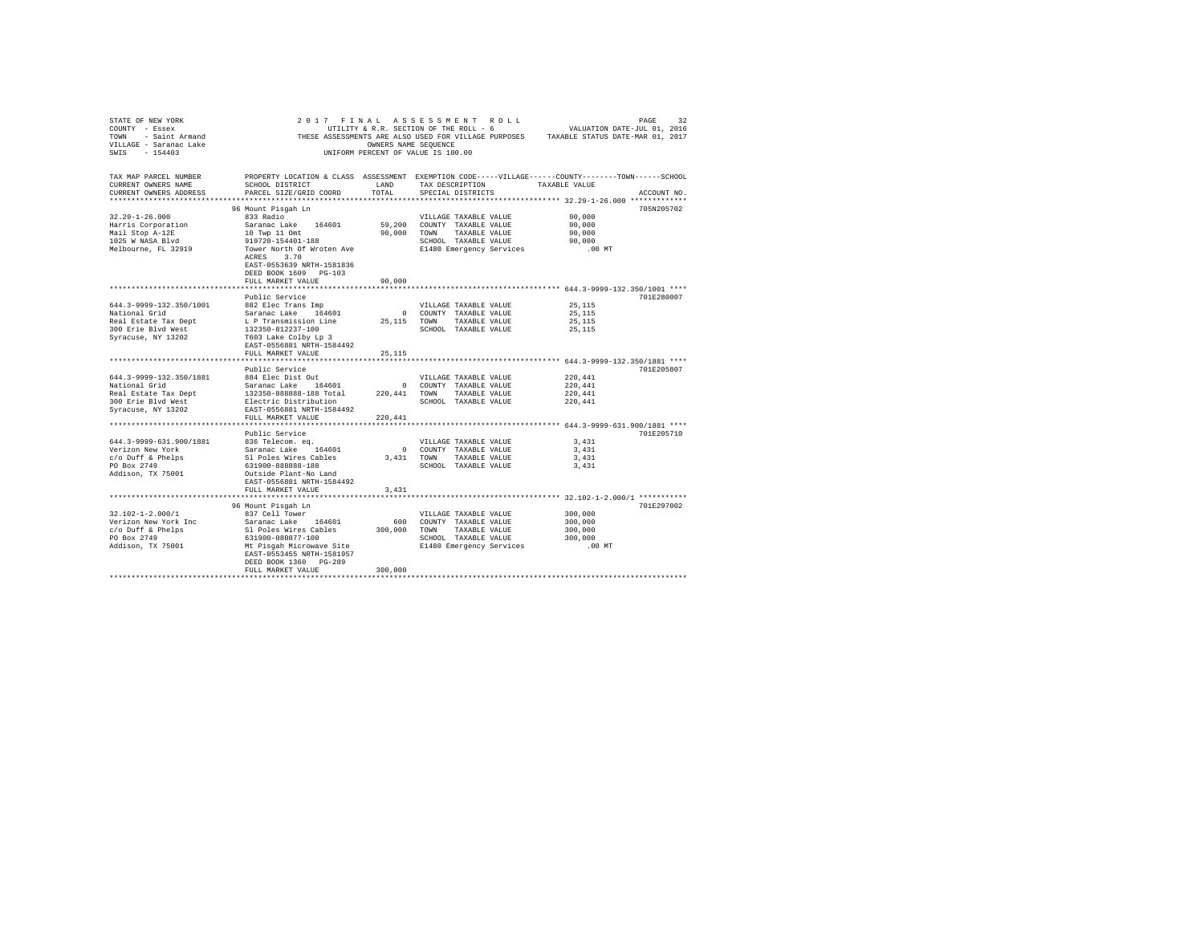STATE OF NEW YORK — 2017 FINAL ASSESSMENT ROLL
COUNTY - Essex — UTILITY & R.R. SECTION OF THE ROLL - 6 — VALUATION DATE-JUL 01, 2016
TOWN - Saint Armand — THESE ASSESSMENTS ARE ALSO USED FOR VILLAGE PURPOSES — TAXABLE STATUS DATE-MAR 01, 2017
VILLAGE - Saranac Lake — OWNERS NAME SEQUENCE
SWIS - 154403 — UNIFORM PERCENT OF VALUE IS 100.00

| TAX MAP PARCEL NUMBER / CURRENT OWNERS NAME / CURRENT OWNERS ADDRESS | PROPERTY LOCATION & CLASS / SCHOOL DISTRICT / PARCEL SIZE/GRID COORD | ASSESSMENT LAND | TOTAL | EXEMPTION CODE / TAX DESCRIPTION / SPECIAL DISTRICTS | TAXABLE VALUE | ACCOUNT NO. |
|---|---|---|---|---|---|---|
| **32.29-1-26.000** | 96 Mount Pisgah Ln | | | | | 705N205702 |
| 32.29-1-26.000 | 833 Radio | | | VILLAGE TAXABLE VALUE | 90,000 | |
| Harris Corporation | Saranac Lake 164601 | 59,200 | | COUNTY TAXABLE VALUE | 90,000 | |
| Mail Stop A-12E | 10 Twp 11 Omt | | 90,000 | TOWN TAXABLE VALUE | 90,000 | |
| 1025 W NASA Blvd | 919720-154401-188 | | | SCHOOL TAXABLE VALUE | 90,000 | |
| Melbourne, FL 32919 | Tower North Of Wroten Ave | | | E1480 Emergency Services | .00 MT | |
| | ACRES 3.70 | | | | | |
| | EAST-0553639 NRTH-1581836 | | | | | |
| | DEED BOOK 1609 PG-103 | | | | | |
| | FULL MARKET VALUE | | 90,000 | | | |
| **644.3-9999-132.350/1001** | Public Service | | | | | 701E280007 |
| 644.3-9999-132.350/1001 | 882 Elec Trans Imp | | | VILLAGE TAXABLE VALUE | 25,115 | |
| National Grid | Saranac Lake 164601 | 0 | | COUNTY TAXABLE VALUE | 25,115 | |
| Real Estate Tax Dept | L P Transmission Line | | 25,115 | TOWN TAXABLE VALUE | 25,115 | |
| 300 Erie Blvd West | 132350-812237-100 | | | SCHOOL TAXABLE VALUE | 25,115 | |
| Syracuse, NY 13202 | T603 Lake Colby Lp 3 | | | | | |
| | EAST-0556881 NRTH-1584492 | | | | | |
| | FULL MARKET VALUE | | 25,115 | | | |
| **644.3-9999-132.350/1881** | Public Service | | | | | 701E205807 |
| 644.3-9999-132.350/1881 | 884 Elec Dist Out | | | VILLAGE TAXABLE VALUE | 220,441 | |
| National Grid | Saranac Lake 164601 | 0 | | COUNTY TAXABLE VALUE | 220,441 | |
| Real Estate Tax Dept | 132350-888888-188 Total | | 220,441 | TOWN TAXABLE VALUE | 220,441 | |
| 300 Erie Blvd West | Electric Distribution | | | SCHOOL TAXABLE VALUE | 220,441 | |
| Syracuse, NY 13202 | EAST-0556881 NRTH-1584492 | | | | | |
| | FULL MARKET VALUE | | 220,441 | | | |
| **644.3-9999-631.900/1881** | Public Service | | | | | 701E205710 |
| 644.3-9999-631.900/1881 | 836 Telecom. eq. | | | VILLAGE TAXABLE VALUE | 3,431 | |
| Verizon New York | Saranac Lake 164601 | 0 | | COUNTY TAXABLE VALUE | 3,431 | |
| c/o Duff & Phelps | Sl Poles Wires Cables | | 3,431 | TOWN TAXABLE VALUE | 3,431 | |
| PO Box 2749 | 631900-888888-188 | | | SCHOOL TAXABLE VALUE | 3,431 | |
| Addison, TX 75001 | Outside Plant-No Land | | | | | |
| | EAST-0556881 NRTH-1584492 | | | | | |
| | FULL MARKET VALUE | | 3,431 | | | |
| **32.102-1-2.000/1** | 96 Mount Pisgah Ln | | | | | 701E297002 |
| 32.102-1-2.000/1 | 837 Cell Tower | | | VILLAGE TAXABLE VALUE | 300,000 | |
| Verizon New York Inc | Saranac Lake 164601 | 600 | | COUNTY TAXABLE VALUE | 300,000 | |
| c/o Duff & Phelps | Sl Poles Wires Cables | | 300,000 | TOWN TAXABLE VALUE | 300,000 | |
| PO Box 2749 | 631900-080877-100 | | | SCHOOL TAXABLE VALUE | 300,000 | |
| Addison, TX 75001 | Mt Pisgah Microwave Site | | | E1480 Emergency Services | .00 MT | |
| | EAST-0553455 NRTH-1581957 | | | | | |
| | DEED BOOK 1360 PG-289 | | | | | |
| | FULL MARKET VALUE | | 300,000 | | | |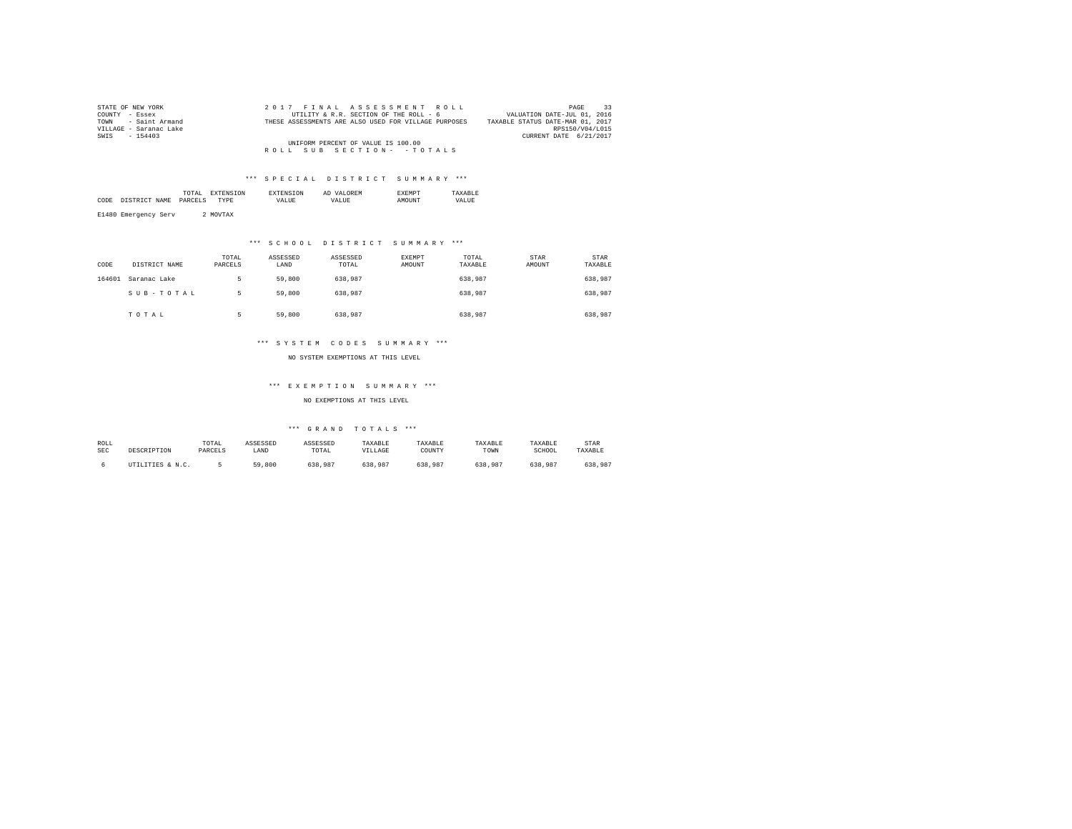STATE OF NEW YORK
COUNTY - Essex
TOWN - Saint Armand
VILLAGE - Saranac Lake
SWIS - 154403

2017 FINAL ASSESSMENT ROLL
UTILITY & R.R. SECTION OF THE ROLL - 6
THESE ASSESSMENTS ARE ALSO USED FOR VILLAGE PURPOSES

VALUATION DATE-JUL 01, 2016
TAXABLE STATUS DATE-MAR 01, 2017
RPS150/V04/L015
CURRENT DATE 6/21/2017

UNIFORM PERCENT OF VALUE IS 100.00

ROLL SUB SECTION- - TOTALS

### *** SPECIAL DISTRICT SUMMARY ***

| CODE | DISTRICT NAME | TOTAL PARCELS | EXTENSION TYPE | EXTENSION VALUE | AD VALOREM VALUE | EXEMPT AMOUNT | TAXABLE VALUE |
|---|---|---|---|---|---|---|---|
| E1480 | Emergency Serv | 2 | MOVTAX | | | | |

### *** SCHOOL DISTRICT SUMMARY ***

| CODE | DISTRICT NAME | TOTAL PARCELS | ASSESSED LAND | ASSESSED TOTAL | EXEMPT AMOUNT | TOTAL TAXABLE | STAR AMOUNT | STAR TAXABLE |
|---|---|---|---|---|---|---|---|---|
| 164601 | Saranac Lake | 5 | 59,800 | 638,987 | | 638,987 | | 638,987 |
| | SUB-TOTAL | 5 | 59,800 | 638,987 | | 638,987 | | 638,987 |
| | TOTAL | 5 | 59,800 | 638,987 | | 638,987 | | 638,987 |

### *** SYSTEM CODES SUMMARY ***

NO SYSTEM EXEMPTIONS AT THIS LEVEL

### *** EXEMPTION SUMMARY ***

NO EXEMPTIONS AT THIS LEVEL

### *** GRAND TOTALS ***

| ROLL SEC | DESCRIPTION | TOTAL PARCELS | ASSESSED LAND | ASSESSED TOTAL | TAXABLE VILLAGE | TAXABLE COUNTY | TAXABLE TOWN | TAXABLE SCHOOL | STAR TAXABLE |
|---|---|---|---|---|---|---|---|---|---|
| 6 | UTILITIES & N.C. | 5 | 59,800 | 638,987 | 638,987 | 638,987 | 638,987 | 638,987 | 638,987 |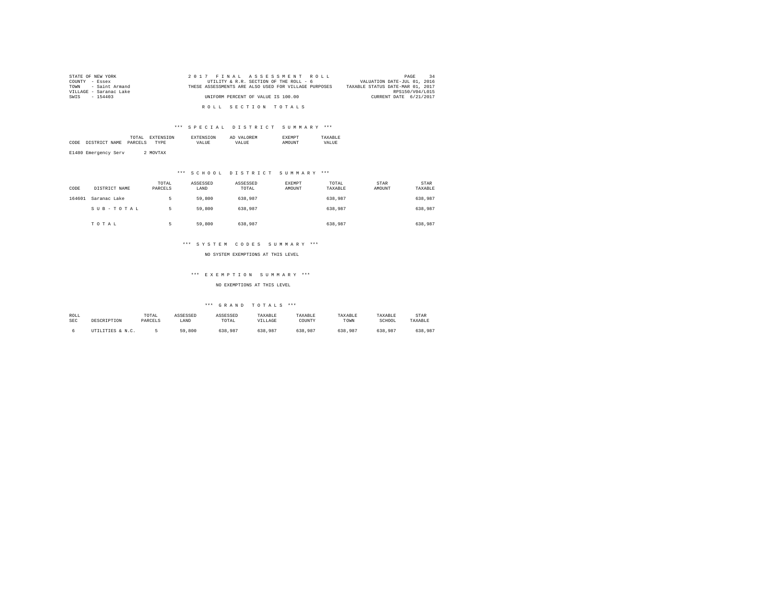STATE OF NEW YORK
COUNTY - Essex
TOWN - Saint Armand
VILLAGE - Saranac Lake
SWIS - 154403

2 0 1 7 F I N A L A S S E S S M E N T R O L L
UTILITY & R.R. SECTION OF THE ROLL - 6
THESE ASSESSMENTS ARE ALSO USED FOR VILLAGE PURPOSES
UNIFORM PERCENT OF VALUE IS 100.00

VALUATION DATE-JUL 01, 2016
TAXABLE STATUS DATE-MAR 01, 2017
RPS150/V04/L015
CURRENT DATE 6/21/2017

R O L L S E C T I O N T O T A L S

*** S P E C I A L D I S T R I C T S U M M A R Y ***

| CODE | DISTRICT NAME | TOTAL PARCELS | EXTENSION TYPE | EXTENSION VALUE | AD VALOREM VALUE | EXEMPT AMOUNT | TAXABLE VALUE |
|---|---|---|---|---|---|---|---|
| E1480 | Emergency Serv | 2 | MOVTAX | | | | |

*** S C H O O L D I S T R I C T S U M M A R Y ***

| CODE | DISTRICT NAME | TOTAL PARCELS | ASSESSED LAND | ASSESSED TOTAL | EXEMPT AMOUNT | TOTAL TAXABLE | STAR AMOUNT | STAR TAXABLE |
|---|---|---|---|---|---|---|---|---|
| 164601 | Saranac Lake | 5 | 59,800 | 638,987 | | 638,987 | | 638,987 |
| | S U B - T O T A L | 5 | 59,800 | 638,987 | | 638,987 | | 638,987 |
| | T O T A L | 5 | 59,800 | 638,987 | | 638,987 | | 638,987 |

*** S Y S T E M C O D E S S U M M A R Y ***

NO SYSTEM EXEMPTIONS AT THIS LEVEL

*** E X E M P T I O N S U M M A R Y ***

NO EXEMPTIONS AT THIS LEVEL

*** G R A N D T O T A L S ***

| ROLL SEC | DESCRIPTION | TOTAL PARCELS | ASSESSED LAND | ASSESSED TOTAL | TAXABLE VILLAGE | TAXABLE COUNTY | TAXABLE TOWN | TAXABLE SCHOOL | STAR TAXABLE |
|---|---|---|---|---|---|---|---|---|---|
| 6 | UTILITIES & N.C. | 5 | 59,800 | 638,987 | 638,987 | 638,987 | 638,987 | 638,987 | 638,987 |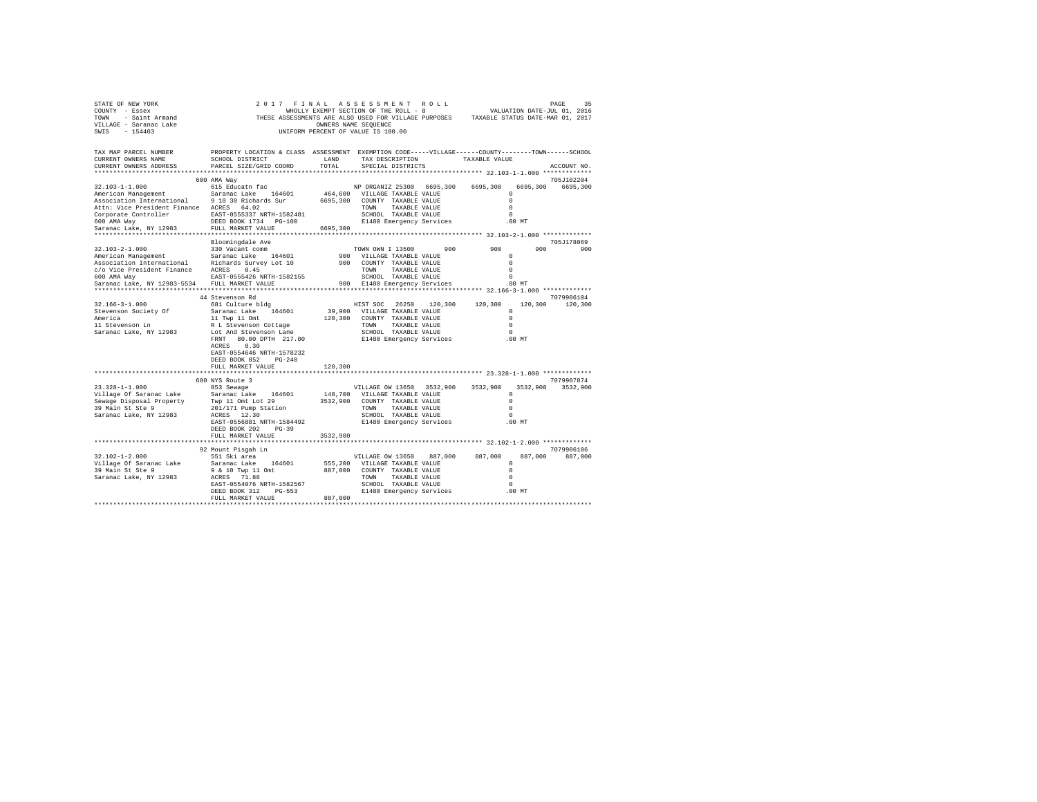STATE OF NEW YORK
COUNTY - Essex
TOWN - Saint Armand
VILLAGE - Saranac Lake
SWIS - 154403

2017 FINAL ASSESSMENT ROLL
WHOLLY EXEMPT SECTION OF THE ROLL - 8
THESE ASSESSMENTS ARE ALSO USED FOR VILLAGE PURPOSES
OWNERS NAME SEQUENCE
UNIFORM PERCENT OF VALUE IS 100.00

VALUATION DATE-JUL 01, 2016
TAXABLE STATUS DATE-MAR 01, 2017

```
TAX MAP PARCEL NUMBER          PROPERTY LOCATION & CLASS  ASSESSMENT  EXEMPTION CODE-----VILLAGE------COUNTY--------TOWN------SCHOOL
CURRENT OWNERS NAME            SCHOOL DISTRICT               LAND      TAX DESCRIPTION              TAXABLE VALUE
CURRENT OWNERS ADDRESS         PARCEL SIZE/GRID COORD        TOTAL     SPECIAL DISTRICTS                                          ACCOUNT NO.
******************************************************************************************************* 32.103-1-1.000 ************
                               600 AMA Way                                                                                    705J102204
32.103-1-1.000                 615 Educatn fac                          NP ORGANIZ 25300  6695,300    6695,300    6695,300   6695,300
American Management            Saranac Lake    164601      464,600  VILLAGE TAXABLE VALUE                  0
Association International      9 10 30 Richards Sur       6695,300  COUNTY  TAXABLE VALUE                  0
Attn: Vice President Finance   ACRES   64.02                        TOWN    TAXABLE VALUE                  0
Corporate Controller           EAST-0555337 NRTH-1582481            SCHOOL  TAXABLE VALUE                  0
600 AMA Way                    DEED BOOK 1734   PG-100              E1480 Emergency Services             .00 MT
Saranac Lake, NY 12983         FULL MARKET VALUE          6695,300
******************************************************************************************************* 32.103-2-1.000 ************
                               Bloomingdale Ave                                                                               705J178069
32.103-2-1.000                 330 Vacant comm                          TOWN OWN I 13500       900         900         900         900
American Management            Saranac Lake    164601          900  VILLAGE TAXABLE VALUE                  0
Association International      Richards Survey Lot 10          900  COUNTY  TAXABLE VALUE                  0
c/o Vice President Finance     ACRES    0.45                        TOWN    TAXABLE VALUE                  0
600 AMA Way                    EAST-0555426 NRTH-1582155            SCHOOL  TAXABLE VALUE                  0
Saranac Lake, NY 12983-5534    FULL MARKET VALUE               900  E1480 Emergency Services             .00 MT
******************************************************************************************************* 32.166-3-1.000 ************
                               44 Stevenson Rd                                                                                7079906104
32.166-3-1.000                 681 Culture bldg                         HIST SOC   26250   120,300     120,300     120,300     120,300
Stevenson Society Of           Saranac Lake    164601       39,900  VILLAGE TAXABLE VALUE                  0
America                        11 Twp 11 Omt               120,300  COUNTY  TAXABLE VALUE                  0
11 Stevenson Ln                R L Stevenson Cottage                TOWN    TAXABLE VALUE                  0
Saranac Lake, NY 12983         Lot And Stevenson Lane               SCHOOL  TAXABLE VALUE                  0
                               FRNT   80.00 DPTH 217.00             E1480 Emergency Services             .00 MT
                               ACRES    0.30
                               EAST-0554646 NRTH-1578232
                               DEED BOOK 852    PG-240
                               FULL MARKET VALUE           120,300
******************************************************************************************************* 23.328-1-1.000 ************
                               680 NYS Route 3                                                                                7079907874
23.328-1-1.000                 853 Sewage                               VILLAGE OW 13650  3532,900    3532,900    3532,900   3532,900
Village Of Saranac Lake        Saranac Lake    164601      148,700  VILLAGE TAXABLE VALUE                  0
Sewage Disposal Property       Twp 11 Omt Lot 29          3532,900  COUNTY  TAXABLE VALUE                  0
39 Main St Ste 9               201/171 Pump Station                 TOWN    TAXABLE VALUE                  0
Saranac Lake, NY 12983         ACRES   12.30                        SCHOOL  TAXABLE VALUE                  0
                               EAST-0556881 NRTH-1584492            E1480 Emergency Services             .00 MT
                               DEED BOOK 202    PG-39
                               FULL MARKET VALUE          3532,900
******************************************************************************************************* 32.102-1-2.000 ************
                               92 Mount Pisgah Ln                                                                             7079906106
32.102-1-2.000                 551 Ski area                             VILLAGE OW 13650   887,000     887,000     887,000     887,000
Village Of Saranac Lake        Saranac Lake    164601      555,200  VILLAGE TAXABLE VALUE                  0
39 Main St Ste 9               9 & 10 Twp 11 Omt           887,000  COUNTY  TAXABLE VALUE                  0
Saranac Lake, NY 12983         ACRES   71.88                        TOWN    TAXABLE VALUE                  0
                               EAST-0554076 NRTH-1582567            SCHOOL  TAXABLE VALUE                  0
                               DEED BOOK 312    PG-553              E1480 Emergency Services             .00 MT
                               FULL MARKET VALUE           887,000
***********************************************************************************************************************************
```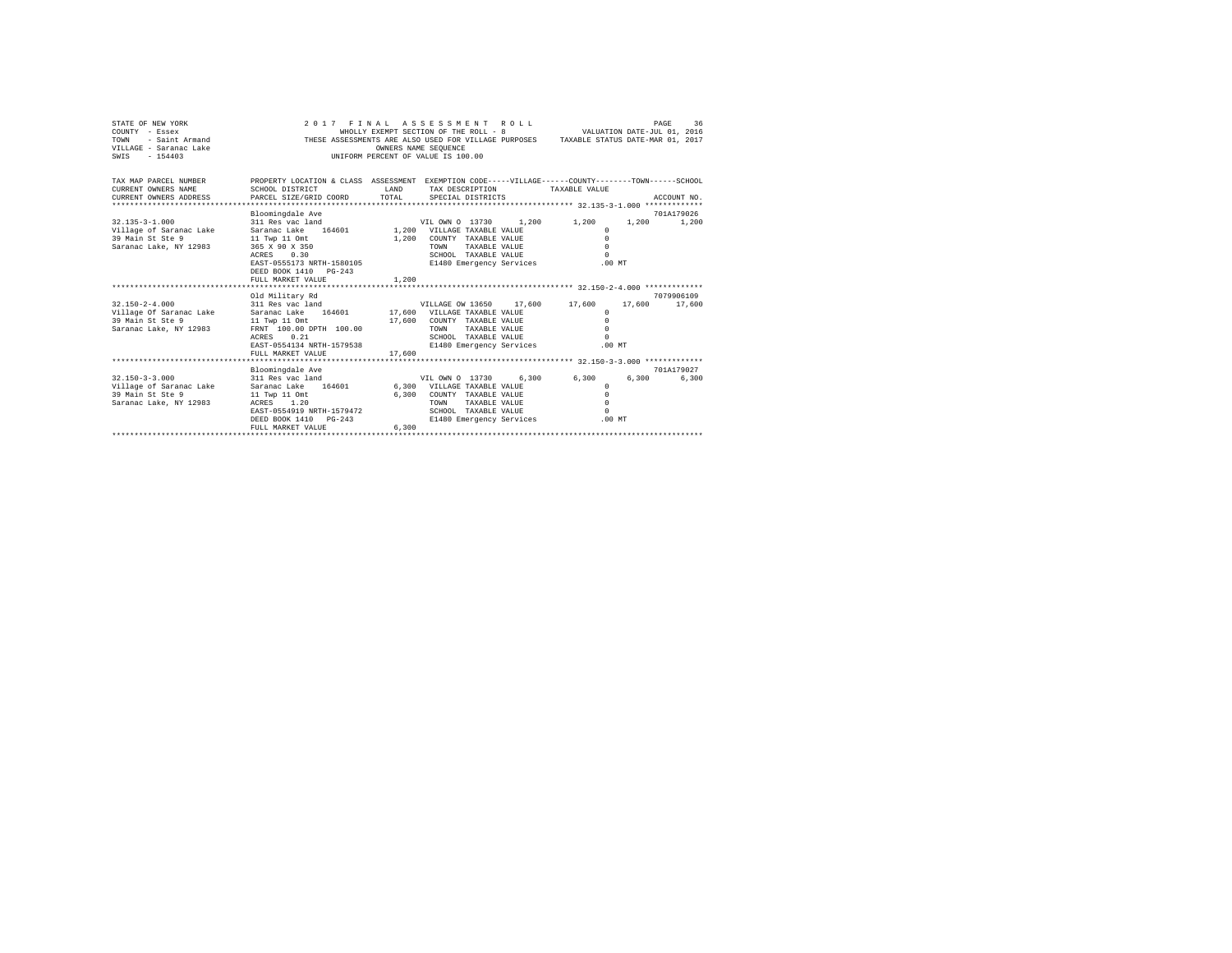STATE OF NEW YORK
COUNTY - Essex
TOWN - Saint Armand
VILLAGE - Saranac Lake
SWIS - 154403

2 0 1 7 F I N A L A S S E S S M E N T R O L L
WHOLLY EXEMPT SECTION OF THE ROLL - 8
THESE ASSESSMENTS ARE ALSO USED FOR VILLAGE PURPOSES
OWNERS NAME SEQUENCE
UNIFORM PERCENT OF VALUE IS 100.00

VALUATION DATE-JUL 01, 2016
TAXABLE STATUS DATE-MAR 01, 2017

```
TAX MAP PARCEL NUMBER          PROPERTY LOCATION & CLASS  ASSESSMENT  EXEMPTION CODE-----VILLAGE------COUNTY--------TOWN------SCHOOL
CURRENT OWNERS NAME            SCHOOL DISTRICT               LAND      TAX DESCRIPTION            TAXABLE VALUE
CURRENT OWNERS ADDRESS         PARCEL SIZE/GRID COORD        TOTAL     SPECIAL DISTRICTS                                         ACCOUNT NO.
******************************************************************************************************* 32.135-3-1.000 *************
                               Bloomingdale Ave                                                                            701A179026
32.135-3-1.000                 311 Res vac land                          VIL OWN O 13730     1,200       1,200       1,200       1,200
Village of Saranac Lake        Saranac Lake    164601         1,200   VILLAGE TAXABLE VALUE                0
39 Main St Ste 9               11 Twp 11 Omt                  1,200   COUNTY  TAXABLE VALUE                0
Saranac Lake, NY 12983         365 X 90 X 350                         TOWN    TAXABLE VALUE                0
                               ACRES     0.30                         SCHOOL  TAXABLE VALUE                0
                               EAST-0555173 NRTH-1580105              E1480 Emergency Services            .00 MT
                               DEED BOOK 1410   PG-243
                               FULL MARKET VALUE              1,200
******************************************************************************************************* 32.150-2-4.000 *************
                               Old Military Rd                                                                             7079906109
32.150-2-4.000                 311 Res vac land                          VILLAGE OW 13650   17,600      17,600      17,600      17,600
Village Of Saranac Lake        Saranac Lake    164601        17,600   VILLAGE TAXABLE VALUE                0
39 Main St Ste 9               11 Twp 11 Omt                 17,600   COUNTY  TAXABLE VALUE                0
Saranac Lake, NY 12983         FRNT 100.00 DPTH 100.00                TOWN    TAXABLE VALUE                0
                               ACRES     0.21                         SCHOOL  TAXABLE VALUE                0
                               EAST-0554134 NRTH-1579538              E1480 Emergency Services            .00 MT
                               FULL MARKET VALUE             17,600
******************************************************************************************************* 32.150-3-3.000 *************
                               Bloomingdale Ave                                                                            701A179027
32.150-3-3.000                 311 Res vac land                          VIL OWN O 13730     6,300       6,300       6,300       6,300
Village of Saranac Lake        Saranac Lake    164601         6,300   VILLAGE TAXABLE VALUE                0
39 Main St Ste 9               11 Twp 11 Omt                  6,300   COUNTY  TAXABLE VALUE                0
Saranac Lake, NY 12983         ACRES     1.20                         TOWN    TAXABLE VALUE                0
                               EAST-0554919 NRTH-1579472              SCHOOL  TAXABLE VALUE                0
                               DEED BOOK 1410   PG-243                E1480 Emergency Services            .00 MT
                               FULL MARKET VALUE              6,300
************************************************************************************************************************************
```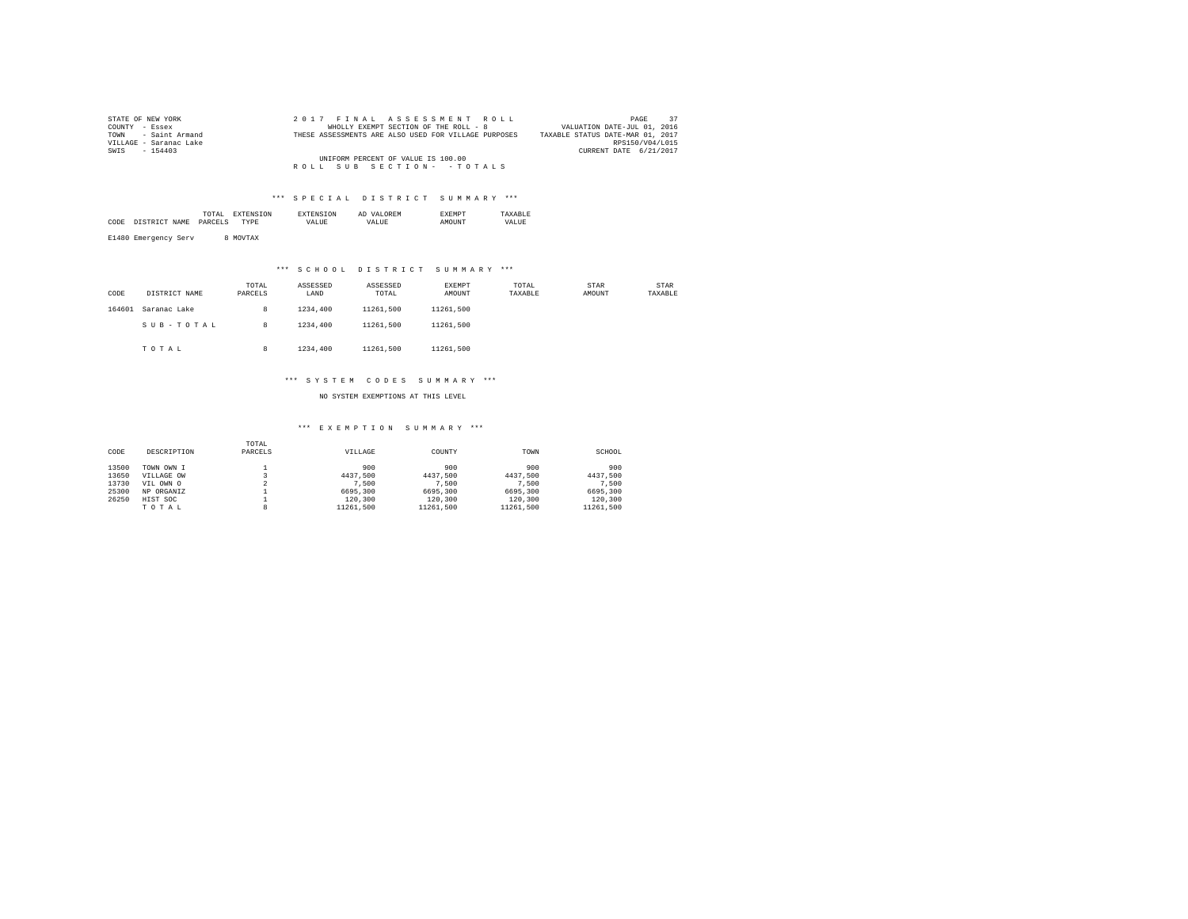STATE OF NEW YORK
COUNTY - Essex
TOWN - Saint Armand
VILLAGE - Saranac Lake
SWIS - 154403

2017 FINAL ASSESSMENT ROLL
WHOLLY EXEMPT SECTION OF THE ROLL - 8
THESE ASSESSMENTS ARE ALSO USED FOR VILLAGE PURPOSES
UNIFORM PERCENT OF VALUE IS 100.00

VALUATION DATE-JUL 01, 2016
TAXABLE STATUS DATE-MAR 01, 2017
RPS150/V04/L015
CURRENT DATE 6/21/2017

ROLL SUB SECTION- - TOTALS

*** SPECIAL DISTRICT SUMMARY ***

| CODE | DISTRICT NAME | TOTAL PARCELS | EXTENSION TYPE | EXTENSION VALUE | AD VALOREM VALUE | EXEMPT AMOUNT | TAXABLE VALUE |
|---|---|---|---|---|---|---|---|
| E1480 | Emergency Serv | 8 | MOVTAX | | | | |

*** SCHOOL DISTRICT SUMMARY ***

| CODE | DISTRICT NAME | TOTAL PARCELS | ASSESSED LAND | ASSESSED TOTAL | EXEMPT AMOUNT | TOTAL TAXABLE | STAR AMOUNT | STAR TAXABLE |
|---|---|---|---|---|---|---|---|---|
| 164601 | Saranac Lake | 8 | 1234,400 | 11261,500 | 11261,500 | | | |
| | SUB-TOTAL | 8 | 1234,400 | 11261,500 | 11261,500 | | | |
| | TOTAL | 8 | 1234,400 | 11261,500 | 11261,500 | | | |

*** SYSTEM CODES SUMMARY ***

NO SYSTEM EXEMPTIONS AT THIS LEVEL

*** EXEMPTION SUMMARY ***

| CODE | DESCRIPTION | TOTAL PARCELS | VILLAGE | COUNTY | TOWN | SCHOOL |
|---|---|---|---|---|---|---|
| 13500 | TOWN OWN I | 1 | 900 | 900 | 900 | 900 |
| 13650 | VILLAGE OW | 3 | 4437,500 | 4437,500 | 4437,500 | 4437,500 |
| 13730 | VIL OWN O | 2 | 7,500 | 7,500 | 7,500 | 7,500 |
| 25300 | NP ORGANIZ | 1 | 6695,300 | 6695,300 | 6695,300 | 6695,300 |
| 26250 | HIST SOC | 1 | 120,300 | 120,300 | 120,300 | 120,300 |
| | TOTAL | 8 | 11261,500 | 11261,500 | 11261,500 | 11261,500 |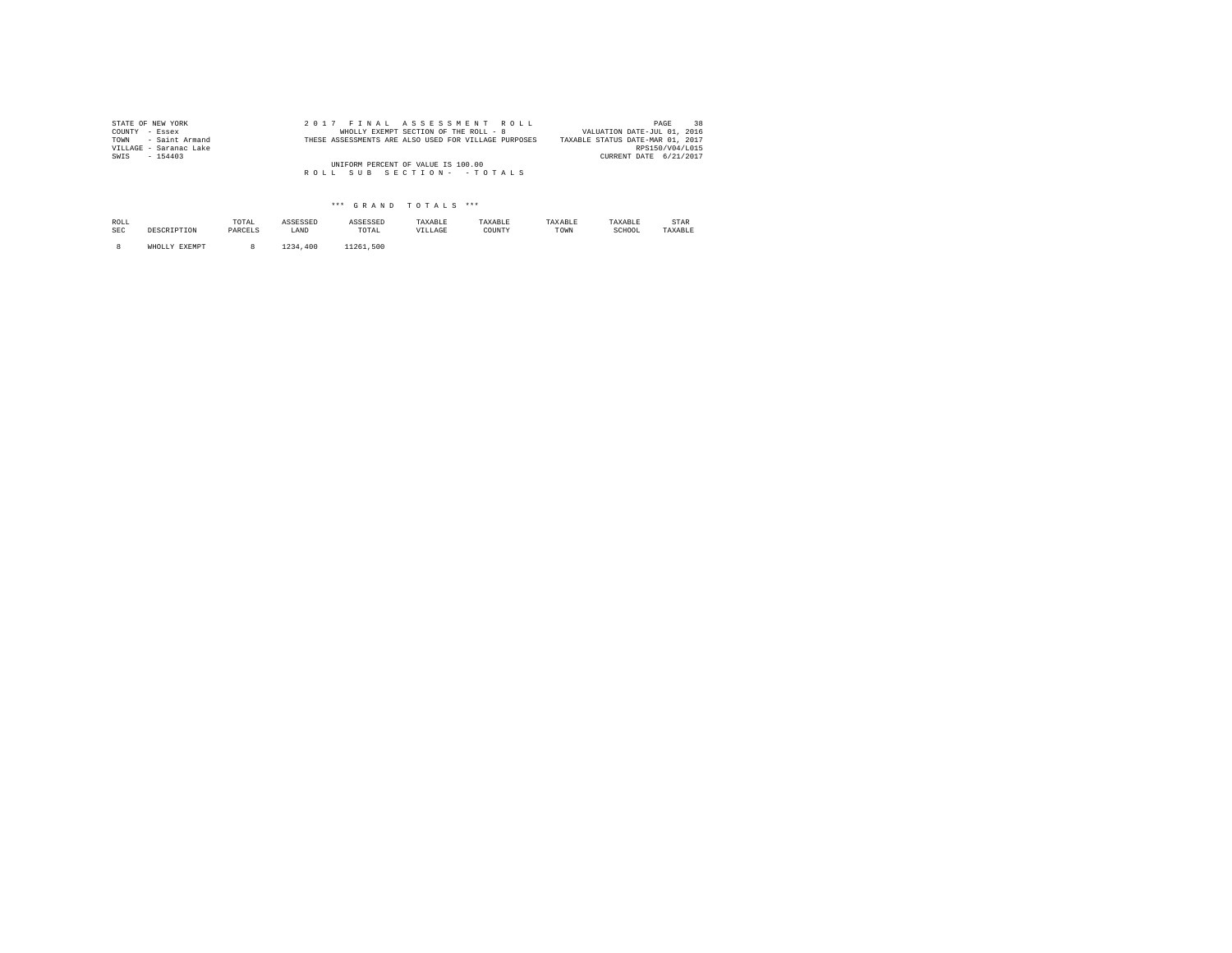STATE OF NEW YORK
COUNTY - Essex
TOWN - Saint Armand
VILLAGE - Saranac Lake
SWIS - 154403

2 0 1 7 F I N A L A S S E S S M E N T R O L L
WHOLLY EXEMPT SECTION OF THE ROLL - 8
THESE ASSESSMENTS ARE ALSO USED FOR VILLAGE PURPOSES

UNIFORM PERCENT OF VALUE IS 100.00
R O L L S U B S E C T I O N - - T O T A L S

VALUATION DATE-JUL 01, 2016
TAXABLE STATUS DATE-MAR 01, 2017
RPS150/V04/L015
CURRENT DATE 6/21/2017

*** G R A N D T O T A L S ***

| ROLL SEC | DESCRIPTION | TOTAL PARCELS | ASSESSED LAND | ASSESSED TOTAL | TAXABLE VILLAGE | TAXABLE COUNTY | TAXABLE TOWN | TAXABLE SCHOOL | STAR TAXABLE |
|---|---|---|---|---|---|---|---|---|---|
| 8 | WHOLLY EXEMPT | 8 | 1234,400 | 11261,500 | | | | | |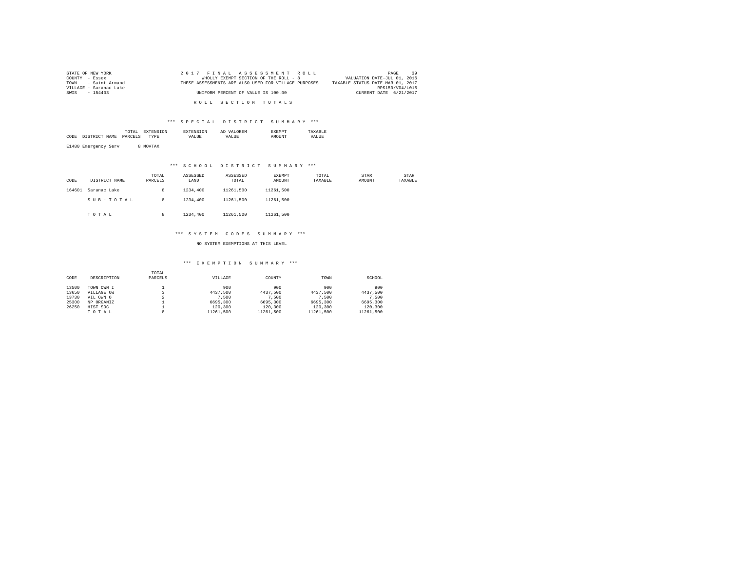STATE OF NEW YORK | 2017 FINAL ASSESSMENT ROLL | VALUATION DATE-JUL 01, 2016
COUNTY - Essex | WHOLLY EXEMPT SECTION OF THE ROLL - 8 | TAXABLE STATUS DATE-MAR 01, 2017
TOWN - Saint Armand | THESE ASSESSMENTS ARE ALSO USED FOR VILLAGE PURPOSES | RPS150/V04/L015
VILLAGE - Saranac Lake | | CURRENT DATE 6/21/2017
SWIS - 154403 | UNIFORM PERCENT OF VALUE IS 100.00 |

## ROLL SECTION TOTALS

### *** SPECIAL DISTRICT SUMMARY ***

| CODE | DISTRICT NAME | TOTAL PARCELS | EXTENSION TYPE | EXTENSION VALUE | AD VALOREM VALUE | EXEMPT AMOUNT | TAXABLE VALUE |
|---|---|---|---|---|---|---|---|
| E1480 | Emergency Serv | 8 | MOVTAX | | | | |

### *** SCHOOL DISTRICT SUMMARY ***

| CODE | DISTRICT NAME | TOTAL PARCELS | ASSESSED LAND | ASSESSED TOTAL | EXEMPT AMOUNT | TOTAL TAXABLE | STAR AMOUNT | STAR TAXABLE |
|---|---|---|---|---|---|---|---|---|
| 164601 | Saranac Lake | 8 | 1234,400 | 11261,500 | 11261,500 | | | |
| | SUB-TOTAL | 8 | 1234,400 | 11261,500 | 11261,500 | | | |
| | TOTAL | 8 | 1234,400 | 11261,500 | 11261,500 | | | |

### *** SYSTEM CODES SUMMARY ***

NO SYSTEM EXEMPTIONS AT THIS LEVEL

### *** EXEMPTION SUMMARY ***

| CODE | DESCRIPTION | TOTAL PARCELS | VILLAGE | COUNTY | TOWN | SCHOOL |
|---|---|---|---|---|---|---|
| 13500 | TOWN OWN I | 1 | 900 | 900 | 900 | 900 |
| 13650 | VILLAGE OW | 3 | 4437,500 | 4437,500 | 4437,500 | 4437,500 |
| 13730 | VIL OWN O | 2 | 7,500 | 7,500 | 7,500 | 7,500 |
| 25300 | NP ORGANIZ | 1 | 6695,300 | 6695,300 | 6695,300 | 6695,300 |
| 26250 | HIST SOC | 1 | 120,300 | 120,300 | 120,300 | 120,300 |
| | TOTAL | 8 | 11261,500 | 11261,500 | 11261,500 | 11261,500 |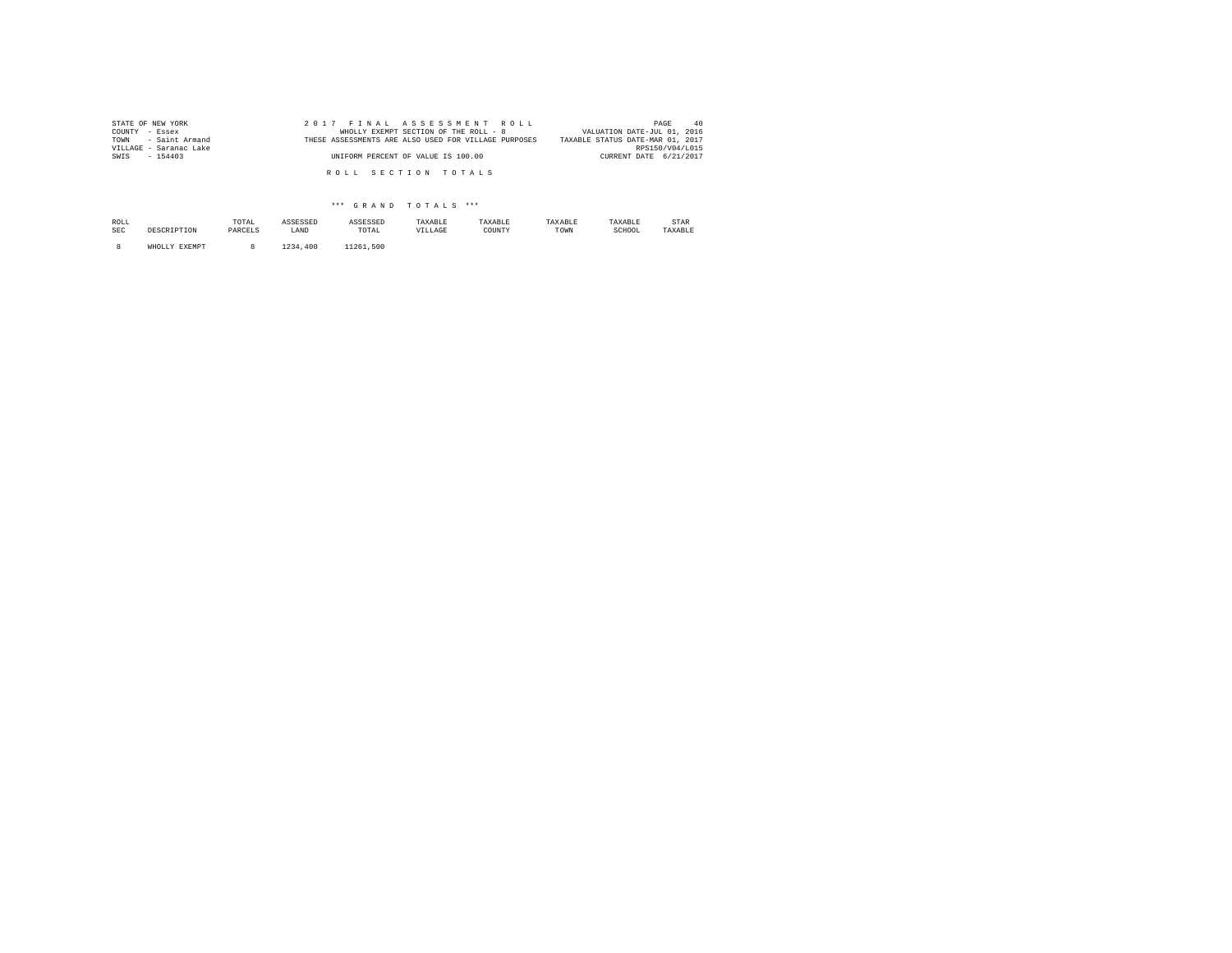STATE OF NEW YORK
COUNTY - Essex
TOWN - Saint Armand
VILLAGE - Saranac Lake
SWIS - 154403

2 0 1 7 F I N A L A S S E S S M E N T R O L L
WHOLLY EXEMPT SECTION OF THE ROLL - 8
THESE ASSESSMENTS ARE ALSO USED FOR VILLAGE PURPOSES
UNIFORM PERCENT OF VALUE IS 100.00

VALUATION DATE-JUL 01, 2016
TAXABLE STATUS DATE-MAR 01, 2017
RPS150/V04/L015
CURRENT DATE 6/21/2017

R O L L S E C T I O N T O T A L S

\*\*\* G R A N D T O T A L S \*\*\*

| ROLL SEC | DESCRIPTION | TOTAL PARCELS | ASSESSED LAND | ASSESSED TOTAL | TAXABLE VILLAGE | TAXABLE COUNTY | TAXABLE TOWN | TAXABLE SCHOOL | STAR TAXABLE |
|---|---|---|---|---|---|---|---|---|---|
| 8 | WHOLLY EXEMPT | 8 | 1234,400 | 11261,500 | | | | | |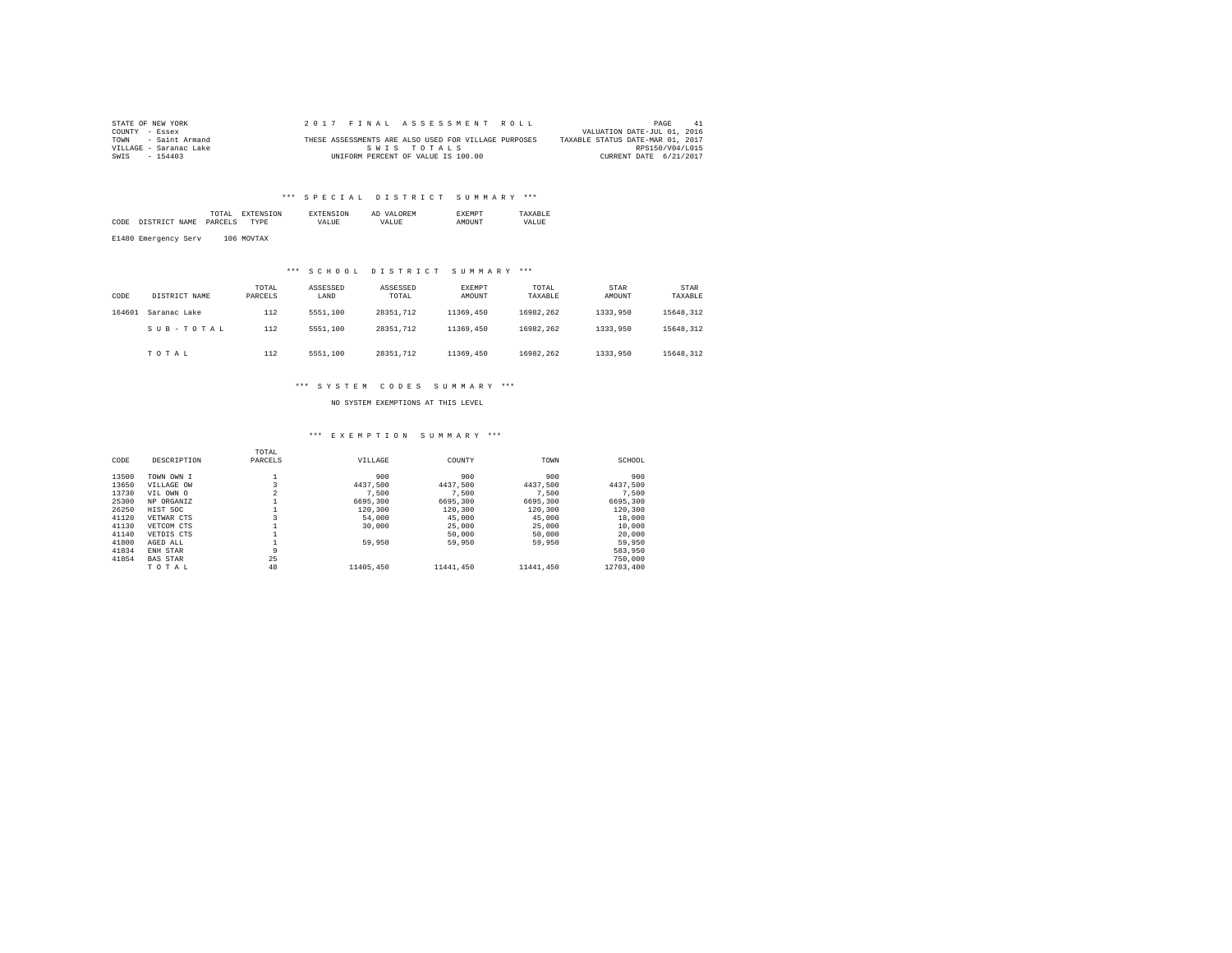STATE OF NEW YORK
COUNTY - Essex
TOWN - Saint Armand
VILLAGE - Saranac Lake
SWIS - 154403

2 0 1 7 F I N A L A S S E S S M E N T R O L L
THESE ASSESSMENTS ARE ALSO USED FOR VILLAGE PURPOSES
S W I S T O T A L S
UNIFORM PERCENT OF VALUE IS 100.00

VALUATION DATE-JUL 01, 2016
TAXABLE STATUS DATE-MAR 01, 2017
RPS150/V04/L015
CURRENT DATE 6/21/2017

### *** S P E C I A L D I S T R I C T S U M M A R Y ***

| CODE | DISTRICT NAME | TOTAL PARCELS | EXTENSION TYPE | EXTENSION VALUE | AD VALOREM VALUE | EXEMPT AMOUNT | TAXABLE VALUE |
|---|---|---|---|---|---|---|---|
| E1480 | Emergency Serv | 106 | MOVTAX | | | | |

### *** S C H O O L D I S T R I C T S U M M A R Y ***

| CODE | DISTRICT NAME | TOTAL PARCELS | ASSESSED LAND | ASSESSED TOTAL | EXEMPT AMOUNT | TOTAL TAXABLE | STAR AMOUNT | STAR TAXABLE |
|---|---|---|---|---|---|---|---|---|
| 164601 | Saranac Lake | 112 | 5551,100 | 28351,712 | 11369,450 | 16982,262 | 1333,950 | 15648,312 |
| | S U B - T O T A L | 112 | 5551,100 | 28351,712 | 11369,450 | 16982,262 | 1333,950 | 15648,312 |
| | T O T A L | 112 | 5551,100 | 28351,712 | 11369,450 | 16982,262 | 1333,950 | 15648,312 |

### *** S Y S T E M C O D E S S U M M A R Y ***

NO SYSTEM EXEMPTIONS AT THIS LEVEL

### *** E X E M P T I O N S U M M A R Y ***

| CODE | DESCRIPTION | TOTAL PARCELS | VILLAGE | COUNTY | TOWN | SCHOOL |
|---|---|---|---|---|---|---|
| 13500 | TOWN OWN I | 1 | 900 | 900 | 900 | 900 |
| 13650 | VILLAGE OW | 3 | 4437,500 | 4437,500 | 4437,500 | 4437,500 |
| 13730 | VIL OWN O | 2 | 7,500 | 7,500 | 7,500 | 7,500 |
| 25300 | NP ORGANIZ | 1 | 6695,300 | 6695,300 | 6695,300 | 6695,300 |
| 26250 | HIST SOC | 1 | 120,300 | 120,300 | 120,300 | 120,300 |
| 41120 | VETWAR CTS | 3 | 54,000 | 45,000 | 45,000 | 18,000 |
| 41130 | VETCOM CTS | 1 | 30,000 | 25,000 | 25,000 | 10,000 |
| 41140 | VETDIS CTS | 1 | | 50,000 | 50,000 | 20,000 |
| 41800 | AGED ALL | 1 | 59,950 | 59,950 | 59,950 | 59,950 |
| 41834 | ENH STAR | 9 | | | | 583,950 |
| 41854 | BAS STAR | 25 | | | | 750,000 |
| | T O T A L | 48 | 11405,450 | 11441,450 | 11441,450 | 12703,400 |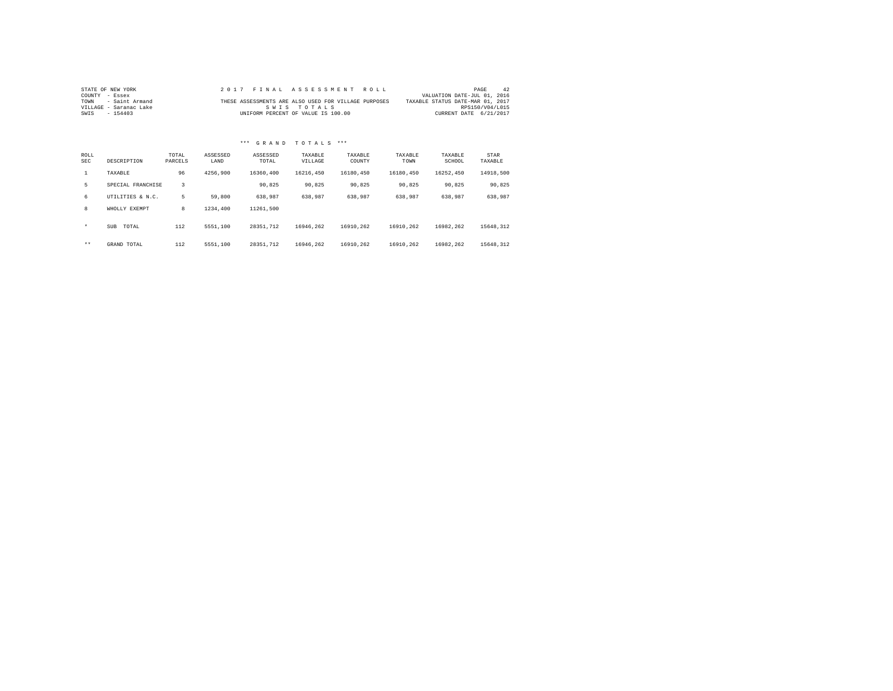STATE OF NEW YORK
COUNTY - Essex
TOWN - Saint Armand
VILLAGE - Saranac Lake
SWIS - 154403

2 0 1 7 F I N A L A S S E S S M E N T R O L L
THESE ASSESSMENTS ARE ALSO USED FOR VILLAGE PURPOSES
S W I S T O T A L S
UNIFORM PERCENT OF VALUE IS 100.00

VALUATION DATE-JUL 01, 2016
TAXABLE STATUS DATE-MAR 01, 2017
RPS150/V04/L015
CURRENT DATE 6/21/2017

### *** G R A N D T O T A L S ***

| ROLL SEC | DESCRIPTION | TOTAL PARCELS | ASSESSED LAND | ASSESSED TOTAL | TAXABLE VILLAGE | TAXABLE COUNTY | TAXABLE TOWN | TAXABLE SCHOOL | STAR TAXABLE |
|---|---|---|---|---|---|---|---|---|---|
| 1 | TAXABLE | 96 | 4256,900 | 16360,400 | 16216,450 | 16180,450 | 16180,450 | 16252,450 | 14918,500 |
| 5 | SPECIAL FRANCHISE | 3 | | 90,825 | 90,825 | 90,825 | 90,825 | 90,825 | 90,825 |
| 6 | UTILITIES & N.C. | 5 | 59,800 | 638,987 | 638,987 | 638,987 | 638,987 | 638,987 | 638,987 |
| 8 | WHOLLY EXEMPT | 8 | 1234,400 | 11261,500 | | | | | |
| * | SUB TOTAL | 112 | 5551,100 | 28351,712 | 16946,262 | 16910,262 | 16910,262 | 16982,262 | 15648,312 |
| ** | GRAND TOTAL | 112 | 5551,100 | 28351,712 | 16946,262 | 16910,262 | 16910,262 | 16982,262 | 15648,312 |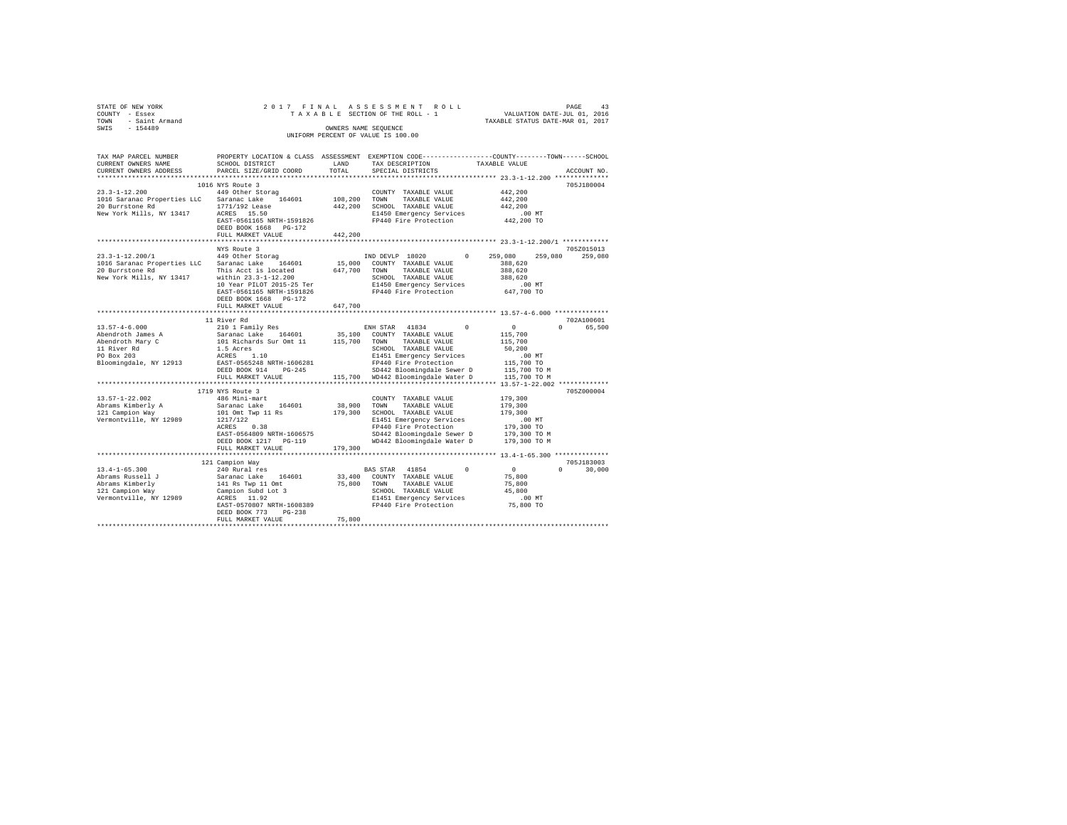STATE OF NEW YORK | COUNTY - Essex | TOWN - Saint Armand | SWIS - 154489

2017 FINAL ASSESSMENT ROLL
TAXABLE SECTION OF THE ROLL - 1
OWNERS NAME SEQUENCE
UNIFORM PERCENT OF VALUE IS 100.00

VALUATION DATE-JUL 01, 2016
TAXABLE STATUS DATE-MAR 01, 2017

```
TAX MAP PARCEL NUMBER      PROPERTY LOCATION & CLASS  ASSESSMENT  EXEMPTION CODE------------------COUNTY--------TOWN------SCHOOL
CURRENT OWNERS NAME        SCHOOL DISTRICT            LAND        TAX DESCRIPTION            TAXABLE VALUE
CURRENT OWNERS ADDRESS     PARCEL SIZE/GRID COORD     TOTAL       SPECIAL DISTRICTS                                         ACCOUNT NO.
************************************************************************************************ 23.3-1-12.200 **************
                           1016 NYS Route 3                                                                                 705J180004
23.3-1-12.200              449 Other Storag                       COUNTY  TAXABLE VALUE           442,200
1016 Saranac Properties LLC  Saranac Lake   164601     108,200    TOWN    TAXABLE VALUE           442,200
20 Burrstone Rd            1771/192 Lease              442,200    SCHOOL  TAXABLE VALUE           442,200
New York Mills, NY 13417   ACRES  15.50                           E1450 Emergency Services            .00 MT
                           EAST-0561165 NRTH-1591826              FP440 Fire Protection           442,200 TO
                           DEED BOOK 1668   PG-172
                           FULL MARKET VALUE           442,200
************************************************************************************************ 23.3-1-12.200/1 ************
                           NYS Route 3                                                                                      705Z015013
23.3-1-12.200/1            449 Other Storag                       IND DEVLP 18020        0        259,080      259,080      259,080
1016 Saranac Properties LLC  Saranac Lake   164601      15,000    COUNTY  TAXABLE VALUE           388,620
20 Burrstone Rd            This Acct is located        647,700    TOWN    TAXABLE VALUE           388,620
New York Mills, NY 13417   within 23.3-1-12.200                   SCHOOL  TAXABLE VALUE           388,620
                           10 Year PILOT 2015-25 Ter              E1450 Emergency Services            .00 MT
                           EAST-0561165 NRTH-1591826              FP440 Fire Protection           647,700 TO
                           DEED BOOK 1668   PG-172
                           FULL MARKET VALUE           647,700
************************************************************************************************ 13.57-4-6.000 **************
                           11 River Rd                                                                                      702A100601
13.57-4-6.000              210 1 Family Res                       ENH STAR  41834        0              0            0       65,500
Abendroth James A          Saranac Lake   164601        35,100    COUNTY  TAXABLE VALUE           115,700
Abendroth Mary C           101 Richards Sur Omt 11     115,700    TOWN    TAXABLE VALUE           115,700
11 River Rd                1.5 Acres                              SCHOOL  TAXABLE VALUE            50,200
PO Box 203                 ACRES   1.10                           E1451 Emergency Services            .00 MT
Bloomingdale, NY 12913     EAST-0565248 NRTH-1606281              FP440 Fire Protection           115,700 TO
                           DEED BOOK 914    PG-245                SD442 Bloomingdale Sewer D      115,700 TO M
                           FULL MARKET VALUE           115,700    WD442 Bloomingdale Water D      115,700 TO M
************************************************************************************************ 13.57-1-22.002 *************
                           1719 NYS Route 3                                                                                 705Z000004
13.57-1-22.002             486 Mini-mart                          COUNTY  TAXABLE VALUE           179,300
Abrams Kimberly A          Saranac Lake   164601        38,900    TOWN    TAXABLE VALUE           179,300
121 Campion Way            101 Omt Twp 11 Rs           179,300    SCHOOL  TAXABLE VALUE           179,300
Vermontville, NY 12989     1217/122                               E1451 Emergency Services            .00 MT
                           ACRES   0.38                           FP440 Fire Protection           179,300 TO
                           EAST-0564809 NRTH-1606575              SD442 Bloomingdale Sewer D      179,300 TO M
                           DEED BOOK 1217   PG-119                WD442 Bloomingdale Water D      179,300 TO M
                           FULL MARKET VALUE           179,300
************************************************************************************************ 13.4-1-65.300 **************
                           121 Campion Way                                                                                  705J183003
13.4-1-65.300              240 Rural res                          BAS STAR  41854        0              0            0       30,000
Abrams Russell J           Saranac Lake   164601        33,400    COUNTY  TAXABLE VALUE            75,800
Abrams Kimberly            141 Rs Twp 11 Omt            75,800    TOWN    TAXABLE VALUE            75,800
121 Campion Way            Campion Subd Lot 3                     SCHOOL  TAXABLE VALUE            45,800
Vermontville, NY 12989     ACRES  11.92                           E1451 Emergency Services            .00 MT
                           EAST-0570807 NRTH-1608389              FP440 Fire Protection            75,800 TO
                           DEED BOOK 773    PG-238
                           FULL MARKET VALUE            75,800
*****************************************************************************************************************************
```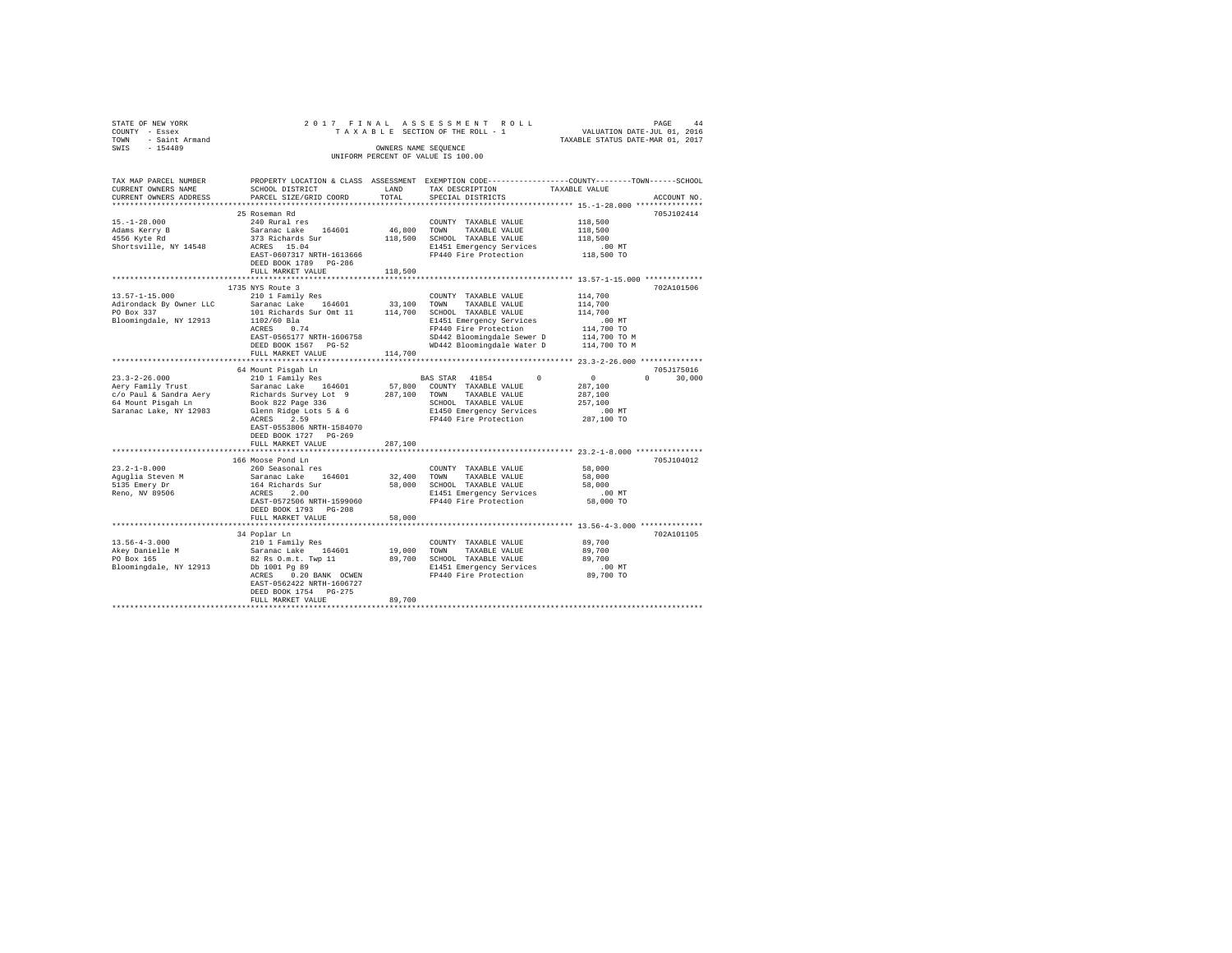STATE OF NEW YORK 2017 FINAL ASSESSMENT ROLL
COUNTY - Essex TAXABLE SECTION OF THE ROLL - 1 VALUATION DATE-JUL 01, 2016
TOWN - Saint Armand TAXABLE STATUS DATE-MAR 01, 2017
SWIS - 154489 OWNERS NAME SEQUENCE
UNIFORM PERCENT OF VALUE IS 100.00

| TAX MAP PARCEL NUMBER / CURRENT OWNERS NAME / CURRENT OWNERS ADDRESS | PROPERTY LOCATION & CLASS / SCHOOL DISTRICT / PARCEL SIZE/GRID COORD | ASSESSMENT LAND | TOTAL | EXEMPTION CODE / TAX DESCRIPTION / SPECIAL DISTRICTS | COUNTY | TOWN | SCHOOL / TAXABLE VALUE | ACCOUNT NO. |
|---|---|---|---|---|---|---|---|---|
| **15.-1-28.000** | 25 Roseman Rd | | | | | | | 705J102414 |
| 15.-1-28.000 | 240 Rural res | | | COUNTY TAXABLE VALUE | | | 118,500 | |
| Adams Kerry B | Saranac Lake 164601 | 46,800 | | TOWN TAXABLE VALUE | | | 118,500 | |
| 4556 Kyte Rd | 373 Richards Sur | | 118,500 | SCHOOL TAXABLE VALUE | | | 118,500 | |
| Shortsville, NY 14548 | ACRES 15.04 | | | E1451 Emergency Services | | | .00 MT | |
| | EAST-0607317 NRTH-1613666 | | | FP440 Fire Protection | | | 118,500 TO | |
| | DEED BOOK 1789 PG-286 | | | | | | | |
| | FULL MARKET VALUE | | 118,500 | | | | | |
| **13.57-1-15.000** | 1735 NYS Route 3 | | | | | | | 702A101506 |
| 13.57-1-15.000 | 210 1 Family Res | | | COUNTY TAXABLE VALUE | | | 114,700 | |
| Adirondack By Owner LLC | Saranac Lake 164601 | 33,100 | | TOWN TAXABLE VALUE | | | 114,700 | |
| PO Box 337 | 101 Richards Sur Omt 11 | | 114,700 | SCHOOL TAXABLE VALUE | | | 114,700 | |
| Bloomingdale, NY 12913 | 1102/60 Bla | | | E1451 Emergency Services | | | .00 MT | |
| | ACRES 0.74 | | | FP440 Fire Protection | | | 114,700 TO | |
| | EAST-0565177 NRTH-1606758 | | | SD442 Bloomingdale Sewer D | | | 114,700 TO M | |
| | DEED BOOK 1567 PG-52 | | | WD442 Bloomingdale Water D | | | 114,700 TO M | |
| | FULL MARKET VALUE | | 114,700 | | | | | |
| **23.3-2-26.000** | 64 Mount Pisgah Ln | | | | | | | 705J175016 |
| 23.3-2-26.000 | 210 1 Family Res | | | BAS STAR 41854 | 0 | 0 | 0 30,000 | |
| Aery Family Trust | Saranac Lake 164601 | 57,800 | | COUNTY TAXABLE VALUE | | | 287,100 | |
| c/o Paul & Sandra Aery | Richards Survey Lot 9 | | 287,100 | TOWN TAXABLE VALUE | | | 287,100 | |
| 64 Mount Pisgah Ln | Book 822 Page 336 | | | SCHOOL TAXABLE VALUE | | | 257,100 | |
| Saranac Lake, NY 12983 | Glenn Ridge Lots 5 & 6 | | | E1450 Emergency Services | | | .00 MT | |
| | ACRES 2.59 | | | FP440 Fire Protection | | | 287,100 TO | |
| | EAST-0553806 NRTH-1584070 | | | | | | | |
| | DEED BOOK 1727 PG-269 | | | | | | | |
| | FULL MARKET VALUE | | 287,100 | | | | | |
| **23.2-1-8.000** | 166 Moose Pond Ln | | | | | | | 705J104012 |
| 23.2-1-8.000 | 260 Seasonal res | | | COUNTY TAXABLE VALUE | | | 58,000 | |
| Aguglia Steven M | Saranac Lake 164601 | 32,400 | | TOWN TAXABLE VALUE | | | 58,000 | |
| 5135 Emery Dr | 164 Richards Sur | | 58,000 | SCHOOL TAXABLE VALUE | | | 58,000 | |
| Reno, NV 89506 | ACRES 2.00 | | | E1451 Emergency Services | | | .00 MT | |
| | EAST-0572506 NRTH-1599060 | | | FP440 Fire Protection | | | 58,000 TO | |
| | DEED BOOK 1793 PG-208 | | | | | | | |
| | FULL MARKET VALUE | | 58,000 | | | | | |
| **13.56-4-3.000** | 34 Poplar Ln | | | | | | | 702A101105 |
| 13.56-4-3.000 | 210 1 Family Res | | | COUNTY TAXABLE VALUE | | | 89,700 | |
| Akey Danielle M | Saranac Lake 164601 | 19,000 | | TOWN TAXABLE VALUE | | | 89,700 | |
| PO Box 165 | 82 Rs O.m.t. Twp 11 | | 89,700 | SCHOOL TAXABLE VALUE | | | 89,700 | |
| Bloomingdale, NY 12913 | Db 1001 Pg 89 | | | E1451 Emergency Services | | | .00 MT | |
| | ACRES 0.20 BANK OCWEN | | | FP440 Fire Protection | | | 89,700 TO | |
| | EAST-0562422 NRTH-1606727 | | | | | | | |
| | DEED BOOK 1754 PG-275 | | | | | | | |
| | FULL MARKET VALUE | | 89,700 | | | | | |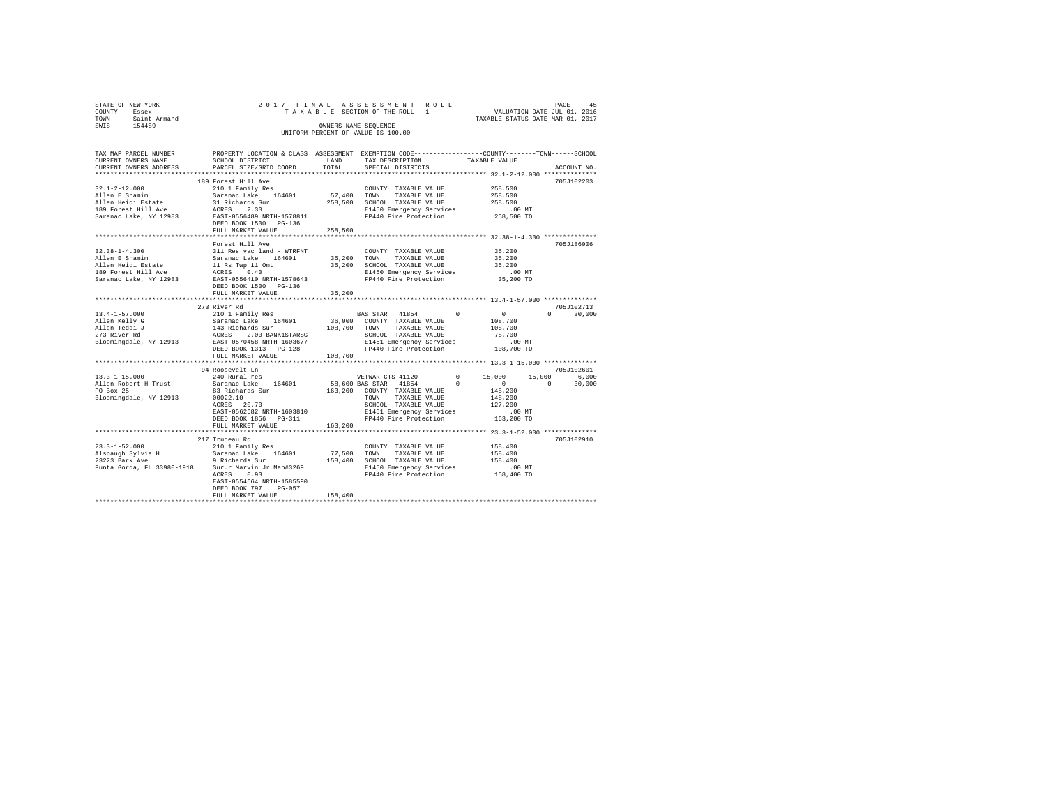STATE OF NEW YORK 2017 FINAL ASSESSMENT ROLL
COUNTY - Essex TAXABLE SECTION OF THE ROLL - 1 VALUATION DATE-JUL 01, 2016
TOWN - Saint Armand TAXABLE STATUS DATE-MAR 01, 2017
SWIS - 154489 OWNERS NAME SEQUENCE
UNIFORM PERCENT OF VALUE IS 100.00

```
TAX MAP PARCEL NUMBER          PROPERTY LOCATION & CLASS  ASSESSMENT  EXEMPTION CODE-----------------COUNTY--------TOWN------SCHOOL
CURRENT OWNERS NAME            SCHOOL DISTRICT             LAND      TAX DESCRIPTION              TAXABLE VALUE
CURRENT OWNERS ADDRESS         PARCEL SIZE/GRID COORD      TOTAL     SPECIAL DISTRICTS                                       ACCOUNT NO.
*********************************************************************************************** 32.1-2-12.000 **************
                               189 Forest Hill Ave                                                                           705J102203
32.1-2-12.000                  210 1 Family Res                      COUNTY  TAXABLE VALUE            258,500
Allen E Shamim                 Saranac Lake   164601       57,400    TOWN    TAXABLE VALUE            258,500
Allen Heidi Estate             31 Richards Sur            258,500    SCHOOL  TAXABLE VALUE            258,500
189 Forest Hill Ave            ACRES    2.30                         E1450 Emergency Services             .00 MT
Saranac Lake, NY 12983         EAST-0556489 NRTH-1578811             FP440 Fire Protection            258,500 TO
                               DEED BOOK 1500   PG-136
                               FULL MARKET VALUE          258,500
*********************************************************************************************** 32.38-1-4.300 **************
                               Forest Hill Ave                                                                               705J186006
32.38-1-4.300                  311 Res vac land - WTRFNT             COUNTY  TAXABLE VALUE             35,200
Allen E Shamim                 Saranac Lake   164601       35,200    TOWN    TAXABLE VALUE             35,200
Allen Heidi Estate             11 Rs Twp 11 Omt            35,200    SCHOOL  TAXABLE VALUE             35,200
189 Forest Hill Ave            ACRES    0.40                         E1450 Emergency Services             .00 MT
Saranac Lake, NY 12983         EAST-0556410 NRTH-1578643             FP440 Fire Protection             35,200 TO
                               DEED BOOK 1500   PG-136
                               FULL MARKET VALUE           35,200
*********************************************************************************************** 13.4-1-57.000 **************
                               273 River Rd                                                                                  705J102713
13.4-1-57.000                  210 1 Family Res                      BAS STAR  41854        0            0           0      30,000
Allen Kelly G                  Saranac Lake   164601       36,000    COUNTY  TAXABLE VALUE            108,700
Allen Teddi J                  143 Richards Sur           108,700    TOWN    TAXABLE VALUE            108,700
273 River Rd                   ACRES    2.00 BANK1STARSG             SCHOOL  TAXABLE VALUE             78,700
Bloomingdale, NY 12913         EAST-0570458 NRTH-1603677             E1451 Emergency Services             .00 MT
                               DEED BOOK 1313   PG-128               FP440 Fire Protection            108,700 TO
                               FULL MARKET VALUE          108,700
*********************************************************************************************** 13.3-1-15.000 **************
                               94 Roosevelt Ln                                                                               705J102601
13.3-1-15.000                  240 Rural res                         VETWAR CTS 41120       0       15,000      15,000       6,000
Allen Robert H Trust           Saranac Lake   164601       58,600    BAS STAR  41854        0            0           0      30,000
PO Box 25                      83 Richards Sur            163,200    COUNTY  TAXABLE VALUE            148,200
Bloomingdale, NY 12913         00022.10                              TOWN    TAXABLE VALUE            148,200
                               ACRES   20.70                         SCHOOL  TAXABLE VALUE            127,200
                               EAST-0562682 NRTH-1603810             E1451 Emergency Services             .00 MT
                               DEED BOOK 1856   PG-311               FP440 Fire Protection            163,200 TO
                               FULL MARKET VALUE          163,200
*********************************************************************************************** 23.3-1-52.000 **************
                               217 Trudeau Rd                                                                                705J102910
23.3-1-52.000                  210 1 Family Res                      COUNTY  TAXABLE VALUE            158,400
Alspaugh Sylvia H              Saranac Lake   164601       77,500    TOWN    TAXABLE VALUE            158,400
23223 Bark Ave                 9 Richards Sur             158,400    SCHOOL  TAXABLE VALUE            158,400
Punta Gorda, FL 33980-1918     Sur.r Marvin Jr Map#3269              E1450 Emergency Services             .00 MT
                               ACRES    0.93                         FP440 Fire Protection            158,400 TO
                               EAST-0554664 NRTH-1585590
                               DEED BOOK 797    PG-057
                               FULL MARKET VALUE          158,400
****************************************************************************************************************************
```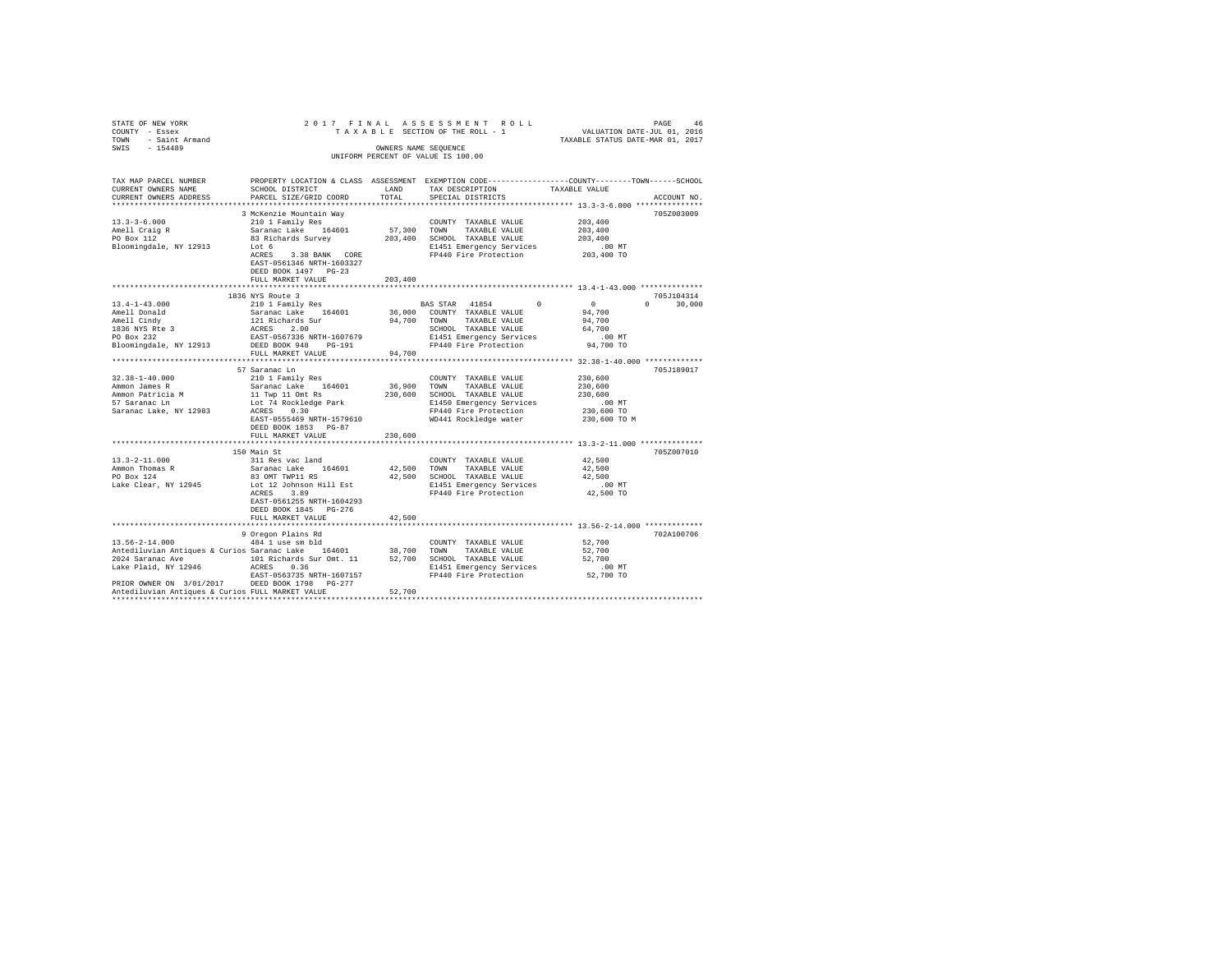STATE OF NEW YORK
COUNTY - Essex
TOWN - Saint Armand
SWIS - 154489

2017 FINAL ASSESSMENT ROLL
TAXABLE SECTION OF THE ROLL - 1
OWNERS NAME SEQUENCE
UNIFORM PERCENT OF VALUE IS 100.00

VALUATION DATE-JUL 01, 2016
TAXABLE STATUS DATE-MAR 01, 2017

```
TAX MAP PARCEL NUMBER          PROPERTY LOCATION & CLASS  ASSESSMENT  EXEMPTION CODE-----------------COUNTY--------TOWN------SCHOOL
CURRENT OWNERS NAME            SCHOOL DISTRICT             LAND       TAX DESCRIPTION            TAXABLE VALUE
CURRENT OWNERS ADDRESS         PARCEL SIZE/GRID COORD      TOTAL      SPECIAL DISTRICTS                                    ACCOUNT NO.
******************************************************************************************************* 13.3-3-6.000 ***************
                               3 McKenzie Mountain Way                                                                     705Z003009
13.3-3-6.000                   210 1 Family Res                       COUNTY  TAXABLE VALUE          203,400
Amell Craig R                  Saranac Lake   164601      57,300      TOWN    TAXABLE VALUE          203,400
PO Box 112                     83 Richards Survey        203,400      SCHOOL  TAXABLE VALUE          203,400
Bloomingdale, NY 12913         Lot 6                                  E1451 Emergency Services           .00 MT
                               ACRES    3.38 BANK   CORE              FP440 Fire Protection          203,400 TO
                               EAST-0561346 NRTH-1603327
                               DEED BOOK 1497   PG-23
                               FULL MARKET VALUE         203,400
******************************************************************************************************* 13.4-1-43.000 **************
                               1836 NYS Route 3                                                                            705J104314
13.4-1-43.000                  210 1 Family Res                       BAS STAR  41854        0           0          0     30,000
Amell Donald                   Saranac Lake   164601      36,000      COUNTY  TAXABLE VALUE           94,700
Amell Cindy                    121 Richards Sur           94,700      TOWN    TAXABLE VALUE           94,700
1836 NYS Rte 3                 ACRES    2.00                          SCHOOL  TAXABLE VALUE           64,700
PO Box 232                     EAST-0567336 NRTH-1607679              E1451 Emergency Services           .00 MT
Bloomingdale, NY 12913         DEED BOOK 948    PG-191                FP440 Fire Protection           94,700 TO
                               FULL MARKET VALUE          94,700
******************************************************************************************************* 32.38-1-40.000 *************
                               57 Saranac Ln                                                                               705J189017
32.38-1-40.000                 210 1 Family Res                       COUNTY  TAXABLE VALUE          230,600
Ammon James R                  Saranac Lake   164601      36,900      TOWN    TAXABLE VALUE          230,600
Ammon Patricia M               11 Twp 11 Omt Rs          230,600      SCHOOL  TAXABLE VALUE          230,600
57 Saranac Ln                  Lot 74 Rockledge Park                  E1450 Emergency Services           .00 MT
Saranac Lake, NY 12983         ACRES    0.30                          FP440 Fire Protection          230,600 TO
                               EAST-0555469 NRTH-1579610              WD441 Rockledge water          230,600 TO M
                               DEED BOOK 1853   PG-87
                               FULL MARKET VALUE         230,600
******************************************************************************************************* 13.3-2-11.000 **************
                               150 Main St                                                                                 705Z007010
13.3-2-11.000                  311 Res vac land                       COUNTY  TAXABLE VALUE           42,500
Ammon Thomas R                 Saranac Lake   164601      42,500      TOWN    TAXABLE VALUE           42,500
PO Box 124                     83 OMT TWP11 RS            42,500      SCHOOL  TAXABLE VALUE           42,500
Lake Clear, NY 12945           Lot 12 Johnson Hill Est                E1451 Emergency Services           .00 MT
                               ACRES    3.89                          FP440 Fire Protection           42,500 TO
                               EAST-0561255 NRTH-1604293
                               DEED BOOK 1845   PG-276
                               FULL MARKET VALUE          42,500
******************************************************************************************************* 13.56-2-14.000 *************
                               9 Oregon Plains Rd                                                                          702A100706
13.56-2-14.000                 484 1 use sm bld                       COUNTY  TAXABLE VALUE           52,700
Antediluvian Antiques & Curios Saranac Lake   164601      38,700      TOWN    TAXABLE VALUE           52,700
2024 Saranac Ave               101 Richards Sur Omt. 11   52,700      SCHOOL  TAXABLE VALUE           52,700
Lake Plaid, NY 12946           ACRES    0.36                          E1451 Emergency Services           .00 MT
                               EAST-0563735 NRTH-1607157              FP440 Fire Protection           52,700 TO
PRIOR OWNER ON 3/01/2017       DEED BOOK 1798   PG-277
Antediluvian Antiques & Curios FULL MARKET VALUE          52,700
************************************************************************************************************************************
```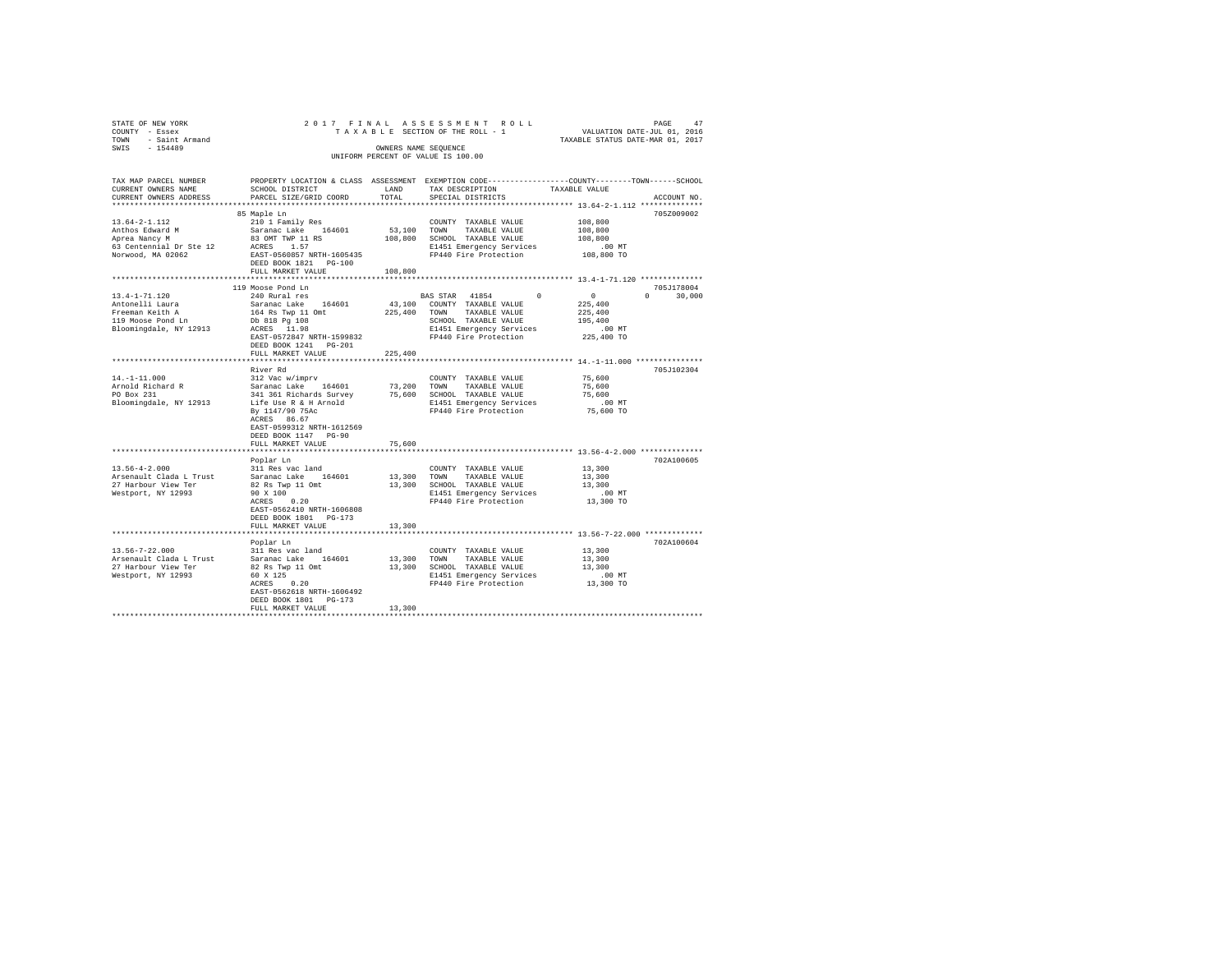STATE OF NEW YORK
COUNTY - Essex
TOWN - Saint Armand
SWIS - 154489

2 0 1 7 F I N A L A S S E S S M E N T R O L L
T A X A B L E SECTION OF THE ROLL - 1
OWNERS NAME SEQUENCE
UNIFORM PERCENT OF VALUE IS 100.00

VALUATION DATE-JUL 01, 2016
TAXABLE STATUS DATE-MAR 01, 2017

```
TAX MAP PARCEL NUMBER     PROPERTY LOCATION & CLASS  ASSESSMENT  EXEMPTION CODE-----------------COUNTY--------TOWN------SCHOOL
CURRENT OWNERS NAME       SCHOOL DISTRICT              LAND      TAX DESCRIPTION            TAXABLE VALUE
CURRENT OWNERS ADDRESS    PARCEL SIZE/GRID COORD       TOTAL     SPECIAL DISTRICTS                                  ACCOUNT NO.
******************************************************************************************* 13.64-2-1.112 **************
                          85 Maple Ln                                                                               705Z009002
13.64-2-1.112             210 1 Family Res                       COUNTY  TAXABLE VALUE          108,800
Anthos Edward M           Saranac Lake   164601       53,100     TOWN    TAXABLE VALUE          108,800
Aprea Nancy M             83 OMT TWP 11 RS           108,800     SCHOOL  TAXABLE VALUE          108,800
63 Centennial Dr Ste 12   ACRES    1.57                          E1451 Emergency Services           .00 MT
Norwood, MA 02062         EAST-0560857 NRTH-1605435              FP440 Fire Protection          108,800 TO
                          DEED BOOK 1821   PG-100
                          FULL MARKET VALUE          108,800
******************************************************************************************* 13.4-1-71.120 **************
                          119 Moose Pond Ln                                                                         705J178004
13.4-1-71.120             240 Rural res                          BAS STAR  41854          0           0          0     30,000
Antonelli Laura           Saranac Lake   164601       43,100     COUNTY  TAXABLE VALUE          225,400
Freeman Keith A           164 Rs Twp 11 Omt          225,400     TOWN    TAXABLE VALUE          225,400
119 Moose Pond Ln         Db 818 Pg 108                          SCHOOL  TAXABLE VALUE          195,400
Bloomingdale, NY 12913    ACRES   11.98                          E1451 Emergency Services           .00 MT
                          EAST-0572047 NRTH-1599832              FP440 Fire Protection          225,400 TO
                          DEED BOOK 1241   PG-201
                          FULL MARKET VALUE          225,400
******************************************************************************************* 14.-1-11.000 ***************
                          River Rd                                                                                  705J102304
14.-1-11.000              312 Vac w/imprv                        COUNTY  TAXABLE VALUE           75,600
Arnold Richard R          Saranac Lake   164601       73,200     TOWN    TAXABLE VALUE           75,600
PO Box 231                341 361 Richards Survey     75,600     SCHOOL  TAXABLE VALUE           75,600
Bloomingdale, NY 12913    Life Use R & H Arnold                  E1451 Emergency Services           .00 MT
                          By 1147/90 75Ac                        FP440 Fire Protection           75,600 TO
                          ACRES   86.67
                          EAST-0599312 NRTH-1612569
                          DEED BOOK 1147   PG-90
                          FULL MARKET VALUE           75,600
******************************************************************************************* 13.56-4-2.000 **************
                          Poplar Ln                                                                                 702A100605
13.56-4-2.000             311 Res vac land                       COUNTY  TAXABLE VALUE           13,300
Arsenault Clada L Trust   Saranac Lake   164601       13,300     TOWN    TAXABLE VALUE           13,300
27 Harbour View Ter       82 Rs Twp 11 Omt            13,300     SCHOOL  TAXABLE VALUE           13,300
Westport, NY 12993        90 X 100                               E1451 Emergency Services           .00 MT
                          ACRES    0.20                          FP440 Fire Protection           13,300 TO
                          EAST-0562410 NRTH-1606808
                          DEED BOOK 1801   PG-173
                          FULL MARKET VALUE           13,300
******************************************************************************************* 13.56-7-22.000 *************
                          Poplar Ln                                                                                 702A100604
13.56-7-22.000            311 Res vac land                       COUNTY  TAXABLE VALUE           13,300
Arsenault Clada L Trust   Saranac Lake   164601       13,300     TOWN    TAXABLE VALUE           13,300
27 Harbour View Ter       82 Rs Twp 11 Omt            13,300     SCHOOL  TAXABLE VALUE           13,300
Westport, NY 12993        60 X 125                               E1451 Emergency Services           .00 MT
                          ACRES    0.20                          FP440 Fire Protection           13,300 TO
                          EAST-0562618 NRTH-1606492
                          DEED BOOK 1801   PG-173
                          FULL MARKET VALUE           13,300
************************************************************************************************************************
```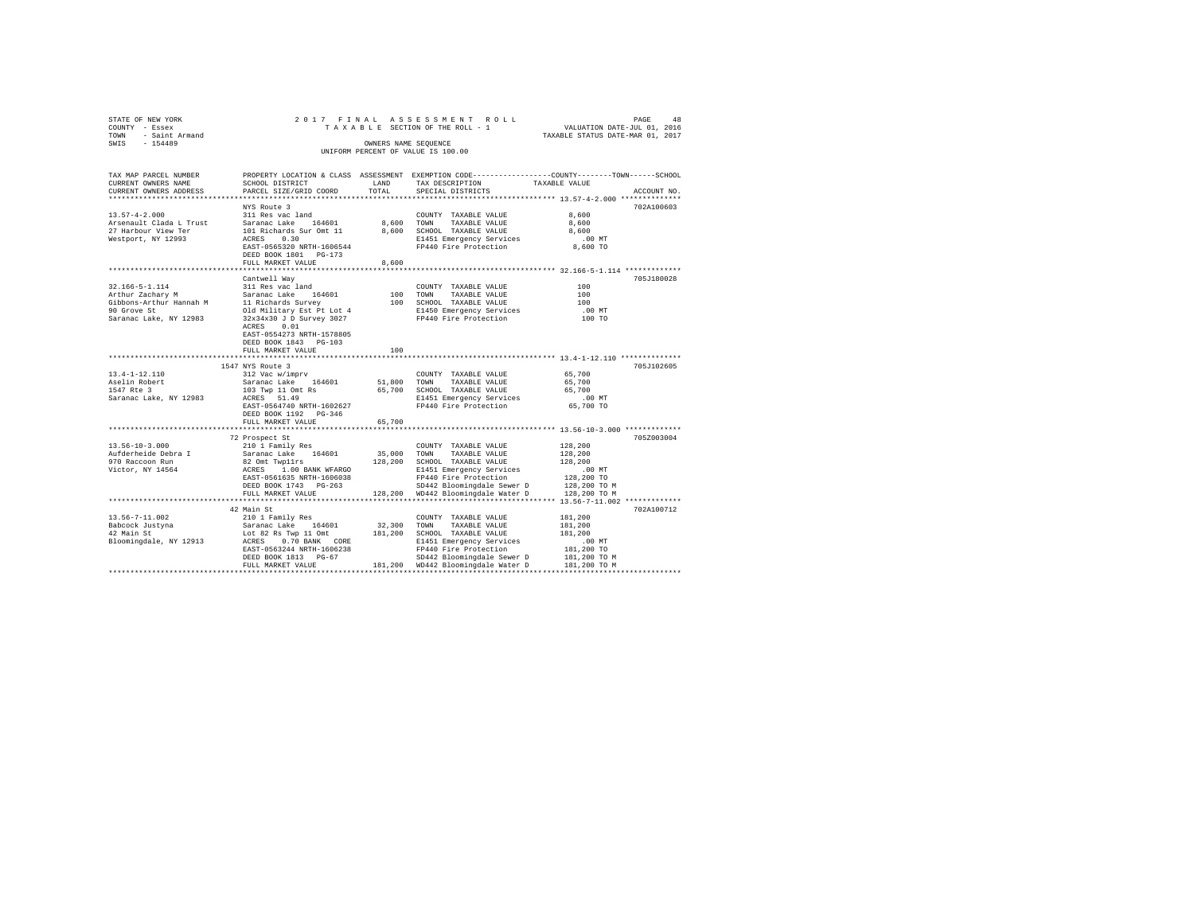STATE OF NEW YORK &nbsp;&nbsp;&nbsp;&nbsp;&nbsp;&nbsp;&nbsp; 2017 FINAL ASSESSMENT ROLL &nbsp;&nbsp;&nbsp;&nbsp;&nbsp;&nbsp;&nbsp; PAGE 48
COUNTY - Essex &nbsp;&nbsp;&nbsp;&nbsp;&nbsp;&nbsp;&nbsp; TAXABLE SECTION OF THE ROLL - 1 &nbsp;&nbsp;&nbsp;&nbsp;&nbsp;&nbsp;&nbsp; VALUATION DATE-JUL 01, 2016
TOWN - Saint Armand &nbsp;&nbsp;&nbsp;&nbsp;&nbsp;&nbsp;&nbsp; TAXABLE STATUS DATE-MAR 01, 2017
SWIS - 154489 &nbsp;&nbsp;&nbsp;&nbsp;&nbsp;&nbsp;&nbsp; OWNERS NAME SEQUENCE
UNIFORM PERCENT OF VALUE IS 100.00

| TAX MAP PARCEL NUMBER / CURRENT OWNERS NAME / CURRENT OWNERS ADDRESS | PROPERTY LOCATION & CLASS / SCHOOL DISTRICT / PARCEL SIZE/GRID COORD | ASSESSMENT LAND | TOTAL | EXEMPTION CODE / TAX DESCRIPTION / SPECIAL DISTRICTS | TAXABLE VALUE (COUNTY--TOWN--SCHOOL) | ACCOUNT NO. |
|---|---|---|---|---|---|---|
| **13.57-4-2.000** | NYS Route 3 | | | | | 702A100603 |
| 13.57-4-2.000 | 311 Res vac land | | | COUNTY TAXABLE VALUE | 8,600 | |
| Arsenault Clada L Trust | Saranac Lake 164601 | 8,600 | | TOWN TAXABLE VALUE | 8,600 | |
| 27 Harbour View Ter | 101 Richards Sur Omt 11 | | 8,600 | SCHOOL TAXABLE VALUE | 8,600 | |
| Westport, NY 12993 | ACRES 0.30 | | | E1451 Emergency Services | .00 MT | |
| | EAST-0565320 NRTH-1606544 | | | FP440 Fire Protection | 8,600 TO | |
| | DEED BOOK 1801 PG-173 | | | | | |
| | FULL MARKET VALUE | | 8,600 | | | |
| **32.166-5-1.114** | Cantwell Way | | | | | 705J180028 |
| 32.166-5-1.114 | 311 Res vac land | | | COUNTY TAXABLE VALUE | 100 | |
| Arthur Zachary M | Saranac Lake 164601 | 100 | | TOWN TAXABLE VALUE | 100 | |
| Gibbons-Arthur Hannah M | 11 Richards Survey | | 100 | SCHOOL TAXABLE VALUE | 100 | |
| 90 Grove St | Old Military Est Pt Lot 4 | | | E1450 Emergency Services | .00 MT | |
| Saranac Lake, NY 12983 | 32x34x30 J D Survey 3027 | | | FP440 Fire Protection | 100 TO | |
| | ACRES 0.01 | | | | | |
| | EAST-0554273 NRTH-1578805 | | | | | |
| | DEED BOOK 1843 PG-103 | | | | | |
| | FULL MARKET VALUE | | 100 | | | |
| **13.4-1-12.110** | 1547 NYS Route 3 | | | | | 705J102605 |
| 13.4-1-12.110 | 312 Vac w/imprv | | | COUNTY TAXABLE VALUE | 65,700 | |
| Aselin Robert | Saranac Lake 164601 | 51,800 | | TOWN TAXABLE VALUE | 65,700 | |
| 1547 Rte 3 | 103 Twp 11 Omt Rs | | 65,700 | SCHOOL TAXABLE VALUE | 65,700 | |
| Saranac Lake, NY 12983 | ACRES 51.49 | | | E1451 Emergency Services | .00 MT | |
| | EAST-0564740 NRTH-1602627 | | | FP440 Fire Protection | 65,700 TO | |
| | DEED BOOK 1192 PG-346 | | | | | |
| | FULL MARKET VALUE | | 65,700 | | | |
| **13.56-10-3.000** | 72 Prospect St | | | | | 705Z003004 |
| 13.56-10-3.000 | 210 1 Family Res | | | COUNTY TAXABLE VALUE | 128,200 | |
| Aufderheide Debra I | Saranac Lake 164601 | 35,000 | | TOWN TAXABLE VALUE | 128,200 | |
| 970 Raccoon Run | 82 Omt Twp11rs | | 128,200 | SCHOOL TAXABLE VALUE | 128,200 | |
| Victor, NY 14564 | ACRES 1.00 BANK WFARGO | | | E1451 Emergency Services | .00 MT | |
| | EAST-0561635 NRTH-1606038 | | | FP440 Fire Protection | 128,200 TO | |
| | DEED BOOK 1743 PG-263 | | | SD442 Bloomingdale Sewer D | 128,200 TO M | |
| | FULL MARKET VALUE | | 128,200 | WD442 Bloomingdale Water D | 128,200 TO M | |
| **13.56-7-11.002** | 42 Main St | | | | | 702A100712 |
| 13.56-7-11.002 | 210 1 Family Res | | | COUNTY TAXABLE VALUE | 181,200 | |
| Babcock Justyna | Saranac Lake 164601 | 32,300 | | TOWN TAXABLE VALUE | 181,200 | |
| 42 Main St | Lot 82 Rs Twp 11 Omt | | 181,200 | SCHOOL TAXABLE VALUE | 181,200 | |
| Bloomingdale, NY 12913 | ACRES 0.70 BANK CORE | | | E1451 Emergency Services | .00 MT | |
| | EAST-0563244 NRTH-1606238 | | | FP440 Fire Protection | 181,200 TO | |
| | DEED BOOK 1813 PG-67 | | | SD442 Bloomingdale Sewer D | 181,200 TO M | |
| | FULL MARKET VALUE | | 181,200 | WD442 Bloomingdale Water D | 181,200 TO M | |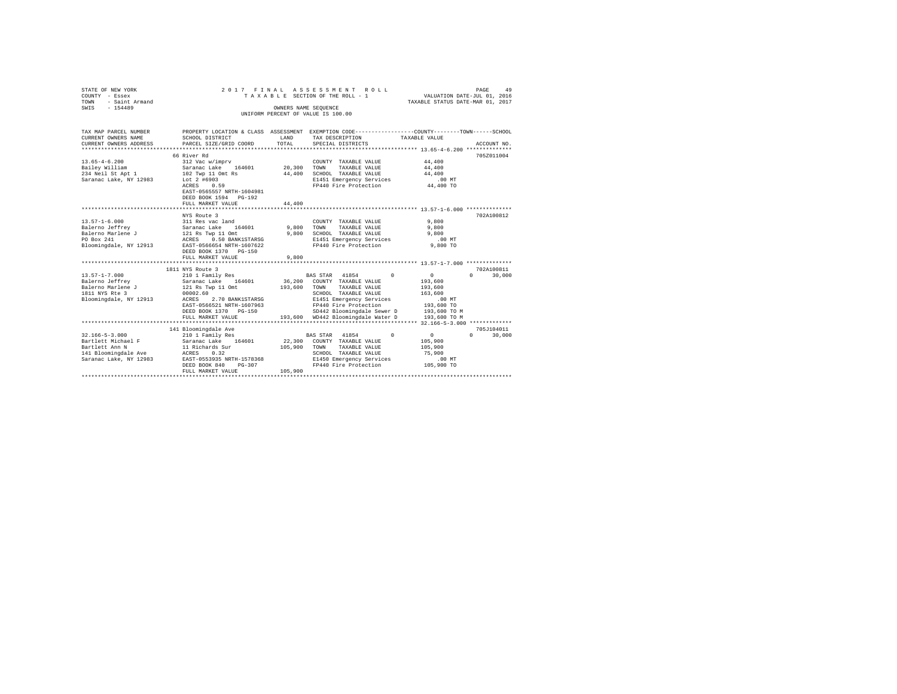STATE OF NEW YORK  
COUNTY - Essex  
TOWN - Saint Armand  
SWIS - 154489

2 0 1 7 F I N A L A S S E S S M E N T R O L L  
T A X A B L E SECTION OF THE ROLL - 1  
OWNERS NAME SEQUENCE  
UNIFORM PERCENT OF VALUE IS 100.00

VALUATION DATE-JUL 01, 2016  
TAXABLE STATUS DATE-MAR 01, 2017

```
TAX MAP PARCEL NUMBER     PROPERTY LOCATION & CLASS  ASSESSMENT  EXEMPTION CODE-----------------COUNTY--------TOWN------SCHOOL
CURRENT OWNERS NAME       SCHOOL DISTRICT              LAND      TAX DESCRIPTION            TAXABLE VALUE
CURRENT OWNERS ADDRESS    PARCEL SIZE/GRID COORD       TOTAL     SPECIAL DISTRICTS                                    ACCOUNT NO.
******************************************************************************************* 13.65-4-6.200 **************
                          66 River Rd                                                                              705Z011004
13.65-4-6.200             312 Vac w/imprv                        COUNTY  TAXABLE VALUE          44,400
Bailey William            Saranac Lake    164601      20,300     TOWN    TAXABLE VALUE          44,400
234 Neil St Apt 1         102 Twp 11 Omt Rs           44,400     SCHOOL  TAXABLE VALUE          44,400
Saranac Lake, NY 12983    Lot 2 #6903                            E1451 Emergency Services          .00 MT
                          ACRES    0.59                          FP440 Fire Protection          44,400 TO
                          EAST-0565557 NRTH-1604981
                          DEED BOOK 1594   PG-192
                          FULL MARKET VALUE           44,400
******************************************************************************************* 13.57-1-6.000 **************
                          NYS Route 3                                                                              702A100812
13.57-1-6.000             311 Res vac land                       COUNTY  TAXABLE VALUE           9,800
Balerno Jeffrey           Saranac Lake    164601       9,800     TOWN    TAXABLE VALUE           9,800
Balerno Marlene J         121 Rs Twp 11 Omt            9,800     SCHOOL  TAXABLE VALUE           9,800
PO Box 241                ACRES    0.50 BANK1STARSG              E1451 Emergency Services          .00 MT
Bloomingdale, NY 12913    EAST-0566654 NRTH-1607622              FP440 Fire Protection           9,800 TO
                          DEED BOOK 1370   PG-150
                          FULL MARKET VALUE            9,800
******************************************************************************************* 13.57-1-7.000 **************
                          1811 NYS Route 3                                                                         702A100811
13.57-1-7.000             210 1 Family Res                       BAS STAR  41854        0            0          0      30,000
Balerno Jeffrey           Saranac Lake    164601      36,200     COUNTY  TAXABLE VALUE         193,600
Balerno Marlene J         121 Rs Twp 11 Omt          193,600     TOWN    TAXABLE VALUE         193,600
1811 NYS Rte 3            00002.60                               SCHOOL  TAXABLE VALUE         163,600
Bloomingdale, NY 12913    ACRES    2.70 BANK1STARSG              E1451 Emergency Services          .00 MT
                          EAST-0566521 NRTH-1607963              FP440 Fire Protection         193,600 TO
                          DEED BOOK 1370   PG-150                SD442 Bloomingdale Sewer D    193,600 TO M
                          FULL MARKET VALUE          193,600     WD442 Bloomingdale Water D    193,600 TO M
******************************************************************************************* 32.166-5-3.000 *************
                          141 Bloomingdale Ave                                                                     705J104011
32.166-5-3.000            210 1 Family Res                       BAS STAR  41854        0            0          0      30,000
Bartlett Michael F        Saranac Lake    164601      22,300     COUNTY  TAXABLE VALUE         105,900
Bartlett Ann N            11 Richards Sur            105,900     TOWN    TAXABLE VALUE         105,900
141 Bloomingdale Ave      ACRES    0.32                          SCHOOL  TAXABLE VALUE          75,900
Saranac Lake, NY 12983    EAST-0553935 NRTH-1578368              E1450 Emergency Services          .00 MT
                          DEED BOOK 840    PG-307                FP440 Fire Protection         105,900 TO
                          FULL MARKET VALUE          105,900
************************************************************************************************************************
```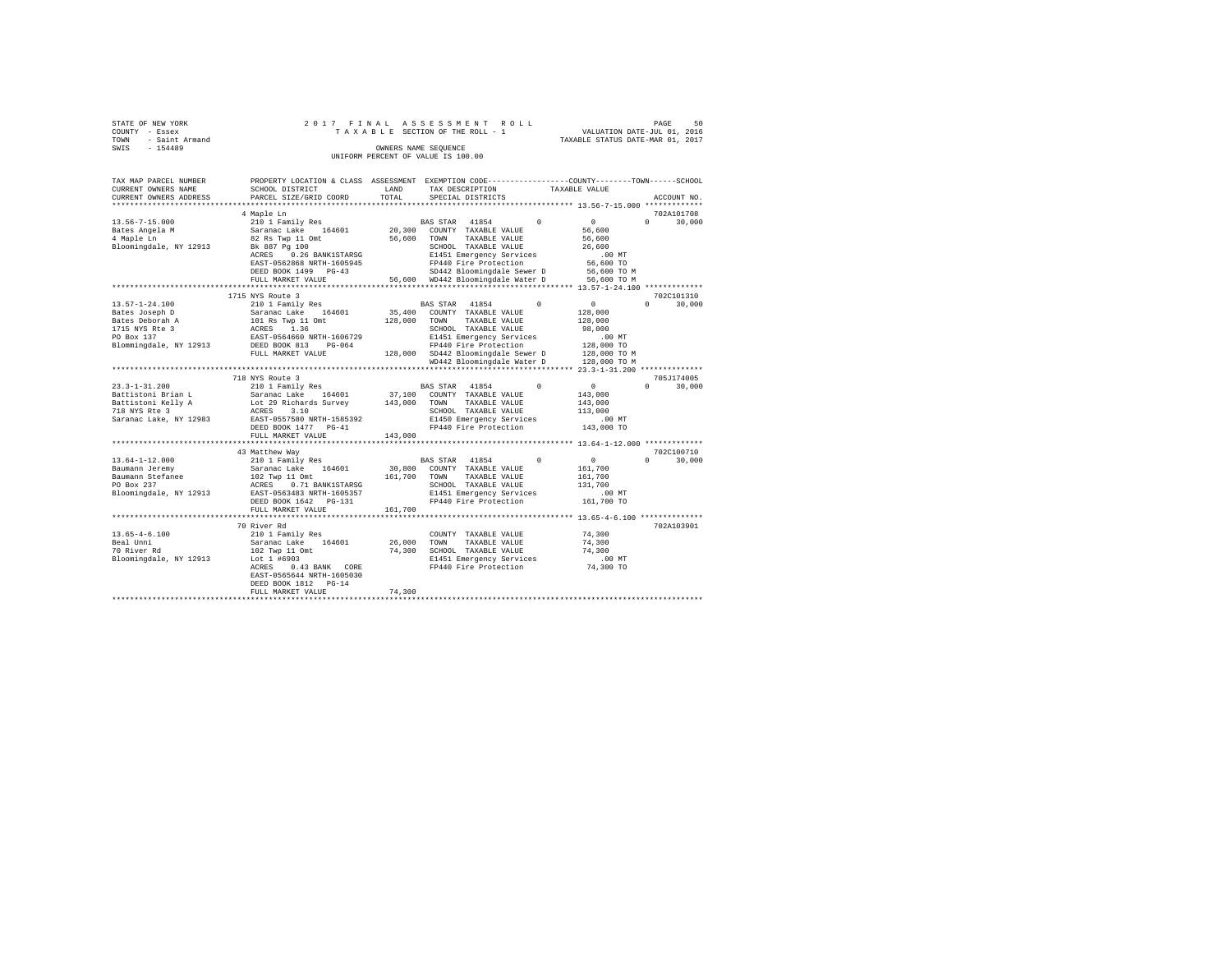```
STATE OF NEW YORK              2 0 1 7  F I N A L  A S S E S S M E N T  R O L L                          PAGE    50
COUNTY  - Essex                   T A X A B L E  SECTION OF THE ROLL - 1             VALUATION DATE-JUL 01, 2016
TOWN    - Saint Armand                                                               TAXABLE STATUS DATE-MAR 01, 2017
SWIS    - 154489                               OWNERS NAME SEQUENCE
                                        UNIFORM PERCENT OF VALUE IS 100.00

TAX MAP PARCEL NUMBER        PROPERTY LOCATION & CLASS  ASSESSMENT  EXEMPTION CODE-----------------COUNTY--------TOWN------SCHOOL
CURRENT OWNERS NAME          SCHOOL DISTRICT              LAND      TAX DESCRIPTION           TAXABLE VALUE
CURRENT OWNERS ADDRESS       PARCEL SIZE/GRID COORD       TOTAL     SPECIAL DISTRICTS                                 ACCOUNT NO.
******************************************************************************************** 13.56-7-15.000 *************
                            4 Maple Ln                                                                         702A101708
13.56-7-15.000               210 1 Family Res                    BAS STAR  41854          0          0          0     30,000
Bates Angela M               Saranac Lake   164601       20,300  COUNTY  TAXABLE VALUE           56,600
4 Maple Ln                   82 Rs Twp 11 Omt            56,600  TOWN    TAXABLE VALUE           56,600
Bloomingdale, NY 12913       Bk 887 Pg 100                       SCHOOL  TAXABLE VALUE           26,600
                             ACRES    0.26 BANK1STARSG           E1451 Emergency Services           .00 MT
                             EAST-0562868 NRTH-1605945           FP440 Fire Protection           56,600 TO
                             DEED BOOK 1499   PG-43              SD442 Bloomingdale Sewer D      56,600 TO M
                             FULL MARKET VALUE           56,600  WD442 Bloomingdale Water D      56,600 TO M
******************************************************************************************** 13.57-1-24.100 *************
                            1715 NYS Route 3                                                                   702C101310
13.57-1-24.100               210 1 Family Res                    BAS STAR  41854          0          0          0     30,000
Bates Joseph D               Saranac Lake   164601       35,400  COUNTY  TAXABLE VALUE          128,000
Bates Deborah A              101 Rs Twp 11 Omt          128,000  TOWN    TAXABLE VALUE          128,000
1715 NYS Rte 3               ACRES    1.36                       SCHOOL  TAXABLE VALUE           98,000
PO Box 137                   EAST-0564660 NRTH-1606729           E1451 Emergency Services           .00 MT
Blommingdale, NY 12913       DEED BOOK 813    PG-064             FP440 Fire Protection          128,000 TO
                             FULL MARKET VALUE          128,000  SD442 Bloomingdale Sewer D     128,000 TO M
                                                                 WD442 Bloomingdale Water D     128,000 TO M
******************************************************************************************** 23.3-1-31.200 **************
                            718 NYS Route 3                                                                    705J174005
23.3-1-31.200                210 1 Family Res                    BAS STAR  41854          0          0          0     30,000
Battistoni Brian L           Saranac Lake   164601       37,100  COUNTY  TAXABLE VALUE          143,000
Battistoni Kelly A           Lot 29 Richards Survey     143,000  TOWN    TAXABLE VALUE          143,000
718 NYS Rte 3                ACRES    3.10                       SCHOOL  TAXABLE VALUE          113,000
Saranac Lake, NY 12983       EAST-0557580 NRTH-1585392           E1450 Emergency Services           .00 MT
                             DEED BOOK 1477   PG-41              FP440 Fire Protection          143,000 TO
                             FULL MARKET VALUE          143,000
******************************************************************************************** 13.64-1-12.000 *************
                            43 Matthew Way                                                                     702C100710
13.64-1-12.000               210 1 Family Res                    BAS STAR  41854          0          0          0     30,000
Baumann Jeremy               Saranac Lake   164601       30,800  COUNTY  TAXABLE VALUE          161,700
Baumann Stefanee             102 Twp 11 Omt             161,700  TOWN    TAXABLE VALUE          161,700
PO Box 237                   ACRES    0.71 BANK1STARSG           SCHOOL  TAXABLE VALUE          131,700
Bloomingdale, NY 12913       EAST-0563483 NRTH-1605357           E1451 Emergency Services           .00 MT
                             DEED BOOK 1642   PG-131             FP440 Fire Protection          161,700 TO
                             FULL MARKET VALUE          161,700
******************************************************************************************** 13.65-4-6.100 **************
                            70 River Rd                                                                        702A103901
13.65-4-6.100                210 1 Family Res                    COUNTY  TAXABLE VALUE           74,300
Beal Unni                    Saranac Lake   164601       26,000  TOWN    TAXABLE VALUE           74,300
70 River Rd                  102 Twp 11 Omt              74,300  SCHOOL  TAXABLE VALUE           74,300
Bloomingdale, NY 12913       Lot 1 #6903                         E1451 Emergency Services           .00 MT
                             ACRES    0.43 BANK   CORE           FP440 Fire Protection           74,300 TO
                             EAST-0565644 NRTH-1605030
                             DEED BOOK 1812   PG-14
                             FULL MARKET VALUE           74,300
**************************************************************************************************************************
```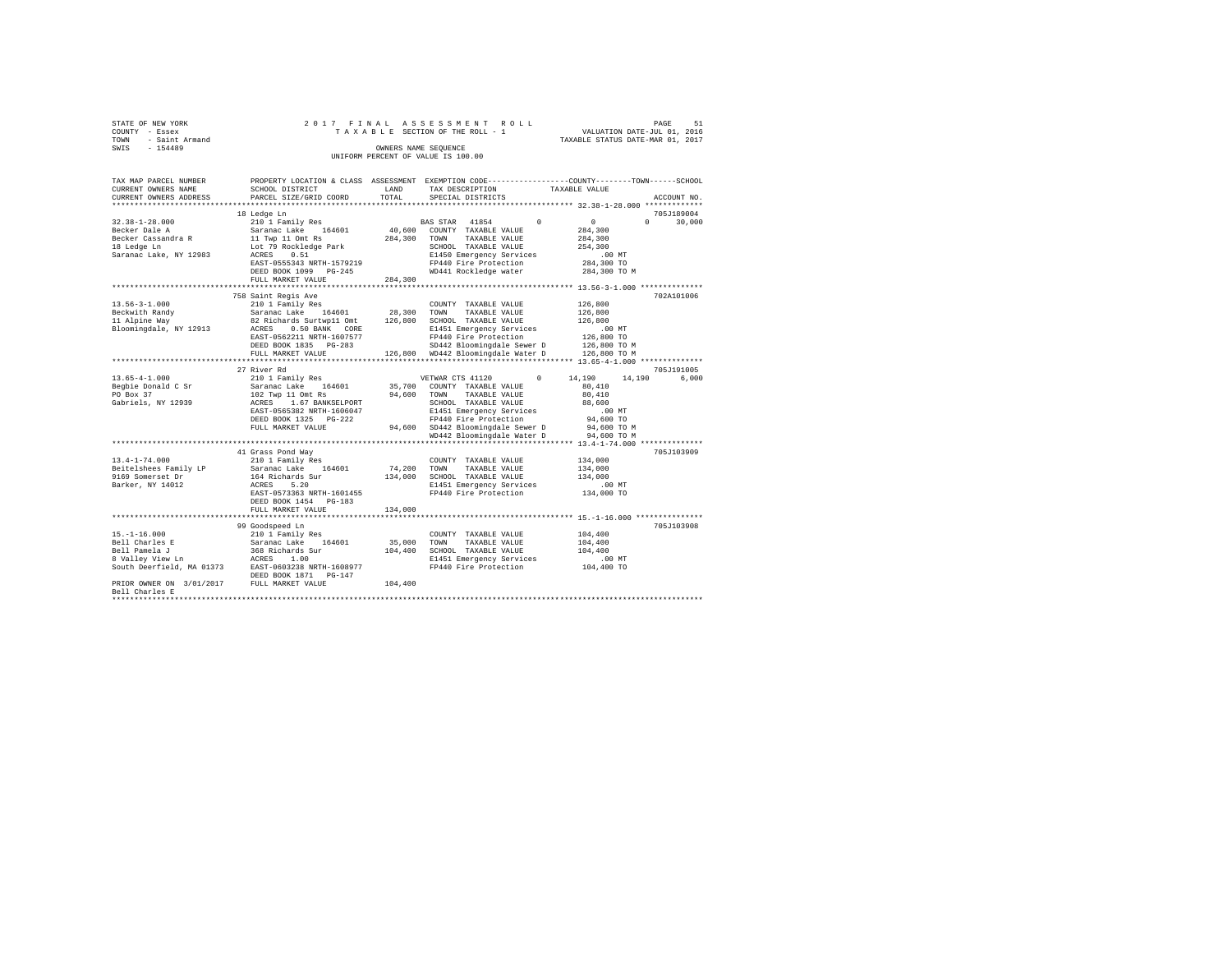STATE OF NEW YORK
COUNTY - Essex
TOWN - Saint Armand
SWIS - 154489

2017 FINAL ASSESSMENT ROLL
TAXABLE SECTION OF THE ROLL - 1
OWNERS NAME SEQUENCE
UNIFORM PERCENT OF VALUE IS 100.00

VALUATION DATE-JUL 01, 2016
TAXABLE STATUS DATE-MAR 01, 2017

```
TAX MAP PARCEL NUMBER     PROPERTY LOCATION & CLASS  ASSESSMENT  EXEMPTION CODE-----------------COUNTY--------TOWN------SCHOOL
CURRENT OWNERS NAME       SCHOOL DISTRICT             LAND       TAX DESCRIPTION             TAXABLE VALUE
CURRENT OWNERS ADDRESS    PARCEL SIZE/GRID COORD      TOTAL      SPECIAL DISTRICTS                                      ACCOUNT NO.
****************************************************************************************************** 32.38-1-28.000 *************
                          18 Ledge Ln                                                                                   705J189004
32.38-1-28.000            210 1 Family Res                       BAS STAR  41854        0          0           0        30,000
Becker Dale A             Saranac Lake   164601       40,600     COUNTY  TAXABLE VALUE            284,300
Becker Cassandra R        11 Twp 11 Omt Rs           284,300     TOWN    TAXABLE VALUE            284,300
18 Ledge Ln               Lot 79 Rockledge Park                  SCHOOL  TAXABLE VALUE            254,300
Saranac Lake, NY 12983    ACRES    0.51                          E1450 Emergency Services             .00 MT
                          EAST-0555343 NRTH-1579219              FP440 Fire Protection            284,300 TO
                          DEED BOOK 1099   PG-245                WD441 Rockledge water            284,300 TO M
                          FULL MARKET VALUE          284,300
****************************************************************************************************** 13.56-3-1.000 **************
                          758 Saint Regis Ave                                                                           702A101006
13.56-3-1.000             210 1 Family Res                       COUNTY  TAXABLE VALUE            126,800
Beckwith Randy            Saranac Lake   164601       28,300     TOWN    TAXABLE VALUE            126,800
11 Alpine Way             82 Richards Surtwp11 Omt   126,800     SCHOOL  TAXABLE VALUE            126,800
Bloomingdale, NY 12913    ACRES    0.50 BANK   CORE              E1451 Emergency Services             .00 MT
                          EAST-0562211 NRTH-1607577              FP440 Fire Protection            126,800 TO
                          DEED BOOK 1835   PG-283                SD442 Bloomingdale Sewer D       126,800 TO M
                          FULL MARKET VALUE          126,800     WD442 Bloomingdale Water D       126,800 TO M
****************************************************************************************************** 13.65-4-1.000 **************
                          27 River Rd                                                                                   705J191005
13.65-4-1.000             210 1 Family Res                       VETWAR CTS 41120       0     14,190      14,190         6,000
Begbie Donald C Sr        Saranac Lake   164601       35,700     COUNTY  TAXABLE VALUE             80,410
PO Box 37                 102 Twp 11 Omt Rs           94,600     TOWN    TAXABLE VALUE             80,410
Gabriels, NY 12939        ACRES    1.67 BANKSELPORT              SCHOOL  TAXABLE VALUE             88,600
                          EAST-0565382 NRTH-1606047              E1451 Emergency Services             .00 MT
                          DEED BOOK 1325   PG-222                FP440 Fire Protection             94,600 TO
                          FULL MARKET VALUE           94,600     SD442 Bloomingdale Sewer D        94,600 TO M
                                                                 WD442 Bloomingdale Water D        94,600 TO M
****************************************************************************************************** 13.4-1-74.000 **************
                          41 Grass Pond Way                                                                             705J103909
13.4-1-74.000             210 1 Family Res                       COUNTY  TAXABLE VALUE            134,000
Beitelshees Family LP     Saranac Lake   164601       74,200     TOWN    TAXABLE VALUE            134,000
9169 Somerset Dr          164 Richards Sur           134,000     SCHOOL  TAXABLE VALUE            134,000
Barker, NY 14012          ACRES    5.20                          E1451 Emergency Services             .00 MT
                          EAST-0573363 NRTH-1601455              FP440 Fire Protection            134,000 TO
                          DEED BOOK 1454   PG-183
                          FULL MARKET VALUE          134,000
****************************************************************************************************** 15.-1-16.000 ***************
                          99 Goodspeed Ln                                                                               705J103908
15.-1-16.000              210 1 Family Res                       COUNTY  TAXABLE VALUE            104,400
Bell Charles E            Saranac Lake   164601       35,000     TOWN    TAXABLE VALUE            104,400
Bell Pamela J             368 Richards Sur           104,400     SCHOOL  TAXABLE VALUE            104,400
8 Valley View Ln          ACRES    1.00                          E1451 Emergency Services             .00 MT
South Deerfield, MA 01373 EAST-0603238 NRTH-1608977              FP440 Fire Protection            104,400 TO
                          DEED BOOK 1871   PG-147
PRIOR OWNER ON 3/01/2017  FULL MARKET VALUE          104,400
Bell Charles E
************************************************************************************************************************************
```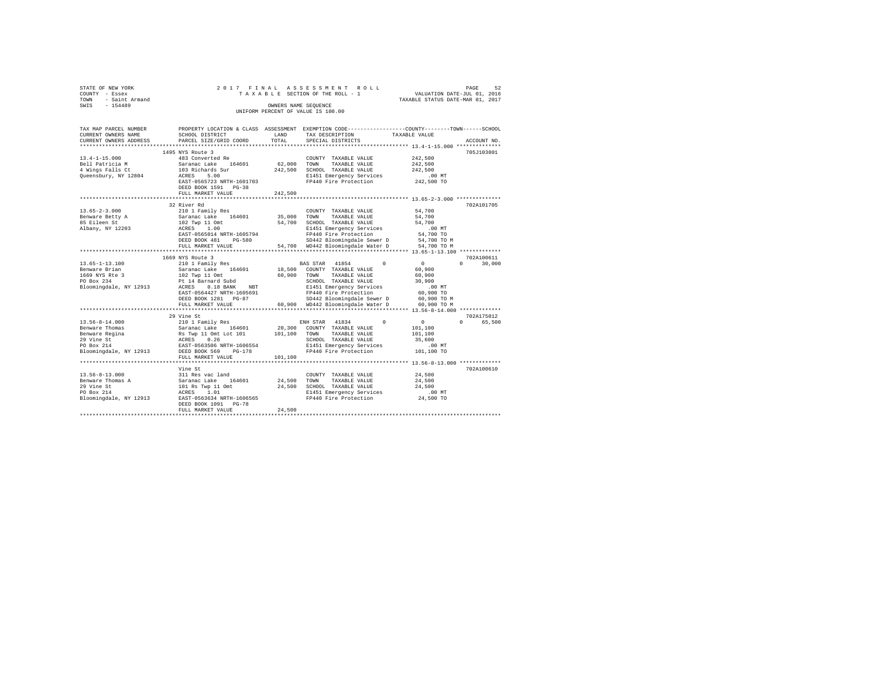STATE OF NEW YORK — 2017 FINAL ASSESSMENT ROLL — PAGE 52
COUNTY - Essex — TAXABLE SECTION OF THE ROLL - 1 — VALUATION DATE-JUL 01, 2016
TOWN - Saint Armand — TAXABLE STATUS DATE-MAR 01, 2017
SWIS - 154489 — OWNERS NAME SEQUENCE
UNIFORM PERCENT OF VALUE IS 100.00

```
TAX MAP PARCEL NUMBER          PROPERTY LOCATION & CLASS  ASSESSMENT  EXEMPTION CODE-----------------COUNTY--------TOWN------SCHOOL
CURRENT OWNERS NAME            SCHOOL DISTRICT              LAND      TAX DESCRIPTION            TAXABLE VALUE
CURRENT OWNERS ADDRESS         PARCEL SIZE/GRID COORD       TOTAL     SPECIAL DISTRICTS                                  ACCOUNT NO.
******************************************************************************************** 13.4-1-15.000 **************
                               1495 NYS Route 3                                                                          705J103801
13.4-1-15.000                  483 Converted Re                         COUNTY  TAXABLE VALUE          242,500
Bell Patricia M                Saranac Lake   164601       62,000       TOWN    TAXABLE VALUE          242,500
4 Wings Falls Ct               103 Richards Sur           242,500       SCHOOL  TAXABLE VALUE          242,500
Queensbury, NY 12804           ACRES    5.00                            E1451 Emergency Services           .00 MT
                               EAST-0565723 NRTH-1601703                FP440 Fire Protection          242,500 TO
                               DEED BOOK 1591   PG-38
                               FULL MARKET VALUE          242,500
******************************************************************************************** 13.65-2-3.000 **************
                               32 River Rd                                                                               702A101705
13.65-2-3.000                  210 1 Family Res                         COUNTY  TAXABLE VALUE           54,700
Benware Betty A                Saranac Lake   164601       35,000       TOWN    TAXABLE VALUE           54,700
85 Eileen St                   102 Twp 11 Omt              54,700       SCHOOL  TAXABLE VALUE           54,700
Albany, NY 12203               ACRES    1.00                            E1451 Emergency Services           .00 MT
                               EAST-0565014 NRTH-1605794                FP440 Fire Protection           54,700 TO
                               DEED BOOK 481    PG-580                  SD442 Bloomingdale Sewer D      54,700 TO M
                               FULL MARKET VALUE           54,700       WD442 Bloomingdale Water D      54,700 TO M
******************************************************************************************** 13.65-1-13.100 *************
                               1669 NYS Route 3                                                                          702A100611
13.65-1-13.100                 210 1 Family Res                         BAS STAR  41854        0             0            0      30,000
Benware Brian                  Saranac Lake   164601       18,500       COUNTY  TAXABLE VALUE           60,900
1669 NYS Rte 3                 102 Twp 11 Omt              60,900       TOWN    TAXABLE VALUE           60,900
PO Box 234                     Pt 14 Barnard Subd                       SCHOOL  TAXABLE VALUE           30,900
Bloomingdale, NY 12913         ACRES    0.18 BANK    NBT                E1451 Emergency Services           .00 MT
                               EAST-0564427 NRTH-1605691                FP440 Fire Protection           60,900 TO
                               DEED BOOK 1281   PG-87                   SD442 Bloomingdale Sewer D      60,900 TO M
                               FULL MARKET VALUE           60,900       WD442 Bloomingdale Water D      60,900 TO M
******************************************************************************************** 13.56-8-14.000 *************
                               29 Vine St                                                                                702A175012
13.56-8-14.000                 210 1 Family Res                         ENH STAR  41834        0             0            0      65,500
Benware Thomas                 Saranac Lake   164601       20,300       COUNTY  TAXABLE VALUE          101,100
Benware Regina                 Rs Twp 11 Omt Lot 101      101,100       TOWN    TAXABLE VALUE          101,100
29 Vine St                     ACRES    0.26                            SCHOOL  TAXABLE VALUE           35,600
PO Box 214                     EAST-0563506 NRTH-1606554                E1451 Emergency Services           .00 MT
Bloomingdale, NY 12913         DEED BOOK 569    PG-178                  FP440 Fire Protection          101,100 TO
                               FULL MARKET VALUE          101,100
******************************************************************************************** 13.56-8-13.000 *************
                               Vine St                                                                                   702A100610
13.56-8-13.000                 311 Res vac land                         COUNTY  TAXABLE VALUE           24,500
Benware Thomas A               Saranac Lake   164601       24,500       TOWN    TAXABLE VALUE           24,500
29 Vine St                     101 Rs Twp 11 Omt           24,500       SCHOOL  TAXABLE VALUE           24,500
PO Box 214                     ACRES    1.01                            E1451 Emergency Services           .00 MT
Bloomingdale, NY 12913         EAST-0563634 NRTH-1606565                FP440 Fire Protection           24,500 TO
                               DEED BOOK 1091   PG-78
                               FULL MARKET VALUE           24,500
****************************************************************************************************************************
```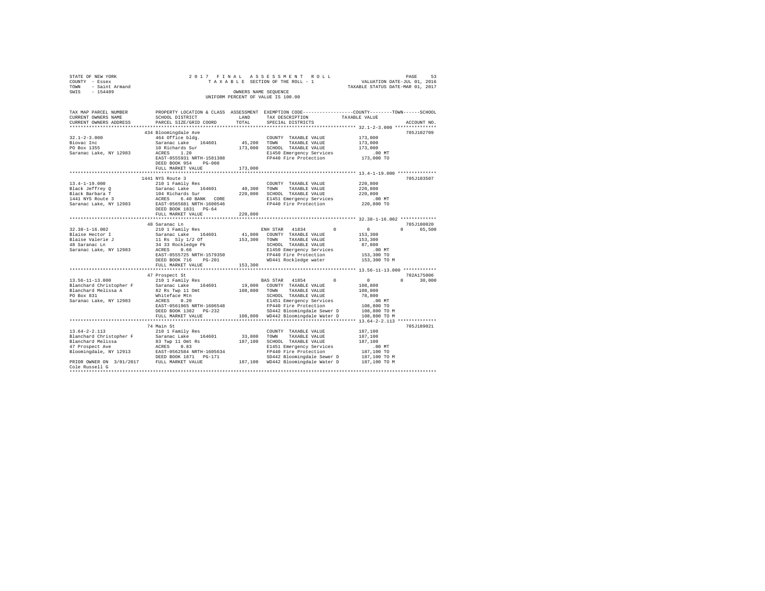STATE OF NEW YORK
COUNTY - Essex
TOWN - Saint Armand
SWIS - 154489

2017 FINAL ASSESSMENT ROLL
TAXABLE SECTION OF THE ROLL - 1
OWNERS NAME SEQUENCE
UNIFORM PERCENT OF VALUE IS 100.00

VALUATION DATE-JUL 01, 2016
TAXABLE STATUS DATE-MAR 01, 2017

```
TAX MAP PARCEL NUMBER          PROPERTY LOCATION & CLASS  ASSESSMENT  EXEMPTION CODE-----------------COUNTY--------TOWN------SCHOOL
CURRENT OWNERS NAME            SCHOOL DISTRICT              LAND      TAX DESCRIPTION            TAXABLE VALUE
CURRENT OWNERS ADDRESS         PARCEL SIZE/GRID COORD       TOTAL     SPECIAL DISTRICTS                                 ACCOUNT NO.
******************************************************************************************************* 32.1-2-3.000 ***************
                               434 Bloomingdale Ave                                                                     705J102709
32.1-2-3.000                   464 Office bldg.                       COUNTY  TAXABLE VALUE          173,000
Biovac Inc                     Saranac Lake    164601      45,200     TOWN    TAXABLE VALUE          173,000
PO Box 1355                    10 Richards Sur            173,000     SCHOOL  TAXABLE VALUE          173,000
Saranac Lake, NY 12983         ACRES    1.20                          E1450 Emergency Services           .00 MT
                               EAST-0555931 NRTH-1581388              FP440 Fire Protection          173,000 TO
                               DEED BOOK 954    PG-008
                               FULL MARKET VALUE          173,000
******************************************************************************************************* 13.4-1-19.000 **************
                               1441 NYS Route 3                                                                         705J103507
13.4-1-19.000                  210 1 Family Res                       COUNTY  TAXABLE VALUE          220,800
Black Jeffrey Q                Saranac Lake    164601      40,300     TOWN    TAXABLE VALUE          220,800
Black Barbara T                104 Richards Sur           220,800     SCHOOL  TAXABLE VALUE          220,800
1441 NYS Route 3               ACRES    6.40 BANK  CORE               E1451 Emergency Services           .00 MT
Saranac Lake, NY 12983         EAST-0565681 NRTH-1600546              FP440 Fire Protection          220,800 TO
                               DEED BOOK 1831   PG-64
                               FULL MARKET VALUE          220,800
******************************************************************************************************* 32.38-1-16.002 *************
                               48 Saranac Ln                                                                            705J180020
32.38-1-16.002                 210 1 Family Res                       ENH STAR  41834        0             0            0     65,500
Blaise Hector I                Saranac Lake    164601      41,800     COUNTY  TAXABLE VALUE          153,300
Blaise Valerie J               11 Rs  Sly 1/2 Of          153,300     TOWN    TAXABLE VALUE          153,300
48 Saranac Ln                  34 33 Rockledge Pk                     SCHOOL  TAXABLE VALUE           87,800
Saranac Lake, NY 12983         ACRES    0.66                          E1450 Emergency Services           .00 MT
                               EAST-0555725 NRTH-1579350              FP440 Fire Protection          153,300 TO
                               DEED BOOK 716    PG-201                WD441 Rockledge water          153,300 TO M
                               FULL MARKET VALUE          153,300
******************************************************************************************************* 13.56-11-13.000 ************
                               47 Prospect St                                                                           702A175006
13.56-11-13.000                210 1 Family Res                       BAS STAR  41854        0             0            0     30,000
Blanchard Christopher F        Saranac Lake    164601      19,000     COUNTY  TAXABLE VALUE          108,800
Blanchard Melissa A            82 Rs Twp 11 Omt           108,800     TOWN    TAXABLE VALUE          108,800
PO Box 831                     Whiteface Mtn                          SCHOOL  TAXABLE VALUE           78,800
Saranac Lake, NY 12983         ACRES    0.20                          E1451 Emergency Services           .00 MT
                               EAST-0561965 NRTH-1606548              FP440 Fire Protection          108,800 TO
                               DEED BOOK 1382   PG-232                SD442 Bloomingdale Sewer D     108,800 TO M
                               FULL MARKET VALUE          108,800     WD442 Bloomingdale Water D     108,800 TO M
******************************************************************************************************* 13.64-2-2.113 **************
                               74 Main St                                                                               705J189021
13.64-2-2.113                  210 1 Family Res                       COUNTY  TAXABLE VALUE          187,100
Blanchard Christopher F        Saranac Lake    164601      33,800     TOWN    TAXABLE VALUE          187,100
Blanchard Melissa              83 Twp 11 Omt Rs           187,100     SCHOOL  TAXABLE VALUE          187,100
47 Prospect Ave                ACRES    0.83                          E1451 Emergency Services           .00 MT
Bloomingdale, NY 12913         EAST-0562584 NRTH-1605634              FP440 Fire Protection          187,100 TO
                               DEED BOOK 1871   PG-171                SD442 Bloomingdale Sewer D     187,100 TO M
PRIOR OWNER ON 3/01/2017       FULL MARKET VALUE          187,100     WD442 Bloomingdale Water D     187,100 TO M
Cole Russell G
************************************************************************************************************************************
```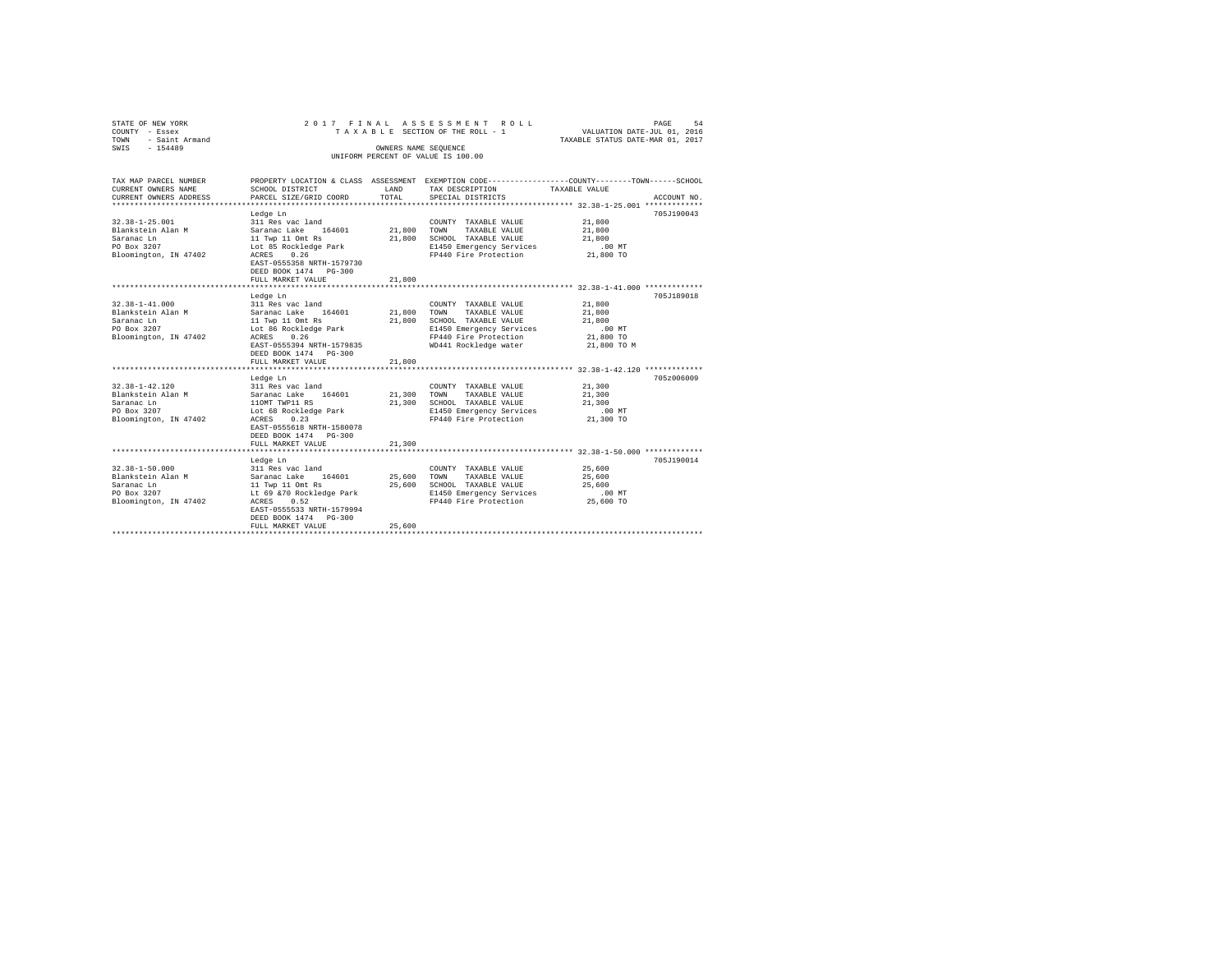STATE OF NEW YORK  
COUNTY - Essex  
TOWN - Saint Armand  
SWIS - 154489

2017 FINAL ASSESSMENT ROLL  
TAXABLE SECTION OF THE ROLL - 1  
OWNERS NAME SEQUENCE  
UNIFORM PERCENT OF VALUE IS 100.00

VALUATION DATE-JUL 01, 2016  
TAXABLE STATUS DATE-MAR 01, 2017

| TAX MAP PARCEL NUMBER / CURRENT OWNERS NAME / CURRENT OWNERS ADDRESS | PROPERTY LOCATION & CLASS / SCHOOL DISTRICT / PARCEL SIZE/GRID COORD | ASSESSMENT LAND | TOTAL | EXEMPTION CODE / TAX DESCRIPTION / SPECIAL DISTRICTS | COUNTY / TOWN / SCHOOL TAXABLE VALUE | ACCOUNT NO. |
|---|---|---|---|---|---|---|
| 32.38-1-25.001 | Ledge Ln | | | | | 705J190043 |
| Blankstein Alan M | 311 Res vac land | | | COUNTY TAXABLE VALUE | 21,800 | |
| Saranac Ln | Saranac Lake 164601 | 21,800 | | TOWN TAXABLE VALUE | 21,800 | |
| PO Box 3207 | 11 Twp 11 Omt Rs | | 21,800 | SCHOOL TAXABLE VALUE | 21,800 | |
| Bloomington, IN 47402 | Lot 85 Rockledge Park | | | E1450 Emergency Services | .00 MT | |
| | ACRES 0.26 | | | FP440 Fire Protection | 21,800 TO | |
| | EAST-0555358 NRTH-1579730 | | | | | |
| | DEED BOOK 1474 PG-300 | | | | | |
| | FULL MARKET VALUE | | 21,800 | | | |
| 32.38-1-41.000 | Ledge Ln | | | | | 705J189018 |
| Blankstein Alan M | 311 Res vac land | | | COUNTY TAXABLE VALUE | 21,800 | |
| Saranac Ln | Saranac Lake 164601 | 21,800 | | TOWN TAXABLE VALUE | 21,800 | |
| PO Box 3207 | 11 Twp 11 Omt Rs | | 21,800 | SCHOOL TAXABLE VALUE | 21,800 | |
| Bloomington, IN 47402 | Lot 86 Rockledge Park | | | E1450 Emergency Services | .00 MT | |
| | ACRES 0.26 | | | FP440 Fire Protection | 21,800 TO | |
| | EAST-0555394 NRTH-1579835 | | | WD441 Rockledge water | 21,800 TO M | |
| | DEED BOOK 1474 PG-300 | | | | | |
| | FULL MARKET VALUE | | 21,800 | | | |
| 32.38-1-42.120 | Ledge Ln | | | | | 705Z006009 |
| Blankstein Alan M | 311 Res vac land | | | COUNTY TAXABLE VALUE | 21,300 | |
| Saranac Ln | Saranac Lake 164601 | 21,300 | | TOWN TAXABLE VALUE | 21,300 | |
| PO Box 3207 | 11OMT TWP11 RS | | 21,300 | SCHOOL TAXABLE VALUE | 21,300 | |
| Bloomington, IN 47402 | Lot 68 Rockledge Park | | | E1450 Emergency Services | .00 MT | |
| | ACRES 0.23 | | | FP440 Fire Protection | 21,300 TO | |
| | EAST-0555618 NRTH-1580078 | | | | | |
| | DEED BOOK 1474 PG-300 | | | | | |
| | FULL MARKET VALUE | | 21,300 | | | |
| 32.38-1-50.000 | Ledge Ln | | | | | 705J190014 |
| Blankstein Alan M | 311 Res vac land | | | COUNTY TAXABLE VALUE | 25,600 | |
| Saranac Ln | Saranac Lake 164601 | 25,600 | | TOWN TAXABLE VALUE | 25,600 | |
| PO Box 3207 | 11 Twp 11 Omt Rs | | 25,600 | SCHOOL TAXABLE VALUE | 25,600 | |
| Bloomington, IN 47402 | Lt 69 &70 Rockledge Park | | | E1450 Emergency Services | .00 MT | |
| | ACRES 0.52 | | | FP440 Fire Protection | 25,600 TO | |
| | EAST-0555533 NRTH-1579994 | | | | | |
| | DEED BOOK 1474 PG-300 | | | | | |
| | FULL MARKET VALUE | | 25,600 | | | |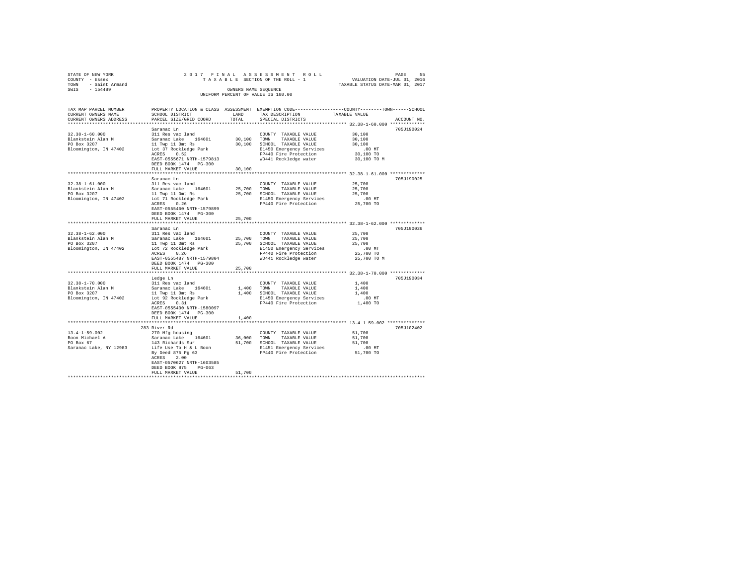STATE OF NEW YORK
COUNTY - Essex
TOWN - Saint Armand
SWIS - 154489

2 0 1 7 F I N A L A S S E S S M E N T R O L L
T A X A B L E SECTION OF THE ROLL - 1
OWNERS NAME SEQUENCE
UNIFORM PERCENT OF VALUE IS 100.00

VALUATION DATE-JUL 01, 2016
TAXABLE STATUS DATE-MAR 01, 2017

| TAX MAP PARCEL NUMBER / CURRENT OWNERS NAME / CURRENT OWNERS ADDRESS | PROPERTY LOCATION & CLASS / SCHOOL DISTRICT / PARCEL SIZE/GRID COORD | ASSESSMENT LAND / TOTAL | EXEMPTION CODE / TAX DESCRIPTION / SPECIAL DISTRICTS | COUNTY / TOWN / SCHOOL TAXABLE VALUE | ACCOUNT NO. |
|---|---|---|---|---|---|
| 32.38-1-60.000 | Saranac Ln | | | | 705J190024 |
| Blankstein Alan M | 311 Res vac land | | COUNTY TAXABLE VALUE | 30,100 | |
| PO Box 3207 | Saranac Lake 164601 | 30,100 | TOWN TAXABLE VALUE | 30,100 | |
| Bloomington, IN 47402 | 11 Twp 11 Omt Rs | 30,100 | SCHOOL TAXABLE VALUE | 30,100 | |
| | Lot 37 Rockledge Park | | E1450 Emergency Services | .00 MT | |
| | ACRES 0.52 | | FP440 Fire Protection | 30,100 TO | |
| | EAST-0555671 NRTH-1579813 | | WD441 Rockledge water | 30,100 TO M | |
| | DEED BOOK 1474 PG-300 | | | | |
| | FULL MARKET VALUE | 30,100 | | | |
| 32.38-1-61.000 | Saranac Ln | | | | 705J190025 |
| Blankstein Alan M | 311 Res vac land | | COUNTY TAXABLE VALUE | 25,700 | |
| PO Box 3207 | Saranac Lake 164601 | 25,700 | TOWN TAXABLE VALUE | 25,700 | |
| Bloomington, IN 47402 | 11 Twp 11 Omt Rs | 25,700 | SCHOOL TAXABLE VALUE | 25,700 | |
| | Lot 71 Rockledge Park | | E1450 Emergency Services | .00 MT | |
| | ACRES 0.26 | | FP440 Fire Protection | 25,700 TO | |
| | EAST-0555460 NRTH-1579899 | | | | |
| | DEED BOOK 1474 PG-300 | | | | |
| | FULL MARKET VALUE | 25,700 | | | |
| 32.38-1-62.000 | Saranac Ln | | | | 705J190026 |
| Blankstein Alan M | 311 Res vac land | | COUNTY TAXABLE VALUE | 25,700 | |
| PO Box 3207 | Saranac Lake 164601 | 25,700 | TOWN TAXABLE VALUE | 25,700 | |
| Bloomington, IN 47402 | 11 Twp 11 Omt Rs | 25,700 | SCHOOL TAXABLE VALUE | 25,700 | |
| | Lot 72 Rockledge Park | | E1450 Emergency Services | .00 MT | |
| | ACRES 0.26 | | FP440 Fire Protection | 25,700 TO | |
| | EAST-0555487 NRTH-1579804 | | WD441 Rockledge water | 25,700 TO M | |
| | DEED BOOK 1474 PG-300 | | | | |
| | FULL MARKET VALUE | 25,700 | | | |
| 32.38-1-70.000 | Ledge Ln | | | | 705J190034 |
| Blankstein Alan M | 311 Res vac land | | COUNTY TAXABLE VALUE | 1,400 | |
| PO Box 3207 | Saranac Lake 164601 | 1,400 | TOWN TAXABLE VALUE | 1,400 | |
| Bloomington, IN 47402 | 11 Twp 11 Omt Rs | 1,400 | SCHOOL TAXABLE VALUE | 1,400 | |
| | Lot 92 Rockledge Park | | E1450 Emergency Services | .00 MT | |
| | ACRES 0.31 | | FP440 Fire Protection | 1,400 TO | |
| | EAST-0555400 NRTH-1580097 | | | | |
| | DEED BOOK 1474 PG-300 | | | | |
| | FULL MARKET VALUE | 1,400 | | | |
| 13.4-1-59.002 | 283 River Rd | | | | 705J102402 |
| Boon Michael A | 270 Mfg housing | | COUNTY TAXABLE VALUE | 51,700 | |
| PO Box 67 | Saranac Lake 164601 | 36,000 | TOWN TAXABLE VALUE | 51,700 | |
| Saranac Lake, NY 12983 | 143 Richards Sur | 51,700 | SCHOOL TAXABLE VALUE | 51,700 | |
| | Life Use To H & L Boon | | E1451 Emergency Services | .00 MT | |
| | By Deed 875 Pg 63 | | FP440 Fire Protection | 51,700 TO | |
| | ACRES 2.00 | | | | |
| | EAST-0570627 NRTH-1603585 | | | | |
| | DEED BOOK 875 PG-063 | | | | |
| | FULL MARKET VALUE | 51,700 | | | |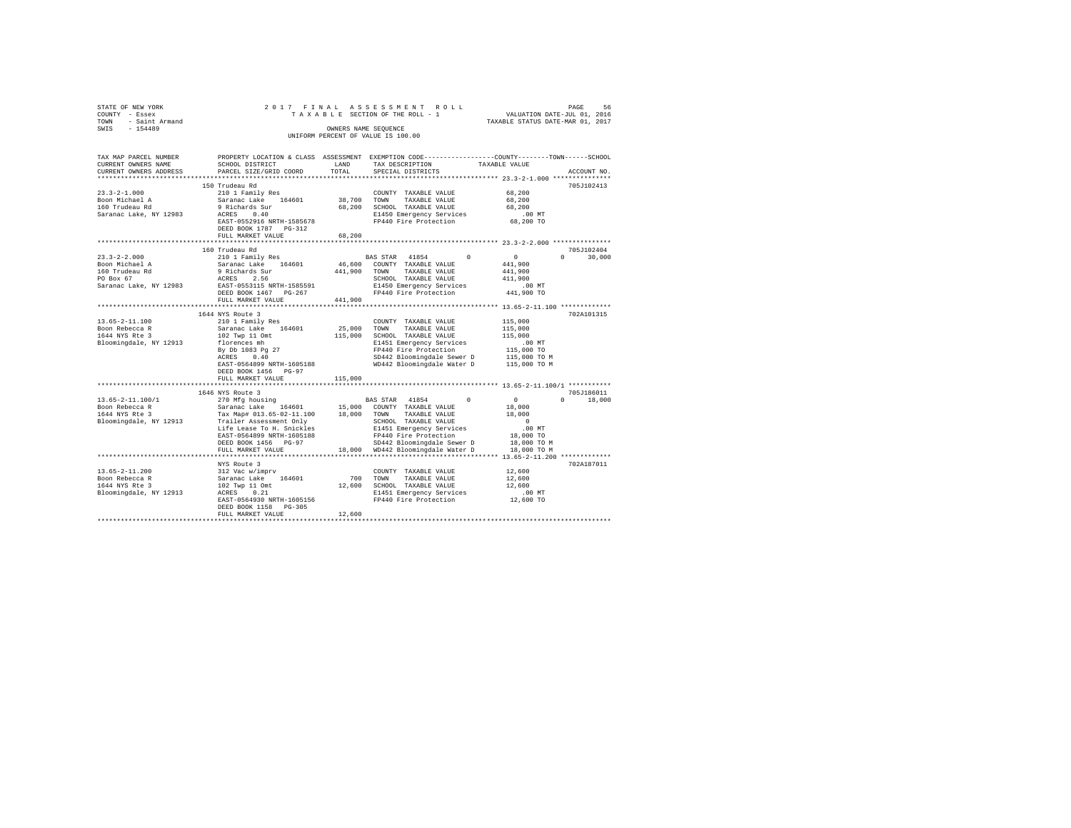STATE OF NEW YORK
COUNTY - Essex
TOWN - Saint Armand
SWIS - 154489

2017 FINAL ASSESSMENT ROLL
TAXABLE SECTION OF THE ROLL - 1
OWNERS NAME SEQUENCE
UNIFORM PERCENT OF VALUE IS 100.00

VALUATION DATE-JUL 01, 2016
TAXABLE STATUS DATE-MAR 01, 2017

```
TAX MAP PARCEL NUMBER     PROPERTY LOCATION & CLASS  ASSESSMENT  EXEMPTION CODE-----------------COUNTY--------TOWN------SCHOOL
CURRENT OWNERS NAME       SCHOOL DISTRICT             LAND       TAX DESCRIPTION            TAXABLE VALUE
CURRENT OWNERS ADDRESS    PARCEL SIZE/GRID COORD      TOTAL      SPECIAL DISTRICTS                                    ACCOUNT NO.
******************************************************************************************** 23.3-2-1.000 ***************
                          150 Trudeau Rd                                                                              705J102413
23.3-2-1.000              210 1 Family Res                       COUNTY  TAXABLE VALUE            68,200
Boon Michael A            Saranac Lake   164601       38,700     TOWN    TAXABLE VALUE            68,200
160 Trudeau Rd            9 Richards Sur              68,200     SCHOOL  TAXABLE VALUE            68,200
Saranac Lake, NY 12983    ACRES    0.40                          E1450 Emergency Services            .00 MT
                          EAST-0552916 NRTH-1585678              FP440 Fire Protection            68,200 TO
                          DEED BOOK 1787   PG-312
                          FULL MARKET VALUE           68,200
******************************************************************************************** 23.3-2-2.000 ***************
                          160 Trudeau Rd                                                                              705J102404
23.3-2-2.000              210 1 Family Res                       BAS STAR  41854        0             0          0     30,000
Boon Michael A            Saranac Lake   164601       46,600     COUNTY  TAXABLE VALUE           441,900
160 Trudeau Rd            9 Richards Sur             441,900     TOWN    TAXABLE VALUE           441,900
PO Box 67                 ACRES    2.56                          SCHOOL  TAXABLE VALUE           411,900
Saranac Lake, NY 12983    EAST-0553115 NRTH-1585591              E1450 Emergency Services            .00 MT
                          DEED BOOK 1467   PG-267                FP440 Fire Protection           441,900 TO
                          FULL MARKET VALUE          441,900
******************************************************************************************** 13.65-2-11.100 *************
                          1644 NYS Route 3                                                                            702A101315
13.65-2-11.100            210 1 Family Res                       COUNTY  TAXABLE VALUE           115,000
Boon Rebecca R            Saranac Lake   164601       25,000     TOWN    TAXABLE VALUE           115,000
1644 NYS Rte 3            102 Twp 11 Omt             115,000     SCHOOL  TAXABLE VALUE           115,000
Bloomingdale, NY 12913    florences mh                           E1451 Emergency Services            .00 MT
                          By Db 1083 Pg 27                       FP440 Fire Protection           115,000 TO
                          ACRES    0.40                          SD442 Bloomingdale Sewer D      115,000 TO M
                          EAST-0564899 NRTH-1605188              WD442 Bloomingdale Water D      115,000 TO M
                          DEED BOOK 1456   PG-97
                          FULL MARKET VALUE          115,000
******************************************************************************************** 13.65-2-11.100/1 ***********
                          1646 NYS Route 3                                                                            705J186011
13.65-2-11.100/1          270 Mfg housing                        BAS STAR  41854        0             0          0     18,000
Boon Rebecca R            Saranac Lake   164601       15,000     COUNTY  TAXABLE VALUE            18,000
1644 NYS Rte 3            Tax Map# 013.65-02-11.100   18,000     TOWN    TAXABLE VALUE            18,000
Bloomingdale, NY 12913    Trailer Assessment Only                SCHOOL  TAXABLE VALUE                 0
                          Life Lease To H. Snickles              E1451 Emergency Services            .00 MT
                          EAST-0564899 NRTH-1605188              FP440 Fire Protection            18,000 TO
                          DEED BOOK 1456   PG-97                 SD442 Bloomingdale Sewer D       18,000 TO M
                          FULL MARKET VALUE           18,000     WD442 Bloomingdale Water D       18,000 TO M
******************************************************************************************** 13.65-2-11.200 *************
                          NYS Route 3                                                                                 702A187011
13.65-2-11.200            312 Vac w/imprv                        COUNTY  TAXABLE VALUE            12,600
Boon Rebecca R            Saranac Lake   164601          700     TOWN    TAXABLE VALUE            12,600
1644 NYS Rte 3            102 Twp 11 Omt              12,600     SCHOOL  TAXABLE VALUE            12,600
Bloomingdale, NY 12913    ACRES    0.21                          E1451 Emergency Services            .00 MT
                          EAST-0564930 NRTH-1605156              FP440 Fire Protection            12,600 TO
                          DEED BOOK 1158   PG-305
                          FULL MARKET VALUE           12,600
****************************************************************************************************************************
```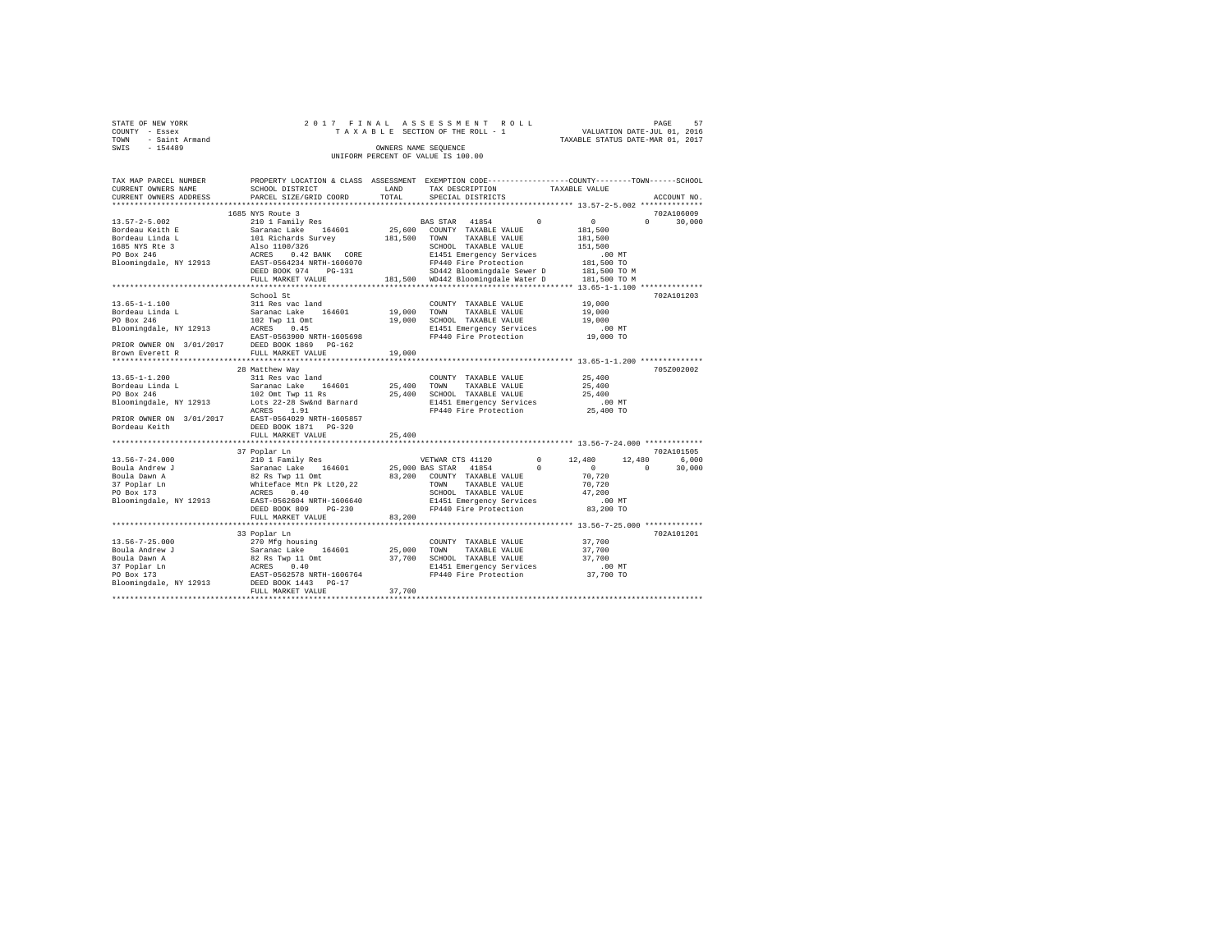STATE OF NEW YORK                    2017 FINAL ASSESSMENT ROLL                    
COUNTY - Essex                       TAXABLE SECTION OF THE ROLL - 1               VALUATION DATE-JUL 01, 2016
TOWN - Saint Armand                                                                 TAXABLE STATUS DATE-MAR 01, 2017
SWIS - 154489                        OWNERS NAME SEQUENCE
                                     UNIFORM PERCENT OF VALUE IS 100.00

```
TAX MAP PARCEL NUMBER     PROPERTY LOCATION & CLASS  ASSESSMENT  EXEMPTION CODE-----------------COUNTY--------TOWN------SCHOOL
CURRENT OWNERS NAME       SCHOOL DISTRICT             LAND       TAX DESCRIPTION            TAXABLE VALUE
CURRENT OWNERS ADDRESS    PARCEL SIZE/GRID COORD      TOTAL      SPECIAL DISTRICTS                                     ACCOUNT NO.
******************************************************************************************************* 13.57-2-5.002 **************
                          1685 NYS Route 3                                                                           702A106009
13.57-2-5.002             210 1 Family Res                     BAS STAR  41854          0         0          0     30,000
Bordeau Keith E           Saranac Lake   164601      25,600    COUNTY  TAXABLE VALUE           181,500
Bordeau Linda L           101 Richards Survey       181,500    TOWN    TAXABLE VALUE           181,500
1685 NYS Rte 3            Also 1100/326                        SCHOOL  TAXABLE VALUE           151,500
PO Box 246                ACRES    0.42 BANK  CORE             E1451 Emergency Services            .00 MT
Bloomingdale, NY 12913    EAST-0564234 NRTH-1606070            FP440 Fire Protection           181,500 TO
                          DEED BOOK 974    PG-131              SD442 Bloomingdale Sewer D      181,500 TO M
                          FULL MARKET VALUE         181,500    WD442 Bloomingdale Water D      181,500 TO M
******************************************************************************************************* 13.65-1-1.100 **************
                          School St                                                                                  702A101203
13.65-1-1.100             311 Res vac land                     COUNTY  TAXABLE VALUE            19,000
Bordeau Linda L           Saranac Lake   164601      19,000    TOWN    TAXABLE VALUE            19,000
PO Box 246                102 Twp 11 Omt             19,000    SCHOOL  TAXABLE VALUE            19,000
Bloomingdale, NY 12913    ACRES    0.45                        E1451 Emergency Services            .00 MT
                          EAST-0563900 NRTH-1605698            FP440 Fire Protection            19,000 TO
PRIOR OWNER ON 3/01/2017  DEED BOOK 1869   PG-162
Brown Everett R           FULL MARKET VALUE          19,000
******************************************************************************************************* 13.65-1-1.200 **************
                          28 Matthew Way                                                                             705Z002002
13.65-1-1.200             311 Res vac land                     COUNTY  TAXABLE VALUE            25,400
Bordeau Linda L           Saranac Lake   164601      25,400    TOWN    TAXABLE VALUE            25,400
PO Box 246                102 Omt Twp 11 Rs          25,400    SCHOOL  TAXABLE VALUE            25,400
Bloomingdale, NY 12913    Lots 22-28 Sw&nd Barnard             E1451 Emergency Services            .00 MT
                          ACRES    1.91                        FP440 Fire Protection            25,400 TO
PRIOR OWNER ON 3/01/2017  EAST-0564029 NRTH-1605857
Bordeau Keith             DEED BOOK 1871   PG-320
                          FULL MARKET VALUE          25,400
******************************************************************************************************* 13.56-7-24.000 *************
                          37 Poplar Ln                                                                               702A101505
13.56-7-24.000            210 1 Family Res                     VETWAR CTS 41120         0    12,480     12,480      6,000
Boula Andrew J            Saranac Lake   164601      25,000 BAS STAR  41854             0         0          0     30,000
Boula Dawn A              82 Rs Twp 11 Omt           83,200    COUNTY  TAXABLE VALUE            70,720
37 Poplar Ln              Whiteface Mtn Pk Lt20,22             TOWN    TAXABLE VALUE            70,720
PO Box 173                ACRES    0.40                        SCHOOL  TAXABLE VALUE            47,200
Bloomingdale, NY 12913    EAST-0562604 NRTH-1606640            E1451 Emergency Services            .00 MT
                          DEED BOOK 809    PG-230              FP440 Fire Protection            83,200 TO
                          FULL MARKET VALUE          83,200
******************************************************************************************************* 13.56-7-25.000 *************
                          33 Poplar Ln                                                                               702A101201
13.56-7-25.000            270 Mfg housing                      COUNTY  TAXABLE VALUE            37,700
Boula Andrew J            Saranac Lake   164601      25,000    TOWN    TAXABLE VALUE            37,700
Boula Dawn A              82 Rs Twp 11 Omt           37,700    SCHOOL  TAXABLE VALUE            37,700
37 Poplar Ln              ACRES    0.40                        E1451 Emergency Services            .00 MT
PO Box 173                EAST-0562578 NRTH-1606764            FP440 Fire Protection            37,700 TO
Bloomingdale, NY 12913    DEED BOOK 1443   PG-17
                          FULL MARKET VALUE          37,700
************************************************************************************************************************************
```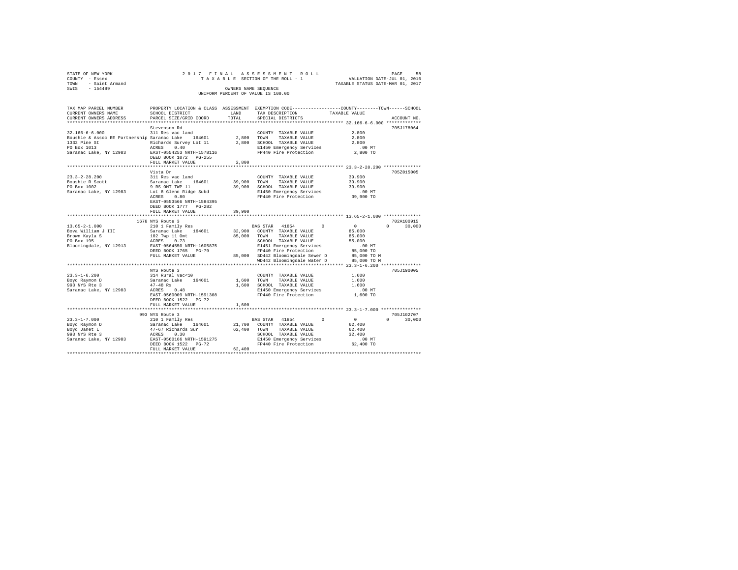STATE OF NEW YORK
COUNTY - Essex
TOWN - Saint Armand
SWIS - 154489

2017 FINAL ASSESSMENT ROLL
TAXABLE SECTION OF THE ROLL - 1
OWNERS NAME SEQUENCE
UNIFORM PERCENT OF VALUE IS 100.00

VALUATION DATE-JUL 01, 2016
TAXABLE STATUS DATE-MAR 01, 2017

| TAX MAP PARCEL NUMBER / CURRENT OWNERS NAME / CURRENT OWNERS ADDRESS | PROPERTY LOCATION & CLASS / SCHOOL DISTRICT / PARCEL SIZE/GRID COORD | ASSESSMENT LAND / TOTAL | EXEMPTION CODE / TAX DESCRIPTION / SPECIAL DISTRICTS | COUNTY | TOWN | SCHOOL | TAXABLE VALUE | ACCOUNT NO. |
|---|---|---|---|---|---|---|---|---|
| **32.166-6-6.000** | Stevenson Rd | | | | | | | 705J178064 |
| | 311 Res vac land | | COUNTY TAXABLE VALUE | | | | 2,800 | |
| Boushie & Assoc RE Partnership | Saranac Lake 164601 | 2,800 | TOWN TAXABLE VALUE | | | | 2,800 | |
| 1332 Pine St | Richards Survey Lot 11 | 2,800 | SCHOOL TAXABLE VALUE | | | | 2,800 | |
| PO Box 1013 | ACRES 0.40 | | E1450 Emergency Services | | | | .00 MT | |
| Saranac Lake, NY 12983 | EAST-0554253 NRTH-1578116 | | FP440 Fire Protection | | | | 2,800 TO | |
| | DEED BOOK 1072 PG-255 | | | | | | | |
| | FULL MARKET VALUE | 2,800 | | | | | | |
| **23.3-2-28.200** | Vista Dr | | | | | | | 705Z015005 |
| | 311 Res vac land | | COUNTY TAXABLE VALUE | | | | 39,900 | |
| Boushie R Scott | Saranac Lake 164601 | 39,900 | TOWN TAXABLE VALUE | | | | 39,900 | |
| PO Box 1002 | 9 RS OMT TWP 11 | 39,900 | SCHOOL TAXABLE VALUE | | | | 39,900 | |
| Saranac Lake, NY 12983 | Lot 8 Glenn Ridge Subd | | E1450 Emergency Services | | | | .00 MT | |
| | ACRES 0.80 | | FP440 Fire Protection | | | | 39,900 TO | |
| | EAST-0553566 NRTH-1584395 | | | | | | | |
| | DEED BOOK 1777 PG-282 | | | | | | | |
| | FULL MARKET VALUE | 39,900 | | | | | | |
| **13.65-2-1.000** | 1678 NYS Route 3 | | | | | | | 702A100915 |
| | 210 1 Family Res | | BAS STAR 41854 | 0 | 0 | 0 | 30,000 | |
| Bova William J III | Saranac Lake 164601 | 32,900 | COUNTY TAXABLE VALUE | | | | 85,000 | |
| Brown Kayla S | 102 Twp 11 Omt | 85,000 | TOWN TAXABLE VALUE | | | | 85,000 | |
| PO Box 195 | ACRES 0.73 | | SCHOOL TAXABLE VALUE | | | | 55,000 | |
| Bloomingdale, NY 12913 | EAST-0564550 NRTH-1605875 | | E1451 Emergency Services | | | | .00 MT | |
| | DEED BOOK 1765 PG-79 | | FP440 Fire Protection | | | | 85,000 TO | |
| | FULL MARKET VALUE | 85,000 | SD442 Bloomingdale Sewer D | | | | 85,000 TO M | |
| | | | WD442 Bloomingdale Water D | | | | 85,000 TO M | |
| **23.3-1-6.200** | NYS Route 3 | | | | | | | 705J190005 |
| | 314 Rural vac<10 | | COUNTY TAXABLE VALUE | | | | 1,600 | |
| Boyd Raymon D | Saranac Lake 164601 | 1,600 | TOWN TAXABLE VALUE | | | | 1,600 | |
| 993 NYS Rte 3 | 47-48 Rs | 1,600 | SCHOOL TAXABLE VALUE | | | | 1,600 | |
| Saranac Lake, NY 12983 | ACRES 0.48 | | E1450 Emergency Services | | | | .00 MT | |
| | EAST-0560009 NRTH-1591308 | | FP440 Fire Protection | | | | 1,600 TO | |
| | DEED BOOK 1522 PG-72 | | | | | | | |
| | FULL MARKET VALUE | 1,600 | | | | | | |
| **23.3-1-7.000** | 993 NYS Route 3 | | | | | | | 705J102707 |
| | 210 1 Family Res | | BAS STAR 41854 | 0 | 0 | 0 | 30,000 | |
| Boyd Raymon D | Saranac Lake 164601 | 21,700 | COUNTY TAXABLE VALUE | | | | 62,400 | |
| Boyd Janet L | 47-67 Richards Sur | 62,400 | TOWN TAXABLE VALUE | | | | 62,400 | |
| 993 NYS Rte 3 | ACRES 0.30 | | SCHOOL TAXABLE VALUE | | | | 32,400 | |
| Saranac Lake, NY 12983 | EAST-0560166 NRTH-1591275 | | E1450 Emergency Services | | | | .00 MT | |
| | DEED BOOK 1522 PG-72 | | FP440 Fire Protection | | | | 62,400 TO | |
| | FULL MARKET VALUE | 62,400 | | | | | | |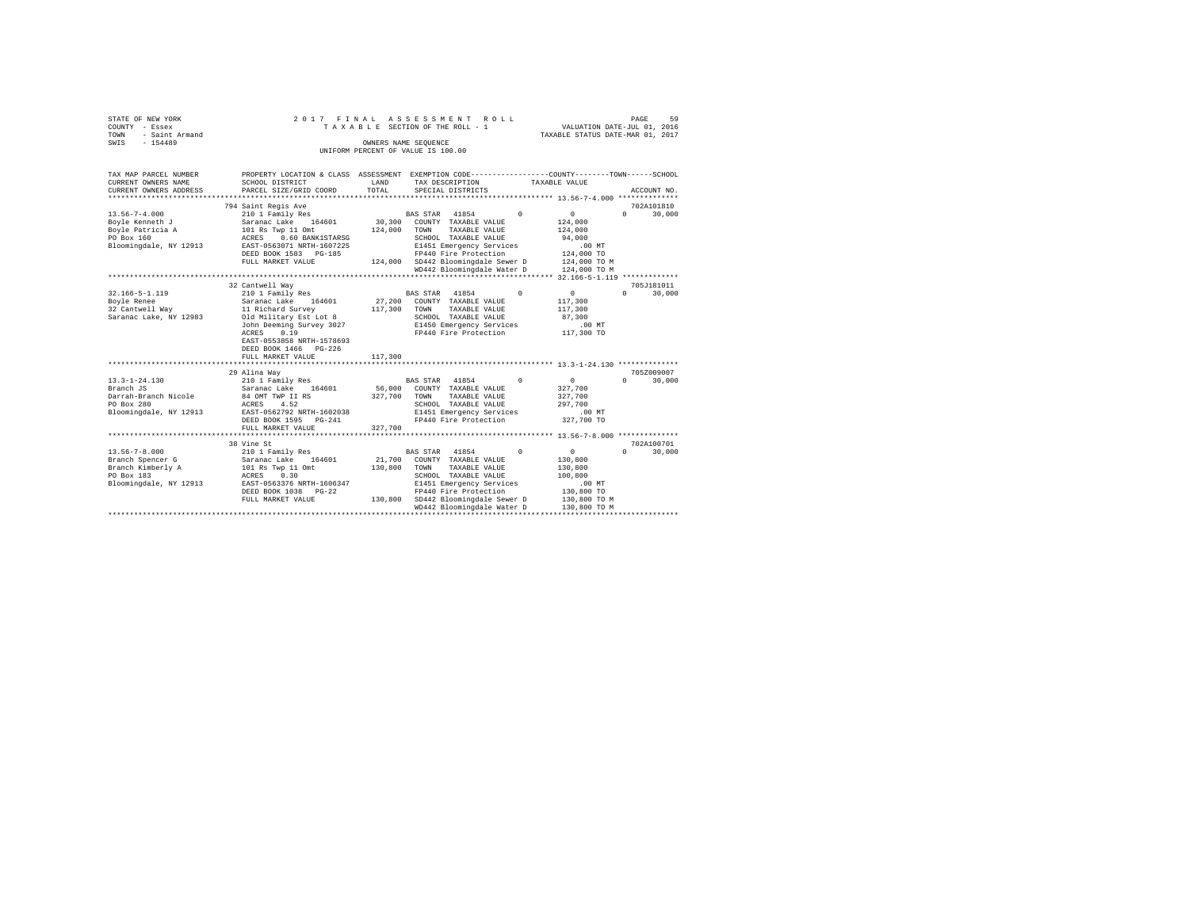```
STATE OF NEW YORK                2 0 1 7   F I N A L   A S S E S S M E N T   R O L L                 PAGE    59
COUNTY  - Essex                     T A X A B L E  SECTION OF THE ROLL - 1              VALUATION DATE-JUL 01, 2016
TOWN    - Saint Armand                                                              TAXABLE STATUS DATE-MAR 01, 2017
SWIS    - 154489                                  OWNERS NAME SEQUENCE
                                            UNIFORM PERCENT OF VALUE IS 100.00

TAX MAP PARCEL NUMBER          PROPERTY LOCATION & CLASS  ASSESSMENT  EXEMPTION CODE-----------------COUNTY--------TOWN------SCHOOL
CURRENT OWNERS NAME            SCHOOL DISTRICT              LAND      TAX DESCRIPTION             TAXABLE VALUE
CURRENT OWNERS ADDRESS         PARCEL SIZE/GRID COORD       TOTAL     SPECIAL DISTRICTS                                  ACCOUNT NO.
******************************************************************************************************* 13.56-7-4.000 **************
                               794 Saint Regis Ave                                                                     702A101810
13.56-7-4.000                  210 1 Family Res                       BAS STAR  41854          0           0           0      30,000
Boyle Kenneth J                Saranac Lake   164601       30,300     COUNTY  TAXABLE VALUE            124,000
Boyle Patricia A               101 Rs Twp 11 Omt          124,000     TOWN    TAXABLE VALUE            124,000
PO Box 160                     ACRES    0.60 BANK1STARSG              SCHOOL  TAXABLE VALUE             94,000
Bloomingdale, NY 12913         EAST-0563071 NRTH-1607225              E1451 Emergency Services             .00 MT
                               DEED BOOK 1583   PG-185                FP440 Fire Protection            124,000 TO
                               FULL MARKET VALUE          124,000     SD442 Bloomingdale Sewer D       124,000 TO M
                                                                      WD442 Bloomingdale Water D       124,000 TO M
******************************************************************************************************* 32.166-5-1.119 *************
                               32 Cantwell Way                                                                         705J181011
32.166-5-1.119                 210 1 Family Res                       BAS STAR  41854          0           0           0      30,000
Boyle Renee                    Saranac Lake   164601       27,200     COUNTY  TAXABLE VALUE            117,300
32 Cantwell Way                11 Richard Survey          117,300     TOWN    TAXABLE VALUE            117,300
Saranac Lake, NY 12983         Old Military Est Lot 8                 SCHOOL  TAXABLE VALUE             87,300
                               John Deeming Survey 3027               E1450 Emergency Services             .00 MT
                               ACRES    0.19                          FP440 Fire Protection            117,300 TO
                               EAST-0553858 NRTH-1578693
                               DEED BOOK 1466   PG-226
                               FULL MARKET VALUE          117,300
******************************************************************************************************* 13.3-1-24.130 **************
                               29 Alina Way                                                                            705Z009007
13.3-1-24.130                  210 1 Family Res                       BAS STAR  41854          0           0           0      30,000
Branch JS                      Saranac Lake   164601       56,000     COUNTY  TAXABLE VALUE            327,700
Darrah-Branch Nicole           84 OMT TWP II RS           327,700     TOWN    TAXABLE VALUE            327,700
PO Box 280                     ACRES    4.52                          SCHOOL  TAXABLE VALUE            297,700
Bloomingdale, NY 12913         EAST-0562792 NRTH-1602038              E1451 Emergency Services             .00 MT
                               DEED BOOK 1595   PG-241                FP440 Fire Protection            327,700 TO
                               FULL MARKET VALUE          327,700
******************************************************************************************************* 13.56-7-8.000 **************
                               38 Vine St                                                                              702A100701
13.56-7-8.000                  210 1 Family Res                       BAS STAR  41854          0           0           0      30,000
Branch Spencer G               Saranac Lake   164601       21,700     COUNTY  TAXABLE VALUE            130,800
Branch Kimberly A              101 Rs Twp 11 Omt          130,800     TOWN    TAXABLE VALUE            130,800
PO Box 183                     ACRES    0.30                          SCHOOL  TAXABLE VALUE            100,800
Bloomingdale, NY 12913         EAST-0563376 NRTH-1606347              E1451 Emergency Services             .00 MT
                               DEED BOOK 1038   PG-22                 FP440 Fire Protection            130,800 TO
                               FULL MARKET VALUE          130,800     SD442 Bloomingdale Sewer D       130,800 TO M
                                                                      WD442 Bloomingdale Water D       130,800 TO M
************************************************************************************************************************************
```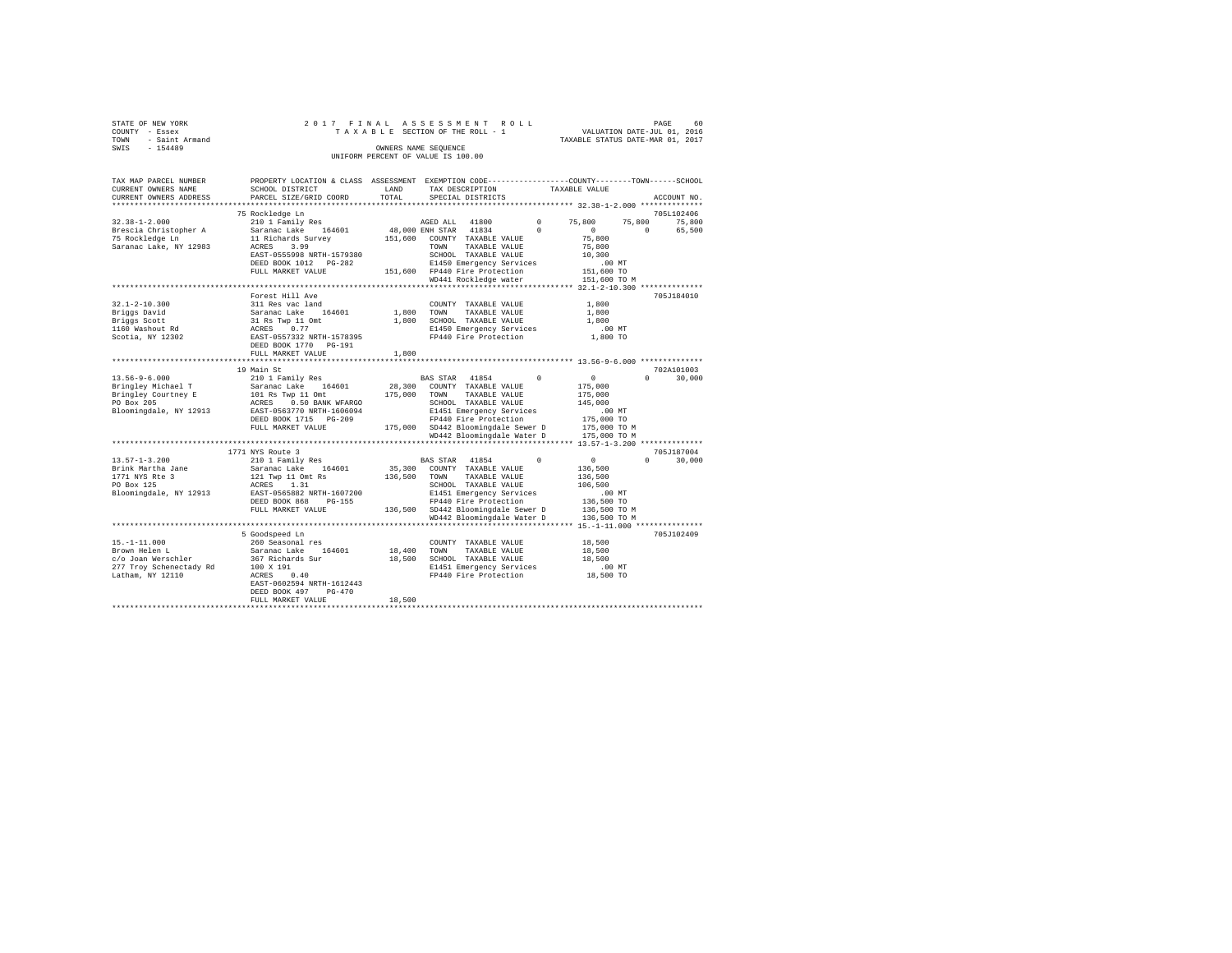STATE OF NEW YORK
COUNTY - Essex
TOWN - Saint Armand
SWIS - 154489

2017 FINAL ASSESSMENT ROLL
TAXABLE SECTION OF THE ROLL - 1
OWNERS NAME SEQUENCE
UNIFORM PERCENT OF VALUE IS 100.00

VALUATION DATE-JUL 01, 2016
TAXABLE STATUS DATE-MAR 01, 2017

```
TAX MAP PARCEL NUMBER     PROPERTY LOCATION & CLASS  ASSESSMENT  EXEMPTION CODE-----------------COUNTY--------TOWN------SCHOOL
CURRENT OWNERS NAME       SCHOOL DISTRICT               LAND     TAX DESCRIPTION              TAXABLE VALUE
CURRENT OWNERS ADDRESS    PARCEL SIZE/GRID COORD        TOTAL    SPECIAL DISTRICTS                                    ACCOUNT NO.
******************************************************************************************** 32.38-1-2.000 **************
                          75 Rockledge Ln                                                                           705L102406
32.38-1-2.000             210 1 Family Res                   AGED ALL  41800          0       75,800     75,800     75,800
Brescia Christopher A     Saranac Lake    164601      48,000 ENH STAR  41834          0            0          0     65,500
75 Rockledge Ln           11 Richards Survey         151,600    COUNTY  TAXABLE VALUE           75,800
Saranac Lake, NY 12983    ACRES    3.99                         TOWN    TAXABLE VALUE           75,800
                          EAST-0555998 NRTH-1579380             SCHOOL  TAXABLE VALUE           10,300
                          DEED BOOK 1012   PG-282               E1450 Emergency Services          .00 MT
                          FULL MARKET VALUE          151,600    FP440 Fire Protection          151,600 TO
                                                                WD441 Rockledge water          151,600 TO M
******************************************************************************************** 32.1-2-10.300 **************
                          Forest Hill Ave                                                                           705J184010
32.1-2-10.300             311 Res vac land                      COUNTY  TAXABLE VALUE            1,800
Briggs David              Saranac Lake    164601       1,800    TOWN    TAXABLE VALUE            1,800
Briggs Scott              31 Rs Twp 11 Omt             1,800    SCHOOL  TAXABLE VALUE            1,800
1160 Washout Rd           ACRES    0.77                         E1450 Emergency Services          .00 MT
Scotia, NY 12302          EAST-0557332 NRTH-1578395             FP440 Fire Protection            1,800 TO
                          DEED BOOK 1770   PG-191
                          FULL MARKET VALUE            1,800
******************************************************************************************** 13.56-9-6.000 **************
                          19 Main St                                                                                702A101003
13.56-9-6.000             210 1 Family Res                   BAS STAR  41854          0            0          0     30,000
Bringley Michael T        Saranac Lake    164601      28,300    COUNTY  TAXABLE VALUE          175,000
Bringley Courtney E       101 Rs Twp 11 Omt          175,000    TOWN    TAXABLE VALUE          175,000
PO Box 205                ACRES    0.50 BANK WFARGO             SCHOOL  TAXABLE VALUE          145,000
Bloomingdale, NY 12913    EAST-0563770 NRTH-1606094             E1451 Emergency Services          .00 MT
                          DEED BOOK 1715   PG-209               FP440 Fire Protection          175,000 TO
                          FULL MARKET VALUE          175,000    SD442 Bloomingdale Sewer D     175,000 TO M
                                                                WD442 Bloomingdale Water D     175,000 TO M
******************************************************************************************** 13.57-1-3.200 **************
                          1771 NYS Route 3                                                                          705J187004
13.57-1-3.200             210 1 Family Res                   BAS STAR  41854          0            0          0     30,000
Brink Martha Jane         Saranac Lake    164601      35,300    COUNTY  TAXABLE VALUE          136,500
1771 NYS Rte 3            121 Twp 11 Omt Rs          136,500    TOWN    TAXABLE VALUE          136,500
PO Box 125                ACRES    1.31                         SCHOOL  TAXABLE VALUE          106,500
Bloomingdale, NY 12913    EAST-0565882 NRTH-1607200             E1451 Emergency Services          .00 MT
                          DEED BOOK 868    PG-155               FP440 Fire Protection          136,500 TO
                          FULL MARKET VALUE          136,500    SD442 Bloomingdale Sewer D     136,500 TO M
                                                                WD442 Bloomingdale Water D     136,500 TO M
******************************************************************************************** 15.-1-11.000 ***************
                          5 Goodspeed Ln                                                                            705J102409
15.-1-11.000              260 Seasonal res                      COUNTY  TAXABLE VALUE           18,500
Brown Helen L             Saranac Lake    164601      18,400    TOWN    TAXABLE VALUE           18,500
c/o Joan Werschler        367 Richards Sur            18,500    SCHOOL  TAXABLE VALUE           18,500
277 Troy Schenectady Rd   100 X 191                             E1451 Emergency Services          .00 MT
Latham, NY 12110          ACRES    0.40                         FP440 Fire Protection           18,500 TO
                          EAST-0602594 NRTH-1612443
                          DEED BOOK 497    PG-470
                          FULL MARKET VALUE           18,500
************************************************************************************************************************
```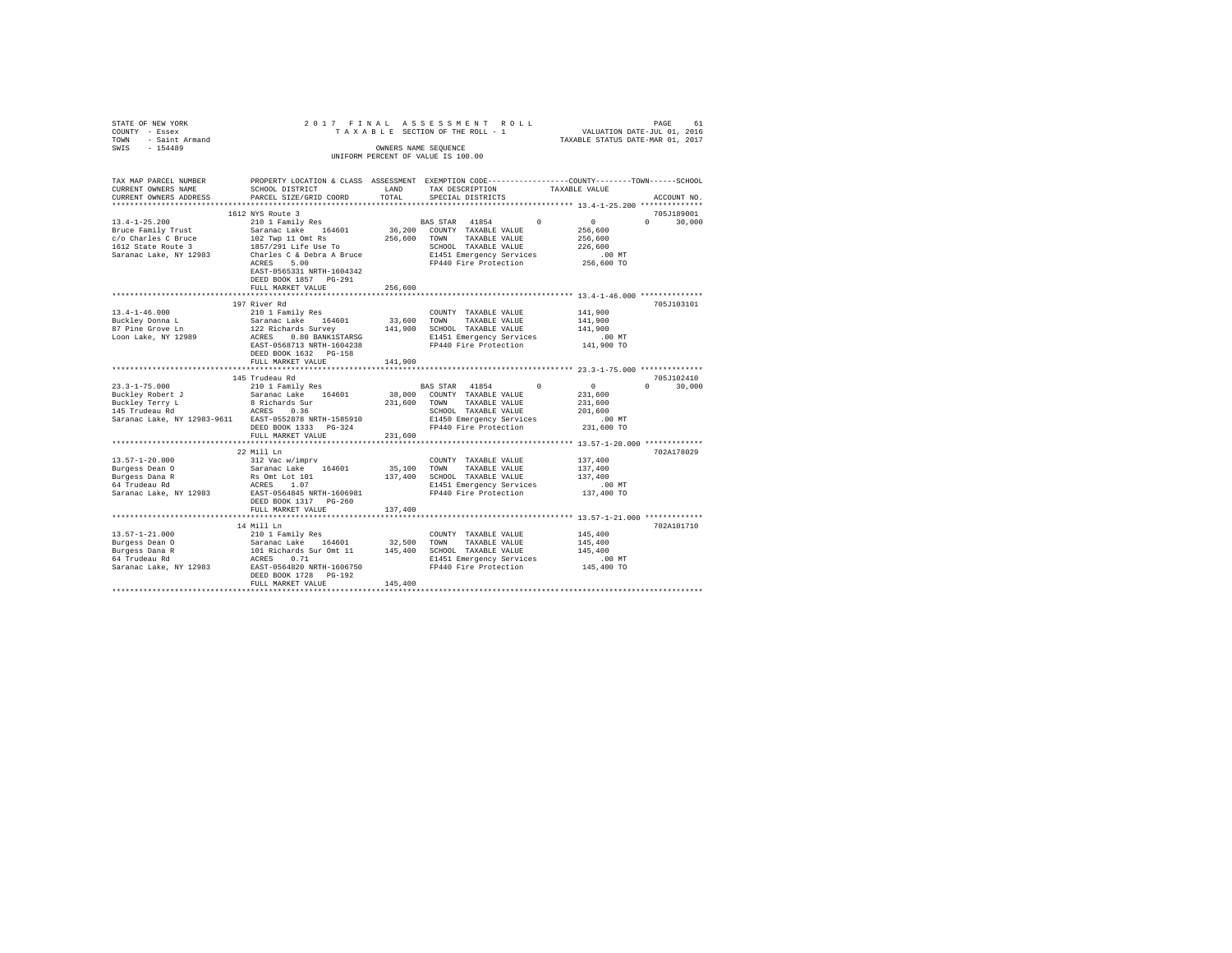STATE OF NEW YORK                    2 0 1 7   F I N A L   A S S E S S M E N T   R O L L
COUNTY - Essex                              T A X A B L E  SECTION OF THE ROLL - 1                VALUATION DATE-JUL 01, 2016
TOWN   - Saint Armand                                                                              TAXABLE STATUS DATE-MAR 01, 2017
SWIS   - 154489                                        OWNERS NAME SEQUENCE
                                                 UNIFORM PERCENT OF VALUE IS 100.00

```
TAX MAP PARCEL NUMBER          PROPERTY LOCATION & CLASS  ASSESSMENT  EXEMPTION CODE------------------COUNTY--------TOWN------SCHOOL
CURRENT OWNERS NAME            SCHOOL DISTRICT              LAND      TAX DESCRIPTION            TAXABLE VALUE
CURRENT OWNERS ADDRESS         PARCEL SIZE/GRID COORD       TOTAL     SPECIAL DISTRICTS                                     ACCOUNT NO.
******************************************************************************************************* 13.4-1-25.200 **************
                         1612 NYS Route 3                                                                                  705J189001
13.4-1-25.200                  210 1 Family Res                     BAS STAR  41854          0              0            0      30,000
Bruce Family Trust             Saranac Lake    164601     36,200   COUNTY  TAXABLE VALUE          256,600
c/o Charles C Bruce            102 Twp 11 Omt Rs         256,600   TOWN    TAXABLE VALUE          256,600
1612 State Route 3             1857/291 Life Use To                 SCHOOL  TAXABLE VALUE          226,600
Saranac Lake, NY 12983         Charles C & Debra A Bruce           E1451 Emergency Services          .00 MT
                               ACRES     5.00                       FP440 Fire Protection          256,600 TO
                               EAST-0565331 NRTH-1604342
                               DEED BOOK 1857   PG-291
                               FULL MARKET VALUE         256,600
******************************************************************************************************* 13.4-1-46.000 **************
                         197 River Rd                                                                                      705J103101
13.4-1-46.000                  210 1 Family Res                     COUNTY  TAXABLE VALUE          141,900
Buckley Donna L                Saranac Lake    164601     33,600   TOWN    TAXABLE VALUE          141,900
87 Pine Grove Ln               122 Richards Survey       141,900   SCHOOL  TAXABLE VALUE          141,900
Loon Lake, NY 12989            ACRES     0.80 BANK1STARSG           E1451 Emergency Services          .00 MT
                               EAST-0568713 NRTH-1604238            FP440 Fire Protection          141,900 TO
                               DEED BOOK 1632   PG-158
                               FULL MARKET VALUE         141,900
******************************************************************************************************* 23.3-1-75.000 **************
                         145 Trudeau Rd                                                                                    705J102410
23.3-1-75.000                  210 1 Family Res                     BAS STAR  41854          0              0            0      30,000
Buckley Robert J               Saranac Lake    164601     38,000   COUNTY  TAXABLE VALUE          231,600
Buckley Terry L                8 Richards Sur            231,600   TOWN    TAXABLE VALUE          231,600
145 Trudeau Rd                 ACRES     0.36                       SCHOOL  TAXABLE VALUE          201,600
Saranac Lake, NY 12983-9611    EAST-0552878 NRTH-1585910            E1450 Emergency Services          .00 MT
                               DEED BOOK 1333   PG-324              FP440 Fire Protection          231,600 TO
                               FULL MARKET VALUE         231,600
******************************************************************************************************* 13.57-1-20.000 *************
                         22 Mill Ln                                                                                        702A178029
13.57-1-20.000                 312 Vac w/imprv                      COUNTY  TAXABLE VALUE          137,400
Burgess Dean O                 Saranac Lake    164601     35,100   TOWN    TAXABLE VALUE          137,400
Burgess Dana R                 Rs Omt Lot 101            137,400   SCHOOL  TAXABLE VALUE          137,400
64 Trudeau Rd                  ACRES     1.07                       E1451 Emergency Services          .00 MT
Saranac Lake, NY 12983         EAST-0564845 NRTH-1606981            FP440 Fire Protection          137,400 TO
                               DEED BOOK 1317   PG-260
                               FULL MARKET VALUE         137,400
******************************************************************************************************* 13.57-1-21.000 *************
                         14 Mill Ln                                                                                        702A101710
13.57-1-21.000                 210 1 Family Res                     COUNTY  TAXABLE VALUE          145,400
Burgess Dean O                 Saranac Lake    164601     32,500   TOWN    TAXABLE VALUE          145,400
Burgess Dana R                 101 Richards Sur Omt 11   145,400   SCHOOL  TAXABLE VALUE          145,400
64 Trudeau Rd                  ACRES     0.71                       E1451 Emergency Services          .00 MT
Saranac Lake, NY 12983         EAST-0564820 NRTH-1606750            FP440 Fire Protection          145,400 TO
                               DEED BOOK 1728   PG-192
                               FULL MARKET VALUE         145,400
************************************************************************************************************************************
```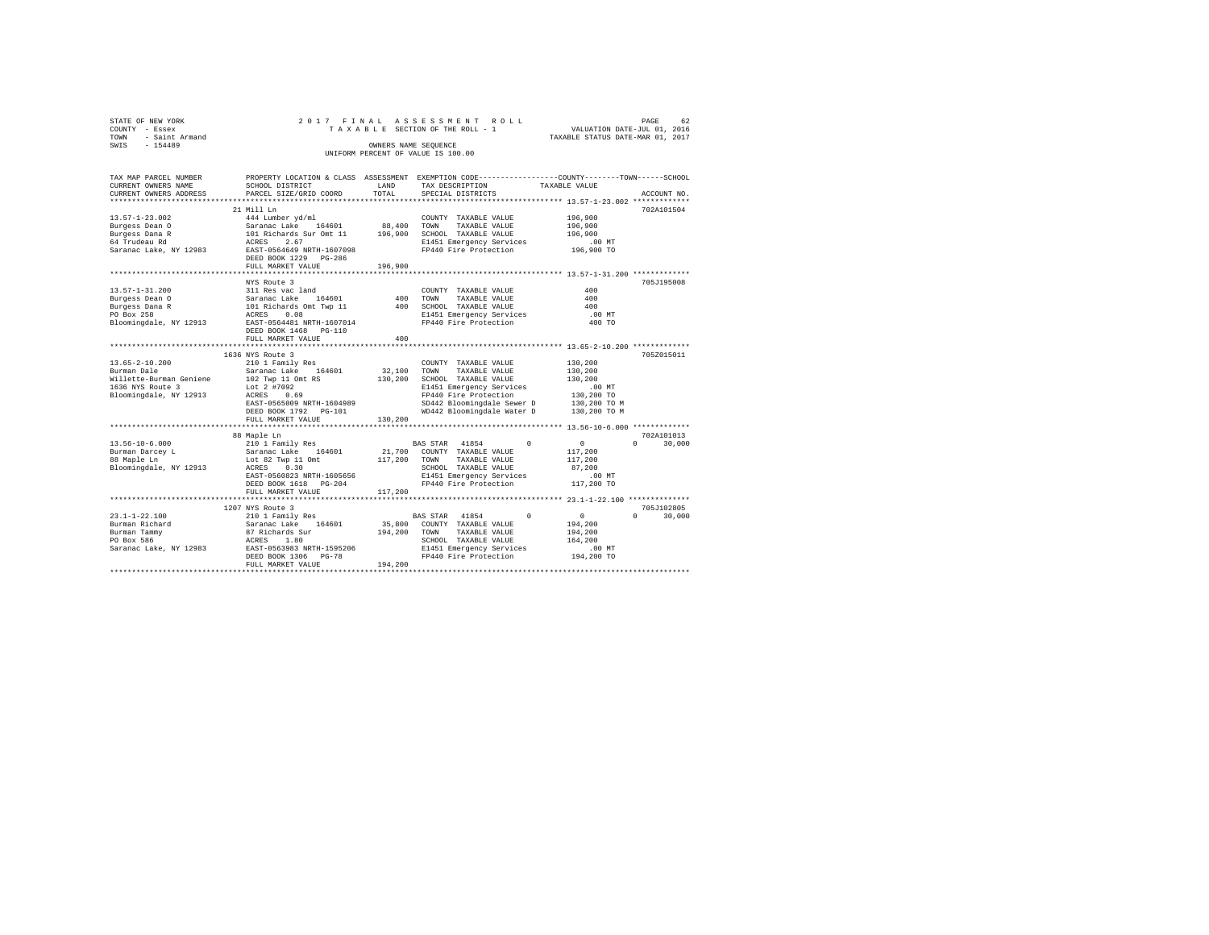STATE OF NEW YORK
COUNTY - Essex
TOWN - Saint Armand
SWIS - 154489

2017 FINAL ASSESSMENT ROLL
TAXABLE SECTION OF THE ROLL - 1
OWNERS NAME SEQUENCE
UNIFORM PERCENT OF VALUE IS 100.00

VALUATION DATE-JUL 01, 2016
TAXABLE STATUS DATE-MAR 01, 2017

```
TAX MAP PARCEL NUMBER     PROPERTY LOCATION & CLASS  ASSESSMENT  EXEMPTION CODE-----------------COUNTY--------TOWN------SCHOOL
CURRENT OWNERS NAME       SCHOOL DISTRICT               LAND      TAX DESCRIPTION            TAXABLE VALUE
CURRENT OWNERS ADDRESS    PARCEL SIZE/GRID COORD        TOTAL     SPECIAL DISTRICTS                                    ACCOUNT NO.
******************************************************************************************************* 13.57-1-23.002 *************
                          21 Mill Ln                                                                                 702A101504
13.57-1-23.002            444 Lumber yd/ml                        COUNTY  TAXABLE VALUE          196,900
Burgess Dean O            Saranac Lake   164601        88,400     TOWN    TAXABLE VALUE          196,900
Burgess Dana R            101 Richards Sur Omt 11     196,900     SCHOOL  TAXABLE VALUE          196,900
64 Trudeau Rd             ACRES    2.67                           E1451 Emergency Services          .00 MT
Saranac Lake, NY 12983    EAST-0564649 NRTH-1607098               FP440 Fire Protection          196,900 TO
                          DEED BOOK 1229   PG-286
                          FULL MARKET VALUE           196,900
******************************************************************************************************* 13.57-1-31.200 *************
                          NYS Route 3                                                                                705J195008
13.57-1-31.200            311 Res vac land                        COUNTY  TAXABLE VALUE              400
Burgess Dean O            Saranac Lake   164601           400     TOWN    TAXABLE VALUE              400
Burgess Dana R            101 Richards Omt Twp 11         400     SCHOOL  TAXABLE VALUE              400
PO Box 258                ACRES    0.08                           E1451 Emergency Services          .00 MT
Bloomingdale, NY 12913    EAST-0564481 NRTH-1607014               FP440 Fire Protection              400 TO
                          DEED BOOK 1468   PG-110
                          FULL MARKET VALUE               400
******************************************************************************************************* 13.65-2-10.200 *************
                          1636 NYS Route 3                                                                           705Z015011
13.65-2-10.200            210 1 Family Res                        COUNTY  TAXABLE VALUE          130,200
Burman Dale               Saranac Lake   164601        32,100     TOWN    TAXABLE VALUE          130,200
Willette-Burman Geniene   102 Twp 11 Omt RS           130,200     SCHOOL  TAXABLE VALUE          130,200
1636 NYS Route 3          Lot 2 #7092                             E1451 Emergency Services          .00 MT
Bloomingdale, NY 12913    ACRES    0.69                           FP440 Fire Protection          130,200 TO
                          EAST-0565009 NRTH-1604989               SD442 Bloomingdale Sewer D     130,200 TO M
                          DEED BOOK 1792   PG-101                 WD442 Bloomingdale Water D     130,200 TO M
                          FULL MARKET VALUE           130,200
******************************************************************************************************* 13.56-10-6.000 *************
                          88 Maple Ln                                                                                702A101013
13.56-10-6.000            210 1 Family Res                        BAS STAR  41854         0          0           0      30,000
Burman Darcey L           Saranac Lake   164601        21,700     COUNTY  TAXABLE VALUE          117,200
88 Maple Ln               Lot 82 Twp 11 Omt           117,200     TOWN    TAXABLE VALUE          117,200
Bloomingdale, NY 12913    ACRES    0.30                           SCHOOL  TAXABLE VALUE           87,200
                          EAST-0560823 NRTH-1605656               E1451 Emergency Services          .00 MT
                          DEED BOOK 1618   PG-204                 FP440 Fire Protection          117,200 TO
                          FULL MARKET VALUE           117,200
******************************************************************************************************* 23.1-1-22.100 **************
                          1207 NYS Route 3                                                                           705J102805
23.1-1-22.100             210 1 Family Res                        BAS STAR  41854         0          0           0      30,000
Burman Richard            Saranac Lake   164601        35,800     COUNTY  TAXABLE VALUE          194,200
Burman Tammy              87 Richards Sur             194,200     TOWN    TAXABLE VALUE          194,200
PO Box 586                ACRES    1.80                           SCHOOL  TAXABLE VALUE          164,200
Saranac Lake, NY 12983    EAST-0563983 NRTH-1595206               E1451 Emergency Services          .00 MT
                          DEED BOOK 1306   PG-78                  FP440 Fire Protection          194,200 TO
                          FULL MARKET VALUE           194,200
************************************************************************************************************************************
```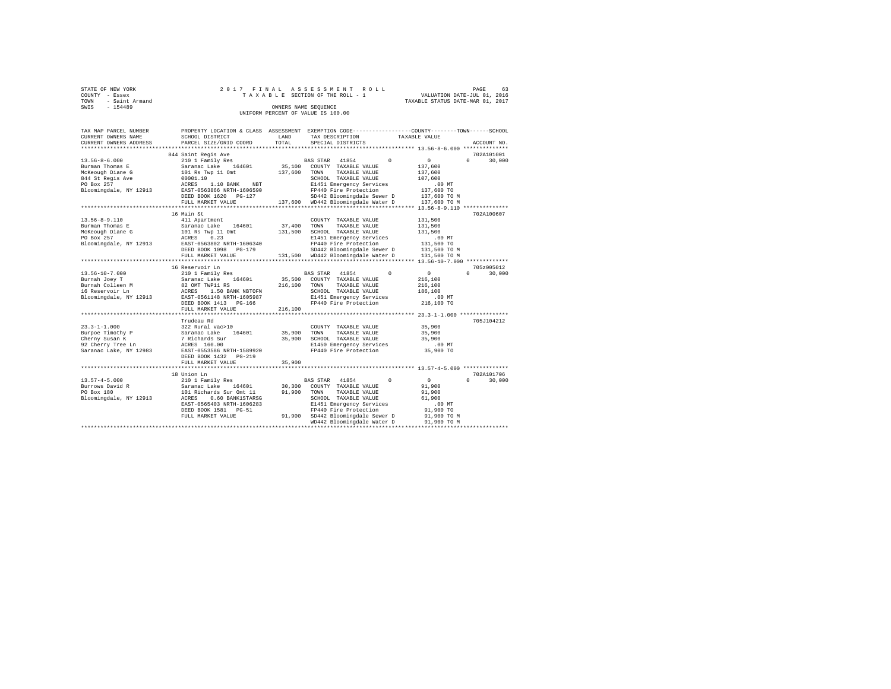STATE OF NEW YORK                    2 0 1 7   F I N A L   A S S E S S M E N T   R O L L
COUNTY - Essex                       T A X A B L E  SECTION OF THE ROLL - 1          VALUATION DATE-JUL 01, 2016
TOWN   - Saint Armand                                                              TAXABLE STATUS DATE-MAR 01, 2017
SWIS   - 154489                      OWNERS NAME SEQUENCE
                                     UNIFORM PERCENT OF VALUE IS 100.00

```
TAX MAP PARCEL NUMBER     PROPERTY LOCATION & CLASS  ASSESSMENT  EXEMPTION CODE-----------------COUNTY--------TOWN------SCHOOL
CURRENT OWNERS NAME       SCHOOL DISTRICT             LAND       TAX DESCRIPTION            TAXABLE VALUE
CURRENT OWNERS ADDRESS    PARCEL SIZE/GRID COORD      TOTAL      SPECIAL DISTRICTS                                   ACCOUNT NO.
****************************************************************************************** 13.56-8-6.000 **************
                          844 Saint Regis Ave                                                                        702A101001
13.56-8-6.000             210 1 Family Res                       BAS STAR  41854         0           0         0      30,000
Burman Thomas E           Saranac Lake    164601      35,100     COUNTY  TAXABLE VALUE         137,600
McKeough Diane G          101 Rs Twp 11 Omt          137,600     TOWN    TAXABLE VALUE         137,600
844 St Regis Ave          00001.10                               SCHOOL  TAXABLE VALUE         107,600
PO Box 257                ACRES    1.10 BANK    NBT              E1451 Emergency Services           .00 MT
Bloomingdale, NY 12913    EAST-0563866 NRTH-1606590              FP440 Fire Protection         137,600 TO
                          DEED BOOK 1620   PG-127                SD442 Bloomingdale Sewer D    137,600 TO M
                          FULL MARKET VALUE          137,600     WD442 Bloomingdale Water D    137,600 TO M
****************************************************************************************** 13.56-8-9.110 **************
                          16 Main St                                                                                 702A100607
13.56-8-9.110             411 Apartment                          COUNTY  TAXABLE VALUE         131,500
Burman Thomas E           Saranac Lake    164601      37,400     TOWN    TAXABLE VALUE         131,500
McKeough Diane G          101 Rs Twp 11 Omt          131,500     SCHOOL  TAXABLE VALUE         131,500
PO Box 257                ACRES    0.23                          E1451 Emergency Services           .00 MT
Bloomingdale, NY 12913    EAST-0563802 NRTH-1606340              FP440 Fire Protection         131,500 TO
                          DEED BOOK 1098   PG-179                SD442 Bloomingdale Sewer D    131,500 TO M
                          FULL MARKET VALUE          131,500     WD442 Bloomingdale Water D    131,500 TO M
****************************************************************************************** 13.56-10-7.000 *************
                          16 Reservoir Ln                                                                            705Z005012
13.56-10-7.000            210 1 Family Res                       BAS STAR  41854         0           0         0      30,000
Burnah Joey T             Saranac Lake    164601      35,500     COUNTY  TAXABLE VALUE         216,100
Burnah Colleen M          82 OMT TWP11 RS            216,100     TOWN    TAXABLE VALUE         216,100
16 Reservoir Ln           ACRES    1.50 BANK NBTOFN              SCHOOL  TAXABLE VALUE         186,100
Bloomingdale, NY 12913    EAST-0561148 NRTH-1605987              E1451 Emergency Services           .00 MT
                          DEED BOOK 1413   PG-166                FP440 Fire Protection         216,100 TO
                          FULL MARKET VALUE          216,100
****************************************************************************************** 23.3-1-1.000 ***************
                          Trudeau Rd                                                                                 705J104212
23.3-1-1.000              322 Rural vac>10                       COUNTY  TAXABLE VALUE          35,900
Burpoe Timothy P          Saranac Lake    164601      35,900     TOWN    TAXABLE VALUE          35,900
Cherny Susan K            7 Richards Sur              35,900     SCHOOL  TAXABLE VALUE          35,900
92 Cherry Tree Ln         ACRES  160.00                          E1450 Emergency Services           .00 MT
Saranac Lake, NY 12983    EAST-0553586 NRTH-1589920              FP440 Fire Protection          35,900 TO
                          DEED BOOK 1432   PG-219
                          FULL MARKET VALUE           35,900
****************************************************************************************** 13.57-4-5.000 **************
                          18 Union Ln                                                                                702A101706
13.57-4-5.000             210 1 Family Res                       BAS STAR  41854         0           0         0      30,000
Burrows David R           Saranac Lake    164601      30,300     COUNTY  TAXABLE VALUE          91,900
PO Box 180                101 Richards Sur Omt 11     91,900     TOWN    TAXABLE VALUE          91,900
Bloomingdale, NY 12913    ACRES    0.60 BANK1STARSG              SCHOOL  TAXABLE VALUE          61,900
                          EAST-0565403 NRTH-1606283              E1451 Emergency Services           .00 MT
                          DEED BOOK 1581   PG-51                 FP440 Fire Protection          91,900 TO
                          FULL MARKET VALUE           91,900     SD442 Bloomingdale Sewer D     91,900 TO M
                                                                 WD442 Bloomingdale Water D     91,900 TO M
************************************************************************************************************************
```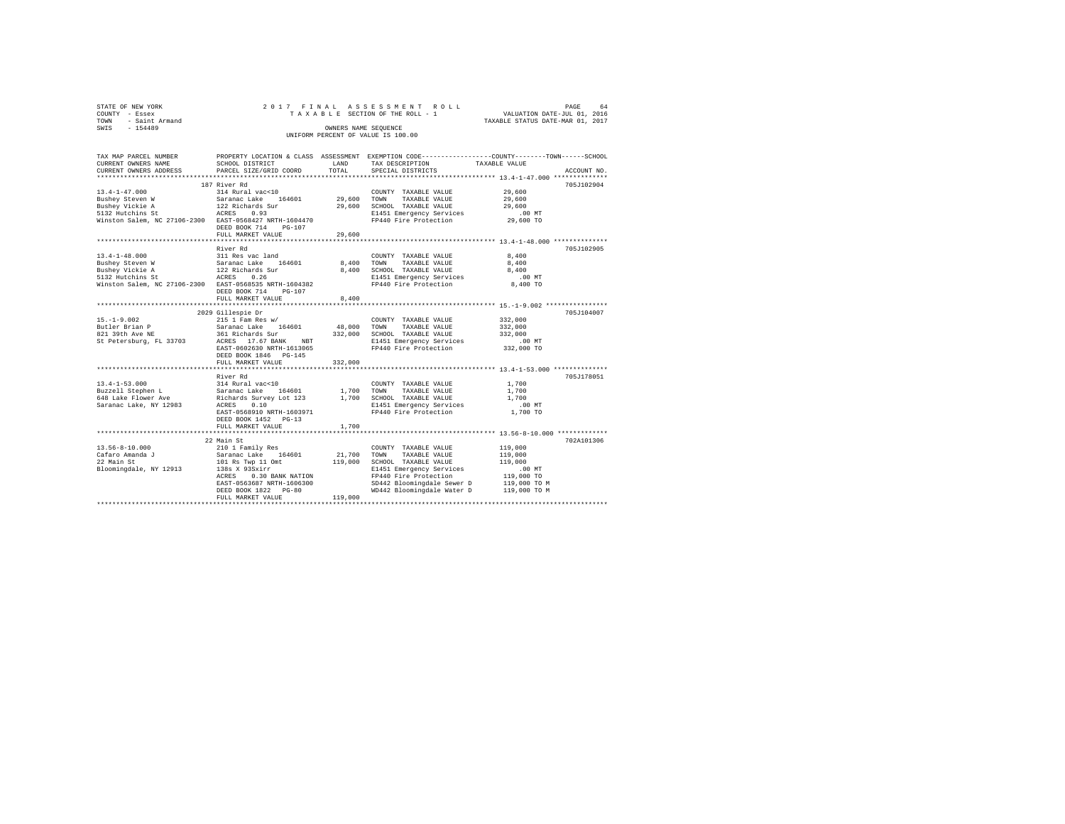STATE OF NEW YORK — 2017 FINAL ASSESSMENT ROLL — PAGE 64
COUNTY - Essex — TAXABLE SECTION OF THE ROLL - 1 — VALUATION DATE-JUL 01, 2016
TOWN - Saint Armand — TAXABLE STATUS DATE-MAR 01, 2017
SWIS - 154489 — OWNERS NAME SEQUENCE
UNIFORM PERCENT OF VALUE IS 100.00

```
TAX MAP PARCEL NUMBER         PROPERTY LOCATION & CLASS  ASSESSMENT  EXEMPTION CODE-----------------COUNTY--------TOWN------SCHOOL
CURRENT OWNERS NAME           SCHOOL DISTRICT             LAND       TAX DESCRIPTION              TAXABLE VALUE
CURRENT OWNERS ADDRESS        PARCEL SIZE/GRID COORD      TOTAL      SPECIAL DISTRICTS                                      ACCOUNT NO.
******************************************************************************************************* 13.4-1-47.000 **************
                              187 River Rd                                                                               705J102904
13.4-1-47.000                 314 Rural vac<10                       COUNTY  TAXABLE VALUE          29,600
Bushey Steven W               Saranac Lake    164601      29,600     TOWN    TAXABLE VALUE          29,600
Bushey Vickie A               122 Richards Sur            29,600     SCHOOL  TAXABLE VALUE          29,600
5132 Hutchins St              ACRES    0.93                          E1451 Emergency Services          .00 MT
Winston Salem, NC 27106-2300  EAST-0568427 NRTH-1604470              FP440 Fire Protection          29,600 TO
                              DEED BOOK 714    PG-107
                              FULL MARKET VALUE           29,600
******************************************************************************************************* 13.4-1-48.000 **************
                              River Rd                                                                                   705J102905
13.4-1-48.000                 311 Res vac land                       COUNTY  TAXABLE VALUE           8,400
Bushey Steven W               Saranac Lake    164601       8,400     TOWN    TAXABLE VALUE           8,400
Bushey Vickie A               122 Richards Sur             8,400     SCHOOL  TAXABLE VALUE           8,400
5132 Hutchins St              ACRES    0.26                          E1451 Emergency Services          .00 MT
Winston Salem, NC 27106-2300  EAST-0568535 NRTH-1604382              FP440 Fire Protection           8,400 TO
                              DEED BOOK 714    PG-107
                              FULL MARKET VALUE            8,400
******************************************************************************************************* 15.-1-9.002 ****************
                              2029 Gillespie Dr                                                                          705J104007
15.-1-9.002                   215 1 Fam Res w/                       COUNTY  TAXABLE VALUE         332,000
Butler Brian P                Saranac Lake    164601      48,000     TOWN    TAXABLE VALUE         332,000
821 39th Ave NE               361 Richards Sur           332,000     SCHOOL  TAXABLE VALUE         332,000
St Petersburg, FL 33703       ACRES   17.67 BANK    NBT              E1451 Emergency Services          .00 MT
                              EAST-0602630 NRTH-1613065              FP440 Fire Protection         332,000 TO
                              DEED BOOK 1846   PG-145
                              FULL MARKET VALUE          332,000
******************************************************************************************************* 13.4-1-53.000 **************
                              River Rd                                                                                   705J178051
13.4-1-53.000                 314 Rural vac<10                       COUNTY  TAXABLE VALUE           1,700
Buzzell Stephen L             Saranac Lake    164601       1,700     TOWN    TAXABLE VALUE           1,700
648 Lake Flower Ave           Richards Survey Lot 123      1,700     SCHOOL  TAXABLE VALUE           1,700
Saranac Lake, NY 12983        ACRES    0.10                          E1451 Emergency Services          .00 MT
                              EAST-0568910 NRTH-1603971              FP440 Fire Protection           1,700 TO
                              DEED BOOK 1452   PG-13
                              FULL MARKET VALUE            1,700
******************************************************************************************************* 13.56-8-10.000 *************
                              22 Main St                                                                                 702A101306
13.56-8-10.000                210 1 Family Res                       COUNTY  TAXABLE VALUE         119,000
Cafaro Amanda J               Saranac Lake    164601      21,700     TOWN    TAXABLE VALUE         119,000
22 Main St                    101 Rs Twp 11 Omt          119,000     SCHOOL  TAXABLE VALUE         119,000
Bloomingdale, NY 12913        138s X 93Sxirr                         E1451 Emergency Services          .00 MT
                              ACRES    0.30 BANK NATION              FP440 Fire Protection         119,000 TO
                              EAST-0563687 NRTH-1606300              SD442 Bloomingdale Sewer D    119,000 TO M
                              DEED BOOK 1822   PG-80                 WD442 Bloomingdale Water D    119,000 TO M
                              FULL MARKET VALUE          119,000
************************************************************************************************************************************
```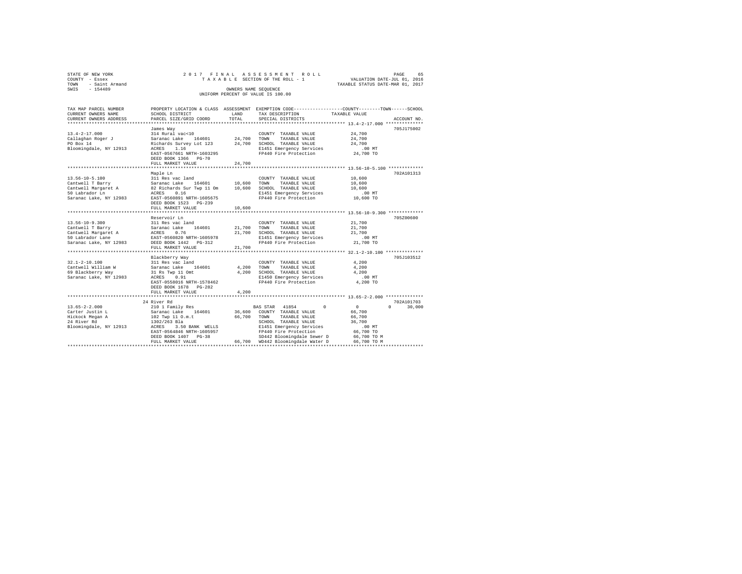STATE OF NEW YORK
COUNTY - Essex
TOWN - Saint Armand
SWIS - 154489

2017 FINAL ASSESSMENT ROLL
TAXABLE SECTION OF THE ROLL - 1
OWNERS NAME SEQUENCE
UNIFORM PERCENT OF VALUE IS 100.00

VALUATION DATE-JUL 01, 2016
TAXABLE STATUS DATE-MAR 01, 2017

```
TAX MAP PARCEL NUMBER     PROPERTY LOCATION & CLASS  ASSESSMENT  EXEMPTION CODE-----------------COUNTY--------TOWN------SCHOOL
CURRENT OWNERS NAME       SCHOOL DISTRICT            LAND        TAX DESCRIPTION             TAXABLE VALUE
CURRENT OWNERS ADDRESS    PARCEL SIZE/GRID COORD     TOTAL       SPECIAL DISTRICTS                                    ACCOUNT NO.
******************************************************************************************* 13.4-2-17.000 **************
                          James Way                                                                                705J175002
13.4-2-17.000             314 Rural vac<10                       COUNTY  TAXABLE VALUE            24,700
Callaghan Roger J         Saranac Lake   164601      24,700     TOWN    TAXABLE VALUE            24,700
PO Box 14                 Richards Survey Lot 123    24,700     SCHOOL  TAXABLE VALUE            24,700
Bloomingdale, NY 12913    ACRES    1.16                          E1451 Emergency Services            .00 MT
                          EAST-0567661 NRTH-1603295              FP440 Fire Protection            24,700 TO
                          DEED BOOK 1366   PG-70
                          FULL MARKET VALUE          24,700
******************************************************************************************* 13.56-10-5.100 *************
                          Maple Ln                                                                                 702A101313
13.56-10-5.100            311 Res vac land                       COUNTY  TAXABLE VALUE            10,600
Cantwell T Barry          Saranac Lake   164601      10,600     TOWN    TAXABLE VALUE            10,600
Cantwell Margaret A       82 Richards Sur Twp 11 Om  10,600     SCHOOL  TAXABLE VALUE            10,600
50 Labrador Ln            ACRES    0.16                          E1451 Emergency Services            .00 MT
Saranac Lake, NY 12983    EAST-0560891 NRTH-1605675              FP440 Fire Protection            10,600 TO
                          DEED BOOK 1523   PG-239
                          FULL MARKET VALUE          10,600
******************************************************************************************* 13.56-10-9.300 *************
                          Reservoir Ln                                                                             705Z00600
13.56-10-9.300            311 Res vac land                       COUNTY  TAXABLE VALUE            21,700
Cantwell T Barry          Saranac Lake   164601      21,700     TOWN    TAXABLE VALUE            21,700
Cantwell Margaret A       ACRES    0.76              21,700     SCHOOL  TAXABLE VALUE            21,700
50 Labrador Lane          EAST-0560020 NRTH-1605978              E1451 Emergency Services            .00 MT
Saranac Lake, NY 12983    DEED BOOK 1442   PG-312                FP440 Fire Protection            21,700 TO
                          FULL MARKET VALUE          21,700
******************************************************************************************* 32.1-2-10.100 **************
                          Blackberry Way                                                                           705J103512
32.1-2-10.100             311 Res vac land                       COUNTY  TAXABLE VALUE             4,200
Cantwell William W        Saranac Lake   164601       4,200     TOWN    TAXABLE VALUE             4,200
69 Blackberry Way         31 Rs Twp 11 Omt            4,200     SCHOOL  TAXABLE VALUE             4,200
Saranac Lake, NY 12983    ACRES    0.91                          E1450 Emergency Services            .00 MT
                          EAST-0558016 NRTH-1578462              FP440 Fire Protection             4,200 TO
                          DEED BOOK 1678   PG-282
                          FULL MARKET VALUE           4,200
******************************************************************************************* 13.65-2-2.000 **************
                          24 River Rd                                                                              702A101703
13.65-2-2.000             210 1 Family Res                       BAS STAR  41854        0          0          0      30,000
Carter Justin L           Saranac Lake   164601      36,600     COUNTY  TAXABLE VALUE            66,700
Hickock Megan A           102 Twp 11 O.m.t           66,700     TOWN    TAXABLE VALUE            66,700
24 River Rd               1302/263 Bla                           SCHOOL  TAXABLE VALUE            36,700
Bloomingdale, NY 12913    ACRES    3.50 BANK  WELLS              E1451 Emergency Services            .00 MT
                          EAST-0564846 NRTH-1605957              FP440 Fire Protection            66,700 TO
                          DEED BOOK 1407   PG-38                 SD442 Bloomingdale Sewer D       66,700 TO M
                          FULL MARKET VALUE          66,700     WD442 Bloomingdale Water D       66,700 TO M
************************************************************************************************************************
```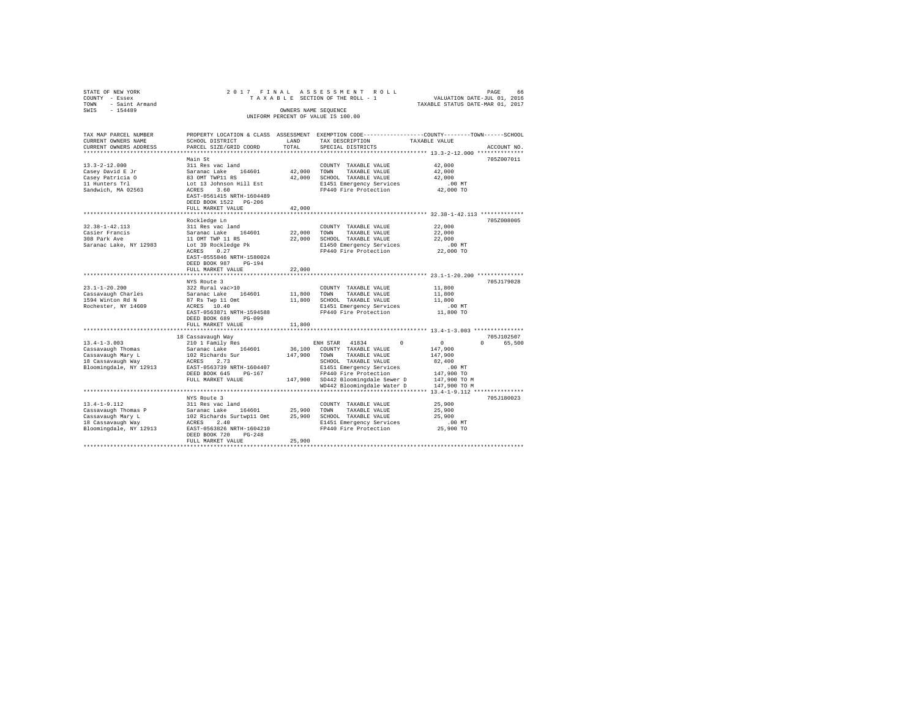STATE OF NEW YORK | 2017 FINAL ASSESSMENT ROLL | PAGE 66
COUNTY - Essex | TAXABLE SECTION OF THE ROLL - 1 | VALUATION DATE-JUL 01, 2016
TOWN - Saint Armand | | TAXABLE STATUS DATE-MAR 01, 2017
SWIS - 154489 | OWNERS NAME SEQUENCE
UNIFORM PERCENT OF VALUE IS 100.00

| TAX MAP PARCEL NUMBER / CURRENT OWNERS NAME / CURRENT OWNERS ADDRESS | PROPERTY LOCATION & CLASS / SCHOOL DISTRICT / PARCEL SIZE/GRID COORD | ASSESSMENT LAND / TOTAL | EXEMPTION CODE / TAX DESCRIPTION / SPECIAL DISTRICTS | COUNTY / TOWN / SCHOOL TAXABLE VALUE | ACCOUNT NO. |
|---|---|---|---|---|---|
| 13.3-2-12.000 | Main St | | | | 705Z007011 |
| 13.3-2-12.000 | 311 Res vac land | | COUNTY TAXABLE VALUE | 42,000 | |
| Casey David E Jr | Saranac Lake 164601 | 42,000 | TOWN TAXABLE VALUE | 42,000 | |
| Casey Patricia O | 83 OMT TWP11 RS | 42,000 | SCHOOL TAXABLE VALUE | 42,000 | |
| 11 Hunters Trl | Lot 13 Johnson Hill Est | | E1451 Emergency Services | .00 MT | |
| Sandwich, MA 02563 | ACRES 3.60 | | FP440 Fire Protection | 42,000 TO | |
| | EAST-0561415 NRTH-1604489 | | | | |
| | DEED BOOK 1522 PG-206 | | | | |
| | FULL MARKET VALUE | 42,000 | | | |
| 32.38-1-42.113 | Rockledge Ln | | | | 705Z008005 |
| 32.38-1-42.113 | 311 Res vac land | | COUNTY TAXABLE VALUE | 22,000 | |
| Casier Francis | Saranac Lake 164601 | 22,000 | TOWN TAXABLE VALUE | 22,000 | |
| 308 Park Ave | 11 OMT TWP 11 RS | 22,000 | SCHOOL TAXABLE VALUE | 22,000 | |
| Saranac Lake, NY 12983 | Lot 39 Rockledge Pk | | E1450 Emergency Services | .00 MT | |
| | ACRES 0.27 | | FP440 Fire Protection | 22,000 TO | |
| | EAST-0555846 NRTH-1580024 | | | | |
| | DEED BOOK 987 PG-194 | | | | |
| | FULL MARKET VALUE | 22,000 | | | |
| 23.1-1-20.200 | NYS Route 3 | | | | 705J179028 |
| 23.1-1-20.200 | 322 Rural vac>10 | | COUNTY TAXABLE VALUE | 11,800 | |
| Cassavaugh Charles | Saranac Lake 164601 | 11,800 | TOWN TAXABLE VALUE | 11,800 | |
| 1594 Winton Rd N | 87 Rs Twp 11 Omt | 11,800 | SCHOOL TAXABLE VALUE | 11,800 | |
| Rochester, NY 14609 | ACRES 10.40 | | E1451 Emergency Services | .00 MT | |
| | EAST-0563871 NRTH-1594588 | | FP440 Fire Protection | 11,800 TO | |
| | DEED BOOK 689 PG-099 | | | | |
| | FULL MARKET VALUE | 11,800 | | | |
| 13.4-1-3.003 | 18 Cassavaugh Way | | | | 705J102507 |
| 13.4-1-3.003 | 210 1 Family Res | | ENH STAR 41834 | 0 / 0 / 65,500 | |
| Cassavaugh Thomas | Saranac Lake 164601 | 36,100 | COUNTY TAXABLE VALUE | 147,900 | |
| Cassavaugh Mary L | 102 Richards Sur | 147,900 | TOWN TAXABLE VALUE | 147,900 | |
| 18 Cassavaugh Way | ACRES 2.73 | | SCHOOL TAXABLE VALUE | 82,400 | |
| Bloomingdale, NY 12913 | EAST-0563739 NRTH-1604407 | | E1451 Emergency Services | .00 MT | |
| | DEED BOOK 645 PG-167 | | FP440 Fire Protection | 147,900 TO | |
| | FULL MARKET VALUE | 147,900 | SD442 Bloomingdale Sewer D | 147,900 TO M | |
| | | | WD442 Bloomingdale Water D | 147,900 TO M | |
| 13.4-1-9.112 | NYS Route 3 | | | | 705J180023 |
| 13.4-1-9.112 | 311 Res vac land | | COUNTY TAXABLE VALUE | 25,900 | |
| Cassavaugh Thomas P | Saranac Lake 164601 | 25,900 | TOWN TAXABLE VALUE | 25,900 | |
| Cassavaugh Mary L | 102 Richards Surtwp11 Omt | 25,900 | SCHOOL TAXABLE VALUE | 25,900 | |
| 18 Cassavaugh Way | ACRES 2.40 | | E1451 Emergency Services | .00 MT | |
| Bloomingdale, NY 12913 | EAST-0563826 NRTH-1604210 | | FP440 Fire Protection | 25,900 TO | |
| | DEED BOOK 720 PG-248 | | | | |
| | FULL MARKET VALUE | 25,900 | | | |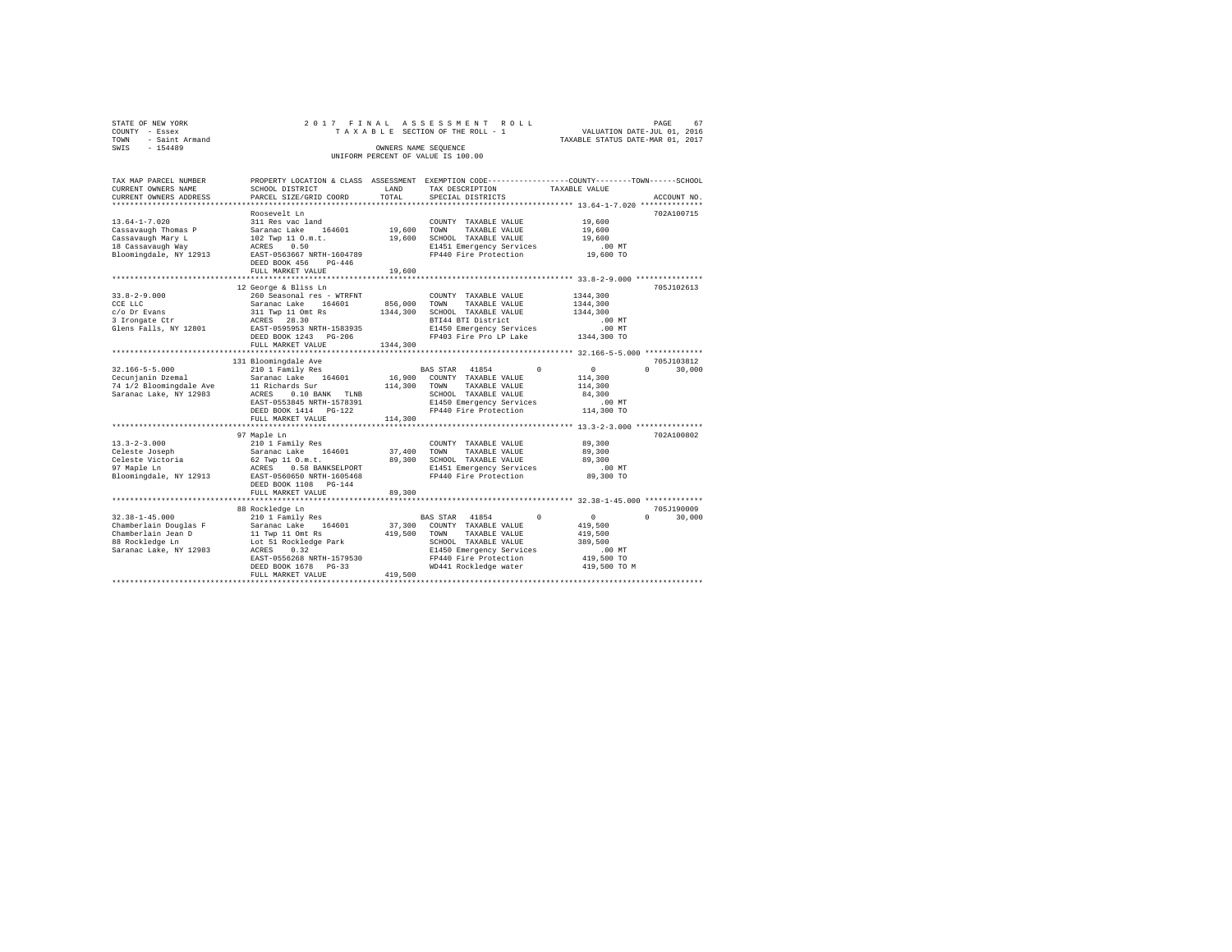STATE OF NEW YORK
COUNTY - Essex
TOWN - Saint Armand
SWIS - 154489

2017 FINAL ASSESSMENT ROLL
TAXABLE SECTION OF THE ROLL - 1
OWNERS NAME SEQUENCE
UNIFORM PERCENT OF VALUE IS 100.00

VALUATION DATE-JUL 01, 2016
TAXABLE STATUS DATE-MAR 01, 2017

```
TAX MAP PARCEL NUMBER     PROPERTY LOCATION & CLASS  ASSESSMENT  EXEMPTION CODE-----------------COUNTY--------TOWN------SCHOOL
CURRENT OWNERS NAME       SCHOOL DISTRICT               LAND      TAX DESCRIPTION            TAXABLE VALUE
CURRENT OWNERS ADDRESS    PARCEL SIZE/GRID COORD       TOTAL      SPECIAL DISTRICTS                                    ACCOUNT NO.
******************************************************************************************* 13.64-1-7.020 **************
                          Roosevelt Ln                                                                          702A100715
13.64-1-7.020             311 Res vac land                        COUNTY  TAXABLE VALUE            19,600
Cassavaugh Thomas P       Saranac Lake   164601       19,600     TOWN    TAXABLE VALUE            19,600
Cassavaugh Mary L         102 Twp 11 O.m.t.           19,600     SCHOOL  TAXABLE VALUE            19,600
18 Cassavaugh Way         ACRES    0.50                          E1451 Emergency Services            .00 MT
Bloomingdale, NY 12913    EAST-0563667 NRTH-1604789              FP440 Fire Protection            19,600 TO
                          DEED BOOK 456    PG-446
                          FULL MARKET VALUE           19,600
******************************************************************************************* 33.8-2-9.000 ***************
                          12 George & Bliss Ln                                                                  705J102613
33.8-2-9.000              260 Seasonal res - WTRFNT               COUNTY  TAXABLE VALUE          1344,300
CCE LLC                   Saranac Lake   164601      856,000     TOWN    TAXABLE VALUE          1344,300
c/o Dr Evans              311 Twp 11 Omt Rs         1344,300     SCHOOL  TAXABLE VALUE          1344,300
3 Irongate Ctr            ACRES   28.30                          BTI44 BTI District                   .00 MT
Glens Falls, NY 12801     EAST-0595953 NRTH-1583935              E1450 Emergency Services            .00 MT
                          DEED BOOK 1243   PG-206                FP403 Fire Pro LP Lake         1344,300 TO
                          FULL MARKET VALUE         1344,300
******************************************************************************************* 32.166-5-5.000 *************
                          131 Bloomingdale Ave                                                                  705J103812
32.166-5-5.000            210 1 Family Res                        BAS STAR  41854        0             0           0      30,000
Cecunjanin Dzemal         Saranac Lake   164601       16,900     COUNTY  TAXABLE VALUE           114,300
74 1/2 Bloomingdale Ave   11 Richards Sur            114,300     TOWN    TAXABLE VALUE           114,300
Saranac Lake, NY 12983    ACRES    0.10 BANK   TLNB              SCHOOL  TAXABLE VALUE            84,300
                          EAST-0553845 NRTH-1578391              E1450 Emergency Services            .00 MT
                          DEED BOOK 1414   PG-122                FP440 Fire Protection           114,300 TO
                          FULL MARKET VALUE          114,300
******************************************************************************************* 13.3-2-3.000 ***************
                          97 Maple Ln                                                                           702A100802
13.3-2-3.000              210 1 Family Res                        COUNTY  TAXABLE VALUE            89,300
Celeste Joseph            Saranac Lake   164601       37,400     TOWN    TAXABLE VALUE            89,300
Celeste Victoria          62 Twp 11 O.m.t.            89,300     SCHOOL  TAXABLE VALUE            89,300
97 Maple Ln               ACRES    0.58 BANKSELPORT              E1451 Emergency Services            .00 MT
Bloomingdale, NY 12913    EAST-0560650 NRTH-1605468              FP440 Fire Protection            89,300 TO
                          DEED BOOK 1108   PG-144
                          FULL MARKET VALUE           89,300
******************************************************************************************* 32.38-1-45.000 *************
                          88 Rockledge Ln                                                                       705J190009
32.38-1-45.000            210 1 Family Res                        BAS STAR  41854        0             0           0      30,000
Chamberlain Douglas F     Saranac Lake   164601       37,300     COUNTY  TAXABLE VALUE           419,500
Chamberlain Jean D        11 Twp 11 Omt Rs           419,500     TOWN    TAXABLE VALUE           419,500
88 Rockledge Ln           Lot 51 Rockledge Park                  SCHOOL  TAXABLE VALUE           389,500
Saranac Lake, NY 12983    ACRES    0.32                          E1450 Emergency Services            .00 MT
                          EAST-0556268 NRTH-1579530              FP440 Fire Protection           419,500 TO
                          DEED BOOK 1678   PG-33                 WD441 Rockledge water           419,500 TO M
                          FULL MARKET VALUE          419,500
************************************************************************************************************************
```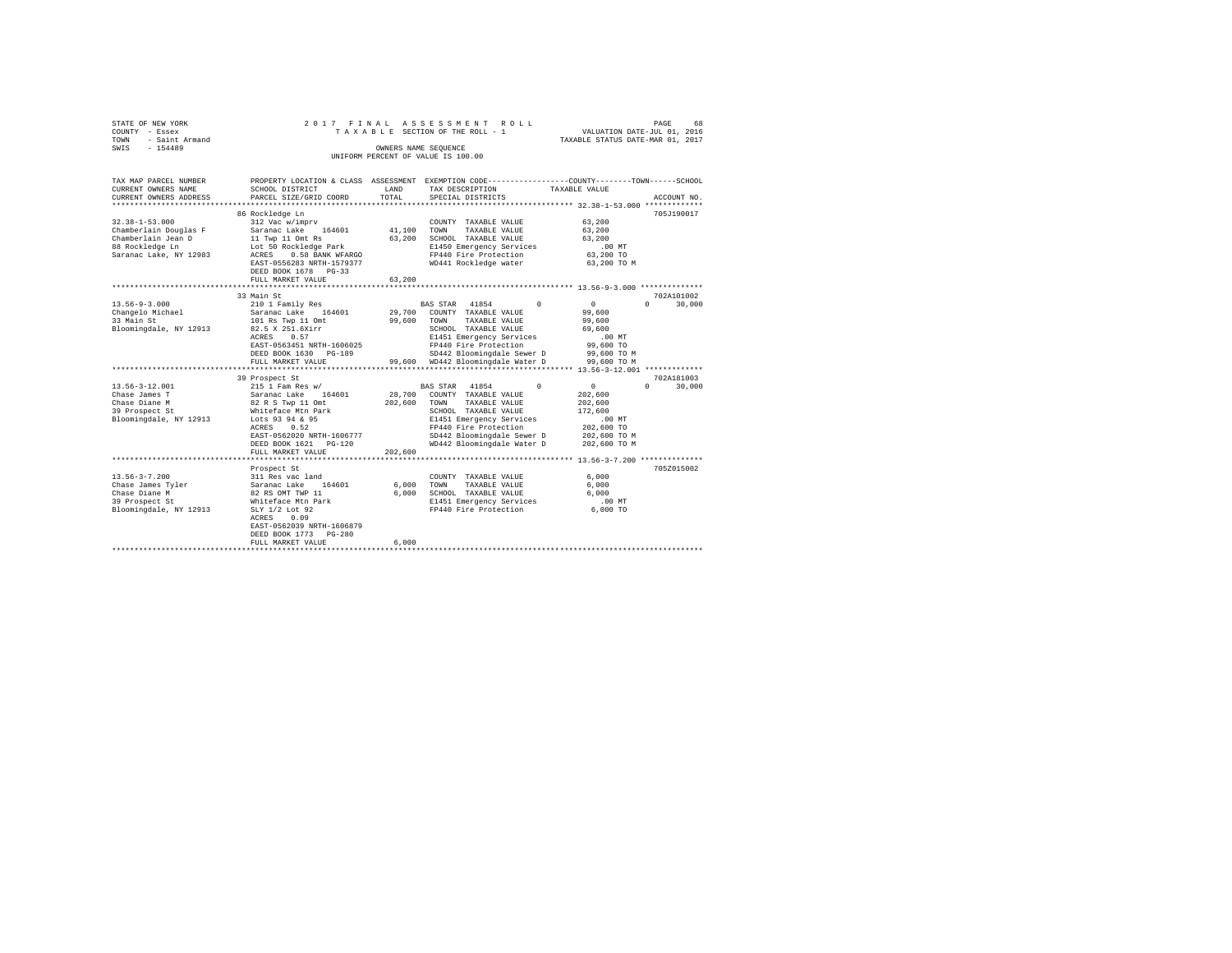STATE OF NEW YORK — 2017 FINAL ASSESSMENT ROLL — PAGE 68
COUNTY - Essex — TAXABLE SECTION OF THE ROLL - 1 — VALUATION DATE-JUL 01, 2016
TOWN - Saint Armand — TAXABLE STATUS DATE-MAR 01, 2017
SWIS - 154489 — OWNERS NAME SEQUENCE
UNIFORM PERCENT OF VALUE IS 100.00

```
TAX MAP PARCEL NUMBER          PROPERTY LOCATION & CLASS  ASSESSMENT  EXEMPTION CODE-----------------COUNTY--------TOWN------SCHOOL
CURRENT OWNERS NAME            SCHOOL DISTRICT              LAND      TAX DESCRIPTION            TAXABLE VALUE
CURRENT OWNERS ADDRESS         PARCEL SIZE/GRID COORD       TOTAL     SPECIAL DISTRICTS                                     ACCOUNT NO.
******************************************************************************************************* 32.38-1-53.000 ************
                               86 Rockledge Ln                                                                              705J190017
32.38-1-53.000                 312 Vac w/imprv                          COUNTY  TAXABLE VALUE           63,200
Chamberlain Douglas F          Saranac Lake   164601       41,100      TOWN    TAXABLE VALUE           63,200
Chamberlain Jean D             11 Twp 11 Omt Rs            63,200      SCHOOL  TAXABLE VALUE           63,200
88 Rockledge Ln                Lot 50 Rockledge Park                    E1450 Emergency Services          .00 MT
Saranac Lake, NY 12983         ACRES    0.50 BANK WFARGO                FP440 Fire Protection           63,200 TO
                               EAST-0556283 NRTH-1579377                WD441 Rockledge water           63,200 TO M
                               DEED BOOK 1678   PG-33
                               FULL MARKET VALUE           63,200
******************************************************************************************************* 13.56-9-3.000 *************
                               33 Main St                                                                                   702A101002
13.56-9-3.000                  210 1 Family Res                  BAS STAR  41854         0          0            0      30,000
Changelo Michael               Saranac Lake   164601       29,700      COUNTY  TAXABLE VALUE           99,600
33 Main St                     101 Rs Twp 11 Omt           99,600      TOWN    TAXABLE VALUE           99,600
Bloomingdale, NY 12913         82.5 X 251.6Xirr                         SCHOOL  TAXABLE VALUE           69,600
                               ACRES    0.57                            E1451 Emergency Services          .00 MT
                               EAST-0563451 NRTH-1606025                FP440 Fire Protection           99,600 TO
                               DEED BOOK 1630   PG-189                  SD442 Bloomingdale Sewer D      99,600 TO M
                               FULL MARKET VALUE           99,600      WD442 Bloomingdale Water D      99,600 TO M
******************************************************************************************************* 13.56-3-12.001 ************
                               39 Prospect St                                                                               702A181003
13.56-3-12.001                 215 1 Fam Res w/                  BAS STAR  41854         0          0            0      30,000
Chase James T                  Saranac Lake   164601       28,700      COUNTY  TAXABLE VALUE          202,600
Chase Diane M                  82 R S Twp 11 Omt          202,600      TOWN    TAXABLE VALUE          202,600
39 Prospect St                 Whiteface Mtn Park                       SCHOOL  TAXABLE VALUE          172,600
Bloomingdale, NY 12913         Lots 93 94 & 95                          E1451 Emergency Services          .00 MT
                               ACRES    0.52                            FP440 Fire Protection          202,600 TO
                               EAST-0562020 NRTH-1606777                SD442 Bloomingdale Sewer D     202,600 TO M
                               DEED BOOK 1621   PG-120                  WD442 Bloomingdale Water D     202,600 TO M
                               FULL MARKET VALUE          202,600
******************************************************************************************************* 13.56-3-7.200 *************
                               Prospect St                                                                                  705Z015002
13.56-3-7.200                  311 Res vac land                         COUNTY  TAXABLE VALUE            6,000
Chase James Tyler              Saranac Lake   164601        6,000      TOWN    TAXABLE VALUE            6,000
Chase Diane M                  82 RS OMT TWP 11             6,000      SCHOOL  TAXABLE VALUE            6,000
39 Prospect St                 Whiteface Mtn Park                       E1451 Emergency Services          .00 MT
Bloomingdale, NY 12913         SLY 1/2 Lot 92                           FP440 Fire Protection            6,000 TO
                               ACRES    0.09
                               EAST-0562039 NRTH-1606879
                               DEED BOOK 1773   PG-280
                               FULL MARKET VALUE            6,000
************************************************************************************************************************************
```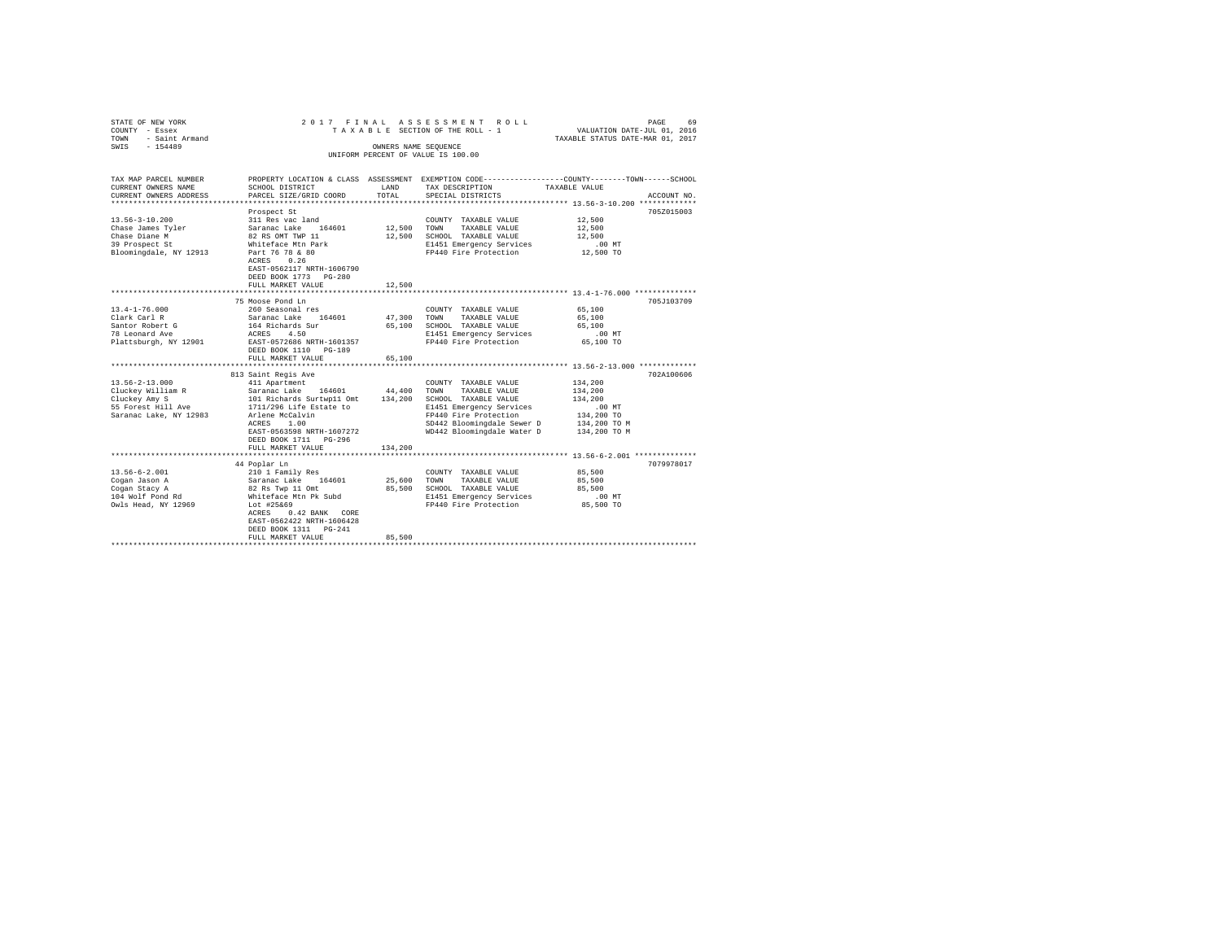STATE OF NEW YORK
COUNTY - Essex
TOWN - Saint Armand
SWIS - 154489

2 0 1 7 F I N A L A S S E S S M E N T R O L L
T A X A B L E SECTION OF THE ROLL - 1
OWNERS NAME SEQUENCE
UNIFORM PERCENT OF VALUE IS 100.00

VALUATION DATE-JUL 01, 2016
TAXABLE STATUS DATE-MAR 01, 2017

| TAX MAP PARCEL NUMBER / CURRENT OWNERS NAME / CURRENT OWNERS ADDRESS | PROPERTY LOCATION & CLASS / SCHOOL DISTRICT / PARCEL SIZE/GRID COORD | ASSESSMENT LAND / TOTAL | EXEMPTION CODE / TAX DESCRIPTION / SPECIAL DISTRICTS | COUNTY--TOWN--SCHOOL TAXABLE VALUE | ACCOUNT NO. |
|---|---|---|---|---|---|
| **13.56-3-10.200** | Prospect St | | | | 705Z015003 |
| 13.56-3-10.200 | 311 Res vac land | | COUNTY TAXABLE VALUE | 12,500 | |
| Chase James Tyler | Saranac Lake 164601 | 12,500 | TOWN TAXABLE VALUE | 12,500 | |
| Chase Diane M | 82 RS OMT TWP 11 | 12,500 | SCHOOL TAXABLE VALUE | 12,500 | |
| 39 Prospect St | Whiteface Mtn Park | | E1451 Emergency Services | .00 MT | |
| Bloomingdale, NY 12913 | Part 76 78 & 80 | | FP440 Fire Protection | 12,500 TO | |
| | ACRES 0.26 | | | | |
| | EAST-0562117 NRTH-1606790 | | | | |
| | DEED BOOK 1773 PG-280 | | | | |
| | FULL MARKET VALUE | 12,500 | | | |
| **13.4-1-76.000** | 75 Moose Pond Ln | | | | 705J103709 |
| 13.4-1-76.000 | 260 Seasonal res | | COUNTY TAXABLE VALUE | 65,100 | |
| Clark Carl R | Saranac Lake 164601 | 47,300 | TOWN TAXABLE VALUE | 65,100 | |
| Santor Robert G | 164 Richards Sur | 65,100 | SCHOOL TAXABLE VALUE | 65,100 | |
| 78 Leonard Ave | ACRES 4.50 | | E1451 Emergency Services | .00 MT | |
| Plattsburgh, NY 12901 | EAST-0572686 NRTH-1601357 | | FP440 Fire Protection | 65,100 TO | |
| | DEED BOOK 1110 PG-189 | | | | |
| | FULL MARKET VALUE | 65,100 | | | |
| **13.56-2-13.000** | 813 Saint Regis Ave | | | | 702A100606 |
| 13.56-2-13.000 | 411 Apartment | | COUNTY TAXABLE VALUE | 134,200 | |
| Cluckey William R | Saranac Lake 164601 | 44,400 | TOWN TAXABLE VALUE | 134,200 | |
| Cluckey Amy S | 101 Richards Surtwp11 Omt | 134,200 | SCHOOL TAXABLE VALUE | 134,200 | |
| 55 Forest Hill Ave | 1711/296 Life Estate to | | E1451 Emergency Services | .00 MT | |
| Saranac Lake, NY 12983 | Arlene McCalvin | | FP440 Fire Protection | 134,200 TO | |
| | ACRES 1.00 | | SD442 Bloomingdale Sewer D | 134,200 TO M | |
| | EAST-0563598 NRTH-1607272 | | WD442 Bloomingdale Water D | 134,200 TO M | |
| | DEED BOOK 1711 PG-296 | | | | |
| | FULL MARKET VALUE | 134,200 | | | |
| **13.56-6-2.001** | 44 Poplar Ln | | | | 7079978017 |
| 13.56-6-2.001 | 210 1 Family Res | | COUNTY TAXABLE VALUE | 85,500 | |
| Cogan Jason A | Saranac Lake 164601 | 25,600 | TOWN TAXABLE VALUE | 85,500 | |
| Cogan Stacy A | 82 Rs Twp 11 Omt | 85,500 | SCHOOL TAXABLE VALUE | 85,500 | |
| 104 Wolf Pond Rd | Whiteface Mtn Pk Subd | | E1451 Emergency Services | .00 MT | |
| Owls Head, NY 12969 | Lot #25&69 | | FP440 Fire Protection | 85,500 TO | |
| | ACRES 0.42 BANK CORE | | | | |
| | EAST-0562422 NRTH-1606428 | | | | |
| | DEED BOOK 1311 PG-241 | | | | |
| | FULL MARKET VALUE | 85,500 | | | |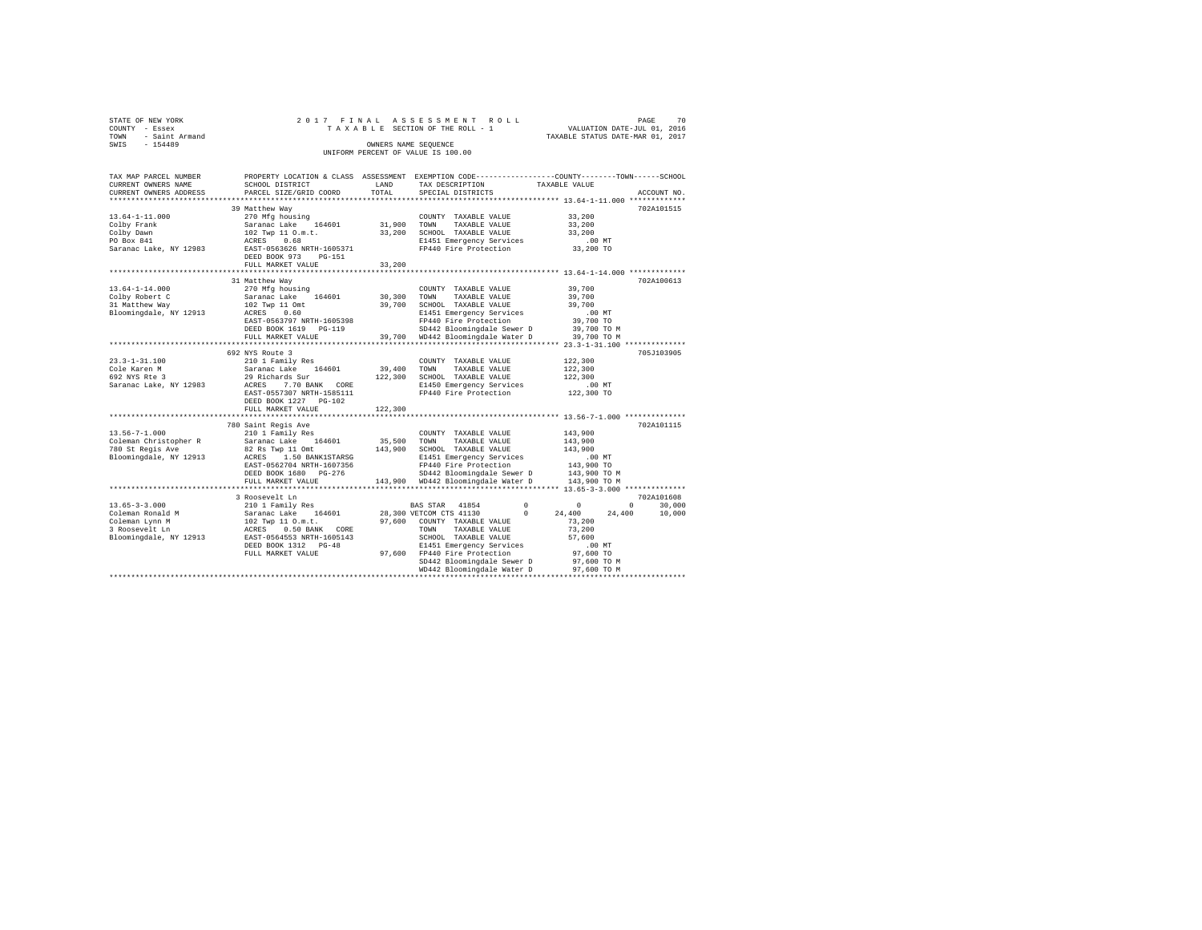STATE OF NEW YORK
COUNTY - Essex
TOWN - Saint Armand
SWIS - 154489

2017 FINAL ASSESSMENT ROLL
TAXABLE SECTION OF THE ROLL - 1
OWNERS NAME SEQUENCE
UNIFORM PERCENT OF VALUE IS 100.00

VALUATION DATE-JUL 01, 2016
TAXABLE STATUS DATE-MAR 01, 2017

```
TAX MAP PARCEL NUMBER          PROPERTY LOCATION & CLASS  ASSESSMENT  EXEMPTION CODE-----------------COUNTY--------TOWN------SCHOOL
CURRENT OWNERS NAME            SCHOOL DISTRICT               LAND      TAX DESCRIPTION               TAXABLE VALUE
CURRENT OWNERS ADDRESS         PARCEL SIZE/GRID COORD        TOTAL     SPECIAL DISTRICTS                                        ACCOUNT NO.
*************************************************************************************************** 13.64-1-11.000 *************
                               39 Matthew Way                                                                                702A101515
13.64-1-11.000                 270 Mfg housing                         COUNTY  TAXABLE VALUE           33,200
Colby Frank                    Saranac Lake   164601       31,900      TOWN    TAXABLE VALUE           33,200
Colby Dawn                     102 Twp 11 O.m.t.           33,200      SCHOOL  TAXABLE VALUE           33,200
PO Box 841                     ACRES    0.68                           E1451 Emergency Services          .00 MT
Saranac Lake, NY 12983         EAST-0563626 NRTH-1605371               FP440 Fire Protection           33,200 TO
                               DEED BOOK 973    PG-151
                               FULL MARKET VALUE           33,200
*************************************************************************************************** 13.64-1-14.000 *************
                               31 Matthew Way                                                                                702A100613
13.64-1-14.000                 270 Mfg housing                         COUNTY  TAXABLE VALUE           39,700
Colby Robert C                 Saranac Lake   164601       30,300      TOWN    TAXABLE VALUE           39,700
31 Matthew Way                 102 Twp 11 Omt              39,700      SCHOOL  TAXABLE VALUE           39,700
Bloomingdale, NY 12913         ACRES    0.60                           E1451 Emergency Services          .00 MT
                               EAST-0563797 NRTH-1605398               FP440 Fire Protection           39,700 TO
                               DEED BOOK 1619   PG-119                 SD442 Bloomingdale Sewer D      39,700 TO M
                               FULL MARKET VALUE           39,700      WD442 Bloomingdale Water D      39,700 TO M
*************************************************************************************************** 23.3-1-31.100 **************
                               692 NYS Route 3                                                                               705J103905
23.3-1-31.100                  210 1 Family Res                        COUNTY  TAXABLE VALUE          122,300
Cole Karen M                   Saranac Lake   164601       39,400      TOWN    TAXABLE VALUE          122,300
692 NYS Rte 3                  29 Richards Sur            122,300      SCHOOL  TAXABLE VALUE          122,300
Saranac Lake, NY 12983         ACRES    7.70 BANK    CORE              E1450 Emergency Services          .00 MT
                               EAST-0557307 NRTH-1585111               FP440 Fire Protection          122,300 TO
                               DEED BOOK 1227   PG-102
                               FULL MARKET VALUE          122,300
*************************************************************************************************** 13.56-7-1.000 **************
                               780 Saint Regis Ave                                                                           702A101115
13.56-7-1.000                  210 1 Family Res                        COUNTY  TAXABLE VALUE          143,900
Coleman Christopher R          Saranac Lake   164601       35,500      TOWN    TAXABLE VALUE          143,900
780 St Regis Ave               82 Rs Twp 11 Omt           143,900      SCHOOL  TAXABLE VALUE          143,900
Bloomingdale, NY 12913         ACRES    1.50 BANK1STARSG               E1451 Emergency Services          .00 MT
                               EAST-0562704 NRTH-1607356               FP440 Fire Protection          143,900 TO
                               DEED BOOK 1680   PG-276                 SD442 Bloomingdale Sewer D     143,900 TO M
                               FULL MARKET VALUE          143,900      WD442 Bloomingdale Water D     143,900 TO M
*************************************************************************************************** 13.65-3-3.000 **************
                               3 Roosevelt Ln                                                                                702A101608
13.65-3-3.000                  210 1 Family Res                        BAS STAR  41854         0            0           0       30,000
Coleman Ronald M               Saranac Lake   164601       28,300 VETCOM CTS 41130         0       24,400      24,400       10,000
Coleman Lynn M                 102 Twp 11 O.m.t.           97,600      COUNTY  TAXABLE VALUE           73,200
3 Roosevelt Ln                 ACRES    0.50 BANK    CORE              TOWN    TAXABLE VALUE           73,200
Bloomingdale, NY 12913         EAST-0564553 NRTH-1605143               SCHOOL  TAXABLE VALUE           57,600
                               DEED BOOK 1312   PG-48                  E1451 Emergency Services          .00 MT
                               FULL MARKET VALUE           97,600      FP440 Fire Protection           97,600 TO
                                                                       SD442 Bloomingdale Sewer D      97,600 TO M
                                                                       WD442 Bloomingdale Water D      97,600 TO M
********************************************************************************************************************************
```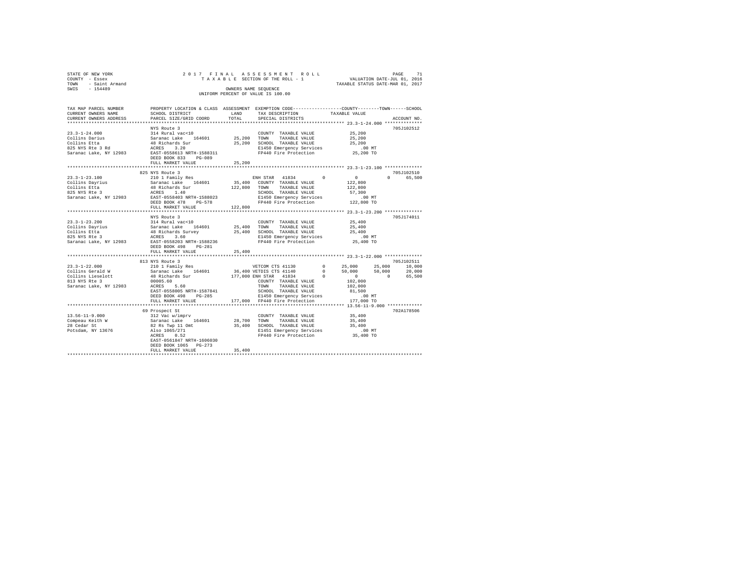STATE OF NEW YORK
COUNTY - Essex
TOWN - Saint Armand
SWIS - 154489

2 0 1 7 F I N A L A S S E S S M E N T R O L L
T A X A B L E SECTION OF THE ROLL - 1
OWNERS NAME SEQUENCE
UNIFORM PERCENT OF VALUE IS 100.00

VALUATION DATE-JUL 01, 2016
TAXABLE STATUS DATE-MAR 01, 2017

```
TAX MAP PARCEL NUMBER     PROPERTY LOCATION & CLASS  ASSESSMENT  EXEMPTION CODE-----------------COUNTY--------TOWN------SCHOOL
CURRENT OWNERS NAME       SCHOOL DISTRICT               LAND      TAX DESCRIPTION            TAXABLE VALUE
CURRENT OWNERS ADDRESS    PARCEL SIZE/GRID COORD        TOTAL     SPECIAL DISTRICTS                                   ACCOUNT NO.
************************************************************************************************ 23.3-1-24.000 **************
                          NYS Route 3                                                                               705J102512
23.3-1-24.000             314 Rural vac<10                        COUNTY  TAXABLE VALUE            25,200
Collins Darius            Saranac Lake   164601        25,200     TOWN    TAXABLE VALUE            25,200
Collins Etta              48 Richards Sur              25,200     SCHOOL  TAXABLE VALUE            25,200
825 NYS Rte 3 Rd          ACRES    3.20                           E1450 Emergency Services           .00 MT
Saranac Lake, NY 12983    EAST-0558613 NRTH-1588311               FP440 Fire Protection            25,200 TO
                          DEED BOOK 833    PG-089
                          FULL MARKET VALUE            25,200
************************************************************************************************ 23.3-1-23.100 **************
                          825 NYS Route 3                                                                           705J102510
23.3-1-23.100             210 1 Family Res                        ENH STAR  41834         0           0          0     65,500
Collins Dayrius           Saranac Lake   164601        35,400     COUNTY  TAXABLE VALUE           122,800
Collins Etta              48 Richards Sur             122,800     TOWN    TAXABLE VALUE           122,800
825 NYS Rte 3             ACRES    1.40                           SCHOOL  TAXABLE VALUE            57,300
Saranac Lake, NY 12983    EAST-0558403 NRTH-1588023               E1450 Emergency Services           .00 MT
                          DEED BOOK 478    PG-578                 FP440 Fire Protection           122,800 TO
                          FULL MARKET VALUE           122,800
************************************************************************************************ 23.3-1-23.200 **************
                          NYS Route 3                                                                               705J174011
23.3-1-23.200             314 Rural vac<10                        COUNTY  TAXABLE VALUE            25,400
Collins Dayrius           Saranac Lake   164601        25,400     TOWN    TAXABLE VALUE            25,400
Collins Etta              48 Richards Survey           25,400     SCHOOL  TAXABLE VALUE            25,400
825 NYS Rte 3             ACRES    3.60                           E1450 Emergency Services           .00 MT
Saranac Lake, NY 12983    EAST-0558203 NRTH-1588236               FP440 Fire Protection            25,400 TO
                          DEED BOOK 498    PG-281
                          FULL MARKET VALUE            25,400
************************************************************************************************ 23.3-1-22.000 **************
                          813 NYS Route 3                                                                           705J102511
23.3-1-22.000             210 1 Family Res                        VETCOM CTS 41130        0      25,000     25,000     10,000
Collins Gerald W          Saranac Lake   164601        36,400     VETDIS CTS 41140        0      50,000     50,000     20,000
Collins Lieselott         48 Richards Sur             177,000     ENH STAR  41834         0           0          0     65,500
813 NYS Rte 3             00005.60                                COUNTY  TAXABLE VALUE           102,000
Saranac Lake, NY 12983    ACRES    5.60                           TOWN    TAXABLE VALUE           102,000
                          EAST-0558005 NRTH-1587841               SCHOOL  TAXABLE VALUE            81,500
                          DEED BOOK 498    PG-285                 E1450 Emergency Services           .00 MT
                          FULL MARKET VALUE           177,000     FP440 Fire Protection           177,000 TO
************************************************************************************************ 13.56-11-9.000 *************
                          69 Prospect St                                                                            702A178506
13.56-11-9.000            312 Vac w/imprv                         COUNTY  TAXABLE VALUE            35,400
Compeau Keith W           Saranac Lake   164601        28,700     TOWN    TAXABLE VALUE            35,400
28 Cedar St               82 Rs Twp 11 Omt             35,400     SCHOOL  TAXABLE VALUE            35,400
Potsdam, NY 13676         Also 1065/271                           E1451 Emergency Services           .00 MT
                          ACRES    0.52                           FP440 Fire Protection            35,400 TO
                          EAST-0561847 NRTH-1606030
                          DEED BOOK 1065   PG-273
                          FULL MARKET VALUE            35,400
******************************************************************************************************************************
```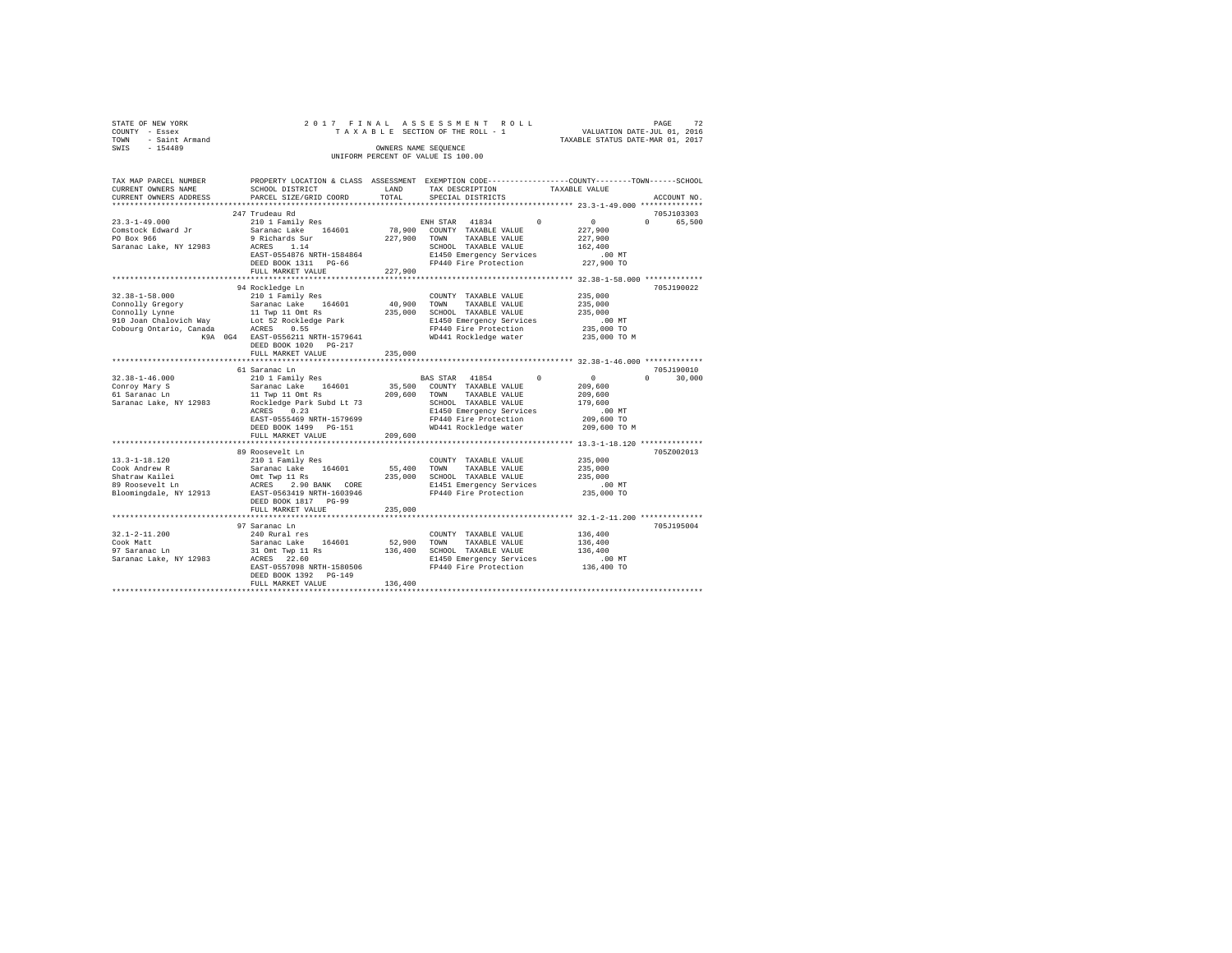STATE OF NEW YORK
COUNTY - Essex
TOWN - Saint Armand
SWIS - 154489

2017 FINAL ASSESSMENT ROLL
TAXABLE SECTION OF THE ROLL - 1
OWNERS NAME SEQUENCE
UNIFORM PERCENT OF VALUE IS 100.00

VALUATION DATE-JUL 01, 2016
TAXABLE STATUS DATE-MAR 01, 2017

```
TAX MAP PARCEL NUMBER          PROPERTY LOCATION & CLASS  ASSESSMENT  EXEMPTION CODE-----------------COUNTY--------TOWN------SCHOOL
CURRENT OWNERS NAME            SCHOOL DISTRICT             LAND       TAX DESCRIPTION             TAXABLE VALUE
CURRENT OWNERS ADDRESS         PARCEL SIZE/GRID COORD      TOTAL      SPECIAL DISTRICTS                                  ACCOUNT NO.
******************************************************************************************************* 23.3-1-49.000 **************
                               247 Trudeau Rd                                                                         705J103303
23.3-1-49.000                  210 1 Family Res                       ENH STAR  41834        0          0          0      65,500
Comstock Edward Jr             Saranac Lake    164601      78,900     COUNTY  TAXABLE VALUE         227,900
PO Box 966                     9 Richards Sur             227,900     TOWN    TAXABLE VALUE         227,900
Saranac Lake, NY 12983         ACRES    1.14                          SCHOOL  TAXABLE VALUE         162,400
                               EAST-0554876 NRTH-1584864              E1450 Emergency Services          .00 MT
                               DEED BOOK 1311   PG-66                 FP440 Fire Protection         227,900 TO
                               FULL MARKET VALUE          227,900
******************************************************************************************************* 32.38-1-58.000 *************
                               94 Rockledge Ln                                                                        705J190022
32.38-1-58.000                 210 1 Family Res                       COUNTY  TAXABLE VALUE         235,000
Connolly Gregory               Saranac Lake    164601      40,900     TOWN    TAXABLE VALUE         235,000
Connolly Lynne                 11 Twp 11 Omt Rs           235,000     SCHOOL  TAXABLE VALUE         235,000
910 Joan Chalovich Way         Lot 52 Rockledge Park                  E1450 Emergency Services          .00 MT
Cobourg Ontario, Canada        ACRES    0.55                          FP440 Fire Protection         235,000 TO
              K9A 0G4          EAST-0556211 NRTH-1579641              WD441 Rockledge water         235,000 TO M
                               DEED BOOK 1020   PG-217
                               FULL MARKET VALUE          235,000
******************************************************************************************************* 32.38-1-46.000 *************
                               61 Saranac Ln                                                                          705J190010
32.38-1-46.000                 210 1 Family Res                       BAS STAR  41854        0          0          0      30,000
Conroy Mary S                  Saranac Lake    164601      35,500     COUNTY  TAXABLE VALUE         209,600
61 Saranac Ln                  11 Twp 11 Omt Rs           209,600     TOWN    TAXABLE VALUE         209,600
Saranac Lake, NY 12983         Rockledge Park Subd Lt 73              SCHOOL  TAXABLE VALUE         179,600
                               ACRES    0.23                          E1450 Emergency Services          .00 MT
                               EAST-0555469 NRTH-1579699              FP440 Fire Protection         209,600 TO
                               DEED BOOK 1499   PG-151                WD441 Rockledge water         209,600 TO M
                               FULL MARKET VALUE          209,600
******************************************************************************************************* 13.3-1-18.120 **************
                               89 Roosevelt Ln                                                                        705Z002013
13.3-1-18.120                  210 1 Family Res                       COUNTY  TAXABLE VALUE         235,000
Cook Andrew R                  Saranac Lake    164601      55,400     TOWN    TAXABLE VALUE         235,000
Shatraw Kailei                 Omt Twp 11 Rs              235,000     SCHOOL  TAXABLE VALUE         235,000
89 Roosevelt Ln                ACRES    2.90 BANK   CORE              E1451 Emergency Services          .00 MT
Bloomingdale, NY 12913         EAST-0563419 NRTH-1603946              FP440 Fire Protection         235,000 TO
                               DEED BOOK 1817   PG-99
                               FULL MARKET VALUE          235,000
******************************************************************************************************* 32.1-2-11.200 **************
                               97 Saranac Ln                                                                          705J195004
32.1-2-11.200                  240 Rural res                          COUNTY  TAXABLE VALUE         136,400
Cook Matt                      Saranac Lake    164601      52,900     TOWN    TAXABLE VALUE         136,400
97 Saranac Ln                  31 Omt Twp 11 Rs           136,400     SCHOOL  TAXABLE VALUE         136,400
Saranac Lake, NY 12983         ACRES   22.60                          E1450 Emergency Services          .00 MT
                               EAST-0557098 NRTH-1580506              FP440 Fire Protection         136,400 TO
                               DEED BOOK 1392   PG-149
                               FULL MARKET VALUE          136,400
************************************************************************************************************************************
```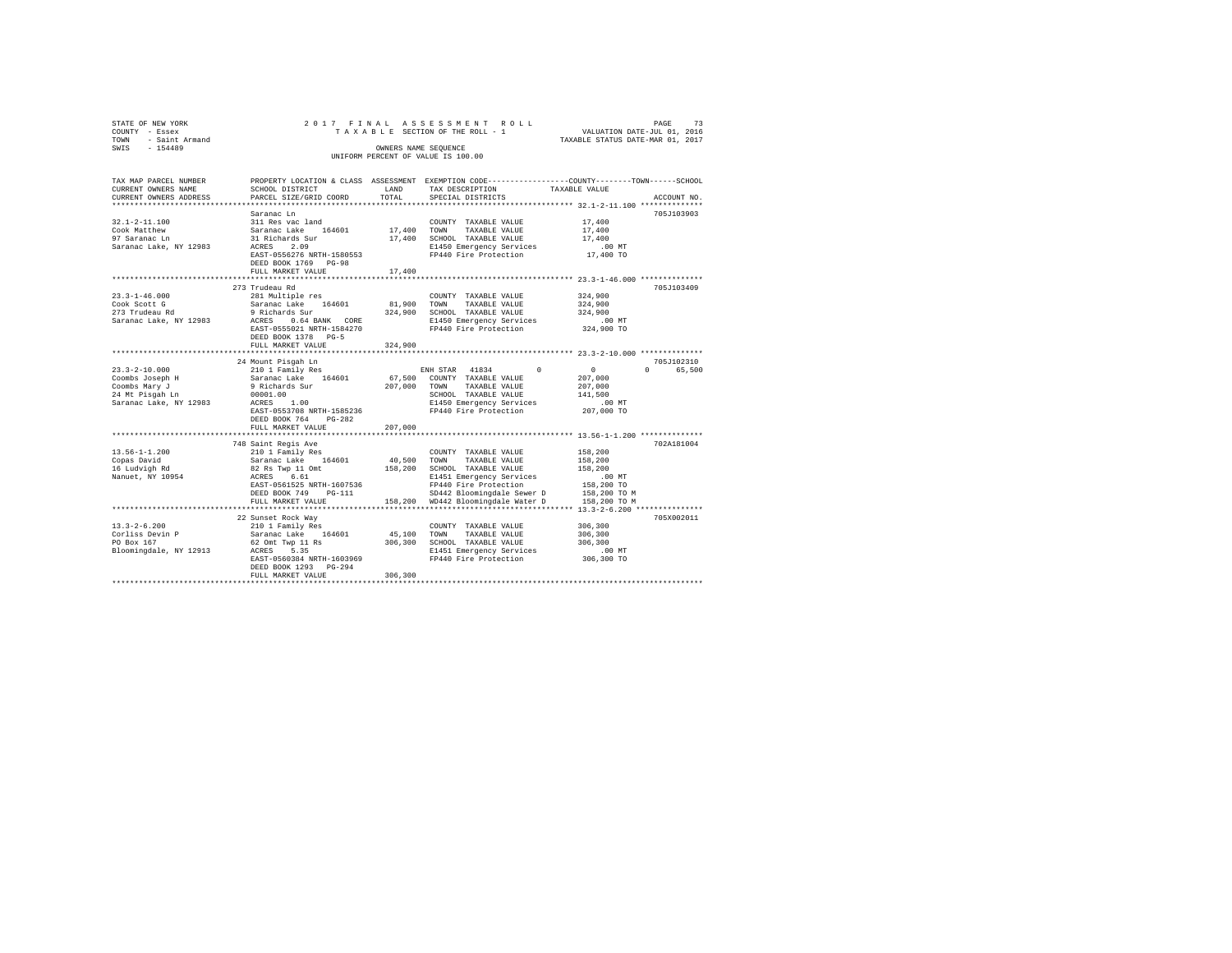STATE OF NEW YORK · COUNTY - Essex · TOWN - Saint Armand · SWIS - 154489

2017 FINAL ASSESSMENT ROLL
TAXABLE SECTION OF THE ROLL - 1
OWNERS NAME SEQUENCE
UNIFORM PERCENT OF VALUE IS 100.00

VALUATION DATE-JUL 01, 2016
TAXABLE STATUS DATE-MAR 01, 2017

| TAX MAP PARCEL NUMBER / CURRENT OWNERS NAME / CURRENT OWNERS ADDRESS | PROPERTY LOCATION & CLASS / SCHOOL DISTRICT / PARCEL SIZE/GRID COORD | ASSESSMENT LAND | TOTAL | EXEMPTION CODE / TAX DESCRIPTION / SPECIAL DISTRICTS | TAXABLE VALUE (COUNTY / TOWN / SCHOOL) | ACCOUNT NO. |
|---|---|---|---|---|---|---|
| **32.1-2-11.100** | Saranac Ln | | | | | 705J103903 |
| Cook Matthew | 311 Res vac land | | | COUNTY TAXABLE VALUE | 17,400 | |
| 97 Saranac Ln | Saranac Lake 164601 | 17,400 | | TOWN TAXABLE VALUE | 17,400 | |
| Saranac Lake, NY 12983 | 31 Richards Sur | | 17,400 | SCHOOL TAXABLE VALUE | 17,400 | |
| | ACRES 2.09 | | | E1450 Emergency Services | .00 MT | |
| | EAST-0556276 NRTH-1580553 | | | FP440 Fire Protection | 17,400 TO | |
| | DEED BOOK 1769 PG-98 | | | | | |
| | FULL MARKET VALUE | | 17,400 | | | |
| **23.3-1-46.000** | 273 Trudeau Rd | | | | | 705J103409 |
| Cook Scott G | 281 Multiple res | | | COUNTY TAXABLE VALUE | 324,900 | |
| 273 Trudeau Rd | Saranac Lake 164601 | 81,900 | | TOWN TAXABLE VALUE | 324,900 | |
| Saranac Lake, NY 12983 | 9 Richards Sur | | 324,900 | SCHOOL TAXABLE VALUE | 324,900 | |
| | ACRES 0.64 BANK CORE | | | E1450 Emergency Services | .00 MT | |
| | EAST-0555021 NRTH-1584270 | | | FP440 Fire Protection | 324,900 TO | |
| | DEED BOOK 1378 PG-5 | | | | | |
| | FULL MARKET VALUE | | 324,900 | | | |
| **23.3-2-10.000** | 24 Mount Pisgah Ln | | | | | 705J102310 |
| Coombs Joseph H | 210 1 Family Res | | | ENH STAR 41834 | 0 / 0 / 65,500 | |
| Coombs Mary J | Saranac Lake 164601 | 67,500 | | COUNTY TAXABLE VALUE | 207,000 | |
| 24 Mt Pisgah Ln | 9 Richards Sur | | 207,000 | TOWN TAXABLE VALUE | 207,000 | |
| Saranac Lake, NY 12983 | 00001.00 | | | SCHOOL TAXABLE VALUE | 141,500 | |
| | ACRES 1.00 | | | E1450 Emergency Services | .00 MT | |
| | EAST-0553708 NRTH-1585236 | | | FP440 Fire Protection | 207,000 TO | |
| | DEED BOOK 764 PG-282 | | | | | |
| | FULL MARKET VALUE | | 207,000 | | | |
| **13.56-1-1.200** | 748 Saint Regis Ave | | | | | 702A181004 |
| Copas David | 210 1 Family Res | | | COUNTY TAXABLE VALUE | 158,200 | |
| 16 Ludvigh Rd | Saranac Lake 164601 | 40,500 | | TOWN TAXABLE VALUE | 158,200 | |
| Nanuet, NY 10954 | 82 Rs Twp 11 Omt | | 158,200 | SCHOOL TAXABLE VALUE | 158,200 | |
| | ACRES 6.61 | | | E1451 Emergency Services | .00 MT | |
| | EAST-0561525 NRTH-1607536 | | | FP440 Fire Protection | 158,200 TO | |
| | DEED BOOK 749 PG-111 | | | SD442 Bloomingdale Sewer D | 158,200 TO M | |
| | FULL MARKET VALUE | | 158,200 | WD442 Bloomingdale Water D | 158,200 TO M | |
| **13.3-2-6.200** | 22 Sunset Rock Way | | | | | 705X002011 |
| Corliss Devin P | 210 1 Family Res | | | COUNTY TAXABLE VALUE | 306,300 | |
| PO Box 167 | Saranac Lake 164601 | 45,100 | | TOWN TAXABLE VALUE | 306,300 | |
| Bloomingdale, NY 12913 | 62 Omt Twp 11 Rs | | 306,300 | SCHOOL TAXABLE VALUE | 306,300 | |
| | ACRES 5.35 | | | E1451 Emergency Services | .00 MT | |
| | EAST-0560384 NRTH-1603969 | | | FP440 Fire Protection | 306,300 TO | |
| | DEED BOOK 1293 PG-294 | | | | | |
| | FULL MARKET VALUE | | 306,300 | | | |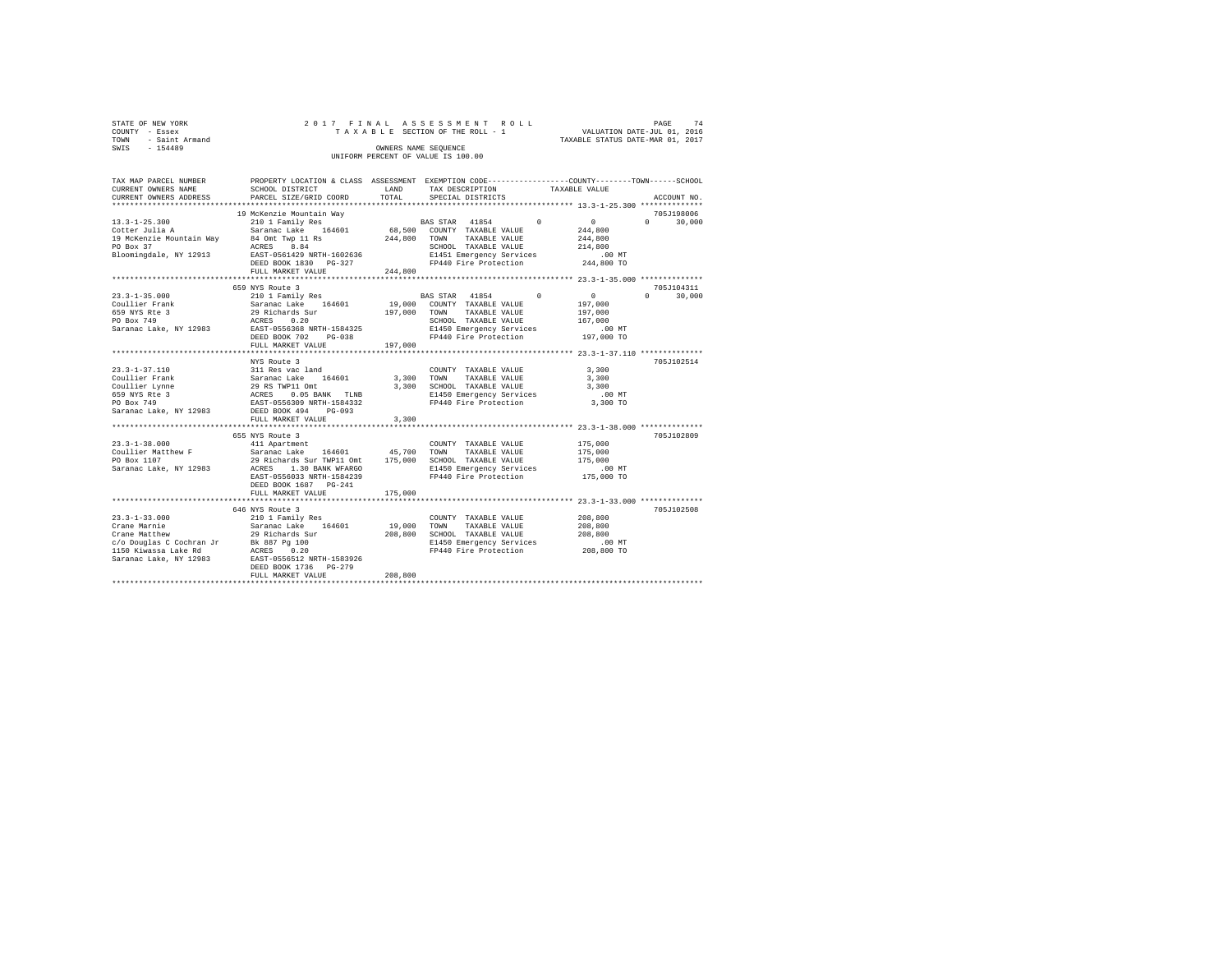STATE OF NEW YORK                    2 0 1 7   F I N A L   A S S E S S M E N T   R O L L                    PAGE    74
COUNTY - Essex                       T A X A B L E  SECTION OF THE ROLL - 1                    VALUATION DATE-JUL 01, 2016
TOWN   - Saint Armand                                                                          TAXABLE STATUS DATE-MAR 01, 2017
SWIS   - 154489                                   OWNERS NAME SEQUENCE
                                           UNIFORM PERCENT OF VALUE IS 100.00

```
TAX MAP PARCEL NUMBER         PROPERTY LOCATION & CLASS  ASSESSMENT  EXEMPTION CODE------------------COUNTY--------TOWN------SCHOOL
CURRENT OWNERS NAME           SCHOOL DISTRICT              LAND      TAX DESCRIPTION            TAXABLE VALUE
CURRENT OWNERS ADDRESS        PARCEL SIZE/GRID COORD       TOTAL     SPECIAL DISTRICTS                                    ACCOUNT NO.
*********************************************************************************************** 13.3-1-25.300 **************
                              19 McKenzie Mountain Way                                                                    705J198006
13.3-1-25.300                 210 1 Family Res                       BAS STAR  41854        0          0           0      30,000
Cotter Julia A                Saranac Lake   164601        68,500    COUNTY  TAXABLE VALUE          244,800
19 McKenzie Mountain Way      84 Omt Twp 11 Rs            244,800    TOWN    TAXABLE VALUE          244,800
PO Box 37                     ACRES    8.84                          SCHOOL  TAXABLE VALUE          214,800
Bloomingdale, NY 12913        EAST-0561429 NRTH-1602636              E1451 Emergency Services          .00 MT
                              DEED BOOK 1830   PG-327                FP440 Fire Protection          244,800 TO
                              FULL MARKET VALUE           244,800
*********************************************************************************************** 23.3-1-35.000 **************
                              659 NYS Route 3                                                                             705J104311
23.3-1-35.000                 210 1 Family Res                       BAS STAR  41854        0          0           0      30,000
Coullier Frank                Saranac Lake   164601        19,000    COUNTY  TAXABLE VALUE          197,000
659 NYS Rte 3                 29 Richards Sur             197,000    TOWN    TAXABLE VALUE          197,000
PO Box 749                    ACRES    0.20                          SCHOOL  TAXABLE VALUE          167,000
Saranac Lake, NY 12983        EAST-0556368 NRTH-1584325              E1450 Emergency Services          .00 MT
                              DEED BOOK 702    PG-038                FP440 Fire Protection          197,000 TO
                              FULL MARKET VALUE           197,000
*********************************************************************************************** 23.3-1-37.110 **************
                              NYS Route 3                                                                                 705J102514
23.3-1-37.110                 311 Res vac land                       COUNTY  TAXABLE VALUE            3,300
Coullier Frank                Saranac Lake   164601         3,300    TOWN    TAXABLE VALUE            3,300
Coullier Lynne                29 RS TWP11 Omt               3,300    SCHOOL  TAXABLE VALUE            3,300
659 NYS Rte 3                 ACRES    0.05 BANK   TLNB              E1450 Emergency Services          .00 MT
PO Box 749                    EAST-0556309 NRTH-1584332              FP440 Fire Protection            3,300 TO
Saranac Lake, NY 12983        DEED BOOK 494    PG-093
                              FULL MARKET VALUE             3,300
*********************************************************************************************** 23.3-1-38.000 **************
                              655 NYS Route 3                                                                             705J102809
23.3-1-38.000                 411 Apartment                          COUNTY  TAXABLE VALUE          175,000
Coullier Matthew F            Saranac Lake   164601        45,700    TOWN    TAXABLE VALUE          175,000
PO Box 1107                   29 Richards Sur TWP11 Omt   175,000    SCHOOL  TAXABLE VALUE          175,000
Saranac Lake, NY 12983        ACRES    1.30 BANK WFARGO              E1450 Emergency Services          .00 MT
                              EAST-0556033 NRTH-1584239              FP440 Fire Protection          175,000 TO
                              DEED BOOK 1687   PG-241
                              FULL MARKET VALUE           175,000
*********************************************************************************************** 23.3-1-33.000 **************
                              646 NYS Route 3                                                                             705J102508
23.3-1-33.000                 210 1 Family Res                       COUNTY  TAXABLE VALUE          208,800
Crane Marnie                  Saranac Lake   164601        19,000    TOWN    TAXABLE VALUE          208,800
Crane Matthew                 29 Richards Sur             208,800    SCHOOL  TAXABLE VALUE          208,800
c/o Douglas C Cochran Jr      Bk 887 Pg 100                          E1450 Emergency Services          .00 MT
1150 Kiwassa Lake Rd          ACRES    0.20                          FP440 Fire Protection          208,800 TO
Saranac Lake, NY 12983        EAST-0556512 NRTH-1583926
                              DEED BOOK 1736   PG-279
                              FULL MARKET VALUE           208,800
****************************************************************************************************************************
```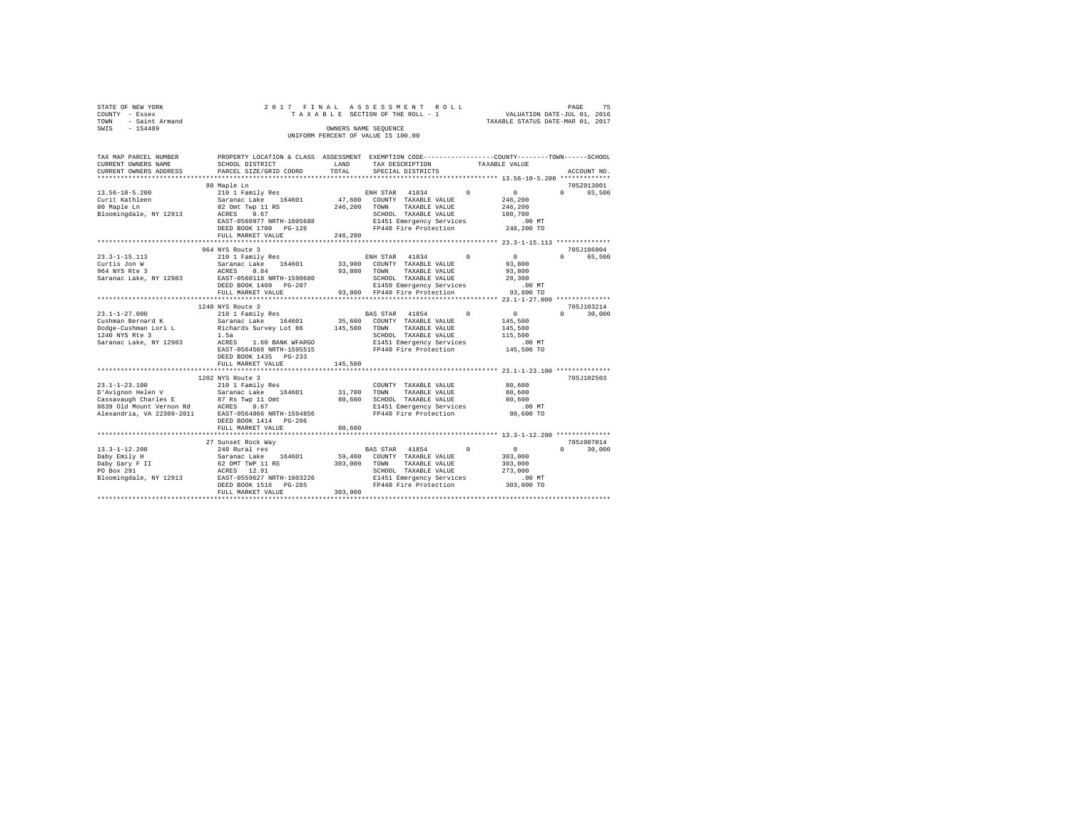STATE OF NEW YORK | COUNTY - Essex | TOWN - Saint Armand | SWIS - 154489

2017 FINAL ASSESSMENT ROLL
TAXABLE SECTION OF THE ROLL - 1
OWNERS NAME SEQUENCE
UNIFORM PERCENT OF VALUE IS 100.00

VALUATION DATE-JUL 01, 2016
TAXABLE STATUS DATE-MAR 01, 2017

| TAX MAP PARCEL NUMBER / CURRENT OWNERS NAME / CURRENT OWNERS ADDRESS | PROPERTY LOCATION & CLASS / SCHOOL DISTRICT / PARCEL SIZE/GRID COORD | ASSESSMENT LAND / TOTAL | EXEMPTION CODE / TAX DESCRIPTION / SPECIAL DISTRICTS | COUNTY | TOWN | SCHOOL / TAXABLE VALUE | ACCOUNT NO. |
|---|---|---|---|---|---|---|---|
| 13.56-10-5.200 | 80 Maple Ln | | | | | | 705Z013001 |
| Curit Kathleen | 210 1 Family Res | | ENH STAR 41834 | 0 | 0 | 0 | 65,500 |
| 80 Maple Ln | Saranac Lake 164601 | 47,600 | COUNTY TAXABLE VALUE | | | 246,200 | |
| Bloomingdale, NY 12913 | 82 Omt Twp 11 RS | 246,200 | TOWN TAXABLE VALUE | | | 246,200 | |
| | ACRES 0.67 | | SCHOOL TAXABLE VALUE | | | 180,700 | |
| | EAST-0560977 NRTH-1605688 | | E1451 Emergency Services | | | .00 MT | |
| | DEED BOOK 1700 PG-126 | | FP440 Fire Protection | | | 246,200 TO | |
| | FULL MARKET VALUE | 246,200 | | | | | |
| 23.3-1-15.113 | 964 NYS Route 3 | | | | | | 705J186004 |
| Curtis Jon W | 210 1 Family Res | | ENH STAR 41834 | 0 | 0 | 0 | 65,500 |
| 964 NYS Rte 3 | Saranac Lake 164601 | 33,900 | COUNTY TAXABLE VALUE | | | 93,800 | |
| Saranac Lake, NY 12983 | ACRES 0.84 | 93,800 | TOWN TAXABLE VALUE | | | 93,800 | |
| | EAST-0560118 NRTH-1590680 | | SCHOOL TAXABLE VALUE | | | 28,300 | |
| | DEED BOOK 1460 PG-207 | | E1450 Emergency Services | | | .00 MT | |
| | FULL MARKET VALUE | 93,800 | FP440 Fire Protection | | | 93,800 TO | |
| 23.1-1-27.000 | 1240 NYS Route 3 | | | | | | 705J103214 |
| Cushman Bernard K | 210 1 Family Res | | BAS STAR 41854 | 0 | 0 | 0 | 30,000 |
| Dodge-Cushman Lori L | Saranac Lake 164601 | 35,600 | COUNTY TAXABLE VALUE | | | 145,500 | |
| 1240 NYS Rte 3 | Richards Survey Lot 86 | 145,500 | TOWN TAXABLE VALUE | | | 145,500 | |
| Saranac Lake, NY 12983 | 1.5a | | SCHOOL TAXABLE VALUE | | | 115,500 | |
| | ACRES 1.60 BANK WFARGO | | E1451 Emergency Services | | | .00 MT | |
| | EAST-0564568 NRTH-1595515 | | FP440 Fire Protection | | | 145,500 TO | |
| | DEED BOOK 1435 PG-233 | | | | | | |
| | FULL MARKET VALUE | 145,500 | | | | | |
| 23.1-1-23.100 | 1202 NYS Route 3 | | | | | | 705J102503 |
| D'Avignon Helen V | 210 1 Family Res | | COUNTY TAXABLE VALUE | | | 80,600 | |
| Cassavaugh Charles E | Saranac Lake 164601 | 31,700 | TOWN TAXABLE VALUE | | | 80,600 | |
| 8639 Old Mount Vernon Rd | 87 Rs Twp 11 Omt | 80,600 | SCHOOL TAXABLE VALUE | | | 80,600 | |
| Alexandria, VA 22309-2011 | ACRES 0.67 | | E1451 Emergency Services | | | .00 MT | |
| | EAST-0564066 NRTH-1594856 | | FP440 Fire Protection | | | 80,600 TO | |
| | DEED BOOK 1414 PG-206 | | | | | | |
| | FULL MARKET VALUE | 80,600 | | | | | |
| 13.3-1-12.200 | 27 Sunset Rock Way | | | | | | 705z007014 |
| Daby Emily H | 240 Rural res | | BAS STAR 41854 | 0 | 0 | 0 | 30,000 |
| Daby Gary F II | Saranac Lake 164601 | 59,400 | COUNTY TAXABLE VALUE | | | 303,000 | |
| PO Box 291 | 62 OMT TWP 11 RS | 303,000 | TOWN TAXABLE VALUE | | | 303,000 | |
| Bloomingdale, NY 12913 | ACRES 12.91 | | SCHOOL TAXABLE VALUE | | | 273,000 | |
| | EAST-0559627 NRTH-1603226 | | E1451 Emergency Services | | | .00 MT | |
| | DEED BOOK 1516 PG-285 | | FP440 Fire Protection | | | 303,000 TO | |
| | FULL MARKET VALUE | 303,000 | | | | | |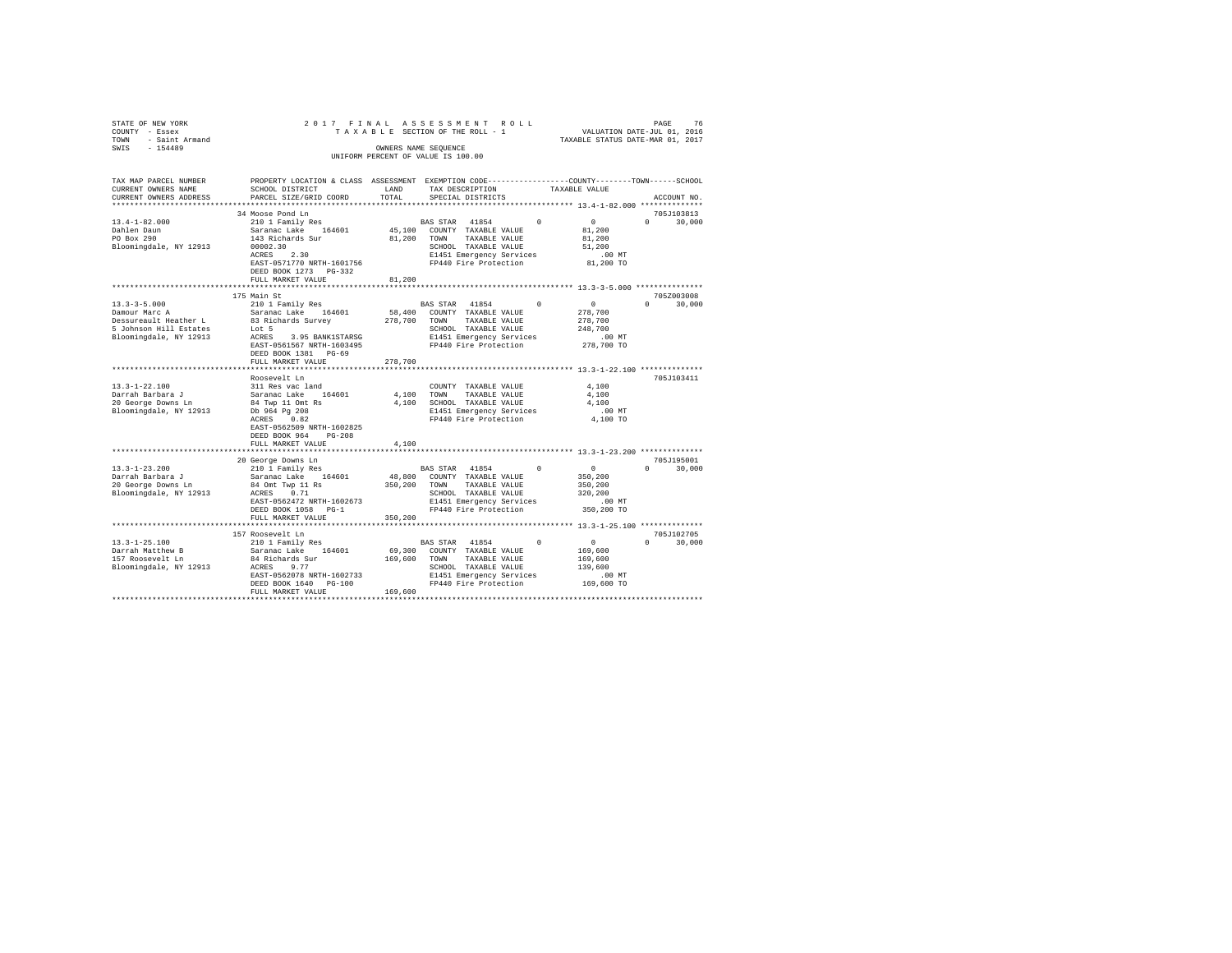STATE OF NEW YORK
COUNTY - Essex
TOWN - Saint Armand
SWIS - 154489

2 0 1 7 F I N A L A S S E S S M E N T R O L L
T A X A B L E SECTION OF THE ROLL - 1
OWNERS NAME SEQUENCE
UNIFORM PERCENT OF VALUE IS 100.00

VALUATION DATE-JUL 01, 2016
TAXABLE STATUS DATE-MAR 01, 2017

| TAX MAP PARCEL NUMBER / CURRENT OWNERS NAME / CURRENT OWNERS ADDRESS | PROPERTY LOCATION & CLASS / SCHOOL DISTRICT / PARCEL SIZE/GRID COORD | ASSESSMENT LAND / TOTAL | EXEMPTION CODE / TAX DESCRIPTION / SPECIAL DISTRICTS | COUNTY | TOWN | SCHOOL / TAXABLE VALUE | ACCOUNT NO. |
|---|---|---|---|---|---|---|---|
| **13.4-1-82.000** | 34 Moose Pond Ln | | | | | | 705J103813 |
| 13.4-1-82.000 | 210 1 Family Res | | BAS STAR 41854 | 0 | 0 | 0 30,000 | |
| Dahlen Daun | Saranac Lake 164601 | 45,100 | COUNTY TAXABLE VALUE | 81,200 | | | |
| PO Box 290 | 143 Richards Sur | 81,200 | TOWN TAXABLE VALUE | | 81,200 | | |
| Bloomingdale, NY 12913 | 00002.30 | | SCHOOL TAXABLE VALUE | | | 51,200 | |
| | ACRES 2.30 | | E1451 Emergency Services | .00 MT | | | |
| | EAST-0571770 NRTH-1601756 | | FP440 Fire Protection | 81,200 TO | | | |
| | DEED BOOK 1273 PG-332 | | | | | | |
| | FULL MARKET VALUE | 81,200 | | | | | |
| **13.3-3-5.000** | 175 Main St | | | | | | 705Z003008 |
| 13.3-3-5.000 | 210 1 Family Res | | BAS STAR 41854 | 0 | 0 | 0 30,000 | |
| Damour Marc A | Saranac Lake 164601 | 58,400 | COUNTY TAXABLE VALUE | 278,700 | | | |
| Dessureault Heather L | 83 Richards Survey | 278,700 | TOWN TAXABLE VALUE | | 278,700 | | |
| 5 Johnson Hill Estates | Lot 5 | | SCHOOL TAXABLE VALUE | | | 248,700 | |
| Bloomingdale, NY 12913 | ACRES 3.95 BANK1STARSG | | E1451 Emergency Services | .00 MT | | | |
| | EAST-0561567 NRTH-1603495 | | FP440 Fire Protection | 278,700 TO | | | |
| | DEED BOOK 1381 PG-69 | | | | | | |
| | FULL MARKET VALUE | 278,700 | | | | | |
| **13.3-1-22.100** | Roosevelt Ln | | | | | | 705J103411 |
| 13.3-1-22.100 | 311 Res vac land | | COUNTY TAXABLE VALUE | 4,100 | | | |
| Darrah Barbara J | Saranac Lake 164601 | 4,100 | TOWN TAXABLE VALUE | | 4,100 | | |
| 20 George Downs Ln | 84 Twp 11 Omt Rs | 4,100 | SCHOOL TAXABLE VALUE | | | 4,100 | |
| Bloomingdale, NY 12913 | Db 964 Pg 208 | | E1451 Emergency Services | .00 MT | | | |
| | ACRES 0.82 | | FP440 Fire Protection | 4,100 TO | | | |
| | EAST-0562509 NRTH-1602825 | | | | | | |
| | DEED BOOK 964 PG-208 | | | | | | |
| | FULL MARKET VALUE | 4,100 | | | | | |
| **13.3-1-23.200** | 20 George Downs Ln | | | | | | 705J195001 |
| 13.3-1-23.200 | 210 1 Family Res | | BAS STAR 41854 | 0 | 0 | 0 30,000 | |
| Darrah Barbara J | Saranac Lake 164601 | 48,800 | COUNTY TAXABLE VALUE | 350,200 | | | |
| 20 George Downs Ln | 84 Omt Twp 11 Rs | 350,200 | TOWN TAXABLE VALUE | | 350,200 | | |
| Bloomingdale, NY 12913 | ACRES 0.71 | | SCHOOL TAXABLE VALUE | | | 320,200 | |
| | EAST-0562472 NRTH-1602673 | | E1451 Emergency Services | .00 MT | | | |
| | DEED BOOK 1058 PG-1 | | FP440 Fire Protection | 350,200 TO | | | |
| | FULL MARKET VALUE | 350,200 | | | | | |
| **13.3-1-25.100** | 157 Roosevelt Ln | | | | | | 705J102705 |
| 13.3-1-25.100 | 210 1 Family Res | | BAS STAR 41854 | 0 | 0 | 0 30,000 | |
| Darrah Matthew B | Saranac Lake 164601 | 69,300 | COUNTY TAXABLE VALUE | 169,600 | | | |
| 157 Roosevelt Ln | 84 Richards Sur | 169,600 | TOWN TAXABLE VALUE | | 169,600 | | |
| Bloomingdale, NY 12913 | ACRES 9.77 | | SCHOOL TAXABLE VALUE | | | 139,600 | |
| | EAST-0562078 NRTH-1602733 | | E1451 Emergency Services | .00 MT | | | |
| | DEED BOOK 1640 PG-100 | | FP440 Fire Protection | 169,600 TO | | | |
| | FULL MARKET VALUE | 169,600 | | | | | |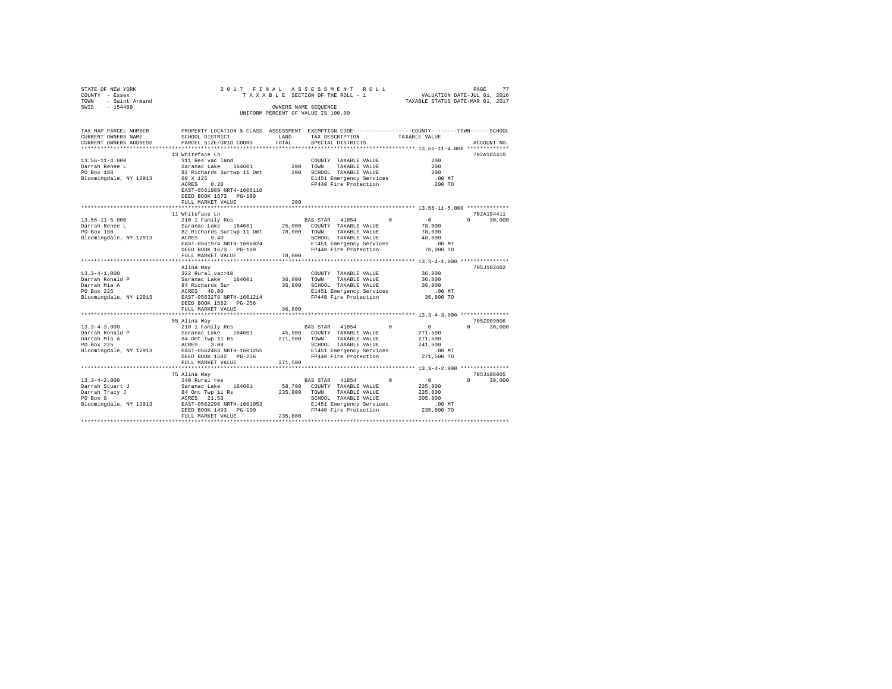STATE OF NEW YORK
COUNTY - Essex
TOWN - Saint Armand
SWIS - 154489

2 0 1 7 F I N A L A S S E S S M E N T R O L L
T A X A B L E SECTION OF THE ROLL - 1
OWNERS NAME SEQUENCE
UNIFORM PERCENT OF VALUE IS 100.00

VALUATION DATE-JUL 01, 2016
TAXABLE STATUS DATE-MAR 01, 2017

```
TAX MAP PARCEL NUMBER     PROPERTY LOCATION & CLASS  ASSESSMENT  EXEMPTION CODE-----------------COUNTY--------TOWN------SCHOOL
CURRENT OWNERS NAME       SCHOOL DISTRICT             LAND      TAX DESCRIPTION            TAXABLE VALUE
CURRENT OWNERS ADDRESS    PARCEL SIZE/GRID COORD      TOTAL     SPECIAL DISTRICTS                                      ACCOUNT NO.
******************************************************************************************************* 13.56-11-4.000 *************
                          13 Whiteface Ln                                                                              702A104410
13.56-11-4.000            311 Res vac land                       COUNTY  TAXABLE VALUE              200
Darrah Renee L            Saranac Lake   164601          200    TOWN    TAXABLE VALUE              200
PO Box 188                82 Richards Surtwp 11 Omt      200    SCHOOL  TAXABLE VALUE              200
Bloomingdale, NY 12913    60 X 125                               E1451 Emergency Services          .00 MT
                          ACRES    0.20                          FP440 Fire Protection             200 TO
                          EAST-0561989 NRTH-1606110
                          DEED BOOK 1673   PG-189
                          FULL MARKET VALUE              200
******************************************************************************************************* 13.56-11-5.000 *************
                          11 Whiteface Ln                                                                              702A104411
13.56-11-5.000            210 1 Family Res                       BAS STAR  41854         0          0            0      30,000
Darrah Renee L            Saranac Lake   164601       25,000    COUNTY  TAXABLE VALUE           78,000
PO Box 188                82 Richards Surtwp 11 Omt   78,000    TOWN    TAXABLE VALUE           78,000
Bloomingdale, NY 12913    ACRES    0.40                          SCHOOL  TAXABLE VALUE           48,000
                          EAST-0561974 NRTH-1606024              E1451 Emergency Services          .00 MT
                          DEED BOOK 1673   PG-189                FP440 Fire Protection          78,000 TO
                          FULL MARKET VALUE            78,000
******************************************************************************************************* 13.3-4-1.000 ***************
                          Alina Way                                                                                    705J102602
13.3-4-1.000              322 Rural vac>10                       COUNTY  TAXABLE VALUE           36,800
Darrah Ronald P           Saranac Lake   164601       36,800    TOWN    TAXABLE VALUE           36,800
Darrah Mia A              84 Richards Sur             36,800    SCHOOL  TAXABLE VALUE           36,800
PO Box 225                ACRES   40.00                          E1451 Emergency Services          .00 MT
Bloomingdale, NY 12913    EAST-0563278 NRTH-1601214              FP440 Fire Protection          36,800 TO
                          DEED BOOK 1582   PG-256
                          FULL MARKET VALUE            36,800
******************************************************************************************************* 13.3-4-3.000 ***************
                          55 Alina Way                                                                                 705Z009006
13.3-4-3.000              210 1 Family Res                       BAS STAR  41854         0          0            0      30,000
Darrah Ronald P           Saranac Lake   164601       45,800    COUNTY  TAXABLE VALUE          271,500
Darrah Mia A              84 Omt Twp 11 Rs           271,500    TOWN    TAXABLE VALUE          271,500
PO Box 225                ACRES    3.08                          SCHOOL  TAXABLE VALUE          241,500
Bloomingdale, NY 12913    EAST-0562463 NRTH-1601255              E1451 Emergency Services          .00 MT
                          DEED BOOK 1582   PG-256                FP440 Fire Protection         271,500 TO
                          FULL MARKET VALUE           271,500
******************************************************************************************************* 13.3-4-2.000 ***************
                          75 Alina Way                                                                                 705J198005
13.3-4-2.000              240 Rural res                          BAS STAR  41854         0          0            0      30,000
Darrah Stuart J           Saranac Lake   164601       58,700    COUNTY  TAXABLE VALUE          235,800
Darrah Tracy J            84 Omt Twp 11 Rs           235,800    TOWN    TAXABLE VALUE          235,800
PO Box 9                  ACRES   21.53                          SCHOOL  TAXABLE VALUE          205,800
Bloomingdale, NY 12913    EAST-0562296 NRTH-1601053              E1451 Emergency Services          .00 MT
                          DEED BOOK 1493   PG-100                FP440 Fire Protection         235,800 TO
                          FULL MARKET VALUE           235,800
************************************************************************************************************************************
```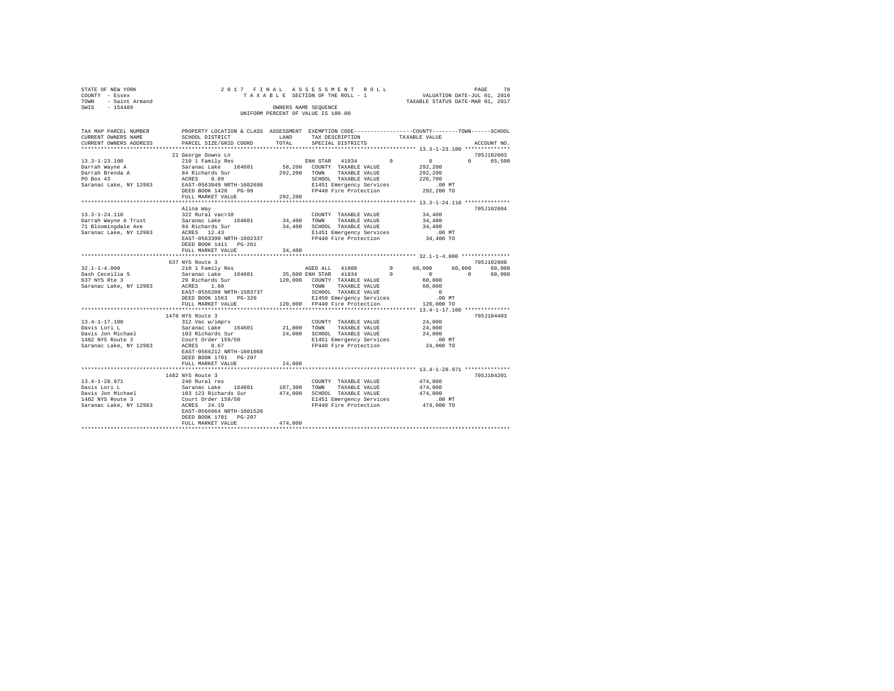STATE OF NEW YORK                2017 FINAL ASSESSMENT ROLL
COUNTY - Essex                   TAXABLE SECTION OF THE ROLL - 1          VALUATION DATE-JUL 01, 2016
TOWN - Saint Armand                                                        TAXABLE STATUS DATE-MAR 01, 2017
SWIS - 154489                    OWNERS NAME SEQUENCE
                                 UNIFORM PERCENT OF VALUE IS 100.00

| TAX MAP PARCEL NUMBER / CURRENT OWNERS NAME / CURRENT OWNERS ADDRESS | PROPERTY LOCATION & CLASS / SCHOOL DISTRICT / PARCEL SIZE/GRID COORD | ASSESSMENT LAND / TOTAL | EXEMPTION CODE / TAX DESCRIPTION / SPECIAL DISTRICTS | COUNTY | TOWN | SCHOOL | TAXABLE VALUE / ACCOUNT NO. |
|---|---|---|---|---|---|---|---|
| 13.3-1-23.100 | 21 George Downs Ln | | | | | | 705J102603 |
| 13.3-1-23.100 | 210 1 Family Res | | ENH STAR 41834 | 0 | 0 | 0 | 65,500 |
| Darrah Wayne A | Saranac Lake 164601 | 58,200 | COUNTY TAXABLE VALUE | | | | 292,200 |
| Darrah Brenda A | 84 Richards Sur | 292,200 | TOWN TAXABLE VALUE | | | | 292,200 |
| PO Box 43 | ACRES 8.89 | | SCHOOL TAXABLE VALUE | | | | 226,700 |
| Saranac Lake, NY 12983 | EAST-0563049 NRTH-1602698 | | E1451 Emergency Services | | | | .00 MT |
| | DEED BOOK 1420 PG-99 | | FP440 Fire Protection | | | | 292,200 TO |
| | FULL MARKET VALUE | 292,200 | | | | | |
| 13.3-1-24.110 | Alina Way | | | | | | 705J102604 |
| 13.3-1-24.110 | 322 Rural vac>10 | | COUNTY TAXABLE VALUE | | | | 34,400 |
| Darrah Wayne A Trust | Saranac Lake 164601 | 34,400 | TOWN TAXABLE VALUE | | | | 34,400 |
| 71 Bloomingdale Ave | 84 Richards Sur | 34,400 | SCHOOL TAXABLE VALUE | | | | 34,400 |
| Saranac Lake, NY 12983 | ACRES 12.43 | | E1451 Emergency Services | | | | .00 MT |
| | EAST-0563390 NRTH-1602337 | | FP440 Fire Protection | | | | 34,400 TO |
| | DEED BOOK 1411 PG-261 | | | | | | |
| | FULL MARKET VALUE | 34,400 | | | | | |
| 32.1-1-4.000 | 637 NYS Route 3 | | | | | | 705J102808 |
| 32.1-1-4.000 | 210 1 Family Res | | AGED ALL 41800 | 60,000 | 60,000 | 60,000 | |
| Dash Ceceilia S | Saranac Lake 164601 | 35,600 | ENH STAR 41834 | 0 | 0 | 60,000 | |
| 637 NYS Rte 3 | 29 Richards Sur | 120,000 | COUNTY TAXABLE VALUE | | | | 60,000 |
| Saranac Lake, NY 12983 | ACRES 1.60 | | TOWN TAXABLE VALUE | | | | 60,000 |
| | EAST-0556209 NRTH-1583737 | | SCHOOL TAXABLE VALUE | | | | 0 |
| | DEED BOOK 1563 PG-320 | | E1450 Emergency Services | | | | .00 MT |
| | FULL MARKET VALUE | 120,000 | FP440 Fire Protection | | | | 120,000 TO |
| 13.4-1-17.100 | 1470 NYS Route 3 | | | | | | 705J104403 |
| 13.4-1-17.100 | 312 Vac w/imprv | | COUNTY TAXABLE VALUE | | | | 24,000 |
| Davis Lori L | Saranac Lake 164601 | 21,000 | TOWN TAXABLE VALUE | | | | 24,000 |
| Davis Jon Michael | 103 Richards Sur | 24,000 | SCHOOL TAXABLE VALUE | | | | 24,000 |
| 1482 NYS Route 3 | Court Order 159/50 | | E1451 Emergency Services | | | | .00 MT |
| Saranac Lake, NY 12983 | ACRES 0.67 | | FP440 Fire Protection | | | | 24,000 TO |
| | EAST-0566212 NRTH-1601068 | | | | | | |
| | DEED BOOK 1701 PG-297 | | | | | | |
| | FULL MARKET VALUE | 24,000 | | | | | |
| 13.4-1-28.971 | 1482 NYS Route 3 | | | | | | 705J104201 |
| 13.4-1-28.971 | 240 Rural res | | COUNTY TAXABLE VALUE | | | | 474,000 |
| Davis Lori L | Saranac Lake 164601 | 107,300 | TOWN TAXABLE VALUE | | | | 474,000 |
| Davis Jon Michael | 103 123 Richards Sur | 474,000 | SCHOOL TAXABLE VALUE | | | | 474,000 |
| 1482 NYS Route 3 | Court Order 159/50 | | E1451 Emergency Services | | | | .00 MT |
| Saranac Lake, NY 12983 | ACRES 24.19 | | FP440 Fire Protection | | | | 474,000 TO |
| | EAST-0566664 NRTH-1601520 | | | | | | |
| | DEED BOOK 1701 PG-297 | | | | | | |
| | FULL MARKET VALUE | 474,000 | | | | | |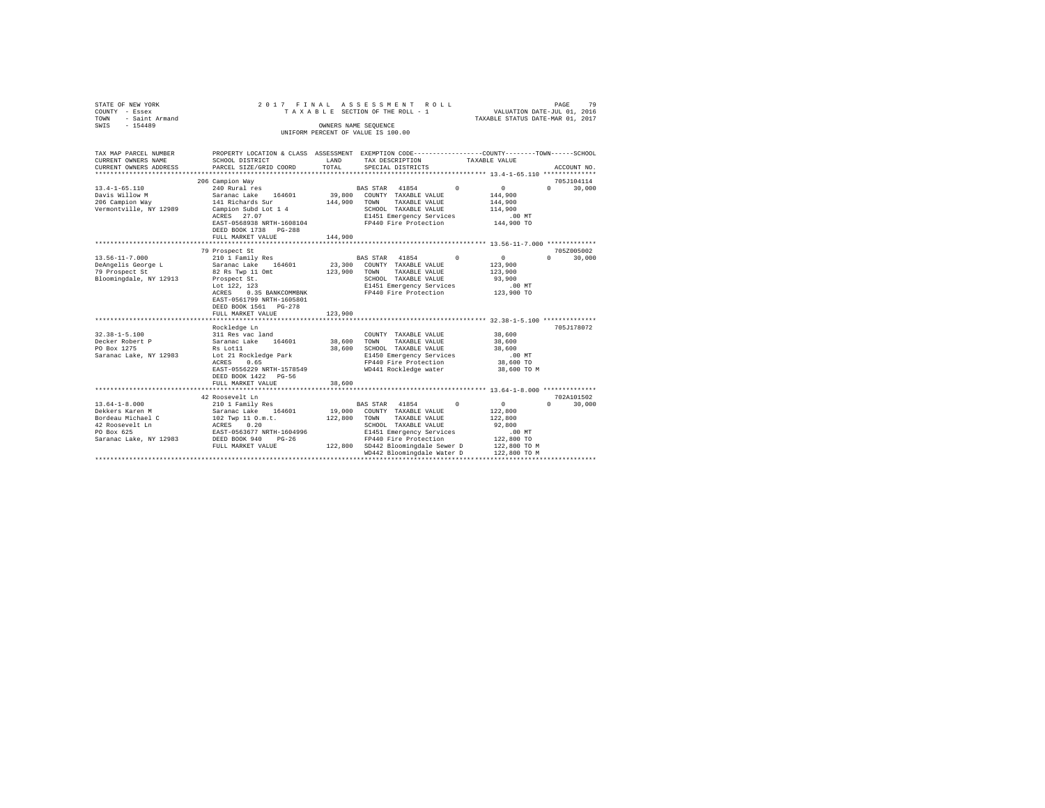STATE OF NEW YORK
COUNTY - Essex
TOWN - Saint Armand
SWIS - 154489

2017 FINAL ASSESSMENT ROLL
TAXABLE SECTION OF THE ROLL - 1
OWNERS NAME SEQUENCE
UNIFORM PERCENT OF VALUE IS 100.00

VALUATION DATE-JUL 01, 2016
TAXABLE STATUS DATE-MAR 01, 2017

```
TAX MAP PARCEL NUMBER     PROPERTY LOCATION & CLASS  ASSESSMENT  EXEMPTION CODE-----------------COUNTY--------TOWN------SCHOOL
CURRENT OWNERS NAME       SCHOOL DISTRICT               LAND      TAX DESCRIPTION            TAXABLE VALUE
CURRENT OWNERS ADDRESS    PARCEL SIZE/GRID COORD        TOTAL     SPECIAL DISTRICTS                                     ACCOUNT NO.
******************************************************************************************************* 13.4-1-65.110 **************
                          206 Campion Way                                                                              705J104114
13.4-1-65.110             240 Rural res                        BAS STAR  41854        0          0            0       30,000
Davis Willow M            Saranac Lake    164601     39,800   COUNTY  TAXABLE VALUE          144,900
206 Campion Way           141 Richards Sur          144,900   TOWN    TAXABLE VALUE          144,900
Vermontville, NY 12989    Campion Subd Lot 1 4                SCHOOL  TAXABLE VALUE          114,900
                          ACRES   27.07                       E1451 Emergency Services          .00 MT
                          EAST-0568938 NRTH-1608104           FP440 Fire Protection          144,900 TO
                          DEED BOOK 1738   PG-288
                          FULL MARKET VALUE         144,900
******************************************************************************************************* 13.56-11-7.000 *************
                          79 Prospect St                                                                               705Z005002
13.56-11-7.000            210 1 Family Res                     BAS STAR  41854        0          0            0       30,000
DeAngelis George L        Saranac Lake    164601     23,300   COUNTY  TAXABLE VALUE          123,900
79 Prospect St            82 Rs Twp 11 Omt          123,900   TOWN    TAXABLE VALUE          123,900
Bloomingdale, NY 12913    Prospect St.                        SCHOOL  TAXABLE VALUE           93,900
                          Lot 122, 123                        E1451 Emergency Services          .00 MT
                          ACRES    0.35 BANKCOMMBNK           FP440 Fire Protection          123,900 TO
                          EAST-0561799 NRTH-1605801
                          DEED BOOK 1561   PG-278
                          FULL MARKET VALUE         123,900
******************************************************************************************************* 32.38-1-5.100 **************
                          Rockledge Ln                                                                                 705J178072
32.38-1-5.100             311 Res vac land                    COUNTY  TAXABLE VALUE           38,600
Decker Robert P           Saranac Lake    164601     38,600   TOWN    TAXABLE VALUE           38,600
PO Box 1275               Rs Lot11                   38,600   SCHOOL  TAXABLE VALUE           38,600
Saranac Lake, NY 12983    Lot 21 Rockledge Park               E1450 Emergency Services          .00 MT
                          ACRES    0.65                       FP440 Fire Protection           38,600 TO
                          EAST-0556229 NRTH-1578549           WD441 Rockledge water           38,600 TO M
                          DEED BOOK 1422   PG-56
                          FULL MARKET VALUE          38,600
******************************************************************************************************* 13.64-1-8.000 **************
                          42 Roosevelt Ln                                                                              702A101502
13.64-1-8.000             210 1 Family Res                     BAS STAR  41854        0          0            0       30,000
Dekkers Karen M           Saranac Lake    164601     19,000   COUNTY  TAXABLE VALUE          122,800
Bordeau Michael C         102 Twp 11 O.m.t.         122,800   TOWN    TAXABLE VALUE          122,800
42 Roosevelt Ln           ACRES    0.20                       SCHOOL  TAXABLE VALUE           92,800
PO Box 625                EAST-0563677 NRTH-1604996           E1451 Emergency Services          .00 MT
Saranac Lake, NY 12983    DEED BOOK 940    PG-26              FP440 Fire Protection          122,800 TO
                          FULL MARKET VALUE         122,800   SD442 Bloomingdale Sewer D     122,800 TO M
                                                              WD442 Bloomingdale Water D     122,800 TO M
************************************************************************************************************************************
```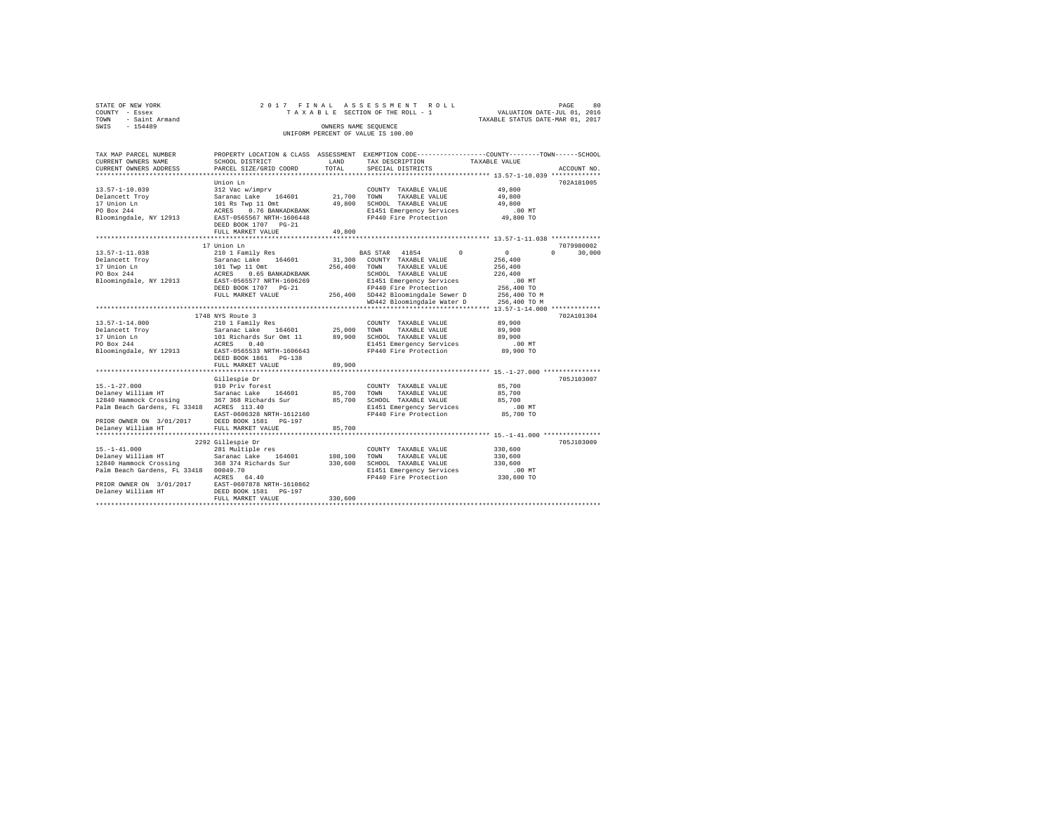STATE OF NEW YORK
COUNTY - Essex
TOWN - Saint Armand
SWIS - 154489

2 0 1 7 F I N A L A S S E S S M E N T R O L L
T A X A B L E SECTION OF THE ROLL - 1
OWNERS NAME SEQUENCE
UNIFORM PERCENT OF VALUE IS 100.00

VALUATION DATE-JUL 01, 2016
TAXABLE STATUS DATE-MAR 01, 2017

```
TAX MAP PARCEL NUMBER          PROPERTY LOCATION & CLASS  ASSESSMENT  EXEMPTION CODE-----------------COUNTY--------TOWN------SCHOOL
CURRENT OWNERS NAME            SCHOOL DISTRICT              LAND      TAX DESCRIPTION              TAXABLE VALUE
CURRENT OWNERS ADDRESS         PARCEL SIZE/GRID COORD       TOTAL     SPECIAL DISTRICTS                                      ACCOUNT NO.
******************************************************************************************************* 13.57-1-10.039 *************
                               Union Ln                                                                                   702A181005
13.57-1-10.039                 312 Vac w/imprv                         COUNTY  TAXABLE VALUE           49,800
Delancett Troy                 Saranac Lake   164601       21,700      TOWN    TAXABLE VALUE           49,800
17 Union Ln                    101 Rs Twp 11 Omt           49,800      SCHOOL  TAXABLE VALUE           49,800
PO Box 244                     ACRES    0.76 BANKADKBANK               E1451 Emergency Services             .00 MT
Bloomingdale, NY 12913         EAST-0565567 NRTH-1606448               FP440 Fire Protection            49,800 TO
                               DEED BOOK 1707   PG-21
                               FULL MARKET VALUE           49,800
******************************************************************************************************* 13.57-1-11.038 *************
                               17 Union Ln                                                                                7079980002
13.57-1-11.038                 210 1 Family Res                        BAS STAR  41854         0            0         0      30,000
Delancett Troy                 Saranac Lake   164601       31,300      COUNTY  TAXABLE VALUE          256,400
17 Union Ln                    101 Twp 11 Omt             256,400      TOWN    TAXABLE VALUE          256,400
PO Box 244                     ACRES    0.65 BANKADKBANK               SCHOOL  TAXABLE VALUE          226,400
Bloomingdale, NY 12913         EAST-0565577 NRTH-1606269               E1451 Emergency Services             .00 MT
                               DEED BOOK 1707   PG-21                  FP440 Fire Protection           256,400 TO
                               FULL MARKET VALUE          256,400      SD442 Bloomingdale Sewer D      256,400 TO M
                                                                       WD442 Bloomingdale Water D      256,400 TO M
******************************************************************************************************* 13.57-1-14.000 *************
                               1748 NYS Route 3                                                                           702A101304
13.57-1-14.000                 210 1 Family Res                        COUNTY  TAXABLE VALUE           89,900
Delancett Troy                 Saranac Lake   164601       25,000      TOWN    TAXABLE VALUE           89,900
17 Union Ln                    101 Richards Sur Omt 11     89,900      SCHOOL  TAXABLE VALUE           89,900
PO Box 244                     ACRES    0.40                           E1451 Emergency Services             .00 MT
Bloomingdale, NY 12913         EAST-0565533 NRTH-1606643               FP440 Fire Protection            89,900 TO
                               DEED BOOK 1861   PG-138
                               FULL MARKET VALUE           89,900
******************************************************************************************************* 15.-1-27.000 ***************
                               Gillespie Dr                                                                               705J103007
15.-1-27.000                   910 Priv forest                         COUNTY  TAXABLE VALUE           85,700
Delaney William HT             Saranac Lake   164601       85,700      TOWN    TAXABLE VALUE           85,700
12840 Hammock Crossing         367 368 Richards Sur        85,700      SCHOOL  TAXABLE VALUE           85,700
Palm Beach Gardens, FL 33418   ACRES  113.40                           E1451 Emergency Services             .00 MT
                               EAST-0606328 NRTH-1612160               FP440 Fire Protection            85,700 TO
PRIOR OWNER ON 3/01/2017       DEED BOOK 1581   PG-197
Delaney William HT             FULL MARKET VALUE           85,700
******************************************************************************************************* 15.-1-41.000 ***************
                               2292 Gillespie Dr                                                                          705J103009
15.-1-41.000                   281 Multiple res                        COUNTY  TAXABLE VALUE          330,600
Delaney William HT             Saranac Lake   164601      108,100      TOWN    TAXABLE VALUE          330,600
12840 Hammock Crossing         368 374 Richards Sur       330,600      SCHOOL  TAXABLE VALUE          330,600
Palm Beach Gardens, FL 33418   00049.70                                E1451 Emergency Services             .00 MT
                               ACRES   64.40                           FP440 Fire Protection           330,600 TO
PRIOR OWNER ON 3/01/2017       EAST-0607878 NRTH-1610862
Delaney William HT             DEED BOOK 1581   PG-197
                               FULL MARKET VALUE          330,600
************************************************************************************************************************************
```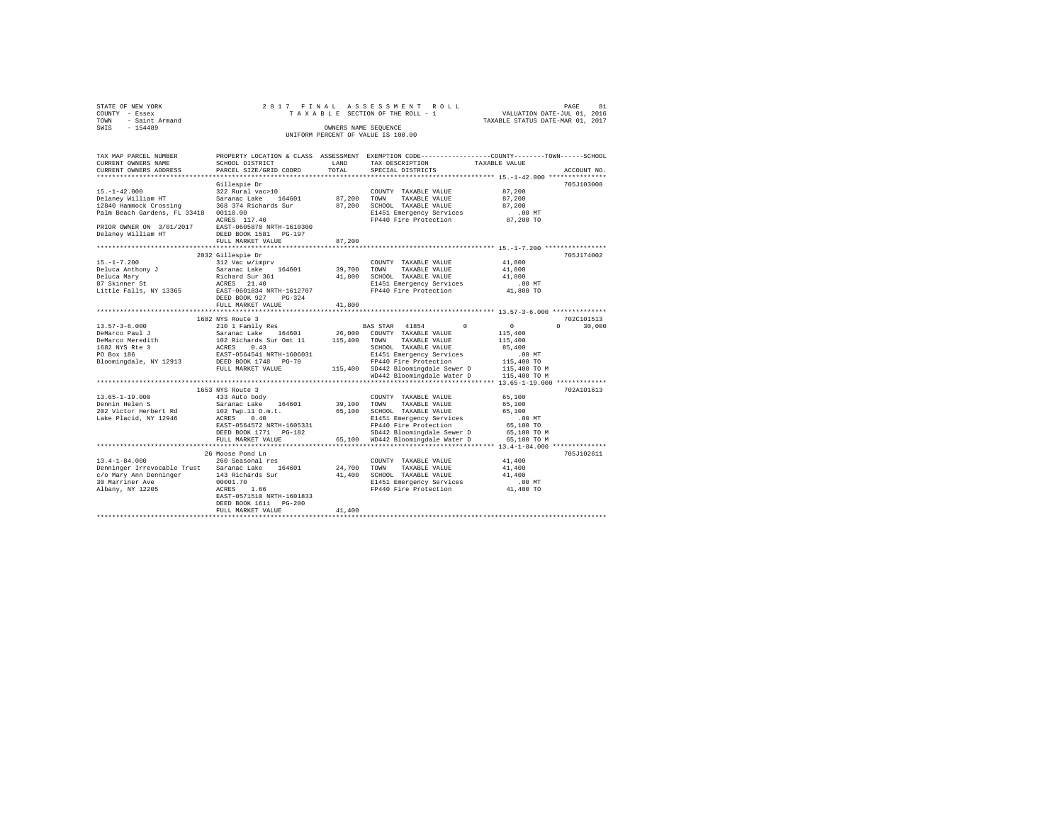STATE OF NEW YORK                    2 0 1 7   F I N A L   A S S E S S M E N T   R O L L
COUNTY - Essex                       T A X A B L E  SECTION OF THE ROLL - 1                    VALUATION DATE-JUL 01, 2016
TOWN   - Saint Armand                                                                          TAXABLE STATUS DATE-MAR 01, 2017
SWIS   - 154489                                OWNERS NAME SEQUENCE
                                    UNIFORM PERCENT OF VALUE IS 100.00

```
TAX MAP PARCEL NUMBER          PROPERTY LOCATION & CLASS  ASSESSMENT  EXEMPTION CODE-----------------COUNTY--------TOWN------SCHOOL
CURRENT OWNERS NAME            SCHOOL DISTRICT             LAND       TAX DESCRIPTION            TAXABLE VALUE
CURRENT OWNERS ADDRESS         PARCEL SIZE/GRID COORD      TOTAL      SPECIAL DISTRICTS                                  ACCOUNT NO.
*********************************************************************************************** 15.-1-42.000 ***************
                               Gillespie Dr                                                                            705J103008
15.-1-42.000                   322 Rural vac>10                       COUNTY  TAXABLE VALUE          87,200
Delaney William HT             Saranac Lake   164601      87,200      TOWN    TAXABLE VALUE          87,200
12840 Hammock Crossing         368 374 Richards Sur       87,200      SCHOOL  TAXABLE VALUE          87,200
Palm Beach Gardens, FL 33418   00110.00                               E1451 Emergency Services          .00 MT
                               ACRES  117.40                          FP440 Fire Protection          87,200 TO
PRIOR OWNER ON 3/01/2017       EAST-0605870 NRTH-1610300
Delaney William HT             DEED BOOK 1581   PG-197
                               FULL MARKET VALUE          87,200
*********************************************************************************************** 15.-1-7.200 ****************
                               2032 Gillespie Dr                                                                       705J174002
15.-1-7.200                    312 Vac w/imprv                        COUNTY  TAXABLE VALUE          41,800
Deluca Anthony J               Saranac Lake   164601      39,700      TOWN    TAXABLE VALUE          41,800
Deluca Mary                    Richard Sur 361            41,800      SCHOOL  TAXABLE VALUE          41,800
87 Skinner St                  ACRES   21.40                          E1451 Emergency Services          .00 MT
Little Falls, NY 13365         EAST-0601834 NRTH-1612707              FP440 Fire Protection          41,800 TO
                               DEED BOOK 927    PG-324
                               FULL MARKET VALUE          41,800
*********************************************************************************************** 13.57-3-6.000 **************
                               1682 NYS Route 3                                                                        702C101513
13.57-3-6.000                  210 1 Family Res                       BAS STAR  41854        0            0            0       30,000
DeMarco Paul J                 Saranac Lake   164601      26,000      COUNTY  TAXABLE VALUE         115,400
DeMarco Meredith               102 Richards Sur Omt 11   115,400      TOWN    TAXABLE VALUE         115,400
1682 NYS Rte 3                 ACRES    0.43                          SCHOOL  TAXABLE VALUE          85,400
PO Box 186                     EAST-0564541 NRTH-1606031              E1451 Emergency Services          .00 MT
Bloomingdale, NY 12913         DEED BOOK 1748   PG-70                 FP440 Fire Protection         115,400 TO
                               FULL MARKET VALUE         115,400      SD442 Bloomingdale Sewer D    115,400 TO M
                                                                      WD442 Bloomingdale Water D    115,400 TO M
*********************************************************************************************** 13.65-1-19.000 *************
                               1653 NYS Route 3                                                                        702A101613
13.65-1-19.000                 433 Auto body                          COUNTY  TAXABLE VALUE          65,100
Dennin Helen S                 Saranac Lake   164601      39,100      TOWN    TAXABLE VALUE          65,100
202 Victor Herbert Rd          102 Twp.11 O.m.t.          65,100      SCHOOL  TAXABLE VALUE          65,100
Lake Placid, NY 12946          ACRES    0.40                          E1451 Emergency Services          .00 MT
                               EAST-0564572 NRTH-1605331              FP440 Fire Protection          65,100 TO
                               DEED BOOK 1771   PG-182                SD442 Bloomingdale Sewer D     65,100 TO M
                               FULL MARKET VALUE          65,100      WD442 Bloomingdale Water D     65,100 TO M
*********************************************************************************************** 13.4-1-84.000 **************
                               26 Moose Pond Ln                                                                        705J102611
13.4-1-84.000                  260 Seasonal res                       COUNTY  TAXABLE VALUE          41,400
Denninger Irrevocable Trust    Saranac Lake   164601      24,700      TOWN    TAXABLE VALUE          41,400
c/o Mary Ann Denninger         143 Richards Sur           41,400      SCHOOL  TAXABLE VALUE          41,400
30 Marriner Ave                00001.70                               E1451 Emergency Services          .00 MT
Albany, NY 12205               ACRES    1.66                          FP440 Fire Protection          41,400 TO
                               EAST-0571510 NRTH-1601833
                               DEED BOOK 1611   PG-200
                               FULL MARKET VALUE          41,400
****************************************************************************************************************************
```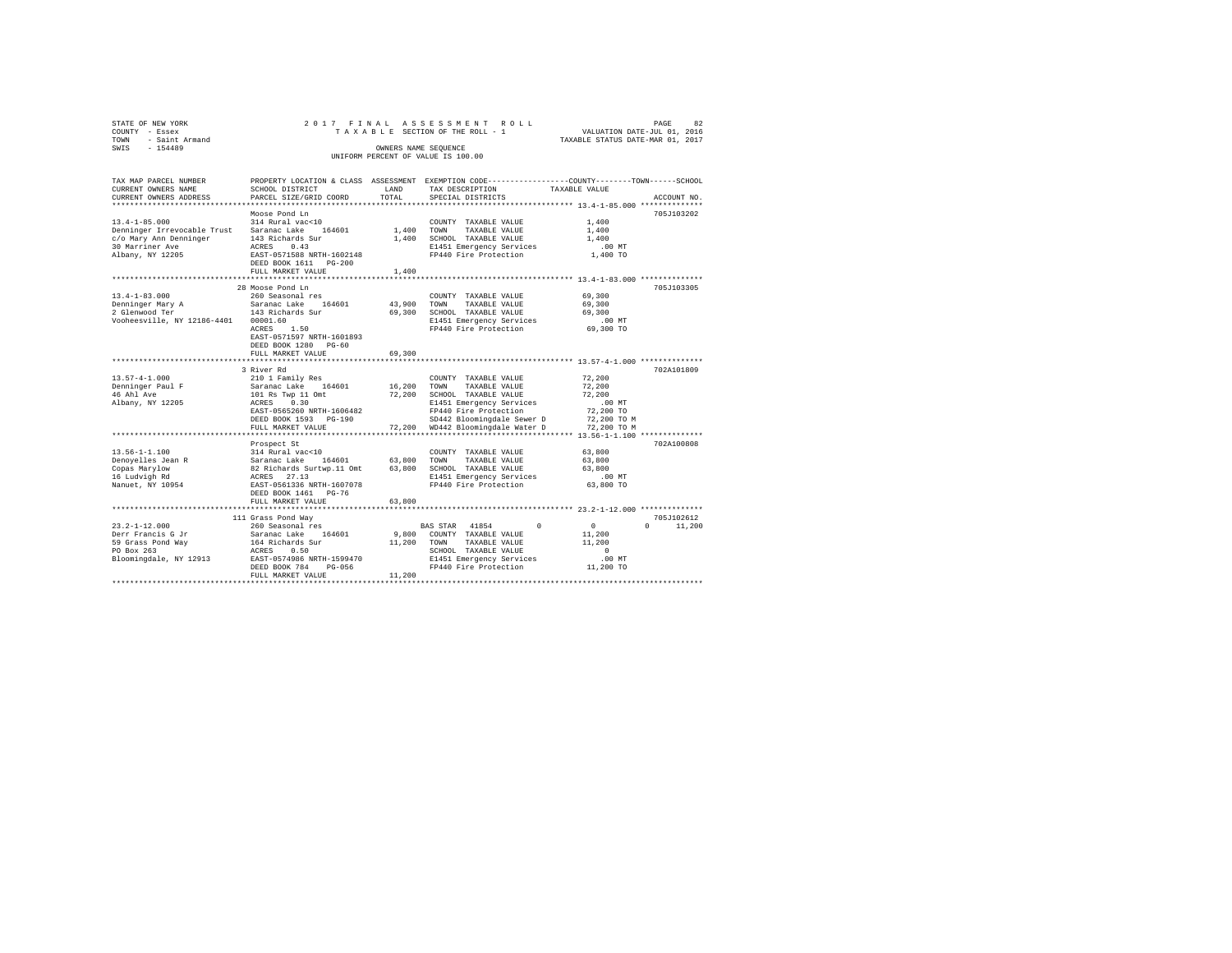STATE OF NEW YORK
COUNTY - Essex
TOWN - Saint Armand
SWIS - 154489

2017 FINAL ASSESSMENT ROLL
TAXABLE SECTION OF THE ROLL - 1
OWNERS NAME SEQUENCE
UNIFORM PERCENT OF VALUE IS 100.00

VALUATION DATE-JUL 01, 2016
TAXABLE STATUS DATE-MAR 01, 2017

| TAX MAP PARCEL NUMBER / CURRENT OWNERS NAME / CURRENT OWNERS ADDRESS | PROPERTY LOCATION & CLASS / SCHOOL DISTRICT / PARCEL SIZE/GRID COORD | ASSESSMENT LAND / TOTAL | EXEMPTION CODE / TAX DESCRIPTION / SPECIAL DISTRICTS | COUNTY / TOWN / SCHOOL TAXABLE VALUE | ACCOUNT NO. |
|---|---|---|---|---|---|
| **13.4-1-85.000** | Moose Pond Ln | | | | 705J103202 |
| 13.4-1-85.000 | 314 Rural vac<10 | | COUNTY TAXABLE VALUE | 1,400 | |
| Denninger Irrevocable Trust | Saranac Lake 164601 | 1,400 | TOWN TAXABLE VALUE | 1,400 | |
| c/o Mary Ann Denninger | 143 Richards Sur | 1,400 | SCHOOL TAXABLE VALUE | 1,400 | |
| 30 Marriner Ave | ACRES 0.43 | | E1451 Emergency Services | .00 MT | |
| Albany, NY 12205 | EAST-0571588 NRTH-1602148 | | FP440 Fire Protection | 1,400 TO | |
| | DEED BOOK 1611 PG-200 | | | | |
| | FULL MARKET VALUE | 1,400 | | | |
| **13.4-1-83.000** | 28 Moose Pond Ln | | | | 705J103305 |
| 13.4-1-83.000 | 260 Seasonal res | | COUNTY TAXABLE VALUE | 69,300 | |
| Denninger Mary A | Saranac Lake 164601 | 43,900 | TOWN TAXABLE VALUE | 69,300 | |
| 2 Glenwood Ter | 143 Richards Sur | 69,300 | SCHOOL TAXABLE VALUE | 69,300 | |
| Vooheesville, NY 12186-4401 | 00001.60 | | E1451 Emergency Services | .00 MT | |
| | ACRES 1.50 | | FP440 Fire Protection | 69,300 TO | |
| | EAST-0571597 NRTH-1601893 | | | | |
| | DEED BOOK 1280 PG-60 | | | | |
| | FULL MARKET VALUE | 69,300 | | | |
| **13.57-4-1.000** | 3 River Rd | | | | 702A101809 |
| 13.57-4-1.000 | 210 1 Family Res | | COUNTY TAXABLE VALUE | 72,200 | |
| Denninger Paul F | Saranac Lake 164601 | 16,200 | TOWN TAXABLE VALUE | 72,200 | |
| 46 Ahl Ave | 101 Rs Twp 11 Omt | 72,200 | SCHOOL TAXABLE VALUE | 72,200 | |
| Albany, NY 12205 | ACRES 0.30 | | E1451 Emergency Services | .00 MT | |
| | EAST-0565260 NRTH-1606482 | | FP440 Fire Protection | 72,200 TO | |
| | DEED BOOK 1593 PG-190 | | SD442 Bloomingdale Sewer D | 72,200 TO M | |
| | FULL MARKET VALUE | 72,200 | WD442 Bloomingdale Water D | 72,200 TO M | |
| **13.56-1-1.100** | Prospect St | | | | 702A100808 |
| 13.56-1-1.100 | 314 Rural vac<10 | | COUNTY TAXABLE VALUE | 63,800 | |
| Denoyelles Jean R | Saranac Lake 164601 | 63,800 | TOWN TAXABLE VALUE | 63,800 | |
| Copas Marylow | 82 Richards Surtwp.11 Omt | 63,800 | SCHOOL TAXABLE VALUE | 63,800 | |
| 16 Ludvigh Rd | ACRES 27.13 | | E1451 Emergency Services | .00 MT | |
| Nanuet, NY 10954 | EAST-0561336 NRTH-1607078 | | FP440 Fire Protection | 63,800 TO | |
| | DEED BOOK 1461 PG-76 | | | | |
| | FULL MARKET VALUE | 63,800 | | | |
| **23.2-1-12.000** | 111 Grass Pond Way | | | | 705J102612 |
| 23.2-1-12.000 | 260 Seasonal res | | BAS STAR 41854 0 | 0 0 11,200 | |
| Derr Francis G Jr | Saranac Lake 164601 | 9,800 | COUNTY TAXABLE VALUE | 11,200 | |
| 59 Grass Pond Way | 164 Richards Sur | 11,200 | TOWN TAXABLE VALUE | 11,200 | |
| PO Box 263 | ACRES 0.50 | | SCHOOL TAXABLE VALUE | 0 | |
| Bloomingdale, NY 12913 | EAST-0574986 NRTH-1599470 | | E1451 Emergency Services | .00 MT | |
| | DEED BOOK 784 PG-056 | | FP440 Fire Protection | 11,200 TO | |
| | FULL MARKET VALUE | 11,200 | | | |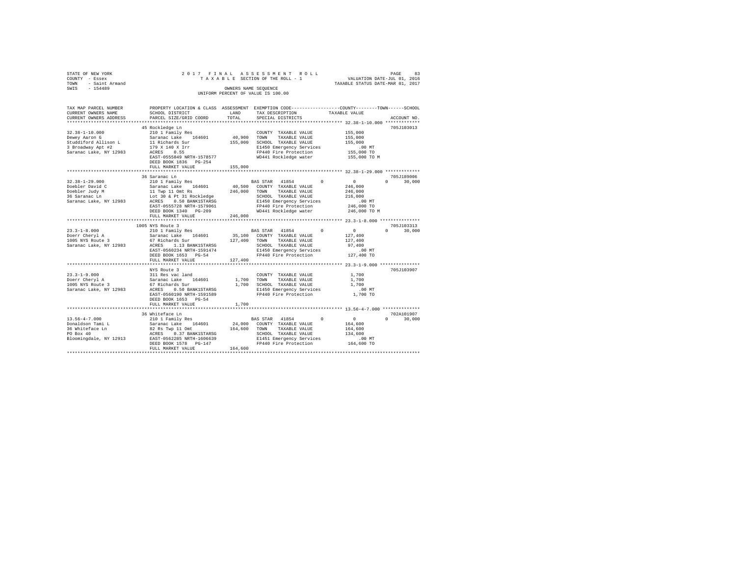STATE OF NEW YORK 2 0 1 7 F I N A L A S S E S S M E N T R O L L
COUNTY - Essex T A X A B L E SECTION OF THE ROLL - 1 VALUATION DATE-JUL 01, 2016
TOWN - Saint Armand TAXABLE STATUS DATE-MAR 01, 2017
SWIS - 154489 OWNERS NAME SEQUENCE
UNIFORM PERCENT OF VALUE IS 100.00

```
TAX MAP PARCEL NUMBER          PROPERTY LOCATION & CLASS  ASSESSMENT  EXEMPTION CODE-----------------COUNTY--------TOWN------SCHOOL
CURRENT OWNERS NAME            SCHOOL DISTRICT              LAND      TAX DESCRIPTION             TAXABLE VALUE
CURRENT OWNERS ADDRESS         PARCEL SIZE/GRID COORD       TOTAL     SPECIAL DISTRICTS                                  ACCOUNT NO.
******************************************************************************************************* 32.38-1-10.000 *************
                               45 Rockledge Ln                                                                         705J103013
32.38-1-10.000                 210 1 Family Res                       COUNTY  TAXABLE VALUE           155,000
Dewey Aaron G                  Saranac Lake   164601       40,900     TOWN    TAXABLE VALUE           155,000
Studdiford Allison L           11 Richards Sur            155,000     SCHOOL  TAXABLE VALUE           155,000
3 Broadway Apt #2              179 X 140 X Irr                        E1450 Emergency Services          .00 MT
Saranac Lake, NY 12983         ACRES    0.55                          FP440 Fire Protection          155,000 TO
                               EAST-0555849 NRTH-1578577              WD441 Rockledge water          155,000 TO M
                               DEED BOOK 1836   PG-254
                               FULL MARKET VALUE          155,000
******************************************************************************************************* 32.38-1-29.000 *************
                               36 Saranac Ln                                                                           705J189006
32.38-1-29.000                 210 1 Family Res                       BAS STAR  41854        0          0           0      30,000
Doebler David C                Saranac Lake   164601       40,500     COUNTY  TAXABLE VALUE           246,000
Doebler Judy M                 11 Twp 11 Omt Rs           246,000     TOWN    TAXABLE VALUE           246,000
36 Saranac Ln                  Lot 30 & Pt 31 Rockledge               SCHOOL  TAXABLE VALUE           216,000
Saranac Lake, NY 12983         ACRES    0.50 BANK1STARSG              E1450 Emergency Services          .00 MT
                               EAST-0555728 NRTH-1579061              FP440 Fire Protection          246,000 TO
                               DEED BOOK 1340   PG-209                WD441 Rockledge water          246,000 TO M
                               FULL MARKET VALUE          246,000
******************************************************************************************************* 23.3-1-8.000 ***************
                               1005 NYS Route 3                                                                        705J103313
23.3-1-8.000                   210 1 Family Res                       BAS STAR  41854        0          0           0      30,000
Doerr Cheryl A                 Saranac Lake   164601       35,100     COUNTY  TAXABLE VALUE           127,400
1005 NYS Route 3               67 Richards Sur            127,400     TOWN    TAXABLE VALUE           127,400
Saranac Lake, NY 12983         ACRES    1.13 BANK1STARSG              SCHOOL  TAXABLE VALUE            97,400
                               EAST-0560234 NRTH-1591474              E1450 Emergency Services          .00 MT
                               DEED BOOK 1653   PG-54                 FP440 Fire Protection          127,400 TO
                               FULL MARKET VALUE          127,400
******************************************************************************************************* 23.3-1-9.000 ***************
                               NYS Route 3                                                                             705J103907
23.3-1-9.000                   311 Res vac land                       COUNTY  TAXABLE VALUE             1,700
Doerr Cheryl A                 Saranac Lake   164601        1,700     TOWN    TAXABLE VALUE             1,700
1005 NYS Route 3               67 Richards Sur              1,700     SCHOOL  TAXABLE VALUE             1,700
Saranac Lake, NY 12983         ACRES    0.50 BANK1STARSG              E1450 Emergency Services          .00 MT
                               EAST-0560190 NRTH-1591589              FP440 Fire Protection            1,700 TO
                               DEED BOOK 1653   PG-54
                               FULL MARKET VALUE            1,700
******************************************************************************************************* 13.56-4-7.000 **************
                               36 Whiteface Ln                                                                         702A101907
13.56-4-7.000                  210 1 Family Res                       BAS STAR  41854        0          0           0      30,000
Donaldson Tami L               Saranac Lake   164601       24,000     COUNTY  TAXABLE VALUE           164,600
36 Whiteface Ln                82 Rs Twp 11 Omt           164,600     TOWN    TAXABLE VALUE           164,600
PO Box 40                      ACRES    0.37 BANK1STARSG              SCHOOL  TAXABLE VALUE           134,600
Bloomingdale, NY 12913         EAST-0562285 NRTH-1606639              E1451 Emergency Services          .00 MT
                               DEED BOOK 1578   PG-147                FP440 Fire Protection          164,600 TO
                               FULL MARKET VALUE          164,600
************************************************************************************************************************************
```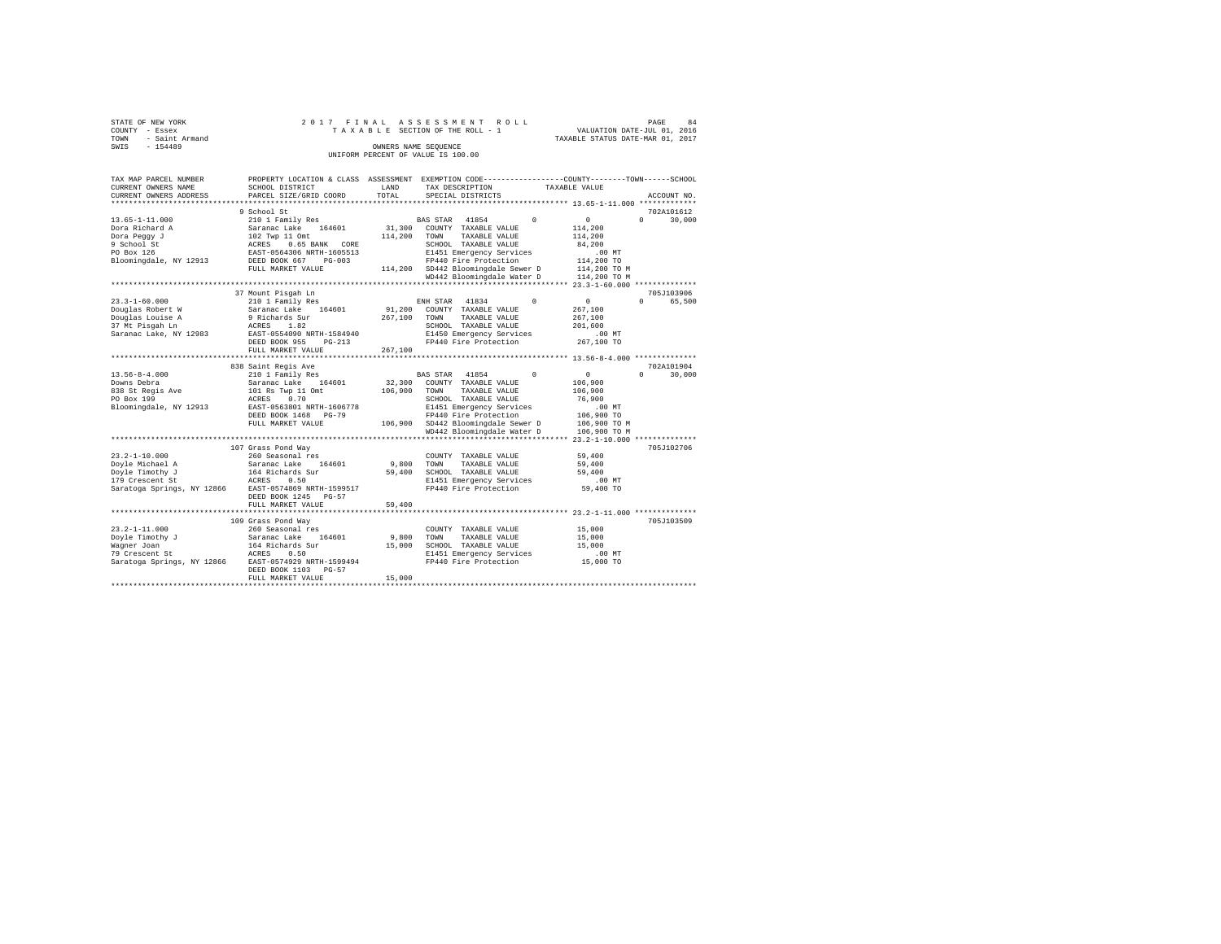STATE OF NEW YORK
COUNTY - Essex
TOWN - Saint Armand
SWIS - 154489

2 0 1 7 F I N A L A S S E S S M E N T R O L L
T A X A B L E SECTION OF THE ROLL - 1
OWNERS NAME SEQUENCE
UNIFORM PERCENT OF VALUE IS 100.00

VALUATION DATE-JUL 01, 2016
TAXABLE STATUS DATE-MAR 01, 2017

| TAX MAP PARCEL NUMBER / CURRENT OWNERS NAME / CURRENT OWNERS ADDRESS | PROPERTY LOCATION & CLASS / SCHOOL DISTRICT / PARCEL SIZE/GRID COORD | ASSESSMENT LAND | TOTAL | EXEMPTION CODE / TAX DESCRIPTION / SPECIAL DISTRICTS | COUNTY | TOWN | SCHOOL / TAXABLE VALUE | ACCOUNT NO. |
|---|---|---|---|---|---|---|---|---|
| 13.65-1-11.000 | 9 School St | | | | | | | 702A101612 |
| | 210 1 Family Res | | | BAS STAR 41854 | 0 | 0 | 0 | 30,000 |
| Dora Richard A | Saranac Lake 164601 | 31,300 | | COUNTY TAXABLE VALUE | 114,200 | | | |
| Dora Peggy J | 102 Twp 11 Omt | | 114,200 | TOWN TAXABLE VALUE | 114,200 | | | |
| 9 School St | ACRES 0.65 BANK CORE | | | SCHOOL TAXABLE VALUE | 84,200 | | | |
| PO Box 126 | EAST-0564306 NRTH-1605513 | | | E1451 Emergency Services | .00 MT | | | |
| Bloomingdale, NY 12913 | DEED BOOK 667 PG-003 | | | FP440 Fire Protection | 114,200 TO | | | |
| | FULL MARKET VALUE | | 114,200 | SD442 Bloomingdale Sewer D | 114,200 TO M | | | |
| | | | | WD442 Bloomingdale Water D | 114,200 TO M | | | |
| 23.3-1-60.000 | 37 Mount Pisgah Ln | | | | | | | 705J103906 |
| | 210 1 Family Res | | | ENH STAR 41834 | 0 | 0 | 0 | 65,500 |
| Douglas Robert W | Saranac Lake 164601 | 91,200 | | COUNTY TAXABLE VALUE | 267,100 | | | |
| Douglas Louise A | 9 Richards Sur | | 267,100 | TOWN TAXABLE VALUE | 267,100 | | | |
| 37 Mt Pisgah Ln | ACRES 1.82 | | | SCHOOL TAXABLE VALUE | 201,600 | | | |
| Saranac Lake, NY 12983 | EAST-0554090 NRTH-1584940 | | | E1450 Emergency Services | .00 MT | | | |
| | DEED BOOK 955 PG-213 | | | FP440 Fire Protection | 267,100 TO | | | |
| | FULL MARKET VALUE | | 267,100 | | | | | |
| 13.56-8-4.000 | 838 Saint Regis Ave | | | | | | | 702A101904 |
| | 210 1 Family Res | | | BAS STAR 41854 | 0 | 0 | 0 | 30,000 |
| Downs Debra | Saranac Lake 164601 | 32,300 | | COUNTY TAXABLE VALUE | 106,900 | | | |
| 838 St Regis Ave | 101 Rs Twp 11 Omt | | 106,900 | TOWN TAXABLE VALUE | 106,900 | | | |
| PO Box 199 | ACRES 0.70 | | | SCHOOL TAXABLE VALUE | 76,900 | | | |
| Bloomingdale, NY 12913 | EAST-0563801 NRTH-1606778 | | | E1451 Emergency Services | .00 MT | | | |
| | DEED BOOK 1468 PG-79 | | | FP440 Fire Protection | 106,900 TO | | | |
| | FULL MARKET VALUE | | 106,900 | SD442 Bloomingdale Sewer D | 106,900 TO M | | | |
| | | | | WD442 Bloomingdale Water D | 106,900 TO M | | | |
| 23.2-1-10.000 | 107 Grass Pond Way | | | | | | | 705J102706 |
| | 260 Seasonal res | | | COUNTY TAXABLE VALUE | 59,400 | | | |
| Doyle Michael A | Saranac Lake 164601 | 9,800 | | TOWN TAXABLE VALUE | 59,400 | | | |
| Doyle Timothy J | 164 Richards Sur | | 59,400 | SCHOOL TAXABLE VALUE | 59,400 | | | |
| 179 Crescent St | ACRES 0.50 | | | E1451 Emergency Services | .00 MT | | | |
| Saratoga Springs, NY 12866 | EAST-0574869 NRTH-1599517 | | | FP440 Fire Protection | 59,400 TO | | | |
| | DEED BOOK 1245 PG-57 | | | | | | | |
| | FULL MARKET VALUE | | 59,400 | | | | | |
| 23.2-1-11.000 | 109 Grass Pond Way | | | | | | | 705J103509 |
| | 260 Seasonal res | | | COUNTY TAXABLE VALUE | 15,000 | | | |
| Doyle Timothy J | Saranac Lake 164601 | 9,800 | | TOWN TAXABLE VALUE | 15,000 | | | |
| Wagner Joan | 164 Richards Sur | | 15,000 | SCHOOL TAXABLE VALUE | 15,000 | | | |
| 79 Crescent St | ACRES 0.50 | | | E1451 Emergency Services | .00 MT | | | |
| Saratoga Springs, NY 12866 | EAST-0574929 NRTH-1599494 | | | FP440 Fire Protection | 15,000 TO | | | |
| | DEED BOOK 1103 PG-57 | | | | | | | |
| | FULL MARKET VALUE | | 15,000 | | | | | |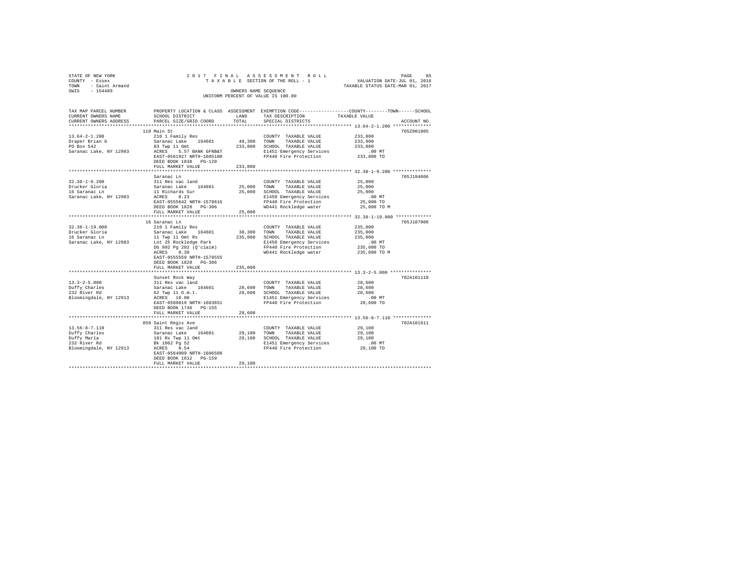STATE OF NEW YORK — 2 0 1 7 F I N A L A S S E S S M E N T R O L L
COUNTY - Essex — T A X A B L E SECTION OF THE ROLL - 1 — VALUATION DATE-JUL 01, 2016
TOWN - Saint Armand — TAXABLE STATUS DATE-MAR 01, 2017
SWIS - 154489 — OWNERS NAME SEQUENCE
UNIFORM PERCENT OF VALUE IS 100.00

| TAX MAP PARCEL NUMBER / CURRENT OWNERS NAME / CURRENT OWNERS ADDRESS | PROPERTY LOCATION & CLASS / SCHOOL DISTRICT / PARCEL SIZE/GRID COORD | ASSESSMENT LAND / TOTAL | EXEMPTION CODE / TAX DESCRIPTION / SPECIAL DISTRICTS | TAXABLE VALUE (COUNTY / TOWN / SCHOOL) | ACCOUNT NO. |
|---|---|---|---|---|---|
| 13.64-2-1.200 | 110 Main St | | | | 705Z001005 |
| Draper Brian G | 210 1 Family Res | | COUNTY TAXABLE VALUE | 233,800 | |
| PO Box 542 | Saranac Lake 164601 | 48,300 | TOWN TAXABLE VALUE | 233,800 | |
| Saranac Lake, NY 12983 | 83 Twp 11 Omt | 233,800 | SCHOOL TAXABLE VALUE | 233,800 | |
| | ACRES 5.57 BANK GFNB&T | | E1451 Emergency Services | .00 MT | |
| | EAST-0561927 NRTH-1605100 | | FP440 Fire Protection | 233,800 TO | |
| | DEED BOOK 1838 PG-120 | | | | |
| | FULL MARKET VALUE | 233,800 | | | |
| 32.38-1-9.200 | Saranac Ln | | | | 705J194006 |
| Drucker Gloria | 311 Res vac land | | COUNTY TAXABLE VALUE | 25,000 | |
| 16 Saranac Ln | Saranac Lake 164601 | 25,000 | TOWN TAXABLE VALUE | 25,000 | |
| Saranac Lake, NY 12983 | 11 Richards Sur | 25,000 | SCHOOL TAXABLE VALUE | 25,000 | |
| | ACRES 0.23 | | E1450 Emergency Services | .00 MT | |
| | EAST-0555642 NRTH-1578616 | | FP440 Fire Protection | 25,000 TO | |
| | DEED BOOK 1828 PG-306 | | WD441 Rockledge water | 25,000 TO M | |
| | FULL MARKET VALUE | 25,000 | | | |
| 32.38-1-19.000 | 16 Saranac Ln | | | | 705J187006 |
| Drucker Gloria | 210 1 Family Res | | COUNTY TAXABLE VALUE | 235,000 | |
| 16 Saranac Ln | Saranac Lake 164601 | 38,300 | TOWN TAXABLE VALUE | 235,000 | |
| Saranac Lake, NY 12983 | 11 Twp 11 Omt Rs | 235,000 | SCHOOL TAXABLE VALUE | 235,000 | |
| | Lot 25 Rockledge Park | | E1450 Emergency Services | .00 MT | |
| | Db 992 Pg 202 (Q'claim) | | FP440 Fire Protection | 235,000 TO | |
| | ACRES 0.38 | | WD441 Rockledge water | 235,000 TO M | |
| | EAST-0555559 NRTH-1578555 | | | | |
| | DEED BOOK 1828 PG-306 | | | | |
| | FULL MARKET VALUE | 235,000 | | | |
| 13.3-2-5.000 | Sunset Rock Way | | | | 702A101110 |
| Duffy Charles | 311 Res vac land | | COUNTY TAXABLE VALUE | 28,600 | |
| 232 River Rd | Saranac Lake 164601 | 28,600 | TOWN TAXABLE VALUE | 28,600 | |
| Bloomingdale, NY 12913 | 62 Twp 11 O.m.t. | 28,600 | SCHOOL TAXABLE VALUE | 28,600 | |
| | ACRES 10.00 | | E1451 Emergency Services | .00 MT | |
| | EAST-0560819 NRTH-1603651 | | FP440 Fire Protection | 28,600 TO | |
| | DEED BOOK 1746 PG-155 | | | | |
| | FULL MARKET VALUE | 28,600 | | | |
| 13.56-8-7.110 | 850 Saint Regis Ave | | | | 702A101611 |
| Duffy Charles | 311 Res vac land | | COUNTY TAXABLE VALUE | 29,100 | |
| Duffy Marla | Saranac Lake 164601 | 29,100 | TOWN TAXABLE VALUE | 29,100 | |
| 232 River Rd | 101 Rs Twp 11 Omt | 29,100 | SCHOOL TAXABLE VALUE | 29,100 | |
| Bloomingdale, NY 12913 | Bk 1062 Pg 52 | | E1451 Emergency Services | .00 MT | |
| | ACRES 0.54 | | FP440 Fire Protection | 29,100 TO | |
| | EAST-0564009 NRTH-1606508 | | | | |
| | DEED BOOK 1612 PG-159 | | | | |
| | FULL MARKET VALUE | 29,100 | | | |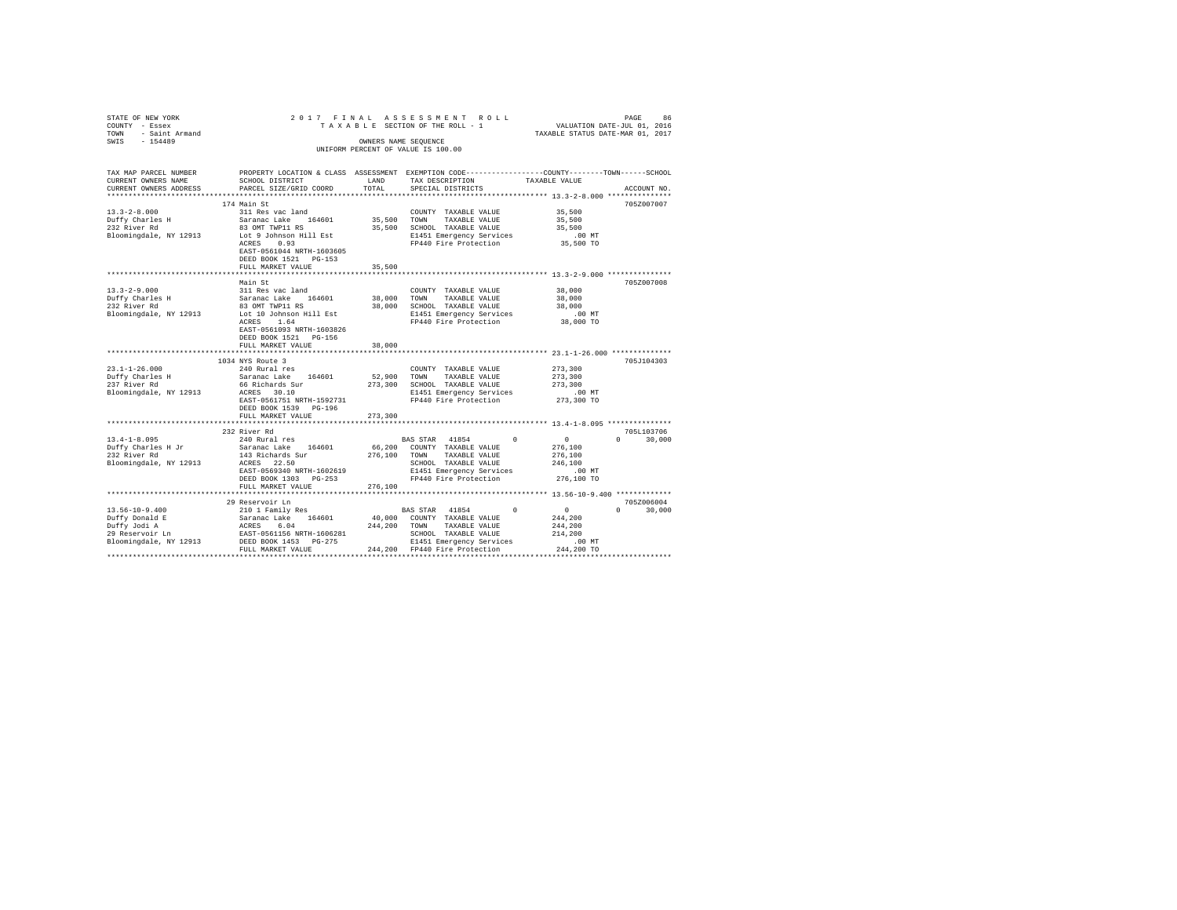STATE OF NEW YORK                    2 0 1 7   F I N A L   A S S E S S M E N T   R O L L
COUNTY - Essex                       T A X A B L E   SECTION OF THE ROLL - 1                    VALUATION DATE-JUL 01, 2016
TOWN - Saint Armand                                                                             TAXABLE STATUS DATE-MAR 01, 2017
SWIS - 154489                        OWNERS NAME SEQUENCE
                                     UNIFORM PERCENT OF VALUE IS 100.00

| TAX MAP PARCEL NUMBER / CURRENT OWNERS NAME / CURRENT OWNERS ADDRESS | PROPERTY LOCATION & CLASS / SCHOOL DISTRICT / PARCEL SIZE/GRID COORD | ASSESSMENT LAND / TOTAL | EXEMPTION CODE / TAX DESCRIPTION / SPECIAL DISTRICTS | COUNTY TAXABLE VALUE | TOWN | SCHOOL | ACCOUNT NO. |
|---|---|---|---|---|---|---|---|
| 13.3-2-8.000 | 174 Main St | | | | | | 705Z007007 |
| Duffy Charles H | 311 Res vac land | | COUNTY TAXABLE VALUE | 35,500 | | | |
| 232 River Rd | Saranac Lake 164601 | 35,500 | TOWN TAXABLE VALUE | 35,500 | | | |
| Bloomingdale, NY 12913 | 83 OMT TWP11 RS | 35,500 | SCHOOL TAXABLE VALUE | 35,500 | | | |
| | Lot 9 Johnson Hill Est | | E1451 Emergency Services | .00 MT | | | |
| | ACRES 0.93 | | FP440 Fire Protection | 35,500 TO | | | |
| | EAST-0561044 NRTH-1603605 | | | | | | |
| | DEED BOOK 1521 PG-153 | | | | | | |
| | FULL MARKET VALUE | 35,500 | | | | | |
| 13.3-2-9.000 | Main St | | | | | | 705Z007008 |
| Duffy Charles H | 311 Res vac land | | COUNTY TAXABLE VALUE | 38,000 | | | |
| 232 River Rd | Saranac Lake 164601 | 38,000 | TOWN TAXABLE VALUE | 38,000 | | | |
| Bloomingdale, NY 12913 | 83 OMT TWP11 RS | 38,000 | SCHOOL TAXABLE VALUE | 38,000 | | | |
| | Lot 10 Johnson Hill Est | | E1451 Emergency Services | .00 MT | | | |
| | ACRES 1.64 | | FP440 Fire Protection | 38,000 TO | | | |
| | EAST-0561093 NRTH-1603826 | | | | | | |
| | DEED BOOK 1521 PG-156 | | | | | | |
| | FULL MARKET VALUE | 38,000 | | | | | |
| 23.1-1-26.000 | 1034 NYS Route 3 | | | | | | 705J104303 |
| Duffy Charles H | 240 Rural res | | COUNTY TAXABLE VALUE | 273,300 | | | |
| 237 River Rd | Saranac Lake 164601 | 52,900 | TOWN TAXABLE VALUE | 273,300 | | | |
| Bloomingdale, NY 12913 | 66 Richards Sur | 273,300 | SCHOOL TAXABLE VALUE | 273,300 | | | |
| | ACRES 30.10 | | E1451 Emergency Services | .00 MT | | | |
| | EAST-0561751 NRTH-1592731 | | FP440 Fire Protection | 273,300 TO | | | |
| | DEED BOOK 1539 PG-196 | | | | | | |
| | FULL MARKET VALUE | 273,300 | | | | | |
| 13.4-1-8.095 | 232 River Rd | | | | | | 705L103706 |
| Duffy Charles H Jr | 240 Rural res | | BAS STAR 41854 0 | 0 | 0 | 30,000 | |
| 232 River Rd | Saranac Lake 164601 | 66,200 | COUNTY TAXABLE VALUE | 276,100 | | | |
| Bloomingdale, NY 12913 | 143 Richards Sur | 276,100 | TOWN TAXABLE VALUE | 276,100 | | | |
| | ACRES 22.50 | | SCHOOL TAXABLE VALUE | 246,100 | | | |
| | EAST-0569340 NRTH-1602619 | | E1451 Emergency Services | .00 MT | | | |
| | DEED BOOK 1303 PG-253 | | FP440 Fire Protection | 276,100 TO | | | |
| | FULL MARKET VALUE | 276,100 | | | | | |
| 13.56-10-9.400 | 29 Reservoir Ln | | | | | | 705Z006004 |
| Duffy Donald E | 210 1 Family Res | | BAS STAR 41854 0 | 0 | 0 | 30,000 | |
| Duffy Jodi A | Saranac Lake 164601 | 40,000 | COUNTY TAXABLE VALUE | 244,200 | | | |
| 29 Reservoir Ln | ACRES 6.04 | 244,200 | TOWN TAXABLE VALUE | 244,200 | | | |
| Bloomingdale, NY 12913 | EAST-0561156 NRTH-1606281 | | SCHOOL TAXABLE VALUE | 214,200 | | | |
| | DEED BOOK 1453 PG-275 | | E1451 Emergency Services | .00 MT | | | |
| | FULL MARKET VALUE | 244,200 | FP440 Fire Protection | 244,200 TO | | | |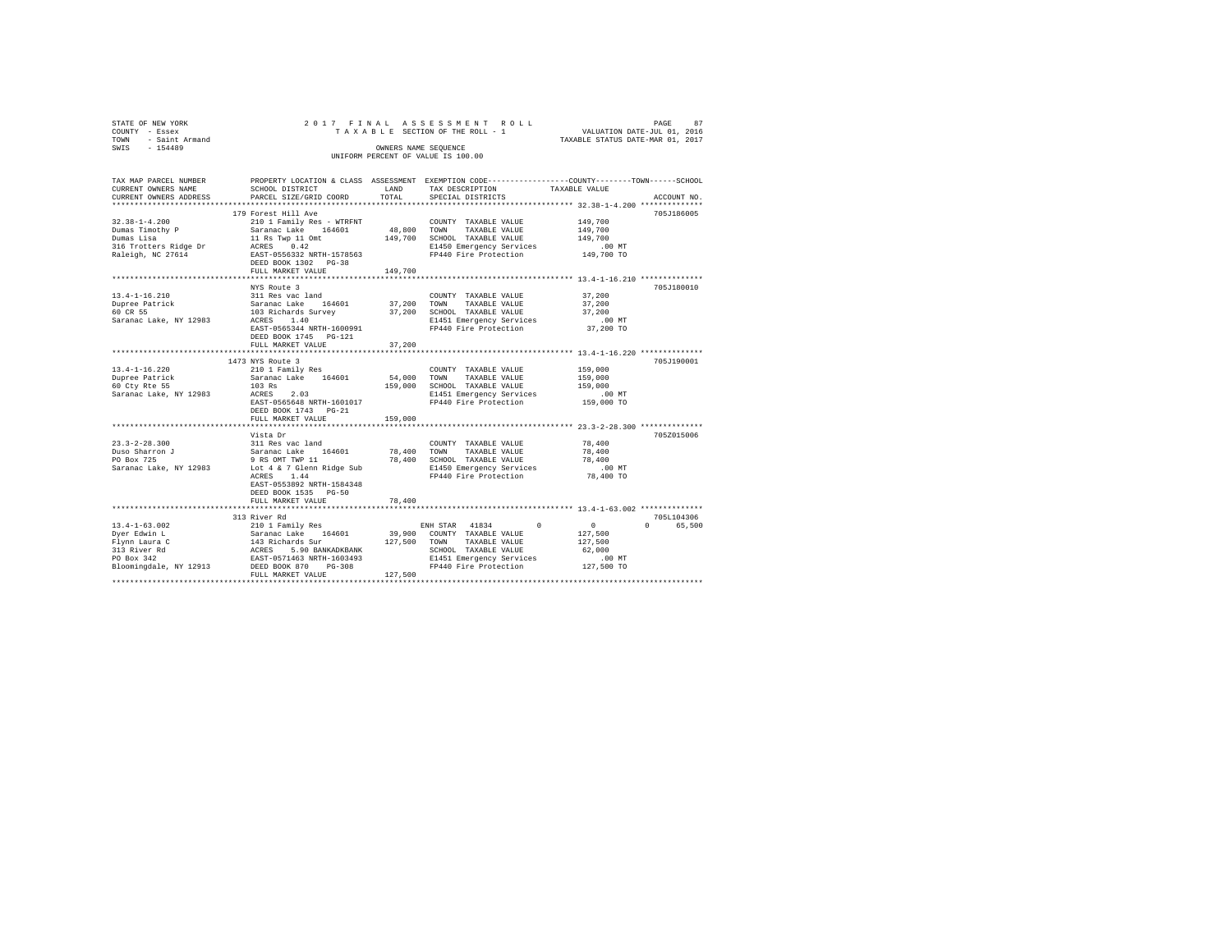STATE OF NEW YORK                    2 0 1 7   F I N A L   A S S E S S M E N T   R O L L
COUNTY - Essex                       T A X A B L E  SECTION OF THE ROLL - 1                VALUATION DATE-JUL 01, 2016
TOWN   - Saint Armand                                                                    TAXABLE STATUS DATE-MAR 01, 2017
SWIS   - 154489                             OWNERS NAME SEQUENCE
                                        UNIFORM PERCENT OF VALUE IS 100.00

| TAX MAP PARCEL NUMBER / CURRENT OWNERS NAME / CURRENT OWNERS ADDRESS | PROPERTY LOCATION & CLASS / SCHOOL DISTRICT / PARCEL SIZE/GRID COORD | ASSESSMENT LAND / TOTAL | EXEMPTION CODE / TAX DESCRIPTION / SPECIAL DISTRICTS | COUNTY / TOWN / SCHOOL TAXABLE VALUE | ACCOUNT NO. |
|---|---|---|---|---|---|
| **32.38-1-4.200** | 179 Forest Hill Ave | | | | 705J186005 |
| Dumas Timothy P | 210 1 Family Res - WTRFNT | | COUNTY TAXABLE VALUE | 149,700 | |
| Dumas Lisa | Saranac Lake 164601 | 48,800 | TOWN TAXABLE VALUE | 149,700 | |
| 316 Trotters Ridge Dr | 11 Rs Twp 11 Omt | 149,700 | SCHOOL TAXABLE VALUE | 149,700 | |
| Raleigh, NC 27614 | ACRES 0.42 | | E1450 Emergency Services | .00 MT | |
| | EAST-0556332 NRTH-1578563 | | FP440 Fire Protection | 149,700 TO | |
| | DEED BOOK 1302 PG-38 | | | | |
| | FULL MARKET VALUE | 149,700 | | | |
| **13.4-1-16.210** | NYS Route 3 | | | | 705J180010 |
| Dupree Patrick | 311 Res vac land | | COUNTY TAXABLE VALUE | 37,200 | |
| 60 CR 55 | Saranac Lake 164601 | 37,200 | TOWN TAXABLE VALUE | 37,200 | |
| Saranac Lake, NY 12983 | 103 Richards Survey | 37,200 | SCHOOL TAXABLE VALUE | 37,200 | |
| | ACRES 1.40 | | E1451 Emergency Services | .00 MT | |
| | EAST-0565344 NRTH-1600991 | | FP440 Fire Protection | 37,200 TO | |
| | DEED BOOK 1745 PG-121 | | | | |
| | FULL MARKET VALUE | 37,200 | | | |
| **13.4-1-16.220** | 1473 NYS Route 3 | | | | 705J190001 |
| Dupree Patrick | 210 1 Family Res | | COUNTY TAXABLE VALUE | 159,000 | |
| 60 Cty Rte 55 | Saranac Lake 164601 | 54,000 | TOWN TAXABLE VALUE | 159,000 | |
| Saranac Lake, NY 12983 | 103 Rs | 159,000 | SCHOOL TAXABLE VALUE | 159,000 | |
| | ACRES 2.03 | | E1451 Emergency Services | .00 MT | |
| | EAST-0565648 NRTH-1601017 | | FP440 Fire Protection | 159,000 TO | |
| | DEED BOOK 1743 PG-21 | | | | |
| | FULL MARKET VALUE | 159,000 | | | |
| **23.3-2-28.300** | Vista Dr | | | | 705Z015006 |
| Duso Sharron J | 311 Res vac land | | COUNTY TAXABLE VALUE | 78,400 | |
| PO Box 725 | Saranac Lake 164601 | 78,400 | TOWN TAXABLE VALUE | 78,400 | |
| Saranac Lake, NY 12983 | 9 RS OMT TWP 11 | 78,400 | SCHOOL TAXABLE VALUE | 78,400 | |
| | Lot 4 & 7 Glenn Ridge Sub | | E1450 Emergency Services | .00 MT | |
| | ACRES 1.44 | | FP440 Fire Protection | 78,400 TO | |
| | EAST-0553892 NRTH-1584348 | | | | |
| | DEED BOOK 1535 PG-50 | | | | |
| | FULL MARKET VALUE | 78,400 | | | |
| **13.4-1-63.002** | 313 River Rd | | | | 705L104306 |
| Dyer Edwin L | 210 1 Family Res | | ENH STAR 41834 | 0 / 0 / 65,500 | |
| Flynn Laura C | Saranac Lake 164601 | 39,900 | COUNTY TAXABLE VALUE | 127,500 | |
| 313 River Rd | 143 Richards Sur | 127,500 | TOWN TAXABLE VALUE | 127,500 | |
| PO Box 342 | ACRES 5.90 BANKADKBANK | | SCHOOL TAXABLE VALUE | 62,000 | |
| Bloomingdale, NY 12913 | EAST-0571463 NRTH-1603493 | | E1451 Emergency Services | .00 MT | |
| | DEED BOOK 870 PG-308 | | FP440 Fire Protection | 127,500 TO | |
| | FULL MARKET VALUE | 127,500 | | | |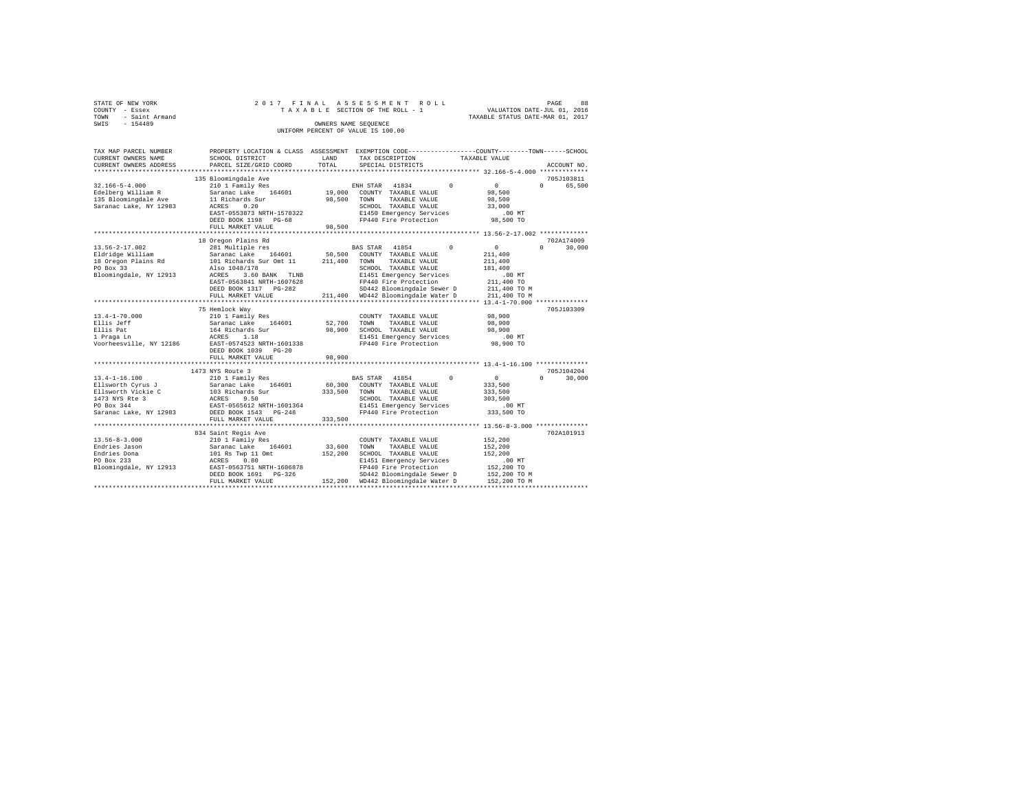```
STATE OF NEW YORK                    2 0 1 7   F I N A L   A S S E S S M E N T   R O L L                          PAGE    88
COUNTY  - Essex                          T A X A B L E  SECTION OF THE ROLL - 1                   VALUATION DATE-JUL 01, 2016
TOWN    - Saint Armand                                                                         TAXABLE STATUS DATE-MAR 01, 2017
SWIS    - 154489                                        OWNERS NAME SEQUENCE
                                                  UNIFORM PERCENT OF VALUE IS 100.00

TAX MAP PARCEL NUMBER          PROPERTY LOCATION & CLASS  ASSESSMENT  EXEMPTION CODE-----------------COUNTY--------TOWN------SCHOOL
CURRENT OWNERS NAME            SCHOOL DISTRICT              LAND      TAX DESCRIPTION            TAXABLE VALUE
CURRENT OWNERS ADDRESS         PARCEL SIZE/GRID COORD      TOTAL      SPECIAL DISTRICTS                                  ACCOUNT NO.
*********************************************************************************************** 32.166-5-4.000 *************
                               135 Bloomingdale Ave                                                                  705J103811
32.166-5-4.000                 210 1 Family Res                    ENH STAR  41834        0            0             0     65,500
Edelberg William R             Saranac Lake   164601      19,000   COUNTY  TAXABLE VALUE            98,500
135 Bloomingdale Ave           11 Richards Sur            98,500   TOWN    TAXABLE VALUE            98,500
Saranac Lake, NY 12983         ACRES    0.20                       SCHOOL  TAXABLE VALUE            33,000
                               EAST-0553873 NRTH-1578322           E1450 Emergency Services            .00 MT
                               DEED BOOK 1198   PG-68              FP440 Fire Protection            98,500 TO
                               FULL MARKET VALUE          98,500
*********************************************************************************************** 13.56-2-17.002 *************
                               18 Oregon Plains Rd                                                                   702A174009
13.56-2-17.002                 281 Multiple res                    BAS STAR  41854        0            0             0     30,000
Eldridge William               Saranac Lake   164601      50,500   COUNTY  TAXABLE VALUE           211,400
18 Oregon Plains Rd            101 Richards Sur Omt 11   211,400   TOWN    TAXABLE VALUE           211,400
PO Box 33                      Also 1048/178                       SCHOOL  TAXABLE VALUE           181,400
Bloomingdale, NY 12913         ACRES    3.60 BANK   TLNB           E1451 Emergency Services            .00 MT
                               EAST-0563841 NRTH-1607628           FP440 Fire Protection           211,400 TO
                               DEED BOOK 1317   PG-282             SD442 Bloomingdale Sewer D      211,400 TO M
                               FULL MARKET VALUE         211,400   WD442 Bloomingdale Water D      211,400 TO M
*********************************************************************************************** 13.4-1-70.000 **************
                               75 Hemlock Way                                                                        705J103309
13.4-1-70.000                  210 1 Family Res                    COUNTY  TAXABLE VALUE            98,900
Ellis Jeff                     Saranac Lake   164601      52,700   TOWN    TAXABLE VALUE            98,900
Ellis Pat                      164 Richards Sur           98,900   SCHOOL  TAXABLE VALUE            98,900
1 Praga Ln                     ACRES    1.18                       E1451 Emergency Services            .00 MT
Voorheesville, NY 12186        EAST-0574523 NRTH-1601338           FP440 Fire Protection            98,900 TO
                               DEED BOOK 1039   PG-20
                               FULL MARKET VALUE          98,900
*********************************************************************************************** 13.4-1-16.100 **************
                               1473 NYS Route 3                                                                      705J104204
13.4-1-16.100                  210 1 Family Res                    BAS STAR  41854        0            0             0     30,000
Ellsworth Cyrus J              Saranac Lake   164601      60,300   COUNTY  TAXABLE VALUE           333,500
Ellsworth Vickie C             103 Richards Sur          333,500   TOWN    TAXABLE VALUE           333,500
1473 NYS Rte 3                 ACRES    9.50                       SCHOOL  TAXABLE VALUE           303,500
PO Box 344                     EAST-0565612 NRTH-1601364           E1451 Emergency Services            .00 MT
Saranac Lake, NY 12983         DEED BOOK 1543   PG-248             FP440 Fire Protection           333,500 TO
                               FULL MARKET VALUE         333,500
*********************************************************************************************** 13.56-8-3.000 **************
                               834 Saint Regis Ave                                                                   702A101913
13.56-8-3.000                  210 1 Family Res                    COUNTY  TAXABLE VALUE           152,200
Endries Jason                  Saranac Lake   164601      33,600   TOWN    TAXABLE VALUE           152,200
Endries Dona                   101 Rs Twp 11 Omt         152,200   SCHOOL  TAXABLE VALUE           152,200
PO Box 233                     ACRES    0.80                       E1451 Emergency Services            .00 MT
Bloomingdale, NY 12913         EAST-0563751 NRTH-1606878           FP440 Fire Protection           152,200 TO
                               DEED BOOK 1691   PG-326             SD442 Bloomingdale Sewer D      152,200 TO M
                               FULL MARKET VALUE         152,200   WD442 Bloomingdale Water D      152,200 TO M
******************************************************************************************************************************
```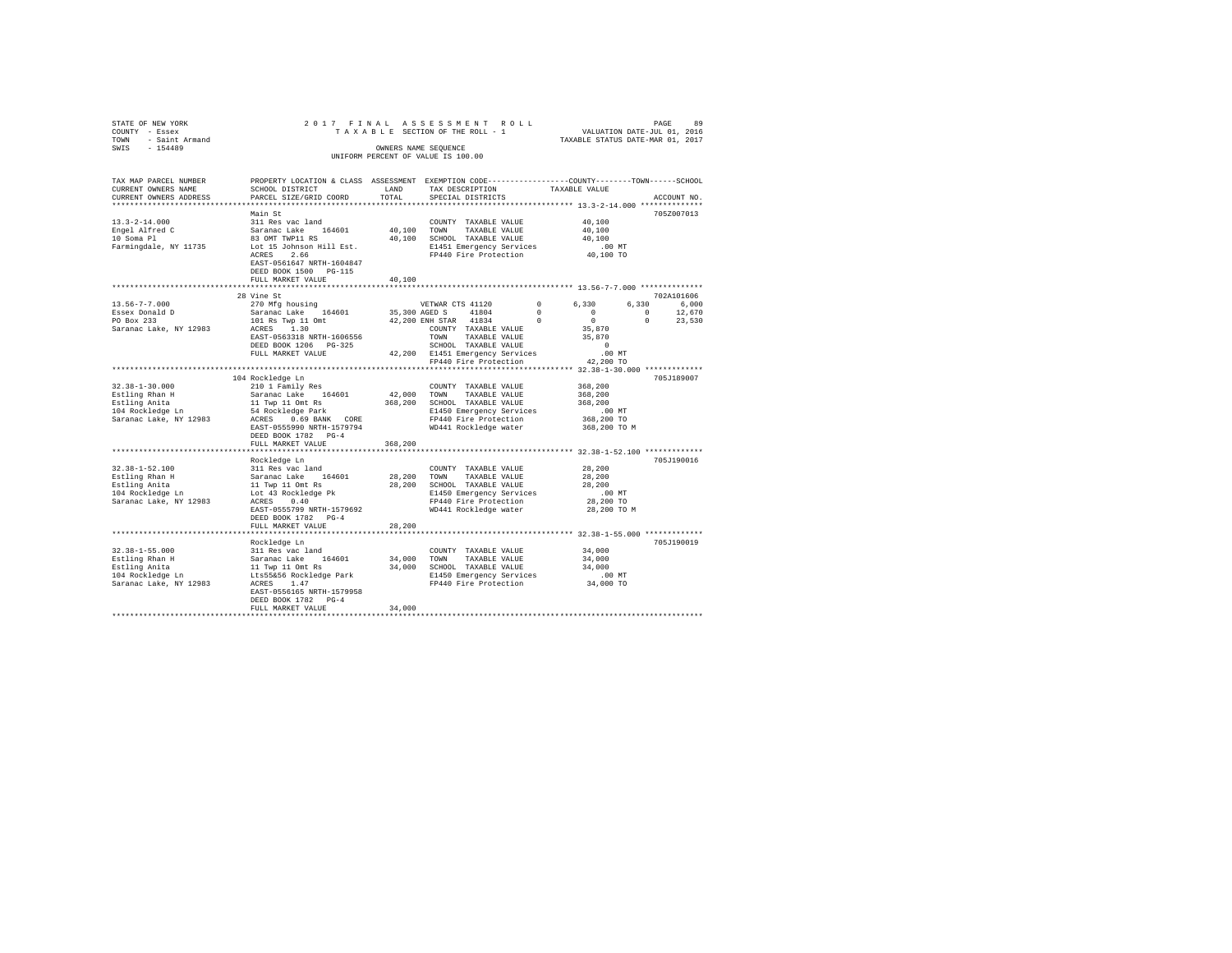STATE OF NEW YORK                    2 0 1 7   F I N A L   A S S E S S M E N T   R O L L                    PAGE 89
COUNTY - Essex                       T A X A B L E  SECTION OF THE ROLL - 1                    VALUATION DATE-JUL 01, 2016
TOWN - Saint Armand                                                                          TAXABLE STATUS DATE-MAR 01, 2017
SWIS - 154489                        OWNERS NAME SEQUENCE
                                     UNIFORM PERCENT OF VALUE IS 100.00

```
TAX MAP PARCEL NUMBER     PROPERTY LOCATION & CLASS  ASSESSMENT  EXEMPTION CODE-----------------COUNTY--------TOWN------SCHOOL
CURRENT OWNERS NAME       SCHOOL DISTRICT             LAND       TAX DESCRIPTION            TAXABLE VALUE
CURRENT OWNERS ADDRESS    PARCEL SIZE/GRID COORD      TOTAL      SPECIAL DISTRICTS                                    ACCOUNT NO.
******************************************************************************************** 13.3-2-14.000 **************
                          Main St                                                                                 705Z007013
13.3-2-14.000             311 Res vac land                       COUNTY  TAXABLE VALUE          40,100
Engel Alfred C            Saranac Lake   164601      40,100     TOWN    TAXABLE VALUE          40,100
10 Soma Pl                83 OMT TWP11 RS            40,100     SCHOOL  TAXABLE VALUE          40,100
Farmingdale, NY 11735     Lot 15 Johnson Hill Est.              E1451 Emergency Services          .00 MT
                          ACRES    2.66                          FP440 Fire Protection          40,100 TO
                          EAST-0561647 NRTH-1604847
                          DEED BOOK 1500   PG-115
                          FULL MARKET VALUE          40,100
******************************************************************************************** 13.56-7-7.000 **************
                          28 Vine St                                                                              702A101606
13.56-7-7.000             270 Mfg housing                        VETWAR CTS 41120      0      6,330      6,330      6,000
Essex Donald D            Saranac Lake   164601      35,300 AGED S     41804         0          0          0     12,670
PO Box 233                101 Rs Twp 11 Omt          42,200 ENH STAR   41834         0          0          0     23,530
Saranac Lake, NY 12983    ACRES    1.30                          COUNTY  TAXABLE VALUE          35,870
                          EAST-0563318 NRTH-1606556              TOWN    TAXABLE VALUE          35,870
                          DEED BOOK 1206   PG-325                SCHOOL  TAXABLE VALUE               0
                          FULL MARKET VALUE          42,200     E1451 Emergency Services          .00 MT
                                                                 FP440 Fire Protection          42,200 TO
******************************************************************************************** 32.38-1-30.000 *************
                          104 Rockledge Ln                                                                        705J189007
32.38-1-30.000            210 1 Family Res                       COUNTY  TAXABLE VALUE         368,200
Estling Rhan H            Saranac Lake   164601      42,000     TOWN    TAXABLE VALUE         368,200
Estling Anita             11 Twp 11 Omt Rs          368,200     SCHOOL  TAXABLE VALUE         368,200
104 Rockledge Ln          54 Rockledge Park                      E1450 Emergency Services          .00 MT
Saranac Lake, NY 12983    ACRES    0.69 BANK   CORE             FP440 Fire Protection         368,200 TO
                          EAST-0555990 NRTH-1579794              WD441 Rockledge water         368,200 TO M
                          DEED BOOK 1782   PG-4
                          FULL MARKET VALUE         368,200
******************************************************************************************** 32.38-1-52.100 *************
                          Rockledge Ln                                                                            705J190016
32.38-1-52.100            311 Res vac land                       COUNTY  TAXABLE VALUE          28,200
Estling Rhan H            Saranac Lake   164601      28,200     TOWN    TAXABLE VALUE          28,200
Estling Anita             11 Twp 11 Omt Rs           28,200     SCHOOL  TAXABLE VALUE          28,200
104 Rockledge Ln          Lot 43 Rockledge Pk                    E1450 Emergency Services          .00 MT
Saranac Lake, NY 12983    ACRES    0.40                          FP440 Fire Protection          28,200 TO
                          EAST-0555799 NRTH-1579692              WD441 Rockledge water          28,200 TO M
                          DEED BOOK 1782   PG-4
                          FULL MARKET VALUE          28,200
******************************************************************************************** 32.38-1-55.000 *************
                          Rockledge Ln                                                                            705J190019
32.38-1-55.000            311 Res vac land                       COUNTY  TAXABLE VALUE          34,000
Estling Rhan H            Saranac Lake   164601      34,000     TOWN    TAXABLE VALUE          34,000
Estling Anita             11 Twp 11 Omt Rs           34,000     SCHOOL  TAXABLE VALUE          34,000
104 Rockledge Ln          Lts55&56 Rockledge Park                E1450 Emergency Services          .00 MT
Saranac Lake, NY 12983    ACRES    1.47                          FP440 Fire Protection          34,000 TO
                          EAST-0556165 NRTH-1579958
                          DEED BOOK 1782   PG-4
                          FULL MARKET VALUE          34,000
****************************************************************************************************************************
```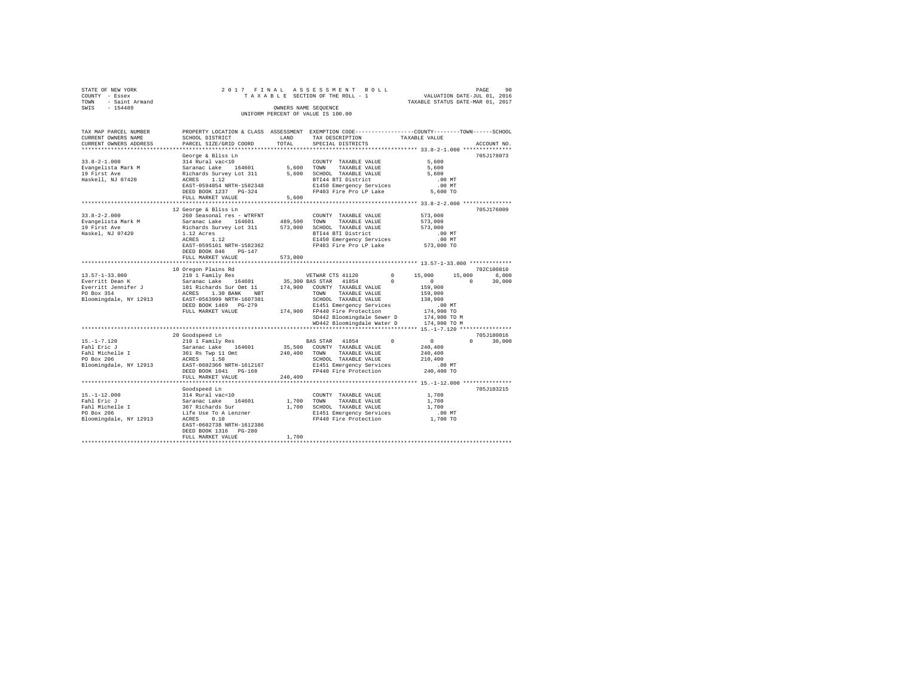STATE OF NEW YORK
COUNTY - Essex
TOWN - Saint Armand
SWIS - 154489

2017 FINAL ASSESSMENT ROLL
TAXABLE SECTION OF THE ROLL - 1
OWNERS NAME SEQUENCE
UNIFORM PERCENT OF VALUE IS 100.00

VALUATION DATE-JUL 01, 2016
TAXABLE STATUS DATE-MAR 01, 2017

```
TAX MAP PARCEL NUMBER    PROPERTY LOCATION & CLASS  ASSESSMENT  EXEMPTION CODE-----------------COUNTY--------TOWN------SCHOOL
CURRENT OWNERS NAME      SCHOOL DISTRICT              LAND      TAX DESCRIPTION            TAXABLE VALUE
CURRENT OWNERS ADDRESS   PARCEL SIZE/GRID COORD       TOTAL     SPECIAL DISTRICTS                                   ACCOUNT NO.
******************************************************************************************** 33.8-2-1.000 ***************
                         George & Bliss Ln                                                                          705J178073
33.8-2-1.000             314 Rural vac<10                       COUNTY  TAXABLE VALUE            5,600
Evangelista Mark M       Saranac Lake   164601        5,600     TOWN    TAXABLE VALUE            5,600
19 First Ave             Richards Survey Lot 311      5,600     SCHOOL  TAXABLE VALUE            5,600
Haskell, NJ 07420        ACRES    1.12                          BTI44 BTI District                 .00 MT
                         EAST-0594854 NRTH-1582348              E1450 Emergency Services           .00 MT
                         DEED BOOK 1237   PG-324                FP403 Fire Pro LP Lake           5,600 TO
                         FULL MARKET VALUE            5,600
******************************************************************************************** 33.8-2-2.000 ***************
                         12 George & Bliss Ln                                                                       705J176009
33.8-2-2.000             260 Seasonal res - WTRFNT              COUNTY  TAXABLE VALUE          573,000
Evangelista Mark M       Saranac Lake   164601      489,500     TOWN    TAXABLE VALUE          573,000
19 First Ave             Richards Survey Lot 311    573,000     SCHOOL  TAXABLE VALUE          573,000
Haskel, NJ 07420         1.12 Acres                             BTI44 BTI District                 .00 MT
                         ACRES    1.12                          E1450 Emergency Services           .00 MT
                         EAST-0595161 NRTH-1582362              FP403 Fire Pro LP Lake         573,000 TO
                         DEED BOOK 846    PG-147
                         FULL MARKET VALUE          573,000
******************************************************************************************** 13.57-1-33.000 *************
                         10 Oregon Plains Rd                                                                        702C100810
13.57-1-33.000           210 1 Family Res                       VETWAR CTS 41120       0      15,000     15,000      6,000
Everritt Dean K          Saranac Lake   164601       35,300 BAS STAR  41854            0           0          0     30,000
Everritt Jennifer J      101 Richards Sur Omt 11    174,900     COUNTY  TAXABLE VALUE          159,900
PO Box 354               ACRES    1.30 BANK    NBT              TOWN    TAXABLE VALUE          159,900
Bloomingdale, NY 12913   EAST-0563999 NRTH-1607381              SCHOOL  TAXABLE VALUE          138,900
                         DEED BOOK 1469   PG-279                E1451 Emergency Services           .00 MT
                         FULL MARKET VALUE          174,900     FP440 Fire Protection          174,900 TO
                                                                SD442 Bloomingdale Sewer D     174,900 TO M
                                                                WD442 Bloomingdale Water D     174,900 TO M
******************************************************************************************** 15.-1-7.120 ****************
                         20 Goodspeed Ln                                                                            705J180016
15.-1-7.120              210 1 Family Res                       BAS STAR  41854        0           0          0     30,000
Fahl Eric J              Saranac Lake   164601       35,500     COUNTY  TAXABLE VALUE          240,400
Fahl Michelle I          361 Rs Twp 11 Omt          240,400     TOWN    TAXABLE VALUE          240,400
PO Box 206               ACRES    1.50                          SCHOOL  TAXABLE VALUE          210,400
Bloomingdale, NY 12913   EAST-0602366 NRTH-1612167              E1451 Emergency Services           .00 MT
                         DEED BOOK 1041   PG-168                FP440 Fire Protection          240,400 TO
                         FULL MARKET VALUE          240,400
******************************************************************************************** 15.-1-12.000 ***************
                         Goodspeed Ln                                                                               705J103215
15.-1-12.000             314 Rural vac<10                       COUNTY  TAXABLE VALUE            1,700
Fahl Eric J              Saranac Lake   164601        1,700     TOWN    TAXABLE VALUE            1,700
Fahl Michelle I          367 Richards Sur             1,700     SCHOOL  TAXABLE VALUE            1,700
PO Box 206               Life Use To A Lenzner                  E1451 Emergency Services           .00 MT
Bloomingdale, NY 12913   ACRES    0.10                          FP440 Fire Protection            1,700 TO
                         EAST-0602738 NRTH-1612386
                         DEED BOOK 1316   PG-280
                         FULL MARKET VALUE            1,700
****************************************************************************************************************************
```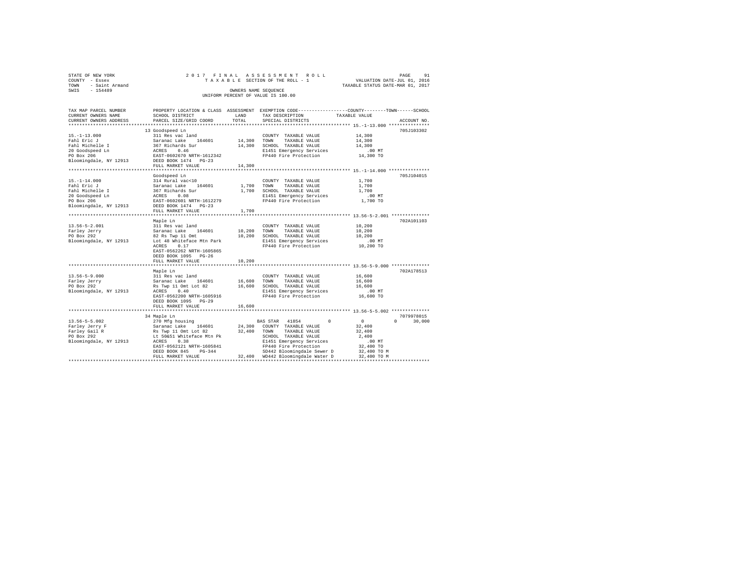STATE OF NEW YORK                    2 0 1 7   F I N A L   A S S E S S M E N T   R O L L
COUNTY - Essex                       T A X A B L E  SECTION OF THE ROLL - 1                VALUATION DATE-JUL 01, 2016
TOWN - Saint Armand                                                                        TAXABLE STATUS DATE-MAR 01, 2017
SWIS - 154489                        OWNERS NAME SEQUENCE
                                     UNIFORM PERCENT OF VALUE IS 100.00

| TAX MAP PARCEL NUMBER / CURRENT OWNERS NAME / CURRENT OWNERS ADDRESS | PROPERTY LOCATION & CLASS / SCHOOL DISTRICT / PARCEL SIZE/GRID COORD | ASSESSMENT LAND / TOTAL | EXEMPTION CODE / TAX DESCRIPTION / SPECIAL DISTRICTS | COUNTY / TOWN / SCHOOL TAXABLE VALUE | ACCOUNT NO. |
|---|---|---|---|---|---|
| 15.-1-13.000 | 13 Goodspeed Ln | | | | 705J103302 |
| Fahl Eric J | 311 Res vac land | | COUNTY TAXABLE VALUE | 14,300 | |
| Fahl Michelle I | Saranac Lake 164601 | 14,300 | TOWN TAXABLE VALUE | 14,300 | |
| 20 Goodspeed Ln | 367 Richards Sur | 14,300 | SCHOOL TAXABLE VALUE | 14,300 | |
| PO Box 206 | ACRES 0.46 | | E1451 Emergency Services | .00 MT | |
| Bloomingdale, NY 12913 | EAST-0602670 NRTH-1612342 | | FP440 Fire Protection | 14,300 TO | |
| | DEED BOOK 1474 PG-23 | | | | |
| | FULL MARKET VALUE | 14,300 | | | |
| 15.-1-14.000 | Goodspeed Ln | | | | 705J104015 |
| Fahl Eric J | 314 Rural vac<10 | | COUNTY TAXABLE VALUE | 1,700 | |
| Fahl Michelle I | Saranac Lake 164601 | 1,700 | TOWN TAXABLE VALUE | 1,700 | |
| 20 Goodspeed Ln | 367 Richards Sur | 1,700 | SCHOOL TAXABLE VALUE | 1,700 | |
| PO Box 206 | ACRES 0.08 | | E1451 Emergency Services | .00 MT | |
| Bloomingdale, NY 12913 | EAST-0602601 NRTH-1612279 | | FP440 Fire Protection | 1,700 TO | |
| | DEED BOOK 1474 PG-23 | | | | |
| | FULL MARKET VALUE | 1,700 | | | |
| 13.56-5-2.001 | Maple Ln | | | | 702A101103 |
| Farley Jerry | 311 Res vac land | | COUNTY TAXABLE VALUE | 10,200 | |
| PO Box 292 | Saranac Lake 164601 | 10,200 | TOWN TAXABLE VALUE | 10,200 | |
| Bloomingdale, NY 12913 | 82 Rs Twp 11 Omt | 10,200 | SCHOOL TAXABLE VALUE | 10,200 | |
| | Lot 48 Whiteface Mtn Park | | E1451 Emergency Services | .00 MT | |
| | ACRES 0.17 | | FP440 Fire Protection | 10,200 TO | |
| | EAST-0562262 NRTH-1605865 | | | | |
| | DEED BOOK 1095 PG-26 | | | | |
| | FULL MARKET VALUE | 10,200 | | | |
| 13.56-5-9.000 | Maple Ln | | | | 702A178513 |
| Farley Jerry | 311 Res vac land | | COUNTY TAXABLE VALUE | 16,600 | |
| PO Box 292 | Saranac Lake 164601 | 16,600 | TOWN TAXABLE VALUE | 16,600 | |
| Bloomingdale, NY 12913 | Rs Twp 11 Omt Lot 82 | 16,600 | SCHOOL TAXABLE VALUE | 16,600 | |
| | ACRES 0.40 | | E1451 Emergency Services | .00 MT | |
| | EAST-0562200 NRTH-1605916 | | FP440 Fire Protection | 16,600 TO | |
| | DEED BOOK 1095 PG-29 | | | | |
| | FULL MARKET VALUE | 16,600 | | | |
| 13.56-5-5.002 | 34 Maple Ln | | | | 7079978015 |
| Farley Jerry F | 270 Mfg housing | | BAS STAR 41854 0 | 0 0 30,000 | |
| Farley Gail R | Saranac Lake 164601 | 24,300 | COUNTY TAXABLE VALUE | 32,400 | |
| PO Box 292 | Rs Twp 11 Omt Lot 82 | 32,400 | TOWN TAXABLE VALUE | 32,400 | |
| Bloomingdale, NY 12913 | Lt 50&51 Whiteface Mtn Pk | | SCHOOL TAXABLE VALUE | 2,400 | |
| | ACRES 0.38 | | E1451 Emergency Services | .00 MT | |
| | EAST-0562121 NRTH-1605841 | | FP440 Fire Protection | 32,400 TO | |
| | DEED BOOK 845 PG-344 | | SD442 Bloomingdale Sewer D | 32,400 TO M | |
| | FULL MARKET VALUE | 32,400 | WD442 Bloomingdale Water D | 32,400 TO M | |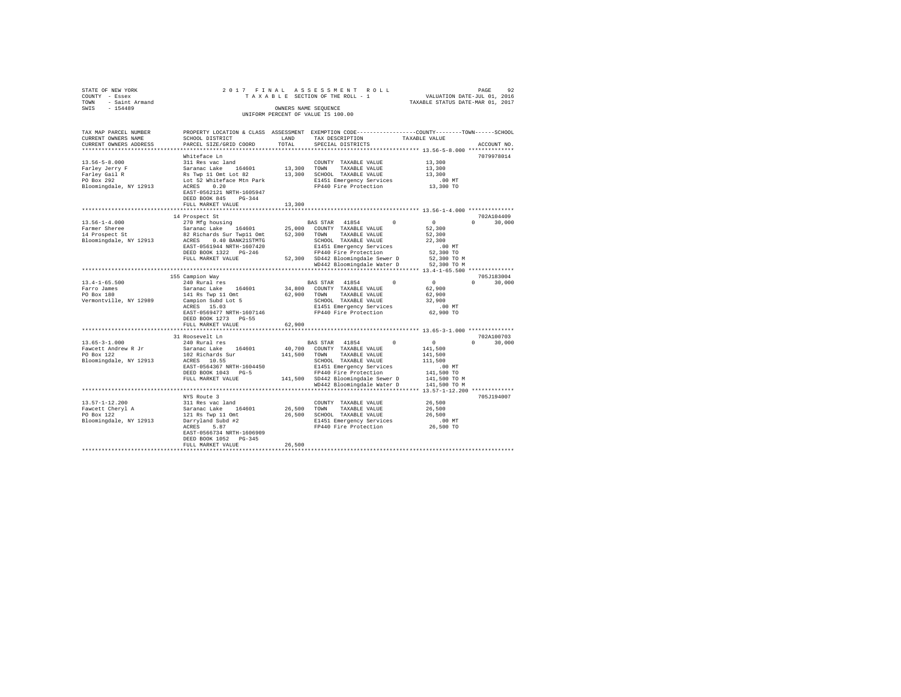STATE OF NEW YORK
COUNTY - Essex
TOWN - Saint Armand
SWIS - 154489

2017 FINAL ASSESSMENT ROLL
TAXABLE SECTION OF THE ROLL - 1
OWNERS NAME SEQUENCE
UNIFORM PERCENT OF VALUE IS 100.00

VALUATION DATE-JUL 01, 2016
TAXABLE STATUS DATE-MAR 01, 2017

| TAX MAP PARCEL NUMBER / CURRENT OWNERS NAME / CURRENT OWNERS ADDRESS | PROPERTY LOCATION & CLASS / SCHOOL DISTRICT / PARCEL SIZE/GRID COORD | ASSESSMENT LAND | TOTAL | EXEMPTION CODE / TAX DESCRIPTION / SPECIAL DISTRICTS | COUNTY TAXABLE VALUE | TOWN | SCHOOL | ACCOUNT NO. |
|---|---|---|---|---|---|---|---|---|
| 13.56-5-8.000 | Whiteface Ln | | | | | | | 7079978014 |
| Farley Jerry F | 311 Res vac land | | | COUNTY TAXABLE VALUE | 13,300 | | | |
| Farley Gail R | Saranac Lake 164601 | 13,300 | | TOWN TAXABLE VALUE | 13,300 | | | |
| PO Box 292 | Rs Twp 11 Omt Lot 82 | | 13,300 | SCHOOL TAXABLE VALUE | 13,300 | | | |
| Bloomingdale, NY 12913 | Lot 52 Whiteface Mtn Park | | | E1451 Emergency Services | .00 MT | | | |
| | ACRES 0.20 | | | FP440 Fire Protection | 13,300 TO | | | |
| | EAST-0562121 NRTH-1605947 | | | | | | | |
| | DEED BOOK 845 PG-344 | | | | | | | |
| | FULL MARKET VALUE | | 13,300 | | | | | |
| 13.56-1-4.000 | 14 Prospect St | | | | | | | 702A104409 |
| Farmer Sheree | 270 Mfg housing | | | BAS STAR 41854 | 0 | 0 | 0 | 30,000 |
| 14 Prospect St | Saranac Lake 164601 | 25,000 | | COUNTY TAXABLE VALUE | 52,300 | | | |
| Bloomingdale, NY 12913 | 82 Richards Sur Twp11 Omt | | 52,300 | TOWN TAXABLE VALUE | 52,300 | | | |
| | ACRES 0.40 BANK21STMTG | | | SCHOOL TAXABLE VALUE | 22,300 | | | |
| | EAST-0561944 NRTH-1607420 | | | E1451 Emergency Services | .00 MT | | | |
| | DEED BOOK 1322 PG-246 | | | FP440 Fire Protection | 52,300 TO | | | |
| | FULL MARKET VALUE | | 52,300 | SD442 Bloomingdale Sewer D | 52,300 TO M | | | |
| | | | | WD442 Bloomingdale Water D | 52,300 TO M | | | |
| 13.4-1-65.500 | 155 Campion Way | | | | | | | 705J183004 |
| Farro James | 240 Rural res | | | BAS STAR 41854 | 0 | 0 | 0 | 30,000 |
| PO Box 180 | Saranac Lake 164601 | 34,800 | | COUNTY TAXABLE VALUE | 62,900 | | | |
| Vermontville, NY 12989 | 141 Rs Twp 11 Omt | | 62,900 | TOWN TAXABLE VALUE | 62,900 | | | |
| | Campion Subd Lot 5 | | | SCHOOL TAXABLE VALUE | 32,900 | | | |
| | ACRES 15.03 | | | E1451 Emergency Services | .00 MT | | | |
| | EAST-0569477 NRTH-1607146 | | | FP440 Fire Protection | 62,900 TO | | | |
| | DEED BOOK 1273 PG-55 | | | | | | | |
| | FULL MARKET VALUE | | 62,900 | | | | | |
| 13.65-3-1.000 | 31 Roosevelt Ln | | | | | | | 702A100703 |
| Fawcett Andrew R Jr | 240 Rural res | | | BAS STAR 41854 | 0 | 0 | 0 | 30,000 |
| PO Box 122 | Saranac Lake 164601 | 40,700 | | COUNTY TAXABLE VALUE | 141,500 | | | |
| Bloomingdale, NY 12913 | 102 Richards Sur | | 141,500 | TOWN TAXABLE VALUE | 141,500 | | | |
| | ACRES 10.55 | | | SCHOOL TAXABLE VALUE | 111,500 | | | |
| | EAST-0564367 NRTH-1604450 | | | E1451 Emergency Services | .00 MT | | | |
| | DEED BOOK 1043 PG-5 | | | FP440 Fire Protection | 141,500 TO | | | |
| | FULL MARKET VALUE | | 141,500 | SD442 Bloomingdale Sewer D | 141,500 TO M | | | |
| | | | | WD442 Bloomingdale Water D | 141,500 TO M | | | |
| 13.57-1-12.200 | NYS Route 3 | | | | | | | 705J194007 |
| Fawcett Cheryl A | 311 Res vac land | | | COUNTY TAXABLE VALUE | 26,500 | | | |
| PO Box 122 | Saranac Lake 164601 | 26,500 | | TOWN TAXABLE VALUE | 26,500 | | | |
| Bloomingdale, NY 12913 | 121 Rs Twp 11 Omt | | 26,500 | SCHOOL TAXABLE VALUE | 26,500 | | | |
| | Darryland Subd #2 | | | E1451 Emergency Services | .00 MT | | | |
| | ACRES 5.87 | | | FP440 Fire Protection | 26,500 TO | | | |
| | EAST-0566734 NRTH-1606909 | | | | | | | |
| | DEED BOOK 1052 PG-345 | | | | | | | |
| | FULL MARKET VALUE | | 26,500 | | | | | |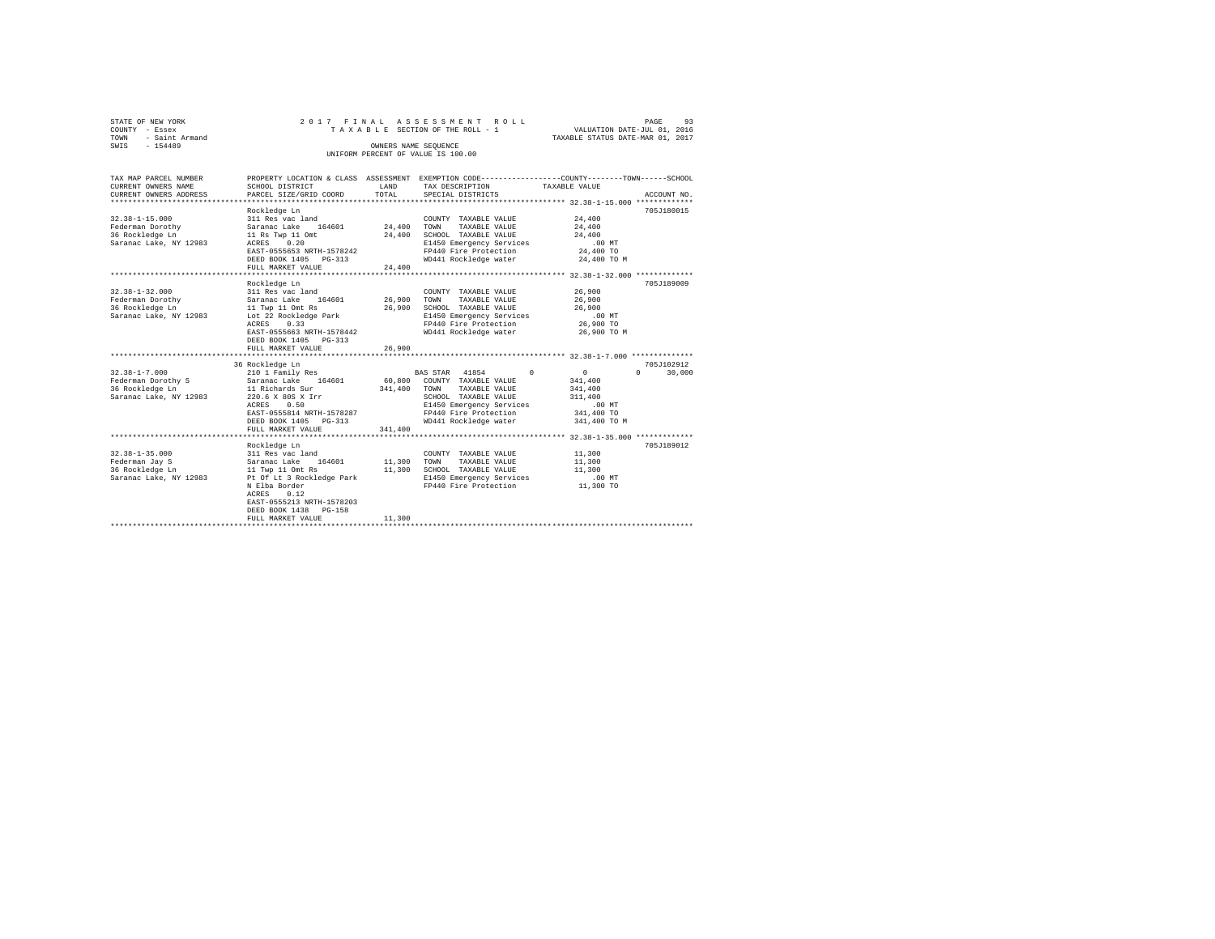STATE OF NEW YORK                2017 FINAL ASSESSMENT ROLL
COUNTY - Essex                   TAXABLE SECTION OF THE ROLL - 1          VALUATION DATE-JUL 01, 2016
TOWN - Saint Armand                                                        TAXABLE STATUS DATE-MAR 01, 2017
SWIS - 154489                    OWNERS NAME SEQUENCE
                                 UNIFORM PERCENT OF VALUE IS 100.00

| TAX MAP PARCEL NUMBER / CURRENT OWNERS NAME / CURRENT OWNERS ADDRESS | PROPERTY LOCATION & CLASS / SCHOOL DISTRICT / PARCEL SIZE/GRID COORD | ASSESSMENT LAND | TOTAL | EXEMPTION CODE / TAX DESCRIPTION / SPECIAL DISTRICTS | COUNTY | TOWN | SCHOOL TAXABLE VALUE | ACCOUNT NO. |
|---|---|---|---|---|---|---|---|---|
| 32.38-1-15.000 | Rockledge Ln | | | | | | | 705J180015 |
| Federman Dorothy | 311 Res vac land | | | COUNTY TAXABLE VALUE | 24,400 | | | |
| 36 Rockledge Ln | Saranac Lake 164601 | 24,400 | | TOWN TAXABLE VALUE | | 24,400 | | |
| Saranac Lake, NY 12983 | 11 Rs Twp 11 Omt | | 24,400 | SCHOOL TAXABLE VALUE | | | 24,400 | |
| | ACRES 0.20 | | | E1450 Emergency Services | .00 MT | | | |
| | EAST-0555653 NRTH-1578242 | | | FP440 Fire Protection | 24,400 TO | | | |
| | DEED BOOK 1405 PG-313 | | | WD441 Rockledge water | 24,400 TO M | | | |
| | FULL MARKET VALUE | | 24,400 | | | | | |
| 32.38-1-32.000 | Rockledge Ln | | | | | | | 705J189009 |
| Federman Dorothy | 311 Res vac land | | | COUNTY TAXABLE VALUE | 26,900 | | | |
| 36 Rockledge Ln | Saranac Lake 164601 | 26,900 | | TOWN TAXABLE VALUE | | 26,900 | | |
| Saranac Lake, NY 12983 | 11 Twp 11 Omt Rs | | 26,900 | SCHOOL TAXABLE VALUE | | | 26,900 | |
| | Lot 22 Rockledge Park | | | E1450 Emergency Services | .00 MT | | | |
| | ACRES 0.33 | | | FP440 Fire Protection | 26,900 TO | | | |
| | EAST-0555663 NRTH-1578442 | | | WD441 Rockledge water | 26,900 TO M | | | |
| | DEED BOOK 1405 PG-313 | | | | | | | |
| | FULL MARKET VALUE | | 26,900 | | | | | |
| 32.38-1-7.000 | 36 Rockledge Ln | | | | | | | 705J102912 |
| Federman Dorothy S | 210 1 Family Res | | | BAS STAR 41854 | 0 | 0 | 30,000 | |
| 36 Rockledge Ln | Saranac Lake 164601 | 60,800 | | COUNTY TAXABLE VALUE | 341,400 | | | |
| Saranac Lake, NY 12983 | 11 Richards Sur | | 341,400 | TOWN TAXABLE VALUE | | 341,400 | | |
| | 220.6 X 80S X Irr | | | SCHOOL TAXABLE VALUE | | | 311,400 | |
| | ACRES 0.50 | | | E1450 Emergency Services | .00 MT | | | |
| | EAST-0555814 NRTH-1578287 | | | FP440 Fire Protection | 341,400 TO | | | |
| | DEED BOOK 1405 PG-313 | | | WD441 Rockledge water | 341,400 TO M | | | |
| | FULL MARKET VALUE | | 341,400 | | | | | |
| 32.38-1-35.000 | Rockledge Ln | | | | | | | 705J189012 |
| Federman Jay S | 311 Res vac land | | | COUNTY TAXABLE VALUE | 11,300 | | | |
| 36 Rockledge Ln | Saranac Lake 164601 | 11,300 | | TOWN TAXABLE VALUE | | 11,300 | | |
| Saranac Lake, NY 12983 | 11 Twp 11 Omt Rs | | 11,300 | SCHOOL TAXABLE VALUE | | | 11,300 | |
| | Pt Of Lt 3 Rockledge Park | | | E1450 Emergency Services | .00 MT | | | |
| | N Elba Border | | | FP440 Fire Protection | 11,300 TO | | | |
| | ACRES 0.12 | | | | | | | |
| | EAST-0555213 NRTH-1578203 | | | | | | | |
| | DEED BOOK 1438 PG-158 | | | | | | | |
| | FULL MARKET VALUE | | 11,300 | | | | | |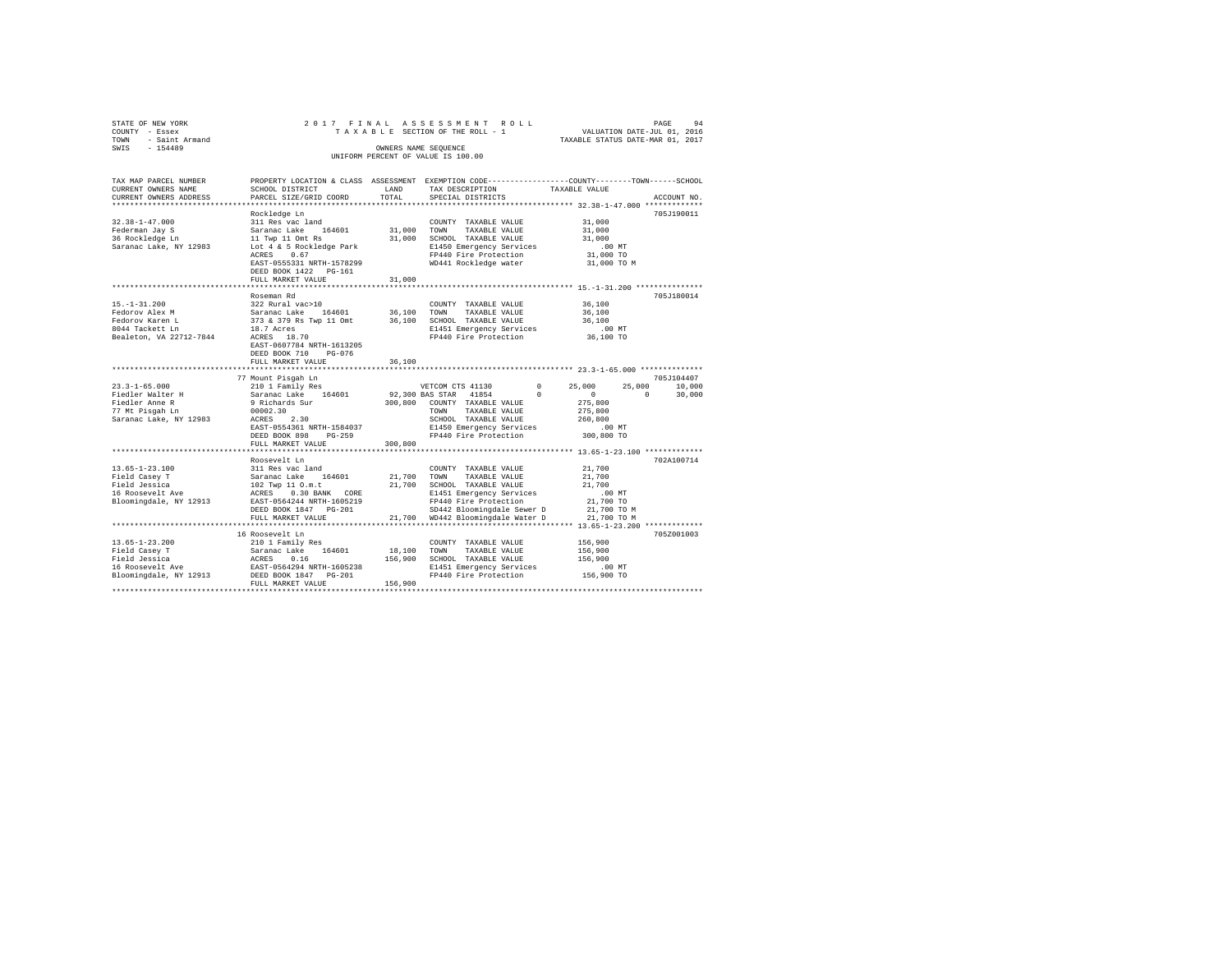STATE OF NEW YORK                    2 0 1 7   F I N A L   A S S E S S M E N T   R O L L
COUNTY - Essex                       T A X A B L E  SECTION OF THE ROLL - 1                VALUATION DATE-JUL 01, 2016
TOWN   - Saint Armand                                                                      TAXABLE STATUS DATE-MAR 01, 2017
SWIS   - 154489                              OWNERS NAME SEQUENCE
                                       UNIFORM PERCENT OF VALUE IS 100.00

| TAX MAP PARCEL NUMBER / CURRENT OWNERS NAME / CURRENT OWNERS ADDRESS | PROPERTY LOCATION & CLASS / SCHOOL DISTRICT / PARCEL SIZE/GRID COORD | ASSESSMENT LAND / TOTAL | EXEMPTION CODE / TAX DESCRIPTION / SPECIAL DISTRICTS | COUNTY | TOWN | SCHOOL | ACCOUNT NO. |
|---|---|---|---|---|---|---|---|
| **32.38-1-47.000** | Rockledge Ln | | | | | | 705J190011 |
| Federman Jay S | 311 Res vac land | | COUNTY TAXABLE VALUE | 31,000 | | | |
| 36 Rockledge Ln | Saranac Lake 164601 | 31,000 | TOWN TAXABLE VALUE | 31,000 | | | |
| Saranac Lake, NY 12983 | 11 Twp 11 Omt Rs | 31,000 | SCHOOL TAXABLE VALUE | 31,000 | | | |
| | Lot 4 & 5 Rockledge Park | | E1450 Emergency Services | .00 MT | | | |
| | ACRES 0.67 | | FP440 Fire Protection | 31,000 TO | | | |
| | EAST-0555331 NRTH-1578299 | | WD441 Rockledge water | 31,000 TO M | | | |
| | DEED BOOK 1422 PG-161 | | | | | | |
| | FULL MARKET VALUE | 31,000 | | | | | |
| **15.-1-31.200** | Roseman Rd | | | | | | 705J180014 |
| Fedorov Alex M | 322 Rural vac>10 | | COUNTY TAXABLE VALUE | 36,100 | | | |
| Fedorov Karen L | Saranac Lake 164601 | 36,100 | TOWN TAXABLE VALUE | 36,100 | | | |
| 8044 Tackett Ln | 373 & 379 Rs Twp 11 Omt | 36,100 | SCHOOL TAXABLE VALUE | 36,100 | | | |
| Bealeton, VA 22712-7844 | 18.7 Acres | | E1451 Emergency Services | .00 MT | | | |
| | ACRES 18.70 | | FP440 Fire Protection | 36,100 TO | | | |
| | EAST-0607784 NRTH-1613205 | | | | | | |
| | DEED BOOK 710 PG-076 | | | | | | |
| | FULL MARKET VALUE | 36,100 | | | | | |
| **23.3-1-65.000** | 77 Mount Pisgah Ln | | | | | | 705J104407 |
| Fiedler Walter H | 210 1 Family Res | | VETCOM CTS 41130 0 | 25,000 | 25,000 | 10,000 | |
| Fiedler Anne R | Saranac Lake 164601 | 92,300 | BAS STAR 41854 0 | 0 | 0 | 30,000 | |
| 77 Mt Pisgah Ln | 9 Richards Sur | 300,800 | COUNTY TAXABLE VALUE | 275,800 | | | |
| Saranac Lake, NY 12983 | 00002.30 | | TOWN TAXABLE VALUE | 275,800 | | | |
| | ACRES 2.30 | | SCHOOL TAXABLE VALUE | 260,800 | | | |
| | EAST-0554361 NRTH-1584037 | | E1450 Emergency Services | .00 MT | | | |
| | DEED BOOK 898 PG-259 | | FP440 Fire Protection | 300,800 TO | | | |
| | FULL MARKET VALUE | 300,800 | | | | | |
| **13.65-1-23.100** | Roosevelt Ln | | | | | | 702A100714 |
| Field Casey T | 311 Res vac land | | COUNTY TAXABLE VALUE | 21,700 | | | |
| Field Jessica | Saranac Lake 164601 | 21,700 | TOWN TAXABLE VALUE | 21,700 | | | |
| 16 Roosevelt Ave | 102 Twp 11 O.m.t | 21,700 | SCHOOL TAXABLE VALUE | 21,700 | | | |
| Bloomingdale, NY 12913 | ACRES 0.30 BANK CORE | | E1451 Emergency Services | .00 MT | | | |
| | EAST-0564244 NRTH-1605219 | | FP440 Fire Protection | 21,700 TO | | | |
| | DEED BOOK 1847 PG-201 | | SD442 Bloomingdale Sewer D | 21,700 TO M | | | |
| | FULL MARKET VALUE | 21,700 | WD442 Bloomingdale Water D | 21,700 TO M | | | |
| **13.65-1-23.200** | 16 Roosevelt Ln | | | | | | 705Z001003 |
| Field Casey T | 210 1 Family Res | | COUNTY TAXABLE VALUE | 156,900 | | | |
| Field Jessica | Saranac Lake 164601 | 18,100 | TOWN TAXABLE VALUE | 156,900 | | | |
| 16 Roosevelt Ave | ACRES 0.16 | 156,900 | SCHOOL TAXABLE VALUE | 156,900 | | | |
| Bloomingdale, NY 12913 | EAST-0564294 NRTH-1605238 | | E1451 Emergency Services | .00 MT | | | |
| | DEED BOOK 1847 PG-201 | | FP440 Fire Protection | 156,900 TO | | | |
| | FULL MARKET VALUE | 156,900 | | | | | |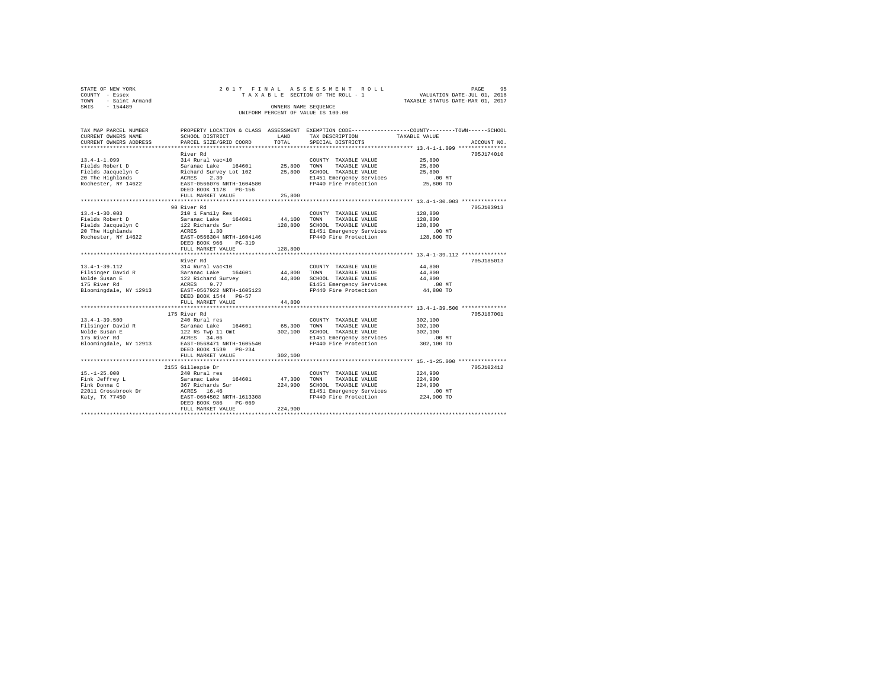STATE OF NEW YORK
COUNTY - Essex
TOWN - Saint Armand
SWIS - 154489

2017 FINAL ASSESSMENT ROLL
TAXABLE SECTION OF THE ROLL - 1
OWNERS NAME SEQUENCE
UNIFORM PERCENT OF VALUE IS 100.00

VALUATION DATE-JUL 01, 2016
TAXABLE STATUS DATE-MAR 01, 2017

| TAX MAP PARCEL NUMBER / CURRENT OWNERS NAME / CURRENT OWNERS ADDRESS | PROPERTY LOCATION & CLASS / SCHOOL DISTRICT / PARCEL SIZE/GRID COORD | ASSESSMENT LAND / TOTAL | EXEMPTION CODE / TAX DESCRIPTION / SPECIAL DISTRICTS | TAXABLE VALUE (COUNTY / TOWN / SCHOOL) | ACCOUNT NO. |
|---|---|---|---|---|---|
| 13.4-1-1.099 | River Rd | | | | 705J174010 |
| Fields Robert D | 314 Rural vac<10 | | COUNTY TAXABLE VALUE | 25,800 | |
| Fields Jacquelyn C | Saranac Lake 164601 | 25,800 | TOWN TAXABLE VALUE | 25,800 | |
| 20 The Highlands | Richard Survey Lot 102 | 25,800 | SCHOOL TAXABLE VALUE | 25,800 | |
| Rochester, NY 14622 | ACRES 2.30 | | E1451 Emergency Services | .00 MT | |
| | EAST-0566076 NRTH-1604580 | | FP440 Fire Protection | 25,800 TO | |
| | DEED BOOK 1178 PG-156 | | | | |
| | FULL MARKET VALUE | 25,800 | | | |
| 13.4-1-30.003 | 90 River Rd | | | | 705J103913 |
| Fields Robert D | 210 1 Family Res | | COUNTY TAXABLE VALUE | 128,800 | |
| Fields Jacquelyn C | Saranac Lake 164601 | 44,100 | TOWN TAXABLE VALUE | 128,800 | |
| 20 The Highlands | 122 Richards Sur | 128,800 | SCHOOL TAXABLE VALUE | 128,800 | |
| Rochester, NY 14622 | ACRES 1.30 | | E1451 Emergency Services | .00 MT | |
| | EAST-0566304 NRTH-1604146 | | FP440 Fire Protection | 128,800 TO | |
| | DEED BOOK 966 PG-319 | | | | |
| | FULL MARKET VALUE | 128,800 | | | |
| 13.4-1-39.112 | River Rd | | | | 705J185013 |
| Filsinger David R | 314 Rural vac<10 | | COUNTY TAXABLE VALUE | 44,800 | |
| Nolde Susan E | Saranac Lake 164601 | 44,800 | TOWN TAXABLE VALUE | 44,800 | |
| 175 River Rd | 122 Richard Survey | 44,800 | SCHOOL TAXABLE VALUE | 44,800 | |
| Bloomingdale, NY 12913 | ACRES 9.77 | | E1451 Emergency Services | .00 MT | |
| | EAST-0567922 NRTH-1605123 | | FP440 Fire Protection | 44,800 TO | |
| | DEED BOOK 1544 PG-57 | | | | |
| | FULL MARKET VALUE | 44,800 | | | |
| 13.4-1-39.500 | 175 River Rd | | | | 705J187001 |
| Filsinger David R | 240 Rural res | | COUNTY TAXABLE VALUE | 302,100 | |
| Nolde Susan E | Saranac Lake 164601 | 65,300 | TOWN TAXABLE VALUE | 302,100 | |
| 175 River Rd | 122 Rs Twp 11 Omt | 302,100 | SCHOOL TAXABLE VALUE | 302,100 | |
| Bloomingdale, NY 12913 | ACRES 34.06 | | E1451 Emergency Services | .00 MT | |
| | EAST-0568471 NRTH-1605540 | | FP440 Fire Protection | 302,100 TO | |
| | DEED BOOK 1539 PG-234 | | | | |
| | FULL MARKET VALUE | 302,100 | | | |
| 15.-1-25.000 | 2155 Gillespie Dr | | | | 705J102412 |
| Fink Jeffrey L | 240 Rural res | | COUNTY TAXABLE VALUE | 224,900 | |
| Fink Donna C | Saranac Lake 164601 | 47,300 | TOWN TAXABLE VALUE | 224,900 | |
| 22011 Crossbrook Dr | 367 Richards Sur | 224,900 | SCHOOL TAXABLE VALUE | 224,900 | |
| Katy, TX 77450 | ACRES 16.46 | | E1451 Emergency Services | .00 MT | |
| | EAST-0604502 NRTH-1613308 | | FP440 Fire Protection | 224,900 TO | |
| | DEED BOOK 986 PG-069 | | | | |
| | FULL MARKET VALUE | 224,900 | | | |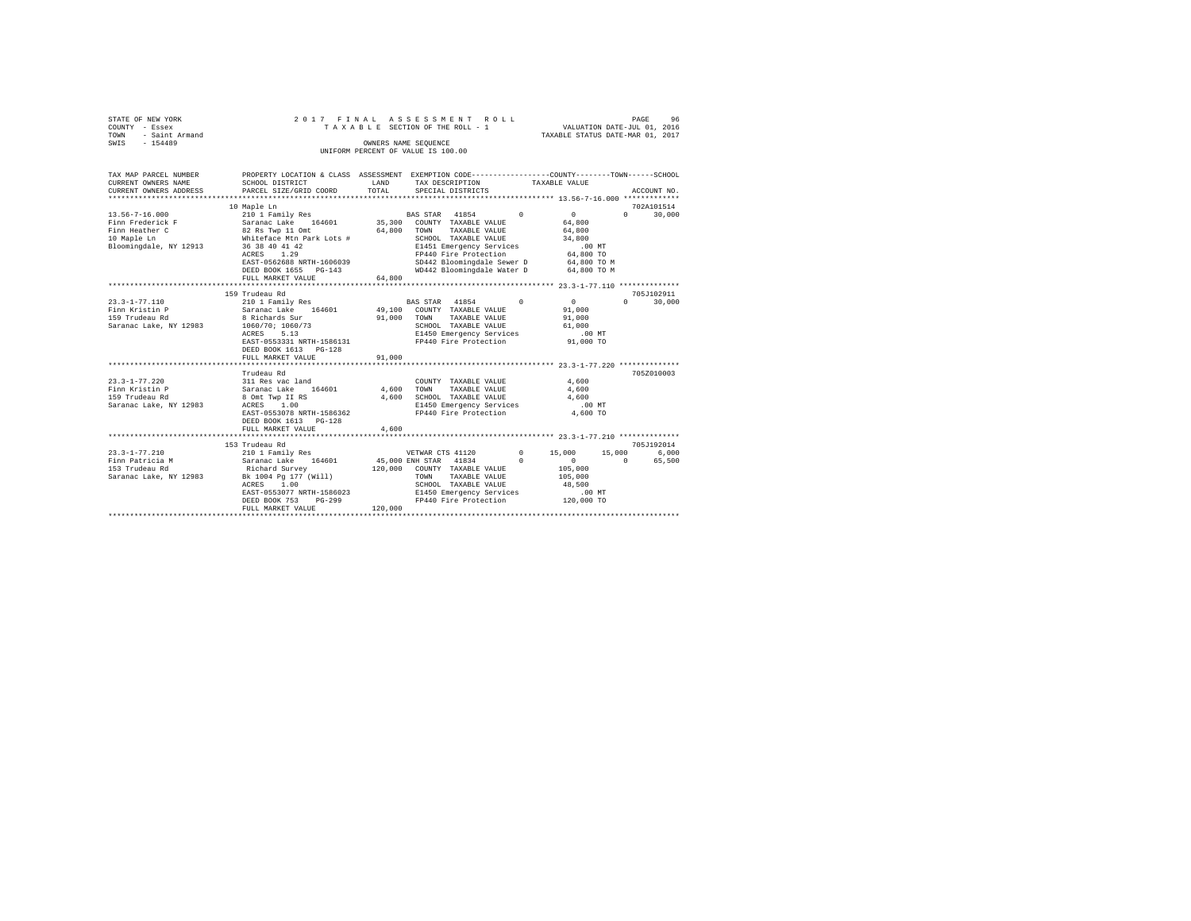```
STATE OF NEW YORK              2 0 1 7   F I N A L   A S S E S S M E N T   R O L L                    PAGE    96
COUNTY  - Essex                   T A X A B L E  SECTION OF THE ROLL - 1              VALUATION DATE-JUL 01, 2016
TOWN    - Saint Armand                                                             TAXABLE STATUS DATE-MAR 01, 2017
SWIS    - 154489                                 OWNERS NAME SEQUENCE
                                           UNIFORM PERCENT OF VALUE IS 100.00


TAX MAP PARCEL NUMBER        PROPERTY LOCATION & CLASS  ASSESSMENT  EXEMPTION CODE------------------COUNTY--------TOWN------SCHOOL
CURRENT OWNERS NAME          SCHOOL DISTRICT              LAND      TAX DESCRIPTION            TAXABLE VALUE
CURRENT OWNERS ADDRESS       PARCEL SIZE/GRID COORD       TOTAL     SPECIAL DISTRICTS                                   ACCOUNT NO.
******************************************************************************************** 13.56-7-16.000 *************
                        10 Maple Ln                                                                              702A101514
13.56-7-16.000               210 1 Family Res                  BAS STAR  41854          0            0           0      30,000
Finn Frederick F             Saranac Lake   164601      35,300   COUNTY  TAXABLE VALUE            64,800
Finn Heather C               82 Rs Twp 11 Omt            64,800   TOWN    TAXABLE VALUE            64,800
10 Maple Ln                  Whiteface Mtn Park Lots #            SCHOOL  TAXABLE VALUE            34,800
Bloomingdale, NY 12913       36 38 40 41 42                       E1451 Emergency Services            .00 MT
                             ACRES    1.29                        FP440 Fire Protection            64,800 TO
                             EAST-0562688 NRTH-1606039            SD442 Bloomingdale Sewer D       64,800 TO M
                             DEED BOOK 1655   PG-143              WD442 Bloomingdale Water D       64,800 TO M
                             FULL MARKET VALUE            64,800
******************************************************************************************** 23.3-1-77.110 **************
                        159 Trudeau Rd                                                                           705J102911
23.3-1-77.110                210 1 Family Res                  BAS STAR  41854          0            0           0      30,000
Finn Kristin P               Saranac Lake   164601      49,100   COUNTY  TAXABLE VALUE            91,000
159 Trudeau Rd               8 Richards Sur              91,000   TOWN    TAXABLE VALUE            91,000
Saranac Lake, NY 12983       1060/70; 1060/73                     SCHOOL  TAXABLE VALUE            61,000
                             ACRES    5.13                        E1450 Emergency Services            .00 MT
                             EAST-0553331 NRTH-1586131            FP440 Fire Protection            91,000 TO
                             DEED BOOK 1613   PG-128
                             FULL MARKET VALUE            91,000
******************************************************************************************** 23.3-1-77.220 **************
                             Trudeau Rd                                                                          705Z010003
23.3-1-77.220                311 Res vac land                     COUNTY  TAXABLE VALUE             4,600
Finn Kristin P               Saranac Lake   164601       4,600   TOWN    TAXABLE VALUE             4,600
159 Trudeau Rd               8 Omt Twp II RS              4,600   SCHOOL  TAXABLE VALUE             4,600
Saranac Lake, NY 12983       ACRES    1.00                        E1450 Emergency Services            .00 MT
                             EAST-0553078 NRTH-1586362            FP440 Fire Protection             4,600 TO
                             DEED BOOK 1613   PG-128
                             FULL MARKET VALUE             4,600
******************************************************************************************** 23.3-1-77.210 **************
                        153 Trudeau Rd                                                                           705J192014
23.3-1-77.210                210 1 Family Res                  VETWAR CTS 41120         0       15,000      15,000      6,000
Finn Patricia M              Saranac Lake   164601      45,000 ENH STAR  41834          0            0           0      65,500
153 Trudeau Rd                Richard Survey            120,000   COUNTY  TAXABLE VALUE           105,000
Saranac Lake, NY 12983       Bk 1004 Pg 177 (Will)                TOWN    TAXABLE VALUE           105,000
                             ACRES    1.00                        SCHOOL  TAXABLE VALUE            48,500
                             EAST-0553077 NRTH-1586023            E1450 Emergency Services            .00 MT
                             DEED BOOK 753    PG-299              FP440 Fire Protection           120,000 TO
                             FULL MARKET VALUE           120,000
************************************************************************************************************************
```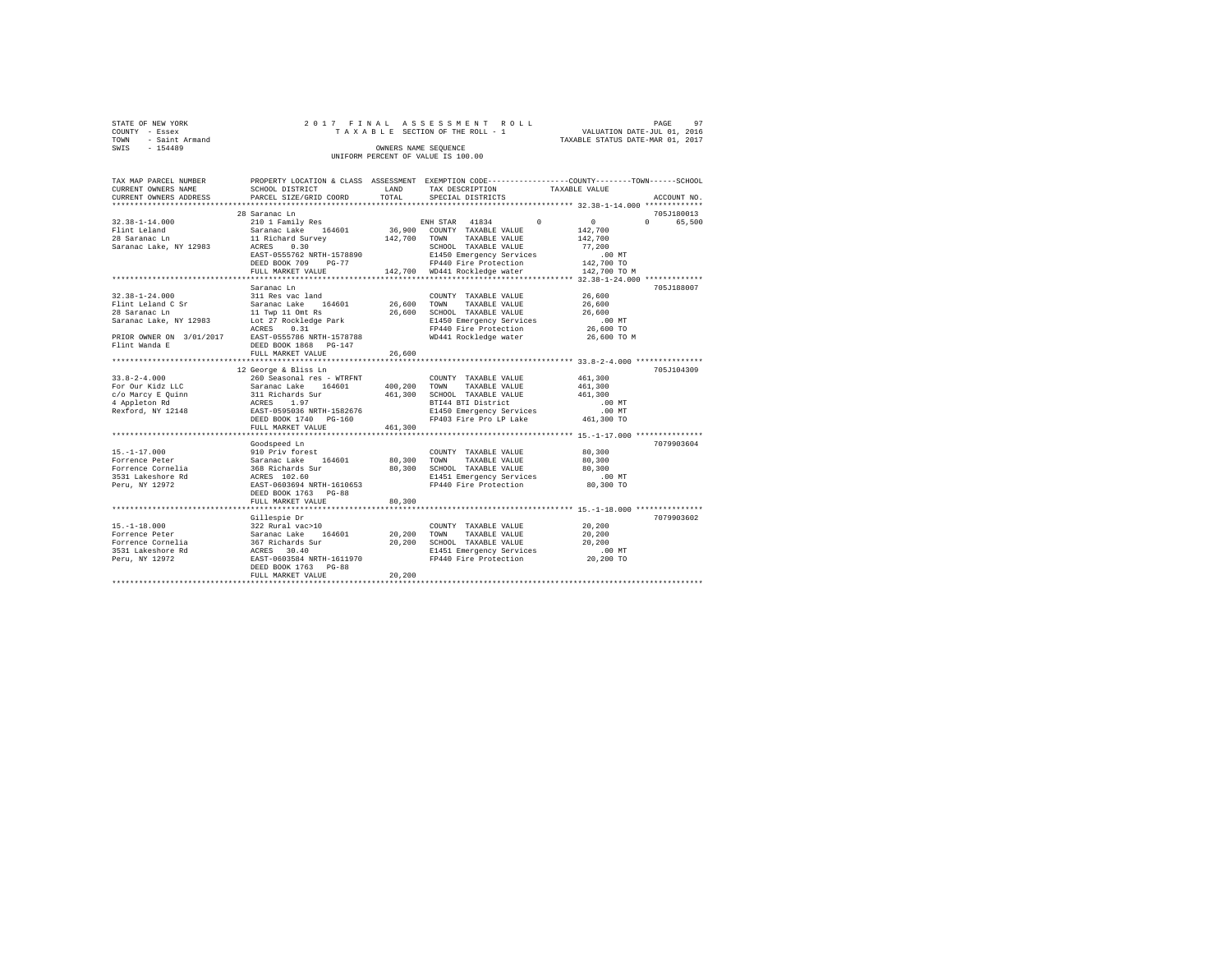STATE OF NEW YORK 2 0 1 7 F I N A L A S S E S S M E N T R O L L
COUNTY - Essex T A X A B L E SECTION OF THE ROLL - 1 VALUATION DATE-JUL 01, 2016
TOWN - Saint Armand TAXABLE STATUS DATE-MAR 01, 2017
SWIS - 154489 OWNERS NAME SEQUENCE
UNIFORM PERCENT OF VALUE IS 100.00

```
TAX MAP PARCEL NUMBER          PROPERTY LOCATION & CLASS  ASSESSMENT  EXEMPTION CODE-----------------COUNTY--------TOWN------SCHOOL
CURRENT OWNERS NAME            SCHOOL DISTRICT              LAND      TAX DESCRIPTION            TAXABLE VALUE
CURRENT OWNERS ADDRESS         PARCEL SIZE/GRID COORD       TOTAL     SPECIAL DISTRICTS                                    ACCOUNT NO.
*********************************************************************************************************** 32.38-1-14.000 *************
                               28 Saranac Ln                                                                              705J180013
32.38-1-14.000                 210 1 Family Res                       ENH STAR  41834          0          0          0     65,500
Flint Leland                   Saranac Lake     164601      36,900    COUNTY  TAXABLE VALUE         142,700
28 Saranac Ln                  11 Richard Survey           142,700    TOWN    TAXABLE VALUE         142,700
Saranac Lake, NY 12983         ACRES    0.30                          SCHOOL  TAXABLE VALUE          77,200
                               EAST-0555762 NRTH-1578890              E1450 Emergency Services           .00 MT
                               DEED BOOK 709    PG-77                 FP440 Fire Protection          142,700 TO
                               FULL MARKET VALUE           142,700    WD441 Rockledge water          142,700 TO M
*********************************************************************************************************** 32.38-1-24.000 *************
                               Saranac Ln                                                                                 705J188007
32.38-1-24.000                 311 Res vac land                       COUNTY  TAXABLE VALUE          26,600
Flint Leland C Sr              Saranac Lake     164601      26,600    TOWN    TAXABLE VALUE          26,600
28 Saranac Ln                  11 Twp 11 Omt Rs             26,600    SCHOOL  TAXABLE VALUE          26,600
Saranac Lake, NY 12983         Lot 27 Rockledge Park                  E1450 Emergency Services           .00 MT
                               ACRES    0.31                          FP440 Fire Protection           26,600 TO
PRIOR OWNER ON 3/01/2017       EAST-0555786 NRTH-1578788              WD441 Rockledge water           26,600 TO M
Flint Wanda E                  DEED BOOK 1868   PG-147
                               FULL MARKET VALUE            26,600
*********************************************************************************************************** 33.8-2-4.000 ***************
                               12 George & Bliss Ln                                                                       705J104309
33.8-2-4.000                   260 Seasonal res - WTRFNT              COUNTY  TAXABLE VALUE         461,300
For Our Kidz LLC               Saranac Lake     164601     400,200    TOWN    TAXABLE VALUE         461,300
c/o Marcy E Quinn              311 Richards Sur            461,300    SCHOOL  TAXABLE VALUE         461,300
4 Appleton Rd                  ACRES    1.97                          BTI44 BTI District                 .00 MT
Rexford, NY 12148              EAST-0595036 NRTH-1582676              E1450 Emergency Services           .00 MT
                               DEED BOOK 1740   PG-160                FP403 Fire Pro LP Lake         461,300 TO
                               FULL MARKET VALUE           461,300
*********************************************************************************************************** 15.-1-17.000 ***************
                               Goodspeed Ln                                                                               7079903604
15.-1-17.000                   910 Priv forest                        COUNTY  TAXABLE VALUE          80,300
Forrence Peter                 Saranac Lake     164601      80,300    TOWN    TAXABLE VALUE          80,300
Forrence Cornelia              368 Richards Sur             80,300    SCHOOL  TAXABLE VALUE          80,300
3531 Lakeshore Rd              ACRES  102.60                          E1451 Emergency Services           .00 MT
Peru, NY 12972                 EAST-0603694 NRTH-1610653              FP440 Fire Protection           80,300 TO
                               DEED BOOK 1763   PG-88
                               FULL MARKET VALUE            80,300
*********************************************************************************************************** 15.-1-18.000 ***************
                               Gillespie Dr                                                                               7079903602
15.-1-18.000                   322 Rural vac>10                       COUNTY  TAXABLE VALUE          20,200
Forrence Peter                 Saranac Lake     164601      20,200    TOWN    TAXABLE VALUE          20,200
Forrence Cornelia              367 Richards Sur             20,200    SCHOOL  TAXABLE VALUE          20,200
3531 Lakeshore Rd              ACRES   30.40                          E1451 Emergency Services           .00 MT
Peru, NY 12972                 EAST-0603584 NRTH-1611970              FP440 Fire Protection           20,200 TO
                               DEED BOOK 1763   PG-88
                               FULL MARKET VALUE            20,200
************************************************************************************************************************************
```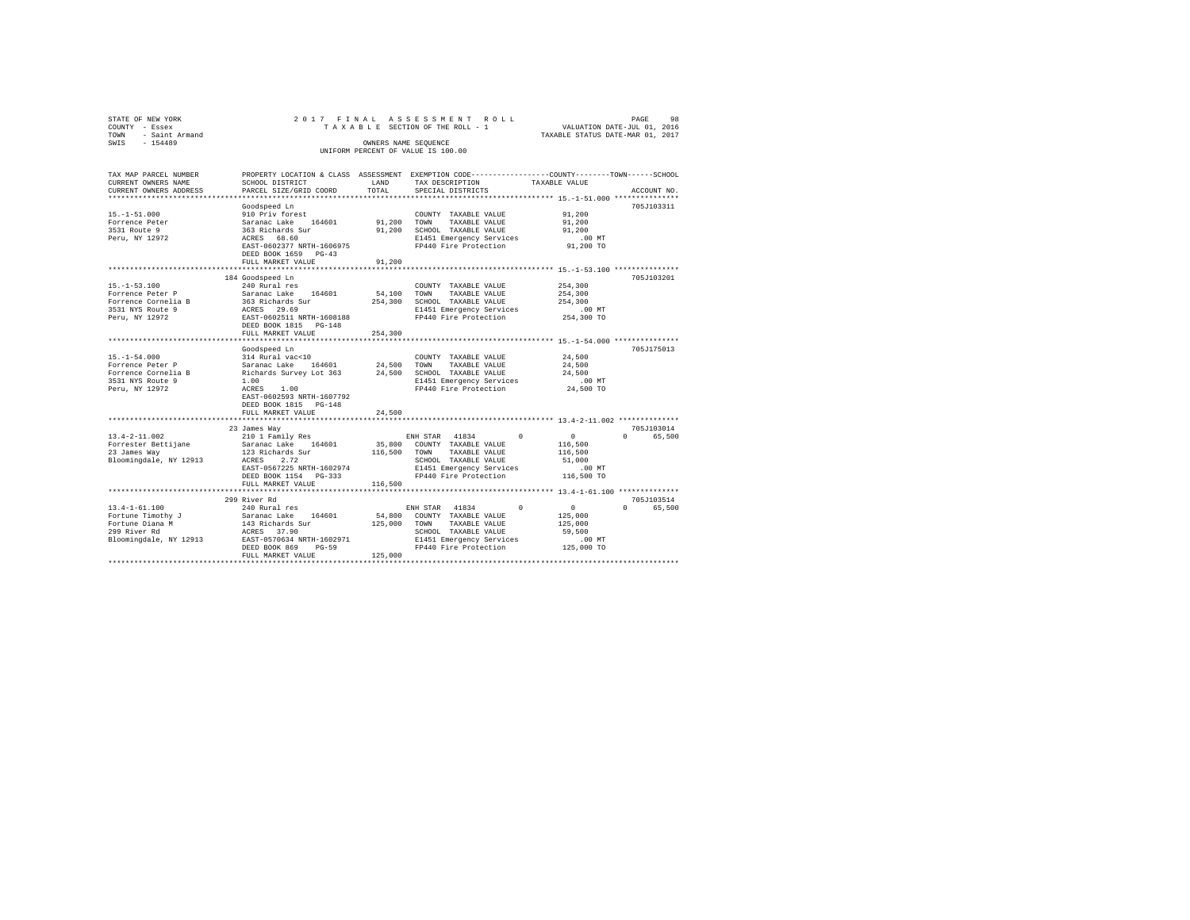STATE OF NEW YORK — COUNTY - Essex — TOWN - Saint Armand — SWIS - 154489

2017 FINAL ASSESSMENT ROLL
TAXABLE SECTION OF THE ROLL - 1
OWNERS NAME SEQUENCE
UNIFORM PERCENT OF VALUE IS 100.00

VALUATION DATE-JUL 01, 2016
TAXABLE STATUS DATE-MAR 01, 2017

| TAX MAP PARCEL NUMBER / CURRENT OWNERS NAME / CURRENT OWNERS ADDRESS | PROPERTY LOCATION & CLASS / SCHOOL DISTRICT / PARCEL SIZE/GRID COORD | ASSESSMENT LAND | TOTAL | EXEMPTION CODE / TAX DESCRIPTION / SPECIAL DISTRICTS | COUNTY TAXABLE VALUE | TOWN | SCHOOL | ACCOUNT NO. |
|---|---|---|---|---|---|---|---|---|
| **15.-1-51.000** | Goodspeed Ln | | | | | | | 705J103311 |
| Forrence Peter | 910 Priv forest | | | COUNTY TAXABLE VALUE | 91,200 | | | |
| 3531 Route 9 | Saranac Lake 164601 | 91,200 | | TOWN TAXABLE VALUE | 91,200 | | | |
| Peru, NY 12972 | 363 Richards Sur | | 91,200 | SCHOOL TAXABLE VALUE | 91,200 | | | |
| | ACRES 68.60 | | | E1451 Emergency Services | .00 MT | | | |
| | EAST-0602377 NRTH-1606975 | | | FP440 Fire Protection | 91,200 TO | | | |
| | DEED BOOK 1659 PG-43 | | | | | | | |
| | FULL MARKET VALUE | | 91,200 | | | | | |
| **15.-1-53.100** | 184 Goodspeed Ln | | | | | | | 705J103201 |
| Forrence Peter P | 240 Rural res | | | COUNTY TAXABLE VALUE | 254,300 | | | |
| Forrence Cornelia B | Saranac Lake 164601 | 54,100 | | TOWN TAXABLE VALUE | 254,300 | | | |
| 3531 NYS Route 9 | 363 Richards Sur | | 254,300 | SCHOOL TAXABLE VALUE | 254,300 | | | |
| Peru, NY 12972 | ACRES 29.69 | | | E1451 Emergency Services | .00 MT | | | |
| | EAST-0602511 NRTH-1608188 | | | FP440 Fire Protection | 254,300 TO | | | |
| | DEED BOOK 1815 PG-148 | | | | | | | |
| | FULL MARKET VALUE | | 254,300 | | | | | |
| **15.-1-54.000** | Goodspeed Ln | | | | | | | 705J175013 |
| Forrence Peter P | 314 Rural vac<10 | | | COUNTY TAXABLE VALUE | 24,500 | | | |
| Forrence Cornelia B | Saranac Lake 164601 | 24,500 | | TOWN TAXABLE VALUE | 24,500 | | | |
| 3531 NYS Route 9 | Richards Survey Lot 363 | | 24,500 | SCHOOL TAXABLE VALUE | 24,500 | | | |
| Peru, NY 12972 | 1.00 | | | E1451 Emergency Services | .00 MT | | | |
| | ACRES 1.00 | | | FP440 Fire Protection | 24,500 TO | | | |
| | EAST-0602593 NRTH-1607792 | | | | | | | |
| | DEED BOOK 1815 PG-148 | | | | | | | |
| | FULL MARKET VALUE | | 24,500 | | | | | |
| **13.4-2-11.002** | 23 James Way | | | | | | | 705J103014 |
| Forrester Bettijane | 210 1 Family Res | | | ENH STAR 41834 | 0 | 0 | 0 | 65,500 |
| 23 James Way | Saranac Lake 164601 | 35,800 | | COUNTY TAXABLE VALUE | 116,500 | | | |
| Bloomingdale, NY 12913 | 123 Richards Sur | | 116,500 | TOWN TAXABLE VALUE | 116,500 | | | |
| | ACRES 2.72 | | | SCHOOL TAXABLE VALUE | 51,000 | | | |
| | EAST-0567225 NRTH-1602974 | | | E1451 Emergency Services | .00 MT | | | |
| | DEED BOOK 1154 PG-333 | | | FP440 Fire Protection | 116,500 TO | | | |
| | FULL MARKET VALUE | | 116,500 | | | | | |
| **13.4-1-61.100** | 299 River Rd | | | | | | | 705J103514 |
| Fortune Timothy J | 240 Rural res | | | ENH STAR 41834 | 0 | 0 | 0 | 65,500 |
| Fortune Diana M | Saranac Lake 164601 | 54,800 | | COUNTY TAXABLE VALUE | 125,000 | | | |
| 299 River Rd | 143 Richards Sur | | 125,000 | TOWN TAXABLE VALUE | 125,000 | | | |
| Bloomingdale, NY 12913 | ACRES 37.90 | | | SCHOOL TAXABLE VALUE | 59,500 | | | |
| | EAST-0570634 NRTH-1602971 | | | E1451 Emergency Services | .00 MT | | | |
| | DEED BOOK 869 PG-59 | | | FP440 Fire Protection | 125,000 TO | | | |
| | FULL MARKET VALUE | | 125,000 | | | | | |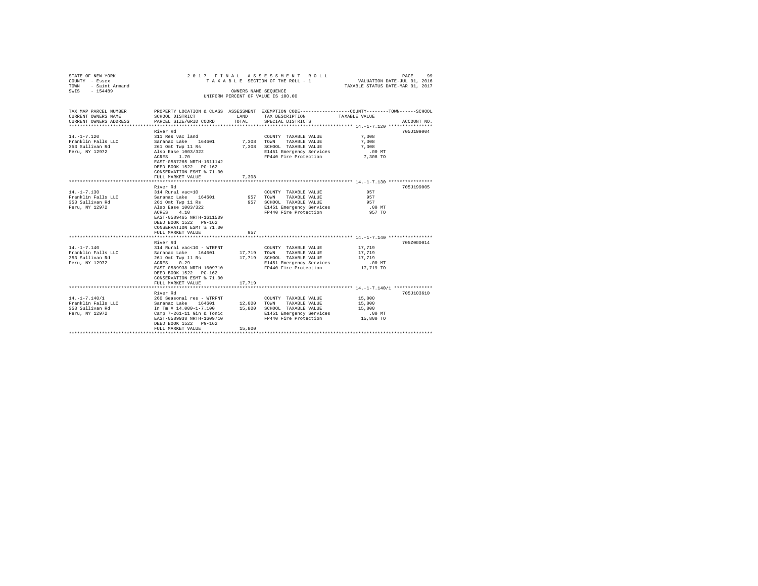STATE OF NEW YORK — COUNTY - Essex — TOWN - Saint Armand — SWIS - 154489

2 0 1 7 F I N A L A S S E S S M E N T R O L L
T A X A B L E SECTION OF THE ROLL - 1
OWNERS NAME SEQUENCE
UNIFORM PERCENT OF VALUE IS 100.00

VALUATION DATE-JUL 01, 2016
TAXABLE STATUS DATE-MAR 01, 2017

| TAX MAP PARCEL NUMBER / CURRENT OWNERS NAME / CURRENT OWNERS ADDRESS | PROPERTY LOCATION & CLASS / SCHOOL DISTRICT / PARCEL SIZE/GRID COORD | ASSESSMENT LAND | TOTAL | EXEMPTION CODE / TAX DESCRIPTION / SPECIAL DISTRICTS | COUNTY / TOWN / SCHOOL TAXABLE VALUE | ACCOUNT NO. |
|---|---|---|---|---|---|---|
| 14.-1-7.120 | River Rd | | | | | 705J199004 |
| Franklin Falls LLC | 311 Res vac land | | | COUNTY TAXABLE VALUE | 7,308 | |
| 353 Sullivan Rd | Saranac Lake 164601 | 7,308 | | TOWN TAXABLE VALUE | 7,308 | |
| Peru, NY 12972 | 261 Omt Twp 11 Rs | | 7,308 | SCHOOL TAXABLE VALUE | 7,308 | |
| | Also Ease 1003/322 | | | E1451 Emergency Services | .00 MT | |
| | ACRES 1.70 | | | FP440 Fire Protection | 7,308 TO | |
| | EAST-0587265 NRTH-1611142 | | | | | |
| | DEED BOOK 1522 PG-162 | | | | | |
| | CONSERVATION ESMT % 71.00 | | | | | |
| | FULL MARKET VALUE | | 7,308 | | | |
| 14.-1-7.130 | River Rd | | | | | 705J199005 |
| Franklin Falls LLC | 314 Rural vac<10 | | | COUNTY TAXABLE VALUE | 957 | |
| 353 Sullivan Rd | Saranac Lake 164601 | 957 | | TOWN TAXABLE VALUE | 957 | |
| Peru, NY 12972 | 261 Omt Twp 11 Rs | | 957 | SCHOOL TAXABLE VALUE | 957 | |
| | Also Ease 1003/322 | | | E1451 Emergency Services | .00 MT | |
| | ACRES 4.10 | | | FP440 Fire Protection | 957 TO | |
| | EAST-0589465 NRTH-1611509 | | | | | |
| | DEED BOOK 1522 PG-162 | | | | | |
| | CONSERVATION ESMT % 71.00 | | | | | |
| | FULL MARKET VALUE | | 957 | | | |
| 14.-1-7.140 | River Rd | | | | | 705Z000014 |
| Franklin Falls LLC | 314 Rural vac<10 - WTRFNT | | | COUNTY TAXABLE VALUE | 17,719 | |
| 353 Sullivan Rd | Saranac Lake 164601 | 17,719 | | TOWN TAXABLE VALUE | 17,719 | |
| Peru, NY 12972 | 261 Omt Twp 11 Rs | | 17,719 | SCHOOL TAXABLE VALUE | 17,719 | |
| | ACRES 0.29 | | | E1451 Emergency Services | .00 MT | |
| | EAST-0589938 NRTH-1609710 | | | FP440 Fire Protection | 17,719 TO | |
| | DEED BOOK 1522 PG-162 | | | | | |
| | CONSERVATION ESMT % 71.00 | | | | | |
| | FULL MARKET VALUE | | 17,719 | | | |
| 14.-1-7.140/1 | River Rd | | | | | 705J103610 |
| Franklin Falls LLC | 260 Seasonal res - WTRFNT | | | COUNTY TAXABLE VALUE | 15,800 | |
| 353 Sullivan Rd | Saranac Lake 164601 | 12,000 | | TOWN TAXABLE VALUE | 15,800 | |
| Peru, NY 12972 | In Tm # 14.000-1-7.100 | | 15,800 | SCHOOL TAXABLE VALUE | 15,800 | |
| | Camp 7-261-11 Gin & Tonic | | | E1451 Emergency Services | .00 MT | |
| | EAST-0589938 NRTH-1609710 | | | FP440 Fire Protection | 15,800 TO | |
| | DEED BOOK 1522 PG-162 | | | | | |
| | FULL MARKET VALUE | | 15,800 | | | |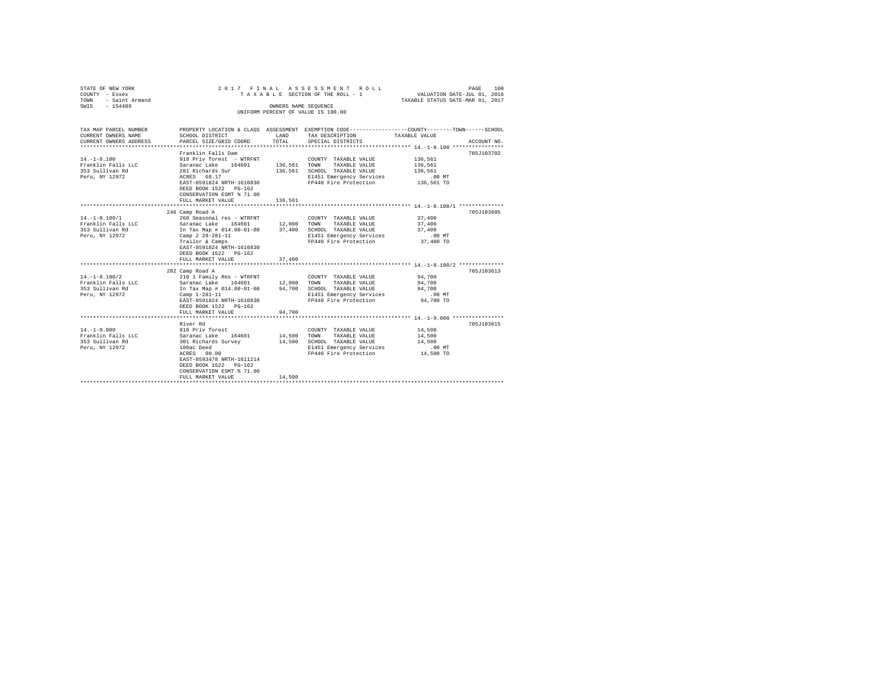STATE OF NEW YORK
COUNTY - Essex
TOWN - Saint Armand
SWIS - 154489

2017 FINAL ASSESSMENT ROLL
TAXABLE SECTION OF THE ROLL - 1
OWNERS NAME SEQUENCE
UNIFORM PERCENT OF VALUE IS 100.00

VALUATION DATE-JUL 01, 2016
TAXABLE STATUS DATE-MAR 01, 2017

| TAX MAP PARCEL NUMBER / CURRENT OWNERS NAME / CURRENT OWNERS ADDRESS | PROPERTY LOCATION & CLASS / SCHOOL DISTRICT / PARCEL SIZE/GRID COORD | ASSESSMENT LAND / TOTAL | EXEMPTION CODE / TAX DESCRIPTION / SPECIAL DISTRICTS | COUNTY--------TOWN------SCHOOL TAXABLE VALUE | ACCOUNT NO. |
|---|---|---|---|---|---|
| 14.-1-8.100 | Franklin Falls Dam | | | | 705J103702 |
| Franklin Falls LLC | 910 Priv forest - WTRFNT | | COUNTY TAXABLE VALUE | 136,561 | |
| 353 Sullivan Rd | Saranac Lake 164601 | 136,561 | TOWN TAXABLE VALUE | 136,561 | |
| Peru, NY 12972 | 281 Richards Sur | 136,561 | SCHOOL TAXABLE VALUE | 136,561 | |
| | ACRES 68.17 | | E1451 Emergency Services | .00 MT | |
| | EAST-0591824 NRTH-1610830 | | FP440 Fire Protection | 136,561 TO | |
| | DEED BOOK 1522 PG-162 | | | | |
| | CONSERVATION ESMT % 71.00 | | | | |
| | FULL MARKET VALUE | 136,561 | | | |
| 14.-1-8.100/1 | 246 Camp Road A | | | | 705J103605 |
| Franklin Falls LLC | 260 Seasonal res - WTRFNT | | COUNTY TAXABLE VALUE | 37,400 | |
| 353 Sullivan Rd | Saranac Lake 164601 | 12,000 | TOWN TAXABLE VALUE | 37,400 | |
| Peru, NY 12972 | In Tax Map # 014.00-01-08 | 37,400 | SCHOOL TAXABLE VALUE | 37,400 | |
| | Camp 2 28-281-11 | | E1451 Emergency Services | .00 MT | |
| | Trailor & Camps | | FP440 Fire Protection | 37,400 TO | |
| | EAST-0591824 NRTH-1610830 | | | | |
| | DEED BOOK 1522 PG-162 | | | | |
| | FULL MARKET VALUE | 37,400 | | | |
| 14.-1-8.100/2 | 282 Camp Road A | | | | 705J103613 |
| Franklin Falls LLC | 210 1 Family Res - WTRFNT | | COUNTY TAXABLE VALUE | 94,700 | |
| 353 Sullivan Rd | Saranac Lake 164601 | 12,000 | TOWN TAXABLE VALUE | 94,700 | |
| Peru, NY 12972 | In Tax Map # 014.00-01-08 | 94,700 | SCHOOL TAXABLE VALUE | 94,700 | |
| | Camp 1-281-11 | | E1451 Emergency Services | .00 MT | |
| | EAST-0591824 NRTH-1610830 | | FP440 Fire Protection | 94,700 TO | |
| | DEED BOOK 1522 PG-162 | | | | |
| | FULL MARKET VALUE | 94,700 | | | |
| 14.-1-9.000 | River Rd | | | | 705J103615 |
| Franklin Falls LLC | 910 Priv forest | | COUNTY TAXABLE VALUE | 14,500 | |
| 353 Sullivan Rd | Saranac Lake 164601 | 14,500 | TOWN TAXABLE VALUE | 14,500 | |
| Peru, NY 12972 | 301 Richards Survey | 14,500 | SCHOOL TAXABLE VALUE | 14,500 | |
| | 100ac Deed | | E1451 Emergency Services | .00 MT | |
| | ACRES 90.00 | | FP440 Fire Protection | 14,500 TO | |
| | EAST-0593478 NRTH-1611214 | | | | |
| | DEED BOOK 1522 PG-162 | | | | |
| | CONSERVATION ESMT % 71.00 | | | | |
| | FULL MARKET VALUE | 14,500 | | | |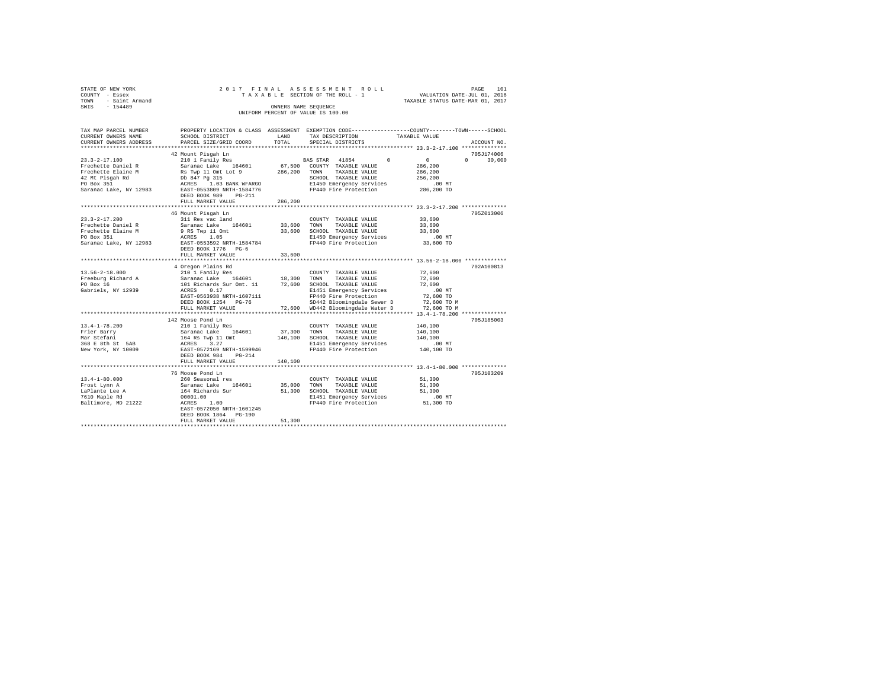STATE OF NEW YORK
COUNTY - Essex
TOWN - Saint Armand
SWIS - 154489

2017 FINAL ASSESSMENT ROLL
TAXABLE SECTION OF THE ROLL - 1
OWNERS NAME SEQUENCE
UNIFORM PERCENT OF VALUE IS 100.00

VALUATION DATE-JUL 01, 2016
TAXABLE STATUS DATE-MAR 01, 2017

| TAX MAP PARCEL NUMBER / CURRENT OWNERS NAME / CURRENT OWNERS ADDRESS | PROPERTY LOCATION & CLASS / SCHOOL DISTRICT / PARCEL SIZE/GRID COORD | ASSESSMENT LAND | TOTAL | EXEMPTION CODE / TAX DESCRIPTION / SPECIAL DISTRICTS | COUNTY | TOWN | SCHOOL / TAXABLE VALUE | ACCOUNT NO. |
|---|---|---|---|---|---|---|---|---|
| 23.3-2-17.100 | 42 Mount Pisgah Ln | | | | | | | 705J174006 |
| Frechette Daniel R | 210 1 Family Res | | | BAS STAR 41854 | 0 | 0 | 0 30,000 | |
| Frechette Elaine M | Saranac Lake 164601 | 67,500 | | COUNTY TAXABLE VALUE | 286,200 | | | |
| 42 Mt Pisgah Rd | Rs Twp 11 Omt Lot 9 | | 286,200 | TOWN TAXABLE VALUE | | 286,200 | | |
| PO Box 351 | Db 847 Pg 315 | | | SCHOOL TAXABLE VALUE | | | 256,200 | |
| Saranac Lake, NY 12983 | ACRES 1.03 BANK WFARGO | | | E1450 Emergency Services | | | .00 MT | |
| | EAST-0553809 NRTH-1584776 | | | FP440 Fire Protection | | | 286,200 TO | |
| | DEED BOOK 989 PG-211 | | | | | | | |
| | FULL MARKET VALUE | | 286,200 | | | | | |
| 23.3-2-17.200 | 46 Mount Pisgah Ln | | | | | | | 705Z013006 |
| Frechette Daniel R | 311 Res vac land | | | COUNTY TAXABLE VALUE | 33,600 | | | |
| Frechette Elaine M | Saranac Lake 164601 | 33,600 | | TOWN TAXABLE VALUE | | 33,600 | | |
| PO Box 351 | 9 RS Twp 11 Omt | | 33,600 | SCHOOL TAXABLE VALUE | | | 33,600 | |
| Saranac Lake, NY 12983 | ACRES 1.05 | | | E1450 Emergency Services | | | .00 MT | |
| | EAST-0553592 NRTH-1584784 | | | FP440 Fire Protection | | | 33,600 TO | |
| | DEED BOOK 1776 PG-6 | | | | | | | |
| | FULL MARKET VALUE | | 33,600 | | | | | |
| 13.56-2-18.000 | 4 Oregon Plains Rd | | | | | | | 702A100813 |
| Freeburg Richard A | 210 1 Family Res | | | COUNTY TAXABLE VALUE | 72,600 | | | |
| PO Box 16 | Saranac Lake 164601 | 18,300 | | TOWN TAXABLE VALUE | | 72,600 | | |
| Gabriels, NY 12939 | 101 Richards Sur Omt. 11 | | 72,600 | SCHOOL TAXABLE VALUE | | | 72,600 | |
| | ACRES 0.17 | | | E1451 Emergency Services | | | .00 MT | |
| | EAST-0563938 NRTH-1607111 | | | FP440 Fire Protection | | | 72,600 TO | |
| | DEED BOOK 1254 PG-76 | | | SD442 Bloomingdale Sewer D | | | 72,600 TO M | |
| | FULL MARKET VALUE | | 72,600 | WD442 Bloomingdale Water D | | | 72,600 TO M | |
| 13.4-1-78.200 | 142 Moose Pond Ln | | | | | | | 705J185003 |
| Frier Barry | 210 1 Family Res | | | COUNTY TAXABLE VALUE | 140,100 | | | |
| Mar Stefani | Saranac Lake 164601 | 37,300 | | TOWN TAXABLE VALUE | | 140,100 | | |
| 368 E 8th St 5AB | 164 Rs Twp 11 Omt | | 140,100 | SCHOOL TAXABLE VALUE | | | 140,100 | |
| New York, NY 10009 | ACRES 3.27 | | | E1451 Emergency Services | | | .00 MT | |
| | EAST-0572169 NRTH-1599946 | | | FP440 Fire Protection | | | 140,100 TO | |
| | DEED BOOK 984 PG-214 | | | | | | | |
| | FULL MARKET VALUE | | 140,100 | | | | | |
| 13.4-1-80.000 | 76 Moose Pond Ln | | | | | | | 705J103209 |
| Frost Lynn A | 260 Seasonal res | | | COUNTY TAXABLE VALUE | 51,300 | | | |
| LaPlante Lee A | Saranac Lake 164601 | 35,000 | | TOWN TAXABLE VALUE | | 51,300 | | |
| 7610 Maple Rd | 164 Richards Sur | | 51,300 | SCHOOL TAXABLE VALUE | | | 51,300 | |
| Baltimore, MD 21222 | 00001.00 | | | E1451 Emergency Services | | | .00 MT | |
| | ACRES 1.00 | | | FP440 Fire Protection | | | 51,300 TO | |
| | EAST-0572050 NRTH-1601245 | | | | | | | |
| | DEED BOOK 1864 PG-190 | | | | | | | |
| | FULL MARKET VALUE | | 51,300 | | | | | |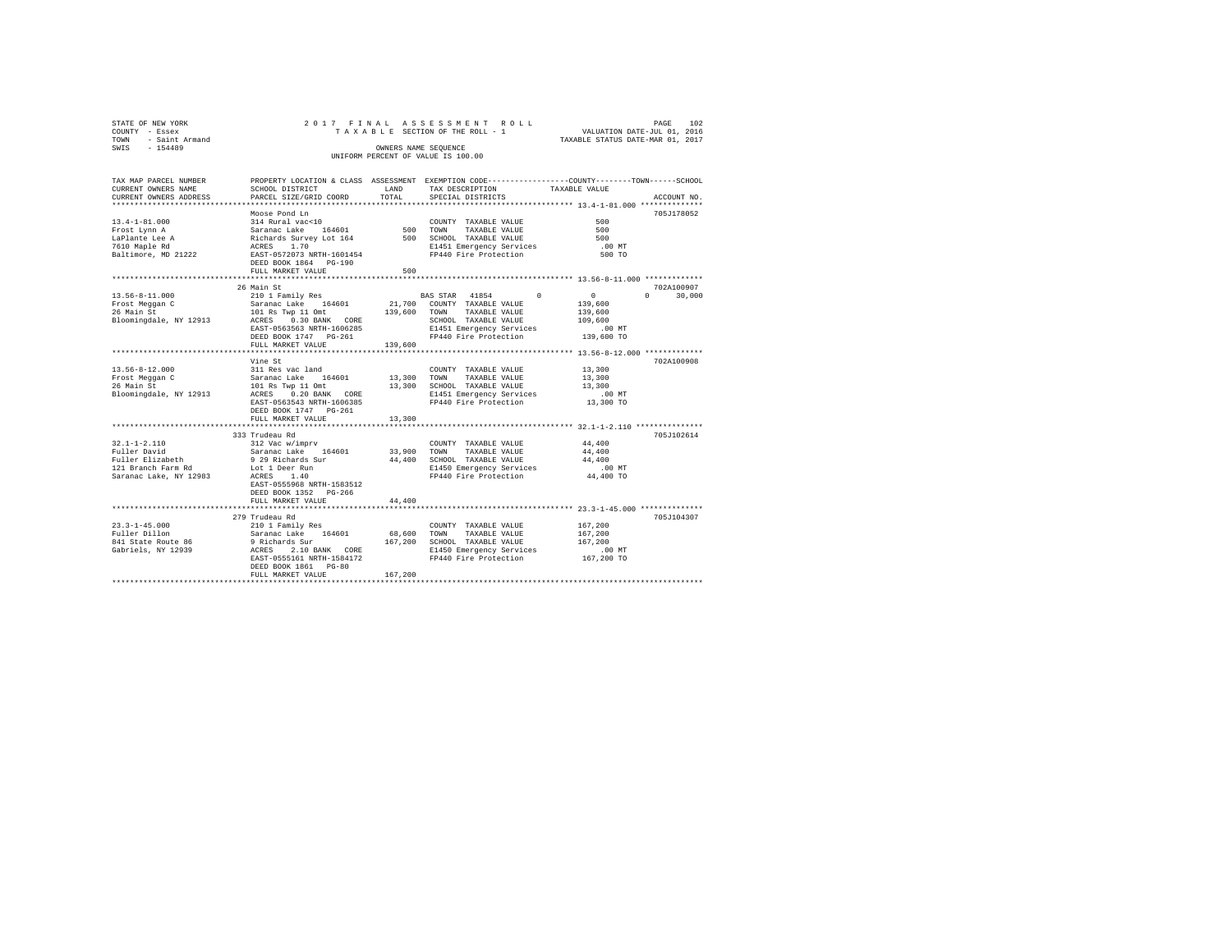STATE OF NEW YORK
COUNTY - Essex
TOWN - Saint Armand
SWIS - 154489

2017 FINAL ASSESSMENT ROLL
TAXABLE SECTION OF THE ROLL - 1
OWNERS NAME SEQUENCE
UNIFORM PERCENT OF VALUE IS 100.00

VALUATION DATE-JUL 01, 2016
TAXABLE STATUS DATE-MAR 01, 2017

```
TAX MAP PARCEL NUMBER     PROPERTY LOCATION & CLASS  ASSESSMENT  EXEMPTION CODE-----------------COUNTY--------TOWN------SCHOOL
CURRENT OWNERS NAME       SCHOOL DISTRICT             LAND       TAX DESCRIPTION            TAXABLE VALUE
CURRENT OWNERS ADDRESS    PARCEL SIZE/GRID COORD      TOTAL      SPECIAL DISTRICTS                                    ACCOUNT NO.
****************************************************************************************************** 13.4-1-81.000 **************
                          Moose Pond Ln                                                                                705J178052
13.4-1-81.000             314 Rural vac<10                       COUNTY  TAXABLE VALUE              500
Frost Lynn A              Saranac Lake   164601         500      TOWN    TAXABLE VALUE              500
LaPlante Lee A            Richards Survey Lot 164       500      SCHOOL  TAXABLE VALUE              500
7610 Maple Rd             ACRES    1.70                          E1451 Emergency Services           .00 MT
Baltimore, MD 21222       EAST-0572073 NRTH-1601454              FP440 Fire Protection              500 TO
                          DEED BOOK 1864   PG-190
                          FULL MARKET VALUE             500
****************************************************************************************************** 13.56-8-11.000 *************
                          26 Main St                                                                                   702A100907
13.56-8-11.000            210 1 Family Res                       BAS STAR  41854         0           0           0      30,000
Frost Meggan C            Saranac Lake   164601      21,700      COUNTY  TAXABLE VALUE          139,600
26 Main St                101 Rs Twp 11 Omt         139,600      TOWN    TAXABLE VALUE          139,600
Bloomingdale, NY 12913    ACRES    0.30 BANK   CORE              SCHOOL  TAXABLE VALUE          109,600
                          EAST-0563563 NRTH-1606285              E1451 Emergency Services           .00 MT
                          DEED BOOK 1747   PG-261                FP440 Fire Protection          139,600 TO
                          FULL MARKET VALUE         139,600
****************************************************************************************************** 13.56-8-12.000 *************
                          Vine St                                                                                      702A100908
13.56-8-12.000            311 Res vac land                       COUNTY  TAXABLE VALUE           13,300
Frost Meggan C            Saranac Lake   164601      13,300      TOWN    TAXABLE VALUE           13,300
26 Main St                101 Rs Twp 11 Omt          13,300      SCHOOL  TAXABLE VALUE           13,300
Bloomingdale, NY 12913    ACRES    0.20 BANK   CORE              E1451 Emergency Services           .00 MT
                          EAST-0563543 NRTH-1606385              FP440 Fire Protection           13,300 TO
                          DEED BOOK 1747   PG-261
                          FULL MARKET VALUE          13,300
****************************************************************************************************** 32.1-1-2.110 ***************
                          333 Trudeau Rd                                                                               705J102614
32.1-1-2.110              312 Vac w/imprv                        COUNTY  TAXABLE VALUE           44,400
Fuller David              Saranac Lake   164601      33,900      TOWN    TAXABLE VALUE           44,400
Fuller Elizabeth          9 29 Richards Sur          44,400      SCHOOL  TAXABLE VALUE           44,400
121 Branch Farm Rd        Lot 1 Deer Run                         E1450 Emergency Services           .00 MT
Saranac Lake, NY 12983    ACRES    1.40                          FP440 Fire Protection           44,400 TO
                          EAST-0555968 NRTH-1583512
                          DEED BOOK 1352   PG-266
                          FULL MARKET VALUE          44,400
****************************************************************************************************** 23.3-1-45.000 **************
                          279 Trudeau Rd                                                                               705J104307
23.3-1-45.000             210 1 Family Res                       COUNTY  TAXABLE VALUE          167,200
Fuller Dillon             Saranac Lake   164601      68,600      TOWN    TAXABLE VALUE          167,200
841 State Route 86        9 Richards Sur            167,200      SCHOOL  TAXABLE VALUE          167,200
Gabriels, NY 12939        ACRES    2.10 BANK   CORE              E1450 Emergency Services           .00 MT
                          EAST-0555161 NRTH-1584172              FP440 Fire Protection          167,200 TO
                          DEED BOOK 1861   PG-80
                          FULL MARKET VALUE         167,200
************************************************************************************************************************************
```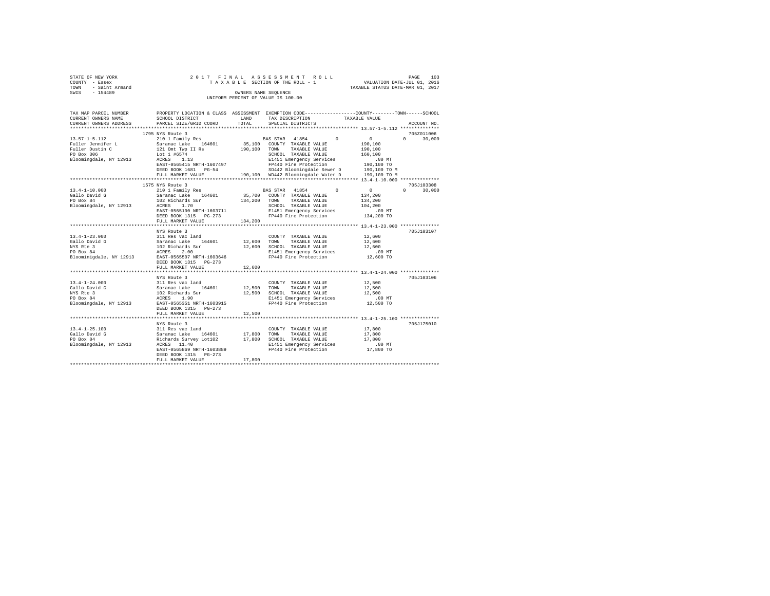STATE OF NEW YORK
COUNTY - Essex
TOWN - Saint Armand
SWIS - 154489

2017 FINAL ASSESSMENT ROLL
TAXABLE SECTION OF THE ROLL - 1
OWNERS NAME SEQUENCE
UNIFORM PERCENT OF VALUE IS 100.00

VALUATION DATE-JUL 01, 2016
TAXABLE STATUS DATE-MAR 01, 2017

```
TAX MAP PARCEL NUMBER      PROPERTY LOCATION & CLASS  ASSESSMENT  EXEMPTION CODE-----------------COUNTY--------TOWN------SCHOOL
CURRENT OWNERS NAME        SCHOOL DISTRICT             LAND        TAX DESCRIPTION           TAXABLE VALUE
CURRENT OWNERS ADDRESS     PARCEL SIZE/GRID COORD      TOTAL       SPECIAL DISTRICTS                                   ACCOUNT NO.
******************************************************************************************************* 13.57-1-5.112 **************
                           1795 NYS Route 3                                                                            705Z011006
13.57-1-5.112              210 1 Family Res                        BAS STAR  41854        0          0           0      30,000
Fuller Jennifer L          Saranac Lake   164601       35,100     COUNTY  TAXABLE VALUE          190,100
Fuller Dustin C            121 Omt Twp II Rs          190,100     TOWN    TAXABLE VALUE          190,100
PO Box 306                 Lot 1 #6574                            SCHOOL  TAXABLE VALUE          160,100
Bloomingdale, NY 12913     ACRES    1.13                          E1451 Emergency Services          .00 MT
                           EAST-0565415 NRTH-1607497              FP440 Fire Protection          190,100 TO
                           DEED BOOK 1681   PG-54                 SD442 Bloomingdale Sewer D     190,100 TO M
                           FULL MARKET VALUE          190,100     WD442 Bloomingdale Water D     190,100 TO M
******************************************************************************************************* 13.4-1-10.000 **************
                           1575 NYS Route 3                                                                            705J103308
13.4-1-10.000              210 1 Family Res                        BAS STAR  41854        0          0           0      30,000
Gallo David G              Saranac Lake   164601       35,700     COUNTY  TAXABLE VALUE          134,200
PO Box 84                  102 Richards Sur           134,200     TOWN    TAXABLE VALUE          134,200
Bloomingdale, NY 12913     ACRES    1.70                          SCHOOL  TAXABLE VALUE          104,200
                           EAST-0565100 NRTH-1603711              E1451 Emergency Services          .00 MT
                           DEED BOOK 1315   PG-273                FP440 Fire Protection          134,200 TO
                           FULL MARKET VALUE          134,200
******************************************************************************************************* 13.4-1-23.000 **************
                           NYS Route 3                                                                                 705J103107
13.4-1-23.000              311 Res vac land                       COUNTY  TAXABLE VALUE           12,600
Gallo David G              Saranac Lake   164601       12,600     TOWN    TAXABLE VALUE           12,600
NYS Rte 3                  102 Richards Sur            12,600     SCHOOL  TAXABLE VALUE           12,600
PO Box 84                  ACRES    2.00                          E1451 Emergency Services          .00 MT
Bloominigdale, NY 12913    EAST-0565507 NRTH-1603646              FP440 Fire Protection           12,600 TO
                           DEED BOOK 1315   PG-273
                           FULL MARKET VALUE           12,600
******************************************************************************************************* 13.4-1-24.000 **************
                           NYS Route 3                                                                                 705J103106
13.4-1-24.000              311 Res vac land                       COUNTY  TAXABLE VALUE           12,500
Gallo David G              Saranac Lake   164601       12,500     TOWN    TAXABLE VALUE           12,500
NYS Rte 3                  102 Richards Sur            12,500     SCHOOL  TAXABLE VALUE           12,500
PO Box 84                  ACRES    1.90                          E1451 Emergency Services          .00 MT
Bloomingdale, NY 12913     EAST-0565351 NRTH-1603915              FP440 Fire Protection           12,500 TO
                           DEED BOOK 1315   PG-273
                           FULL MARKET VALUE           12,500
******************************************************************************************************* 13.4-1-25.100 **************
                           NYS Route 3                                                                                 705J175010
13.4-1-25.100              311 Res vac land                       COUNTY  TAXABLE VALUE           17,800
Gallo David G              Saranac Lake   164601       17,800     TOWN    TAXABLE VALUE           17,800
PO Box 84                  Richards Survey Lot102      17,800     SCHOOL  TAXABLE VALUE           17,800
Bloomingdale, NY 12913     ACRES   11.40                          E1451 Emergency Services          .00 MT
                           EAST-0565869 NRTH-1603889              FP440 Fire Protection           17,800 TO
                           DEED BOOK 1315   PG-273
                           FULL MARKET VALUE           17,800
************************************************************************************************************************************
```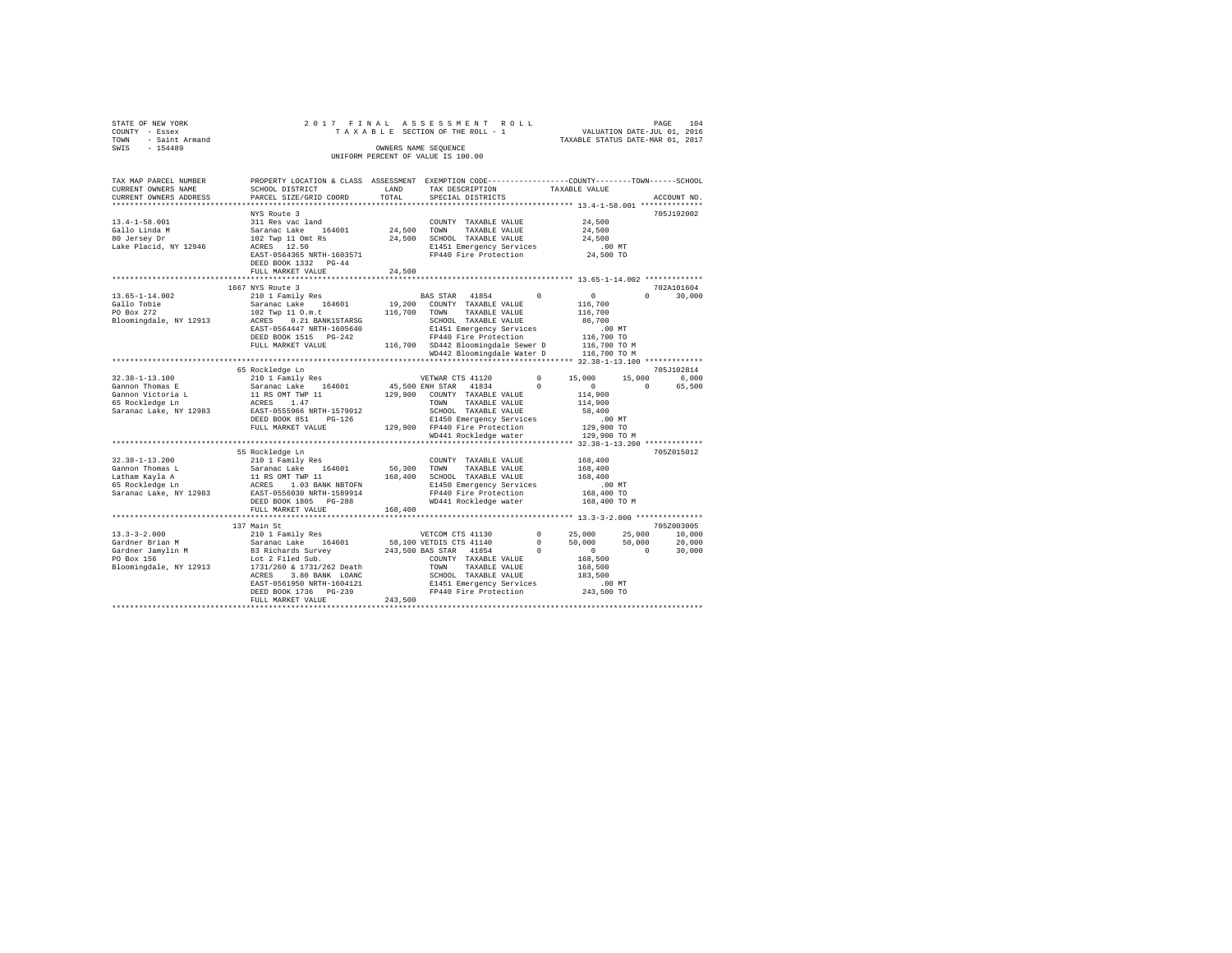```
STATE OF NEW YORK                2 0 1 7   F I N A L   A S S E S S M E N T   R O L L                        PAGE    104
COUNTY  - Essex                        T A X A B L E  SECTION OF THE ROLL - 1                  VALUATION DATE-JUL 01, 2016
TOWN    - Saint Armand                                                                       TAXABLE STATUS DATE-MAR 01, 2017
SWIS    - 154489                                  OWNERS NAME SEQUENCE
                                            UNIFORM PERCENT OF VALUE IS 100.00

TAX MAP PARCEL NUMBER          PROPERTY LOCATION & CLASS  ASSESSMENT  EXEMPTION CODE-----------------COUNTY--------TOWN------SCHOOL
CURRENT OWNERS NAME            SCHOOL DISTRICT              LAND      TAX DESCRIPTION              TAXABLE VALUE
CURRENT OWNERS ADDRESS         PARCEL SIZE/GRID COORD      TOTAL      SPECIAL DISTRICTS                                  ACCOUNT NO.
************************************************************************************************ 13.4-1-58.001 **************
                               NYS Route 3                                                                        705J192002
13.4-1-58.001                  311 Res vac land                        COUNTY  TAXABLE VALUE           24,500
Gallo Linda M                  Saranac Lake    164601       24,500     TOWN    TAXABLE VALUE           24,500
80 Jersey Dr                   102 Twp 11 Omt Rs            24,500     SCHOOL  TAXABLE VALUE           24,500
Lake Placid, NY 12946          ACRES   12.50                           E1451 Emergency Services           .00 MT
                               EAST-0564365 NRTH-1603571               FP440 Fire Protection           24,500 TO
                               DEED BOOK 1332   PG-44
                               FULL MARKET VALUE            24,500
************************************************************************************************ 13.65-1-14.002 *************
                               1667 NYS Route 3                                                                   702A101604
13.65-1-14.002                 210 1 Family Res                        BAS STAR  41854         0           0            0      30,000
Gallo Tobie                    Saranac Lake    164601       19,200     COUNTY  TAXABLE VALUE          116,700
PO Box 272                     102 Twp 11 O.m.t            116,700     TOWN    TAXABLE VALUE          116,700
Bloomingdale, NY 12913         ACRES    0.21 BANK1STARSG               SCHOOL  TAXABLE VALUE           86,700
                               EAST-0564447 NRTH-1605640               E1451 Emergency Services           .00 MT
                               DEED BOOK 1515   PG-242                 FP440 Fire Protection          116,700 TO
                               FULL MARKET VALUE           116,700     SD442 Bloomingdale Sewer D     116,700 TO M
                                                                       WD442 Bloomingdale Water D     116,700 TO M
************************************************************************************************ 32.38-1-13.100 *************
                               65 Rockledge Ln                                                                    705J102814
32.38-1-13.100                 210 1 Family Res                        VETWAR CTS 41120        0      15,000       15,000       6,000
Gannon Thomas E                Saranac Lake    164601       45,500 ENH STAR  41834         0           0            0      65,500
Gannon Victoria L              11 RS OMT TWP 11            129,900     COUNTY  TAXABLE VALUE          114,900
65 Rockledge Ln                ACRES    1.47                           TOWN    TAXABLE VALUE          114,900
Saranac Lake, NY 12983         EAST-0555966 NRTH-1579012               SCHOOL  TAXABLE VALUE           58,400
                               DEED BOOK 851    PG-126                 E1450 Emergency Services           .00 MT
                               FULL MARKET VALUE           129,900     FP440 Fire Protection          129,900 TO
                                                                       WD441 Rockledge water          129,900 TO M
************************************************************************************************ 32.38-1-13.200 *************
                               55 Rockledge Ln                                                                    705Z015012
32.38-1-13.200                 210 1 Family Res                        COUNTY  TAXABLE VALUE          168,400
Gannon Thomas L                Saranac Lake    164601       56,300     TOWN    TAXABLE VALUE          168,400
Latham Kayla A                 11 RS OMT TWP 11            168,400     SCHOOL  TAXABLE VALUE          168,400
65 Rockledge Ln                ACRES    1.03 BANK NBTOFN               E1450 Emergency Services           .00 MT
Saranac Lake, NY 12983         EAST-0556030 NRTH-1589914               FP440 Fire Protection          168,400 TO
                               DEED BOOK 1805   PG-288                 WD441 Rockledge water          168,400 TO M
                               FULL MARKET VALUE           168,400
************************************************************************************************ 13.3-3-2.000 ***************
                               137 Main St                                                                        705Z003005
13.3-3-2.000                   210 1 Family Res                        VETCOM CTS 41130        0      25,000       25,000      10,000
Gardner Brian M                Saranac Lake    164601       58,100 VETDIS CTS 41140        0      50,000       50,000      20,000
Gardner Jamylin M              83 Richards Survey          243,500 BAS STAR  41854         0           0            0      30,000
PO Box 156                     Lot 2 Filed Sub.                        COUNTY  TAXABLE VALUE          168,500
Bloomingdale, NY 12913         1731/260 & 1731/262 Death               TOWN    TAXABLE VALUE          168,500
                               ACRES    3.80 BANK  LOANC               SCHOOL  TAXABLE VALUE          183,500
                               EAST-0561950 NRTH-1604121               E1451 Emergency Services           .00 MT
                               DEED BOOK 1736   PG-239                 FP440 Fire Protection          243,500 TO
                               FULL MARKET VALUE           243,500
*******************************************************************************************************************************
```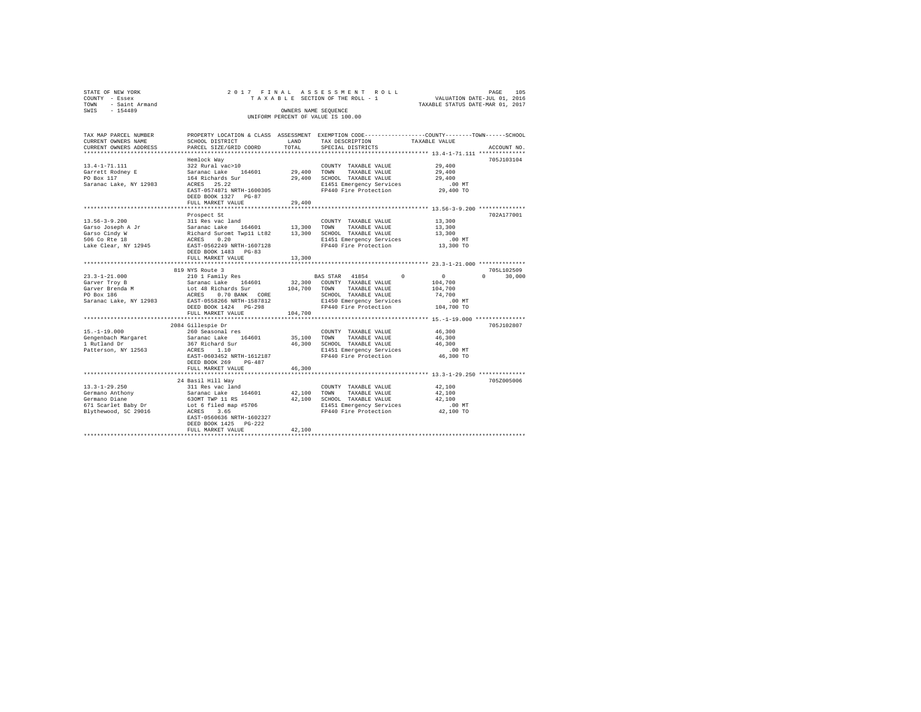STATE OF NEW YORK | 2017 FINAL ASSESSMENT ROLL | VALUATION DATE-JUL 01, 2016
COUNTY - Essex | TAXABLE SECTION OF THE ROLL - 1 | TAXABLE STATUS DATE-MAR 01, 2017
TOWN - Saint Armand
SWIS - 154489

OWNERS NAME SEQUENCE
UNIFORM PERCENT OF VALUE IS 100.00

| TAX MAP PARCEL NUMBER / CURRENT OWNERS NAME / CURRENT OWNERS ADDRESS | PROPERTY LOCATION & CLASS / SCHOOL DISTRICT / PARCEL SIZE/GRID COORD | ASSESSMENT LAND / TOTAL | EXEMPTION CODE / TAX DESCRIPTION / SPECIAL DISTRICTS | COUNTY / TOWN / SCHOOL TAXABLE VALUE | ACCOUNT NO. |
|---|---|---|---|---|---|
| **13.4-1-71.111** | Hemlock Way | | | | 705J103104 |
| 13.4-1-71.111 | 322 Rural vac>10 | | COUNTY TAXABLE VALUE | 29,400 | |
| Garrett Rodney E | Saranac Lake 164601 | 29,400 | TOWN TAXABLE VALUE | 29,400 | |
| PO Box 117 | 164 Richards Sur | 29,400 | SCHOOL TAXABLE VALUE | 29,400 | |
| Saranac Lake, NY 12983 | ACRES 25.22 | | E1451 Emergency Services | .00 MT | |
| | EAST-0574871 NRTH-1600305 | | FP440 Fire Protection | 29,400 TO | |
| | DEED BOOK 1327 PG-87 | | | | |
| | FULL MARKET VALUE | 29,400 | | | |
| **13.56-3-9.200** | Prospect St | | | | 702A177001 |
| 13.56-3-9.200 | 311 Res vac land | | COUNTY TAXABLE VALUE | 13,300 | |
| Garso Joseph A Jr | Saranac Lake 164601 | 13,300 | TOWN TAXABLE VALUE | 13,300 | |
| Garso Cindy W | Richard Suromt Twp11 Lt82 | 13,300 | SCHOOL TAXABLE VALUE | 13,300 | |
| 506 Co Rte 18 | ACRES 0.20 | | E1451 Emergency Services | .00 MT | |
| Lake Clear, NY 12945 | EAST-0562249 NRTH-1607128 | | FP440 Fire Protection | 13,300 TO | |
| | DEED BOOK 1483 PG-83 | | | | |
| | FULL MARKET VALUE | 13,300 | | | |
| **23.3-1-21.000** | 819 NYS Route 3 | | | | 705L102509 |
| 23.3-1-21.000 | 210 1 Family Res | | BAS STAR 41854 | 0 0 0 30,000 | |
| Garver Troy B | Saranac Lake 164601 | 32,300 | COUNTY TAXABLE VALUE | 104,700 | |
| Garver Brenda M | Lot 48 Richards Sur | 104,700 | TOWN TAXABLE VALUE | 104,700 | |
| PO Box 186 | ACRES 0.70 BANK CORE | | SCHOOL TAXABLE VALUE | 74,700 | |
| Saranac Lake, NY 12983 | EAST-0558266 NRTH-1587812 | | E1450 Emergency Services | .00 MT | |
| | DEED BOOK 1424 PG-298 | | FP440 Fire Protection | 104,700 TO | |
| | FULL MARKET VALUE | 104,700 | | | |
| **15.-1-19.000** | 2084 Gillespie Dr | | | | 705J102807 |
| 15.-1-19.000 | 260 Seasonal res | | COUNTY TAXABLE VALUE | 46,300 | |
| Gengenbach Margaret | Saranac Lake 164601 | 35,100 | TOWN TAXABLE VALUE | 46,300 | |
| 1 Rutland Dr | 367 Richard Sur | 46,300 | SCHOOL TAXABLE VALUE | 46,300 | |
| Patterson, NY 12563 | ACRES 1.10 | | E1451 Emergency Services | .00 MT | |
| | EAST-0603452 NRTH-1612187 | | FP440 Fire Protection | 46,300 TO | |
| | DEED BOOK 269 PG-487 | | | | |
| | FULL MARKET VALUE | 46,300 | | | |
| **13.3-1-29.250** | 24 Basil Hill Way | | | | 705Z005006 |
| 13.3-1-29.250 | 311 Res vac land | | COUNTY TAXABLE VALUE | 42,100 | |
| Germano Anthony | Saranac Lake 164601 | 42,100 | TOWN TAXABLE VALUE | 42,100 | |
| Germano Diane | 63OMT TWP 11 RS | 42,100 | SCHOOL TAXABLE VALUE | 42,100 | |
| 671 Scarlet Baby Dr | Lot 6 filed map #5706 | | E1451 Emergency Services | .00 MT | |
| Blythewood, SC 29016 | ACRES 3.65 | | FP440 Fire Protection | 42,100 TO | |
| | EAST-0560636 NRTH-1602327 | | | | |
| | DEED BOOK 1425 PG-222 | | | | |
| | FULL MARKET VALUE | 42,100 | | | |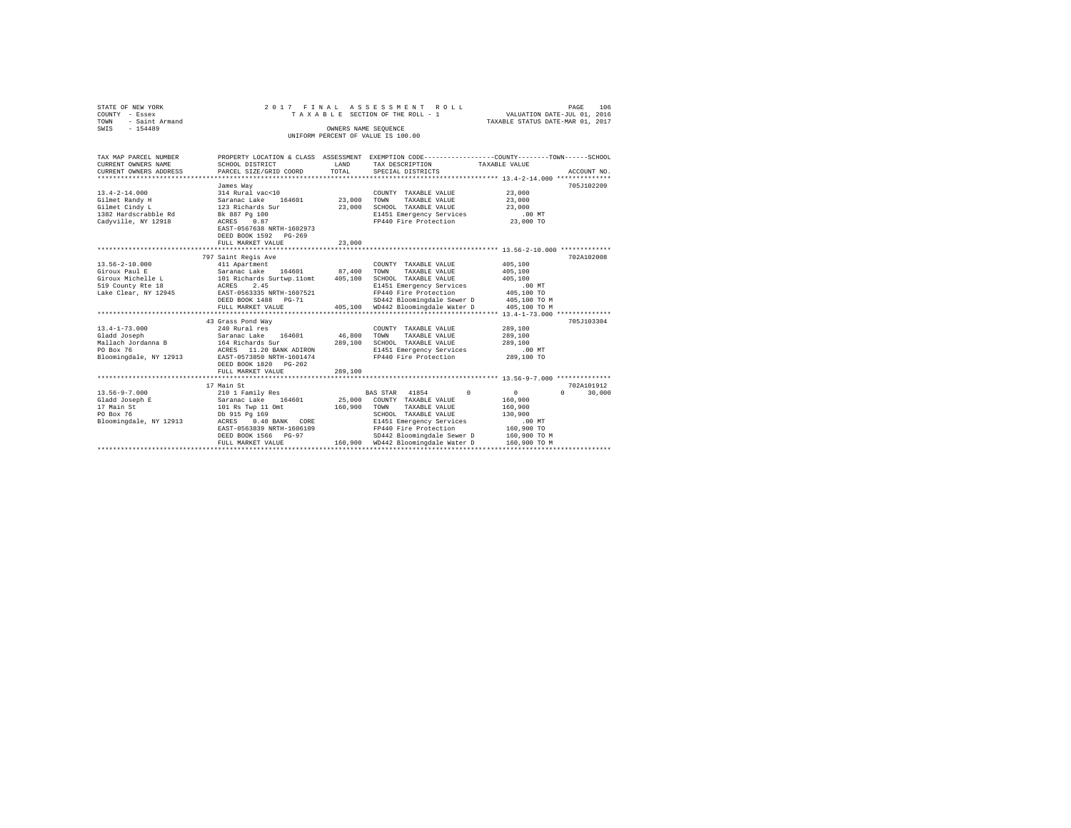STATE OF NEW YORK
COUNTY - Essex
TOWN - Saint Armand
SWIS - 154489

2017 FINAL ASSESSMENT ROLL
TAXABLE SECTION OF THE ROLL - 1
OWNERS NAME SEQUENCE
UNIFORM PERCENT OF VALUE IS 100.00

VALUATION DATE-JUL 01, 2016
TAXABLE STATUS DATE-MAR 01, 2017

```
TAX MAP PARCEL NUMBER     PROPERTY LOCATION & CLASS  ASSESSMENT  EXEMPTION CODE-----------------COUNTY--------TOWN------SCHOOL
CURRENT OWNERS NAME       SCHOOL DISTRICT             LAND        TAX DESCRIPTION              TAXABLE VALUE
CURRENT OWNERS ADDRESS    PARCEL SIZE/GRID COORD      TOTAL       SPECIAL DISTRICTS                                      ACCOUNT NO.
******************************************************************************************** 13.4-2-14.000 **************
                          James Way                                                                                  705J102209
13.4-2-14.000             314 Rural vac<10                        COUNTY  TAXABLE VALUE            23,000
Gilmet Randy H            Saranac Lake   164601      23,000       TOWN    TAXABLE VALUE            23,000
Gilmet Cindy L            123 Richards Sur           23,000       SCHOOL  TAXABLE VALUE            23,000
1382 Hardscrabble Rd      Bk 887 Pg 100                           E1451 Emergency Services            .00 MT
Cadyville, NY 12918       ACRES    0.87                           FP440 Fire Protection            23,000 TO
                          EAST-0567638 NRTH-1602973
                          DEED BOOK 1592   PG-269
                          FULL MARKET VALUE          23,000
******************************************************************************************** 13.56-2-10.000 *************
                          797 Saint Regis Ave                                                                        702A102008
13.56-2-10.000            411 Apartment                           COUNTY  TAXABLE VALUE           405,100
Giroux Paul E             Saranac Lake   164601      87,400       TOWN    TAXABLE VALUE           405,100
Giroux Michelle L         101 Richards Surtwp.11omt  405,100      SCHOOL  TAXABLE VALUE           405,100
519 County Rte 18         ACRES    2.45                           E1451 Emergency Services            .00 MT
Lake Clear, NY 12945      EAST-0563335 NRTH-1607521               FP440 Fire Protection           405,100 TO
                          DEED BOOK 1488   PG-71                  SD442 Bloomingdale Sewer D      405,100 TO M
                          FULL MARKET VALUE          405,100      WD442 Bloomingdale Water D      405,100 TO M
******************************************************************************************** 13.4-1-73.000 **************
                          43 Grass Pond Way                                                                          705J103304
13.4-1-73.000             240 Rural res                           COUNTY  TAXABLE VALUE           289,100
Gladd Joseph              Saranac Lake   164601      46,800       TOWN    TAXABLE VALUE           289,100
Mallach Jordanna B        164 Richards Sur           289,100      SCHOOL  TAXABLE VALUE           289,100
PO Box 76                 ACRES   11.20 BANK ADIRON               E1451 Emergency Services            .00 MT
Bloomingdale, NY 12913    EAST-0573850 NRTH-1601474               FP440 Fire Protection           289,100 TO
                          DEED BOOK 1820   PG-202
                          FULL MARKET VALUE          289,100
******************************************************************************************** 13.56-9-7.000 **************
                          17 Main St                                                                                 702A101912
13.56-9-7.000             210 1 Family Res                    BAS STAR  41854        0               0          0      30,000
Gladd Joseph E            Saranac Lake   164601      25,000       COUNTY  TAXABLE VALUE           160,900
17 Main St                101 Rs Twp 11 Omt          160,900      TOWN    TAXABLE VALUE           160,900
PO Box 76                 Db 915 Pg 169                           SCHOOL  TAXABLE VALUE           130,900
Bloomingdale, NY 12913    ACRES    0.40 BANK  CORE                E1451 Emergency Services            .00 MT
                          EAST-0563839 NRTH-1606109               FP440 Fire Protection           160,900 TO
                          DEED BOOK 1566   PG-97                  SD442 Bloomingdale Sewer D      160,900 TO M
                          FULL MARKET VALUE          160,900      WD442 Bloomingdale Water D      160,900 TO M
**************************************************************************************************************************
```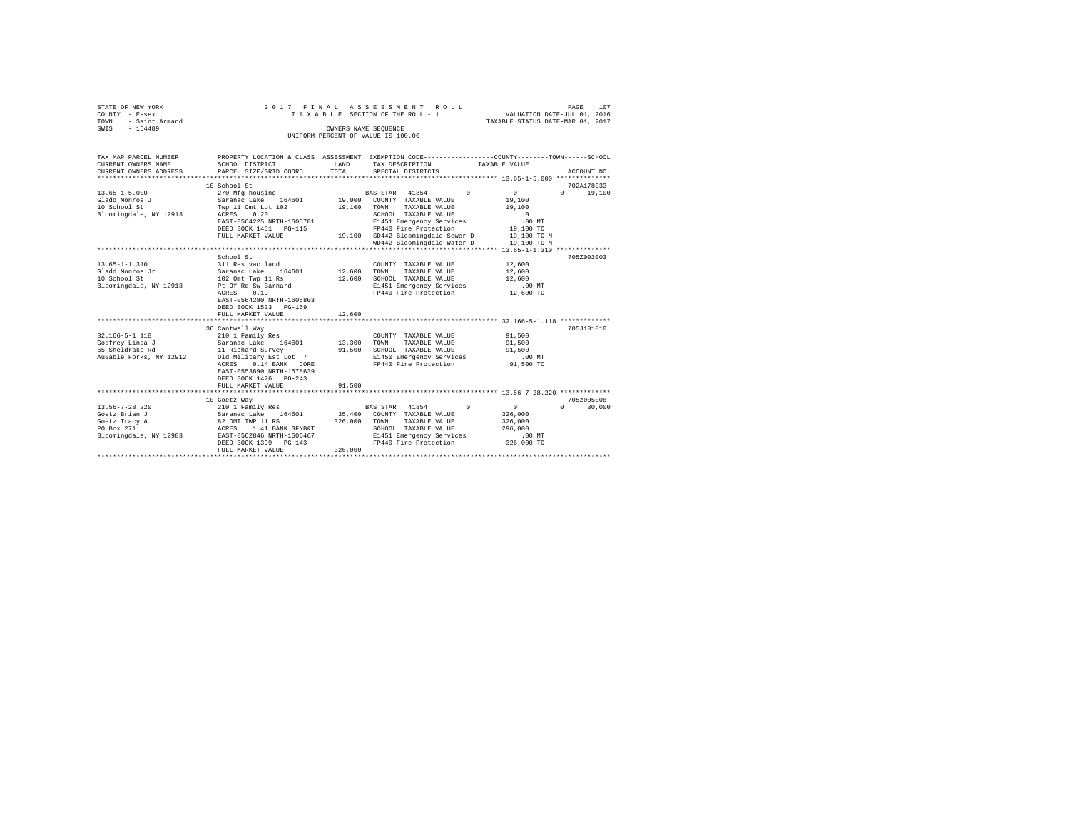```
STATE OF NEW YORK                    2 0 1 7   F I N A L   A S S E S S M E N T   R O L L                          PAGE  107
COUNTY  - Essex                        T A X A B L E  SECTION OF THE ROLL - 1                  VALUATION DATE-JUL 01, 2016
TOWN    - Saint Armand                                                                      TAXABLE STATUS DATE-MAR 01, 2017
SWIS    - 154489                                          OWNERS NAME SEQUENCE
                                                     UNIFORM PERCENT OF VALUE IS 100.00

TAX MAP PARCEL NUMBER          PROPERTY LOCATION & CLASS  ASSESSMENT  EXEMPTION CODE-----------------COUNTY--------TOWN------SCHOOL
CURRENT OWNERS NAME            SCHOOL DISTRICT               LAND      TAX DESCRIPTION            TAXABLE VALUE
CURRENT OWNERS ADDRESS         PARCEL SIZE/GRID COORD        TOTAL     SPECIAL DISTRICTS                                   ACCOUNT NO.
******************************************************************************************************* 13.65-1-5.000 **************
                               10 School St                                                                           702A178033
13.65-1-5.000                  270 Mfg housing                         BAS STAR  41854          0          0            0     19,100
Gladd Monroe J                 Saranac Lake   164601      19,000  COUNTY  TAXABLE VALUE            19,100
10 School St                   Twp 11 Omt Lot 102         19,100  TOWN    TAXABLE VALUE            19,100
Bloomingdale, NY 12913         ACRES    0.20                      SCHOOL  TAXABLE VALUE                 0
                               EAST-0564225 NRTH-1605781          E1451 Emergency Services            .00 MT
                               DEED BOOK 1451   PG-115            FP440 Fire Protection            19,100 TO
                               FULL MARKET VALUE          19,100  SD442 Bloomingdale Sewer D       19,100 TO M
                                                                  WD442 Bloomingdale Water D       19,100 TO M
******************************************************************************************************* 13.65-1-1.310 **************
                               School St                                                                              705Z002003
13.65-1-1.310                  311 Res vac land                        COUNTY  TAXABLE VALUE            12,600
Gladd Monroe Jr                Saranac Lake   164601      12,600  TOWN    TAXABLE VALUE            12,600
10 School St                   102 Omt Twp 11 Rs          12,600  SCHOOL  TAXABLE VALUE            12,600
Bloomingdale, NY 12913         Pt Of Rd Sw Barnard                E1451 Emergency Services            .00 MT
                               ACRES    0.19                      FP440 Fire Protection            12,600 TO
                               EAST-0564280 NRTH-1605803
                               DEED BOOK 1523   PG-169
                               FULL MARKET VALUE          12,600
******************************************************************************************************* 32.166-5-1.118 *************
                               36 Cantwell Way                                                                        705J181010
32.166-5-1.118                 210 1 Family Res                        COUNTY  TAXABLE VALUE            91,500
Godfrey Linda J                Saranac Lake   164601      13,300  TOWN    TAXABLE VALUE            91,500
65 Sheldrake Rd                11 Richard Survey          91,500  SCHOOL  TAXABLE VALUE            91,500
AuSable Forks, NY 12912        Old Military Est Lot  7            E1450 Emergency Services            .00 MT
                               ACRES    0.14 BANK   CORE          FP440 Fire Protection            91,500 TO
                               EAST-0553890 NRTH-1578639
                               DEED BOOK 1476   PG-243
                               FULL MARKET VALUE          91,500
******************************************************************************************************* 13.56-7-28.220 *************
                               10 Goetz Way                                                                           705Z005008
13.56-7-28.220                 210 1 Family Res                        BAS STAR  41854          0          0            0     30,000
Goetz Brian J                  Saranac Lake   164601      35,400  COUNTY  TAXABLE VALUE           326,000
Goetz Tracy A                  82 OMT TWP 11 RS          326,000  TOWN    TAXABLE VALUE           326,000
PO Box 271                     ACRES    1.41 BANK GFNB&T          SCHOOL  TAXABLE VALUE           296,000
Bloomingdale, NY 12983         EAST-0562846 NRTH-1606467          E1451 Emergency Services            .00 MT
                               DEED BOOK 1399   PG-143            FP440 Fire Protection           326,000 TO
                               FULL MARKET VALUE         326,000
************************************************************************************************************************************
```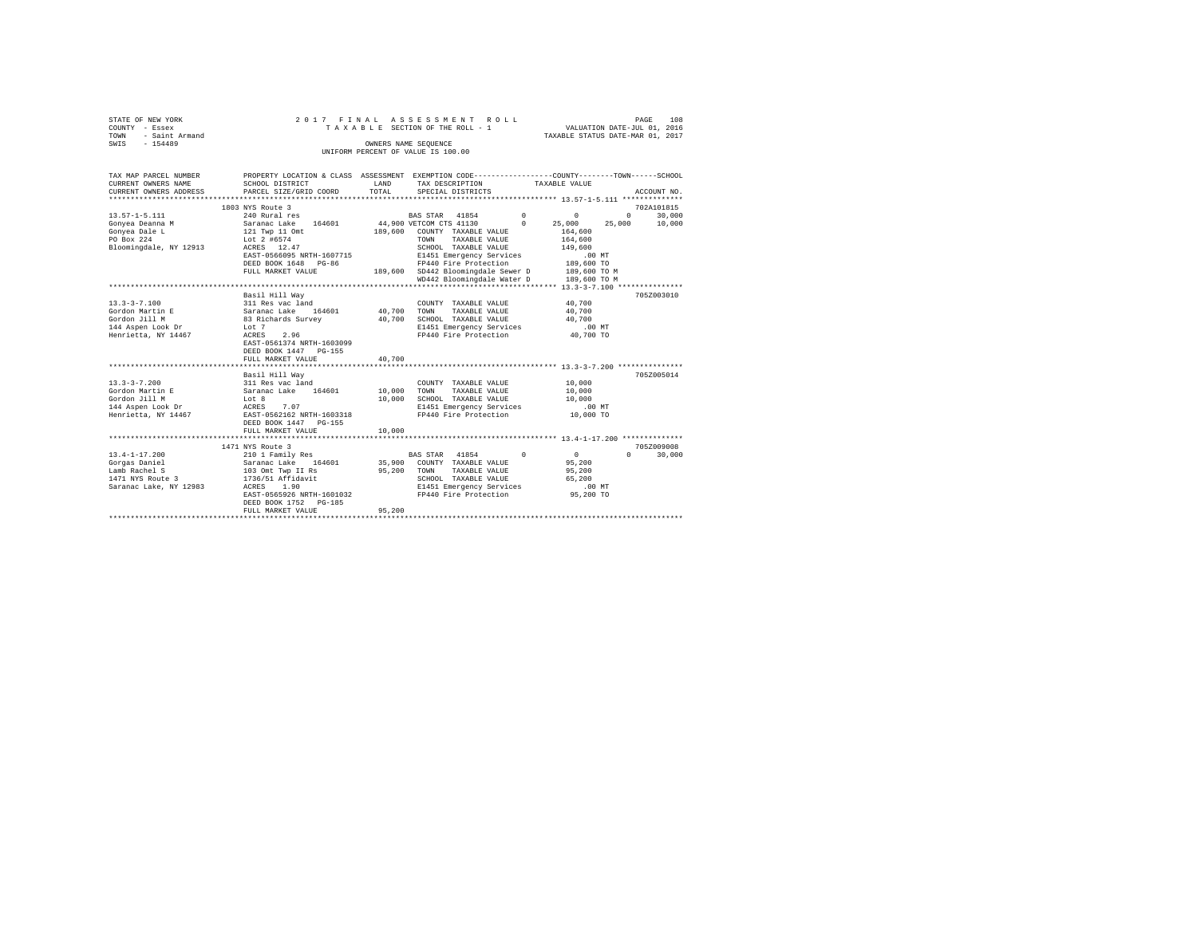STATE OF NEW YORK
COUNTY - Essex
TOWN - Saint Armand
SWIS - 154489

2 0 1 7 F I N A L A S S E S S M E N T R O L L
T A X A B L E SECTION OF THE ROLL - 1
OWNERS NAME SEQUENCE
UNIFORM PERCENT OF VALUE IS 100.00

VALUATION DATE-JUL 01, 2016
TAXABLE STATUS DATE-MAR 01, 2017

```
TAX MAP PARCEL NUMBER     PROPERTY LOCATION & CLASS  ASSESSMENT  EXEMPTION CODE-----------------COUNTY--------TOWN------SCHOOL
CURRENT OWNERS NAME       SCHOOL DISTRICT              LAND      TAX DESCRIPTION            TAXABLE VALUE
CURRENT OWNERS ADDRESS    PARCEL SIZE/GRID COORD       TOTAL     SPECIAL DISTRICTS                                      ACCOUNT NO.
******************************************************************************************** 13.57-1-5.111 **************
                          1803 NYS Route 3                                                                          702A101815
13.57-1-5.111             240 Rural res                          BAS STAR  41854          0         0          0      30,000
Gonyea Deanna M           Saranac Lake    164601      44,900 VETCOM CTS 41130        0    25,000     25,000     10,000
Gonyea Dale L             121 Twp 11 Omt             189,600   COUNTY  TAXABLE VALUE           164,600
PO Box 224                Lot 2 #6574                          TOWN    TAXABLE VALUE           164,600
Bloomingdale, NY 12913    ACRES   12.47                        SCHOOL  TAXABLE VALUE           149,600
                          EAST-0566095 NRTH-1607715            E1451 Emergency Services             .00 MT
                          DEED BOOK 1648   PG-86               FP440 Fire Protection           189,600 TO
                          FULL MARKET VALUE          189,600   SD442 Bloomingdale Sewer D      189,600 TO M
                                                               WD442 Bloomingdale Water D      189,600 TO M
******************************************************************************************** 13.3-3-7.100 ***************
                          Basil Hill Way                                                                            705Z003010
13.3-3-7.100              311 Res vac land                     COUNTY  TAXABLE VALUE            40,700
Gordon Martin E           Saranac Lake    164601      40,700   TOWN    TAXABLE VALUE            40,700
Gordon Jill M             83 Richards Survey          40,700   SCHOOL  TAXABLE VALUE            40,700
144 Aspen Look Dr         Lot 7                                E1451 Emergency Services             .00 MT
Henrietta, NY 14467       ACRES    2.96                        FP440 Fire Protection            40,700 TO
                          EAST-0561374 NRTH-1603099
                          DEED BOOK 1447   PG-155
                          FULL MARKET VALUE           40,700
******************************************************************************************** 13.3-3-7.200 ***************
                          Basil Hill Way                                                                            705Z005014
13.3-3-7.200              311 Res vac land                     COUNTY  TAXABLE VALUE            10,000
Gordon Martin E           Saranac Lake    164601      10,000   TOWN    TAXABLE VALUE            10,000
Gordon Jill M             Lot 8                       10,000   SCHOOL  TAXABLE VALUE            10,000
144 Aspen Look Dr         ACRES    7.07                        E1451 Emergency Services             .00 MT
Henrietta, NY 14467       EAST-0562162 NRTH-1603318            FP440 Fire Protection            10,000 TO
                          DEED BOOK 1447   PG-155
                          FULL MARKET VALUE           10,000
******************************************************************************************** 13.4-1-17.200 **************
                          1471 NYS Route 3                                                                          705Z009008
13.4-1-17.200             210 1 Family Res                     BAS STAR  41854          0         0          0      30,000
Gorgas Daniel             Saranac Lake    164601      35,900   COUNTY  TAXABLE VALUE            95,200
Lamb Rachel S             103 Omt Twp II Rs           95,200   TOWN    TAXABLE VALUE            95,200
1471 NYS Route 3          1736/51 Affidavit                    SCHOOL  TAXABLE VALUE            65,200
Saranac Lake, NY 12983    ACRES    1.90                        E1451 Emergency Services             .00 MT
                          EAST-0565926 NRTH-1601032            FP440 Fire Protection            95,200 TO
                          DEED BOOK 1752   PG-185
                          FULL MARKET VALUE           95,200
************************************************************************************************************************
```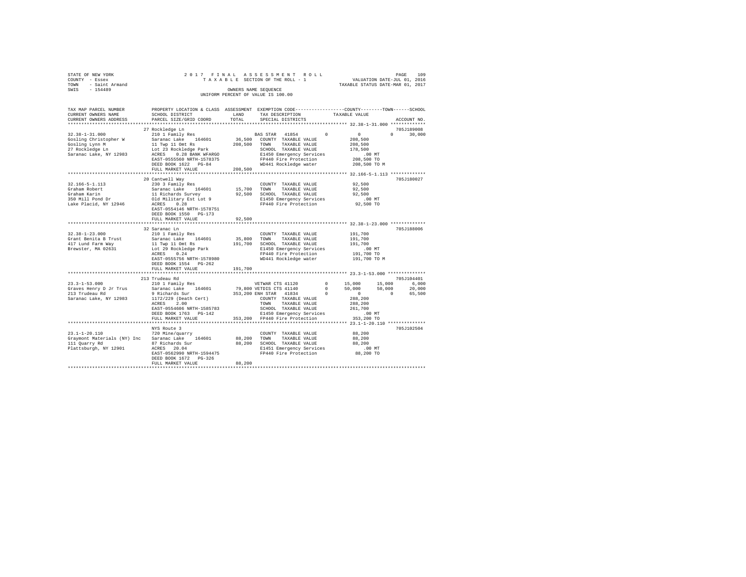STATE OF NEW YORK 2 0 1 7 F I N A L A S S E S S M E N T R O L L PAGE 109
COUNTY - Essex T A X A B L E SECTION OF THE ROLL - 1 VALUATION DATE-JUL 01, 2016
TOWN - Saint Armand TAXABLE STATUS DATE-MAR 01, 2017
SWIS - 154489 OWNERS NAME SEQUENCE
UNIFORM PERCENT OF VALUE IS 100.00

```
TAX MAP PARCEL NUMBER          PROPERTY LOCATION & CLASS  ASSESSMENT  EXEMPTION CODE-----------------COUNTY--------TOWN------SCHOOL
CURRENT OWNERS NAME            SCHOOL DISTRICT             LAND       TAX DESCRIPTION            TAXABLE VALUE
CURRENT OWNERS ADDRESS         PARCEL SIZE/GRID COORD      TOTAL      SPECIAL DISTRICTS                                      ACCOUNT NO.
****************************************************************************************************** 32.38-1-31.000 *************
                               27 Rockledge Ln                                                                              705J189008
32.38-1-31.000                 210 1 Family Res                       BAS STAR  41854         0         0          0     30,000
Gosling Christopher W          Saranac Lake   164601       36,500    COUNTY  TAXABLE VALUE          208,500
Gosling Lynn M                 11 Twp 11 Omt Rs           208,500    TOWN    TAXABLE VALUE          208,500
27 Rockledge Ln                Lot 23 Rockledge Park                 SCHOOL  TAXABLE VALUE          178,500
Saranac Lake, NY 12983         ACRES    0.28 BANK WFARGO             E1450 Emergency Services            .00 MT
                               EAST-0555560 NRTH-1578375             FP440 Fire Protection           208,500 TO
                               DEED BOOK 1622   PG-84                WD441 Rockledge water           208,500 TO M
                               FULL MARKET VALUE          208,500
****************************************************************************************************** 32.166-5-1.113 ************
                               20 Cantwell Way                                                                              705J180027
32.166-5-1.113                 230 3 Family Res                       COUNTY  TAXABLE VALUE           92,500
Graham Robert                  Saranac Lake   164601       15,700    TOWN    TAXABLE VALUE           92,500
Graham Karin                   11 Richards Survey          92,500    SCHOOL  TAXABLE VALUE           92,500
350 Mill Pond Dr               Old Military Est Lot 9                E1450 Emergency Services            .00 MT
Lake Placid, NY 12946          ACRES    0.28                         FP440 Fire Protection            92,500 TO
                               EAST-0554146 NRTH-1578751
                               DEED BOOK 1550   PG-173
                               FULL MARKET VALUE           92,500
****************************************************************************************************** 32.38-1-23.000 *************
                               32 Saranac Ln                                                                                705J188006
32.38-1-23.000                 210 1 Family Res                       COUNTY  TAXABLE VALUE          191,700
Grant Benita B Trust           Saranac Lake   164601       35,800    TOWN    TAXABLE VALUE          191,700
417 Lund Farm Way              11 Twp 11 Omt Rs           191,700    SCHOOL  TAXABLE VALUE          191,700
Brewster, MA 02631             Lot 29 Rockledge Park                 E1450 Emergency Services            .00 MT
                               ACRES    0.24                         FP440 Fire Protection           191,700 TO
                               EAST-0555756 NRTH-1578980             WD441 Rockledge water           191,700 TO M
                               DEED BOOK 1554   PG-262
                               FULL MARKET VALUE          191,700
****************************************************************************************************** 23.3-1-53.000 **************
                               213 Trudeau Rd                                                                               705J104401
23.3-1-53.000                  210 1 Family Res                       VETWAR CTS 41120        0    15,000     15,000      6,000
Graves Henry D Jr Trus         Saranac Lake   164601       79,800 VETDIS CTS 41140        0    50,000     50,000     20,000
213 Trudeau Rd                 9 Richards Sur             353,200 ENH STAR  41834         0         0          0     65,500
Saranac Lake, NY 12983         1172/229 (Death Cert)                 COUNTY  TAXABLE VALUE          288,200
                               ACRES    2.00                         TOWN    TAXABLE VALUE          288,200
                               EAST-0554606 NRTH-1585783             SCHOOL  TAXABLE VALUE          261,700
                               DEED BOOK 1763   PG-142               E1450 Emergency Services            .00 MT
                               FULL MARKET VALUE          353,200    FP440 Fire Protection           353,200 TO
****************************************************************************************************** 23.1-1-20.110 **************
                               NYS Route 3                                                                                  705J102504
23.1-1-20.110                  720 Mine/quarry                        COUNTY  TAXABLE VALUE           88,200
Graymont Materials (NY) Inc    Saranac Lake   164601       88,200    TOWN    TAXABLE VALUE           88,200
111 Quarry Rd                  87 Richards Sur             88,200    SCHOOL  TAXABLE VALUE           88,200
Plattsburgh, NY 12901          ACRES   20.04                         E1451 Emergency Services            .00 MT
                               EAST-0562990 NRTH-1594475             FP440 Fire Protection            88,200 TO
                               DEED BOOK 1672   PG-326
                               FULL MARKET VALUE           88,200
************************************************************************************************************************************
```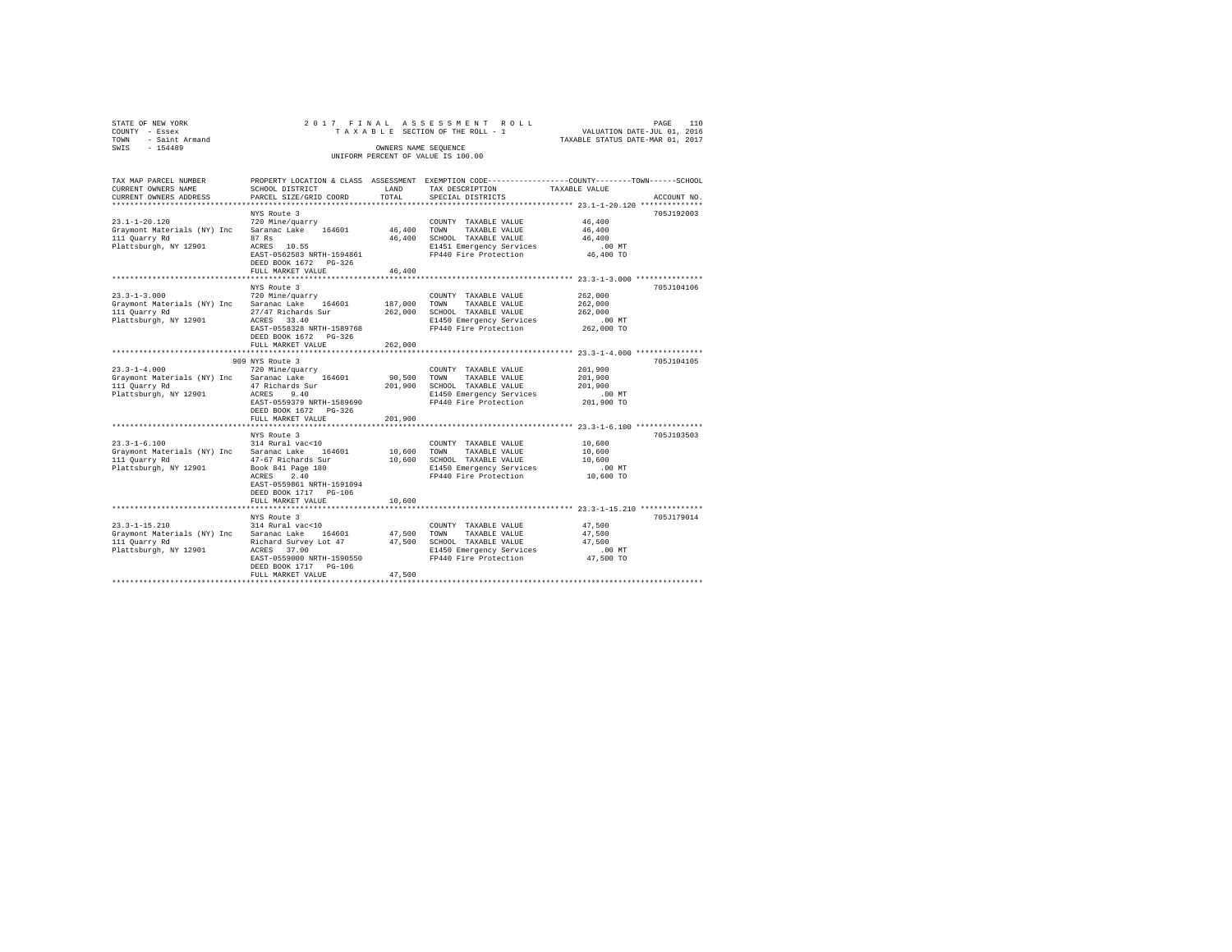STATE OF NEW YORK  
COUNTY - Essex  
TOWN - Saint Armand  
SWIS - 154489

2017 FINAL ASSESSMENT ROLL  
TAXABLE SECTION OF THE ROLL - 1  
OWNERS NAME SEQUENCE  
UNIFORM PERCENT OF VALUE IS 100.00

VALUATION DATE-JUL 01, 2016  
TAXABLE STATUS DATE-MAR 01, 2017

| TAX MAP PARCEL NUMBER / CURRENT OWNERS NAME / CURRENT OWNERS ADDRESS | PROPERTY LOCATION & CLASS / SCHOOL DISTRICT / PARCEL SIZE/GRID COORD | ASSESSMENT LAND / TOTAL | EXEMPTION CODE / TAX DESCRIPTION / SPECIAL DISTRICTS | TAXABLE VALUE | ACCOUNT NO. |
|---|---|---|---|---|---|
| 23.1-1-20.120 | NYS Route 3 | | | | 705J192003 |
| Graymont Materials (NY) Inc | 720 Mine/quarry | | COUNTY TAXABLE VALUE | 46,400 | |
| 111 Quarry Rd | Saranac Lake 164601 | 46,400 | TOWN TAXABLE VALUE | 46,400 | |
| Plattsburgh, NY 12901 | 87 Rs | 46,400 | SCHOOL TAXABLE VALUE | 46,400 | |
| | ACRES 10.55 | | E1451 Emergency Services | .00 MT | |
| | EAST-0562583 NRTH-1594861 | | FP440 Fire Protection | 46,400 TO | |
| | DEED BOOK 1672 PG-326 | | | | |
| | FULL MARKET VALUE | 46,400 | | | |
| 23.3-1-3.000 | NYS Route 3 | | | | 705J104106 |
| Graymont Materials (NY) Inc | 720 Mine/quarry | | COUNTY TAXABLE VALUE | 262,000 | |
| 111 Quarry Rd | Saranac Lake 164601 | 187,000 | TOWN TAXABLE VALUE | 262,000 | |
| Plattsburgh, NY 12901 | 27/47 Richards Sur | 262,000 | SCHOOL TAXABLE VALUE | 262,000 | |
| | ACRES 33.40 | | E1450 Emergency Services | .00 MT | |
| | EAST-0558328 NRTH-1589768 | | FP440 Fire Protection | 262,000 TO | |
| | DEED BOOK 1672 PG-326 | | | | |
| | FULL MARKET VALUE | 262,000 | | | |
| 23.3-1-4.000 | 909 NYS Route 3 | | | | 705J104105 |
| Graymont Materials (NY) Inc | 720 Mine/quarry | | COUNTY TAXABLE VALUE | 201,900 | |
| 111 Quarry Rd | Saranac Lake 164601 | 90,500 | TOWN TAXABLE VALUE | 201,900 | |
| Plattsburgh, NY 12901 | 47 Richards Sur | 201,900 | SCHOOL TAXABLE VALUE | 201,900 | |
| | ACRES 9.40 | | E1450 Emergency Services | .00 MT | |
| | EAST-0559379 NRTH-1589690 | | FP440 Fire Protection | 201,900 TO | |
| | DEED BOOK 1672 PG-326 | | | | |
| | FULL MARKET VALUE | 201,900 | | | |
| 23.3-1-6.100 | NYS Route 3 | | | | 705J103503 |
| Graymont Materials (NY) Inc | 314 Rural vac<10 | | COUNTY TAXABLE VALUE | 10,600 | |
| 111 Quarry Rd | Saranac Lake 164601 | 10,600 | TOWN TAXABLE VALUE | 10,600 | |
| Plattsburgh, NY 12901 | 47-67 Richards Sur | 10,600 | SCHOOL TAXABLE VALUE | 10,600 | |
| | Book 841 Page 180 | | E1450 Emergency Services | .00 MT | |
| | ACRES 2.40 | | FP440 Fire Protection | 10,600 TO | |
| | EAST-0559861 NRTH-1591094 | | | | |
| | DEED BOOK 1717 PG-106 | | | | |
| | FULL MARKET VALUE | 10,600 | | | |
| 23.3-1-15.210 | NYS Route 3 | | | | 705J179014 |
| Graymont Materials (NY) Inc | 314 Rural vac<10 | | COUNTY TAXABLE VALUE | 47,500 | |
| 111 Quarry Rd | Saranac Lake 164601 | 47,500 | TOWN TAXABLE VALUE | 47,500 | |
| Plattsburgh, NY 12901 | Richard Survey Lot 47 | 47,500 | SCHOOL TAXABLE VALUE | 47,500 | |
| | ACRES 37.00 | | E1450 Emergency Services | .00 MT | |
| | EAST-0559000 NRTH-1590550 | | FP440 Fire Protection | 47,500 TO | |
| | DEED BOOK 1717 PG-106 | | | | |
| | FULL MARKET VALUE | 47,500 | | | |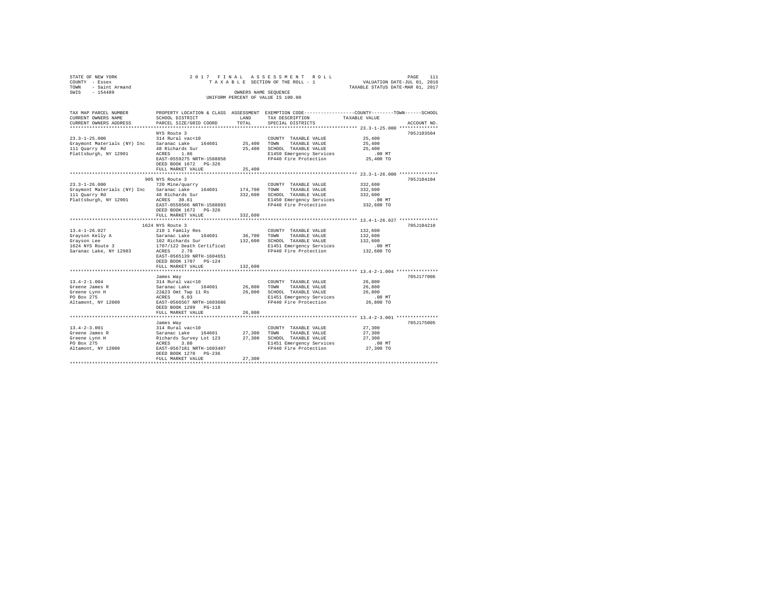STATE OF NEW YORK
COUNTY - Essex
TOWN - Saint Armand
SWIS - 154489

2 0 1 7 F I N A L A S S E S S M E N T R O L L
T A X A B L E SECTION OF THE ROLL - 1
OWNERS NAME SEQUENCE
UNIFORM PERCENT OF VALUE IS 100.00

VALUATION DATE-JUL 01, 2016
TAXABLE STATUS DATE-MAR 01, 2017

| TAX MAP PARCEL NUMBER / CURRENT OWNERS NAME / CURRENT OWNERS ADDRESS | PROPERTY LOCATION & CLASS / SCHOOL DISTRICT / PARCEL SIZE/GRID COORD | ASSESSMENT LAND | TOTAL | EXEMPTION CODE / TAX DESCRIPTION / SPECIAL DISTRICTS | COUNTY--------TOWN------SCHOOL TAXABLE VALUE | ACCOUNT NO. |
|---|---|---|---|---|---|---|
| 23.3-1-25.000 | NYS Route 3 | | | | | 705J103504 |
| | 314 Rural vac<10 | | | COUNTY TAXABLE VALUE | 25,400 | |
| Graymont Materials (NY) Inc | Saranac Lake 164601 | 25,400 | | TOWN TAXABLE VALUE | 25,400 | |
| 111 Quarry Rd | 48 Richards Sur | | 25,400 | SCHOOL TAXABLE VALUE | 25,400 | |
| Plattsburgh, NY 12901 | ACRES 1.86 | | | E1450 Emergency Services | .00 MT | |
| | EAST-0559275 NRTH-1588858 | | | FP440 Fire Protection | 25,400 TO | |
| | DEED BOOK 1672 PG-326 | | | | | |
| | FULL MARKET VALUE | | 25,400 | | | |
| 23.3-1-26.000 | 905 NYS Route 3 | | | | | 705J104104 |
| | 720 Mine/quarry | | | COUNTY TAXABLE VALUE | 332,600 | |
| Graymont Materials (NY) Inc | Saranac Lake 164601 | 174,700 | | TOWN TAXABLE VALUE | 332,600 | |
| 111 Quarry Rd | 48 Richards Sur | | 332,600 | SCHOOL TAXABLE VALUE | 332,600 | |
| Plattsburgh, NY 12901 | ACRES 30.61 | | | E1450 Emergency Services | .00 MT | |
| | EAST-0558566 NRTH-1588893 | | | FP440 Fire Protection | 332,600 TO | |
| | DEED BOOK 1672 PG-326 | | | | | |
| | FULL MARKET VALUE | | 332,600 | | | |
| 13.4-1-26.027 | 1624 NYS Route 3 | | | | | 705J104210 |
| Grayson Kelly A | 210 1 Family Res | | | COUNTY TAXABLE VALUE | 132,600 | |
| Grayson Lee | Saranac Lake 164601 | 36,700 | | TOWN TAXABLE VALUE | 132,600 | |
| 1624 NYS Route 3 | 102 Richards Sur | | 132,600 | SCHOOL TAXABLE VALUE | 132,600 | |
| Saranac Lake, NY 12983 | 1707/122 Death Certificat | | | E1451 Emergency Services | .00 MT | |
| | ACRES 2.70 | | | FP440 Fire Protection | 132,600 TO | |
| | EAST-0565139 NRTH-1604651 | | | | | |
| | DEED BOOK 1707 PG-124 | | | | | |
| | FULL MARKET VALUE | | 132,600 | | | |
| 13.4-2-1.004 | James Way | | | | | 705J177006 |
| | 314 Rural vac<10 | | | COUNTY TAXABLE VALUE | 26,800 | |
| Greene James R | Saranac Lake 164601 | 26,800 | | TOWN TAXABLE VALUE | 26,800 | |
| Greene Lynn H | 22&23 Omt Twp 11 Rs | | 26,800 | SCHOOL TAXABLE VALUE | 26,800 | |
| PO Box 275 | ACRES 6.03 | | | E1451 Emergency Services | .00 MT | |
| Altamont, NY 12009 | EAST-0566567 NRTH-1603686 | | | FP440 Fire Protection | 26,800 TO | |
| | DEED BOOK 1299 PG-118 | | | | | |
| | FULL MARKET VALUE | | 26,800 | | | |
| 13.4-2-3.001 | James Way | | | | | 705J175005 |
| | 314 Rural vac<10 | | | COUNTY TAXABLE VALUE | 27,300 | |
| Greene James R | Saranac Lake 164601 | 27,300 | | TOWN TAXABLE VALUE | 27,300 | |
| Greene Lynn H | Richards Survey Lot 123 | | 27,300 | SCHOOL TAXABLE VALUE | 27,300 | |
| PO Box 275 | ACRES 3.80 | | | E1451 Emergency Services | .00 MT | |
| Altamont, NY 12009 | EAST-0567181 NRTH-1603407 | | | FP440 Fire Protection | 27,300 TO | |
| | DEED BOOK 1270 PG-236 | | | | | |
| | FULL MARKET VALUE | | 27,300 | | | |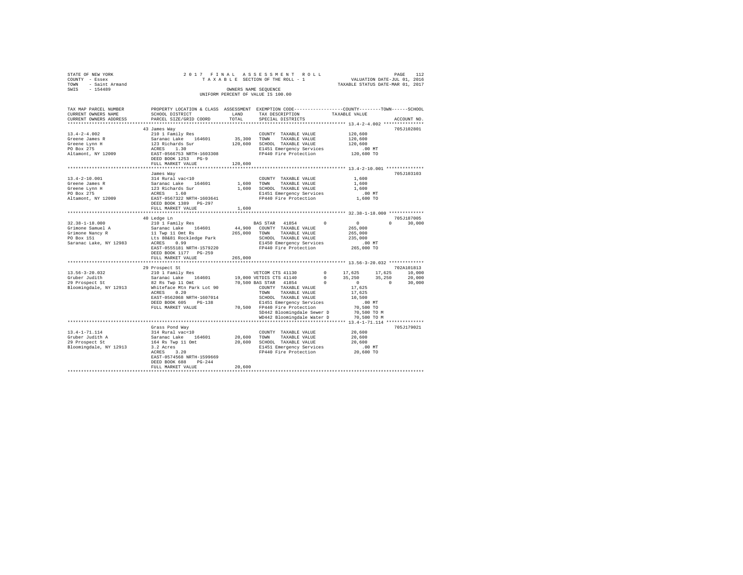STATE OF NEW YORK
COUNTY - Essex
TOWN - Saint Armand
SWIS - 154489

2017 FINAL ASSESSMENT ROLL
TAXABLE SECTION OF THE ROLL - 1
OWNERS NAME SEQUENCE
UNIFORM PERCENT OF VALUE IS 100.00

VALUATION DATE-JUL 01, 2016
TAXABLE STATUS DATE-MAR 01, 2017

```
TAX MAP PARCEL NUMBER     PROPERTY LOCATION & CLASS  ASSESSMENT  EXEMPTION CODE-----------------COUNTY--------TOWN------SCHOOL
CURRENT OWNERS NAME       SCHOOL DISTRICT               LAND      TAX DESCRIPTION             TAXABLE VALUE
CURRENT OWNERS ADDRESS    PARCEL SIZE/GRID COORD        TOTAL     SPECIAL DISTRICTS                                     ACCOUNT NO.
******************************************************************************************************* 13.4-2-4.002 ***************
                          43 James Way                                                                                  705J102801
13.4-2-4.002              210 1 Family Res                         COUNTY  TAXABLE VALUE          120,600
Greene James R            Saranac Lake   164601       35,300       TOWN    TAXABLE VALUE          120,600
Greene Lynn H             123 Richards Sur           120,600       SCHOOL  TAXABLE VALUE          120,600
PO Box 275                ACRES    1.30                            E1451 Emergency Services           .00 MT
Altamont, NY 12009        EAST-0566753 NRTH-1603308                FP440 Fire Protection          120,600 TO
                          DEED BOOK 1253   PG-9
                          FULL MARKET VALUE          120,600
******************************************************************************************************* 13.4-2-10.001 **************
                          James Way                                                                                     705J103103
13.4-2-10.001             314 Rural vac<10                         COUNTY  TAXABLE VALUE            1,600
Greene James R            Saranac Lake   164601        1,600       TOWN    TAXABLE VALUE            1,600
Greene Lynn H             123 Richards Sur             1,600       SCHOOL  TAXABLE VALUE            1,600
PO Box 275                ACRES    1.60                            E1451 Emergency Services           .00 MT
Altamont, NY 12009        EAST-0567322 NRTH-1603641                FP440 Fire Protection            1,600 TO
                          DEED BOOK 1389   PG-297
                          FULL MARKET VALUE            1,600
******************************************************************************************************* 32.38-1-18.000 *************
                          40 Ledge Ln                                                                                   705J187005
32.38-1-18.000            210 1 Family Res                         BAS STAR  41854         0            0           0      30,000
Grimone Samuel A          Saranac Lake   164601       44,900       COUNTY  TAXABLE VALUE          265,000
Grimone Nancy R           11 Twp 11 Omt Rs           265,000       TOWN    TAXABLE VALUE          265,000
PO Box 151                Lts 80&81 Rockledge Park                 SCHOOL  TAXABLE VALUE          235,000
Saranac Lake, NY 12983    ACRES    0.99                            E1450 Emergency Services           .00 MT
                          EAST-0555181 NRTH-1579220                FP440 Fire Protection          265,000 TO
                          DEED BOOK 1177   PG-259
                          FULL MARKET VALUE          265,000
******************************************************************************************************* 13.56-3-20.032 *************
                          29 Prospect St                                                                                702A101813
13.56-3-20.032            210 1 Family Res                         VETCOM CTS 41130        0       17,625      17,625      10,000
Gruber Judith             Saranac Lake   164601       19,000 VETDIS CTS 41140          0       35,250      35,250      20,000
29 Prospect St            82 Rs Twp 11 Omt            70,500 BAS STAR  41854           0            0           0      30,000
Bloomingdale, NY 12913    Whiteface Mtn Park Lot 90                COUNTY  TAXABLE VALUE           17,625
                          ACRES    0.20                            TOWN    TAXABLE VALUE           17,625
                          EAST-0562068 NRTH-1607014                SCHOOL  TAXABLE VALUE           10,500
                          DEED BOOK 605    PG-138                  E1451 Emergency Services           .00 MT
                          FULL MARKET VALUE           70,500       FP440 Fire Protection           70,500 TO
                                                                   SD442 Bloomingdale Sewer D      70,500 TO M
                                                                   WD442 Bloomingdale Water D      70,500 TO M
******************************************************************************************************* 13.4-1-71.114 **************
                          Grass Pond Way                                                                                705J179021
13.4-1-71.114             314 Rural vac<10                         COUNTY  TAXABLE VALUE           20,600
Gruber Judith A           Saranac Lake   164601       20,600       TOWN    TAXABLE VALUE           20,600
29 Prospect St            164 Rs Twp 11 Omt           20,600       SCHOOL  TAXABLE VALUE           20,600
Bloomingdale, NY 12913    3.2 Acres                                E1451 Emergency Services           .00 MT
                          ACRES    3.20                            FP440 Fire Protection           20,600 TO
                          EAST-0574568 NRTH-1599669
                          DEED BOOK 680    PG-244
                          FULL MARKET VALUE           20,600
************************************************************************************************************************************
```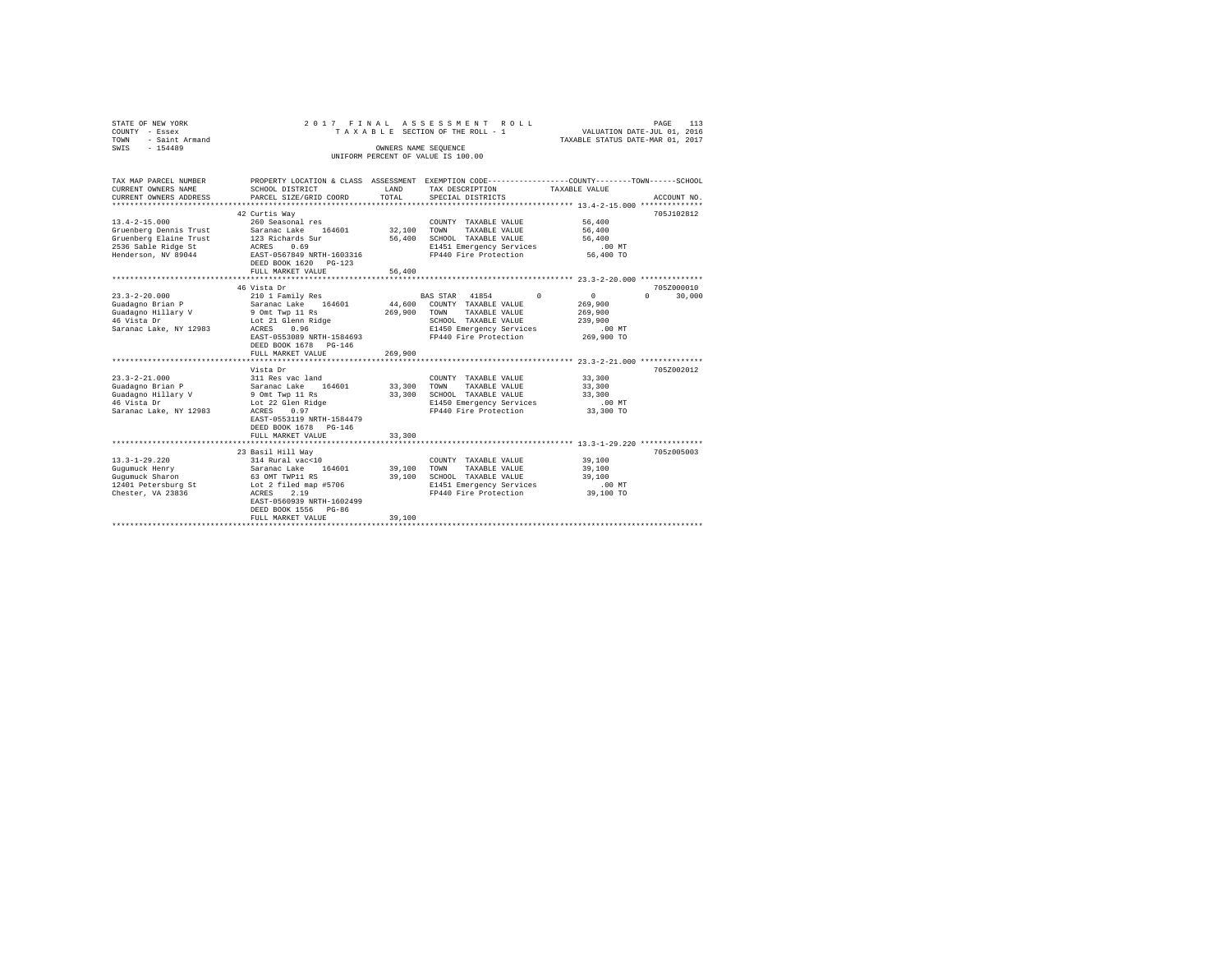STATE OF NEW YORK 2017 FINAL ASSESSMENT ROLL
COUNTY - Essex TAXABLE SECTION OF THE ROLL - 1 VALUATION DATE-JUL 01, 2016
TOWN - Saint Armand TAXABLE STATUS DATE-MAR 01, 2017
SWIS - 154489 OWNERS NAME SEQUENCE
UNIFORM PERCENT OF VALUE IS 100.00

| TAX MAP PARCEL NUMBER / CURRENT OWNERS NAME / CURRENT OWNERS ADDRESS | PROPERTY LOCATION & CLASS / SCHOOL DISTRICT / PARCEL SIZE/GRID COORD | ASSESSMENT LAND / TOTAL | EXEMPTION CODE / TAX DESCRIPTION / SPECIAL DISTRICTS | COUNTY | TOWN | SCHOOL / TAXABLE VALUE | ACCOUNT NO. |
|---|---|---|---|---|---|---|---|
| 13.4-2-15.000 | 42 Curtis Way | | | | | | 705J102812 |
| Gruenberg Dennis Trust | 260 Seasonal res | | COUNTY TAXABLE VALUE | 56,400 | | | |
| Gruenberg Elaine Trust | Saranac Lake 164601 | 32,100 | TOWN TAXABLE VALUE | | 56,400 | | |
| 2536 Sable Ridge St | 123 Richards Sur | 56,400 | SCHOOL TAXABLE VALUE | | | 56,400 | |
| Henderson, NV 89044 | ACRES 0.69 | | E1451 Emergency Services | .00 MT | | | |
| | EAST-0567849 NRTH-1603316 | | FP440 Fire Protection | 56,400 TO | | | |
| | DEED BOOK 1620 PG-123 | | | | | | |
| | FULL MARKET VALUE | 56,400 | | | | | |
| 23.3-2-20.000 | 46 Vista Dr | | | | | | 705Z000010 |
| Guadagno Brian P | 210 1 Family Res | | BAS STAR 41854 0 | 0 | 0 | 30,000 | |
| Guadagno Hillary V | Saranac Lake 164601 | 44,600 | COUNTY TAXABLE VALUE | 269,900 | | | |
| 46 Vista Dr | 9 Omt Twp 11 Rs | 269,900 | TOWN TAXABLE VALUE | | 269,900 | | |
| Saranac Lake, NY 12983 | Lot 21 Glenn Ridge | | SCHOOL TAXABLE VALUE | | | 239,900 | |
| | ACRES 0.96 | | E1450 Emergency Services | .00 MT | | | |
| | EAST-0553089 NRTH-1584693 | | FP440 Fire Protection | 269,900 TO | | | |
| | DEED BOOK 1678 PG-146 | | | | | | |
| | FULL MARKET VALUE | 269,900 | | | | | |
| 23.3-2-21.000 | Vista Dr | | | | | | 705Z002012 |
| Guadagno Brian P | 311 Res vac land | | COUNTY TAXABLE VALUE | 33,300 | | | |
| Guadagno Hillary V | Saranac Lake 164601 | 33,300 | TOWN TAXABLE VALUE | | 33,300 | | |
| 46 Vista Dr | 9 Omt Twp 11 Rs | 33,300 | SCHOOL TAXABLE VALUE | | | 33,300 | |
| Saranac Lake, NY 12983 | Lot 22 Glen Ridge | | E1450 Emergency Services | .00 MT | | | |
| | ACRES 0.97 | | FP440 Fire Protection | 33,300 TO | | | |
| | EAST-0553119 NRTH-1584479 | | | | | | |
| | DEED BOOK 1678 PG-146 | | | | | | |
| | FULL MARKET VALUE | 33,300 | | | | | |
| 13.3-1-29.220 | 23 Basil Hill Way | | | | | | 705z005003 |
| Gugumuck Henry | 314 Rural vac<10 | | COUNTY TAXABLE VALUE | 39,100 | | | |
| Gugumuck Sharon | Saranac Lake 164601 | 39,100 | TOWN TAXABLE VALUE | | 39,100 | | |
| 12401 Petersburg St | 63 OMT TWP11 RS | 39,100 | SCHOOL TAXABLE VALUE | | | 39,100 | |
| Chester, VA 23836 | Lot 2 filed map #5706 | | E1451 Emergency Services | .00 MT | | | |
| | ACRES 2.19 | | FP440 Fire Protection | 39,100 TO | | | |
| | EAST-0560939 NRTH-1602499 | | | | | | |
| | DEED BOOK 1556 PG-86 | | | | | | |
| | FULL MARKET VALUE | 39,100 | | | | | |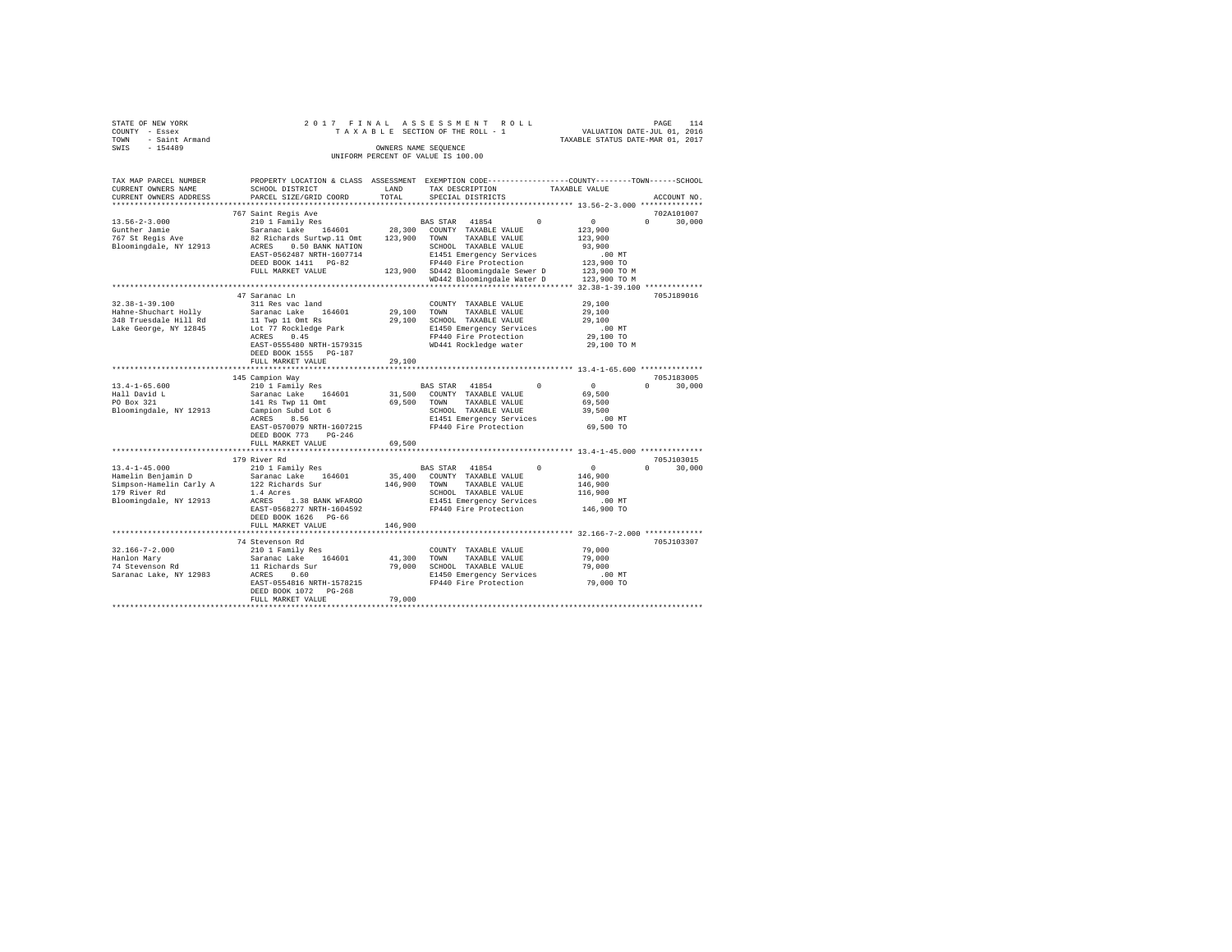STATE OF NEW YORK · COUNTY - Essex · TOWN - Saint Armand · SWIS - 154489

2017 FINAL ASSESSMENT ROLL
TAXABLE SECTION OF THE ROLL - 1
OWNERS NAME SEQUENCE
UNIFORM PERCENT OF VALUE IS 100.00

VALUATION DATE-JUL 01, 2016
TAXABLE STATUS DATE-MAR 01, 2017

```
TAX MAP PARCEL NUMBER     PROPERTY LOCATION & CLASS  ASSESSMENT  EXEMPTION CODE-----------------COUNTY--------TOWN------SCHOOL
CURRENT OWNERS NAME       SCHOOL DISTRICT               LAND      TAX DESCRIPTION            TAXABLE VALUE
CURRENT OWNERS ADDRESS    PARCEL SIZE/GRID COORD        TOTAL     SPECIAL DISTRICTS                                     ACCOUNT NO.
*********************************************************************************************** 13.56-2-3.000 **************
                          767 Saint Regis Ave                                                                          702A101007
13.56-2-3.000             210 1 Family Res                        BAS STAR  41854         0           0           0      30,000
Gunther Jamie             Saranac Lake    164601       28,300     COUNTY  TAXABLE VALUE            123,900
767 St Regis Ave          82 Richards Surtwp.11 Omt   123,900     TOWN    TAXABLE VALUE            123,900
Bloomingdale, NY 12913    ACRES    0.50 BANK NATION               SCHOOL  TAXABLE VALUE             93,900
                          EAST-0562487 NRTH-1607714               E1451 Emergency Services             .00 MT
                          DEED BOOK 1411   PG-82                  FP440 Fire Protection            123,900 TO
                          FULL MARKET VALUE           123,900     SD442 Bloomingdale Sewer D       123,900 TO M
                                                                  WD442 Bloomingdale Water D       123,900 TO M
*********************************************************************************************** 32.38-1-39.100 *************
                          47 Saranac Ln                                                                                705J189016
32.38-1-39.100            311 Res vac land                        COUNTY  TAXABLE VALUE             29,100
Hahne-Shuchart Holly      Saranac Lake    164601       29,100     TOWN    TAXABLE VALUE             29,100
348 Truesdale Hill Rd     11 Twp 11 Omt Rs             29,100     SCHOOL  TAXABLE VALUE             29,100
Lake George, NY 12845     Lot 77 Rockledge Park                   E1450 Emergency Services             .00 MT
                          ACRES    0.45                           FP440 Fire Protection             29,100 TO
                          EAST-0555480 NRTH-1579315               WD441 Rockledge water             29,100 TO M
                          DEED BOOK 1555   PG-187
                          FULL MARKET VALUE            29,100
*********************************************************************************************** 13.4-1-65.600 **************
                          145 Campion Way                                                                              705J183005
13.4-1-65.600             210 1 Family Res                        BAS STAR  41854         0           0           0      30,000
Hall David L              Saranac Lake    164601       31,500     COUNTY  TAXABLE VALUE             69,500
PO Box 321                141 Rs Twp 11 Omt            69,500     TOWN    TAXABLE VALUE             69,500
Bloomingdale, NY 12913    Campion Subd Lot 6                      SCHOOL  TAXABLE VALUE             39,500
                          ACRES    8.56                           E1451 Emergency Services             .00 MT
                          EAST-0570079 NRTH-1607215               FP440 Fire Protection             69,500 TO
                          DEED BOOK 773    PG-246
                          FULL MARKET VALUE            69,500
*********************************************************************************************** 13.4-1-45.000 **************
                          179 River Rd                                                                                 705J103015
13.4-1-45.000             210 1 Family Res                        BAS STAR  41854         0           0           0      30,000
Hamelin Benjamin D        Saranac Lake    164601       35,400     COUNTY  TAXABLE VALUE            146,900
Simpson-Hamelin Carly A   122 Richards Sur            146,900     TOWN    TAXABLE VALUE            146,900
179 River Rd              1.4 Acres                               SCHOOL  TAXABLE VALUE            116,900
Bloomingdale, NY 12913    ACRES    1.38 BANK WFARGO               E1451 Emergency Services             .00 MT
                          EAST-0568277 NRTH-1604592               FP440 Fire Protection            146,900 TO
                          DEED BOOK 1626   PG-66
                          FULL MARKET VALUE           146,900
*********************************************************************************************** 32.166-7-2.000 *************
                          74 Stevenson Rd                                                                              705J103307
32.166-7-2.000            210 1 Family Res                        COUNTY  TAXABLE VALUE             79,000
Hanlon Mary               Saranac Lake    164601       41,300     TOWN    TAXABLE VALUE             79,000
74 Stevenson Rd           11 Richards Sur              79,000     SCHOOL  TAXABLE VALUE             79,000
Saranac Lake, NY 12983    ACRES    0.60                           E1450 Emergency Services             .00 MT
                          EAST-0554816 NRTH-1578215               FP440 Fire Protection             79,000 TO
                          DEED BOOK 1072   PG-268
                          FULL MARKET VALUE            79,000
****************************************************************************************************************************
```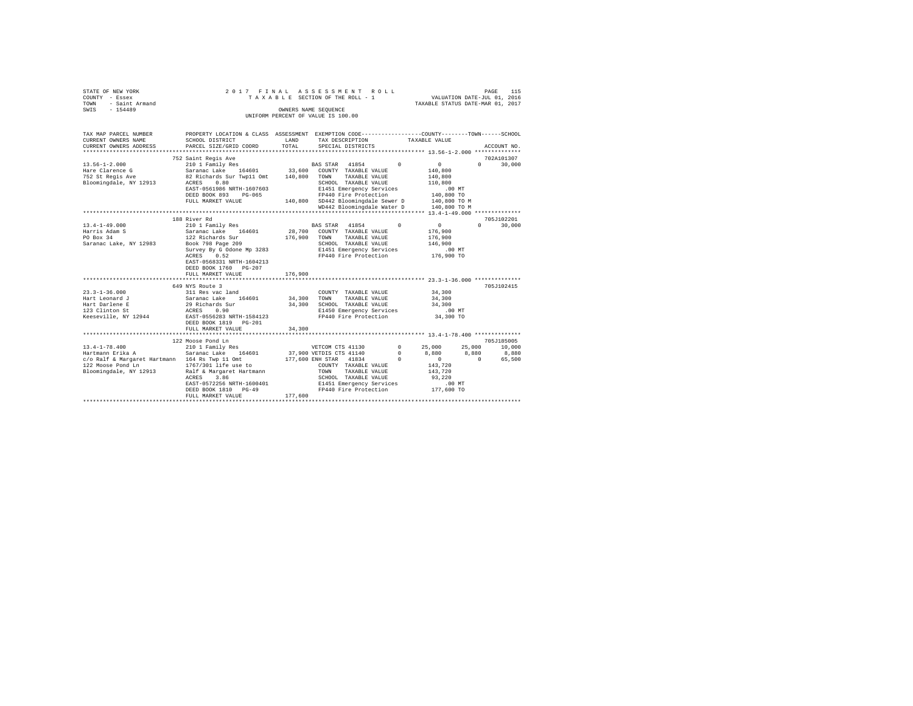STATE OF NEW YORK
COUNTY - Essex
TOWN - Saint Armand
SWIS - 154489

2 0 1 7 F I N A L A S S E S S M E N T R O L L
T A X A B L E SECTION OF THE ROLL - 1
OWNERS NAME SEQUENCE
UNIFORM PERCENT OF VALUE IS 100.00

VALUATION DATE-JUL 01, 2016
TAXABLE STATUS DATE-MAR 01, 2017

```
TAX MAP PARCEL NUMBER         PROPERTY LOCATION & CLASS  ASSESSMENT  EXEMPTION CODE------------------COUNTY--------TOWN------SCHOOL
CURRENT OWNERS NAME           SCHOOL DISTRICT              LAND      TAX DESCRIPTION            TAXABLE VALUE
CURRENT OWNERS ADDRESS        PARCEL SIZE/GRID COORD       TOTAL     SPECIAL DISTRICTS                                      ACCOUNT NO.
******************************************************************************************************* 13.56-1-2.000 **************
                              752 Saint Regis Ave                                                                          702A101307
13.56-1-2.000                 210 1 Family Res                       BAS STAR  41854         0          0            0      30,000
Hare Clarence G               Saranac Lake    164601       33,600    COUNTY  TAXABLE VALUE             140,800
752 St Regis Ave              82 Richards Sur Twp11 Omt   140,800    TOWN    TAXABLE VALUE             140,800
Bloomingdale, NY 12913        ACRES    0.80                          SCHOOL  TAXABLE VALUE             110,800
                              EAST-0561986 NRTH-1607603              E1451 Emergency Services               .00 MT
                              DEED BOOK 893    PG-065                FP440 Fire Protection             140,800 TO
                              FULL MARKET VALUE           140,800    SD442 Bloomingdale Sewer D        140,800 TO M
                                                                     WD442 Bloomingdale Water D        140,800 TO M
******************************************************************************************************* 13.4-1-49.000 **************
                              188 River Rd                                                                                 705J102201
13.4-1-49.000                 210 1 Family Res                       BAS STAR  41854         0          0            0      30,000
Harris Adam S                 Saranac Lake    164601       28,700    COUNTY  TAXABLE VALUE             176,900
PO Box 34                     122 Richards Sur            176,900    TOWN    TAXABLE VALUE             176,900
Saranac Lake, NY 12983        Book 798 Page 209                      SCHOOL  TAXABLE VALUE             146,900
                              Survey By G Odone Mp 3283              E1451 Emergency Services               .00 MT
                              ACRES    0.52                          FP440 Fire Protection             176,900 TO
                              EAST-0568331 NRTH-1604213
                              DEED BOOK 1760   PG-207
                              FULL MARKET VALUE           176,900
******************************************************************************************************* 23.3-1-36.000 **************
                              649 NYS Route 3                                                                              705J102415
23.3-1-36.000                 311 Res vac land                       COUNTY  TAXABLE VALUE              34,300
Hart Leonard J                Saranac Lake    164601       34,300    TOWN    TAXABLE VALUE              34,300
Hart Darlene E                29 Richards Sur              34,300    SCHOOL  TAXABLE VALUE              34,300
123 Clinton St                ACRES    0.90                          E1450 Emergency Services               .00 MT
Keeseville, NY 12944          EAST-0556283 NRTH-1584123              FP440 Fire Protection              34,300 TO
                              DEED BOOK 1819   PG-201
                              FULL MARKET VALUE            34,300
******************************************************************************************************* 13.4-1-78.400 **************
                              122 Moose Pond Ln                                                                            705J185005
13.4-1-78.400                 210 1 Family Res                       VETCOM CTS 41130        0     25,000       25,000      10,000
Hartmann Erika A              Saranac Lake    164601       37,900 VETDIS CTS 41140           0      8,880        8,880       8,880
c/o Ralf & Margaret Hartmann  164 Rs Twp 11 Omt           177,600 ENH STAR  41834            0          0            0      65,500
122 Moose Pond Ln             1767/301 life use to                   COUNTY  TAXABLE VALUE             143,720
Bloomingdale, NY 12913        Ralf & Margaret Hartmann               TOWN    TAXABLE VALUE             143,720
                              ACRES    3.86                          SCHOOL  TAXABLE VALUE              93,220
                              EAST-0572256 NRTH-1600401              E1451 Emergency Services               .00 MT
                              DEED BOOK 1810   PG-49                 FP440 Fire Protection             177,600 TO
                              FULL MARKET VALUE           177,600
************************************************************************************************************************************
```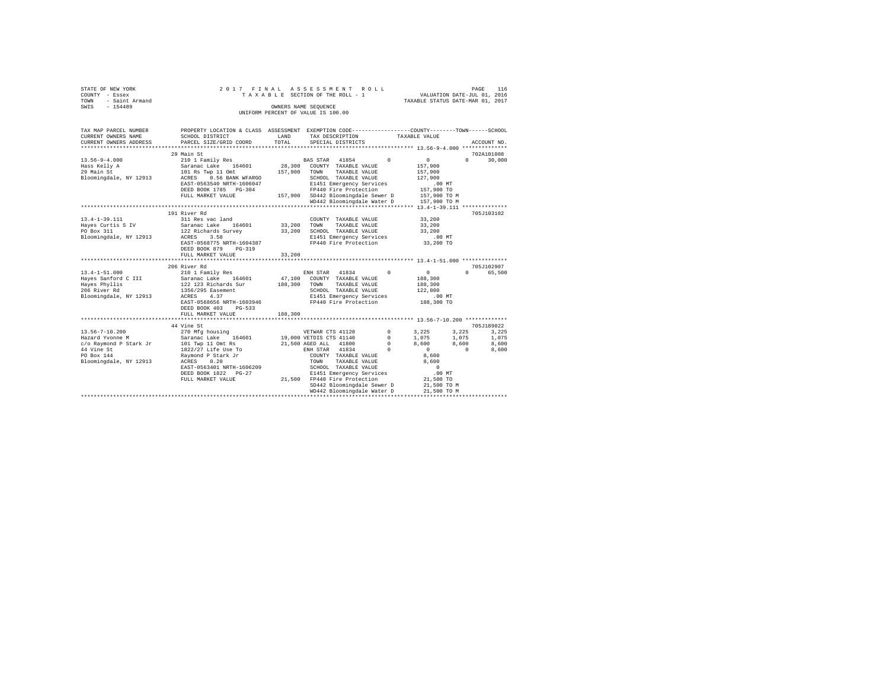STATE OF NEW YORK
COUNTY - Essex
TOWN - Saint Armand
SWIS - 154489

2017 FINAL ASSESSMENT ROLL
TAXABLE SECTION OF THE ROLL - 1
OWNERS NAME SEQUENCE
UNIFORM PERCENT OF VALUE IS 100.00

VALUATION DATE-JUL 01, 2016
TAXABLE STATUS DATE-MAR 01, 2017

```
TAX MAP PARCEL NUMBER     PROPERTY LOCATION & CLASS  ASSESSMENT  EXEMPTION CODE-----------------COUNTY--------TOWN------SCHOOL
CURRENT OWNERS NAME       SCHOOL DISTRICT              LAND       TAX DESCRIPTION            TAXABLE VALUE
CURRENT OWNERS ADDRESS    PARCEL SIZE/GRID COORD       TOTAL      SPECIAL DISTRICTS                                    ACCOUNT NO.
******************************************************************************************* 13.56-9-4.000 **************
                          29 Main St                                                                               702A101008
13.56-9-4.000             210 1 Family Res                     BAS STAR  41854        0         0           0       30,000
Hass Kelly A              Saranac Lake   164601       28,300   COUNTY  TAXABLE VALUE           157,900
29 Main St                101 Rs Twp 11 Omt          157,900   TOWN    TAXABLE VALUE           157,900
Bloomingdale, NY 12913    ACRES    0.56 BANK WFARGO            SCHOOL  TAXABLE VALUE           127,900
                          EAST-0563540 NRTH-1606047            E1451 Emergency Services            .00 MT
                          DEED BOOK 1785   PG-304              FP440 Fire Protection           157,900 TO
                          FULL MARKET VALUE          157,900   SD442 Bloomingdale Sewer D      157,900 TO M
                                                               WD442 Bloomingdale Water D      157,900 TO M
******************************************************************************************* 13.4-1-39.111 **************
                          191 River Rd                                                                             705J103102
13.4-1-39.111             311 Res vac land                     COUNTY  TAXABLE VALUE            33,200
Hayes Curtis S IV         Saranac Lake   164601       33,200   TOWN    TAXABLE VALUE            33,200
PO Box 311                122 Richards Survey         33,200   SCHOOL  TAXABLE VALUE            33,200
Bloomingdale, NY 12913    ACRES    3.58                        E1451 Emergency Services            .00 MT
                          EAST-0568775 NRTH-1604387            FP440 Fire Protection            33,200 TO
                          DEED BOOK 879    PG-319
                          FULL MARKET VALUE           33,200
******************************************************************************************* 13.4-1-51.000 **************
                          206 River Rd                                                                             705J102907
13.4-1-51.000             210 1 Family Res                     ENH STAR  41834        0         0           0       65,500
Hayes Sanford C III       Saranac Lake   164601       47,100   COUNTY  TAXABLE VALUE           188,300
Hayes Phyllis             122 123 Richards Sur       188,300   TOWN    TAXABLE VALUE           188,300
206 River Rd              1356/295 Easement                    SCHOOL  TAXABLE VALUE           122,800
Bloomingdale, NY 12913    ACRES    4.37                        E1451 Emergency Services            .00 MT
                          EAST-0568656 NRTH-1603946            FP440 Fire Protection           188,300 TO
                          DEED BOOK 403    PG-533
                          FULL MARKET VALUE          188,300
******************************************************************************************* 13.56-7-10.200 *************
                          44 Vine St                                                                               705J189022
13.56-7-10.200            270 Mfg housing                      VETWAR CTS 41120       0      3,225       3,225       3,225
Hazard Yvonne M           Saranac Lake   164601       19,000   VETDIS CTS 41140       0      1,075       1,075       1,075
c/o Raymond P Stark Jr    101 Twp 11 Omt Rs           21,500   AGED ALL  41800        0      8,600       8,600       8,600
44 Vine St                1822/27 Life Use To                  ENH STAR  41834        0         0           0        8,600
PO Box 144                Raymond P Stark Jr                   COUNTY  TAXABLE VALUE             8,600
Bloomingdale, NY 12913    ACRES    0.20                        TOWN    TAXABLE VALUE             8,600
                          EAST-0563401 NRTH-1606209            SCHOOL  TAXABLE VALUE                 0
                          DEED BOOK 1822   PG-27               E1451 Emergency Services            .00 MT
                          FULL MARKET VALUE           21,500   FP440 Fire Protection            21,500 TO
                                                               SD442 Bloomingdale Sewer D       21,500 TO M
                                                               WD442 Bloomingdale Water D       21,500 TO M
************************************************************************************************************************
```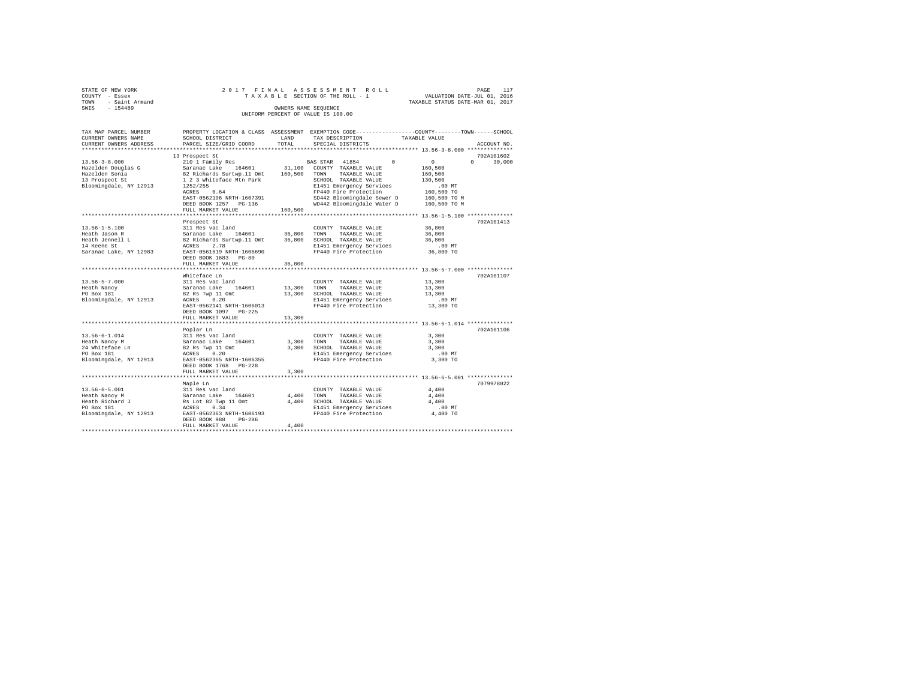STATE OF NEW YORK
COUNTY - Essex
TOWN - Saint Armand
SWIS - 154489

2017 FINAL ASSESSMENT ROLL
TAXABLE SECTION OF THE ROLL - 1
OWNERS NAME SEQUENCE
UNIFORM PERCENT OF VALUE IS 100.00

VALUATION DATE-JUL 01, 2016
TAXABLE STATUS DATE-MAR 01, 2017

```
TAX MAP PARCEL NUMBER     PROPERTY LOCATION & CLASS  ASSESSMENT  EXEMPTION CODE-----------------COUNTY--------TOWN------SCHOOL
CURRENT OWNERS NAME       SCHOOL DISTRICT              LAND      TAX DESCRIPTION            TAXABLE VALUE
CURRENT OWNERS ADDRESS    PARCEL SIZE/GRID COORD       TOTAL     SPECIAL DISTRICTS                                     ACCOUNT NO.
******************************************************************************************** 13.56-3-8.000 **************
                          13 Prospect St                                                                            702A101602
13.56-3-8.000             210 1 Family Res                        BAS STAR  41854         0              0         0     30,000
Hazelden Douglas G        Saranac Lake   164601       31,100     COUNTY  TAXABLE VALUE            160,500
Hazelden Sonia            82 Richards Surtwp.11 Omt   160,500    TOWN    TAXABLE VALUE            160,500
13 Prospect St            1 2 3 Whiteface Mtn Park               SCHOOL  TAXABLE VALUE            130,500
Bloomingdale, NY 12913    1252/255                               E1451 Emergency Services             .00 MT
                          ACRES    0.64                          FP440 Fire Protection            160,500 TO
                          EAST-0562196 NRTH-1607391              SD442 Bloomingdale Sewer D       160,500 TO M
                          DEED BOOK 1257   PG-136                WD442 Bloomingdale Water D       160,500 TO M
                          FULL MARKET VALUE          160,500
******************************************************************************************** 13.56-1-5.100 **************
                          Prospect St                                                                               702A101413
13.56-1-5.100             311 Res vac land                       COUNTY  TAXABLE VALUE             36,800
Heath Jason R             Saranac Lake   164601       36,800     TOWN    TAXABLE VALUE             36,800
Heath Jennell L           82 Richards Surtwp.11 Omt    36,800    SCHOOL  TAXABLE VALUE             36,800
14 Keene St               ACRES    2.78                          E1451 Emergency Services             .00 MT
Saranac Lake, NY 12983    EAST-0561619 NRTH-1606690              FP440 Fire Protection             36,800 TO
                          DEED BOOK 1683   PG-80
                          FULL MARKET VALUE           36,800
******************************************************************************************** 13.56-5-7.000 **************
                          Whiteface Ln                                                                              702A101107
13.56-5-7.000             311 Res vac land                       COUNTY  TAXABLE VALUE             13,300
Heath Nancy               Saranac Lake   164601       13,300     TOWN    TAXABLE VALUE             13,300
PO Box 181                82 Rs Twp 11 Omt             13,300    SCHOOL  TAXABLE VALUE             13,300
Bloomingdale, NY 12913    ACRES    0.20                          E1451 Emergency Services             .00 MT
                          EAST-0562141 NRTH-1606013              FP440 Fire Protection             13,300 TO
                          DEED BOOK 1097   PG-225
                          FULL MARKET VALUE           13,300
******************************************************************************************** 13.56-6-1.014 **************
                          Poplar Ln                                                                                 702A101106
13.56-6-1.014             311 Res vac land                       COUNTY  TAXABLE VALUE              3,300
Heath Nancy M             Saranac Lake   164601        3,300     TOWN    TAXABLE VALUE              3,300
24 Whiteface Ln           82 Rs Twp 11 Omt              3,300    SCHOOL  TAXABLE VALUE              3,300
PO Box 181                ACRES    0.20                          E1451 Emergency Services             .00 MT
Bloomingdale, NY 12913    EAST-0562365 NRTH-1606355              FP440 Fire Protection              3,300 TO
                          DEED BOOK 1768   PG-228
                          FULL MARKET VALUE            3,300
******************************************************************************************** 13.56-6-5.001 **************
                          Maple Ln                                                                                  7079978022
13.56-6-5.001             311 Res vac land                       COUNTY  TAXABLE VALUE              4,400
Heath Nancy M             Saranac Lake   164601        4,400     TOWN    TAXABLE VALUE              4,400
Heath Richard J           Rs Lot 82 Twp 11 Omt          4,400    SCHOOL  TAXABLE VALUE              4,400
PO Box 181                ACRES    0.34                          E1451 Emergency Services             .00 MT
Bloomingdale, NY 12913    EAST-0562363 NRTH-1606193              FP440 Fire Protection              4,400 TO
                          DEED BOOK 988    PG-286
                          FULL MARKET VALUE            4,400
************************************************************************************************************************
```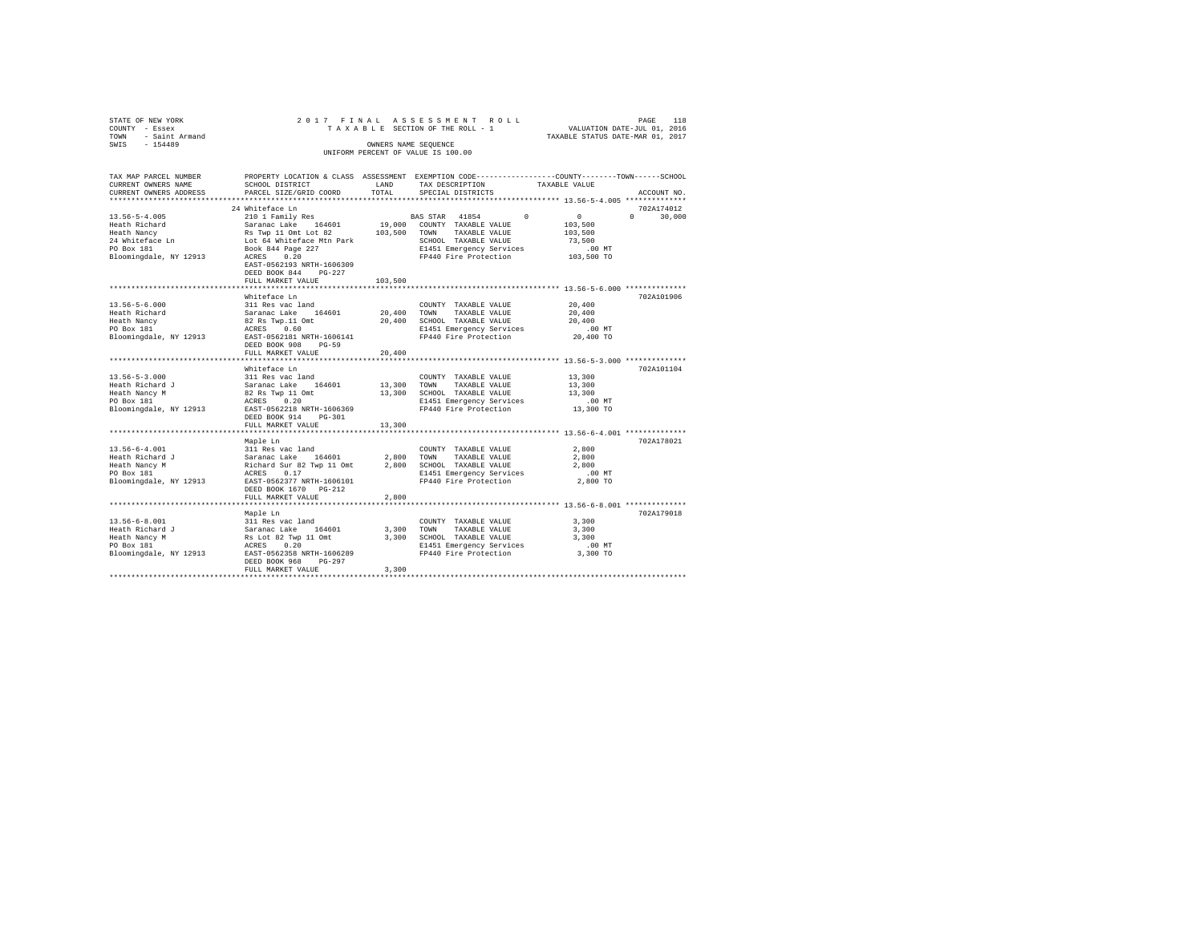STATE OF NEW YORK 2017 FINAL ASSESSMENT ROLL
COUNTY - Essex TAXABLE SECTION OF THE ROLL - 1 VALUATION DATE-JUL 01, 2016
TOWN - Saint Armand TAXABLE STATUS DATE-MAR 01, 2017
SWIS - 154489 OWNERS NAME SEQUENCE
UNIFORM PERCENT OF VALUE IS 100.00

```
TAX MAP PARCEL NUMBER          PROPERTY LOCATION & CLASS  ASSESSMENT  EXEMPTION CODE-----------------COUNTY--------TOWN------SCHOOL
CURRENT OWNERS NAME            SCHOOL DISTRICT               LAND      TAX DESCRIPTION              TAXABLE VALUE
CURRENT OWNERS ADDRESS         PARCEL SIZE/GRID COORD        TOTAL     SPECIAL DISTRICTS                                    ACCOUNT NO.
****************************************************************************************************** 13.56-5-4.005 **************
                               24 Whiteface Ln                                                                              702A174012
13.56-5-4.005                  210 1 Family Res                        BAS STAR  41854        0           0            0     30,000
Heath Richard                  Saranac Lake     164601      19,000    COUNTY  TAXABLE VALUE          103,500
Heath Nancy                    Rs Twp 11 Omt Lot 82        103,500    TOWN    TAXABLE VALUE          103,500
24 Whiteface Ln                Lot 64 Whiteface Mtn Park              SCHOOL  TAXABLE VALUE           73,500
PO Box 181                     Book 844 Page 227                      E1451 Emergency Services           .00 MT
Bloomingdale, NY 12913         ACRES    0.20                          FP440 Fire Protection          103,500 TO
                               EAST-0562193 NRTH-1606309
                               DEED BOOK 844    PG-227
                               FULL MARKET VALUE           103,500
****************************************************************************************************** 13.56-5-6.000 **************
                               Whiteface Ln                                                                                 702A101906
13.56-5-6.000                  311 Res vac land                       COUNTY  TAXABLE VALUE           20,400
Heath Richard                  Saranac Lake     164601      20,400    TOWN    TAXABLE VALUE           20,400
Heath Nancy                    82 Rs Twp.11 Omt             20,400    SCHOOL  TAXABLE VALUE           20,400
PO Box 181                     ACRES    0.60                          E1451 Emergency Services           .00 MT
Bloomingdale, NY 12913         EAST-0562181 NRTH-1606141              FP440 Fire Protection           20,400 TO
                               DEED BOOK 908    PG-59
                               FULL MARKET VALUE            20,400
****************************************************************************************************** 13.56-5-3.000 **************
                               Whiteface Ln                                                                                 702A101104
13.56-5-3.000                  311 Res vac land                       COUNTY  TAXABLE VALUE           13,300
Heath Richard J                Saranac Lake     164601      13,300    TOWN    TAXABLE VALUE           13,300
Heath Nancy M                  82 Rs Twp 11 Omt             13,300    SCHOOL  TAXABLE VALUE           13,300
PO Box 181                     ACRES    0.20                          E1451 Emergency Services           .00 MT
Bloomingdale, NY 12913         EAST-0562218 NRTH-1606369              FP440 Fire Protection           13,300 TO
                               DEED BOOK 914    PG-301
                               FULL MARKET VALUE            13,300
****************************************************************************************************** 13.56-6-4.001 **************
                               Maple Ln                                                                                     702A178021
13.56-6-4.001                  311 Res vac land                       COUNTY  TAXABLE VALUE            2,800
Heath Richard J                Saranac Lake     164601       2,800    TOWN    TAXABLE VALUE            2,800
Heath Nancy M                  Richard Sur 82 Twp 11 Omt     2,800    SCHOOL  TAXABLE VALUE            2,800
PO Box 181                     ACRES    0.17                          E1451 Emergency Services           .00 MT
Bloomingdale, NY 12913         EAST-0562377 NRTH-1606101              FP440 Fire Protection            2,800 TO
                               DEED BOOK 1670   PG-212
                               FULL MARKET VALUE             2,800
****************************************************************************************************** 13.56-6-8.001 **************
                               Maple Ln                                                                                     702A179018
13.56-6-8.001                  311 Res vac land                       COUNTY  TAXABLE VALUE            3,300
Heath Richard J                Saranac Lake     164601       3,300    TOWN    TAXABLE VALUE            3,300
Heath Nancy M                  Rs Lot 82 Twp 11 Omt          3,300    SCHOOL  TAXABLE VALUE            3,300
PO Box 181                     ACRES    0.20                          E1451 Emergency Services           .00 MT
Bloomingdale, NY 12913         EAST-0562358 NRTH-1606289              FP440 Fire Protection            3,300 TO
                               DEED BOOK 968    PG-297
                               FULL MARKET VALUE             3,300
************************************************************************************************************************************
```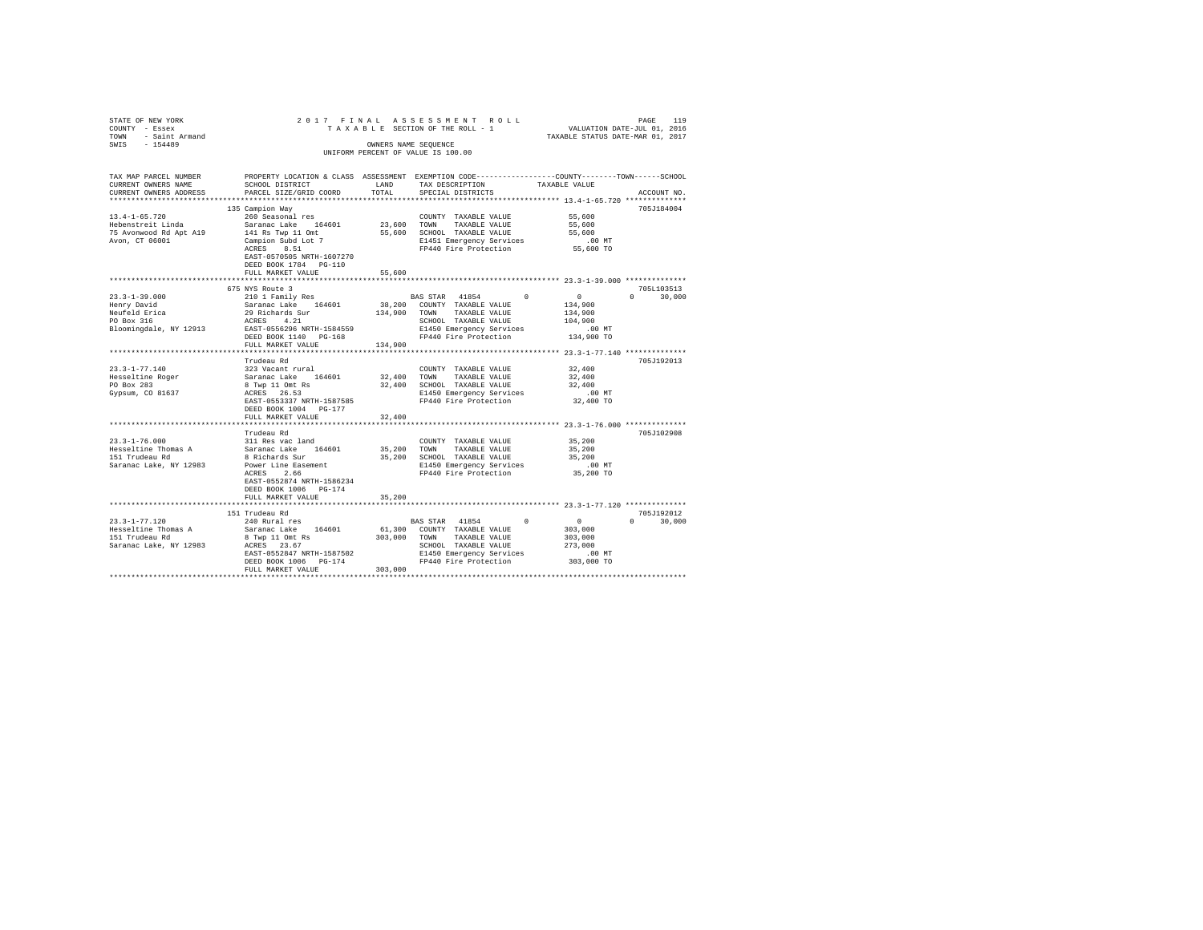STATE OF NEW YORK
COUNTY - Essex
TOWN - Saint Armand
SWIS - 154489

2 0 1 7 F I N A L A S S E S S M E N T R O L L
T A X A B L E SECTION OF THE ROLL - 1
OWNERS NAME SEQUENCE
UNIFORM PERCENT OF VALUE IS 100.00

VALUATION DATE-JUL 01, 2016
TAXABLE STATUS DATE-MAR 01, 2017

```
TAX MAP PARCEL NUMBER      PROPERTY LOCATION & CLASS  ASSESSMENT  EXEMPTION CODE-----------------COUNTY--------TOWN------SCHOOL
CURRENT OWNERS NAME        SCHOOL DISTRICT             LAND       TAX DESCRIPTION              TAXABLE VALUE
CURRENT OWNERS ADDRESS     PARCEL SIZE/GRID COORD      TOTAL      SPECIAL DISTRICTS                                        ACCOUNT NO.
************************************************************************************************* 13.4-1-65.720 **************
                           135 Campion Way                                                                               705J184004
13.4-1-65.720              260 Seasonal res                       COUNTY  TAXABLE VALUE           55,600
Hebenstreit Linda          Saranac Lake   164601        23,600    TOWN    TAXABLE VALUE           55,600
75 Avonwood Rd Apt A19     141 Rs Twp 11 Omt            55,600    SCHOOL  TAXABLE VALUE           55,600
Avon, CT 06001             Campion Subd Lot 7                     E1451 Emergency Services           .00 MT
                           ACRES    8.51                          FP440 Fire Protection           55,600 TO
                           EAST-0570505 NRTH-1607270
                           DEED BOOK 1784   PG-110
                           FULL MARKET VALUE             55,600
************************************************************************************************* 23.3-1-39.000 **************
                           675 NYS Route 3                                                                               705L103513
23.3-1-39.000              210 1 Family Res                     BAS STAR  41854         0             0             0        30,000
Henry David                Saranac Lake   164601        38,200    COUNTY  TAXABLE VALUE          134,900
Neufeld Erica              29 Richards Sur             134,900    TOWN    TAXABLE VALUE          134,900
PO Box 316                 ACRES    4.21                          SCHOOL  TAXABLE VALUE          104,900
Bloomingdale, NY 12913     EAST-0556296 NRTH-1584559              E1450 Emergency Services           .00 MT
                           DEED BOOK 1140   PG-168                FP440 Fire Protection          134,900 TO
                           FULL MARKET VALUE            134,900
************************************************************************************************* 23.3-1-77.140 **************
                           Trudeau Rd                                                                                    705J192013
23.3-1-77.140              323 Vacant rural                       COUNTY  TAXABLE VALUE           32,400
Hesseltine Roger           Saranac Lake   164601        32,400    TOWN    TAXABLE VALUE           32,400
PO Box 283                 8 Twp 11 Omt Rs              32,400    SCHOOL  TAXABLE VALUE           32,400
Gypsum, CO 81637           ACRES   26.53                          E1450 Emergency Services           .00 MT
                           EAST-0553337 NRTH-1587585              FP440 Fire Protection           32,400 TO
                           DEED BOOK 1004   PG-177
                           FULL MARKET VALUE             32,400
************************************************************************************************* 23.3-1-76.000 **************
                           Trudeau Rd                                                                                    705J102908
23.3-1-76.000              311 Res vac land                       COUNTY  TAXABLE VALUE           35,200
Hesseltine Thomas A        Saranac Lake   164601        35,200    TOWN    TAXABLE VALUE           35,200
151 Trudeau Rd             8 Richards Sur               35,200    SCHOOL  TAXABLE VALUE           35,200
Saranac Lake, NY 12983     Power Line Easement                    E1450 Emergency Services           .00 MT
                           ACRES    2.66                          FP440 Fire Protection           35,200 TO
                           EAST-0552874 NRTH-1586234
                           DEED BOOK 1006   PG-174
                           FULL MARKET VALUE             35,200
************************************************************************************************* 23.3-1-77.120 **************
                           151 Trudeau Rd                                                                                705J192012
23.3-1-77.120              240 Rural res                        BAS STAR  41854         0             0             0        30,000
Hesseltine Thomas A        Saranac Lake   164601        61,300    COUNTY  TAXABLE VALUE          303,000
151 Trudeau Rd             8 Twp 11 Omt Rs             303,000    TOWN    TAXABLE VALUE          303,000
Saranac Lake, NY 12983     ACRES   23.67                          SCHOOL  TAXABLE VALUE          273,000
                           EAST-0552047 NRTH-1587502              E1450 Emergency Services           .00 MT
                           DEED BOOK 1006   PG-174                FP440 Fire Protection          303,000 TO
                           FULL MARKET VALUE            303,000
******************************************************************************************************************************
```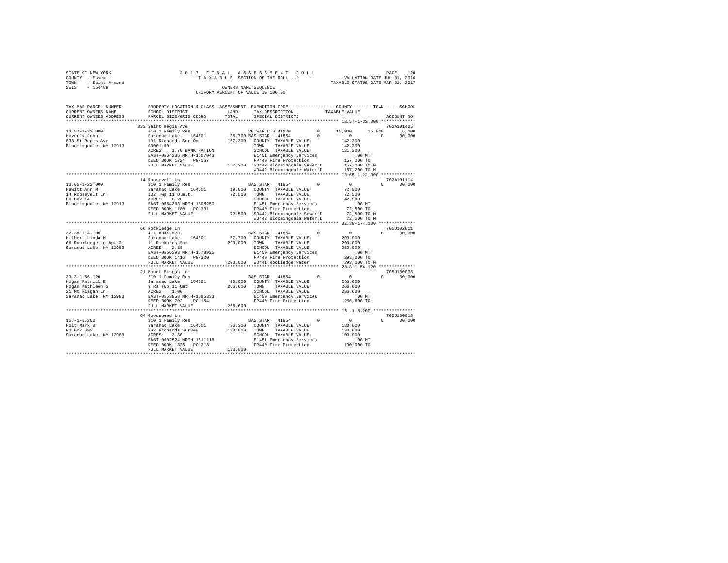STATE OF NEW YORK
COUNTY - Essex
TOWN - Saint Armand
SWIS - 154489

2017 FINAL ASSESSMENT ROLL
TAXABLE SECTION OF THE ROLL - 1
OWNERS NAME SEQUENCE
UNIFORM PERCENT OF VALUE IS 100.00

VALUATION DATE-JUL 01, 2016
TAXABLE STATUS DATE-MAR 01, 2017

```
TAX MAP PARCEL NUMBER    PROPERTY LOCATION & CLASS  ASSESSMENT  EXEMPTION CODE-----------------COUNTY--------TOWN------SCHOOL
CURRENT OWNERS NAME      SCHOOL DISTRICT             LAND       TAX DESCRIPTION            TAXABLE VALUE
CURRENT OWNERS ADDRESS   PARCEL SIZE/GRID COORD      TOTAL      SPECIAL DISTRICTS                                    ACCOUNT NO.
******************************************************************************************************* 13.57-1-32.000 *************
                         833 Saint Regis Ave                                                                          702A101405
13.57-1-32.000           210 1 Family Res                  VETWAR CTS 41120         0      15,000     15,000       6,000
Heverly John             Saranac Lake    164601     35,700 BAS STAR  41854          0           0          0      30,000
833 St Regis Ave         101 Richards Sur Omt      157,200  COUNTY  TAXABLE VALUE            142,200
Bloomingdale, NY 12913   00001.50                           TOWN    TAXABLE VALUE            142,200
                         ACRES    1.70 BANK NATION          SCHOOL  TAXABLE VALUE            121,200
                         EAST-0564206 NRTH-1607043          E1451 Emergency Services             .00 MT
                         DEED BOOK 1724   PG-167            FP440 Fire Protection            157,200 TO
                         FULL MARKET VALUE         157,200  SD442 Bloomingdale Sewer D       157,200 TO M
                                                            WD442 Bloomingdale Water D       157,200 TO M
******************************************************************************************************* 13.65-1-22.000 *************
                         14 Roosevelt Ln                                                                              702A101114
13.65-1-22.000           210 1 Family Res                   BAS STAR  41854         0           0          0      30,000
Hewitt Ann M             Saranac Lake    164601     19,000  COUNTY  TAXABLE VALUE             72,500
14 Roosevelt Ln          102 Twp 11 O.m.t.          72,500  TOWN    TAXABLE VALUE             72,500
PO Box 14                ACRES    0.20                      SCHOOL  TAXABLE VALUE             42,500
Bloomingdale, NY 12913   EAST-0564363 NRTH-1605250          E1451 Emergency Services             .00 MT
                         DEED BOOK 1180   PG-331            FP440 Fire Protection             72,500 TO
                         FULL MARKET VALUE          72,500  SD442 Bloomingdale Sewer D        72,500 TO M
                                                            WD442 Bloomingdale Water D        72,500 TO M
******************************************************************************************************* 32.38-1-4.100 **************
                         66 Rockledge Ln                                                                              705J102811
32.38-1-4.100            411 Apartment                      BAS STAR  41854         0           0          0      30,000
Hilbert Linda M          Saranac Lake    164601     57,700  COUNTY  TAXABLE VALUE            293,000
66 Rockledge Ln Apt 2    11 Richards Sur           293,000  TOWN    TAXABLE VALUE            293,000
Saranac Lake, NY 12983   ACRES    2.18                      SCHOOL  TAXABLE VALUE            263,000
                         EAST-0556293 NRTH-1578925          E1450 Emergency Services             .00 MT
                         DEED BOOK 1416   PG-320            FP440 Fire Protection            293,000 TO
                         FULL MARKET VALUE         293,000  WD441 Rockledge water            293,000 TO M
******************************************************************************************************* 23.3-1-56.120 **************
                         21 Mount Pisgah Ln                                                                           705J180006
23.3-1-56.120            210 1 Family Res                   BAS STAR  41854         0           0          0      30,000
Hogan Patrick E          Saranac Lake    164601     90,000  COUNTY  TAXABLE VALUE            266,600
Hogan Kathleen S         9 Rs Twp 11 Omt           266,600  TOWN    TAXABLE VALUE            266,600
21 Mt Pisgah Ln          ACRES    1.00                      SCHOOL  TAXABLE VALUE            236,600
Saranac Lake, NY 12983   EAST-0553958 NRTH-1585333          E1450 Emergency Services             .00 MT
                         DEED BOOK 702    PG-154            FP440 Fire Protection            266,600 TO
                         FULL MARKET VALUE         266,600
******************************************************************************************************* 15.-1-6.200 ****************
                         64 Goodspeed Ln                                                                              705J180018
15.-1-6.200              210 1 Family Res                   BAS STAR  41854         0           0          0      30,000
Holt Mark B              Saranac Lake    164601     36,300  COUNTY  TAXABLE VALUE            130,000
PO Box 693               362 Richards Survey       130,000  TOWN    TAXABLE VALUE            130,000
Saranac Lake, NY 12983   ACRES    2.30                      SCHOOL  TAXABLE VALUE            100,000
                         EAST-0602524 NRTH-1611116          E1451 Emergency Services             .00 MT
                         DEED BOOK 1325   PG-218            FP440 Fire Protection            130,000 TO
                         FULL MARKET VALUE         130,000
************************************************************************************************************************************
```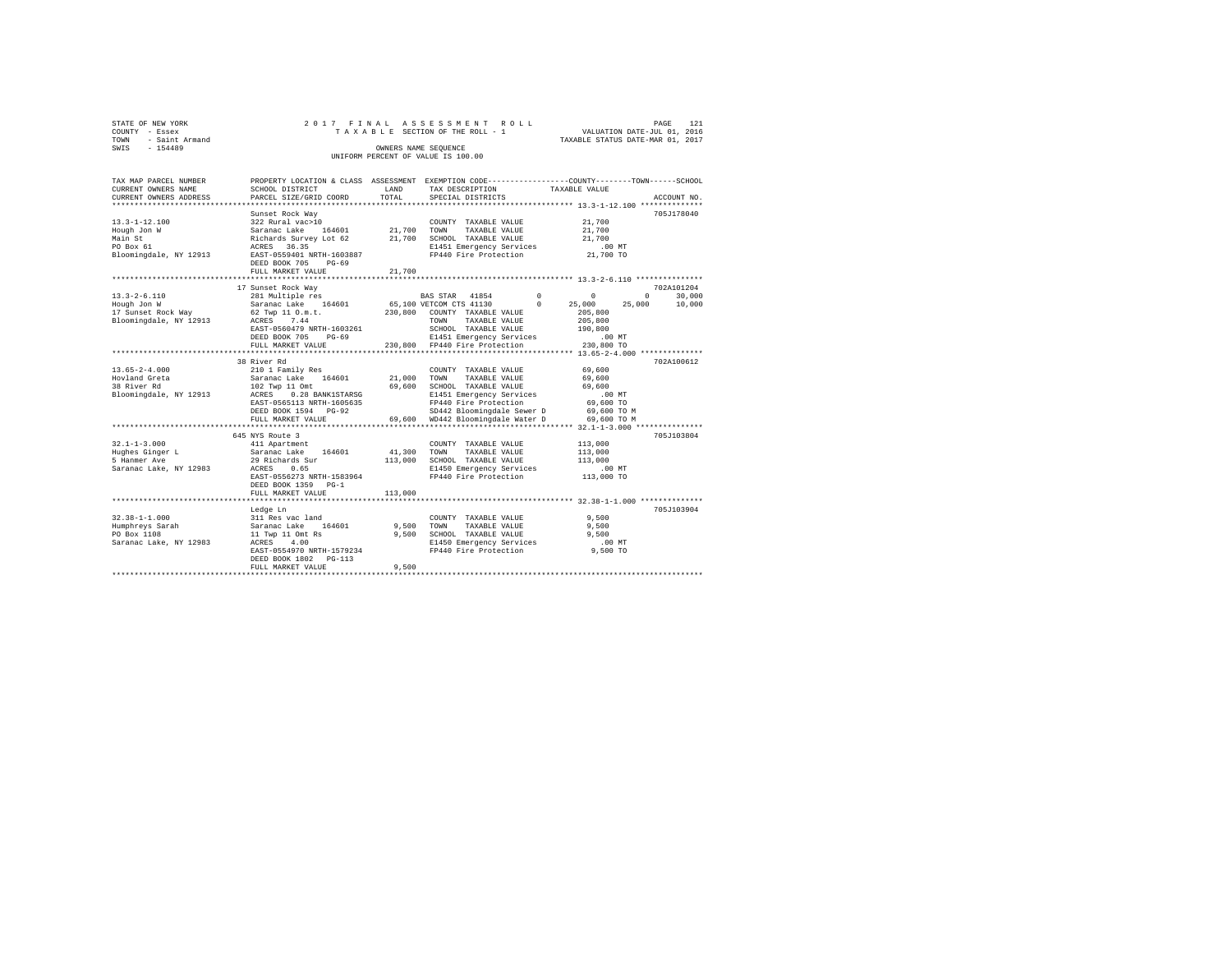STATE OF NEW YORK
COUNTY - Essex
TOWN - Saint Armand
SWIS - 154489

2 0 1 7 F I N A L A S S E S S M E N T R O L L
T A X A B L E SECTION OF THE ROLL - 1
OWNERS NAME SEQUENCE
UNIFORM PERCENT OF VALUE IS 100.00

VALUATION DATE-JUL 01, 2016
TAXABLE STATUS DATE-MAR 01, 2017

```
TAX MAP PARCEL NUMBER     PROPERTY LOCATION & CLASS  ASSESSMENT  EXEMPTION CODE-----------------COUNTY--------TOWN------SCHOOL
CURRENT OWNERS NAME       SCHOOL DISTRICT             LAND       TAX DESCRIPTION             TAXABLE VALUE
CURRENT OWNERS ADDRESS    PARCEL SIZE/GRID COORD      TOTAL      SPECIAL DISTRICTS                                      ACCOUNT NO.
******************************************************************************************************* 13.3-1-12.100 **************
                          Sunset Rock Way                                                                              705J178040
13.3-1-12.100             322 Rural vac>10                       COUNTY  TAXABLE VALUE            21,700
Hough Jon W               Saranac Lake   164601      21,700      TOWN    TAXABLE VALUE            21,700
Main St                   Richards Survey Lot 62     21,700      SCHOOL  TAXABLE VALUE            21,700
PO Box 61                 ACRES   36.35                          E1451 Emergency Services            .00 MT
Bloomingdale, NY 12913    EAST-0559401 NRTH-1603887              FP440 Fire Protection            21,700 TO
                          DEED BOOK 705    PG-69
                          FULL MARKET VALUE          21,700
******************************************************************************************************* 13.3-2-6.110 ***************
                          17 Sunset Rock Way                                                                           702A101204
13.3-2-6.110              281 Multiple res                       BAS STAR  41854         0          0           0       30,000
Hough Jon W               Saranac Lake   164601      65,100 VETCOM CTS 41130            0     25,000      25,000      10,000
17 Sunset Rock Way        62 Twp 11 O.m.t.          230,800      COUNTY  TAXABLE VALUE           205,800
Bloomingdale, NY 12913    ACRES    7.44                          TOWN    TAXABLE VALUE           205,800
                          EAST-0560479 NRTH-1603261              SCHOOL  TAXABLE VALUE           190,800
                          DEED BOOK 705    PG-69                 E1451 Emergency Services            .00 MT
                          FULL MARKET VALUE         230,800      FP440 Fire Protection           230,800 TO
******************************************************************************************************* 13.65-2-4.000 **************
                          38 River Rd                                                                                  702A100612
13.65-2-4.000             210 1 Family Res                       COUNTY  TAXABLE VALUE            69,600
Hovland Greta             Saranac Lake   164601      21,000      TOWN    TAXABLE VALUE            69,600
38 River Rd               102 Twp 11 Omt             69,600      SCHOOL  TAXABLE VALUE            69,600
Bloomingdale, NY 12913    ACRES    0.28 BANK1STARSG              E1451 Emergency Services            .00 MT
                          EAST-0565113 NRTH-1605635              FP440 Fire Protection            69,600 TO
                          DEED BOOK 1594   PG-92                 SD442 Bloomingdale Sewer D       69,600 TO M
                          FULL MARKET VALUE          69,600      WD442 Bloomingdale Water D       69,600 TO M
******************************************************************************************************* 32.1-1-3.000 ***************
                          645 NYS Route 3                                                                              705J103804
32.1-1-3.000              411 Apartment                          COUNTY  TAXABLE VALUE           113,000
Hughes Ginger L           Saranac Lake   164601      41,300      TOWN    TAXABLE VALUE           113,000
5 Hanmer Ave              29 Richards Sur           113,000      SCHOOL  TAXABLE VALUE           113,000
Saranac Lake, NY 12983    ACRES    0.65                          E1450 Emergency Services            .00 MT
                          EAST-0556273 NRTH-1583964              FP440 Fire Protection           113,000 TO
                          DEED BOOK 1359   PG-1
                          FULL MARKET VALUE         113,000
******************************************************************************************************* 32.38-1-1.000 **************
                          Ledge Ln                                                                                     705J103904
32.38-1-1.000             311 Res vac land                       COUNTY  TAXABLE VALUE             9,500
Humphreys Sarah           Saranac Lake   164601       9,500      TOWN    TAXABLE VALUE             9,500
PO Box 1108               11 Twp 11 Omt Rs            9,500      SCHOOL  TAXABLE VALUE             9,500
Saranac Lake, NY 12983    ACRES    4.00                          E1450 Emergency Services            .00 MT
                          EAST-0554970 NRTH-1579234              FP440 Fire Protection             9,500 TO
                          DEED BOOK 1802   PG-113
                          FULL MARKET VALUE           9,500
************************************************************************************************************************************
```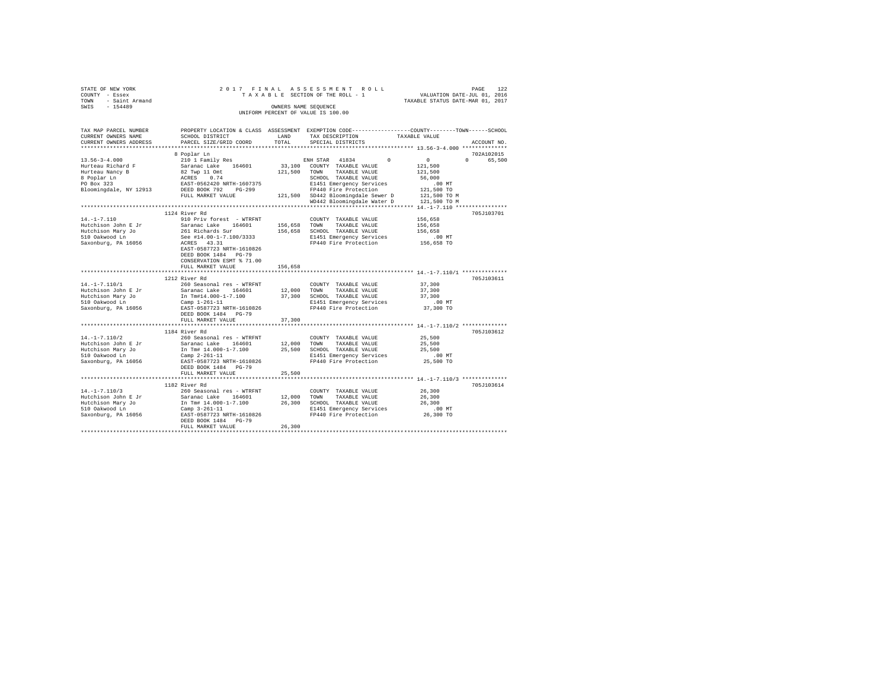STATE OF NEW YORK
COUNTY - Essex
TOWN - Saint Armand
SWIS - 154489

2017 FINAL ASSESSMENT ROLL
TAXABLE SECTION OF THE ROLL - 1
OWNERS NAME SEQUENCE
UNIFORM PERCENT OF VALUE IS 100.00

VALUATION DATE-JUL 01, 2016
TAXABLE STATUS DATE-MAR 01, 2017

```
TAX MAP PARCEL NUMBER    PROPERTY LOCATION & CLASS  ASSESSMENT  EXEMPTION CODE-----------------COUNTY--------TOWN------SCHOOL
CURRENT OWNERS NAME      SCHOOL DISTRICT              LAND      TAX DESCRIPTION              TAXABLE VALUE
CURRENT OWNERS ADDRESS   PARCEL SIZE/GRID COORD       TOTAL     SPECIAL DISTRICTS                                    ACCOUNT NO.
******************************************************************************************* 13.56-3-4.000 **************
                         8 Poplar Ln                                                                               702A102015
13.56-3-4.000            210 1 Family Res                   ENH STAR  41834        0             0            0     65,500
Hurteau Richard F        Saranac Lake    164601     33,100  COUNTY  TAXABLE VALUE           121,500
Hurteau Nancy B          82 Twp 11 Omt             121,500  TOWN    TAXABLE VALUE           121,500
8 Poplar Ln              ACRES    0.74                      SCHOOL  TAXABLE VALUE            56,000
PO Box 323               EAST-0562420 NRTH-1607375          E1451 Emergency Services            .00 MT
Bloomingdale, NY 12913   DEED BOOK 792    PG-299            FP440 Fire Protection           121,500 TO
                         FULL MARKET VALUE         121,500  SD442 Bloomingdale Sewer D      121,500 TO M
                                                            WD442 Bloomingdale Water D      121,500 TO M
******************************************************************************************* 14.-1-7.110 ****************
                         1124 River Rd                                                                             705J103701
14.-1-7.110              910 Priv forest  - WTRFNT          COUNTY  TAXABLE VALUE           156,658
Hutchison John E Jr      Saranac Lake    164601    156,658  TOWN    TAXABLE VALUE           156,658
Hutchison Mary Jo        261 Richards Sur          156,658  SCHOOL  TAXABLE VALUE           156,658
510 Oakwood Ln           See #14.00-1-7.100/3333            E1451 Emergency Services            .00 MT
Saxonburg, PA 16056      ACRES   43.31                      FP440 Fire Protection           156,658 TO
                         EAST-0587723 NRTH-1610826
                         DEED BOOK 1484   PG-79
                         CONSERVATION ESMT % 71.00
                         FULL MARKET VALUE         156,658
******************************************************************************************* 14.-1-7.110/1 **************
                         1212 River Rd                                                                             705J103611
14.-1-7.110/1            260 Seasonal res - WTRFNT          COUNTY  TAXABLE VALUE            37,300
Hutchison John E Jr      Saranac Lake    164601     12,000  TOWN    TAXABLE VALUE            37,300
Hutchison Mary Jo        In Tm#14.000-1-7.100       37,300  SCHOOL  TAXABLE VALUE            37,300
510 Oakwood Ln           Camp 1-261-11                      E1451 Emergency Services            .00 MT
Saxonburg, PA 16056      EAST-0587723 NRTH-1610826          FP440 Fire Protection            37,300 TO
                         DEED BOOK 1484   PG-79
                         FULL MARKET VALUE          37,300
******************************************************************************************* 14.-1-7.110/2 **************
                         1184 River Rd                                                                             705J103612
14.-1-7.110/2            260 Seasonal res - WTRFNT          COUNTY  TAXABLE VALUE            25,500
Hutchison John E Jr      Saranac Lake    164601     12,000  TOWN    TAXABLE VALUE            25,500
Hutchison Mary Jo        In Tm# 14.000-1-7.100      25,500  SCHOOL  TAXABLE VALUE            25,500
510 Oakwood Ln           Camp 2-261-11                      E1451 Emergency Services            .00 MT
Saxonburg, PA 16056      EAST-0587723 NRTH-1610826          FP440 Fire Protection            25,500 TO
                         DEED BOOK 1484   PG-79
                         FULL MARKET VALUE          25,500
******************************************************************************************* 14.-1-7.110/3 **************
                         1182 River Rd                                                                             705J103614
14.-1-7.110/3            260 Seasonal res - WTRFNT          COUNTY  TAXABLE VALUE            26,300
Hutchison John E Jr      Saranac Lake    164601     12,000  TOWN    TAXABLE VALUE            26,300
Hutchison Mary Jo        In Tm# 14.000-1-7.100      26,300  SCHOOL  TAXABLE VALUE            26,300
510 Oakwood Ln           Camp 3-261-11                      E1451 Emergency Services            .00 MT
Saxonburg, PA 16056      EAST-0587723 NRTH-1610826          FP440 Fire Protection            26,300 TO
                         DEED BOOK 1484   PG-79
                         FULL MARKET VALUE          26,300
************************************************************************************************************************
```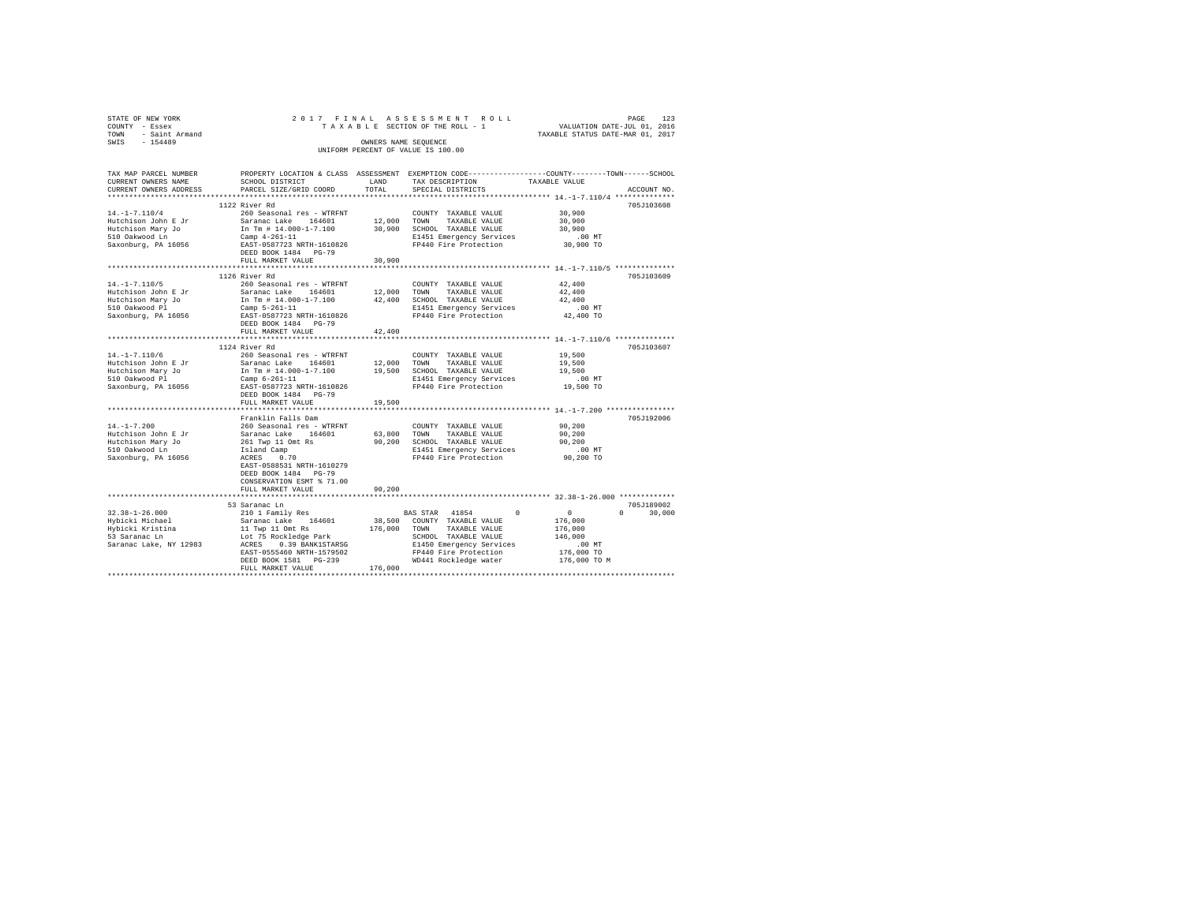STATE OF NEW YORK
COUNTY - Essex
TOWN - Saint Armand
SWIS - 154489

2 0 1 7 F I N A L A S S E S S M E N T R O L L
T A X A B L E SECTION OF THE ROLL - 1
OWNERS NAME SEQUENCE
UNIFORM PERCENT OF VALUE IS 100.00

VALUATION DATE-JUL 01, 2016
TAXABLE STATUS DATE-MAR 01, 2017

```
TAX MAP PARCEL NUMBER     PROPERTY LOCATION & CLASS  ASSESSMENT  EXEMPTION CODE-----------------COUNTY--------TOWN------SCHOOL
CURRENT OWNERS NAME       SCHOOL DISTRICT             LAND      TAX DESCRIPTION             TAXABLE VALUE
CURRENT OWNERS ADDRESS    PARCEL SIZE/GRID COORD      TOTAL     SPECIAL DISTRICTS                                    ACCOUNT NO.
******************************************************************************************** 14.-1-7.110/4 **************
                          1122 River Rd                                                                         705J103608
14.-1-7.110/4             260 Seasonal res - WTRFNT              COUNTY  TAXABLE VALUE           30,900
Hutchison John E Jr       Saranac Lake   164601       12,000    TOWN    TAXABLE VALUE           30,900
Hutchison Mary Jo         In Tm # 14.000-1-7.100      30,900    SCHOOL  TAXABLE VALUE           30,900
510 Oakwood Ln            Camp 4-261-11                          E1451 Emergency Services           .00 MT
Saxonburg, PA 16056       EAST-0587723 NRTH-1610826              FP440 Fire Protection           30,900 TO
                          DEED BOOK 1484   PG-79
                          FULL MARKET VALUE           30,900
******************************************************************************************** 14.-1-7.110/5 **************
                          1126 River Rd                                                                         705J103609
14.-1-7.110/5             260 Seasonal res - WTRFNT              COUNTY  TAXABLE VALUE           42,400
Hutchison John E Jr       Saranac Lake   164601       12,000    TOWN    TAXABLE VALUE           42,400
Hutchison Mary Jo         In Tm # 14.000-1-7.100      42,400    SCHOOL  TAXABLE VALUE           42,400
510 Oakwood Pl            Camp 5-261-11                          E1451 Emergency Services           .00 MT
Saxonburg, PA 16056       EAST-0587723 NRTH-1610826              FP440 Fire Protection           42,400 TO
                          DEED BOOK 1484   PG-79
                          FULL MARKET VALUE           42,400
******************************************************************************************** 14.-1-7.110/6 **************
                          1124 River Rd                                                                         705J103607
14.-1-7.110/6             260 Seasonal res - WTRFNT              COUNTY  TAXABLE VALUE           19,500
Hutchison John E Jr       Saranac Lake   164601       12,000    TOWN    TAXABLE VALUE           19,500
Hutchison Mary Jo         In Tm # 14.000-1-7.100      19,500    SCHOOL  TAXABLE VALUE           19,500
510 Oakwood Pl            Camp 6-261-11                          E1451 Emergency Services           .00 MT
Saxonburg, PA 16056       EAST-0587723 NRTH-1610826              FP440 Fire Protection           19,500 TO
                          DEED BOOK 1484   PG-79
                          FULL MARKET VALUE           19,500
******************************************************************************************** 14.-1-7.200 ****************
                          Franklin Falls Dam                                                                    705J192006
14.-1-7.200               260 Seasonal res - WTRFNT              COUNTY  TAXABLE VALUE           90,200
Hutchison John E Jr       Saranac Lake   164601       63,800    TOWN    TAXABLE VALUE           90,200
Hutchison Mary Jo         261 Twp 11 Omt Rs           90,200    SCHOOL  TAXABLE VALUE           90,200
510 Oakwood Ln            Island Camp                            E1451 Emergency Services           .00 MT
Saxonburg, PA 16056       ACRES    0.70                          FP440 Fire Protection           90,200 TO
                          EAST-0588531 NRTH-1610279
                          DEED BOOK 1484   PG-79
                          CONSERVATION ESMT % 71.00
                          FULL MARKET VALUE           90,200
******************************************************************************************** 32.38-1-26.000 *************
                          53 Saranac Ln                                                                         705J189002
32.38-1-26.000            210 1 Family Res                       BAS STAR  41854        0          0          0     30,000
Hybicki Michael           Saranac Lake   164601       38,500    COUNTY  TAXABLE VALUE          176,000
Hybicki Kristina          11 Twp 11 Omt Rs           176,000    TOWN    TAXABLE VALUE          176,000
53 Saranac Ln             Lot 75 Rockledge Park                  SCHOOL  TAXABLE VALUE          146,000
Saranac Lake, NY 12983    ACRES    0.39 BANK1STARSG              E1450 Emergency Services           .00 MT
                          EAST-0555460 NRTH-1579502              FP440 Fire Protection          176,000 TO
                          DEED BOOK 1581   PG-239                WD441 Rockledge water          176,000 TO M
                          FULL MARKET VALUE          176,000
************************************************************************************************************************************
```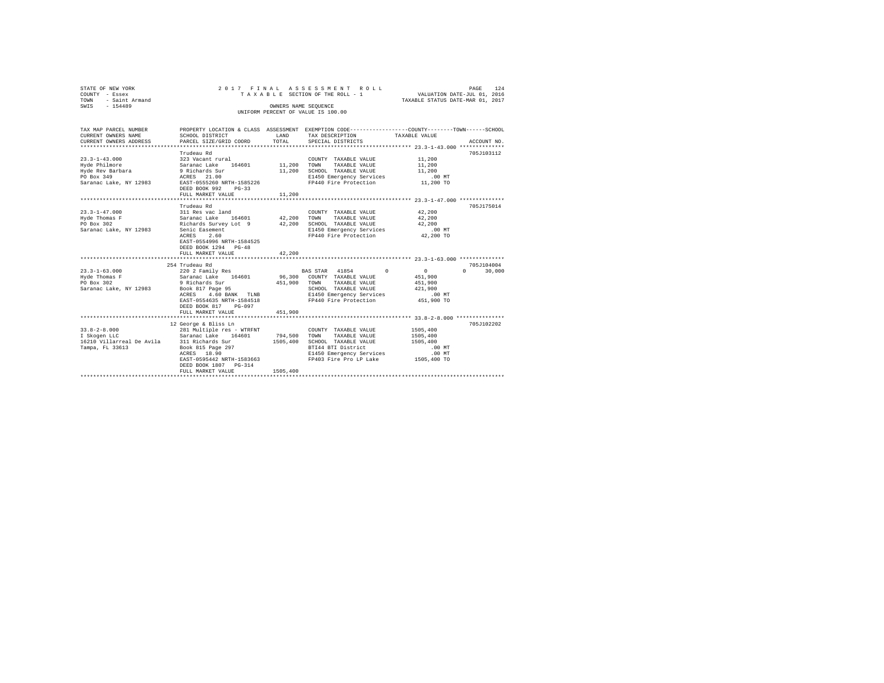STATE OF NEW YORK
COUNTY - Essex
TOWN - Saint Armand
SWIS - 154489

2017 FINAL ASSESSMENT ROLL
TAXABLE SECTION OF THE ROLL - 1
OWNERS NAME SEQUENCE
UNIFORM PERCENT OF VALUE IS 100.00

VALUATION DATE-JUL 01, 2016
TAXABLE STATUS DATE-MAR 01, 2017

| TAX MAP PARCEL NUMBER / CURRENT OWNERS NAME / CURRENT OWNERS ADDRESS | PROPERTY LOCATION & CLASS / SCHOOL DISTRICT / PARCEL SIZE/GRID COORD | ASSESSMENT LAND | TOTAL | EXEMPTION CODE / TAX DESCRIPTION / SPECIAL DISTRICTS | COUNTY / TOWN / SCHOOL TAXABLE VALUE | ACCOUNT NO. |
|---|---|---|---|---|---|---|
| 23.3-1-43.000 | Trudeau Rd | | | | | 705J103112 |
| Hyde Philmore | 323 Vacant rural | | | COUNTY TAXABLE VALUE | 11,200 | |
| Hyde Rev Barbara | Saranac Lake 164601 | 11,200 | | TOWN TAXABLE VALUE | 11,200 | |
| PO Box 349 | 9 Richards Sur | | 11,200 | SCHOOL TAXABLE VALUE | 11,200 | |
| Saranac Lake, NY 12983 | ACRES 21.00 | | | E1450 Emergency Services | .00 MT | |
| | EAST-0555260 NRTH-1585226 | | | FP440 Fire Protection | 11,200 TO | |
| | DEED BOOK 992 PG-33 | | | | | |
| | FULL MARKET VALUE | | 11,200 | | | |
| 23.3-1-47.000 | Trudeau Rd | | | | | 705J175014 |
| Hyde Thomas F | 311 Res vac land | | | COUNTY TAXABLE VALUE | 42,200 | |
| PO Box 302 | Saranac Lake 164601 | 42,200 | | TOWN TAXABLE VALUE | 42,200 | |
| Saranac Lake, NY 12983 | Richards Survey Lot 9 | | 42,200 | SCHOOL TAXABLE VALUE | 42,200 | |
| | Senic Easement | | | E1450 Emergency Services | .00 MT | |
| | ACRES 2.60 | | | FP440 Fire Protection | 42,200 TO | |
| | EAST-0554996 NRTH-1584525 | | | | | |
| | DEED BOOK 1294 PG-48 | | | | | |
| | FULL MARKET VALUE | | 42,200 | | | |
| 23.3-1-63.000 | 254 Trudeau Rd | | | | | 705J104004 |
| Hyde Thomas F | 220 2 Family Res | | | BAS STAR 41854 | 0 0 0 30,000 | |
| PO Box 302 | Saranac Lake 164601 | 96,300 | | COUNTY TAXABLE VALUE | 451,900 | |
| Saranac Lake, NY 12983 | 9 Richards Sur | | 451,900 | TOWN TAXABLE VALUE | 451,900 | |
| | Book 817 Page 95 | | | SCHOOL TAXABLE VALUE | 421,900 | |
| | ACRES 4.60 BANK TLNB | | | E1450 Emergency Services | .00 MT | |
| | EAST-0554635 NRTH-1584518 | | | FP440 Fire Protection | 451,900 TO | |
| | DEED BOOK 817 PG-097 | | | | | |
| | FULL MARKET VALUE | | 451,900 | | | |
| 33.8-2-8.000 | 12 George & Bliss Ln | | | | | 705J102202 |
| I Skogen LLC | 281 Multiple res - WTRFNT | | | COUNTY TAXABLE VALUE | 1505,400 | |
| 16210 Villarreal De Avila | Saranac Lake 164601 | 794,500 | | TOWN TAXABLE VALUE | 1505,400 | |
| Tampa, FL 33613 | 311 Richards Sur | | 1505,400 | SCHOOL TAXABLE VALUE | 1505,400 | |
| | Book 815 Page 297 | | | BTI44 BTI District | .00 MT | |
| | ACRES 18.90 | | | E1450 Emergency Services | .00 MT | |
| | EAST-0595442 NRTH-1583663 | | | FP403 Fire Pro LP Lake | 1505,400 TO | |
| | DEED BOOK 1807 PG-314 | | | | | |
| | FULL MARKET VALUE | | 1505,400 | | | |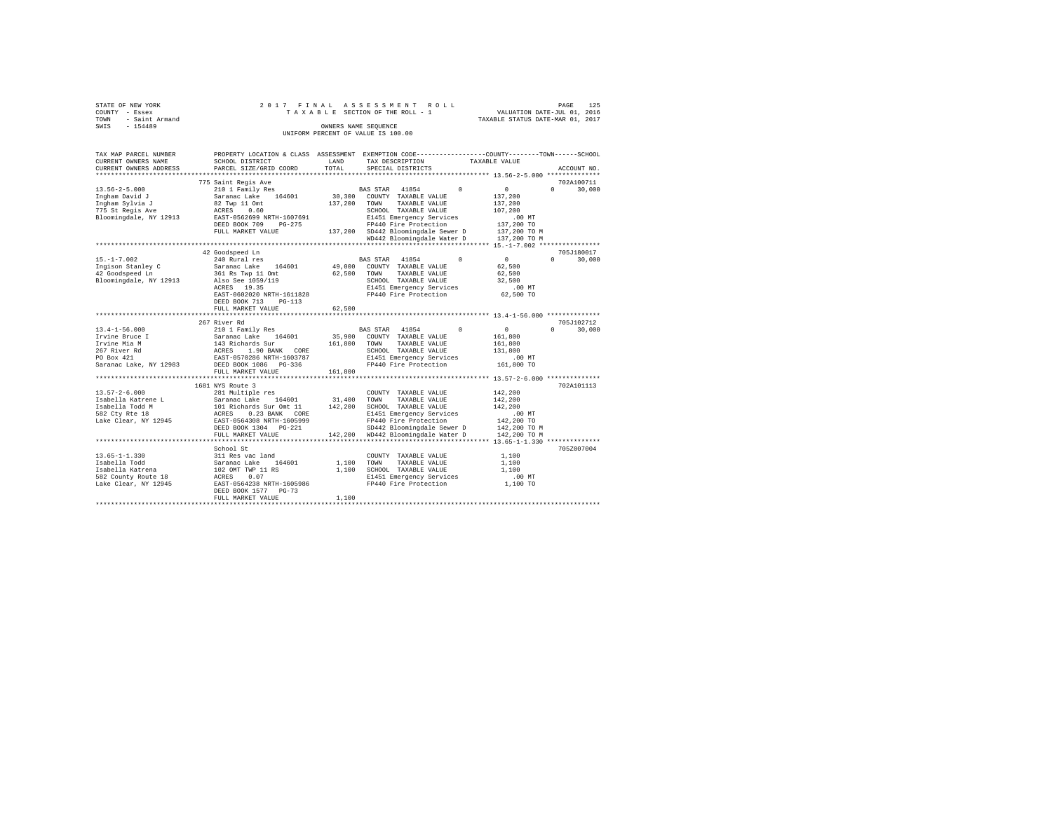STATE OF NEW YORK — 2017 FINAL ASSESSMENT ROLL
COUNTY - Essex — TAXABLE SECTION OF THE ROLL - 1 — VALUATION DATE-JUL 01, 2016
TOWN - Saint Armand — TAXABLE STATUS DATE-MAR 01, 2017
SWIS - 154489 — OWNERS NAME SEQUENCE
UNIFORM PERCENT OF VALUE IS 100.00

```
TAX MAP PARCEL NUMBER     PROPERTY LOCATION & CLASS  ASSESSMENT  EXEMPTION CODE-----------------COUNTY--------TOWN------SCHOOL
CURRENT OWNERS NAME       SCHOOL DISTRICT            LAND        TAX DESCRIPTION            TAXABLE VALUE
CURRENT OWNERS ADDRESS    PARCEL SIZE/GRID COORD     TOTAL       SPECIAL DISTRICTS                                    ACCOUNT NO.
*********************************************************************************************** 13.56-2-5.000 **************
                          775 Saint Regis Ave                                                                         702A100711
13.56-2-5.000             210 1 Family Res                        BAS STAR  41854          0          0          0      30,000
Ingham David J            Saranac Lake   164601      30,300      COUNTY  TAXABLE VALUE          137,200
Ingham Sylvia J           82 Twp 11 Omt              137,200     TOWN    TAXABLE VALUE          137,200
775 St Regis Ave          ACRES    0.60                          SCHOOL  TAXABLE VALUE          107,200
Bloomingdale, NY 12913    EAST-0562699 NRTH-1607691              E1451 Emergency Services            .00 MT
                          DEED BOOK 709    PG-275                FP440 Fire Protection          137,200 TO
                          FULL MARKET VALUE          137,200     SD442 Bloomingdale Sewer D     137,200 TO M
                                                                 WD442 Bloomingdale Water D     137,200 TO M
*********************************************************************************************** 15.-1-7.002 ****************
                          42 Goodspeed Ln                                                                             705J180017
15.-1-7.002               240 Rural res                           BAS STAR  41854          0          0          0      30,000
Ingison Stanley C         Saranac Lake   164601      49,000      COUNTY  TAXABLE VALUE           62,500
42 Goodspeed Ln           361 Rs Twp 11 Omt          62,500      TOWN    TAXABLE VALUE           62,500
Bloomingdale, NY 12913    Also See 1059/119                      SCHOOL  TAXABLE VALUE           32,500
                          ACRES   19.35                          E1451 Emergency Services            .00 MT
                          EAST-0602020 NRTH-1611828              FP440 Fire Protection           62,500 TO
                          DEED BOOK 713    PG-113
                          FULL MARKET VALUE          62,500
*********************************************************************************************** 13.4-1-56.000 **************
                          267 River Rd                                                                                705J102712
13.4-1-56.000             210 1 Family Res                        BAS STAR  41854          0          0          0      30,000
Irvine Bruce I            Saranac Lake   164601      35,900      COUNTY  TAXABLE VALUE          161,800
Irvine Mia M              143 Richards Sur           161,800     TOWN    TAXABLE VALUE          161,800
267 River Rd              ACRES    1.90 BANK   CORE              SCHOOL  TAXABLE VALUE          131,800
PO Box 421                EAST-0570286 NRTH-1603787              E1451 Emergency Services            .00 MT
Saranac Lake, NY 12983    DEED BOOK 1086   PG-336                FP440 Fire Protection          161,800 TO
                          FULL MARKET VALUE          161,800
*********************************************************************************************** 13.57-2-6.000 **************
                          1681 NYS Route 3                                                                            702A101113
13.57-2-6.000             281 Multiple res                       COUNTY  TAXABLE VALUE          142,200
Isabella Katrene L        Saranac Lake   164601      31,400      TOWN    TAXABLE VALUE          142,200
Isabella Todd M           101 Richards Sur Omt 11    142,200     SCHOOL  TAXABLE VALUE          142,200
582 Cty Rte 18            ACRES    0.23 BANK   CORE              E1451 Emergency Services            .00 MT
Lake Clear, NY 12945      EAST-0564308 NRTH-1605999              FP440 Fire Protection          142,200 TO
                          DEED BOOK 1304   PG-221                SD442 Bloomingdale Sewer D     142,200 TO M
                          FULL MARKET VALUE          142,200     WD442 Bloomingdale Water D     142,200 TO M
*********************************************************************************************** 13.65-1-1.330 **************
                          School St                                                                                   705Z007004
13.65-1-1.330             311 Res vac land                       COUNTY  TAXABLE VALUE            1,100
Isabella Todd             Saranac Lake   164601       1,100      TOWN    TAXABLE VALUE            1,100
Isabella Katrena          102 OMT TWP 11 RS           1,100      SCHOOL  TAXABLE VALUE            1,100
582 County Route 18       ACRES    0.07                          E1451 Emergency Services            .00 MT
Lake Clear, NY 12945      EAST-0564238 NRTH-1605986              FP440 Fire Protection            1,100 TO
                          DEED BOOK 1577   PG-73
                          FULL MARKET VALUE           1,100
****************************************************************************************************************************
```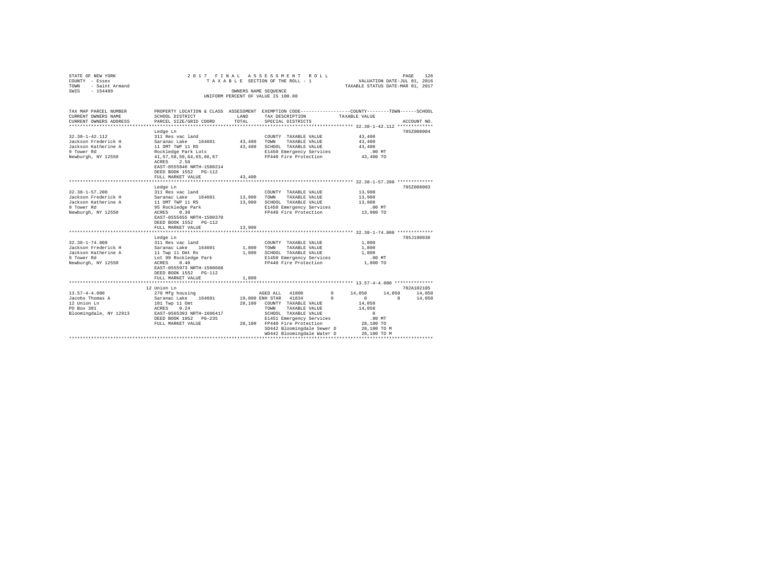STATE OF NEW YORK — 2017 FINAL ASSESSMENT ROLL — PAGE 126
COUNTY - Essex — TAXABLE SECTION OF THE ROLL - 1 — VALUATION DATE-JUL 01, 2016
TOWN - Saint Armand — TAXABLE STATUS DATE-MAR 01, 2017
SWIS - 154489 — OWNERS NAME SEQUENCE
UNIFORM PERCENT OF VALUE IS 100.00

| TAX MAP PARCEL NUMBER / CURRENT OWNERS NAME / CURRENT OWNERS ADDRESS | PROPERTY LOCATION & CLASS / SCHOOL DISTRICT / PARCEL SIZE/GRID COORD | ASSESSMENT LAND | TOTAL | EXEMPTION CODE / TAX DESCRIPTION / SPECIAL DISTRICTS | COUNTY | TOWN | SCHOOL / TAXABLE VALUE | ACCOUNT NO. |
|---|---|---|---|---|---|---|---|---|
| **32.38-1-42.112** | Ledge Ln | | | | | | | 705Z008004 |
| 32.38-1-42.112 | 311 Res vac land | | | COUNTY TAXABLE VALUE | 43,400 | | | |
| Jackson Frederick H | Saranac Lake 164601 | 43,400 | | TOWN TAXABLE VALUE | | 43,400 | | |
| Jackson Katherine A | 11 OMT TWP 11 RS | | 43,400 | SCHOOL TAXABLE VALUE | | | 43,400 | |
| 9 Tower Rd | Rockledge Park Lots | | | E1450 Emergency Services | | | .00 MT | |
| Newburgh, NY 12550 | 41,57,58,59,64,65,66,67 | | | FP440 Fire Protection | | | 43,400 TO | |
| | ACRES 2.56 | | | | | | | |
| | EAST-0555846 NRTH-1580214 | | | | | | | |
| | DEED BOOK 1552 PG-112 | | | | | | | |
| | FULL MARKET VALUE | | 43,400 | | | | | |
| **32.38-1-57.200** | Ledge Ln | | | | | | | 705Z008003 |
| 32.38-1-57.200 | 311 Res vac land | | | COUNTY TAXABLE VALUE | 13,900 | | | |
| Jackson Frederick H | Saranac Lake 164601 | 13,900 | | TOWN TAXABLE VALUE | | 13,900 | | |
| Jackson Katherine A | 11 OMT TWP 11 RS | | 13,900 | SCHOOL TAXABLE VALUE | | | 13,900 | |
| 9 Tower Rd | 95 Rockledge Park | | | E1450 Emergency Services | | | .00 MT | |
| Newburgh, NY 12550 | ACRES 0.38 | | | FP440 Fire Protection | | | 13,900 TO | |
| | EAST-0555655 NRTH-1580370 | | | | | | | |
| | DEED BOOK 1552 PG-112 | | | | | | | |
| | FULL MARKET VALUE | | 13,900 | | | | | |
| **32.38-1-74.000** | Ledge Ln | | | | | | | 705J190038 |
| 32.38-1-74.000 | 311 Res vac land | | | COUNTY TAXABLE VALUE | 1,800 | | | |
| Jackson Frederick H | Saranac Lake 164601 | 1,800 | | TOWN TAXABLE VALUE | | 1,800 | | |
| Jackson Katherine A | 11 Twp 11 Omt Rs | | 1,800 | SCHOOL TAXABLE VALUE | | | 1,800 | |
| 9 Tower Rd | Lot 99 Rockledge Park | | | E1450 Emergency Services | | | .00 MT | |
| Newburgh, NY 12550 | ACRES 0.40 | | | FP440 Fire Protection | | | 1,800 TO | |
| | EAST-0555973 NRTH-1580668 | | | | | | | |
| | DEED BOOK 1552 PG-112 | | | | | | | |
| | FULL MARKET VALUE | | 1,800 | | | | | |
| **13.57-4-4.000** | 12 Union Ln | | | | | | | 702A102105 |
| 13.57-4-4.000 | 270 Mfg housing | | | AGED ALL 41800 0 | 14,050 | 14,050 | 14,050 | |
| Jacobs Thomas A | Saranac Lake 164601 | 19,800 | | ENH STAR 41834 0 | 0 | 0 | 14,050 | |
| 12 Union Ln | 101 Twp 11 Omt | | 28,100 | COUNTY TAXABLE VALUE | 14,050 | | | |
| PO Box 301 | ACRES 0.24 | | | TOWN TAXABLE VALUE | | 14,050 | | |
| Bloomingdale, NY 12913 | EAST-0565393 NRTH-1606417 | | | SCHOOL TAXABLE VALUE | | | 0 | |
| | DEED BOOK 1052 PG-235 | | | E1451 Emergency Services | | | .00 MT | |
| | FULL MARKET VALUE | | 28,100 | FP440 Fire Protection | | | 28,100 TO | |
| | | | | SD442 Bloomingdale Sewer D | | | 28,100 TO M | |
| | | | | WD442 Bloomingdale Water D | | | 28,100 TO M | |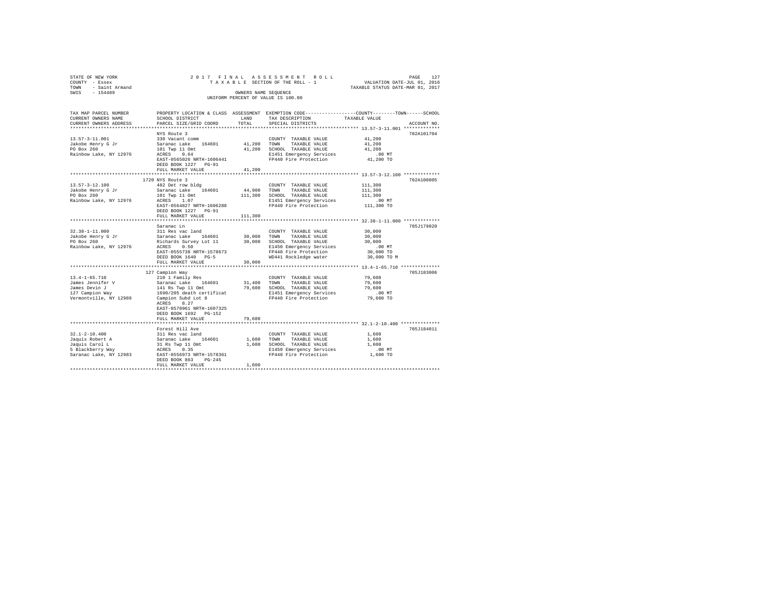STATE OF NEW YORK
COUNTY - Essex
TOWN - Saint Armand
SWIS - 154489

2017 FINAL ASSESSMENT ROLL
TAXABLE SECTION OF THE ROLL - 1
OWNERS NAME SEQUENCE
UNIFORM PERCENT OF VALUE IS 100.00

VALUATION DATE-JUL 01, 2016
TAXABLE STATUS DATE-MAR 01, 2017

| TAX MAP PARCEL NUMBER / CURRENT OWNERS NAME / CURRENT OWNERS ADDRESS | PROPERTY LOCATION & CLASS / SCHOOL DISTRICT / PARCEL SIZE/GRID COORD | ASSESSMENT LAND / TOTAL | EXEMPTION CODE / TAX DESCRIPTION / SPECIAL DISTRICTS | COUNTY / TOWN / SCHOOL TAXABLE VALUE | ACCOUNT NO. |
|---|---|---|---|---|---|
| 13.57-3-11.001 | NYS Route 3 | | | | 702A101704 |
| Jakobe Henry G Jr | 330 Vacant comm | | COUNTY TAXABLE VALUE | 41,200 | |
| PO Box 260 | Saranac Lake 164601 | 41,200 | TOWN TAXABLE VALUE | 41,200 | |
| Rainbow Lake, NY 12976 | 101 Twp 11 Omt | 41,200 | SCHOOL TAXABLE VALUE | 41,200 | |
| | ACRES 0.64 | | E1451 Emergency Services | .00 MT | |
| | EAST-0565026 NRTH-1606441 | | FP440 Fire Protection | 41,200 TO | |
| | DEED BOOK 1227 PG-91 | | | | |
| | FULL MARKET VALUE | 41,200 | | | |
| 13.57-3-12.100 | 1720 NYS Route 3 | | | | 702A100805 |
| Jakobe Henry G Jr | 482 Det row bldg | | COUNTY TAXABLE VALUE | 111,300 | |
| PO Box 260 | Saranac Lake 164601 | 44,900 | TOWN TAXABLE VALUE | 111,300 | |
| Rainbow Lake, NY 12976 | 101 Twp 11 Omt | 111,300 | SCHOOL TAXABLE VALUE | 111,300 | |
| | ACRES 1.07 | | E1451 Emergency Services | .00 MT | |
| | EAST-0564827 NRTH-1606288 | | FP440 Fire Protection | 111,300 TO | |
| | DEED BOOK 1227 PG-91 | | | | |
| | FULL MARKET VALUE | 111,300 | | | |
| 32.38-1-11.000 | Saranac Ln | | | | 705J179020 |
| Jakobe Henry G Jr | 311 Res vac land | | COUNTY TAXABLE VALUE | 30,000 | |
| PO Box 260 | Saranac Lake 164601 | 30,000 | TOWN TAXABLE VALUE | 30,000 | |
| Rainbow Lake, NY 12976 | Richards Survey Lot 11 | 30,000 | SCHOOL TAXABLE VALUE | 30,000 | |
| | ACRES 0.50 | | E1450 Emergency Services | .00 MT | |
| | EAST-0555738 NRTH-1578673 | | FP440 Fire Protection | 30,000 TO | |
| | DEED BOOK 1640 PG-5 | | WD441 Rockledge water | 30,000 TO M | |
| | FULL MARKET VALUE | 30,000 | | | |
| 13.4-1-65.710 | 127 Campion Way | | | | 705J183006 |
| James Jennifer V | 210 1 Family Res | | COUNTY TAXABLE VALUE | 79,600 | |
| James Devin J | Saranac Lake 164601 | 31,400 | TOWN TAXABLE VALUE | 79,600 | |
| 127 Campion Way | 141 Rs Twp 11 Omt | 79,600 | SCHOOL TAXABLE VALUE | 79,600 | |
| Vermontville, NY 12989 | 1690/205 death certificat | | E1451 Emergency Services | .00 MT | |
| | Campion Subd Lot 8 | | FP440 Fire Protection | 79,600 TO | |
| | ACRES 8.27 | | | | |
| | EAST-0570961 NRTH-1607325 | | | | |
| | DEED BOOK 1692 PG-152 | | | | |
| | FULL MARKET VALUE | 79,600 | | | |
| 32.1-2-10.400 | Forest Hill Ave | | | | 705J184011 |
| Jaquis Robert A | 311 Res vac land | | COUNTY TAXABLE VALUE | 1,600 | |
| Jaquis Carol L | Saranac Lake 164601 | 1,600 | TOWN TAXABLE VALUE | 1,600 | |
| 5 Blackberry Way | 31 Rs Twp 11 Omt | 1,600 | SCHOOL TAXABLE VALUE | 1,600 | |
| Saranac Lake, NY 12983 | ACRES 0.35 | | E1450 Emergency Services | .00 MT | |
| | EAST-0556973 NRTH-1578361 | | FP440 Fire Protection | 1,600 TO | |
| | DEED BOOK 863 PG-245 | | | | |
| | FULL MARKET VALUE | 1,600 | | | |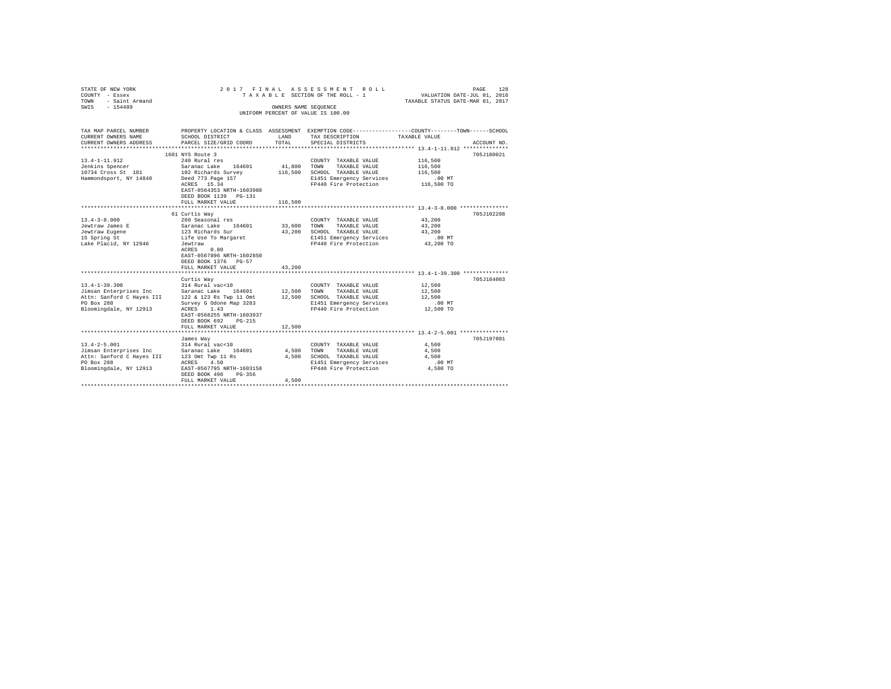STATE OF NEW YORK — 2017 FINAL ASSESSMENT ROLL
COUNTY - Essex — TAXABLE SECTION OF THE ROLL - 1 — VALUATION DATE-JUL 01, 2016
TOWN - Saint Armand — TAXABLE STATUS DATE-MAR 01, 2017
SWIS - 154489 — OWNERS NAME SEQUENCE
UNIFORM PERCENT OF VALUE IS 100.00

| TAX MAP PARCEL NUMBER / CURRENT OWNERS NAME / CURRENT OWNERS ADDRESS | PROPERTY LOCATION & CLASS / SCHOOL DISTRICT / PARCEL SIZE/GRID COORD | ASSESSMENT LAND | TOTAL | EXEMPTION CODE / TAX DESCRIPTION / SPECIAL DISTRICTS | TAXABLE VALUE (COUNTY / TOWN / SCHOOL) | ACCOUNT NO. |
|---|---|---|---|---|---|---|
| 13.4-1-11.912 | 1601 NYS Route 3 | | | | | 705J180021 |
| Jenkins Spencer | 240 Rural res | | | COUNTY TAXABLE VALUE | 116,500 | |
| 10734 Cross St 101 | Saranac Lake 164601 | 41,800 | | TOWN TAXABLE VALUE | 116,500 | |
| Hammondsport, NY 14840 | 102 Richards Survey | | 116,500 | SCHOOL TAXABLE VALUE | 116,500 | |
| | Deed 773 Page 157 | | | E1451 Emergency Services | .00 MT | |
| | ACRES 15.34 | | | FP440 Fire Protection | 116,500 TO | |
| | EAST-0564353 NRTH-1603980 | | | | | |
| | DEED BOOK 1139 PG-131 | | | | | |
| | FULL MARKET VALUE | | 116,500 | | | |
| 13.4-3-8.000 | 61 Curtis Way | | | | | 705J102208 |
| Jewtraw James E | 260 Seasonal res | | | COUNTY TAXABLE VALUE | 43,200 | |
| Jewtraw Eugene | Saranac Lake 164601 | 33,600 | | TOWN TAXABLE VALUE | 43,200 | |
| 15 Spring St | 123 Richards Sur | | 43,200 | SCHOOL TAXABLE VALUE | 43,200 | |
| Lake Placid, NY 12946 | Life Use To Margaret | | | E1451 Emergency Services | .00 MT | |
| | Jewtraw | | | FP440 Fire Protection | 43,200 TO | |
| | ACRES 0.80 | | | | | |
| | EAST-0567896 NRTH-1602850 | | | | | |
| | DEED BOOK 1376 PG-57 | | | | | |
| | FULL MARKET VALUE | | 43,200 | | | |
| 13.4-1-39.300 | Curtis Way | | | | | 705J184003 |
| Jimsan Enterprises Inc | 314 Rural vac<10 | | | COUNTY TAXABLE VALUE | 12,500 | |
| Attn: Sanford C Hayes III | Saranac Lake 164601 | 12,500 | | TOWN TAXABLE VALUE | 12,500 | |
| PO Box 288 | 122 & 123 Rs Twp 11 Omt | | 12,500 | SCHOOL TAXABLE VALUE | 12,500 | |
| Bloomingdale, NY 12913 | Survey G Odone Map 3283 | | | E1451 Emergency Services | .00 MT | |
| | ACRES 1.43 | | | FP440 Fire Protection | 12,500 TO | |
| | EAST-0568255 NRTH-1603937 | | | | | |
| | DEED BOOK 692 PG-215 | | | | | |
| | FULL MARKET VALUE | | 12,500 | | | |
| 13.4-2-5.001 | James Way | | | | | 705J197001 |
| Jimsan Enterprises Inc | 314 Rural vac<10 | | | COUNTY TAXABLE VALUE | 4,500 | |
| Attn: Sanford C Hayes III | Saranac Lake 164601 | 4,500 | | TOWN TAXABLE VALUE | 4,500 | |
| PO Box 288 | 123 Omt Twp 11 Rs | | 4,500 | SCHOOL TAXABLE VALUE | 4,500 | |
| Bloomingdale, NY 12913 | ACRES 4.50 | | | E1451 Emergency Services | .00 MT | |
| | EAST-0567795 NRTH-1603158 | | | FP440 Fire Protection | 4,500 TO | |
| | DEED BOOK 496 PG-356 | | | | | |
| | FULL MARKET VALUE | | 4,500 | | | |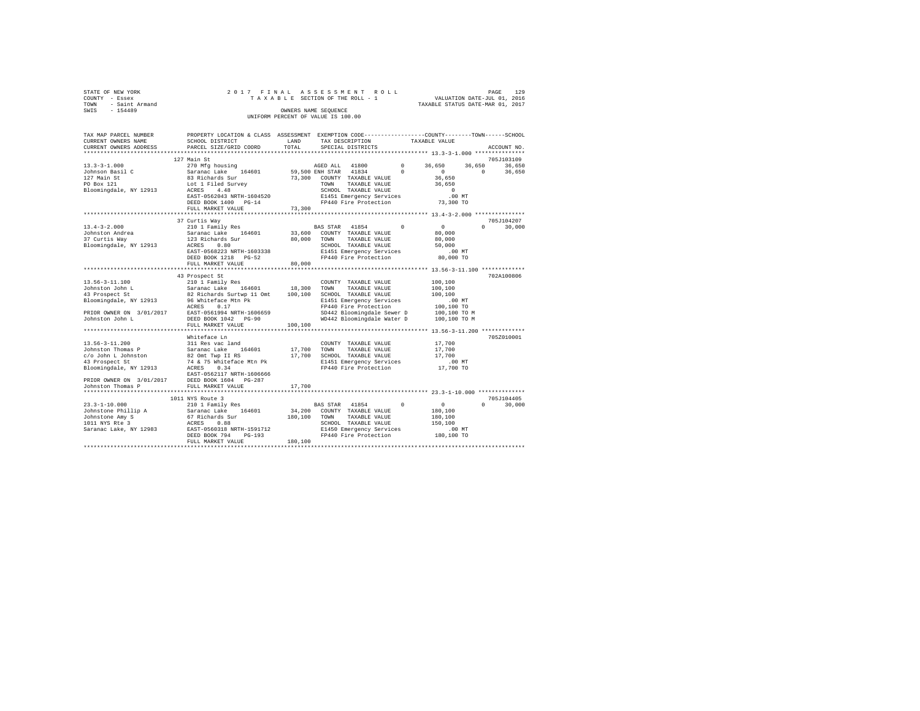STATE OF NEW YORK  
COUNTY - Essex  
TOWN - Saint Armand  
SWIS - 154489

2 0 1 7 F I N A L A S S E S S M E N T R O L L  
T A X A B L E SECTION OF THE ROLL - 1  
OWNERS NAME SEQUENCE  
UNIFORM PERCENT OF VALUE IS 100.00

VALUATION DATE-JUL 01, 2016  
TAXABLE STATUS DATE-MAR 01, 2017

```
TAX MAP PARCEL NUMBER      PROPERTY LOCATION & CLASS  ASSESSMENT  EXEMPTION CODE-----------------COUNTY--------TOWN------SCHOOL
CURRENT OWNERS NAME        SCHOOL DISTRICT              LAND      TAX DESCRIPTION            TAXABLE VALUE
CURRENT OWNERS ADDRESS     PARCEL SIZE/GRID COORD       TOTAL     SPECIAL DISTRICTS                                     ACCOUNT NO.
*********************************************************************************************** 13.3-3-1.000 ***************
                           127 Main St                                                                               705J103109
13.3-3-1.000               270 Mfg housing                        AGED ALL  41800         0       36,650     36,650     36,650
Johnson Basil C            Saranac Lake   164601       59,500 ENH STAR  41834         0            0          0     36,650
127 Main St                83 Richards Sur              73,300    COUNTY  TAXABLE VALUE            36,650
PO Box 121                 Lot 1 Filed Survey                     TOWN    TAXABLE VALUE            36,650
Bloomingdale, NY 12913     ACRES     4.48                         SCHOOL  TAXABLE VALUE                 0
                           EAST-0562043 NRTH-1604520              E1451 Emergency Services            .00 MT
                           DEED BOOK 1400   PG-14                 FP440 Fire Protection            73,300 TO
                           FULL MARKET VALUE            73,300
*********************************************************************************************** 13.4-3-2.000 ***************
                           37 Curtis Way                                                                             705J104207
13.4-3-2.000               210 1 Family Res                       BAS STAR  41854         0            0          0     30,000
Johnston Andrea            Saranac Lake   164601       33,600     COUNTY  TAXABLE VALUE            80,000
37 Curtis Way              123 Richards Sur             80,000    TOWN    TAXABLE VALUE            80,000
Bloomingdale, NY 12913     ACRES     0.80                         SCHOOL  TAXABLE VALUE            50,000
                           EAST-0568223 NRTH-1603338              E1451 Emergency Services            .00 MT
                           DEED BOOK 1218   PG-52                 FP440 Fire Protection            80,000 TO
                           FULL MARKET VALUE            80,000
*********************************************************************************************** 13.56-3-11.100 *************
                           43 Prospect St                                                                            702A100806
13.56-3-11.100             210 1 Family Res                       COUNTY  TAXABLE VALUE           100,100
Johnston John L            Saranac Lake   164601       18,300     TOWN    TAXABLE VALUE           100,100
43 Prospect St             82 Richards Surtwp 11 Omt   100,100    SCHOOL  TAXABLE VALUE           100,100
Bloomingdale, NY 12913     96 Whiteface Mtn Pk                    E1451 Emergency Services            .00 MT
                           ACRES     0.17                         FP440 Fire Protection           100,100 TO
PRIOR OWNER ON 3/01/2017   EAST-0561994 NRTH-1606659              SD442 Bloomingdale Sewer D      100,100 TO M
Johnston John L            DEED BOOK 1042   PG-90                 WD442 Bloomingdale Water D      100,100 TO M
                           FULL MARKET VALUE           100,100
*********************************************************************************************** 13.56-3-11.200 *************
                           Whiteface Ln                                                                              705Z010001
13.56-3-11.200             311 Res vac land                       COUNTY  TAXABLE VALUE            17,700
Johnston Thomas P          Saranac Lake   164601       17,700     TOWN    TAXABLE VALUE            17,700
c/o John L Johnston        82 Omt Twp II RS             17,700    SCHOOL  TAXABLE VALUE            17,700
43 Prospect St             74 & 75 Whiteface Mtn Pk               E1451 Emergency Services            .00 MT
Bloomingdale, NY 12913     ACRES     0.34                         FP440 Fire Protection            17,700 TO
                           EAST-0562117 NRTH-1606666
PRIOR OWNER ON 3/01/2017   DEED BOOK 1604   PG-287
Johnston Thomas P          FULL MARKET VALUE            17,700
*********************************************************************************************** 23.3-1-10.000 **************
                           1011 NYS Route 3                                                                          705J104405
23.3-1-10.000              210 1 Family Res                       BAS STAR  41854         0            0          0     30,000
Johnstone Phillip A        Saranac Lake   164601       34,200     COUNTY  TAXABLE VALUE           180,100
Johnstone Amy S            67 Richards Sur             180,100    TOWN    TAXABLE VALUE           180,100
1011 NYS Rte 3             ACRES     0.88                         SCHOOL  TAXABLE VALUE           150,100
Saranac Lake, NY 12983     EAST-0560318 NRTH-1591712              E1450 Emergency Services            .00 MT
                           DEED BOOK 794    PG-193                FP440 Fire Protection           180,100 TO
                           FULL MARKET VALUE           180,100
****************************************************************************************************************************
```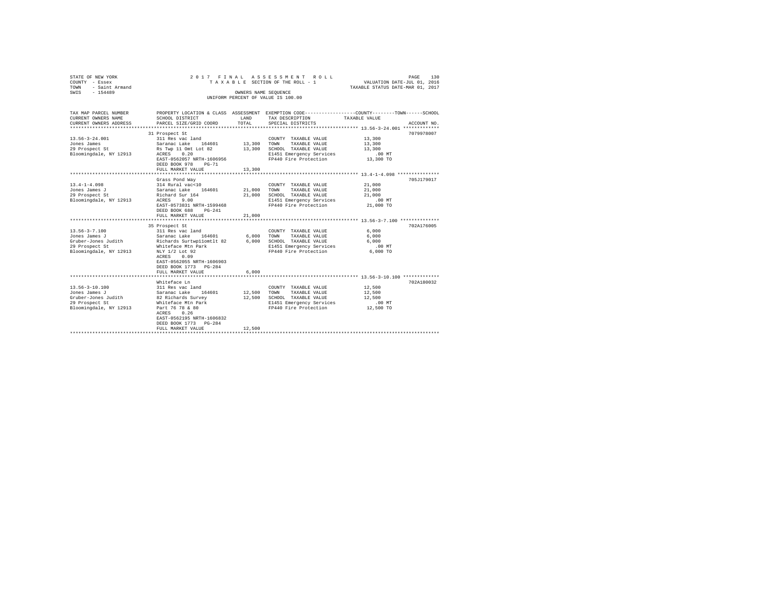STATE OF NEW YORK — 2017 FINAL ASSESSMENT ROLL — TAXABLE SECTION OF THE ROLL - 1
COUNTY - Essex — VALUATION DATE-JUL 01, 2016
TOWN - Saint Armand — TAXABLE STATUS DATE-MAR 01, 2017
SWIS - 154489 — OWNERS NAME SEQUENCE — UNIFORM PERCENT OF VALUE IS 100.00

| TAX MAP PARCEL NUMBER / CURRENT OWNERS NAME / CURRENT OWNERS ADDRESS | PROPERTY LOCATION & CLASS / SCHOOL DISTRICT / PARCEL SIZE/GRID COORD | ASSESSMENT LAND | TOTAL | EXEMPTION CODE / TAX DESCRIPTION / SPECIAL DISTRICTS | COUNTY--TOWN--SCHOOL TAXABLE VALUE | ACCOUNT NO. |
|---|---|---|---|---|---|---|
| 13.56-3-24.001 | 31 Prospect St | | | | | 7079978007 |
| Jones James | 311 Res vac land | | | COUNTY TAXABLE VALUE | 13,300 | |
| 29 Prospect St | Saranac Lake 164601 | 13,300 | | TOWN TAXABLE VALUE | 13,300 | |
| Bloomingdale, NY 12913 | Rs Twp 11 Omt Lot 82 | | 13,300 | SCHOOL TAXABLE VALUE | 13,300 | |
| | ACRES 0.20 | | | E1451 Emergency Services | .00 MT | |
| | EAST-0562057 NRTH-1606956 | | | FP440 Fire Protection | 13,300 TO | |
| | DEED BOOK 978 PG-71 | | | | | |
| | FULL MARKET VALUE | | 13,300 | | | |
| 13.4-1-4.098 | Grass Pond Way | | | | | 705J179017 |
| Jones James J | 314 Rural vac<10 | | | COUNTY TAXABLE VALUE | 21,000 | |
| 29 Prospect St | Saranac Lake 164601 | 21,000 | | TOWN TAXABLE VALUE | 21,000 | |
| Bloomingdale, NY 12913 | Richard Sur 164 | | 21,000 | SCHOOL TAXABLE VALUE | 21,000 | |
| | ACRES 9.00 | | | E1451 Emergency Services | .00 MT | |
| | EAST-0573831 NRTH-1599468 | | | FP440 Fire Protection | 21,000 TO | |
| | DEED BOOK 680 PG-241 | | | | | |
| | FULL MARKET VALUE | | 21,000 | | | |
| 13.56-3-7.100 | 35 Prospect St | | | | | 702A176005 |
| Jones James J | 311 Res vac land | | | COUNTY TAXABLE VALUE | 6,000 | |
| Gruber-Jones Judith | Saranac Lake 164601 | 6,000 | | TOWN TAXABLE VALUE | 6,000 | |
| 29 Prospect St | Richards Surtwp11omtlt 82 | | 6,000 | SCHOOL TAXABLE VALUE | 6,000 | |
| Bloomingdale, NY 12913 | Whiteface Mtn Park | | | E1451 Emergency Services | .00 MT | |
| | NLY 1/2 Lot 92 | | | FP440 Fire Protection | 6,000 TO | |
| | ACRES 0.09 | | | | | |
| | EAST-0562055 NRTH-1606903 | | | | | |
| | DEED BOOK 1773 PG-284 | | | | | |
| | FULL MARKET VALUE | | 6,000 | | | |
| 13.56-3-10.100 | Whiteface Ln | | | | | 702A180032 |
| Jones James J | 311 Res vac land | | | COUNTY TAXABLE VALUE | 12,500 | |
| Gruber-Jones Judith | Saranac Lake 164601 | 12,500 | | TOWN TAXABLE VALUE | 12,500 | |
| 29 Prospect St | 82 Richards Survey | | 12,500 | SCHOOL TAXABLE VALUE | 12,500 | |
| Bloomingdale, NY 12913 | Whiteface Mtn Park | | | E1451 Emergency Services | .00 MT | |
| | Part 76 78 & 80 | | | FP440 Fire Protection | 12,500 TO | |
| | ACRES 0.26 | | | | | |
| | EAST-0562195 NRTH-1606832 | | | | | |
| | DEED BOOK 1773 PG-284 | | | | | |
| | FULL MARKET VALUE | | 12,500 | | | |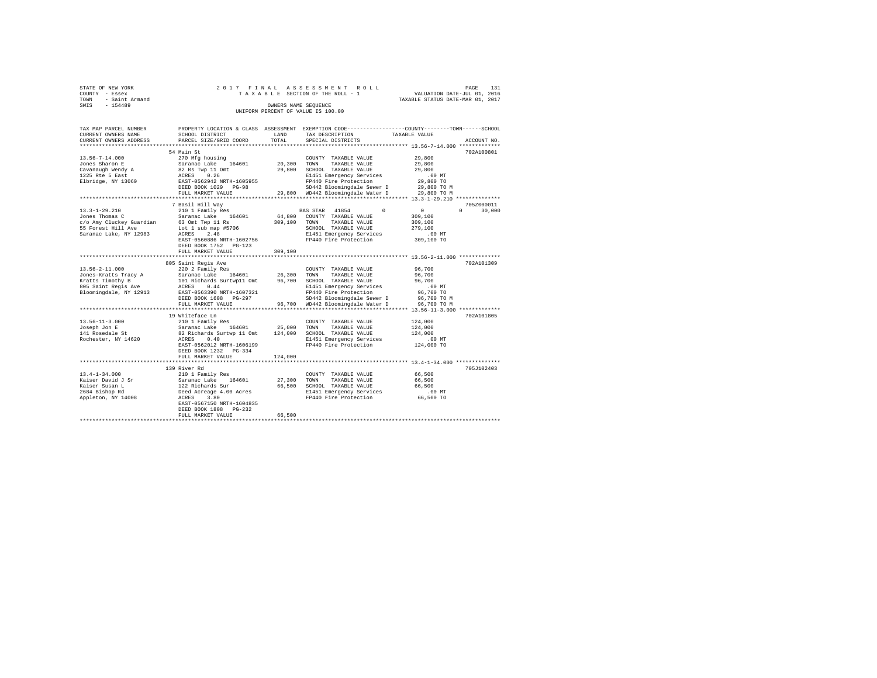STATE OF NEW YORK
COUNTY - Essex
TOWN - Saint Armand
SWIS - 154489

2 0 1 7 F I N A L A S S E S S M E N T R O L L
T A X A B L E SECTION OF THE ROLL - 1
OWNERS NAME SEQUENCE
UNIFORM PERCENT OF VALUE IS 100.00

VALUATION DATE-JUL 01, 2016
TAXABLE STATUS DATE-MAR 01, 2017

```
TAX MAP PARCEL NUMBER      PROPERTY LOCATION & CLASS  ASSESSMENT  EXEMPTION CODE-----------------COUNTY--------TOWN------SCHOOL
CURRENT OWNERS NAME        SCHOOL DISTRICT             LAND      TAX DESCRIPTION             TAXABLE VALUE
CURRENT OWNERS ADDRESS     PARCEL SIZE/GRID COORD      TOTAL     SPECIAL DISTRICTS                                      ACCOUNT NO.
******************************************************************************************************* 13.56-7-14.000 *************
                           54 Main St                                                                                   702A100801
13.56-7-14.000             270 Mfg housing                       COUNTY  TAXABLE VALUE           29,800
Jones Sharon E             Saranac Lake   164601      20,300     TOWN    TAXABLE VALUE           29,800
Cavanaugh Wendy A          82 Rs Twp 11 Omt           29,800     SCHOOL  TAXABLE VALUE           29,800
1225 Rte 5 East            ACRES    0.26                         E1451 Emergency Services          .00 MT
Elbridge, NY 13060         EAST-0562942 NRTH-1605955             FP440 Fire Protection           29,800 TO
                           DEED BOOK 1029   PG-98                SD442 Bloomingdale Sewer D      29,800 TO M
                           FULL MARKET VALUE           29,800    WD442 Bloomingdale Water D      29,800 TO M
******************************************************************************************************* 13.3-1-29.210 **************
                           7 Basil Hill Way                                                                             705Z000011
13.3-1-29.210              210 1 Family Res                      BAS STAR  41854        0             0           0       30,000
Jones Thomas C             Saranac Lake   164601      64,800     COUNTY  TAXABLE VALUE          309,100
c/o Amy Cluckey Guardian   63 Omt Twp 11 Rs          309,100     TOWN    TAXABLE VALUE          309,100
55 Forest Hill Ave         Lot 1 sub map #5706                   SCHOOL  TAXABLE VALUE          279,100
Saranac Lake, NY 12983     ACRES    2.48                         E1451 Emergency Services          .00 MT
                           EAST-0560886 NRTH-1602756             FP440 Fire Protection          309,100 TO
                           DEED BOOK 1752   PG-123
                           FULL MARKET VALUE          309,100
******************************************************************************************************* 13.56-2-11.000 *************
                           805 Saint Regis Ave                                                                          702A101309
13.56-2-11.000             220 2 Family Res                      COUNTY  TAXABLE VALUE           96,700
Jones-Kratts Tracy A       Saranac Lake   164601      26,300     TOWN    TAXABLE VALUE           96,700
Kratts Timothy B           101 Richards Surtwp11 Omt  96,700     SCHOOL  TAXABLE VALUE           96,700
805 Saint Regis Ave        ACRES    0.44                         E1451 Emergency Services          .00 MT
Bloomingdale, NY 12913     EAST-0563390 NRTH-1607321             FP440 Fire Protection           96,700 TO
                           DEED BOOK 1608   PG-297               SD442 Bloomingdale Sewer D      96,700 TO M
                           FULL MARKET VALUE           96,700    WD442 Bloomingdale Water D      96,700 TO M
******************************************************************************************************* 13.56-11-3.000 *************
                           19 Whiteface Ln                                                                              702A101805
13.56-11-3.000             210 1 Family Res                      COUNTY  TAXABLE VALUE          124,000
Joseph Jon E               Saranac Lake   164601      25,000     TOWN    TAXABLE VALUE          124,000
141 Rosedale St            82 Richards Surtwp 11 Omt 124,000     SCHOOL  TAXABLE VALUE          124,000
Rochester, NY 14620        ACRES    0.40                         E1451 Emergency Services          .00 MT
                           EAST-0562012 NRTH-1606199             FP440 Fire Protection          124,000 TO
                           DEED BOOK 1232   PG-334
                           FULL MARKET VALUE          124,000
******************************************************************************************************* 13.4-1-34.000 **************
                           139 River Rd                                                                                 705J102403
13.4-1-34.000              210 1 Family Res                      COUNTY  TAXABLE VALUE           66,500
Kaiser David J Sr          Saranac Lake   164601      27,300     TOWN    TAXABLE VALUE           66,500
Kaiser Susan L             122 Richards Sur           66,500     SCHOOL  TAXABLE VALUE           66,500
2684 Bishop Rd             Deed Acreage 4.00 Acres               E1451 Emergency Services          .00 MT
Appleton, NY 14008         ACRES    3.80                         FP440 Fire Protection           66,500 TO
                           EAST-0567150 NRTH-1604835
                           DEED BOOK 1808   PG-232
                           FULL MARKET VALUE           66,500
************************************************************************************************************************************
```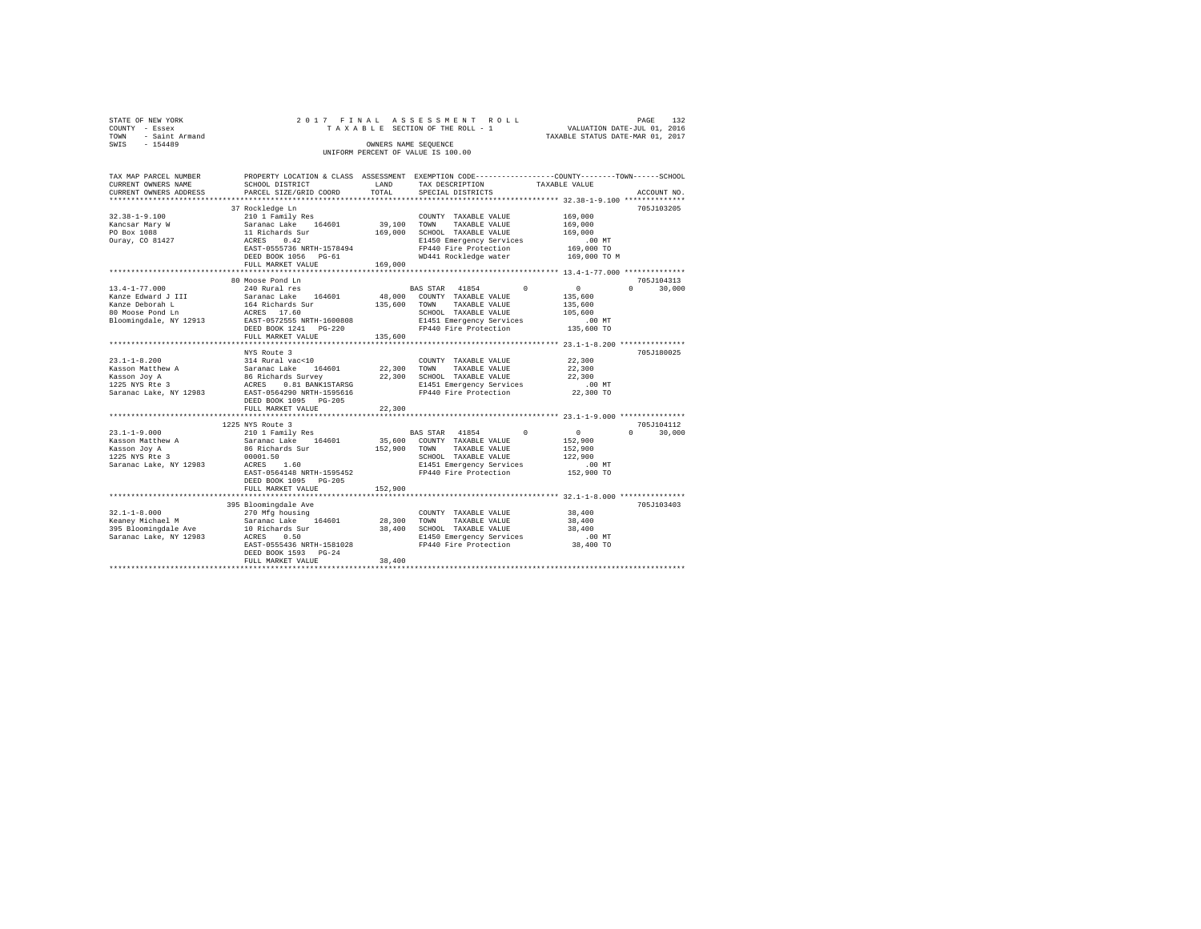STATE OF NEW YORK | 2017 FINAL ASSESSMENT ROLL | PAGE 132
COUNTY - Essex | TAXABLE SECTION OF THE ROLL - 1 | VALUATION DATE-JUL 01, 2016
TOWN - Saint Armand | OWNERS NAME SEQUENCE | TAXABLE STATUS DATE-MAR 01, 2017
SWIS - 154489 | UNIFORM PERCENT OF VALUE IS 100.00

| TAX MAP PARCEL NUMBER / CURRENT OWNERS NAME / CURRENT OWNERS ADDRESS | PROPERTY LOCATION & CLASS / SCHOOL DISTRICT / PARCEL SIZE/GRID COORD | ASSESSMENT LAND | TOTAL | EXEMPTION CODE / TAX DESCRIPTION / SPECIAL DISTRICTS | COUNTY | TOWN | SCHOOL | ACCOUNT NO. |
|---|---|---|---|---|---|---|---|---|
| 32.38-1-9.100 | 37 Rockledge Ln | | | | | | | 705J103205 |
| Kancsar Mary W | 210 1 Family Res | | | COUNTY TAXABLE VALUE | 169,000 | | | |
| PO Box 1088 | Saranac Lake 164601 | 39,100 | | TOWN TAXABLE VALUE | | 169,000 | | |
| Ouray, CO 81427 | 11 Richards Sur | | 169,000 | SCHOOL TAXABLE VALUE | | | 169,000 | |
| | ACRES 0.42 | | | E1450 Emergency Services | .00 MT | | | |
| | EAST-0555736 NRTH-1578494 | | | FP440 Fire Protection | 169,000 TO | | | |
| | DEED BOOK 1056 PG-61 | | | WD441 Rockledge water | 169,000 TO M | | | |
| | FULL MARKET VALUE | | 169,000 | | | | | |
| 13.4-1-77.000 | 80 Moose Pond Ln | | | | | | | 705J104313 |
| Kanze Edward J III | 240 Rural res | | | BAS STAR 41854 | 0 | 0 | 30,000 | |
| Kanze Deborah L | Saranac Lake 164601 | 48,000 | | COUNTY TAXABLE VALUE | 135,600 | | | |
| 80 Moose Pond Ln | 164 Richards Sur | | 135,600 | TOWN TAXABLE VALUE | | 135,600 | | |
| Bloomingdale, NY 12913 | ACRES 17.60 | | | SCHOOL TAXABLE VALUE | | | 105,600 | |
| | EAST-0572555 NRTH-1600808 | | | E1451 Emergency Services | .00 MT | | | |
| | DEED BOOK 1241 PG-220 | | | FP440 Fire Protection | 135,600 TO | | | |
| | FULL MARKET VALUE | | 135,600 | | | | | |
| 23.1-1-8.200 | NYS Route 3 | | | | | | | 705J180025 |
| Kasson Matthew A | 314 Rural vac<10 | | | COUNTY TAXABLE VALUE | 22,300 | | | |
| Kasson Joy A | Saranac Lake 164601 | 22,300 | | TOWN TAXABLE VALUE | | 22,300 | | |
| 1225 NYS Rte 3 | 86 Richards Survey | | 22,300 | SCHOOL TAXABLE VALUE | | | 22,300 | |
| Saranac Lake, NY 12983 | ACRES 0.81 BANK1STARSG | | | E1451 Emergency Services | .00 MT | | | |
| | EAST-0564290 NRTH-1595616 | | | FP440 Fire Protection | 22,300 TO | | | |
| | DEED BOOK 1095 PG-205 | | | | | | | |
| | FULL MARKET VALUE | | 22,300 | | | | | |
| 23.1-1-9.000 | 1225 NYS Route 3 | | | | | | | 705J104112 |
| Kasson Matthew A | 210 1 Family Res | | | BAS STAR 41854 | 0 | 0 | 30,000 | |
| Kasson Joy A | Saranac Lake 164601 | 35,600 | | COUNTY TAXABLE VALUE | 152,900 | | | |
| 1225 NYS Rte 3 | 86 Richards Sur | | 152,900 | TOWN TAXABLE VALUE | | 152,900 | | |
| Saranac Lake, NY 12983 | 00001.50 | | | SCHOOL TAXABLE VALUE | | | 122,900 | |
| | ACRES 1.60 | | | E1451 Emergency Services | .00 MT | | | |
| | EAST-0564148 NRTH-1595452 | | | FP440 Fire Protection | 152,900 TO | | | |
| | DEED BOOK 1095 PG-205 | | | | | | | |
| | FULL MARKET VALUE | | 152,900 | | | | | |
| 32.1-1-8.000 | 395 Bloomingdale Ave | | | | | | | 705J103403 |
| Keaney Michael M | 270 Mfg housing | | | COUNTY TAXABLE VALUE | 38,400 | | | |
| 395 Bloomingdale Ave | Saranac Lake 164601 | 28,300 | | TOWN TAXABLE VALUE | | 38,400 | | |
| Saranac Lake, NY 12983 | 10 Richards Sur | | 38,400 | SCHOOL TAXABLE VALUE | | | 38,400 | |
| | ACRES 0.50 | | | E1450 Emergency Services | .00 MT | | | |
| | EAST-0555436 NRTH-1581028 | | | FP440 Fire Protection | 38,400 TO | | | |
| | DEED BOOK 1593 PG-24 | | | | | | | |
| | FULL MARKET VALUE | | 38,400 | | | | | |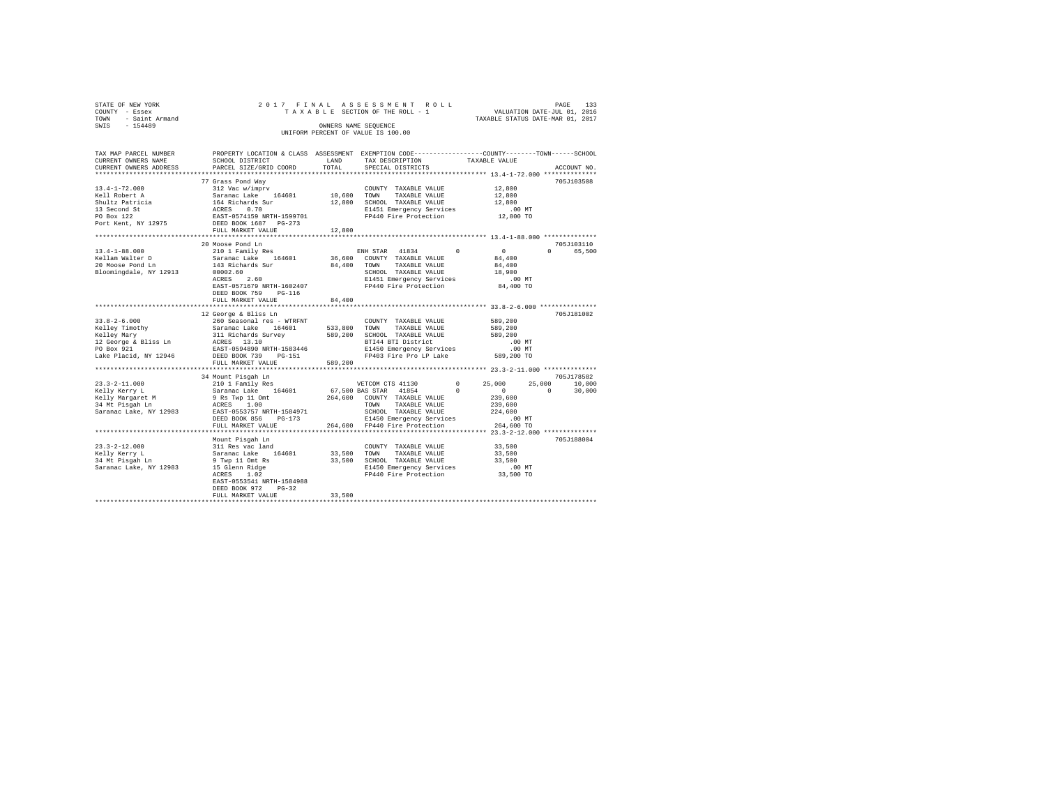STATE OF NEW YORK  
COUNTY - Essex  
TOWN - Saint Armand  
SWIS - 154489

2017 FINAL ASSESSMENT ROLL  
TAXABLE SECTION OF THE ROLL - 1  
OWNERS NAME SEQUENCE  
UNIFORM PERCENT OF VALUE IS 100.00

VALUATION DATE-JUL 01, 2016  
TAXABLE STATUS DATE-MAR 01, 2017

```
TAX MAP PARCEL NUMBER     PROPERTY LOCATION & CLASS  ASSESSMENT  EXEMPTION CODE-----------------COUNTY--------TOWN------SCHOOL
CURRENT OWNERS NAME       SCHOOL DISTRICT             LAND       TAX DESCRIPTION            TAXABLE VALUE
CURRENT OWNERS ADDRESS    PARCEL SIZE/GRID COORD      TOTAL      SPECIAL DISTRICTS                                    ACCOUNT NO.
******************************************************************************************** 13.4-1-72.000 **************
                          77 Grass Pond Way                                                                           705J103508
13.4-1-72.000             312 Vac w/imprv                        COUNTY  TAXABLE VALUE           12,800
Kell Robert A             Saranac Lake    164601      10,600     TOWN    TAXABLE VALUE           12,800
Shultz Patricia           164 Richards Sur            12,800     SCHOOL  TAXABLE VALUE           12,800
13 Second St              ACRES    0.70                          E1451 Emergency Services          .00 MT
PO Box 122                EAST-0574159 NRTH-1599701              FP440 Fire Protection          12,800 TO
Port Kent, NY 12975       DEED BOOK 1687   PG-273
                          FULL MARKET VALUE           12,800
******************************************************************************************** 13.4-1-88.000 **************
                          20 Moose Pond Ln                                                                            705J103110
13.4-1-88.000             210 1 Family Res                       ENH STAR  41834        0          0          0      65,500
Kellam Walter D           Saranac Lake    164601      36,600     COUNTY  TAXABLE VALUE           84,400
20 Moose Pond Ln          143 Richards Sur            84,400     TOWN    TAXABLE VALUE           84,400
Bloomingdale, NY 12913    00002.60                               SCHOOL  TAXABLE VALUE           18,900
                          ACRES    2.60                          E1451 Emergency Services          .00 MT
                          EAST-0571679 NRTH-1602407              FP440 Fire Protection          84,400 TO
                          DEED BOOK 759    PG-116
                          FULL MARKET VALUE           84,400
******************************************************************************************** 33.8-2-6.000 ***************
                          12 George & Bliss Ln                                                                        705J181002
33.8-2-6.000              260 Seasonal res - WTRFNT              COUNTY  TAXABLE VALUE          589,200
Kelley Timothy            Saranac Lake    164601     533,800     TOWN    TAXABLE VALUE          589,200
Kelley Mary               311 Richards Survey        589,200     SCHOOL  TAXABLE VALUE          589,200
12 George & Bliss Ln      ACRES   13.10                          BTI44 BTI District                .00 MT
PO Box 921                EAST-0594890 NRTH-1583446              E1450 Emergency Services          .00 MT
Lake Placid, NY 12946     DEED BOOK 739    PG-151                FP403 Fire Pro LP Lake        589,200 TO
                          FULL MARKET VALUE          589,200
******************************************************************************************** 23.3-2-11.000 **************
                          34 Mount Pisgah Ln                                                                          705J178582
23.3-2-11.000             210 1 Family Res                       VETCOM CTS 41130       0     25,000     25,000      10,000
Kelly Kerry L             Saranac Lake    164601      67,500 BAS STAR  41854            0          0          0      30,000
Kelly Margaret M          9 Rs Twp 11 Omt            264,600     COUNTY  TAXABLE VALUE          239,600
34 Mt Pisgah Ln           ACRES    1.00                          TOWN    TAXABLE VALUE          239,600
Saranac Lake, NY 12983    EAST-0553757 NRTH-1584971              SCHOOL  TAXABLE VALUE          224,600
                          DEED BOOK 856    PG-173                E1450 Emergency Services          .00 MT
                          FULL MARKET VALUE          264,600     FP440 Fire Protection         264,600 TO
******************************************************************************************** 23.3-2-12.000 **************
                          Mount Pisgah Ln                                                                             705J188004
23.3-2-12.000             311 Res vac land                       COUNTY  TAXABLE VALUE           33,500
Kelly Kerry L             Saranac Lake    164601      33,500     TOWN    TAXABLE VALUE           33,500
34 Mt Pisgah Ln           9 Twp 11 Omt Rs             33,500     SCHOOL  TAXABLE VALUE           33,500
Saranac Lake, NY 12983    15 Glenn Ridge                         E1450 Emergency Services          .00 MT
                          ACRES    1.02                          FP440 Fire Protection          33,500 TO
                          EAST-0553541 NRTH-1584988
                          DEED BOOK 972    PG-32
                          FULL MARKET VALUE           33,500
****************************************************************************************************************************
```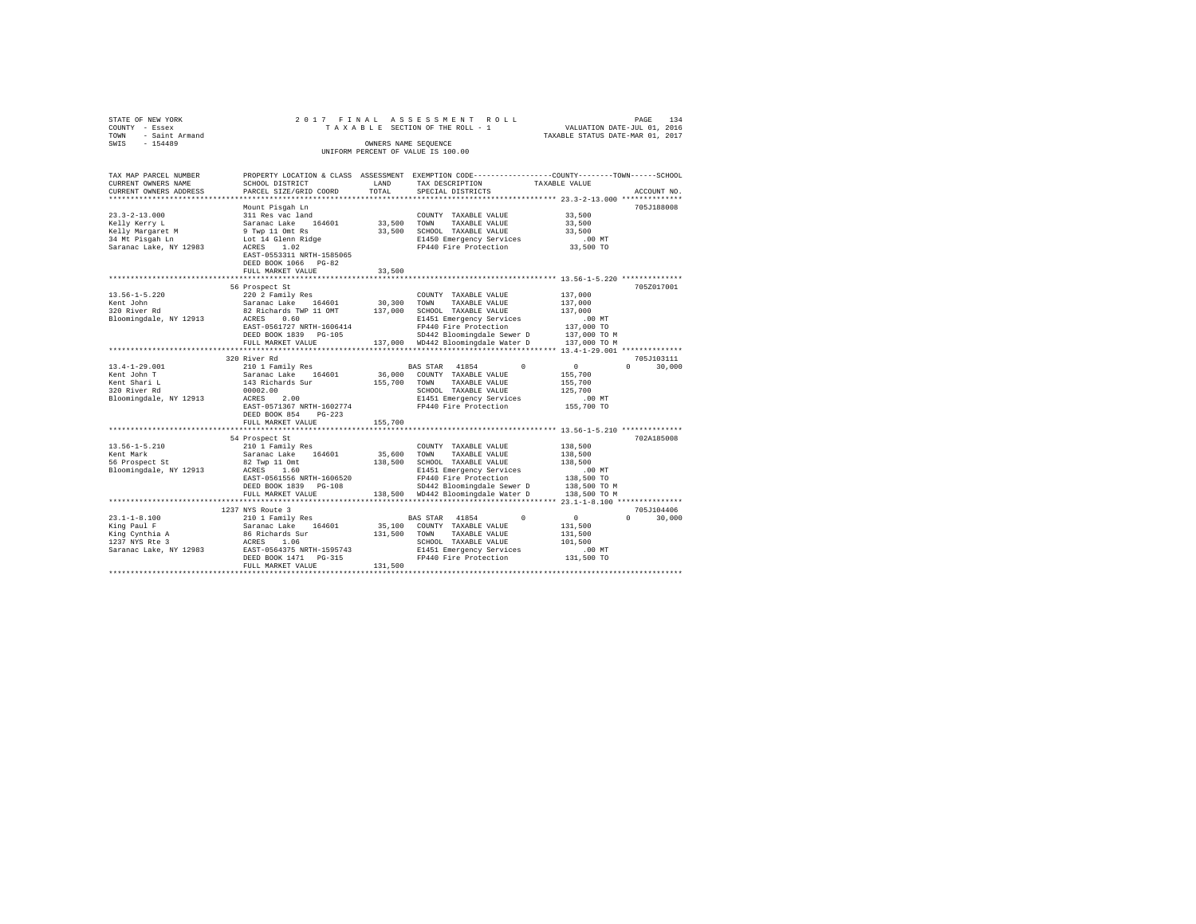STATE OF NEW YORK　　　　　2017 FINAL ASSESSMENT ROLL
COUNTY - Essex　　　　　TAXABLE SECTION OF THE ROLL - 1　　　　　VALUATION DATE-JUL 01, 2016
TOWN - Saint Armand　　　　　　　　　　　　　　　　　　　　　　　　TAXABLE STATUS DATE-MAR 01, 2017
SWIS - 154489　　　　　OWNERS NAME SEQUENCE
UNIFORM PERCENT OF VALUE IS 100.00

```
TAX MAP PARCEL NUMBER     PROPERTY LOCATION & CLASS  ASSESSMENT  EXEMPTION CODE-----------------COUNTY--------TOWN------SCHOOL
CURRENT OWNERS NAME       SCHOOL DISTRICT             LAND       TAX DESCRIPTION            TAXABLE VALUE
CURRENT OWNERS ADDRESS    PARCEL SIZE/GRID COORD      TOTAL      SPECIAL DISTRICTS                                   ACCOUNT NO.
******************************************************************************************** 23.3-2-13.000 **************
                          Mount Pisgah Ln                                                                            705J188008
23.3-2-13.000             311 Res vac land                        COUNTY  TAXABLE VALUE          33,500
Kelly Kerry L             Saranac Lake   164601       33,500      TOWN    TAXABLE VALUE          33,500
Kelly Margaret M          9 Twp 11 Omt Rs             33,500      SCHOOL  TAXABLE VALUE          33,500
34 Mt Pisgah Ln           Lot 14 Glenn Ridge                      E1450 Emergency Services          .00 MT
Saranac Lake, NY 12983    ACRES    1.02                           FP440 Fire Protection          33,500 TO
                          EAST-0553311 NRTH-1585065
                          DEED BOOK 1066   PG-82
                          FULL MARKET VALUE           33,500
******************************************************************************************** 13.56-1-5.220 **************
                          56 Prospect St                                                                             705Z017001
13.56-1-5.220             220 2 Family Res                        COUNTY  TAXABLE VALUE         137,000
Kent John                 Saranac Lake   164601       30,300      TOWN    TAXABLE VALUE         137,000
320 River Rd              82 Richards TWP 11 OMT     137,000      SCHOOL  TAXABLE VALUE         137,000
Bloomingdale, NY 12913    ACRES    0.60                           E1451 Emergency Services          .00 MT
                          EAST-0561727 NRTH-1606414               FP440 Fire Protection         137,000 TO
                          DEED BOOK 1839   PG-105                 SD442 Bloomingdale Sewer D    137,000 TO M
                          FULL MARKET VALUE          137,000      WD442 Bloomingdale Water D    137,000 TO M
******************************************************************************************** 13.4-1-29.001 **************
                          320 River Rd                                                                               705J103111
13.4-1-29.001             210 1 Family Res                        BAS STAR  41854         0           0          0     30,000
Kent John T               Saranac Lake   164601       36,000      COUNTY  TAXABLE VALUE         155,700
Kent Shari L              143 Richards Sur           155,700      TOWN    TAXABLE VALUE         155,700
320 River Rd              00002.00                                SCHOOL  TAXABLE VALUE         125,700
Bloomingdale, NY 12913    ACRES    2.00                           E1451 Emergency Services          .00 MT
                          EAST-0571367 NRTH-1602774               FP440 Fire Protection         155,700 TO
                          DEED BOOK 854    PG-223
                          FULL MARKET VALUE          155,700
******************************************************************************************** 13.56-1-5.210 **************
                          54 Prospect St                                                                             702A185008
13.56-1-5.210             210 1 Family Res                        COUNTY  TAXABLE VALUE         138,500
Kent Mark                 Saranac Lake   164601       35,600      TOWN    TAXABLE VALUE         138,500
56 Prospect St            82 Twp 11 Omt              138,500      SCHOOL  TAXABLE VALUE         138,500
Bloomingdale, NY 12913    ACRES    1.60                           E1451 Emergency Services          .00 MT
                          EAST-0561556 NRTH-1606520               FP440 Fire Protection         138,500 TO
                          DEED BOOK 1839   PG-108                 SD442 Bloomingdale Sewer D    138,500 TO M
                          FULL MARKET VALUE          138,500      WD442 Bloomingdale Water D    138,500 TO M
******************************************************************************************** 23.1-1-8.100 ***************
                          1237 NYS Route 3                                                                           705J104406
23.1-1-8.100              210 1 Family Res                        BAS STAR  41854         0           0          0     30,000
King Paul F               Saranac Lake   164601       35,100      COUNTY  TAXABLE VALUE         131,500
King Cynthia A            86 Richards Sur            131,500      TOWN    TAXABLE VALUE         131,500
1237 NYS Rte 3            ACRES    1.06                           SCHOOL  TAXABLE VALUE         101,500
Saranac Lake, NY 12983    EAST-0564375 NRTH-1595743               E1451 Emergency Services          .00 MT
                          DEED BOOK 1471   PG-315                 FP440 Fire Protection         131,500 TO
                          FULL MARKET VALUE          131,500
****************************************************************************************************************************
```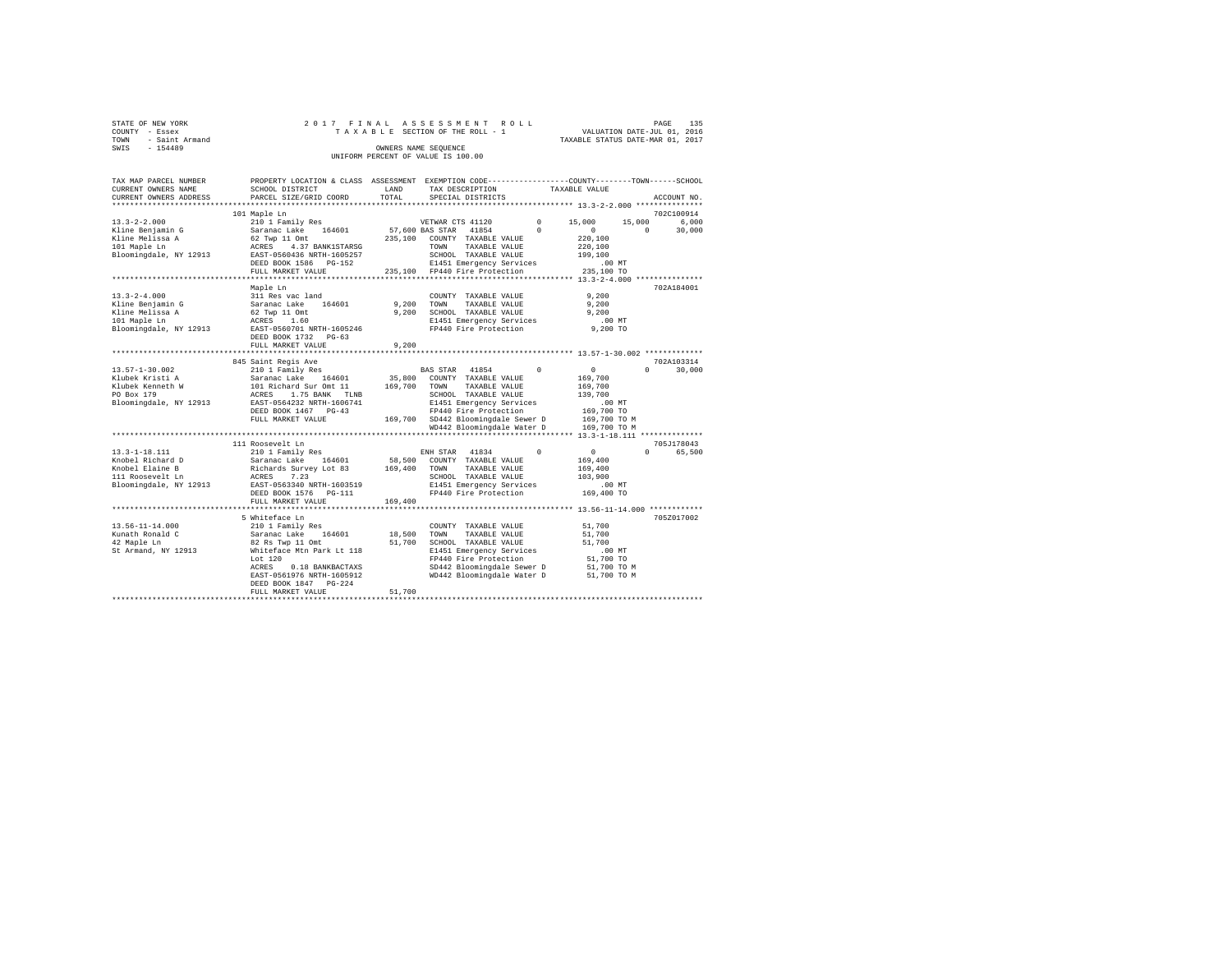STATE OF NEW YORK — COUNTY - Essex — TOWN - Saint Armand — SWIS - 154489

2017 FINAL ASSESSMENT ROLL
TAXABLE SECTION OF THE ROLL - 1
OWNERS NAME SEQUENCE
UNIFORM PERCENT OF VALUE IS 100.00

VALUATION DATE-JUL 01, 2016
TAXABLE STATUS DATE-MAR 01, 2017

```
TAX MAP PARCEL NUMBER          PROPERTY LOCATION & CLASS  ASSESSMENT  EXEMPTION CODE-----------------COUNTY--------TOWN------SCHOOL
CURRENT OWNERS NAME            SCHOOL DISTRICT             LAND       TAX DESCRIPTION           TAXABLE VALUE
CURRENT OWNERS ADDRESS         PARCEL SIZE/GRID COORD      TOTAL      SPECIAL DISTRICTS                                  ACCOUNT NO.
******************************************************************************************* 13.3-2-2.000 ***************
                               101 Maple Ln                                                                          702C100914
13.3-2-2.000                   210 1 Family Res                 VETWAR CTS 41120        0      15,000     15,000      6,000
Kline Benjamin G               Saranac Lake    164601       57,600 BAS STAR  41854        0           0          0     30,000
Kline Melissa A                62 Twp 11 Omt               235,100  COUNTY  TAXABLE VALUE         220,100
101 Maple Ln                   ACRES    4.37 BANK1STARSG            TOWN    TAXABLE VALUE         220,100
Bloomingdale, NY 12913         EAST-0560436 NRTH-1605257            SCHOOL  TAXABLE VALUE         199,100
                               DEED BOOK 1586   PG-152              E1451 Emergency Services          .00 MT
                               FULL MARKET VALUE           235,100  FP440 Fire Protection         235,100 TO
******************************************************************************************* 13.3-2-4.000 ***************
                               Maple Ln                                                                              702A184001
13.3-2-4.000                   311 Res vac land                     COUNTY  TAXABLE VALUE           9,200
Kline Benjamin G               Saranac Lake    164601        9,200  TOWN    TAXABLE VALUE           9,200
Kline Melissa A                62 Twp 11 Omt                 9,200  SCHOOL  TAXABLE VALUE           9,200
101 Maple Ln                   ACRES    1.60                        E1451 Emergency Services          .00 MT
Bloomingdale, NY 12913         EAST-0560701 NRTH-1605246            FP440 Fire Protection           9,200 TO
                               DEED BOOK 1732   PG-63
                               FULL MARKET VALUE             9,200
******************************************************************************************* 13.57-1-30.002 *************
                               845 Saint Regis Ave                                                                   702A103314
13.57-1-30.002                 210 1 Family Res                 BAS STAR  41854        0           0          0     30,000
Klubek Kristi A                Saranac Lake    164601       35,800  COUNTY  TAXABLE VALUE         169,700
Klubek Kenneth W               101 Richard Sur Omt 11      169,700  TOWN    TAXABLE VALUE         169,700
PO Box 179                     ACRES    1.75 BANK   TLNB            SCHOOL  TAXABLE VALUE         139,700
Bloomingdale, NY 12913         EAST-0564232 NRTH-1606741            E1451 Emergency Services          .00 MT
                               DEED BOOK 1467   PG-43               FP440 Fire Protection         169,700 TO
                               FULL MARKET VALUE           169,700  SD442 Bloomingdale Sewer D    169,700 TO M
                                                                    WD442 Bloomingdale Water D    169,700 TO M
******************************************************************************************* 13.3-1-18.111 **************
                               111 Roosevelt Ln                                                                      705J178043
13.3-1-18.111                  210 1 Family Res                 ENH STAR  41834        0           0          0     65,500
Knobel Richard D               Saranac Lake    164601       58,500  COUNTY  TAXABLE VALUE         169,400
Knobel Elaine B                Richards Survey Lot 83      169,400  TOWN    TAXABLE VALUE         169,400
111 Roosevelt Ln               ACRES    7.23                        SCHOOL  TAXABLE VALUE         103,900
Bloomingdale, NY 12913         EAST-0563340 NRTH-1603519            E1451 Emergency Services          .00 MT
                               DEED BOOK 1576   PG-111              FP440 Fire Protection         169,400 TO
                               FULL MARKET VALUE           169,400
******************************************************************************************* 13.56-11-14.000 ************
                               5 Whiteface Ln                                                                        705Z017002
13.56-11-14.000                210 1 Family Res                     COUNTY  TAXABLE VALUE          51,700
Kunath Ronald C                Saranac Lake    164601       18,500  TOWN    TAXABLE VALUE          51,700
42 Maple Ln                    82 Rs Twp 11 Omt             51,700  SCHOOL  TAXABLE VALUE          51,700
St Armand, NY 12913            Whiteface Mtn Park Lt 118            E1451 Emergency Services          .00 MT
                               Lot 120                              FP440 Fire Protection          51,700 TO
                               ACRES    0.18 BANKBACTAXS            SD442 Bloomingdale Sewer D     51,700 TO M
                               EAST-0561976 NRTH-1605912            WD442 Bloomingdale Water D     51,700 TO M
                               DEED BOOK 1847   PG-224
                               FULL MARKET VALUE            51,700
****************************************************************************************************************************
```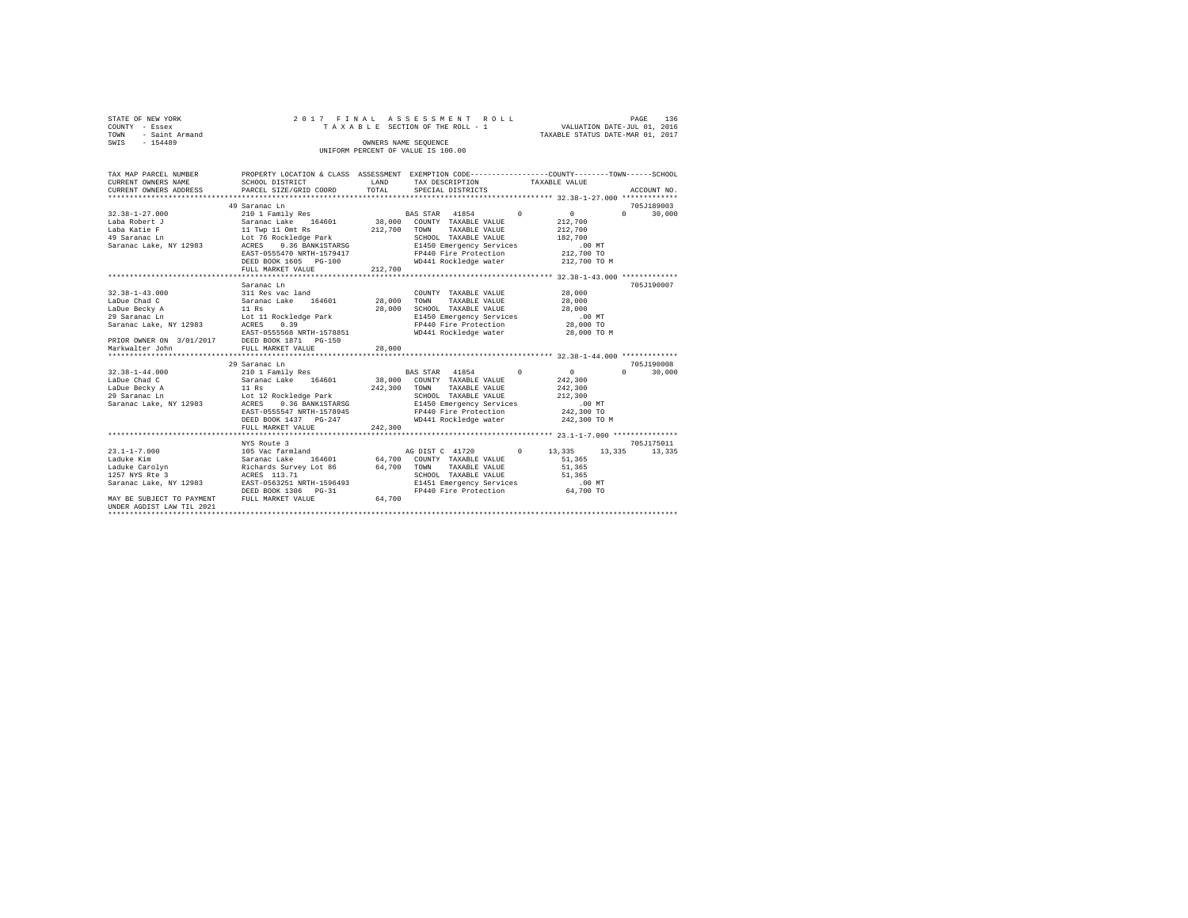STATE OF NEW YORK
COUNTY - Essex
TOWN - Saint Armand
SWIS - 154489

2017 FINAL ASSESSMENT ROLL
TAXABLE SECTION OF THE ROLL - 1
OWNERS NAME SEQUENCE
UNIFORM PERCENT OF VALUE IS 100.00

VALUATION DATE-JUL 01, 2016
TAXABLE STATUS DATE-MAR 01, 2017

```
TAX MAP PARCEL NUMBER      PROPERTY LOCATION & CLASS  ASSESSMENT  EXEMPTION CODE-----------------COUNTY--------TOWN------SCHOOL
CURRENT OWNERS NAME        SCHOOL DISTRICT            LAND       TAX DESCRIPTION              TAXABLE VALUE
CURRENT OWNERS ADDRESS     PARCEL SIZE/GRID COORD     TOTAL      SPECIAL DISTRICTS                                        ACCOUNT NO.
******************************************************************************************************* 32.38-1-27.000 *************
                           49 Saranac Ln                                                                                  705J189003
32.38-1-27.000             210 1 Family Res                      BAS STAR  41854          0          0            0        30,000
Laba Robert J              Saranac Lake   164601      38,000     COUNTY  TAXABLE VALUE            212,700
Laba Katie F               11 Twp 11 Omt Rs          212,700     TOWN    TAXABLE VALUE            212,700
49 Saranac Ln              Lot 76 Rockledge Park                 SCHOOL  TAXABLE VALUE            182,700
Saranac Lake, NY 12983     ACRES    0.36 BANK1STARSG             E1450 Emergency Services              .00 MT
                           EAST-0555470 NRTH-1579417             FP440 Fire Protection             212,700 TO
                           DEED BOOK 1605   PG-100               WD441 Rockledge water             212,700 TO M
                           FULL MARKET VALUE         212,700
******************************************************************************************************* 32.38-1-43.000 *************
                           Saranac Ln                                                                                     705J190007
32.38-1-43.000             311 Res vac land                      COUNTY  TAXABLE VALUE             28,000
LaDue Chad C               Saranac Lake   164601      28,000     TOWN    TAXABLE VALUE             28,000
LaDue Becky A              11 Rs                      28,000     SCHOOL  TAXABLE VALUE             28,000
29 Saranac Ln              Lot 11 Rockledge Park                 E1450 Emergency Services              .00 MT
Saranac Lake, NY 12983     ACRES    0.39                         FP440 Fire Protection              28,000 TO
                           EAST-0555568 NRTH-1578851             WD441 Rockledge water              28,000 TO M
PRIOR OWNER ON 3/01/2017   DEED BOOK 1871   PG-150
Markwalter John            FULL MARKET VALUE          28,000
******************************************************************************************************* 32.38-1-44.000 *************
                           29 Saranac Ln                                                                                  705J190008
32.38-1-44.000             210 1 Family Res                      BAS STAR  41854          0          0            0        30,000
LaDue Chad C               Saranac Lake   164601      38,000     COUNTY  TAXABLE VALUE            242,300
LaDue Becky A              11 Rs                     242,300     TOWN    TAXABLE VALUE            242,300
29 Saranac Ln              Lot 12 Rockledge Park                 SCHOOL  TAXABLE VALUE            212,300
Saranac Lake, NY 12983     ACRES    0.36 BANK1STARSG             E1450 Emergency Services              .00 MT
                           EAST-0555547 NRTH-1578945             FP440 Fire Protection             242,300 TO
                           DEED BOOK 1437   PG-247               WD441 Rockledge water             242,300 TO M
                           FULL MARKET VALUE         242,300
******************************************************************************************************* 23.1-1-7.000 ***************
                           NYS Route 3                                                                                    705J175011
23.1-1-7.000               105 Vac farmland                      AG DIST C 41720          0     13,335       13,335        13,335
Laduke Kim                 Saranac Lake   164601      64,700     COUNTY  TAXABLE VALUE             51,365
Laduke Carolyn             Richards Survey Lot 86     64,700     TOWN    TAXABLE VALUE             51,365
1257 NYS Rte 3             ACRES  113.71                         SCHOOL  TAXABLE VALUE             51,365
Saranac Lake, NY 12983     EAST-0563251 NRTH-1596493             E1451 Emergency Services              .00 MT
                           DEED BOOK 1306   PG-31                FP440 Fire Protection              64,700 TO
MAY BE SUBJECT TO PAYMENT  FULL MARKET VALUE          64,700
UNDER AGDIST LAW TIL 2021
************************************************************************************************************************************
```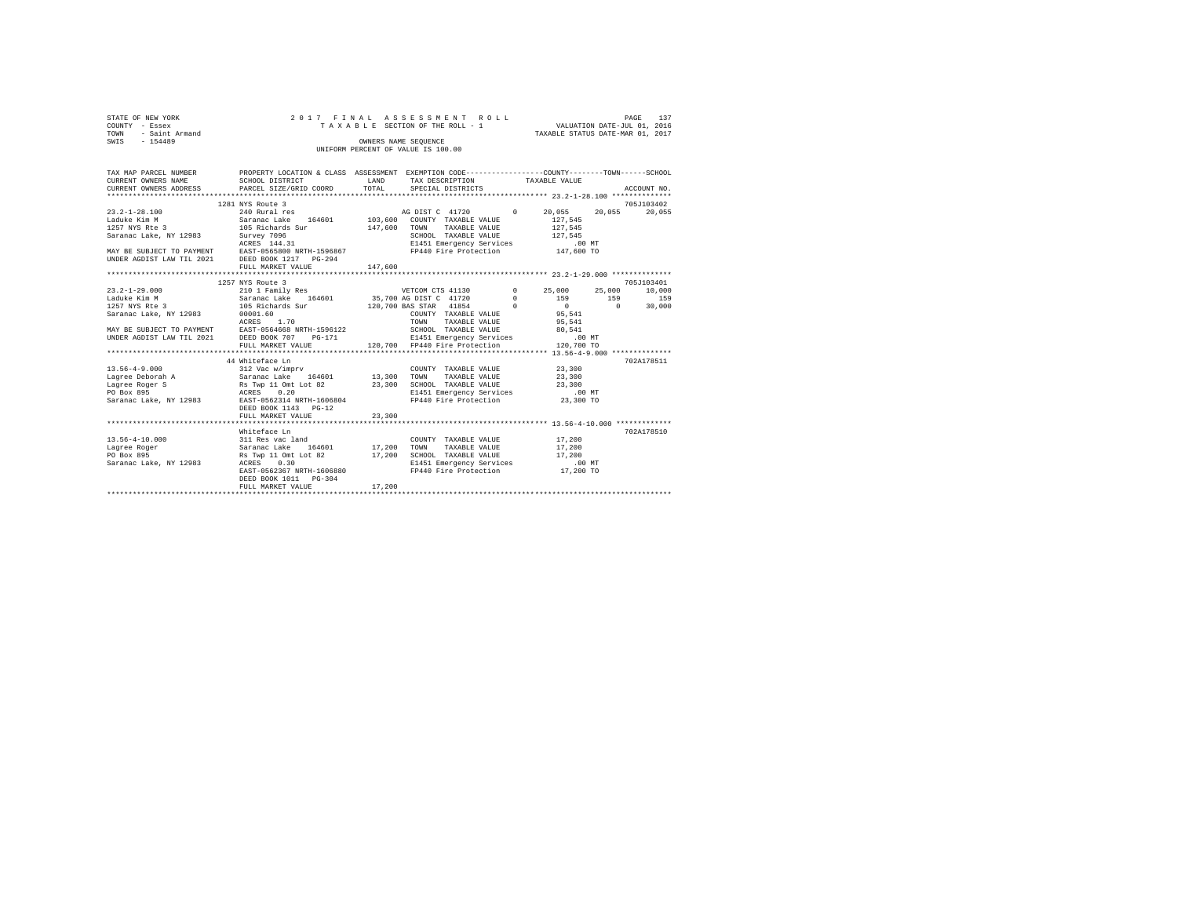STATE OF NEW YORK · COUNTY - Essex · TOWN - Saint Armand · SWIS - 154489

2 0 1 7 F I N A L A S S E S S M E N T R O L L
T A X A B L E SECTION OF THE ROLL - 1
OWNERS NAME SEQUENCE
UNIFORM PERCENT OF VALUE IS 100.00

VALUATION DATE-JUL 01, 2016
TAXABLE STATUS DATE-MAR 01, 2017

```
TAX MAP PARCEL NUMBER          PROPERTY LOCATION & CLASS  ASSESSMENT  EXEMPTION CODE-----------------COUNTY--------TOWN------SCHOOL
CURRENT OWNERS NAME            SCHOOL DISTRICT             LAND        TAX DESCRIPTION            TAXABLE VALUE
CURRENT OWNERS ADDRESS         PARCEL SIZE/GRID COORD      TOTAL       SPECIAL DISTRICTS                                      ACCOUNT NO.
*************************************************************************************************** 23.2-1-28.100 **************
                               1281 NYS Route 3                                                                              705J103402
23.2-1-28.100                  240 Rural res                           AG DIST C  41720           0      20,055     20,055     20,055
Laduke Kim M                   Saranac Lake     164601     103,600     COUNTY  TAXABLE VALUE            127,545
1257 NYS Rte 3                 105 Richards Sur            147,600     TOWN    TAXABLE VALUE            127,545
Saranac Lake, NY 12983         Survey 7096                             SCHOOL  TAXABLE VALUE            127,545
                               ACRES  144.31                           E1451 Emergency Services              .00 MT
MAY BE SUBJECT TO PAYMENT      EAST-0565800 NRTH-1596867               FP440 Fire Protection            147,600 TO
UNDER AGDIST LAW TIL 2021      DEED BOOK 1217   PG-294
                               FULL MARKET VALUE           147,600
*************************************************************************************************** 23.2-1-29.000 **************
                               1257 NYS Route 3                                                                              705J103401
23.2-1-29.000                  210 1 Family Res                        VETCOM CTS 41130           0      25,000     25,000     10,000
Laduke Kim M                   Saranac Lake     164601      35,700 AG DIST C  41720               0         159        159        159
1257 NYS Rte 3                 105 Richards Sur            120,700 BAS STAR   41854               0           0          0     30,000
Saranac Lake, NY 12983         00001.60                                COUNTY  TAXABLE VALUE             95,541
                               ACRES    1.70                           TOWN    TAXABLE VALUE             95,541
MAY BE SUBJECT TO PAYMENT      EAST-0564668 NRTH-1596122               SCHOOL  TAXABLE VALUE             80,541
UNDER AGDIST LAW TIL 2021      DEED BOOK 707    PG-171                 E1451 Emergency Services              .00 MT
                               FULL MARKET VALUE           120,700     FP440 Fire Protection            120,700 TO
*************************************************************************************************** 13.56-4-9.000 **************
                               44 Whiteface Ln                                                                               702A178511
13.56-4-9.000                  312 Vac w/imprv                         COUNTY  TAXABLE VALUE             23,300
Lagree Deborah A               Saranac Lake     164601      13,300     TOWN    TAXABLE VALUE             23,300
Lagree Roger S                 Rs Twp 11 Omt Lot 82         23,300     SCHOOL  TAXABLE VALUE             23,300
PO Box 895                     ACRES    0.20                           E1451 Emergency Services              .00 MT
Saranac Lake, NY 12983         EAST-0562314 NRTH-1606804               FP440 Fire Protection             23,300 TO
                               DEED BOOK 1143   PG-12
                               FULL MARKET VALUE            23,300
*************************************************************************************************** 13.56-4-10.000 *************
                               Whiteface Ln                                                                                  702A178510
13.56-4-10.000                 311 Res vac land                        COUNTY  TAXABLE VALUE             17,200
Lagree Roger                   Saranac Lake     164601      17,200     TOWN    TAXABLE VALUE             17,200
PO Box 895                     Rs Twp 11 Omt Lot 82         17,200     SCHOOL  TAXABLE VALUE             17,200
Saranac Lake, NY 12983         ACRES    0.30                           E1451 Emergency Services              .00 MT
                               EAST-0562367 NRTH-1606880               FP440 Fire Protection             17,200 TO
                               DEED BOOK 1011   PG-304
                               FULL MARKET VALUE            17,200
********************************************************************************************************************************
```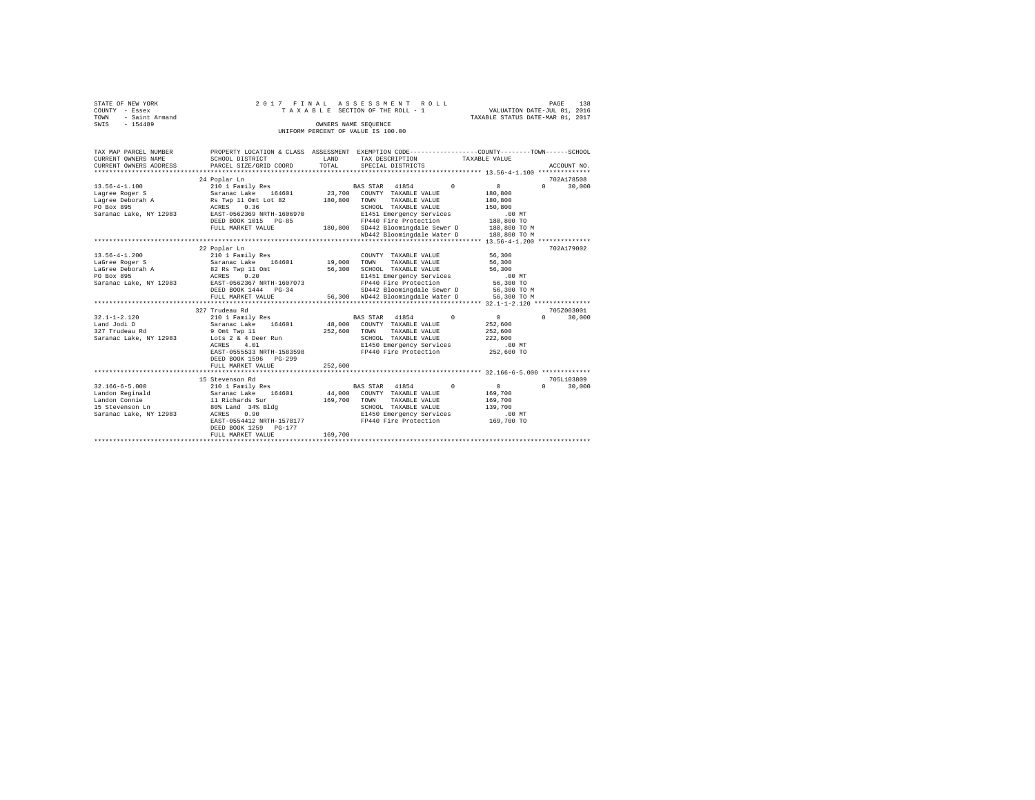STATE OF NEW YORK — 2017 FINAL ASSESSMENT ROLL — PAGE 138
COUNTY - Essex — TAXABLE SECTION OF THE ROLL - 1 — VALUATION DATE-JUL 01, 2016
TOWN - Saint Armand — TAXABLE STATUS DATE-MAR 01, 2017
SWIS - 154489 — OWNERS NAME SEQUENCE
UNIFORM PERCENT OF VALUE IS 100.00

```
TAX MAP PARCEL NUMBER     PROPERTY LOCATION & CLASS  ASSESSMENT  EXEMPTION CODE-----------------COUNTY--------TOWN------SCHOOL
CURRENT OWNERS NAME       SCHOOL DISTRICT             LAND       TAX DESCRIPTION           TAXABLE VALUE
CURRENT OWNERS ADDRESS    PARCEL SIZE/GRID COORD      TOTAL      SPECIAL DISTRICTS                                  ACCOUNT NO.
******************************************************************************************** 13.56-4-1.100 **************
                          24 Poplar Ln                                                                            702A178508
13.56-4-1.100             210 1 Family Res                       BAS STAR  41854         0          0          0      30,000
Lagree Roger S            Saranac Lake    164601      23,700     COUNTY  TAXABLE VALUE           180,800
Lagree Deborah A          Rs Twp 11 Omt Lot 82       180,800     TOWN    TAXABLE VALUE           180,800
PO Box 895                ACRES    0.36                          SCHOOL  TAXABLE VALUE           150,800
Saranac Lake, NY 12983    EAST-0562369 NRTH-1606970              E1451 Emergency Services            .00 MT
                          DEED BOOK 1015   PG-85                 FP440 Fire Protection           180,800 TO
                          FULL MARKET VALUE          180,800     SD442 Bloomingdale Sewer D      180,800 TO M
                                                                 WD442 Bloomingdale Water D      180,800 TO M
******************************************************************************************** 13.56-4-1.200 **************
                          22 Poplar Ln                                                                            702A179002
13.56-4-1.200             210 1 Family Res                       COUNTY  TAXABLE VALUE            56,300
LaGree Roger S            Saranac Lake    164601      19,000     TOWN    TAXABLE VALUE            56,300
LaGree Deborah A          82 Rs Twp 11 Omt            56,300     SCHOOL  TAXABLE VALUE            56,300
PO Box 895                ACRES    0.20                          E1451 Emergency Services            .00 MT
Saranac Lake, NY 12983    EAST-0562367 NRTH-1607073              FP440 Fire Protection            56,300 TO
                          DEED BOOK 1444   PG-34                 SD442 Bloomingdale Sewer D       56,300 TO M
                          FULL MARKET VALUE           56,300     WD442 Bloomingdale Water D       56,300 TO M
******************************************************************************************** 32.1-1-2.120 ***************
                          327 Trudeau Rd                                                                          705Z003001
32.1-1-2.120              210 1 Family Res                       BAS STAR  41854         0          0          0      30,000
Land Jodi D               Saranac Lake    164601      48,000     COUNTY  TAXABLE VALUE           252,600
327 Trudeau Rd            9 Omt Twp 11               252,600     TOWN    TAXABLE VALUE           252,600
Saranac Lake, NY 12983    Lots 2 & 4 Deer Run                    SCHOOL  TAXABLE VALUE           222,600
                          ACRES    4.01                          E1450 Emergency Services            .00 MT
                          EAST-0555533 NRTH-1583598              FP440 Fire Protection           252,600 TO
                          DEED BOOK 1596   PG-299
                          FULL MARKET VALUE          252,600
******************************************************************************************** 32.166-6-5.000 *************
                          15 Stevenson Rd                                                                         705L103809
32.166-6-5.000            210 1 Family Res                       BAS STAR  41854         0          0          0      30,000
Landon Reginald           Saranac Lake    164601      44,000     COUNTY  TAXABLE VALUE           169,700
Landon Connie             11 Richards Sur            169,700     TOWN    TAXABLE VALUE           169,700
15 Stevenson Ln           80% Land  34% Bldg                     SCHOOL  TAXABLE VALUE           139,700
Saranac Lake, NY 12983    ACRES    0.90                          E1450 Emergency Services            .00 MT
                          EAST-0554412 NRTH-1578177              FP440 Fire Protection           169,700 TO
                          DEED BOOK 1259   PG-177
                          FULL MARKET VALUE          169,700
****************************************************************************************************************************
```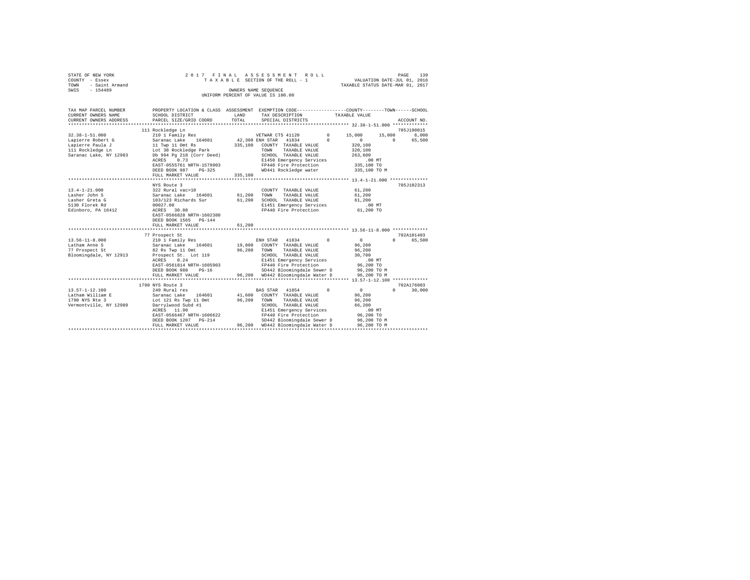STATE OF NEW YORK — 2017 FINAL ASSESSMENT ROLL
COUNTY - Essex — TAXABLE SECTION OF THE ROLL - 1 — VALUATION DATE-JUL 01, 2016
TOWN - Saint Armand — TAXABLE STATUS DATE-MAR 01, 2017
SWIS - 154489 — OWNERS NAME SEQUENCE
UNIFORM PERCENT OF VALUE IS 100.00

| TAX MAP PARCEL NUMBER / CURRENT OWNERS NAME / CURRENT OWNERS ADDRESS | PROPERTY LOCATION & CLASS / SCHOOL DISTRICT / PARCEL SIZE/GRID COORD | ASSESSMENT LAND / TOTAL | EXEMPTION CODE / TAX DESCRIPTION / SPECIAL DISTRICTS | COUNTY TAXABLE VALUE | TOWN | SCHOOL | ACCOUNT NO. |
|---|---|---|---|---|---|---|---|
| **32.38-1-51.000** | 111 Rockledge Ln | | | | | | 705J190015 |
| 32.38-1-51.000 | 210 1 Family Res | | VETWAR CTS 41120 0 | 15,000 | 15,000 | 6,000 | |
| Lapierre Robert G | Saranac Lake 164601 | 42,300 | ENH STAR 41834 0 | 0 | 0 | 65,500 | |
| Lapierre Paula J | 11 Twp 11 Omt Rs | 335,100 | COUNTY TAXABLE VALUE | 320,100 | | | |
| 111 Rockledge Ln | Lot 38 Rockledge Park | | TOWN TAXABLE VALUE | 320,100 | | | |
| Saranac Lake, NY 12983 | Db 994 Pg 218 (Corr Deed) | | SCHOOL TAXABLE VALUE | 263,600 | | | |
| | ACRES 0.73 | | E1450 Emergency Services | .00 MT | | | |
| | EAST-0555761 NRTH-1579903 | | FP440 Fire Protection | 335,100 TO | | | |
| | DEED BOOK 987 PG-325 | | WD441 Rockledge water | 335,100 TO M | | | |
| | FULL MARKET VALUE | 335,100 | | | | | |
| **13.4-1-21.000** | NYS Route 3 | | | | | | 705J102313 |
| 13.4-1-21.000 | 322 Rural vac>10 | | COUNTY TAXABLE VALUE | 61,200 | | | |
| Lasher John S | Saranac Lake 164601 | 61,200 | TOWN TAXABLE VALUE | 61,200 | | | |
| Lasher Greta G | 103/123 Richards Sur | 61,200 | SCHOOL TAXABLE VALUE | 61,200 | | | |
| 5130 Florek Rd | 00027.00 | | E1451 Emergency Services | .00 MT | | | |
| Edinboro, PA 16412 | ACRES 30.08 | | FP440 Fire Protection | 61,200 TO | | | |
| | EAST-0566828 NRTH-1602380 | | | | | | |
| | DEED BOOK 1565 PG-144 | | | | | | |
| | FULL MARKET VALUE | 61,200 | | | | | |
| **13.56-11-8.000** | 77 Prospect St | | | | | | 702A101403 |
| 13.56-11-8.000 | 210 1 Family Res | | ENH STAR 41834 0 | 0 | 0 | 65,500 | |
| Latham Anne S | Saranac Lake 164601 | 19,800 | COUNTY TAXABLE VALUE | 96,200 | | | |
| 77 Prospect St | 82 Rs Twp 11 Omt | 96,200 | TOWN TAXABLE VALUE | 96,200 | | | |
| Bloomingdale, NY 12913 | Prospect St. Lot 119 | | SCHOOL TAXABLE VALUE | 30,700 | | | |
| | ACRES 0.24 | | E1451 Emergency Services | .00 MT | | | |
| | EAST-0561814 NRTH-1605903 | | FP440 Fire Protection | 96,200 TO | | | |
| | DEED BOOK 988 PG-16 | | SD442 Bloomingdale Sewer D | 96,200 TO M | | | |
| | FULL MARKET VALUE | 96,200 | WD442 Bloomingdale Water D | 96,200 TO M | | | |
| **13.57-1-12.100** | 1790 NYS Route 3 | | | | | | 702A176003 |
| 13.57-1-12.100 | 240 Rural res | | BAS STAR 41854 0 | 0 | 0 | 30,000 | |
| Latham William E | Saranac Lake 164601 | 41,600 | COUNTY TAXABLE VALUE | 96,200 | | | |
| 1790 NYS Rte 3 | Lot 121 Rs Twp 11 Omt | 96,200 | TOWN TAXABLE VALUE | 96,200 | | | |
| Vermontville, NY 12989 | Darrylwood Subd #1 | | SCHOOL TAXABLE VALUE | 66,200 | | | |
| | ACRES 11.90 | | E1451 Emergency Services | .00 MT | | | |
| | EAST-0566467 NRTH-1606622 | | FP440 Fire Protection | 96,200 TO | | | |
| | DEED BOOK 1207 PG-214 | | SD442 Bloomingdale Sewer D | 96,200 TO M | | | |
| | FULL MARKET VALUE | 96,200 | WD442 Bloomingdale Water D | 96,200 TO M | | | |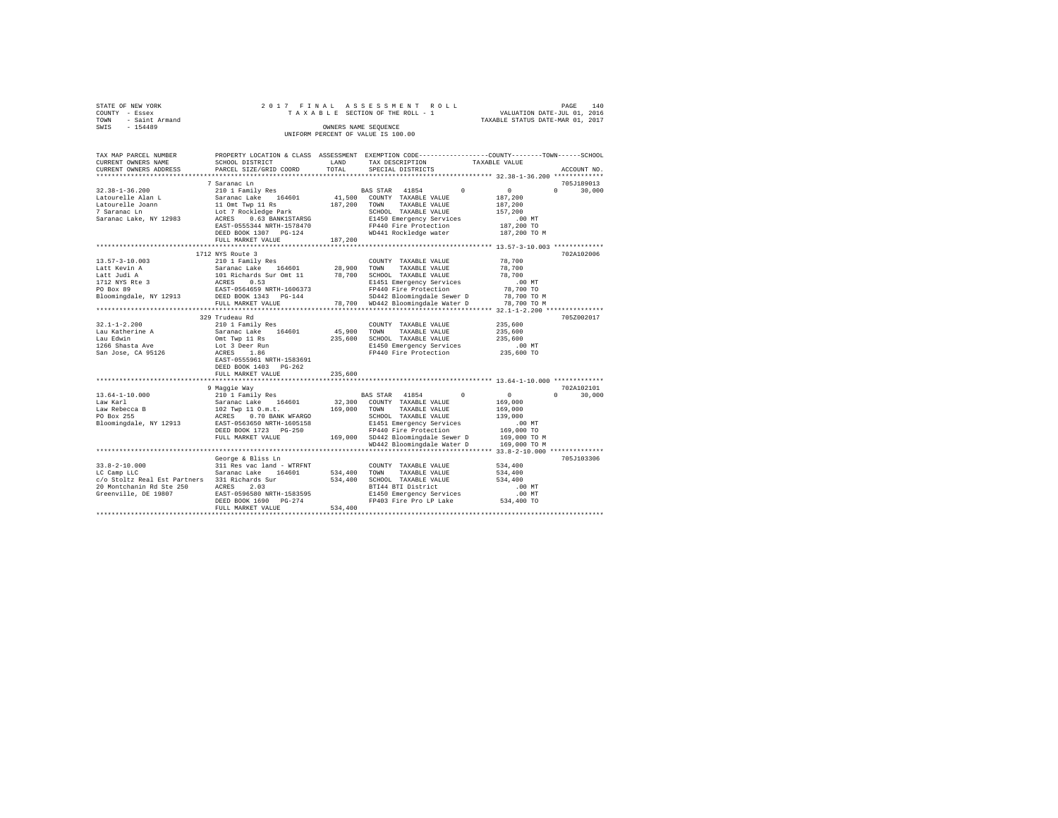STATE OF NEW YORK — 2017 FINAL ASSESSMENT ROLL
COUNTY - Essex — TAXABLE SECTION OF THE ROLL - 1 — VALUATION DATE-JUL 01, 2016
TOWN - Saint Armand — TAXABLE STATUS DATE-MAR 01, 2017
SWIS - 154489 — OWNERS NAME SEQUENCE
UNIFORM PERCENT OF VALUE IS 100.00

| TAX MAP PARCEL NUMBER / CURRENT OWNERS NAME / CURRENT OWNERS ADDRESS | PROPERTY LOCATION & CLASS / SCHOOL DISTRICT / PARCEL SIZE/GRID COORD | ASSESSMENT LAND / TOTAL | EXEMPTION CODE / TAX DESCRIPTION / SPECIAL DISTRICTS | COUNTY / TOWN / SCHOOL TAXABLE VALUE | ACCOUNT NO. |
|---|---|---|---|---|---|
| **32.38-1-36.200** | 7 Saranac Ln | | | | 705J189013 |
| Latourelle Alan L | 210 1 Family Res | | BAS STAR 41854 0 | 0 0 30,000 | |
| Latourelle Joann | Saranac Lake 164601 | 41,500 | COUNTY TAXABLE VALUE | 187,200 | |
| 7 Saranac Ln | 11 Omt Twp 11 Rs | 187,200 | TOWN TAXABLE VALUE | 187,200 | |
| Saranac Lake, NY 12983 | Lot 7 Rockledge Park | | SCHOOL TAXABLE VALUE | 157,200 | |
| | ACRES 0.63 BANK1STARSG | | E1450 Emergency Services | .00 MT | |
| | EAST-0555344 NRTH-1578470 | | FP440 Fire Protection | 187,200 TO | |
| | DEED BOOK 1307 PG-124 | | WD441 Rockledge water | 187,200 TO M | |
| | FULL MARKET VALUE | 187,200 | | | |
| **13.57-3-10.003** | 1712 NYS Route 3 | | | | 702A102006 |
| Latt Kevin A | 210 1 Family Res | | COUNTY TAXABLE VALUE | 78,700 | |
| Latt Judi A | Saranac Lake 164601 | 28,900 | TOWN TAXABLE VALUE | 78,700 | |
| 1712 NYS Rte 3 | 101 Richards Sur Omt 11 | 78,700 | SCHOOL TAXABLE VALUE | 78,700 | |
| PO Box 89 | ACRES 0.53 | | E1451 Emergency Services | .00 MT | |
| Bloomingdale, NY 12913 | EAST-0564659 NRTH-1606373 | | FP440 Fire Protection | 78,700 TO | |
| | DEED BOOK 1343 PG-144 | | SD442 Bloomingdale Sewer D | 78,700 TO M | |
| | FULL MARKET VALUE | 78,700 | WD442 Bloomingdale Water D | 78,700 TO M | |
| **32.1-1-2.200** | 329 Trudeau Rd | | | | 705Z002017 |
| Lau Katherine A | 210 1 Family Res | | COUNTY TAXABLE VALUE | 235,600 | |
| Lau Edwin | Saranac Lake 164601 | 45,900 | TOWN TAXABLE VALUE | 235,600 | |
| 1266 Shasta Ave | Omt Twp 11 Rs | 235,600 | SCHOOL TAXABLE VALUE | 235,600 | |
| San Jose, CA 95126 | Lot 3 Deer Run | | E1450 Emergency Services | .00 MT | |
| | ACRES 1.86 | | FP440 Fire Protection | 235,600 TO | |
| | EAST-0555961 NRTH-1583691 | | | | |
| | DEED BOOK 1403 PG-262 | | | | |
| | FULL MARKET VALUE | 235,600 | | | |
| **13.64-1-10.000** | 9 Maggie Way | | | | 702A102101 |
| Law Karl | 210 1 Family Res | | BAS STAR 41854 0 | 0 0 30,000 | |
| Law Rebecca B | Saranac Lake 164601 | 32,300 | COUNTY TAXABLE VALUE | 169,000 | |
| PO Box 255 | 102 Twp 11 O.m.t. | 169,000 | TOWN TAXABLE VALUE | 169,000 | |
| Bloomingdale, NY 12913 | ACRES 0.70 BANK WFARGO | | SCHOOL TAXABLE VALUE | 139,000 | |
| | EAST-0563650 NRTH-1605158 | | E1451 Emergency Services | .00 MT | |
| | DEED BOOK 1723 PG-250 | | FP440 Fire Protection | 169,000 TO | |
| | FULL MARKET VALUE | 169,000 | SD442 Bloomingdale Sewer D | 169,000 TO M | |
| | | | WD442 Bloomingdale Water D | 169,000 TO M | |
| **33.8-2-10.000** | George & Bliss Ln | | | | 705J103306 |
| LC Camp LLC | 311 Res vac land - WTRFNT | | COUNTY TAXABLE VALUE | 534,400 | |
| c/o Stoltz Real Est Partners | Saranac Lake 164601 | 534,400 | TOWN TAXABLE VALUE | 534,400 | |
| 20 Montchanin Rd Ste 250 | 331 Richards Sur | 534,400 | SCHOOL TAXABLE VALUE | 534,400 | |
| Greenville, DE 19807 | ACRES 2.03 | | BTI44 BTI District | .00 MT | |
| | EAST-0596580 NRTH-1583595 | | E1450 Emergency Services | .00 MT | |
| | DEED BOOK 1690 PG-274 | | FP403 Fire Pro LP Lake | 534,400 TO | |
| | FULL MARKET VALUE | 534,400 | | | |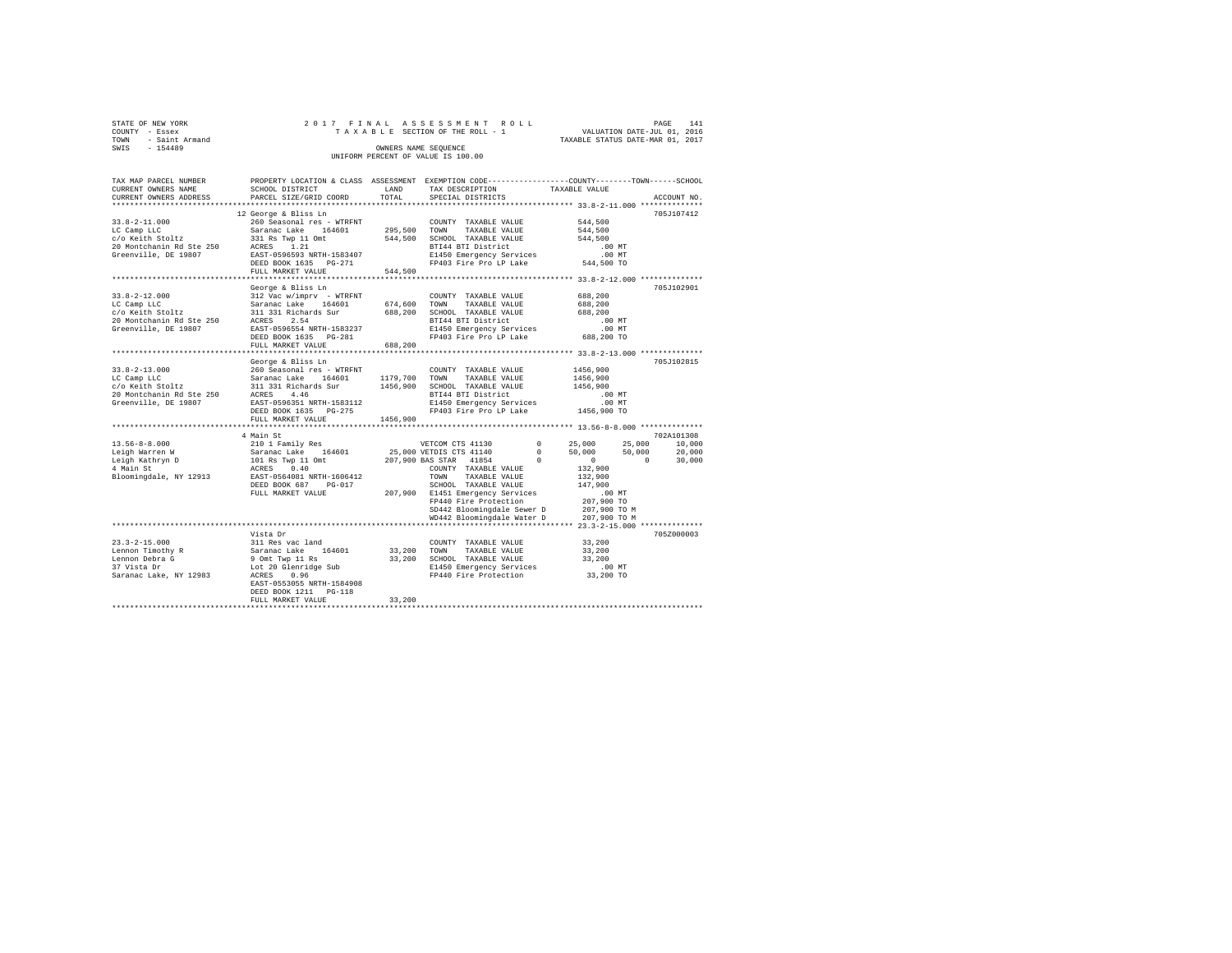STATE OF NEW YORK &nbsp;&nbsp;&nbsp;&nbsp;&nbsp;&nbsp;&nbsp;&nbsp;&nbsp;&nbsp;&nbsp;&nbsp;&nbsp; 2017 FINAL ASSESSMENT ROLL
COUNTY - Essex &nbsp;&nbsp;&nbsp;&nbsp;&nbsp;&nbsp;&nbsp;&nbsp;&nbsp;&nbsp;&nbsp;&nbsp;&nbsp; TAXABLE SECTION OF THE ROLL - 1 &nbsp;&nbsp;&nbsp;&nbsp;&nbsp;&nbsp; VALUATION DATE-JUL 01, 2016
TOWN - Saint Armand &nbsp;&nbsp;&nbsp;&nbsp;&nbsp;&nbsp;&nbsp;&nbsp;&nbsp;&nbsp;&nbsp;&nbsp;&nbsp;&nbsp;&nbsp;&nbsp;&nbsp;&nbsp;&nbsp;&nbsp;&nbsp;&nbsp;&nbsp;&nbsp;&nbsp;&nbsp;&nbsp;&nbsp;&nbsp;&nbsp;&nbsp;&nbsp;&nbsp;&nbsp;&nbsp;&nbsp;&nbsp;&nbsp;&nbsp;&nbsp;&nbsp;&nbsp;&nbsp;&nbsp;&nbsp;&nbsp; TAXABLE STATUS DATE-MAR 01, 2017
SWIS - 154489 &nbsp;&nbsp;&nbsp;&nbsp;&nbsp;&nbsp;&nbsp;&nbsp;&nbsp;&nbsp;&nbsp;&nbsp;&nbsp; OWNERS NAME SEQUENCE
UNIFORM PERCENT OF VALUE IS 100.00

| TAX MAP PARCEL NUMBER / CURRENT OWNERS NAME / CURRENT OWNERS ADDRESS | PROPERTY LOCATION & CLASS / SCHOOL DISTRICT / PARCEL SIZE/GRID COORD | ASSESSMENT LAND | TOTAL | EXEMPTION CODE / TAX DESCRIPTION / SPECIAL DISTRICTS | COUNTY | TOWN | SCHOOL / ACCOUNT NO. |
|---|---|---|---|---|---|---|---|
| **33.8-2-11.000** | 12 George & Bliss Ln | | | | | | 705J107412 |
| LC Camp LLC | 260 Seasonal res - WTRFNT | | | COUNTY TAXABLE VALUE | 544,500 | | |
| c/o Keith Stoltz | Saranac Lake 164601 | 295,500 | | TOWN TAXABLE VALUE | 544,500 | | |
| 20 Montchanin Rd Ste 250 | 331 Rs Twp 11 Omt | | 544,500 | SCHOOL TAXABLE VALUE | 544,500 | | |
| Greenville, DE 19807 | ACRES 1.21 | | | BTI44 BTI District | .00 MT | | |
| | EAST-0596593 NRTH-1583407 | | | E1450 Emergency Services | .00 MT | | |
| | DEED BOOK 1635 PG-271 | | | FP403 Fire Pro LP Lake | 544,500 TO | | |
| | FULL MARKET VALUE | | 544,500 | | | | |
| **33.8-2-12.000** | George & Bliss Ln | | | | | | 705J102901 |
| LC Camp LLC | 312 Vac w/imprv - WTRFNT | | | COUNTY TAXABLE VALUE | 688,200 | | |
| c/o Keith Stoltz | Saranac Lake 164601 | 674,600 | | TOWN TAXABLE VALUE | 688,200 | | |
| 20 Montchanin Rd Ste 250 | 311 331 Richards Sur | | 688,200 | SCHOOL TAXABLE VALUE | 688,200 | | |
| Greenville, DE 19807 | ACRES 2.54 | | | BTI44 BTI District | .00 MT | | |
| | EAST-0596554 NRTH-1583237 | | | E1450 Emergency Services | .00 MT | | |
| | DEED BOOK 1635 PG-281 | | | FP403 Fire Pro LP Lake | 688,200 TO | | |
| | FULL MARKET VALUE | | 688,200 | | | | |
| **33.8-2-13.000** | George & Bliss Ln | | | | | | 705J102815 |
| LC Camp LLC | 260 Seasonal res - WTRFNT | | | COUNTY TAXABLE VALUE | 1456,900 | | |
| c/o Keith Stoltz | Saranac Lake 164601 | 1179,700 | | TOWN TAXABLE VALUE | 1456,900 | | |
| 20 Montchanin Rd Ste 250 | 311 331 Richards Sur | | 1456,900 | SCHOOL TAXABLE VALUE | 1456,900 | | |
| Greenville, DE 19807 | ACRES 4.46 | | | BTI44 BTI District | .00 MT | | |
| | EAST-0596351 NRTH-1583112 | | | E1450 Emergency Services | .00 MT | | |
| | DEED BOOK 1635 PG-275 | | | FP403 Fire Pro LP Lake | 1456,900 TO | | |
| | FULL MARKET VALUE | | 1456,900 | | | | |
| **13.56-8-8.000** | 4 Main St | | | | | | 702A101308 |
| Leigh Warren W | 210 1 Family Res | | | VETCOM CTS 41130 0 | 25,000 | 25,000 | 10,000 |
| Leigh Kathryn D | Saranac Lake 164601 | 25,000 | | VETDIS CTS 41140 0 | 50,000 | 50,000 | 20,000 |
| 4 Main St | 101 Rs Twp 11 Omt | | 207,900 | BAS STAR 41854 0 | 0 | 0 | 30,000 |
| Bloomingdale, NY 12913 | ACRES 0.40 | | | COUNTY TAXABLE VALUE | 132,900 | | |
| | EAST-0564081 NRTH-1606412 | | | TOWN TAXABLE VALUE | 132,900 | | |
| | DEED BOOK 687 PG-017 | | | SCHOOL TAXABLE VALUE | 147,900 | | |
| | FULL MARKET VALUE | | 207,900 | E1451 Emergency Services | .00 MT | | |
| | | | | FP440 Fire Protection | 207,900 TO | | |
| | | | | SD442 Bloomingdale Sewer D | 207,900 TO M | | |
| | | | | WD442 Bloomingdale Water D | 207,900 TO M | | |
| **23.3-2-15.000** | Vista Dr | | | | | | 705Z000003 |
| Lennon Timothy R | 311 Res vac land | | | COUNTY TAXABLE VALUE | 33,200 | | |
| Lennon Debra G | Saranac Lake 164601 | 33,200 | | TOWN TAXABLE VALUE | 33,200 | | |
| 37 Vista Dr | 9 Omt Twp 11 Rs | | 33,200 | SCHOOL TAXABLE VALUE | 33,200 | | |
| Saranac Lake, NY 12983 | Lot 20 Glenridge Sub | | | E1450 Emergency Services | .00 MT | | |
| | ACRES 0.96 | | | FP440 Fire Protection | 33,200 TO | | |
| | EAST-0553055 NRTH-1584908 | | | | | | |
| | DEED BOOK 1211 PG-118 | | | | | | |
| | FULL MARKET VALUE | | 33,200 | | | | |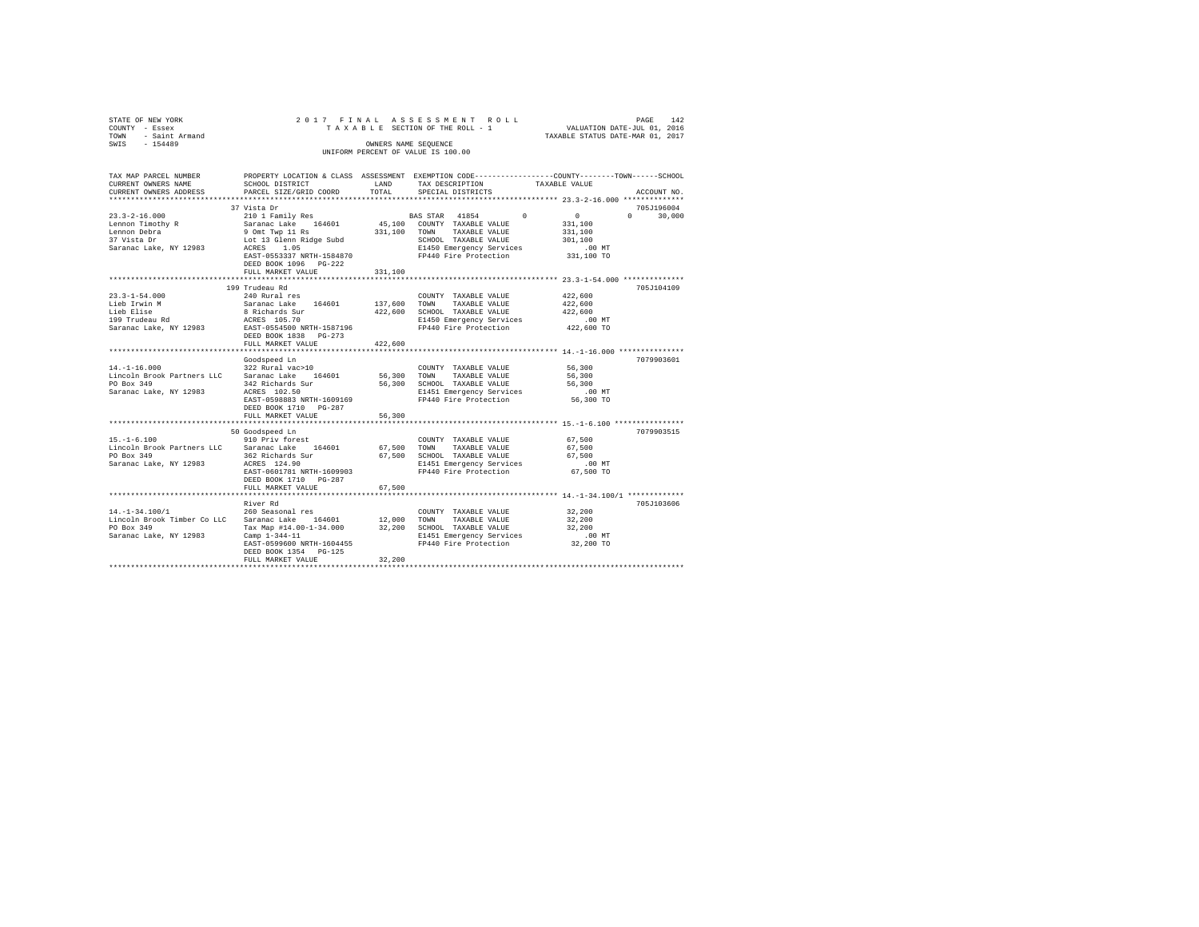STATE OF NEW YORK
COUNTY - Essex
TOWN - Saint Armand
SWIS - 154489

2017 FINAL ASSESSMENT ROLL
TAXABLE SECTION OF THE ROLL - 1
OWNERS NAME SEQUENCE
UNIFORM PERCENT OF VALUE IS 100.00

VALUATION DATE-JUL 01, 2016
TAXABLE STATUS DATE-MAR 01, 2017

| TAX MAP PARCEL NUMBER / CURRENT OWNERS NAME / CURRENT OWNERS ADDRESS | PROPERTY LOCATION & CLASS / SCHOOL DISTRICT / PARCEL SIZE/GRID COORD | ASSESSMENT LAND / TOTAL | EXEMPTION CODE / TAX DESCRIPTION / SPECIAL DISTRICTS | COUNTY / TOWN / SCHOOL TAXABLE VALUE | ACCOUNT NO. |
|---|---|---|---|---|---|
| 23.3-2-16.000 | 37 Vista Dr | | | | 705J196004 |
| 23.3-2-16.000 | 210 1 Family Res | | BAS STAR 41854 0 | 0 0 30,000 | |
| Lennon Timothy R | Saranac Lake 164601 | 45,100 | COUNTY TAXABLE VALUE | 331,100 | |
| Lennon Debra | 9 Omt Twp 11 Rs | 331,100 | TOWN TAXABLE VALUE | 331,100 | |
| 37 Vista Dr | Lot 13 Glenn Ridge Subd | | SCHOOL TAXABLE VALUE | 301,100 | |
| Saranac Lake, NY 12983 | ACRES 1.05 | | E1450 Emergency Services | .00 MT | |
| | EAST-0553337 NRTH-1584870 | | FP440 Fire Protection | 331,100 TO | |
| | DEED BOOK 1096 PG-222 | | | | |
| | FULL MARKET VALUE | 331,100 | | | |
| 23.3-1-54.000 | 199 Trudeau Rd | | | | 705J104109 |
| 23.3-1-54.000 | 240 Rural res | | COUNTY TAXABLE VALUE | 422,600 | |
| Lieb Irwin M | Saranac Lake 164601 | 137,600 | TOWN TAXABLE VALUE | 422,600 | |
| Lieb Elise | 8 Richards Sur | 422,600 | SCHOOL TAXABLE VALUE | 422,600 | |
| 199 Trudeau Rd | ACRES 105.70 | | E1450 Emergency Services | .00 MT | |
| Saranac Lake, NY 12983 | EAST-0554500 NRTH-1587196 | | FP440 Fire Protection | 422,600 TO | |
| | DEED BOOK 1838 PG-273 | | | | |
| | FULL MARKET VALUE | 422,600 | | | |
| 14.-1-16.000 | Goodspeed Ln | | | | 7079903601 |
| 14.-1-16.000 | 322 Rural vac>10 | | COUNTY TAXABLE VALUE | 56,300 | |
| Lincoln Brook Partners LLC | Saranac Lake 164601 | 56,300 | TOWN TAXABLE VALUE | 56,300 | |
| PO Box 349 | 342 Richards Sur | 56,300 | SCHOOL TAXABLE VALUE | 56,300 | |
| Saranac Lake, NY 12983 | ACRES 102.50 | | E1451 Emergency Services | .00 MT | |
| | EAST-0598883 NRTH-1609169 | | FP440 Fire Protection | 56,300 TO | |
| | DEED BOOK 1710 PG-287 | | | | |
| | FULL MARKET VALUE | 56,300 | | | |
| 15.-1-6.100 | 50 Goodspeed Ln | | | | 7079903515 |
| 15.-1-6.100 | 910 Priv forest | | COUNTY TAXABLE VALUE | 67,500 | |
| Lincoln Brook Partners LLC | Saranac Lake 164601 | 67,500 | TOWN TAXABLE VALUE | 67,500 | |
| PO Box 349 | 362 Richards Sur | 67,500 | SCHOOL TAXABLE VALUE | 67,500 | |
| Saranac Lake, NY 12983 | ACRES 124.90 | | E1451 Emergency Services | .00 MT | |
| | EAST-0601781 NRTH-1609903 | | FP440 Fire Protection | 67,500 TO | |
| | DEED BOOK 1710 PG-287 | | | | |
| | FULL MARKET VALUE | 67,500 | | | |
| 14.-1-34.100/1 | River Rd | | | | 705J103606 |
| 14.-1-34.100/1 | 260 Seasonal res | | COUNTY TAXABLE VALUE | 32,200 | |
| Lincoln Brook Timber Co LLC | Saranac Lake 164601 | 12,000 | TOWN TAXABLE VALUE | 32,200 | |
| PO Box 349 | Tax Map #14.00-1-34.000 | 32,200 | SCHOOL TAXABLE VALUE | 32,200 | |
| Saranac Lake, NY 12983 | Camp 1-344-11 | | E1451 Emergency Services | .00 MT | |
| | EAST-0599600 NRTH-1604455 | | FP440 Fire Protection | 32,200 TO | |
| | DEED BOOK 1354 PG-125 | | | | |
| | FULL MARKET VALUE | 32,200 | | | |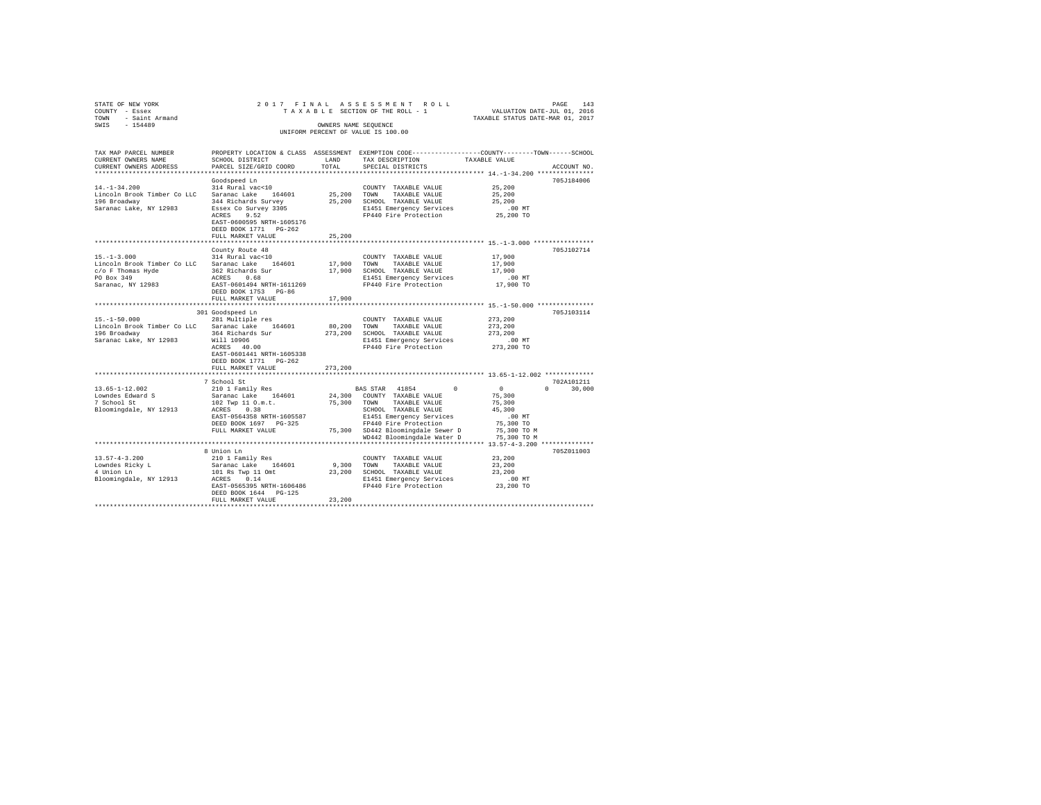STATE OF NEW YORK | 2 0 1 7 F I N A L A S S E S S M E N T R O L L | PAGE 143
COUNTY - Essex | T A X A B L E SECTION OF THE ROLL - 1 | VALUATION DATE-JUL 01, 2016
TOWN - Saint Armand | | TAXABLE STATUS DATE-MAR 01, 2017
SWIS - 154489 | OWNERS NAME SEQUENCE
UNIFORM PERCENT OF VALUE IS 100.00

```
TAX MAP PARCEL NUMBER          PROPERTY LOCATION & CLASS  ASSESSMENT  EXEMPTION CODE-----------------COUNTY--------TOWN------SCHOOL
CURRENT OWNERS NAME            SCHOOL DISTRICT              LAND      TAX DESCRIPTION            TAXABLE VALUE
CURRENT OWNERS ADDRESS         PARCEL SIZE/GRID COORD       TOTAL     SPECIAL DISTRICTS                                   ACCOUNT NO.
****************************************************************************************************** 14.-1-34.200 ***************
                               Goodspeed Ln                                                                             705J184006
14.-1-34.200                   314 Rural vac<10                       COUNTY  TAXABLE VALUE            25,200
Lincoln Brook Timber Co LLC    Saranac Lake    164601       25,200    TOWN    TAXABLE VALUE            25,200
196 Broadway                   344 Richards Survey          25,200    SCHOOL  TAXABLE VALUE            25,200
Saranac Lake, NY 12983         Essex Co Survey 3305                   E1451 Emergency Services            .00 MT
                               ACRES    9.52                          FP440 Fire Protection            25,200 TO
                               EAST-0600595 NRTH-1605176
                               DEED BOOK 1771   PG-262
                               FULL MARKET VALUE            25,200
****************************************************************************************************** 15.-1-3.000 ****************
                               County Route 48                                                                          705J102714
15.-1-3.000                    314 Rural vac<10                       COUNTY  TAXABLE VALUE            17,900
Lincoln Brook Timber Co LLC    Saranac Lake    164601       17,900    TOWN    TAXABLE VALUE            17,900
c/o F Thomas Hyde              362 Richards Sur             17,900    SCHOOL  TAXABLE VALUE            17,900
PO Box 349                     ACRES    0.68                          E1451 Emergency Services            .00 MT
Saranac, NY 12983              EAST-0601494 NRTH-1611269              FP440 Fire Protection            17,900 TO
                               DEED BOOK 1753   PG-86
                               FULL MARKET VALUE            17,900
****************************************************************************************************** 15.-1-50.000 ***************
                               301 Goodspeed Ln                                                                         705J103114
15.-1-50.000                   281 Multiple res                       COUNTY  TAXABLE VALUE           273,200
Lincoln Brook Timber Co LLC    Saranac Lake    164601       80,200    TOWN    TAXABLE VALUE           273,200
196 Broadway                   364 Richards Sur            273,200    SCHOOL  TAXABLE VALUE           273,200
Saranac Lake, NY 12983         Will 10906                             E1451 Emergency Services            .00 MT
                               ACRES   40.00                          FP440 Fire Protection           273,200 TO
                               EAST-0601441 NRTH-1605338
                               DEED BOOK 1771   PG-262
                               FULL MARKET VALUE           273,200
****************************************************************************************************** 13.65-1-12.002 *************
                               7 School St                                                                              702A101211
13.65-1-12.002                 210 1 Family Res                       BAS STAR  41854         0             0            0     30,000
Lowndes Edward S               Saranac Lake    164601       24,300    COUNTY  TAXABLE VALUE            75,300
7 School St                    102 Twp 11 O.m.t.            75,300    TOWN    TAXABLE VALUE            75,300
Bloomingdale, NY 12913         ACRES    0.38                          SCHOOL  TAXABLE VALUE            45,300
                               EAST-0564358 NRTH-1605587              E1451 Emergency Services            .00 MT
                               DEED BOOK 1697   PG-325                FP440 Fire Protection            75,300 TO
                               FULL MARKET VALUE            75,300    SD442 Bloomingdale Sewer D       75,300 TO M
                                                                      WD442 Bloomingdale Water D       75,300 TO M
****************************************************************************************************** 13.57-4-3.200 **************
                               8 Union Ln                                                                               705Z011003
13.57-4-3.200                  210 1 Family Res                       COUNTY  TAXABLE VALUE            23,200
Lowndes Ricky L                Saranac Lake    164601        9,300    TOWN    TAXABLE VALUE            23,200
4 Union Ln                     101 Rs Twp 11 Omt            23,200    SCHOOL  TAXABLE VALUE            23,200
Bloomingdale, NY 12913         ACRES    0.14                          E1451 Emergency Services            .00 MT
                               EAST-0565395 NRTH-1606486              FP440 Fire Protection            23,200 TO
                               DEED BOOK 1644   PG-125
                               FULL MARKET VALUE            23,200
************************************************************************************************************************************
```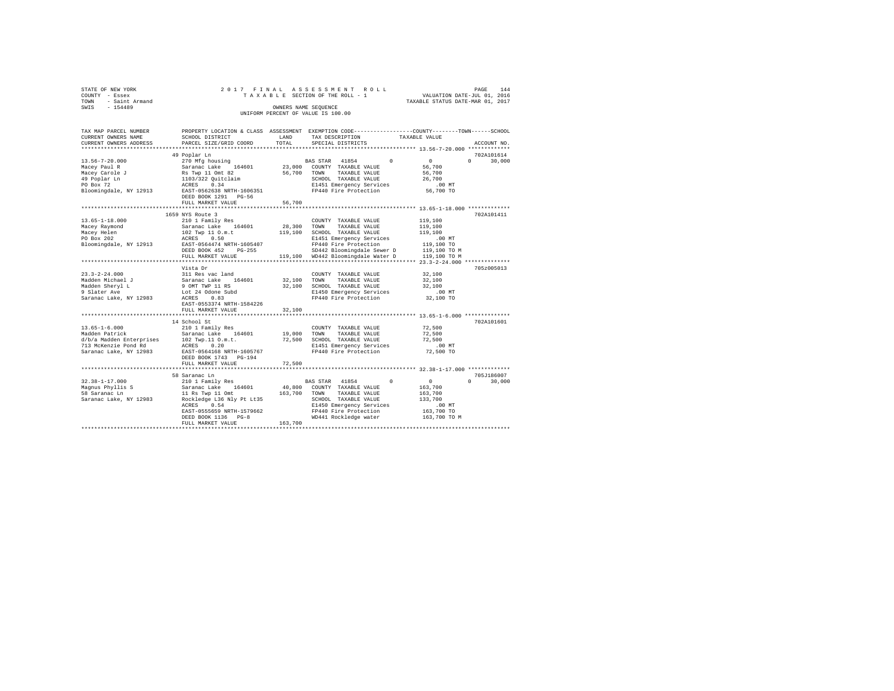STATE OF NEW YORK
COUNTY - Essex
TOWN - Saint Armand
SWIS - 154489

2 0 1 7 F I N A L A S S E S S M E N T R O L L
T A X A B L E SECTION OF THE ROLL - 1
OWNERS NAME SEQUENCE
UNIFORM PERCENT OF VALUE IS 100.00

VALUATION DATE-JUL 01, 2016
TAXABLE STATUS DATE-MAR 01, 2017

```
TAX MAP PARCEL NUMBER      PROPERTY LOCATION & CLASS  ASSESSMENT  EXEMPTION CODE-----------------COUNTY--------TOWN------SCHOOL
CURRENT OWNERS NAME        SCHOOL DISTRICT              LAND      TAX DESCRIPTION           TAXABLE VALUE
CURRENT OWNERS ADDRESS     PARCEL SIZE/GRID COORD       TOTAL     SPECIAL DISTRICTS                                   ACCOUNT NO.
******************************************************************************************************* 13.56-7-20.000 *************
                           49 Poplar Ln                                                                                702A101614
13.56-7-20.000             270 Mfg housing                         BAS STAR  41854          0           0            0      30,000
Macey Paul R               Saranac Lake   164601        23,000    COUNTY  TAXABLE VALUE          56,700
Macey Carole J             Rs Twp 11 Omt 82             56,700    TOWN    TAXABLE VALUE          56,700
49 Poplar Ln               1103/322 Quitclaim                     SCHOOL  TAXABLE VALUE          26,700
PO Box 72                  ACRES    0.34                          E1451 Emergency Services          .00 MT
Bloomingdale, NY 12913     EAST-0562638 NRTH-1606351              FP440 Fire Protection          56,700 TO
                           DEED BOOK 1291   PG-56
                           FULL MARKET VALUE            56,700
******************************************************************************************************* 13.65-1-18.000 *************
                           1659 NYS Route 3                                                                            702A101411
13.65-1-18.000             210 1 Family Res                       COUNTY  TAXABLE VALUE         119,100
Macey Raymond              Saranac Lake   164601        28,300    TOWN    TAXABLE VALUE         119,100
Macey Helen                102 Twp 11 O.m.t            119,100    SCHOOL  TAXABLE VALUE         119,100
PO Box 202                 ACRES    0.50                          E1451 Emergency Services          .00 MT
Bloomingdale, NY 12913     EAST-0564474 NRTH-1605407              FP440 Fire Protection         119,100 TO
                           DEED BOOK 452    PG-255                SD442 Bloomingdale Sewer D    119,100 TO M
                           FULL MARKET VALUE           119,100    WD442 Bloomingdale Water D    119,100 TO M
******************************************************************************************************* 23.3-2-24.000 **************
                           Vista Dr                                                                                    705Z005013
23.3-2-24.000              311 Res vac land                       COUNTY  TAXABLE VALUE          32,100
Madden Michael J           Saranac Lake   164601        32,100    TOWN    TAXABLE VALUE          32,100
Madden Sheryl L            9 OMT TWP 11 RS              32,100    SCHOOL  TAXABLE VALUE          32,100
9 Slater Ave               Lot 24 Odone Subd                      E1450 Emergency Services          .00 MT
Saranac Lake, NY 12983     ACRES    0.83                          FP440 Fire Protection          32,100 TO
                           EAST-0553374 NRTH-1584226
                           FULL MARKET VALUE            32,100
******************************************************************************************************* 13.65-1-6.000 **************
                           14 School St                                                                                702A101601
13.65-1-6.000              210 1 Family Res                       COUNTY  TAXABLE VALUE          72,500
Madden Patrick             Saranac Lake   164601        19,000    TOWN    TAXABLE VALUE          72,500
d/b/a Madden Enterprises   102 Twp.11 O.m.t.            72,500    SCHOOL  TAXABLE VALUE          72,500
713 McKenzie Pond Rd       ACRES    0.20                          E1451 Emergency Services          .00 MT
Saranac Lake, NY 12983     EAST-0564168 NRTH-1605767              FP440 Fire Protection          72,500 TO
                           DEED BOOK 1743   PG-194
                           FULL MARKET VALUE            72,500
******************************************************************************************************* 32.38-1-17.000 *************
                           58 Saranac Ln                                                                               705J186007
32.38-1-17.000             210 1 Family Res                        BAS STAR  41854          0           0            0      30,000
Magnus Phyllis S           Saranac Lake   164601        40,800    COUNTY  TAXABLE VALUE         163,700
58 Saranac Ln              11 Rs Twp 11 Omt            163,700    TOWN    TAXABLE VALUE         163,700
Saranac Lake, NY 12983     Rockledge L36 Nly Pt Lt35              SCHOOL  TAXABLE VALUE         133,700
                           ACRES    0.54                          E1450 Emergency Services          .00 MT
                           EAST-0555659 NRTH-1579662              FP440 Fire Protection         163,700 TO
                           DEED BOOK 1136   PG-8                  WD441 Rockledge water         163,700 TO M
                           FULL MARKET VALUE           163,700
************************************************************************************************************************************
```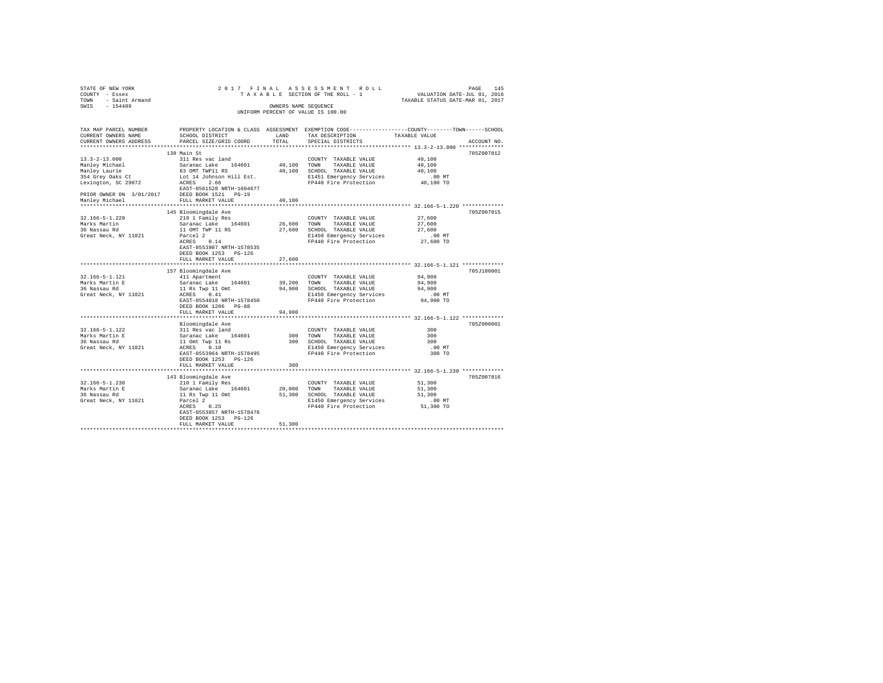STATE OF NEW YORK
COUNTY - Essex
TOWN - Saint Armand
SWIS - 154489

2017 FINAL ASSESSMENT ROLL
TAXABLE SECTION OF THE ROLL - 1
OWNERS NAME SEQUENCE
UNIFORM PERCENT OF VALUE IS 100.00

VALUATION DATE-JUL 01, 2016
TAXABLE STATUS DATE-MAR 01, 2017

| TAX MAP PARCEL NUMBER / CURRENT OWNERS NAME / CURRENT OWNERS ADDRESS | PROPERTY LOCATION & CLASS / SCHOOL DISTRICT / PARCEL SIZE/GRID COORD | ASSESSMENT LAND / TOTAL | EXEMPTION CODE / TAX DESCRIPTION / SPECIAL DISTRICTS | COUNTY / TOWN / SCHOOL TAXABLE VALUE | ACCOUNT NO. |
|---|---|---|---|---|---|
| 13.3-2-13.000 | 130 Main St | | | | 705Z007012 |
| Manley Michael | 311 Res vac land | | COUNTY TAXABLE VALUE | 40,100 | |
| Manley Laurie | Saranac Lake 164601 | 40,100 | TOWN TAXABLE VALUE | 40,100 | |
| 354 Grey Oaks Ct | 83 OMT TWP11 RS | 40,100 | SCHOOL TAXABLE VALUE | 40,100 | |
| Lexington, SC 29072 | Lot 14 Johnson Hill Est. | | E1451 Emergency Services | .00 MT | |
| | ACRES 2.66 | | FP440 Fire Protection | 40,100 TO | |
| | EAST-0561528 NRTH-1604677 | | | | |
| PRIOR OWNER ON 3/01/2017 | DEED BOOK 1521 PG-19 | | | | |
| Manley Michael | FULL MARKET VALUE | 40,100 | | | |
| 32.166-5-1.220 | 145 Bloomingdale Ave | | | | 705Z007015 |
| Marks Martin | 210 1 Family Res | | COUNTY TAXABLE VALUE | 27,600 | |
| 36 Nassau Rd | Saranac Lake 164601 | 26,600 | TOWN TAXABLE VALUE | 27,600 | |
| Great Neck, NY 11021 | 11 OMT TWP 11 RS | 27,600 | SCHOOL TAXABLE VALUE | 27,600 | |
| | Parcel 2 | | E1450 Emergency Services | .00 MT | |
| | ACRES 0.14 | | FP440 Fire Protection | 27,600 TO | |
| | EAST-0553907 NRTH-1578535 | | | | |
| | DEED BOOK 1253 PG-126 | | | | |
| | FULL MARKET VALUE | 27,600 | | | |
| 32.166-5-1.121 | 157 Bloomingdale Ave | | | | 705J180001 |
| Marks Martin E | 411 Apartment | | COUNTY TAXABLE VALUE | 94,900 | |
| 36 Nassau Rd | Saranac Lake 164601 | 39,200 | TOWN TAXABLE VALUE | 94,900 | |
| Great Neck, NY 11021 | 11 Rs Twp 11 Omt | 94,900 | SCHOOL TAXABLE VALUE | 94,900 | |
| | ACRES 0.41 | | E1450 Emergency Services | .00 MT | |
| | EAST-0554018 NRTH-1578450 | | FP440 Fire Protection | 94,900 TO | |
| | DEED BOOK 1206 PG-88 | | | | |
| | FULL MARKET VALUE | 94,900 | | | |
| 32.166-5-1.122 | Bloomingdale Ave | | | | 705Z000001 |
| Marks Martin E | 311 Res vac land | | COUNTY TAXABLE VALUE | 300 | |
| 36 Nassau Rd | Saranac Lake 164601 | 300 | TOWN TAXABLE VALUE | 300 | |
| Great Neck, NY 11021 | 11 Omt Twp 11 Rs | 300 | SCHOOL TAXABLE VALUE | 300 | |
| | ACRES 0.10 | | E1450 Emergency Services | .00 MT | |
| | EAST-0553964 NRTH-1578495 | | FP440 Fire Protection | 300 TO | |
| | DEED BOOK 1253 PG-126 | | | | |
| | FULL MARKET VALUE | 300 | | | |
| 32.166-5-1.230 | 143 Bloomingdale Ave | | | | 705Z007016 |
| Marks Martin E | 210 1 Family Res | | COUNTY TAXABLE VALUE | 51,300 | |
| 36 Nassau Rd | Saranac Lake 164601 | 20,000 | TOWN TAXABLE VALUE | 51,300 | |
| Great Neck, NY 11021 | 11 Rs Twp 11 Omt | 51,300 | SCHOOL TAXABLE VALUE | 51,300 | |
| | Parcel 2 | | E1450 Emergency Services | .00 MT | |
| | ACRES 0.25 | | FP440 Fire Protection | 51,300 TO | |
| | EAST-0553857 NRTH-1578476 | | | | |
| | DEED BOOK 1253 PG-126 | | | | |
| | FULL MARKET VALUE | 51,300 | | | |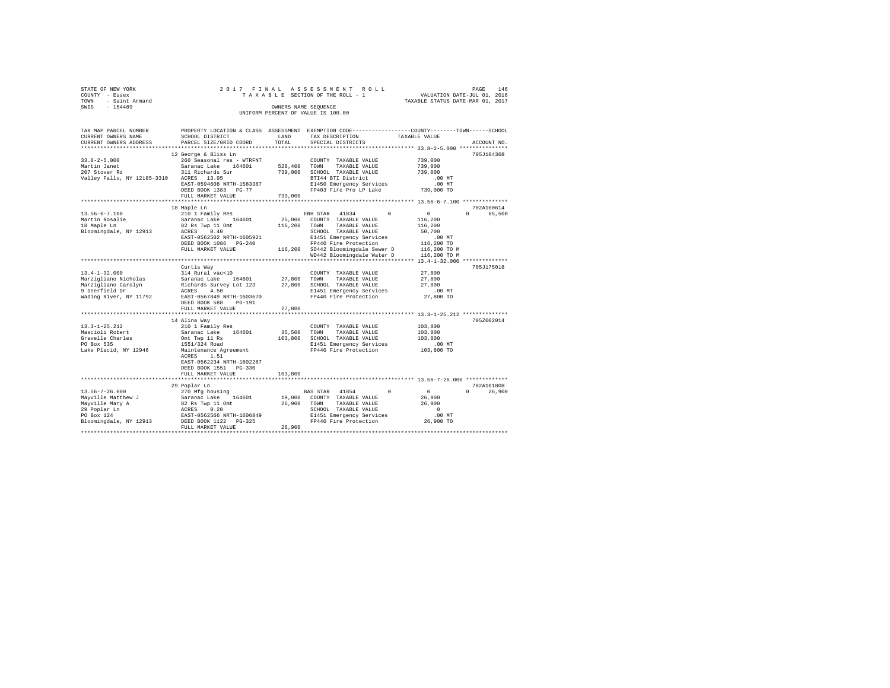STATE OF NEW YORK — 2017 FINAL ASSESSMENT ROLL — TAXABLE SECTION OF THE ROLL - 1
COUNTY - Essex — VALUATION DATE-JUL 01, 2016
TOWN - Saint Armand — TAXABLE STATUS DATE-MAR 01, 2017
SWIS - 154489

OWNERS NAME SEQUENCE
UNIFORM PERCENT OF VALUE IS 100.00

| TAX MAP PARCEL NUMBER / CURRENT OWNERS NAME / CURRENT OWNERS ADDRESS | PROPERTY LOCATION & CLASS / SCHOOL DISTRICT / PARCEL SIZE/GRID COORD | ASSESSMENT LAND | TOTAL | EXEMPTION CODE / TAX DESCRIPTION / SPECIAL DISTRICTS | COUNTY | TOWN | SCHOOL | TAXABLE VALUE | ACCOUNT NO. |
|---|---|---|---|---|---|---|---|---|---|
| **33.8-2-5.000** | 12 George & Bliss Ln | | | | | | | | 705J104308 |
| Martin Janet | 260 Seasonal res - WTRFNT | | | COUNTY TAXABLE VALUE | | | | 739,000 | |
| 207 Stover Rd | Saranac Lake 164601 | 528,400 | | TOWN TAXABLE VALUE | | | | 739,000 | |
| Valley Falls, NY 12185-3310 | 311 Richards Sur | | 739,000 | SCHOOL TAXABLE VALUE | | | | 739,000 | |
| | ACRES 13.95 | | | BTI44 BTI District | | | | .00 MT | |
| | EAST-0594608 NRTH-1583387 | | | E1450 Emergency Services | | | | .00 MT | |
| | DEED BOOK 1383 PG-77 | | | FP403 Fire Pro LP Lake | | | | 739,000 TO | |
| | FULL MARKET VALUE | | 739,000 | | | | | | |
| **13.56-6-7.100** | 18 Maple Ln | | | | | | | | 702A100614 |
| Martin Rosalie | 210 1 Family Res | | | ENH STAR 41834 | 0 | 0 | 65,500 | | |
| 18 Maple Ln | Saranac Lake 164601 | 25,000 | | COUNTY TAXABLE VALUE | | | | 116,200 | |
| Bloomingdale, NY 12913 | 82 Rs Twp 11 Omt | | 116,200 | TOWN TAXABLE VALUE | | | | 116,200 | |
| | ACRES 0.40 | | | SCHOOL TAXABLE VALUE | | | | 50,700 | |
| | EAST-0562502 NRTH-1605921 | | | E1451 Emergency Services | | | | .00 MT | |
| | DEED BOOK 1086 PG-240 | | | FP440 Fire Protection | | | | 116,200 TO | |
| | FULL MARKET VALUE | | 116,200 | SD442 Bloomingdale Sewer D | | | | 116,200 TO M | |
| | | | | WD442 Bloomingdale Water D | | | | 116,200 TO M | |
| **13.4-1-32.000** | Curtis Way | | | | | | | | 705J175018 |
| Marzigliano Nicholas | 314 Rural vac<10 | | | COUNTY TAXABLE VALUE | | | | 27,800 | |
| Marzigliano Carolyn | Saranac Lake 164601 | 27,800 | | TOWN TAXABLE VALUE | | | | 27,800 | |
| 9 Deerfield Dr | Richards Survey Lot 123 | | 27,800 | SCHOOL TAXABLE VALUE | | | | 27,800 | |
| Wading River, NY 11792 | ACRES 4.50 | | | E1451 Emergency Services | | | | .00 MT | |
| | EAST-0567849 NRTH-1603670 | | | FP440 Fire Protection | | | | 27,800 TO | |
| | DEED BOOK 588 PG-191 | | | | | | | | |
| | FULL MARKET VALUE | | 27,800 | | | | | | |
| **13.3-1-25.212** | 14 Alina Way | | | | | | | | 705Z002014 |
| Mascioli Robert | 210 1 Family Res | | | COUNTY TAXABLE VALUE | | | | 103,800 | |
| Gravelle Charles | Saranac Lake 164601 | 35,500 | | TOWN TAXABLE VALUE | | | | 103,800 | |
| PO Box 535 | Omt Twp 11 Rs | | 103,800 | SCHOOL TAXABLE VALUE | | | | 103,800 | |
| Lake Placid, NY 12946 | 1551/324 Road | | | E1451 Emergency Services | | | | .00 MT | |
| | Maintenance Agreement | | | FP440 Fire Protection | | | | 103,800 TO | |
| | ACRES 1.51 | | | | | | | | |
| | EAST-0562234 NRTH-1602287 | | | | | | | | |
| | DEED BOOK 1551 PG-330 | | | | | | | | |
| | FULL MARKET VALUE | | 103,800 | | | | | | |
| **13.56-7-26.000** | 29 Poplar Ln | | | | | | | | 702A101808 |
| Mayville Matthew J | 270 Mfg housing | | | BAS STAR 41854 | 0 | 0 | 26,900 | | |
| Mayville Mary A | Saranac Lake 164601 | 19,000 | | COUNTY TAXABLE VALUE | | | | 26,900 | |
| 29 Poplar Ln | 82 Rs Twp 11 Omt | | 26,900 | TOWN TAXABLE VALUE | | | | 26,900 | |
| PO Box 124 | ACRES 0.20 | | | SCHOOL TAXABLE VALUE | | | | 0 | |
| Bloomingdale, NY 12913 | EAST-0562566 NRTH-1606849 | | | E1451 Emergency Services | | | | .00 MT | |
| | DEED BOOK 1122 PG-325 | | | FP440 Fire Protection | | | | 26,900 TO | |
| | FULL MARKET VALUE | | 26,900 | | | | | | |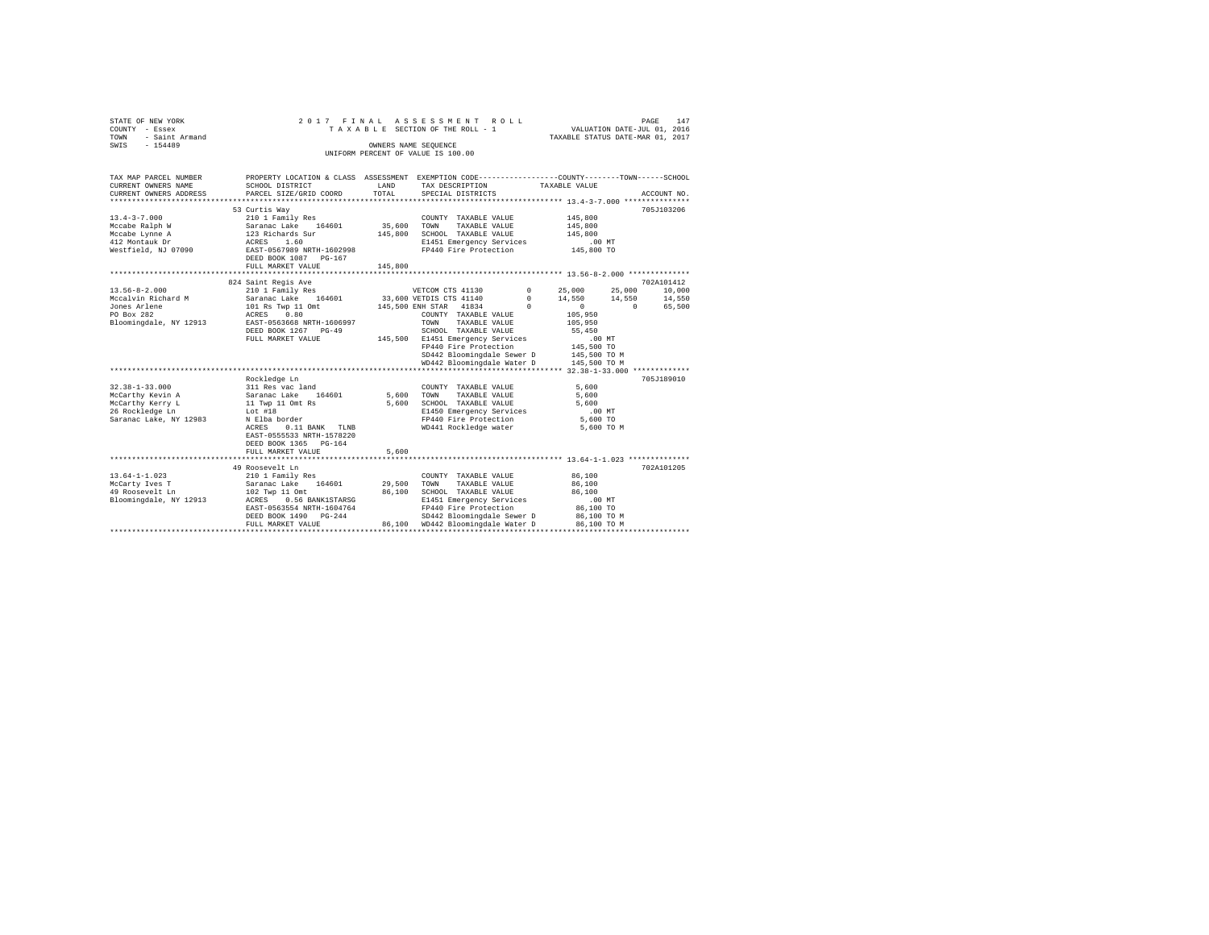STATE OF NEW YORK — 2017 FINAL ASSESSMENT ROLL — PAGE 147
COUNTY - Essex — TAXABLE SECTION OF THE ROLL - 1 — VALUATION DATE-JUL 01, 2016
TOWN - Saint Armand — TAXABLE STATUS DATE-MAR 01, 2017
SWIS - 154489 — OWNERS NAME SEQUENCE

UNIFORM PERCENT OF VALUE IS 100.00

```
TAX MAP PARCEL NUMBER     PROPERTY LOCATION & CLASS  ASSESSMENT  EXEMPTION CODE-----------------COUNTY--------TOWN------SCHOOL
CURRENT OWNERS NAME       SCHOOL DISTRICT             LAND       TAX DESCRIPTION             TAXABLE VALUE
CURRENT OWNERS ADDRESS    PARCEL SIZE/GRID COORD      TOTAL      SPECIAL DISTRICTS                                    ACCOUNT NO.
******************************************************************************************************* 13.4-3-7.000 ***************
                          53 Curtis Way                                                                              705J103206
13.4-3-7.000              210 1 Family Res                        COUNTY  TAXABLE VALUE          145,800
Mccabe Ralph W            Saranac Lake   164601      35,600       TOWN    TAXABLE VALUE          145,800
Mccabe Lynne A            123 Richards Sur           145,800      SCHOOL  TAXABLE VALUE          145,800
412 Montauk Dr            ACRES    1.60                           E1451 Emergency Services          .00 MT
Westfield, NJ 07090       EAST-0567989 NRTH-1602998               FP440 Fire Protection          145,800 TO
                          DEED BOOK 1087   PG-167
                          FULL MARKET VALUE          145,800
******************************************************************************************************* 13.56-8-2.000 **************
                          824 Saint Regis Ave                                                                        702A101412
13.56-8-2.000             210 1 Family Res                 VETCOM CTS 41130        0      25,000     25,000     10,000
Mccalvin Richard M        Saranac Lake   164601      33,600 VETDIS CTS 41140        0      14,550     14,550     14,550
Jones Arlene              101 Rs Twp 11 Omt          145,500 ENH STAR  41834        0           0          0     65,500
PO Box 282                ACRES    0.80                           COUNTY  TAXABLE VALUE          105,950
Bloomingdale, NY 12913    EAST-0563668 NRTH-1606997               TOWN    TAXABLE VALUE          105,950
                          DEED BOOK 1267   PG-49                  SCHOOL  TAXABLE VALUE           55,450
                          FULL MARKET VALUE          145,500      E1451 Emergency Services          .00 MT
                                                                  FP440 Fire Protection          145,500 TO
                                                                  SD442 Bloomingdale Sewer D     145,500 TO M
                                                                  WD442 Bloomingdale Water D     145,500 TO M
******************************************************************************************************* 32.38-1-33.000 *************
                          Rockledge Ln                                                                               705J189010
32.38-1-33.000            311 Res vac land                        COUNTY  TAXABLE VALUE            5,600
McCarthy Kevin A          Saranac Lake   164601       5,600       TOWN    TAXABLE VALUE            5,600
McCarthy Kerry L          11 Twp 11 Omt Rs            5,600       SCHOOL  TAXABLE VALUE            5,600
26 Rockledge Ln           Lot #18                                 E1450 Emergency Services          .00 MT
Saranac Lake, NY 12983    N Elba border                           FP440 Fire Protection            5,600 TO
                          ACRES    0.11 BANK   TLNB               WD441 Rockledge water            5,600 TO M
                          EAST-0555533 NRTH-1578220
                          DEED BOOK 1365   PG-164
                          FULL MARKET VALUE            5,600
******************************************************************************************************* 13.64-1-1.023 **************
                          49 Roosevelt Ln                                                                            702A101205
13.64-1-1.023             210 1 Family Res                        COUNTY  TAXABLE VALUE           86,100
McCarty Ives T            Saranac Lake   164601      29,500       TOWN    TAXABLE VALUE           86,100
49 Roosevelt Ln           102 Twp 11 Omt              86,100      SCHOOL  TAXABLE VALUE           86,100
Bloomingdale, NY 12913    ACRES    0.56 BANK1STARSG               E1451 Emergency Services          .00 MT
                          EAST-0563554 NRTH-1604764               FP440 Fire Protection           86,100 TO
                          DEED BOOK 1490   PG-244                 SD442 Bloomingdale Sewer D      86,100 TO M
                          FULL MARKET VALUE           86,100      WD442 Bloomingdale Water D      86,100 TO M
************************************************************************************************************************************
```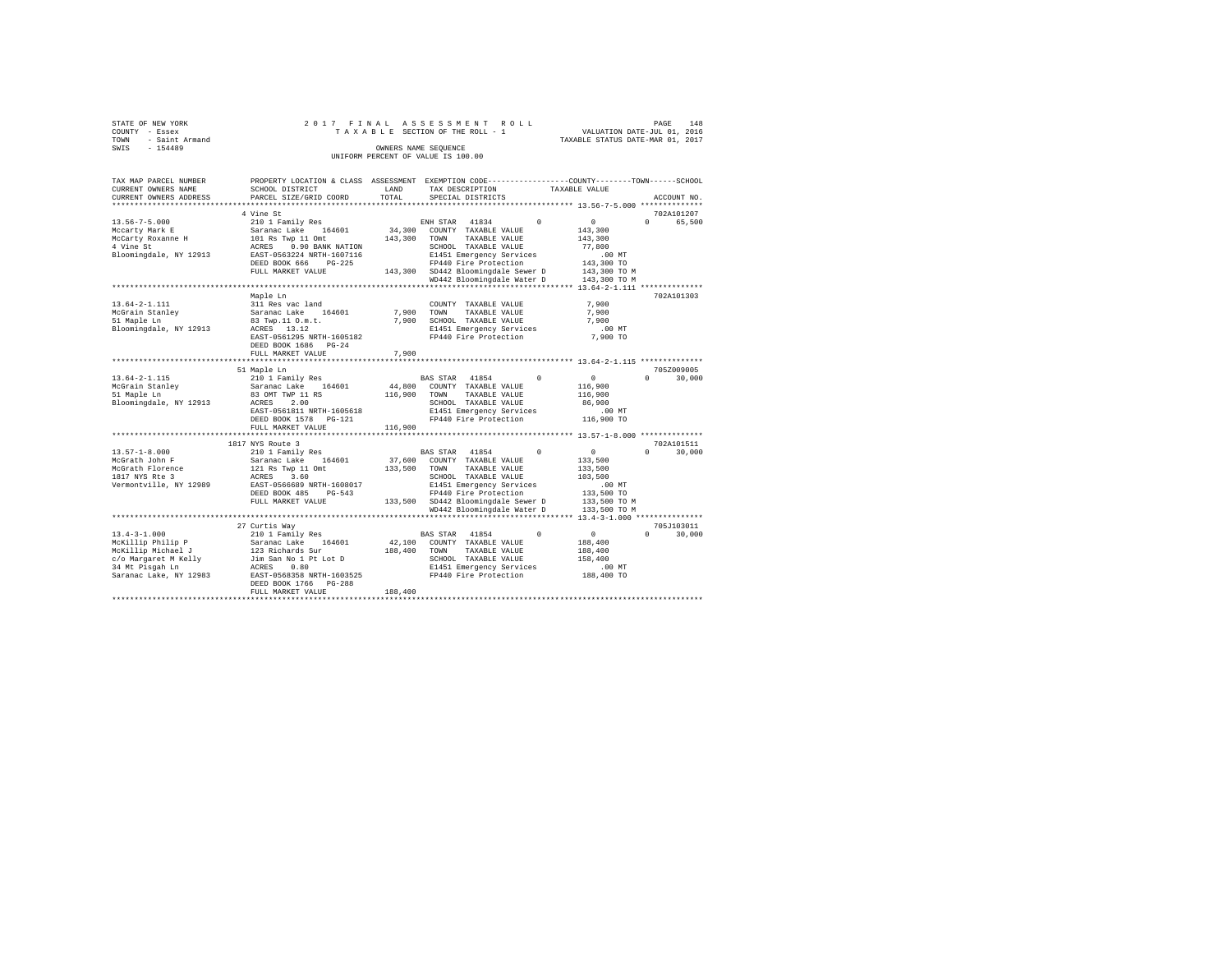STATE OF NEW YORK  
COUNTY - Essex  
TOWN - Saint Armand  
SWIS - 154489

2 0 1 7 F I N A L A S S E S S M E N T R O L L  
T A X A B L E SECTION OF THE ROLL - 1  
OWNERS NAME SEQUENCE  
UNIFORM PERCENT OF VALUE IS 100.00

VALUATION DATE-JUL 01, 2016  
TAXABLE STATUS DATE-MAR 01, 2017

```
TAX MAP PARCEL NUMBER    PROPERTY LOCATION & CLASS  ASSESSMENT  EXEMPTION CODE-----------------COUNTY--------TOWN------SCHOOL
CURRENT OWNERS NAME      SCHOOL DISTRICT             LAND       TAX DESCRIPTION              TAXABLE VALUE
CURRENT OWNERS ADDRESS   PARCEL SIZE/GRID COORD      TOTAL      SPECIAL DISTRICTS                                      ACCOUNT NO.
******************************************************************************************************* 13.56-7-5.000 **************
                         4 Vine St                                                                                  702A101207
13.56-7-5.000            210 1 Family Res                        ENH STAR  41834        0          0            0       65,500
Mccarty Mark E           Saranac Lake    164601      34,300   COUNTY  TAXABLE VALUE            143,300
McCarty Roxanne H        101 Rs Twp 11 Omt          143,300   TOWN    TAXABLE VALUE            143,300
4 Vine St                ACRES    0.90 BANK NATION            SCHOOL  TAXABLE VALUE             77,800
Bloomingdale, NY 12913   EAST-0563224 NRTH-1607116            E1451 Emergency Services              .00 MT
                         DEED BOOK 666    PG-225              FP440 Fire Protection            143,300 TO
                         FULL MARKET VALUE          143,300   SD442 Bloomingdale Sewer D       143,300 TO M
                                                              WD442 Bloomingdale Water D       143,300 TO M
******************************************************************************************************* 13.64-2-1.111 **************
                         Maple Ln                                                                                   702A101303
13.64-2-1.111            311 Res vac land                     COUNTY  TAXABLE VALUE              7,900
McGrain Stanley          Saranac Lake    164601       7,900   TOWN    TAXABLE VALUE              7,900
51 Maple Ln              83 Twp.11 O.m.t.             7,900   SCHOOL  TAXABLE VALUE              7,900
Bloomingdale, NY 12913   ACRES   13.12                        E1451 Emergency Services              .00 MT
                         EAST-0561295 NRTH-1605182            FP440 Fire Protection              7,900 TO
                         DEED BOOK 1686   PG-24
                         FULL MARKET VALUE            7,900
******************************************************************************************************* 13.64-2-1.115 **************
                         51 Maple Ln                                                                                705Z009005
13.64-2-1.115            210 1 Family Res                        BAS STAR  41854        0          0            0       30,000
McGrain Stanley          Saranac Lake    164601      44,800   COUNTY  TAXABLE VALUE            116,900
51 Maple Ln              83 OMT TWP 11 RS           116,900   TOWN    TAXABLE VALUE            116,900
Bloomingdale, NY 12913   ACRES    2.00                        SCHOOL  TAXABLE VALUE             86,900
                         EAST-0561811 NRTH-1605618            E1451 Emergency Services              .00 MT
                         DEED BOOK 1578   PG-121              FP440 Fire Protection            116,900 TO
                         FULL MARKET VALUE          116,900
******************************************************************************************************* 13.57-1-8.000 **************
                         1817 NYS Route 3                                                                           702A101511
13.57-1-8.000            210 1 Family Res                        BAS STAR  41854        0          0            0       30,000
McGrath John F           Saranac Lake    164601      37,600   COUNTY  TAXABLE VALUE            133,500
McGrath Florence         121 Rs Twp 11 Omt          133,500   TOWN    TAXABLE VALUE            133,500
1817 NYS Rte 3           ACRES    3.60                        SCHOOL  TAXABLE VALUE            103,500
Vermontville, NY 12989   EAST-0566689 NRTH-1608017            E1451 Emergency Services              .00 MT
                         DEED BOOK 485    PG-543              FP440 Fire Protection            133,500 TO
                         FULL MARKET VALUE          133,500   SD442 Bloomingdale Sewer D       133,500 TO M
                                                              WD442 Bloomingdale Water D       133,500 TO M
******************************************************************************************************* 13.4-3-1.000 ***************
                         27 Curtis Way                                                                              705J103011
13.4-3-1.000             210 1 Family Res                        BAS STAR  41854        0          0            0       30,000
McKillip Philip P        Saranac Lake    164601      42,100   COUNTY  TAXABLE VALUE            188,400
McKillip Michael J       123 Richards Sur           188,400   TOWN    TAXABLE VALUE            188,400
c/o Margaret M Kelly     Jim San No 1 Pt Lot D                SCHOOL  TAXABLE VALUE            158,400
34 Mt Pisgah Ln          ACRES    0.80                        E1451 Emergency Services              .00 MT
Saranac Lake, NY 12983   EAST-0568358 NRTH-1603525            FP440 Fire Protection            188,400 TO
                         DEED BOOK 1766   PG-288
                         FULL MARKET VALUE          188,400
************************************************************************************************************************************
```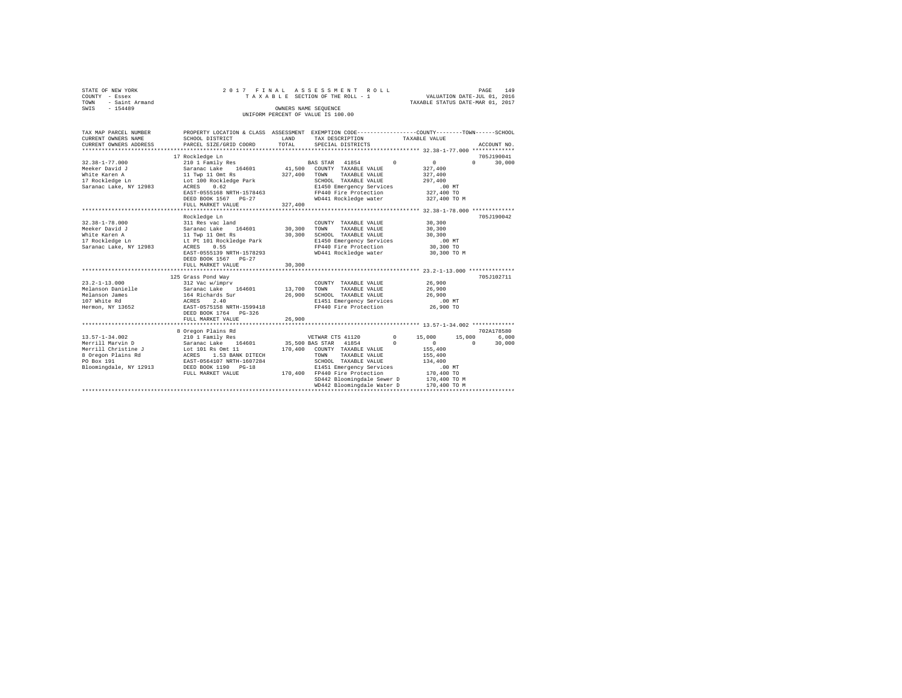STATE OF NEW YORK
COUNTY - Essex
TOWN - Saint Armand
SWIS - 154489

2017 FINAL ASSESSMENT ROLL
TAXABLE SECTION OF THE ROLL - 1
OWNERS NAME SEQUENCE
UNIFORM PERCENT OF VALUE IS 100.00

VALUATION DATE-JUL 01, 2016
TAXABLE STATUS DATE-MAR 01, 2017

```
TAX MAP PARCEL NUMBER          PROPERTY LOCATION & CLASS  ASSESSMENT  EXEMPTION CODE-----------------COUNTY--------TOWN------SCHOOL
CURRENT OWNERS NAME            SCHOOL DISTRICT            LAND        TAX DESCRIPTION             TAXABLE VALUE
CURRENT OWNERS ADDRESS         PARCEL SIZE/GRID COORD     TOTAL       SPECIAL DISTRICTS                                    ACCOUNT NO.
*********************************************************************************************** 32.38-1-77.000 *************
                               17 Rockledge Ln                                                                          705J190041
32.38-1-77.000                 210 1 Family Res                  BAS STAR  41854          0          0           0      30,000
Meeker David J                 Saranac Lake   164601    41,500   COUNTY  TAXABLE VALUE           327,400
White Karen A                  11 Twp 11 Omt Rs        327,400   TOWN    TAXABLE VALUE           327,400
17 Rockledge Ln                Lot 100 Rockledge Park            SCHOOL  TAXABLE VALUE           297,400
Saranac Lake, NY 12983         ACRES    0.62                     E1450 Emergency Services            .00 MT
                               EAST-0555168 NRTH-1578463         FP440 Fire Protection           327,400 TO
                               DEED BOOK 1567   PG-27            WD441 Rockledge water           327,400 TO M
                               FULL MARKET VALUE       327,400
*********************************************************************************************** 32.38-1-78.000 *************
                               Rockledge Ln                                                                             705J190042
32.38-1-78.000                 311 Res vac land                  COUNTY  TAXABLE VALUE            30,300
Meeker David J                 Saranac Lake   164601    30,300   TOWN    TAXABLE VALUE            30,300
White Karen A                  11 Twp 11 Omt Rs         30,300   SCHOOL  TAXABLE VALUE            30,300
17 Rockledge Ln                Lt Pt 101 Rockledge Park          E1450 Emergency Services            .00 MT
Saranac Lake, NY 12983         ACRES    0.55                     FP440 Fire Protection            30,300 TO
                               EAST-0555139 NRTH-1578293         WD441 Rockledge water            30,300 TO M
                               DEED BOOK 1567   PG-27
                               FULL MARKET VALUE        30,300
*********************************************************************************************** 23.2-1-13.000 **************
                               125 Grass Pond Way                                                                       705J102711
23.2-1-13.000                  312 Vac w/imprv                   COUNTY  TAXABLE VALUE            26,900
Melanson Danielle              Saranac Lake   164601    13,700   TOWN    TAXABLE VALUE            26,900
Melanson James                 164 Richards Sur         26,900   SCHOOL  TAXABLE VALUE            26,900
107 White Rd                   ACRES    2.40                     E1451 Emergency Services            .00 MT
Hermon, NY 13652               EAST-0575158 NRTH-1599418         FP440 Fire Protection            26,900 TO
                               DEED BOOK 1764   PG-326
                               FULL MARKET VALUE        26,900
*********************************************************************************************** 13.57-1-34.002 *************
                               8 Oregon Plains Rd                                                                       702A178580
13.57-1-34.002                 210 1 Family Res                  VETWAR CTS 41120         0     15,000      15,000       6,000
Merrill Marvin D               Saranac Lake   164601    35,500   BAS STAR  41854          0          0           0      30,000
Merrill Christine J            Lot 101 Rs Omt 11       170,400   COUNTY  TAXABLE VALUE           155,400
8 Oregon Plains Rd             ACRES    1.53 BANK DITECH         TOWN    TAXABLE VALUE           155,400
PO Box 191                     EAST-0564107 NRTH-1607284         SCHOOL  TAXABLE VALUE           134,400
Bloomingdale, NY 12913         DEED BOOK 1190   PG-18            E1451 Emergency Services            .00 MT
                               FULL MARKET VALUE       170,400   FP440 Fire Protection           170,400 TO
                                                                 SD442 Bloomingdale Sewer D      170,400 TO M
                                                                 WD442 Bloomingdale Water D      170,400 TO M
****************************************************************************************************************************
```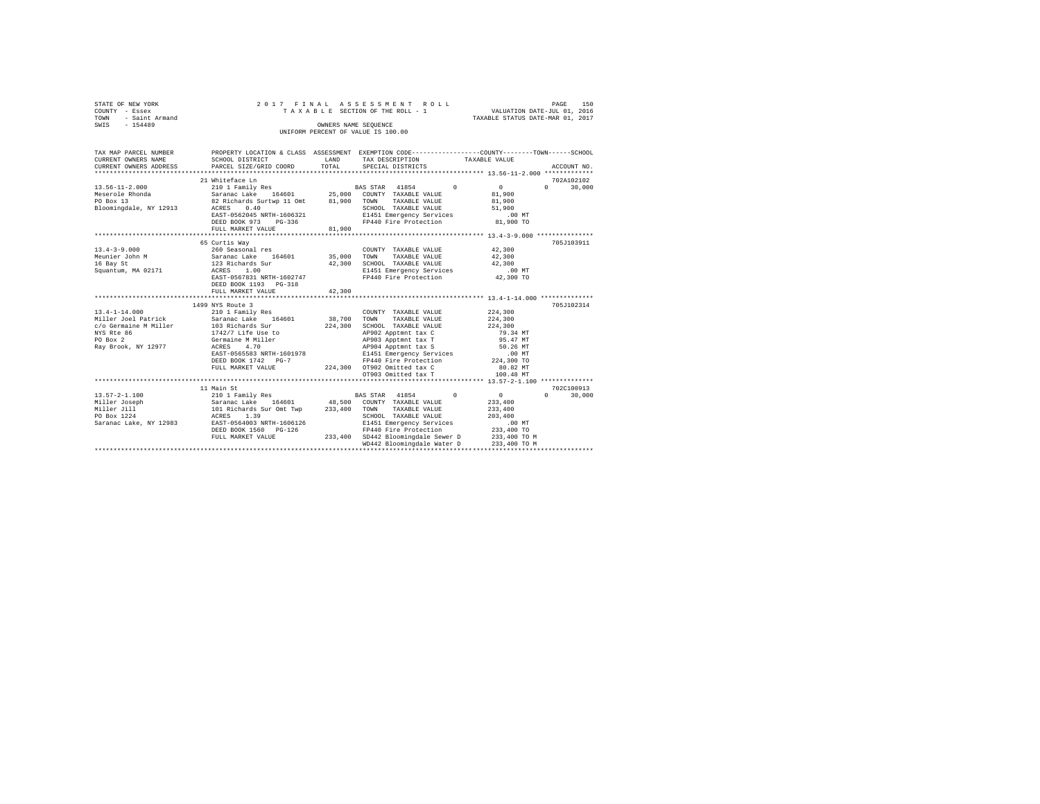STATE OF NEW YORK
COUNTY - Essex
TOWN - Saint Armand
SWIS - 154489

2017 FINAL ASSESSMENT ROLL
TAXABLE SECTION OF THE ROLL - 1
OWNERS NAME SEQUENCE
UNIFORM PERCENT OF VALUE IS 100.00

VALUATION DATE-JUL 01, 2016
TAXABLE STATUS DATE-MAR 01, 2017

```
TAX MAP PARCEL NUMBER     PROPERTY LOCATION & CLASS  ASSESSMENT  EXEMPTION CODE-----------------COUNTY--------TOWN------SCHOOL
CURRENT OWNERS NAME       SCHOOL DISTRICT              LAND      TAX DESCRIPTION            TAXABLE VALUE
CURRENT OWNERS ADDRESS    PARCEL SIZE/GRID COORD       TOTAL     SPECIAL DISTRICTS                                     ACCOUNT NO.
******************************************************************************************************* 13.56-11-2.000 *************
                          21 Whiteface Ln                                                                               702A102102
13.56-11-2.000            210 1 Family Res                       BAS STAR  41854         0          0            0      30,000
Meserole Rhonda           Saranac Lake    164601       25,000    COUNTY  TAXABLE VALUE          81,900
PO Box 13                 82 Richards Surtwp 11 Omt    81,900    TOWN    TAXABLE VALUE          81,900
Bloomingdale, NY 12913    ACRES    0.40                          SCHOOL  TAXABLE VALUE          51,900
                          EAST-0562045 NRTH-1606321              E1451 Emergency Services          .00 MT
                          DEED BOOK 973    PG-336                FP440 Fire Protection          81,900 TO
                          FULL MARKET VALUE            81,900
******************************************************************************************************* 13.4-3-9.000 ***************
                          65 Curtis Way                                                                                 705J103911
13.4-3-9.000              260 Seasonal res                       COUNTY  TAXABLE VALUE          42,300
Meunier John M            Saranac Lake    164601       35,000    TOWN    TAXABLE VALUE          42,300
16 Bay St                 123 Richards Sur             42,300    SCHOOL  TAXABLE VALUE          42,300
Squantum, MA 02171        ACRES    1.00                          E1451 Emergency Services          .00 MT
                          EAST-0567831 NRTH-1602747              FP440 Fire Protection          42,300 TO
                          DEED BOOK 1193   PG-318
                          FULL MARKET VALUE            42,300
******************************************************************************************************* 13.4-1-14.000 **************
                          1499 NYS Route 3                                                                              705J102314
13.4-1-14.000             210 1 Family Res                       COUNTY  TAXABLE VALUE         224,300
Miller Joel Patrick       Saranac Lake    164601       38,700    TOWN    TAXABLE VALUE         224,300
c/o Germaine M Miller     103 Richards Sur            224,300    SCHOOL  TAXABLE VALUE         224,300
NYS Rte 86                1742/7 Life Use to                     AP902 Apptmnt tax C             79.34 MT
PO Box 2                  Germaine M Miller                      AP903 Apptmnt tax T             95.47 MT
Ray Brook, NY 12977       ACRES    4.70                          AP904 Apptmnt tax S             50.26 MT
                          EAST-0565583 NRTH-1601978              E1451 Emergency Services          .00 MT
                          DEED BOOK 1742   PG-7                  FP440 Fire Protection         224,300 TO
                          FULL MARKET VALUE           224,300    OT902 Omitted tax C             80.82 MT
                                                                 OT903 Omitted tax T            100.48 MT
******************************************************************************************************* 13.57-2-1.100 **************
                          11 Main St                                                                                    702C100913
13.57-2-1.100             210 1 Family Res                       BAS STAR  41854         0          0            0      30,000
Miller Joseph             Saranac Lake    164601       48,500    COUNTY  TAXABLE VALUE         233,400
Miller Jill               101 Richards Sur Omt Twp    233,400    TOWN    TAXABLE VALUE         233,400
PO Box 1224               ACRES    1.39                          SCHOOL  TAXABLE VALUE         203,400
Saranac Lake, NY 12983    EAST-0564003 NRTH-1606126              E1451 Emergency Services          .00 MT
                          DEED BOOK 1560   PG-126                FP440 Fire Protection         233,400 TO
                          FULL MARKET VALUE           233,400    SD442 Bloomingdale Sewer D    233,400 TO M
                                                                 WD442 Bloomingdale Water D    233,400 TO M
************************************************************************************************************************************
```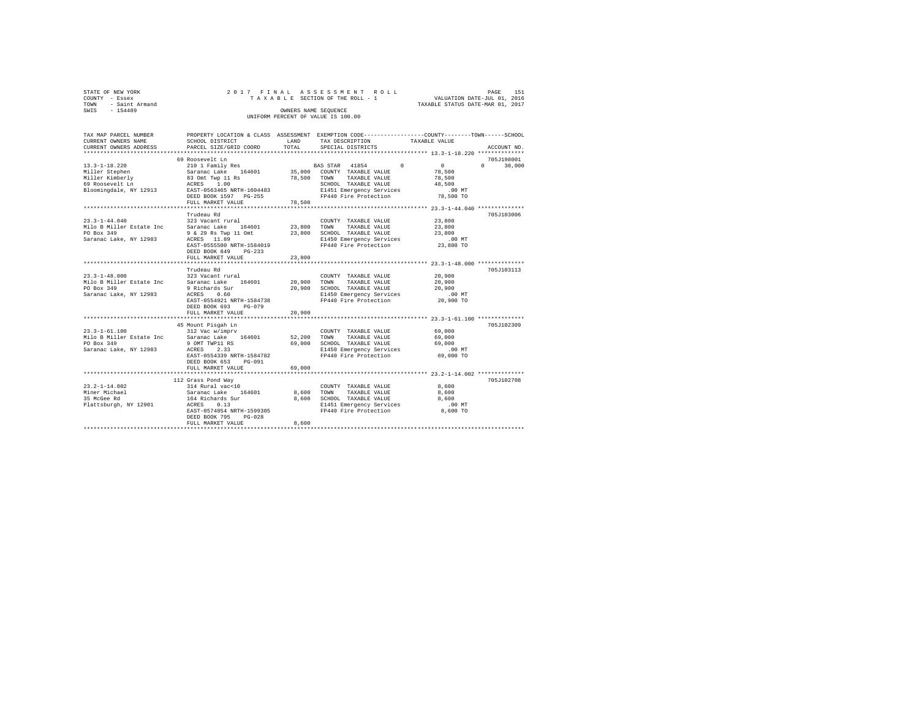STATE OF NEW YORK                    2017 FINAL ASSESSMENT ROLL
COUNTY - Essex                       TAXABLE SECTION OF THE ROLL - 1          VALUATION DATE-JUL 01, 2016
TOWN - Saint Armand                                                            TAXABLE STATUS DATE-MAR 01, 2017
SWIS - 154489                        OWNERS NAME SEQUENCE
                                     UNIFORM PERCENT OF VALUE IS 100.00

| TAX MAP PARCEL NUMBER / CURRENT OWNERS NAME / CURRENT OWNERS ADDRESS | PROPERTY LOCATION & CLASS / SCHOOL DISTRICT / PARCEL SIZE/GRID COORD | ASSESSMENT LAND | TOTAL | EXEMPTION CODE / TAX DESCRIPTION / SPECIAL DISTRICTS | COUNTY / TOWN / SCHOOL TAXABLE VALUE | ACCOUNT NO. |
|---|---|---|---|---|---|---|
| **13.3-1-18.220** | 69 Roosevelt Ln | | | | | 705J198001 |
| | 210 1 Family Res | | | BAS STAR 41854 | 0 / 0 / 0 / 30,000 | |
| Miller Stephen | Saranac Lake 164601 | 35,000 | | COUNTY TAXABLE VALUE | 78,500 | |
| Miller Kimberly | 83 Omt Twp 11 Rs | | 78,500 | TOWN TAXABLE VALUE | 78,500 | |
| 69 Roosevelt Ln | ACRES 1.00 | | | SCHOOL TAXABLE VALUE | 48,500 | |
| Bloomingdale, NY 12913 | EAST-0563465 NRTH-1604483 | | | E1451 Emergency Services | .00 MT | |
| | DEED BOOK 1597 PG-255 | | | FP440 Fire Protection | 78,500 TO | |
| | FULL MARKET VALUE | | 78,500 | | | |
| **23.3-1-44.040** | Trudeau Rd | | | | | 705J103006 |
| | 323 Vacant rural | | | COUNTY TAXABLE VALUE | 23,800 | |
| Milo B Miller Estate Inc | Saranac Lake 164601 | 23,800 | | TOWN TAXABLE VALUE | 23,800 | |
| PO Box 349 | 9 & 29 Rs Twp 11 Omt | | 23,800 | SCHOOL TAXABLE VALUE | 23,800 | |
| Saranac Lake, NY 12983 | ACRES 11.89 | | | E1450 Emergency Services | .00 MT | |
| | EAST-0555500 NRTH-1584019 | | | FP440 Fire Protection | 23,800 TO | |
| | DEED BOOK 849 PG-233 | | | | | |
| | FULL MARKET VALUE | | 23,800 | | | |
| **23.3-1-48.000** | Trudeau Rd | | | | | 705J103113 |
| | 323 Vacant rural | | | COUNTY TAXABLE VALUE | 20,900 | |
| Milo B Miller Estate Inc | Saranac Lake 164601 | 20,900 | | TOWN TAXABLE VALUE | 20,900 | |
| PO Box 349 | 9 Richards Sur | | 20,900 | SCHOOL TAXABLE VALUE | 20,900 | |
| Saranac Lake, NY 12983 | ACRES 0.60 | | | E1450 Emergency Services | .00 MT | |
| | EAST-0554921 NRTH-1584738 | | | FP440 Fire Protection | 20,900 TO | |
| | DEED BOOK 693 PG-079 | | | | | |
| | FULL MARKET VALUE | | 20,900 | | | |
| **23.3-1-61.100** | 45 Mount Pisgah Ln | | | | | 705J102309 |
| | 312 Vac w/imprv | | | COUNTY TAXABLE VALUE | 69,000 | |
| Milo B Miller Estate Inc | Saranac Lake 164601 | 52,200 | | TOWN TAXABLE VALUE | 69,000 | |
| PO Box 349 | 9 OMT TWP11 RS | | 69,000 | SCHOOL TAXABLE VALUE | 69,000 | |
| Saranac Lake, NY 12983 | ACRES 2.33 | | | E1450 Emergency Services | .00 MT | |
| | EAST-0554339 NRTH-1584782 | | | FP440 Fire Protection | 69,000 TO | |
| | DEED BOOK 653 PG-091 | | | | | |
| | FULL MARKET VALUE | | 69,000 | | | |
| **23.2-1-14.002** | 112 Grass Pond Way | | | | | 705J102708 |
| | 314 Rural vac<10 | | | COUNTY TAXABLE VALUE | 8,600 | |
| Miner Michael | Saranac Lake 164601 | 8,600 | | TOWN TAXABLE VALUE | 8,600 | |
| 35 McGee Rd | 164 Richards Sur | | 8,600 | SCHOOL TAXABLE VALUE | 8,600 | |
| Plattsburgh, NY 12901 | ACRES 0.13 | | | E1451 Emergency Services | .00 MT | |
| | EAST-0574854 NRTH-1599305 | | | FP440 Fire Protection | 8,600 TO | |
| | DEED BOOK 795 PG-028 | | | | | |
| | FULL MARKET VALUE | | 8,600 | | | |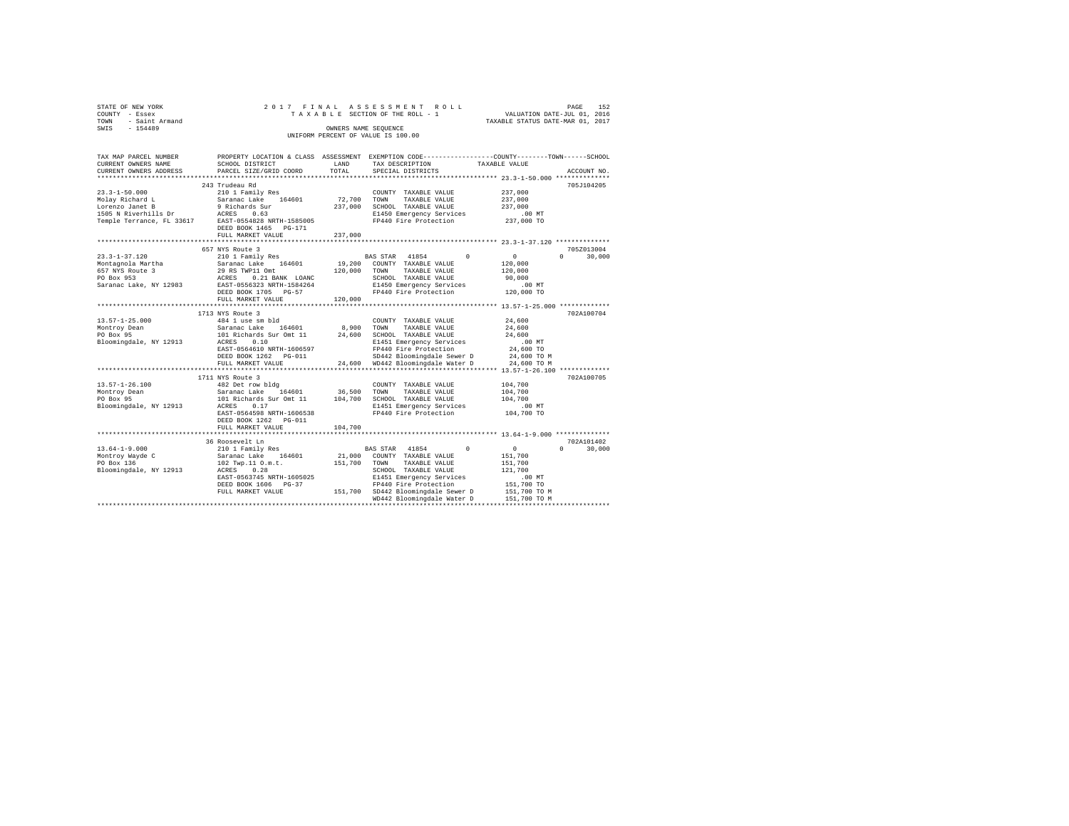STATE OF NEW YORK 2 0 1 7 F I N A L A S S E S S M E N T R O L L
COUNTY - Essex T A X A B L E SECTION OF THE ROLL - 1 VALUATION DATE-JUL 01, 2016
TOWN - Saint Armand TAXABLE STATUS DATE-MAR 01, 2017
SWIS - 154489 OWNERS NAME SEQUENCE
UNIFORM PERCENT OF VALUE IS 100.00

```
TAX MAP PARCEL NUMBER        PROPERTY LOCATION & CLASS  ASSESSMENT  EXEMPTION CODE-----------------COUNTY--------TOWN------SCHOOL
CURRENT OWNERS NAME          SCHOOL DISTRICT               LAND      TAX DESCRIPTION            TAXABLE VALUE
CURRENT OWNERS ADDRESS       PARCEL SIZE/GRID COORD        TOTAL     SPECIAL DISTRICTS                                  ACCOUNT NO.
****************************************************************************************************** 23.3-1-50.000 **************
                             243 Trudeau Rd                                                                              705J104205
23.3-1-50.000                210 1 Family Res                        COUNTY  TAXABLE VALUE          237,000
Molay Richard L              Saranac Lake   164601        72,700     TOWN    TAXABLE VALUE          237,000
Lorenzo Janet B              9 Richards Sur              237,000     SCHOOL  TAXABLE VALUE          237,000
1505 N Riverhills Dr         ACRES    0.63                           E1450 Emergency Services            .00 MT
Temple Terrance, FL 33617    EAST-0554828 NRTH-1585005               FP440 Fire Protection          237,000 TO
                             DEED BOOK 1465   PG-171
                             FULL MARKET VALUE           237,000
****************************************************************************************************** 23.3-1-37.120 **************
                             657 NYS Route 3                                                                             705Z013004
23.3-1-37.120                210 1 Family Res                        BAS STAR  41854         0           0           0      30,000
Montagnola Martha            Saranac Lake   164601        19,200     COUNTY  TAXABLE VALUE          120,000
657 NYS Route 3              29 RS TWP11 Omt             120,000     TOWN    TAXABLE VALUE          120,000
PO Box 953                   ACRES    0.21 BANK  LOANC               SCHOOL  TAXABLE VALUE           90,000
Saranac Lake, NY 12983       EAST-0556323 NRTH-1584264               E1450 Emergency Services            .00 MT
                             DEED BOOK 1705   PG-57                  FP440 Fire Protection          120,000 TO
                             FULL MARKET VALUE           120,000
****************************************************************************************************** 13.57-1-25.000 *************
                             1713 NYS Route 3                                                                            702A100704
13.57-1-25.000               484 1 use sm bld                        COUNTY  TAXABLE VALUE           24,600
Montroy Dean                 Saranac Lake   164601         8,900     TOWN    TAXABLE VALUE           24,600
PO Box 95                    101 Richards Sur Omt 11      24,600     SCHOOL  TAXABLE VALUE           24,600
Bloomingdale, NY 12913       ACRES    0.10                           E1451 Emergency Services            .00 MT
                             EAST-0564610 NRTH-1606597               FP440 Fire Protection           24,600 TO
                             DEED BOOK 1262   PG-011                 SD442 Bloomingdale Sewer D      24,600 TO M
                             FULL MARKET VALUE            24,600     WD442 Bloomingdale Water D      24,600 TO M
****************************************************************************************************** 13.57-1-26.100 *************
                             1711 NYS Route 3                                                                            702A100705
13.57-1-26.100               482 Det row bldg                        COUNTY  TAXABLE VALUE          104,700
Montroy Dean                 Saranac Lake   164601        36,500     TOWN    TAXABLE VALUE          104,700
PO Box 95                    101 Richards Sur Omt 11     104,700     SCHOOL  TAXABLE VALUE          104,700
Bloomingdale, NY 12913       ACRES    0.17                           E1451 Emergency Services            .00 MT
                             EAST-0564598 NRTH-1606538               FP440 Fire Protection          104,700 TO
                             DEED BOOK 1262   PG-011
                             FULL MARKET VALUE           104,700
****************************************************************************************************** 13.64-1-9.000 **************
                             36 Roosevelt Ln                                                                             702A101402
13.64-1-9.000                210 1 Family Res                        BAS STAR  41854         0           0           0      30,000
Montroy Wayde C              Saranac Lake   164601        21,000     COUNTY  TAXABLE VALUE          151,700
PO Box 136                   102 Twp.11 O.m.t.           151,700     TOWN    TAXABLE VALUE          151,700
Bloomingdale, NY 12913       ACRES    0.28                           SCHOOL  TAXABLE VALUE          121,700
                             EAST-0563745 NRTH-1605025               E1451 Emergency Services            .00 MT
                             DEED BOOK 1606   PG-37                  FP440 Fire Protection          151,700 TO
                             FULL MARKET VALUE           151,700     SD442 Bloomingdale Sewer D     151,700 TO M
                                                                     WD442 Bloomingdale Water D     151,700 TO M
************************************************************************************************************************************
```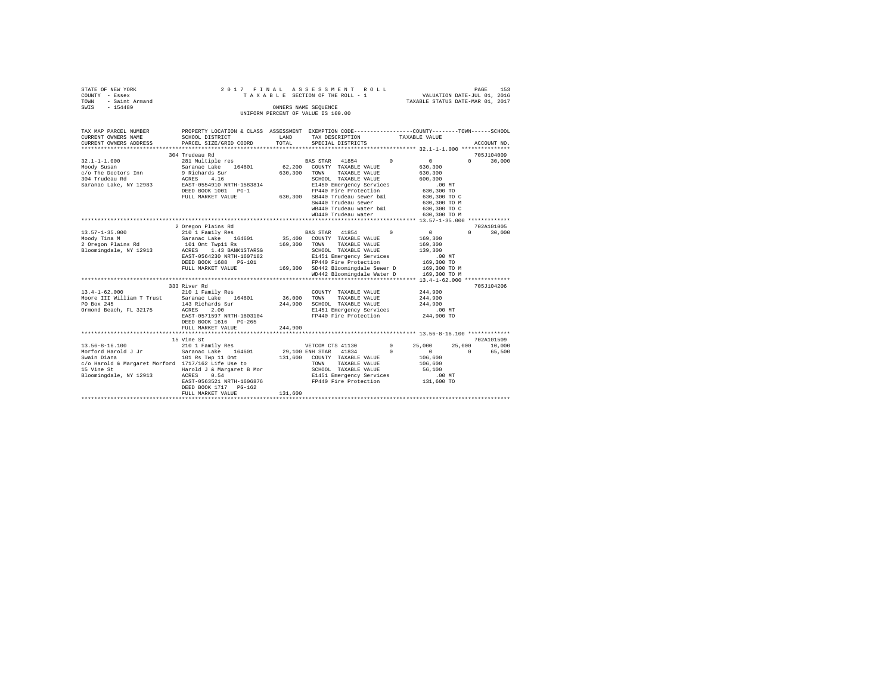STATE OF NEW YORK                2017 FINAL ASSESSMENT ROLL
COUNTY - Essex                   TAXABLE SECTION OF THE ROLL - 1          VALUATION DATE-JUL 01, 2016
TOWN - Saint Armand                                                       TAXABLE STATUS DATE-MAR 01, 2017
SWIS - 154489                    OWNERS NAME SEQUENCE
                                 UNIFORM PERCENT OF VALUE IS 100.00

```
TAX MAP PARCEL NUMBER     PROPERTY LOCATION & CLASS  ASSESSMENT  EXEMPTION CODE-----------------COUNTY--------TOWN------SCHOOL
CURRENT OWNERS NAME       SCHOOL DISTRICT             LAND       TAX DESCRIPTION            TAXABLE VALUE
CURRENT OWNERS ADDRESS    PARCEL SIZE/GRID COORD      TOTAL      SPECIAL DISTRICTS                                   ACCOUNT NO.
****************************************************************************************** 32.1-1-1.000 ***************
                          304 Trudeau Rd                                                                          705J104009
32.1-1-1.000              281 Multiple res                    BAS STAR  41854        0          0          0      30,000
Moody Susan               Saranac Lake   164601      62,200   COUNTY  TAXABLE VALUE           630,300
c/o The Doctors Inn       9 Richards Sur            630,300   TOWN    TAXABLE VALUE           630,300
304 Trudeau Rd            ACRES    4.16                       SCHOOL  TAXABLE VALUE           600,300
Saranac Lake, NY 12983    EAST-0554910 NRTH-1583814           E1450 Emergency Services            .00 MT
                          DEED BOOK 1001   PG-1               FP440 Fire Protection           630,300 TO
                          FULL MARKET VALUE         630,300   SB440 Trudeau sewer b&i         630,300 TO C
                                                              SW440 Trudeau sewer             630,300 TO M
                                                              WB440 Trudeau water b&i         630,300 TO C
                                                              WD440 Trudeau water             630,300 TO M
****************************************************************************************** 13.57-1-35.000 *************
                          2 Oregon Plains Rd                                                                      702A101005
13.57-1-35.000            210 1 Family Res                    BAS STAR  41854        0          0          0      30,000
Moody Tina M              Saranac Lake   164601      35,400   COUNTY  TAXABLE VALUE           169,300
2 Oregon Plains Rd        101 Omt Twp11 Rs          169,300   TOWN    TAXABLE VALUE           169,300
Bloomingdale, NY 12913    ACRES    1.43 BANK1STARSG           SCHOOL  TAXABLE VALUE           139,300
                          EAST-0564230 NRTH-1607182           E1451 Emergency Services            .00 MT
                          DEED BOOK 1688   PG-101             FP440 Fire Protection           169,300 TO
                          FULL MARKET VALUE         169,300   SD442 Bloomingdale Sewer D      169,300 TO M
                                                              WD442 Bloomingdale Water D      169,300 TO M
****************************************************************************************** 13.4-1-62.000 **************
                          333 River Rd                                                                            705J104206
13.4-1-62.000             210 1 Family Res                    COUNTY  TAXABLE VALUE           244,900
Moore III William T Trust Saranac Lake   164601      36,000   TOWN    TAXABLE VALUE           244,900
PO Box 245                143 Richards Sur          244,900   SCHOOL  TAXABLE VALUE           244,900
Ormond Beach, FL 32175    ACRES    2.00                       E1451 Emergency Services            .00 MT
                          EAST-0571597 NRTH-1603104           FP440 Fire Protection           244,900 TO
                          DEED BOOK 1616   PG-265
                          FULL MARKET VALUE         244,900
****************************************************************************************** 13.56-8-16.100 *************
                          15 Vine St                                                                              702A101509
13.56-8-16.100            210 1 Family Res                    VETCOM CTS 41130       0     25,000     25,000      10,000
Morford Harold J Jr       Saranac Lake   164601      29,100   ENH STAR  41834        0          0          0      65,500
Swain Diana               101 Rs Twp 11 Omt         131,600   COUNTY  TAXABLE VALUE           106,600
c/o Harold & Margaret Morford 1717/162 Life Use to            TOWN    TAXABLE VALUE           106,600
15 Vine St                Harold J & Margaret B Mor           SCHOOL  TAXABLE VALUE            56,100
Bloomingdale, NY 12913    ACRES    0.54                       E1451 Emergency Services            .00 MT
                          EAST-0563521 NRTH-1606876           FP440 Fire Protection           131,600 TO
                          DEED BOOK 1717   PG-162
                          FULL MARKET VALUE         131,600
************************************************************************************************************************
```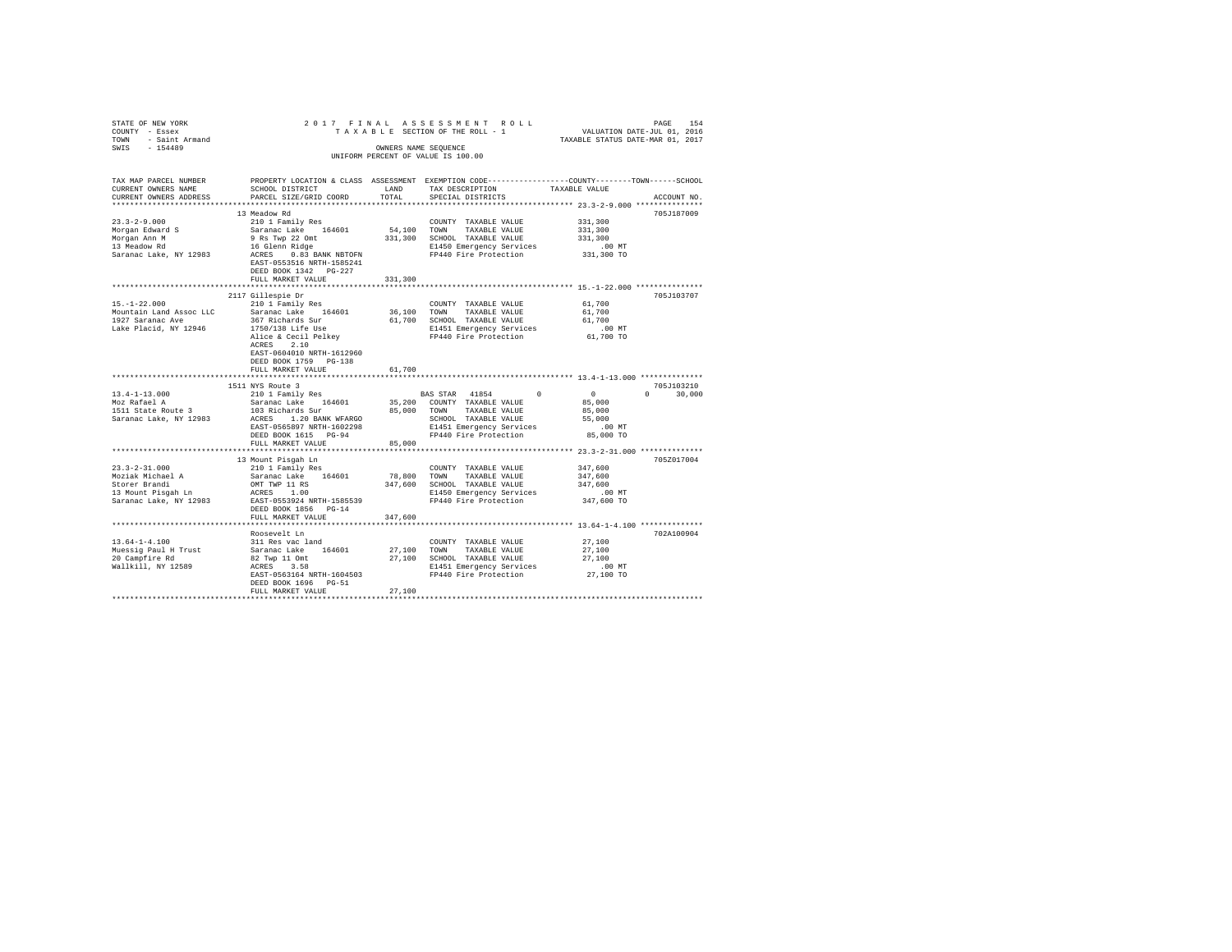STATE OF NEW YORK
COUNTY - Essex
TOWN - Saint Armand
SWIS - 154489

2017 FINAL ASSESSMENT ROLL
TAXABLE SECTION OF THE ROLL - 1
OWNERS NAME SEQUENCE
UNIFORM PERCENT OF VALUE IS 100.00

VALUATION DATE-JUL 01, 2016
TAXABLE STATUS DATE-MAR 01, 2017

| TAX MAP PARCEL NUMBER / CURRENT OWNERS NAME / CURRENT OWNERS ADDRESS | PROPERTY LOCATION & CLASS / SCHOOL DISTRICT / PARCEL SIZE/GRID COORD | ASSESSMENT LAND | TOTAL | EXEMPTION CODE / TAX DESCRIPTION / SPECIAL DISTRICTS | COUNTY / TOWN / SCHOOL TAXABLE VALUE | ACCOUNT NO. |
|---|---|---|---|---|---|---|
| **23.3-2-9.000** | 13 Meadow Rd | | | | | 705J187009 |
| Morgan Edward S | 210 1 Family Res | | | COUNTY TAXABLE VALUE | 331,300 | |
| Morgan Ann M | Saranac Lake 164601 | 54,100 | | TOWN TAXABLE VALUE | 331,300 | |
| 13 Meadow Rd | 9 Rs Twp 22 Omt | | 331,300 | SCHOOL TAXABLE VALUE | 331,300 | |
| Saranac Lake, NY 12983 | 16 Glenn Ridge | | | E1450 Emergency Services | .00 MT | |
| | ACRES 0.83 BANK NBTOFN | | | FP440 Fire Protection | 331,300 TO | |
| | EAST-0553516 NRTH-1585241 | | | | | |
| | DEED BOOK 1342 PG-227 | | | | | |
| | FULL MARKET VALUE | | 331,300 | | | |
| **15.-1-22.000** | 2117 Gillespie Dr | | | | | 705J103707 |
| Mountain Land Assoc LLC | 210 1 Family Res | | | COUNTY TAXABLE VALUE | 61,700 | |
| 1927 Saranac Ave | Saranac Lake 164601 | 36,100 | | TOWN TAXABLE VALUE | 61,700 | |
| Lake Placid, NY 12946 | 367 Richards Sur | | 61,700 | SCHOOL TAXABLE VALUE | 61,700 | |
| | 1750/138 Life Use | | | E1451 Emergency Services | .00 MT | |
| | Alice & Cecil Pelkey | | | FP440 Fire Protection | 61,700 TO | |
| | ACRES 2.10 | | | | | |
| | EAST-0604010 NRTH-1612960 | | | | | |
| | DEED BOOK 1759 PG-138 | | | | | |
| | FULL MARKET VALUE | | 61,700 | | | |
| **13.4-1-13.000** | 1511 NYS Route 3 | | | | | 705J103210 |
| Moz Rafael A | 210 1 Family Res | | | BAS STAR 41854 0 | 0 0 30,000 | |
| 1511 State Route 3 | Saranac Lake 164601 | 35,200 | | COUNTY TAXABLE VALUE | 85,000 | |
| Saranac Lake, NY 12983 | 103 Richards Sur | | 85,000 | TOWN TAXABLE VALUE | 85,000 | |
| | ACRES 1.20 BANK WFARGO | | | SCHOOL TAXABLE VALUE | 55,000 | |
| | EAST-0565897 NRTH-1602298 | | | E1451 Emergency Services | .00 MT | |
| | DEED BOOK 1615 PG-94 | | | FP440 Fire Protection | 85,000 TO | |
| | FULL MARKET VALUE | | 85,000 | | | |
| **23.3-2-31.000** | 13 Mount Pisgah Ln | | | | | 705Z017004 |
| Moziak Michael A | 210 1 Family Res | | | COUNTY TAXABLE VALUE | 347,600 | |
| Storer Brandi | Saranac Lake 164601 | 78,800 | | TOWN TAXABLE VALUE | 347,600 | |
| 13 Mount Pisgah Ln | OMT TWP 11 RS | | 347,600 | SCHOOL TAXABLE VALUE | 347,600 | |
| Saranac Lake, NY 12983 | ACRES 1.00 | | | E1450 Emergency Services | .00 MT | |
| | EAST-0553924 NRTH-1585539 | | | FP440 Fire Protection | 347,600 TO | |
| | DEED BOOK 1856 PG-14 | | | | | |
| | FULL MARKET VALUE | | 347,600 | | | |
| **13.64-1-4.100** | Roosevelt Ln | | | | | 702A100904 |
| Muessig Paul H Trust | 311 Res vac land | | | COUNTY TAXABLE VALUE | 27,100 | |
| 20 Campfire Rd | Saranac Lake 164601 | 27,100 | | TOWN TAXABLE VALUE | 27,100 | |
| Wallkill, NY 12589 | 82 Twp 11 Omt | | 27,100 | SCHOOL TAXABLE VALUE | 27,100 | |
| | ACRES 3.50 | | | E1451 Emergency Services | .00 MT | |
| | EAST-0563164 NRTH-1604503 | | | FP440 Fire Protection | 27,100 TO | |
| | DEED BOOK 1696 PG-51 | | | | | |
| | FULL MARKET VALUE | | 27,100 | | | |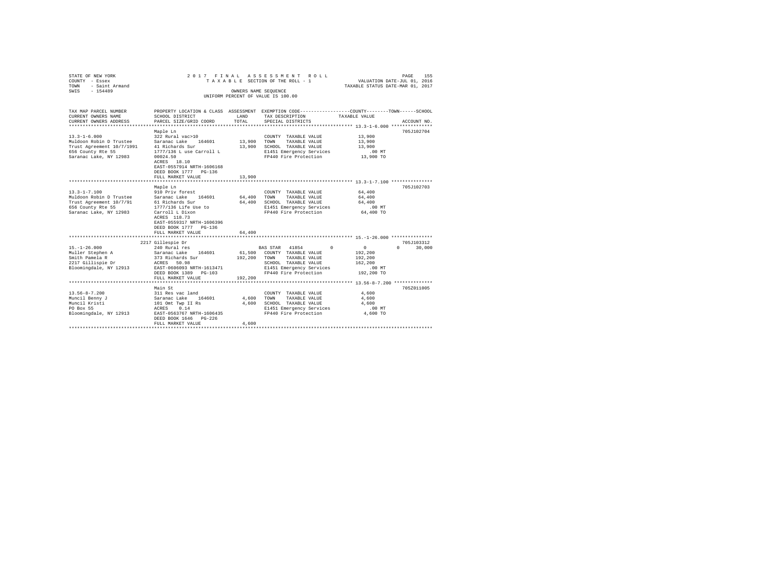STATE OF NEW YORK
COUNTY - Essex
TOWN - Saint Armand
SWIS - 154489

2017 FINAL ASSESSMENT ROLL
TAXABLE SECTION OF THE ROLL - 1
OWNERS NAME SEQUENCE
UNIFORM PERCENT OF VALUE IS 100.00

VALUATION DATE-JUL 01, 2016
TAXABLE STATUS DATE-MAR 01, 2017

| TAX MAP PARCEL NUMBER / CURRENT OWNERS NAME / CURRENT OWNERS ADDRESS | PROPERTY LOCATION & CLASS / SCHOOL DISTRICT / PARCEL SIZE/GRID COORD | ASSESSMENT LAND / TOTAL | EXEMPTION CODE / TAX DESCRIPTION / SPECIAL DISTRICTS | COUNTY / TOWN / SCHOOL TAXABLE VALUE | ACCOUNT NO. |
|---|---|---|---|---|---|
| **13.3-1-6.000** | Maple Ln | | | | 705J102704 |
| | 322 Rural vac>10 | | COUNTY TAXABLE VALUE | 13,900 | |
| Muldoon Robin D Trustee | Saranac Lake 164601 | 13,900 | TOWN TAXABLE VALUE | 13,900 | |
| Trust Agreement 10/7/1991 | 41 Richards Sur | 13,900 | SCHOOL TAXABLE VALUE | 13,900 | |
| 656 County Rte 55 | 1777/136 L use Carroll L | | E1451 Emergency Services | .00 MT | |
| Saranac Lake, NY 12983 | 00024.50 | | FP440 Fire Protection | 13,900 TO | |
| | ACRES 18.10 | | | | |
| | EAST-0557914 NRTH-1606168 | | | | |
| | DEED BOOK 1777 PG-136 | | | | |
| | FULL MARKET VALUE | 13,900 | | | |
| **13.3-1-7.100** | Maple Ln | | | | 705J102703 |
| | 910 Priv forest | | COUNTY TAXABLE VALUE | 64,400 | |
| Muldoon Robin D Trustee | Saranac Lake 164601 | 64,400 | TOWN TAXABLE VALUE | 64,400 | |
| Trust Agreement 10/7/91 | 61 Richards Sur | 64,400 | SCHOOL TAXABLE VALUE | 64,400 | |
| 656 County Rte 55 | 1777/136 Life Use to | | E1451 Emergency Services | .00 MT | |
| Saranac Lake, NY 12983 | Carroll L Dixon | | FP440 Fire Protection | 64,400 TO | |
| | ACRES 118.73 | | | | |
| | EAST-0559317 NRTH-1606396 | | | | |
| | DEED BOOK 1777 PG-136 | | | | |
| | FULL MARKET VALUE | 64,400 | | | |
| **15.-1-26.000** | 2217 Gillespie Dr | | | | 705J103312 |
| | 240 Rural res | | BAS STAR 41854 | 0 0 0 30,000 | |
| Muller Stephen A | Saranac Lake 164601 | 61,500 | COUNTY TAXABLE VALUE | 192,200 | |
| Smith Pamela R | 373 Richards Sur | 192,200 | TOWN TAXABLE VALUE | 192,200 | |
| 2217 Gillispie Dr | ACRES 50.98 | | SCHOOL TAXABLE VALUE | 162,200 | |
| Bloomingdale, NY 12913 | EAST-0606093 NRTH-1613471 | | E1451 Emergency Services | .00 MT | |
| | DEED BOOK 1389 PG-103 | | FP440 Fire Protection | 192,200 TO | |
| | FULL MARKET VALUE | 192,200 | | | |
| **13.56-8-7.200** | Main St | | | | 705Z011005 |
| | 311 Res vac land | | COUNTY TAXABLE VALUE | 4,600 | |
| Muncil Benny J | Saranac Lake 164601 | 4,600 | TOWN TAXABLE VALUE | 4,600 | |
| Muncil Kristi | 101 Omt Twp II Rs | 4,600 | SCHOOL TAXABLE VALUE | 4,600 | |
| PO Box 55 | ACRES 0.14 | | E1451 Emergency Services | .00 MT | |
| Bloomingdale, NY 12913 | EAST-0563767 NRTH-1606435 | | FP440 Fire Protection | 4,600 TO | |
| | DEED BOOK 1646 PG-226 | | | | |
| | FULL MARKET VALUE | 4,600 | | | |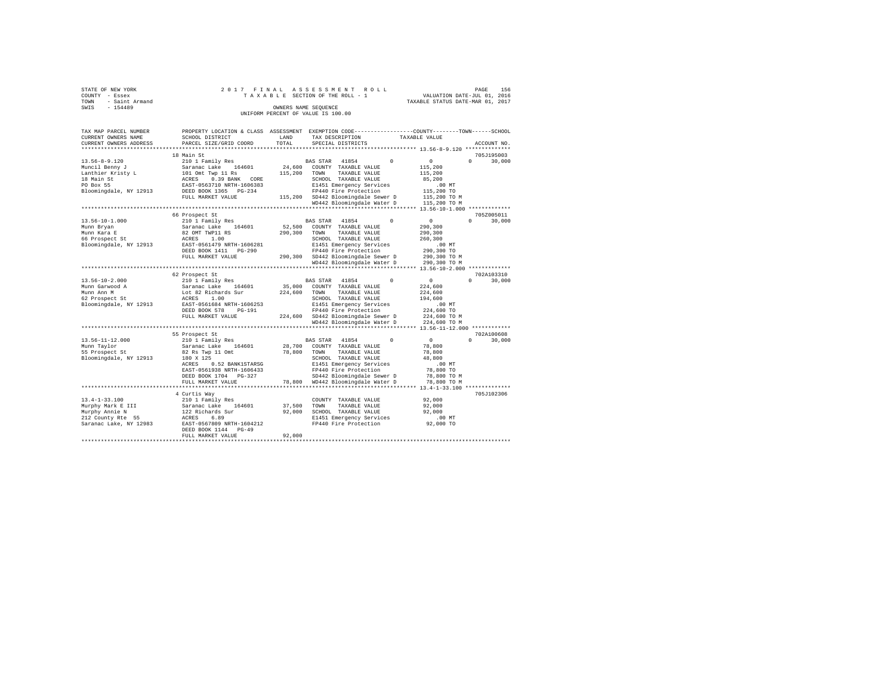STATE OF NEW YORK
COUNTY - Essex
TOWN - Saint Armand
SWIS - 154489

2017 FINAL ASSESSMENT ROLL
TAXABLE SECTION OF THE ROLL - 1
OWNERS NAME SEQUENCE
UNIFORM PERCENT OF VALUE IS 100.00

VALUATION DATE-JUL 01, 2016
TAXABLE STATUS DATE-MAR 01, 2017

```
TAX MAP PARCEL NUMBER     PROPERTY LOCATION & CLASS  ASSESSMENT  EXEMPTION CODE-----------------COUNTY--------TOWN------SCHOOL
CURRENT OWNERS NAME       SCHOOL DISTRICT              LAND      TAX DESCRIPTION            TAXABLE VALUE
CURRENT OWNERS ADDRESS    PARCEL SIZE/GRID COORD      TOTAL      SPECIAL DISTRICTS                                    ACCOUNT NO.
******************************************************************************************* 13.56-8-9.120 **************
                          18 Main St                                                                           705J195003
13.56-8-9.120             210 1 Family Res                    BAS STAR  41854         0         0           0      30,000
Muncil Benny J            Saranac Lake   164601     24,600   COUNTY  TAXABLE VALUE        115,200
Lanthier Kristy L         101 Omt Twp 11 Rs        115,200   TOWN    TAXABLE VALUE        115,200
18 Main St                ACRES    0.39 BANK   CORE          SCHOOL  TAXABLE VALUE         85,200
PO Box 55                 EAST-0563710 NRTH-1606383          E1451 Emergency Services         .00 MT
Bloomingdale, NY 12913    DEED BOOK 1365   PG-234            FP440 Fire Protection        115,200 TO
                          FULL MARKET VALUE        115,200   SD442 Bloomingdale Sewer D   115,200 TO M
                                                             WD442 Bloomingdale Water D   115,200 TO M
******************************************************************************************* 13.56-10-1.000 *************
                          66 Prospect St                                                                       705Z005011
13.56-10-1.000            210 1 Family Res                    BAS STAR  41854         0         0           0      30,000
Munn Bryan                Saranac Lake   164601     52,500   COUNTY  TAXABLE VALUE        290,300
Munn Kara E               82 OMT TWP11 RS          290,300   TOWN    TAXABLE VALUE        290,300
66 Prospect St            ACRES    1.00                      SCHOOL  TAXABLE VALUE        260,300
Bloomingdale, NY 12913    EAST-0561479 NRTH-1606281          E1451 Emergency Services         .00 MT
                          DEED BOOK 1411   PG-290            FP440 Fire Protection        290,300 TO
                          FULL MARKET VALUE        290,300   SD442 Bloomingdale Sewer D   290,300 TO M
                                                             WD442 Bloomingdale Water D   290,300 TO M
******************************************************************************************* 13.56-10-2.000 *************
                          62 Prospect St                                                                       702A103310
13.56-10-2.000            210 1 Family Res                    BAS STAR  41854         0         0           0      30,000
Munn Garwood A            Saranac Lake   164601     35,000   COUNTY  TAXABLE VALUE        224,600
Munn Ann M                Lot 82 Richards Sur      224,600   TOWN    TAXABLE VALUE        224,600
62 Prospect St            ACRES    1.00                      SCHOOL  TAXABLE VALUE        194,600
Bloomingdale, NY 12913    EAST-0561684 NRTH-1606253          E1451 Emergency Services         .00 MT
                          DEED BOOK 578    PG-191            FP440 Fire Protection        224,600 TO
                          FULL MARKET VALUE        224,600   SD442 Bloomingdale Sewer D   224,600 TO M
                                                             WD442 Bloomingdale Water D   224,600 TO M
******************************************************************************************* 13.56-11-12.000 ************
                          55 Prospect St                                                                       702A100608
13.56-11-12.000           210 1 Family Res                    BAS STAR  41854         0         0           0      30,000
Munn Taylor               Saranac Lake   164601     28,700   COUNTY  TAXABLE VALUE         78,800
55 Prospect St            82 Rs Twp 11 Omt          78,800   TOWN    TAXABLE VALUE         78,800
Bloomingdale, NY 12913    180 X 125                          SCHOOL  TAXABLE VALUE         48,800
                          ACRES    0.52 BANK1STARSG          E1451 Emergency Services         .00 MT
                          EAST-0561938 NRTH-1606433          FP440 Fire Protection         78,800 TO
                          DEED BOOK 1704   PG-327            SD442 Bloomingdale Sewer D    78,800 TO M
                          FULL MARKET VALUE         78,800   WD442 Bloomingdale Water D    78,800 TO M
******************************************************************************************* 13.4-1-33.100 **************
                          4 Curtis Way                                                                         705J102306
13.4-1-33.100             210 1 Family Res                   COUNTY  TAXABLE VALUE         92,000
Murphy Mark E III         Saranac Lake   164601     37,500   TOWN    TAXABLE VALUE         92,000
Murphy Annie N            122 Richards Sur          92,000   SCHOOL  TAXABLE VALUE         92,000
212 County Rte  55        ACRES    6.89                      E1451 Emergency Services         .00 MT
Saranac Lake, NY 12983    EAST-0567809 NRTH-1604212          FP440 Fire Protection         92,000 TO
                          DEED BOOK 1144   PG-49
                          FULL MARKET VALUE         92,000
************************************************************************************************************************
```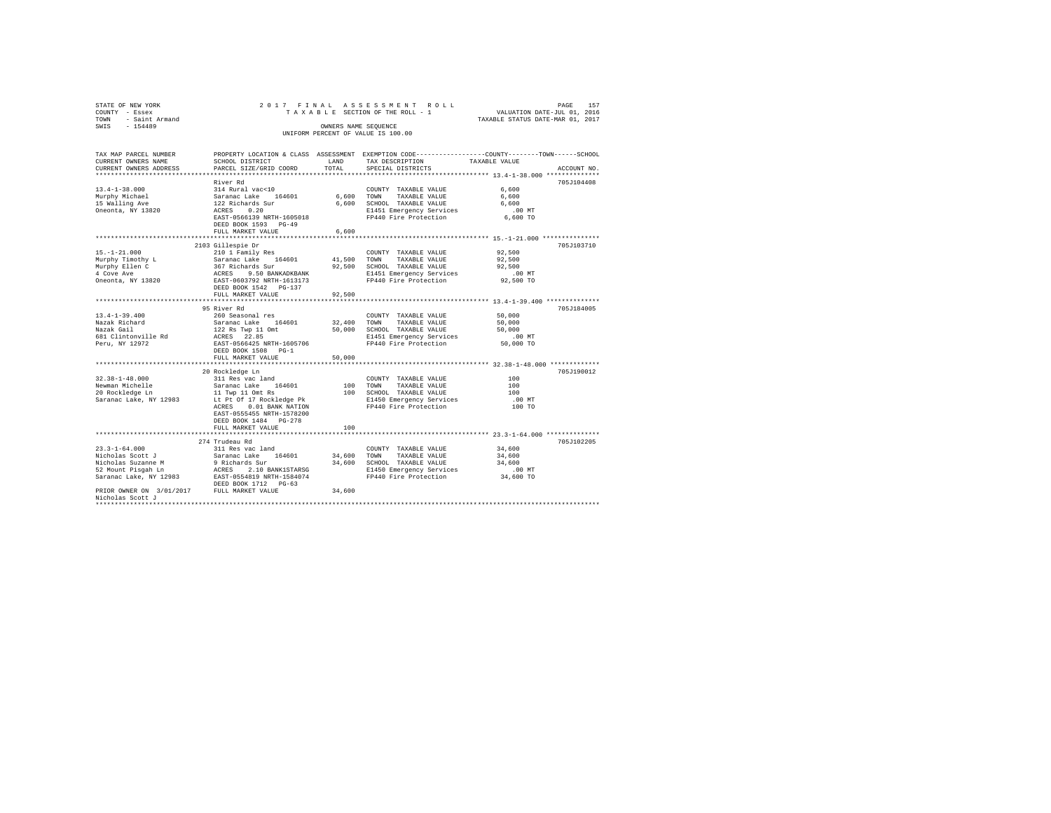STATE OF NEW YORK
COUNTY - Essex
TOWN - Saint Armand
SWIS - 154489

2017 FINAL ASSESSMENT ROLL
TAXABLE SECTION OF THE ROLL - 1
OWNERS NAME SEQUENCE
UNIFORM PERCENT OF VALUE IS 100.00

VALUATION DATE-JUL 01, 2016
TAXABLE STATUS DATE-MAR 01, 2017

| TAX MAP PARCEL NUMBER / CURRENT OWNERS NAME / CURRENT OWNERS ADDRESS | PROPERTY LOCATION & CLASS / SCHOOL DISTRICT / PARCEL SIZE/GRID COORD | ASSESSMENT LAND / TOTAL | EXEMPTION CODE / TAX DESCRIPTION / SPECIAL DISTRICTS | TAXABLE VALUE (COUNTY / TOWN / SCHOOL) | ACCOUNT NO. |
|---|---|---|---|---|---|
| **13.4-1-38.000** | River Rd | | | | 705J104408 |
| 13.4-1-38.000 | 314 Rural vac<10 | | COUNTY TAXABLE VALUE | 6,600 | |
| Murphy Michael | Saranac Lake 164601 | 6,600 | TOWN TAXABLE VALUE | 6,600 | |
| 15 Walling Ave | 122 Richards Sur | 6,600 | SCHOOL TAXABLE VALUE | 6,600 | |
| Oneonta, NY 13820 | ACRES 0.20 | | E1451 Emergency Services | .00 MT | |
| | EAST-0566139 NRTH-1605018 | | FP440 Fire Protection | 6,600 TO | |
| | DEED BOOK 1593 PG-49 | | | | |
| | FULL MARKET VALUE | 6,600 | | | |
| **15.-1-21.000** | 2103 Gillespie Dr | | | | 705J103710 |
| 15.-1-21.000 | 210 1 Family Res | | COUNTY TAXABLE VALUE | 92,500 | |
| Murphy Timothy L | Saranac Lake 164601 | 41,500 | TOWN TAXABLE VALUE | 92,500 | |
| Murphy Ellen C | 367 Richards Sur | 92,500 | SCHOOL TAXABLE VALUE | 92,500 | |
| 4 Cove Ave | ACRES 9.50 BANKADKBANK | | E1451 Emergency Services | .00 MT | |
| Oneonta, NY 13820 | EAST-0603792 NRTH-1613173 | | FP440 Fire Protection | 92,500 TO | |
| | DEED BOOK 1542 PG-137 | | | | |
| | FULL MARKET VALUE | 92,500 | | | |
| **13.4-1-39.400** | 95 River Rd | | | | 705J184005 |
| 13.4-1-39.400 | 260 Seasonal res | | COUNTY TAXABLE VALUE | 50,000 | |
| Nazak Richard | Saranac Lake 164601 | 32,400 | TOWN TAXABLE VALUE | 50,000 | |
| Nazak Gail | 122 Rs Twp 11 Omt | 50,000 | SCHOOL TAXABLE VALUE | 50,000 | |
| 681 Clintonville Rd | ACRES 22.85 | | E1451 Emergency Services | .00 MT | |
| Peru, NY 12972 | EAST-0566425 NRTH-1605706 | | FP440 Fire Protection | 50,000 TO | |
| | DEED BOOK 1508 PG-1 | | | | |
| | FULL MARKET VALUE | 50,000 | | | |
| **32.38-1-48.000** | 20 Rockledge Ln | | | | 705J190012 |
| 32.38-1-48.000 | 311 Res vac land | | COUNTY TAXABLE VALUE | 100 | |
| Newman Michelle | Saranac Lake 164601 | 100 | TOWN TAXABLE VALUE | 100 | |
| 20 Rockledge Ln | 11 Twp 11 Omt Rs | 100 | SCHOOL TAXABLE VALUE | 100 | |
| Saranac Lake, NY 12983 | Lt Pt Of 17 Rockledge Pk | | E1450 Emergency Services | .00 MT | |
| | ACRES 0.01 BANK NATION | | FP440 Fire Protection | 100 TO | |
| | EAST-0555455 NRTH-1578200 | | | | |
| | DEED BOOK 1484 PG-278 | | | | |
| | FULL MARKET VALUE | 100 | | | |
| **23.3-1-64.000** | 274 Trudeau Rd | | | | 705J102205 |
| 23.3-1-64.000 | 311 Res vac land | | COUNTY TAXABLE VALUE | 34,600 | |
| Nicholas Scott J | Saranac Lake 164601 | 34,600 | TOWN TAXABLE VALUE | 34,600 | |
| Nicholas Suzanne M | 9 Richards Sur | 34,600 | SCHOOL TAXABLE VALUE | 34,600 | |
| 52 Mount Pisgah Ln | ACRES 2.10 BANK1STARSG | | E1450 Emergency Services | .00 MT | |
| Saranac Lake, NY 12983 | EAST-0554819 NRTH-1584074 | | FP440 Fire Protection | 34,600 TO | |
| | DEED BOOK 1712 PG-63 | | | | |
| PRIOR OWNER ON 3/01/2017 | FULL MARKET VALUE | 34,600 | | | |
| Nicholas Scott J | | | | | |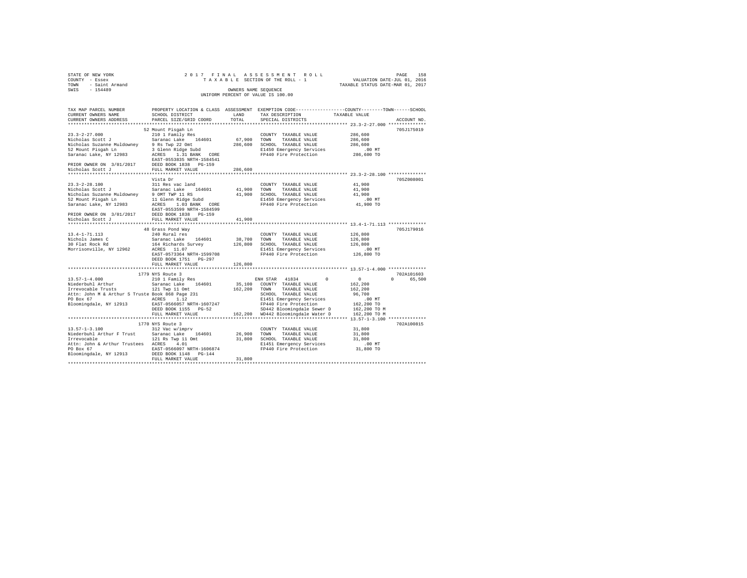STATE OF NEW YORK
COUNTY - Essex
TOWN - Saint Armand
SWIS - 154489

2017 FINAL ASSESSMENT ROLL
TAXABLE SECTION OF THE ROLL - 1
OWNERS NAME SEQUENCE
UNIFORM PERCENT OF VALUE IS 100.00

VALUATION DATE-JUL 01, 2016
TAXABLE STATUS DATE-MAR 01, 2017

```
TAX MAP PARCEL NUMBER          PROPERTY LOCATION & CLASS  ASSESSMENT  EXEMPTION CODE-----------------COUNTY--------TOWN------SCHOOL
CURRENT OWNERS NAME            SCHOOL DISTRICT             LAND       TAX DESCRIPTION             TAXABLE VALUE
CURRENT OWNERS ADDRESS         PARCEL SIZE/GRID COORD      TOTAL      SPECIAL DISTRICTS                                        ACCOUNT NO.
******************************************************************************************************* 23.3-2-27.000 **************
                               52 Mount Pisgah Ln                                                                               705J175019
23.3-2-27.000                  210 1 Family Res                        COUNTY  TAXABLE VALUE           286,600
Nicholas Scott J               Saranac Lake   164601       67,900     TOWN    TAXABLE VALUE           286,600
Nicholas Suzanne Muldowney     9 Rs Twp 22 Omt             286,600    SCHOOL  TAXABLE VALUE           286,600
52 Mount Pisgah Ln             3 Glenn Ridge Subd                      E1450 Emergency Services            .00 MT
Saranac Lake, NY 12983         ACRES    1.31 BANK   CORE               FP440 Fire Protection           286,600 TO
                               EAST-0553835 NRTH-1584541
PRIOR OWNER ON  3/01/2017      DEED BOOK 1838   PG-159
Nicholas Scott J               FULL MARKET VALUE          286,600
******************************************************************************************************* 23.3-2-28.100 **************
                               Vista Dr                                                                                         705Z008001
23.3-2-28.100                  311 Res vac land                        COUNTY  TAXABLE VALUE            41,900
Nicholas Scott J               Saranac Lake   164601       41,900     TOWN    TAXABLE VALUE            41,900
Nicholas Suzanne Muldowney     9 OMT TWP 11 RS              41,900    SCHOOL  TAXABLE VALUE            41,900
52 Mount Pisgah Ln             11 Glenn Ridge Subd                     E1450 Emergency Services            .00 MT
Saranac Lake, NY 12983         ACRES    1.03 BANK   CORE               FP440 Fire Protection            41,900 TO
                               EAST-0553599 NRTH-1584599
PRIOR OWNER ON  3/01/2017      DEED BOOK 1838   PG-159
Nicholas Scott J               FULL MARKET VALUE           41,900
******************************************************************************************************* 13.4-1-71.113 **************
                               48 Grass Pond Way                                                                                705J179016
13.4-1-71.113                  240 Rural res                           COUNTY  TAXABLE VALUE           126,800
Nichols James C                Saranac Lake   164601       38,700     TOWN    TAXABLE VALUE           126,800
30 Flat Rock Rd                164 Richards Survey         126,800    SCHOOL  TAXABLE VALUE           126,800
Morrisonville, NY 12962        ACRES   11.07                           E1451 Emergency Services            .00 MT
                               EAST-0573364 NRTH-1599708               FP440 Fire Protection           126,800 TO
                               DEED BOOK 1751   PG-297
                               FULL MARKET VALUE          126,800
******************************************************************************************************* 13.57-1-4.000 **************
                               1779 NYS Route 3                                                                                 702A101603
13.57-1-4.000                  210 1 Family Res                        ENH STAR  41834          0           0            0      65,500
Niederbuhl Arthur              Saranac Lake   164601       35,100     COUNTY  TAXABLE VALUE           162,200
Irrevocable Trusts             121 Twp 11 Omt              162,200    TOWN    TAXABLE VALUE           162,200
Attn: John M & Arthur S Truste Book 868 Page 231                       SCHOOL  TAXABLE VALUE            96,700
PO Box 67                      ACRES    1.12                           E1451 Emergency Services            .00 MT
Bloomingdale, NY 12913         EAST-0566057 NRTH-1607247               FP440 Fire Protection           162,200 TO
                               DEED BOOK 1155   PG-52                  SD442 Bloomingdale Sewer D      162,200 TO M
                               FULL MARKET VALUE          162,200     WD442 Bloomingdale Water D      162,200 TO M
******************************************************************************************************* 13.57-1-3.100 **************
                               1770 NYS Route 3                                                                                 702A100815
13.57-1-3.100                  312 Vac w/imprv                         COUNTY  TAXABLE VALUE            31,800
Niederbuhl Arthur F Trust      Saranac Lake   164601       26,900     TOWN    TAXABLE VALUE            31,800
Irrevocable                    121 Rs Twp 11 Omt            31,800    SCHOOL  TAXABLE VALUE            31,800
Attn: John & Arthur Trustees   ACRES    4.01                           E1451 Emergency Services            .00 MT
PO Box 67                      EAST-0566097 NRTH-1606874               FP440 Fire Protection            31,800 TO
Bloomingdale, NY 12913         DEED BOOK 1148   PG-144
                               FULL MARKET VALUE           31,800
************************************************************************************************************************************
```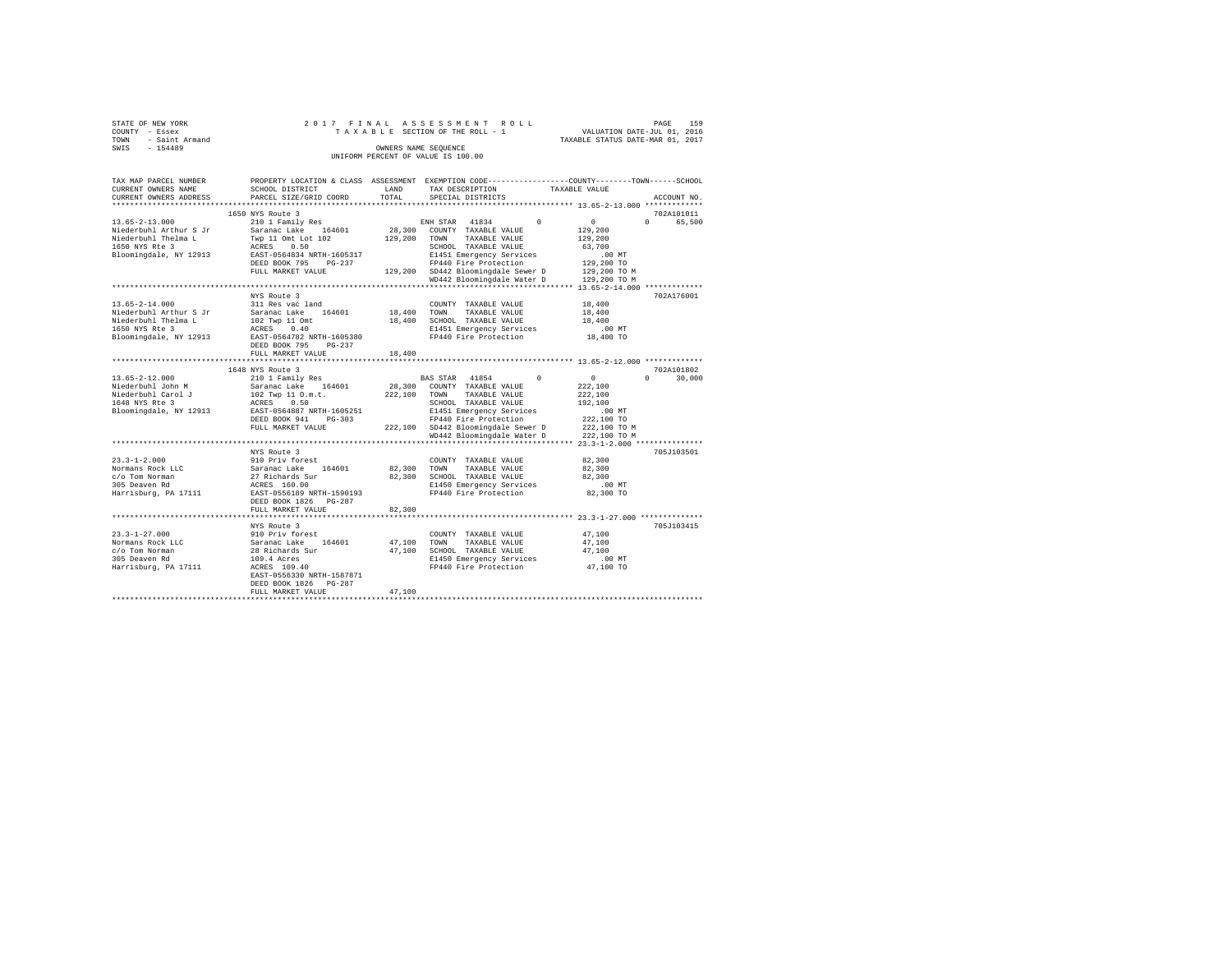STATE OF NEW YORK
COUNTY - Essex
TOWN - Saint Armand
SWIS - 154489

2017 FINAL ASSESSMENT ROLL
TAXABLE SECTION OF THE ROLL - 1
OWNERS NAME SEQUENCE
UNIFORM PERCENT OF VALUE IS 100.00

VALUATION DATE-JUL 01, 2016
TAXABLE STATUS DATE-MAR 01, 2017

```
TAX MAP PARCEL NUMBER          PROPERTY LOCATION & CLASS  ASSESSMENT  EXEMPTION CODE-----------------COUNTY--------TOWN------SCHOOL
CURRENT OWNERS NAME            SCHOOL DISTRICT              LAND      TAX DESCRIPTION            TAXABLE VALUE
CURRENT OWNERS ADDRESS         PARCEL SIZE/GRID COORD       TOTAL     SPECIAL DISTRICTS                                    ACCOUNT NO.
*************************************************************************************************** 13.65-2-13.000 *************
                               1650 NYS Route 3                                                                             702A101011
13.65-2-13.000                 210 1 Family Res                        ENH STAR  41834       0          0          0     65,500
Niederbuhl Arthur S Jr         Saranac Lake   164601        28,300     COUNTY  TAXABLE VALUE          129,200
Niederbuhl Thelma L            Twp 11 Omt Lot 102          129,200     TOWN    TAXABLE VALUE          129,200
1650 NYS Rte 3                 ACRES    0.50                           SCHOOL  TAXABLE VALUE           63,700
Bloomingdale, NY 12913         EAST-0564834 NRTH-1605317               E1451 Emergency Services           .00 MT
                               DEED BOOK 795    PG-237                 FP440 Fire Protection          129,200 TO
                               FULL MARKET VALUE           129,200     SD442 Bloomingdale Sewer D     129,200 TO M
                                                                       WD442 Bloomingdale Water D     129,200 TO M
*************************************************************************************************** 13.65-2-14.000 *************
                               NYS Route 3                                                                                  702A176001
13.65-2-14.000                 311 Res vac land                        COUNTY  TAXABLE VALUE           18,400
Niederbuhl Arthur S Jr         Saranac Lake   164601        18,400     TOWN    TAXABLE VALUE           18,400
Niederbuhl Thelma L            102 Twp 11 Omt               18,400     SCHOOL  TAXABLE VALUE           18,400
1650 NYS Rte 3                 ACRES    0.40                           E1451 Emergency Services           .00 MT
Bloomingdale, NY 12913         EAST-0564782 NRTH-1605380               FP440 Fire Protection           18,400 TO
                               DEED BOOK 795    PG-237
                               FULL MARKET VALUE            18,400
*************************************************************************************************** 13.65-2-12.000 *************
                               1648 NYS Route 3                                                                             702A101802
13.65-2-12.000                 210 1 Family Res                        BAS STAR  41854       0          0          0     30,000
Niederbuhl John M              Saranac Lake   164601        28,300     COUNTY  TAXABLE VALUE          222,100
Niederbuhl Carol J             102 Twp 11 O.m.t.           222,100     TOWN    TAXABLE VALUE          222,100
1648 NYS Rte 3                 ACRES    0.50                           SCHOOL  TAXABLE VALUE          192,100
Bloomingdale, NY 12913         EAST-0564887 NRTH-1605251               E1451 Emergency Services           .00 MT
                               DEED BOOK 941    PG-303                 FP440 Fire Protection          222,100 TO
                               FULL MARKET VALUE           222,100     SD442 Bloomingdale Sewer D     222,100 TO M
                                                                       WD442 Bloomingdale Water D     222,100 TO M
*************************************************************************************************** 23.3-1-2.000 ***************
                               NYS Route 3                                                                                  705J103501
23.3-1-2.000                   910 Priv forest                         COUNTY  TAXABLE VALUE           82,300
Normans Rock LLC               Saranac Lake   164601        82,300     TOWN    TAXABLE VALUE           82,300
c/o Tom Norman                 27 Richards Sur              82,300     SCHOOL  TAXABLE VALUE           82,300
305 Deaven Rd                  ACRES  160.00                           E1450 Emergency Services           .00 MT
Harrisburg, PA 17111           EAST-0556189 NRTH-1590193               FP440 Fire Protection           82,300 TO
                               DEED BOOK 1826   PG-287
                               FULL MARKET VALUE            82,300
*************************************************************************************************** 23.3-1-27.000 **************
                               NYS Route 3                                                                                  705J103415
23.3-1-27.000                  910 Priv forest                         COUNTY  TAXABLE VALUE           47,100
Normans Rock LLC               Saranac Lake   164601        47,100     TOWN    TAXABLE VALUE           47,100
c/o Tom Norman                 28 Richards Sur              47,100     SCHOOL  TAXABLE VALUE           47,100
305 Deaven Rd                  109.4 Acres                             E1450 Emergency Services           .00 MT
Harrisburg, PA 17111           ACRES  109.40                           FP440 Fire Protection           47,100 TO
                               EAST-0556330 NRTH-1587871
                               DEED BOOK 1826   PG-287
                               FULL MARKET VALUE            47,100
********************************************************************************************************************************
```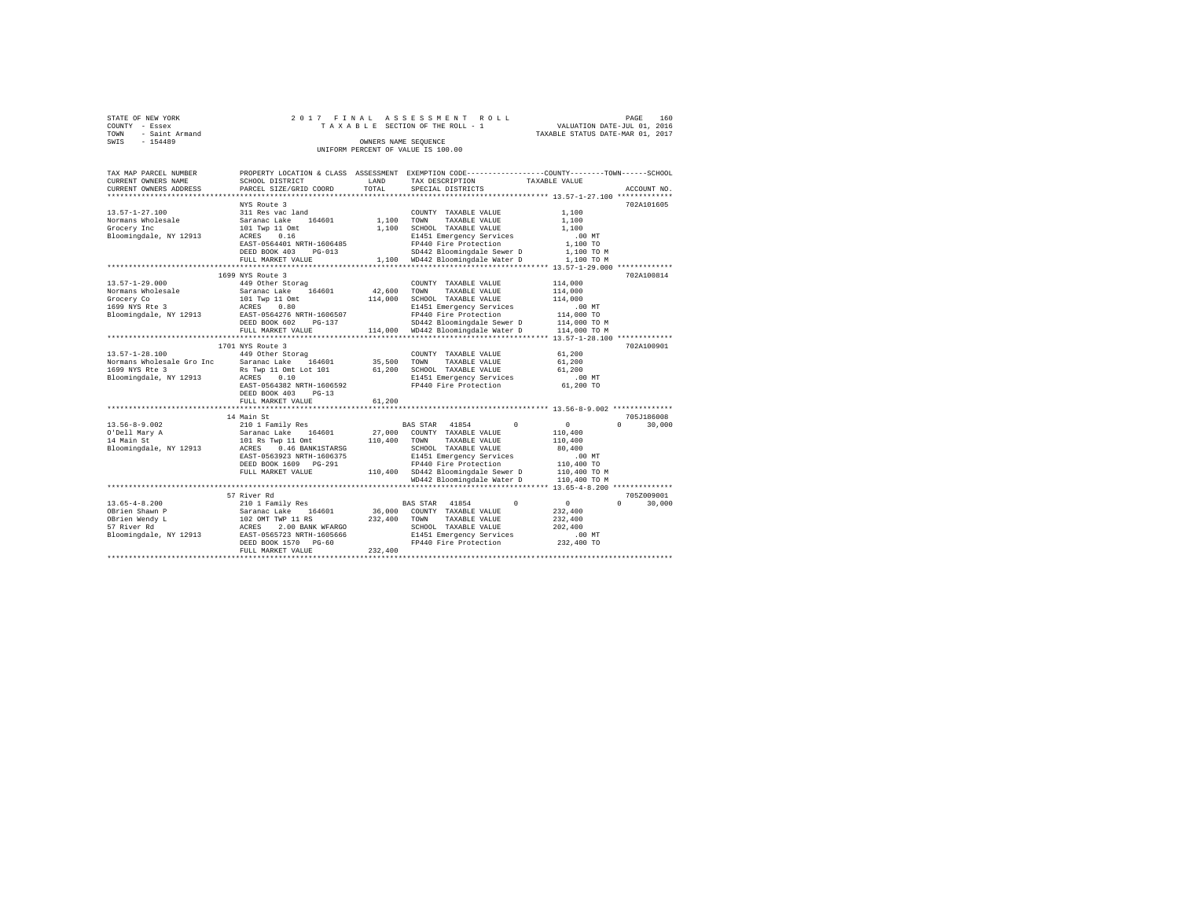STATE OF NEW YORK
COUNTY - Essex
TOWN - Saint Armand
SWIS - 154489

2017 FINAL ASSESSMENT ROLL
TAXABLE SECTION OF THE ROLL - 1
OWNERS NAME SEQUENCE
UNIFORM PERCENT OF VALUE IS 100.00

VALUATION DATE-JUL 01, 2016
TAXABLE STATUS DATE-MAR 01, 2017

| TAX MAP PARCEL NUMBER / CURRENT OWNERS NAME / CURRENT OWNERS ADDRESS | PROPERTY LOCATION & CLASS / SCHOOL DISTRICT / PARCEL SIZE/GRID COORD | ASSESSMENT LAND | TOTAL | EXEMPTION CODE / TAX DESCRIPTION / SPECIAL DISTRICTS | COUNTY | TOWN | SCHOOL / TAXABLE VALUE | ACCOUNT NO. |
|---|---|---|---|---|---|---|---|---|
| 13.57-1-27.100 | NYS Route 3 | | | | | | | 702A101605 |
| Normans Wholesale | 311 Res vac land | | | COUNTY TAXABLE VALUE | 1,100 | | | |
| Grocery Inc | Saranac Lake 164601 | 1,100 | | TOWN TAXABLE VALUE | | 1,100 | | |
| Bloomingdale, NY 12913 | 101 Twp 11 Omt | | 1,100 | SCHOOL TAXABLE VALUE | | | 1,100 | |
| | ACRES 0.16 | | | E1451 Emergency Services | .00 MT | | | |
| | EAST-0564401 NRTH-1606485 | | | FP440 Fire Protection | 1,100 TO | | | |
| | DEED BOOK 403 PG-013 | | | SD442 Bloomingdale Sewer D | 1,100 TO M | | | |
| | FULL MARKET VALUE | | 1,100 | WD442 Bloomingdale Water D | 1,100 TO M | | | |
| 13.57-1-29.000 | 1699 NYS Route 3 | | | | | | | 702A100814 |
| Normans Wholesale | 449 Other Storag | | | COUNTY TAXABLE VALUE | 114,000 | | | |
| Grocery Co | Saranac Lake 164601 | 42,600 | | TOWN TAXABLE VALUE | | 114,000 | | |
| 1699 NYS Rte 3 | 101 Twp 11 Omt | | 114,000 | SCHOOL TAXABLE VALUE | | | 114,000 | |
| Bloomingdale, NY 12913 | ACRES 0.80 | | | E1451 Emergency Services | .00 MT | | | |
| | EAST-0564276 NRTH-1606507 | | | FP440 Fire Protection | 114,000 TO | | | |
| | DEED BOOK 602 PG-137 | | | SD442 Bloomingdale Sewer D | 114,000 TO M | | | |
| | FULL MARKET VALUE | | 114,000 | WD442 Bloomingdale Water D | 114,000 TO M | | | |
| 13.57-1-28.100 | 1701 NYS Route 3 | | | | | | | 702A100901 |
| Normans Wholesale Gro Inc | 449 Other Storag | | | COUNTY TAXABLE VALUE | 61,200 | | | |
| 1699 NYS Rte 3 | Saranac Lake 164601 | 35,500 | | TOWN TAXABLE VALUE | | 61,200 | | |
| Bloomingdale, NY 12913 | Rs Twp 11 Omt Lot 101 | | 61,200 | SCHOOL TAXABLE VALUE | | | 61,200 | |
| | ACRES 0.10 | | | E1451 Emergency Services | .00 MT | | | |
| | EAST-0564382 NRTH-1606592 | | | FP440 Fire Protection | 61,200 TO | | | |
| | DEED BOOK 403 PG-13 | | | | | | | |
| | FULL MARKET VALUE | | 61,200 | | | | | |
| 13.56-8-9.002 | 14 Main St | | | | | | | 705J186008 |
| O'Dell Mary A | 210 1 Family Res | | | BAS STAR 41854 | 0 | 0 | 30,000 | |
| 14 Main St | Saranac Lake 164601 | 27,000 | | COUNTY TAXABLE VALUE | 110,400 | | | |
| Bloomingdale, NY 12913 | 101 Rs Twp 11 Omt | | 110,400 | TOWN TAXABLE VALUE | | 110,400 | | |
| | ACRES 0.46 BANK1STARSG | | | SCHOOL TAXABLE VALUE | | | 80,400 | |
| | EAST-0563923 NRTH-1606375 | | | E1451 Emergency Services | .00 MT | | | |
| | DEED BOOK 1609 PG-291 | | | FP440 Fire Protection | 110,400 TO | | | |
| | FULL MARKET VALUE | | 110,400 | SD442 Bloomingdale Sewer D | 110,400 TO M | | | |
| | | | | WD442 Bloomingdale Water D | 110,400 TO M | | | |
| 13.65-4-8.200 | 57 River Rd | | | | | | | 705Z009001 |
| OBrien Shawn P | 210 1 Family Res | | | BAS STAR 41854 | 0 | 0 | 30,000 | |
| OBrien Wendy L | Saranac Lake 164601 | 36,000 | | COUNTY TAXABLE VALUE | 232,400 | | | |
| 57 River Rd | 102 OMT TWP 11 RS | | 232,400 | TOWN TAXABLE VALUE | | 232,400 | | |
| Bloomingdale, NY 12913 | ACRES 2.00 BANK WFARGO | | | SCHOOL TAXABLE VALUE | | | 202,400 | |
| | EAST-0565723 NRTH-1605666 | | | E1451 Emergency Services | .00 MT | | | |
| | DEED BOOK 1570 PG-60 | | | FP440 Fire Protection | 232,400 TO | | | |
| | FULL MARKET VALUE | | 232,400 | | | | | |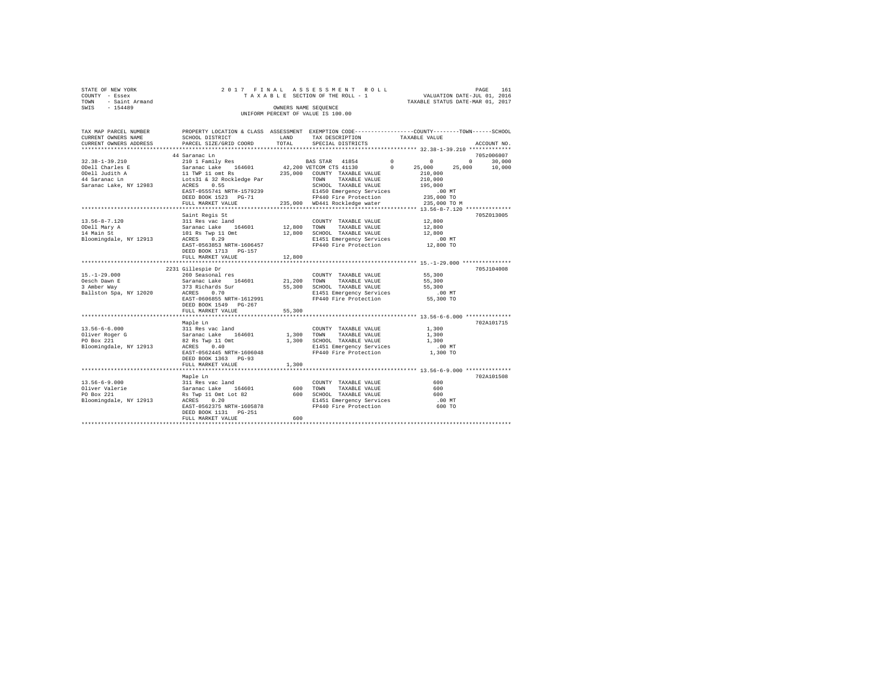STATE OF NEW YORK                    2 0 1 7   F I N A L   A S S E S S M E N T   R O L L
COUNTY - Essex                       T A X A B L E  SECTION OF THE ROLL - 1                 VALUATION DATE-JUL 01, 2016
TOWN   - Saint Armand                                                                         TAXABLE STATUS DATE-MAR 01, 2017
SWIS   - 154489                                 OWNERS NAME SEQUENCE
                                          UNIFORM PERCENT OF VALUE IS 100.00

```
TAX MAP PARCEL NUMBER      PROPERTY LOCATION & CLASS  ASSESSMENT  EXEMPTION CODE-----------------COUNTY--------TOWN------SCHOOL
CURRENT OWNERS NAME        SCHOOL DISTRICT              LAND      TAX DESCRIPTION            TAXABLE VALUE
CURRENT OWNERS ADDRESS     PARCEL SIZE/GRID COORD       TOTAL     SPECIAL DISTRICTS                                    ACCOUNT NO.
******************************************************************************************* 32.38-1-39.210 *************
                           44 Saranac Ln                                                                                705Z006007
32.38-1-39.210             210 1 Family Res                       BAS STAR  41854          0         0          0      30,000
ODell Charles E            Saranac Lake    164601      42,200 VETCOM CTS 41130             0    25,000     25,000      10,000
ODell Judith A             11 TWP 11 omt Rs            235,000   COUNTY  TAXABLE VALUE          210,000
44 Saranac Ln              Lots31 & 32 Rockledge Par             TOWN    TAXABLE VALUE          210,000
Saranac Lake, NY 12983     ACRES    0.55                         SCHOOL  TAXABLE VALUE          195,000
                           EAST-0555741 NRTH-1579239             E1450 Emergency Services            .00 MT
                           DEED BOOK 1523   PG-71                FP440 Fire Protection          235,000 TO
                           FULL MARKET VALUE           235,000   WD441 Rockledge water          235,000 TO M
******************************************************************************************* 13.56-8-7.120 **************
                           Saint Regis St                                                                               705Z013005
13.56-8-7.120              311 Res vac land                      COUNTY  TAXABLE VALUE           12,800
ODell Mary A               Saranac Lake    164601      12,800    TOWN    TAXABLE VALUE           12,800
14 Main St                 101 Rs Twp 11 Omt           12,800    SCHOOL  TAXABLE VALUE           12,800
Bloomingdale, NY 12913     ACRES    0.29                         E1451 Emergency Services            .00 MT
                           EAST-0563853 NRTH-1606457             FP440 Fire Protection           12,800 TO
                           DEED BOOK 1713   PG-157
                           FULL MARKET VALUE            12,800
******************************************************************************************* 15.-1-29.000 ***************
                           2231 Gillespie Dr                                                                            705J104008
15.-1-29.000               260 Seasonal res                      COUNTY  TAXABLE VALUE           55,300
Oesch Dawn E               Saranac Lake    164601      21,200    TOWN    TAXABLE VALUE           55,300
3 Amber Way                373 Richards Sur            55,300    SCHOOL  TAXABLE VALUE           55,300
Ballston Spa, NY 12020     ACRES    0.70                         E1451 Emergency Services            .00 MT
                           EAST-0606855 NRTH-1612991             FP440 Fire Protection           55,300 TO
                           DEED BOOK 1549   PG-267
                           FULL MARKET VALUE            55,300
******************************************************************************************* 13.56-6-6.000 **************
                           Maple Ln                                                                                     702A101715
13.56-6-6.000              311 Res vac land                      COUNTY  TAXABLE VALUE            1,300
Oliver Roger G             Saranac Lake    164601       1,300    TOWN    TAXABLE VALUE            1,300
PO Box 221                 82 Rs Twp 11 Omt             1,300    SCHOOL  TAXABLE VALUE            1,300
Bloomingdale, NY 12913     ACRES    0.40                         E1451 Emergency Services            .00 MT
                           EAST-0562445 NRTH-1606048             FP440 Fire Protection            1,300 TO
                           DEED BOOK 1363   PG-93
                           FULL MARKET VALUE             1,300
******************************************************************************************* 13.56-6-9.000 **************
                           Maple Ln                                                                                     702A101508
13.56-6-9.000              311 Res vac land                      COUNTY  TAXABLE VALUE              600
Oliver Valerie             Saranac Lake    164601         600    TOWN    TAXABLE VALUE              600
PO Box 221                 Rs Twp 11 Omt Lot 82           600    SCHOOL  TAXABLE VALUE              600
Bloomingdale, NY 12913     ACRES    0.20                         E1451 Emergency Services            .00 MT
                           EAST-0562375 NRTH-1605878             FP440 Fire Protection              600 TO
                           DEED BOOK 1131   PG-251
                           FULL MARKET VALUE               600
************************************************************************************************************************
```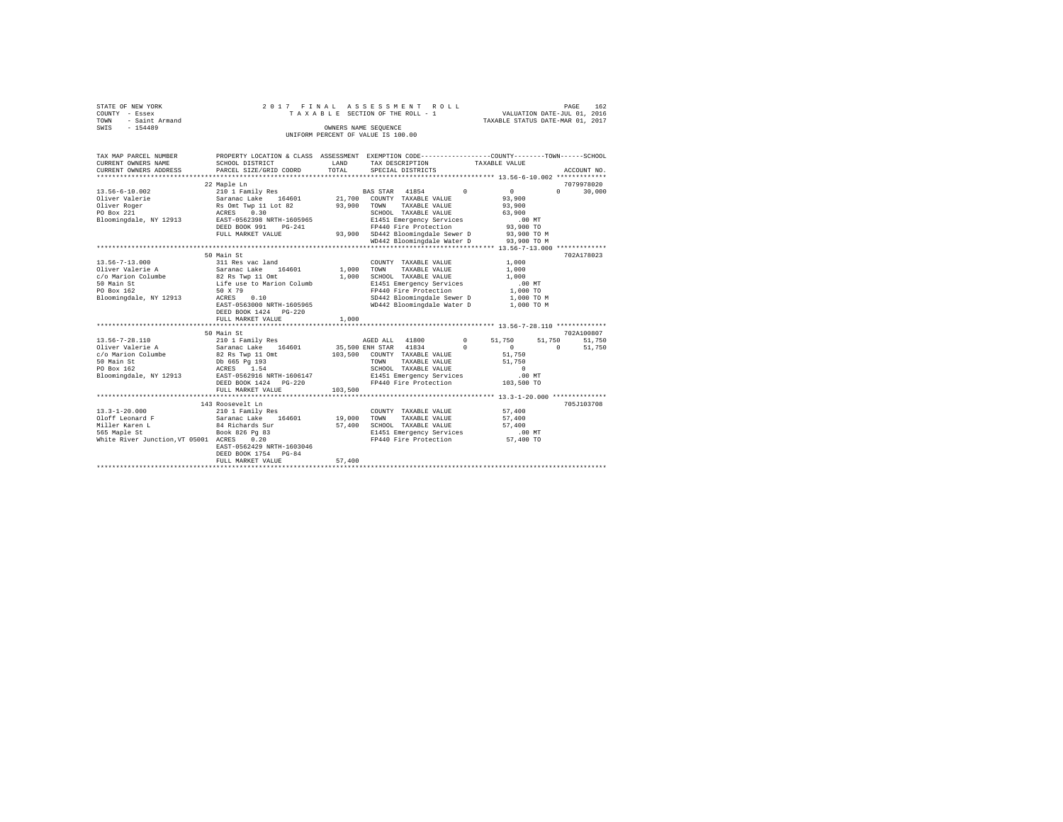STATE OF NEW YORK
COUNTY - Essex
TOWN - Saint Armand
SWIS - 154489

2 0 1 7 F I N A L A S S E S S M E N T R O L L
T A X A B L E SECTION OF THE ROLL - 1
OWNERS NAME SEQUENCE
UNIFORM PERCENT OF VALUE IS 100.00

VALUATION DATE-JUL 01, 2016
TAXABLE STATUS DATE-MAR 01, 2017

```
TAX MAP PARCEL NUMBER          PROPERTY LOCATION & CLASS  ASSESSMENT  EXEMPTION CODE-----------------COUNTY--------TOWN------SCHOOL
CURRENT OWNERS NAME            SCHOOL DISTRICT            LAND        TAX DESCRIPTION            TAXABLE VALUE
CURRENT OWNERS ADDRESS         PARCEL SIZE/GRID COORD     TOTAL       SPECIAL DISTRICTS                                    ACCOUNT NO.
******************************************************************************************************* 13.56-6-10.002 *************
                              22 Maple Ln                                                                              7079978020
13.56-6-10.002                 210 1 Family Res                      BAS STAR  41854        0          0           0       30,000
Oliver Valerie                 Saranac Lake    164601      21,700   COUNTY  TAXABLE VALUE          93,900
Oliver Roger                   Rs Omt Twp 11 Lot 82        93,900   TOWN    TAXABLE VALUE          93,900
PO Box 221                     ACRES    0.30                        SCHOOL  TAXABLE VALUE          63,900
Bloomingdale, NY 12913         EAST-0562398 NRTH-1605965            E1451 Emergency Services          .00 MT
                               DEED BOOK 991    PG-241              FP440 Fire Protection          93,900 TO
                               FULL MARKET VALUE           93,900   SD442 Bloomingdale Sewer D     93,900 TO M
                                                                    WD442 Bloomingdale Water D     93,900 TO M
******************************************************************************************************* 13.56-7-13.000 *************
                              50 Main St                                                                               702A178023
13.56-7-13.000                 311 Res vac land                     COUNTY  TAXABLE VALUE           1,000
Oliver Valerie A               Saranac Lake    164601       1,000   TOWN    TAXABLE VALUE           1,000
c/o Marion Columbe             82 Rs Twp 11 Omt             1,000   SCHOOL  TAXABLE VALUE           1,000
50 Main St                     Life use to Marion Columb            E1451 Emergency Services          .00 MT
PO Box 162                     50 X 79                              FP440 Fire Protection           1,000 TO
Bloomingdale, NY 12913         ACRES    0.10                        SD442 Bloomingdale Sewer D      1,000 TO M
                               EAST-0563000 NRTH-1605965            WD442 Bloomingdale Water D      1,000 TO M
                               DEED BOOK 1424   PG-220
                               FULL MARKET VALUE            1,000
******************************************************************************************************* 13.56-7-28.110 *************
                              50 Main St                                                                               702A100807
13.56-7-28.110                 210 1 Family Res                      AGED ALL  41800        0     51,750      51,750      51,750
Oliver Valerie A               Saranac Lake    164601      35,500 ENH STAR  41834          0          0           0       51,750
c/o Marion Columbe             82 Rs Twp 11 Omt           103,500   COUNTY  TAXABLE VALUE          51,750
50 Main St                     Db 665 Pg 193                        TOWN    TAXABLE VALUE          51,750
PO Box 162                     ACRES    1.54                        SCHOOL  TAXABLE VALUE               0
Bloomingdale, NY 12913         EAST-0562916 NRTH-1606147            E1451 Emergency Services          .00 MT
                               DEED BOOK 1424   PG-220              FP440 Fire Protection         103,500 TO
                               FULL MARKET VALUE          103,500
******************************************************************************************************* 13.3-1-20.000 **************
                              143 Roosevelt Ln                                                                         705J103708
13.3-1-20.000                  210 1 Family Res                     COUNTY  TAXABLE VALUE          57,400
Oloff Leonard F                Saranac Lake    164601      19,000   TOWN    TAXABLE VALUE          57,400
Miller Karen L                 84 Richards Sur             57,400   SCHOOL  TAXABLE VALUE          57,400
565 Maple St                   Book 826 Pg 83                       E1451 Emergency Services          .00 MT
White River Junction,VT 05001  ACRES    0.20                        FP440 Fire Protection          57,400 TO
                               EAST-0562429 NRTH-1603046
                               DEED BOOK 1754   PG-84
                               FULL MARKET VALUE           57,400
************************************************************************************************************************************
```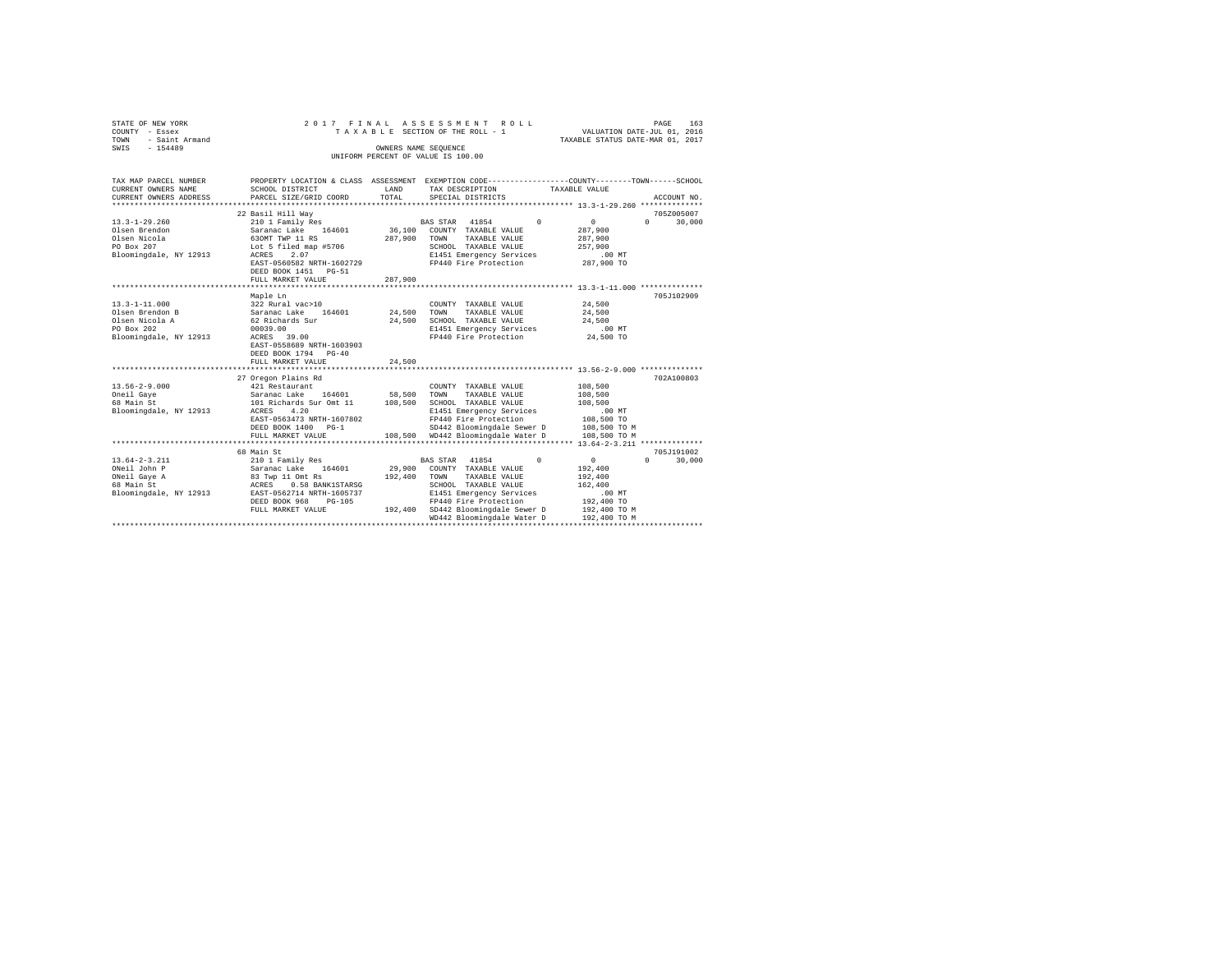STATE OF NEW YORK  
COUNTY - Essex  
TOWN - Saint Armand  
SWIS - 154489

2017 FINAL ASSESSMENT ROLL  
TAXABLE SECTION OF THE ROLL - 1  
OWNERS NAME SEQUENCE  
UNIFORM PERCENT OF VALUE IS 100.00

VALUATION DATE-JUL 01, 2016  
TAXABLE STATUS DATE-MAR 01, 2017

```
TAX MAP PARCEL NUMBER     PROPERTY LOCATION & CLASS  ASSESSMENT  EXEMPTION CODE-----------------COUNTY--------TOWN------SCHOOL
CURRENT OWNERS NAME       SCHOOL DISTRICT              LAND      TAX DESCRIPTION            TAXABLE VALUE
CURRENT OWNERS ADDRESS    PARCEL SIZE/GRID COORD       TOTAL     SPECIAL DISTRICTS                                    ACCOUNT NO.
******************************************************************************************* 13.3-1-29.260 **************
                          22 Basil Hill Way                                                                        705Z005007
13.3-1-29.260             210 1 Family Res                     BAS STAR  41854         0          0           0      30,000
Olsen Brendon             Saranac Lake   164601      36,100   COUNTY  TAXABLE VALUE          287,900
Olsen Nicola              63OMT TWP 11 RS           287,900   TOWN    TAXABLE VALUE          287,900
PO Box 207                Lot 5 filed map #5706               SCHOOL  TAXABLE VALUE          257,900
Bloomingdale, NY 12913    ACRES    2.07                       E1451 Emergency Services           .00 MT
                          EAST-0560582 NRTH-1602729           FP440 Fire Protection          287,900 TO
                          DEED BOOK 1451   PG-51
                          FULL MARKET VALUE         287,900
******************************************************************************************* 13.3-1-11.000 **************
                          Maple Ln                                                                                 705J102909
13.3-1-11.000             322 Rural vac>10                    COUNTY  TAXABLE VALUE           24,500
Olsen Brendon B           Saranac Lake   164601      24,500   TOWN    TAXABLE VALUE           24,500
Olsen Nicola A            62 Richards Sur            24,500   SCHOOL  TAXABLE VALUE           24,500
PO Box 202                00039.00                            E1451 Emergency Services           .00 MT
Bloomingdale, NY 12913    ACRES   39.00                       FP440 Fire Protection           24,500 TO
                          EAST-0558689 NRTH-1603903
                          DEED BOOK 1794   PG-40
                          FULL MARKET VALUE          24,500
******************************************************************************************* 13.56-2-9.000 **************
                          27 Oregon Plains Rd                                                                      702A100803
13.56-2-9.000             421 Restaurant                      COUNTY  TAXABLE VALUE          108,500
Oneil Gaye                Saranac Lake   164601      58,500   TOWN    TAXABLE VALUE          108,500
68 Main St                101 Richards Sur Omt 11   108,500   SCHOOL  TAXABLE VALUE          108,500
Bloomingdale, NY 12913    ACRES    4.20                       E1451 Emergency Services           .00 MT
                          EAST-0563473 NRTH-1607802           FP440 Fire Protection          108,500 TO
                          DEED BOOK 1400   PG-1               SD442 Bloomingdale Sewer D     108,500 TO M
                          FULL MARKET VALUE         108,500   WD442 Bloomingdale Water D     108,500 TO M
******************************************************************************************* 13.64-2-3.211 **************
                          68 Main St                                                                               705J191002
13.64-2-3.211             210 1 Family Res                     BAS STAR  41854         0          0           0      30,000
ONeil John P              Saranac Lake   164601      29,900   COUNTY  TAXABLE VALUE          192,400
ONeil Gaye A              83 Twp 11 Omt Rs          192,400   TOWN    TAXABLE VALUE          192,400
68 Main St                ACRES    0.50 BANK1STARSG           SCHOOL  TAXABLE VALUE          162,400
Bloomingdale, NY 12913    EAST-0562714 NRTH-1605737           E1451 Emergency Services           .00 MT
                          DEED BOOK 968    PG-105             FP440 Fire Protection          192,400 TO
                          FULL MARKET VALUE         192,400   SD442 Bloomingdale Sewer D     192,400 TO M
                                                              WD442 Bloomingdale Water D     192,400 TO M
************************************************************************************************************************
```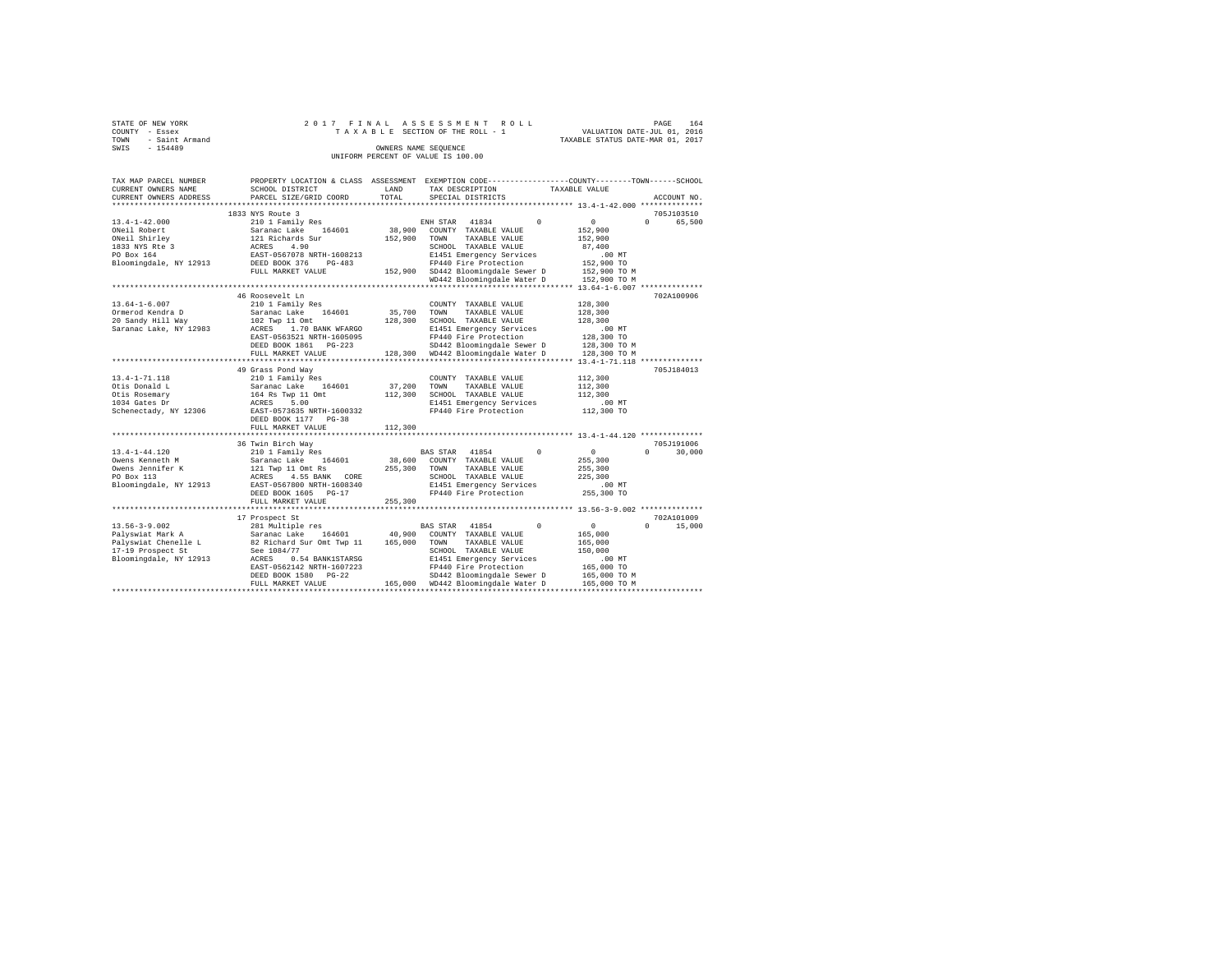STATE OF NEW YORK
COUNTY - Essex
TOWN - Saint Armand
SWIS - 154489

2 0 1 7 F I N A L A S S E S S M E N T R O L L
T A X A B L E SECTION OF THE ROLL - 1
OWNERS NAME SEQUENCE
UNIFORM PERCENT OF VALUE IS 100.00

VALUATION DATE-JUL 01, 2016
TAXABLE STATUS DATE-MAR 01, 2017

```
TAX MAP PARCEL NUMBER     PROPERTY LOCATION & CLASS  ASSESSMENT  EXEMPTION CODE-----------------COUNTY--------TOWN------SCHOOL
CURRENT OWNERS NAME       SCHOOL DISTRICT             LAND       TAX DESCRIPTION            TAXABLE VALUE
CURRENT OWNERS ADDRESS    PARCEL SIZE/GRID COORD      TOTAL      SPECIAL DISTRICTS                                     ACCOUNT NO.
******************************************************************************************************* 13.4-1-42.000 **************
                          1833 NYS Route 3                                                                            705J103510
13.4-1-42.000             210 1 Family Res                       ENH STAR  41834        0         0          0      65,500
ONeil Robert              Saranac Lake    164601      38,900     COUNTY  TAXABLE VALUE          152,900
ONeil Shirley             121 Richards Sur           152,900     TOWN    TAXABLE VALUE          152,900
1833 NYS Rte 3            ACRES    4.90                          SCHOOL  TAXABLE VALUE           87,400
PO Box 164                EAST-0567078 NRTH-1608213              E1451 Emergency Services           .00 MT
Bloomingdale, NY 12913    DEED BOOK 376    PG-483                FP440 Fire Protection          152,900 TO
                          FULL MARKET VALUE          152,900     SD442 Bloomingdale Sewer D     152,900 TO M
                                                                 WD442 Bloomingdale Water D     152,900 TO M
******************************************************************************************************* 13.64-1-6.007 **************
                          46 Roosevelt Ln                                                                             702A100906
13.64-1-6.007             210 1 Family Res                       COUNTY  TAXABLE VALUE          128,300
Ormerod Kendra D          Saranac Lake    164601      35,700     TOWN    TAXABLE VALUE          128,300
20 Sandy Hill Way         102 Twp 11 Omt             128,300     SCHOOL  TAXABLE VALUE          128,300
Saranac Lake, NY 12983    ACRES    1.70 BANK WFARGO              E1451 Emergency Services           .00 MT
                          EAST-0563521 NRTH-1605095              FP440 Fire Protection          128,300 TO
                          DEED BOOK 1861   PG-223                SD442 Bloomingdale Sewer D     128,300 TO M
                          FULL MARKET VALUE          128,300     WD442 Bloomingdale Water D     128,300 TO M
******************************************************************************************************* 13.4-1-71.118 **************
                          49 Grass Pond Way                                                                           705J184013
13.4-1-71.118             210 1 Family Res                       COUNTY  TAXABLE VALUE          112,300
Otis Donald L             Saranac Lake    164601      37,200     TOWN    TAXABLE VALUE          112,300
Otis Rosemary             164 Rs Twp 11 Omt          112,300     SCHOOL  TAXABLE VALUE          112,300
1034 Gates Dr             ACRES    5.00                          E1451 Emergency Services           .00 MT
Schenectady, NY 12306     EAST-0573635 NRTH-1600332              FP440 Fire Protection          112,300 TO
                          DEED BOOK 1177   PG-38
                          FULL MARKET VALUE          112,300
******************************************************************************************************* 13.4-1-44.120 **************
                          36 Twin Birch Way                                                                           705J191006
13.4-1-44.120             210 1 Family Res                       BAS STAR  41854        0         0          0      30,000
Owens Kenneth M           Saranac Lake    164601      38,600     COUNTY  TAXABLE VALUE          255,300
Owens Jennifer K          121 Twp 11 Omt Rs          255,300     TOWN    TAXABLE VALUE          255,300
PO Box 113                ACRES    4.55 BANK   CORE              SCHOOL  TAXABLE VALUE          225,300
Bloomingdale, NY 12913    EAST-0567800 NRTH-1608340              E1451 Emergency Services           .00 MT
                          DEED BOOK 1605   PG-17                 FP440 Fire Protection          255,300 TO
                          FULL MARKET VALUE          255,300
******************************************************************************************************* 13.56-3-9.002 **************
                          17 Prospect St                                                                              702A101009
13.56-3-9.002             281 Multiple res                       BAS STAR  41854        0         0          0      15,000
Palyswiat Mark A          Saranac Lake    164601      40,900     COUNTY  TAXABLE VALUE          165,000
Palyswiat Chenelle L      82 Richard Sur Omt Twp 11  165,000     TOWN    TAXABLE VALUE          165,000
17-19 Prospect St         See 1084/77                            SCHOOL  TAXABLE VALUE          150,000
Bloomingdale, NY 12913    ACRES    0.54 BANK1STARSG              E1451 Emergency Services           .00 MT
                          EAST-0562142 NRTH-1607223              FP440 Fire Protection          165,000 TO
                          DEED BOOK 1580   PG-22                 SD442 Bloomingdale Sewer D     165,000 TO M
                          FULL MARKET VALUE          165,000     WD442 Bloomingdale Water D     165,000 TO M
************************************************************************************************************************************
```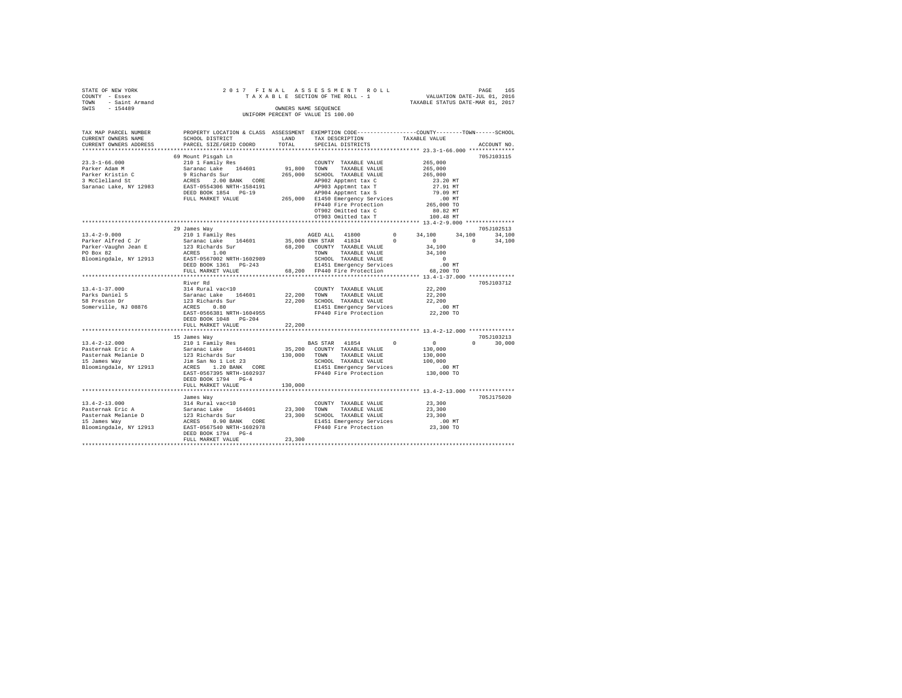STATE OF NEW YORK
COUNTY - Essex
TOWN - Saint Armand
SWIS - 154489

2017 FINAL ASSESSMENT ROLL
TAXABLE SECTION OF THE ROLL - 1
OWNERS NAME SEQUENCE
UNIFORM PERCENT OF VALUE IS 100.00

VALUATION DATE-JUL 01, 2016
TAXABLE STATUS DATE-MAR 01, 2017

```
TAX MAP PARCEL NUMBER     PROPERTY LOCATION & CLASS  ASSESSMENT  EXEMPTION CODE-----------------COUNTY--------TOWN------SCHOOL
CURRENT OWNERS NAME       SCHOOL DISTRICT             LAND       TAX DESCRIPTION            TAXABLE VALUE
CURRENT OWNERS ADDRESS    PARCEL SIZE/GRID COORD      TOTAL      SPECIAL DISTRICTS                                     ACCOUNT NO.
******************************************************************************************** 23.3-1-66.000 **************
                          69 Mount Pisgah Ln                                                                           705J103115
23.3-1-66.000             210 1 Family Res                       COUNTY  TAXABLE VALUE           265,000
Parker Adam M             Saranac Lake   164601      91,800      TOWN    TAXABLE VALUE           265,000
Parker Kristin C          9 Richards Sur            265,000      SCHOOL  TAXABLE VALUE           265,000
3 McClelland St           ACRES    2.00 BANK   CORE               AP902 Apptmnt tax C              23.20 MT
Saranac Lake, NY 12983    EAST-0554306 NRTH-1584191              AP903 Apptmnt tax T              27.91 MT
                          DEED BOOK 1854   PG-19                  AP904 Apptmnt tax S              79.09 MT
                          FULL MARKET VALUE         265,000      E1450 Emergency Services           .00 MT
                                                                 FP440 Fire Protection          265,000 TO
                                                                 OT902 Omitted tax C              80.82 MT
                                                                 OT903 Omitted tax T             100.48 MT
******************************************************************************************** 13.4-2-9.000 ***************
                          29 James Way                                                                                 705J102513
13.4-2-9.000              210 1 Family Res                       AGED ALL  41800          0     34,100     34,100     34,100
Parker Alfred C Jr        Saranac Lake   164601      35,000      ENH STAR  41834          0          0          0     34,100
Parker-Vaughn Jean E      123 Richards Sur           68,200      COUNTY  TAXABLE VALUE            34,100
PO Box 82                 ACRES    1.00                          TOWN    TAXABLE VALUE            34,100
Bloomingdale, NY 12913    EAST-0567002 NRTH-1602989              SCHOOL  TAXABLE VALUE                 0
                          DEED BOOK 1361   PG-243                E1451 Emergency Services           .00 MT
                          FULL MARKET VALUE          68,200      FP440 Fire Protection           68,200 TO
******************************************************************************************** 13.4-1-37.000 **************
                          River Rd                                                                                     705J103712
13.4-1-37.000             314 Rural vac<10                       COUNTY  TAXABLE VALUE            22,200
Parks Daniel S            Saranac Lake   164601      22,200      TOWN    TAXABLE VALUE            22,200
58 Preston Dr             123 Richards Sur           22,200      SCHOOL  TAXABLE VALUE            22,200
Somerville, NJ 08876      ACRES    0.80                          E1451 Emergency Services           .00 MT
                          EAST-0566381 NRTH-1604955              FP440 Fire Protection           22,200 TO
                          DEED BOOK 1048   PG-204
                          FULL MARKET VALUE          22,200
******************************************************************************************** 13.4-2-12.000 **************
                          15 James Way                                                                                 705J103213
13.4-2-12.000             210 1 Family Res                       BAS STAR  41854          0          0          0     30,000
Pasternak Eric A          Saranac Lake   164601      35,200      COUNTY  TAXABLE VALUE           130,000
Pasternak Melanie D       123 Richards Sur          130,000      TOWN    TAXABLE VALUE           130,000
15 James Way              Jim San No 1 Lot 23                    SCHOOL  TAXABLE VALUE           100,000
Bloomingdale, NY 12913    ACRES    1.20 BANK   CORE              E1451 Emergency Services           .00 MT
                          EAST-0567395 NRTH-1602937              FP440 Fire Protection          130,000 TO
                          DEED BOOK 1794   PG-4
                          FULL MARKET VALUE         130,000
******************************************************************************************** 13.4-2-13.000 **************
                          James Way                                                                                    705J175020
13.4-2-13.000             314 Rural vac<10                       COUNTY  TAXABLE VALUE            23,300
Pasternak Eric A          Saranac Lake   164601      23,300      TOWN    TAXABLE VALUE            23,300
Pasternak Melanie D       123 Richards Sur           23,300      SCHOOL  TAXABLE VALUE            23,300
15 James Way              ACRES    0.90 BANK   CORE              E1451 Emergency Services           .00 MT
Bloomingdale, NY 12913    EAST-0567540 NRTH-1602978              FP440 Fire Protection           23,300 TO
                          DEED BOOK 1794   PG-4
                          FULL MARKET VALUE          23,300
************************************************************************************************************************
```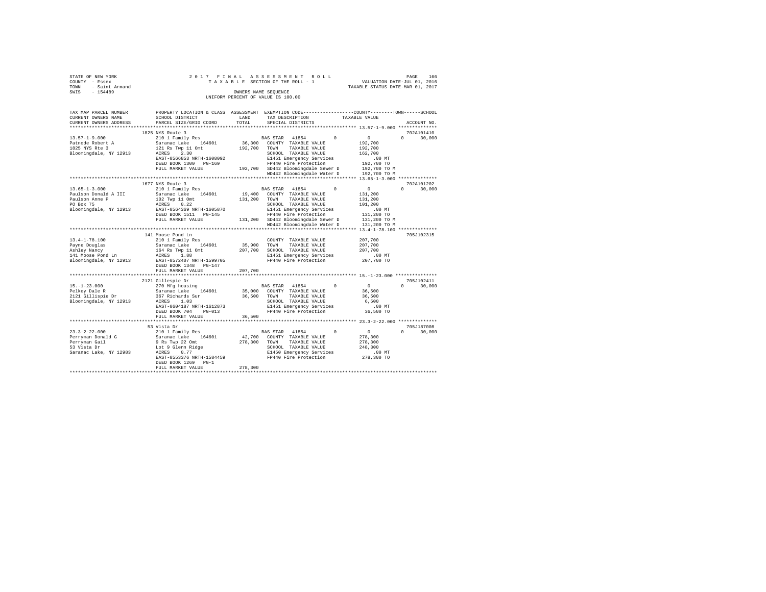STATE OF NEW YORK
COUNTY - Essex
TOWN - Saint Armand
SWIS - 154489

2 0 1 7 F I N A L A S S E S S M E N T R O L L
T A X A B L E SECTION OF THE ROLL - 1
OWNERS NAME SEQUENCE
UNIFORM PERCENT OF VALUE IS 100.00

VALUATION DATE-JUL 01, 2016
TAXABLE STATUS DATE-MAR 01, 2017

```
TAX MAP PARCEL NUMBER    PROPERTY LOCATION & CLASS  ASSESSMENT  EXEMPTION CODE------------------COUNTY--------TOWN------SCHOOL
CURRENT OWNERS NAME      SCHOOL DISTRICT              LAND      TAX DESCRIPTION            TAXABLE VALUE
CURRENT OWNERS ADDRESS   PARCEL SIZE/GRID COORD       TOTAL     SPECIAL DISTRICTS                                    ACCOUNT NO.
******************************************************************************************** 13.57-1-9.000 **************
                         1825 NYS Route 3                                                                        702A101410
13.57-1-9.000            210 1 Family Res                        BAS STAR  41854         0            0            0     30,000
Patnode Robert A         Saranac Lake    164601       36,300    COUNTY  TAXABLE VALUE        192,700
1825 NYS Rte 3           121 Rs Twp 11 Omt           192,700    TOWN    TAXABLE VALUE        192,700
Bloomingdale, NY 12913   ACRES    2.30                          SCHOOL  TAXABLE VALUE        162,700
                         EAST-0566853 NRTH-1608092              E1451 Emergency Services         .00 MT
                         DEED BOOK 1300   PG-169                FP440 Fire Protection        192,700 TO
                         FULL MARKET VALUE           192,700    SD442 Bloomingdale Sewer D   192,700 TO M
                                                                WD442 Bloomingdale Water D   192,700 TO M
******************************************************************************************** 13.65-1-3.000 **************
                         1677 NYS Route 3                                                                        702A101202
13.65-1-3.000            210 1 Family Res                        BAS STAR  41854         0            0            0     30,000
Paulson Donald A III     Saranac Lake    164601       19,400    COUNTY  TAXABLE VALUE        131,200
Paulson Anne P           102 Twp 11 Omt              131,200    TOWN    TAXABLE VALUE        131,200
PO Box 75                ACRES    0.22                          SCHOOL  TAXABLE VALUE        101,200
Bloomingdale, NY 12913   EAST-0564369 NRTH-1605870              E1451 Emergency Services         .00 MT
                         DEED BOOK 1511   PG-145                FP440 Fire Protection        131,200 TO
                         FULL MARKET VALUE           131,200    SD442 Bloomingdale Sewer D   131,200 TO M
                                                                WD442 Bloomingdale Water D   131,200 TO M
******************************************************************************************** 13.4-1-78.100 **************
                         141 Moose Pond Ln                                                                       705J102315
13.4-1-78.100            210 1 Family Res                        COUNTY  TAXABLE VALUE        207,700
Payne Douglas            Saranac Lake    164601       35,900    TOWN    TAXABLE VALUE        207,700
Ashley Nancy             164 Rs Twp 11 Omt           207,700    SCHOOL  TAXABLE VALUE        207,700
141 Moose Pond Ln        ACRES    1.88                          E1451 Emergency Services         .00 MT
Bloomingdale, NY 12913   EAST-0572407 NRTH-1599705              FP440 Fire Protection        207,700 TO
                         DEED BOOK 1348   PG-147
                         FULL MARKET VALUE           207,700
******************************************************************************************** 15.-1-23.000 ***************
                         2121 Gillespie Dr                                                                       705J102411
15.-1-23.000             270 Mfg housing                         BAS STAR  41854         0            0            0     30,000
Pelkey Dale R            Saranac Lake    164601       35,000    COUNTY  TAXABLE VALUE         36,500
2121 Gillispie Dr        367 Richards Sur             36,500    TOWN    TAXABLE VALUE         36,500
Bloomingdale, NY 12913   ACRES    1.03                          SCHOOL  TAXABLE VALUE          6,500
                         EAST-0604187 NRTH-1612873              E1451 Emergency Services         .00 MT
                         DEED BOOK 704    PG-013                FP440 Fire Protection         36,500 TO
                         FULL MARKET VALUE            36,500
******************************************************************************************** 23.3-2-22.000 **************
                         53 Vista Dr                                                                             705J187008
23.3-2-22.000            210 1 Family Res                        BAS STAR  41854         0            0            0     30,000
Perryman Donald G        Saranac Lake    164601       42,700    COUNTY  TAXABLE VALUE        278,300
Perryman Gail            9 Rs Twp 22 Omt             278,300    TOWN    TAXABLE VALUE        278,300
53 Vista Dr              Lot 9 Glenn Ridge                      SCHOOL  TAXABLE VALUE        248,300
Saranac Lake, NY 12983   ACRES    0.77                          E1450 Emergency Services         .00 MT
                         EAST-0553376 NRTH-1584459              FP440 Fire Protection        278,300 TO
                         DEED BOOK 1269   PG-1
                         FULL MARKET VALUE           278,300
****************************************************************************************************************************
```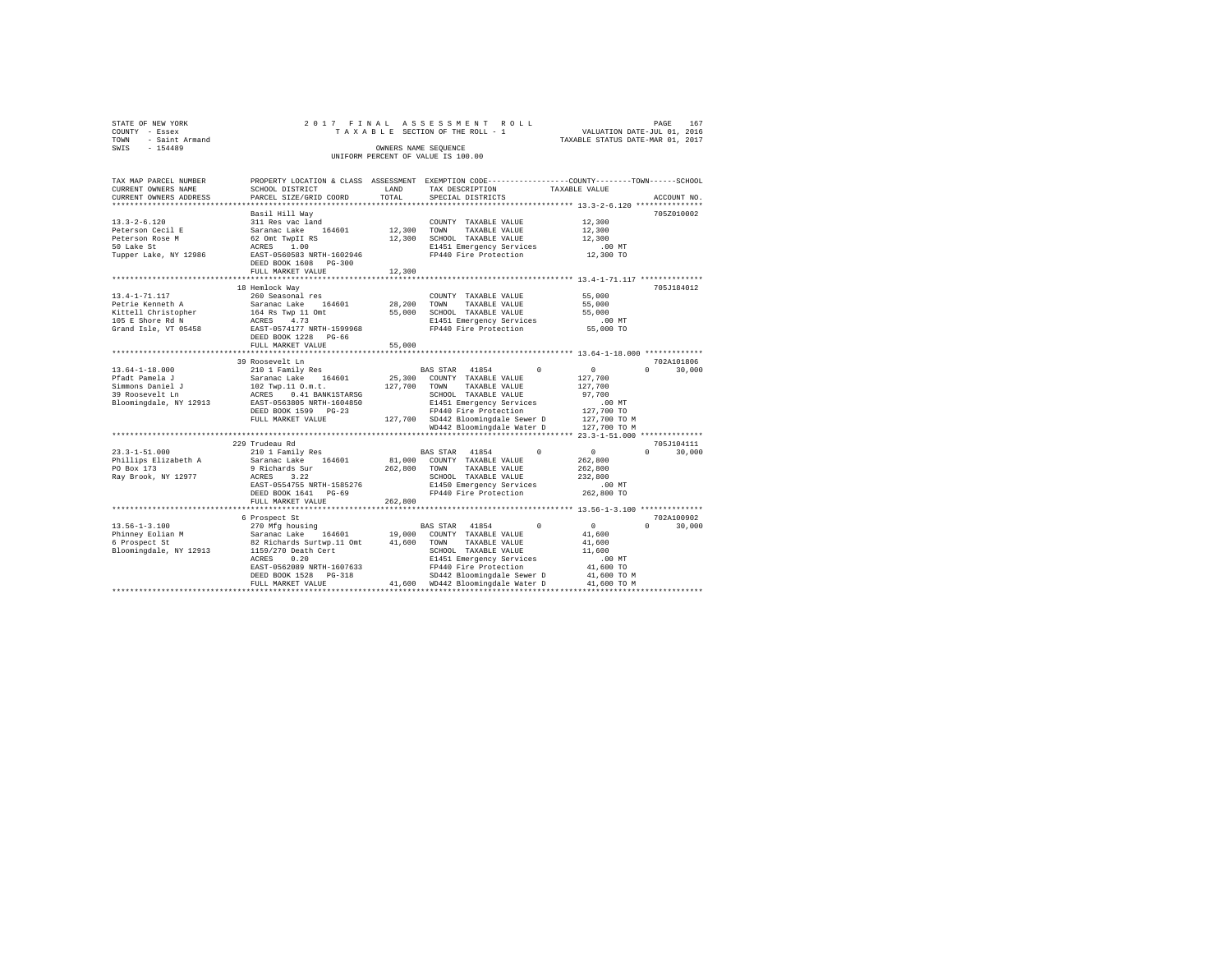STATE OF NEW YORK | 2017 FINAL ASSESSMENT ROLL | VALUATION DATE-JUL 01, 2016
COUNTY - Essex | TAXABLE SECTION OF THE ROLL - 1 | TAXABLE STATUS DATE-MAR 01, 2017
TOWN - Saint Armand | OWNERS NAME SEQUENCE
SWIS - 154489 | UNIFORM PERCENT OF VALUE IS 100.00

```
TAX MAP PARCEL NUMBER     PROPERTY LOCATION & CLASS  ASSESSMENT  EXEMPTION CODE-----------------COUNTY--------TOWN------SCHOOL
CURRENT OWNERS NAME       SCHOOL DISTRICT             LAND       TAX DESCRIPTION             TAXABLE VALUE
CURRENT OWNERS ADDRESS    PARCEL SIZE/GRID COORD      TOTAL      SPECIAL DISTRICTS                                   ACCOUNT NO.
******************************************************************************************** 13.3-2-6.120 ***************
                          Basil Hill Way                                                                          705Z010002
13.3-2-6.120              311 Res vac land                       COUNTY  TAXABLE VALUE          12,300
Peterson Cecil E          Saranac Lake    164601      12,300     TOWN    TAXABLE VALUE          12,300
Peterson Rose M           62 Omt TwpII RS             12,300     SCHOOL  TAXABLE VALUE          12,300
50 Lake St                ACRES    1.00                          E1451 Emergency Services          .00 MT
Tupper Lake, NY 12986     EAST-0560583 NRTH-1602946              FP440 Fire Protection          12,300 TO
                          DEED BOOK 1608   PG-300
                          FULL MARKET VALUE           12,300
******************************************************************************************** 13.4-1-71.117 **************
                          18 Hemlock Way                                                                          705J184012
13.4-1-71.117             260 Seasonal res                       COUNTY  TAXABLE VALUE          55,000
Petrie Kenneth A          Saranac Lake    164601      28,200     TOWN    TAXABLE VALUE          55,000
Kittell Christopher       164 Rs Twp 11 Omt           55,000     SCHOOL  TAXABLE VALUE          55,000
105 E Shore Rd N          ACRES    4.73                          E1451 Emergency Services          .00 MT
Grand Isle, VT 05458      EAST-0574177 NRTH-1599968              FP440 Fire Protection          55,000 TO
                          DEED BOOK 1228   PG-66
                          FULL MARKET VALUE           55,000
******************************************************************************************** 13.64-1-18.000 *************
                          39 Roosevelt Ln                                                                         702A101806
13.64-1-18.000            210 1 Family Res                       BAS STAR  41854        0           0            0    30,000
Pfadt Pamela J            Saranac Lake    164601      25,300     COUNTY  TAXABLE VALUE         127,700
Simmons Daniel J          102 Twp.11 O.m.t.          127,700     TOWN    TAXABLE VALUE         127,700
39 Roosevelt Ln           ACRES    0.41 BANK1STARSG              SCHOOL  TAXABLE VALUE          97,700
Bloomingdale, NY 12913    EAST-0563805 NRTH-1604850              E1451 Emergency Services          .00 MT
                          DEED BOOK 1599   PG-23                 FP440 Fire Protection         127,700 TO
                          FULL MARKET VALUE          127,700     SD442 Bloomingdale Sewer D    127,700 TO M
                                                                 WD442 Bloomingdale Water D    127,700 TO M
******************************************************************************************** 23.3-1-51.000 **************
                          229 Trudeau Rd                                                                          705J104111
23.3-1-51.000             210 1 Family Res                       BAS STAR  41854        0           0            0    30,000
Phillips Elizabeth A      Saranac Lake    164601      81,000     COUNTY  TAXABLE VALUE         262,800
PO Box 173                9 Richards Sur             262,800     TOWN    TAXABLE VALUE         262,800
Ray Brook, NY 12977       ACRES    3.22                          SCHOOL  TAXABLE VALUE         232,800
                          EAST-0554755 NRTH-1585276              E1450 Emergency Services          .00 MT
                          DEED BOOK 1641   PG-69                 FP440 Fire Protection         262,800 TO
                          FULL MARKET VALUE          262,800
******************************************************************************************** 13.56-1-3.100 **************
                          6 Prospect St                                                                           702A100902
13.56-1-3.100             270 Mfg housing                        BAS STAR  41854        0           0            0    30,000
Phinney Eolian M          Saranac Lake    164601      19,000     COUNTY  TAXABLE VALUE          41,600
6 Prospect St             82 Richards Surtwp.11 Omt   41,600     TOWN    TAXABLE VALUE          41,600
Bloomingdale, NY 12913    1159/270 Death Cert                    SCHOOL  TAXABLE VALUE          11,600
                          ACRES    0.20                          E1451 Emergency Services          .00 MT
                          EAST-0562089 NRTH-1607633              FP440 Fire Protection          41,600 TO
                          DEED BOOK 1528   PG-318                SD442 Bloomingdale Sewer D     41,600 TO M
                          FULL MARKET VALUE           41,600     WD442 Bloomingdale Water D     41,600 TO M
****************************************************************************************************************************
```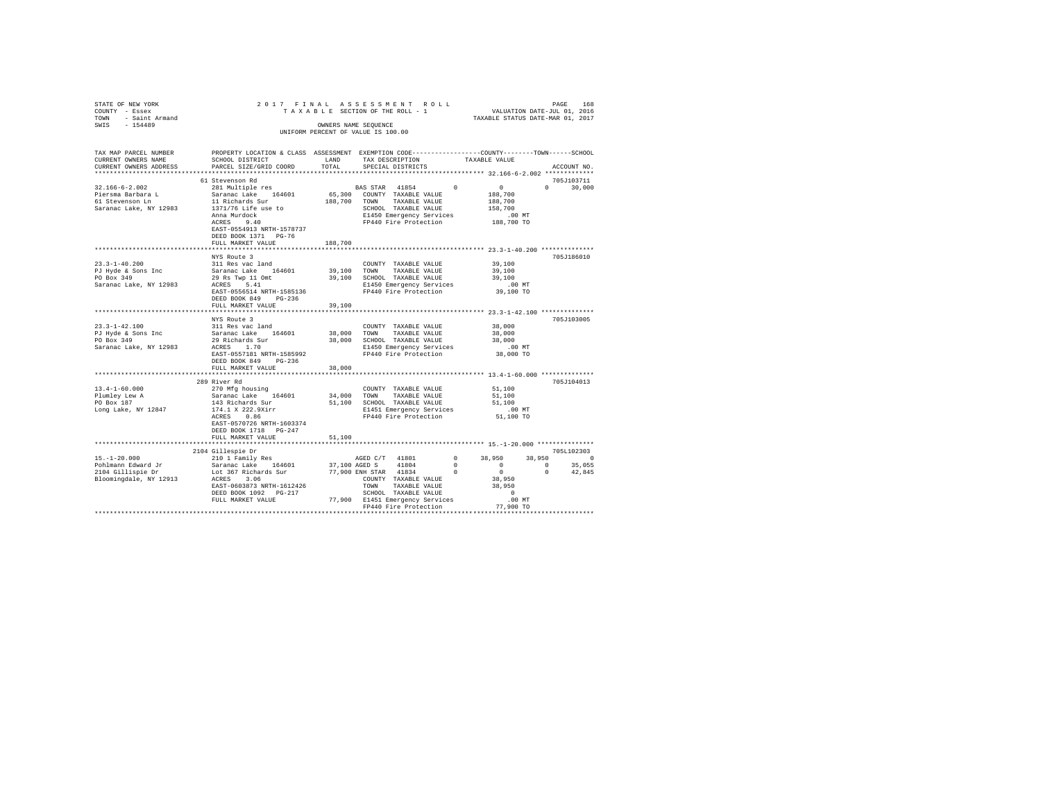STATE OF NEW YORK
COUNTY - Essex
TOWN - Saint Armand
SWIS - 154489

2017 FINAL ASSESSMENT ROLL
TAXABLE SECTION OF THE ROLL - 1
OWNERS NAME SEQUENCE
UNIFORM PERCENT OF VALUE IS 100.00

VALUATION DATE-JUL 01, 2016
TAXABLE STATUS DATE-MAR 01, 2017

```
TAX MAP PARCEL NUMBER     PROPERTY LOCATION & CLASS  ASSESSMENT  EXEMPTION CODE-----------------COUNTY--------TOWN------SCHOOL
CURRENT OWNERS NAME       SCHOOL DISTRICT              LAND      TAX DESCRIPTION              TAXABLE VALUE
CURRENT OWNERS ADDRESS    PARCEL SIZE/GRID COORD       TOTAL     SPECIAL DISTRICTS                                    ACCOUNT NO.
******************************************************************************************** 32.166-6-2.002 ************
                          61 Stevenson Rd                                                                          705J103711
32.166-6-2.002            281 Multiple res                       BAS STAR  41854         0         0          0     30,000
Piersma Barbara L         Saranac Lake   164601         65,300   COUNTY  TAXABLE VALUE          188,700
61 Stevenson Ln           11 Richards Sur              188,700   TOWN    TAXABLE VALUE          188,700
Saranac Lake, NY 12983    1371/76 Life use to                    SCHOOL  TAXABLE VALUE          158,700
                          Anna Murdock                           E1450 Emergency Services            .00 MT
                          ACRES    9.40                          FP440 Fire Protection          188,700 TO
                          EAST-0554913 NRTH-1578737
                          DEED BOOK 1371   PG-76
                          FULL MARKET VALUE            188,700
******************************************************************************************** 23.3-1-40.200 *************
                          NYS Route 3                                                                              705J186010
23.3-1-40.200             311 Res vac land                       COUNTY  TAXABLE VALUE           39,100
PJ Hyde & Sons Inc        Saranac Lake   164601         39,100   TOWN    TAXABLE VALUE           39,100
PO Box 349                29 Rs Twp 11 Omt              39,100   SCHOOL  TAXABLE VALUE           39,100
Saranac Lake, NY 12983    ACRES    5.41                          E1450 Emergency Services            .00 MT
                          EAST-0556514 NRTH-1585136              FP440 Fire Protection           39,100 TO
                          DEED BOOK 849    PG-236
                          FULL MARKET VALUE             39,100
******************************************************************************************** 23.3-1-42.100 *************
                          NYS Route 3                                                                              705J103005
23.3-1-42.100             311 Res vac land                       COUNTY  TAXABLE VALUE           38,000
PJ Hyde & Sons Inc        Saranac Lake   164601         38,000   TOWN    TAXABLE VALUE           38,000
PO Box 349                29 Richards Sur               38,000   SCHOOL  TAXABLE VALUE           38,000
Saranac Lake, NY 12983    ACRES    1.70                          E1450 Emergency Services            .00 MT
                          EAST-0557181 NRTH-1585992              FP440 Fire Protection           38,000 TO
                          DEED BOOK 849    PG-236
                          FULL MARKET VALUE             38,000
******************************************************************************************** 13.4-1-60.000 *************
                          289 River Rd                                                                             705J104013
13.4-1-60.000             270 Mfg housing                        COUNTY  TAXABLE VALUE           51,100
Plumley Lew A             Saranac Lake   164601         34,000   TOWN    TAXABLE VALUE           51,100
PO Box 187                143 Richards Sur              51,100   SCHOOL  TAXABLE VALUE           51,100
Long Lake, NY 12847       174.1 X 222.9Xirr                      E1451 Emergency Services            .00 MT
                          ACRES    0.86                          FP440 Fire Protection           51,100 TO
                          EAST-0570726 NRTH-1603374
                          DEED BOOK 1718   PG-247
                          FULL MARKET VALUE             51,100
******************************************************************************************** 15.-1-20.000 **************
                          2104 Gillespie Dr                                                                        705L102303
15.-1-20.000              210 1 Family Res                       AGED C/T  41801         0    38,950     38,950          0
Pohlmann Edward Jr        Saranac Lake   164601         37,100 AGED S    41804         0         0          0     35,055
2104 Gillispie Dr         Lot 367 Richards Sur          77,900 ENH STAR  41834         0         0          0     42,845
Bloomingdale, NY 12913    ACRES    3.06                          COUNTY  TAXABLE VALUE           38,950
                          EAST-0603873 NRTH-1612426              TOWN    TAXABLE VALUE           38,950
                          DEED BOOK 1092   PG-217                SCHOOL  TAXABLE VALUE                0
                          FULL MARKET VALUE             77,900   E1451 Emergency Services            .00 MT
                                                                 FP440 Fire Protection           77,900 TO
**************************************************************************************************************************
```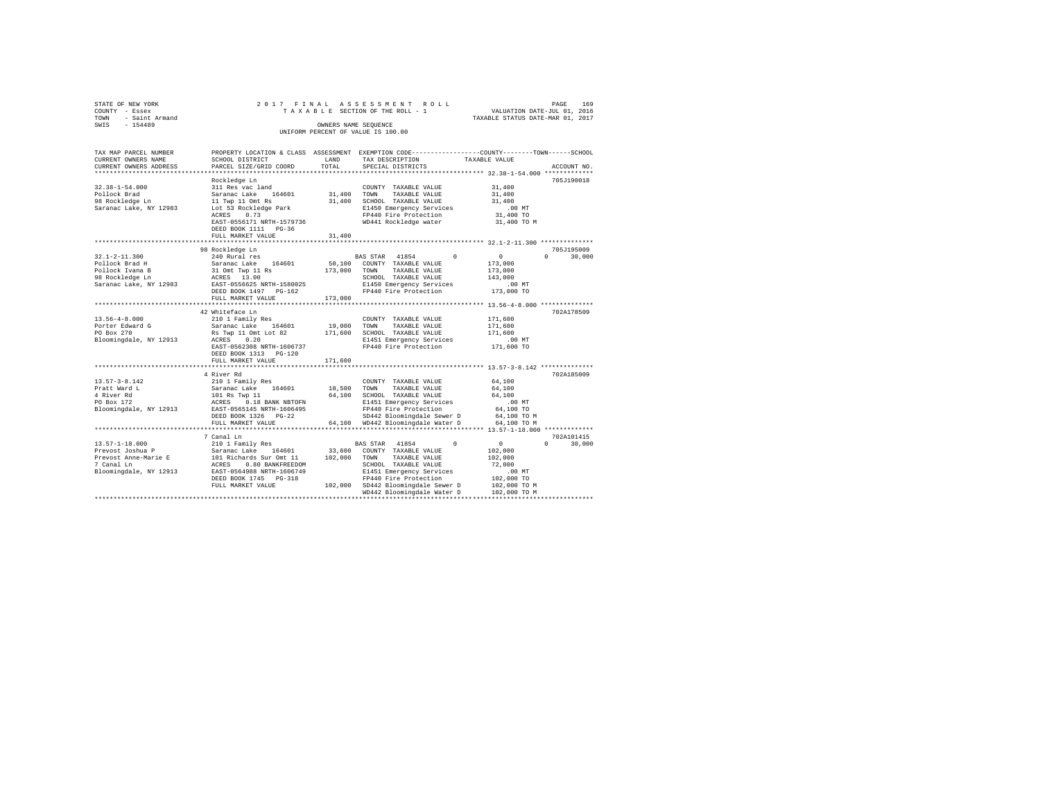STATE OF NEW YORK 2 0 1 7 F I N A L A S S E S S M E N T R O L L
COUNTY - Essex T A X A B L E SECTION OF THE ROLL - 1 VALUATION DATE-JUL 01, 2016
TOWN - Saint Armand TAXABLE STATUS DATE-MAR 01, 2017
SWIS - 154489 OWNERS NAME SEQUENCE
UNIFORM PERCENT OF VALUE IS 100.00

```
TAX MAP PARCEL NUMBER          PROPERTY LOCATION & CLASS  ASSESSMENT  EXEMPTION CODE-----------------COUNTY--------TOWN------SCHOOL
CURRENT OWNERS NAME            SCHOOL DISTRICT             LAND       TAX DESCRIPTION            TAXABLE VALUE
CURRENT OWNERS ADDRESS         PARCEL SIZE/GRID COORD      TOTAL      SPECIAL DISTRICTS                                    ACCOUNT NO.
************************************************************************************************** 32.38-1-54.000 *************
                               Rockledge Ln                                                                            705J190018
32.38-1-54.000                 311 Res vac land                        COUNTY  TAXABLE VALUE           31,400
Pollock Brad                   Saranac Lake   164601        31,400     TOWN    TAXABLE VALUE           31,400
98 Rockledge Ln                11 Twp 11 Omt Rs             31,400     SCHOOL  TAXABLE VALUE           31,400
Saranac Lake, NY 12983         Lot 53 Rockledge Park                   E1450 Emergency Services           .00 MT
                               ACRES    0.73                           FP440 Fire Protection           31,400 TO
                               EAST-0556171 NRTH-1579736               WD441 Rockledge water           31,400 TO M
                               DEED BOOK 1111   PG-36
                               FULL MARKET VALUE            31,400
************************************************************************************************** 32.1-2-11.300 **************
                               98 Rockledge Ln                                                                         705J195009
32.1-2-11.300                  240 Rural res                           BAS STAR  41854         0          0            0     30,000
Pollock Brad H                 Saranac Lake   164601        50,100     COUNTY  TAXABLE VALUE          173,000
Pollock Ivana B                31 Omt Twp 11 Rs            173,000     TOWN    TAXABLE VALUE          173,000
98 Rockledge Ln                ACRES   13.00                           SCHOOL  TAXABLE VALUE          143,000
Saranac Lake, NY 12983         EAST-0556625 NRTH-1580025               E1450 Emergency Services           .00 MT
                               DEED BOOK 1497   PG-162                 FP440 Fire Protection          173,000 TO
                               FULL MARKET VALUE           173,000
************************************************************************************************** 13.56-4-8.000 **************
                               42 Whiteface Ln                                                                         702A178509
13.56-4-8.000                  210 1 Family Res                        COUNTY  TAXABLE VALUE          171,600
Porter Edward G                Saranac Lake   164601        19,000     TOWN    TAXABLE VALUE          171,600
PO Box 270                     Rs Twp 11 Omt Lot 82        171,600     SCHOOL  TAXABLE VALUE          171,600
Bloomingdale, NY 12913         ACRES    0.20                           E1451 Emergency Services           .00 MT
                               EAST-0562308 NRTH-1606737               FP440 Fire Protection          171,600 TO
                               DEED BOOK 1313   PG-120
                               FULL MARKET VALUE           171,600
************************************************************************************************** 13.57-3-8.142 **************
                               4 River Rd                                                                              702A185009
13.57-3-8.142                  210 1 Family Res                        COUNTY  TAXABLE VALUE           64,100
Pratt Ward L                   Saranac Lake   164601        18,500     TOWN    TAXABLE VALUE           64,100
4 River Rd                     101 Rs Twp 11                64,100     SCHOOL  TAXABLE VALUE           64,100
PO Box 172                     ACRES    0.18 BANK NBTOFN               E1451 Emergency Services           .00 MT
Bloomingdale, NY 12913         EAST-0565145 NRTH-1606495               FP440 Fire Protection           64,100 TO
                               DEED BOOK 1326   PG-22                  SD442 Bloomingdale Sewer D      64,100 TO M
                               FULL MARKET VALUE            64,100     WD442 Bloomingdale Water D      64,100 TO M
************************************************************************************************** 13.57-1-18.000 *************
                               7 Canal Ln                                                                              702A101415
13.57-1-18.000                 210 1 Family Res                        BAS STAR  41854         0          0            0     30,000
Prevost Joshua P               Saranac Lake   164601        33,600     COUNTY  TAXABLE VALUE          102,000
Prevost Anne-Marie E           101 Richards Sur Omt 11     102,000     TOWN    TAXABLE VALUE          102,000
7 Canal Ln                     ACRES    0.80 BANKFREEDOM               SCHOOL  TAXABLE VALUE           72,000
Bloomingdale, NY 12913         EAST-0564988 NRTH-1606749               E1451 Emergency Services           .00 MT
                               DEED BOOK 1745   PG-318                 FP440 Fire Protection          102,000 TO
                               FULL MARKET VALUE           102,000     SD442 Bloomingdale Sewer D     102,000 TO M
                                                                       WD442 Bloomingdale Water D     102,000 TO M
********************************************************************************************************************************
```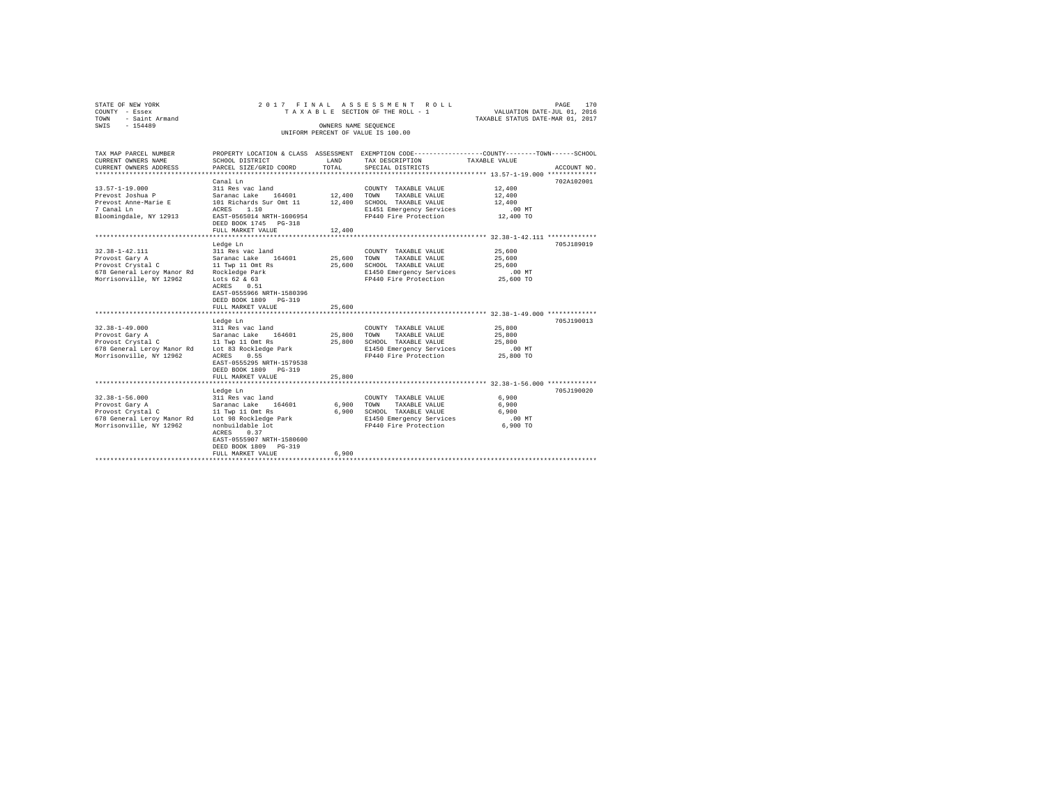STATE OF NEW YORK 2017 FINAL ASSESSMENT ROLL
COUNTY - Essex TAXABLE SECTION OF THE ROLL - 1 VALUATION DATE-JUL 01, 2016
TOWN - Saint Armand TAXABLE STATUS DATE-MAR 01, 2017
SWIS - 154489 OWNERS NAME SEQUENCE
UNIFORM PERCENT OF VALUE IS 100.00

| TAX MAP PARCEL NUMBER / CURRENT OWNERS NAME / CURRENT OWNERS ADDRESS | PROPERTY LOCATION & CLASS / SCHOOL DISTRICT / PARCEL SIZE/GRID COORD | ASSESSMENT LAND | TOTAL | EXEMPTION CODE / TAX DESCRIPTION / SPECIAL DISTRICTS | COUNTY / TOWN / SCHOOL TAXABLE VALUE | ACCOUNT NO. |
|---|---|---|---|---|---|---|
| 13.57-1-19.000 | Canal Ln | | | | | 702A102001 |
| Prevost Joshua P | 311 Res vac land | | | COUNTY TAXABLE VALUE | 12,400 | |
| Prevost Anne-Marie E | Saranac Lake 164601 | 12,400 | | TOWN TAXABLE VALUE | 12,400 | |
| 7 Canal Ln | 101 Richards Sur Omt 11 | | 12,400 | SCHOOL TAXABLE VALUE | 12,400 | |
| Bloomingdale, NY 12913 | ACRES 1.10 | | | E1451 Emergency Services | .00 MT | |
| | EAST-0565014 NRTH-1606954 | | | FP440 Fire Protection | 12,400 TO | |
| | DEED BOOK 1745 PG-318 | | | | | |
| | FULL MARKET VALUE | | 12,400 | | | |
| 32.38-1-42.111 | Ledge Ln | | | | | 705J189019 |
| Provost Gary A | 311 Res vac land | | | COUNTY TAXABLE VALUE | 25,600 | |
| Provost Crystal C | Saranac Lake 164601 | 25,600 | | TOWN TAXABLE VALUE | 25,600 | |
| 678 General Leroy Manor Rd | 11 Twp 11 Omt Rs | | 25,600 | SCHOOL TAXABLE VALUE | 25,600 | |
| Morrisonville, NY 12962 | Rockledge Park | | | E1450 Emergency Services | .00 MT | |
| | Lots 62 & 63 | | | FP440 Fire Protection | 25,600 TO | |
| | ACRES 0.51 | | | | | |
| | EAST-0555966 NRTH-1580396 | | | | | |
| | DEED BOOK 1809 PG-319 | | | | | |
| | FULL MARKET VALUE | | 25,600 | | | |
| 32.38-1-49.000 | Ledge Ln | | | | | 705J190013 |
| Provost Gary A | 311 Res vac land | | | COUNTY TAXABLE VALUE | 25,800 | |
| Provost Crystal C | Saranac Lake 164601 | 25,800 | | TOWN TAXABLE VALUE | 25,800 | |
| 678 General Leroy Manor Rd | 11 Twp 11 Omt Rs | | 25,800 | SCHOOL TAXABLE VALUE | 25,800 | |
| Morrisonville, NY 12962 | Lot 83 Rockledge Park | | | E1450 Emergency Services | .00 MT | |
| | ACRES 0.55 | | | FP440 Fire Protection | 25,800 TO | |
| | EAST-0555295 NRTH-1579538 | | | | | |
| | DEED BOOK 1809 PG-319 | | | | | |
| | FULL MARKET VALUE | | 25,800 | | | |
| 32.38-1-56.000 | Ledge Ln | | | | | 705J190020 |
| Provost Gary A | 311 Res vac land | | | COUNTY TAXABLE VALUE | 6,900 | |
| Provost Crystal C | Saranac Lake 164601 | 6,900 | | TOWN TAXABLE VALUE | 6,900 | |
| 678 General Leroy Manor Rd | 11 Twp 11 Omt Rs | | 6,900 | SCHOOL TAXABLE VALUE | 6,900 | |
| Morrisonville, NY 12962 | Lot 98 Rockledge Park | | | E1450 Emergency Services | .00 MT | |
| | nonbuildable lot | | | FP440 Fire Protection | 6,900 TO | |
| | ACRES 0.37 | | | | | |
| | EAST-0555907 NRTH-1580600 | | | | | |
| | DEED BOOK 1809 PG-319 | | | | | |
| | FULL MARKET VALUE | | 6,900 | | | |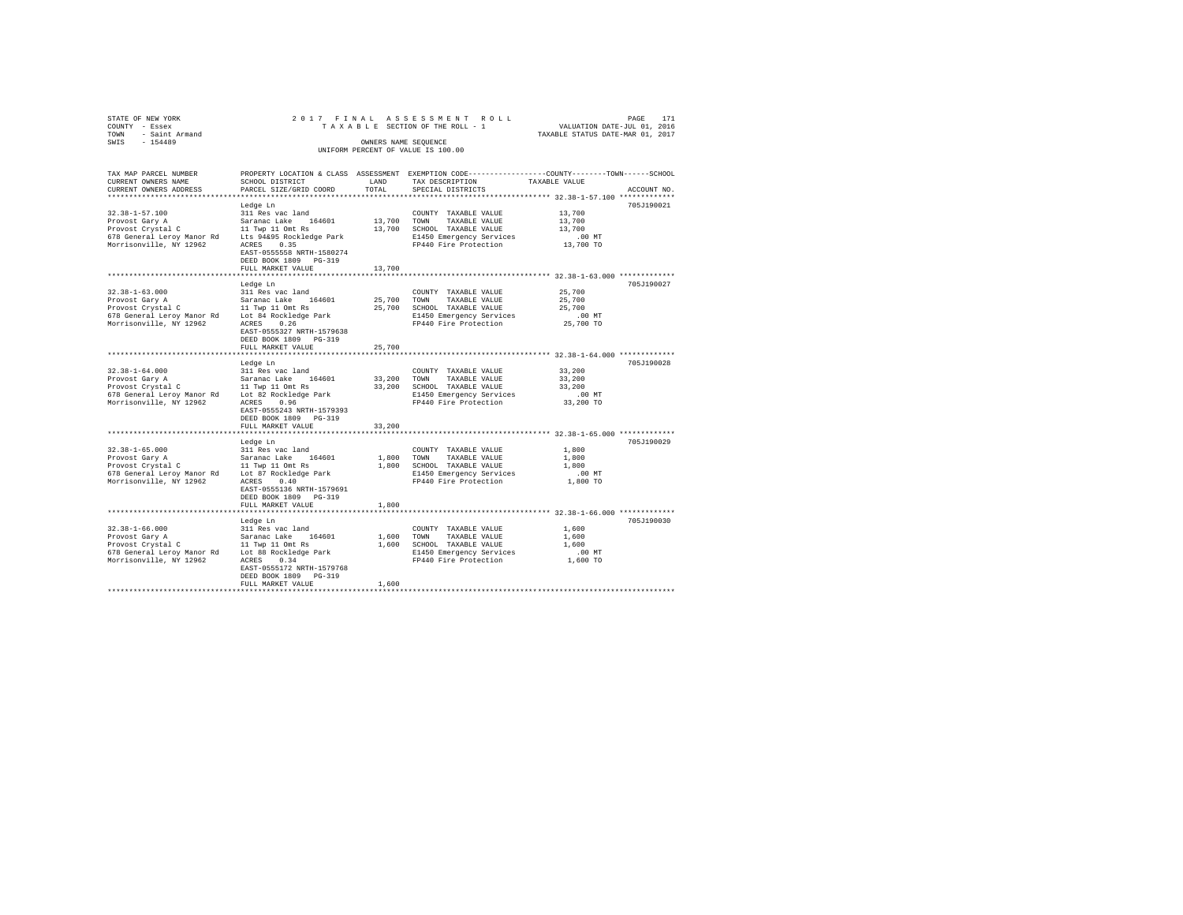STATE OF NEW YORK — 2017 FINAL ASSESSMENT ROLL
COUNTY - Essex — TAXABLE SECTION OF THE ROLL - 1 — VALUATION DATE-JUL 01, 2016
TOWN - Saint Armand — TAXABLE STATUS DATE-MAR 01, 2017
SWIS - 154489 — OWNERS NAME SEQUENCE
UNIFORM PERCENT OF VALUE IS 100.00

| TAX MAP PARCEL NUMBER / CURRENT OWNERS NAME / CURRENT OWNERS ADDRESS | PROPERTY LOCATION & CLASS / SCHOOL DISTRICT / PARCEL SIZE/GRID COORD | ASSESSMENT LAND | TOTAL | EXEMPTION CODE / TAX DESCRIPTION / SPECIAL DISTRICTS | TAXABLE VALUE (COUNTY / TOWN / SCHOOL) | ACCOUNT NO. |
|---|---|---|---|---|---|---|
| 32.38-1-57.100 | Ledge Ln | | | | | 705J190021 |
| | 311 Res vac land | | | COUNTY TAXABLE VALUE | 13,700 | |
| Provost Gary A | Saranac Lake 164601 | 13,700 | | TOWN TAXABLE VALUE | 13,700 | |
| Provost Crystal C | 11 Twp 11 Omt Rs | | 13,700 | SCHOOL TAXABLE VALUE | 13,700 | |
| 678 General Leroy Manor Rd | Lts 94&95 Rockledge Park | | | E1450 Emergency Services | .00 MT | |
| Morrisonville, NY 12962 | ACRES 0.35 | | | FP440 Fire Protection | 13,700 TO | |
| | EAST-0555558 NRTH-1580274 | | | | | |
| | DEED BOOK 1809 PG-319 | | | | | |
| | FULL MARKET VALUE | | 13,700 | | | |
| 32.38-1-63.000 | Ledge Ln | | | | | 705J190027 |
| | 311 Res vac land | | | COUNTY TAXABLE VALUE | 25,700 | |
| Provost Gary A | Saranac Lake 164601 | 25,700 | | TOWN TAXABLE VALUE | 25,700 | |
| Provost Crystal C | 11 Twp 11 Omt Rs | | 25,700 | SCHOOL TAXABLE VALUE | 25,700 | |
| 678 General Leroy Manor Rd | Lot 84 Rockledge Park | | | E1450 Emergency Services | .00 MT | |
| Morrisonville, NY 12962 | ACRES 0.26 | | | FP440 Fire Protection | 25,700 TO | |
| | EAST-0555327 NRTH-1579638 | | | | | |
| | DEED BOOK 1809 PG-319 | | | | | |
| | FULL MARKET VALUE | | 25,700 | | | |
| 32.38-1-64.000 | Ledge Ln | | | | | 705J190028 |
| | 311 Res vac land | | | COUNTY TAXABLE VALUE | 33,200 | |
| Provost Gary A | Saranac Lake 164601 | 33,200 | | TOWN TAXABLE VALUE | 33,200 | |
| Provost Crystal C | 11 Twp 11 Omt Rs | | 33,200 | SCHOOL TAXABLE VALUE | 33,200 | |
| 678 General Leroy Manor Rd | Lot 82 Rockledge Park | | | E1450 Emergency Services | .00 MT | |
| Morrisonville, NY 12962 | ACRES 0.96 | | | FP440 Fire Protection | 33,200 TO | |
| | EAST-0555243 NRTH-1579393 | | | | | |
| | DEED BOOK 1809 PG-319 | | | | | |
| | FULL MARKET VALUE | | 33,200 | | | |
| 32.38-1-65.000 | Ledge Ln | | | | | 705J190029 |
| | 311 Res vac land | | | COUNTY TAXABLE VALUE | 1,800 | |
| Provost Gary A | Saranac Lake 164601 | 1,800 | | TOWN TAXABLE VALUE | 1,800 | |
| Provost Crystal C | 11 Twp 11 Omt Rs | | 1,800 | SCHOOL TAXABLE VALUE | 1,800 | |
| 678 General Leroy Manor Rd | Lot 87 Rockledge Park | | | E1450 Emergency Services | .00 MT | |
| Morrisonville, NY 12962 | ACRES 0.40 | | | FP440 Fire Protection | 1,800 TO | |
| | EAST-0555136 NRTH-1579691 | | | | | |
| | DEED BOOK 1809 PG-319 | | | | | |
| | FULL MARKET VALUE | | 1,800 | | | |
| 32.38-1-66.000 | Ledge Ln | | | | | 705J190030 |
| | 311 Res vac land | | | COUNTY TAXABLE VALUE | 1,600 | |
| Provost Gary A | Saranac Lake 164601 | 1,600 | | TOWN TAXABLE VALUE | 1,600 | |
| Provost Crystal C | 11 Twp 11 Omt Rs | | 1,600 | SCHOOL TAXABLE VALUE | 1,600 | |
| 678 General Leroy Manor Rd | Lot 88 Rockledge Park | | | E1450 Emergency Services | .00 MT | |
| Morrisonville, NY 12962 | ACRES 0.34 | | | FP440 Fire Protection | 1,600 TO | |
| | EAST-0555172 NRTH-1579768 | | | | | |
| | DEED BOOK 1809 PG-319 | | | | | |
| | FULL MARKET VALUE | | 1,600 | | | |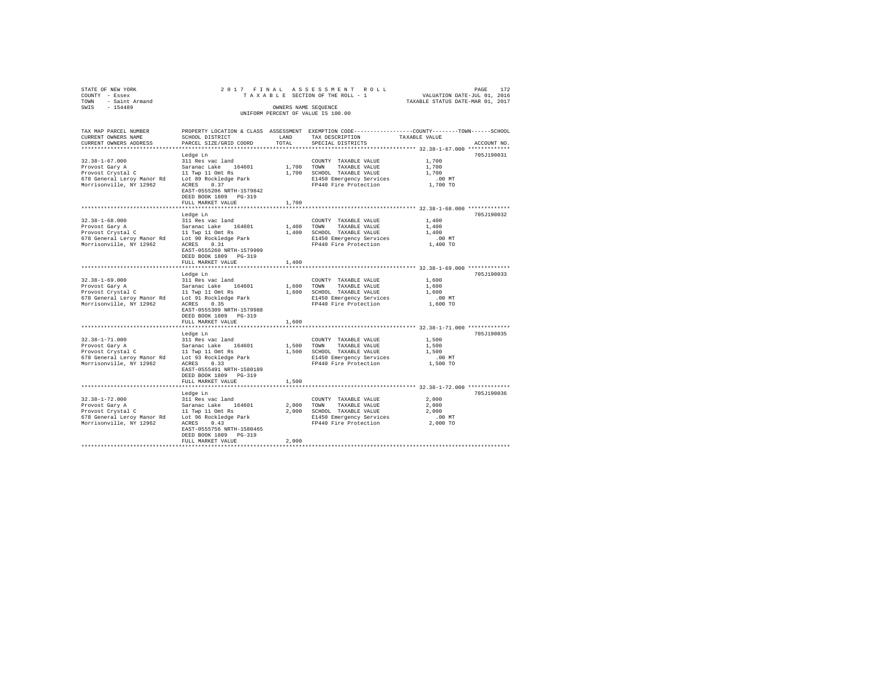STATE OF NEW YORK  
COUNTY - Essex  
TOWN - Saint Armand  
SWIS - 154489

2 0 1 7   F I N A L   A S S E S S M E N T   R O L L  
T A X A B L E  SECTION OF THE ROLL - 1  
OWNERS NAME SEQUENCE  
UNIFORM PERCENT OF VALUE IS 100.00

VALUATION DATE-JUL 01, 2016  
TAXABLE STATUS DATE-MAR 01, 2017

| TAX MAP PARCEL NUMBER / CURRENT OWNERS NAME / CURRENT OWNERS ADDRESS | PROPERTY LOCATION & CLASS / SCHOOL DISTRICT / PARCEL SIZE/GRID COORD | ASSESSMENT LAND | TOTAL | EXEMPTION CODE / TAX DESCRIPTION / SPECIAL DISTRICTS | TAXABLE VALUE (COUNTY / TOWN / SCHOOL) | ACCOUNT NO. |
|---|---|---|---|---|---|---|
| 32.38-1-67.000 | Ledge Ln | | | | | 705J190031 |
| Provost Gary A | 311 Res vac land | | | COUNTY TAXABLE VALUE | 1,700 | |
| Provost Crystal C | Saranac Lake 164601 | 1,700 | | TOWN TAXABLE VALUE | 1,700 | |
| 678 General Leroy Manor Rd | 11 Twp 11 Omt Rs | | 1,700 | SCHOOL TAXABLE VALUE | 1,700 | |
| Morrisonville, NY 12962 | Lot 89 Rockledge Park | | | E1450 Emergency Services | .00 MT | |
| | ACRES 0.37 | | | FP440 Fire Protection | 1,700 TO | |
| | EAST-0555206 NRTH-1579842 | | | | | |
| | DEED BOOK 1809 PG-319 | | | | | |
| | FULL MARKET VALUE | | 1,700 | | | |
| 32.38-1-68.000 | Ledge Ln | | | | | 705J190032 |
| Provost Gary A | 311 Res vac land | | | COUNTY TAXABLE VALUE | 1,400 | |
| Provost Crystal C | Saranac Lake 164601 | 1,400 | | TOWN TAXABLE VALUE | 1,400 | |
| 678 General Leroy Manor Rd | 11 Twp 11 Omt Rs | | 1,400 | SCHOOL TAXABLE VALUE | 1,400 | |
| Morrisonville, NY 12962 | Lot 90 Rockledge Park | | | E1450 Emergency Services | .00 MT | |
| | ACRES 0.31 | | | FP440 Fire Protection | 1,400 TO | |
| | EAST-0555260 NRTH-1579909 | | | | | |
| | DEED BOOK 1809 PG-319 | | | | | |
| | FULL MARKET VALUE | | 1,400 | | | |
| 32.38-1-69.000 | Ledge Ln | | | | | 705J190033 |
| Provost Gary A | 311 Res vac land | | | COUNTY TAXABLE VALUE | 1,600 | |
| Provost Crystal C | Saranac Lake 164601 | 1,600 | | TOWN TAXABLE VALUE | 1,600 | |
| 678 General Leroy Manor Rd | 11 Twp 11 Omt Rs | | 1,600 | SCHOOL TAXABLE VALUE | 1,600 | |
| Morrisonville, NY 12962 | Lot 91 Rockledge Park | | | E1450 Emergency Services | .00 MT | |
| | ACRES 0.35 | | | FP440 Fire Protection | 1,600 TO | |
| | EAST-0555309 NRTH-1579988 | | | | | |
| | DEED BOOK 1809 PG-319 | | | | | |
| | FULL MARKET VALUE | | 1,600 | | | |
| 32.38-1-71.000 | Ledge Ln | | | | | 705J190035 |
| Provost Gary A | 311 Res vac land | | | COUNTY TAXABLE VALUE | 1,500 | |
| Provost Crystal C | Saranac Lake 164601 | 1,500 | | TOWN TAXABLE VALUE | 1,500 | |
| 678 General Leroy Manor Rd | 11 Twp 11 Omt Rs | | 1,500 | SCHOOL TAXABLE VALUE | 1,500 | |
| Morrisonville, NY 12962 | Lot 93 Rockledge Park | | | E1450 Emergency Services | .00 MT | |
| | ACRES 0.33 | | | FP440 Fire Protection | 1,500 TO | |
| | EAST-0555491 NRTH-1580189 | | | | | |
| | DEED BOOK 1809 PG-319 | | | | | |
| | FULL MARKET VALUE | | 1,500 | | | |
| 32.38-1-72.000 | Ledge Ln | | | | | 705J190036 |
| Provost Gary A | 311 Res vac land | | | COUNTY TAXABLE VALUE | 2,000 | |
| Provost Crystal C | Saranac Lake 164601 | 2,000 | | TOWN TAXABLE VALUE | 2,000 | |
| 678 General Leroy Manor Rd | 11 Twp 11 Omt Rs | | 2,000 | SCHOOL TAXABLE VALUE | 2,000 | |
| Morrisonville, NY 12962 | Lot 96 Rockledge Park | | | E1450 Emergency Services | .00 MT | |
| | ACRES 0.43 | | | FP440 Fire Protection | 2,000 TO | |
| | EAST-0555756 NRTH-1580465 | | | | | |
| | DEED BOOK 1809 PG-319 | | | | | |
| | FULL MARKET VALUE | | 2,000 | | | |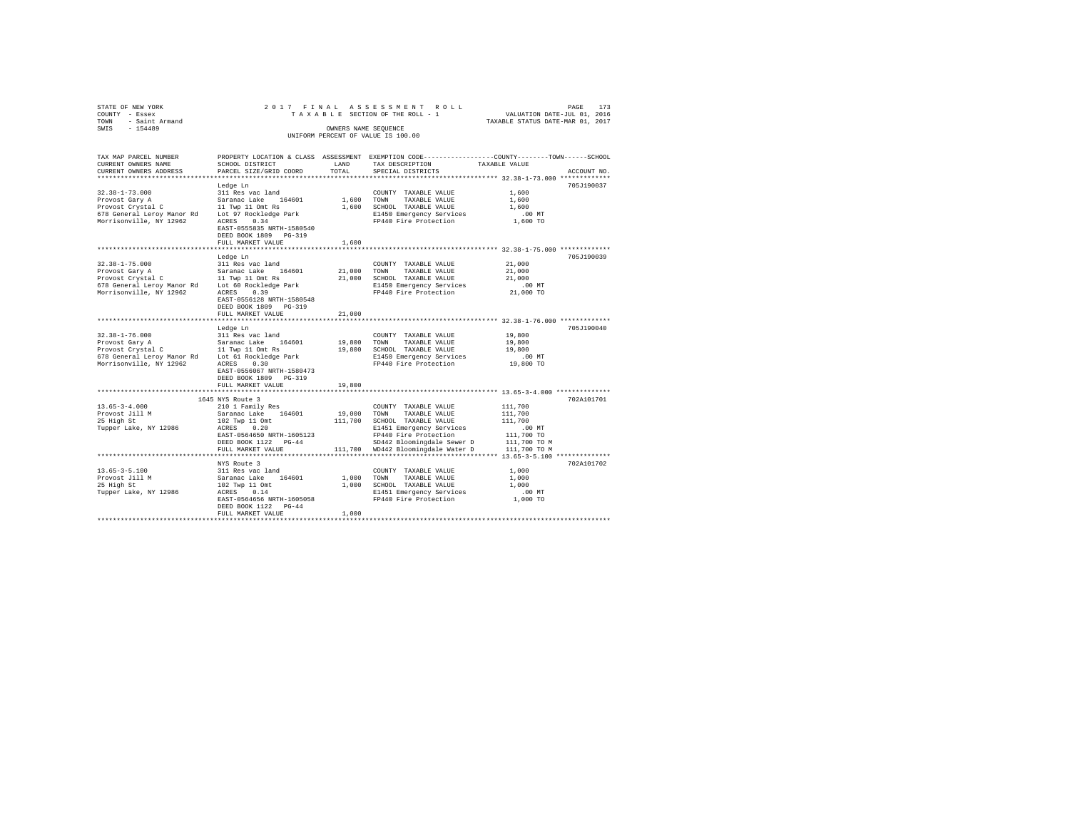STATE OF NEW YORK
COUNTY - Essex
TOWN - Saint Armand
SWIS - 154489

2017 FINAL ASSESSMENT ROLL
TAXABLE SECTION OF THE ROLL - 1
OWNERS NAME SEQUENCE
UNIFORM PERCENT OF VALUE IS 100.00

VALUATION DATE-JUL 01, 2016
TAXABLE STATUS DATE-MAR 01, 2017

| TAX MAP PARCEL NUMBER / CURRENT OWNERS NAME / CURRENT OWNERS ADDRESS | PROPERTY LOCATION & CLASS / SCHOOL DISTRICT / PARCEL SIZE/GRID COORD | ASSESSMENT LAND / TOTAL | EXEMPTION CODE / TAX DESCRIPTION / SPECIAL DISTRICTS | COUNTY / TOWN / SCHOOL TAXABLE VALUE | ACCOUNT NO. |
|---|---|---|---|---|---|
| 32.38-1-73.000 | Ledge Ln | | | | 705J190037 |
| Provost Gary A | 311 Res vac land | | COUNTY TAXABLE VALUE | 1,600 | |
| Provost Crystal C | Saranac Lake 164601 | 1,600 | TOWN TAXABLE VALUE | 1,600 | |
| 678 General Leroy Manor Rd | 11 Twp 11 Omt Rs | 1,600 | SCHOOL TAXABLE VALUE | 1,600 | |
| Morrisonville, NY 12962 | Lot 97 Rockledge Park | | E1450 Emergency Services | .00 MT | |
| | ACRES 0.34 | | FP440 Fire Protection | 1,600 TO | |
| | EAST-0555835 NRTH-1580540 | | | | |
| | DEED BOOK 1809 PG-319 | | | | |
| | FULL MARKET VALUE | 1,600 | | | |
| 32.38-1-75.000 | Ledge Ln | | | | 705J190039 |
| Provost Gary A | 311 Res vac land | | COUNTY TAXABLE VALUE | 21,000 | |
| Provost Crystal C | Saranac Lake 164601 | 21,000 | TOWN TAXABLE VALUE | 21,000 | |
| 678 General Leroy Manor Rd | 11 Twp 11 Omt Rs | 21,000 | SCHOOL TAXABLE VALUE | 21,000 | |
| Morrisonville, NY 12962 | Lot 60 Rockledge Park | | E1450 Emergency Services | .00 MT | |
| | ACRES 0.39 | | FP440 Fire Protection | 21,000 TO | |
| | EAST-0556128 NRTH-1580548 | | | | |
| | DEED BOOK 1809 PG-319 | | | | |
| | FULL MARKET VALUE | 21,000 | | | |
| 32.38-1-76.000 | Ledge Ln | | | | 705J190040 |
| Provost Gary A | 311 Res vac land | | COUNTY TAXABLE VALUE | 19,800 | |
| Provost Crystal C | Saranac Lake 164601 | 19,800 | TOWN TAXABLE VALUE | 19,800 | |
| 678 General Leroy Manor Rd | 11 Twp 11 Omt Rs | 19,800 | SCHOOL TAXABLE VALUE | 19,800 | |
| Morrisonville, NY 12962 | Lot 61 Rockledge Park | | E1450 Emergency Services | .00 MT | |
| | ACRES 0.30 | | FP440 Fire Protection | 19,800 TO | |
| | EAST-0556067 NRTH-1580473 | | | | |
| | DEED BOOK 1809 PG-319 | | | | |
| | FULL MARKET VALUE | 19,800 | | | |
| 13.65-3-4.000 | 1645 NYS Route 3 | | | | 702A101701 |
| Provost Jill M | 210 1 Family Res | | COUNTY TAXABLE VALUE | 111,700 | |
| 25 High St | Saranac Lake 164601 | 19,000 | TOWN TAXABLE VALUE | 111,700 | |
| Tupper Lake, NY 12986 | 102 Twp 11 Omt | 111,700 | SCHOOL TAXABLE VALUE | 111,700 | |
| | ACRES 0.20 | | E1451 Emergency Services | .00 MT | |
| | EAST-0564650 NRTH-1605123 | | FP440 Fire Protection | 111,700 TO | |
| | DEED BOOK 1122 PG-44 | | SD442 Bloomingdale Sewer D | 111,700 TO M | |
| | FULL MARKET VALUE | 111,700 | WD442 Bloomingdale Water D | 111,700 TO M | |
| 13.65-3-5.100 | NYS Route 3 | | | | 702A101702 |
| Provost Jill M | 311 Res vac land | | COUNTY TAXABLE VALUE | 1,000 | |
| 25 High St | Saranac Lake 164601 | 1,000 | TOWN TAXABLE VALUE | 1,000 | |
| Tupper Lake, NY 12986 | 102 Twp 11 Omt | 1,000 | SCHOOL TAXABLE VALUE | 1,000 | |
| | ACRES 0.14 | | E1451 Emergency Services | .00 MT | |
| | EAST-0564656 NRTH-1605058 | | FP440 Fire Protection | 1,000 TO | |
| | DEED BOOK 1122 PG-44 | | | | |
| | FULL MARKET VALUE | 1,000 | | | |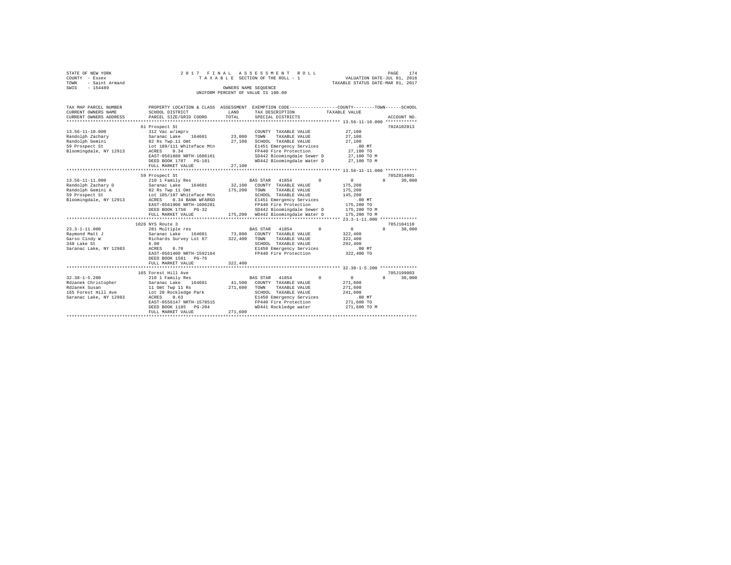STATE OF NEW YORK
COUNTY - Essex
TOWN - Saint Armand
SWIS - 154489

2017 FINAL ASSESSMENT ROLL
TAXABLE SECTION OF THE ROLL - 1
OWNERS NAME SEQUENCE
UNIFORM PERCENT OF VALUE IS 100.00

VALUATION DATE-JUL 01, 2016
TAXABLE STATUS DATE-MAR 01, 2017

```
TAX MAP PARCEL NUMBER    PROPERTY LOCATION & CLASS  ASSESSMENT  EXEMPTION CODE-----------------COUNTY--------TOWN------SCHOOL
CURRENT OWNERS NAME      SCHOOL DISTRICT              LAND      TAX DESCRIPTION             TAXABLE VALUE
CURRENT OWNERS ADDRESS   PARCEL SIZE/GRID COORD       TOTAL     SPECIAL DISTRICTS                                    ACCOUNT NO.
******************************************************************************************** 13.56-11-10.000 ************
                         61 Prospect St                                                                              702A102013
13.56-11-10.000          312 Vac w/imprv                        COUNTY  TAXABLE VALUE            27,100
Randolph Zachary         Saranac Lake   164601       23,000    TOWN    TAXABLE VALUE            27,100
Randolph Gemini          82 Rs Twp.11 Omt            27,100    SCHOOL  TAXABLE VALUE            27,100
59 Prospect St           Lot 189/111 Whiteface Mtn              E1451 Emergency Services           .00 MT
Bloomingdale, NY 12913   ACRES    0.34                          FP440 Fire Protection            27,100 TO
                         EAST-0561880 NRTH-1606161              SD442 Bloomingdale Sewer D       27,100 TO M
                         DEED BOOK 1787   PG-181                WD442 Bloomingdale Water D       27,100 TO M
                         FULL MARKET VALUE           27,100
******************************************************************************************** 13.56-11-11.000 ************
                         59 Prospect St                                                                              705Z014001
13.56-11-11.000          210 1 Family Res                       BAS STAR  41854        0          0           0      30,000
Randolph Zachary D       Saranac Lake   164601       32,100    COUNTY  TAXABLE VALUE           175,200
Randolph Gemini A        82 Rs Twp 11 Omt           175,200    TOWN    TAXABLE VALUE           175,200
59 Prospect St           Lot 105/107 Whiteface Mtn              SCHOOL  TAXABLE VALUE           145,200
Bloomingdale, NY 12913   ACRES    0.34 BANK WFARGO              E1451 Emergency Services           .00 MT
                         EAST-0561906 NRTH-1606281              FP440 Fire Protection           175,200 TO
                         DEED BOOK 1750   PG-32                 SD442 Bloomingdale Sewer D      175,200 TO M
                         FULL MARKET VALUE          175,200    WD442 Bloomingdale Water D      175,200 TO M
******************************************************************************************** 23.3-1-11.000 **************
                         1026 NYS Route 3                                                                            705J104110
23.3-1-11.000            281 Multiple res                       BAS STAR  41854        0          0           0      30,000
Raymond Matt J           Saranac Lake   164601       73,800    COUNTY  TAXABLE VALUE           322,400
Garso Cindy W            Richards Survey Lot 67     322,400    TOWN    TAXABLE VALUE           322,400
348 Lake St              6.00                                   SCHOOL  TAXABLE VALUE           292,400
Saranac Lake, NY 12983   ACRES    6.70                          E1450 Emergency Services           .00 MT
                         EAST-0561400 NRTH-1592164              FP440 Fire Protection           322,400 TO
                         DEED BOOK 1581   PG-76
                         FULL MARKET VALUE          322,400
******************************************************************************************** 32.38-1-5.200 **************
                         165 Forest Hill Ave                                                                         705J199003
32.38-1-5.200            210 1 Family Res                       BAS STAR  41854        0          0           0      30,000
Rdzanek Christopher      Saranac Lake   164601       41,500    COUNTY  TAXABLE VALUE           271,600
Rdzanek Susan            11 Omt Twp 11 Rs           271,600    TOWN    TAXABLE VALUE           271,600
165 Forest Hill Ave      Lot 20 Rockledge Park                  SCHOOL  TAXABLE VALUE           241,600
Saranac Lake, NY 12983   ACRES    0.63                          E1450 Emergency Services           .00 MT
                         EAST-0556147 NRTH-1578515              FP440 Fire Protection           271,600 TO
                         DEED BOOK 1185   PG-204                WD441 Rockledge water           271,600 TO M
                         FULL MARKET VALUE          271,600
**************************************************************************************************************************
```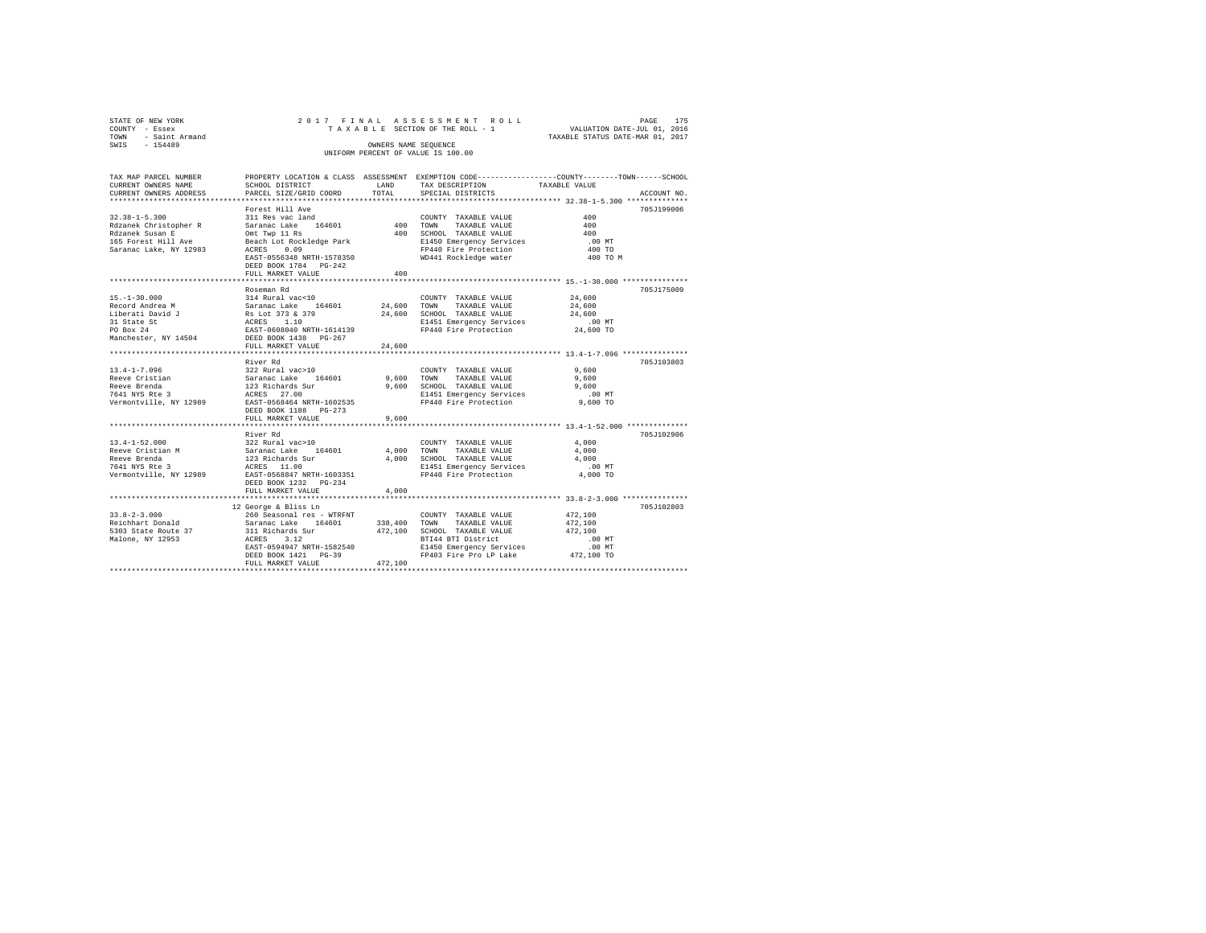STATE OF NEW YORK 2 0 1 7 F I N A L A S S E S S M E N T R O L L
COUNTY - Essex T A X A B L E SECTION OF THE ROLL - 1 VALUATION DATE-JUL 01, 2016
TOWN - Saint Armand TAXABLE STATUS DATE-MAR 01, 2017
SWIS - 154489 OWNERS NAME SEQUENCE
UNIFORM PERCENT OF VALUE IS 100.00

```
TAX MAP PARCEL NUMBER     PROPERTY LOCATION & CLASS  ASSESSMENT  EXEMPTION CODE-----------------COUNTY--------TOWN------SCHOOL
CURRENT OWNERS NAME       SCHOOL DISTRICT               LAND      TAX DESCRIPTION            TAXABLE VALUE
CURRENT OWNERS ADDRESS    PARCEL SIZE/GRID COORD        TOTAL     SPECIAL DISTRICTS                                   ACCOUNT NO.
******************************************************************************************************* 32.38-1-5.300 **************
                          Forest Hill Ave                                                                           705J199006
32.38-1-5.300             311 Res vac land                        COUNTY  TAXABLE VALUE              400
Rdzanek Christopher R     Saranac Lake    164601          400     TOWN    TAXABLE VALUE              400
Rdzanek Susan E           Omt Twp 11 Rs                   400     SCHOOL  TAXABLE VALUE              400
165 Forest Hill Ave       Beach Lot Rockledge Park                E1450 Emergency Services           .00 MT
Saranac Lake, NY 12983    ACRES    0.09                           FP440 Fire Protection              400 TO
                          EAST-0556348 NRTH-1578350               WD441 Rockledge water              400 TO M
                          DEED BOOK 1784   PG-242
                          FULL MARKET VALUE               400
******************************************************************************************************* 15.-1-30.000 ***************
                          Roseman Rd                                                                                705J175009
15.-1-30.000              314 Rural vac<10                        COUNTY  TAXABLE VALUE           24,600
Record Andrea M           Saranac Lake    164601       24,600     TOWN    TAXABLE VALUE           24,600
Liberati David J          Rs Lot 373 & 379             24,600     SCHOOL  TAXABLE VALUE           24,600
31 State St               ACRES    1.10                           E1451 Emergency Services           .00 MT
PO Box 24                 EAST-0608040 NRTH-1614139               FP440 Fire Protection           24,600 TO
Manchester, NY 14504      DEED BOOK 1438   PG-267
                          FULL MARKET VALUE            24,600
******************************************************************************************************* 13.4-1-7.096 ***************
                          River Rd                                                                                  705J103803
13.4-1-7.096              322 Rural vac>10                        COUNTY  TAXABLE VALUE            9,600
Reeve Cristian            Saranac Lake    164601        9,600     TOWN    TAXABLE VALUE            9,600
Reeve Brenda              123 Richards Sur              9,600     SCHOOL  TAXABLE VALUE            9,600
7641 NYS Rte 3            ACRES   27.00                           E1451 Emergency Services           .00 MT
Vermontville, NY 12989    EAST-0568464 NRTH-1602535               FP440 Fire Protection            9,600 TO
                          DEED BOOK 1188   PG-273
                          FULL MARKET VALUE             9,600
******************************************************************************************************* 13.4-1-52.000 **************
                          River Rd                                                                                  705J102906
13.4-1-52.000             322 Rural vac>10                        COUNTY  TAXABLE VALUE            4,000
Reeve Cristian M          Saranac Lake    164601        4,000     TOWN    TAXABLE VALUE            4,000
Reeve Brenda              123 Richards Sur              4,000     SCHOOL  TAXABLE VALUE            4,000
7641 NYS Rte 3            ACRES   11.00                           E1451 Emergency Services           .00 MT
Vermontville, NY 12989    EAST-0568847 NRTH-1603351               FP440 Fire Protection            4,000 TO
                          DEED BOOK 1232   PG-234
                          FULL MARKET VALUE             4,000
******************************************************************************************************* 33.8-2-3.000 ***************
                          12 George & Bliss Ln                                                                      705J102803
33.8-2-3.000              260 Seasonal res - WTRFNT               COUNTY  TAXABLE VALUE          472,100
Reichhart Donald          Saranac Lake    164601      338,400     TOWN    TAXABLE VALUE          472,100
5303 State Route 37       311 Richards Sur            472,100     SCHOOL  TAXABLE VALUE          472,100
Malone, NY 12953          ACRES    3.12                           BTI44 BTI District                 .00 MT
                          EAST-0594947 NRTH-1582540               E1450 Emergency Services           .00 MT
                          DEED BOOK 1421   PG-39                  FP403 Fire Pro LP Lake         472,100 TO
                          FULL MARKET VALUE           472,100
************************************************************************************************************************************
```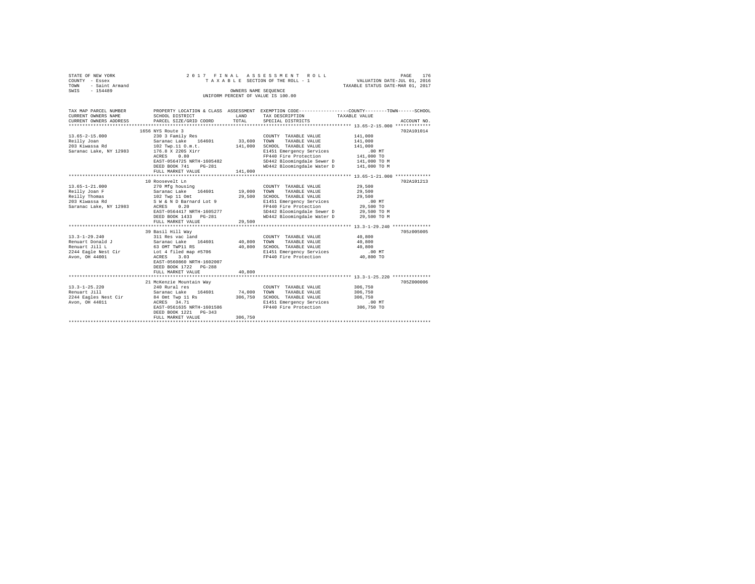STATE OF NEW YORK
COUNTY - Essex
TOWN - Saint Armand
SWIS - 154489

2017 FINAL ASSESSMENT ROLL
TAXABLE SECTION OF THE ROLL - 1
OWNERS NAME SEQUENCE
UNIFORM PERCENT OF VALUE IS 100.00

VALUATION DATE-JUL 01, 2016
TAXABLE STATUS DATE-MAR 01, 2017

| TAX MAP PARCEL NUMBER / CURRENT OWNERS NAME / CURRENT OWNERS ADDRESS | PROPERTY LOCATION & CLASS / SCHOOL DISTRICT / PARCEL SIZE/GRID COORD | ASSESSMENT LAND / TOTAL | EXEMPTION CODE / TAX DESCRIPTION / SPECIAL DISTRICTS | COUNTY / TOWN / SCHOOL TAXABLE VALUE | ACCOUNT NO. |
|---|---|---|---|---|---|
| | 1656 NYS Route 3 | | | | 702A101014 |
| 13.65-2-15.000 | 230 3 Family Res | | COUNTY TAXABLE VALUE | 141,000 | |
| Reilly Joan | Saranac Lake 164601 | 33,600 | TOWN TAXABLE VALUE | 141,000 | |
| 203 Kiwassa Rd | 102 Twp.11 O.m.t. | 141,000 | SCHOOL TAXABLE VALUE | 141,000 | |
| Saranac Lake, NY 12983 | 176.8 X 220S Xirr | | E1451 Emergency Services | .00 MT | |
| | ACRES 0.80 | | FP440 Fire Protection | 141,000 TO | |
| | EAST-0564725 NRTH-1605482 | | SD442 Bloomingdale Sewer D | 141,000 TO M | |
| | DEED BOOK 741 PG-281 | | WD442 Bloomingdale Water D | 141,000 TO M | |
| | FULL MARKET VALUE | 141,000 | | | |
| | 10 Roosevelt Ln | | | | 702A101213 |
| 13.65-1-21.000 | 270 Mfg housing | | COUNTY TAXABLE VALUE | 29,500 | |
| Reilly Joan F | Saranac Lake 164601 | 19,000 | TOWN TAXABLE VALUE | 29,500 | |
| Reilly Thomas | 102 Twp 11 Omt | 29,500 | SCHOOL TAXABLE VALUE | 29,500 | |
| 203 Kiwassa Rd | S W & N D Barnard Lot 9 | | E1451 Emergency Services | .00 MT | |
| Saranac Lake, NY 12983 | ACRES 0.20 | | FP440 Fire Protection | 29,500 TO | |
| | EAST-0564417 NRTH-1605277 | | SD442 Bloomingdale Sewer D | 29,500 TO M | |
| | DEED BOOK 1433 PG-281 | | WD442 Bloomingdale Water D | 29,500 TO M | |
| | FULL MARKET VALUE | 29,500 | | | |
| | 39 Basil Hill Way | | | | 705Z005005 |
| 13.3-1-29.240 | 311 Res vac land | | COUNTY TAXABLE VALUE | 40,800 | |
| Renuart Donald J | Saranac Lake 164601 | 40,800 | TOWN TAXABLE VALUE | 40,800 | |
| Renuart Jill L | 63 OMT TWP11 RS | 40,800 | SCHOOL TAXABLE VALUE | 40,800 | |
| 2244 Eagle Nest Cir | Lot 4 filed map #5706 | | E1451 Emergency Services | .00 MT | |
| Avon, OH 44001 | ACRES 3.03 | | FP440 Fire Protection | 40,800 TO | |
| | EAST-0560860 NRTH-1602007 | | | | |
| | DEED BOOK 1722 PG-288 | | | | |
| | FULL MARKET VALUE | 40,800 | | | |
| | 21 McKenzie Mountain Way | | | | 705Z000006 |
| 13.3-1-25.220 | 240 Rural res | | COUNTY TAXABLE VALUE | 306,750 | |
| Renuart Jill | Saranac Lake 164601 | 74,000 | TOWN TAXABLE VALUE | 306,750 | |
| 2244 Eagles Nest Cir | 84 Omt Twp 11 Rs | 306,750 | SCHOOL TAXABLE VALUE | 306,750 | |
| Avon, OH 44011 | ACRES 34.71 | | E1451 Emergency Services | .00 MT | |
| | EAST-0561635 NRTH-1601586 | | FP440 Fire Protection | 306,750 TO | |
| | DEED BOOK 1221 PG-343 | | | | |
| | FULL MARKET VALUE | 306,750 | | | |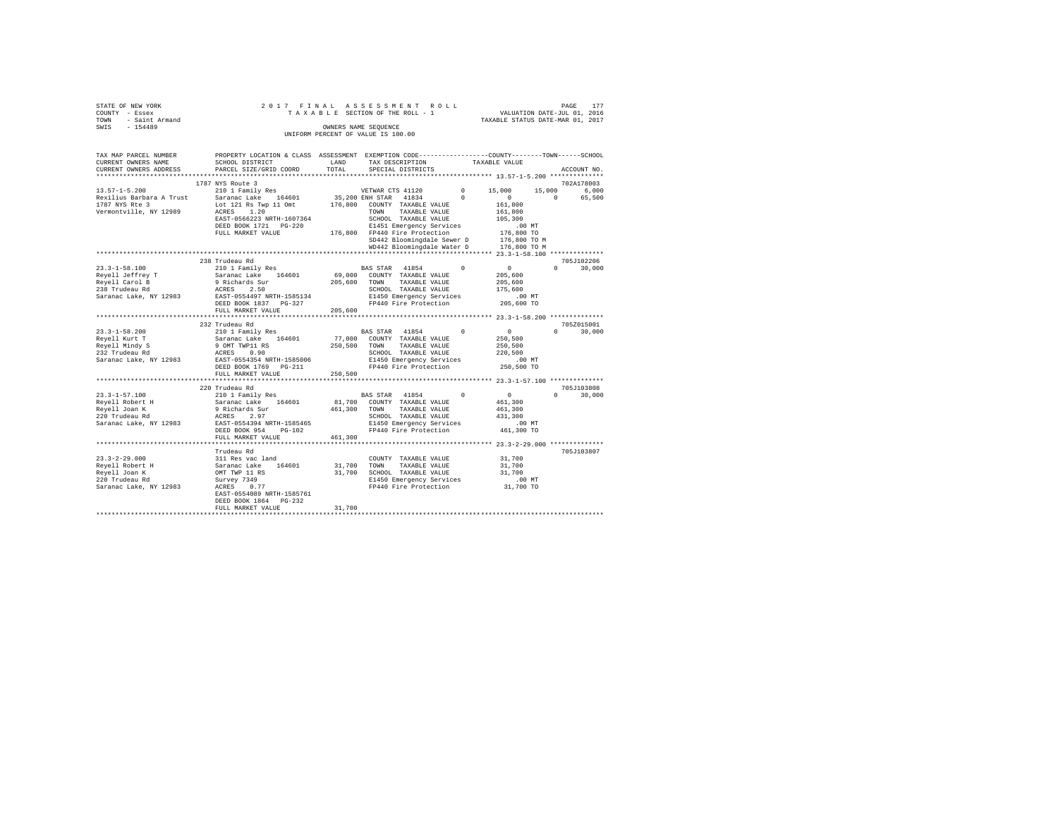STATE OF NEW YORK
COUNTY - Essex
TOWN - Saint Armand
SWIS - 154489

2 0 1 7 F I N A L A S S E S S M E N T R O L L
T A X A B L E SECTION OF THE ROLL - 1
OWNERS NAME SEQUENCE
UNIFORM PERCENT OF VALUE IS 100.00

VALUATION DATE-JUL 01, 2016
TAXABLE STATUS DATE-MAR 01, 2017

```
TAX MAP PARCEL NUMBER     PROPERTY LOCATION & CLASS  ASSESSMENT  EXEMPTION CODE-----------------COUNTY--------TOWN------SCHOOL
CURRENT OWNERS NAME       SCHOOL DISTRICT            LAND        TAX DESCRIPTION           TAXABLE VALUE
CURRENT OWNERS ADDRESS    PARCEL SIZE/GRID COORD     TOTAL       SPECIAL DISTRICTS                                  ACCOUNT NO.
******************************************************************************************** 13.57-1-5.200 **************
                          1787 NYS Route 3                                                                       702A178003
13.57-1-5.200             210 1 Family Res              VETWAR CTS 41120        0       15,000      15,000       6,000
Rexilius Barbara A Trust  Saranac Lake    164601     35,200 ENH STAR  41834      0            0           0      65,500
1787 NYS Rte 3            Lot 121 Rs Twp 11 Omt     176,800  COUNTY  TAXABLE VALUE         161,800
Vermontville, NY 12989    ACRES    1.20                      TOWN    TAXABLE VALUE         161,800
                          EAST-0566223 NRTH-1607364          SCHOOL  TAXABLE VALUE         105,300
                          DEED BOOK 1721   PG-220            E1451 Emergency Services         .00 MT
                          FULL MARKET VALUE         176,800  FP440 Fire Protection        176,800 TO
                                                             SD442 Bloomingdale Sewer D   176,800 TO M
                                                             WD442 Bloomingdale Water D   176,800 TO M
******************************************************************************************** 23.3-1-58.100 **************
                          238 Trudeau Rd                                                                         705J102206
23.3-1-58.100             210 1 Family Res              BAS STAR  41854        0            0           0       30,000
Reyell Jeffrey T          Saranac Lake    164601     69,000  COUNTY  TAXABLE VALUE         205,600
Reyell Carol B            9 Richards Sur            205,600  TOWN    TAXABLE VALUE         205,600
238 Trudeau Rd            ACRES    2.50                      SCHOOL  TAXABLE VALUE         175,600
Saranac Lake, NY 12983    EAST-0554497 NRTH-1585134          E1450 Emergency Services         .00 MT
                          DEED BOOK 1837   PG-327            FP440 Fire Protection        205,600 TO
                          FULL MARKET VALUE         205,600
******************************************************************************************** 23.3-1-58.200 **************
                          232 Trudeau Rd                                                                         705Z015001
23.3-1-58.200             210 1 Family Res              BAS STAR  41854        0            0           0       30,000
Reyell Kurt T             Saranac Lake    164601     77,000  COUNTY  TAXABLE VALUE         250,500
Reyell Mindy S            9 OMT TWP11 RS            250,500  TOWN    TAXABLE VALUE         250,500
232 Trudeau Rd            ACRES    0.90                      SCHOOL  TAXABLE VALUE         220,500
Saranac Lake, NY 12983    EAST-0554354 NRTH-1585006          E1450 Emergency Services         .00 MT
                          DEED BOOK 1769   PG-211            FP440 Fire Protection        250,500 TO
                          FULL MARKET VALUE         250,500
******************************************************************************************** 23.3-1-57.100 **************
                          220 Trudeau Rd                                                                         705J103808
23.3-1-57.100             210 1 Family Res              BAS STAR  41854        0            0           0       30,000
Reyell Robert H           Saranac Lake    164601     81,700  COUNTY  TAXABLE VALUE         461,300
Reyell Joan K             9 Richards Sur            461,300  TOWN    TAXABLE VALUE         461,300
220 Trudeau Rd            ACRES    2.97                      SCHOOL  TAXABLE VALUE         431,300
Saranac Lake, NY 12983    EAST-0554394 NRTH-1585465          E1450 Emergency Services         .00 MT
                          DEED BOOK 954    PG-102            FP440 Fire Protection        461,300 TO
                          FULL MARKET VALUE         461,300
******************************************************************************************** 23.3-2-29.000 **************
                          Trudeau Rd                                                                             705J103807
23.3-2-29.000             311 Res vac land                   COUNTY  TAXABLE VALUE          31,700
Reyell Robert H           Saranac Lake    164601     31,700  TOWN    TAXABLE VALUE          31,700
Reyell Joan K             OMT TWP 11 RS              31,700  SCHOOL  TAXABLE VALUE          31,700
220 Trudeau Rd            Survey 7349                        E1450 Emergency Services         .00 MT
Saranac Lake, NY 12983    ACRES    0.77                      FP440 Fire Protection         31,700 TO
                          EAST-0554089 NRTH-1585761
                          DEED BOOK 1864   PG-232
                          FULL MARKET VALUE          31,700
************************************************************************************************************************
```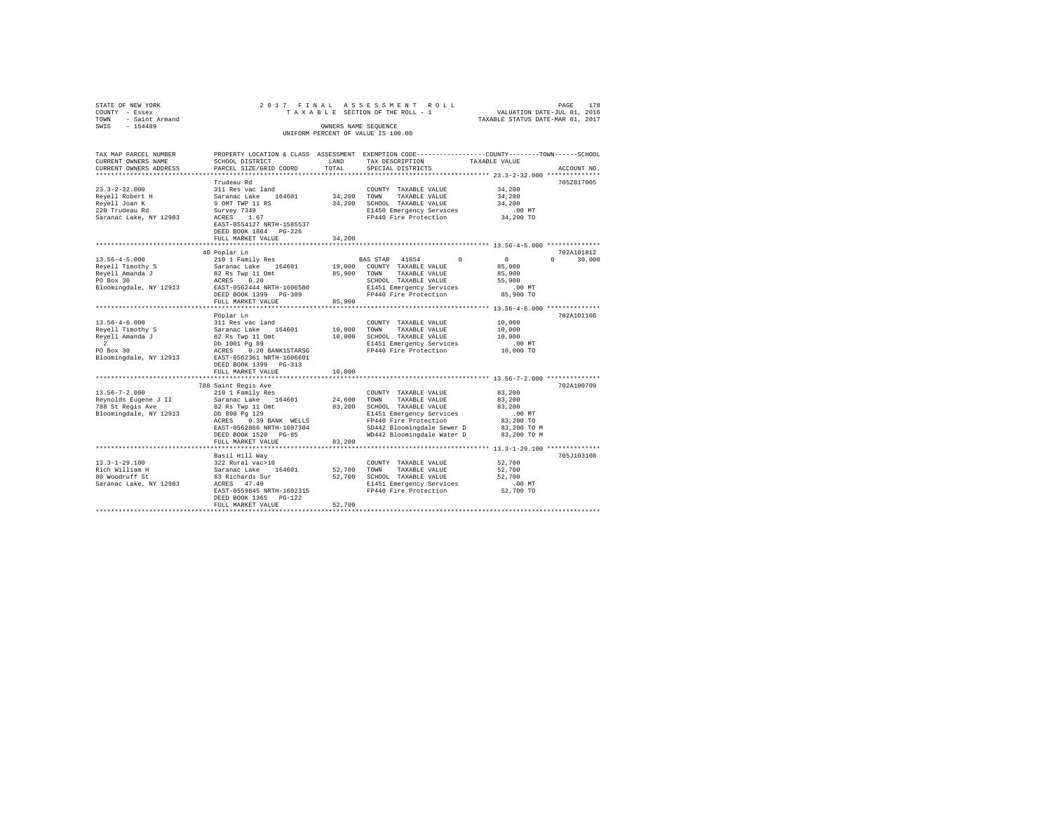STATE OF NEW YORK
COUNTY - Essex
TOWN - Saint Armand
SWIS - 154489

2 0 1 7 F I N A L A S S E S S M E N T R O L L
T A X A B L E SECTION OF THE ROLL - 1
OWNERS NAME SEQUENCE
UNIFORM PERCENT OF VALUE IS 100.00

VALUATION DATE-JUL 01, 2016
TAXABLE STATUS DATE-MAR 01, 2017

```
TAX MAP PARCEL NUMBER     PROPERTY LOCATION & CLASS  ASSESSMENT  EXEMPTION CODE-----------------COUNTY--------TOWN------SCHOOL
CURRENT OWNERS NAME       SCHOOL DISTRICT              LAND      TAX DESCRIPTION             TAXABLE VALUE
CURRENT OWNERS ADDRESS    PARCEL SIZE/GRID COORD       TOTAL     SPECIAL DISTRICTS                                       ACCOUNT NO.
******************************************************************************************************* 23.3-2-32.000 **************
                          Trudeau Rd                                                                                  705Z017005
23.3-2-32.000             311 Res vac land                       COUNTY  TAXABLE VALUE            34,200
Reyell Robert H           Saranac Lake   164601       34,200     TOWN    TAXABLE VALUE            34,200
Reyell Joan K             9 OMT TWP 11 RS             34,200     SCHOOL  TAXABLE VALUE            34,200
220 Trudeau Rd            Survey 7349                            E1450 Emergency Services            .00 MT
Saranac Lake, NY 12983    ACRES    1.67                          FP440 Fire Protection            34,200 TO
                          EAST-0554127 NRTH-1585537
                          DEED BOOK 1864   PG-226
                          FULL MARKET VALUE           34,200
******************************************************************************************************* 13.56-4-5.000 **************
                          40 Poplar Ln                                                                                702A101812
13.56-4-5.000             210 1 Family Res                       BAS STAR  41854         0            0             0       30,000
Reyell Timothy S          Saranac Lake   164601       19,000     COUNTY  TAXABLE VALUE            85,900
Reyell Amanda J           82 Rs Twp 11 Omt            85,900     TOWN    TAXABLE VALUE            85,900
PO Box 30                 ACRES    0.20                          SCHOOL  TAXABLE VALUE            55,900
Bloomingdale, NY 12913    EAST-0562444 NRTH-1606580              E1451 Emergency Services            .00 MT
                          DEED BOOK 1399   PG-309                FP440 Fire Protection            85,900 TO
                          FULL MARKET VALUE           85,900
******************************************************************************************************* 13.56-4-6.000 **************
                          Poplar Ln                                                                                   702A101108
13.56-4-6.000             311 Res vac land                       COUNTY  TAXABLE VALUE            10,000
Reyell Timothy S          Saranac Lake   164601       10,000     TOWN    TAXABLE VALUE            10,000
Reyell Amanda J           82 Rs Twp 11 Omt            10,000     SCHOOL  TAXABLE VALUE            10,000
2                         Db 1001 Pg 89                          E1451 Emergency Services            .00 MT
PO Box 30                 ACRES    0.20 BANK1STARSG              FP440 Fire Protection            10,000 TO
Bloomingdale, NY 12913    EAST-0562361 NRTH-1606601
                          DEED BOOK 1399   PG-313
                          FULL MARKET VALUE           10,000
******************************************************************************************************* 13.56-7-2.000 **************
                          788 Saint Regis Ave                                                                         702A100709
13.56-7-2.000             210 1 Family Res                       COUNTY  TAXABLE VALUE            83,200
Reynolds Eugene J II      Saranac Lake   164601       24,600     TOWN    TAXABLE VALUE            83,200
788 St Regis Ave          82 Rs Twp 11 Omt            83,200     SCHOOL  TAXABLE VALUE            83,200
Bloomingdale, NY 12913    Db 898 Pg 129                          E1451 Emergency Services            .00 MT
                          ACRES    0.39 BANK  WELLS              FP440 Fire Protection            83,200 TO
                          EAST-0562866 NRTH-1607304              SD442 Bloomingdale Sewer D       83,200 TO M
                          DEED BOOK 1520   PG-85                 WD442 Bloomingdale Water D       83,200 TO M
                          FULL MARKET VALUE           83,200
******************************************************************************************************* 13.3-1-29.100 **************
                          Basil Hill Way                                                                              705J103108
13.3-1-29.100             322 Rural vac>10                       COUNTY  TAXABLE VALUE            52,700
Rich William H            Saranac Lake   164601       52,700     TOWN    TAXABLE VALUE            52,700
80 Woodruff St            63 Richards Sur             52,700     SCHOOL  TAXABLE VALUE            52,700
Saranac Lake, NY 12983    ACRES   47.40                          E1451 Emergency Services            .00 MT
                          EAST-0559845 NRTH-1602315              FP440 Fire Protection            52,700 TO
                          DEED BOOK 1365   PG-122
                          FULL MARKET VALUE           52,700
************************************************************************************************************************************
```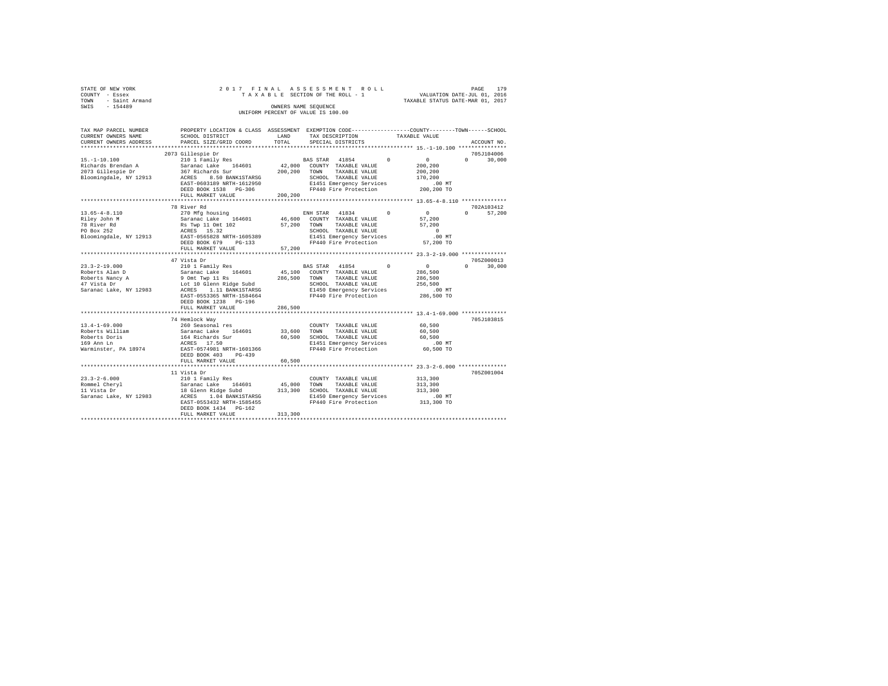STATE OF NEW YORK
COUNTY - Essex
TOWN - Saint Armand
SWIS - 154489

2017 FINAL ASSESSMENT ROLL
TAXABLE SECTION OF THE ROLL - 1
OWNERS NAME SEQUENCE
UNIFORM PERCENT OF VALUE IS 100.00

VALUATION DATE-JUL 01, 2016
TAXABLE STATUS DATE-MAR 01, 2017

```
TAX MAP PARCEL NUMBER    PROPERTY LOCATION & CLASS  ASSESSMENT  EXEMPTION CODE-----------------COUNTY--------TOWN------SCHOOL
CURRENT OWNERS NAME      SCHOOL DISTRICT               LAND      TAX DESCRIPTION            TAXABLE VALUE
CURRENT OWNERS ADDRESS   PARCEL SIZE/GRID COORD        TOTAL     SPECIAL DISTRICTS                                    ACCOUNT NO.
******************************************************************************************* 15.-1-10.100 ***************
                         2073 Gillespie Dr                                                                          705J104006
15.-1-10.100             210 1 Family Res                  BAS STAR  41854        0          0           0      30,000
Richards Brendan A       Saranac Lake   164601      42,000   COUNTY  TAXABLE VALUE        200,200
2073 Gillespie Dr        367 Richards Sur          200,200   TOWN    TAXABLE VALUE        200,200
Bloomingdale, NY 12913   ACRES    8.50 BANK1STARSG           SCHOOL  TAXABLE VALUE        170,200
                         EAST-0603189 NRTH-1612950           E1451 Emergency Services         .00 MT
                         DEED BOOK 1538   PG-306             FP440 Fire Protection        200,200 TO
                         FULL MARKET VALUE         200,200
******************************************************************************************* 13.65-4-8.110 **************
                         78 River Rd                                                                                702A103412
13.65-4-8.110            270 Mfg housing                   ENH STAR  41834        0          0           0      57,200
Riley John M             Saranac Lake   164601      46,600   COUNTY  TAXABLE VALUE         57,200
78 River Rd              Rs Twp 11 Omt 102          57,200   TOWN    TAXABLE VALUE         57,200
PO Box 252               ACRES   15.32                       SCHOOL  TAXABLE VALUE              0
Bloomingdale, NY 12913   EAST-0565828 NRTH-1605389           E1451 Emergency Services         .00 MT
                         DEED BOOK 679    PG-133             FP440 Fire Protection         57,200 TO
                         FULL MARKET VALUE          57,200
******************************************************************************************* 23.3-2-19.000 **************
                         47 Vista Dr                                                                                705Z000013
23.3-2-19.000            210 1 Family Res                  BAS STAR  41854        0          0           0      30,000
Roberts Alan D           Saranac Lake   164601      45,100   COUNTY  TAXABLE VALUE        286,500
Roberts Nancy A          9 Omt Twp 11 Rs           286,500   TOWN    TAXABLE VALUE        286,500
47 Vista Dr              Lot 10 Glenn Ridge Subd             SCHOOL  TAXABLE VALUE        256,500
Saranac Lake, NY 12983   ACRES    1.11 BANK1STARSG           E1450 Emergency Services         .00 MT
                         EAST-0553365 NRTH-1584664           FP440 Fire Protection        286,500 TO
                         DEED BOOK 1238   PG-196
                         FULL MARKET VALUE         286,500
******************************************************************************************* 13.4-1-69.000 **************
                         74 Hemlock Way                                                                             705J103815
13.4-1-69.000            260 Seasonal res                    COUNTY  TAXABLE VALUE         60,500
Roberts William          Saranac Lake   164601      33,600   TOWN    TAXABLE VALUE         60,500
Roberts Doris            164 Richards Sur           60,500   SCHOOL  TAXABLE VALUE         60,500
169 Ann Ln               ACRES   17.50                       E1451 Emergency Services         .00 MT
Warminster, PA 18974     EAST-0574981 NRTH-1601366           FP440 Fire Protection         60,500 TO
                         DEED BOOK 403    PG-439
                         FULL MARKET VALUE          60,500
******************************************************************************************* 23.3-2-6.000 ***************
                         11 Vista Dr                                                                                705Z001004
23.3-2-6.000             210 1 Family Res                    COUNTY  TAXABLE VALUE        313,300
Rommel Cheryl            Saranac Lake   164601      45,000   TOWN    TAXABLE VALUE        313,300
11 Vista Dr              18 Glenn Ridge Subd       313,300   SCHOOL  TAXABLE VALUE        313,300
Saranac Lake, NY 12983   ACRES    1.04 BANK1STARSG           E1450 Emergency Services         .00 MT
                         EAST-0553432 NRTH-1585455           FP440 Fire Protection        313,300 TO
                         DEED BOOK 1434   PG-162
                         FULL MARKET VALUE         313,300
************************************************************************************************************************
```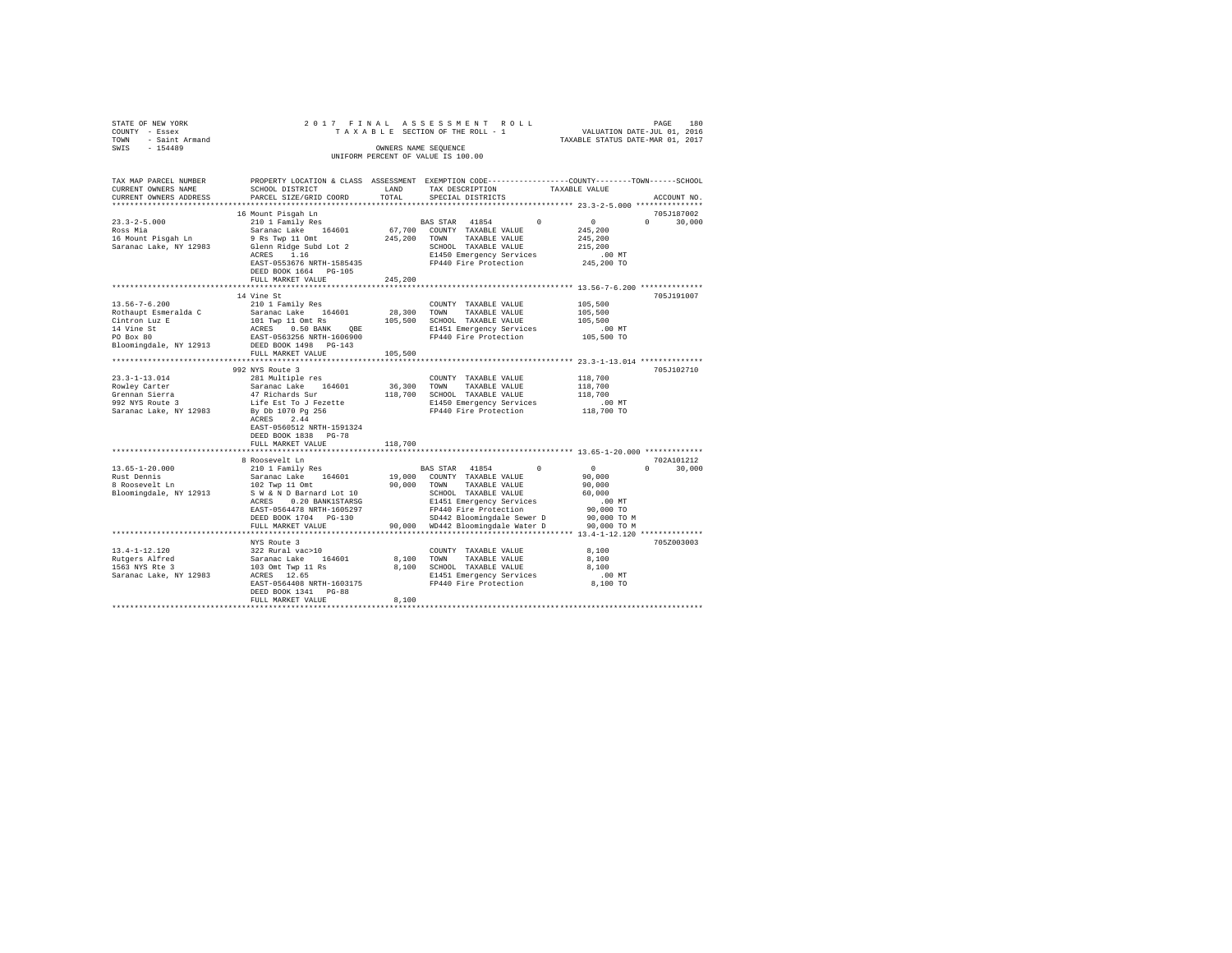STATE OF NEW YORK  
COUNTY - Essex  
TOWN - Saint Armand  
SWIS - 154489

2017 FINAL ASSESSMENT ROLL  
TAXABLE SECTION OF THE ROLL - 1  
OWNERS NAME SEQUENCE  
UNIFORM PERCENT OF VALUE IS 100.00

VALUATION DATE-JUL 01, 2016  
TAXABLE STATUS DATE-MAR 01, 2017

| TAX MAP PARCEL NUMBER / CURRENT OWNERS NAME / CURRENT OWNERS ADDRESS | PROPERTY LOCATION & CLASS / SCHOOL DISTRICT / PARCEL SIZE/GRID COORD | ASSESSMENT LAND | TOTAL | EXEMPTION CODE / TAX DESCRIPTION / SPECIAL DISTRICTS | COUNTY | TOWN | SCHOOL | ACCOUNT NO. |
|---|---|---|---|---|---|---|---|---|
| 23.3-2-5.000 | 16 Mount Pisgah Ln | | | | | | | 705J187002 |
| Ross Mia | 210 1 Family Res | | | BAS STAR 41854 | 0 | 0 | 0 | 30,000 |
| 16 Mount Pisgah Ln | Saranac Lake 164601 | 67,700 | | COUNTY TAXABLE VALUE | 245,200 | | | |
| Saranac Lake, NY 12983 | 9 Rs Twp 11 Omt | | 245,200 | TOWN TAXABLE VALUE | 245,200 | | | |
| | Glenn Ridge Subd Lot 2 | | | SCHOOL TAXABLE VALUE | 215,200 | | | |
| | ACRES 1.16 | | | E1450 Emergency Services | .00 MT | | | |
| | EAST-0553676 NRTH-1585435 | | | FP440 Fire Protection | 245,200 TO | | | |
| | DEED BOOK 1664 PG-105 | | | | | | | |
| | FULL MARKET VALUE | | 245,200 | | | | | |
| 13.56-7-6.200 | 14 Vine St | | | | | | | 705J191007 |
| Rothaupt Esmeralda C | 210 1 Family Res | | | COUNTY TAXABLE VALUE | 105,500 | | | |
| Cintron Luz E | Saranac Lake 164601 | 28,300 | | TOWN TAXABLE VALUE | 105,500 | | | |
| 14 Vine St | 101 Twp 11 Omt Rs | | 105,500 | SCHOOL TAXABLE VALUE | 105,500 | | | |
| PO Box 80 | ACRES 0.50 BANK QBE | | | E1451 Emergency Services | .00 MT | | | |
| Bloomingdale, NY 12913 | EAST-0563256 NRTH-1606900 | | | FP440 Fire Protection | 105,500 TO | | | |
| | DEED BOOK 1498 PG-143 | | | | | | | |
| | FULL MARKET VALUE | | 105,500 | | | | | |
| 23.3-1-13.014 | 992 NYS Route 3 | | | | | | | 705J102710 |
| Rowley Carter | 281 Multiple res | | | COUNTY TAXABLE VALUE | 118,700 | | | |
| Grennan Sierra | Saranac Lake 164601 | 36,300 | | TOWN TAXABLE VALUE | 118,700 | | | |
| 992 NYS Route 3 | 47 Richards Sur | | 118,700 | SCHOOL TAXABLE VALUE | 118,700 | | | |
| Saranac Lake, NY 12983 | Life Est To J Fezette | | | E1450 Emergency Services | .00 MT | | | |
| | By Db 1070 Pg 256 | | | FP440 Fire Protection | 118,700 TO | | | |
| | ACRES 2.44 | | | | | | | |
| | EAST-0560512 NRTH-1591324 | | | | | | | |
| | DEED BOOK 1838 PG-78 | | | | | | | |
| | FULL MARKET VALUE | | 118,700 | | | | | |
| 13.65-1-20.000 | 8 Roosevelt Ln | | | | | | | 702A101212 |
| Rust Dennis | 210 1 Family Res | | | BAS STAR 41854 | 0 | 0 | 0 | 30,000 |
| 8 Roosevelt Ln | Saranac Lake 164601 | 19,000 | | COUNTY TAXABLE VALUE | 90,000 | | | |
| Bloomingdale, NY 12913 | 102 Twp 11 Omt | | 90,000 | TOWN TAXABLE VALUE | 90,000 | | | |
| | S W & N D Barnard Lot 10 | | | SCHOOL TAXABLE VALUE | 60,000 | | | |
| | ACRES 0.20 BANK1STARSG | | | E1451 Emergency Services | .00 MT | | | |
| | EAST-0564478 NRTH-1605297 | | | FP440 Fire Protection | 90,000 TO | | | |
| | DEED BOOK 1704 PG-130 | | | SD442 Bloomingdale Sewer D | 90,000 TO M | | | |
| | FULL MARKET VALUE | | 90,000 | WD442 Bloomingdale Water D | 90,000 TO M | | | |
| 13.4-1-12.120 | NYS Route 3 | | | | | | | 705Z003003 |
| Rutgers Alfred | 322 Rural vac>10 | | | COUNTY TAXABLE VALUE | 8,100 | | | |
| 1563 NYS Rte 3 | Saranac Lake 164601 | 8,100 | | TOWN TAXABLE VALUE | 8,100 | | | |
| Saranac Lake, NY 12983 | 103 Omt Twp 11 Rs | | 8,100 | SCHOOL TAXABLE VALUE | 8,100 | | | |
| | ACRES 12.65 | | | E1451 Emergency Services | .00 MT | | | |
| | EAST-0564408 NRTH-1603175 | | | FP440 Fire Protection | 8,100 TO | | | |
| | DEED BOOK 1341 PG-88 | | | | | | | |
| | FULL MARKET VALUE | | 8,100 | | | | | |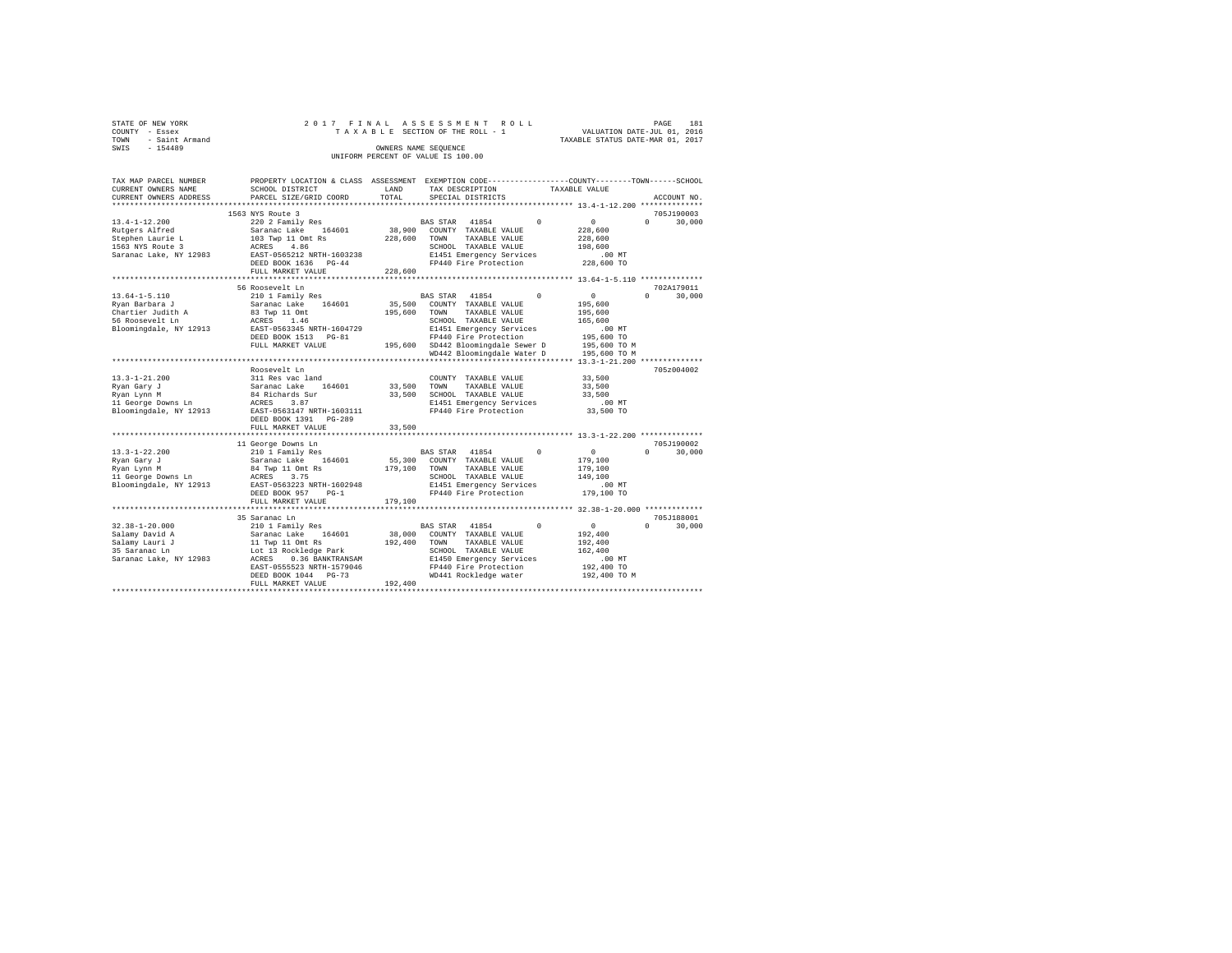STATE OF NEW YORK — 2017 FINAL ASSESSMENT ROLL — PAGE 181
COUNTY - Essex — TAXABLE SECTION OF THE ROLL - 1 — VALUATION DATE-JUL 01, 2016
TOWN - Saint Armand — TAXABLE STATUS DATE-MAR 01, 2017
SWIS - 154489 — OWNERS NAME SEQUENCE — UNIFORM PERCENT OF VALUE IS 100.00

```
TAX MAP PARCEL NUMBER    PROPERTY LOCATION & CLASS  ASSESSMENT  EXEMPTION CODE------------------COUNTY--------TOWN------SCHOOL
CURRENT OWNERS NAME      SCHOOL DISTRICT              LAND      TAX DESCRIPTION            TAXABLE VALUE
CURRENT OWNERS ADDRESS   PARCEL SIZE/GRID COORD       TOTAL     SPECIAL DISTRICTS                                       ACCOUNT NO.
******************************************************************************************* 13.4-1-12.200 **************
                         1563 NYS Route 3                                                                            705J190003
13.4-1-12.200            220 2 Family Res                       BAS STAR  41854         0          0            0       30,000
Rutgers Alfred           Saranac Lake    164601       38,900    COUNTY  TAXABLE VALUE            228,600
Stephen Laurie L         103 Twp 11 Omt Rs           228,600    TOWN    TAXABLE VALUE            228,600
1563 NYS Route 3         ACRES    4.86                          SCHOOL  TAXABLE VALUE            198,600
Saranac Lake, NY 12983   EAST-0565212 NRTH-1603238              E1451 Emergency Services             .00 MT
                         DEED BOOK 1636   PG-44                 FP440 Fire Protection            228,600 TO
                         FULL MARKET VALUE           228,600
******************************************************************************************* 13.64-1-5.110 **************
                         56 Roosevelt Ln                                                                             702A179011
13.64-1-5.110            210 1 Family Res                       BAS STAR  41854         0          0            0       30,000
Ryan Barbara J           Saranac Lake    164601       35,500    COUNTY  TAXABLE VALUE            195,600
Chartier Judith A        83 Twp 11 Omt               195,600    TOWN    TAXABLE VALUE            195,600
56 Roosevelt Ln          ACRES    1.46                          SCHOOL  TAXABLE VALUE            165,600
Bloomingdale, NY 12913   EAST-0563345 NRTH-1604729              E1451 Emergency Services             .00 MT
                         DEED BOOK 1513   PG-81                 FP440 Fire Protection            195,600 TO
                         FULL MARKET VALUE           195,600    SD442 Bloomingdale Sewer D       195,600 TO M
                                                                WD442 Bloomingdale Water D       195,600 TO M
******************************************************************************************* 13.3-1-21.200 **************
                         Roosevelt Ln                                                                                705Z004002
13.3-1-21.200            311 Res vac land                       COUNTY  TAXABLE VALUE             33,500
Ryan Gary J              Saranac Lake    164601       33,500    TOWN    TAXABLE VALUE             33,500
Ryan Lynn M              84 Richards Sur              33,500    SCHOOL  TAXABLE VALUE             33,500
11 George Downs Ln       ACRES    3.87                          E1451 Emergency Services             .00 MT
Bloomingdale, NY 12913   EAST-0563147 NRTH-1603111              FP440 Fire Protection             33,500 TO
                         DEED BOOK 1391   PG-289
                         FULL MARKET VALUE            33,500
******************************************************************************************* 13.3-1-22.200 **************
                         11 George Downs Ln                                                                          705J190002
13.3-1-22.200            210 1 Family Res                       BAS STAR  41854         0          0            0       30,000
Ryan Gary J              Saranac Lake    164601       55,300    COUNTY  TAXABLE VALUE            179,100
Ryan Lynn M              84 Twp 11 Omt Rs            179,100    TOWN    TAXABLE VALUE            179,100
11 George Downs Ln       ACRES    3.75                          SCHOOL  TAXABLE VALUE            149,100
Bloomingdale, NY 12913   EAST-0563223 NRTH-1602948              E1451 Emergency Services             .00 MT
                         DEED BOOK 957    PG-1                  FP440 Fire Protection            179,100 TO
                         FULL MARKET VALUE           179,100
******************************************************************************************* 32.38-1-20.000 *************
                         35 Saranac Ln                                                                               705J188001
32.38-1-20.000           210 1 Family Res                       BAS STAR  41854         0          0            0       30,000
Salamy David A           Saranac Lake    164601       38,000    COUNTY  TAXABLE VALUE            192,400
Salamy Lauri J           11 Twp 11 Omt Rs            192,400    TOWN    TAXABLE VALUE            192,400
35 Saranac Ln            Lot 13 Rockledge Park                  SCHOOL  TAXABLE VALUE            162,400
Saranac Lake, NY 12983   ACRES    0.36 BANKTRANSAM              E1450 Emergency Services             .00 MT
                         EAST-0555523 NRTH-1579046              FP440 Fire Protection            192,400 TO
                         DEED BOOK 1044   PG-73                 WD441 Rockledge water            192,400 TO M
                         FULL MARKET VALUE           192,400
************************************************************************************************************************
```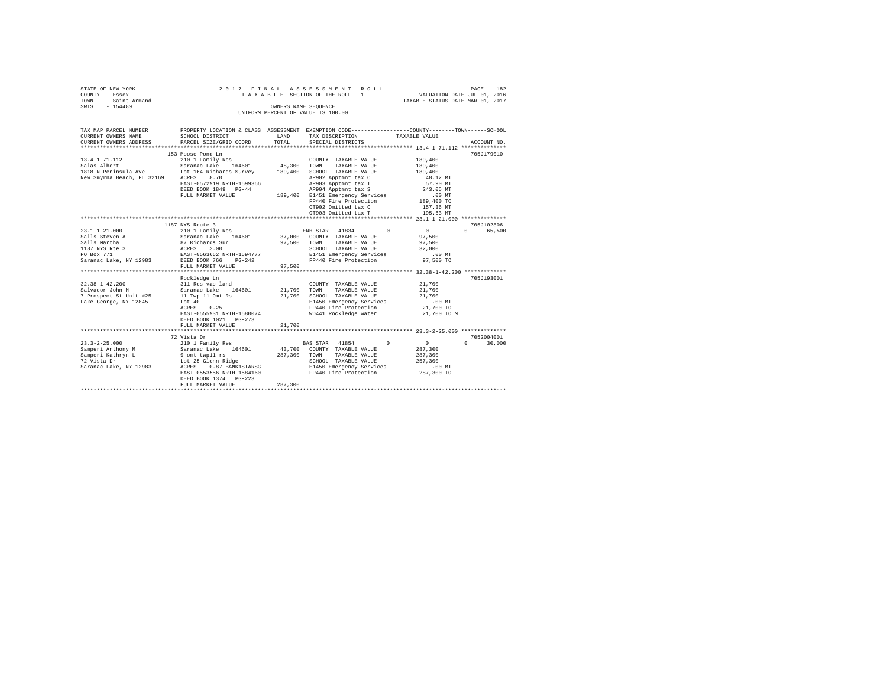STATE OF NEW YORK — 2017 FINAL ASSESSMENT ROLL
COUNTY - Essex — TAXABLE SECTION OF THE ROLL - 1 — VALUATION DATE-JUL 01, 2016
TOWN - Saint Armand — TAXABLE STATUS DATE-MAR 01, 2017
SWIS - 154489 — OWNERS NAME SEQUENCE
UNIFORM PERCENT OF VALUE IS 100.00

| TAX MAP PARCEL NUMBER / CURRENT OWNERS NAME / CURRENT OWNERS ADDRESS | PROPERTY LOCATION & CLASS / SCHOOL DISTRICT / PARCEL SIZE/GRID COORD | ASSESSMENT LAND / TOTAL | EXEMPTION CODE / TAX DESCRIPTION / SPECIAL DISTRICTS | COUNTY / TOWN / SCHOOL TAXABLE VALUE | ACCOUNT NO. |
|---|---|---|---|---|---|
| 13.4-1-71.112 | 153 Moose Pond Ln | | | | 705J179010 |
| Salas Albert | 210 1 Family Res | | COUNTY TAXABLE VALUE | 189,400 | |
| 1818 N Peninsula Ave | Saranac Lake 164601 | 48,300 | TOWN TAXABLE VALUE | 189,400 | |
| New Smyrna Beach, FL 32169 | Lot 164 Richards Survey | 189,400 | SCHOOL TAXABLE VALUE | 189,400 | |
| | ACRES 8.70 | | AP902 Apptmnt tax C | 48.12 MT | |
| | EAST-0572919 NRTH-1599366 | | AP903 Apptmnt tax T | 57.90 MT | |
| | DEED BOOK 1849 PG-44 | | AP904 Apptmnt tax S | 243.05 MT | |
| | FULL MARKET VALUE | 189,400 | E1451 Emergency Services | .00 MT | |
| | | | FP440 Fire Protection | 189,400 TO | |
| | | | OT902 Omitted tax C | 157.36 MT | |
| | | | OT903 Omitted tax T | 195.63 MT | |
| 23.1-1-21.000 | 1187 NYS Route 3 | | | | 705J102806 |
| Salls Steven A | 210 1 Family Res | | ENH STAR 41834 | 0 / 0 / 65,500 | |
| Salls Martha | Saranac Lake 164601 | 37,000 | COUNTY TAXABLE VALUE | 97,500 | |
| 1187 NYS Rte 3 | 87 Richards Sur | 97,500 | TOWN TAXABLE VALUE | 97,500 | |
| PO Box 771 | ACRES 3.00 | | SCHOOL TAXABLE VALUE | 32,000 | |
| Saranac Lake, NY 12983 | EAST-0563662 NRTH-1594777 | | E1451 Emergency Services | .00 MT | |
| | DEED BOOK 766 PG-242 | | FP440 Fire Protection | 97,500 TO | |
| | FULL MARKET VALUE | 97,500 | | | |
| 32.38-1-42.200 | Rockledge Ln | | | | 705J193001 |
| Salvador John M | 311 Res vac land | | COUNTY TAXABLE VALUE | 21,700 | |
| 7 Prospect St Unit #25 | Saranac Lake 164601 | 21,700 | TOWN TAXABLE VALUE | 21,700 | |
| Lake George, NY 12845 | 11 Twp 11 Omt Rs | 21,700 | SCHOOL TAXABLE VALUE | 21,700 | |
| | Lot 40 | | E1450 Emergency Services | .00 MT | |
| | ACRES 0.25 | | FP440 Fire Protection | 21,700 TO | |
| | EAST-0555931 NRTH-1580074 | | WD441 Rockledge water | 21,700 TO M | |
| | DEED BOOK 1021 PG-273 | | | | |
| | FULL MARKET VALUE | 21,700 | | | |
| 23.3-2-25.000 | 72 Vista Dr | | | | 7052004001 |
| Samperi Anthony M | 210 1 Family Res | | BAS STAR 41854 | 0 / 0 / 30,000 | |
| Samperi Kathryn L | Saranac Lake 164601 | 43,700 | COUNTY TAXABLE VALUE | 287,300 | |
| 72 Vista Dr | 9 omt twp11 rs | 287,300 | TOWN TAXABLE VALUE | 287,300 | |
| Saranac Lake, NY 12983 | Lot 25 Glenn Ridge | | SCHOOL TAXABLE VALUE | 257,300 | |
| | ACRES 0.87 BANK1STARSG | | E1450 Emergency Services | .00 MT | |
| | EAST-0553556 NRTH-1584160 | | FP440 Fire Protection | 287,300 TO | |
| | DEED BOOK 1374 PG-223 | | | | |
| | FULL MARKET VALUE | 287,300 | | | |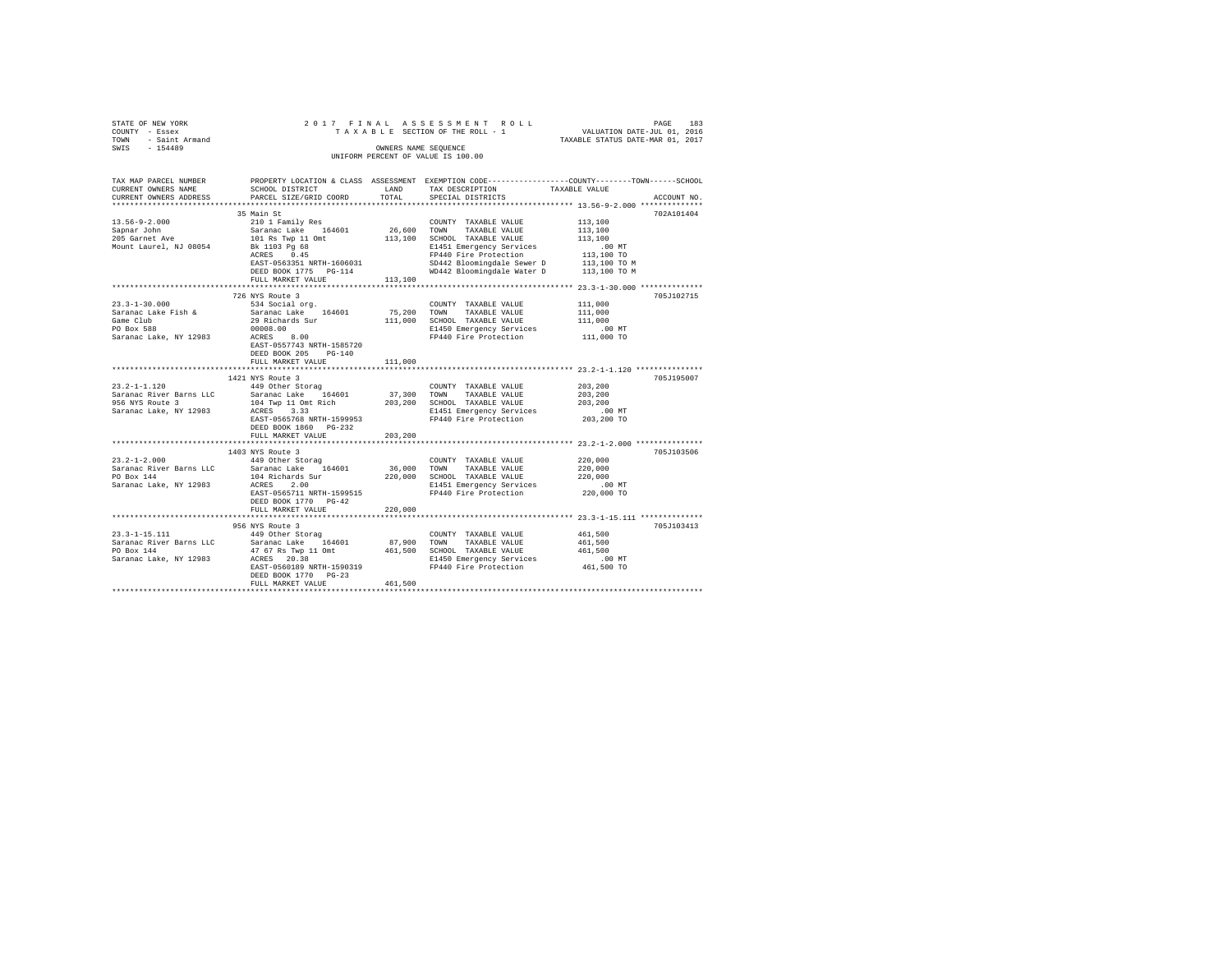STATE OF NEW YORK
COUNTY - Essex
TOWN - Saint Armand
SWIS - 154489

2 0 1 7 F I N A L A S S E S S M E N T R O L L
T A X A B L E SECTION OF THE ROLL - 1
OWNERS NAME SEQUENCE
UNIFORM PERCENT OF VALUE IS 100.00

VALUATION DATE-JUL 01, 2016
TAXABLE STATUS DATE-MAR 01, 2017

| TAX MAP PARCEL NUMBER / CURRENT OWNERS NAME / CURRENT OWNERS ADDRESS | PROPERTY LOCATION & CLASS / SCHOOL DISTRICT / PARCEL SIZE/GRID COORD | ASSESSMENT LAND | TOTAL | EXEMPTION CODE / TAX DESCRIPTION / SPECIAL DISTRICTS | COUNTY--------TOWN------SCHOOL TAXABLE VALUE | ACCOUNT NO. |
|---|---|---|---|---|---|---|
| 13.56-9-2.000 | 35 Main St | | | | | 702A101404 |
| 13.56-9-2.000 | 210 1 Family Res | | | COUNTY TAXABLE VALUE | 113,100 | |
| Sapnar John | Saranac Lake 164601 | 26,600 | | TOWN TAXABLE VALUE | 113,100 | |
| 205 Garnet Ave | 101 Rs Twp 11 Omt | | 113,100 | SCHOOL TAXABLE VALUE | 113,100 | |
| Mount Laurel, NJ 08054 | Bk 1103 Pg 68 | | | E1451 Emergency Services | .00 MT | |
| | ACRES 0.45 | | | FP440 Fire Protection | 113,100 TO | |
| | EAST-0563351 NRTH-1606031 | | | SD442 Bloomingdale Sewer D | 113,100 TO M | |
| | DEED BOOK 1775 PG-114 | | | WD442 Bloomingdale Water D | 113,100 TO M | |
| | FULL MARKET VALUE | | 113,100 | | | |
| 23.3-1-30.000 | 726 NYS Route 3 | | | | | 705J102715 |
| 23.3-1-30.000 | 534 Social org. | | | COUNTY TAXABLE VALUE | 111,000 | |
| Saranac Lake Fish & | Saranac Lake 164601 | 75,200 | | TOWN TAXABLE VALUE | 111,000 | |
| Game Club | 29 Richards Sur | | 111,000 | SCHOOL TAXABLE VALUE | 111,000 | |
| PO Box 588 | 00008.00 | | | E1450 Emergency Services | .00 MT | |
| Saranac Lake, NY 12983 | ACRES 8.00 | | | FP440 Fire Protection | 111,000 TO | |
| | EAST-0557743 NRTH-1585720 | | | | | |
| | DEED BOOK 205 PG-140 | | | | | |
| | FULL MARKET VALUE | | 111,000 | | | |
| 23.2-1-1.120 | 1421 NYS Route 3 | | | | | 705J195007 |
| 23.2-1-1.120 | 449 Other Storag | | | COUNTY TAXABLE VALUE | 203,200 | |
| Saranac River Barns LLC | Saranac Lake 164601 | 37,300 | | TOWN TAXABLE VALUE | 203,200 | |
| 956 NYS Route 3 | 104 Twp 11 Omt Rich | | 203,200 | SCHOOL TAXABLE VALUE | 203,200 | |
| Saranac Lake, NY 12983 | ACRES 3.33 | | | E1451 Emergency Services | .00 MT | |
| | EAST-0565768 NRTH-1599953 | | | FP440 Fire Protection | 203,200 TO | |
| | DEED BOOK 1860 PG-232 | | | | | |
| | FULL MARKET VALUE | | 203,200 | | | |
| 23.2-1-2.000 | 1403 NYS Route 3 | | | | | 705J103506 |
| 23.2-1-2.000 | 449 Other Storag | | | COUNTY TAXABLE VALUE | 220,000 | |
| Saranac River Barns LLC | Saranac Lake 164601 | 36,000 | | TOWN TAXABLE VALUE | 220,000 | |
| PO Box 144 | 104 Richards Sur | | 220,000 | SCHOOL TAXABLE VALUE | 220,000 | |
| Saranac Lake, NY 12983 | ACRES 2.00 | | | E1451 Emergency Services | .00 MT | |
| | EAST-0565711 NRTH-1599515 | | | FP440 Fire Protection | 220,000 TO | |
| | DEED BOOK 1770 PG-42 | | | | | |
| | FULL MARKET VALUE | | 220,000 | | | |
| 23.3-1-15.111 | 956 NYS Route 3 | | | | | 705J103413 |
| 23.3-1-15.111 | 449 Other Storag | | | COUNTY TAXABLE VALUE | 461,500 | |
| Saranac River Barns LLC | Saranac Lake 164601 | 87,900 | | TOWN TAXABLE VALUE | 461,500 | |
| PO Box 144 | 47 67 Rs Twp 11 Omt | | 461,500 | SCHOOL TAXABLE VALUE | 461,500 | |
| Saranac Lake, NY 12983 | ACRES 20.38 | | | E1450 Emergency Services | .00 MT | |
| | EAST-0560189 NRTH-1590319 | | | FP440 Fire Protection | 461,500 TO | |
| | DEED BOOK 1770 PG-23 | | | | | |
| | FULL MARKET VALUE | | 461,500 | | | |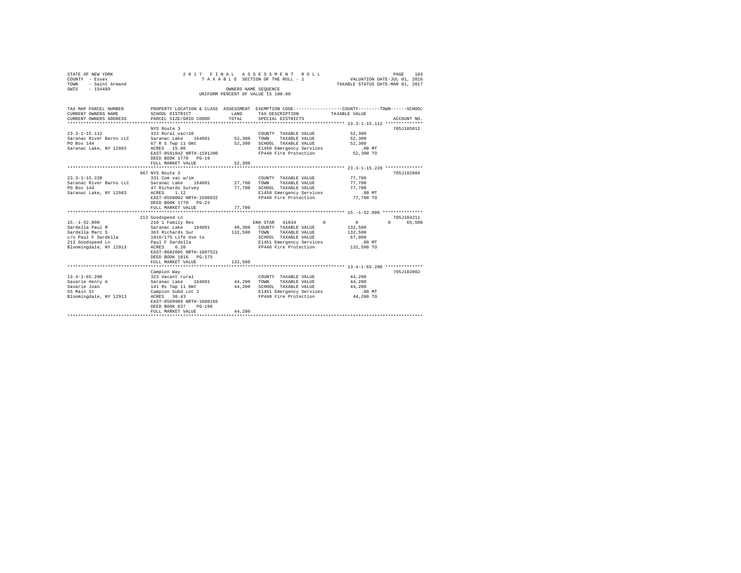STATE OF NEW YORK
COUNTY - Essex
TOWN - Saint Armand
SWIS - 154489

2017 FINAL ASSESSMENT ROLL
TAXABLE SECTION OF THE ROLL - 1
OWNERS NAME SEQUENCE
UNIFORM PERCENT OF VALUE IS 100.00

VALUATION DATE-JUL 01, 2016
TAXABLE STATUS DATE-MAR 01, 2017

| TAX MAP PARCEL NUMBER / CURRENT OWNERS NAME / CURRENT OWNERS ADDRESS | PROPERTY LOCATION & CLASS / SCHOOL DISTRICT / PARCEL SIZE/GRID COORD | ASSESSMENT LAND | ASSESSMENT TOTAL | EXEMPTION CODE / TAX DESCRIPTION / SPECIAL DISTRICTS | COUNTY TAXABLE VALUE | TOWN | SCHOOL | ACCOUNT NO. |
|---|---|---|---|---|---|---|---|---|
| 23.3-1-15.112 | NYS Route 3 | | | | | | | 705J185012 |
| | 322 Rural vac>10 | | | COUNTY TAXABLE VALUE | 52,300 | | | |
| Saranac River Barns LLC | Saranac Lake 164601 | 52,300 | | TOWN TAXABLE VALUE | 52,300 | | | |
| PO Box 144 | 67 R S Twp 11 Omt | | 52,300 | SCHOOL TAXABLE VALUE | 52,300 | | | |
| Saranac Lake, NY 12983 | ACRES 15.00 | | | E1450 Emergency Services | .00 MT | | | |
| | EAST-0561042 NRTH-1591200 | | | FP440 Fire Protection | 52,300 TO | | | |
| | DEED BOOK 1770 PG-19 | | | | | | | |
| | FULL MARKET VALUE | | 52,300 | | | | | |
| 23.3-1-15.220 | 967 NYS Route 3 | | | | | | | 705J192004 |
| | 331 Com vac w/im | | | COUNTY TAXABLE VALUE | 77,700 | | | |
| Saranac River Barns LLC | Saranac Lake 164601 | 27,700 | | TOWN TAXABLE VALUE | 77,700 | | | |
| PO Box 144 | 47 Richards Survey | | 77,700 | SCHOOL TAXABLE VALUE | 77,700 | | | |
| Saranac Lake, NY 12983 | ACRES 1.12 | | | E1450 Emergency Services | .00 MT | | | |
| | EAST-0560002 NRTH-1590932 | | | FP440 Fire Protection | 77,700 TO | | | |
| | DEED BOOK 1770 PG-23 | | | | | | | |
| | FULL MARKET VALUE | | 77,700 | | | | | |
| 15.-1-52.000 | 213 Goodspeed Ln | | | | | | | 705J104211 |
| | 210 1 Family Res | | | ENH STAR 41834 | 0 | 0 | 0 | 65,500 |
| Sardella Paul M | Saranac Lake 164601 | 40,300 | | COUNTY TAXABLE VALUE | 132,500 | | | |
| Sardella Marc S | 363 Richards Sur | | 132,500 | TOWN TAXABLE VALUE | 132,500 | | | |
| c/o Paul F Sardella | 1816/175 Life Use to | | | SCHOOL TAXABLE VALUE | 67,000 | | | |
| 213 Goodspeed Ln | Paul F Sardella | | | E1451 Emergency Services | .00 MT | | | |
| Bloomingdale, NY 12913 | ACRES 6.20 | | | FP440 Fire Protection | 132,500 TO | | | |
| | EAST-0602605 NRTH-1607521 | | | | | | | |
| | DEED BOOK 1816 PG-175 | | | | | | | |
| | FULL MARKET VALUE | | 132,500 | | | | | |
| 13.4-1-65.200 | Campion Way | | | | | | | 705J183002 |
| | 323 Vacant rural | | | COUNTY TAXABLE VALUE | 44,200 | | | |
| Savarie Henry A | Saranac Lake 164601 | 44,200 | | TOWN TAXABLE VALUE | 44,200 | | | |
| Savarie Joan | 141 Rs Twp 11 Omt | | 44,200 | SCHOOL TAXABLE VALUE | 44,200 | | | |
| 55 Main St | Campion Subd Lot 2 | | | E1451 Emergency Services | .00 MT | | | |
| Bloomingdale, NY 12913 | ACRES 30.43 | | | FP440 Fire Protection | 44,200 TO | | | |
| | EAST-0569989 NRTH-1608166 | | | | | | | |
| | DEED BOOK 837 PG-196 | | | | | | | |
| | FULL MARKET VALUE | | 44,200 | | | | | |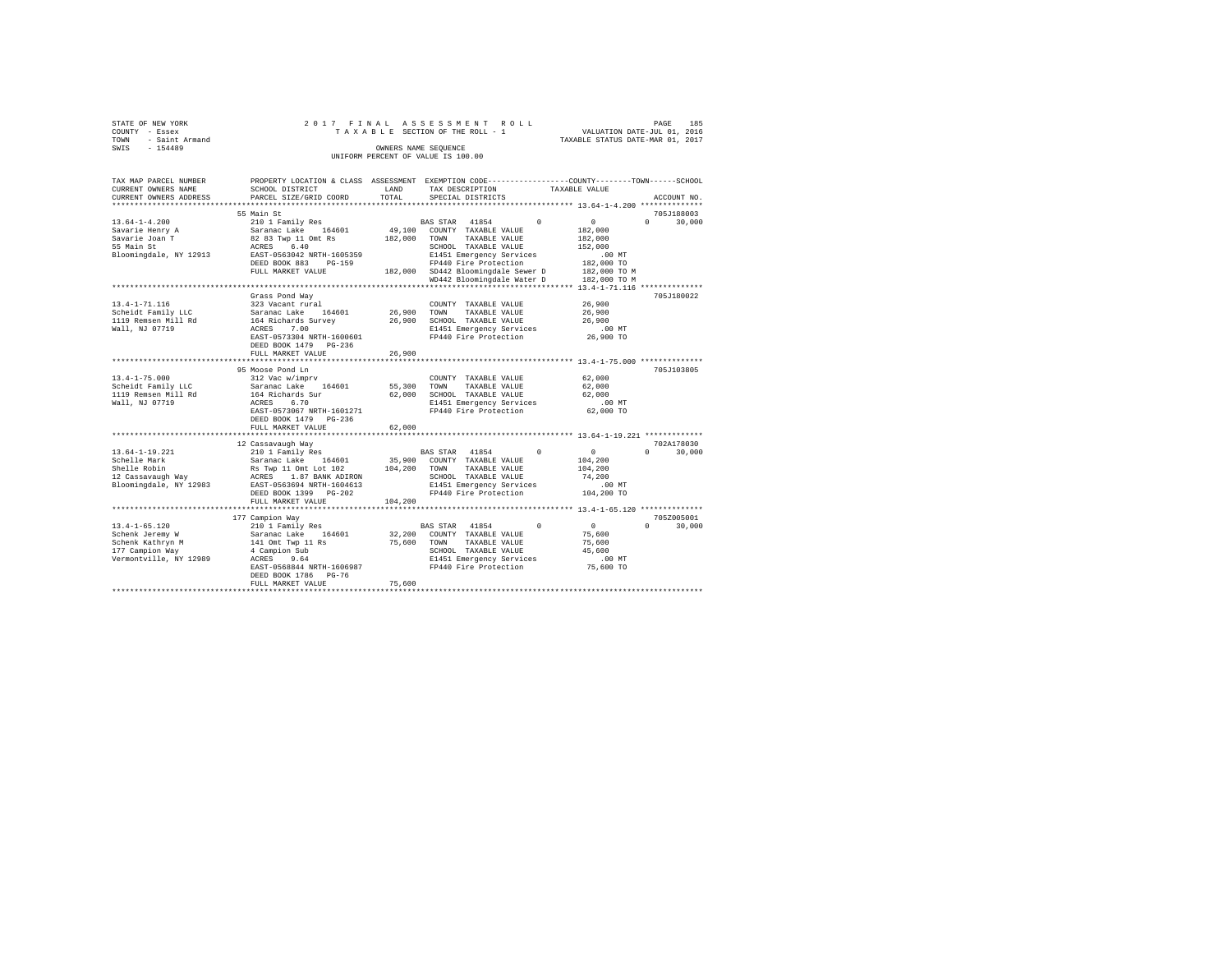STATE OF NEW YORK
COUNTY - Essex
TOWN - Saint Armand
SWIS - 154489

2 0 1 7 F I N A L A S S E S S M E N T R O L L
T A X A B L E SECTION OF THE ROLL - 1
OWNERS NAME SEQUENCE
UNIFORM PERCENT OF VALUE IS 100.00

VALUATION DATE-JUL 01, 2016
TAXABLE STATUS DATE-MAR 01, 2017

```
TAX MAP PARCEL NUMBER     PROPERTY LOCATION & CLASS  ASSESSMENT  EXEMPTION CODE-----------------COUNTY--------TOWN------SCHOOL
CURRENT OWNERS NAME       SCHOOL DISTRICT              LAND      TAX DESCRIPTION            TAXABLE VALUE
CURRENT OWNERS ADDRESS    PARCEL SIZE/GRID COORD       TOTAL     SPECIAL DISTRICTS                                    ACCOUNT NO.
******************************************************************************************** 13.64-1-4.200 **************
                          55 Main St                                                                               705J188003
13.64-1-4.200             210 1 Family Res                    BAS STAR  41854         0          0            0     30,000
Savarie Henry A           Saranac Lake   164601      49,100   COUNTY  TAXABLE VALUE          182,000
Savarie Joan T            82 83 Twp 11 Omt Rs       182,000   TOWN    TAXABLE VALUE          182,000
55 Main St                ACRES    6.40                       SCHOOL  TAXABLE VALUE          152,000
Bloomingdale, NY 12913    EAST-0563042 NRTH-1605359           E1451 Emergency Services          .00 MT
                          DEED BOOK 883    PG-159             FP440 Fire Protection          182,000 TO
                          FULL MARKET VALUE         182,000   SD442 Bloomingdale Sewer D     182,000 TO M
                                                              WD442 Bloomingdale Water D     182,000 TO M
******************************************************************************************** 13.4-1-71.116 **************
                          Grass Pond Way                                                                           705J180022
13.4-1-71.116             323 Vacant rural                    COUNTY  TAXABLE VALUE           26,900
Scheidt Family LLC        Saranac Lake   164601      26,900   TOWN    TAXABLE VALUE           26,900
1119 Remsen Mill Rd       164 Richards Survey        26,900   SCHOOL  TAXABLE VALUE           26,900
Wall, NJ 07719            ACRES    7.00                       E1451 Emergency Services          .00 MT
                          EAST-0573304 NRTH-1600601           FP440 Fire Protection           26,900 TO
                          DEED BOOK 1479   PG-236
                          FULL MARKET VALUE          26,900
******************************************************************************************** 13.4-1-75.000 **************
                          95 Moose Pond Ln                                                                         705J103805
13.4-1-75.000             312 Vac w/imprv                     COUNTY  TAXABLE VALUE           62,000
Scheidt Family LLC        Saranac Lake   164601      55,300   TOWN    TAXABLE VALUE           62,000
1119 Remsen Mill Rd       164 Richards Sur           62,000   SCHOOL  TAXABLE VALUE           62,000
Wall, NJ 07719            ACRES    6.70                       E1451 Emergency Services          .00 MT
                          EAST-0573067 NRTH-1601271           FP440 Fire Protection           62,000 TO
                          DEED BOOK 1479   PG-236
                          FULL MARKET VALUE          62,000
******************************************************************************************** 13.64-1-19.221 *************
                          12 Cassavaugh Way                                                                        702A178030
13.64-1-19.221            210 1 Family Res                    BAS STAR  41854         0          0            0     30,000
Schelle Mark              Saranac Lake   164601      35,900   COUNTY  TAXABLE VALUE          104,200
Shelle Robin              Rs Twp 11 Omt Lot 102     104,200   TOWN    TAXABLE VALUE          104,200
12 Cassavaugh Way         ACRES    1.87 BANK ADIRON           SCHOOL  TAXABLE VALUE           74,200
Bloomingdale, NY 12983    EAST-0563694 NRTH-1604613           E1451 Emergency Services          .00 MT
                          DEED BOOK 1399   PG-202             FP440 Fire Protection          104,200 TO
                          FULL MARKET VALUE         104,200
******************************************************************************************** 13.4-1-65.120 **************
                          177 Campion Way                                                                          705Z005001
13.4-1-65.120             210 1 Family Res                    BAS STAR  41854         0          0            0     30,000
Schenk Jeremy W           Saranac Lake   164601      32,200   COUNTY  TAXABLE VALUE           75,600
Schenk Kathryn M          141 Omt Twp 11 Rs          75,600   TOWN    TAXABLE VALUE           75,600
177 Campion Way           4 Campion Sub                       SCHOOL  TAXABLE VALUE           45,600
Vermontville, NY 12989    ACRES    9.64                       E1451 Emergency Services          .00 MT
                          EAST-0568844 NRTH-1606987           FP440 Fire Protection           75,600 TO
                          DEED BOOK 1786   PG-76
                          FULL MARKET VALUE          75,600
****************************************************************************************************************************
```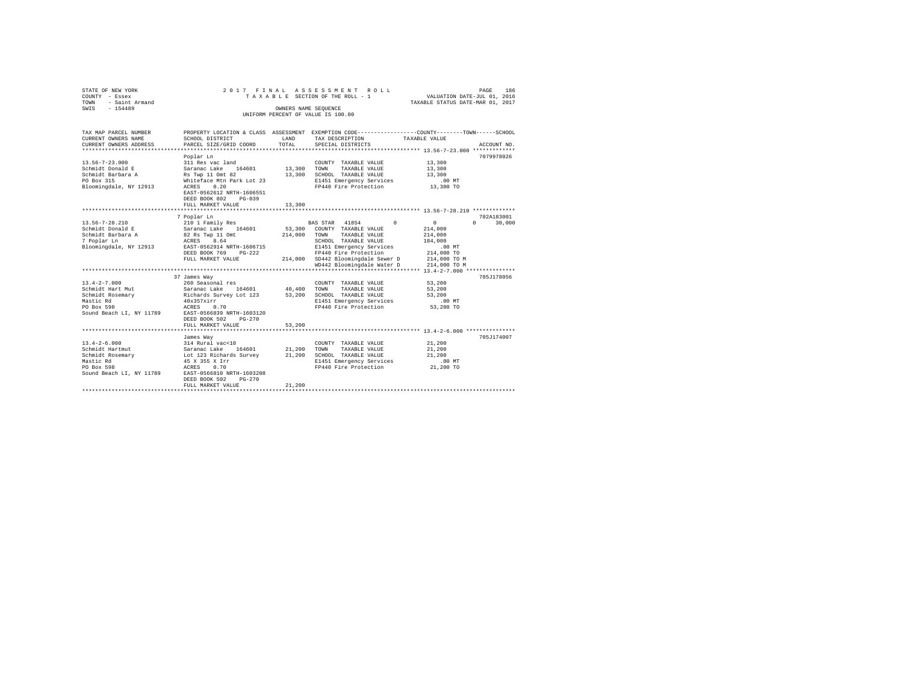STATE OF NEW YORK
COUNTY - Essex
TOWN - Saint Armand
SWIS - 154489

2017 FINAL ASSESSMENT ROLL
TAXABLE SECTION OF THE ROLL - 1
OWNERS NAME SEQUENCE
UNIFORM PERCENT OF VALUE IS 100.00

VALUATION DATE-JUL 01, 2016
TAXABLE STATUS DATE-MAR 01, 2017

| TAX MAP PARCEL NUMBER / CURRENT OWNERS NAME / CURRENT OWNERS ADDRESS | PROPERTY LOCATION & CLASS / SCHOOL DISTRICT / PARCEL SIZE/GRID COORD | ASSESSMENT LAND | TOTAL | EXEMPTION CODE / TAX DESCRIPTION / SPECIAL DISTRICTS | COUNTY / TOWN / SCHOOL TAXABLE VALUE | ACCOUNT NO. |
|---|---|---|---|---|---|---|
| 13.56-7-23.000 | Poplar Ln | | | | | 7079978026 |
| Schmidt Donald E | 311 Res vac land | | | COUNTY TAXABLE VALUE | 13,300 | |
| Schmidt Barbara A | Saranac Lake 164601 | 13,300 | | TOWN TAXABLE VALUE | 13,300 | |
| PO Box 315 | Rs Twp 11 Omt 82 | | 13,300 | SCHOOL TAXABLE VALUE | 13,300 | |
| Bloomingdale, NY 12913 | Whiteface Mtn Park Lot 23 | | | E1451 Emergency Services | .00 MT | |
| | ACRES 0.20 | | | FP440 Fire Protection | 13,300 TO | |
| | EAST-0562612 NRTH-1606551 | | | | | |
| | DEED BOOK 802 PG-039 | | | | | |
| | FULL MARKET VALUE | | 13,300 | | | |
| 13.56-7-28.210 | 7 Poplar Ln | | | | | 702A183001 |
| Schmidt Donald E | 210 1 Family Res | | | BAS STAR 41854 | 0 / 0 / 30,000 | |
| Schmidt Barbara A | Saranac Lake 164601 | 53,300 | | COUNTY TAXABLE VALUE | 214,000 | |
| 7 Poplar Ln | 82 Rs Twp 11 Omt | | 214,000 | TOWN TAXABLE VALUE | 214,000 | |
| Bloomingdale, NY 12913 | ACRES 8.64 | | | SCHOOL TAXABLE VALUE | 184,000 | |
| | EAST-0562914 NRTH-1606715 | | | E1451 Emergency Services | .00 MT | |
| | DEED BOOK 769 PG-222 | | | FP440 Fire Protection | 214,000 TO | |
| | FULL MARKET VALUE | | 214,000 | SD442 Bloomingdale Sewer D | 214,000 TO M | |
| | | | | WD442 Bloomingdale Water D | 214,000 TO M | |
| 13.4-2-7.000 | 37 James Way | | | | | 705J178056 |
| Schmidt Hart Mut | 260 Seasonal res | | | COUNTY TAXABLE VALUE | 53,200 | |
| Schmidt Rosemary | Saranac Lake 164601 | 40,400 | | TOWN TAXABLE VALUE | 53,200 | |
| Mastic Rd | Richards Survey Lot 123 | | 53,200 | SCHOOL TAXABLE VALUE | 53,200 | |
| PO Box 598 | 40x357xirr | | | E1451 Emergency Services | .00 MT | |
| Sound Beach LI, NY 11789 | ACRES 0.70 | | | FP440 Fire Protection | 53,200 TO | |
| | EAST-0566839 NRTH-1603120 | | | | | |
| | DEED BOOK 502 PG-270 | | | | | |
| | FULL MARKET VALUE | | 53,200 | | | |
| 13.4-2-6.000 | James Way | | | | | 705J174007 |
| Schmidt Hartmut | 314 Rural vac<10 | | | COUNTY TAXABLE VALUE | 21,200 | |
| Schmidt Rosemary | Saranac Lake 164601 | 21,200 | | TOWN TAXABLE VALUE | 21,200 | |
| Mastic Rd | Lot 123 Richards Survey | | 21,200 | SCHOOL TAXABLE VALUE | 21,200 | |
| PO Box 598 | 45 X 355 X Irr | | | E1451 Emergency Services | .00 MT | |
| Sound Beach LI, NY 11789 | ACRES 0.70 | | | FP440 Fire Protection | 21,200 TO | |
| | EAST-0566810 NRTH-1603208 | | | | | |
| | DEED BOOK 502 PG-270 | | | | | |
| | FULL MARKET VALUE | | 21,200 | | | |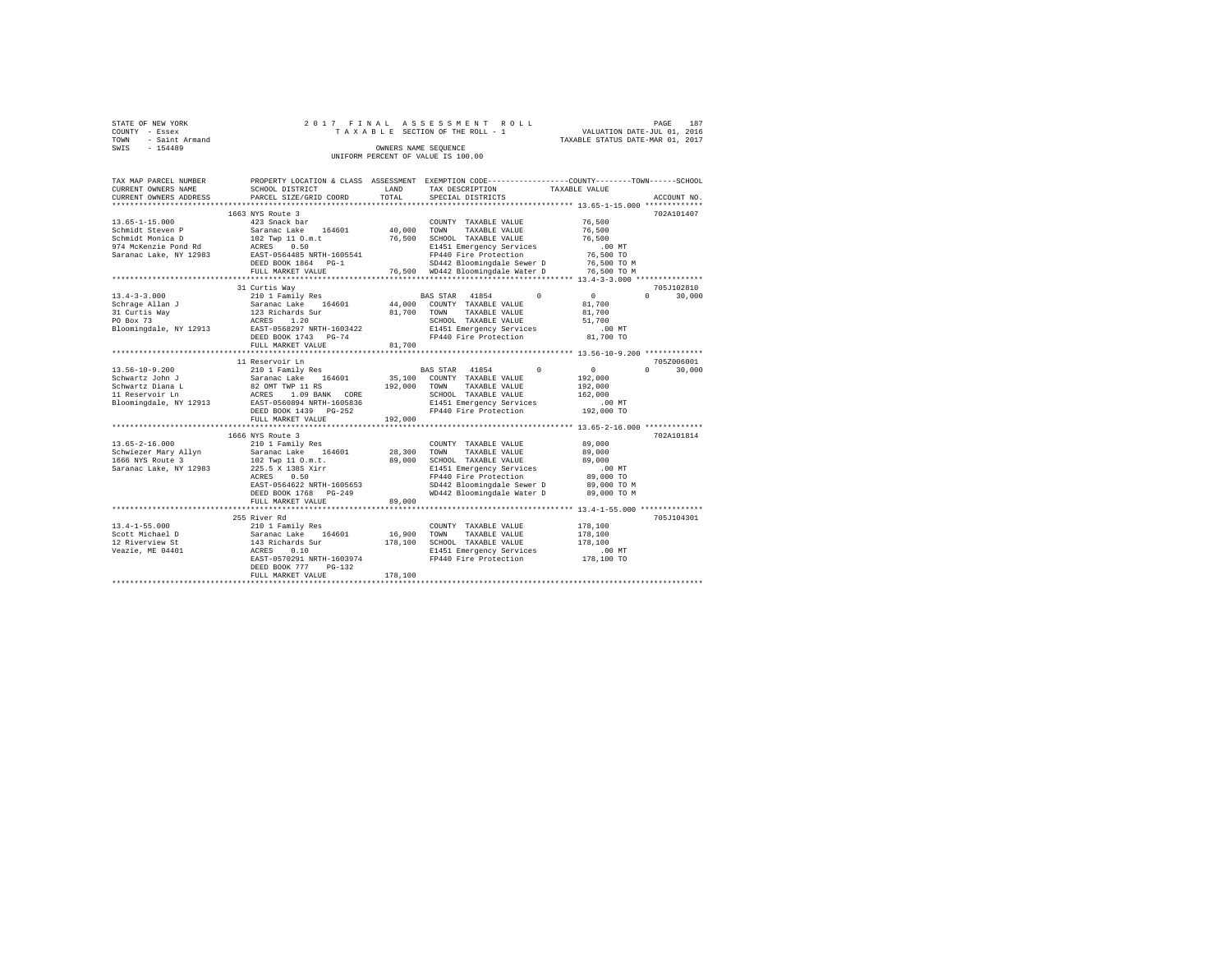STATE OF NEW YORK
COUNTY - Essex
TOWN - Saint Armand
SWIS - 154489

2017 FINAL ASSESSMENT ROLL
TAXABLE SECTION OF THE ROLL - 1
OWNERS NAME SEQUENCE
UNIFORM PERCENT OF VALUE IS 100.00

VALUATION DATE-JUL 01, 2016
TAXABLE STATUS DATE-MAR 01, 2017

```
TAX MAP PARCEL NUMBER     PROPERTY LOCATION & CLASS  ASSESSMENT  EXEMPTION CODE-----------------COUNTY--------TOWN------SCHOOL
CURRENT OWNERS NAME       SCHOOL DISTRICT              LAND      TAX DESCRIPTION             TAXABLE VALUE
CURRENT OWNERS ADDRESS    PARCEL SIZE/GRID COORD       TOTAL     SPECIAL DISTRICTS                                      ACCOUNT NO.
******************************************************************************************** 13.65-1-15.000 *************
                          1663 NYS Route 3                                                                             702A101407
13.65-1-15.000            423 Snack bar                          COUNTY  TAXABLE VALUE            76,500
Schmidt Steven P          Saranac Lake    164601      40,000     TOWN    TAXABLE VALUE            76,500
Schmidt Monica D          102 Twp 11 O.m.t            76,500     SCHOOL  TAXABLE VALUE            76,500
974 McKenzie Pond Rd      ACRES    0.50                          E1451 Emergency Services            .00 MT
Saranac Lake, NY 12983    EAST-0564485 NRTH-1605541              FP440 Fire Protection            76,500 TO
                          DEED BOOK 1864   PG-1                  SD442 Bloomingdale Sewer D       76,500 TO M
                          FULL MARKET VALUE           76,500     WD442 Bloomingdale Water D       76,500 TO M
******************************************************************************************** 13.4-3-3.000 ***************
                          31 Curtis Way                                                                                705J102810
13.4-3-3.000              210 1 Family Res                       BAS STAR  41854         0          0           0      30,000
Schrage Allan J           Saranac Lake    164601      44,000     COUNTY  TAXABLE VALUE            81,700
31 Curtis Way             123 Richards Sur            81,700     TOWN    TAXABLE VALUE            81,700
PO Box 73                 ACRES    1.20                          SCHOOL  TAXABLE VALUE            51,700
Bloomingdale, NY 12913    EAST-0568297 NRTH-1603422              E1451 Emergency Services            .00 MT
                          DEED BOOK 1743   PG-74                 FP440 Fire Protection            81,700 TO
                          FULL MARKET VALUE           81,700
******************************************************************************************** 13.56-10-9.200 *************
                          11 Reservoir Ln                                                                              705Z006001
13.56-10-9.200            210 1 Family Res                       BAS STAR  41854         0          0           0      30,000
Schwartz John J           Saranac Lake    164601      35,100     COUNTY  TAXABLE VALUE           192,000
Schwartz Diana L          82 OMT TWP 11 RS           192,000     TOWN    TAXABLE VALUE           192,000
11 Reservoir Ln           ACRES    1.09 BANK   CORE              SCHOOL  TAXABLE VALUE           162,000
Bloomingdale, NY 12913    EAST-0560894 NRTH-1605836              E1451 Emergency Services            .00 MT
                          DEED BOOK 1439   PG-252                FP440 Fire Protection           192,000 TO
                          FULL MARKET VALUE          192,000
******************************************************************************************** 13.65-2-16.000 *************
                          1666 NYS Route 3                                                                             702A101814
13.65-2-16.000            210 1 Family Res                       COUNTY  TAXABLE VALUE            89,000
Schwiezer Mary Allyn      Saranac Lake    164601      28,300     TOWN    TAXABLE VALUE            89,000
1666 NYS Route 3          102 Twp 11 O.m.t.           89,000     SCHOOL  TAXABLE VALUE            89,000
Saranac Lake, NY 12983    225.5 X 138S Xirr                      E1451 Emergency Services            .00 MT
                          ACRES    0.50                          FP440 Fire Protection            89,000 TO
                          EAST-0564622 NRTH-1605653              SD442 Bloomingdale Sewer D       89,000 TO M
                          DEED BOOK 1768   PG-249                WD442 Bloomingdale Water D       89,000 TO M
                          FULL MARKET VALUE           89,000
******************************************************************************************** 13.4-1-55.000 **************
                          255 River Rd                                                                                 705J104301
13.4-1-55.000             210 1 Family Res                       COUNTY  TAXABLE VALUE           178,100
Scott Michael D           Saranac Lake    164601      16,900     TOWN    TAXABLE VALUE           178,100
12 Riverview St           143 Richards Sur           178,100     SCHOOL  TAXABLE VALUE           178,100
Veazie, ME 04401          ACRES    0.10                          E1451 Emergency Services            .00 MT
                          EAST-0570291 NRTH-1603974              FP440 Fire Protection           178,100 TO
                          DEED BOOK 777    PG-132
                          FULL MARKET VALUE          178,100
*************************************************************************************************************************
```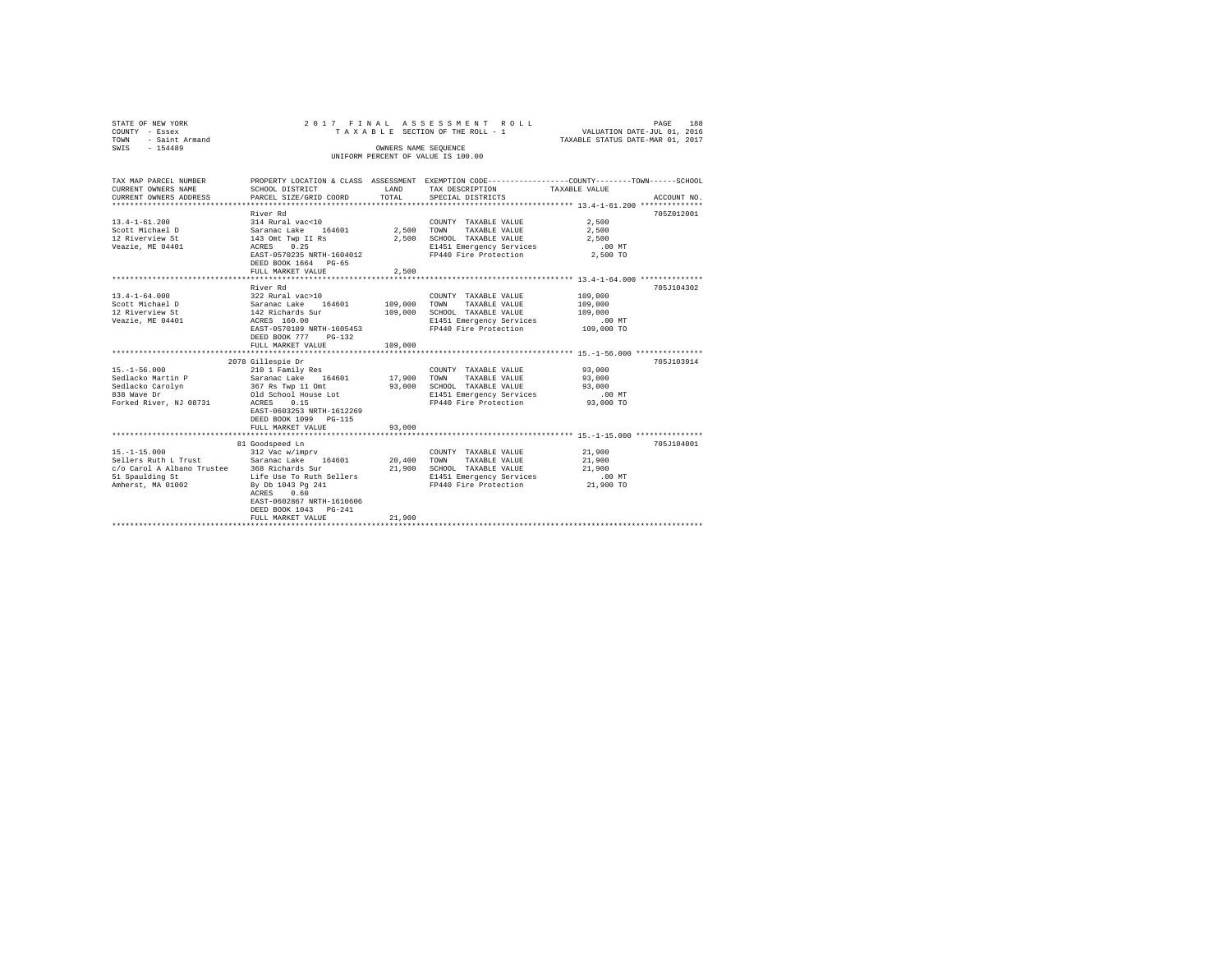STATE OF NEW YORK
COUNTY - Essex
TOWN - Saint Armand
SWIS - 154489

2 0 1 7 F I N A L A S S E S S M E N T R O L L
T A X A B L E SECTION OF THE ROLL - 1
OWNERS NAME SEQUENCE
UNIFORM PERCENT OF VALUE IS 100.00

VALUATION DATE-JUL 01, 2016
TAXABLE STATUS DATE-MAR 01, 2017

| TAX MAP PARCEL NUMBER / CURRENT OWNERS NAME / CURRENT OWNERS ADDRESS | PROPERTY LOCATION & CLASS / SCHOOL DISTRICT / PARCEL SIZE/GRID COORD | ASSESSMENT LAND / TOTAL | EXEMPTION CODE / TAX DESCRIPTION / SPECIAL DISTRICTS | COUNTY / TOWN / SCHOOL TAXABLE VALUE | ACCOUNT NO. |
|---|---|---|---|---|---|
| **13.4-1-61.200** | River Rd | | | | 705Z012001 |
| 13.4-1-61.200 | 314 Rural vac<10 | | COUNTY TAXABLE VALUE | 2,500 | |
| Scott Michael D | Saranac Lake 164601 | 2,500 | TOWN TAXABLE VALUE | 2,500 | |
| 12 Riverview St | 143 Omt Twp II Rs | 2,500 | SCHOOL TAXABLE VALUE | 2,500 | |
| Veazie, ME 04401 | ACRES 0.25 | | E1451 Emergency Services | .00 MT | |
| | EAST-0570235 NRTH-1604012 | | FP440 Fire Protection | 2,500 TO | |
| | DEED BOOK 1664 PG-65 | | | | |
| | FULL MARKET VALUE | 2,500 | | | |
| **13.4-1-64.000** | River Rd | | | | 705J104302 |
| 13.4-1-64.000 | 322 Rural vac>10 | | COUNTY TAXABLE VALUE | 109,000 | |
| Scott Michael D | Saranac Lake 164601 | 109,000 | TOWN TAXABLE VALUE | 109,000 | |
| 12 Riverview St | 142 Richards Sur | 109,000 | SCHOOL TAXABLE VALUE | 109,000 | |
| Veazie, ME 04401 | ACRES 160.00 | | E1451 Emergency Services | .00 MT | |
| | EAST-0570109 NRTH-1605453 | | FP440 Fire Protection | 109,000 TO | |
| | DEED BOOK 777 PG-132 | | | | |
| | FULL MARKET VALUE | 109,000 | | | |
| **15.-1-56.000** | 2078 Gillespie Dr | | | | 705J103914 |
| 15.-1-56.000 | 210 1 Family Res | | COUNTY TAXABLE VALUE | 93,000 | |
| Sedlacko Martin P | Saranac Lake 164601 | 17,900 | TOWN TAXABLE VALUE | 93,000 | |
| Sedlacko Carolyn | 367 Rs Twp 11 Omt | 93,000 | SCHOOL TAXABLE VALUE | 93,000 | |
| 838 Wave Dr | Old School House Lot | | E1451 Emergency Services | .00 MT | |
| Forked River, NJ 08731 | ACRES 0.15 | | FP440 Fire Protection | 93,000 TO | |
| | EAST-0603253 NRTH-1612269 | | | | |
| | DEED BOOK 1099 PG-115 | | | | |
| | FULL MARKET VALUE | 93,000 | | | |
| **15.-1-15.000** | 81 Goodspeed Ln | | | | 705J104001 |
| 15.-1-15.000 | 312 Vac w/imprv | | COUNTY TAXABLE VALUE | 21,900 | |
| Sellers Ruth L Trust | Saranac Lake 164601 | 20,400 | TOWN TAXABLE VALUE | 21,900 | |
| c/o Carol A Albano Trustee | 368 Richards Sur | 21,900 | SCHOOL TAXABLE VALUE | 21,900 | |
| 51 Spaulding St | Life Use To Ruth Sellers | | E1451 Emergency Services | .00 MT | |
| Amherst, MA 01002 | By Db 1043 Pg 241 | | FP440 Fire Protection | 21,900 TO | |
| | ACRES 0.60 | | | | |
| | EAST-0602867 NRTH-1610606 | | | | |
| | DEED BOOK 1043 PG-241 | | | | |
| | FULL MARKET VALUE | 21,900 | | | |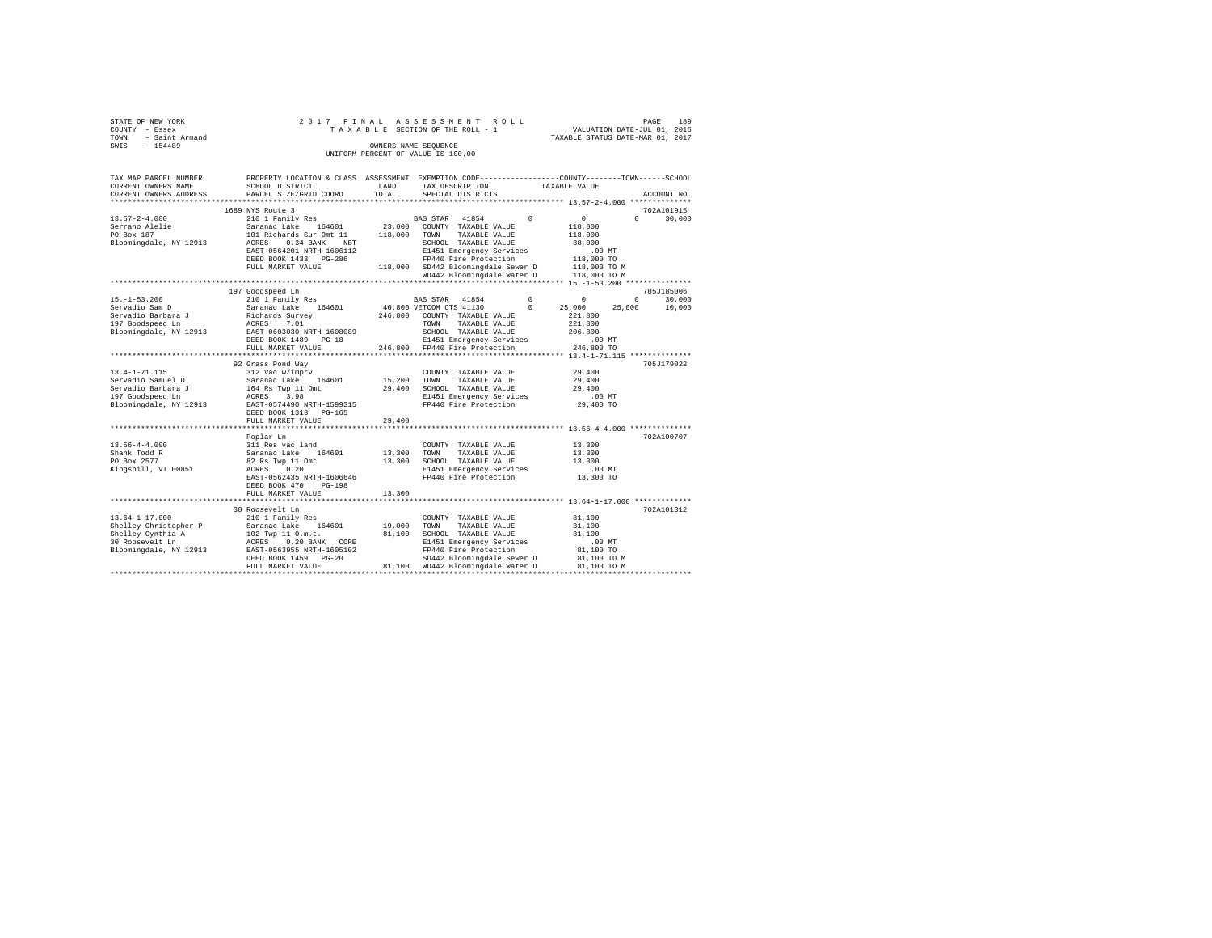STATE OF NEW YORK
COUNTY - Essex
TOWN - Saint Armand
SWIS - 154489

2017 FINAL ASSESSMENT ROLL
TAXABLE SECTION OF THE ROLL - 1
OWNERS NAME SEQUENCE
UNIFORM PERCENT OF VALUE IS 100.00

VALUATION DATE-JUL 01, 2016
TAXABLE STATUS DATE-MAR 01, 2017

```
TAX MAP PARCEL NUMBER     PROPERTY LOCATION & CLASS  ASSESSMENT  EXEMPTION CODE-----------------COUNTY--------TOWN------SCHOOL
CURRENT OWNERS NAME       SCHOOL DISTRICT             LAND       TAX DESCRIPTION            TAXABLE VALUE
CURRENT OWNERS ADDRESS    PARCEL SIZE/GRID COORD      TOTAL      SPECIAL DISTRICTS                                    ACCOUNT NO.
******************************************************************************************** 13.57-2-4.000 **************
                          1689 NYS Route 3                                                                        702A101915
13.57-2-4.000             210 1 Family Res                       BAS STAR  41854        0          0            0      30,000
Serrano Alelie            Saranac Lake    164601      23,000     COUNTY  TAXABLE VALUE          118,000
PO Box 187                101 Richards Sur Omt 11    118,000     TOWN    TAXABLE VALUE          118,000
Bloomingdale, NY 12913    ACRES    0.34 BANK    NBT              SCHOOL  TAXABLE VALUE           88,000
                          EAST-0564201 NRTH-1606112              E1451 Emergency Services           .00 MT
                          DEED BOOK 1433   PG-286                FP440 Fire Protection          118,000 TO
                          FULL MARKET VALUE          118,000     SD442 Bloomingdale Sewer D     118,000 TO M
                                                                 WD442 Bloomingdale Water D     118,000 TO M
******************************************************************************************** 15.-1-53.200 ***************
                          197 Goodspeed Ln                                                                        705J185006
15.-1-53.200              210 1 Family Res                       BAS STAR  41854        0          0            0      30,000
Servadio Sam D            Saranac Lake    164601      40,800 VETCOM CTS 41130           0     25,000       25,000      10,000
Servadio Barbara J        Richards Survey            246,800     COUNTY  TAXABLE VALUE          221,800
197 Goodspeed Ln          ACRES    7.01                          TOWN    TAXABLE VALUE          221,800
Bloomingdale, NY 12913    EAST-0603030 NRTH-1608089              SCHOOL  TAXABLE VALUE          206,800
                          DEED BOOK 1489   PG-18                 E1451 Emergency Services           .00 MT
                          FULL MARKET VALUE          246,800     FP440 Fire Protection          246,800 TO
******************************************************************************************** 13.4-1-71.115 **************
                          92 Grass Pond Way                                                                       705J179022
13.4-1-71.115             312 Vac w/imprv                        COUNTY  TAXABLE VALUE           29,400
Servadio Samuel D         Saranac Lake    164601      15,200     TOWN    TAXABLE VALUE           29,400
Servadio Barbara J        164 Rs Twp 11 Omt           29,400     SCHOOL  TAXABLE VALUE           29,400
197 Goodspeed Ln          ACRES    3.98                          E1451 Emergency Services           .00 MT
Bloomingdale, NY 12913    EAST-0574490 NRTH-1599315              FP440 Fire Protection           29,400 TO
                          DEED BOOK 1313   PG-165
                          FULL MARKET VALUE           29,400
******************************************************************************************** 13.56-4-4.000 **************
                          Poplar Ln                                                                               702A100707
13.56-4-4.000             311 Res vac land                       COUNTY  TAXABLE VALUE           13,300
Shank Todd R              Saranac Lake    164601      13,300     TOWN    TAXABLE VALUE           13,300
PO Box 2577               82 Rs Twp 11 Omt            13,300     SCHOOL  TAXABLE VALUE           13,300
Kingshill, VI 00851       ACRES    0.20                          E1451 Emergency Services           .00 MT
                          EAST-0562435 NRTH-1606646              FP440 Fire Protection           13,300 TO
                          DEED BOOK 470    PG-198
                          FULL MARKET VALUE           13,300
******************************************************************************************** 13.64-1-17.000 *************
                          30 Roosevelt Ln                                                                         702A101312
13.64-1-17.000            210 1 Family Res                       COUNTY  TAXABLE VALUE           81,100
Shelley Christopher P     Saranac Lake    164601      19,000     TOWN    TAXABLE VALUE           81,100
Shelley Cynthia A         102 Twp 11 O.m.t.           81,100     SCHOOL  TAXABLE VALUE           81,100
30 Roosevelt Ln           ACRES    0.20 BANK    CORE             E1451 Emergency Services           .00 MT
Bloomingdale, NY 12913    EAST-0563955 NRTH-1605102              FP440 Fire Protection           81,100 TO
                          DEED BOOK 1459   PG-20                 SD442 Bloomingdale Sewer D      81,100 TO M
                          FULL MARKET VALUE           81,100     WD442 Bloomingdale Water D      81,100 TO M
*************************************************************************************************************************
```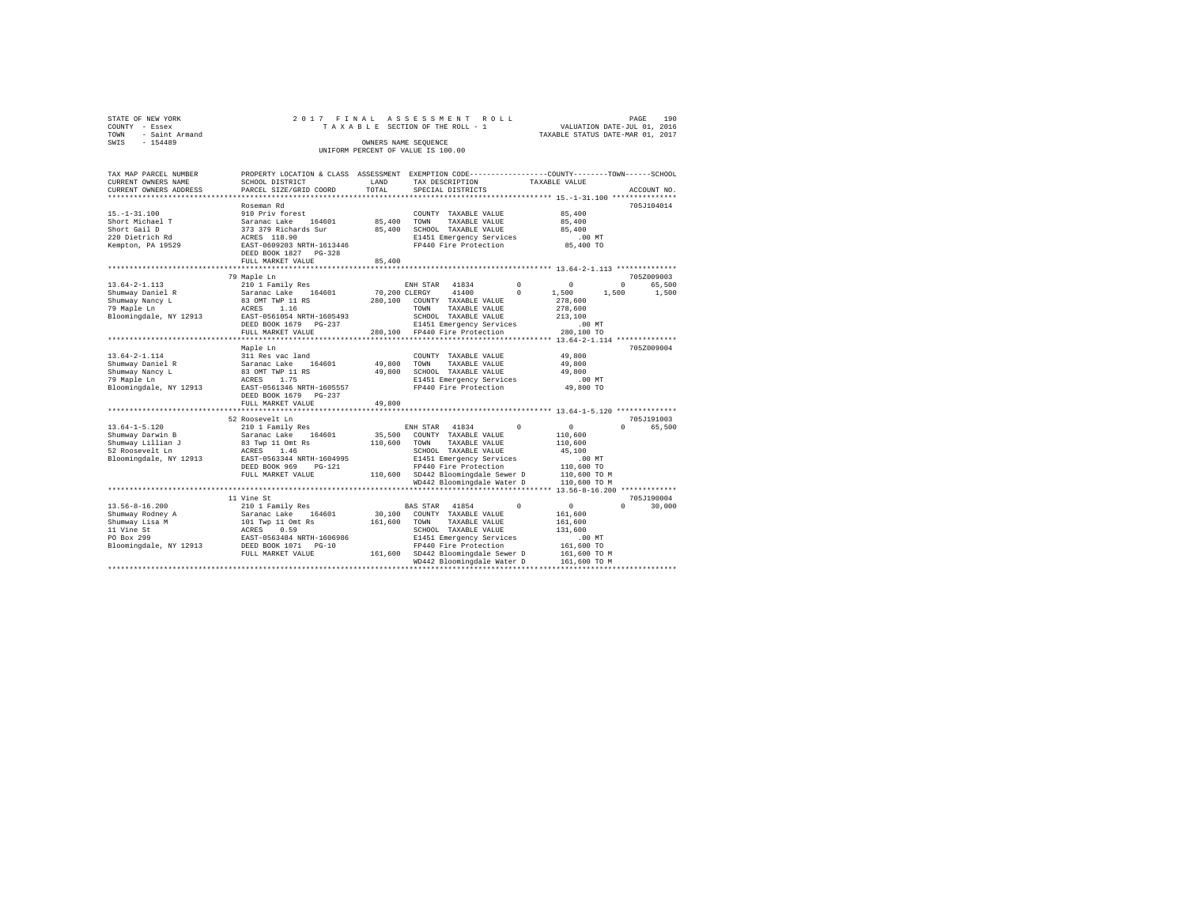STATE OF NEW YORK
COUNTY - Essex
TOWN - Saint Armand
SWIS - 154489

2017 FINAL ASSESSMENT ROLL
TAXABLE SECTION OF THE ROLL - 1
OWNERS NAME SEQUENCE
UNIFORM PERCENT OF VALUE IS 100.00

VALUATION DATE-JUL 01, 2016
TAXABLE STATUS DATE-MAR 01, 2017

```
TAX MAP PARCEL NUMBER      PROPERTY LOCATION & CLASS  ASSESSMENT  EXEMPTION CODE-----------------COUNTY--------TOWN------SCHOOL
CURRENT OWNERS NAME        SCHOOL DISTRICT              LAND      TAX DESCRIPTION            TAXABLE VALUE
CURRENT OWNERS ADDRESS     PARCEL SIZE/GRID COORD       TOTAL     SPECIAL DISTRICTS                                     ACCOUNT NO.
************************************************************************************************* 15.-1-31.100 ***************
                           Roseman Rd                                                                                705J104014
15.-1-31.100               910 Priv forest                        COUNTY  TAXABLE VALUE            85,400
Short Michael T            Saranac Lake   164601        85,400   TOWN    TAXABLE VALUE            85,400
Short Gail D               373 379 Richards Sur         85,400   SCHOOL  TAXABLE VALUE            85,400
220 Dietrich Rd            ACRES  118.90                          E1451 Emergency Services            .00 MT
Kempton, PA 19529          EAST-0609203 NRTH-1613446              FP440 Fire Protection            85,400 TO
                           DEED BOOK 1827   PG-328
                           FULL MARKET VALUE            85,400
************************************************************************************************* 13.64-2-1.113 **************
                           79 Maple Ln                                                                               705Z009003
13.64-2-1.113              210 1 Family Res                      ENH STAR  41834        0          0           0       65,500
Shumway Daniel R           Saranac Lake   164601       70,200 CLERGY     41400         0      1,500       1,500       1,500
Shumway Nancy L            83 OMT TWP 11 RS            280,100   COUNTY  TAXABLE VALUE           278,600
79 Maple Ln                ACRES    1.16                          TOWN    TAXABLE VALUE           278,600
Bloomingdale, NY 12913     EAST-0561054 NRTH-1605493              SCHOOL  TAXABLE VALUE           213,100
                           DEED BOOK 1679   PG-237                E1451 Emergency Services            .00 MT
                           FULL MARKET VALUE           280,100   FP440 Fire Protection           280,100 TO
************************************************************************************************* 13.64-2-1.114 **************
                           Maple Ln                                                                                  705Z009004
13.64-2-1.114              311 Res vac land                       COUNTY  TAXABLE VALUE            49,800
Shumway Daniel R           Saranac Lake   164601        49,800   TOWN    TAXABLE VALUE            49,800
Shumway Nancy L            83 OMT TWP 11 RS             49,800   SCHOOL  TAXABLE VALUE            49,800
79 Maple Ln                ACRES    1.75                          E1451 Emergency Services            .00 MT
Bloomingdale, NY 12913     EAST-0561346 NRTH-1605557              FP440 Fire Protection            49,800 TO
                           DEED BOOK 1679   PG-237
                           FULL MARKET VALUE            49,800
************************************************************************************************* 13.64-1-5.120 **************
                           52 Roosevelt Ln                                                                           705J191003
13.64-1-5.120              210 1 Family Res                      ENH STAR  41834        0          0           0       65,500
Shumway Darwin B           Saranac Lake   164601        35,500   COUNTY  TAXABLE VALUE           110,600
Shumway Lillian J          83 Twp 11 Omt Rs            110,600   TOWN    TAXABLE VALUE           110,600
52 Roosevelt Ln            ACRES    1.46                          SCHOOL  TAXABLE VALUE            45,100
Bloomingdale, NY 12913     EAST-0563344 NRTH-1604995              E1451 Emergency Services            .00 MT
                           DEED BOOK 969    PG-121                FP440 Fire Protection           110,600 TO
                           FULL MARKET VALUE           110,600   SD442 Bloomingdale Sewer D      110,600 TO M
                                                                  WD442 Bloomingdale Water D      110,600 TO M
************************************************************************************************* 13.56-8-16.200 *************
                           11 Vine St                                                                                705J190004
13.56-8-16.200             210 1 Family Res                      BAS STAR  41854        0          0           0       30,000
Shumway Rodney A           Saranac Lake   164601        30,100   COUNTY  TAXABLE VALUE           161,600
Shumway Lisa M             101 Twp 11 Omt Rs           161,600   TOWN    TAXABLE VALUE           161,600
11 Vine St                 ACRES    0.59                          SCHOOL  TAXABLE VALUE           131,600
PO Box 299                 EAST-0563484 NRTH-1606986              E1451 Emergency Services            .00 MT
Bloomingdale, NY 12913     DEED BOOK 1071   PG-10                 FP440 Fire Protection           161,600 TO
                           FULL MARKET VALUE           161,600   SD442 Bloomingdale Sewer D      161,600 TO M
                                                                  WD442 Bloomingdale Water D      161,600 TO M
******************************************************************************************************************************
```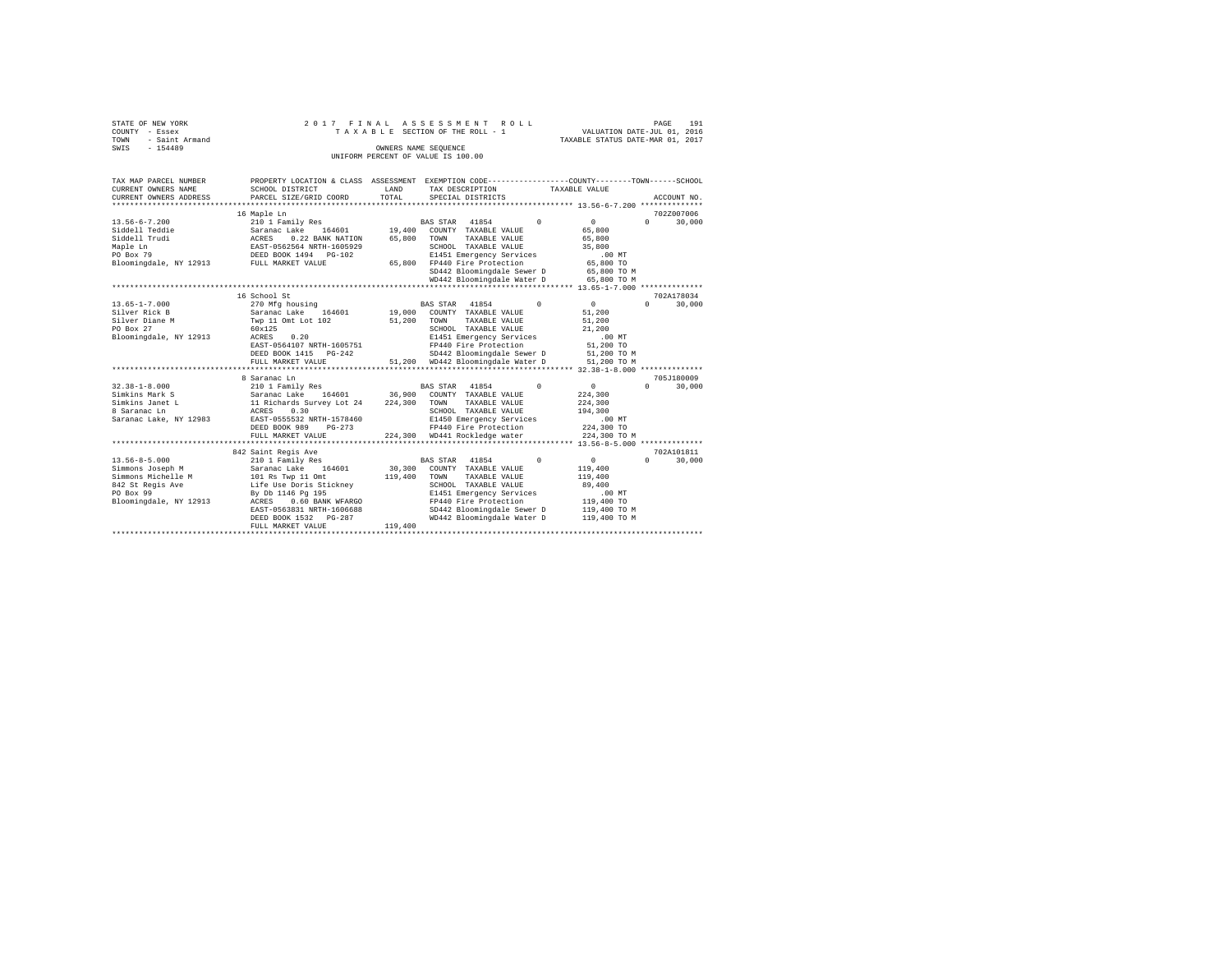STATE OF NEW YORK 2 0 1 7 F I N A L A S S E S S M E N T R O L L PAGE 191
COUNTY - Essex T A X A B L E SECTION OF THE ROLL - 1 VALUATION DATE-JUL 01, 2016
TOWN - Saint Armand TAXABLE STATUS DATE-MAR 01, 2017
SWIS - 154489 OWNERS NAME SEQUENCE
UNIFORM PERCENT OF VALUE IS 100.00

```
TAX MAP PARCEL NUMBER      PROPERTY LOCATION & CLASS  ASSESSMENT  EXEMPTION CODE-----------------COUNTY--------TOWN------SCHOOL
CURRENT OWNERS NAME        SCHOOL DISTRICT             LAND       TAX DESCRIPTION            TAXABLE VALUE
CURRENT OWNERS ADDRESS     PARCEL SIZE/GRID COORD      TOTAL      SPECIAL DISTRICTS                                      ACCOUNT NO.
****************************************************************************************************** 13.56-6-7.200 **************
                           16 Maple Ln                                                                                    702Z007006
13.56-6-7.200              210 1 Family Res                       BAS STAR  41854          0            0           0       30,000
Siddell Teddie             Saranac Lake    164601      19,400     COUNTY  TAXABLE VALUE             65,800
Siddell Trudi              ACRES    0.22 BANK NATION   65,800     TOWN    TAXABLE VALUE             65,800
Maple Ln                   EAST-0562564 NRTH-1605929              SCHOOL  TAXABLE VALUE             35,800
PO Box 79                  DEED BOOK 1494   PG-102                E1451 Emergency Services            .00 MT
Bloomingdale, NY 12913     FULL MARKET VALUE           65,800     FP440 Fire Protection             65,800 TO
                                                                  SD442 Bloomingdale Sewer D        65,800 TO M
                                                                  WD442 Bloomingdale Water D        65,800 TO M
****************************************************************************************************** 13.65-1-7.000 **************
                           16 School St                                                                                   702A178034
13.65-1-7.000              270 Mfg housing                        BAS STAR  41854          0            0           0       30,000
Silver Rick B              Saranac Lake    164601      19,000     COUNTY  TAXABLE VALUE             51,200
Silver Diane M             Twp 11 Omt Lot 102          51,200     TOWN    TAXABLE VALUE             51,200
PO Box 27                  60x125                                 SCHOOL  TAXABLE VALUE             21,200
Bloomingdale, NY 12913     ACRES    0.20                          E1451 Emergency Services            .00 MT
                           EAST-0564107 NRTH-1605751              FP440 Fire Protection             51,200 TO
                           DEED BOOK 1415   PG-242                SD442 Bloomingdale Sewer D        51,200 TO M
                           FULL MARKET VALUE           51,200     WD442 Bloomingdale Water D        51,200 TO M
****************************************************************************************************** 32.38-1-8.000 **************
                           8 Saranac Ln                                                                                   705J180009
32.38-1-8.000              210 1 Family Res                       BAS STAR  41854          0            0           0       30,000
Simkins Mark S             Saranac Lake    164601      36,900     COUNTY  TAXABLE VALUE            224,300
Simkins Janet L            11 Richards Survey Lot 24  224,300     TOWN    TAXABLE VALUE            224,300
8 Saranac Ln               ACRES    0.30                          SCHOOL  TAXABLE VALUE            194,300
Saranac Lake, NY 12983     EAST-0555532 NRTH-1578460              E1450 Emergency Services            .00 MT
                           DEED BOOK 989    PG-273                FP440 Fire Protection            224,300 TO
                           FULL MARKET VALUE          224,300     WD441 Rockledge water            224,300 TO M
****************************************************************************************************** 13.56-8-5.000 **************
                           842 Saint Regis Ave                                                                            702A101811
13.56-8-5.000              210 1 Family Res                       BAS STAR  41854          0            0           0       30,000
Simmons Joseph M           Saranac Lake    164601      30,300     COUNTY  TAXABLE VALUE            119,400
Simmons Michelle M         101 Rs Twp 11 Omt          119,400     TOWN    TAXABLE VALUE            119,400
842 St Regis Ave           Life Use Doris Stickney                SCHOOL  TAXABLE VALUE             89,400
PO Box 99                  By Db 1146 Pg 195                      E1451 Emergency Services            .00 MT
Bloomingdale, NY 12913     ACRES    0.60 BANK WFARGO              FP440 Fire Protection            119,400 TO
                           EAST-0563831 NRTH-1606688              SD442 Bloomingdale Sewer D       119,400 TO M
                           DEED BOOK 1532   PG-287                WD442 Bloomingdale Water D       119,400 TO M
                           FULL MARKET VALUE          119,400
************************************************************************************************************************************
```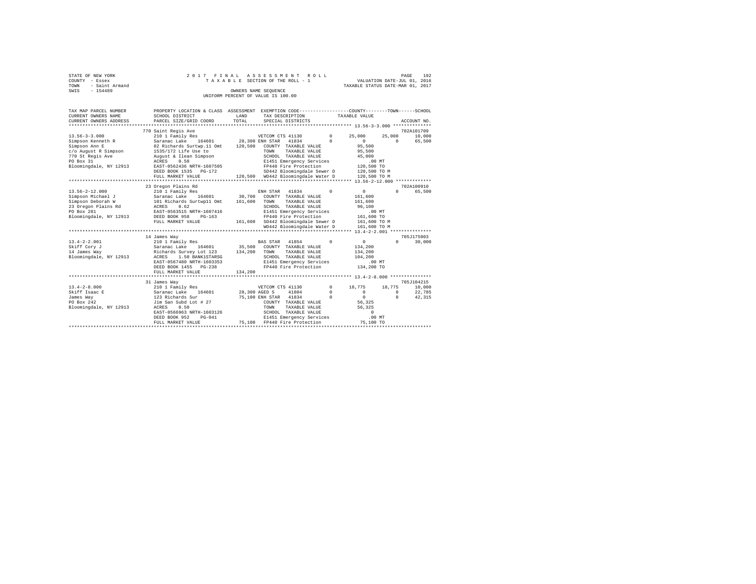```
STATE OF NEW YORK              2 0 1 7   F I N A L   A S S E S S M E N T   R O L L                              PAGE   192
COUNTY  - Essex                    T A X A B L E  SECTION OF THE ROLL - 1                 VALUATION DATE-JUL 01, 2016
TOWN    - Saint Armand                                                                   TAXABLE STATUS DATE-MAR 01, 2017
SWIS    - 154489                                  OWNERS NAME SEQUENCE
                                            UNIFORM PERCENT OF VALUE IS 100.00


TAX MAP PARCEL NUMBER      PROPERTY LOCATION & CLASS  ASSESSMENT  EXEMPTION CODE-----------------COUNTY--------TOWN------SCHOOL
CURRENT OWNERS NAME        SCHOOL DISTRICT             LAND       TAX DESCRIPTION            TAXABLE VALUE
CURRENT OWNERS ADDRESS     PARCEL SIZE/GRID COORD      TOTAL      SPECIAL DISTRICTS                                    ACCOUNT NO.
******************************************************************************************************* 13.56-3-3.000 **************
                           770 Saint Regis Ave                                                                        702A101709
13.56-3-3.000              210 1 Family Res                       VETCOM CTS 41130        0      25,000     25,000      10,000
Simpson Kenneth R          Saranac Lake    164601      28,300 ENH STAR  41834         0           0          0      65,500
Simpson Ann E              82 Richards Surtwp.11 Omt  120,500    COUNTY  TAXABLE VALUE            95,500
c/o August R Simpson       1535/172 Life Use to                  TOWN    TAXABLE VALUE            95,500
770 St Regis Ave           August & Ilean Simpson                SCHOOL  TAXABLE VALUE            45,000
PO Box 31                  ACRES    0.50                          E1451 Emergency Services           .00 MT
Bloomingdale, NY 12913     EAST-0562436 NRTH-1607505              FP440 Fire Protection          120,500 TO
                           DEED BOOK 1535   PG-172                SD442 Bloomingdale Sewer D     120,500 TO M
                           FULL MARKET VALUE          120,500    WD442 Bloomingdale Water D     120,500 TO M
******************************************************************************************************* 13.56-2-12.000 *************
                           23 Oregon Plains Rd                                                                        702A100910
13.56-2-12.000             210 1 Family Res                       ENH STAR  41834         0           0          0      65,500
Simpson Michael J          Saranac Lake    164601      30,700    COUNTY  TAXABLE VALUE           161,600
Simpson Deborah W          101 Richards Surtwp11 Omt  161,600    TOWN    TAXABLE VALUE           161,600
23 Oregon Plains Rd        ACRES    0.62                          SCHOOL  TAXABLE VALUE            96,100
PO Box 281                 EAST-0563515 NRTH-1607416              E1451 Emergency Services           .00 MT
Bloomingdale, NY 12913     DEED BOOK 958    PG-163                FP440 Fire Protection          161,600 TO
                           FULL MARKET VALUE          161,600    SD442 Bloomingdale Sewer D     161,600 TO M
                                                                  WD442 Bloomingdale Water D     161,600 TO M
******************************************************************************************************* 13.4-2-2.001 ***************
                           14 James Way                                                                               705J175003
13.4-2-2.001               210 1 Family Res                       BAS STAR  41854         0           0          0      30,000
Skiff Cory J               Saranac Lake    164601      35,500    COUNTY  TAXABLE VALUE           134,200
14 James Way               Richards Survey Lot 123    134,200    TOWN    TAXABLE VALUE           134,200
Bloomingdale, NY 12913     ACRES    1.50 BANK1STARSG              SCHOOL  TAXABLE VALUE           104,200
                           EAST-0567480 NRTH-1603353              E1451 Emergency Services           .00 MT
                           DEED BOOK 1455   PG-238                FP440 Fire Protection          134,200 TO
                           FULL MARKET VALUE          134,200
******************************************************************************************************* 13.4-2-8.000 ***************
                           31 James Way                                                                               705J104215
13.4-2-8.000               210 1 Family Res                       VETCOM CTS 41130        0      18,775     18,775      10,000
Skiff Isaac E              Saranac Lake    164601      28,300 AGED S    41804         0           0          0      22,785
James Way                  123 Richards Sur            75,100 ENH STAR  41834         0           0          0      42,315
PO Box 242                 Jim San Subd Lot # 27                 COUNTY  TAXABLE VALUE            56,325
Bloomingdale, NY 12913     ACRES    0.50                          TOWN    TAXABLE VALUE            56,325
                           EAST-0566963 NRTH-1603126              SCHOOL  TAXABLE VALUE                 0
                           DEED BOOK 952    PG-041                E1451 Emergency Services           .00 MT
                           FULL MARKET VALUE           75,100    FP440 Fire Protection           75,100 TO
************************************************************************************************************************************
```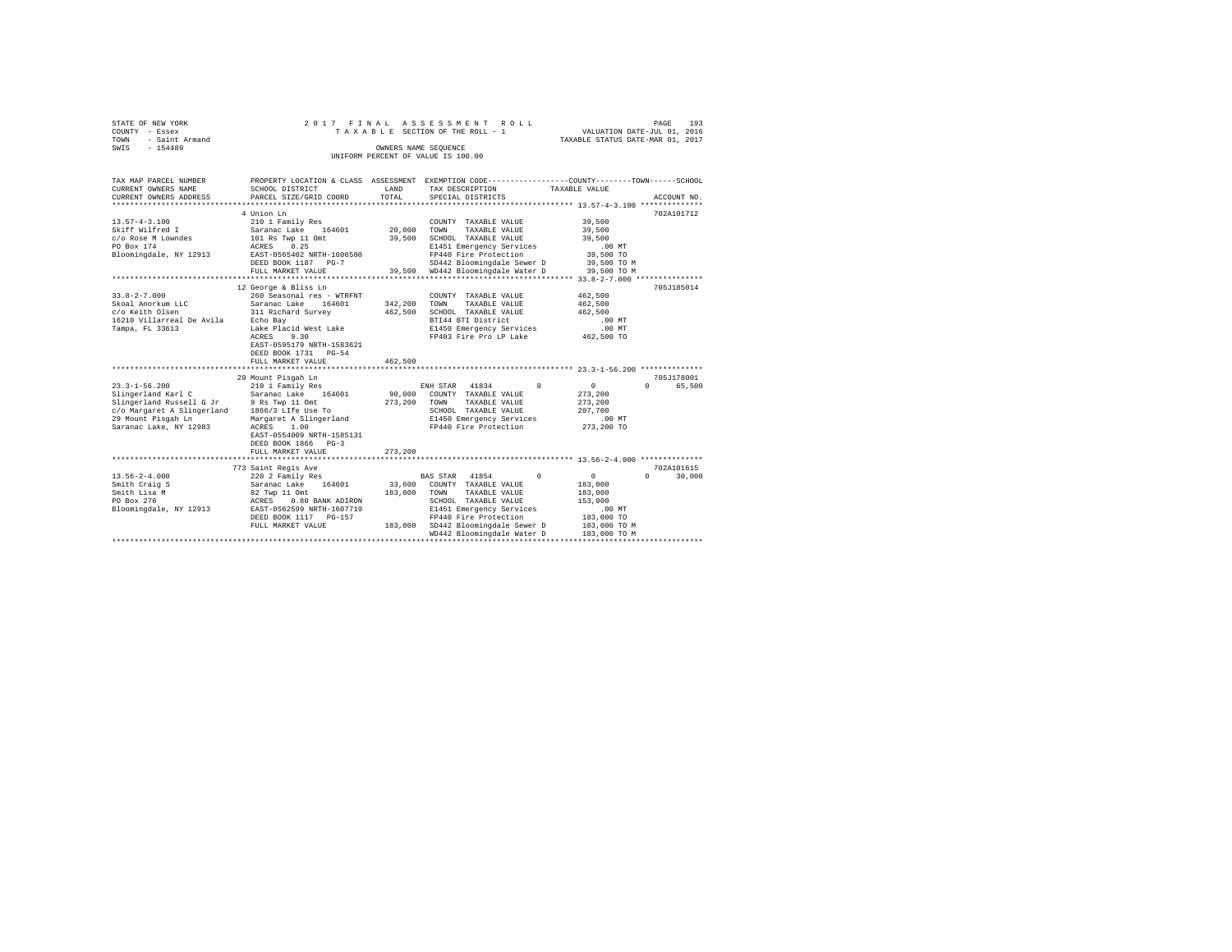STATE OF NEW YORK 2017 FINAL ASSESSMENT ROLL
COUNTY - Essex TAXABLE SECTION OF THE ROLL - 1 VALUATION DATE-JUL 01, 2016
TOWN - Saint Armand TAXABLE STATUS DATE-MAR 01, 2017
SWIS - 154489 OWNERS NAME SEQUENCE
UNIFORM PERCENT OF VALUE IS 100.00

```
TAX MAP PARCEL NUMBER          PROPERTY LOCATION & CLASS  ASSESSMENT  EXEMPTION CODE-----------------COUNTY--------TOWN------SCHOOL
CURRENT OWNERS NAME            SCHOOL DISTRICT             LAND       TAX DESCRIPTION             TAXABLE VALUE
CURRENT OWNERS ADDRESS         PARCEL SIZE/GRID COORD      TOTAL      SPECIAL DISTRICTS                                       ACCOUNT NO.
*********************************************************************************************** 13.57-4-3.100 **************
                               4 Union Ln                                                                                 702A101712
13.57-4-3.100                  210 1 Family Res                        COUNTY  TAXABLE VALUE          39,500
Skiff Wilfred I                Saranac Lake    164601      20,000      TOWN    TAXABLE VALUE          39,500
c/o Rose M Lowndes             101 Rs Twp 11 Omt           39,500      SCHOOL  TAXABLE VALUE          39,500
PO Box 174                     ACRES    0.25                           E1451 Emergency Services          .00 MT
Bloomingdale, NY 12913         EAST-0565402 NRTH-1606580               FP440 Fire Protection          39,500 TO
                               DEED BOOK 1187   PG-7                   SD442 Bloomingdale Sewer D     39,500 TO M
                               FULL MARKET VALUE           39,500      WD442 Bloomingdale Water D     39,500 TO M
*********************************************************************************************** 33.8-2-7.000 ***************
                               12 George & Bliss Ln                                                                       705J185014
33.8-2-7.000                   260 Seasonal res - WTRFNT               COUNTY  TAXABLE VALUE         462,500
Skoal Anorkum LLC              Saranac Lake    164601     342,200      TOWN    TAXABLE VALUE         462,500
c/o Keith Olsen                311 Richard Survey         462,500      SCHOOL  TAXABLE VALUE         462,500
16210 Villarreal De Avila      Echo Bay                                BTI44 BTI District                .00 MT
Tampa, FL 33613                Lake Placid West Lake                   E1450 Emergency Services          .00 MT
                               ACRES    9.30                           FP403 Fire Pro LP Lake        462,500 TO
                               EAST-0595179 NRTH-1583621
                               DEED BOOK 1731   PG-54
                               FULL MARKET VALUE          462,500
*********************************************************************************************** 23.3-1-56.200 **************
                               29 Mount Pisgah Ln                                                                         705J178001
23.3-1-56.200                  210 1 Family Res                        ENH STAR  41834         0           0            0       65,500
Slingerland Karl C             Saranac Lake    164601      90,000      COUNTY  TAXABLE VALUE         273,200
Slingerland Russell G Jr       9 Rs Twp 11 Omt            273,200      TOWN    TAXABLE VALUE         273,200
c/o Margaret A Slingerland     1866/3 LIfe Use To                      SCHOOL  TAXABLE VALUE         207,700
29 Mount Pisgah Ln             Margaret A Slingerland                  E1450 Emergency Services          .00 MT
Saranac Lake, NY 12983         ACRES    1.00                           FP440 Fire Protection         273,200 TO
                               EAST-0554009 NRTH-1585131
                               DEED BOOK 1866   PG-3
                               FULL MARKET VALUE          273,200
*********************************************************************************************** 13.56-2-4.000 **************
                               773 Saint Regis Ave                                                                        702A101615
13.56-2-4.000                  220 2 Family Res                        BAS STAR  41854         0           0            0       30,000
Smith Craig S                  Saranac Lake    164601      33,600      COUNTY  TAXABLE VALUE         183,000
Smith Lisa M                   82 Twp 11 Omt              183,000      TOWN    TAXABLE VALUE         183,000
PO Box 276                     ACRES    0.80 BANK ADIRON               SCHOOL  TAXABLE VALUE         153,000
Bloomingdale, NY 12913         EAST-0562599 NRTH-1607719               E1451 Emergency Services          .00 MT
                               DEED BOOK 1117   PG-157                 FP440 Fire Protection         183,000 TO
                               FULL MARKET VALUE          183,000      SD442 Bloomingdale Sewer D    183,000 TO M
                                                                       WD442 Bloomingdale Water D    183,000 TO M
****************************************************************************************************************************
```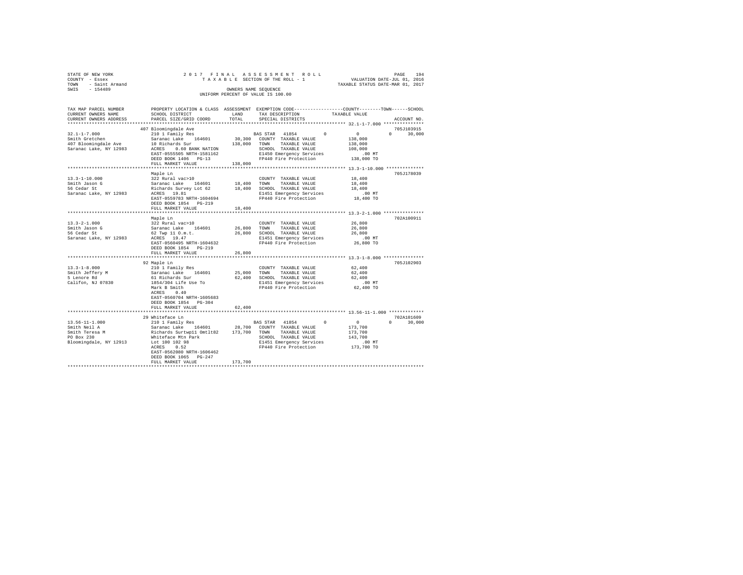STATE OF NEW YORK &nbsp;&nbsp;&nbsp;&nbsp; 2 0 1 7 &nbsp; F I N A L &nbsp; A S S E S S M E N T &nbsp; R O L L
COUNTY - Essex &nbsp;&nbsp;&nbsp;&nbsp; T A X A B L E SECTION OF THE ROLL - 1 &nbsp;&nbsp;&nbsp;&nbsp; VALUATION DATE-JUL 01, 2016
TOWN - Saint Armand &nbsp;&nbsp;&nbsp;&nbsp; TAXABLE STATUS DATE-MAR 01, 2017
SWIS - 154489 &nbsp;&nbsp;&nbsp;&nbsp; OWNERS NAME SEQUENCE
UNIFORM PERCENT OF VALUE IS 100.00

| TAX MAP PARCEL NUMBER / CURRENT OWNERS NAME / CURRENT OWNERS ADDRESS | PROPERTY LOCATION & CLASS / SCHOOL DISTRICT / PARCEL SIZE/GRID COORD | ASSESSMENT LAND / TOTAL | EXEMPTION CODE / TAX DESCRIPTION / SPECIAL DISTRICTS | COUNTY | TOWN | SCHOOL / TAXABLE VALUE | ACCOUNT NO. |
|---|---|---|---|---|---|---|---|
| | 407 Bloomingdale Ave | | | | | | 705J103915 |
| 32.1-1-7.000 | 210 1 Family Res | | BAS STAR 41854 | 0 | 0 | 0 / 30,000 | |
| Smith Gretchen | Saranac Lake 164601 | 30,300 | COUNTY TAXABLE VALUE | | | 138,000 | |
| 407 Bloomingdale Ave | 10 Richards Sur | 138,000 | TOWN TAXABLE VALUE | | | 138,000 | |
| Saranac Lake, NY 12983 | ACRES 0.60 BANK NATION | | SCHOOL TAXABLE VALUE | | | 108,000 | |
| | EAST-0555505 NRTH-1581162 | | E1450 Emergency Services | | | .00 MT | |
| | DEED BOOK 1406 PG-13 | | FP440 Fire Protection | | | 138,000 TO | |
| | FULL MARKET VALUE | 138,000 | | | | | |
| | Maple Ln | | | | | | 705J178039 |
| 13.3-1-10.000 | 322 Rural vac>10 | | COUNTY TAXABLE VALUE | | | 18,400 | |
| Smith Jason G | Saranac Lake 164601 | 18,400 | TOWN TAXABLE VALUE | | | 18,400 | |
| 56 Cedar St | Richards Survey Lot 62 | 18,400 | SCHOOL TAXABLE VALUE | | | 18,400 | |
| Saranac Lake, NY 12983 | ACRES 19.81 | | E1451 Emergency Services | | | .00 MT | |
| | EAST-0559783 NRTH-1604694 | | FP440 Fire Protection | | | 18,400 TO | |
| | DEED BOOK 1854 PG-219 | | | | | | |
| | FULL MARKET VALUE | 18,400 | | | | | |
| | Maple Ln | | | | | | 702A100911 |
| 13.3-2-1.000 | 322 Rural vac>10 | | COUNTY TAXABLE VALUE | | | 26,800 | |
| Smith Jason G | Saranac Lake 164601 | 26,800 | TOWN TAXABLE VALUE | | | 26,800 | |
| 56 Cedar St | 62 Twp 11 O.m.t. | 26,800 | SCHOOL TAXABLE VALUE | | | 26,800 | |
| Saranac Lake, NY 12983 | ACRES 19.47 | | E1451 Emergency Services | | | .00 MT | |
| | EAST-0560495 NRTH-1604632 | | FP440 Fire Protection | | | 26,800 TO | |
| | DEED BOOK 1854 PG-219 | | | | | | |
| | FULL MARKET VALUE | 26,800 | | | | | |
| | 92 Maple Ln | | | | | | 705J102903 |
| 13.3-1-8.000 | 210 1 Family Res | | COUNTY TAXABLE VALUE | | | 62,400 | |
| Smith Jeffery M | Saranac Lake 164601 | 25,000 | TOWN TAXABLE VALUE | | | 62,400 | |
| 5 Lenore Rd | 61 Richards Sur | 62,400 | SCHOOL TAXABLE VALUE | | | 62,400 | |
| Califon, NJ 07830 | 1854/304 Life Use To | | E1451 Emergency Services | | | .00 MT | |
| | Mark B Smith | | FP440 Fire Protection | | | 62,400 TO | |
| | ACRES 0.40 | | | | | | |
| | EAST-0560704 NRTH-1605683 | | | | | | |
| | DEED BOOK 1854 PG-304 | | | | | | |
| | FULL MARKET VALUE | 62,400 | | | | | |
| | 29 Whiteface Ln | | | | | | 702A101609 |
| 13.56-11-1.000 | 210 1 Family Res | | BAS STAR 41854 | 0 | 0 | 0 / 30,000 | |
| Smith Neil A | Saranac Lake 164601 | 28,700 | COUNTY TAXABLE VALUE | | | 173,700 | |
| Smith Teresa M | Richards Surtwp11 Omtlt82 | 173,700 | TOWN TAXABLE VALUE | | | 173,700 | |
| PO Box 230 | Whiteface Mtn Park | | SCHOOL TAXABLE VALUE | | | 143,700 | |
| Bloomingdale, NY 12913 | Lot 100 102 98 | | E1451 Emergency Services | | | .00 MT | |
| | ACRES 0.52 | | FP440 Fire Protection | | | 173,700 TO | |
| | EAST-0562080 NRTH-1606462 | | | | | | |
| | DEED BOOK 1065 PG-247 | | | | | | |
| | FULL MARKET VALUE | 173,700 | | | | | |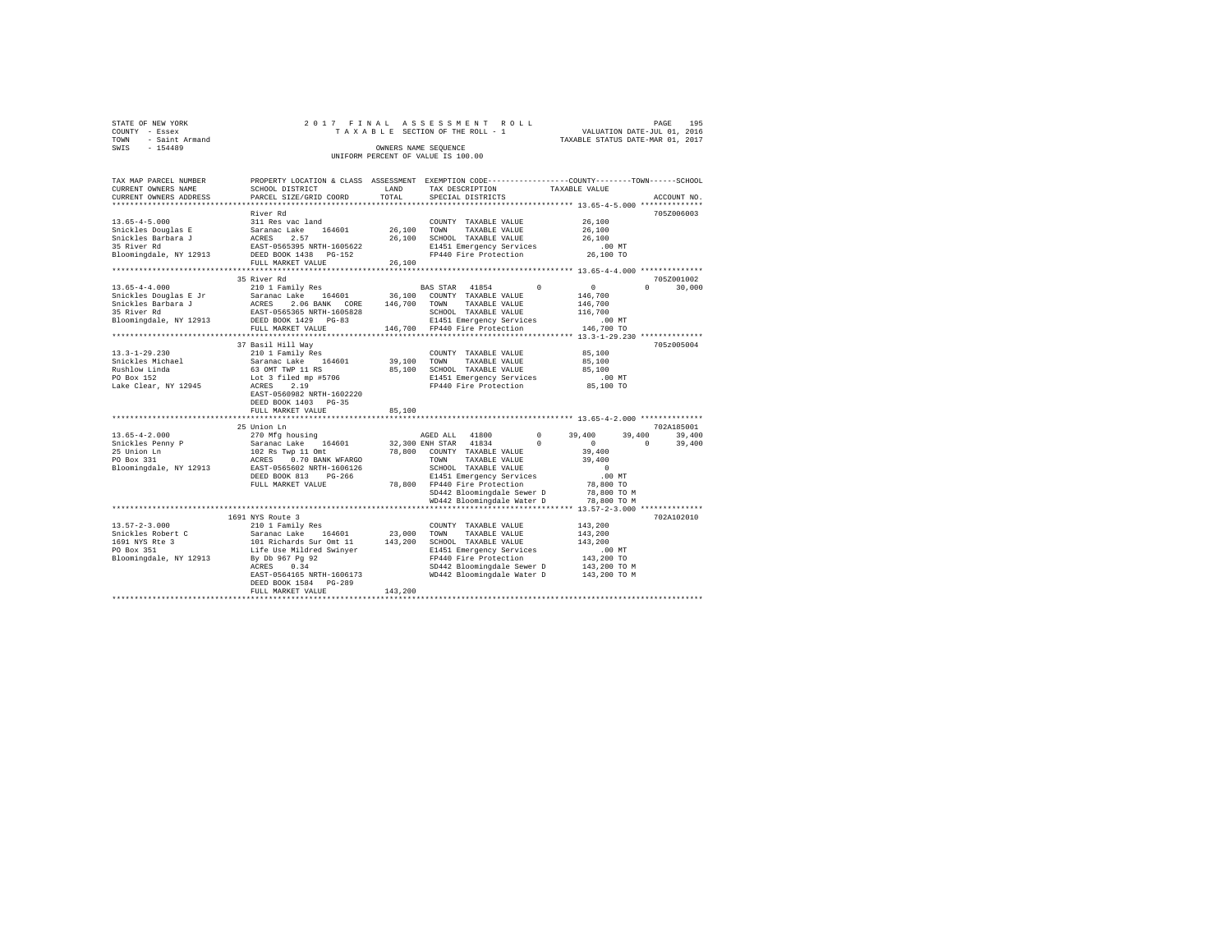STATE OF NEW YORK
COUNTY - Essex
TOWN - Saint Armand
SWIS - 154489

2017 FINAL ASSESSMENT ROLL
TAXABLE SECTION OF THE ROLL - 1
OWNERS NAME SEQUENCE
UNIFORM PERCENT OF VALUE IS 100.00

VALUATION DATE-JUL 01, 2016
TAXABLE STATUS DATE-MAR 01, 2017

```
TAX MAP PARCEL NUMBER    PROPERTY LOCATION & CLASS  ASSESSMENT  EXEMPTION CODE-----------------COUNTY--------TOWN------SCHOOL
CURRENT OWNERS NAME      SCHOOL DISTRICT             LAND       TAX DESCRIPTION              TAXABLE VALUE
CURRENT OWNERS ADDRESS   PARCEL SIZE/GRID COORD      TOTAL      SPECIAL DISTRICTS                                    ACCOUNT NO.
************************************************************************************************ 13.65-4-5.000 **************
                         River Rd                                                                                 705Z006003
13.65-4-5.000            311 Res vac land                      COUNTY  TAXABLE VALUE            26,100
Snickles Douglas E       Saranac Lake   164601       26,100    TOWN    TAXABLE VALUE            26,100
Snickles Barbara J       ACRES    2.57                26,100    SCHOOL  TAXABLE VALUE            26,100
35 River Rd              EAST-0565395 NRTH-1605622             E1451 Emergency Services            .00 MT
Bloomingdale, NY 12913   DEED BOOK 1438   PG-152               FP440 Fire Protection            26,100 TO
                         FULL MARKET VALUE            26,100
************************************************************************************************ 13.65-4-4.000 **************
                         35 River Rd                                                                              705Z001002
13.65-4-4.000            210 1 Family Res                      BAS STAR  41854         0            0          0      30,000
Snickles Douglas E Jr    Saranac Lake   164601       36,100    COUNTY  TAXABLE VALUE           146,700
Snickles Barbara J       ACRES    2.06 BANK   CORE   146,700   TOWN    TAXABLE VALUE           146,700
35 River Rd              EAST-0565365 NRTH-1605828             SCHOOL  TAXABLE VALUE           116,700
Bloomingdale, NY 12913   DEED BOOK 1429   PG-83                E1451 Emergency Services            .00 MT
                         FULL MARKET VALUE           146,700   FP440 Fire Protection           146,700 TO
************************************************************************************************ 13.3-1-29.230 **************
                         37 Basil Hill Way                                                                        705Z005004
13.3-1-29.230            210 1 Family Res                      COUNTY  TAXABLE VALUE            85,100
Snickles Michael         Saranac Lake   164601       39,100    TOWN    TAXABLE VALUE            85,100
Rushlow Linda            63 OMT TWP 11 RS            85,100    SCHOOL  TAXABLE VALUE            85,100
PO Box 152               Lot 3 filed mp #5706                  E1451 Emergency Services            .00 MT
Lake Clear, NY 12945     ACRES    2.19                         FP440 Fire Protection            85,100 TO
                         EAST-0560982 NRTH-1602220
                         DEED BOOK 1403   PG-35
                         FULL MARKET VALUE            85,100
************************************************************************************************ 13.65-4-2.000 **************
                         25 Union Ln                                                                              702A105001
13.65-4-2.000            270 Mfg housing                       AGED ALL  41800         0       39,400     39,400      39,400
Snickles Penny P         Saranac Lake   164601       32,300 ENH STAR  41834            0            0          0      39,400
25 Union Ln              102 Rs Twp 11 Omt           78,800    COUNTY  TAXABLE VALUE            39,400
PO Box 331               ACRES    0.70 BANK WFARGO             TOWN    TAXABLE VALUE            39,400
Bloomingdale, NY 12913   EAST-0565602 NRTH-1606126             SCHOOL  TAXABLE VALUE                 0
                         DEED BOOK 813    PG-266               E1451 Emergency Services            .00 MT
                         FULL MARKET VALUE           78,800    FP440 Fire Protection            78,800 TO
                                                               SD442 Bloomingdale Sewer D       78,800 TO M
                                                               WD442 Bloomingdale Water D       78,800 TO M
************************************************************************************************ 13.57-2-3.000 **************
                         1691 NYS Route 3                                                                         702A102010
13.57-2-3.000            210 1 Family Res                      COUNTY  TAXABLE VALUE           143,200
Snickles Robert C        Saranac Lake   164601       23,000    TOWN    TAXABLE VALUE           143,200
1691 NYS Rte 3           101 Richards Sur Omt 11     143,200   SCHOOL  TAXABLE VALUE           143,200
PO Box 351               Life Use Mildred Swinyer              E1451 Emergency Services            .00 MT
Bloomingdale, NY 12913   By Db 967 Pg 92                       FP440 Fire Protection           143,200 TO
                         ACRES    0.34                         SD442 Bloomingdale Sewer D      143,200 TO M
                         EAST-0564165 NRTH-1606173             WD442 Bloomingdale Water D      143,200 TO M
                         DEED BOOK 1584   PG-289
                         FULL MARKET VALUE           143,200
******************************************************************************************************************************
```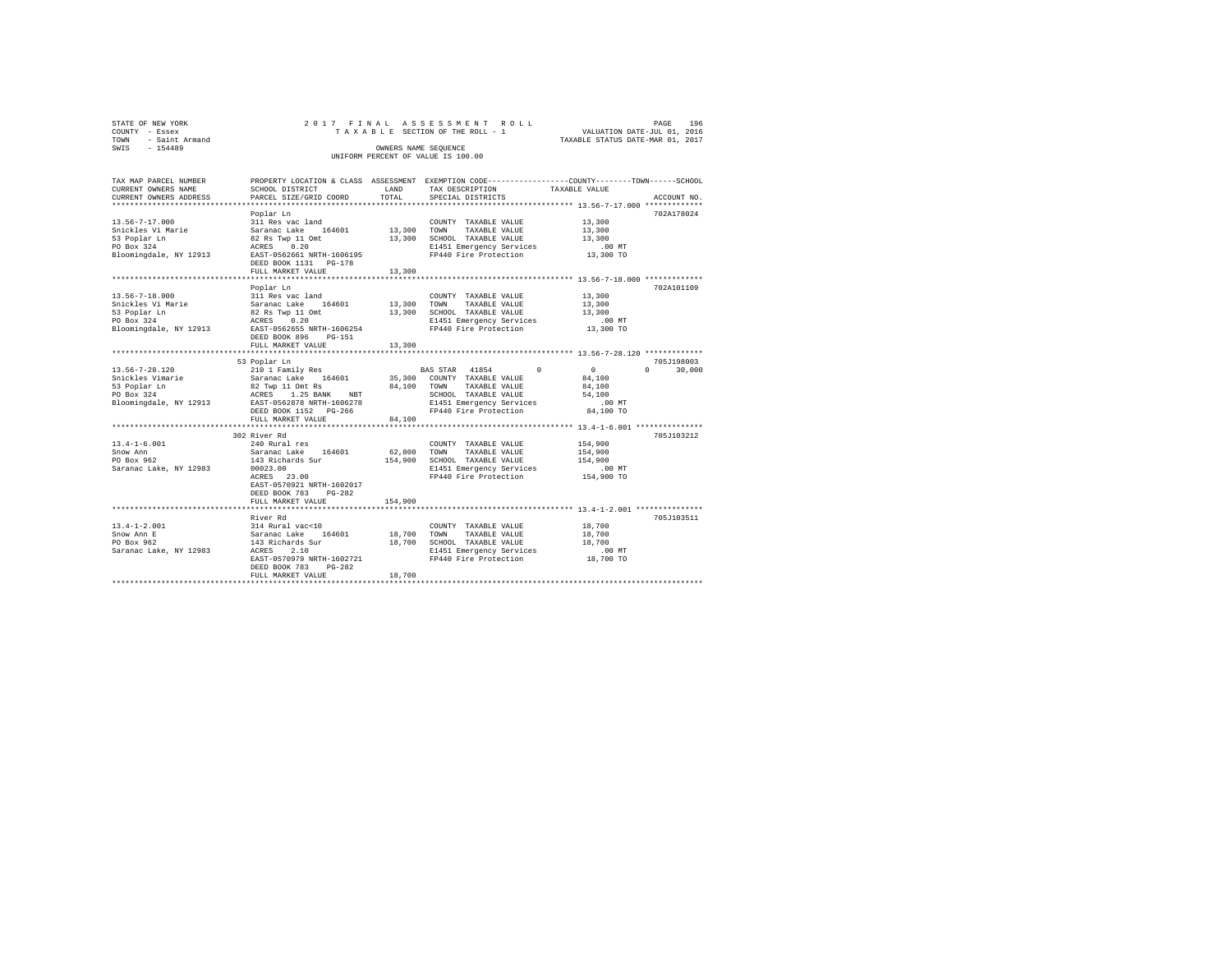STATE OF NEW YORK
COUNTY - Essex
TOWN - Saint Armand
SWIS - 154489

2017 FINAL ASSESSMENT ROLL
TAXABLE SECTION OF THE ROLL - 1
OWNERS NAME SEQUENCE
UNIFORM PERCENT OF VALUE IS 100.00

VALUATION DATE-JUL 01, 2016
TAXABLE STATUS DATE-MAR 01, 2017

| TAX MAP PARCEL NUMBER / CURRENT OWNERS NAME / CURRENT OWNERS ADDRESS | PROPERTY LOCATION & CLASS / SCHOOL DISTRICT / PARCEL SIZE/GRID COORD | ASSESSMENT LAND / TOTAL | EXEMPTION CODE / TAX DESCRIPTION / SPECIAL DISTRICTS | COUNTY / TOWN / SCHOOL TAXABLE VALUE | ACCOUNT NO. |
|---|---|---|---|---|---|
| **13.56-7-17.000** | Poplar Ln | | | | 702A178024 |
| Snickles Vi Marie | 311 Res vac land | | COUNTY TAXABLE VALUE | 13,300 | |
| 53 Poplar Ln | Saranac Lake 164601 | 13,300 | TOWN TAXABLE VALUE | 13,300 | |
| PO Box 324 | 82 Rs Twp 11 Omt | 13,300 | SCHOOL TAXABLE VALUE | 13,300 | |
| Bloomingdale, NY 12913 | ACRES 0.20 | | E1451 Emergency Services | .00 MT | |
| | EAST-0562661 NRTH-1606195 | | FP440 Fire Protection | 13,300 TO | |
| | DEED BOOK 1131 PG-178 | | | | |
| | FULL MARKET VALUE | 13,300 | | | |
| **13.56-7-18.000** | Poplar Ln | | | | 702A101109 |
| Snickles Vi Marie | 311 Res vac land | | COUNTY TAXABLE VALUE | 13,300 | |
| 53 Poplar Ln | Saranac Lake 164601 | 13,300 | TOWN TAXABLE VALUE | 13,300 | |
| PO Box 324 | 82 Rs Twp 11 Omt | 13,300 | SCHOOL TAXABLE VALUE | 13,300 | |
| Bloomingdale, NY 12913 | ACRES 0.20 | | E1451 Emergency Services | .00 MT | |
| | EAST-0562655 NRTH-1606254 | | FP440 Fire Protection | 13,300 TO | |
| | DEED BOOK 896 PG-151 | | | | |
| | FULL MARKET VALUE | 13,300 | | | |
| **13.56-7-28.120** | 53 Poplar Ln | | | | 705J198003 |
| Snickles Vimarie | 210 1 Family Res | | BAS STAR 41854 | 0 0 0 30,000 | |
| 53 Poplar Ln | Saranac Lake 164601 | 35,300 | COUNTY TAXABLE VALUE | 84,100 | |
| PO Box 324 | 82 Twp 11 Omt Rs | 84,100 | TOWN TAXABLE VALUE | 84,100 | |
| Bloomingdale, NY 12913 | ACRES 1.25 BANK NBT | | SCHOOL TAXABLE VALUE | 54,100 | |
| | EAST-0562878 NRTH-1606278 | | E1451 Emergency Services | .00 MT | |
| | DEED BOOK 1152 PG-266 | | FP440 Fire Protection | 84,100 TO | |
| | FULL MARKET VALUE | 84,100 | | | |
| **13.4-1-6.001** | 302 River Rd | | | | 705J103212 |
| Snow Ann | 240 Rural res | | COUNTY TAXABLE VALUE | 154,900 | |
| PO Box 962 | Saranac Lake 164601 | 62,800 | TOWN TAXABLE VALUE | 154,900 | |
| Saranac Lake, NY 12983 | 143 Richards Sur | 154,900 | SCHOOL TAXABLE VALUE | 154,900 | |
| | 00023.00 | | E1451 Emergency Services | .00 MT | |
| | ACRES 23.00 | | FP440 Fire Protection | 154,900 TO | |
| | EAST-0570921 NRTH-1602017 | | | | |
| | DEED BOOK 783 PG-282 | | | | |
| | FULL MARKET VALUE | 154,900 | | | |
| **13.4-1-2.001** | River Rd | | | | 705J103511 |
| Snow Ann E | 314 Rural vac<10 | | COUNTY TAXABLE VALUE | 18,700 | |
| PO Box 962 | Saranac Lake 164601 | 18,700 | TOWN TAXABLE VALUE | 18,700 | |
| Saranac Lake, NY 12983 | 143 Richards Sur | 18,700 | SCHOOL TAXABLE VALUE | 18,700 | |
| | ACRES 2.10 | | E1451 Emergency Services | .00 MT | |
| | EAST-0570979 NRTH-1602721 | | FP440 Fire Protection | 18,700 TO | |
| | DEED BOOK 783 PG-282 | | | | |
| | FULL MARKET VALUE | 18,700 | | | |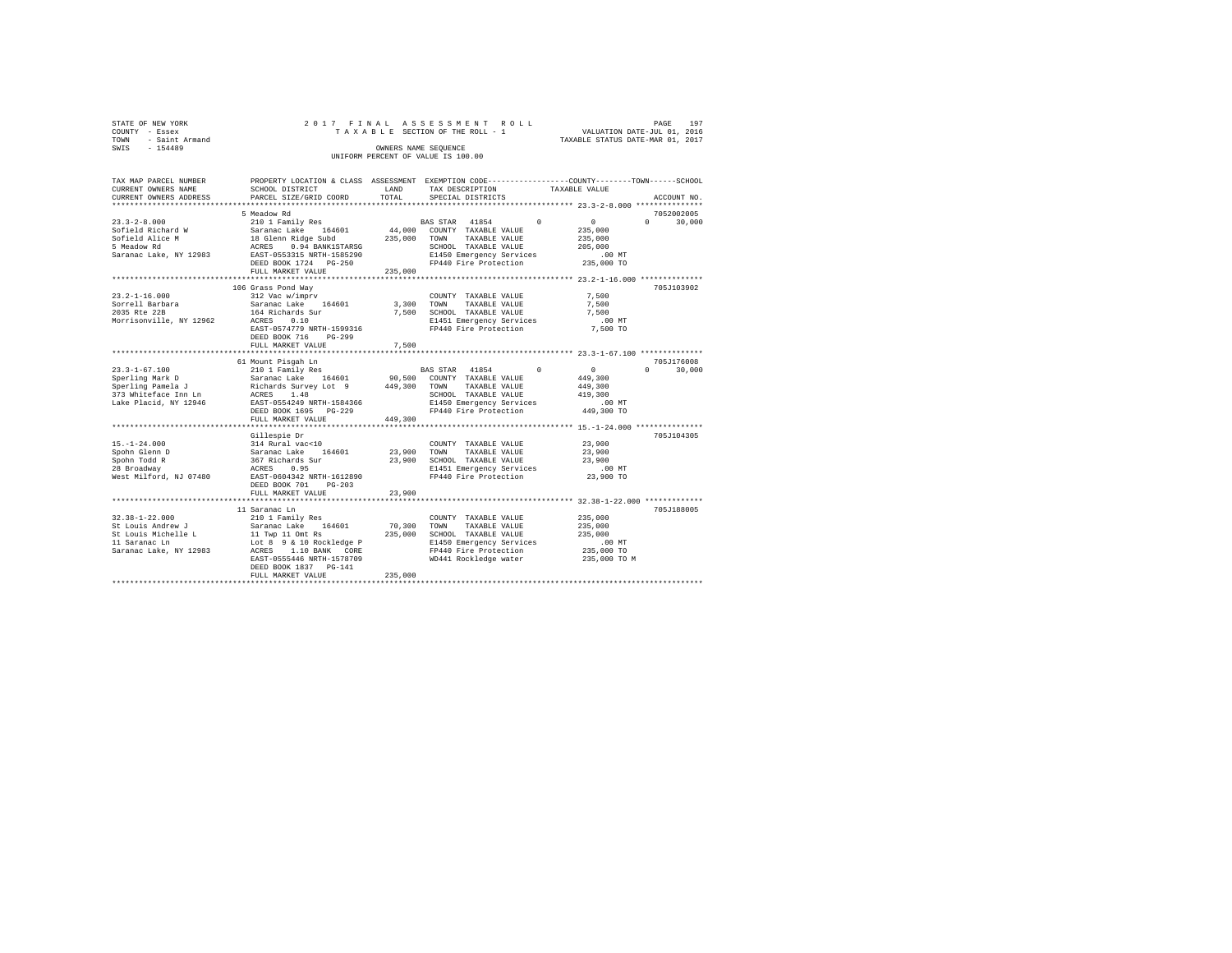STATE OF NEW YORK
COUNTY - Essex
TOWN - Saint Armand
SWIS - 154489

2017 FINAL ASSESSMENT ROLL
TAXABLE SECTION OF THE ROLL - 1
OWNERS NAME SEQUENCE
UNIFORM PERCENT OF VALUE IS 100.00

VALUATION DATE-JUL 01, 2016
TAXABLE STATUS DATE-MAR 01, 2017

| TAX MAP PARCEL NUMBER / CURRENT OWNERS NAME / CURRENT OWNERS ADDRESS | PROPERTY LOCATION & CLASS / SCHOOL DISTRICT / PARCEL SIZE/GRID COORD | ASSESSMENT LAND / TOTAL | EXEMPTION CODE / TAX DESCRIPTION / SPECIAL DISTRICTS | COUNTY | TOWN | SCHOOL / TAXABLE VALUE | ACCOUNT NO. |
|---|---|---|---|---|---|---|---|
| **23.3-2-8.000** | 5 Meadow Rd | | | | | | 7052002005 |
| 23.3-2-8.000 | 210 1 Family Res | | BAS STAR 41854 | 0 | 0 | 0 30,000 | |
| Sofield Richard W | Saranac Lake 164601 | 44,000 | COUNTY TAXABLE VALUE | | | 235,000 | |
| Sofield Alice M | 18 Glenn Ridge Subd | 235,000 | TOWN TAXABLE VALUE | | | 235,000 | |
| 5 Meadow Rd | ACRES 0.94 BANK1STARSG | | SCHOOL TAXABLE VALUE | | | 205,000 | |
| Saranac Lake, NY 12983 | EAST-0553315 NRTH-1585290 | | E1450 Emergency Services | | | .00 MT | |
| | DEED BOOK 1724 PG-250 | | FP440 Fire Protection | | | 235,000 TO | |
| | FULL MARKET VALUE | 235,000 | | | | | |
| **23.2-1-16.000** | 106 Grass Pond Way | | | | | | 705J103902 |
| 23.2-1-16.000 | 312 Vac w/imprv | | COUNTY TAXABLE VALUE | | | 7,500 | |
| Sorrell Barbara | Saranac Lake 164601 | 3,300 | TOWN TAXABLE VALUE | | | 7,500 | |
| 2035 Rte 22B | 164 Richards Sur | 7,500 | SCHOOL TAXABLE VALUE | | | 7,500 | |
| Morrisonville, NY 12962 | ACRES 0.10 | | E1451 Emergency Services | | | .00 MT | |
| | EAST-0574779 NRTH-1599316 | | FP440 Fire Protection | | | 7,500 TO | |
| | DEED BOOK 716 PG-299 | | | | | | |
| | FULL MARKET VALUE | 7,500 | | | | | |
| **23.3-1-67.100** | 61 Mount Pisgah Ln | | | | | | 705J176008 |
| 23.3-1-67.100 | 210 1 Family Res | | BAS STAR 41854 | 0 | 0 | 0 30,000 | |
| Sperling Mark D | Saranac Lake 164601 | 90,500 | COUNTY TAXABLE VALUE | | | 449,300 | |
| Sperling Pamela J | Richards Survey Lot 9 | 449,300 | TOWN TAXABLE VALUE | | | 449,300 | |
| 373 Whiteface Inn Ln | ACRES 1.48 | | SCHOOL TAXABLE VALUE | | | 419,300 | |
| Lake Placid, NY 12946 | EAST-0554249 NRTH-1584366 | | E1450 Emergency Services | | | .00 MT | |
| | DEED BOOK 1695 PG-229 | | FP440 Fire Protection | | | 449,300 TO | |
| | FULL MARKET VALUE | 449,300 | | | | | |
| **15.-1-24.000** | Gillespie Dr | | | | | | 705J104305 |
| 15.-1-24.000 | 314 Rural vac<10 | | COUNTY TAXABLE VALUE | | | 23,900 | |
| Spohn Glenn D | Saranac Lake 164601 | 23,900 | TOWN TAXABLE VALUE | | | 23,900 | |
| Spohn Todd R | 367 Richards Sur | 23,900 | SCHOOL TAXABLE VALUE | | | 23,900 | |
| 28 Broadway | ACRES 0.95 | | E1451 Emergency Services | | | .00 MT | |
| West Milford, NJ 07480 | EAST-0604342 NRTH-1612890 | | FP440 Fire Protection | | | 23,900 TO | |
| | DEED BOOK 701 PG-203 | | | | | | |
| | FULL MARKET VALUE | 23,900 | | | | | |
| **32.38-1-22.000** | 11 Saranac Ln | | | | | | 705J188005 |
| 32.38-1-22.000 | 210 1 Family Res | | COUNTY TAXABLE VALUE | | | 235,000 | |
| St Louis Andrew J | Saranac Lake 164601 | 70,300 | TOWN TAXABLE VALUE | | | 235,000 | |
| St Louis Michelle L | 11 Twp 11 Omt Rs | 235,000 | SCHOOL TAXABLE VALUE | | | 235,000 | |
| 11 Saranac Ln | Lot 8 9 & 10 Rockledge P | | E1450 Emergency Services | | | .00 MT | |
| Saranac Lake, NY 12983 | ACRES 1.10 BANK CORE | | FP440 Fire Protection | | | 235,000 TO | |
| | EAST-0555446 NRTH-1578709 | | WD441 Rockledge water | | | 235,000 TO M | |
| | DEED BOOK 1837 PG-141 | | | | | | |
| | FULL MARKET VALUE | 235,000 | | | | | |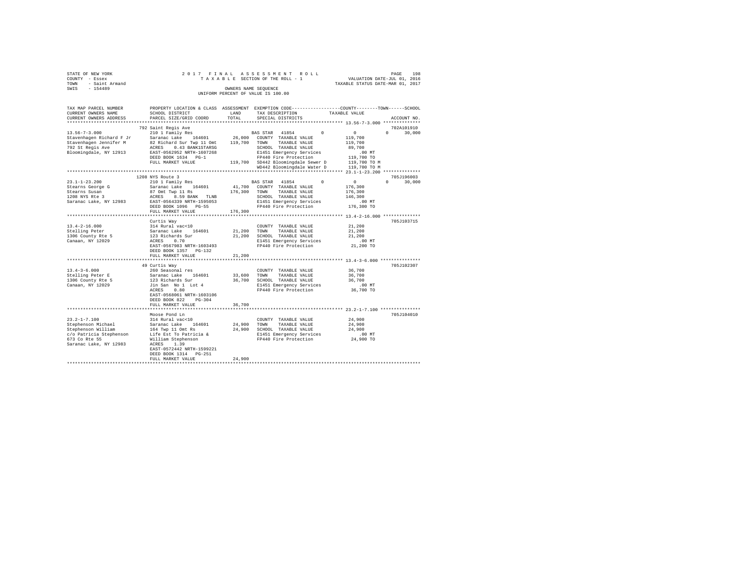STATE OF NEW YORK
COUNTY - Essex
TOWN - Saint Armand
SWIS - 154489

2017 FINAL ASSESSMENT ROLL
TAXABLE SECTION OF THE ROLL - 1
OWNERS NAME SEQUENCE
UNIFORM PERCENT OF VALUE IS 100.00

VALUATION DATE-JUL 01, 2016
TAXABLE STATUS DATE-MAR 01, 2017

| TAX MAP PARCEL NUMBER / CURRENT OWNERS NAME / CURRENT OWNERS ADDRESS | PROPERTY LOCATION & CLASS / SCHOOL DISTRICT / PARCEL SIZE/GRID COORD | ASSESSMENT LAND / TOTAL | EXEMPTION CODE / TAX DESCRIPTION / SPECIAL DISTRICTS | COUNTY / TOWN / SCHOOL TAXABLE VALUE | ACCOUNT NO. |
|---|---|---|---|---|---|
| **13.56-7-3.000** | 792 Saint Regis Ave | | | | 702A101910 |
| 13.56-7-3.000 | 210 1 Family Res | | BAS STAR 41854 0 | 0 0 30,000 | |
| Stavenhagen Richard F Jr | Saranac Lake 164601 | 26,000 | COUNTY TAXABLE VALUE | 119,700 | |
| Stavenhagen Jennifer M | 82 Richard Sur Twp 11 Omt | 119,700 | TOWN TAXABLE VALUE | 119,700 | |
| 792 St Regis Ave | ACRES 0.43 BANK1STARSG | | SCHOOL TAXABLE VALUE | 89,700 | |
| Bloomingdale, NY 12913 | EAST-0562952 NRTH-1607268 | | E1451 Emergency Services | .00 MT | |
| | DEED BOOK 1634 PG-1 | | FP440 Fire Protection | 119,700 TO | |
| | FULL MARKET VALUE | 119,700 | SD442 Bloomingdale Sewer D | 119,700 TO M | |
| | | | WD442 Bloomingdale Water D | 119,700 TO M | |
| **23.1-1-23.200** | 1208 NYS Route 3 | | | | 705J196003 |
| 23.1-1-23.200 | 210 1 Family Res | | BAS STAR 41854 0 | 0 0 30,000 | |
| Stearns George G | Saranac Lake 164601 | 41,700 | COUNTY TAXABLE VALUE | 176,300 | |
| Stearns Susan | 87 Omt Twp 11 Rs | 176,300 | TOWN TAXABLE VALUE | 176,300 | |
| 1208 NYS Rte 3 | ACRES 8.59 BANK TLNB | | SCHOOL TAXABLE VALUE | 146,300 | |
| Saranac Lake, NY 12983 | EAST-0564339 NRTH-1595053 | | E1451 Emergency Services | .00 MT | |
| | DEED BOOK 1096 PG-55 | | FP440 Fire Protection | 176,300 TO | |
| | FULL MARKET VALUE | 176,300 | | | |
| **13.4-2-16.000** | Curtis Way | | | | 705J103715 |
| 13.4-2-16.000 | 314 Rural vac<10 | | COUNTY TAXABLE VALUE | 21,200 | |
| Stelling Peter | Saranac Lake 164601 | 21,200 | TOWN TAXABLE VALUE | 21,200 | |
| 1306 County Rte 5 | 123 Richards Sur | 21,200 | SCHOOL TAXABLE VALUE | 21,200 | |
| Canaan, NY 12029 | ACRES 0.70 | | E1451 Emergency Services | .00 MT | |
| | EAST-0567983 NRTH-1603493 | | FP440 Fire Protection | 21,200 TO | |
| | DEED BOOK 1357 PG-132 | | | | |
| | FULL MARKET VALUE | 21,200 | | | |
| **13.4-3-6.000** | 49 Curtis Way | | | | 705J102307 |
| 13.4-3-6.000 | 260 Seasonal res | | COUNTY TAXABLE VALUE | 36,700 | |
| Stelling Peter E | Saranac Lake 164601 | 33,600 | TOWN TAXABLE VALUE | 36,700 | |
| 1306 County Rte 5 | 123 Richards Sur | 36,700 | SCHOOL TAXABLE VALUE | 36,700 | |
| Canaan, NY 12029 | Jin San No 1 Lot 4 | | E1451 Emergency Services | .00 MT | |
| | ACRES 0.80 | | FP440 Fire Protection | 36,700 TO | |
| | EAST-0568061 NRTH-1603106 | | | | |
| | DEED BOOK 822 PG-304 | | | | |
| | FULL MARKET VALUE | 36,700 | | | |
| **23.2-1-7.100** | Moose Pond Ln | | | | 705J104010 |
| 23.2-1-7.100 | 314 Rural vac<10 | | COUNTY TAXABLE VALUE | 24,900 | |
| Stephenson Michael | Saranac Lake 164601 | 24,900 | TOWN TAXABLE VALUE | 24,900 | |
| Stephenson William | 164 Twp 11 Omt Rs | 24,900 | SCHOOL TAXABLE VALUE | 24,900 | |
| c/o Patricia Stephenson | Life Est To Patricia & | | E1451 Emergency Services | .00 MT | |
| 673 Co Rte 55 | William Stephenson | | FP440 Fire Protection | 24,900 TO | |
| Saranac Lake, NY 12983 | ACRES 1.39 | | | | |
| | EAST-0572442 NRTH-1599221 | | | | |
| | DEED BOOK 1314 PG-251 | | | | |
| | FULL MARKET VALUE | 24,900 | | | |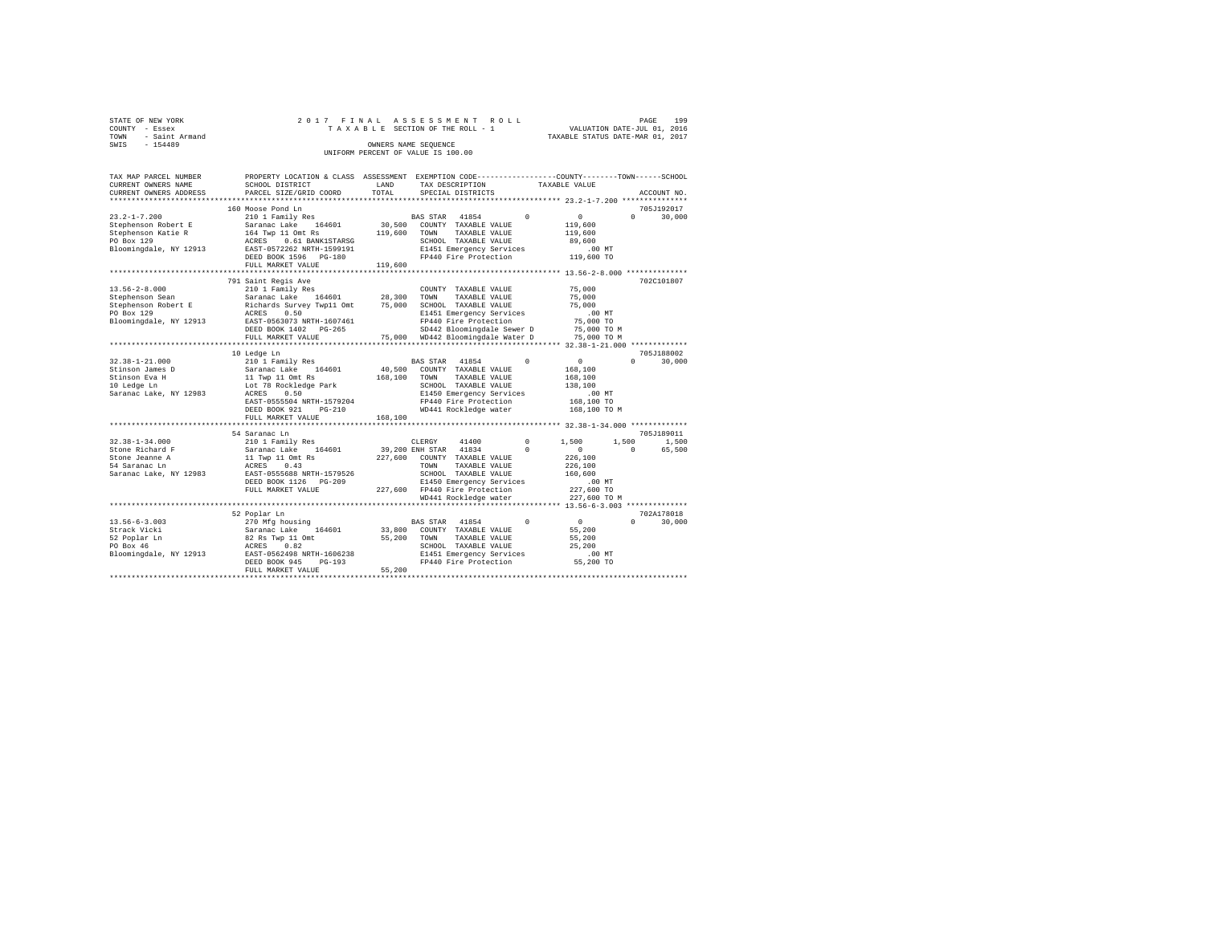STATE OF NEW YORK
COUNTY - Essex
TOWN - Saint Armand
SWIS - 154489

2 0 1 7 F I N A L A S S E S S M E N T R O L L
T A X A B L E SECTION OF THE ROLL - 1
OWNERS NAME SEQUENCE
UNIFORM PERCENT OF VALUE IS 100.00

VALUATION DATE-JUL 01, 2016
TAXABLE STATUS DATE-MAR 01, 2017

```
TAX MAP PARCEL NUMBER          PROPERTY LOCATION & CLASS  ASSESSMENT  EXEMPTION CODE-----------------COUNTY--------TOWN------SCHOOL
CURRENT OWNERS NAME            SCHOOL DISTRICT             LAND       TAX DESCRIPTION            TAXABLE VALUE
CURRENT OWNERS ADDRESS         PARCEL SIZE/GRID COORD      TOTAL      SPECIAL DISTRICTS                                    ACCOUNT NO.
************************************************************************************************ 23.2-1-7.200 ***************
                               160 Moose Pond Ln                                                                           705J192017
23.2-1-7.200                   210 1 Family Res                       BAS STAR  41854        0           0           0       30,000
Stephenson Robert E            Saranac Lake    164601       30,500    COUNTY  TAXABLE VALUE             119,600
Stephenson Katie R             164 Twp 11 Omt Rs           119,600    TOWN    TAXABLE VALUE             119,600
PO Box 129                     ACRES    0.61 BANK1STARSG              SCHOOL  TAXABLE VALUE              89,600
Bloomingdale, NY 12913         EAST-0572262 NRTH-1599191              E1451 Emergency Services             .00 MT
                               DEED BOOK 1596   PG-180                FP440 Fire Protection            119,600 TO
                               FULL MARKET VALUE           119,600
************************************************************************************************ 13.56-2-8.000 **************
                               791 Saint Regis Ave                                                                         702C101807
13.56-2-8.000                  210 1 Family Res                       COUNTY  TAXABLE VALUE              75,000
Stephenson Sean                Saranac Lake    164601       28,300    TOWN    TAXABLE VALUE              75,000
Stephenson Robert E            Richards Survey Twp11 Omt    75,000    SCHOOL  TAXABLE VALUE              75,000
PO Box 129                     ACRES    0.50                          E1451 Emergency Services             .00 MT
Bloomingdale, NY 12913         EAST-0563073 NRTH-1607461              FP440 Fire Protection             75,000 TO
                               DEED BOOK 1402   PG-265                SD442 Bloomingdale Sewer D        75,000 TO M
                               FULL MARKET VALUE            75,000    WD442 Bloomingdale Water D        75,000 TO M
************************************************************************************************ 32.38-1-21.000 *************
                               10 Ledge Ln                                                                                 705J188002
32.38-1-21.000                 210 1 Family Res                       BAS STAR  41854        0           0           0       30,000
Stinson James D                Saranac Lake    164601       40,500    COUNTY  TAXABLE VALUE             168,100
Stinson Eva H                  11 Twp 11 Omt Rs            168,100    TOWN    TAXABLE VALUE             168,100
10 Ledge Ln                    Lot 78 Rockledge Park                  SCHOOL  TAXABLE VALUE             138,100
Saranac Lake, NY 12983         ACRES    0.50                          E1450 Emergency Services             .00 MT
                               EAST-0555504 NRTH-1579204              FP440 Fire Protection            168,100 TO
                               DEED BOOK 921    PG-210                WD441 Rockledge water            168,100 TO M
                               FULL MARKET VALUE           168,100
************************************************************************************************ 32.38-1-34.000 *************
                               54 Saranac Ln                                                                               705J189011
32.38-1-34.000                 210 1 Family Res                       CLERGY    41400        0       1,500       1,500        1,500
Stone Richard F                Saranac Lake    164601       39,200 ENH STAR 41834        0           0           0       65,500
Stone Jeanne A                 11 Twp 11 Omt Rs            227,600    COUNTY  TAXABLE VALUE             226,100
54 Saranac Ln                  ACRES    0.43                          TOWN    TAXABLE VALUE             226,100
Saranac Lake, NY 12983         EAST-0555688 NRTH-1579526              SCHOOL  TAXABLE VALUE             160,600
                               DEED BOOK 1126   PG-209                E1450 Emergency Services             .00 MT
                               FULL MARKET VALUE           227,600    FP440 Fire Protection            227,600 TO
                                                                      WD441 Rockledge water            227,600 TO M
************************************************************************************************ 13.56-6-3.003 **************
                               52 Poplar Ln                                                                                702A178018
13.56-6-3.003                  270 Mfg housing                        BAS STAR  41854        0           0           0       30,000
Strack Vicki                   Saranac Lake    164601       33,800    COUNTY  TAXABLE VALUE              55,200
52 Poplar Ln                   82 Rs Twp 11 Omt             55,200    TOWN    TAXABLE VALUE              55,200
PO Box 46                      ACRES    0.82                          SCHOOL  TAXABLE VALUE              25,200
Bloomingdale, NY 12913         EAST-0562498 NRTH-1606238              E1451 Emergency Services             .00 MT
                               DEED BOOK 945    PG-193                FP440 Fire Protection             55,200 TO
                               FULL MARKET VALUE            55,200
******************************************************************************************************************************
```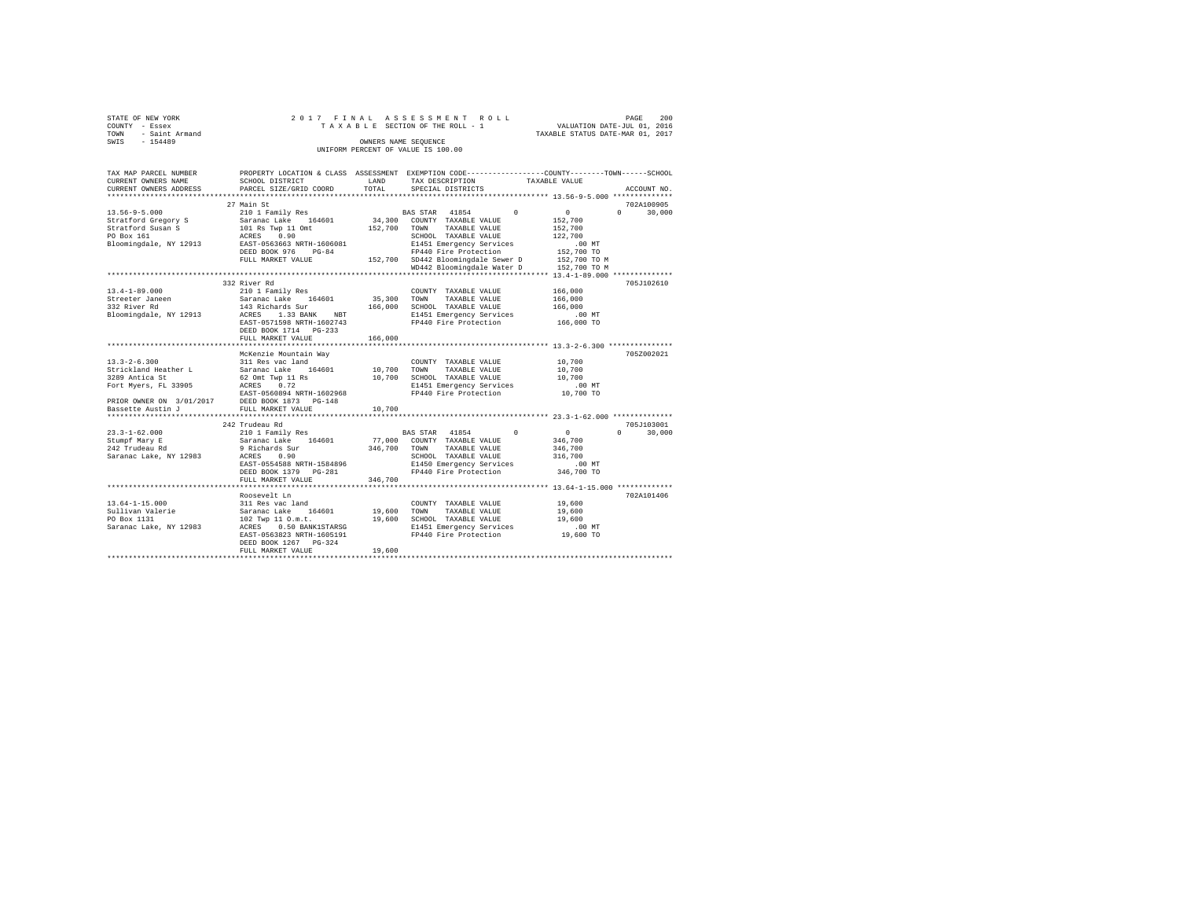STATE OF NEW YORK
COUNTY - Essex
TOWN - Saint Armand
SWIS - 154489

2017 FINAL ASSESSMENT ROLL
TAXABLE SECTION OF THE ROLL - 1
OWNERS NAME SEQUENCE
UNIFORM PERCENT OF VALUE IS 100.00

VALUATION DATE-JUL 01, 2016
TAXABLE STATUS DATE-MAR 01, 2017

| TAX MAP PARCEL NUMBER / CURRENT OWNERS NAME / CURRENT OWNERS ADDRESS | PROPERTY LOCATION & CLASS / SCHOOL DISTRICT / PARCEL SIZE/GRID COORD | ASSESSMENT LAND / TOTAL | EXEMPTION CODE / TAX DESCRIPTION / SPECIAL DISTRICTS | COUNTY / TOWN / SCHOOL TAXABLE VALUE | ACCOUNT NO. |
|---|---|---|---|---|---|
| 13.56-9-5.000 | 27 Main St | | | | 702A100905 |
| Stratford Gregory S | 210 1 Family Res | | BAS STAR 41854 0 | 0 0 30,000 | |
| Stratford Susan S | Saranac Lake 164601 | 34,300 | COUNTY TAXABLE VALUE | 152,700 | |
| PO Box 161 | 101 Rs Twp 11 Omt | 152,700 | TOWN TAXABLE VALUE | 152,700 | |
| Bloomingdale, NY 12913 | ACRES 0.90 | | SCHOOL TAXABLE VALUE | 122,700 | |
| | EAST-0563663 NRTH-1606081 | | E1451 Emergency Services | .00 MT | |
| | DEED BOOK 976 PG-84 | | FP440 Fire Protection | 152,700 TO | |
| | FULL MARKET VALUE | 152,700 | SD442 Bloomingdale Sewer D | 152,700 TO M | |
| | | | WD442 Bloomingdale Water D | 152,700 TO M | |
| 13.4-1-89.000 | 332 River Rd | | | | 705J102610 |
| Streeter Janeen | 210 1 Family Res | | COUNTY TAXABLE VALUE | 166,000 | |
| 332 River Rd | Saranac Lake 164601 | 35,300 | TOWN TAXABLE VALUE | 166,000 | |
| Bloomingdale, NY 12913 | 143 Richards Sur | 166,000 | SCHOOL TAXABLE VALUE | 166,000 | |
| | ACRES 1.33 BANK NBT | | E1451 Emergency Services | .00 MT | |
| | EAST-0571598 NRTH-1602743 | | FP440 Fire Protection | 166,000 TO | |
| | DEED BOOK 1714 PG-233 | | | | |
| | FULL MARKET VALUE | 166,000 | | | |
| 13.3-2-6.300 | McKenzie Mountain Way | | | | 705Z002021 |
| Strickland Heather L | 311 Res vac land | | COUNTY TAXABLE VALUE | 10,700 | |
| 3289 Antica St | Saranac Lake 164601 | 10,700 | TOWN TAXABLE VALUE | 10,700 | |
| Fort Myers, FL 33905 | 62 Omt Twp 11 Rs | 10,700 | SCHOOL TAXABLE VALUE | 10,700 | |
| | ACRES 0.72 | | E1451 Emergency Services | .00 MT | |
| | EAST-0560894 NRTH-1602968 | | FP440 Fire Protection | 10,700 TO | |
| PRIOR OWNER ON 3/01/2017 | DEED BOOK 1873 PG-148 | | | | |
| Bassette Austin J | FULL MARKET VALUE | 10,700 | | | |
| 23.3-1-62.000 | 242 Trudeau Rd | | | | 705J103001 |
| Stumpf Mary E | 210 1 Family Res | | BAS STAR 41854 0 | 0 0 30,000 | |
| 242 Trudeau Rd | Saranac Lake 164601 | 77,000 | COUNTY TAXABLE VALUE | 346,700 | |
| Saranac Lake, NY 12983 | 9 Richards Sur | 346,700 | TOWN TAXABLE VALUE | 346,700 | |
| | ACRES 0.90 | | SCHOOL TAXABLE VALUE | 316,700 | |
| | EAST-0554588 NRTH-1584896 | | E1450 Emergency Services | .00 MT | |
| | DEED BOOK 1379 PG-281 | | FP440 Fire Protection | 346,700 TO | |
| | FULL MARKET VALUE | 346,700 | | | |
| 13.64-1-15.000 | Roosevelt Ln | | | | 702A101406 |
| Sullivan Valerie | 311 Res vac land | | COUNTY TAXABLE VALUE | 19,600 | |
| PO Box 1131 | Saranac Lake 164601 | 19,600 | TOWN TAXABLE VALUE | 19,600 | |
| Saranac Lake, NY 12983 | 102 Twp 11 O.m.t. | 19,600 | SCHOOL TAXABLE VALUE | 19,600 | |
| | ACRES 0.50 BANK1STARSG | | E1451 Emergency Services | .00 MT | |
| | EAST-0563823 NRTH-1605191 | | FP440 Fire Protection | 19,600 TO | |
| | DEED BOOK 1267 PG-324 | | | | |
| | FULL MARKET VALUE | 19,600 | | | |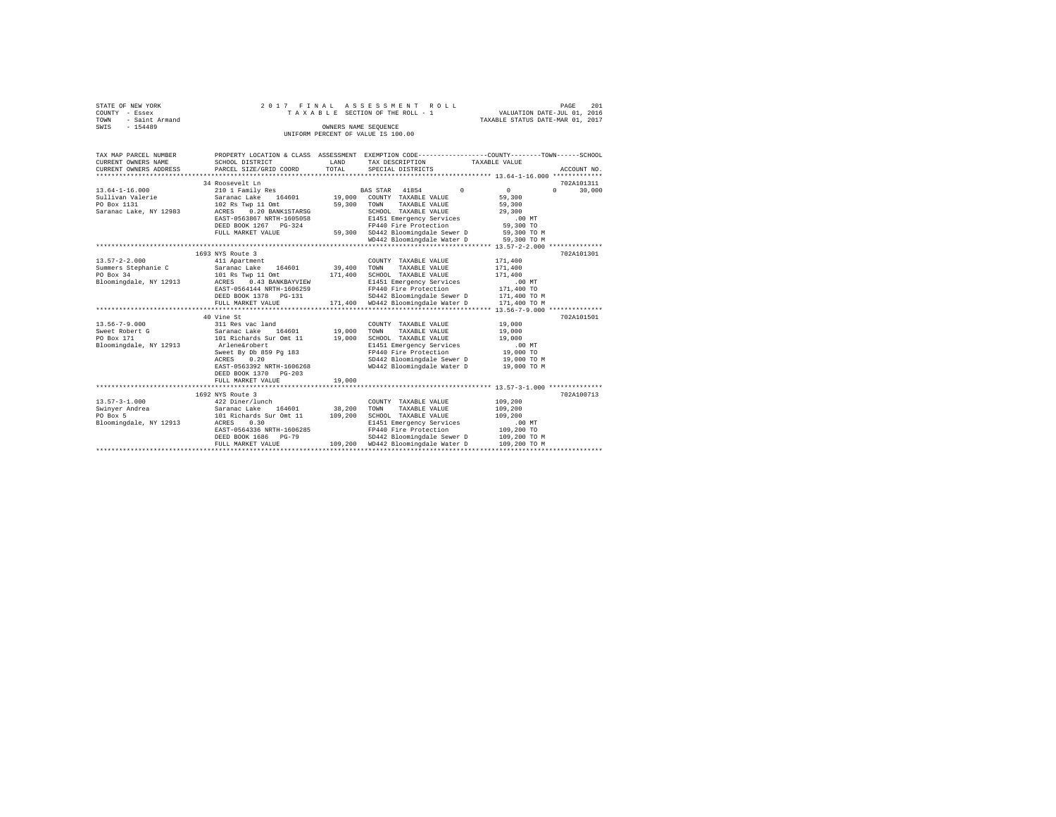STATE OF NEW YORK  
COUNTY - Essex  
TOWN - Saint Armand  
SWIS - 154489

2017 FINAL ASSESSMENT ROLL  
TAXABLE SECTION OF THE ROLL - 1  
OWNERS NAME SEQUENCE  
UNIFORM PERCENT OF VALUE IS 100.00

VALUATION DATE-JUL 01, 2016  
TAXABLE STATUS DATE-MAR 01, 2017

```
TAX MAP PARCEL NUMBER     PROPERTY LOCATION & CLASS  ASSESSMENT  EXEMPTION CODE-----------------COUNTY--------TOWN------SCHOOL
CURRENT OWNERS NAME       SCHOOL DISTRICT             LAND       TAX DESCRIPTION            TAXABLE VALUE
CURRENT OWNERS ADDRESS    PARCEL SIZE/GRID COORD      TOTAL      SPECIAL DISTRICTS                                    ACCOUNT NO.
************************************************************************************************ 13.64-1-16.000 *************
                          34 Roosevelt Ln                                                                          702A101311
13.64-1-16.000            210 1 Family Res                   BAS STAR  41854        0          0           0        30,000
Sullivan Valerie          Saranac Lake   164601     19,000   COUNTY  TAXABLE VALUE         59,300
PO Box 1131               102 Rs Twp 11 Omt         59,300   TOWN    TAXABLE VALUE         59,300
Saranac Lake, NY 12983    ACRES    0.20 BANK1STARSG          SCHOOL  TAXABLE VALUE         29,300
                          EAST-0563867 NRTH-1605058          E1451 Emergency Services         .00 MT
                          DEED BOOK 1267   PG-324            FP440 Fire Protection          59,300 TO
                          FULL MARKET VALUE         59,300   SD442 Bloomingdale Sewer D     59,300 TO M
                                                             WD442 Bloomingdale Water D     59,300 TO M
************************************************************************************************ 13.57-2-2.000 **************
                          1693 NYS Route 3                                                                         702A101301
13.57-2-2.000             411 Apartment                      COUNTY  TAXABLE VALUE        171,400
Summers Stephanie C       Saranac Lake   164601     39,400   TOWN    TAXABLE VALUE        171,400
PO Box 34                 101 Rs Twp 11 Omt        171,400   SCHOOL  TAXABLE VALUE        171,400
Bloomingdale, NY 12913    ACRES    0.43 BANKBAYVIEW          E1451 Emergency Services         .00 MT
                          EAST-0564144 NRTH-1606259          FP440 Fire Protection         171,400 TO
                          DEED BOOK 1378   PG-131            SD442 Bloomingdale Sewer D    171,400 TO M
                          FULL MARKET VALUE        171,400   WD442 Bloomingdale Water D    171,400 TO M
************************************************************************************************ 13.56-7-9.000 **************
                          40 Vine St                                                                               702A101501
13.56-7-9.000             311 Res vac land                   COUNTY  TAXABLE VALUE         19,000
Sweet Robert G            Saranac Lake   164601     19,000   TOWN    TAXABLE VALUE         19,000
PO Box 171                101 Richards Sur Omt 11   19,000   SCHOOL  TAXABLE VALUE         19,000
Bloomingdale, NY 12913    Arlene&robert                      E1451 Emergency Services         .00 MT
                          Sweet By Db 859 Pg 183             FP440 Fire Protection          19,000 TO
                          ACRES    0.20                      SD442 Bloomingdale Sewer D     19,000 TO M
                          EAST-0563392 NRTH-1606268          WD442 Bloomingdale Water D     19,000 TO M
                          DEED BOOK 1370   PG-203
                          FULL MARKET VALUE         19,000
************************************************************************************************ 13.57-3-1.000 **************
                          1692 NYS Route 3                                                                         702A100713
13.57-3-1.000             422 Diner/lunch                    COUNTY  TAXABLE VALUE        109,200
Swinyer Andrea            Saranac Lake   164601     38,200   TOWN    TAXABLE VALUE        109,200
PO Box 5                  101 Richards Sur Omt 11  109,200   SCHOOL  TAXABLE VALUE        109,200
Bloomingdale, NY 12913    ACRES    0.30                      E1451 Emergency Services         .00 MT
                          EAST-0564336 NRTH-1606285          FP440 Fire Protection         109,200 TO
                          DEED BOOK 1686   PG-79             SD442 Bloomingdale Sewer D    109,200 TO M
                          FULL MARKET VALUE        109,200   WD442 Bloomingdale Water D    109,200 TO M
****************************************************************************************************************************
```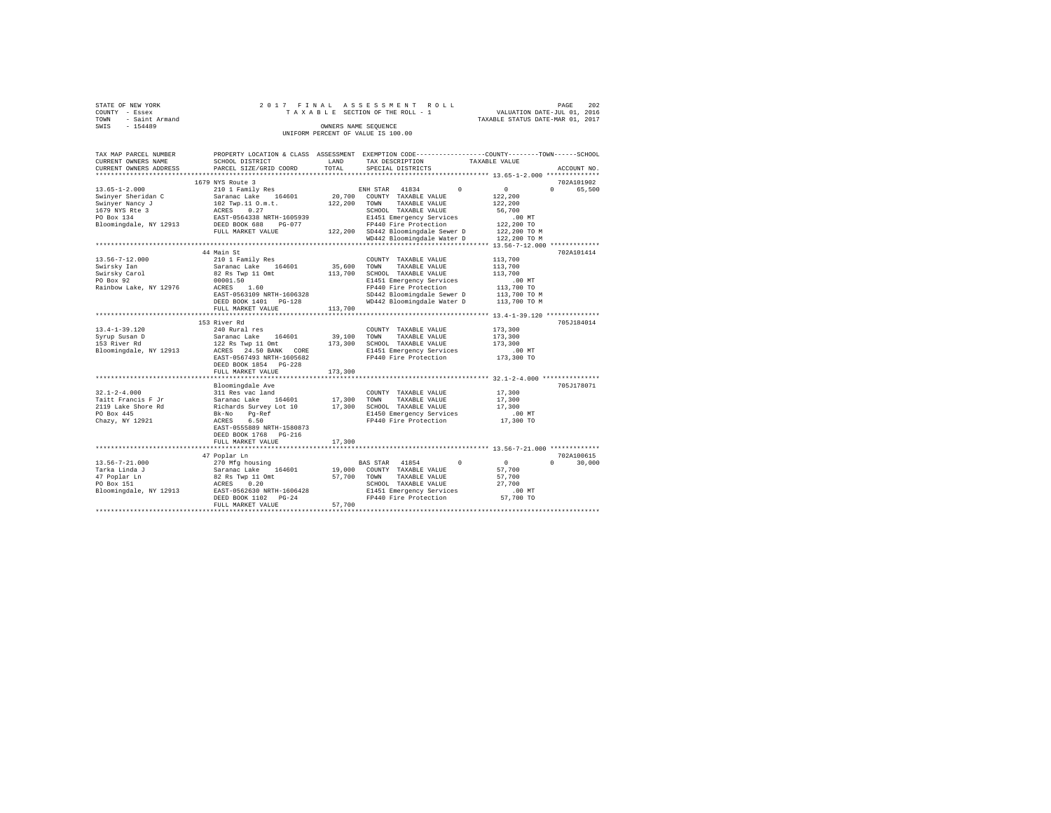```
STATE OF NEW YORK                2 0 1 7   F I N A L   A S S E S S M E N T   R O L L                  PAGE   202
COUNTY  - Essex                        T A X A B L E SECTION OF THE ROLL - 1              VALUATION DATE-JUL 01, 2016
TOWN    - Saint Armand                                                                  TAXABLE STATUS DATE-MAR 01, 2017
SWIS    - 154489                                 OWNERS NAME SEQUENCE
                                          UNIFORM PERCENT OF VALUE IS 100.00


TAX MAP PARCEL NUMBER          PROPERTY LOCATION & CLASS  ASSESSMENT  EXEMPTION CODE-----------------COUNTY--------TOWN------SCHOOL
CURRENT OWNERS NAME            SCHOOL DISTRICT              LAND      TAX DESCRIPTION           TAXABLE VALUE
CURRENT OWNERS ADDRESS         PARCEL SIZE/GRID COORD       TOTAL     SPECIAL DISTRICTS                                  ACCOUNT NO.
******************************************************************************************************* 13.65-1-2.000 **************
                               1679 NYS Route 3                                                                         702A101902
13.65-1-2.000                  210 1 Family Res                        ENH STAR  41834        0         0          0     65,500
Swinyer Sheridan C             Saranac Lake    164601      20,700   COUNTY  TAXABLE VALUE           122,200
Swinyer Nancy J                102 Twp.11 O.m.t.          122,200   TOWN    TAXABLE VALUE           122,200
1679 NYS Rte 3                 ACRES    0.27                        SCHOOL  TAXABLE VALUE            56,700
PO Box 134                     EAST-0564338 NRTH-1605939            E1451 Emergency Services            .00 MT
Bloomingdale, NY 12913         DEED BOOK 688    PG-077              FP440 Fire Protection           122,200 TO
                               FULL MARKET VALUE          122,200   SD442 Bloomingdale Sewer D      122,200 TO M
                                                                    WD442 Bloomingdale Water D      122,200 TO M
******************************************************************************************************* 13.56-7-12.000 *************
                               44 Main St                                                                               702A101414
13.56-7-12.000                 210 1 Family Res                     COUNTY  TAXABLE VALUE           113,700
Swirsky Ian                    Saranac Lake    164601      35,600   TOWN    TAXABLE VALUE           113,700
Swirsky Carol                  82 Rs Twp 11 Omt           113,700   SCHOOL  TAXABLE VALUE           113,700
PO Box 92                      00001.50                             E1451 Emergency Services            .00 MT
Rainbow Lake, NY 12976         ACRES    1.60                        FP440 Fire Protection           113,700 TO
                               EAST-0563109 NRTH-1606328            SD442 Bloomingdale Sewer D      113,700 TO M
                               DEED BOOK 1401   PG-128              WD442 Bloomingdale Water D      113,700 TO M
                               FULL MARKET VALUE          113,700
******************************************************************************************************* 13.4-1-39.120 **************
                               153 River Rd                                                                             705J184014
13.4-1-39.120                  240 Rural res                        COUNTY  TAXABLE VALUE           173,300
Syrup Susan D                  Saranac Lake    164601      39,100   TOWN    TAXABLE VALUE           173,300
153 River Rd                   122 Rs Twp 11 Omt          173,300   SCHOOL  TAXABLE VALUE           173,300
Bloomingdale, NY 12913         ACRES   24.50 BANK   CORE            E1451 Emergency Services            .00 MT
                               EAST-0567493 NRTH-1605682            FP440 Fire Protection           173,300 TO
                               DEED BOOK 1854   PG-228
                               FULL MARKET VALUE          173,300
******************************************************************************************************* 32.1-2-4.000 ***************
                               Bloomingdale Ave                                                                         705J178071
32.1-2-4.000                   311 Res vac land                     COUNTY  TAXABLE VALUE            17,300
Taitt Francis F Jr             Saranac Lake    164601      17,300   TOWN    TAXABLE VALUE            17,300
2119 Lake Shore Rd             Richards Survey Lot 10      17,300   SCHOOL  TAXABLE VALUE            17,300
PO Box 445                     Bk-No    Pg-Ref                      E1450 Emergency Services            .00 MT
Chazy, NY 12921                ACRES    6.50                        FP440 Fire Protection            17,300 TO
                               EAST-0555889 NRTH-1580873
                               DEED BOOK 1768   PG-216
                               FULL MARKET VALUE           17,300
******************************************************************************************************* 13.56-7-21.000 *************
                               47 Poplar Ln                                                                             702A100615
13.56-7-21.000                 270 Mfg housing                         BAS STAR  41854        0         0          0     30,000
Tarka Linda J                  Saranac Lake    164601      19,000   COUNTY  TAXABLE VALUE            57,700
47 Poplar Ln                   82 Rs Twp 11 Omt            57,700   TOWN    TAXABLE VALUE            57,700
PO Box 151                     ACRES    0.20                        SCHOOL  TAXABLE VALUE            27,700
Bloomingdale, NY 12913         EAST-0562630 NRTH-1606428            E1451 Emergency Services            .00 MT
                               DEED BOOK 1102   PG-24               FP440 Fire Protection            57,700 TO
                               FULL MARKET VALUE           57,700
************************************************************************************************************************************
```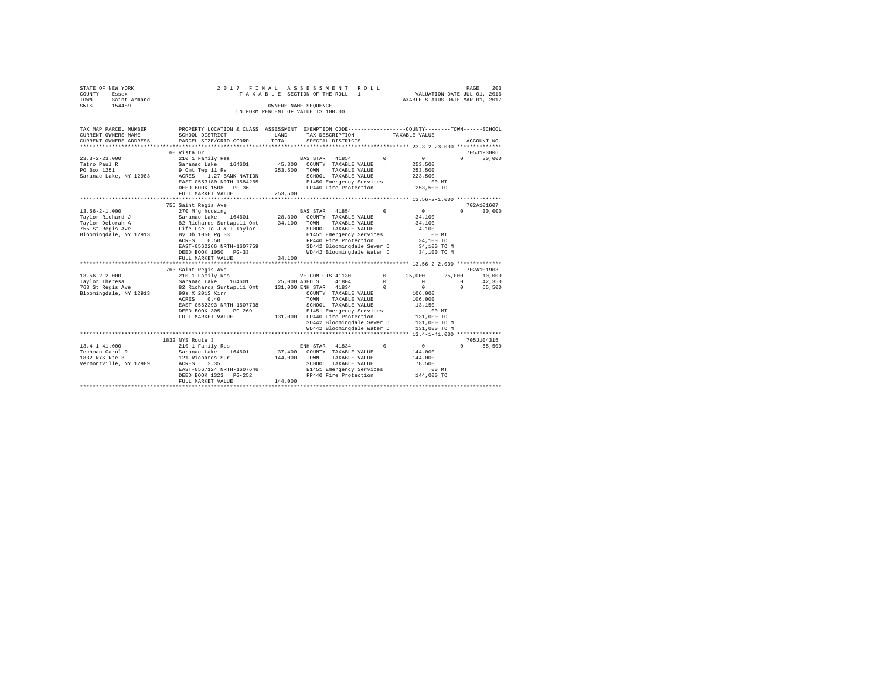STATE OF NEW YORK
COUNTY - Essex
TOWN - Saint Armand
SWIS - 154489

2017 FINAL ASSESSMENT ROLL
TAXABLE SECTION OF THE ROLL - 1
OWNERS NAME SEQUENCE
UNIFORM PERCENT OF VALUE IS 100.00

VALUATION DATE-JUL 01, 2016
TAXABLE STATUS DATE-MAR 01, 2017

```
TAX MAP PARCEL NUMBER     PROPERTY LOCATION & CLASS  ASSESSMENT  EXEMPTION CODE-----------------COUNTY--------TOWN------SCHOOL
CURRENT OWNERS NAME       SCHOOL DISTRICT             LAND        TAX DESCRIPTION            TAXABLE VALUE
CURRENT OWNERS ADDRESS    PARCEL SIZE/GRID COORD      TOTAL       SPECIAL DISTRICTS                                    ACCOUNT NO.
******************************************************************************************* 23.3-2-23.000 **************
                          60 Vista Dr                                                                               705J193006
23.3-2-23.000             210 1 Family Res                       BAS STAR  41854        0          0           0      30,000
Tatro Paul R              Saranac Lake   164601        45,300   COUNTY  TAXABLE VALUE           253,500
PO Box 1251               9 Omt Twp 11 Rs             253,500   TOWN    TAXABLE VALUE           253,500
Saranac Lake, NY 12983    ACRES   1.27 BANK NATION               SCHOOL  TAXABLE VALUE           223,500
                          EAST-0553180 NRTH-1584265              E1450 Emergency Services            .00 MT
                          DEED BOOK 1508   PG-36                 FP440 Fire Protection           253,500 TO
                          FULL MARKET VALUE           253,500
******************************************************************************************* 13.56-2-1.000 **************
                          755 Saint Regis Ave                                                                       702A101607
13.56-2-1.000             270 Mfg housing                        BAS STAR  41854        0          0           0      30,000
Taylor Richard J          Saranac Lake   164601        28,300   COUNTY  TAXABLE VALUE            34,100
Taylor Deborah A          82 Richards Surtwp.11 Omt    34,100   TOWN    TAXABLE VALUE            34,100
755 St Regis Ave          Life Use To J & T Taylor               SCHOOL  TAXABLE VALUE             4,100
Bloomingdale, NY 12913    By Db 1050 Pg 33                       E1451 Emergency Services            .00 MT
                          ACRES   0.50                           FP440 Fire Protection            34,100 TO
                          EAST-0562266 NRTH-1607759              SD442 Bloomingdale Sewer D       34,100 TO M
                          DEED BOOK 1050   PG-33                 WD442 Bloomingdale Water D       34,100 TO M
                          FULL MARKET VALUE            34,100
******************************************************************************************* 13.56-2-2.000 **************
                          763 Saint Regis Ave                                                                       702A101903
13.56-2-2.000             210 1 Family Res                       VETCOM CTS 41130       0     25,000      25,000      10,000
Taylor Theresa            Saranac Lake   164601        25,000 AGED S    41804           0          0           0      42,350
763 St Regis Ave          82 Richards Surtwp.11 Omt   131,000 ENH STAR  41834           0          0           0      65,500
Bloomingdale, NY 12913    99s X 201S Xirr                        COUNTY  TAXABLE VALUE           106,000
                          ACRES   0.40                           TOWN    TAXABLE VALUE           106,000
                          EAST-0562393 NRTH-1607738              SCHOOL  TAXABLE VALUE            13,150
                          DEED BOOK 305    PG-269                E1451 Emergency Services            .00 MT
                          FULL MARKET VALUE           131,000   FP440 Fire Protection           131,000 TO
                                                                 SD442 Bloomingdale Sewer D      131,000 TO M
                                                                 WD442 Bloomingdale Water D      131,000 TO M
******************************************************************************************* 13.4-1-41.000 **************
                          1832 NYS Route 3                                                                          705J104315
13.4-1-41.000             210 1 Family Res                       ENH STAR  41834        0          0           0      65,500
Techman Carol R           Saranac Lake   164601        37,400   COUNTY  TAXABLE VALUE           144,000
1832 NYS Rte 3            121 Richards Sur            144,000   TOWN    TAXABLE VALUE           144,000
Vermontville, NY 12989    ACRES   3.35                           SCHOOL  TAXABLE VALUE            78,500
                          EAST-0567124 NRTH-1607646              E1451 Emergency Services            .00 MT
                          DEED BOOK 1323   PG-252                FP440 Fire Protection           144,000 TO
                          FULL MARKET VALUE           144,000
************************************************************************************************************************
```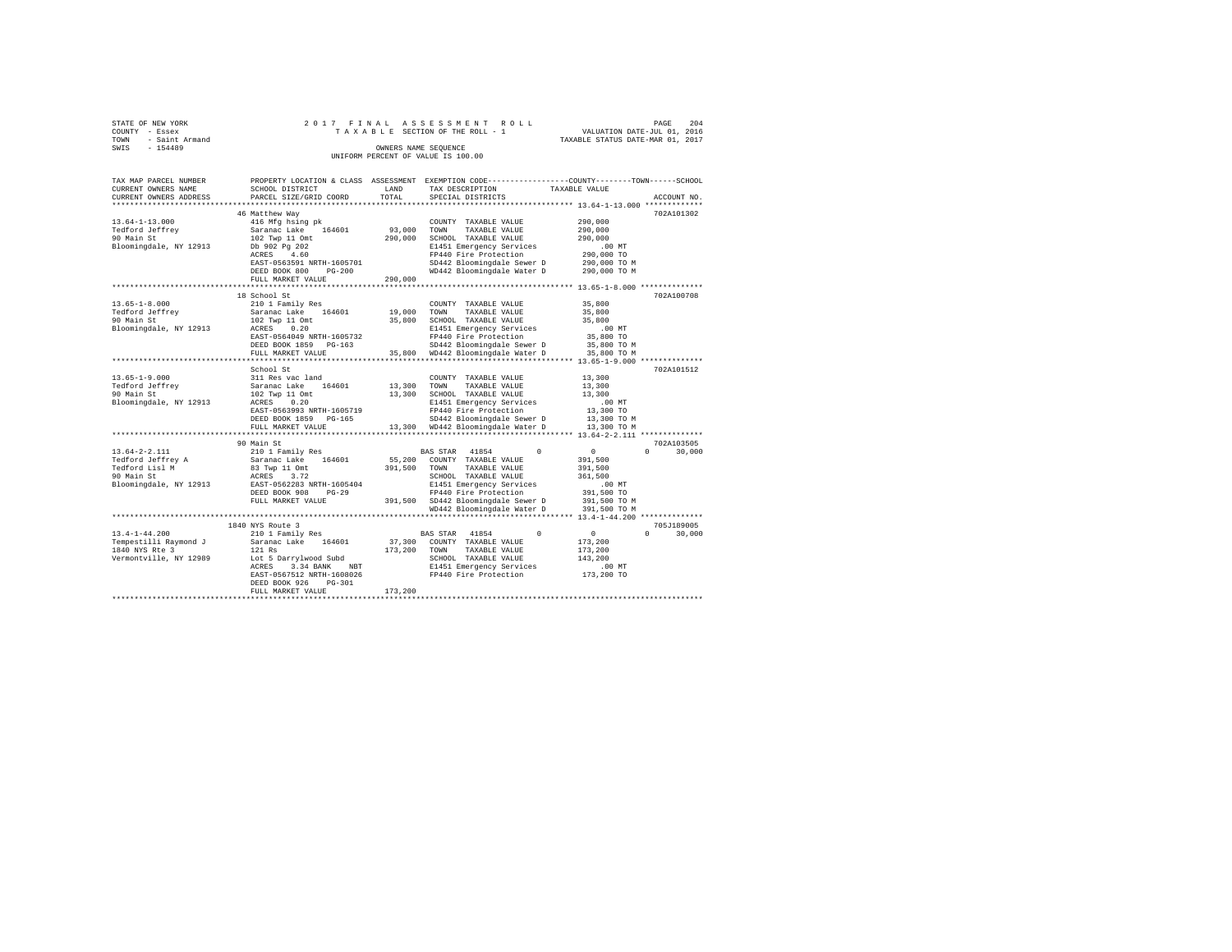```
STATE OF NEW YORK                    2 0 1 7   F I N A L   A S S E S S M E N T   R O L L                          PAGE   204
COUNTY  - Essex                          T A X A B L E  SECTION OF THE ROLL - 1                VALUATION DATE-JUL 01, 2016
TOWN    - Saint Armand                                                                      TAXABLE STATUS DATE-MAR 01, 2017
SWIS    - 154489                                       OWNERS NAME SEQUENCE
                                                 UNIFORM PERCENT OF VALUE IS 100.00

TAX MAP PARCEL NUMBER          PROPERTY LOCATION & CLASS  ASSESSMENT  EXEMPTION CODE-----------------COUNTY--------TOWN------SCHOOL
CURRENT OWNERS NAME            SCHOOL DISTRICT               LAND      TAX DESCRIPTION            TAXABLE VALUE
CURRENT OWNERS ADDRESS         PARCEL SIZE/GRID COORD        TOTAL     SPECIAL DISTRICTS                                  ACCOUNT NO.
******************************************************************************************************* 13.64-1-13.000 *************
                               46 Matthew Way                                                                              702A101302
13.64-1-13.000                 416 Mfg hsing pk                       COUNTY  TAXABLE VALUE           290,000
Tedford Jeffrey                Saranac Lake   164601       93,000     TOWN    TAXABLE VALUE           290,000
90 Main St                     102 Twp 11 Omt             290,000     SCHOOL  TAXABLE VALUE           290,000
Bloomingdale, NY 12913         Db 902 Pg 202                          E1451 Emergency Services           .00 MT
                               ACRES    4.60                          FP440 Fire Protection           290,000 TO
                               EAST-0563591 NRTH-1605701              SD442 Bloomingdale Sewer D      290,000 TO M
                               DEED BOOK 800    PG-200                WD442 Bloomingdale Water D      290,000 TO M
                               FULL MARKET VALUE          290,000
******************************************************************************************************* 13.65-1-8.000 **************
                               18 School St                                                                                702A100708
13.65-1-8.000                  210 1 Family Res                       COUNTY  TAXABLE VALUE            35,800
Tedford Jeffrey                Saranac Lake   164601       19,000     TOWN    TAXABLE VALUE            35,800
90 Main St                     102 Twp 11 Omt              35,800     SCHOOL  TAXABLE VALUE            35,800
Bloomingdale, NY 12913         ACRES    0.20                          E1451 Emergency Services           .00 MT
                               EAST-0564049 NRTH-1605732              FP440 Fire Protection            35,800 TO
                               DEED BOOK 1859   PG-163                SD442 Bloomingdale Sewer D       35,800 TO M
                               FULL MARKET VALUE           35,800     WD442 Bloomingdale Water D       35,800 TO M
******************************************************************************************************* 13.65-1-9.000 **************
                               School St                                                                                   702A101512
13.65-1-9.000                  311 Res vac land                       COUNTY  TAXABLE VALUE            13,300
Tedford Jeffrey                Saranac Lake   164601       13,300     TOWN    TAXABLE VALUE            13,300
90 Main St                     102 Twp 11 Omt              13,300     SCHOOL  TAXABLE VALUE            13,300
Bloomingdale, NY 12913         ACRES    0.20                          E1451 Emergency Services           .00 MT
                               EAST-0563993 NRTH-1605719              FP440 Fire Protection            13,300 TO
                               DEED BOOK 1859   PG-165                SD442 Bloomingdale Sewer D       13,300 TO M
                               FULL MARKET VALUE           13,300     WD442 Bloomingdale Water D       13,300 TO M
******************************************************************************************************* 13.64-2-2.111 **************
                               90 Main St                                                                                  702A103505
13.64-2-2.111                  210 1 Family Res                   BAS STAR  41854         0              0             0     30,000
Tedford Jeffrey A              Saranac Lake   164601       55,200     COUNTY  TAXABLE VALUE           391,500
Tedford Lisl M                 83 Twp 11 Omt              391,500     TOWN    TAXABLE VALUE           391,500
90 Main St                     ACRES    3.72                          SCHOOL  TAXABLE VALUE           361,500
Bloomingdale, NY 12913         EAST-0562283 NRTH-1605404              E1451 Emergency Services           .00 MT
                               DEED BOOK 908    PG-29                 FP440 Fire Protection           391,500 TO
                               FULL MARKET VALUE          391,500     SD442 Bloomingdale Sewer D      391,500 TO M
                                                                      WD442 Bloomingdale Water D      391,500 TO M
******************************************************************************************************* 13.4-1-44.200 **************
                               1840 NYS Route 3                                                                            705J189005
13.4-1-44.200                  210 1 Family Res                   BAS STAR  41854         0              0             0     30,000
Tempestilli Raymond J          Saranac Lake   164601       37,300     COUNTY  TAXABLE VALUE           173,200
1840 NYS Rte 3                 121 Rs                     173,200     TOWN    TAXABLE VALUE           173,200
Vermontville, NY 12989         Lot 5 Darrylwood Subd                  SCHOOL  TAXABLE VALUE           143,200
                               ACRES    3.34 BANK    NBT              E1451 Emergency Services           .00 MT
                               EAST-0567512 NRTH-1608026              FP440 Fire Protection           173,200 TO
                               DEED BOOK 926    PG-301
                               FULL MARKET VALUE          173,200
************************************************************************************************************************************
```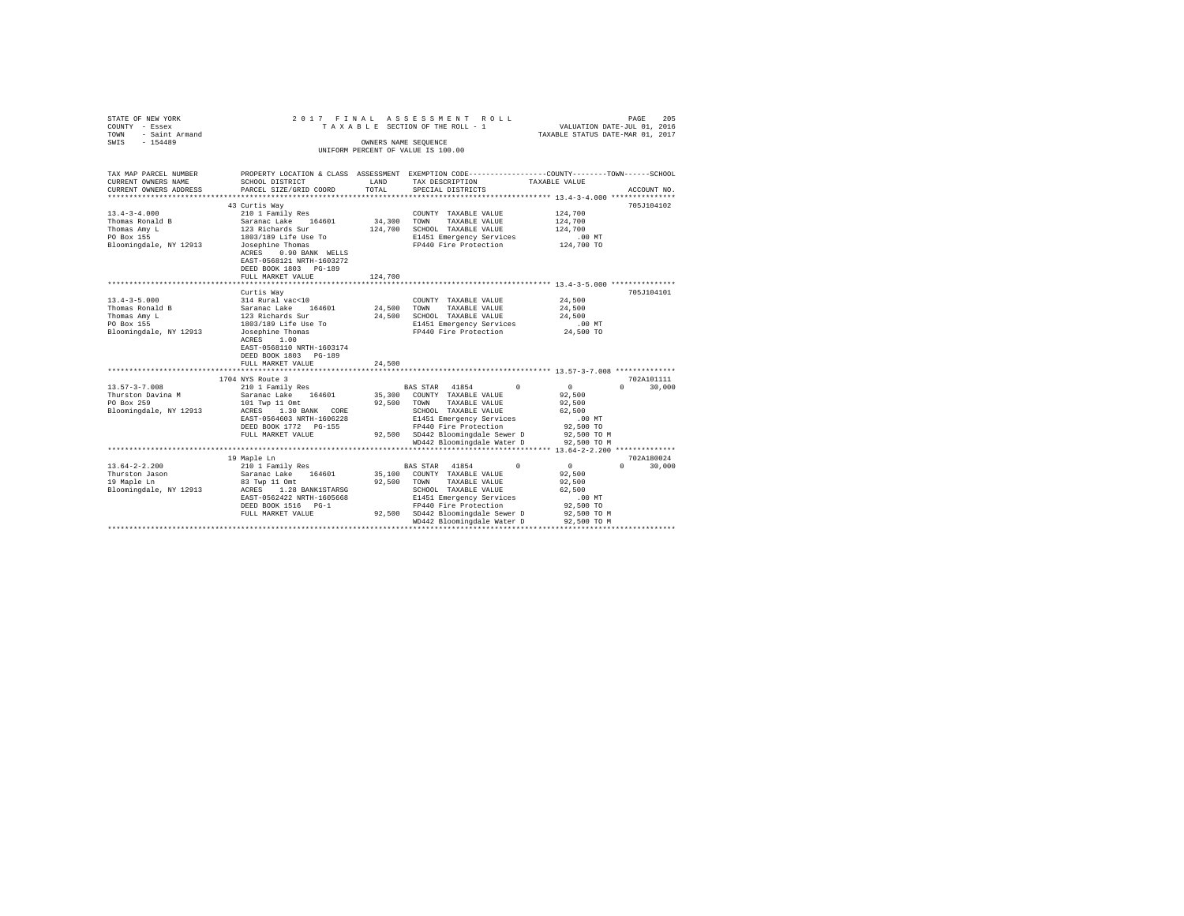STATE OF NEW YORK
COUNTY - Essex
TOWN - Saint Armand
SWIS - 154489

2 0 1 7 F I N A L A S S E S S M E N T R O L L
T A X A B L E SECTION OF THE ROLL - 1
OWNERS NAME SEQUENCE
UNIFORM PERCENT OF VALUE IS 100.00

VALUATION DATE-JUL 01, 2016
TAXABLE STATUS DATE-MAR 01, 2017

```
TAX MAP PARCEL NUMBER    PROPERTY LOCATION & CLASS  ASSESSMENT  EXEMPTION CODE-----------------COUNTY--------TOWN------SCHOOL
CURRENT OWNERS NAME      SCHOOL DISTRICT               LAND      TAX DESCRIPTION            TAXABLE VALUE
CURRENT OWNERS ADDRESS   PARCEL SIZE/GRID COORD        TOTAL     SPECIAL DISTRICTS                                   ACCOUNT NO.
******************************************************************************************************* 13.4-3-4.000 ***************
                         43 Curtis Way                                                                                705J104102
13.4-3-4.000             210 1 Family Res                        COUNTY  TAXABLE VALUE           124,700
Thomas Ronald B          Saranac Lake   164601      34,300       TOWN    TAXABLE VALUE           124,700
Thomas Amy L             123 Richards Sur          124,700       SCHOOL  TAXABLE VALUE           124,700
PO Box 155               1803/189 Life Use To                    E1451 Emergency Services            .00 MT
Bloomingdale, NY 12913   Josephine Thomas                        FP440 Fire Protection           124,700 TO
                         ACRES    0.90 BANK  WELLS
                         EAST-0568121 NRTH-1603272
                         DEED BOOK 1803   PG-189
                         FULL MARKET VALUE         124,700
******************************************************************************************************* 13.4-3-5.000 ***************
                         Curtis Way                                                                                   705J104101
13.4-3-5.000             314 Rural vac<10                        COUNTY  TAXABLE VALUE            24,500
Thomas Ronald B          Saranac Lake   164601      24,500       TOWN    TAXABLE VALUE            24,500
Thomas Amy L             123 Richards Sur           24,500       SCHOOL  TAXABLE VALUE            24,500
PO Box 155               1803/189 Life Use To                    E1451 Emergency Services            .00 MT
Bloomingdale, NY 12913   Josephine Thomas                        FP440 Fire Protection            24,500 TO
                         ACRES    1.00
                         EAST-0568110 NRTH-1603174
                         DEED BOOK 1803   PG-189
                         FULL MARKET VALUE          24,500
******************************************************************************************************* 13.57-3-7.008 **************
                         1704 NYS Route 3                                                                             702A101111
13.57-3-7.008            210 1 Family Res                   BAS STAR  41854          0              0          0      30,000
Thurston Davina M        Saranac Lake   164601      35,300       COUNTY  TAXABLE VALUE            92,500
PO Box 259               101 Twp 11 Omt             92,500       TOWN    TAXABLE VALUE            92,500
Bloomingdale, NY 12913   ACRES    1.30 BANK   CORE               SCHOOL  TAXABLE VALUE            62,500
                         EAST-0564603 NRTH-1606228               E1451 Emergency Services            .00 MT
                         DEED BOOK 1772   PG-155                 FP440 Fire Protection            92,500 TO
                         FULL MARKET VALUE          92,500       SD442 Bloomingdale Sewer D       92,500 TO M
                                                                 WD442 Bloomingdale Water D       92,500 TO M
******************************************************************************************************* 13.64-2-2.200 **************
                         19 Maple Ln                                                                                  702A180024
13.64-2-2.200            210 1 Family Res                   BAS STAR  41854          0              0          0      30,000
Thurston Jason           Saranac Lake   164601      35,100       COUNTY  TAXABLE VALUE            92,500
19 Maple Ln              83 Twp 11 Omt              92,500       TOWN    TAXABLE VALUE            92,500
Bloomingdale, NY 12913   ACRES    1.28 BANK1STARSG               SCHOOL  TAXABLE VALUE            62,500
                         EAST-0562422 NRTH-1605668               E1451 Emergency Services            .00 MT
                         DEED BOOK 1516   PG-1                   FP440 Fire Protection            92,500 TO
                         FULL MARKET VALUE          92,500       SD442 Bloomingdale Sewer D       92,500 TO M
                                                                 WD442 Bloomingdale Water D       92,500 TO M
************************************************************************************************************************************
```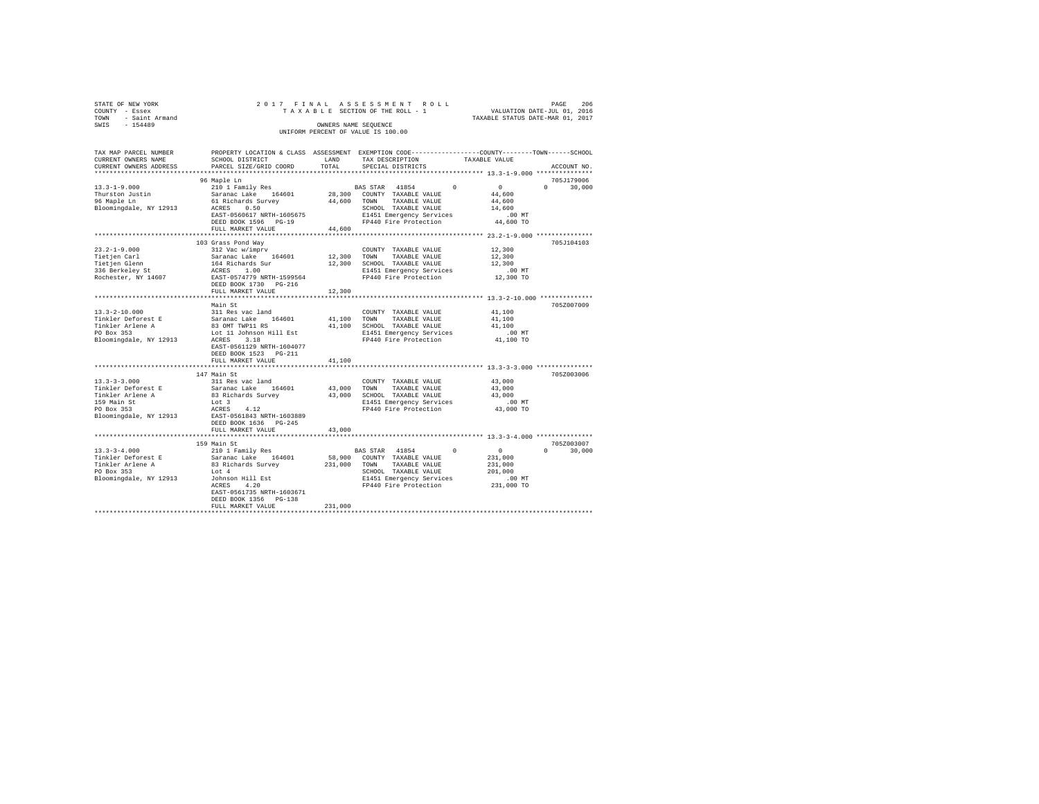STATE OF NEW YORK — 2017 FINAL ASSESSMENT ROLL — PAGE 206
COUNTY - Essex — TAXABLE SECTION OF THE ROLL - 1 — VALUATION DATE-JUL 01, 2016
TOWN - Saint Armand — TAXABLE STATUS DATE-MAR 01, 2017
SWIS - 154489 — OWNERS NAME SEQUENCE
UNIFORM PERCENT OF VALUE IS 100.00

| TAX MAP PARCEL NUMBER / CURRENT OWNERS NAME / CURRENT OWNERS ADDRESS | PROPERTY LOCATION & CLASS / SCHOOL DISTRICT / PARCEL SIZE/GRID COORD | ASSESSMENT LAND / TOTAL | EXEMPTION CODE / TAX DESCRIPTION / SPECIAL DISTRICTS | COUNTY TAXABLE VALUE | TOWN | SCHOOL | ACCOUNT NO. |
|---|---|---|---|---|---|---|---|
| **13.3-1-9.000** | 96 Maple Ln | | | | | | 705J179006 |
| 13.3-1-9.000 | 210 1 Family Res | | BAS STAR 41854 | 0 | 0 | 30,000 | |
| Thurston Justin | Saranac Lake 164601 | 28,300 | COUNTY TAXABLE VALUE | 44,600 | | | |
| 96 Maple Ln | 61 Richards Survey | 44,600 | TOWN TAXABLE VALUE | 44,600 | | | |
| Bloomingdale, NY 12913 | ACRES 0.50 | | SCHOOL TAXABLE VALUE | 14,600 | | | |
| | EAST-0560617 NRTH-1605675 | | E1451 Emergency Services | .00 MT | | | |
| | DEED BOOK 1596 PG-19 | | FP440 Fire Protection | 44,600 TO | | | |
| | FULL MARKET VALUE | 44,600 | | | | | |
| **23.2-1-9.000** | 103 Grass Pond Way | | | | | | 705J104103 |
| 23.2-1-9.000 | 312 Vac w/imprv | | COUNTY TAXABLE VALUE | 12,300 | | | |
| Tietjen Carl | Saranac Lake 164601 | 12,300 | TOWN TAXABLE VALUE | 12,300 | | | |
| Tietjen Glenn | 164 Richards Sur | 12,300 | SCHOOL TAXABLE VALUE | 12,300 | | | |
| 336 Berkeley St | ACRES 1.00 | | E1451 Emergency Services | .00 MT | | | |
| Rochester, NY 14607 | EAST-0574779 NRTH-1599564 | | FP440 Fire Protection | 12,300 TO | | | |
| | DEED BOOK 1730 PG-216 | | | | | | |
| | FULL MARKET VALUE | 12,300 | | | | | |
| **13.3-2-10.000** | Main St | | | | | | 705Z007009 |
| 13.3-2-10.000 | 311 Res vac land | | COUNTY TAXABLE VALUE | 41,100 | | | |
| Tinkler Deforest E | Saranac Lake 164601 | 41,100 | TOWN TAXABLE VALUE | 41,100 | | | |
| Tinkler Arlene A | 83 OMT TWP11 RS | 41,100 | SCHOOL TAXABLE VALUE | 41,100 | | | |
| PO Box 353 | Lot 11 Johnson Hill Est | | E1451 Emergency Services | .00 MT | | | |
| Bloomingdale, NY 12913 | ACRES 3.18 | | FP440 Fire Protection | 41,100 TO | | | |
| | EAST-0561129 NRTH-1604077 | | | | | | |
| | DEED BOOK 1523 PG-211 | | | | | | |
| | FULL MARKET VALUE | 41,100 | | | | | |
| **13.3-3-3.000** | 147 Main St | | | | | | 705Z003006 |
| 13.3-3-3.000 | 311 Res vac land | | COUNTY TAXABLE VALUE | 43,000 | | | |
| Tinkler Deforest E | Saranac Lake 164601 | 43,000 | TOWN TAXABLE VALUE | 43,000 | | | |
| Tinkler Arlene A | 83 Richards Survey | 43,000 | SCHOOL TAXABLE VALUE | 43,000 | | | |
| 159 Main St | Lot 3 | | E1451 Emergency Services | .00 MT | | | |
| PO Box 353 | ACRES 4.12 | | FP440 Fire Protection | 43,000 TO | | | |
| Bloomingdale, NY 12913 | EAST-0561843 NRTH-1603889 | | | | | | |
| | DEED BOOK 1636 PG-245 | | | | | | |
| | FULL MARKET VALUE | 43,000 | | | | | |
| **13.3-3-4.000** | 159 Main St | | | | | | 705Z003007 |
| 13.3-3-4.000 | 210 1 Family Res | | BAS STAR 41854 | 0 | 0 | 30,000 | |
| Tinkler Deforest E | Saranac Lake 164601 | 58,900 | COUNTY TAXABLE VALUE | 231,000 | | | |
| Tinkler Arlene A | 83 Richards Survey | 231,000 | TOWN TAXABLE VALUE | 231,000 | | | |
| PO Box 353 | Lot 4 | | SCHOOL TAXABLE VALUE | 201,000 | | | |
| Bloomingdale, NY 12913 | Johnson Hill Est | | E1451 Emergency Services | .00 MT | | | |
| | ACRES 4.20 | | FP440 Fire Protection | 231,000 TO | | | |
| | EAST-0561735 NRTH-1603671 | | | | | | |
| | DEED BOOK 1356 PG-138 | | | | | | |
| | FULL MARKET VALUE | 231,000 | | | | | |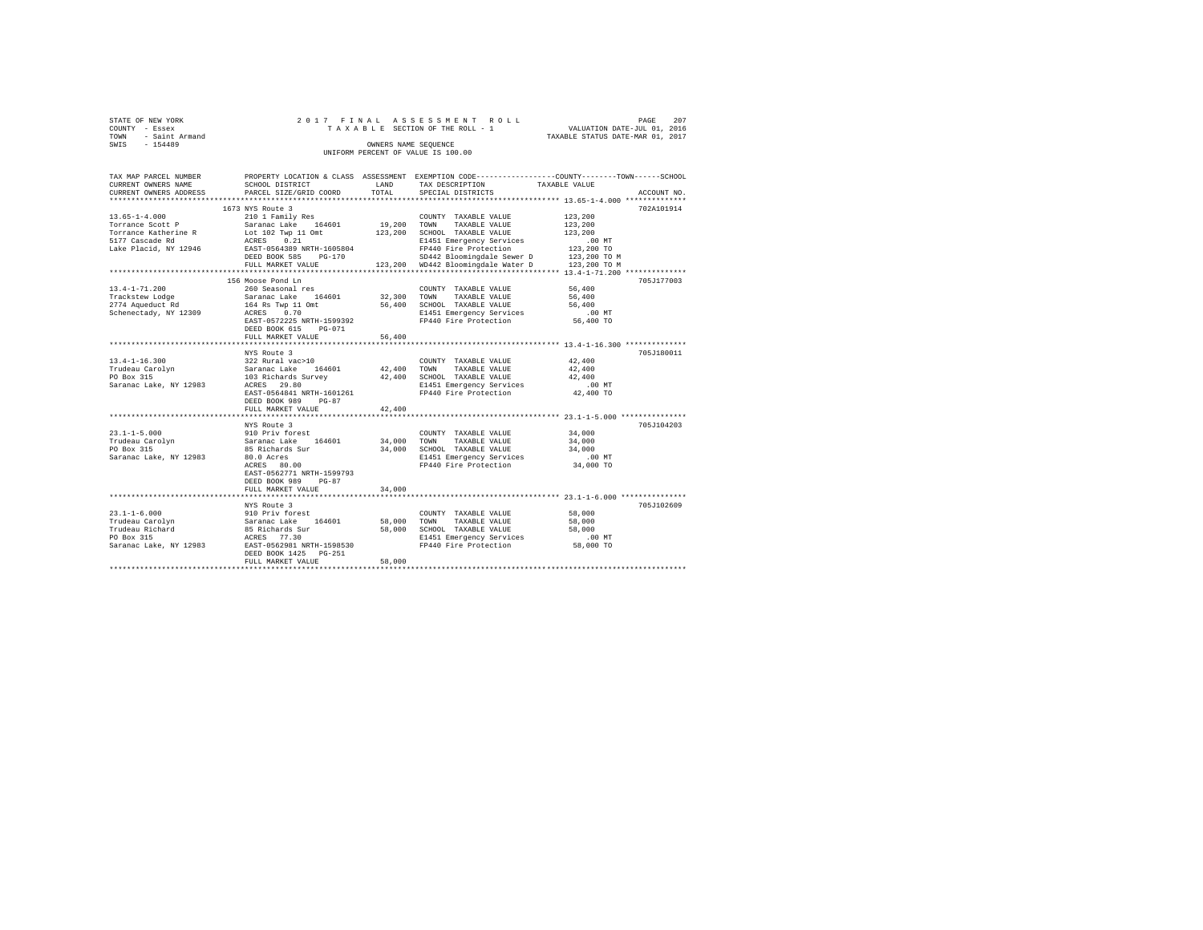STATE OF NEW YORK — 2017 FINAL ASSESSMENT ROLL — PAGE 207
COUNTY - Essex — TAXABLE SECTION OF THE ROLL - 1 — VALUATION DATE-JUL 01, 2016
TOWN - Saint Armand — TAXABLE STATUS DATE-MAR 01, 2017
SWIS - 154489 — OWNERS NAME SEQUENCE
UNIFORM PERCENT OF VALUE IS 100.00

| TAX MAP PARCEL NUMBER / CURRENT OWNERS NAME / CURRENT OWNERS ADDRESS | PROPERTY LOCATION & CLASS / SCHOOL DISTRICT / PARCEL SIZE/GRID COORD | ASSESSMENT LAND | TOTAL | EXEMPTION CODE / TAX DESCRIPTION / SPECIAL DISTRICTS | COUNTY--TOWN--SCHOOL TAXABLE VALUE | ACCOUNT NO. |
|---|---|---|---|---|---|---|
| **13.65-1-4.000** | 1673 NYS Route 3 | | | | | 702A101914 |
| Torrance Scott P | 210 1 Family Res | | | COUNTY TAXABLE VALUE | 123,200 | |
| Torrance Katherine R | Saranac Lake 164601 | 19,200 | | TOWN TAXABLE VALUE | 123,200 | |
| 5177 Cascade Rd | Lot 102 Twp 11 Omt | | 123,200 | SCHOOL TAXABLE VALUE | 123,200 | |
| Lake Placid, NY 12946 | ACRES 0.21 | | | E1451 Emergency Services | .00 MT | |
| | EAST-0564389 NRTH-1605804 | | | FP440 Fire Protection | 123,200 TO | |
| | DEED BOOK 585 PG-170 | | | SD442 Bloomingdale Sewer D | 123,200 TO M | |
| | FULL MARKET VALUE | | 123,200 | WD442 Bloomingdale Water D | 123,200 TO M | |
| **13.4-1-71.200** | 156 Moose Pond Ln | | | | | 705J177003 |
| Trackstew Lodge | 260 Seasonal res | | | COUNTY TAXABLE VALUE | 56,400 | |
| 2774 Aqueduct Rd | Saranac Lake 164601 | 32,300 | | TOWN TAXABLE VALUE | 56,400 | |
| Schenectady, NY 12309 | 164 Rs Twp 11 Omt | | 56,400 | SCHOOL TAXABLE VALUE | 56,400 | |
| | ACRES 0.70 | | | E1451 Emergency Services | .00 MT | |
| | EAST-0572225 NRTH-1599392 | | | FP440 Fire Protection | 56,400 TO | |
| | DEED BOOK 615 PG-071 | | | | | |
| | FULL MARKET VALUE | | 56,400 | | | |
| **13.4-1-16.300** | NYS Route 3 | | | | | 705J180011 |
| Trudeau Carolyn | 322 Rural vac>10 | | | COUNTY TAXABLE VALUE | 42,400 | |
| PO Box 315 | Saranac Lake 164601 | 42,400 | | TOWN TAXABLE VALUE | 42,400 | |
| Saranac Lake, NY 12983 | 103 Richards Survey | | 42,400 | SCHOOL TAXABLE VALUE | 42,400 | |
| | ACRES 29.80 | | | E1451 Emergency Services | .00 MT | |
| | EAST-0564841 NRTH-1601261 | | | FP440 Fire Protection | 42,400 TO | |
| | DEED BOOK 989 PG-87 | | | | | |
| | FULL MARKET VALUE | | 42,400 | | | |
| **23.1-1-5.000** | NYS Route 3 | | | | | 705J104203 |
| Trudeau Carolyn | 910 Priv forest | | | COUNTY TAXABLE VALUE | 34,000 | |
| PO Box 315 | Saranac Lake 164601 | 34,000 | | TOWN TAXABLE VALUE | 34,000 | |
| Saranac Lake, NY 12983 | 85 Richards Sur | | 34,000 | SCHOOL TAXABLE VALUE | 34,000 | |
| | 80.0 Acres | | | E1451 Emergency Services | .00 MT | |
| | ACRES 80.00 | | | FP440 Fire Protection | 34,000 TO | |
| | EAST-0562771 NRTH-1599793 | | | | | |
| | DEED BOOK 989 PG-87 | | | | | |
| | FULL MARKET VALUE | | 34,000 | | | |
| **23.1-1-6.000** | NYS Route 3 | | | | | 705J102609 |
| Trudeau Carolyn | 910 Priv forest | | | COUNTY TAXABLE VALUE | 58,000 | |
| Trudeau Richard | Saranac Lake 164601 | 58,000 | | TOWN TAXABLE VALUE | 58,000 | |
| PO Box 315 | 85 Richards Sur | | 58,000 | SCHOOL TAXABLE VALUE | 58,000 | |
| Saranac Lake, NY 12983 | ACRES 77.30 | | | E1451 Emergency Services | .00 MT | |
| | EAST-0562981 NRTH-1598530 | | | FP440 Fire Protection | 58,000 TO | |
| | DEED BOOK 1425 PG-251 | | | | | |
| | FULL MARKET VALUE | | 58,000 | | | |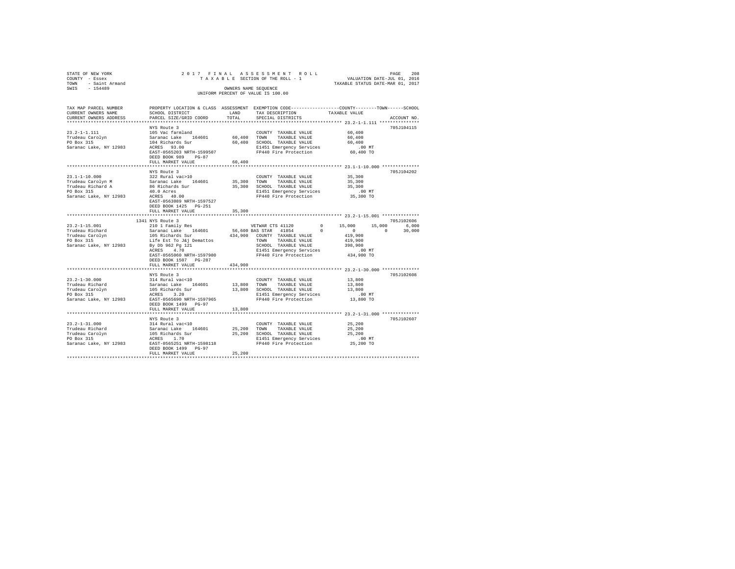STATE OF NEW YORK
COUNTY - Essex
TOWN - Saint Armand
SWIS - 154489

2017 FINAL ASSESSMENT ROLL
TAXABLE SECTION OF THE ROLL - 1
OWNERS NAME SEQUENCE
UNIFORM PERCENT OF VALUE IS 100.00

VALUATION DATE-JUL 01, 2016
TAXABLE STATUS DATE-MAR 01, 2017

```
TAX MAP PARCEL NUMBER    PROPERTY LOCATION & CLASS  ASSESSMENT  EXEMPTION CODE-----------------COUNTY--------TOWN------SCHOOL
CURRENT OWNERS NAME      SCHOOL DISTRICT              LAND      TAX DESCRIPTION           TAXABLE VALUE
CURRENT OWNERS ADDRESS   PARCEL SIZE/GRID COORD       TOTAL     SPECIAL DISTRICTS                                    ACCOUNT NO.
******************************************************************************************** 23.2-1-1.111 ***************
                         NYS Route 3                                                                              705J104115
23.2-1-1.111             105 Vac farmland                       COUNTY  TAXABLE VALUE           60,400
Trudeau Carolyn          Saranac Lake   164601       60,400     TOWN    TAXABLE VALUE           60,400
PO Box 315               104 Richards Sur            60,400     SCHOOL  TAXABLE VALUE           60,400
Saranac Lake, NY 12983   ACRES  93.00                           E1451 Emergency Services           .00 MT
                         EAST-0565203 NRTH-1599507              FP440 Fire Protection           60,400 TO
                         DEED BOOK 989    PG-87
                         FULL MARKET VALUE           60,400
******************************************************************************************** 23.1-1-10.000 **************
                         NYS Route 3                                                                              705J104202
23.1-1-10.000            322 Rural vac>10                       COUNTY  TAXABLE VALUE           35,300
Trudeau Carolyn M        Saranac Lake   164601       35,300     TOWN    TAXABLE VALUE           35,300
Trudeau Richard A        86 Richards Sur             35,300     SCHOOL  TAXABLE VALUE           35,300
PO Box 315               40.0 Acres                             E1451 Emergency Services           .00 MT
Saranac Lake, NY 12983   ACRES  40.00                           FP440 Fire Protection           35,300 TO
                         EAST-0563089 NRTH-1597527
                         DEED BOOK 1425   PG-251
                         FULL MARKET VALUE           35,300
******************************************************************************************** 23.2-1-15.001 **************
                    1341 NYS Route 3                                                                              705J102606
23.2-1-15.001            210 1 Family Res                      VETWAR CTS 41120        0      15,000     15,000      6,000
Trudeau Richard          Saranac Lake   164601       56,600 BAS STAR  41854            0           0          0     30,000
Trudeau Carolyn          105 Richards Sur           434,900     COUNTY  TAXABLE VALUE          419,900
PO Box 315               Life Est To J&j Demattos               TOWN    TAXABLE VALUE          419,900
Saranac Lake, NY 12983   By Db 962 Pg 121                       SCHOOL  TAXABLE VALUE          398,900
                         ACRES   4.70                           E1451 Emergency Services           .00 MT
                         EAST-0565060 NRTH-1597980              FP440 Fire Protection          434,900 TO
                         DEED BOOK 1507   PG-287
                         FULL MARKET VALUE          434,900
******************************************************************************************** 23.2-1-30.000 **************
                         NYS Route 3                                                                              705J102608
23.2-1-30.000            314 Rural vac<10                       COUNTY  TAXABLE VALUE           13,800
Trudeau Richard          Saranac Lake   164601       13,800     TOWN    TAXABLE VALUE           13,800
Trudeau Carolyn          105 Richards Sur            13,800     SCHOOL  TAXABLE VALUE           13,800
PO Box 315               ACRES   3.20                           E1451 Emergency Services           .00 MT
Saranac Lake, NY 12983   EAST-0565690 NRTH-1597965              FP440 Fire Protection           13,800 TO
                         DEED BOOK 1499   PG-97
                         FULL MARKET VALUE           13,800
******************************************************************************************** 23.2-1-31.000 **************
                         NYS Route 3                                                                              705J102607
23.2-1-31.000            314 Rural vac<10                       COUNTY  TAXABLE VALUE           25,200
Trudeau Richard          Saranac Lake   164601       25,200     TOWN    TAXABLE VALUE           25,200
Trudeau Carolyn          105 Richards Sur            25,200     SCHOOL  TAXABLE VALUE           25,200
PO Box 315               ACRES   1.70                           E1451 Emergency Services           .00 MT
Saranac Lake, NY 12983   EAST-0565251 NRTH-1598118              FP440 Fire Protection           25,200 TO
                         DEED BOOK 1499   PG-97
                         FULL MARKET VALUE           25,200
****************************************************************************************************************************
```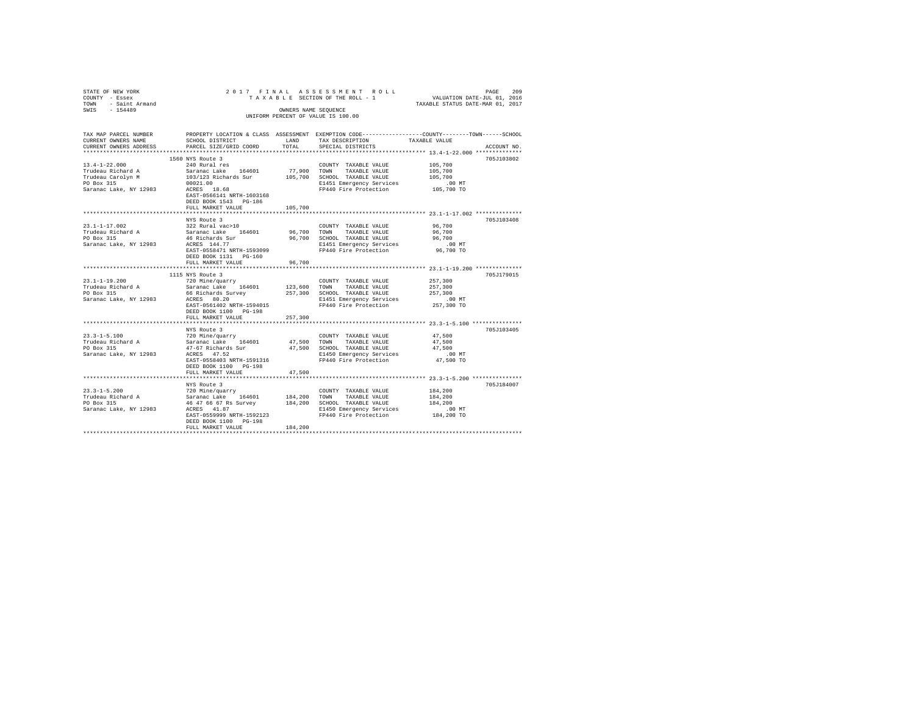STATE OF NEW YORK &nbsp;&nbsp;&nbsp; 2017 FINAL ASSESSMENT ROLL
COUNTY - Essex &nbsp;&nbsp;&nbsp; TAXABLE SECTION OF THE ROLL - 1 &nbsp;&nbsp;&nbsp; VALUATION DATE-JUL 01, 2016
TOWN - Saint Armand &nbsp;&nbsp;&nbsp; TAXABLE STATUS DATE-MAR 01, 2017
SWIS - 154489 &nbsp;&nbsp;&nbsp; OWNERS NAME SEQUENCE
UNIFORM PERCENT OF VALUE IS 100.00

| TAX MAP PARCEL NUMBER / CURRENT OWNERS NAME / CURRENT OWNERS ADDRESS | PROPERTY LOCATION & CLASS / SCHOOL DISTRICT / PARCEL SIZE/GRID COORD | ASSESSMENT LAND / TOTAL | EXEMPTION CODE / TAX DESCRIPTION / SPECIAL DISTRICTS | COUNTY--------TOWN------SCHOOL TAXABLE VALUE | ACCOUNT NO. |
|---|---|---|---|---|---|
| 13.4-1-22.000 | 1560 NYS Route 3 | | | | 705J103802 |
| | 240 Rural res | | COUNTY TAXABLE VALUE | 105,700 | |
| Trudeau Richard A | Saranac Lake 164601 | 77,900 | TOWN TAXABLE VALUE | 105,700 | |
| Trudeau Carolyn M | 103/123 Richards Sur | 105,700 | SCHOOL TAXABLE VALUE | 105,700 | |
| PO Box 315 | 00021.00 | | E1451 Emergency Services | .00 MT | |
| Saranac Lake, NY 12983 | ACRES 18.60 | | FP440 Fire Protection | 105,700 TO | |
| | EAST-0566141 NRTH-1603168 | | | | |
| | DEED BOOK 1543 PG-186 | | | | |
| | FULL MARKET VALUE | 105,700 | | | |
| 23.1-1-17.002 | NYS Route 3 | | | | 705J103408 |
| | 322 Rural vac>10 | | COUNTY TAXABLE VALUE | 96,700 | |
| Trudeau Richard A | Saranac Lake 164601 | 96,700 | TOWN TAXABLE VALUE | 96,700 | |
| PO Box 315 | 46 Richards Sur | 96,700 | SCHOOL TAXABLE VALUE | 96,700 | |
| Saranac Lake, NY 12983 | ACRES 144.77 | | E1451 Emergency Services | .00 MT | |
| | EAST-0558471 NRTH-1593099 | | FP440 Fire Protection | 96,700 TO | |
| | DEED BOOK 1131 PG-160 | | | | |
| | FULL MARKET VALUE | 96,700 | | | |
| 23.1-1-19.200 | 1115 NYS Route 3 | | | | 705J179015 |
| | 720 Mine/quarry | | COUNTY TAXABLE VALUE | 257,300 | |
| Trudeau Richard A | Saranac Lake 164601 | 123,600 | TOWN TAXABLE VALUE | 257,300 | |
| PO Box 315 | 66 Richards Survey | 257,300 | SCHOOL TAXABLE VALUE | 257,300 | |
| Saranac Lake, NY 12983 | ACRES 80.20 | | E1451 Emergency Services | .00 MT | |
| | EAST-0561402 NRTH-1594015 | | FP440 Fire Protection | 257,300 TO | |
| | DEED BOOK 1100 PG-198 | | | | |
| | FULL MARKET VALUE | 257,300 | | | |
| 23.3-1-5.100 | NYS Route 3 | | | | 705J103405 |
| | 720 Mine/quarry | | COUNTY TAXABLE VALUE | 47,500 | |
| Trudeau Richard A | Saranac Lake 164601 | 47,500 | TOWN TAXABLE VALUE | 47,500 | |
| PO Box 315 | 47-67 Richards Sur | 47,500 | SCHOOL TAXABLE VALUE | 47,500 | |
| Saranac Lake, NY 12983 | ACRES 47.52 | | E1450 Emergency Services | .00 MT | |
| | EAST-0558403 NRTH-1591316 | | FP440 Fire Protection | 47,500 TO | |
| | DEED BOOK 1100 PG-198 | | | | |
| | FULL MARKET VALUE | 47,500 | | | |
| 23.3-1-5.200 | NYS Route 3 | | | | 705J184007 |
| | 720 Mine/quarry | | COUNTY TAXABLE VALUE | 184,200 | |
| Trudeau Richard A | Saranac Lake 164601 | 184,200 | TOWN TAXABLE VALUE | 184,200 | |
| PO Box 315 | 46 47 66 67 Rs Survey | 184,200 | SCHOOL TAXABLE VALUE | 184,200 | |
| Saranac Lake, NY 12983 | ACRES 41.87 | | E1450 Emergency Services | .00 MT | |
| | EAST-0559999 NRTH-1592123 | | FP440 Fire Protection | 184,200 TO | |
| | DEED BOOK 1100 PG-198 | | | | |
| | FULL MARKET VALUE | 184,200 | | | |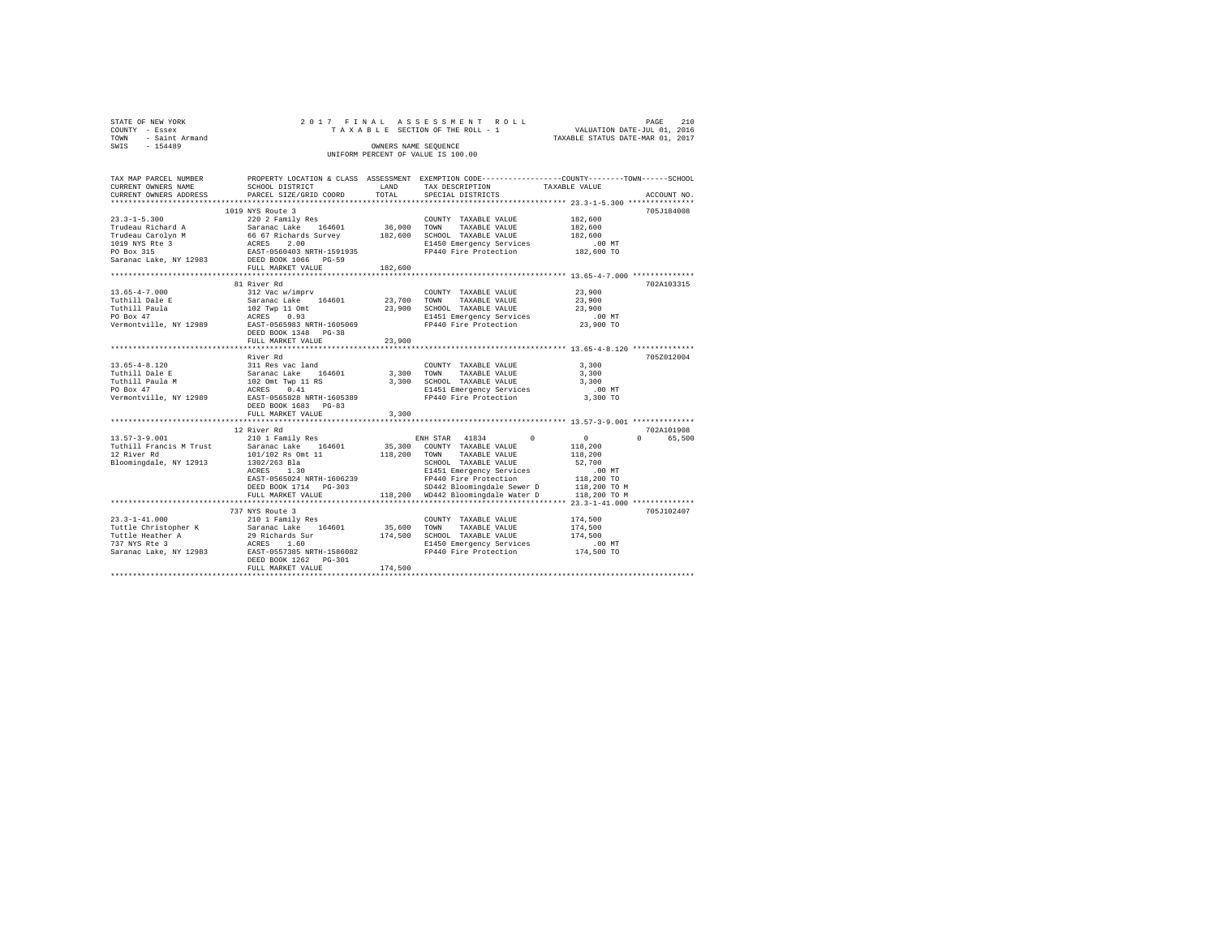STATE OF NEW YORK
COUNTY - Essex
TOWN - Saint Armand
SWIS - 154489

2017 FINAL ASSESSMENT ROLL
TAXABLE SECTION OF THE ROLL - 1
OWNERS NAME SEQUENCE
UNIFORM PERCENT OF VALUE IS 100.00

VALUATION DATE-JUL 01, 2016
TAXABLE STATUS DATE-MAR 01, 2017

```
TAX MAP PARCEL NUMBER      PROPERTY LOCATION & CLASS  ASSESSMENT  EXEMPTION CODE-----------------COUNTY--------TOWN------SCHOOL
CURRENT OWNERS NAME        SCHOOL DISTRICT               LAND      TAX DESCRIPTION            TAXABLE VALUE
CURRENT OWNERS ADDRESS     PARCEL SIZE/GRID COORD        TOTAL     SPECIAL DISTRICTS                                    ACCOUNT NO.
*********************************************************************************************** 23.3-1-5.300 ***************
                           1019 NYS Route 3                                                                           705J184008
23.3-1-5.300               220 2 Family Res                         COUNTY  TAXABLE VALUE          182,600
Trudeau Richard A          Saranac Lake   164601      36,000       TOWN    TAXABLE VALUE          182,600
Trudeau Carolyn M          66 67 Richards Survey     182,600       SCHOOL  TAXABLE VALUE          182,600
1019 NYS Rte 3             ACRES    2.00                            E1450 Emergency Services           .00 MT
PO Box 315                 EAST-0560403 NRTH-1591935                FP440 Fire Protection          182,600 TO
Saranac Lake, NY 12983     DEED BOOK 1066   PG-59
                           FULL MARKET VALUE         182,600
*********************************************************************************************** 13.65-4-7.000 **************
                           81 River Rd                                                                                702A103315
13.65-4-7.000              312 Vac w/imprv                          COUNTY  TAXABLE VALUE           23,900
Tuthill Dale E             Saranac Lake   164601      23,700       TOWN    TAXABLE VALUE           23,900
Tuthill Paula              102 Twp 11 Omt             23,900       SCHOOL  TAXABLE VALUE           23,900
PO Box 47                  ACRES    0.93                            E1451 Emergency Services           .00 MT
Vermontville, NY 12989     EAST-0565983 NRTH-1605069                FP440 Fire Protection           23,900 TO
                           DEED BOOK 1348   PG-38
                           FULL MARKET VALUE          23,900
*********************************************************************************************** 13.65-4-8.120 **************
                           River Rd                                                                                   705Z012004
13.65-4-8.120              311 Res vac land                         COUNTY  TAXABLE VALUE            3,300
Tuthill Dale E             Saranac Lake   164601       3,300       TOWN    TAXABLE VALUE            3,300
Tuthill Paula M            102 Omt Twp 11 RS           3,300       SCHOOL  TAXABLE VALUE            3,300
PO Box 47                  ACRES    0.41                            E1451 Emergency Services           .00 MT
Vermontville, NY 12989     EAST-0565828 NRTH-1605389                FP440 Fire Protection            3,300 TO
                           DEED BOOK 1683   PG-83
                           FULL MARKET VALUE           3,300
*********************************************************************************************** 13.57-3-9.001 **************
                           12 River Rd                                                                                702A101908
13.57-3-9.001              210 1 Family Res                         ENH STAR  41834        0           0           0      65,500
Tuthill Francis M Trust    Saranac Lake   164601      35,300       COUNTY  TAXABLE VALUE          118,200
12 River Rd                101/102 Rs Omt 11         118,200       TOWN    TAXABLE VALUE          118,200
Bloomingdale, NY 12913     1302/263 Bla                             SCHOOL  TAXABLE VALUE           52,700
                           ACRES    1.30                            E1451 Emergency Services           .00 MT
                           EAST-0565024 NRTH-1606239                FP440 Fire Protection          118,200 TO
                           DEED BOOK 1714   PG-303                  SD442 Bloomingdale Sewer D     118,200 TO M
                           FULL MARKET VALUE         118,200       WD442 Bloomingdale Water D     118,200 TO M
*********************************************************************************************** 23.3-1-41.000 **************
                           737 NYS Route 3                                                                            705J102407
23.3-1-41.000              210 1 Family Res                         COUNTY  TAXABLE VALUE          174,500
Tuttle Christopher K       Saranac Lake   164601      35,600       TOWN    TAXABLE VALUE          174,500
Tuttle Heather A           29 Richards Sur           174,500       SCHOOL  TAXABLE VALUE          174,500
737 NYS Rte 3              ACRES    1.60                            E1450 Emergency Services           .00 MT
Saranac Lake, NY 12983     EAST-0557385 NRTH-1586082                FP440 Fire Protection          174,500 TO
                           DEED BOOK 1262   PG-301
                           FULL MARKET VALUE         174,500
****************************************************************************************************************************
```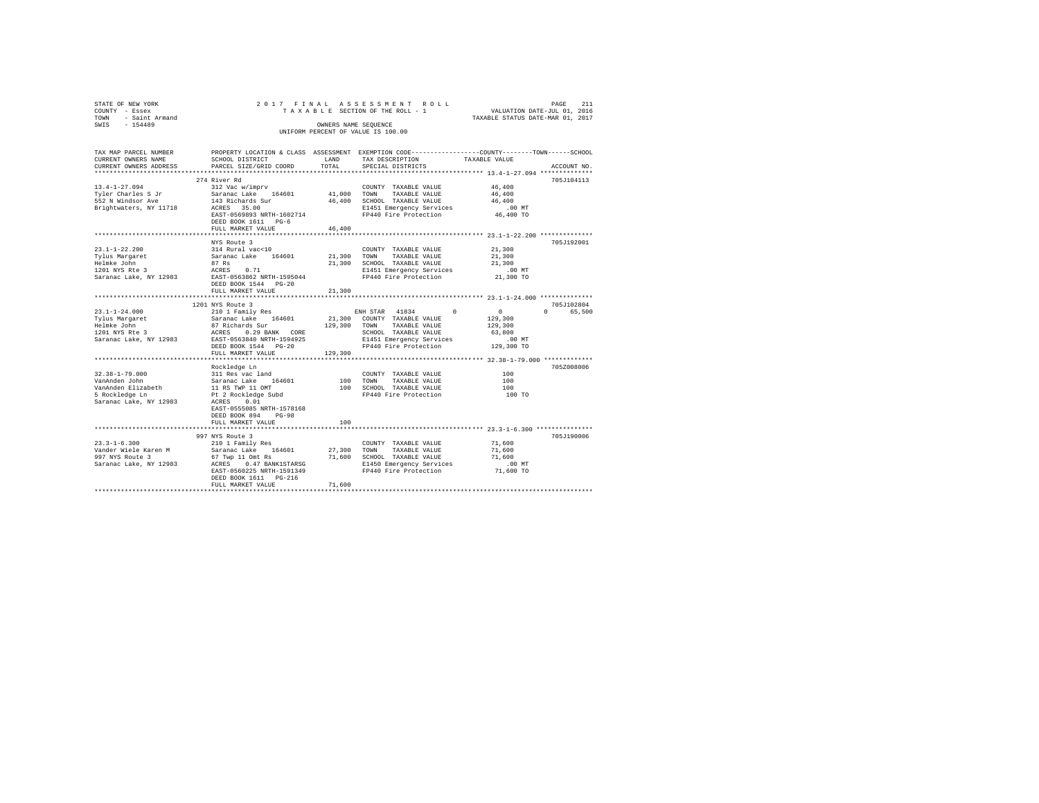STATE OF NEW YORK 2017 FINAL ASSESSMENT ROLL
COUNTY - Essex TAXABLE SECTION OF THE ROLL - 1 VALUATION DATE-JUL 01, 2016
TOWN - Saint Armand TAXABLE STATUS DATE-MAR 01, 2017
SWIS - 154489 OWNERS NAME SEQUENCE
UNIFORM PERCENT OF VALUE IS 100.00

| TAX MAP PARCEL NUMBER / CURRENT OWNERS NAME / CURRENT OWNERS ADDRESS | PROPERTY LOCATION & CLASS / SCHOOL DISTRICT / PARCEL SIZE/GRID COORD | ASSESSMENT LAND | TOTAL | EXEMPTION CODE / TAX DESCRIPTION / SPECIAL DISTRICTS | COUNTY | TOWN | SCHOOL | TAXABLE VALUE | ACCOUNT NO. |
|---|---|---|---|---|---|---|---|---|---|
| **13.4-1-27.094** | 274 River Rd | | | | | | | | 705J104113 |
| 13.4-1-27.094 | 312 Vac w/imprv | | | COUNTY TAXABLE VALUE | | | | 46,400 | |
| Tyler Charles S Jr | Saranac Lake 164601 | 41,000 | | TOWN TAXABLE VALUE | | | | 46,400 | |
| 552 N Windsor Ave | 143 Richards Sur | | 46,400 | SCHOOL TAXABLE VALUE | | | | 46,400 | |
| Brightwaters, NY 11718 | ACRES 35.00 | | | E1451 Emergency Services | | | | .00 MT | |
| | EAST-0569893 NRTH-1602714 | | | FP440 Fire Protection | | | | 46,400 TO | |
| | DEED BOOK 1611 PG-6 | | | | | | | | |
| | FULL MARKET VALUE | | 46,400 | | | | | | |
| **23.1-1-22.200** | NYS Route 3 | | | | | | | | 705J192001 |
| 23.1-1-22.200 | 314 Rural vac<10 | | | COUNTY TAXABLE VALUE | | | | 21,300 | |
| Tylus Margaret | Saranac Lake 164601 | 21,300 | | TOWN TAXABLE VALUE | | | | 21,300 | |
| Helmke John | 87 Rs | | 21,300 | SCHOOL TAXABLE VALUE | | | | 21,300 | |
| 1201 NYS Rte 3 | ACRES 0.71 | | | E1451 Emergency Services | | | | .00 MT | |
| Saranac Lake, NY 12983 | EAST-0563862 NRTH-1595044 | | | FP440 Fire Protection | | | | 21,300 TO | |
| | DEED BOOK 1544 PG-20 | | | | | | | | |
| | FULL MARKET VALUE | | 21,300 | | | | | | |
| **23.1-1-24.000** | 1201 NYS Route 3 | | | | | | | | 705J102804 |
| 23.1-1-24.000 | 210 1 Family Res | | | ENH STAR 41834 | 0 | 0 | 65,500 | | |
| Tylus Margaret | Saranac Lake 164601 | 21,300 | | COUNTY TAXABLE VALUE | | | | 129,300 | |
| Helmke John | 87 Richards Sur | | 129,300 | TOWN TAXABLE VALUE | | | | 129,300 | |
| 1201 NYS Rte 3 | ACRES 0.29 BANK CORE | | | SCHOOL TAXABLE VALUE | | | | 63,800 | |
| Saranac Lake, NY 12983 | EAST-0563840 NRTH-1594925 | | | E1451 Emergency Services | | | | .00 MT | |
| | DEED BOOK 1544 PG-20 | | | FP440 Fire Protection | | | | 129,300 TO | |
| | FULL MARKET VALUE | | 129,300 | | | | | | |
| **32.38-1-79.000** | Rockledge Ln | | | | | | | | 705Z008006 |
| 32.38-1-79.000 | 311 Res vac land | | | COUNTY TAXABLE VALUE | | | | 100 | |
| VanAnden John | Saranac Lake 164601 | 100 | | TOWN TAXABLE VALUE | | | | 100 | |
| VanAnden Elizabeth | 11 RS TWP 11 OMT | | 100 | SCHOOL TAXABLE VALUE | | | | 100 | |
| 5 Rockledge Ln | Pt 2 Rockledge Subd | | | FP440 Fire Protection | | | | 100 TO | |
| Saranac Lake, NY 12983 | ACRES 0.01 | | | | | | | | |
| | EAST-0555085 NRTH-1578168 | | | | | | | | |
| | DEED BOOK 894 PG-98 | | | | | | | | |
| | FULL MARKET VALUE | | 100 | | | | | | |
| **23.3-1-6.300** | 997 NYS Route 3 | | | | | | | | 705J190006 |
| 23.3-1-6.300 | 210 1 Family Res | | | COUNTY TAXABLE VALUE | | | | 71,600 | |
| Vander Wiele Karen M | Saranac Lake 164601 | 27,300 | | TOWN TAXABLE VALUE | | | | 71,600 | |
| 997 NYS Route 3 | 67 Twp 11 Omt Rs | | 71,600 | SCHOOL TAXABLE VALUE | | | | 71,600 | |
| Saranac Lake, NY 12983 | ACRES 0.47 BANK1STARSG | | | E1450 Emergency Services | | | | .00 MT | |
| | EAST-0560225 NRTH-1591349 | | | FP440 Fire Protection | | | | 71,600 TO | |
| | DEED BOOK 1611 PG-216 | | | | | | | | |
| | FULL MARKET VALUE | | 71,600 | | | | | | |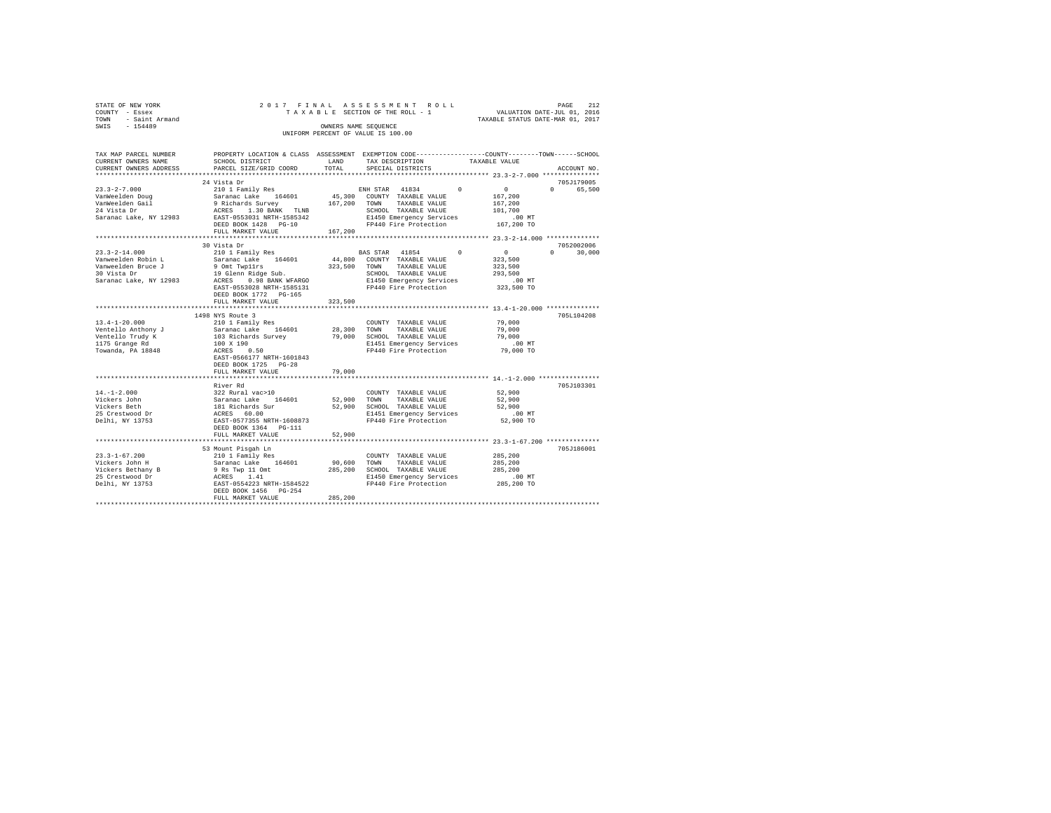STATE OF NEW YORK
COUNTY - Essex
TOWN - Saint Armand
SWIS - 154489

2017 FINAL ASSESSMENT ROLL
TAXABLE SECTION OF THE ROLL - 1
OWNERS NAME SEQUENCE
UNIFORM PERCENT OF VALUE IS 100.00

VALUATION DATE-JUL 01, 2016
TAXABLE STATUS DATE-MAR 01, 2017

```
TAX MAP PARCEL NUMBER     PROPERTY LOCATION & CLASS  ASSESSMENT  EXEMPTION CODE-----------------COUNTY--------TOWN------SCHOOL
CURRENT OWNERS NAME       SCHOOL DISTRICT             LAND      TAX DESCRIPTION            TAXABLE VALUE
CURRENT OWNERS ADDRESS    PARCEL SIZE/GRID COORD      TOTAL     SPECIAL DISTRICTS                                    ACCOUNT NO.
******************************************************************************************** 23.3-2-7.000 ***************
                          24 Vista Dr                                                                               705J179005
23.3-2-7.000              210 1 Family Res                     ENH STAR  41834         0          0          0      65,500
VanWeelden Doug           Saranac Lake   164601       45,300   COUNTY  TAXABLE VALUE          167,200
VanWeelden Gail           9 Richards Survey          167,200   TOWN    TAXABLE VALUE          167,200
24 Vista Dr               ACRES    1.30 BANK   TLNB            SCHOOL  TAXABLE VALUE          101,700
Saranac Lake, NY 12983    EAST-0553031 NRTH-1585342            E1450 Emergency Services          .00 MT
                          DEED BOOK 1428   PG-10               FP440 Fire Protection          167,200 TO
                          FULL MARKET VALUE          167,200
******************************************************************************************** 23.3-2-14.000 **************
                          30 Vista Dr                                                                               7052002006
23.3-2-14.000             210 1 Family Res                     BAS STAR  41854         0          0          0      30,000
Vanweelden Robin L        Saranac Lake   164601       44,800   COUNTY  TAXABLE VALUE          323,500
Vanweelden Bruce J        9 Omt Twp11rs              323,500   TOWN    TAXABLE VALUE          323,500
30 Vista Dr               19 Glenn Ridge Sub.                  SCHOOL  TAXABLE VALUE          293,500
Saranac Lake, NY 12983    ACRES    0.98 BANK WFARGO            E1450 Emergency Services          .00 MT
                          EAST-0553028 NRTH-1585131            FP440 Fire Protection          323,500 TO
                          DEED BOOK 1772   PG-165
                          FULL MARKET VALUE          323,500
******************************************************************************************** 13.4-1-20.000 **************
                          1498 NYS Route 3                                                                          705L104208
13.4-1-20.000             210 1 Family Res                     COUNTY  TAXABLE VALUE           79,000
Ventello Anthony J        Saranac Lake   164601       28,300   TOWN    TAXABLE VALUE           79,000
Ventello Trudy K          103 Richards Survey         79,000   SCHOOL  TAXABLE VALUE           79,000
1175 Grange Rd            100 X 190                            E1451 Emergency Services          .00 MT
Towanda, PA 18848         ACRES    0.50                        FP440 Fire Protection           79,000 TO
                          EAST-0566177 NRTH-1601843
                          DEED BOOK 1725   PG-28
                          FULL MARKET VALUE           79,000
******************************************************************************************** 14.-1-2.000 ****************
                          River Rd                                                                                  705J103301
14.-1-2.000               322 Rural vac>10                     COUNTY  TAXABLE VALUE           52,900
Vickers John              Saranac Lake   164601       52,900   TOWN    TAXABLE VALUE           52,900
Vickers Beth              181 Richards Sur            52,900   SCHOOL  TAXABLE VALUE           52,900
25 Crestwood Dr           ACRES   60.00                        E1451 Emergency Services          .00 MT
Delhi, NY 13753           EAST-0577355 NRTH-1608873            FP440 Fire Protection           52,900 TO
                          DEED BOOK 1364   PG-111
                          FULL MARKET VALUE           52,900
******************************************************************************************** 23.3-1-67.200 **************
                          53 Mount Pisgah Ln                                                                        705J186001
23.3-1-67.200             210 1 Family Res                     COUNTY  TAXABLE VALUE          285,200
Vickers John H            Saranac Lake   164601       90,600   TOWN    TAXABLE VALUE          285,200
Vickers Bethany B         9 Rs Twp 11 Omt            285,200   SCHOOL  TAXABLE VALUE          285,200
25 Crestwood Dr           ACRES    1.41                        E1450 Emergency Services          .00 MT
Delhi, NY 13753           EAST-0554223 NRTH-1584522            FP440 Fire Protection          285,200 TO
                          DEED BOOK 1456   PG-254
                          FULL MARKET VALUE          285,200
****************************************************************************************************************************
```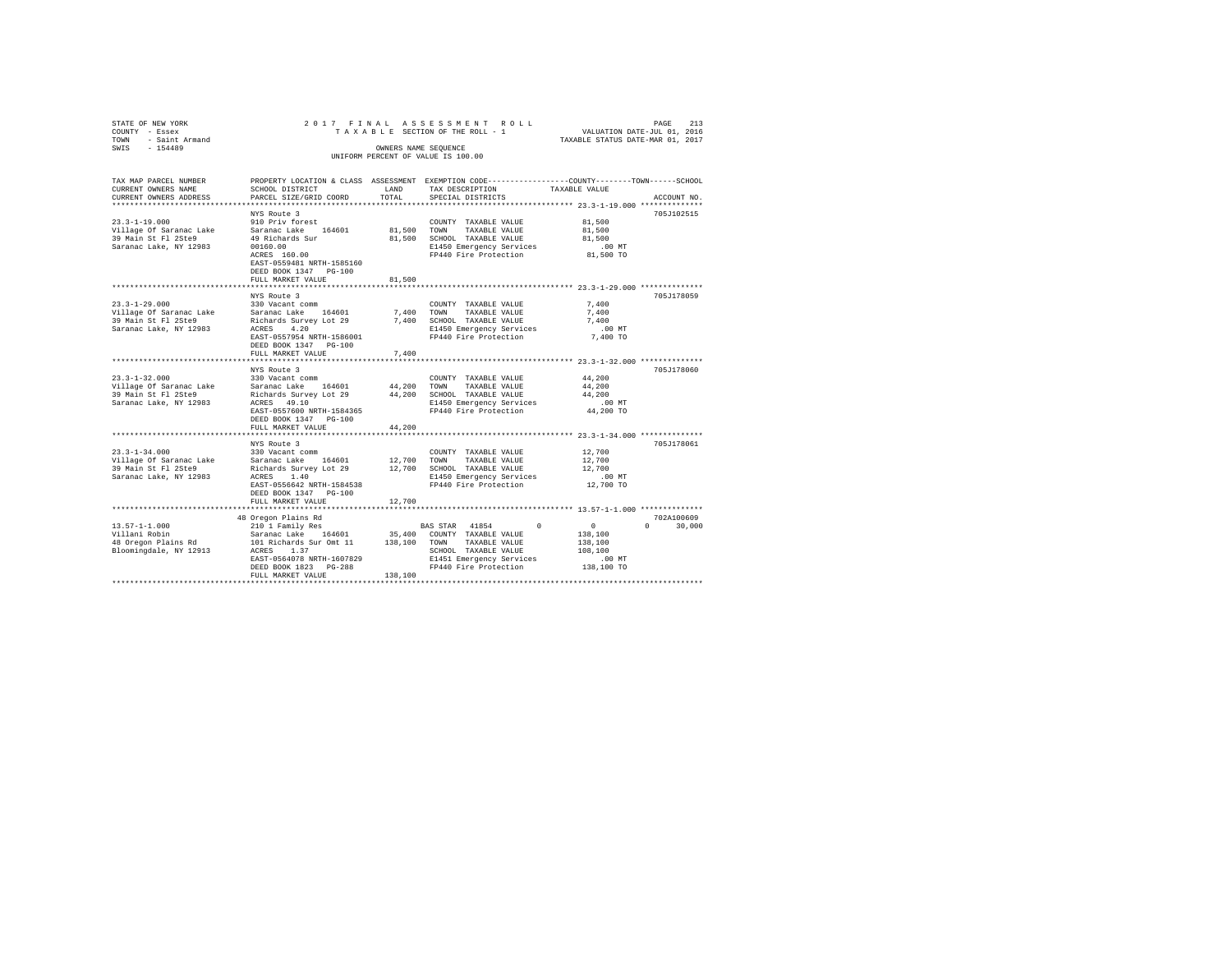STATE OF NEW YORK
COUNTY - Essex
TOWN - Saint Armand
SWIS - 154489

2017 FINAL ASSESSMENT ROLL
TAXABLE SECTION OF THE ROLL - 1
OWNERS NAME SEQUENCE
UNIFORM PERCENT OF VALUE IS 100.00

VALUATION DATE-JUL 01, 2016
TAXABLE STATUS DATE-MAR 01, 2017

| TAX MAP PARCEL NUMBER / CURRENT OWNERS NAME / CURRENT OWNERS ADDRESS | PROPERTY LOCATION & CLASS / SCHOOL DISTRICT / PARCEL SIZE/GRID COORD | ASSESSMENT LAND / TOTAL | EXEMPTION CODE / TAX DESCRIPTION / SPECIAL DISTRICTS | COUNTY / TOWN / SCHOOL TAXABLE VALUE | ACCOUNT NO. |
|---|---|---|---|---|---|
| 23.3-1-19.000 | NYS Route 3 | | | | 705J102515 |
| | 910 Priv forest | | COUNTY TAXABLE VALUE | 81,500 | |
| Village Of Saranac Lake | Saranac Lake 164601 | 81,500 | TOWN TAXABLE VALUE | 81,500 | |
| 39 Main St Fl 2Ste9 | 49 Richards Sur | 81,500 | SCHOOL TAXABLE VALUE | 81,500 | |
| Saranac Lake, NY 12983 | 00160.00 | | E1450 Emergency Services | .00 MT | |
| | ACRES 160.00 | | FP440 Fire Protection | 81,500 TO | |
| | EAST-0559481 NRTH-1585160 | | | | |
| | DEED BOOK 1347 PG-100 | | | | |
| | FULL MARKET VALUE | 81,500 | | | |
| 23.3-1-29.000 | NYS Route 3 | | | | 705J178059 |
| | 330 Vacant comm | | COUNTY TAXABLE VALUE | 7,400 | |
| Village Of Saranac Lake | Saranac Lake 164601 | 7,400 | TOWN TAXABLE VALUE | 7,400 | |
| 39 Main St Fl 2Ste9 | Richards Survey Lot 29 | 7,400 | SCHOOL TAXABLE VALUE | 7,400 | |
| Saranac Lake, NY 12983 | ACRES 4.20 | | E1450 Emergency Services | .00 MT | |
| | EAST-0557954 NRTH-1586001 | | FP440 Fire Protection | 7,400 TO | |
| | DEED BOOK 1347 PG-100 | | | | |
| | FULL MARKET VALUE | 7,400 | | | |
| 23.3-1-32.000 | NYS Route 3 | | | | 705J178060 |
| | 330 Vacant comm | | COUNTY TAXABLE VALUE | 44,200 | |
| Village Of Saranac Lake | Saranac Lake 164601 | 44,200 | TOWN TAXABLE VALUE | 44,200 | |
| 39 Main St Fl 2Ste9 | Richards Survey Lot 29 | 44,200 | SCHOOL TAXABLE VALUE | 44,200 | |
| Saranac Lake, NY 12983 | ACRES 49.10 | | E1450 Emergency Services | .00 MT | |
| | EAST-0557600 NRTH-1584365 | | FP440 Fire Protection | 44,200 TO | |
| | DEED BOOK 1347 PG-100 | | | | |
| | FULL MARKET VALUE | 44,200 | | | |
| 23.3-1-34.000 | NYS Route 3 | | | | 705J178061 |
| | 330 Vacant comm | | COUNTY TAXABLE VALUE | 12,700 | |
| Village Of Saranac Lake | Saranac Lake 164601 | 12,700 | TOWN TAXABLE VALUE | 12,700 | |
| 39 Main St Fl 2Ste9 | Richards Survey Lot 29 | 12,700 | SCHOOL TAXABLE VALUE | 12,700 | |
| Saranac Lake, NY 12983 | ACRES 1.40 | | E1450 Emergency Services | .00 MT | |
| | EAST-0556642 NRTH-1584538 | | FP440 Fire Protection | 12,700 TO | |
| | DEED BOOK 1347 PG-100 | | | | |
| | FULL MARKET VALUE | 12,700 | | | |
| 13.57-1-1.000 | 48 Oregon Plains Rd | | | | 702A100609 |
| | 210 1 Family Res | | BAS STAR 41854 0 | 0 | 0 30,000 |
| Villani Robin | Saranac Lake 164601 | 35,400 | COUNTY TAXABLE VALUE | 138,100 | |
| 48 Oregon Plains Rd | 101 Richards Sur Omt 11 | 138,100 | TOWN TAXABLE VALUE | 138,100 | |
| Bloomingdale, NY 12913 | ACRES 1.37 | | SCHOOL TAXABLE VALUE | 108,100 | |
| | EAST-0564078 NRTH-1607829 | | E1451 Emergency Services | .00 MT | |
| | DEED BOOK 1823 PG-288 | | FP440 Fire Protection | 138,100 TO | |
| | FULL MARKET VALUE | 138,100 | | | |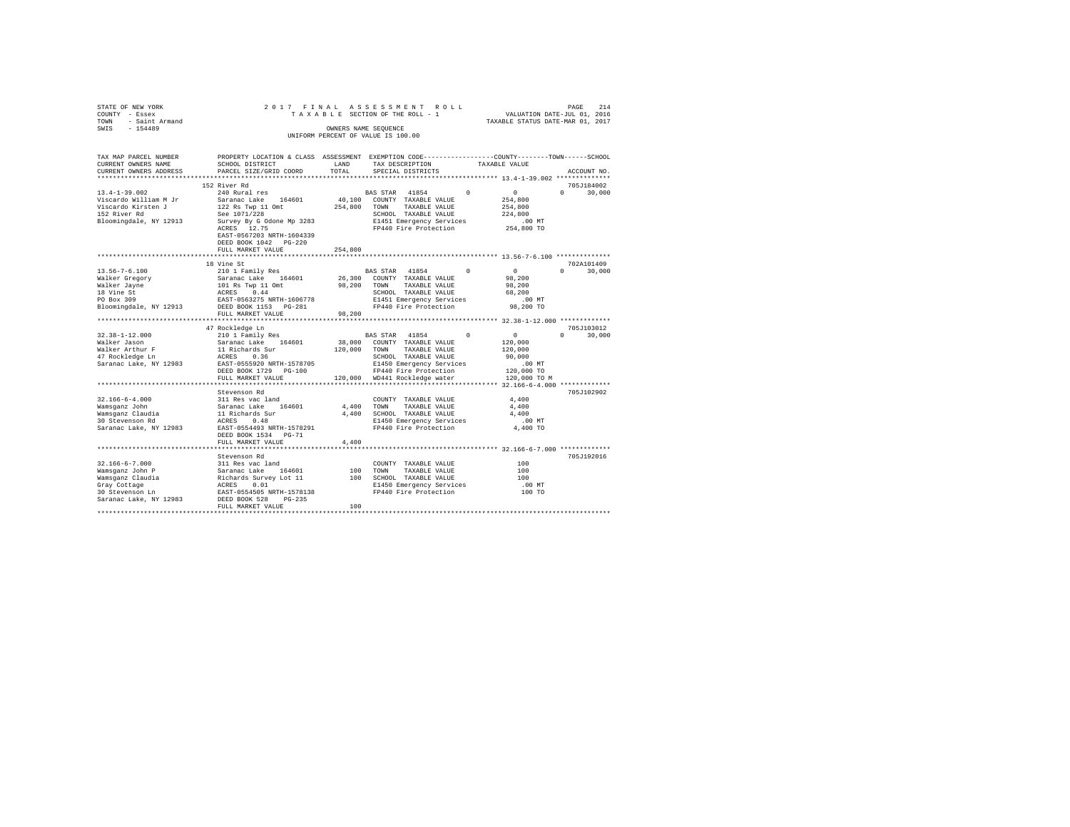STATE OF NEW YORK | 2017 FINAL ASSESSMENT ROLL | VALUATION DATE-JUL 01, 2016
COUNTY - Essex | TAXABLE SECTION OF THE ROLL - 1 | TAXABLE STATUS DATE-MAR 01, 2017
TOWN - Saint Armand | OWNERS NAME SEQUENCE
SWIS - 154489 | UNIFORM PERCENT OF VALUE IS 100.00

| TAX MAP PARCEL NUMBER / CURRENT OWNERS NAME / CURRENT OWNERS ADDRESS | PROPERTY LOCATION & CLASS / SCHOOL DISTRICT / PARCEL SIZE/GRID COORD | ASSESSMENT LAND / TOTAL | EXEMPTION CODE / TAX DESCRIPTION / SPECIAL DISTRICTS | COUNTY | TOWN | SCHOOL / TAXABLE VALUE | ACCOUNT NO. |
|---|---|---|---|---|---|---|---|
| **13.4-1-39.002** | 152 River Rd | | | | | | 705J184002 |
| 13.4-1-39.002 | 240 Rural res | | BAS STAR 41854 | 0 | 0 | 0 30,000 | |
| Viscardo William M Jr | Saranac Lake 164601 | 40,100 | COUNTY TAXABLE VALUE | | | 254,800 | |
| Viscardo Kirsten J | 122 Rs Twp 11 Omt | 254,800 | TOWN TAXABLE VALUE | | | 254,800 | |
| 152 River Rd | See 1071/228 | | SCHOOL TAXABLE VALUE | | | 224,800 | |
| Bloomingdale, NY 12913 | Survey By G Odone Mp 3283 | | E1451 Emergency Services | | | .00 MT | |
| | ACRES 12.75 | | FP440 Fire Protection | | | 254,800 TO | |
| | EAST-0567203 NRTH-1604339 | | | | | | |
| | DEED BOOK 1042 PG-220 | | | | | | |
| | FULL MARKET VALUE | 254,800 | | | | | |
| **13.56-7-6.100** | 18 Vine St | | | | | | 702A101409 |
| 13.56-7-6.100 | 210 1 Family Res | | BAS STAR 41854 | 0 | 0 | 0 30,000 | |
| Walker Gregory | Saranac Lake 164601 | 26,300 | COUNTY TAXABLE VALUE | | | 98,200 | |
| Walker Jayne | 101 Rs Twp 11 Omt | 98,200 | TOWN TAXABLE VALUE | | | 98,200 | |
| 18 Vine St | ACRES 0.44 | | SCHOOL TAXABLE VALUE | | | 68,200 | |
| PO Box 309 | EAST-0563275 NRTH-1606778 | | E1451 Emergency Services | | | .00 MT | |
| Bloomingdale, NY 12913 | DEED BOOK 1153 PG-281 | | FP440 Fire Protection | | | 98,200 TO | |
| | FULL MARKET VALUE | 98,200 | | | | | |
| **32.38-1-12.000** | 47 Rockledge Ln | | | | | | 705J103012 |
| 32.38-1-12.000 | 210 1 Family Res | | BAS STAR 41854 | 0 | 0 | 0 30,000 | |
| Walker Jason | Saranac Lake 164601 | 38,000 | COUNTY TAXABLE VALUE | | | 120,000 | |
| Walker Arthur F | 11 Richards Sur | 120,000 | TOWN TAXABLE VALUE | | | 120,000 | |
| 47 Rockledge Ln | ACRES 0.36 | | SCHOOL TAXABLE VALUE | | | 90,000 | |
| Saranac Lake, NY 12983 | EAST-0555920 NRTH-1578705 | | E1450 Emergency Services | | | .00 MT | |
| | DEED BOOK 1729 PG-100 | | FP440 Fire Protection | | | 120,000 TO | |
| | FULL MARKET VALUE | 120,000 | WD441 Rockledge water | | | 120,000 TO M | |
| **32.166-6-4.000** | Stevenson Rd | | | | | | 705J102902 |
| 32.166-6-4.000 | 311 Res vac land | | COUNTY TAXABLE VALUE | | | 4,400 | |
| Wamsganz John | Saranac Lake 164601 | 4,400 | TOWN TAXABLE VALUE | | | 4,400 | |
| Wamsganz Claudia | 11 Richards Sur | 4,400 | SCHOOL TAXABLE VALUE | | | 4,400 | |
| 30 Stevenson Rd | ACRES 0.48 | | E1450 Emergency Services | | | .00 MT | |
| Saranac Lake, NY 12983 | EAST-0554493 NRTH-1578291 | | FP440 Fire Protection | | | 4,400 TO | |
| | DEED BOOK 1534 PG-71 | | | | | | |
| | FULL MARKET VALUE | 4,400 | | | | | |
| **32.166-6-7.000** | Stevenson Rd | | | | | | 705J192016 |
| 32.166-6-7.000 | 311 Res vac land | | COUNTY TAXABLE VALUE | | | 100 | |
| Wamsganz John P | Saranac Lake 164601 | 100 | TOWN TAXABLE VALUE | | | 100 | |
| Wamsganz Claudia | Richards Survey Lot 11 | 100 | SCHOOL TAXABLE VALUE | | | 100 | |
| Gray Cottage | ACRES 0.01 | | E1450 Emergency Services | | | .00 MT | |
| 30 Stevenson Ln | EAST-0554505 NRTH-1578138 | | FP440 Fire Protection | | | 100 TO | |
| Saranac Lake, NY 12983 | DEED BOOK 528 PG-235 | | | | | | |
| | FULL MARKET VALUE | 100 | | | | | |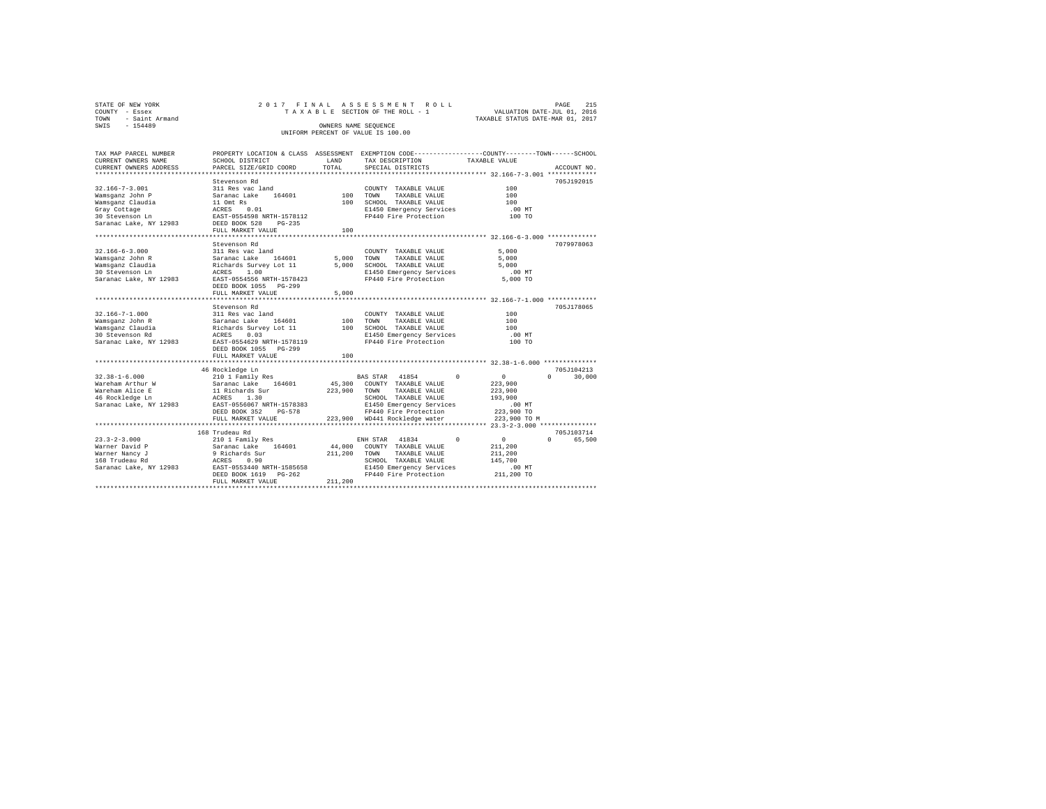STATE OF NEW YORK
COUNTY - Essex
TOWN - Saint Armand
SWIS - 154489

2017 FINAL ASSESSMENT ROLL
TAXABLE SECTION OF THE ROLL - 1
OWNERS NAME SEQUENCE
UNIFORM PERCENT OF VALUE IS 100.00

VALUATION DATE-JUL 01, 2016
TAXABLE STATUS DATE-MAR 01, 2017

```
TAX MAP PARCEL NUMBER          PROPERTY LOCATION & CLASS  ASSESSMENT  EXEMPTION CODE-----------------COUNTY--------TOWN------SCHOOL
CURRENT OWNERS NAME            SCHOOL DISTRICT              LAND      TAX DESCRIPTION           TAXABLE VALUE
CURRENT OWNERS ADDRESS         PARCEL SIZE/GRID COORD       TOTAL     SPECIAL DISTRICTS                                   ACCOUNT NO.
****************************************************************************************************** 32.166-7-3.001 *************
                               Stevenson Rd                                                                           705J192015
32.166-7-3.001                 311 Res vac land                        COUNTY  TAXABLE VALUE            100
Wamsganz John P                Saranac Lake    164601        100       TOWN    TAXABLE VALUE            100
Wamsganz Claudia               11 Omt Rs                     100       SCHOOL  TAXABLE VALUE            100
Gray Cottage                   ACRES    0.01                           E1450 Emergency Services          .00 MT
30 Stevenson Ln                EAST-0554598 NRTH-1578112               FP440 Fire Protection            100 TO
Saranac Lake, NY 12983         DEED BOOK 528    PG-235
                               FULL MARKET VALUE             100
****************************************************************************************************** 32.166-6-3.000 *************
                               Stevenson Rd                                                                           7079978063
32.166-6-3.000                 311 Res vac land                        COUNTY  TAXABLE VALUE          5,000
Wamsganz John R                Saranac Lake    164601      5,000       TOWN    TAXABLE VALUE          5,000
Wamsganz Claudia               Richards Survey Lot 11      5,000       SCHOOL  TAXABLE VALUE          5,000
30 Stevenson Ln                ACRES    1.00                           E1450 Emergency Services          .00 MT
Saranac Lake, NY 12983         EAST-0554556 NRTH-1578423               FP440 Fire Protection          5,000 TO
                               DEED BOOK 1055   PG-299
                               FULL MARKET VALUE           5,000
****************************************************************************************************** 32.166-7-1.000 *************
                               Stevenson Rd                                                                           705J178065
32.166-7-1.000                 311 Res vac land                        COUNTY  TAXABLE VALUE            100
Wamsganz John R                Saranac Lake    164601        100       TOWN    TAXABLE VALUE            100
Wamsganz Claudia               Richards Survey Lot 11        100       SCHOOL  TAXABLE VALUE            100
30 Stevenson Rd                ACRES    0.03                           E1450 Emergency Services          .00 MT
Saranac Lake, NY 12983         EAST-0554629 NRTH-1578119               FP440 Fire Protection            100 TO
                               DEED BOOK 1055   PG-299
                               FULL MARKET VALUE             100
****************************************************************************************************** 32.38-1-6.000 **************
                               46 Rockledge Ln                                                                        705J104213
32.38-1-6.000                  210 1 Family Res                        BAS STAR  41854          0          0          0     30,000
Wareham Arthur W               Saranac Lake    164601     45,300       COUNTY  TAXABLE VALUE        223,900
Wareham Alice E                11 Richards Sur           223,900       TOWN    TAXABLE VALUE        223,900
46 Rockledge Ln                ACRES    1.30                           SCHOOL  TAXABLE VALUE        193,900
Saranac Lake, NY 12983         EAST-0556067 NRTH-1578383               E1450 Emergency Services          .00 MT
                               DEED BOOK 352    PG-578                 FP440 Fire Protection        223,900 TO
                               FULL MARKET VALUE         223,900       WD441 Rockledge water        223,900 TO M
****************************************************************************************************** 23.3-2-3.000 ***************
                               168 Trudeau Rd                                                                         705J103714
23.3-2-3.000                   210 1 Family Res                        ENH STAR  41834          0          0          0     65,500
Warner David P                 Saranac Lake    164601     44,000       COUNTY  TAXABLE VALUE        211,200
Warner Nancy J                 9 Richards Sur            211,200       TOWN    TAXABLE VALUE        211,200
168 Trudeau Rd                 ACRES    0.90                           SCHOOL  TAXABLE VALUE        145,700
Saranac Lake, NY 12983         EAST-0553440 NRTH-1585658               E1450 Emergency Services          .00 MT
                               DEED BOOK 1619   PG-262                 FP440 Fire Protection        211,200 TO
                               FULL MARKET VALUE         211,200
************************************************************************************************************************************
```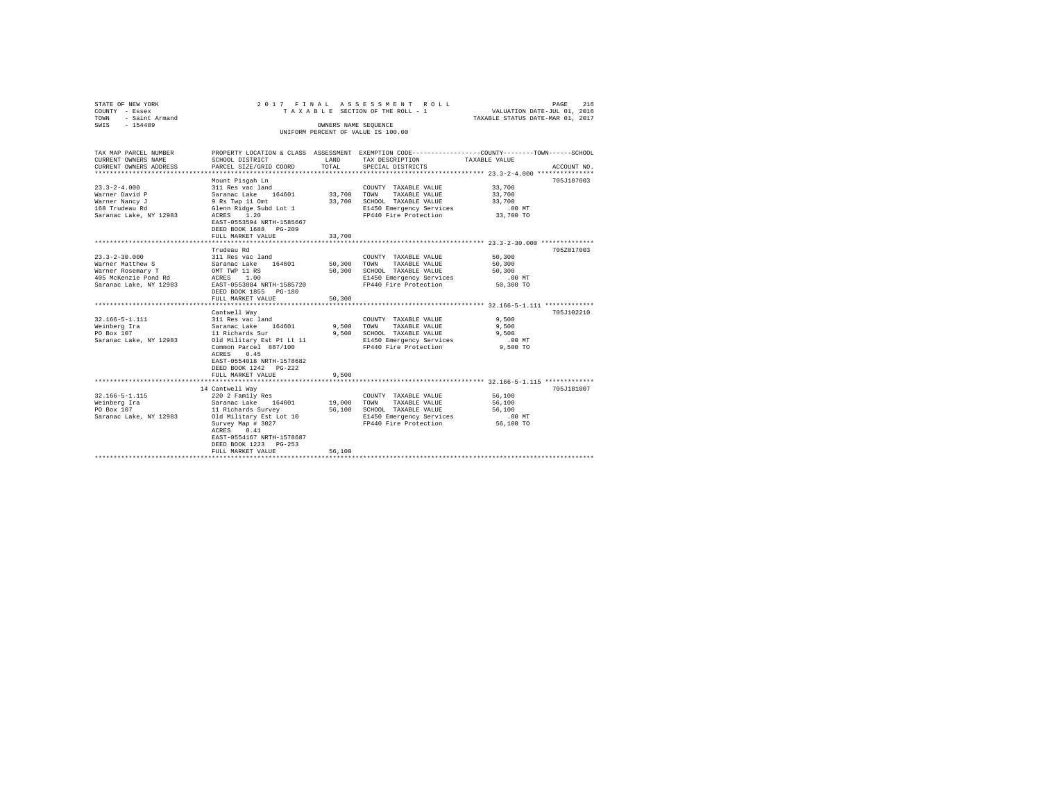STATE OF NEW YORK
COUNTY - Essex
TOWN - Saint Armand
SWIS - 154489

2017 FINAL ASSESSMENT ROLL
TAXABLE SECTION OF THE ROLL - 1
OWNERS NAME SEQUENCE
UNIFORM PERCENT OF VALUE IS 100.00

VALUATION DATE-JUL 01, 2016
TAXABLE STATUS DATE-MAR 01, 2017

| TAX MAP PARCEL NUMBER / CURRENT OWNERS NAME / CURRENT OWNERS ADDRESS | PROPERTY LOCATION & CLASS / SCHOOL DISTRICT / PARCEL SIZE/GRID COORD | ASSESSMENT LAND | TOTAL | EXEMPTION CODE / TAX DESCRIPTION / SPECIAL DISTRICTS | TAXABLE VALUE (COUNTY / TOWN / SCHOOL) | ACCOUNT NO. |
|---|---|---|---|---|---|---|
| 23.3-2-4.000 | Mount Pisgah Ln | | | | | 705J187003 |
| Warner David P | 311 Res vac land | | | COUNTY TAXABLE VALUE | 33,700 | |
| Warner Nancy J | Saranac Lake 164601 | 33,700 | | TOWN TAXABLE VALUE | 33,700 | |
| 168 Trudeau Rd | 9 Rs Twp 11 Omt | | 33,700 | SCHOOL TAXABLE VALUE | 33,700 | |
| Saranac Lake, NY 12983 | Glenn Ridge Subd Lot 1 | | | E1450 Emergency Services | .00 MT | |
| | ACRES 1.20 | | | FP440 Fire Protection | 33,700 TO | |
| | EAST-0553594 NRTH-1585667 | | | | | |
| | DEED BOOK 1688 PG-209 | | | | | |
| | FULL MARKET VALUE | | 33,700 | | | |
| 23.3-2-30.000 | Trudeau Rd | | | | | 705Z017003 |
| Warner Matthew S | 311 Res vac land | | | COUNTY TAXABLE VALUE | 50,300 | |
| Warner Rosemary T | Saranac Lake 164601 | 50,300 | | TOWN TAXABLE VALUE | 50,300 | |
| 405 McKenzie Pond Rd | OMT TWP 11 RS | | 50,300 | SCHOOL TAXABLE VALUE | 50,300 | |
| Saranac Lake, NY 12983 | ACRES 1.00 | | | E1450 Emergency Services | .00 MT | |
| | EAST-0553884 NRTH-1585720 | | | FP440 Fire Protection | 50,300 TO | |
| | DEED BOOK 1855 PG-180 | | | | | |
| | FULL MARKET VALUE | | 50,300 | | | |
| 32.166-5-1.111 | Cantwell Way | | | | | 705J102210 |
| Weinberg Ira | 311 Res vac land | | | COUNTY TAXABLE VALUE | 9,500 | |
| PO Box 107 | Saranac Lake 164601 | 9,500 | | TOWN TAXABLE VALUE | 9,500 | |
| Saranac Lake, NY 12983 | 11 Richards Sur | | 9,500 | SCHOOL TAXABLE VALUE | 9,500 | |
| | Old Military Est Pt Lt 11 | | | E1450 Emergency Services | .00 MT | |
| | Common Parcel 887/100 | | | FP440 Fire Protection | 9,500 TO | |
| | ACRES 0.45 | | | | | |
| | EAST-0554018 NRTH-1578682 | | | | | |
| | DEED BOOK 1242 PG-222 | | | | | |
| | FULL MARKET VALUE | | 9,500 | | | |
| 32.166-5-1.115 | 14 Cantwell Way | | | | | 705J181007 |
| Weinberg Ira | 220 2 Family Res | | | COUNTY TAXABLE VALUE | 56,100 | |
| PO Box 107 | Saranac Lake 164601 | 19,000 | | TOWN TAXABLE VALUE | 56,100 | |
| Saranac Lake, NY 12983 | 11 Richards Survey | | 56,100 | SCHOOL TAXABLE VALUE | 56,100 | |
| | Old Military Est Lot 10 | | | E1450 Emergency Services | .00 MT | |
| | Survey Map # 3027 | | | FP440 Fire Protection | 56,100 TO | |
| | ACRES 0.41 | | | | | |
| | EAST-0554167 NRTH-1578687 | | | | | |
| | DEED BOOK 1223 PG-253 | | | | | |
| | FULL MARKET VALUE | | 56,100 | | | |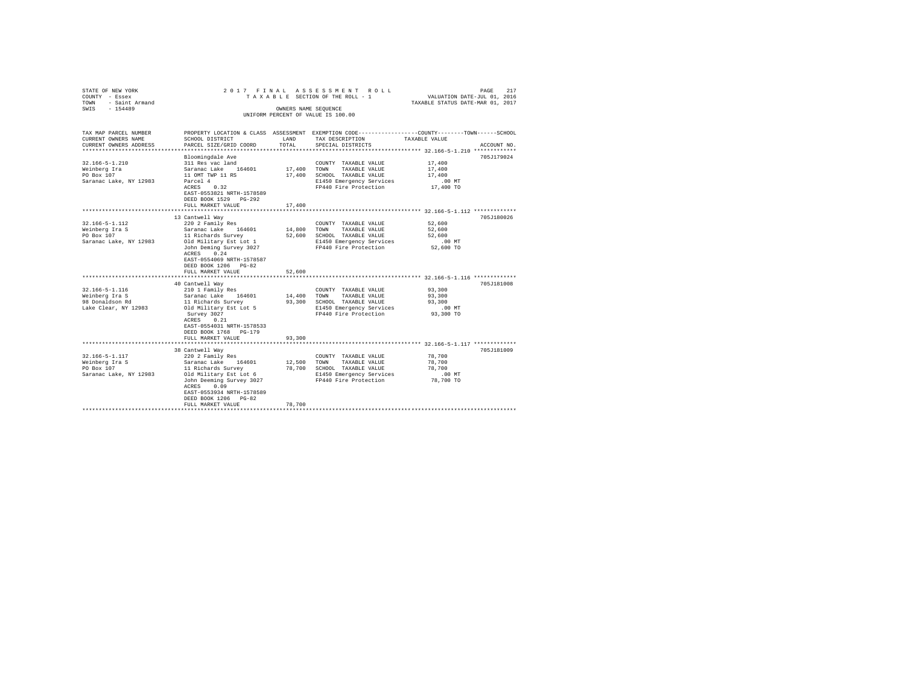STATE OF NEW YORK
COUNTY - Essex
TOWN - Saint Armand
SWIS - 154489

2017 FINAL ASSESSMENT ROLL
TAXABLE SECTION OF THE ROLL - 1
OWNERS NAME SEQUENCE
UNIFORM PERCENT OF VALUE IS 100.00

VALUATION DATE-JUL 01, 2016
TAXABLE STATUS DATE-MAR 01, 2017

| TAX MAP PARCEL NUMBER / CURRENT OWNERS NAME / CURRENT OWNERS ADDRESS | PROPERTY LOCATION & CLASS / SCHOOL DISTRICT / PARCEL SIZE/GRID COORD | ASSESSMENT LAND / TOTAL | EXEMPTION CODE / TAX DESCRIPTION / SPECIAL DISTRICTS | COUNTY / TOWN / SCHOOL TAXABLE VALUE | ACCOUNT NO. |
|---|---|---|---|---|---|
| 32.166-5-1.210 | Bloomingdale Ave | | | | 705J179024 |
| Weinberg Ira | 311 Res vac land | | COUNTY TAXABLE VALUE | 17,400 | |
| PO Box 107 | Saranac Lake 164601 | 17,400 | TOWN TAXABLE VALUE | 17,400 | |
| Saranac Lake, NY 12983 | 11 OMT TWP 11 RS | 17,400 | SCHOOL TAXABLE VALUE | 17,400 | |
| | Parcel 4 | | E1450 Emergency Services | .00 MT | |
| | ACRES 0.32 | | FP440 Fire Protection | 17,400 TO | |
| | EAST-0553821 NRTH-1578589 | | | | |
| | DEED BOOK 1529 PG-292 | | | | |
| | FULL MARKET VALUE | 17,400 | | | |
| 32.166-5-1.112 | 13 Cantwell Way | | | | 705J180026 |
| Weinberg Ira S | 220 2 Family Res | | COUNTY TAXABLE VALUE | 52,600 | |
| PO Box 107 | Saranac Lake 164601 | 14,800 | TOWN TAXABLE VALUE | 52,600 | |
| Saranac Lake, NY 12983 | 11 Richards Survey | 52,600 | SCHOOL TAXABLE VALUE | 52,600 | |
| | Old Military Est Lot 1 | | E1450 Emergency Services | .00 MT | |
| | John Deming Survey 3027 | | FP440 Fire Protection | 52,600 TO | |
| | ACRES 0.24 | | | | |
| | EAST-0554069 NRTH-1578587 | | | | |
| | DEED BOOK 1206 PG-82 | | | | |
| | FULL MARKET VALUE | 52,600 | | | |
| 32.166-5-1.116 | 40 Cantwell Way | | | | 705J181008 |
| Weinberg Ira S | 210 1 Family Res | | COUNTY TAXABLE VALUE | 93,300 | |
| 98 Donaldson Rd | Saranac Lake 164601 | 14,400 | TOWN TAXABLE VALUE | 93,300 | |
| Lake Clear, NY 12983 | 11 Richards Survey | 93,300 | SCHOOL TAXABLE VALUE | 93,300 | |
| | Old Military Est Lot 5 | | E1450 Emergency Services | .00 MT | |
| | Survey 3027 | | FP440 Fire Protection | 93,300 TO | |
| | ACRES 0.21 | | | | |
| | EAST-0554031 NRTH-1578533 | | | | |
| | DEED BOOK 1768 PG-179 | | | | |
| | FULL MARKET VALUE | 93,300 | | | |
| 32.166-5-1.117 | 38 Cantwell Way | | | | 705J181009 |
| Weinberg Ira S | 220 2 Family Res | | COUNTY TAXABLE VALUE | 78,700 | |
| PO Box 107 | Saranac Lake 164601 | 12,500 | TOWN TAXABLE VALUE | 78,700 | |
| Saranac Lake, NY 12983 | 11 Richards Survey | 78,700 | SCHOOL TAXABLE VALUE | 78,700 | |
| | Old Military Est Lot 6 | | E1450 Emergency Services | .00 MT | |
| | John Deeming Survey 3027 | | FP440 Fire Protection | 78,700 TO | |
| | ACRES 0.09 | | | | |
| | EAST-0553934 NRTH-1578589 | | | | |
| | DEED BOOK 1206 PG-82 | | | | |
| | FULL MARKET VALUE | 78,700 | | | |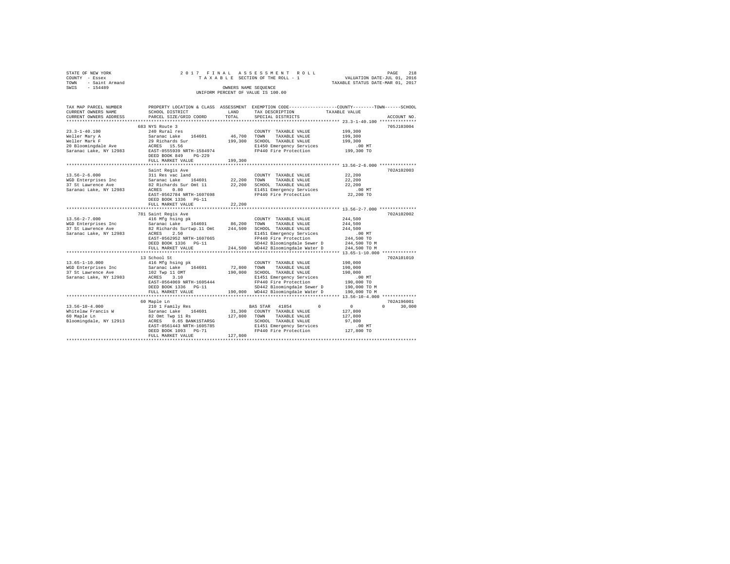STATE OF NEW YORK — 2017 FINAL ASSESSMENT ROLL
COUNTY - Essex — TAXABLE SECTION OF THE ROLL - 1 — VALUATION DATE-JUL 01, 2016
TOWN - Saint Armand — TAXABLE STATUS DATE-MAR 01, 2017
SWIS - 154489 — OWNERS NAME SEQUENCE
UNIFORM PERCENT OF VALUE IS 100.00

| TAX MAP PARCEL NUMBER / CURRENT OWNERS NAME / CURRENT OWNERS ADDRESS | PROPERTY LOCATION & CLASS / SCHOOL DISTRICT / PARCEL SIZE/GRID COORD | ASSESSMENT LAND / TOTAL | EXEMPTION CODE / TAX DESCRIPTION / SPECIAL DISTRICTS | COUNTY | TOWN | SCHOOL / TAXABLE VALUE | ACCOUNT NO. |
|---|---|---|---|---|---|---|---|
| 23.3-1-40.100 | 683 NYS Route 3 | | | | | | 705J103004 |
| Weller Mary A | 240 Rural res | | COUNTY TAXABLE VALUE | 199,300 | | | |
| Weller Mark F | Saranac Lake 164601 | 46,700 | TOWN TAXABLE VALUE | | 199,300 | | |
| 20 Bloomingdale Ave | 29 Richards Sur | 199,300 | SCHOOL TAXABLE VALUE | | | 199,300 | |
| Saranac Lake, NY 12983 | ACRES 15.56 | | E1450 Emergency Services | .00 MT | | | |
| | EAST-0555939 NRTH-1584974 | | FP440 Fire Protection | 199,300 TO | | | |
| | DEED BOOK 849 PG-229 | | | | | | |
| | FULL MARKET VALUE | 199,300 | | | | | |
| 13.56-2-6.000 | Saint Regis Ave | | | | | | 702A102003 |
| WGD Enterprises Inc | 311 Res vac land | | COUNTY TAXABLE VALUE | 22,200 | | | |
| 37 St Lawrence Ave | Saranac Lake 164601 | 22,200 | TOWN TAXABLE VALUE | | 22,200 | | |
| Saranac Lake, NY 12983 | 82 Richards Sur Omt 11 | 22,200 | SCHOOL TAXABLE VALUE | | | 22,200 | |
| | ACRES 0.80 | | E1451 Emergency Services | .00 MT | | | |
| | EAST-0562784 NRTH-1607698 | | FP440 Fire Protection | 22,200 TO | | | |
| | DEED BOOK 1336 PG-11 | | | | | | |
| | FULL MARKET VALUE | 22,200 | | | | | |
| 13.56-2-7.000 | 781 Saint Regis Ave | | | | | | 702A102002 |
| WGD Enterprises Inc | 416 Mfg hsing pk | | COUNTY TAXABLE VALUE | 244,500 | | | |
| 37 St Lawrence Ave | Saranac Lake 164601 | 86,200 | TOWN TAXABLE VALUE | | 244,500 | | |
| Saranac Lake, NY 12983 | 82 Richards Surtwp.11 Omt | 244,500 | SCHOOL TAXABLE VALUE | | | 244,500 | |
| | ACRES 2.50 | | E1451 Emergency Services | .00 MT | | | |
| | EAST-0562952 NRTH-1607665 | | FP440 Fire Protection | 244,500 TO | | | |
| | DEED BOOK 1336 PG-11 | | SD442 Bloomingdale Sewer D | 244,500 TO M | | | |
| | FULL MARKET VALUE | 244,500 | WD442 Bloomingdale Water D | 244,500 TO M | | | |
| 13.65-1-10.000 | 13 School St | | | | | | 702A101010 |
| WGD Enterprises Inc | 416 Mfg hsing pk | | COUNTY TAXABLE VALUE | 190,000 | | | |
| 37 St Lawrence Ave | Saranac Lake 164601 | 72,800 | TOWN TAXABLE VALUE | | 190,000 | | |
| Saranac Lake, NY 12983 | 102 Twp 11 OMT | 190,000 | SCHOOL TAXABLE VALUE | | | 190,000 | |
| | ACRES 3.10 | | E1451 Emergency Services | .00 MT | | | |
| | EAST-0564069 NRTH-1605444 | | FP440 Fire Protection | 190,000 TO | | | |
| | DEED BOOK 1336 PG-11 | | SD442 Bloomingdale Sewer D | 190,000 TO M | | | |
| | FULL MARKET VALUE | 190,000 | WD442 Bloomingdale Water D | 190,000 TO M | | | |
| 13.56-10-4.000 | 60 Maple Ln | | | | | | 702A196001 |
| Whitelaw Francis W | 210 1 Family Res | | BAS STAR 41854 0 | 0 | 0 | 30,000 | |
| 60 Maple Ln | Saranac Lake 164601 | 31,300 | COUNTY TAXABLE VALUE | 127,800 | | | |
| Bloomingdale, NY 12913 | 82 Omt Twp 11 Rs | 127,800 | TOWN TAXABLE VALUE | | 127,800 | | |
| | ACRES 0.65 BANK1STARSG | | SCHOOL TAXABLE VALUE | | | 97,800 | |
| | EAST-0561443 NRTH-1605785 | | E1451 Emergency Services | .00 MT | | | |
| | DEED BOOK 1093 PG-71 | | FP440 Fire Protection | 127,800 TO | | | |
| | FULL MARKET VALUE | 127,800 | | | | | |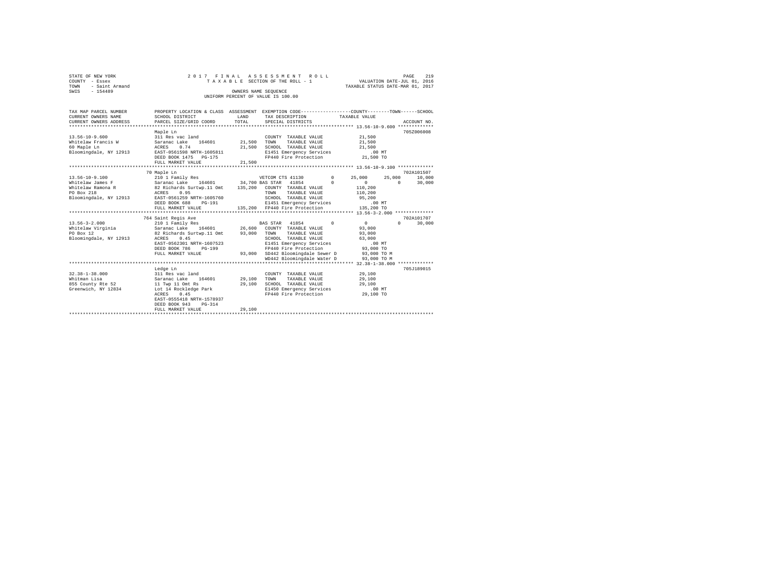STATE OF NEW YORK  
COUNTY - Essex  
TOWN - Saint Armand  
SWIS - 154489

2017 FINAL ASSESSMENT ROLL  
TAXABLE SECTION OF THE ROLL - 1  
OWNERS NAME SEQUENCE  
UNIFORM PERCENT OF VALUE IS 100.00

VALUATION DATE-JUL 01, 2016  
TAXABLE STATUS DATE-MAR 01, 2017

| TAX MAP PARCEL NUMBER / CURRENT OWNERS NAME / CURRENT OWNERS ADDRESS | PROPERTY LOCATION & CLASS / SCHOOL DISTRICT / PARCEL SIZE/GRID COORD | ASSESSMENT LAND / TOTAL | EXEMPTION CODE / TAX DESCRIPTION / SPECIAL DISTRICTS | COUNTY | TOWN | SCHOOL | ACCOUNT NO. |
|---|---|---|---|---|---|---|---|
| **13.56-10-9.600** | Maple Ln | | | | | | 705Z006008 |
| Whitelaw Francis W | 311 Res vac land | | COUNTY TAXABLE VALUE | 21,500 | | | |
| 60 Maple Ln | Saranac Lake 164601 | 21,500 | TOWN TAXABLE VALUE | 21,500 | | | |
| Bloomingdale, NY 12913 | ACRES 0.74 | 21,500 | SCHOOL TAXABLE VALUE | 21,500 | | | |
| | EAST-0561598 NRTH-1605811 | | E1451 Emergency Services | .00 MT | | | |
| | DEED BOOK 1475 PG-175 | | FP440 Fire Protection | 21,500 TO | | | |
| | FULL MARKET VALUE | 21,500 | | | | | |
| **13.56-10-9.100** | 70 Maple Ln | | | | | | 702A101507 |
| Whitelaw James F | 210 1 Family Res | | VETCOM CTS 41130 0 | 25,000 | 25,000 | 10,000 | |
| Whitelaw Ramona R | Saranac Lake 164601 | 34,700 | BAS STAR 41854 0 | 0 | 0 | 30,000 | |
| PO Box 218 | 82 Richards Surtwp.11 Omt | 135,200 | COUNTY TAXABLE VALUE | 110,200 | | | |
| Bloomingdale, NY 12913 | ACRES 0.95 | | TOWN TAXABLE VALUE | 110,200 | | | |
| | EAST-0561259 NRTH-1605760 | | SCHOOL TAXABLE VALUE | 95,200 | | | |
| | DEED BOOK 688 PG-191 | | E1451 Emergency Services | .00 MT | | | |
| | FULL MARKET VALUE | 135,200 | FP440 Fire Protection | 135,200 TO | | | |
| **13.56-3-2.000** | 764 Saint Regis Ave | | | | | | 702A101707 |
| Whitelaw Virginia | 210 1 Family Res | | BAS STAR 41854 0 | 0 | 0 | 30,000 | |
| PO Box 12 | Saranac Lake 164601 | 26,600 | COUNTY TAXABLE VALUE | 93,000 | | | |
| Bloomingdale, NY 12913 | 82 Richards Surtwp.11 Omt | 93,000 | TOWN TAXABLE VALUE | 93,000 | | | |
| | ACRES 0.45 | | SCHOOL TAXABLE VALUE | 63,000 | | | |
| | EAST-0562301 NRTH-1607523 | | E1451 Emergency Services | .00 MT | | | |
| | DEED BOOK 786 PG-199 | | FP440 Fire Protection | 93,000 TO | | | |
| | FULL MARKET VALUE | 93,000 | SD442 Bloomingdale Sewer D | 93,000 TO M | | | |
| | | | WD442 Bloomingdale Water D | 93,000 TO M | | | |
| **32.38-1-38.000** | Ledge Ln | | | | | | 705J189015 |
| Whitman Lisa | 311 Res vac land | | COUNTY TAXABLE VALUE | 29,100 | | | |
| 855 County Rte 52 | Saranac Lake 164601 | 29,100 | TOWN TAXABLE VALUE | 29,100 | | | |
| Greenwich, NY 12834 | 11 Twp 11 Omt Rs | 29,100 | SCHOOL TAXABLE VALUE | 29,100 | | | |
| | Lot 14 Rockledge Park | | E1450 Emergency Services | .00 MT | | | |
| | ACRES 0.45 | | FP440 Fire Protection | 29,100 TO | | | |
| | EAST-0555418 NRTH-1578937 | | | | | | |
| | DEED BOOK 943 PG-314 | | | | | | |
| | FULL MARKET VALUE | 29,100 | | | | | |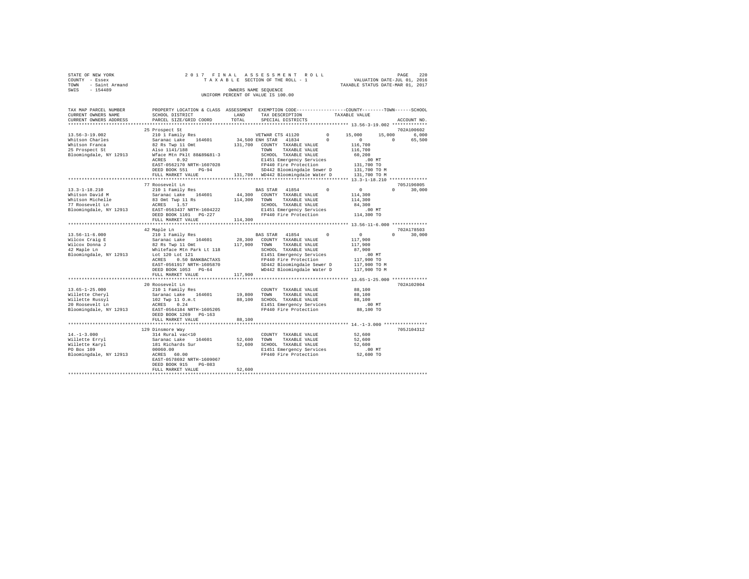STATE OF NEW YORK  
COUNTY - Essex  
TOWN - Saint Armand  
SWIS - 154489

2 0 1 7 F I N A L A S S E S S M E N T R O L L  
T A X A B L E SECTION OF THE ROLL - 1  
OWNERS NAME SEQUENCE  
UNIFORM PERCENT OF VALUE IS 100.00

VALUATION DATE-JUL 01, 2016  
TAXABLE STATUS DATE-MAR 01, 2017

```
TAX MAP PARCEL NUMBER     PROPERTY LOCATION & CLASS  ASSESSMENT  EXEMPTION CODE-----------------COUNTY--------TOWN------SCHOOL
CURRENT OWNERS NAME       SCHOOL DISTRICT              LAND      TAX DESCRIPTION            TAXABLE VALUE
CURRENT OWNERS ADDRESS    PARCEL SIZE/GRID COORD       TOTAL     SPECIAL DISTRICTS                                    ACCOUNT NO.
******************************************************************************************************* 13.56-3-19.002 *************
                          25 Prospect St                                                                           702A100602
13.56-3-19.002            210 1 Family Res                        VETWAR CTS 41120       0      15,000     15,000       6,000
Whitson Charles           Saranac Lake    164601      34,500 ENH STAR  41834       0           0          0      65,500
Whitson Franca            82 Rs Twp 11 Omt           131,700   COUNTY  TAXABLE VALUE          116,700
25 Prospect St            Also 1141/188                        TOWN    TAXABLE VALUE          116,700
Bloomingdale, NY 12913    Wface Mtn Pklt 88&89&81-3            SCHOOL  TAXABLE VALUE           60,200
                          ACRES     0.92                       E1451 Emergency Services           .00 MT
                          EAST-0562170 NRTH-1607028            FP440 Fire Protection          131,700 TO
                          DEED BOOK 551    PG-94               SD442 Bloomingdale Sewer D     131,700 TO M
                          FULL MARKET VALUE          131,700   WD442 Bloomingdale Water D     131,700 TO M
******************************************************************************************************* 13.3-1-18.210 **************
                          77 Roosevelt Ln                                                                          705J196005
13.3-1-18.210             210 1 Family Res                        BAS STAR  41854       0           0          0      30,000
Whitson David M           Saranac Lake    164601      44,300   COUNTY  TAXABLE VALUE          114,300
Whitson Michelle          83 Omt Twp 11 Rs           114,300   TOWN    TAXABLE VALUE          114,300
77 Roosevelt Ln           ACRES     1.57                       SCHOOL  TAXABLE VALUE           84,300
Bloomingdale, NY 12913    EAST-0563437 NRTH-1604222            E1451 Emergency Services           .00 MT
                          DEED BOOK 1101   PG-227              FP440 Fire Protection          114,300 TO
                          FULL MARKET VALUE          114,300
******************************************************************************************************* 13.56-11-6.000 *************
                          42 Maple Ln                                                                              702A178503
13.56-11-6.000            210 1 Family Res                        BAS STAR  41854       0           0          0      30,000
Wilcox Craig E            Saranac Lake    164601      28,300   COUNTY  TAXABLE VALUE          117,900
Wilcox Donna J            82 Rs Twp 11 Omt           117,900   TOWN    TAXABLE VALUE          117,900
42 Maple Ln               Whiteface Mtn Park Lt 118            SCHOOL  TAXABLE VALUE           87,900
Bloomingdale, NY 12913    Lot 120 Lot 121                      E1451 Emergency Services           .00 MT
                          ACRES     0.50 BANKBACTAXS           FP440 Fire Protection          117,900 TO
                          EAST-0561917 NRTH-1605870            SD442 Bloomingdale Sewer D     117,900 TO M
                          DEED BOOK 1053   PG-64               WD442 Bloomingdale Water D     117,900 TO M
                          FULL MARKET VALUE          117,900
******************************************************************************************************* 13.65-1-25.000 *************
                          20 Roosevelt Ln                                                                          702A102004
13.65-1-25.000            210 1 Family Res                     COUNTY  TAXABLE VALUE           88,100
Willette Cheryl           Saranac Lake    164601      19,800   TOWN    TAXABLE VALUE           88,100
Willette Russyl           102 Twp 11 O.m.t            88,100   SCHOOL  TAXABLE VALUE           88,100
20 Roosevelt Ln           ACRES     0.24                       E1451 Emergency Services           .00 MT
Bloomingdale, NY 12913    EAST-0564184 NRTH-1605205            FP440 Fire Protection           88,100 TO
                          DEED BOOK 1269   PG-163
                          FULL MARKET VALUE           88,100
******************************************************************************************************* 14.-1-3.000 ****************
                          129 Dinsmore Way                                                                         705J104312
14.-1-3.000               314 Rural vac<10                     COUNTY  TAXABLE VALUE           52,600
Willette Erryl            Saranac Lake    164601      52,600   TOWN    TAXABLE VALUE           52,600
Willette Karyl            181 Richards Sur            52,600   SCHOOL  TAXABLE VALUE           52,600
PO Box 109                00060.00                             E1451 Emergency Services           .00 MT
Bloomingdale, NY 12913    ACRES    60.00                       FP440 Fire Protection           52,600 TO
                          EAST-0578692 NRTH-1609067
                          DEED BOOK 915    PG-083
                          FULL MARKET VALUE           52,600
************************************************************************************************************************************
```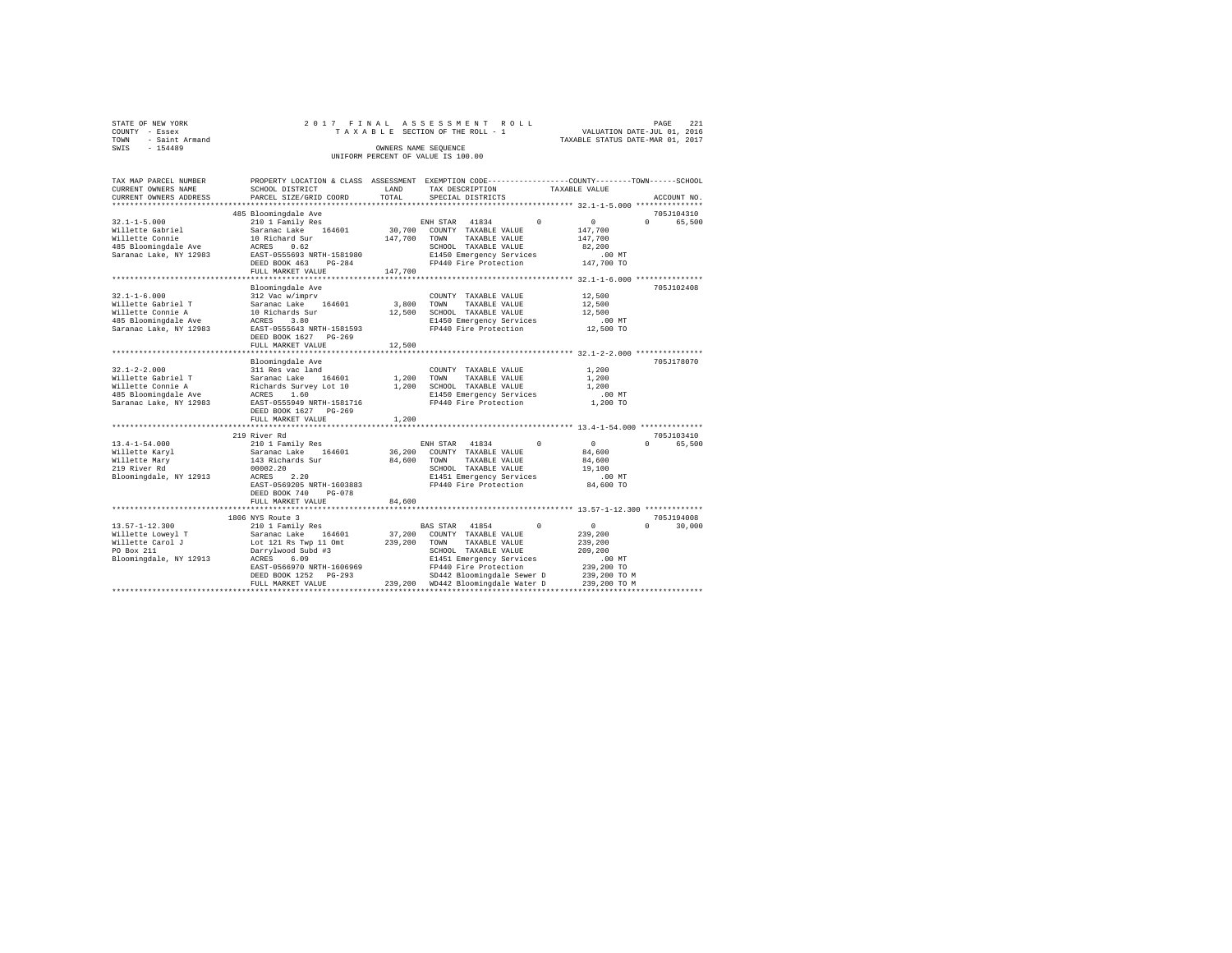STATE OF NEW YORK
COUNTY - Essex
TOWN - Saint Armand
SWIS - 154489

2017 FINAL ASSESSMENT ROLL
TAXABLE SECTION OF THE ROLL - 1
OWNERS NAME SEQUENCE
UNIFORM PERCENT OF VALUE IS 100.00

VALUATION DATE-JUL 01, 2016
TAXABLE STATUS DATE-MAR 01, 2017

| TAX MAP PARCEL NUMBER / CURRENT OWNERS NAME / CURRENT OWNERS ADDRESS | PROPERTY LOCATION & CLASS / SCHOOL DISTRICT / PARCEL SIZE/GRID COORD | ASSESSMENT LAND / TOTAL | EXEMPTION CODE / TAX DESCRIPTION / SPECIAL DISTRICTS | COUNTY | TOWN | SCHOOL / TAXABLE VALUE | ACCOUNT NO. |
|---|---|---|---|---|---|---|---|
| **32.1-1-5.000** | 485 Bloomingdale Ave | | | | | | 705J104310 |
| 32.1-1-5.000 | 210 1 Family Res | | ENH STAR 41834 | 0 | 0 | 0 65,500 | |
| Willette Gabriel | Saranac Lake 164601 | 30,700 | COUNTY TAXABLE VALUE | | | 147,700 | |
| Willette Connie | 10 Richard Sur | 147,700 | TOWN TAXABLE VALUE | | | 147,700 | |
| 485 Bloomingdale Ave | ACRES 0.62 | | SCHOOL TAXABLE VALUE | | | 82,200 | |
| Saranac Lake, NY 12983 | EAST-0555693 NRTH-1581980 | | E1450 Emergency Services | | | .00 MT | |
| | DEED BOOK 463 PG-284 | | FP440 Fire Protection | | | 147,700 TO | |
| | FULL MARKET VALUE | 147,700 | | | | | |
| **32.1-1-6.000** | Bloomingdale Ave | | | | | | 705J102408 |
| 32.1-1-6.000 | 312 Vac w/imprv | | COUNTY TAXABLE VALUE | | | 12,500 | |
| Willette Gabriel T | Saranac Lake 164601 | 3,800 | TOWN TAXABLE VALUE | | | 12,500 | |
| Willette Connie A | 10 Richards Sur | 12,500 | SCHOOL TAXABLE VALUE | | | 12,500 | |
| 485 Bloomingdale Ave | ACRES 3.80 | | E1450 Emergency Services | | | .00 MT | |
| Saranac Lake, NY 12983 | EAST-0555643 NRTH-1581593 | | FP440 Fire Protection | | | 12,500 TO | |
| | DEED BOOK 1627 PG-269 | | | | | | |
| | FULL MARKET VALUE | 12,500 | | | | | |
| **32.1-2-2.000** | Bloomingdale Ave | | | | | | 705J178070 |
| 32.1-2-2.000 | 311 Res vac land | | COUNTY TAXABLE VALUE | | | 1,200 | |
| Willette Gabriel T | Saranac Lake 164601 | 1,200 | TOWN TAXABLE VALUE | | | 1,200 | |
| Willette Connie A | Richards Survey Lot 10 | 1,200 | SCHOOL TAXABLE VALUE | | | 1,200 | |
| 485 Bloomingdale Ave | ACRES 1.60 | | E1450 Emergency Services | | | .00 MT | |
| Saranac Lake, NY 12983 | EAST-0555949 NRTH-1581716 | | FP440 Fire Protection | | | 1,200 TO | |
| | DEED BOOK 1627 PG-269 | | | | | | |
| | FULL MARKET VALUE | 1,200 | | | | | |
| **13.4-1-54.000** | 219 River Rd | | | | | | 705J103410 |
| 13.4-1-54.000 | 210 1 Family Res | | ENH STAR 41834 | 0 | 0 | 0 65,500 | |
| Willette Karyl | Saranac Lake 164601 | 36,200 | COUNTY TAXABLE VALUE | | | 84,600 | |
| Willette Mary | 143 Richards Sur | 84,600 | TOWN TAXABLE VALUE | | | 84,600 | |
| 219 River Rd | 00002.20 | | SCHOOL TAXABLE VALUE | | | 19,100 | |
| Bloomingdale, NY 12913 | ACRES 2.20 | | E1451 Emergency Services | | | .00 MT | |
| | EAST-0569205 NRTH-1603883 | | FP440 Fire Protection | | | 84,600 TO | |
| | DEED BOOK 740 PG-078 | | | | | | |
| | FULL MARKET VALUE | 84,600 | | | | | |
| **13.57-1-12.300** | 1806 NYS Route 3 | | | | | | 705J194008 |
| 13.57-1-12.300 | 210 1 Family Res | | BAS STAR 41854 | 0 | 0 | 0 30,000 | |
| Willette Loweyl T | Saranac Lake 164601 | 37,200 | COUNTY TAXABLE VALUE | | | 239,200 | |
| Willette Carol J | Lot 121 Rs Twp 11 Omt | 239,200 | TOWN TAXABLE VALUE | | | 239,200 | |
| PO Box 211 | Darrylwood Subd #3 | | SCHOOL TAXABLE VALUE | | | 209,200 | |
| Bloomingdale, NY 12913 | ACRES 6.09 | | E1451 Emergency Services | | | .00 MT | |
| | EAST-0566970 NRTH-1606969 | | FP440 Fire Protection | | | 239,200 TO | |
| | DEED BOOK 1252 PG-293 | | SD442 Bloomingdale Sewer D | | | 239,200 TO M | |
| | FULL MARKET VALUE | 239,200 | WD442 Bloomingdale Water D | | | 239,200 TO M | |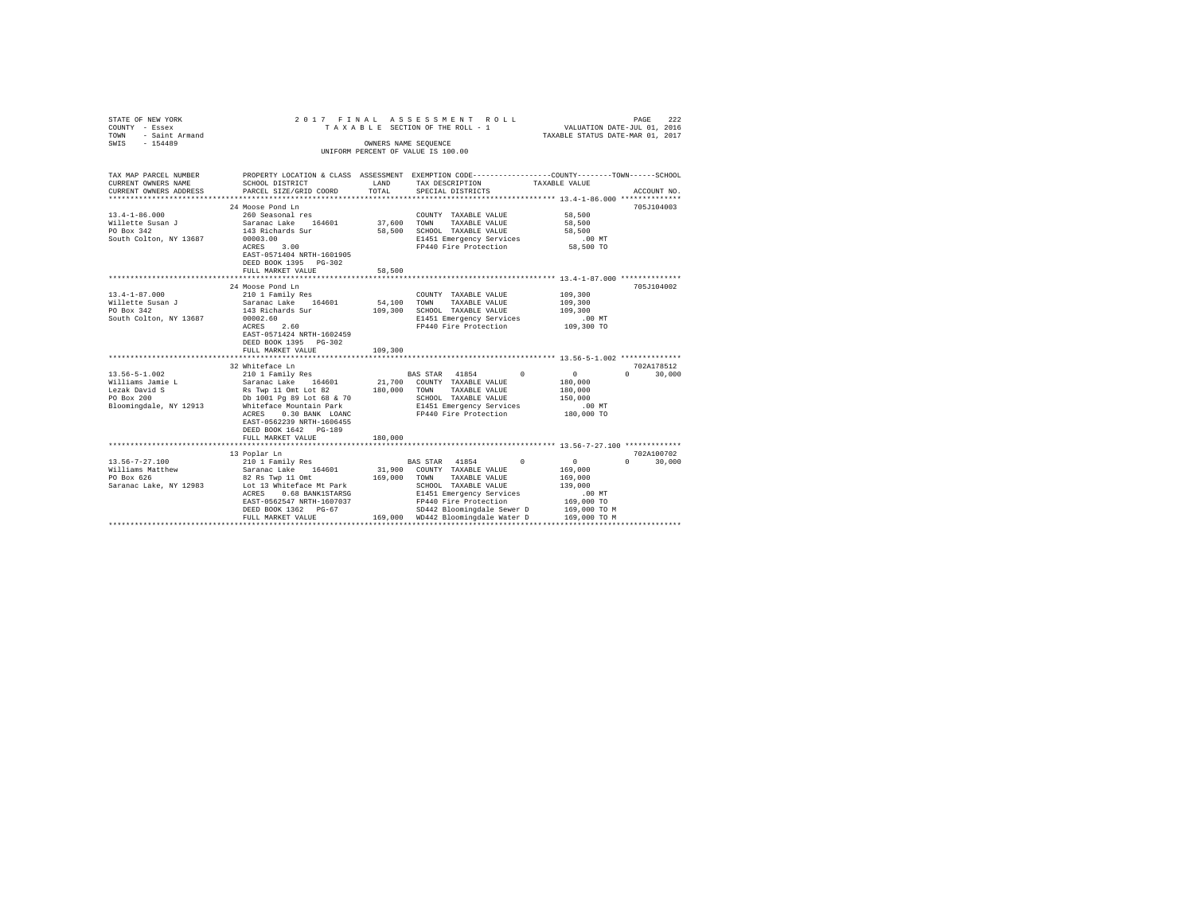STATE OF NEW YORK
COUNTY - Essex
TOWN - Saint Armand
SWIS - 154489

2017 FINAL ASSESSMENT ROLL
TAXABLE SECTION OF THE ROLL - 1
OWNERS NAME SEQUENCE
UNIFORM PERCENT OF VALUE IS 100.00

VALUATION DATE-JUL 01, 2016
TAXABLE STATUS DATE-MAR 01, 2017

```
TAX MAP PARCEL NUMBER     PROPERTY LOCATION & CLASS  ASSESSMENT  EXEMPTION CODE-----------------COUNTY--------TOWN------SCHOOL
CURRENT OWNERS NAME       SCHOOL DISTRICT              LAND      TAX DESCRIPTION            TAXABLE VALUE
CURRENT OWNERS ADDRESS    PARCEL SIZE/GRID COORD       TOTAL     SPECIAL DISTRICTS                                      ACCOUNT NO.
************************************************************************************************ 13.4-1-86.000 **************
                          24 Moose Pond Ln                                                                              705J104003
13.4-1-86.000             260 Seasonal res                         COUNTY  TAXABLE VALUE            58,500
Willette Susan J          Saranac Lake    164601       37,600      TOWN    TAXABLE VALUE            58,500
PO Box 342                143 Richards Sur             58,500      SCHOOL  TAXABLE VALUE            58,500
South Colton, NY 13687    00003.00                                 E1451 Emergency Services            .00 MT
                          ACRES     3.00                           FP440 Fire Protection            58,500 TO
                          EAST-0571404 NRTH-1601905
                          DEED BOOK 1395   PG-302
                          FULL MARKET VALUE            58,500
************************************************************************************************ 13.4-1-87.000 **************
                          24 Moose Pond Ln                                                                              705J104002
13.4-1-87.000             210 1 Family Res                         COUNTY  TAXABLE VALUE           109,300
Willette Susan J          Saranac Lake    164601       54,100      TOWN    TAXABLE VALUE           109,300
PO Box 342                143 Richards Sur            109,300      SCHOOL  TAXABLE VALUE           109,300
South Colton, NY 13687    00002.60                                 E1451 Emergency Services            .00 MT
                          ACRES     2.60                           FP440 Fire Protection           109,300 TO
                          EAST-0571424 NRTH-1602459
                          DEED BOOK 1395   PG-302
                          FULL MARKET VALUE           109,300
************************************************************************************************ 13.56-5-1.002 **************
                          32 Whiteface Ln                                                                               702A178512
13.56-5-1.002             210 1 Family Res                  BAS STAR   41854          0              0             0       30,000
Williams Jamie L          Saranac Lake    164601       21,700      COUNTY  TAXABLE VALUE           180,000
Lezak David S             Rs Twp 11 Omt Lot 82        180,000      TOWN    TAXABLE VALUE           180,000
PO Box 200                Db 1001 Pg 89 Lot 68 & 70                SCHOOL  TAXABLE VALUE           150,000
Bloomingdale, NY 12913    Whiteface Mountain Park                  E1451 Emergency Services            .00 MT
                          ACRES     0.30 BANK  LOANC               FP440 Fire Protection           180,000 TO
                          EAST-0562239 NRTH-1606455
                          DEED BOOK 1642   PG-189
                          FULL MARKET VALUE           180,000
************************************************************************************************ 13.56-7-27.100 *************
                          13 Poplar Ln                                                                                  702A100702
13.56-7-27.100            210 1 Family Res                  BAS STAR   41854          0              0             0       30,000
Williams Matthew          Saranac Lake    164601       31,900      COUNTY  TAXABLE VALUE           169,000
PO Box 626                82 Rs Twp 11 Omt            169,000      TOWN    TAXABLE VALUE           169,000
Saranac Lake, NY 12983    Lot 13 Whiteface Mt Park                 SCHOOL  TAXABLE VALUE           139,000
                          ACRES     0.68 BANK1STARSG               E1451 Emergency Services            .00 MT
                          EAST-0562547 NRTH-1607037                FP440 Fire Protection           169,000 TO
                          DEED BOOK 1362   PG-67                   SD442 Bloomingdale Sewer D      169,000 TO M
                          FULL MARKET VALUE           169,000      WD442 Bloomingdale Water D      169,000 TO M
******************************************************************************************************************************
```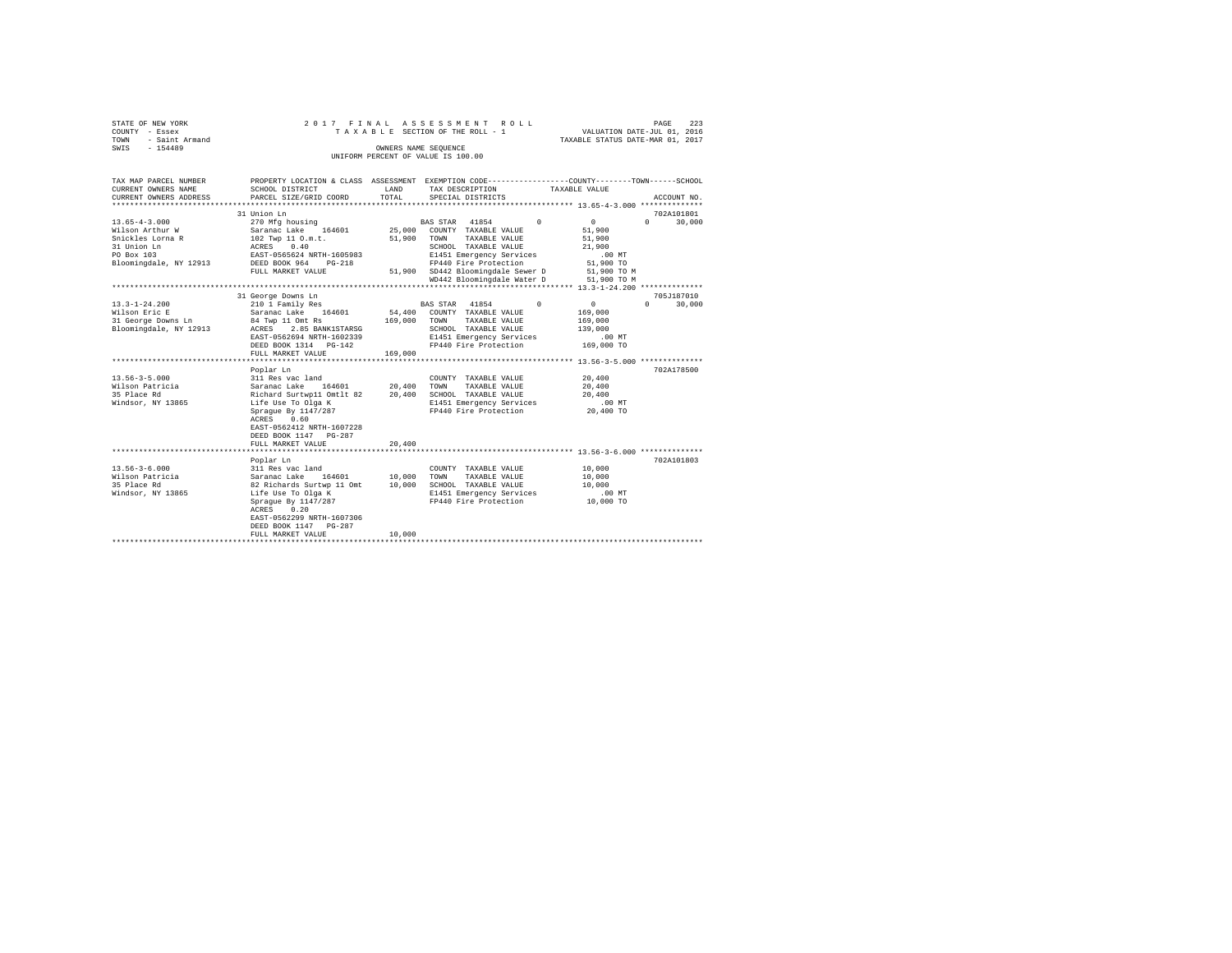STATE OF NEW YORK — COUNTY - Essex — TOWN - Saint Armand — SWIS - 154489

2 0 1 7 F I N A L A S S E S S M E N T R O L L
T A X A B L E SECTION OF THE ROLL - 1
OWNERS NAME SEQUENCE
UNIFORM PERCENT OF VALUE IS 100.00

VALUATION DATE-JUL 01, 2016
TAXABLE STATUS DATE-MAR 01, 2017

| TAX MAP PARCEL NUMBER / CURRENT OWNERS NAME / CURRENT OWNERS ADDRESS | PROPERTY LOCATION & CLASS / SCHOOL DISTRICT / PARCEL SIZE/GRID COORD | ASSESSMENT LAND / TOTAL | EXEMPTION CODE / TAX DESCRIPTION / SPECIAL DISTRICTS | COUNTY | TOWN | SCHOOL / TAXABLE VALUE | ACCOUNT NO. |
|---|---|---|---|---|---|---|---|
| **13.65-4-3.000** | 31 Union Ln | | | | | | 702A101801 |
| Wilson Arthur W | 270 Mfg housing | | BAS STAR 41854 | 0 | 0 | 0 30,000 | |
| Snickles Lorna R | Saranac Lake 164601 | 25,000 | COUNTY TAXABLE VALUE | 51,900 | | | |
| 31 Union Ln | 102 Twp 11 O.m.t. | 51,900 | TOWN TAXABLE VALUE | | 51,900 | | |
| PO Box 103 | ACRES 0.40 | | SCHOOL TAXABLE VALUE | | | 21,900 | |
| Bloomingdale, NY 12913 | EAST-0565624 NRTH-1605983 | | E1451 Emergency Services | | | .00 MT | |
| | DEED BOOK 964 PG-218 | | FP440 Fire Protection | | | 51,900 TO | |
| | FULL MARKET VALUE | 51,900 | SD442 Bloomingdale Sewer D | | | 51,900 TO M | |
| | | | WD442 Bloomingdale Water D | | | 51,900 TO M | |
| **13.3-1-24.200** | 31 George Downs Ln | | | | | | 705J187010 |
| Wilson Eric E | 210 1 Family Res | | BAS STAR 41854 | 0 | 0 | 0 30,000 | |
| 31 George Downs Ln | Saranac Lake 164601 | 54,400 | COUNTY TAXABLE VALUE | 169,000 | | | |
| Bloomingdale, NY 12913 | 84 Twp 11 Omt Rs | 169,000 | TOWN TAXABLE VALUE | | 169,000 | | |
| | ACRES 2.85 BANK1STARSG | | SCHOOL TAXABLE VALUE | | | 139,000 | |
| | EAST-0562694 NRTH-1602339 | | E1451 Emergency Services | | | .00 MT | |
| | DEED BOOK 1314 PG-142 | | FP440 Fire Protection | | | 169,000 TO | |
| | FULL MARKET VALUE | 169,000 | | | | | |
| **13.56-3-5.000** | Poplar Ln | | | | | | 702A178500 |
| Wilson Patricia | 311 Res vac land | | COUNTY TAXABLE VALUE | 20,400 | | | |
| 35 Place Rd | Saranac Lake 164601 | 20,400 | TOWN TAXABLE VALUE | | 20,400 | | |
| Windsor, NY 13865 | Richard Surtwp11 Omtlt 82 | 20,400 | SCHOOL TAXABLE VALUE | | | 20,400 | |
| | Life Use To Olga K | | E1451 Emergency Services | | | .00 MT | |
| | Sprague By 1147/287 | | FP440 Fire Protection | | | 20,400 TO | |
| | ACRES 0.60 | | | | | | |
| | EAST-0562412 NRTH-1607228 | | | | | | |
| | DEED BOOK 1147 PG-287 | | | | | | |
| | FULL MARKET VALUE | 20,400 | | | | | |
| **13.56-3-6.000** | Poplar Ln | | | | | | 702A101803 |
| Wilson Patricia | 311 Res vac land | | COUNTY TAXABLE VALUE | 10,000 | | | |
| 35 Place Rd | Saranac Lake 164601 | 10,000 | TOWN TAXABLE VALUE | | 10,000 | | |
| Windsor, NY 13865 | 82 Richards Surtwp 11 Omt | 10,000 | SCHOOL TAXABLE VALUE | | | 10,000 | |
| | Life Use To Olga K | | E1451 Emergency Services | | | .00 MT | |
| | Sprague By 1147/287 | | FP440 Fire Protection | | | 10,000 TO | |
| | ACRES 0.20 | | | | | | |
| | EAST-0562299 NRTH-1607306 | | | | | | |
| | DEED BOOK 1147 PG-287 | | | | | | |
| | FULL MARKET VALUE | 10,000 | | | | | |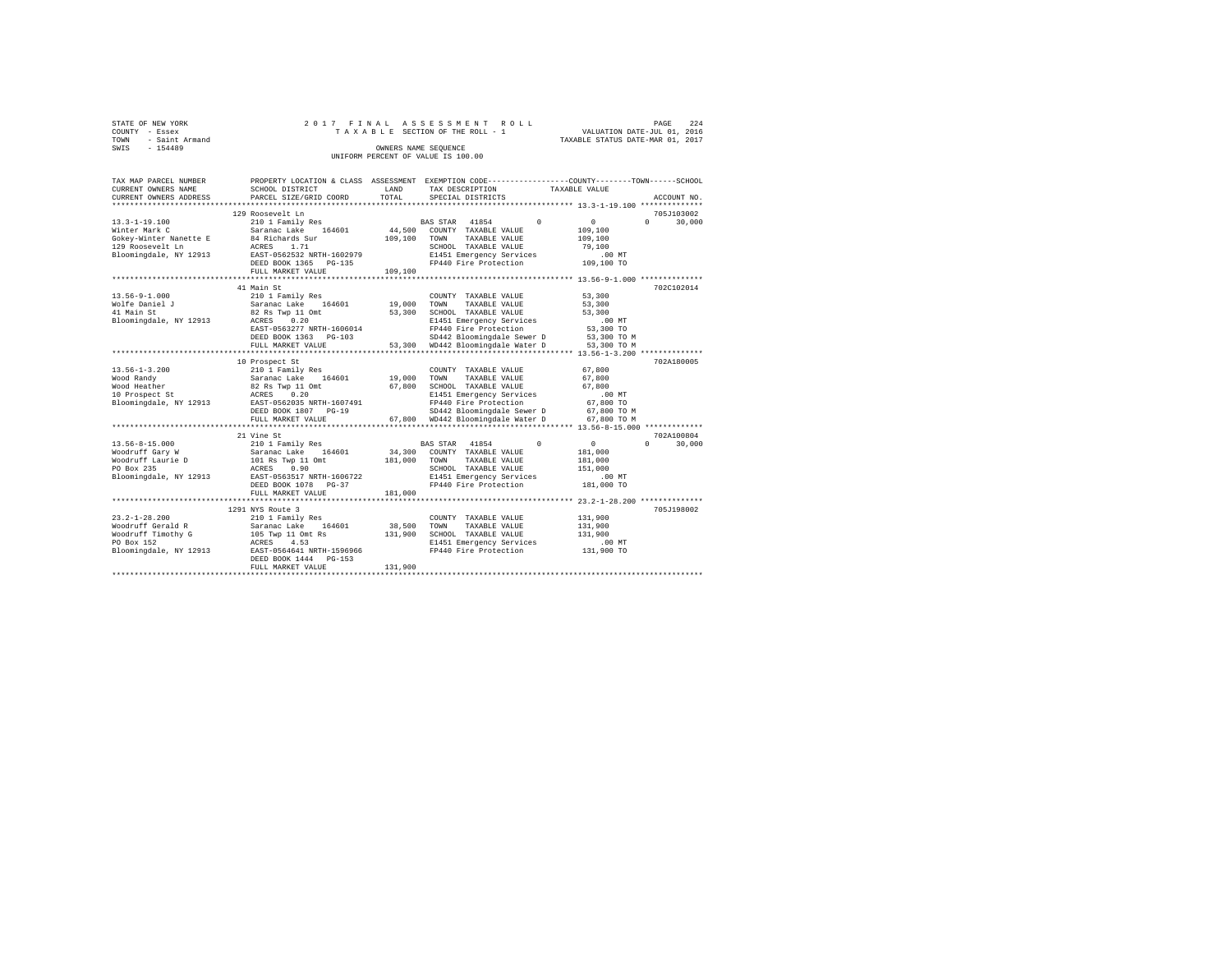STATE OF NEW YORK
COUNTY - Essex
TOWN - Saint Armand
SWIS - 154489

2 0 1 7 F I N A L A S S E S S M E N T R O L L
T A X A B L E SECTION OF THE ROLL - 1
OWNERS NAME SEQUENCE
UNIFORM PERCENT OF VALUE IS 100.00

VALUATION DATE-JUL 01, 2016
TAXABLE STATUS DATE-MAR 01, 2017

```
TAX MAP PARCEL NUMBER     PROPERTY LOCATION & CLASS  ASSESSMENT  EXEMPTION CODE------------------COUNTY--------TOWN------SCHOOL
CURRENT OWNERS NAME       SCHOOL DISTRICT              LAND      TAX DESCRIPTION             TAXABLE VALUE
CURRENT OWNERS ADDRESS    PARCEL SIZE/GRID COORD       TOTAL     SPECIAL DISTRICTS                                    ACCOUNT NO.
*********************************************************************************************** 13.3-1-19.100 **************
                          129 Roosevelt Ln                                                                          705J103002
13.3-1-19.100             210 1 Family Res                       BAS STAR  41854          0            0          0      30,000
Winter Mark C             Saranac Lake    164601       44,500    COUNTY  TAXABLE VALUE           109,100
Gokey-Winter Nanette E    84 Richards Sur             109,100    TOWN    TAXABLE VALUE           109,100
129 Roosevelt Ln          ACRES    1.71                          SCHOOL  TAXABLE VALUE            79,100
Bloomingdale, NY 12913    EAST-0562532 NRTH-1602979              E1451 Emergency Services            .00 MT
                          DEED BOOK 1365   PG-135                FP440 Fire Protection           109,100 TO
                          FULL MARKET VALUE           109,100
*********************************************************************************************** 13.56-9-1.000 **************
                          41 Main St                                                                                702C102014
13.56-9-1.000             210 1 Family Res                       COUNTY  TAXABLE VALUE            53,300
Wolfe Daniel J            Saranac Lake    164601       19,000    TOWN    TAXABLE VALUE            53,300
41 Main St                82 Rs Twp 11 Omt             53,300    SCHOOL  TAXABLE VALUE            53,300
Bloomingdale, NY 12913    ACRES    0.20                          E1451 Emergency Services            .00 MT
                          EAST-0563277 NRTH-1606014              FP440 Fire Protection            53,300 TO
                          DEED BOOK 1363   PG-103                SD442 Bloomingdale Sewer D       53,300 TO M
                          FULL MARKET VALUE            53,300    WD442 Bloomingdale Water D       53,300 TO M
*********************************************************************************************** 13.56-1-3.200 **************
                          10 Prospect St                                                                            702A180005
13.56-1-3.200             210 1 Family Res                       COUNTY  TAXABLE VALUE            67,800
Wood Randy                Saranac Lake    164601       19,000    TOWN    TAXABLE VALUE            67,800
Wood Heather              82 Rs Twp 11 Omt             67,800    SCHOOL  TAXABLE VALUE            67,800
10 Prospect St            ACRES    0.20                          E1451 Emergency Services            .00 MT
Bloomingdale, NY 12913    EAST-0562035 NRTH-1607491              FP440 Fire Protection            67,800 TO
                          DEED BOOK 1807   PG-19                 SD442 Bloomingdale Sewer D       67,800 TO M
                          FULL MARKET VALUE            67,800    WD442 Bloomingdale Water D       67,800 TO M
*********************************************************************************************** 13.56-8-15.000 *************
                          21 Vine St                                                                                702A100804
13.56-8-15.000            210 1 Family Res                       BAS STAR  41854          0            0          0      30,000
Woodruff Gary W           Saranac Lake    164601       34,300    COUNTY  TAXABLE VALUE           181,000
Woodruff Laurie D         101 Rs Twp 11 Omt           181,000    TOWN    TAXABLE VALUE           181,000
PO Box 235                ACRES    0.90                          SCHOOL  TAXABLE VALUE           151,000
Bloomingdale, NY 12913    EAST-0563517 NRTH-1606722              E1451 Emergency Services            .00 MT
                          DEED BOOK 1078   PG-37                 FP440 Fire Protection           181,000 TO
                          FULL MARKET VALUE           181,000
*********************************************************************************************** 23.2-1-28.200 **************
                          1291 NYS Route 3                                                                          705J198002
23.2-1-28.200             210 1 Family Res                       COUNTY  TAXABLE VALUE           131,900
Woodruff Gerald R         Saranac Lake    164601       38,500    TOWN    TAXABLE VALUE           131,900
Woodruff Timothy G        105 Twp 11 Omt Rs           131,900    SCHOOL  TAXABLE VALUE           131,900
PO Box 152                ACRES    4.53                          E1451 Emergency Services            .00 MT
Bloomingdale, NY 12913    EAST-0564641 NRTH-1596966              FP440 Fire Protection           131,900 TO
                          DEED BOOK 1444   PG-153
                          FULL MARKET VALUE           131,900
****************************************************************************************************************************
```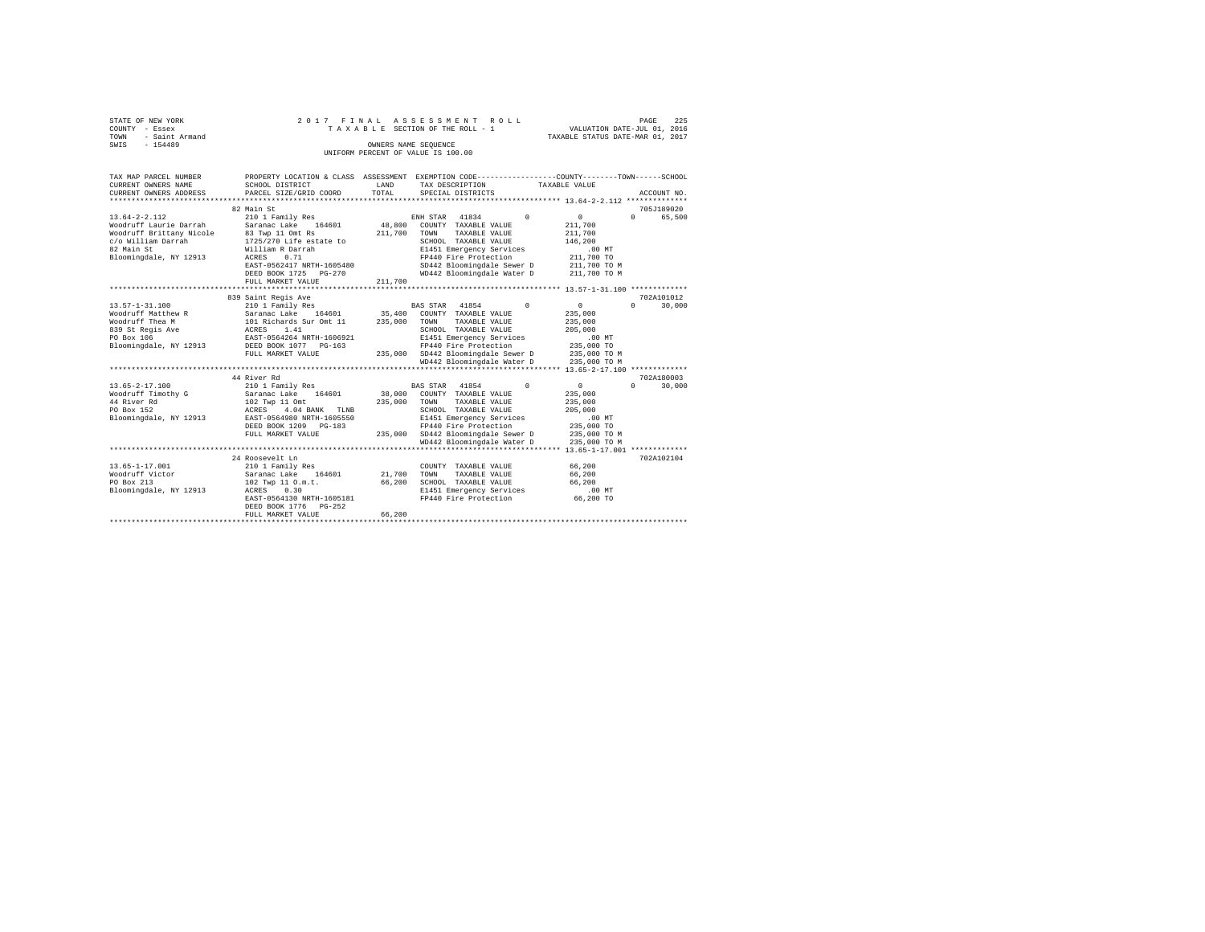```
STATE OF NEW YORK                2 0 1 7   F I N A L   A S S E S S M E N T   R O L L                              PAGE    225
COUNTY  - Essex                     T A X A B L E  SECTION OF THE ROLL - 1                       VALUATION DATE-JUL 01, 2016
TOWN    - Saint Armand                                                                         TAXABLE STATUS DATE-MAR 01, 2017
SWIS    - 154489                                       OWNERS NAME SEQUENCE
                                                  UNIFORM PERCENT OF VALUE IS 100.00


TAX MAP PARCEL NUMBER         PROPERTY LOCATION & CLASS  ASSESSMENT  EXEMPTION CODE-----------------COUNTY--------TOWN------SCHOOL
CURRENT OWNERS NAME           SCHOOL DISTRICT              LAND      TAX DESCRIPTION            TAXABLE VALUE
CURRENT OWNERS ADDRESS        PARCEL SIZE/GRID COORD       TOTAL     SPECIAL DISTRICTS                                  ACCOUNT NO.
****************************************************************************************************** 13.64-2-2.112 **************
                              82 Main St                                                                               705J189020
13.64-2-2.112                 210 1 Family Res                        ENH STAR  41834         0            0           0     65,500
Woodruff Laurie Darrah        Saranac Lake    164601        48,800    COUNTY  TAXABLE VALUE           211,700
Woodruff Brittany Nicole      83 Twp 11 Omt Rs             211,700    TOWN    TAXABLE VALUE           211,700
c/o William Darrah            1725/270 Life estate to                 SCHOOL  TAXABLE VALUE           146,200
82 Main St                    William R Darrah                        E1451 Emergency Services            .00 MT
Bloomingdale, NY 12913        ACRES    0.71                           FP440 Fire Protection           211,700 TO
                              EAST-0562417 NRTH-1605480               SD442 Bloomingdale Sewer D      211,700 TO M
                              DEED BOOK 1725   PG-270                 WD442 Bloomingdale Water D      211,700 TO M
                              FULL MARKET VALUE            211,700
****************************************************************************************************** 13.57-1-31.100 *************
                              839 Saint Regis Ave                                                                      702A101012
13.57-1-31.100                210 1 Family Res                        BAS STAR  41854         0            0           0     30,000
Woodruff Matthew R            Saranac Lake    164601        35,400    COUNTY  TAXABLE VALUE           235,000
Woodruff Thea M               101 Richards Sur Omt 11      235,000    TOWN    TAXABLE VALUE           235,000
839 St Regis Ave              ACRES    1.41                           SCHOOL  TAXABLE VALUE           205,000
PO Box 106                    EAST-0564264 NRTH-1606921               E1451 Emergency Services            .00 MT
Bloomingdale, NY 12913        DEED BOOK 1077   PG-163                 FP440 Fire Protection           235,000 TO
                              FULL MARKET VALUE            235,000    SD442 Bloomingdale Sewer D      235,000 TO M
                                                                      WD442 Bloomingdale Water D      235,000 TO M
****************************************************************************************************** 13.65-2-17.100 *************
                              44 River Rd                                                                              702A180003
13.65-2-17.100                210 1 Family Res                        BAS STAR  41854         0            0           0     30,000
Woodruff Timothy G            Saranac Lake    164601        38,000    COUNTY  TAXABLE VALUE           235,000
44 River Rd                   102 Twp 11 Omt               235,000    TOWN    TAXABLE VALUE           235,000
PO Box 152                    ACRES    4.04 BANK   TLNB               SCHOOL  TAXABLE VALUE           205,000
Bloomingdale, NY 12913        EAST-0564980 NRTH-1605550               E1451 Emergency Services            .00 MT
                              DEED BOOK 1209   PG-183                 FP440 Fire Protection           235,000 TO
                              FULL MARKET VALUE            235,000    SD442 Bloomingdale Sewer D      235,000 TO M
                                                                      WD442 Bloomingdale Water D      235,000 TO M
****************************************************************************************************** 13.65-1-17.001 *************
                              24 Roosevelt Ln                                                                          702A102104
13.65-1-17.001                210 1 Family Res                        COUNTY  TAXABLE VALUE            66,200
Woodruff Victor               Saranac Lake    164601        21,700    TOWN    TAXABLE VALUE            66,200
PO Box 213                    102 Twp 11 O.m.t.             66,200    SCHOOL  TAXABLE VALUE            66,200
Bloomingdale, NY 12913        ACRES    0.30                           E1451 Emergency Services            .00 MT
                              EAST-0564130 NRTH-1605181               FP440 Fire Protection            66,200 TO
                              DEED BOOK 1776   PG-252
                              FULL MARKET VALUE             66,200
************************************************************************************************************************************
```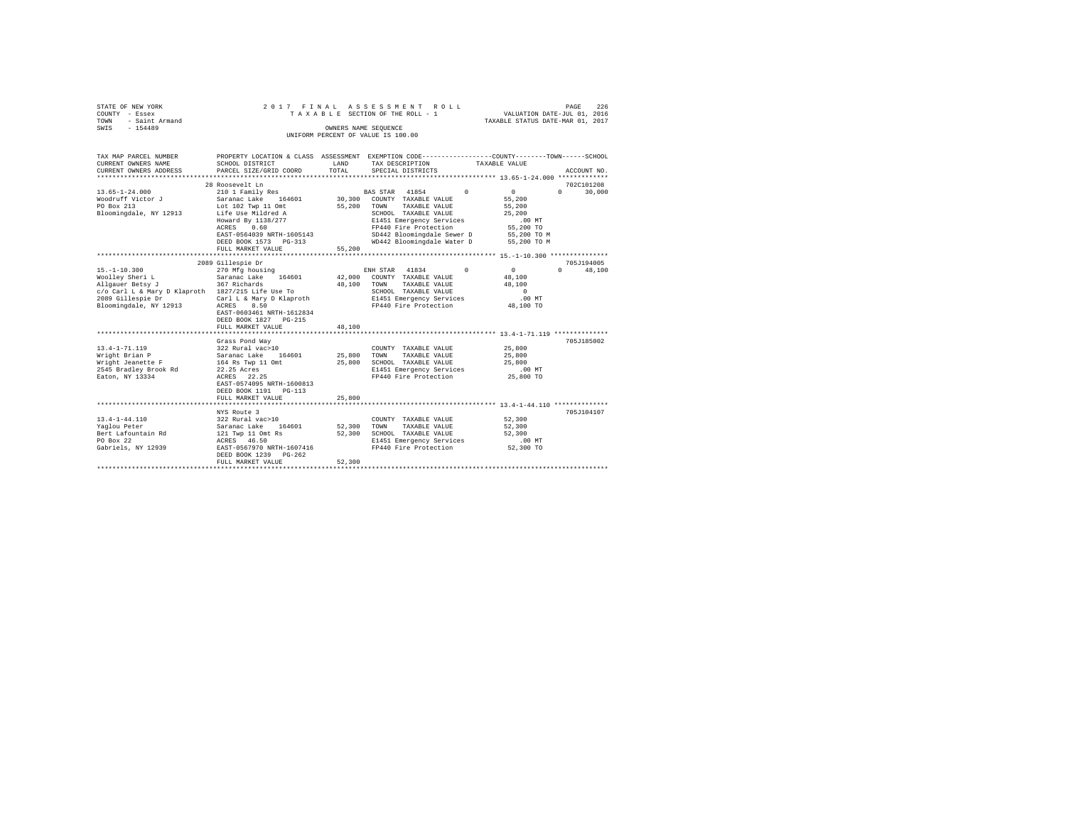STATE OF NEW YORK — 2017 FINAL ASSESSMENT ROLL — PAGE 226
COUNTY - Essex — TAXABLE SECTION OF THE ROLL - 1 — VALUATION DATE-JUL 01, 2016
TOWN - Saint Armand — TAXABLE STATUS DATE-MAR 01, 2017
SWIS - 154489 — OWNERS NAME SEQUENCE
UNIFORM PERCENT OF VALUE IS 100.00

```
TAX MAP PARCEL NUMBER          PROPERTY LOCATION & CLASS  ASSESSMENT  EXEMPTION CODE-----------------COUNTY--------TOWN------SCHOOL
CURRENT OWNERS NAME            SCHOOL DISTRICT             LAND       TAX DESCRIPTION            TAXABLE VALUE
CURRENT OWNERS ADDRESS         PARCEL SIZE/GRID COORD      TOTAL      SPECIAL DISTRICTS                                      ACCOUNT NO.
******************************************************************************************************* 13.65-1-24.000 *************
                               28 Roosevelt Ln                                                                           702C101208
13.65-1-24.000                 210 1 Family Res                       BAS STAR  41854         0          0           0      30,000
Woodruff Victor J              Saranac Lake    164601       30,300    COUNTY  TAXABLE VALUE             55,200
PO Box 213                     Lot 102 Twp 11 Omt           55,200    TOWN    TAXABLE VALUE             55,200
Bloomingdale, NY 12913         Life Use Mildred A                     SCHOOL  TAXABLE VALUE             25,200
                               Howard By 1138/277                     E1451 Emergency Services              .00 MT
                               ACRES    0.60                          FP440 Fire Protection              55,200 TO
                               EAST-0564039 NRTH-1605143              SD442 Bloomingdale Sewer D         55,200 TO M
                               DEED BOOK 1573   PG-313                WD442 Bloomingdale Water D         55,200 TO M
                               FULL MARKET VALUE            55,200
******************************************************************************************************* 15.-1-10.300 ***************
                               2089 Gillespie Dr                                                                         705J194005
15.-1-10.300                   270 Mfg housing                        ENH STAR  41834         0          0           0      48,100
Woolley Sheri L                Saranac Lake    164601       42,000    COUNTY  TAXABLE VALUE             48,100
Allgauer Betsy J               367 Richards                 48,100    TOWN    TAXABLE VALUE             48,100
c/o Carl L & Mary D Klaproth   1827/215 Life Use To                   SCHOOL  TAXABLE VALUE                  0
2089 Gillespie Dr              Carl L & Mary D Klaproth               E1451 Emergency Services              .00 MT
Bloomingdale, NY 12913         ACRES    8.50                          FP440 Fire Protection              48,100 TO
                               EAST-0603461 NRTH-1612834
                               DEED BOOK 1827   PG-215
                               FULL MARKET VALUE            48,100
******************************************************************************************************* 13.4-1-71.119 **************
                               Grass Pond Way                                                                            705J185002
13.4-1-71.119                  322 Rural vac>10                       COUNTY  TAXABLE VALUE             25,800
Wright Brian P                 Saranac Lake    164601       25,800    TOWN    TAXABLE VALUE             25,800
Wright Jeanette F              164 Rs Twp 11 Omt            25,800    SCHOOL  TAXABLE VALUE             25,800
2545 Bradley Brook Rd          22.25 Acres                            E1451 Emergency Services              .00 MT
Eaton, NY 13334                ACRES   22.25                          FP440 Fire Protection              25,800 TO
                               EAST-0574095 NRTH-1600813
                               DEED BOOK 1191   PG-113
                               FULL MARKET VALUE            25,800
******************************************************************************************************* 13.4-1-44.110 **************
                               NYS Route 3                                                                               705J104107
13.4-1-44.110                  322 Rural vac>10                       COUNTY  TAXABLE VALUE             52,300
Yaglou Peter                   Saranac Lake    164601       52,300    TOWN    TAXABLE VALUE             52,300
Bert Lafountain Rd             121 Twp 11 Omt Rs            52,300    SCHOOL  TAXABLE VALUE             52,300
PO Box 22                      ACRES   46.50                          E1451 Emergency Services              .00 MT
Gabriels, NY 12939             EAST-0567970 NRTH-1607416              FP440 Fire Protection              52,300 TO
                               DEED BOOK 1239   PG-262
                               FULL MARKET VALUE            52,300
************************************************************************************************************************************
```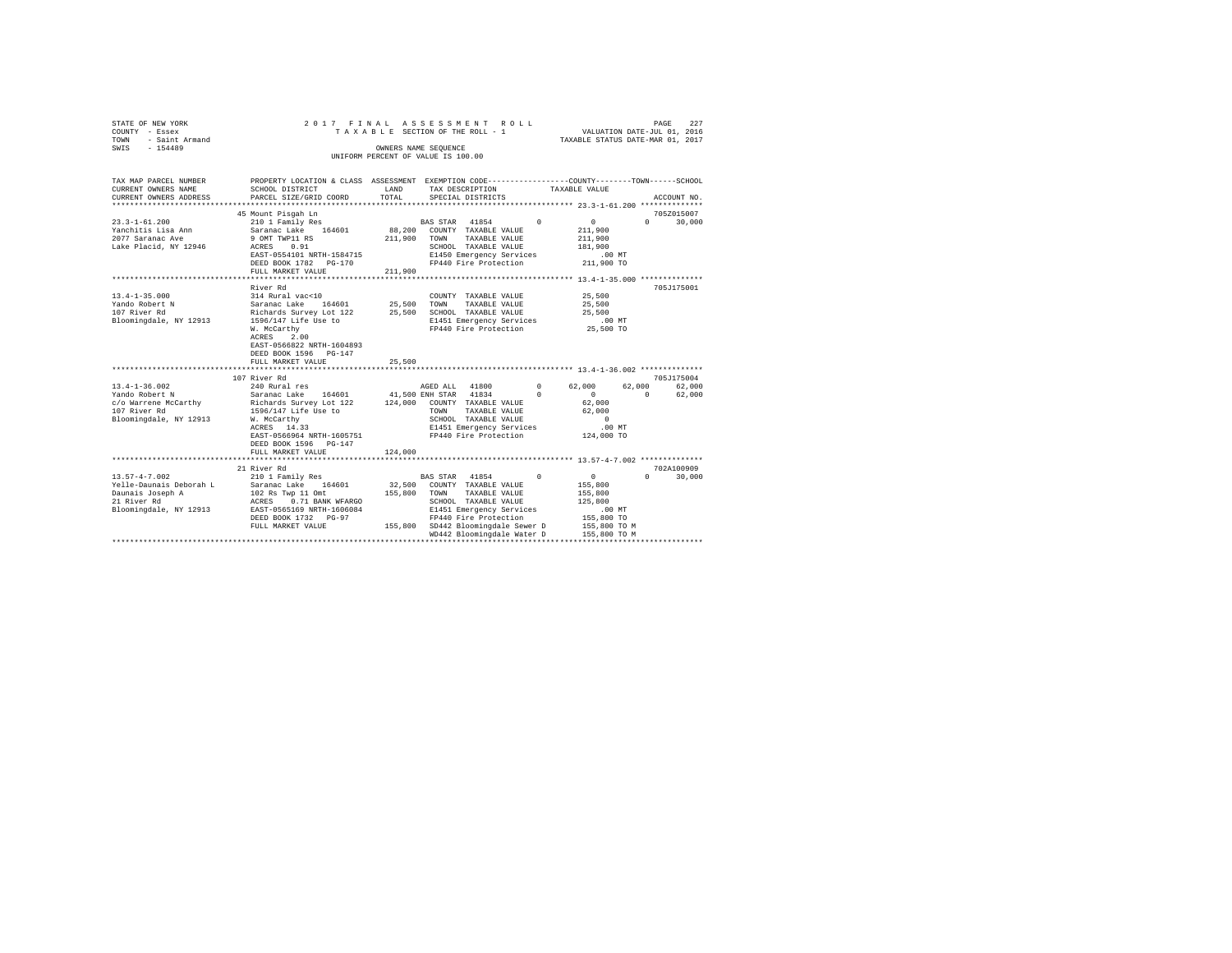STATE OF NEW YORK
COUNTY - Essex
TOWN - Saint Armand
SWIS - 154489

2 0 1 7 F I N A L A S S E S S M E N T R O L L
T A X A B L E SECTION OF THE ROLL - 1
OWNERS NAME SEQUENCE
UNIFORM PERCENT OF VALUE IS 100.00

VALUATION DATE-JUL 01, 2016
TAXABLE STATUS DATE-MAR 01, 2017

```
TAX MAP PARCEL NUMBER     PROPERTY LOCATION & CLASS  ASSESSMENT  EXEMPTION CODE-----------------COUNTY--------TOWN------SCHOOL
CURRENT OWNERS NAME       SCHOOL DISTRICT              LAND      TAX DESCRIPTION           TAXABLE VALUE
CURRENT OWNERS ADDRESS    PARCEL SIZE/GRID COORD       TOTAL     SPECIAL DISTRICTS                                     ACCOUNT NO.
****************************************************************************************************** 23.3-1-61.200 **************
                          45 Mount Pisgah Ln                                                                          705Z015007
23.3-1-61.200             210 1 Family Res                       BAS STAR  41854         0          0           0      30,000
Yanchitis Lisa Ann        Saranac Lake   164601       88,200     COUNTY  TAXABLE VALUE          211,900
2077 Saranac Ave          9 OMT TWP11 RS              211,900    TOWN    TAXABLE VALUE          211,900
Lake Placid, NY 12946     ACRES    0.91                          SCHOOL  TAXABLE VALUE          181,900
                          EAST-0554101 NRTH-1584715              E1450 Emergency Services           .00 MT
                          DEED BOOK 1782   PG-170                FP440 Fire Protection          211,900 TO
                          FULL MARKET VALUE           211,900
****************************************************************************************************** 13.4-1-35.000 **************
                          River Rd                                                                                    705J175001
13.4-1-35.000             314 Rural vac<10                       COUNTY  TAXABLE VALUE           25,500
Yando Robert N            Saranac Lake   164601       25,500     TOWN    TAXABLE VALUE           25,500
107 River Rd              Richards Survey Lot 122     25,500     SCHOOL  TAXABLE VALUE           25,500
Bloomingdale, NY 12913    1596/147 Life Use to                   E1451 Emergency Services           .00 MT
                          W. McCarthy                            FP440 Fire Protection           25,500 TO
                          ACRES    2.00
                          EAST-0566822 NRTH-1604893
                          DEED BOOK 1596   PG-147
                          FULL MARKET VALUE            25,500
****************************************************************************************************** 13.4-1-36.002 **************
                          107 River Rd                                                                                705J175004
13.4-1-36.002             240 Rural res                          AGED ALL  41800         0     62,000      62,000      62,000
Yando Robert N            Saranac Lake   164601       41,500 ENH STAR  41834         0          0           0      62,000
c/o Warrene McCarthy      Richards Survey Lot 122     124,000    COUNTY  TAXABLE VALUE           62,000
107 River Rd              1596/147 Life Use to                   TOWN    TAXABLE VALUE           62,000
Bloomingdale, NY 12913    W. McCarthy                            SCHOOL  TAXABLE VALUE                0
                          ACRES   14.33                          E1451 Emergency Services           .00 MT
                          EAST-0566964 NRTH-1605751              FP440 Fire Protection          124,000 TO
                          DEED BOOK 1596   PG-147
                          FULL MARKET VALUE           124,000
****************************************************************************************************** 13.57-4-7.002 **************
                          21 River Rd                                                                                 702A100909
13.57-4-7.002             210 1 Family Res                       BAS STAR  41854         0          0           0      30,000
Yelle-Daunais Deborah L   Saranac Lake   164601       32,500     COUNTY  TAXABLE VALUE          155,800
Daunais Joseph A          102 Rs Twp 11 Omt           155,800    TOWN    TAXABLE VALUE          155,800
21 River Rd               ACRES    0.71 BANK WFARGO              SCHOOL  TAXABLE VALUE          125,800
Bloomingdale, NY 12913    EAST-0565169 NRTH-1606084              E1451 Emergency Services           .00 MT
                          DEED BOOK 1732   PG-97                 FP440 Fire Protection          155,800 TO
                          FULL MARKET VALUE           155,800    SD442 Bloomingdale Sewer D     155,800 TO M
                                                                 WD442 Bloomingdale Water D     155,800 TO M
************************************************************************************************************************************
```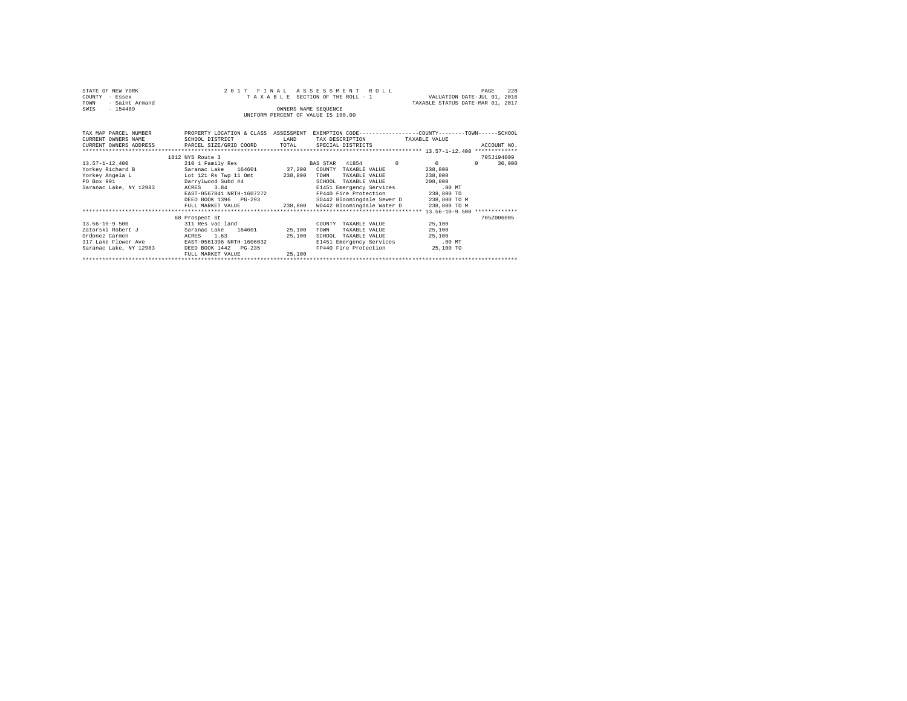STATE OF NEW YORK
COUNTY - Essex
TOWN - Saint Armand
SWIS - 154489

2017 FINAL ASSESSMENT ROLL
TAXABLE SECTION OF THE ROLL - 1
OWNERS NAME SEQUENCE
UNIFORM PERCENT OF VALUE IS 100.00

VALUATION DATE-JUL 01, 2016
TAXABLE STATUS DATE-MAR 01, 2017

```
TAX MAP PARCEL NUMBER        PROPERTY LOCATION & CLASS  ASSESSMENT  EXEMPTION CODE-----------------COUNTY--------TOWN------SCHOOL
CURRENT OWNERS NAME          SCHOOL DISTRICT               LAND      TAX DESCRIPTION            TAXABLE VALUE
CURRENT OWNERS ADDRESS       PARCEL SIZE/GRID COORD       TOTAL      SPECIAL DISTRICTS                                    ACCOUNT NO.
******************************************************************************************************* 13.57-1-12.400 *************
                          1812 NYS Route 3                                                                                705J194009
13.57-1-12.400            210 1 Family Res                           BAS STAR  41854         0           0           0       30,000
Yorkey Richard B          Saranac Lake     164601        37,200   COUNTY  TAXABLE VALUE           238,800
Yorkey Angela L           Lot 121 Rs Twp 11 Omt         238,800   TOWN    TAXABLE VALUE           238,800
PO Box 991                Darrylwood Subd #4                      SCHOOL  TAXABLE VALUE           208,800
Saranac Lake, NY 12983    ACRES    3.84                           E1451 Emergency Services            .00 MT
                          EAST-0567041 NRTH-1607272               FP440 Fire Protection           238,800 TO
                          DEED BOOK 1396   PG-293                 SD442 Bloomingdale Sewer D      238,800 TO M
                          FULL MARKET VALUE             238,800   WD442 Bloomingdale Water D      238,800 TO M
******************************************************************************************************* 13.56-10-9.500 *************
                          68 Prospect St                                                                                  705Z006005
13.56-10-9.500            311 Res vac land                          COUNTY  TAXABLE VALUE            25,100
Zatorski Robert J         Saranac Lake     164601        25,100   TOWN    TAXABLE VALUE            25,100
Ordonez Carmen            ACRES    1.63                  25,100   SCHOOL  TAXABLE VALUE            25,100
317 Lake Flower Ave       EAST-0561396 NRTH-1606032               E1451 Emergency Services            .00 MT
Saranac Lake, NY 12983    DEED BOOK 1442   PG-235                 FP440 Fire Protection            25,100 TO
                          FULL MARKET VALUE              25,100
************************************************************************************************************************************
```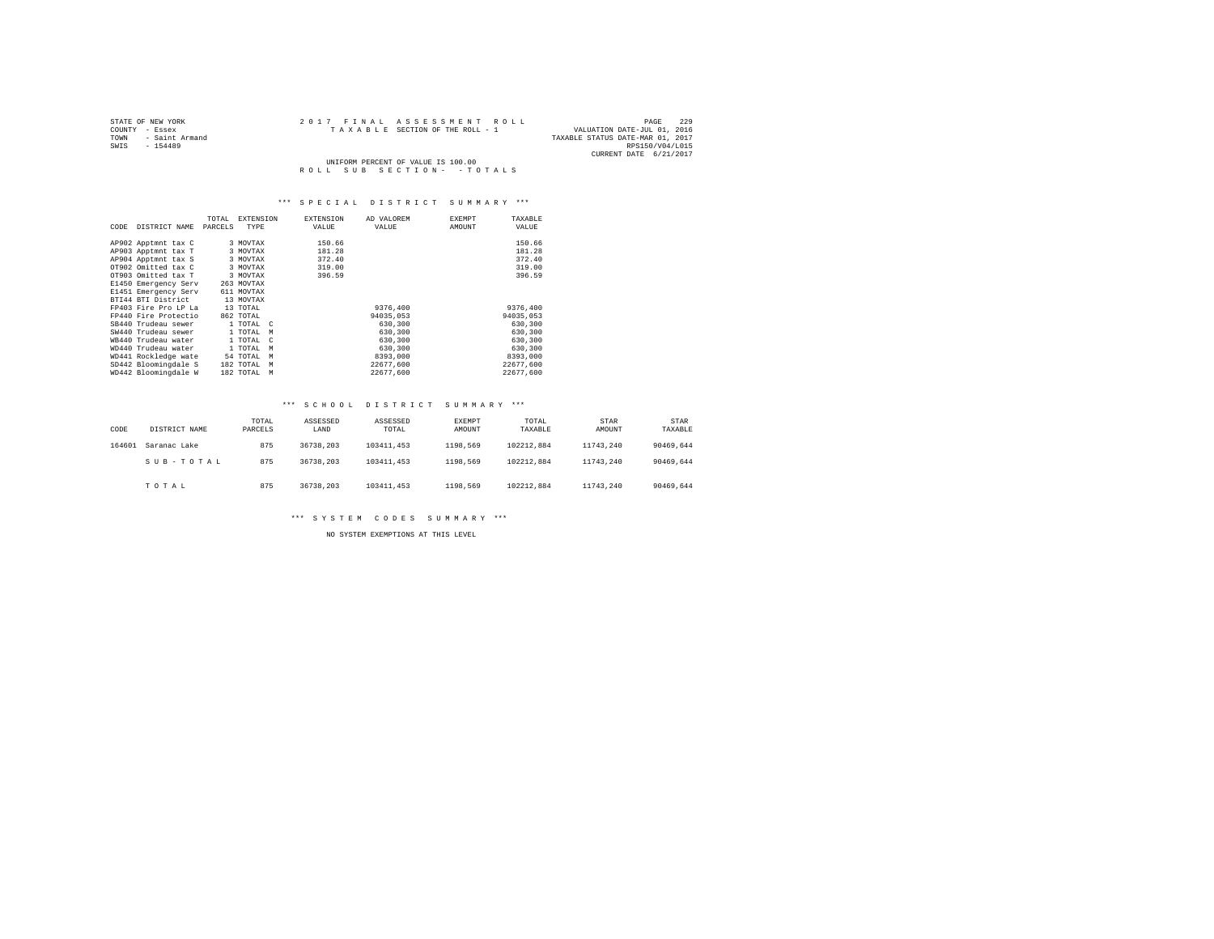STATE OF NEW YORK
COUNTY - Essex
TOWN - Saint Armand
SWIS - 154489

2017 FINAL ASSESSMENT ROLL
TAXABLE SECTION OF THE ROLL - 1

VALUATION DATE-JUL 01, 2016
TAXABLE STATUS DATE-MAR 01, 2017
RPS150/V04/L015
CURRENT DATE 6/21/2017

UNIFORM PERCENT OF VALUE IS 100.00

ROLL SUB SECTION- - TOTALS

### *** SPECIAL DISTRICT SUMMARY ***

| CODE | DISTRICT NAME | TOTAL PARCELS | EXTENSION TYPE | EXTENSION VALUE | AD VALOREM VALUE | EXEMPT AMOUNT | TAXABLE VALUE |
|---|---|---|---|---|---|---|---|
| AP902 | Apptmnt tax C | 3 | MOVTAX | 150.66 | | | 150.66 |
| AP903 | Apptmnt tax T | 3 | MOVTAX | 181.28 | | | 181.28 |
| AP904 | Apptmnt tax S | 3 | MOVTAX | 372.40 | | | 372.40 |
| OT902 | Omitted tax C | 3 | MOVTAX | 319.00 | | | 319.00 |
| OT903 | Omitted tax T | 3 | MOVTAX | 396.59 | | | 396.59 |
| E1450 | Emergency Serv | 263 | MOVTAX | | | | |
| E1451 | Emergency Serv | 611 | MOVTAX | | | | |
| BTI44 | BTI District | 13 | MOVTAX | | | | |
| FP403 | Fire Pro LP La | 13 | TOTAL | | 9376,400 | | 9376,400 |
| FP440 | Fire Protectio | 862 | TOTAL | | 94035,053 | | 94035,053 |
| SB440 | Trudeau sewer | 1 | TOTAL C | | 630,300 | | 630,300 |
| SW440 | Trudeau sewer | 1 | TOTAL M | | 630,300 | | 630,300 |
| WB440 | Trudeau water | 1 | TOTAL C | | 630,300 | | 630,300 |
| WD440 | Trudeau water | 1 | TOTAL M | | 630,300 | | 630,300 |
| WD441 | Rockledge wate | 54 | TOTAL M | | 8393,000 | | 8393,000 |
| SD442 | Bloomingdale S | 182 | TOTAL M | | 22677,600 | | 22677,600 |
| WD442 | Bloomingdale W | 182 | TOTAL M | | 22677,600 | | 22677,600 |

### *** SCHOOL DISTRICT SUMMARY ***

| CODE | DISTRICT NAME | TOTAL PARCELS | ASSESSED LAND | ASSESSED TOTAL | EXEMPT AMOUNT | TOTAL TAXABLE | STAR AMOUNT | STAR TAXABLE |
|---|---|---|---|---|---|---|---|---|
| 164601 | Saranac Lake | 875 | 36738,203 | 103411,453 | 1198,569 | 102212,884 | 11743,240 | 90469,644 |
| | SUB-TOTAL | 875 | 36738,203 | 103411,453 | 1198,569 | 102212,884 | 11743,240 | 90469,644 |
| | TOTAL | 875 | 36738,203 | 103411,453 | 1198,569 | 102212,884 | 11743,240 | 90469,644 |

### *** SYSTEM CODES SUMMARY ***

NO SYSTEM EXEMPTIONS AT THIS LEVEL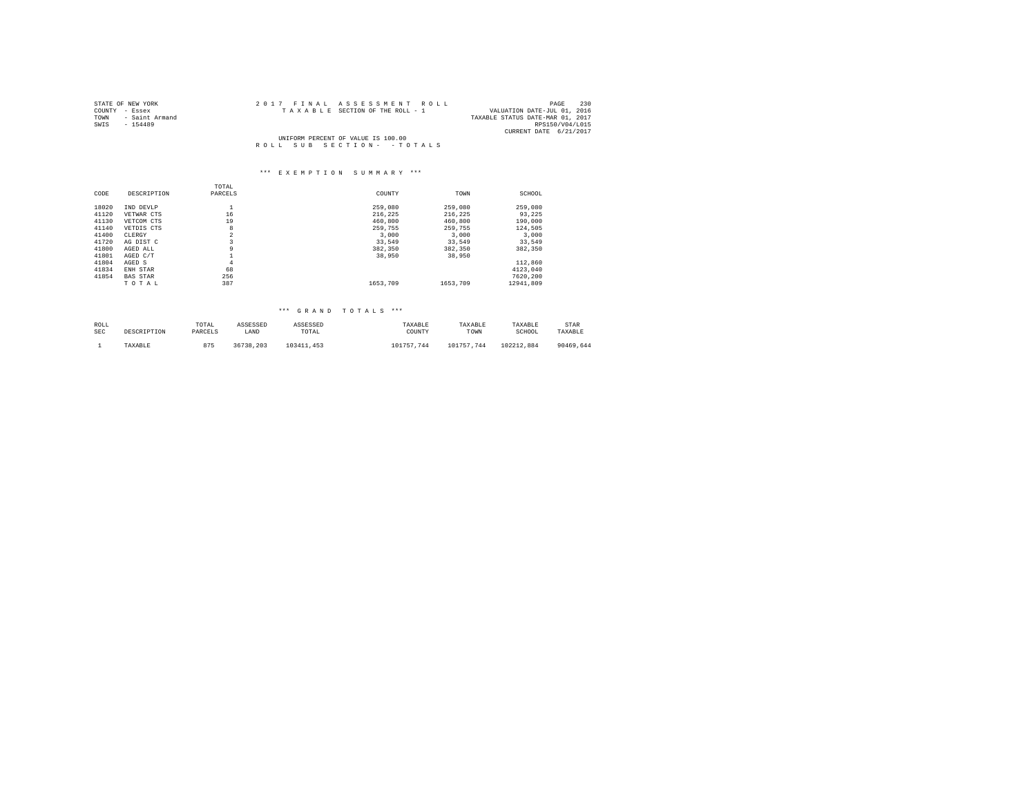STATE OF NEW YORK
COUNTY - Essex
TOWN - Saint Armand
SWIS - 154489

2017 FINAL ASSESSMENT ROLL
TAXABLE SECTION OF THE ROLL - 1

VALUATION DATE-JUL 01, 2016
TAXABLE STATUS DATE-MAR 01, 2017
RPS150/V04/L015
CURRENT DATE 6/21/2017

UNIFORM PERCENT OF VALUE IS 100.00

ROLL SUB SECTION- - TOTALS

### *** EXEMPTION SUMMARY ***

| CODE | DESCRIPTION | TOTAL PARCELS | COUNTY | TOWN | SCHOOL |
|---|---|---|---|---|---|
| 18020 | IND DEVLP | 1 | 259,080 | 259,080 | 259,080 |
| 41120 | VETWAR CTS | 16 | 216,225 | 216,225 | 93,225 |
| 41130 | VETCOM CTS | 19 | 460,800 | 460,800 | 190,000 |
| 41140 | VETDIS CTS | 8 | 259,755 | 259,755 | 124,505 |
| 41400 | CLERGY | 2 | 3,000 | 3,000 | 3,000 |
| 41720 | AG DIST C | 3 | 33,549 | 33,549 | 33,549 |
| 41800 | AGED ALL | 9 | 382,350 | 382,350 | 382,350 |
| 41801 | AGED C/T | 1 | 38,950 | 38,950 | |
| 41804 | AGED S | 4 | | | 112,860 |
| 41834 | ENH STAR | 68 | | | 4123,040 |
| 41854 | BAS STAR | 256 | | | 7620,200 |
| | TOTAL | 387 | 1653,709 | 1653,709 | 12941,809 |

### *** GRAND TOTALS ***

| ROLL SEC | DESCRIPTION | TOTAL PARCELS | ASSESSED LAND | ASSESSED TOTAL | TAXABLE COUNTY | TAXABLE TOWN | TAXABLE SCHOOL | STAR TAXABLE |
|---|---|---|---|---|---|---|---|---|
| 1 | TAXABLE | 875 | 36738,203 | 103411,453 | 101757,744 | 101757,744 | 102212,884 | 90469,644 |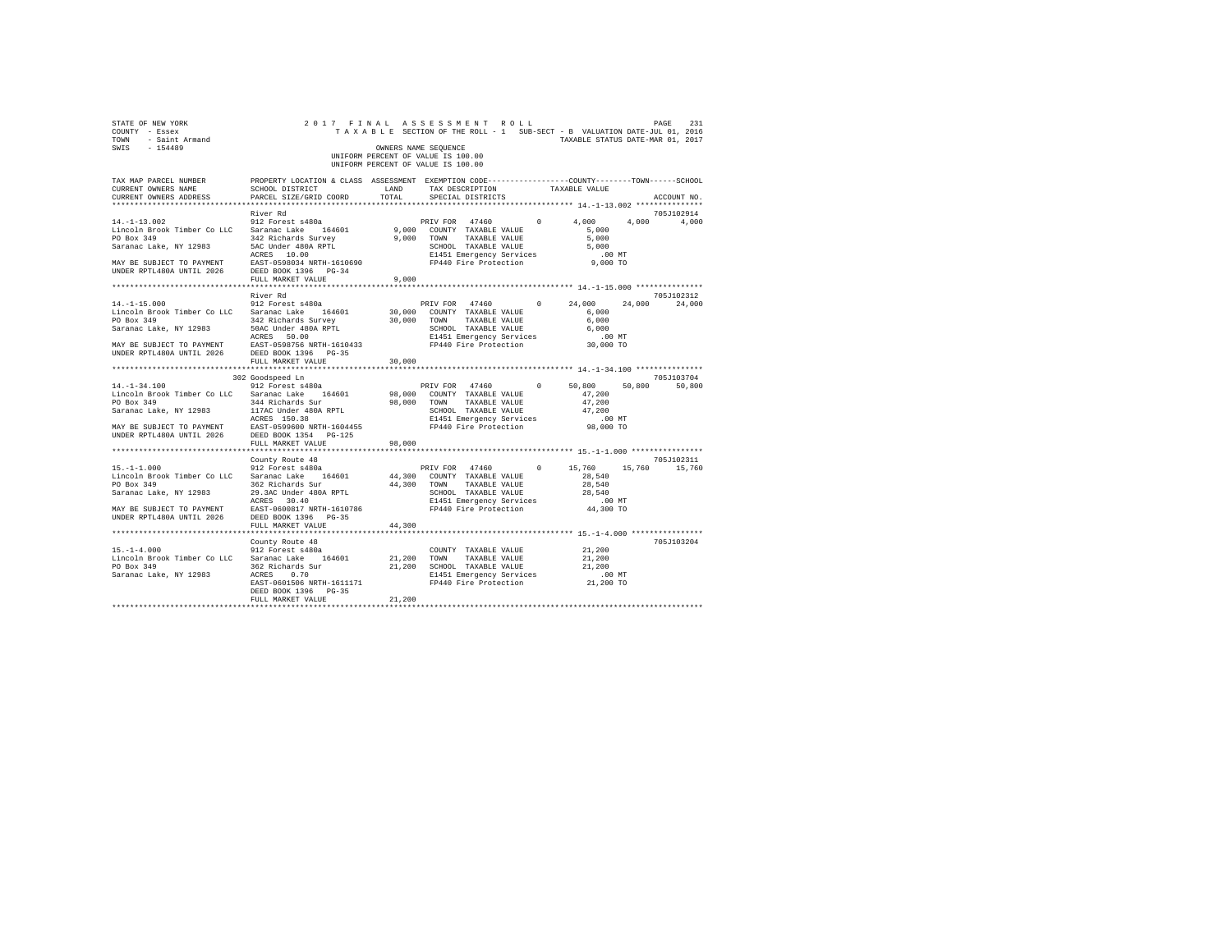STATE OF NEW YORK — 2017 FINAL ASSESSMENT ROLL
COUNTY - Essex — TAXABLE SECTION OF THE ROLL - 1 — SUB-SECT - B VALUATION DATE-JUL 01, 2016
TOWN - Saint Armand — TAXABLE STATUS DATE-MAR 01, 2017
SWIS - 154489 — OWNERS NAME SEQUENCE
UNIFORM PERCENT OF VALUE IS 100.00

| TAX MAP PARCEL NUMBER / CURRENT OWNERS NAME / CURRENT OWNERS ADDRESS | PROPERTY LOCATION & CLASS / SCHOOL DISTRICT / PARCEL SIZE/GRID COORD | ASSESSMENT LAND | TOTAL | EXEMPTION CODE / TAX DESCRIPTION / SPECIAL DISTRICTS | COUNTY TAXABLE VALUE | TOWN | SCHOOL | ACCOUNT NO. |
|---|---|---|---|---|---|---|---|---|
| **14.-1-13.002** | River Rd | | | | | | | 705J102914 |
| 14.-1-13.002 | 912 Forest s480a | | | PRIV FOR 47460 0 | 4,000 | 4,000 | 4,000 | |
| Lincoln Brook Timber Co LLC | Saranac Lake 164601 | 9,000 | | COUNTY TAXABLE VALUE | 5,000 | | | |
| PO Box 349 | 342 Richards Survey | | 9,000 | TOWN TAXABLE VALUE | 5,000 | | | |
| Saranac Lake, NY 12983 | 5AC Under 480A RPTL | | | SCHOOL TAXABLE VALUE | 5,000 | | | |
| | ACRES 10.00 | | | E1451 Emergency Services | .00 MT | | | |
| MAY BE SUBJECT TO PAYMENT | EAST-0598034 NRTH-1610690 | | | FP440 Fire Protection | 9,000 TO | | | |
| UNDER RPTL480A UNTIL 2026 | DEED BOOK 1396 PG-34 | | | | | | | |
| | FULL MARKET VALUE | | 9,000 | | | | | |
| **14.-1-15.000** | River Rd | | | | | | | 705J102312 |
| 14.-1-15.000 | 912 Forest s480a | | | PRIV FOR 47460 0 | 24,000 | 24,000 | 24,000 | |
| Lincoln Brook Timber Co LLC | Saranac Lake 164601 | 30,000 | | COUNTY TAXABLE VALUE | 6,000 | | | |
| PO Box 349 | 342 Richards Survey | | 30,000 | TOWN TAXABLE VALUE | 6,000 | | | |
| Saranac Lake, NY 12983 | 50AC Under 480A RPTL | | | SCHOOL TAXABLE VALUE | 6,000 | | | |
| | ACRES 50.00 | | | E1451 Emergency Services | .00 MT | | | |
| MAY BE SUBJECT TO PAYMENT | EAST-0598756 NRTH-1610433 | | | FP440 Fire Protection | 30,000 TO | | | |
| UNDER RPTL480A UNTIL 2026 | DEED BOOK 1396 PG-35 | | | | | | | |
| | FULL MARKET VALUE | | 30,000 | | | | | |
| **14.-1-34.100** | 302 Goodspeed Ln | | | | | | | 705J103704 |
| 14.-1-34.100 | 912 Forest s480a | | | PRIV FOR 47460 0 | 50,800 | 50,800 | 50,800 | |
| Lincoln Brook Timber Co LLC | Saranac Lake 164601 | 98,000 | | COUNTY TAXABLE VALUE | 47,200 | | | |
| PO Box 349 | 344 Richards Sur | | 98,000 | TOWN TAXABLE VALUE | 47,200 | | | |
| Saranac Lake, NY 12983 | 117AC Under 480A RPTL | | | SCHOOL TAXABLE VALUE | 47,200 | | | |
| | ACRES 150.38 | | | E1451 Emergency Services | .00 MT | | | |
| MAY BE SUBJECT TO PAYMENT | EAST-0599600 NRTH-1604455 | | | FP440 Fire Protection | 98,000 TO | | | |
| UNDER RPTL480A UNTIL 2026 | DEED BOOK 1354 PG-125 | | | | | | | |
| | FULL MARKET VALUE | | 98,000 | | | | | |
| **15.-1-1.000** | County Route 48 | | | | | | | 705J102311 |
| 15.-1-1.000 | 912 Forest s480a | | | PRIV FOR 47460 0 | 15,760 | 15,760 | 15,760 | |
| Lincoln Brook Timber Co LLC | Saranac Lake 164601 | 44,300 | | COUNTY TAXABLE VALUE | 28,540 | | | |
| PO Box 349 | 362 Richards Sur | | 44,300 | TOWN TAXABLE VALUE | 28,540 | | | |
| Saranac Lake, NY 12983 | 29.3AC Under 480A RPTL | | | SCHOOL TAXABLE VALUE | 28,540 | | | |
| | ACRES 30.40 | | | E1451 Emergency Services | .00 MT | | | |
| MAY BE SUBJECT TO PAYMENT | EAST-0600817 NRTH-1610786 | | | FP440 Fire Protection | 44,300 TO | | | |
| UNDER RPTL480A UNTIL 2026 | DEED BOOK 1396 PG-35 | | | | | | | |
| | FULL MARKET VALUE | | 44,300 | | | | | |
| **15.-1-4.000** | County Route 48 | | | | | | | 705J103204 |
| 15.-1-4.000 | 912 Forest s480a | | | COUNTY TAXABLE VALUE | 21,200 | | | |
| Lincoln Brook Timber Co LLC | Saranac Lake 164601 | 21,200 | | TOWN TAXABLE VALUE | 21,200 | | | |
| PO Box 349 | 362 Richards Sur | | 21,200 | SCHOOL TAXABLE VALUE | 21,200 | | | |
| Saranac Lake, NY 12983 | ACRES 0.70 | | | E1451 Emergency Services | .00 MT | | | |
| | EAST-0601506 NRTH-1611171 | | | FP440 Fire Protection | 21,200 TO | | | |
| | DEED BOOK 1396 PG-35 | | | | | | | |
| | FULL MARKET VALUE | | 21,200 | | | | | |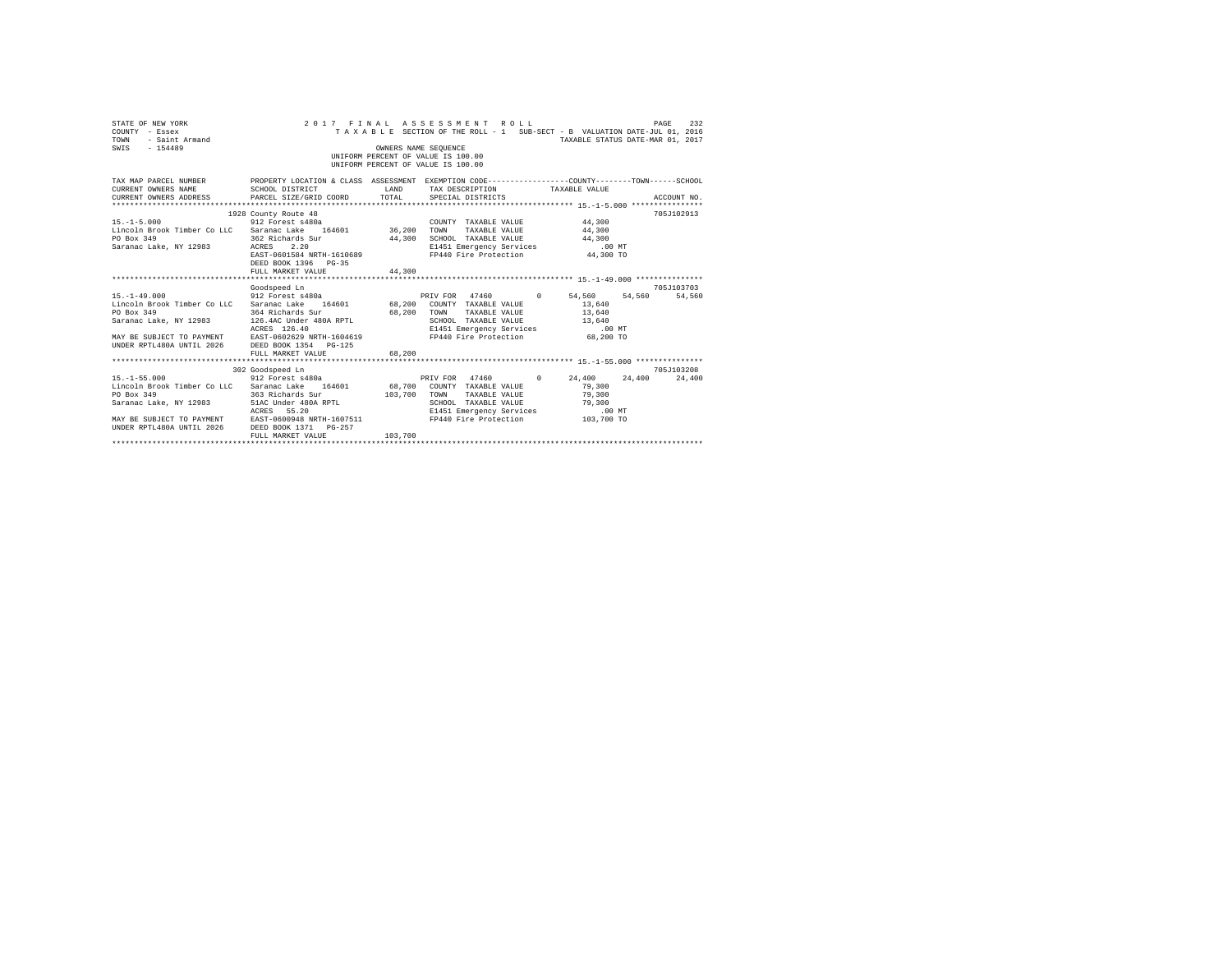```
STATE OF NEW YORK                    2 0 1 7   F I N A L   A S S E S S M E N T   R O L L                           PAGE   232
COUNTY  - Essex                       T A X A B L E  SECTION OF THE ROLL - 1   SUB-SECT - B  VALUATION DATE-JUL 01, 2016
TOWN    - Saint Armand                                                                     TAXABLE STATUS DATE-MAR 01, 2017
SWIS    - 154489                                        OWNERS NAME SEQUENCE
                                                 UNIFORM PERCENT OF VALUE IS 100.00
                                                 UNIFORM PERCENT OF VALUE IS 100.00

TAX MAP PARCEL NUMBER          PROPERTY LOCATION & CLASS  ASSESSMENT  EXEMPTION CODE-----------------COUNTY--------TOWN------SCHOOL
CURRENT OWNERS NAME            SCHOOL DISTRICT              LAND      TAX DESCRIPTION            TAXABLE VALUE
CURRENT OWNERS ADDRESS         PARCEL SIZE/GRID COORD       TOTAL     SPECIAL DISTRICTS                                  ACCOUNT NO.
******************************************************************************************************* 15.-1-5.000 ****************
                               1928 County Route 48                                                                     705J102913
15.-1-5.000                    912 Forest s480a                        COUNTY  TAXABLE VALUE           44,300
Lincoln Brook Timber Co LLC    Saranac Lake   164601      36,200      TOWN    TAXABLE VALUE           44,300
PO Box 349                     362 Richards Sur           44,300      SCHOOL  TAXABLE VALUE           44,300
Saranac Lake, NY 12983         ACRES    2.20                          E1451 Emergency Services            .00 MT
                               EAST-0601584 NRTH-1610689              FP440 Fire Protection            44,300 TO
                               DEED BOOK 1396   PG-35
                               FULL MARKET VALUE          44,300
******************************************************************************************************* 15.-1-49.000 ***************
                               Goodspeed Ln                                                                             705J103703
15.-1-49.000                   912 Forest s480a                        PRIV FOR  47460         0      54,560     54,560     54,560
Lincoln Brook Timber Co LLC    Saranac Lake   164601      68,200      COUNTY  TAXABLE VALUE           13,640
PO Box 349                     364 Richards Sur           68,200      TOWN    TAXABLE VALUE           13,640
Saranac Lake, NY 12983         126.4AC Under 480A RPTL                SCHOOL  TAXABLE VALUE           13,640
                               ACRES  126.40                          E1451 Emergency Services            .00 MT
MAY BE SUBJECT TO PAYMENT      EAST-0602629 NRTH-1604619              FP440 Fire Protection            68,200 TO
UNDER RPTL480A UNTIL 2026      DEED BOOK 1354   PG-125
                               FULL MARKET VALUE          68,200
******************************************************************************************************* 15.-1-55.000 ***************
                               302 Goodspeed Ln                                                                         705J103208
15.-1-55.000                   912 Forest s480a                        PRIV FOR  47460         0      24,400     24,400     24,400
Lincoln Brook Timber Co LLC    Saranac Lake   164601      68,700      COUNTY  TAXABLE VALUE           79,300
PO Box 349                     363 Richards Sur          103,700      TOWN    TAXABLE VALUE           79,300
Saranac Lake, NY 12983         51AC Under 480A RPTL                   SCHOOL  TAXABLE VALUE           79,300
                               ACRES   55.20                          E1451 Emergency Services            .00 MT
MAY BE SUBJECT TO PAYMENT      EAST-0600948 NRTH-1607511              FP440 Fire Protection           103,700 TO
UNDER RPTL480A UNTIL 2026      DEED BOOK 1371   PG-257
                               FULL MARKET VALUE         103,700
************************************************************************************************************************************
```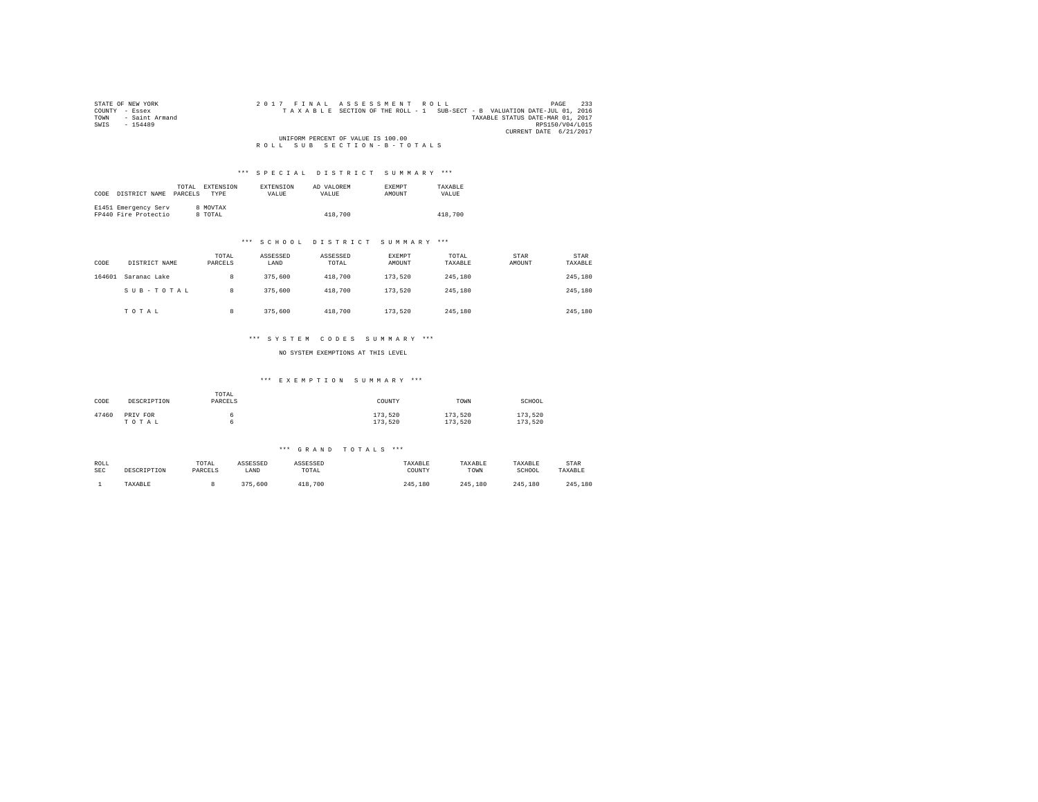STATE OF NEW YORK
COUNTY - Essex
TOWN - Saint Armand
SWIS - 154489

2 0 1 7 F I N A L A S S E S S M E N T R O L L
T A X A B L E SECTION OF THE ROLL - 1 SUB-SECT - B VALUATION DATE-JUL 01, 2016
TAXABLE STATUS DATE-MAR 01, 2017
RPS150/V04/L015
CURRENT DATE 6/21/2017

UNIFORM PERCENT OF VALUE IS 100.00

R O L L S U B S E C T I O N - B - T O T A L S

### *** S P E C I A L D I S T R I C T S U M M A R Y ***

| CODE | DISTRICT NAME | TOTAL PARCELS | EXTENSION TYPE | EXTENSION VALUE | AD VALOREM VALUE | EXEMPT AMOUNT | TAXABLE VALUE |
|---|---|---|---|---|---|---|---|
| E1451 | Emergency Serv | 8 | MOVTAX | | | | |
| FP440 | Fire Protectio | 8 | TOTAL | | 418,700 | | 418,700 |

### *** S C H O O L D I S T R I C T S U M M A R Y ***

| CODE | DISTRICT NAME | TOTAL PARCELS | ASSESSED LAND | ASSESSED TOTAL | EXEMPT AMOUNT | TOTAL TAXABLE | STAR AMOUNT | STAR TAXABLE |
|---|---|---|---|---|---|---|---|---|
| 164601 | Saranac Lake | 8 | 375,600 | 418,700 | 173,520 | 245,180 | | 245,180 |
| | S U B - T O T A L | 8 | 375,600 | 418,700 | 173,520 | 245,180 | | 245,180 |
| | T O T A L | 8 | 375,600 | 418,700 | 173,520 | 245,180 | | 245,180 |

### *** S Y S T E M C O D E S S U M M A R Y ***

NO SYSTEM EXEMPTIONS AT THIS LEVEL

### *** E X E M P T I O N S U M M A R Y ***

| CODE | DESCRIPTION | TOTAL PARCELS | COUNTY | TOWN | SCHOOL |
|---|---|---|---|---|---|
| 47460 | PRIV FOR | 6 | 173,520 | 173,520 | 173,520 |
| | T O T A L | 6 | 173,520 | 173,520 | 173,520 |

### *** G R A N D T O T A L S ***

| ROLL SEC | DESCRIPTION | TOTAL PARCELS | ASSESSED LAND | ASSESSED TOTAL | TAXABLE COUNTY | TAXABLE TOWN | TAXABLE SCHOOL | STAR TAXABLE |
|---|---|---|---|---|---|---|---|---|
| 1 | TAXABLE | 8 | 375,600 | 418,700 | 245,180 | 245,180 | 245,180 | 245,180 |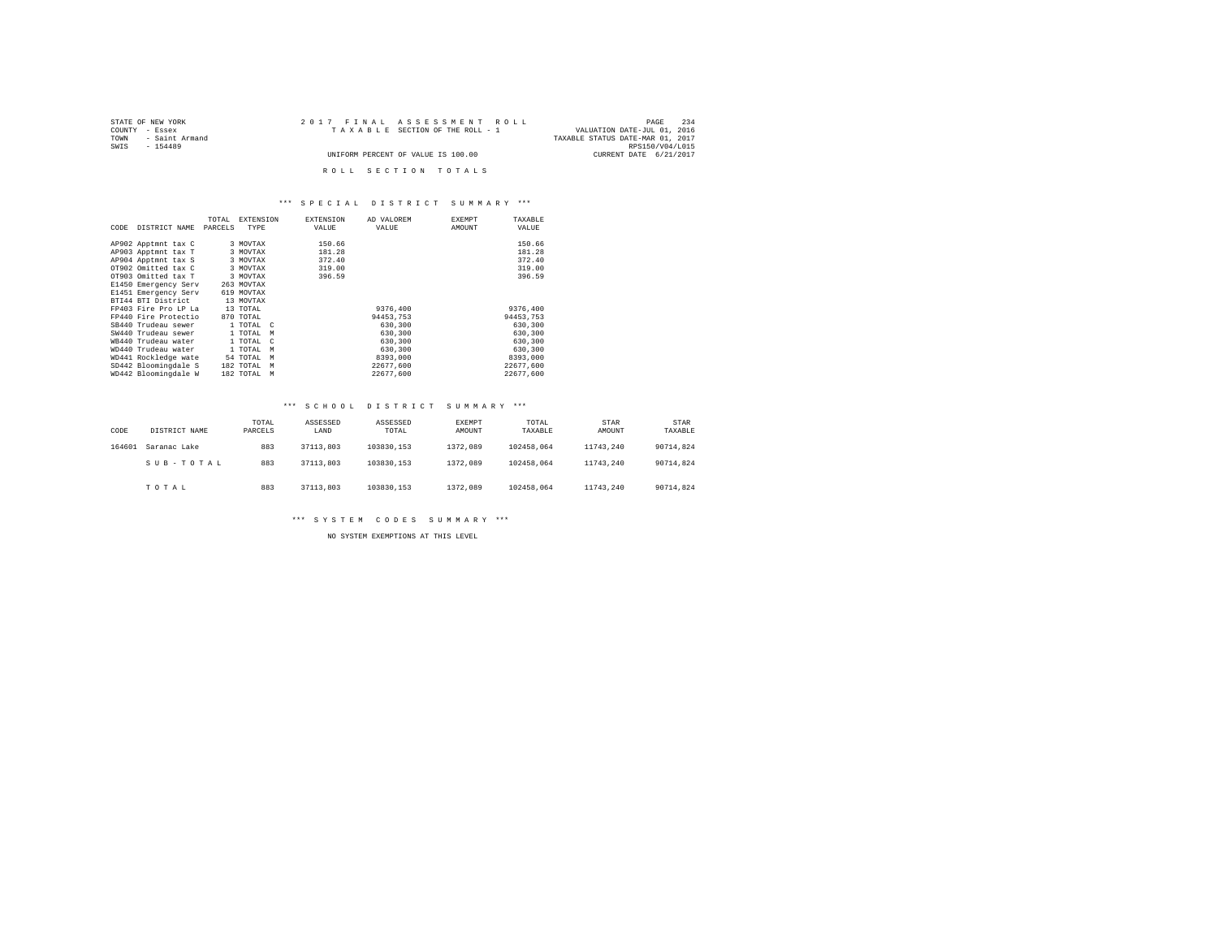STATE OF NEW YORK
COUNTY - Essex
TOWN - Saint Armand
SWIS - 154489

2 0 1 7 F I N A L A S S E S S M E N T R O L L
T A X A B L E SECTION OF THE ROLL - 1
UNIFORM PERCENT OF VALUE IS 100.00

VALUATION DATE-JUL 01, 2016
TAXABLE STATUS DATE-MAR 01, 2017
RPS150/V04/L015
CURRENT DATE 6/21/2017

R O L L S E C T I O N T O T A L S

*** S P E C I A L D I S T R I C T S U M M A R Y ***

| CODE | DISTRICT NAME | TOTAL PARCELS | EXTENSION TYPE | EXTENSION VALUE | AD VALOREM VALUE | EXEMPT AMOUNT | TAXABLE VALUE |
|---|---|---|---|---|---|---|---|
| AP902 | Apptmnt tax C | 3 | MOVTAX | 150.66 | | | 150.66 |
| AP903 | Apptmnt tax T | 3 | MOVTAX | 181.28 | | | 181.28 |
| AP904 | Apptmnt tax S | 3 | MOVTAX | 372.40 | | | 372.40 |
| OT902 | Omitted tax C | 3 | MOVTAX | 319.00 | | | 319.00 |
| OT903 | Omitted tax T | 3 | MOVTAX | 396.59 | | | 396.59 |
| E1450 | Emergency Serv | 263 | MOVTAX | | | | |
| E1451 | Emergency Serv | 619 | MOVTAX | | | | |
| BTI44 | BTI District | 13 | MOVTAX | | | | |
| FP403 | Fire Pro LP La | 13 | TOTAL | | 9376,400 | | 9376,400 |
| FP440 | Fire Protectio | 870 | TOTAL | | 94453,753 | | 94453,753 |
| SB440 | Trudeau sewer | 1 | TOTAL C | | 630,300 | | 630,300 |
| SW440 | Trudeau sewer | 1 | TOTAL M | | 630,300 | | 630,300 |
| WB440 | Trudeau water | 1 | TOTAL C | | 630,300 | | 630,300 |
| WD440 | Trudeau water | 1 | TOTAL M | | 630,300 | | 630,300 |
| WD441 | Rockledge wate | 54 | TOTAL M | | 8393,000 | | 8393,000 |
| SD442 | Bloomingdale S | 182 | TOTAL M | | 22677,600 | | 22677,600 |
| WD442 | Bloomingdale W | 182 | TOTAL M | | 22677,600 | | 22677,600 |

*** S C H O O L D I S T R I C T S U M M A R Y ***

| CODE | DISTRICT NAME | TOTAL PARCELS | ASSESSED LAND | ASSESSED TOTAL | EXEMPT AMOUNT | TOTAL TAXABLE | STAR AMOUNT | STAR TAXABLE |
|---|---|---|---|---|---|---|---|---|
| 164601 | Saranac Lake | 883 | 37113,803 | 103830,153 | 1372,089 | 102458,064 | 11743,240 | 90714,824 |
| | S U B - T O T A L | 883 | 37113,803 | 103830,153 | 1372,089 | 102458,064 | 11743,240 | 90714,824 |
| | T O T A L | 883 | 37113,803 | 103830,153 | 1372,089 | 102458,064 | 11743,240 | 90714,824 |

*** S Y S T E M C O D E S S U M M A R Y ***

NO SYSTEM EXEMPTIONS AT THIS LEVEL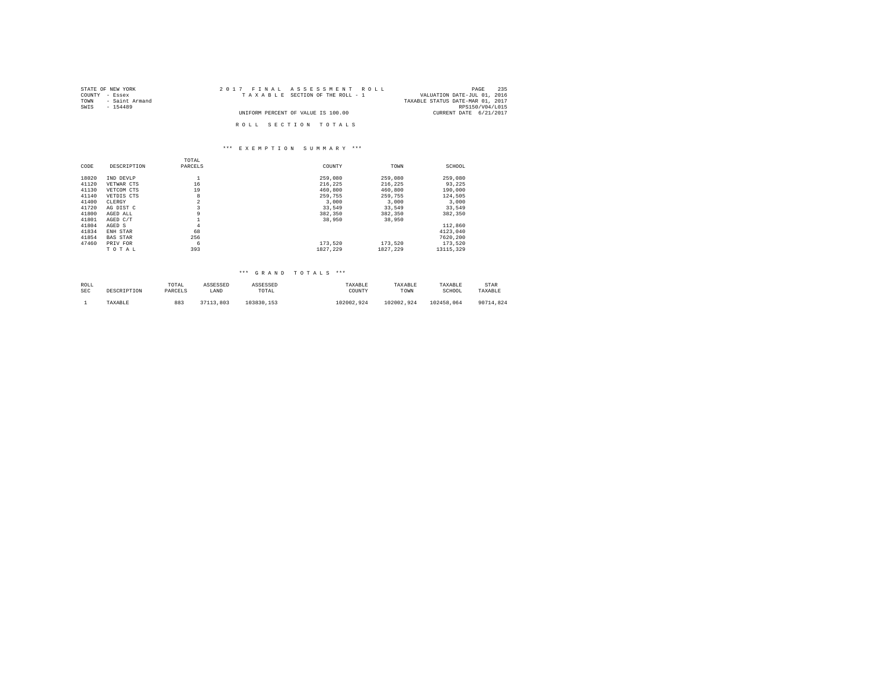STATE OF NEW YORK
COUNTY - Essex
TOWN - Saint Armand
SWIS - 154489

2017 FINAL ASSESSMENT ROLL
TAXABLE SECTION OF THE ROLL - 1
UNIFORM PERCENT OF VALUE IS 100.00

VALUATION DATE-JUL 01, 2016
TAXABLE STATUS DATE-MAR 01, 2017
RPS150/V04/L015
CURRENT DATE 6/21/2017

ROLL SECTION TOTALS

*** EXEMPTION SUMMARY ***

| CODE | DESCRIPTION | TOTAL PARCELS | COUNTY | TOWN | SCHOOL |
|---|---|---|---|---|---|
| 18020 | IND DEVLP | 1 | 259,080 | 259,080 | 259,080 |
| 41120 | VETWAR CTS | 16 | 216,225 | 216,225 | 93,225 |
| 41130 | VETCOM CTS | 19 | 460,800 | 460,800 | 190,000 |
| 41140 | VETDIS CTS | 8 | 259,755 | 259,755 | 124,505 |
| 41400 | CLERGY | 2 | 3,000 | 3,000 | 3,000 |
| 41720 | AG DIST C | 3 | 33,549 | 33,549 | 33,549 |
| 41800 | AGED ALL | 9 | 382,350 | 382,350 | 382,350 |
| 41801 | AGED C/T | 1 | 38,950 | 38,950 | |
| 41804 | AGED S | 4 | | | 112,860 |
| 41834 | ENH STAR | 68 | | | 4123,040 |
| 41854 | BAS STAR | 256 | | | 7620,200 |
| 47460 | PRIV FOR | 6 | 173,520 | 173,520 | 173,520 |
| | TOTAL | 393 | 1827,229 | 1827,229 | 13115,329 |

*** GRAND TOTALS ***

| ROLL SEC | DESCRIPTION | TOTAL PARCELS | ASSESSED LAND | ASSESSED TOTAL | TAXABLE COUNTY | TAXABLE TOWN | TAXABLE SCHOOL | STAR TAXABLE |
|---|---|---|---|---|---|---|---|---|
| 1 | TAXABLE | 883 | 37113,803 | 103830,153 | 102002,924 | 102002,924 | 102458,064 | 90714,824 |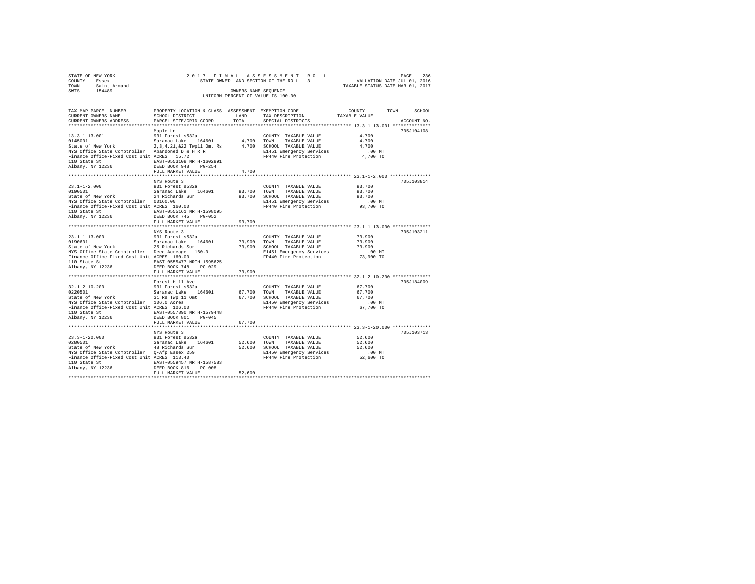STATE OF NEW YORK 2 0 1 7 F I N A L A S S E S S M E N T R O L L
COUNTY - Essex STATE OWNED LAND SECTION OF THE ROLL - 3 VALUATION DATE-JUL 01, 2016
TOWN - Saint Armand TAXABLE STATUS DATE-MAR 01, 2017
SWIS - 154489 OWNERS NAME SEQUENCE
UNIFORM PERCENT OF VALUE IS 100.00

```
TAX MAP PARCEL NUMBER          PROPERTY LOCATION & CLASS  ASSESSMENT  EXEMPTION CODE-----------------COUNTY--------TOWN------SCHOOL
CURRENT OWNERS NAME            SCHOOL DISTRICT             LAND       TAX DESCRIPTION            TAXABLE VALUE
CURRENT OWNERS ADDRESS         PARCEL SIZE/GRID COORD      TOTAL      SPECIAL DISTRICTS                                   ACCOUNT NO.
************************************************************************************************ 13.3-1-13.001 **************
                               Maple Ln                                                                                705J104108
13.3-1-13.001                  931 Forest s532a                       COUNTY  TAXABLE VALUE          4,700
0145001                        Saranac Lake   164601        4,700     TOWN    TAXABLE VALUE          4,700
State of New York              2,3,4,21,&22 Twp11 Omt Rs    4,700     SCHOOL  TAXABLE VALUE          4,700
NYS Office State Comptroller   Abandoned D & H R R                    E1451 Emergency Services         .00 MT
Finance Office-Fixed Cost Unit ACRES   15.72                          FP440 Fire Protection          4,700 TO
110 State St                   EAST-0553108 NRTH-1602891
Albany, NY 12236               DEED BOOK 948    PG-254
                               FULL MARKET VALUE            4,700
************************************************************************************************ 23.1-1-2.000 ***************
                               NYS Route 3                                                                             705J103814
23.1-1-2.000                   931 Forest s532a                       COUNTY  TAXABLE VALUE         93,700
0190501                        Saranac Lake   164601       93,700     TOWN    TAXABLE VALUE         93,700
State of New York              24 Richards Sur             93,700     SCHOOL  TAXABLE VALUE         93,700
NYS Office State Comptroller   00160.00                               E1451 Emergency Services         .00 MT
Finance Office-Fixed Cost Unit ACRES  160.00                          FP440 Fire Protection         93,700 TO
110 State St                   EAST-0555161 NRTH-1598095
Albany, NY 12236               DEED BOOK 745    PG-052
                               FULL MARKET VALUE           93,700
************************************************************************************************ 23.1-1-13.000 **************
                               NYS Route 3                                                                             705J103211
23.1-1-13.000                  931 Forest s532a                       COUNTY  TAXABLE VALUE         73,900
0190601                        Saranac Lake   164601       73,900     TOWN    TAXABLE VALUE         73,900
State of New York              25 Richards Sur             73,900     SCHOOL  TAXABLE VALUE         73,900
NYS Office State Comptroller   Deed Acreage - 160.0                   E1451 Emergency Services         .00 MT
Finance Office-Fixed Cost Unit ACRES  160.00                          FP440 Fire Protection         73,900 TO
110 State St                   EAST-0555477 NRTH-1595625
Albany, NY 12236               DEED BOOK 748    PG-029
                               FULL MARKET VALUE           73,900
************************************************************************************************ 32.1-2-10.200 **************
                               Forest Hill Ave                                                                         705J184009
32.1-2-10.200                  931 Forest s532a                       COUNTY  TAXABLE VALUE         67,700
0220501                        Saranac Lake   164601       67,700     TOWN    TAXABLE VALUE         67,700
State of New York              31 Rs Twp 11 Omt            67,700     SCHOOL  TAXABLE VALUE         67,700
NYS Office State Comptroller   106.0 Acres                            E1450 Emergency Services         .00 MT
Finance Office-Fixed Cost Unit ACRES  106.00                          FP440 Fire Protection         67,700 TO
110 State St                   EAST-0557890 NRTH-1579448
Albany, NY 12236               DEED BOOK 801    PG-045
                               FULL MARKET VALUE           67,700
************************************************************************************************ 23.3-1-20.000 **************
                               NYS Route 3                                                                             705J103713
23.3-1-20.000                  931 Forest s532a                       COUNTY  TAXABLE VALUE         52,600
0280501                        Saranac Lake   164601       52,600     TOWN    TAXABLE VALUE         52,600
State of New York              48 Richards Sur             52,600     SCHOOL  TAXABLE VALUE         52,600
NYS Office State Comptroller   Q-Afp Essex 259                        E1450 Emergency Services         .00 MT
Finance Office-Fixed Cost Unit ACRES  113.40                          FP440 Fire Protection         52,600 TO
110 State St                   EAST-0559457 NRTH-1587583
Albany, NY 12236               DEED BOOK 816    PG-008
                               FULL MARKET VALUE           52,600
******************************************************************************************************************************
```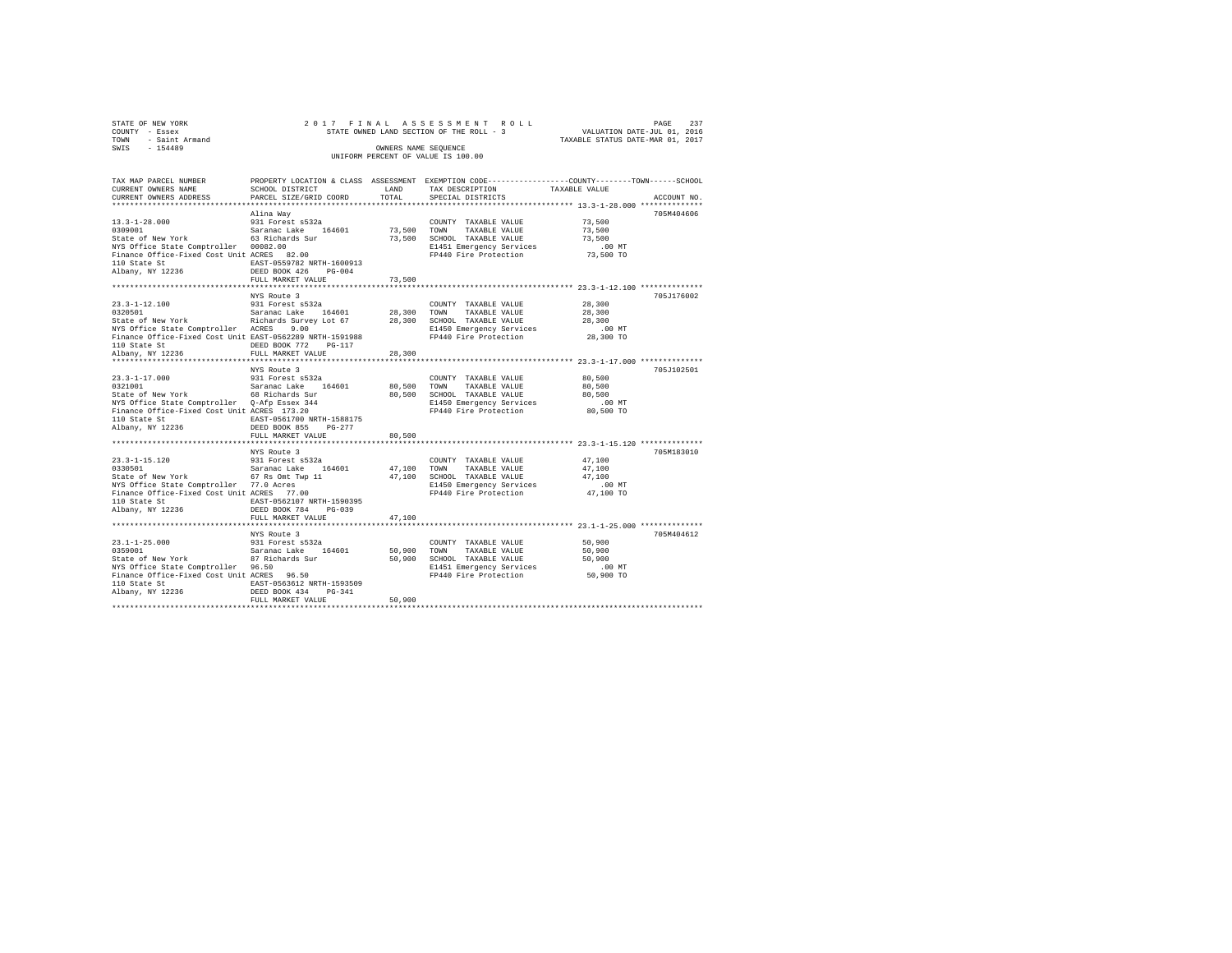STATE OF NEW YORK | COUNTY - Essex | TOWN - Saint Armand | SWIS - 154489

2 0 1 7 F I N A L A S S E S S M E N T R O L L
STATE OWNED LAND SECTION OF THE ROLL - 3
OWNERS NAME SEQUENCE
UNIFORM PERCENT OF VALUE IS 100.00

VALUATION DATE-JUL 01, 2016
TAXABLE STATUS DATE-MAR 01, 2017

| TAX MAP PARCEL NUMBER / CURRENT OWNERS NAME / CURRENT OWNERS ADDRESS | PROPERTY LOCATION & CLASS / SCHOOL DISTRICT / PARCEL SIZE/GRID COORD | ASSESSMENT LAND / TOTAL | EXEMPTION CODE / TAX DESCRIPTION / SPECIAL DISTRICTS | COUNTY / TOWN / SCHOOL TAXABLE VALUE | ACCOUNT NO. |
|---|---|---|---|---|---|
| **13.3-1-28.000** | Alina Way | | | | 705M404606 |
| 0309001 | 931 Forest s532a | | COUNTY TAXABLE VALUE | 73,500 | |
| State of New York | Saranac Lake 164601 | 73,500 | TOWN TAXABLE VALUE | 73,500 | |
| NYS Office State Comptroller | 63 Richards Sur | 73,500 | SCHOOL TAXABLE VALUE | 73,500 | |
| Finance Office-Fixed Cost Unit | 00082.00 | | E1451 Emergency Services | .00 MT | |
| 110 State St | ACRES 82.00 | | FP440 Fire Protection | 73,500 TO | |
| Albany, NY 12236 | EAST-0559782 NRTH-1600913 | | | | |
| | DEED BOOK 426 PG-004 | | | | |
| | FULL MARKET VALUE | 73,500 | | | |
| **23.3-1-12.100** | NYS Route 3 | | | | 705J176002 |
| 0320501 | 931 Forest s532a | | COUNTY TAXABLE VALUE | 28,300 | |
| State of New York | Saranac Lake 164601 | 28,300 | TOWN TAXABLE VALUE | 28,300 | |
| NYS Office State Comptroller | Richards Survey Lot 67 | 28,300 | SCHOOL TAXABLE VALUE | 28,300 | |
| Finance Office-Fixed Cost Unit | ACRES 9.00 | | E1450 Emergency Services | .00 MT | |
| 110 State St | EAST-0562289 NRTH-1591988 | | FP440 Fire Protection | 28,300 TO | |
| Albany, NY 12236 | DEED BOOK 772 PG-117 | | | | |
| | FULL MARKET VALUE | 28,300 | | | |
| **23.3-1-17.000** | NYS Route 3 | | | | 705J102501 |
| 0321001 | 931 Forest s532a | | COUNTY TAXABLE VALUE | 80,500 | |
| State of New York | Saranac Lake 164601 | 80,500 | TOWN TAXABLE VALUE | 80,500 | |
| NYS Office State Comptroller | 68 Richards Sur | 80,500 | SCHOOL TAXABLE VALUE | 80,500 | |
| Finance Office-Fixed Cost Unit | Q-Afp Essex 344 | | E1450 Emergency Services | .00 MT | |
| 110 State St | ACRES 173.20 | | FP440 Fire Protection | 80,500 TO | |
| Albany, NY 12236 | EAST-0561700 NRTH-1588175 | | | | |
| | DEED BOOK 855 PG-277 | | | | |
| | FULL MARKET VALUE | 80,500 | | | |
| **23.3-1-15.120** | NYS Route 3 | | | | 705M183010 |
| 0330501 | 931 Forest s532a | | COUNTY TAXABLE VALUE | 47,100 | |
| State of New York | Saranac Lake 164601 | 47,100 | TOWN TAXABLE VALUE | 47,100 | |
| NYS Office State Comptroller | 67 Rs Omt Twp 11 | 47,100 | SCHOOL TAXABLE VALUE | 47,100 | |
| Finance Office-Fixed Cost Unit | 77.0 Acres | | E1450 Emergency Services | .00 MT | |
| 110 State St | ACRES 77.00 | | FP440 Fire Protection | 47,100 TO | |
| Albany, NY 12236 | EAST-0562107 NRTH-1590395 | | | | |
| | DEED BOOK 784 PG-039 | | | | |
| | FULL MARKET VALUE | 47,100 | | | |
| **23.1-1-25.000** | NYS Route 3 | | | | 705M404612 |
| 0359001 | 931 Forest s532a | | COUNTY TAXABLE VALUE | 50,900 | |
| State of New York | Saranac Lake 164601 | 50,900 | TOWN TAXABLE VALUE | 50,900 | |
| NYS Office State Comptroller | 87 Richards Sur | 50,900 | SCHOOL TAXABLE VALUE | 50,900 | |
| Finance Office-Fixed Cost Unit | 96.50 | | E1451 Emergency Services | .00 MT | |
| 110 State St | ACRES 96.50 | | FP440 Fire Protection | 50,900 TO | |
| Albany, NY 12236 | EAST-0563612 NRTH-1593509 | | | | |
| | DEED BOOK 434 PG-341 | | | | |
| | FULL MARKET VALUE | 50,900 | | | |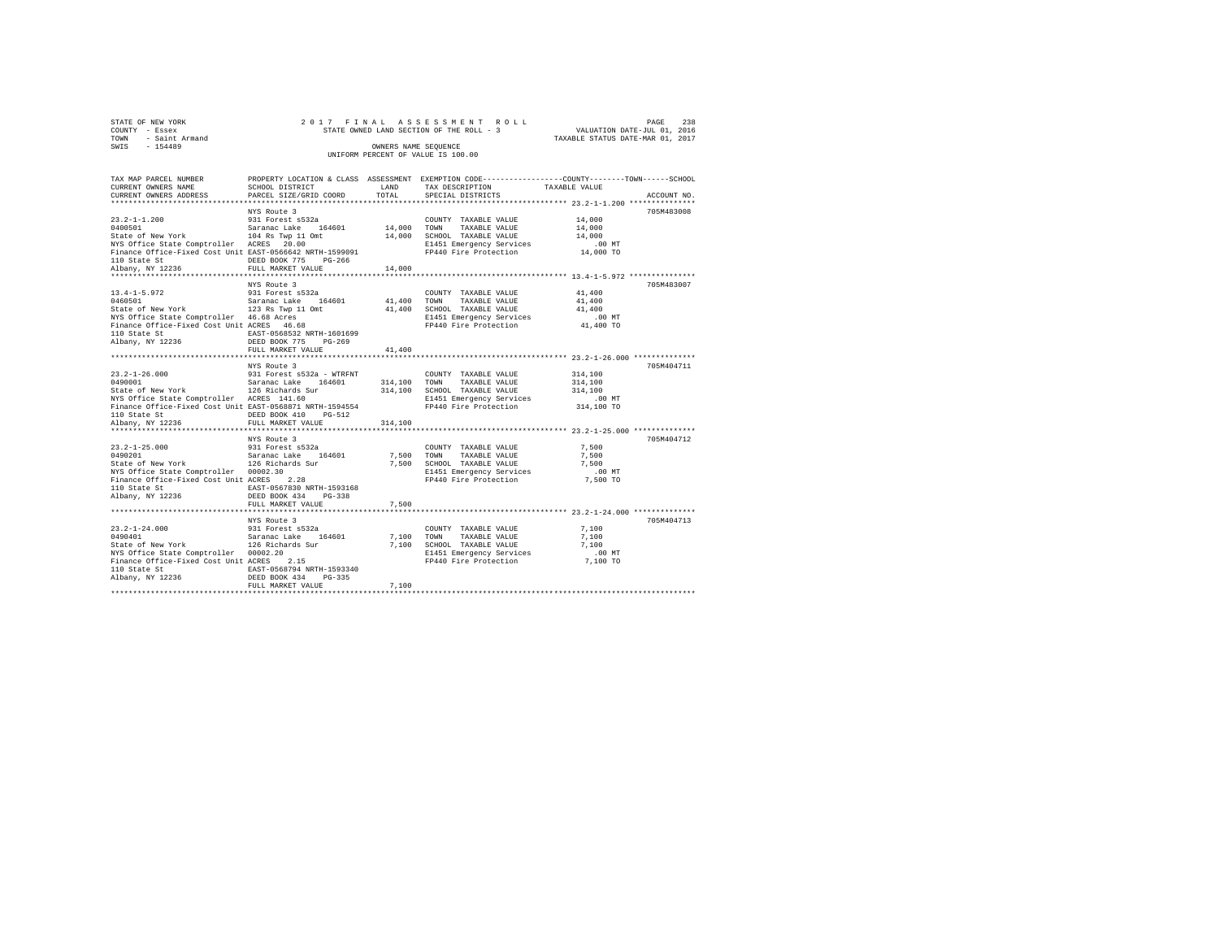STATE OF NEW YORK                    2 0 1 7  F I N A L  A S S E S S M E N T  R O L L                    PAGE 238
COUNTY - Essex                       STATE OWNED LAND SECTION OF THE ROLL - 3              VALUATION DATE-JUL 01, 2016
TOWN - Saint Armand                                                                    TAXABLE STATUS DATE-MAR 01, 2017
SWIS - 154489                                   OWNERS NAME SEQUENCE
                                       UNIFORM PERCENT OF VALUE IS 100.00

| TAX MAP PARCEL NUMBER / CURRENT OWNERS NAME / CURRENT OWNERS ADDRESS | PROPERTY LOCATION & CLASS / SCHOOL DISTRICT / PARCEL SIZE/GRID COORD | ASSESSMENT LAND / TOTAL | EXEMPTION CODE / TAX DESCRIPTION / SPECIAL DISTRICTS | TAXABLE VALUE (COUNTY / TOWN / SCHOOL) | ACCOUNT NO. |
|---|---|---|---|---|---|
| 23.2-1-1.200 | NYS Route 3 | | | | 705M483008 |
| 0400501 | 931 Forest s532a | | COUNTY TAXABLE VALUE | 14,000 | |
| State of New York | Saranac Lake 164601 | 14,000 | TOWN TAXABLE VALUE | 14,000 | |
| NYS Office State Comptroller | 104 Rs Twp 11 Omt | 14,000 | SCHOOL TAXABLE VALUE | 14,000 | |
| Finance Office-Fixed Cost Unit | ACRES 20.00 | | E1451 Emergency Services | .00 MT | |
| 110 State St | EAST-0566642 NRTH-1599091 | | FP440 Fire Protection | 14,000 TO | |
| Albany, NY 12236 | DEED BOOK 775 PG-266 | | | | |
| | FULL MARKET VALUE | 14,000 | | | |
| 13.4-1-5.972 | NYS Route 3 | | | | 705M483007 |
| 0460501 | 931 Forest s532a | | COUNTY TAXABLE VALUE | 41,400 | |
| State of New York | Saranac Lake 164601 | 41,400 | TOWN TAXABLE VALUE | 41,400 | |
| NYS Office State Comptroller | 123 Rs Twp 11 Omt | 41,400 | SCHOOL TAXABLE VALUE | 41,400 | |
| Finance Office-Fixed Cost Unit | 46.68 Acres | | E1451 Emergency Services | .00 MT | |
| 110 State St | ACRES 46.68 | | FP440 Fire Protection | 41,400 TO | |
| Albany, NY 12236 | EAST-0568532 NRTH-1601699 | | | | |
| | DEED BOOK 775 PG-269 | | | | |
| | FULL MARKET VALUE | 41,400 | | | |
| 23.2-1-26.000 | NYS Route 3 | | | | 705M404711 |
| 0490001 | 931 Forest s532a - WTRFNT | | COUNTY TAXABLE VALUE | 314,100 | |
| State of New York | Saranac Lake 164601 | 314,100 | TOWN TAXABLE VALUE | 314,100 | |
| NYS Office State Comptroller | 126 Richards Sur | 314,100 | SCHOOL TAXABLE VALUE | 314,100 | |
| Finance Office-Fixed Cost Unit | ACRES 141.60 | | E1451 Emergency Services | .00 MT | |
| 110 State St | EAST-0568871 NRTH-1594554 | | FP440 Fire Protection | 314,100 TO | |
| Albany, NY 12236 | DEED BOOK 410 PG-512 | | | | |
| | FULL MARKET VALUE | 314,100 | | | |
| 23.2-1-25.000 | NYS Route 3 | | | | 705M404712 |
| 0490201 | 931 Forest s532a | | COUNTY TAXABLE VALUE | 7,500 | |
| State of New York | Saranac Lake 164601 | 7,500 | TOWN TAXABLE VALUE | 7,500 | |
| NYS Office State Comptroller | 126 Richards Sur | 7,500 | SCHOOL TAXABLE VALUE | 7,500 | |
| Finance Office-Fixed Cost Unit | 00002.30 | | E1451 Emergency Services | .00 MT | |
| 110 State St | ACRES 2.28 | | FP440 Fire Protection | 7,500 TO | |
| Albany, NY 12236 | EAST-0567830 NRTH-1593168 | | | | |
| | DEED BOOK 434 PG-338 | | | | |
| | FULL MARKET VALUE | 7,500 | | | |
| 23.2-1-24.000 | NYS Route 3 | | | | 705M404713 |
| 0490401 | 931 Forest s532a | | COUNTY TAXABLE VALUE | 7,100 | |
| State of New York | Saranac Lake 164601 | 7,100 | TOWN TAXABLE VALUE | 7,100 | |
| NYS Office State Comptroller | 126 Richards Sur | 7,100 | SCHOOL TAXABLE VALUE | 7,100 | |
| Finance Office-Fixed Cost Unit | 00002.20 | | E1451 Emergency Services | .00 MT | |
| 110 State St | ACRES 2.15 | | FP440 Fire Protection | 7,100 TO | |
| Albany, NY 12236 | EAST-0568794 NRTH-1593340 | | | | |
| | DEED BOOK 434 PG-335 | | | | |
| | FULL MARKET VALUE | 7,100 | | | |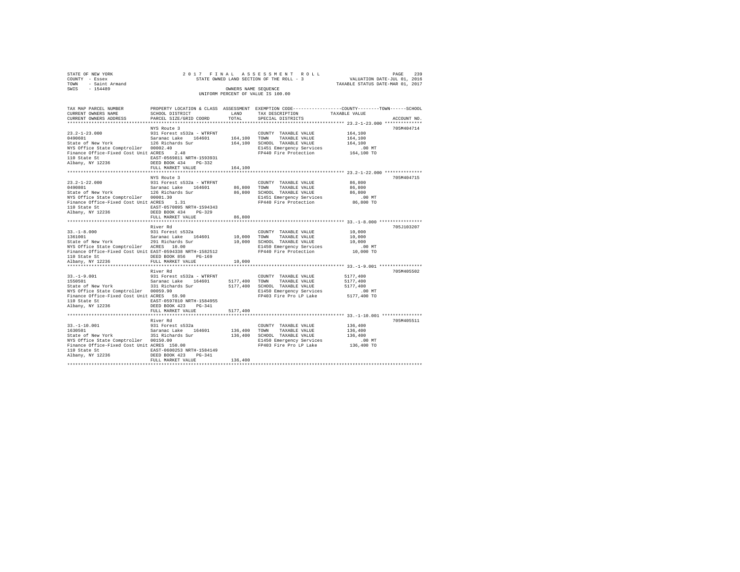STATE OF NEW YORK
COUNTY - Essex
TOWN - Saint Armand
SWIS - 154489

2017 FINAL ASSESSMENT ROLL
STATE OWNED LAND SECTION OF THE ROLL - 3
OWNERS NAME SEQUENCE
UNIFORM PERCENT OF VALUE IS 100.00

VALUATION DATE-JUL 01, 2016
TAXABLE STATUS DATE-MAR 01, 2017

| TAX MAP PARCEL NUMBER / CURRENT OWNERS NAME / CURRENT OWNERS ADDRESS | PROPERTY LOCATION & CLASS / SCHOOL DISTRICT / PARCEL SIZE/GRID COORD | ASSESSMENT LAND | TOTAL | EXEMPTION CODE / TAX DESCRIPTION / SPECIAL DISTRICTS | TAXABLE VALUE (COUNTY / TOWN / SCHOOL) | ACCOUNT NO. |
|---|---|---|---|---|---|---|
| 23.2-1-23.000 | NYS Route 3 | | | | | 705M404714 |
| 0490601 | 931 Forest s532a - WTRFNT | | | COUNTY TAXABLE VALUE | 164,100 | |
| State of New York | Saranac Lake 164601 | 164,100 | | TOWN TAXABLE VALUE | 164,100 | |
| NYS Office State Comptroller | 126 Richards Sur | | 164,100 | SCHOOL TAXABLE VALUE | 164,100 | |
| Finance Office-Fixed Cost Unit | 00002.40 | | | E1451 Emergency Services | .00 MT | |
| 110 State St | ACRES 2.48 | | | FP440 Fire Protection | 164,100 TO | |
| Albany, NY 12236 | EAST-0569811 NRTH-1593931 | | | | | |
| | DEED BOOK 434 PG-332 | | | | | |
| | FULL MARKET VALUE | | 164,100 | | | |
| 23.2-1-22.000 | NYS Route 3 | | | | | 705M404715 |
| 0490801 | 931 Forest s532a - WTRFNT | | | COUNTY TAXABLE VALUE | 86,800 | |
| State of New York | Saranac Lake 164601 | 86,800 | | TOWN TAXABLE VALUE | 86,800 | |
| NYS Office State Comptroller | 126 Richards Sur | | 86,800 | SCHOOL TAXABLE VALUE | 86,800 | |
| Finance Office-Fixed Cost Unit | 00001.30 | | | E1451 Emergency Services | .00 MT | |
| 110 State St | ACRES 1.31 | | | FP440 Fire Protection | 86,800 TO | |
| Albany, NY 12236 | EAST-0570095 NRTH-1594343 | | | | | |
| | DEED BOOK 434 PG-329 | | | | | |
| | FULL MARKET VALUE | | 86,800 | | | |
| 33.-1-8.000 | River Rd | | | | | 705J103207 |
| 1361001 | 931 Forest s532a | | | COUNTY TAXABLE VALUE | 10,000 | |
| State of New York | Saranac Lake 164601 | 10,000 | | TOWN TAXABLE VALUE | 10,000 | |
| NYS Office State Comptroller | 291 Richards Sur | | 10,000 | SCHOOL TAXABLE VALUE | 10,000 | |
| Finance Office-Fixed Cost Unit | ACRES 10.00 | | | E1450 Emergency Services | .00 MT | |
| 110 State St | EAST-0594338 NRTH-1582512 | | | FP440 Fire Protection | 10,000 TO | |
| Albany, NY 12236 | DEED BOOK 856 PG-169 | | | | | |
| | FULL MARKET VALUE | | 10,000 | | | |
| 33.-1-9.001 | River Rd | | | | | 705M405502 |
| 1550501 | 931 Forest s532a - WTRFNT | | | COUNTY TAXABLE VALUE | 5177,400 | |
| State of New York | Saranac Lake 164601 | 5177,400 | | TOWN TAXABLE VALUE | 5177,400 | |
| NYS Office State Comptroller | 331 Richards Sur | | 5177,400 | SCHOOL TAXABLE VALUE | 5177,400 | |
| Finance Office-Fixed Cost Unit | 00059.90 | | | E1450 Emergency Services | .00 MT | |
| 110 State St | ACRES 59.90 | | | FP403 Fire Pro LP Lake | 5177,400 TO | |
| Albany, NY 12236 | EAST-0597810 NRTH-1584955 | | | | | |
| | DEED BOOK 423 PG-341 | | | | | |
| | FULL MARKET VALUE | | 5177,400 | | | |
| 33.-1-10.001 | River Rd | | | | | 705M405511 |
| 1630501 | 931 Forest s532a | | | COUNTY TAXABLE VALUE | 136,400 | |
| State of New York | Saranac Lake 164601 | 136,400 | | TOWN TAXABLE VALUE | 136,400 | |
| NYS Office State Comptroller | 351 Richards Sur | | 136,400 | SCHOOL TAXABLE VALUE | 136,400 | |
| Finance Office-Fixed Cost Unit | 00150.00 | | | E1450 Emergency Services | .00 MT | |
| 110 State St | ACRES 150.00 | | | FP403 Fire Pro LP Lake | 136,400 TO | |
| Albany, NY 12236 | EAST-0600253 NRTH-1584149 | | | | | |
| | DEED BOOK 423 PG-341 | | | | | |
| | FULL MARKET VALUE | | 136,400 | | | |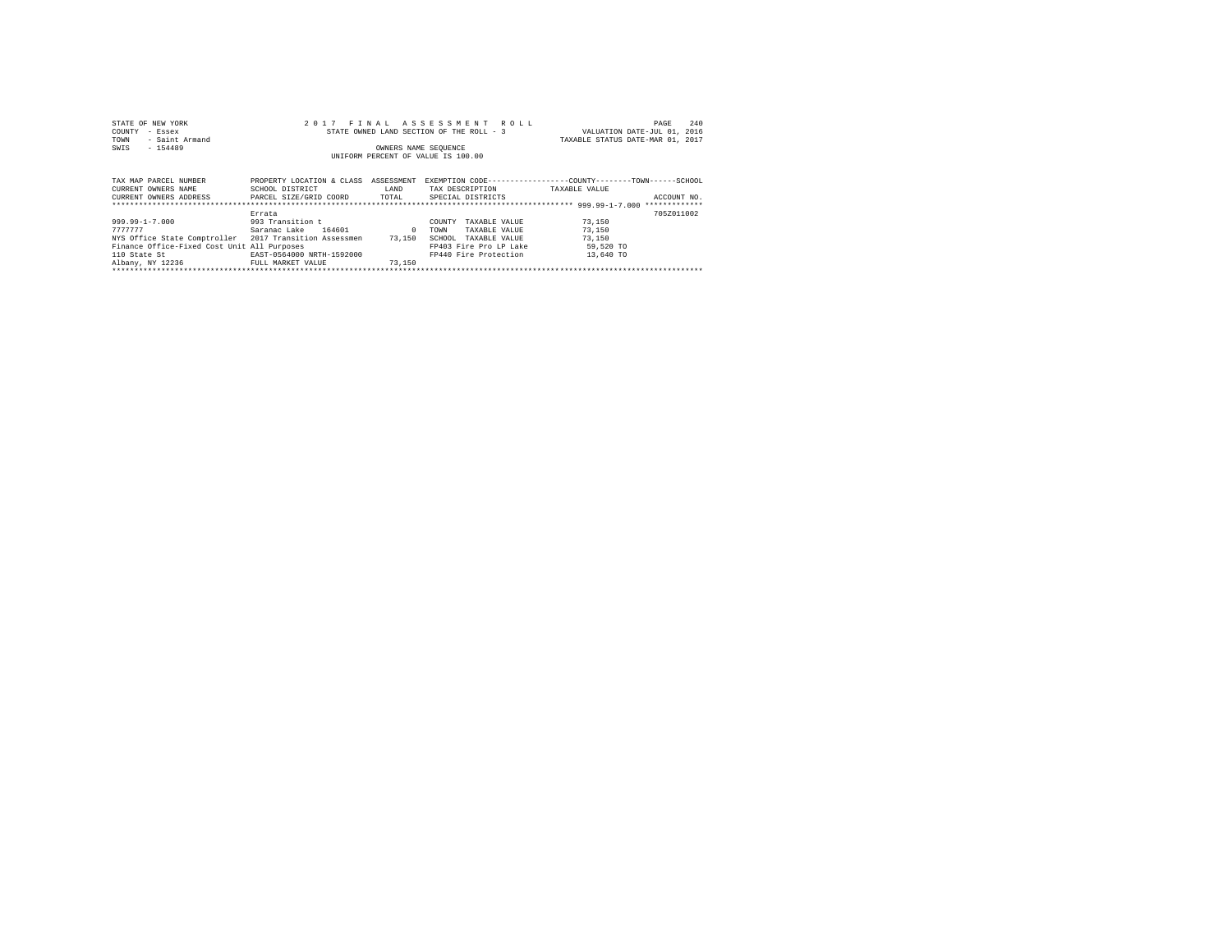STATE OF NEW YORK　　2 0 1 7　F I N A L　A S S E S S M E N T　R O L L
COUNTY - Essex　　STATE OWNED LAND SECTION OF THE ROLL - 3　　VALUATION DATE-JUL 01, 2016
TOWN - Saint Armand　　TAXABLE STATUS DATE-MAR 01, 2017
SWIS - 154489　　OWNERS NAME SEQUENCE
UNIFORM PERCENT OF VALUE IS 100.00

| TAX MAP PARCEL NUMBER / CURRENT OWNERS NAME / CURRENT OWNERS ADDRESS | PROPERTY LOCATION & CLASS / SCHOOL DISTRICT / PARCEL SIZE/GRID COORD | ASSESSMENT LAND / TOTAL | EXEMPTION CODE / TAX DESCRIPTION / SPECIAL DISTRICTS | COUNTY / TOWN / SCHOOL TAXABLE VALUE | ACCOUNT NO. |
|---|---|---|---|---|---|
| | Errata | | | | 705Z011002 |
| 999.99-1-7.000 | 993 Transition t | | COUNTY TAXABLE VALUE | 73,150 | |
| 7777777 | Saranac Lake 164601 | 0 | TOWN TAXABLE VALUE | 73,150 | |
| NYS Office State Comptroller | 2017 Transition Assessmen | 73,150 | SCHOOL TAXABLE VALUE | 73,150 | |
| Finance Office-Fixed Cost Unit | All Purposes | | FP403 Fire Pro LP Lake | 59,520 TO | |
| 110 State St | EAST-0564000 NRTH-1592000 | | FP440 Fire Protection | 13,640 TO | |
| Albany, NY 12236 | FULL MARKET VALUE | 73,150 | | | |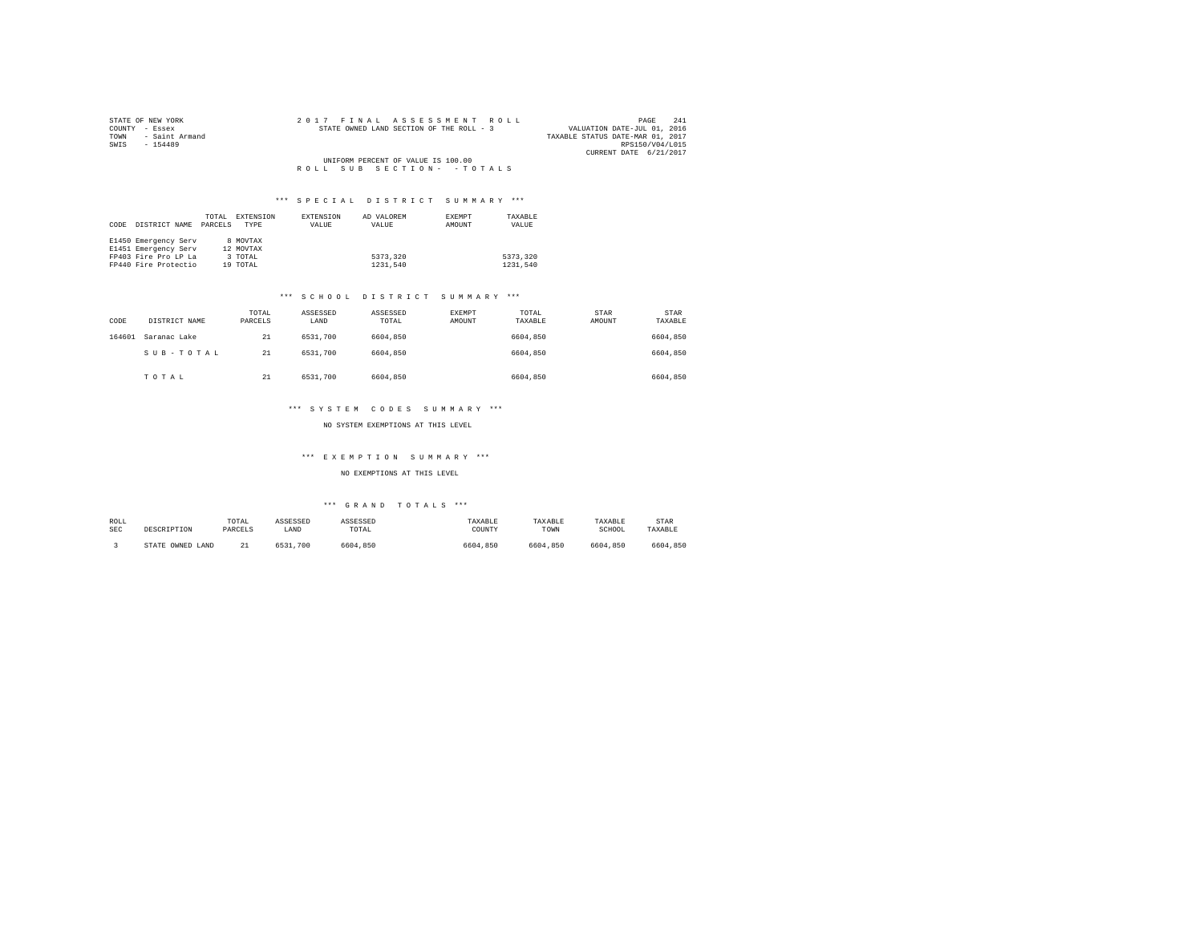STATE OF NEW YORK
COUNTY - Essex
TOWN - Saint Armand
SWIS - 154489

2 0 1 7 F I N A L A S S E S S M E N T R O L L
STATE OWNED LAND SECTION OF THE ROLL - 3

VALUATION DATE-JUL 01, 2016
TAXABLE STATUS DATE-MAR 01, 2017
RPS150/V04/L015
CURRENT DATE 6/21/2017

UNIFORM PERCENT OF VALUE IS 100.00

R O L L S U B S E C T I O N - - T O T A L S

### *** S P E C I A L D I S T R I C T S U M M A R Y ***

| CODE DISTRICT NAME | TOTAL PARCELS | EXTENSION TYPE | EXTENSION VALUE | AD VALOREM VALUE | EXEMPT AMOUNT | TAXABLE VALUE |
|---|---|---|---|---|---|---|
| E1450 Emergency Serv | 8 | MOVTAX | | | | |
| E1451 Emergency Serv | 12 | MOVTAX | | | | |
| FP403 Fire Pro LP La | 3 | TOTAL | | 5373,320 | | 5373,320 |
| FP440 Fire Protectio | 19 | TOTAL | | 1231,540 | | 1231,540 |

### *** S C H O O L D I S T R I C T S U M M A R Y ***

| CODE | DISTRICT NAME | TOTAL PARCELS | ASSESSED LAND | ASSESSED TOTAL | EXEMPT AMOUNT | TOTAL TAXABLE | STAR AMOUNT | STAR TAXABLE |
|---|---|---|---|---|---|---|---|---|
| 164601 | Saranac Lake | 21 | 6531,700 | 6604,850 | | 6604,850 | | 6604,850 |
| | S U B - T O T A L | 21 | 6531,700 | 6604,850 | | 6604,850 | | 6604,850 |
| | T O T A L | 21 | 6531,700 | 6604,850 | | 6604,850 | | 6604,850 |

### *** S Y S T E M C O D E S S U M M A R Y ***

NO SYSTEM EXEMPTIONS AT THIS LEVEL

### *** E X E M P T I O N S U M M A R Y ***

NO EXEMPTIONS AT THIS LEVEL

### *** G R A N D T O T A L S ***

| ROLL SEC | DESCRIPTION | TOTAL PARCELS | ASSESSED LAND | ASSESSED TOTAL | TAXABLE COUNTY | TAXABLE TOWN | TAXABLE SCHOOL | STAR TAXABLE |
|---|---|---|---|---|---|---|---|---|
| 3 | STATE OWNED LAND | 21 | 6531,700 | 6604,850 | 6604,850 | 6604,850 | 6604,850 | 6604,850 |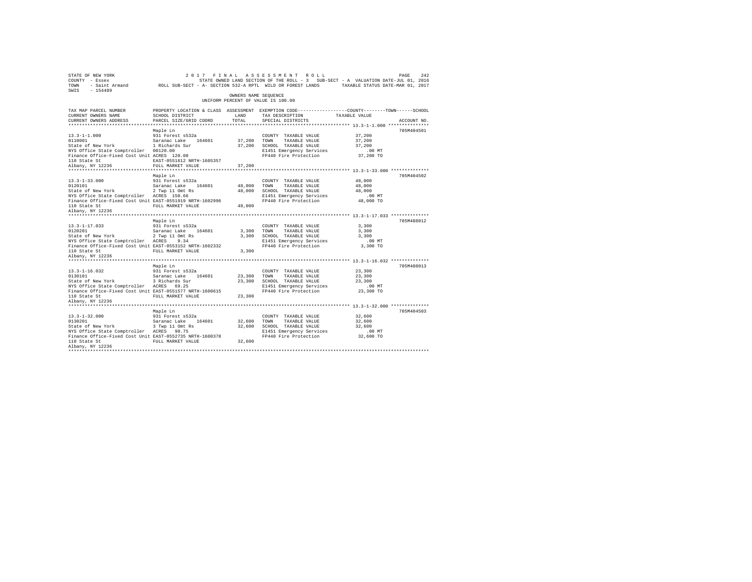STATE OF NEW YORK  2 0 1 7  F I N A L  A S S E S S M E N T  R O L L
COUNTY - Essex  STATE OWNED LAND SECTION OF THE ROLL - 3  SUB-SECT - A  VALUATION DATE-JUL 01, 2016
TOWN - Saint Armand  ROLL SUB-SECT - A- SECTION 532-A RPTL WILD OR FOREST LANDS  TAXABLE STATUS DATE-MAR 01, 2017
SWIS - 154489

OWNERS NAME SEQUENCE
UNIFORM PERCENT OF VALUE IS 100.00

```
TAX MAP PARCEL NUMBER          PROPERTY LOCATION & CLASS  ASSESSMENT  EXEMPTION CODE-----------------COUNTY--------TOWN------SCHOOL
CURRENT OWNERS NAME            SCHOOL DISTRICT             LAND        TAX DESCRIPTION             TAXABLE VALUE
CURRENT OWNERS ADDRESS         PARCEL SIZE/GRID COORD      TOTAL       SPECIAL DISTRICTS                                   ACCOUNT NO.
******************************************************************************************************* 13.3-1-1.000 ***************
                               Maple Ln                                                                                  705M404501
13.3-1-1.000                   931 Forest s532a                        COUNTY  TAXABLE VALUE          37,200
0110001                        Saranac Lake    164601      37,200      TOWN    TAXABLE VALUE          37,200
State of New York              1 Richards Sur              37,200      SCHOOL  TAXABLE VALUE          37,200
NYS Office State Comptroller   00120.00                                E1451 Emergency Services          .00 MT
Finance Office-Fixed Cost Unit ACRES 120.00                            FP440 Fire Protection          37,200 TO
110 State St                   EAST-0551612 NRTH-1605357
Albany, NY 12236               FULL MARKET VALUE           37,200
******************************************************************************************************* 13.3-1-33.000 **************
                               Maple Ln                                                                                  705M404502
13.3-1-33.000                  931 Forest s532a                        COUNTY  TAXABLE VALUE          48,000
0120101                        Saranac Lake    164601      48,000      TOWN    TAXABLE VALUE          48,000
State of New York              2 Twp 11 Omt Rs             48,000      SCHOOL  TAXABLE VALUE          48,000
NYS Office State Comptroller   ACRES 150.66                            E1451 Emergency Services          .00 MT
Finance Office-Fixed Cost Unit EAST-0551919 NRTH-1602996               FP440 Fire Protection          48,000 TO
110 State St                   FULL MARKET VALUE           48,000
Albany, NY 12236
******************************************************************************************************* 13.3-1-17.033 **************
                               Maple Ln                                                                                  705M488012
13.3-1-17.033                  931 Forest s532a                        COUNTY  TAXABLE VALUE           3,300
0120201                        Saranac Lake    164601       3,300      TOWN    TAXABLE VALUE           3,300
State of New York              2 Twp 11 Omt Rs              3,300      SCHOOL  TAXABLE VALUE           3,300
NYS Office State Comptroller   ACRES   9.34                            E1451 Emergency Services          .00 MT
Finance Office-Fixed Cost Unit EAST-0553152 NRTH-1602332               FP440 Fire Protection           3,300 TO
110 State St                   FULL MARKET VALUE            3,300
Albany, NY 12236
******************************************************************************************************* 13.3-1-16.032 **************
                               Maple Ln                                                                                  705M488013
13.3-1-16.032                  931 Forest s532a                        COUNTY  TAXABLE VALUE          23,300
0130101                        Saranac Lake    164601      23,300      TOWN    TAXABLE VALUE          23,300
State of New York              3 Richards Sur              23,300      SCHOOL  TAXABLE VALUE          23,300
NYS Office State Comptroller   ACRES  69.25                            E1451 Emergency Services          .00 MT
Finance Office-Fixed Cost Unit EAST-0551577 NRTH-1600615               FP440 Fire Protection          23,300 TO
110 State St                   FULL MARKET VALUE           23,300
Albany, NY 12236
******************************************************************************************************* 13.3-1-32.000 **************
                               Maple Ln                                                                                  705M404503
13.3-1-32.000                  931 Forest s532a                        COUNTY  TAXABLE VALUE          32,600
0130201                        Saranac Lake    164601      32,600      TOWN    TAXABLE VALUE          32,600
State of New York              3 Twp 11 Omt Rs             32,600      SCHOOL  TAXABLE VALUE          32,600
NYS Office State Comptroller   ACRES  90.75                            E1451 Emergency Services          .00 MT
Finance Office-Fixed Cost Unit EAST-0552735 NRTH-1600378               FP440 Fire Protection          32,600 TO
110 State St                   FULL MARKET VALUE           32,600
Albany, NY 12236
************************************************************************************************************************************
```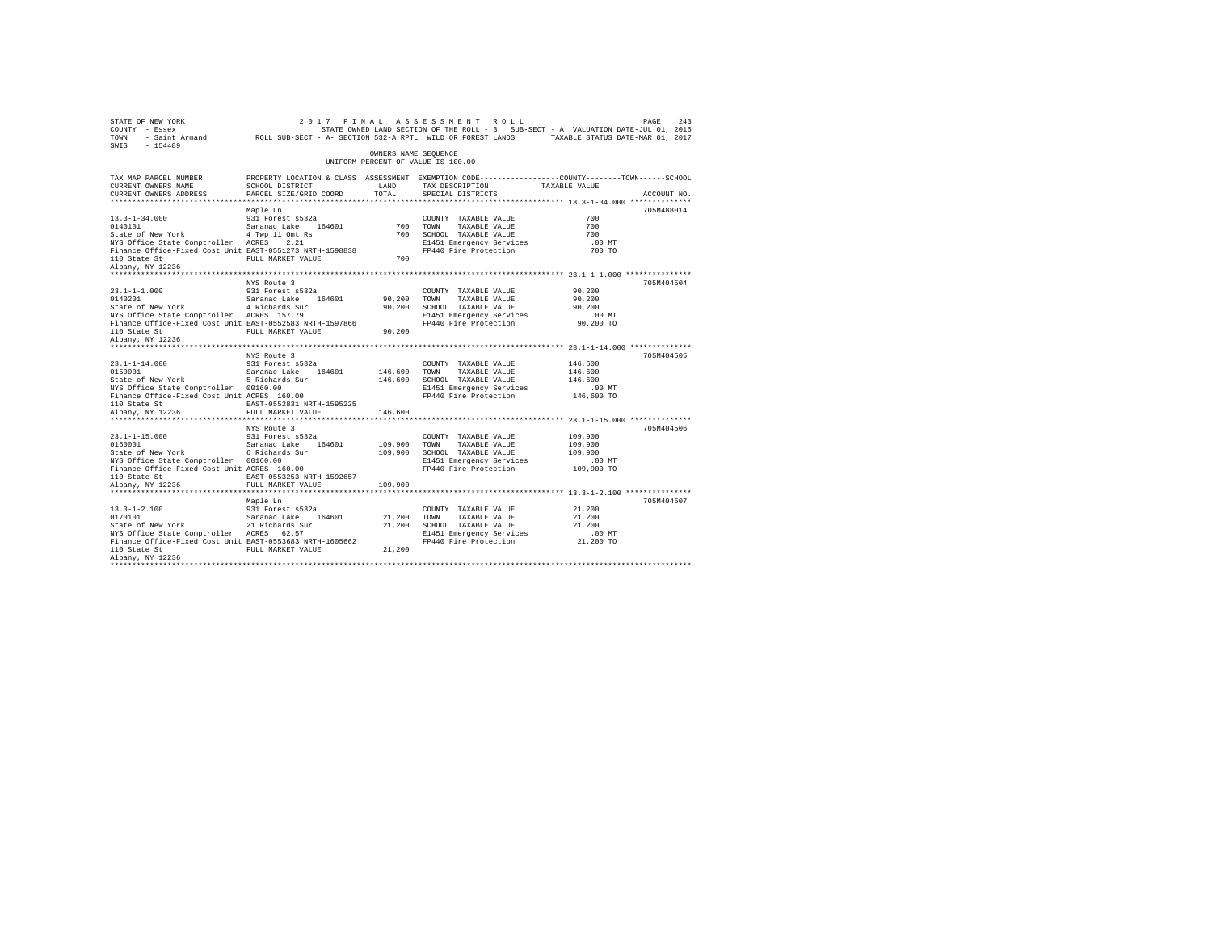STATE OF NEW YORK  2 0 1 7  F I N A L  A S S E S S M E N T  R O L L
COUNTY - Essex  STATE OWNED LAND SECTION OF THE ROLL - 3  SUB-SECT - A  VALUATION DATE-JUL 01, 2016
TOWN - Saint Armand  ROLL SUB-SECT - A- SECTION 532-A RPTL WILD OR FOREST LANDS  TAXABLE STATUS DATE-MAR 01, 2017
SWIS - 154489

OWNERS NAME SEQUENCE
UNIFORM PERCENT OF VALUE IS 100.00

```
TAX MAP PARCEL NUMBER          PROPERTY LOCATION & CLASS  ASSESSMENT  EXEMPTION CODE-----------------COUNTY--------TOWN------SCHOOL
CURRENT OWNERS NAME            SCHOOL DISTRICT              LAND      TAX DESCRIPTION            TAXABLE VALUE
CURRENT OWNERS ADDRESS         PARCEL SIZE/GRID COORD       TOTAL     SPECIAL DISTRICTS                                  ACCOUNT NO.
******************************************************************************************************* 13.3-1-34.000 **************
                               Maple Ln                                                                              705M488014
13.3-1-34.000                  931 Forest s532a                       COUNTY  TAXABLE VALUE             700
0140101                        Saranac Lake    164601        700      TOWN    TAXABLE VALUE             700
State of New York              4 Twp 11 Omt Rs               700      SCHOOL  TAXABLE VALUE             700
NYS Office State Comptroller   ACRES    2.21                          E1451 Emergency Services          .00 MT
Finance Office-Fixed Cost Unit EAST-0551273 NRTH-1598838              FP440 Fire Protection             700 TO
110 State St                   FULL MARKET VALUE             700
Albany, NY 12236
******************************************************************************************************* 23.1-1-1.000 ***************
                               NYS Route 3                                                                           705M404504
23.1-1-1.000                   931 Forest s532a                       COUNTY  TAXABLE VALUE          90,200
0140201                        Saranac Lake    164601      90,200     TOWN    TAXABLE VALUE          90,200
State of New York              4 Richards Sur              90,200     SCHOOL  TAXABLE VALUE          90,200
NYS Office State Comptroller   ACRES  157.79                          E1451 Emergency Services          .00 MT
Finance Office-Fixed Cost Unit EAST-0552583 NRTH-1597866              FP440 Fire Protection          90,200 TO
110 State St                   FULL MARKET VALUE           90,200
Albany, NY 12236
******************************************************************************************************* 23.1-1-14.000 **************
                               NYS Route 3                                                                           705M404505
23.1-1-14.000                  931 Forest s532a                       COUNTY  TAXABLE VALUE         146,600
0150001                        Saranac Lake    164601     146,600     TOWN    TAXABLE VALUE         146,600
State of New York              5 Richards Sur             146,600     SCHOOL  TAXABLE VALUE         146,600
NYS Office State Comptroller   00160.00                               E1451 Emergency Services          .00 MT
Finance Office-Fixed Cost Unit ACRES  160.00                          FP440 Fire Protection         146,600 TO
110 State St                   EAST-0552831 NRTH-1595225
Albany, NY 12236               FULL MARKET VALUE          146,600
******************************************************************************************************* 23.1-1-15.000 **************
                               NYS Route 3                                                                           705M404506
23.1-1-15.000                  931 Forest s532a                       COUNTY  TAXABLE VALUE         109,900
0160001                        Saranac Lake    164601     109,900     TOWN    TAXABLE VALUE         109,900
State of New York              6 Richards Sur             109,900     SCHOOL  TAXABLE VALUE         109,900
NYS Office State Comptroller   00160.00                               E1451 Emergency Services          .00 MT
Finance Office-Fixed Cost Unit ACRES  160.00                          FP440 Fire Protection         109,900 TO
110 State St                   EAST-0553253 NRTH-1592657
Albany, NY 12236               FULL MARKET VALUE          109,900
******************************************************************************************************* 13.3-1-2.100 ***************
                               Maple Ln                                                                              705M404507
13.3-1-2.100                   931 Forest s532a                       COUNTY  TAXABLE VALUE          21,200
0170101                        Saranac Lake    164601      21,200     TOWN    TAXABLE VALUE          21,200
State of New York              21 Richards Sur             21,200     SCHOOL  TAXABLE VALUE          21,200
NYS Office State Comptroller   ACRES   62.57                          E1451 Emergency Services          .00 MT
Finance Office-Fixed Cost Unit EAST-0553683 NRTH-1605662              FP440 Fire Protection          21,200 TO
110 State St                   FULL MARKET VALUE           21,200
Albany, NY 12236
************************************************************************************************************************************
```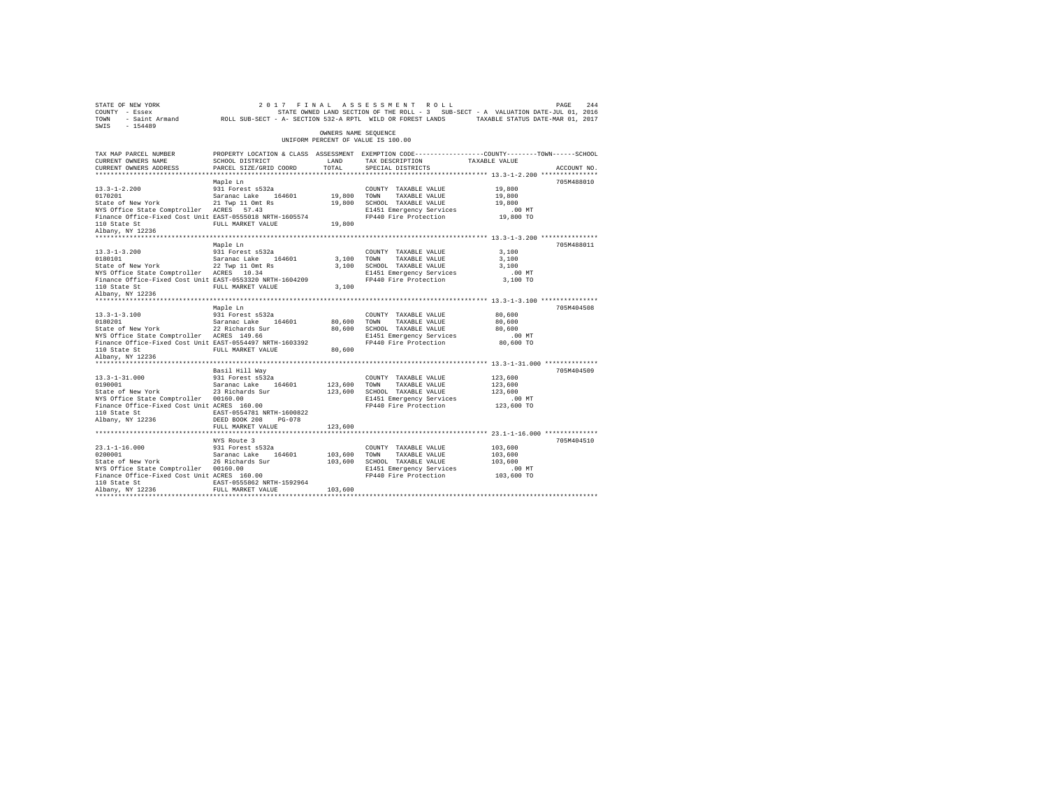STATE OF NEW YORK 2 0 1 7 F I N A L A S S E S S M E N T R O L L
COUNTY - Essex STATE OWNED LAND SECTION OF THE ROLL - 3 SUB-SECT - A VALUATION DATE-JUL 01, 2016
TOWN - Saint Armand ROLL SUB-SECT - A- SECTION 532-A RPTL WILD OR FOREST LANDS TAXABLE STATUS DATE-MAR 01, 2017
SWIS - 154489

OWNERS NAME SEQUENCE
UNIFORM PERCENT OF VALUE IS 100.00

```
TAX MAP PARCEL NUMBER          PROPERTY LOCATION & CLASS  ASSESSMENT  EXEMPTION CODE-----------------COUNTY--------TOWN------SCHOOL
CURRENT OWNERS NAME            SCHOOL DISTRICT              LAND      TAX DESCRIPTION             TAXABLE VALUE
CURRENT OWNERS ADDRESS         PARCEL SIZE/GRID COORD       TOTAL     SPECIAL DISTRICTS                                  ACCOUNT NO.
******************************************************************************************************* 13.3-1-2.200 ***************
                               Maple Ln                                                                                705M488010
13.3-1-2.200                   931 Forest s532a                       COUNTY  TAXABLE VALUE           19,800
0170201                        Saranac Lake    164601      19,800     TOWN    TAXABLE VALUE           19,800
State of New York              21 Twp 11 Omt Rs            19,800     SCHOOL  TAXABLE VALUE           19,800
NYS Office State Comptroller   ACRES   57.43                          E1451 Emergency Services           .00 MT
Finance Office-Fixed Cost Unit EAST-0555018 NRTH-1605574              FP440 Fire Protection           19,800 TO
110 State St                   FULL MARKET VALUE           19,800
Albany, NY 12236
******************************************************************************************************* 13.3-1-3.200 ***************
                               Maple Ln                                                                                705M488011
13.3-1-3.200                   931 Forest s532a                       COUNTY  TAXABLE VALUE            3,100
0180101                        Saranac Lake    164601       3,100     TOWN    TAXABLE VALUE            3,100
State of New York              22 Twp 11 Omt Rs             3,100     SCHOOL  TAXABLE VALUE            3,100
NYS Office State Comptroller   ACRES   10.34                          E1451 Emergency Services           .00 MT
Finance Office-Fixed Cost Unit EAST-0553320 NRTH-1604209              FP440 Fire Protection            3,100 TO
110 State St                   FULL MARKET VALUE            3,100
Albany, NY 12236
******************************************************************************************************* 13.3-1-3.100 ***************
                               Maple Ln                                                                                705M404508
13.3-1-3.100                   931 Forest s532a                       COUNTY  TAXABLE VALUE           80,600
0180201                        Saranac Lake    164601      80,600     TOWN    TAXABLE VALUE           80,600
State of New York              22 Richards Sur             80,600     SCHOOL  TAXABLE VALUE           80,600
NYS Office State Comptroller   ACRES  149.66                          E1451 Emergency Services           .00 MT
Finance Office-Fixed Cost Unit EAST-0554497 NRTH-1603392              FP440 Fire Protection           80,600 TO
110 State St                   FULL MARKET VALUE           80,600
Albany, NY 12236
******************************************************************************************************* 13.3-1-31.000 **************
                               Basil Hill Way                                                                          705M404509
13.3-1-31.000                  931 Forest s532a                       COUNTY  TAXABLE VALUE          123,600
0190001                        Saranac Lake    164601     123,600     TOWN    TAXABLE VALUE          123,600
State of New York              23 Richards Sur            123,600     SCHOOL  TAXABLE VALUE          123,600
NYS Office State Comptroller   00160.00                               E1451 Emergency Services           .00 MT
Finance Office-Fixed Cost Unit ACRES  160.00                          FP440 Fire Protection          123,600 TO
110 State St                   EAST-0554781 NRTH-1600822
Albany, NY 12236               DEED BOOK 208    PG-078
                               FULL MARKET VALUE          123,600
******************************************************************************************************* 23.1-1-16.000 **************
                               NYS Route 3                                                                             705M404510
23.1-1-16.000                  931 Forest s532a                       COUNTY  TAXABLE VALUE          103,600
0200001                        Saranac Lake    164601     103,600     TOWN    TAXABLE VALUE          103,600
State of New York              26 Richards Sur            103,600     SCHOOL  TAXABLE VALUE          103,600
NYS Office State Comptroller   00160.00                               E1451 Emergency Services           .00 MT
Finance Office-Fixed Cost Unit ACRES  160.00                          FP440 Fire Protection          103,600 TO
110 State St                   EAST-0555862 NRTH-1592964
Albany, NY 12236               FULL MARKET VALUE          103,600
************************************************************************************************************************************
```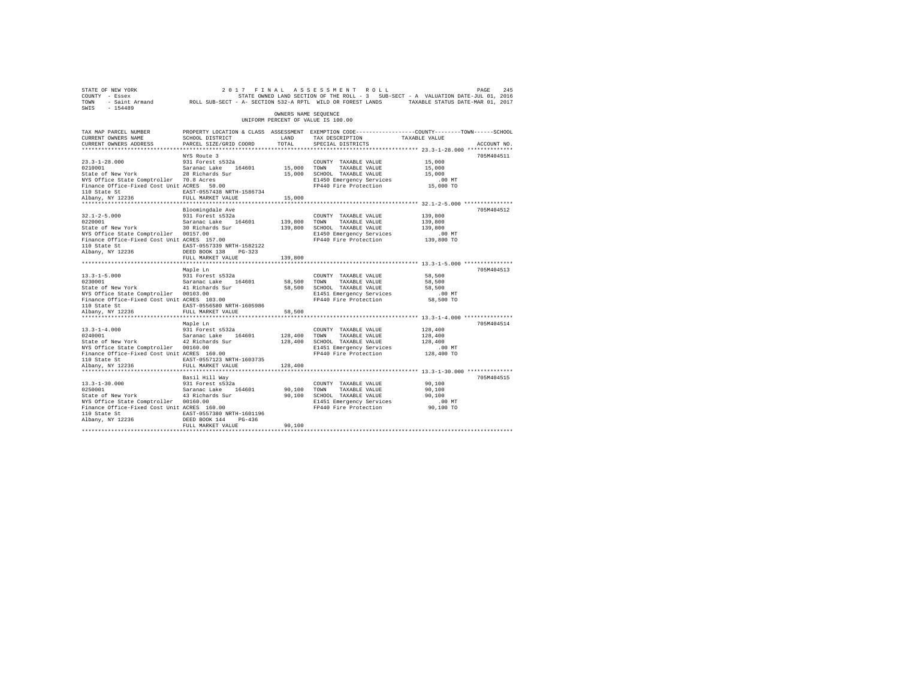STATE OF NEW YORK 2017 FINAL ASSESSMENT ROLL
COUNTY - Essex STATE OWNED LAND SECTION OF THE ROLL - 3 SUB-SECT - A VALUATION DATE-JUL 01, 2016
TOWN - Saint Armand ROLL SUB-SECT - A- SECTION 532-A RPTL WILD OR FOREST LANDS TAXABLE STATUS DATE-MAR 01, 2017
SWIS - 154489

OWNERS NAME SEQUENCE
UNIFORM PERCENT OF VALUE IS 100.00

| TAX MAP PARCEL NUMBER / CURRENT OWNERS NAME / CURRENT OWNERS ADDRESS | PROPERTY LOCATION & CLASS / SCHOOL DISTRICT / PARCEL SIZE/GRID COORD | ASSESSMENT LAND | TOTAL | EXEMPTION CODE / TAX DESCRIPTION / SPECIAL DISTRICTS | COUNTY / TOWN / SCHOOL TAXABLE VALUE | ACCOUNT NO. |
|---|---|---|---|---|---|---|
| 23.3-1-28.000 | NYS Route 3 | | | | | 705M404511 |
| 23.3-1-28.000 | 931 Forest s532a | | | COUNTY TAXABLE VALUE | 15,000 | |
| 0210001 | Saranac Lake 164601 | 15,000 | | TOWN TAXABLE VALUE | 15,000 | |
| State of New York | 28 Richards Sur | | 15,000 | SCHOOL TAXABLE VALUE | 15,000 | |
| NYS Office State Comptroller | 70.8 Acres | | | E1450 Emergency Services | .00 MT | |
| Finance Office-Fixed Cost Unit | ACRES 50.00 | | | FP440 Fire Protection | 15,000 TO | |
| 110 State St | EAST-0557438 NRTH-1586734 | | | | | |
| Albany, NY 12236 | FULL MARKET VALUE | | 15,000 | | | |
| 32.1-2-5.000 | Bloomingdale Ave | | | | | 705M404512 |
| 32.1-2-5.000 | 931 Forest s532a | | | COUNTY TAXABLE VALUE | 139,800 | |
| 0220001 | Saranac Lake 164601 | 139,800 | | TOWN TAXABLE VALUE | 139,800 | |
| State of New York | 30 Richards Sur | | 139,800 | SCHOOL TAXABLE VALUE | 139,800 | |
| NYS Office State Comptroller | 00157.00 | | | E1450 Emergency Services | .00 MT | |
| Finance Office-Fixed Cost Unit | ACRES 157.00 | | | FP440 Fire Protection | 139,800 TO | |
| 110 State St | EAST-0557339 NRTH-1582122 | | | | | |
| Albany, NY 12236 | DEED BOOK 138 PG-323 | | | | | |
| | FULL MARKET VALUE | | 139,800 | | | |
| 13.3-1-5.000 | Maple Ln | | | | | 705M404513 |
| 13.3-1-5.000 | 931 Forest s532a | | | COUNTY TAXABLE VALUE | 58,500 | |
| 0230001 | Saranac Lake 164601 | 58,500 | | TOWN TAXABLE VALUE | 58,500 | |
| State of New York | 41 Richards Sur | | 58,500 | SCHOOL TAXABLE VALUE | 58,500 | |
| NYS Office State Comptroller | 00103.00 | | | E1451 Emergency Services | .00 MT | |
| Finance Office-Fixed Cost Unit | ACRES 103.00 | | | FP440 Fire Protection | 58,500 TO | |
| 110 State St | EAST-0556580 NRTH-1605986 | | | | | |
| Albany, NY 12236 | FULL MARKET VALUE | | 58,500 | | | |
| 13.3-1-4.000 | Maple Ln | | | | | 705M404514 |
| 13.3-1-4.000 | 931 Forest s532a | | | COUNTY TAXABLE VALUE | 128,400 | |
| 0240001 | Saranac Lake 164601 | 128,400 | | TOWN TAXABLE VALUE | 128,400 | |
| State of New York | 42 Richards Sur | | 128,400 | SCHOOL TAXABLE VALUE | 128,400 | |
| NYS Office State Comptroller | 00160.00 | | | E1451 Emergency Services | .00 MT | |
| Finance Office-Fixed Cost Unit | ACRES 160.00 | | | FP440 Fire Protection | 128,400 TO | |
| 110 State St | EAST-0557123 NRTH-1603735 | | | | | |
| Albany, NY 12236 | FULL MARKET VALUE | | 128,400 | | | |
| 13.3-1-30.000 | Basil Hill Way | | | | | 705M404515 |
| 13.3-1-30.000 | 931 Forest s532a | | | COUNTY TAXABLE VALUE | 90,100 | |
| 0250001 | Saranac Lake 164601 | 90,100 | | TOWN TAXABLE VALUE | 90,100 | |
| State of New York | 43 Richards Sur | | 90,100 | SCHOOL TAXABLE VALUE | 90,100 | |
| NYS Office State Comptroller | 00160.00 | | | E1451 Emergency Services | .00 MT | |
| Finance Office-Fixed Cost Unit | ACRES 160.00 | | | FP440 Fire Protection | 90,100 TO | |
| 110 State St | EAST-0557380 NRTH-1601196 | | | | | |
| Albany, NY 12236 | DEED BOOK 144 PG-436 | | | | | |
| | FULL MARKET VALUE | | 90,100 | | | |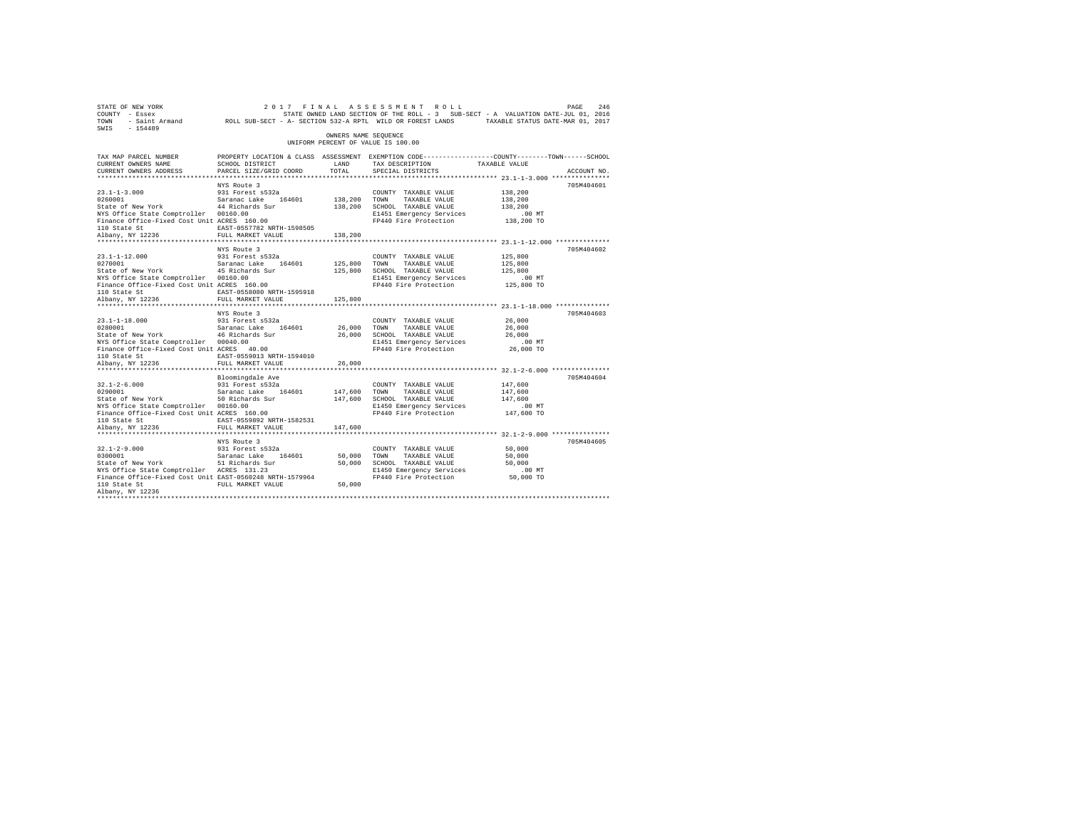STATE OF NEW YORK 2017 FINAL ASSESSMENT ROLL
COUNTY - Essex STATE OWNED LAND SECTION OF THE ROLL - 3 SUB-SECT - A VALUATION DATE-JUL 01, 2016
TOWN - Saint Armand ROLL SUB-SECT - A- SECTION 532-A RPTL WILD OR FOREST LANDS TAXABLE STATUS DATE-MAR 01, 2017
SWIS - 154489

OWNERS NAME SEQUENCE
UNIFORM PERCENT OF VALUE IS 100.00

| TAX MAP PARCEL NUMBER / CURRENT OWNERS NAME / CURRENT OWNERS ADDRESS | PROPERTY LOCATION & CLASS / SCHOOL DISTRICT / PARCEL SIZE/GRID COORD | ASSESSMENT LAND / TOTAL | EXEMPTION CODE / TAX DESCRIPTION / SPECIAL DISTRICTS | COUNTY--------TOWN------SCHOOL TAXABLE VALUE | ACCOUNT NO. |
|---|---|---|---|---|---|
| 23.1-1-3.000 | NYS Route 3 | | | | 705M404601 |
| 23.1-1-3.000 | 931 Forest s532a | | COUNTY TAXABLE VALUE | 138,200 | |
| 0260001 | Saranac Lake 164601 | 138,200 | TOWN TAXABLE VALUE | 138,200 | |
| State of New York | 44 Richards Sur | 138,200 | SCHOOL TAXABLE VALUE | 138,200 | |
| NYS Office State Comptroller | 00160.00 | | E1451 Emergency Services | .00 MT | |
| Finance Office-Fixed Cost Unit | ACRES 160.00 | | FP440 Fire Protection | 138,200 TO | |
| 110 State St | EAST-0557782 NRTH-1598505 | | | | |
| Albany, NY 12236 | FULL MARKET VALUE | 138,200 | | | |
| 23.1-1-12.000 | NYS Route 3 | | | | 705M404602 |
| 23.1-1-12.000 | 931 Forest s532a | | COUNTY TAXABLE VALUE | 125,800 | |
| 0270001 | Saranac Lake 164601 | 125,800 | TOWN TAXABLE VALUE | 125,800 | |
| State of New York | 45 Richards Sur | 125,800 | SCHOOL TAXABLE VALUE | 125,800 | |
| NYS Office State Comptroller | 00160.00 | | E1451 Emergency Services | .00 MT | |
| Finance Office-Fixed Cost Unit | ACRES 160.00 | | FP440 Fire Protection | 125,800 TO | |
| 110 State St | EAST-0558080 NRTH-1595918 | | | | |
| Albany, NY 12236 | FULL MARKET VALUE | 125,800 | | | |
| 23.1-1-18.000 | NYS Route 3 | | | | 705M404603 |
| 23.1-1-18.000 | 931 Forest s532a | | COUNTY TAXABLE VALUE | 26,000 | |
| 0280001 | Saranac Lake 164601 | 26,000 | TOWN TAXABLE VALUE | 26,000 | |
| State of New York | 46 Richards Sur | 26,000 | SCHOOL TAXABLE VALUE | 26,000 | |
| NYS Office State Comptroller | 00040.00 | | E1451 Emergency Services | .00 MT | |
| Finance Office-Fixed Cost Unit | ACRES 40.00 | | FP440 Fire Protection | 26,000 TO | |
| 110 State St | EAST-0559013 NRTH-1594010 | | | | |
| Albany, NY 12236 | FULL MARKET VALUE | 26,000 | | | |
| 32.1-2-6.000 | Bloomingdale Ave | | | | 705M404604 |
| 32.1-2-6.000 | 931 Forest s532a | | COUNTY TAXABLE VALUE | 147,600 | |
| 0290001 | Saranac Lake 164601 | 147,600 | TOWN TAXABLE VALUE | 147,600 | |
| State of New York | 50 Richards Sur | 147,600 | SCHOOL TAXABLE VALUE | 147,600 | |
| NYS Office State Comptroller | 00160.00 | | E1450 Emergency Services | .00 MT | |
| Finance Office-Fixed Cost Unit | ACRES 160.00 | | FP440 Fire Protection | 147,600 TO | |
| 110 State St | EAST-0559892 NRTH-1582531 | | | | |
| Albany, NY 12236 | FULL MARKET VALUE | 147,600 | | | |
| 32.1-2-9.000 | NYS Route 3 | | | | 705M404605 |
| 32.1-2-9.000 | 931 Forest s532a | | COUNTY TAXABLE VALUE | 50,000 | |
| 0300001 | Saranac Lake 164601 | 50,000 | TOWN TAXABLE VALUE | 50,000 | |
| State of New York | 51 Richards Sur | 50,000 | SCHOOL TAXABLE VALUE | 50,000 | |
| NYS Office State Comptroller | ACRES 131.23 | | E1450 Emergency Services | .00 MT | |
| Finance Office-Fixed Cost Unit | EAST-0560248 NRTH-1579964 | | FP440 Fire Protection | 50,000 TO | |
| 110 State St | FULL MARKET VALUE | 50,000 | | | |
| Albany, NY 12236 | | | | | |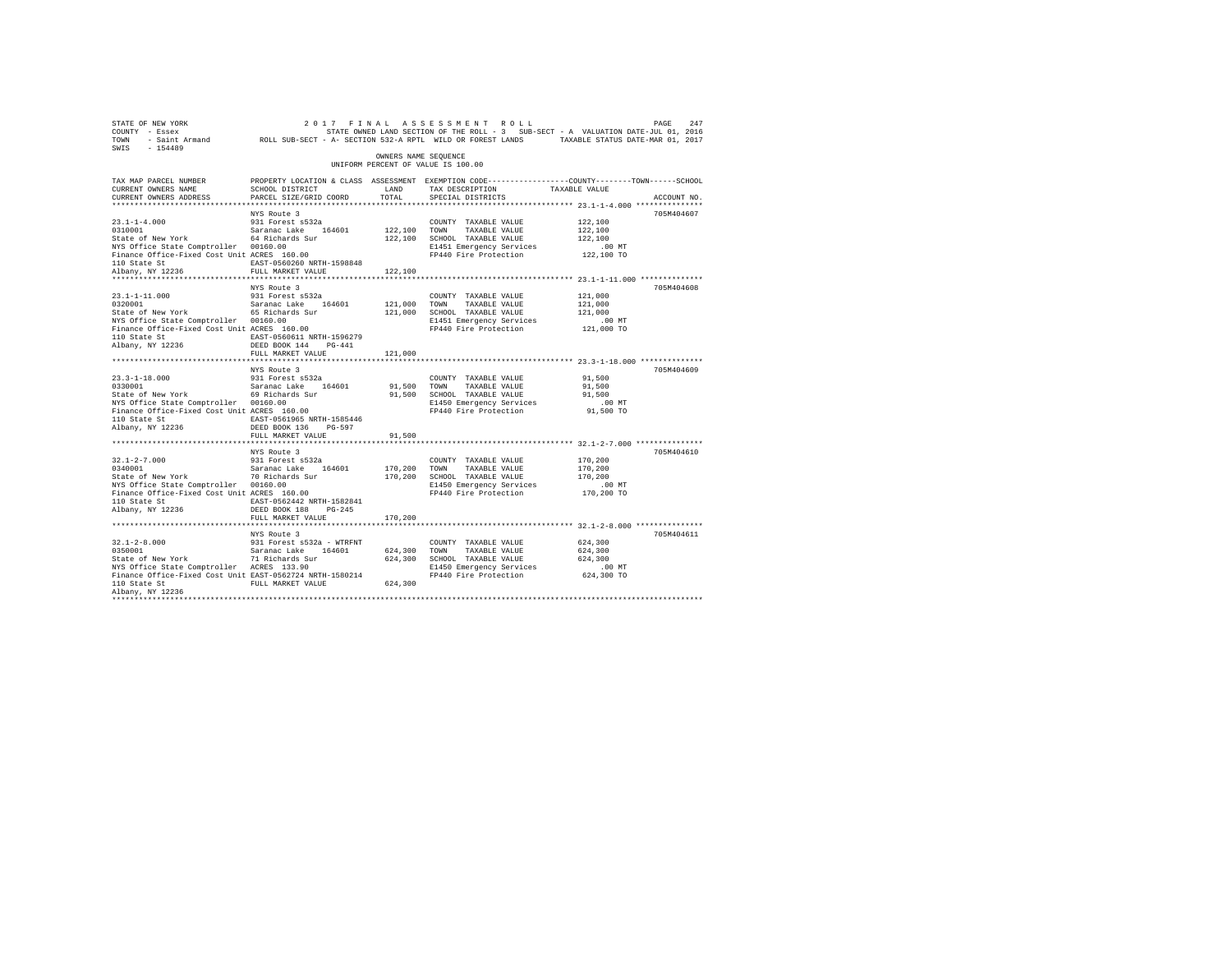STATE OF NEW YORK 2017 FINAL ASSESSMENT ROLL
COUNTY - Essex STATE OWNED LAND SECTION OF THE ROLL - 3 SUB-SECT - A VALUATION DATE-JUL 01, 2016
TOWN - Saint Armand ROLL SUB-SECT - A- SECTION 532-A RPTL WILD OR FOREST LANDS TAXABLE STATUS DATE-MAR 01, 2017
SWIS - 154489

OWNERS NAME SEQUENCE
UNIFORM PERCENT OF VALUE IS 100.00

| TAX MAP PARCEL NUMBER / CURRENT OWNERS NAME / CURRENT OWNERS ADDRESS | PROPERTY LOCATION & CLASS / SCHOOL DISTRICT / PARCEL SIZE/GRID COORD | ASSESSMENT LAND / TOTAL | EXEMPTION CODE / TAX DESCRIPTION / SPECIAL DISTRICTS | COUNTY / TOWN / SCHOOL TAXABLE VALUE | ACCOUNT NO. |
|---|---|---|---|---|---|
| 23.1-1-4.000 | NYS Route 3 | | | | 705M404607 |
| | 931 Forest s532a | | COUNTY TAXABLE VALUE | 122,100 | |
| 0310001 | Saranac Lake 164601 | 122,100 | TOWN TAXABLE VALUE | 122,100 | |
| State of New York | 64 Richards Sur | 122,100 | SCHOOL TAXABLE VALUE | 122,100 | |
| NYS Office State Comptroller | 00160.00 | | E1451 Emergency Services | .00 MT | |
| Finance Office-Fixed Cost Unit | ACRES 160.00 | | FP440 Fire Protection | 122,100 TO | |
| 110 State St | EAST-0560260 NRTH-1598848 | | | | |
| Albany, NY 12236 | FULL MARKET VALUE | 122,100 | | | |
| 23.1-1-11.000 | NYS Route 3 | | | | 705M404608 |
| | 931 Forest s532a | | COUNTY TAXABLE VALUE | 121,000 | |
| 0320001 | Saranac Lake 164601 | 121,000 | TOWN TAXABLE VALUE | 121,000 | |
| State of New York | 65 Richards Sur | 121,000 | SCHOOL TAXABLE VALUE | 121,000 | |
| NYS Office State Comptroller | 00160.00 | | E1451 Emergency Services | .00 MT | |
| Finance Office-Fixed Cost Unit | ACRES 160.00 | | FP440 Fire Protection | 121,000 TO | |
| 110 State St | EAST-0560611 NRTH-1596279 | | | | |
| Albany, NY 12236 | DEED BOOK 144 PG-441 | | | | |
| | FULL MARKET VALUE | 121,000 | | | |
| 23.3-1-18.000 | NYS Route 3 | | | | 705M404609 |
| | 931 Forest s532a | | COUNTY TAXABLE VALUE | 91,500 | |
| 0330001 | Saranac Lake 164601 | 91,500 | TOWN TAXABLE VALUE | 91,500 | |
| State of New York | 69 Richards Sur | 91,500 | SCHOOL TAXABLE VALUE | 91,500 | |
| NYS Office State Comptroller | 00160.00 | | E1450 Emergency Services | .00 MT | |
| Finance Office-Fixed Cost Unit | ACRES 160.00 | | FP440 Fire Protection | 91,500 TO | |
| 110 State St | EAST-0561965 NRTH-1585446 | | | | |
| Albany, NY 12236 | DEED BOOK 136 PG-597 | | | | |
| | FULL MARKET VALUE | 91,500 | | | |
| 32.1-2-7.000 | NYS Route 3 | | | | 705M404610 |
| | 931 Forest s532a | | COUNTY TAXABLE VALUE | 170,200 | |
| 0340001 | Saranac Lake 164601 | 170,200 | TOWN TAXABLE VALUE | 170,200 | |
| State of New York | 70 Richards Sur | 170,200 | SCHOOL TAXABLE VALUE | 170,200 | |
| NYS Office State Comptroller | 00160.00 | | E1450 Emergency Services | .00 MT | |
| Finance Office-Fixed Cost Unit | ACRES 160.00 | | FP440 Fire Protection | 170,200 TO | |
| 110 State St | EAST-0562442 NRTH-1582841 | | | | |
| Albany, NY 12236 | DEED BOOK 188 PG-245 | | | | |
| | FULL MARKET VALUE | 170,200 | | | |
| 32.1-2-8.000 | NYS Route 3 | | | | 705M404611 |
| | 931 Forest s532a - WTRFNT | | COUNTY TAXABLE VALUE | 624,300 | |
| 0350001 | Saranac Lake 164601 | 624,300 | TOWN TAXABLE VALUE | 624,300 | |
| State of New York | 71 Richards Sur | 624,300 | SCHOOL TAXABLE VALUE | 624,300 | |
| NYS Office State Comptroller | ACRES 133.90 | | E1450 Emergency Services | .00 MT | |
| Finance Office-Fixed Cost Unit | EAST-0562724 NRTH-1580214 | | FP440 Fire Protection | 624,300 TO | |
| 110 State St | FULL MARKET VALUE | 624,300 | | | |
| Albany, NY 12236 | | | | | |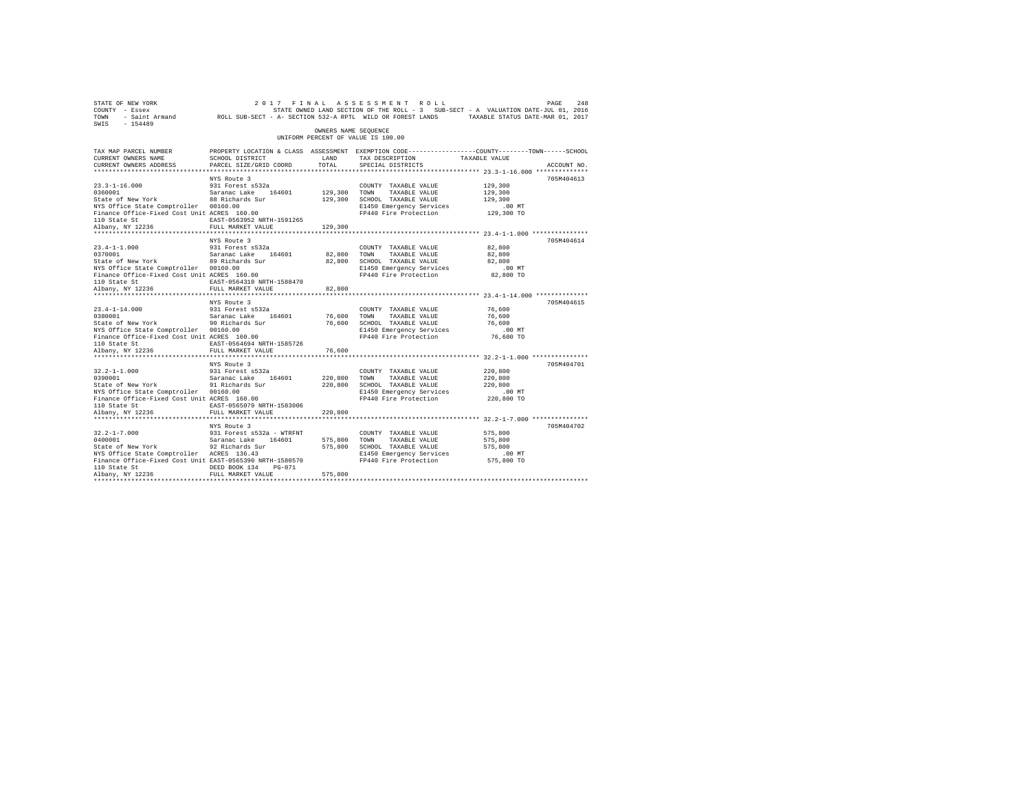STATE OF NEW YORK　　　　　　　　2 0 1 7　F I N A L　A S S E S S M E N T　R O L L
COUNTY - Essex　　　　　　　STATE OWNED LAND SECTION OF THE ROLL - 3　SUB-SECT - A　VALUATION DATE-JUL 01, 2016
TOWN - Saint Armand　　　ROLL SUB-SECT - A- SECTION 532-A RPTL　WILD OR FOREST LANDS　　TAXABLE STATUS DATE-MAR 01, 2017
SWIS - 154489

OWNERS NAME SEQUENCE
UNIFORM PERCENT OF VALUE IS 100.00

| TAX MAP PARCEL NUMBER / CURRENT OWNERS NAME / CURRENT OWNERS ADDRESS | PROPERTY LOCATION & CLASS / SCHOOL DISTRICT / PARCEL SIZE/GRID COORD | ASSESSMENT LAND / TOTAL | EXEMPTION CODE / TAX DESCRIPTION / SPECIAL DISTRICTS | COUNTY / TOWN / SCHOOL TAXABLE VALUE | ACCOUNT NO. |
|---|---|---|---|---|---|
| 23.3-1-16.000 | NYS Route 3 | | | | 705M404613 |
| 0360001 | 931 Forest s532a | | COUNTY TAXABLE VALUE | 129,300 | |
| State of New York | Saranac Lake 164601 | 129,300 | TOWN TAXABLE VALUE | 129,300 | |
| NYS Office State Comptroller | 88 Richards Sur | 129,300 | SCHOOL TAXABLE VALUE | 129,300 | |
| Finance Office-Fixed Cost Unit | 00160.00 | | E1450 Emergency Services | .00 MT | |
| 110 State St | ACRES 160.00 | | FP440 Fire Protection | 129,300 TO | |
| Albany, NY 12236 | EAST-0563952 NRTH-1591265 | | | | |
| | FULL MARKET VALUE | 129,300 | | | |
| 23.4-1-1.000 | NYS Route 3 | | | | 705M404614 |
| 0370001 | 931 Forest s532a | | COUNTY TAXABLE VALUE | 82,800 | |
| State of New York | Saranac Lake 164601 | 82,800 | TOWN TAXABLE VALUE | 82,800 | |
| NYS Office State Comptroller | 89 Richards Sur | 82,800 | SCHOOL TAXABLE VALUE | 82,800 | |
| Finance Office-Fixed Cost Unit | 00160.00 | | E1450 Emergency Services | .00 MT | |
| 110 State St | ACRES 160.00 | | FP440 Fire Protection | 82,800 TO | |
| Albany, NY 12236 | EAST-0564310 NRTH-1588470 | | | | |
| | FULL MARKET VALUE | 82,800 | | | |
| 23.4-1-14.000 | NYS Route 3 | | | | 705M404615 |
| 0380001 | 931 Forest s532a | | COUNTY TAXABLE VALUE | 76,600 | |
| State of New York | Saranac Lake 164601 | 76,600 | TOWN TAXABLE VALUE | 76,600 | |
| NYS Office State Comptroller | 90 Richards Sur | 76,600 | SCHOOL TAXABLE VALUE | 76,600 | |
| Finance Office-Fixed Cost Unit | 00160.00 | | E1450 Emergency Services | .00 MT | |
| 110 State St | ACRES 160.00 | | FP440 Fire Protection | 76,600 TO | |
| Albany, NY 12236 | EAST-0564694 NRTH-1585726 | | | | |
| | FULL MARKET VALUE | 76,600 | | | |
| 32.2-1-1.000 | NYS Route 3 | | | | 705M404701 |
| 0390001 | 931 Forest s532a | | COUNTY TAXABLE VALUE | 220,800 | |
| State of New York | Saranac Lake 164601 | 220,800 | TOWN TAXABLE VALUE | 220,800 | |
| NYS Office State Comptroller | 91 Richards Sur | 220,800 | SCHOOL TAXABLE VALUE | 220,800 | |
| Finance Office-Fixed Cost Unit | 00160.00 | | E1450 Emergency Services | .00 MT | |
| 110 State St | ACRES 160.00 | | FP440 Fire Protection | 220,800 TO | |
| Albany, NY 12236 | EAST-0565079 NRTH-1583006 | | | | |
| | FULL MARKET VALUE | 220,800 | | | |
| 32.2-1-7.000 | NYS Route 3 | | | | 705M404702 |
| 0400001 | 931 Forest s532a - WTRFNT | | COUNTY TAXABLE VALUE | 575,800 | |
| State of New York | Saranac Lake 164601 | 575,800 | TOWN TAXABLE VALUE | 575,800 | |
| NYS Office State Comptroller | 92 Richards Sur | 575,800 | SCHOOL TAXABLE VALUE | 575,800 | |
| Finance Office-Fixed Cost Unit | ACRES 136.43 | | E1450 Emergency Services | .00 MT | |
| 110 State St | EAST-0565390 NRTH-1580570 | | FP440 Fire Protection | 575,800 TO | |
| Albany, NY 12236 | DEED BOOK 134 PG-071 | | | | |
| | FULL MARKET VALUE | 575,800 | | | |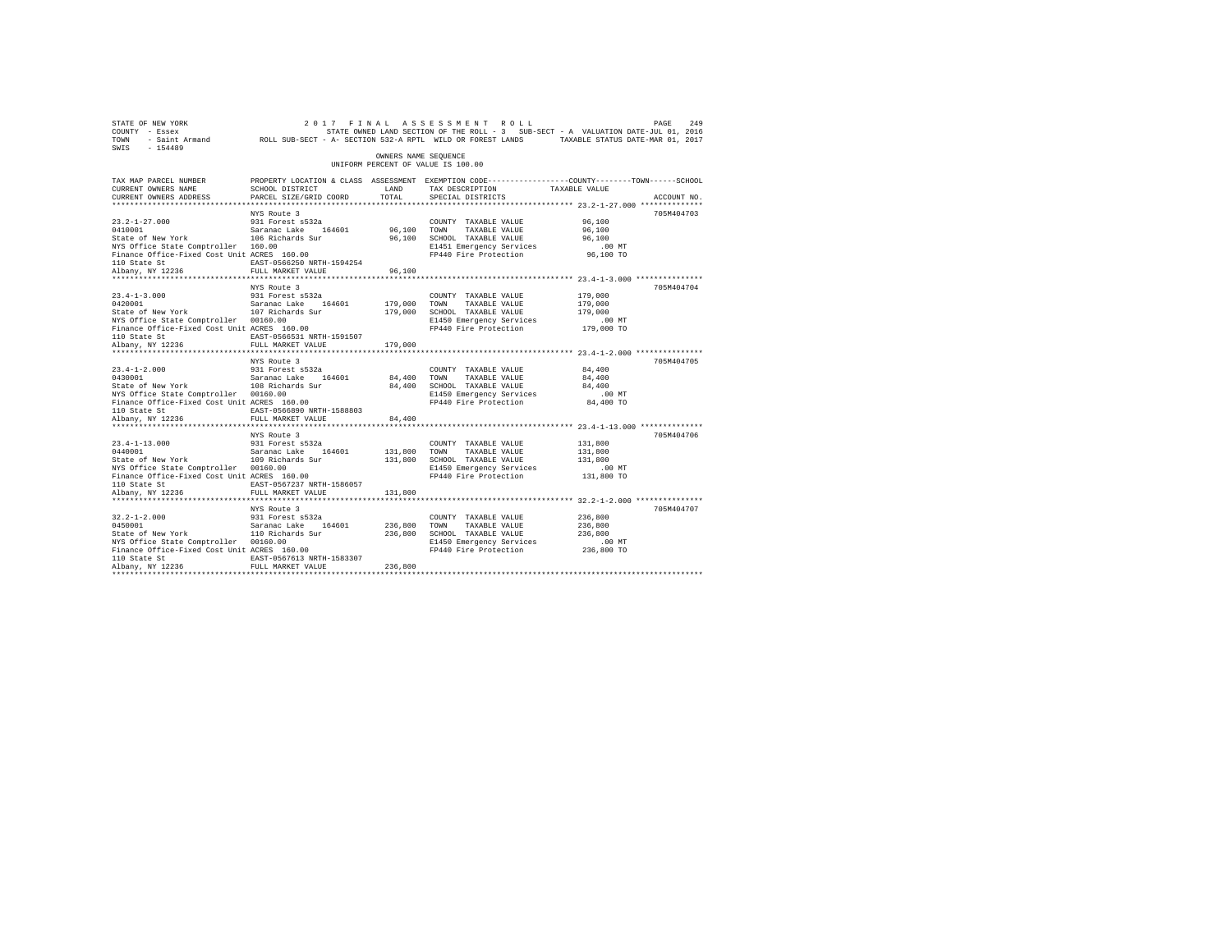STATE OF NEW YORK                2 0 1 7   F I N A L   A S S E S S M E N T   R O L L
COUNTY - Essex                   STATE OWNED LAND SECTION OF THE ROLL - 3   SUB-SECT - A  VALUATION DATE-JUL 01, 2016
TOWN - Saint Armand              ROLL SUB-SECT - A- SECTION 532-A RPTL  WILD OR FOREST LANDS   TAXABLE STATUS DATE-MAR 01, 2017
SWIS - 154489

OWNERS NAME SEQUENCE
UNIFORM PERCENT OF VALUE IS 100.00

| TAX MAP PARCEL NUMBER / CURRENT OWNERS NAME / CURRENT OWNERS ADDRESS | PROPERTY LOCATION & CLASS / SCHOOL DISTRICT / PARCEL SIZE/GRID COORD | ASSESSMENT LAND | TOTAL | EXEMPTION CODE / TAX DESCRIPTION / SPECIAL DISTRICTS | COUNTY / TOWN / SCHOOL TAXABLE VALUE | ACCOUNT NO. |
|---|---|---|---|---|---|---|
| 23.2-1-27.000 | NYS Route 3 | | | | | 705M404703 |
| | 931 Forest s532a | | | COUNTY TAXABLE VALUE | 96,100 | |
| 0410001 | Saranac Lake 164601 | 96,100 | | TOWN TAXABLE VALUE | 96,100 | |
| State of New York | 106 Richards Sur | | 96,100 | SCHOOL TAXABLE VALUE | 96,100 | |
| NYS Office State Comptroller | 160.00 | | | E1451 Emergency Services | .00 MT | |
| Finance Office-Fixed Cost Unit | ACRES 160.00 | | | FP440 Fire Protection | 96,100 TO | |
| 110 State St | EAST-0566250 NRTH-1594254 | | | | | |
| Albany, NY 12236 | FULL MARKET VALUE | | 96,100 | | | |
| 23.4-1-3.000 | NYS Route 3 | | | | | 705M404704 |
| | 931 Forest s532a | | | COUNTY TAXABLE VALUE | 179,000 | |
| 0420001 | Saranac Lake 164601 | 179,000 | | TOWN TAXABLE VALUE | 179,000 | |
| State of New York | 107 Richards Sur | | 179,000 | SCHOOL TAXABLE VALUE | 179,000 | |
| NYS Office State Comptroller | 00160.00 | | | E1450 Emergency Services | .00 MT | |
| Finance Office-Fixed Cost Unit | ACRES 160.00 | | | FP440 Fire Protection | 179,000 TO | |
| 110 State St | EAST-0566531 NRTH-1591507 | | | | | |
| Albany, NY 12236 | FULL MARKET VALUE | | 179,000 | | | |
| 23.4-1-2.000 | NYS Route 3 | | | | | 705M404705 |
| | 931 Forest s532a | | | COUNTY TAXABLE VALUE | 84,400 | |
| 0430001 | Saranac Lake 164601 | 84,400 | | TOWN TAXABLE VALUE | 84,400 | |
| State of New York | 108 Richards Sur | | 84,400 | SCHOOL TAXABLE VALUE | 84,400 | |
| NYS Office State Comptroller | 00160.00 | | | E1450 Emergency Services | .00 MT | |
| Finance Office-Fixed Cost Unit | ACRES 160.00 | | | FP440 Fire Protection | 84,400 TO | |
| 110 State St | EAST-0566890 NRTH-1588803 | | | | | |
| Albany, NY 12236 | FULL MARKET VALUE | | 84,400 | | | |
| 23.4-1-13.000 | NYS Route 3 | | | | | 705M404706 |
| | 931 Forest s532a | | | COUNTY TAXABLE VALUE | 131,800 | |
| 0440001 | Saranac Lake 164601 | 131,800 | | TOWN TAXABLE VALUE | 131,800 | |
| State of New York | 109 Richards Sur | | 131,800 | SCHOOL TAXABLE VALUE | 131,800 | |
| NYS Office State Comptroller | 00160.00 | | | E1450 Emergency Services | .00 MT | |
| Finance Office-Fixed Cost Unit | ACRES 160.00 | | | FP440 Fire Protection | 131,800 TO | |
| 110 State St | EAST-0567237 NRTH-1586057 | | | | | |
| Albany, NY 12236 | FULL MARKET VALUE | | 131,800 | | | |
| 32.2-1-2.000 | NYS Route 3 | | | | | 705M404707 |
| | 931 Forest s532a | | | COUNTY TAXABLE VALUE | 236,800 | |
| 0450001 | Saranac Lake 164601 | 236,800 | | TOWN TAXABLE VALUE | 236,800 | |
| State of New York | 110 Richards Sur | | 236,800 | SCHOOL TAXABLE VALUE | 236,800 | |
| NYS Office State Comptroller | 00160.00 | | | E1450 Emergency Services | .00 MT | |
| Finance Office-Fixed Cost Unit | ACRES 160.00 | | | FP440 Fire Protection | 236,800 TO | |
| 110 State St | EAST-0567613 NRTH-1583307 | | | | | |
| Albany, NY 12236 | FULL MARKET VALUE | | 236,800 | | | |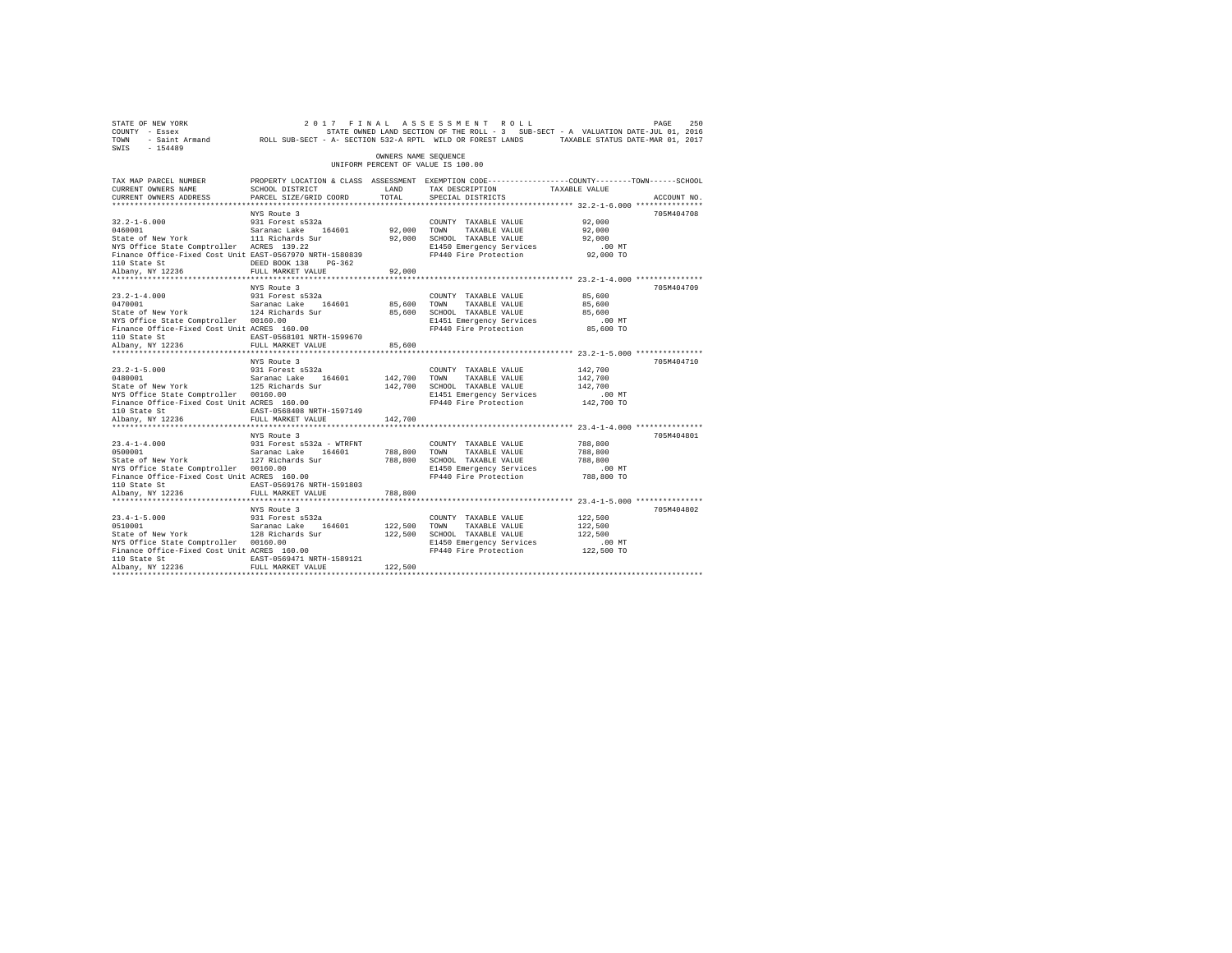STATE OF NEW YORK 2017 FINAL ASSESSMENT ROLL
COUNTY - Essex STATE OWNED LAND SECTION OF THE ROLL - 3 SUB-SECT - A VALUATION DATE-JUL 01, 2016
TOWN - Saint Armand ROLL SUB-SECT - A- SECTION 532-A RPTL WILD OR FOREST LANDS TAXABLE STATUS DATE-MAR 01, 2017
SWIS - 154489

OWNERS NAME SEQUENCE
UNIFORM PERCENT OF VALUE IS 100.00

| TAX MAP PARCEL NUMBER / CURRENT OWNERS NAME / CURRENT OWNERS ADDRESS | PROPERTY LOCATION & CLASS / SCHOOL DISTRICT / PARCEL SIZE/GRID COORD | ASSESSMENT LAND / TOTAL | EXEMPTION CODE / TAX DESCRIPTION / SPECIAL DISTRICTS | COUNTY / TOWN / SCHOOL TAXABLE VALUE | ACCOUNT NO. |
|---|---|---|---|---|---|
| **32.2-1-6.000** | NYS Route 3 | | | | 705M404708 |
| 32.2-1-6.000 | 931 Forest s532a | | COUNTY TAXABLE VALUE | 92,000 | |
| 0460001 | Saranac Lake 164601 | 92,000 | TOWN TAXABLE VALUE | 92,000 | |
| State of New York | 111 Richards Sur | 92,000 | SCHOOL TAXABLE VALUE | 92,000 | |
| NYS Office State Comptroller | ACRES 139.22 | | E1450 Emergency Services | .00 MT | |
| Finance Office-Fixed Cost Unit | EAST-0567970 NRTH-1580839 | | FP440 Fire Protection | 92,000 TO | |
| 110 State St | DEED BOOK 138 PG-362 | | | | |
| Albany, NY 12236 | FULL MARKET VALUE | 92,000 | | | |
| **23.2-1-4.000** | NYS Route 3 | | | | 705M404709 |
| 23.2-1-4.000 | 931 Forest s532a | | COUNTY TAXABLE VALUE | 85,600 | |
| 0470001 | Saranac Lake 164601 | 85,600 | TOWN TAXABLE VALUE | 85,600 | |
| State of New York | 124 Richards Sur | 85,600 | SCHOOL TAXABLE VALUE | 85,600 | |
| NYS Office State Comptroller | 00160.00 | | E1451 Emergency Services | .00 MT | |
| Finance Office-Fixed Cost Unit | ACRES 160.00 | | FP440 Fire Protection | 85,600 TO | |
| 110 State St | EAST-0568101 NRTH-1599670 | | | | |
| Albany, NY 12236 | FULL MARKET VALUE | 85,600 | | | |
| **23.2-1-5.000** | NYS Route 3 | | | | 705M404710 |
| 23.2-1-5.000 | 931 Forest s532a | | COUNTY TAXABLE VALUE | 142,700 | |
| 0480001 | Saranac Lake 164601 | 142,700 | TOWN TAXABLE VALUE | 142,700 | |
| State of New York | 125 Richards Sur | 142,700 | SCHOOL TAXABLE VALUE | 142,700 | |
| NYS Office State Comptroller | 00160.00 | | E1451 Emergency Services | .00 MT | |
| Finance Office-Fixed Cost Unit | ACRES 160.00 | | FP440 Fire Protection | 142,700 TO | |
| 110 State St | EAST-0568408 NRTH-1597149 | | | | |
| Albany, NY 12236 | FULL MARKET VALUE | 142,700 | | | |
| **23.4-1-4.000** | NYS Route 3 | | | | 705M404801 |
| 23.4-1-4.000 | 931 Forest s532a - WTRFNT | | COUNTY TAXABLE VALUE | 788,800 | |
| 0500001 | Saranac Lake 164601 | 788,800 | TOWN TAXABLE VALUE | 788,800 | |
| State of New York | 127 Richards Sur | 788,800 | SCHOOL TAXABLE VALUE | 788,800 | |
| NYS Office State Comptroller | 00160.00 | | E1450 Emergency Services | .00 MT | |
| Finance Office-Fixed Cost Unit | ACRES 160.00 | | FP440 Fire Protection | 788,800 TO | |
| 110 State St | EAST-0569176 NRTH-1591803 | | | | |
| Albany, NY 12236 | FULL MARKET VALUE | 788,800 | | | |
| **23.4-1-5.000** | NYS Route 3 | | | | 705M404802 |
| 23.4-1-5.000 | 931 Forest s532a | | COUNTY TAXABLE VALUE | 122,500 | |
| 0510001 | Saranac Lake 164601 | 122,500 | TOWN TAXABLE VALUE | 122,500 | |
| State of New York | 128 Richards Sur | 122,500 | SCHOOL TAXABLE VALUE | 122,500 | |
| NYS Office State Comptroller | 00160.00 | | E1450 Emergency Services | .00 MT | |
| Finance Office-Fixed Cost Unit | ACRES 160.00 | | FP440 Fire Protection | 122,500 TO | |
| 110 State St | EAST-0569471 NRTH-1589121 | | | | |
| Albany, NY 12236 | FULL MARKET VALUE | 122,500 | | | |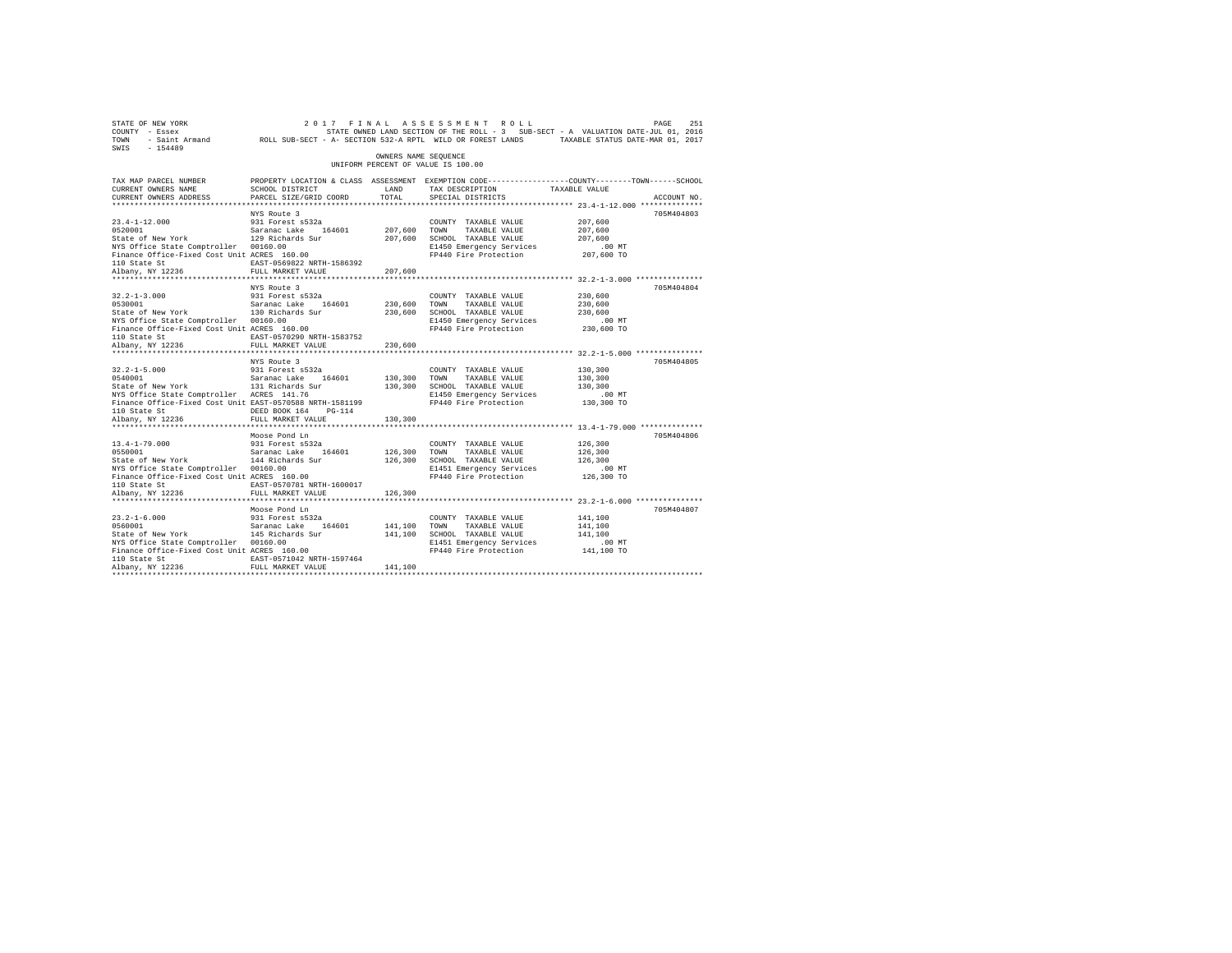STATE OF NEW YORK 2017 FINAL ASSESSMENT ROLL
COUNTY - Essex STATE OWNED LAND SECTION OF THE ROLL - 3 SUB-SECT - A VALUATION DATE-JUL 01, 2016
TOWN - Saint Armand ROLL SUB-SECT - A- SECTION 532-A RPTL WILD OR FOREST LANDS TAXABLE STATUS DATE-MAR 01, 2017
SWIS - 154489

OWNERS NAME SEQUENCE
UNIFORM PERCENT OF VALUE IS 100.00

| TAX MAP PARCEL NUMBER / CURRENT OWNERS NAME / CURRENT OWNERS ADDRESS | PROPERTY LOCATION & CLASS / SCHOOL DISTRICT / PARCEL SIZE/GRID COORD | ASSESSMENT LAND / TOTAL | EXEMPTION CODE / TAX DESCRIPTION / SPECIAL DISTRICTS | COUNTY / TOWN / SCHOOL TAXABLE VALUE | ACCOUNT NO. |
|---|---|---|---|---|---|
| 23.4-1-12.000 | NYS Route 3 | | | | 705M404803 |
| 0520001 | 931 Forest s532a | | COUNTY TAXABLE VALUE | 207,600 | |
| State of New York | Saranac Lake 164601 | 207,600 | TOWN TAXABLE VALUE | 207,600 | |
| NYS Office State Comptroller | 129 Richards Sur | 207,600 | SCHOOL TAXABLE VALUE | 207,600 | |
| Finance Office-Fixed Cost Unit | 00160.00 | | E1450 Emergency Services | .00 MT | |
| 110 State St | ACRES 160.00 | | FP440 Fire Protection | 207,600 TO | |
| Albany, NY 12236 | EAST-0569822 NRTH-1586392 | | | | |
| | FULL MARKET VALUE | 207,600 | | | |
| 32.2-1-3.000 | NYS Route 3 | | | | 705M404804 |
| 0530001 | 931 Forest s532a | | COUNTY TAXABLE VALUE | 230,600 | |
| State of New York | Saranac Lake 164601 | 230,600 | TOWN TAXABLE VALUE | 230,600 | |
| NYS Office State Comptroller | 130 Richards Sur | 230,600 | SCHOOL TAXABLE VALUE | 230,600 | |
| Finance Office-Fixed Cost Unit | 00160.00 | | E1450 Emergency Services | .00 MT | |
| 110 State St | ACRES 160.00 | | FP440 Fire Protection | 230,600 TO | |
| Albany, NY 12236 | EAST-0570290 NRTH-1583752 | | | | |
| | FULL MARKET VALUE | 230,600 | | | |
| 32.2-1-5.000 | NYS Route 3 | | | | 705M404805 |
| 0540001 | 931 Forest s532a | | COUNTY TAXABLE VALUE | 130,300 | |
| State of New York | Saranac Lake 164601 | 130,300 | TOWN TAXABLE VALUE | 130,300 | |
| NYS Office State Comptroller | 131 Richards Sur | 130,300 | SCHOOL TAXABLE VALUE | 130,300 | |
| Finance Office-Fixed Cost Unit | ACRES 141.76 | | E1450 Emergency Services | .00 MT | |
| 110 State St | EAST-0570588 NRTH-1581199 | | FP440 Fire Protection | 130,300 TO | |
| Albany, NY 12236 | DEED BOOK 164 PG-114 | | | | |
| | FULL MARKET VALUE | 130,300 | | | |
| 13.4-1-79.000 | Moose Pond Ln | | | | 705M404806 |
| 0550001 | 931 Forest s532a | | COUNTY TAXABLE VALUE | 126,300 | |
| State of New York | Saranac Lake 164601 | 126,300 | TOWN TAXABLE VALUE | 126,300 | |
| NYS Office State Comptroller | 144 Richards Sur | 126,300 | SCHOOL TAXABLE VALUE | 126,300 | |
| Finance Office-Fixed Cost Unit | 00160.00 | | E1451 Emergency Services | .00 MT | |
| 110 State St | ACRES 160.00 | | FP440 Fire Protection | 126,300 TO | |
| Albany, NY 12236 | EAST-0570701 NRTH-1600017 | | | | |
| | FULL MARKET VALUE | 126,300 | | | |
| 23.2-1-6.000 | Moose Pond Ln | | | | 705M404807 |
| 0560001 | 931 Forest s532a | | COUNTY TAXABLE VALUE | 141,100 | |
| State of New York | Saranac Lake 164601 | 141,100 | TOWN TAXABLE VALUE | 141,100 | |
| NYS Office State Comptroller | 145 Richards Sur | 141,100 | SCHOOL TAXABLE VALUE | 141,100 | |
| Finance Office-Fixed Cost Unit | 00160.00 | | E1451 Emergency Services | .00 MT | |
| 110 State St | ACRES 160.00 | | FP440 Fire Protection | 141,100 TO | |
| Albany, NY 12236 | EAST-0571042 NRTH-1597464 | | | | |
| | FULL MARKET VALUE | 141,100 | | | |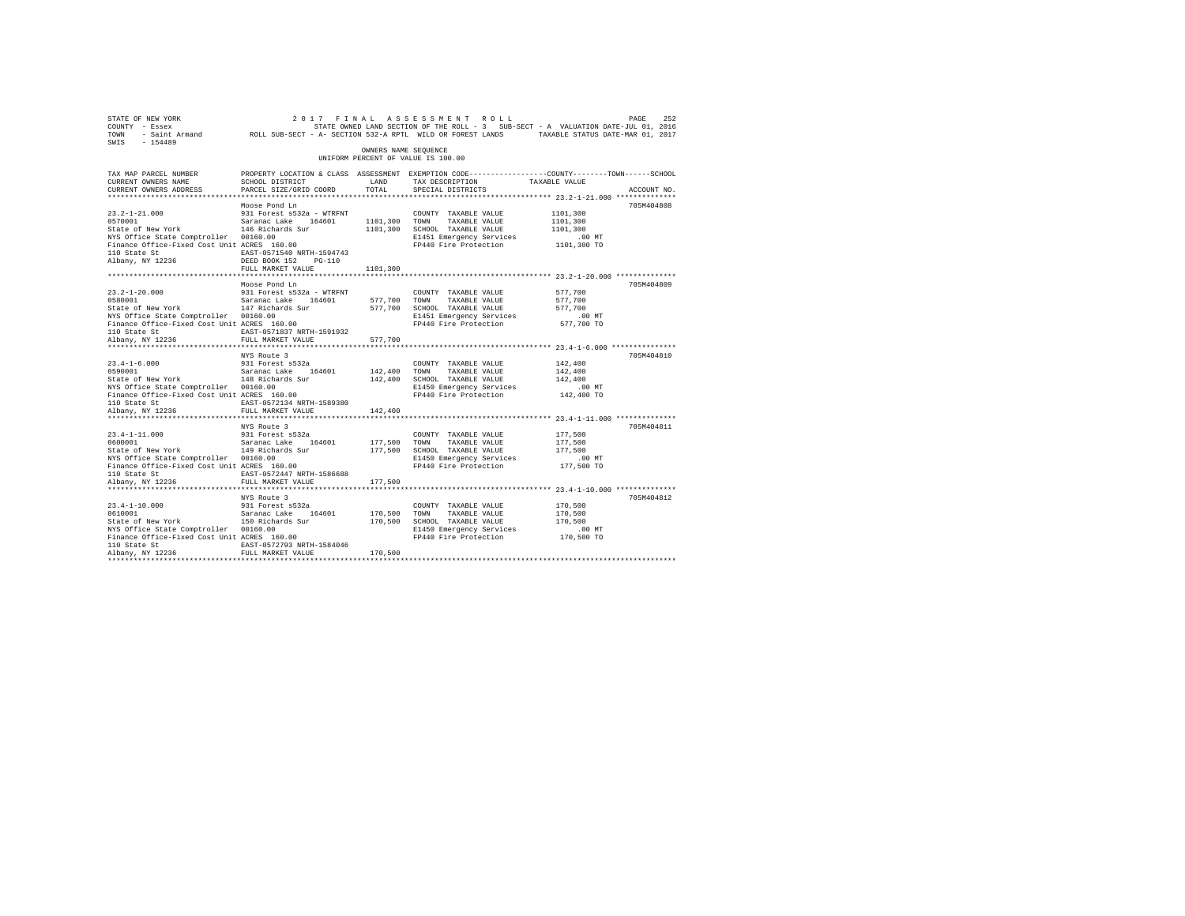STATE OF NEW YORK  2 0 1 7  F I N A L  A S S E S S M E N T  R O L L
COUNTY - Essex  STATE OWNED LAND SECTION OF THE ROLL - 3  SUB-SECT - A  VALUATION DATE-JUL 01, 2016
TOWN - Saint Armand  ROLL SUB-SECT - A- SECTION 532-A RPTL  WILD OR FOREST LANDS  TAXABLE STATUS DATE-MAR 01, 2017
SWIS - 154489

OWNERS NAME SEQUENCE
UNIFORM PERCENT OF VALUE IS 100.00

| TAX MAP PARCEL NUMBER / CURRENT OWNERS NAME / CURRENT OWNERS ADDRESS | PROPERTY LOCATION & CLASS / SCHOOL DISTRICT / PARCEL SIZE/GRID COORD | ASSESSMENT LAND / TOTAL | EXEMPTION CODE / TAX DESCRIPTION / SPECIAL DISTRICTS | COUNTY / TOWN / SCHOOL TAXABLE VALUE | ACCOUNT NO. |
|---|---|---|---|---|---|
| **23.2-1-21.000** | Moose Pond Ln | | | | 705M404808 |
| 23.2-1-21.000 | 931 Forest s532a - WTRFNT | | COUNTY TAXABLE VALUE | 1101,300 | |
| 0570001 | Saranac Lake 164601 | 1101,300 | TOWN TAXABLE VALUE | 1101,300 | |
| State of New York | 146 Richards Sur | 1101,300 | SCHOOL TAXABLE VALUE | 1101,300 | |
| NYS Office State Comptroller | 00160.00 | | E1451 Emergency Services | .00 MT | |
| Finance Office-Fixed Cost Unit | ACRES 160.00 | | FP440 Fire Protection | 1101,300 TO | |
| 110 State St | EAST-0571540 NRTH-1594743 | | | | |
| Albany, NY 12236 | DEED BOOK 152 PG-110 | | | | |
| | FULL MARKET VALUE | 1101,300 | | | |
| **23.2-1-20.000** | Moose Pond Ln | | | | 705M404809 |
| 23.2-1-20.000 | 931 Forest s532a - WTRFNT | | COUNTY TAXABLE VALUE | 577,700 | |
| 0580001 | Saranac Lake 164601 | 577,700 | TOWN TAXABLE VALUE | 577,700 | |
| State of New York | 147 Richards Sur | 577,700 | SCHOOL TAXABLE VALUE | 577,700 | |
| NYS Office State Comptroller | 00160.00 | | E1451 Emergency Services | .00 MT | |
| Finance Office-Fixed Cost Unit | ACRES 160.00 | | FP440 Fire Protection | 577,700 TO | |
| 110 State St | EAST-0571837 NRTH-1591932 | | | | |
| Albany, NY 12236 | FULL MARKET VALUE | 577,700 | | | |
| **23.4-1-6.000** | NYS Route 3 | | | | 705M404810 |
| 23.4-1-6.000 | 931 Forest s532a | | COUNTY TAXABLE VALUE | 142,400 | |
| 0590001 | Saranac Lake 164601 | 142,400 | TOWN TAXABLE VALUE | 142,400 | |
| State of New York | 148 Richards Sur | 142,400 | SCHOOL TAXABLE VALUE | 142,400 | |
| NYS Office State Comptroller | 00160.00 | | E1450 Emergency Services | .00 MT | |
| Finance Office-Fixed Cost Unit | ACRES 160.00 | | FP440 Fire Protection | 142,400 TO | |
| 110 State St | EAST-0572134 NRTH-1589380 | | | | |
| Albany, NY 12236 | FULL MARKET VALUE | 142,400 | | | |
| **23.4-1-11.000** | NYS Route 3 | | | | 705M404811 |
| 23.4-1-11.000 | 931 Forest s532a | | COUNTY TAXABLE VALUE | 177,500 | |
| 0600001 | Saranac Lake 164601 | 177,500 | TOWN TAXABLE VALUE | 177,500 | |
| State of New York | 149 Richards Sur | 177,500 | SCHOOL TAXABLE VALUE | 177,500 | |
| NYS Office State Comptroller | 00160.00 | | E1450 Emergency Services | .00 MT | |
| Finance Office-Fixed Cost Unit | ACRES 160.00 | | FP440 Fire Protection | 177,500 TO | |
| 110 State St | EAST-0572447 NRTH-1586688 | | | | |
| Albany, NY 12236 | FULL MARKET VALUE | 177,500 | | | |
| **23.4-1-10.000** | NYS Route 3 | | | | 705M404812 |
| 23.4-1-10.000 | 931 Forest s532a | | COUNTY TAXABLE VALUE | 170,500 | |
| 0610001 | Saranac Lake 164601 | 170,500 | TOWN TAXABLE VALUE | 170,500 | |
| State of New York | 150 Richards Sur | 170,500 | SCHOOL TAXABLE VALUE | 170,500 | |
| NYS Office State Comptroller | 00160.00 | | E1450 Emergency Services | .00 MT | |
| Finance Office-Fixed Cost Unit | ACRES 160.00 | | FP440 Fire Protection | 170,500 TO | |
| 110 State St | EAST-0572793 NRTH-1584046 | | | | |
| Albany, NY 12236 | FULL MARKET VALUE | 170,500 | | | |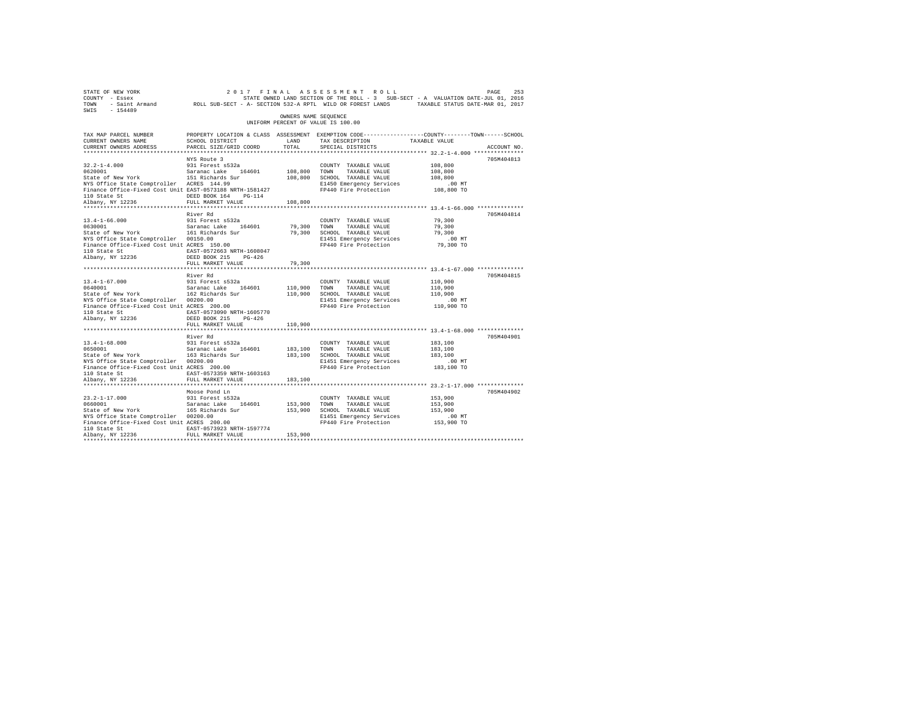STATE OF NEW YORK 2 0 1 7 F I N A L A S S E S S M E N T R O L L
COUNTY - Essex STATE OWNED LAND SECTION OF THE ROLL - 3 SUB-SECT - A VALUATION DATE-JUL 01, 2016
TOWN - Saint Armand ROLL SUB-SECT - A- SECTION 532-A RPTL WILD OR FOREST LANDS TAXABLE STATUS DATE-MAR 01, 2017
SWIS - 154489

OWNERS NAME SEQUENCE
UNIFORM PERCENT OF VALUE IS 100.00

| TAX MAP PARCEL NUMBER / CURRENT OWNERS NAME / CURRENT OWNERS ADDRESS | PROPERTY LOCATION & CLASS / SCHOOL DISTRICT / PARCEL SIZE/GRID COORD | ASSESSMENT LAND / TOTAL | EXEMPTION CODE / TAX DESCRIPTION / SPECIAL DISTRICTS | COUNTY / TOWN / SCHOOL TAXABLE VALUE | ACCOUNT NO. |
|---|---|---|---|---|---|
| 32.2-1-4.000 | NYS Route 3 | | | | 705M404813 |
| | 931 Forest s532a | | COUNTY TAXABLE VALUE | 108,800 | |
| 0620001 | Saranac Lake 164601 | 108,800 | TOWN TAXABLE VALUE | 108,800 | |
| State of New York | 151 Richards Sur | 108,800 | SCHOOL TAXABLE VALUE | 108,800 | |
| NYS Office State Comptroller | ACRES 144.99 | | E1450 Emergency Services | .00 MT | |
| Finance Office-Fixed Cost Unit | EAST-0573188 NRTH-1581427 | | FP440 Fire Protection | 108,800 TO | |
| 110 State St | DEED BOOK 164 PG-114 | | | | |
| Albany, NY 12236 | FULL MARKET VALUE | 108,800 | | | |
| 13.4-1-66.000 | River Rd | | | | 705M404814 |
| | 931 Forest s532a | | COUNTY TAXABLE VALUE | 79,300 | |
| 0630001 | Saranac Lake 164601 | 79,300 | TOWN TAXABLE VALUE | 79,300 | |
| State of New York | 161 Richards Sur | 79,300 | SCHOOL TAXABLE VALUE | 79,300 | |
| NYS Office State Comptroller | 00150.00 | | E1451 Emergency Services | .00 MT | |
| Finance Office-Fixed Cost Unit | ACRES 150.00 | | FP440 Fire Protection | 79,300 TO | |
| 110 State St | EAST-0572663 NRTH-1608047 | | | | |
| Albany, NY 12236 | DEED BOOK 215 PG-426 | | | | |
| | FULL MARKET VALUE | 79,300 | | | |
| 13.4-1-67.000 | River Rd | | | | 705M404815 |
| | 931 Forest s532a | | COUNTY TAXABLE VALUE | 110,900 | |
| 0640001 | Saranac Lake 164601 | 110,900 | TOWN TAXABLE VALUE | 110,900 | |
| State of New York | 162 Richards Sur | 110,900 | SCHOOL TAXABLE VALUE | 110,900 | |
| NYS Office State Comptroller | 00200.00 | | E1451 Emergency Services | .00 MT | |
| Finance Office-Fixed Cost Unit | ACRES 200.00 | | FP440 Fire Protection | 110,900 TO | |
| 110 State St | EAST-0573090 NRTH-1605770 | | | | |
| Albany, NY 12236 | DEED BOOK 215 PG-426 | | | | |
| | FULL MARKET VALUE | 110,900 | | | |
| 13.4-1-68.000 | River Rd | | | | 705M404901 |
| | 931 Forest s532a | | COUNTY TAXABLE VALUE | 183,100 | |
| 0650001 | Saranac Lake 164601 | 183,100 | TOWN TAXABLE VALUE | 183,100 | |
| State of New York | 163 Richards Sur | 183,100 | SCHOOL TAXABLE VALUE | 183,100 | |
| NYS Office State Comptroller | 00200.00 | | E1451 Emergency Services | .00 MT | |
| Finance Office-Fixed Cost Unit | ACRES 200.00 | | FP440 Fire Protection | 183,100 TO | |
| 110 State St | EAST-0573359 NRTH-1603163 | | | | |
| Albany, NY 12236 | FULL MARKET VALUE | 183,100 | | | |
| 23.2-1-17.000 | Moose Pond Ln | | | | 705M404902 |
| | 931 Forest s532a | | COUNTY TAXABLE VALUE | 153,900 | |
| 0660001 | Saranac Lake 164601 | 153,900 | TOWN TAXABLE VALUE | 153,900 | |
| State of New York | 165 Richards Sur | 153,900 | SCHOOL TAXABLE VALUE | 153,900 | |
| NYS Office State Comptroller | 00200.00 | | E1451 Emergency Services | .00 MT | |
| Finance Office-Fixed Cost Unit | ACRES 200.00 | | FP440 Fire Protection | 153,900 TO | |
| 110 State St | EAST-0573923 NRTH-1597774 | | | | |
| Albany, NY 12236 | FULL MARKET VALUE | 153,900 | | | |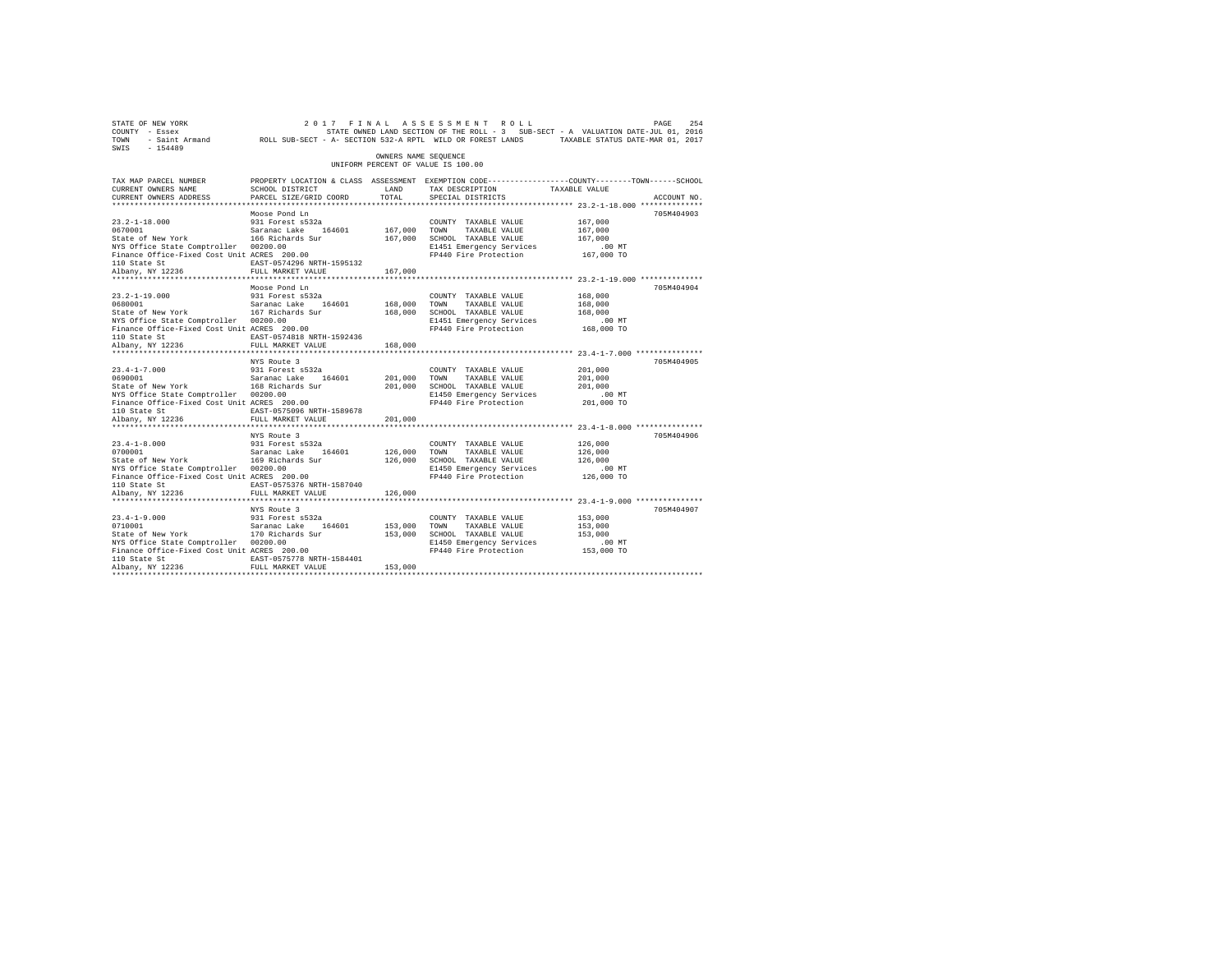STATE OF NEW YORK  2 0 1 7  F I N A L  A S S E S S M E N T  R O L L
COUNTY - Essex  STATE OWNED LAND SECTION OF THE ROLL - 3  SUB-SECT - A  VALUATION DATE-JUL 01, 2016
TOWN - Saint Armand  ROLL SUB-SECT - A- SECTION 532-A RPTL WILD OR FOREST LANDS  TAXABLE STATUS DATE-MAR 01, 2017
SWIS - 154489

OWNERS NAME SEQUENCE
UNIFORM PERCENT OF VALUE IS 100.00

| TAX MAP PARCEL NUMBER / CURRENT OWNERS NAME / CURRENT OWNERS ADDRESS | PROPERTY LOCATION & CLASS / SCHOOL DISTRICT / PARCEL SIZE/GRID COORD | ASSESSMENT LAND / TOTAL | EXEMPTION CODE / TAX DESCRIPTION / SPECIAL DISTRICTS | TAXABLE VALUE (COUNTY / TOWN / SCHOOL) | ACCOUNT NO. |
|---|---|---|---|---|---|
| 23.2-1-18.000 | Moose Pond Ln | | | | 705M404903 |
| 0670001 | 931 Forest s532a | | COUNTY TAXABLE VALUE | 167,000 | |
| State of New York | Saranac Lake 164601 | 167,000 | TOWN TAXABLE VALUE | 167,000 | |
| NYS Office State Comptroller | 166 Richards Sur | 167,000 | SCHOOL TAXABLE VALUE | 167,000 | |
| Finance Office-Fixed Cost Unit | 00200.00 | | E1451 Emergency Services | .00 MT | |
| 110 State St | ACRES 200.00 | | FP440 Fire Protection | 167,000 TO | |
| Albany, NY 12236 | EAST-0574296 NRTH-1595132 | | | | |
| | FULL MARKET VALUE | 167,000 | | | |
| 23.2-1-19.000 | Moose Pond Ln | | | | 705M404904 |
| 0680001 | 931 Forest s532a | | COUNTY TAXABLE VALUE | 168,000 | |
| State of New York | Saranac Lake 164601 | 168,000 | TOWN TAXABLE VALUE | 168,000 | |
| NYS Office State Comptroller | 167 Richards Sur | 168,000 | SCHOOL TAXABLE VALUE | 168,000 | |
| Finance Office-Fixed Cost Unit | 00200.00 | | E1451 Emergency Services | .00 MT | |
| 110 State St | ACRES 200.00 | | FP440 Fire Protection | 168,000 TO | |
| Albany, NY 12236 | EAST-0574818 NRTH-1592436 | | | | |
| | FULL MARKET VALUE | 168,000 | | | |
| 23.4-1-7.000 | NYS Route 3 | | | | 705M404905 |
| 0690001 | 931 Forest s532a | | COUNTY TAXABLE VALUE | 201,000 | |
| State of New York | Saranac Lake 164601 | 201,000 | TOWN TAXABLE VALUE | 201,000 | |
| NYS Office State Comptroller | 168 Richards Sur | 201,000 | SCHOOL TAXABLE VALUE | 201,000 | |
| Finance Office-Fixed Cost Unit | 00200.00 | | E1450 Emergency Services | .00 MT | |
| 110 State St | ACRES 200.00 | | FP440 Fire Protection | 201,000 TO | |
| Albany, NY 12236 | EAST-0575096 NRTH-1589678 | | | | |
| | FULL MARKET VALUE | 201,000 | | | |
| 23.4-1-8.000 | NYS Route 3 | | | | 705M404906 |
| 0700001 | 931 Forest s532a | | COUNTY TAXABLE VALUE | 126,000 | |
| State of New York | Saranac Lake 164601 | 126,000 | TOWN TAXABLE VALUE | 126,000 | |
| NYS Office State Comptroller | 169 Richards Sur | 126,000 | SCHOOL TAXABLE VALUE | 126,000 | |
| Finance Office-Fixed Cost Unit | 00200.00 | | E1450 Emergency Services | .00 MT | |
| 110 State St | ACRES 200.00 | | FP440 Fire Protection | 126,000 TO | |
| Albany, NY 12236 | EAST-0575376 NRTH-1587040 | | | | |
| | FULL MARKET VALUE | 126,000 | | | |
| 23.4-1-9.000 | NYS Route 3 | | | | 705M404907 |
| 0710001 | 931 Forest s532a | | COUNTY TAXABLE VALUE | 153,000 | |
| State of New York | Saranac Lake 164601 | 153,000 | TOWN TAXABLE VALUE | 153,000 | |
| NYS Office State Comptroller | 170 Richards Sur | 153,000 | SCHOOL TAXABLE VALUE | 153,000 | |
| Finance Office-Fixed Cost Unit | 00200.00 | | E1450 Emergency Services | .00 MT | |
| 110 State St | ACRES 200.00 | | FP440 Fire Protection | 153,000 TO | |
| Albany, NY 12236 | EAST-0575778 NRTH-1584401 | | | | |
| | FULL MARKET VALUE | 153,000 | | | |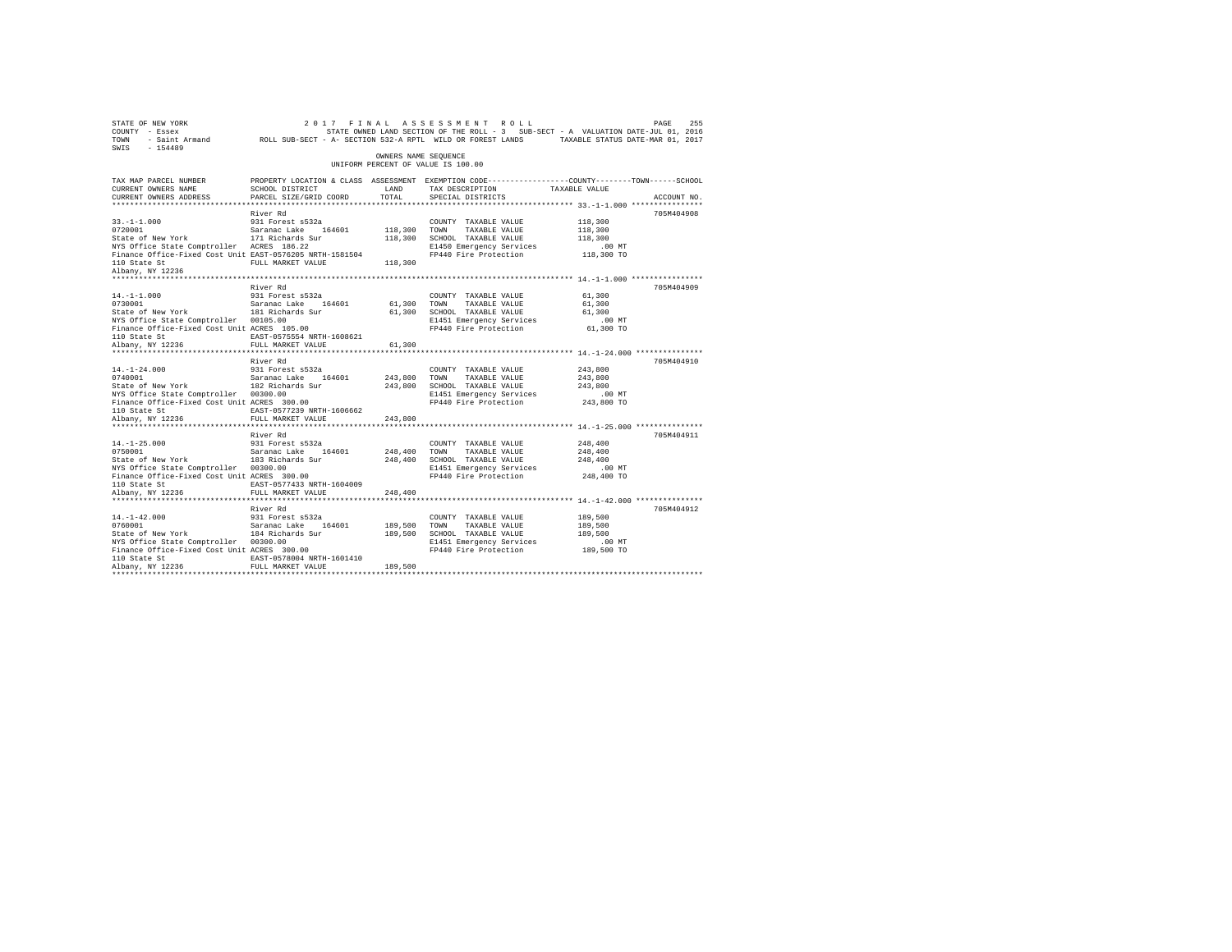STATE OF NEW YORK — 2017 FINAL ASSESSMENT ROLL
COUNTY - Essex — STATE OWNED LAND SECTION OF THE ROLL - 3 SUB-SECT - A VALUATION DATE-JUL 01, 2016
TOWN - Saint Armand — ROLL SUB-SECT - A- SECTION 532-A RPTL WILD OR FOREST LANDS — TAXABLE STATUS DATE-MAR 01, 2017
SWIS - 154489

OWNERS NAME SEQUENCE
UNIFORM PERCENT OF VALUE IS 100.00

| TAX MAP PARCEL NUMBER / CURRENT OWNERS NAME / CURRENT OWNERS ADDRESS | PROPERTY LOCATION & CLASS / SCHOOL DISTRICT / PARCEL SIZE/GRID COORD | ASSESSMENT LAND / TOTAL | EXEMPTION CODE / TAX DESCRIPTION / SPECIAL DISTRICTS | COUNTY / TOWN / SCHOOL TAXABLE VALUE | ACCOUNT NO. |
|---|---|---|---|---|---|
| 33.-1-1.000<br>0720001<br>State of New York<br>NYS Office State Comptroller<br>Finance Office-Fixed Cost Unit<br>110 State St<br>Albany, NY 12236 | River Rd<br>931 Forest s532a<br>Saranac Lake 164601<br>171 Richards Sur<br>ACRES 186.22<br>EAST-0576205 NRTH-1581504<br>FULL MARKET VALUE | 118,300<br>118,300<br>118,300 | COUNTY TAXABLE VALUE<br>TOWN TAXABLE VALUE<br>SCHOOL TAXABLE VALUE<br>E1450 Emergency Services<br>FP440 Fire Protection | 118,300<br>118,300<br>118,300<br>.00 MT<br>118,300 TO | 705M404908 |
| 14.-1-1.000<br>0730001<br>State of New York<br>NYS Office State Comptroller<br>Finance Office-Fixed Cost Unit<br>110 State St<br>Albany, NY 12236 | River Rd<br>931 Forest s532a<br>Saranac Lake 164601<br>181 Richards Sur<br>00105.00<br>ACRES 105.00<br>EAST-0575554 NRTH-1608621<br>FULL MARKET VALUE | 61,300<br>61,300<br>61,300 | COUNTY TAXABLE VALUE<br>TOWN TAXABLE VALUE<br>SCHOOL TAXABLE VALUE<br>E1451 Emergency Services<br>FP440 Fire Protection | 61,300<br>61,300<br>61,300<br>.00 MT<br>61,300 TO | 705M404909 |
| 14.-1-24.000<br>0740001<br>State of New York<br>NYS Office State Comptroller<br>Finance Office-Fixed Cost Unit<br>110 State St<br>Albany, NY 12236 | River Rd<br>931 Forest s532a<br>Saranac Lake 164601<br>182 Richards Sur<br>00300.00<br>ACRES 300.00<br>EAST-0577239 NRTH-1606662<br>FULL MARKET VALUE | 243,800<br>243,800<br>243,800 | COUNTY TAXABLE VALUE<br>TOWN TAXABLE VALUE<br>SCHOOL TAXABLE VALUE<br>E1451 Emergency Services<br>FP440 Fire Protection | 243,800<br>243,800<br>243,800<br>.00 MT<br>243,800 TO | 705M404910 |
| 14.-1-25.000<br>0750001<br>State of New York<br>NYS Office State Comptroller<br>Finance Office-Fixed Cost Unit<br>110 State St<br>Albany, NY 12236 | River Rd<br>931 Forest s532a<br>Saranac Lake 164601<br>183 Richards Sur<br>00300.00<br>ACRES 300.00<br>EAST-0577433 NRTH-1604009<br>FULL MARKET VALUE | 248,400<br>248,400<br>248,400 | COUNTY TAXABLE VALUE<br>TOWN TAXABLE VALUE<br>SCHOOL TAXABLE VALUE<br>E1451 Emergency Services<br>FP440 Fire Protection | 248,400<br>248,400<br>248,400<br>.00 MT<br>248,400 TO | 705M404911 |
| 14.-1-42.000<br>0760001<br>State of New York<br>NYS Office State Comptroller<br>Finance Office-Fixed Cost Unit<br>110 State St<br>Albany, NY 12236 | River Rd<br>931 Forest s532a<br>Saranac Lake 164601<br>184 Richards Sur<br>00300.00<br>ACRES 300.00<br>EAST-0578004 NRTH-1601410<br>FULL MARKET VALUE | 189,500<br>189,500<br>189,500 | COUNTY TAXABLE VALUE<br>TOWN TAXABLE VALUE<br>SCHOOL TAXABLE VALUE<br>E1451 Emergency Services<br>FP440 Fire Protection | 189,500<br>189,500<br>189,500<br>.00 MT<br>189,500 TO | 705M404912 |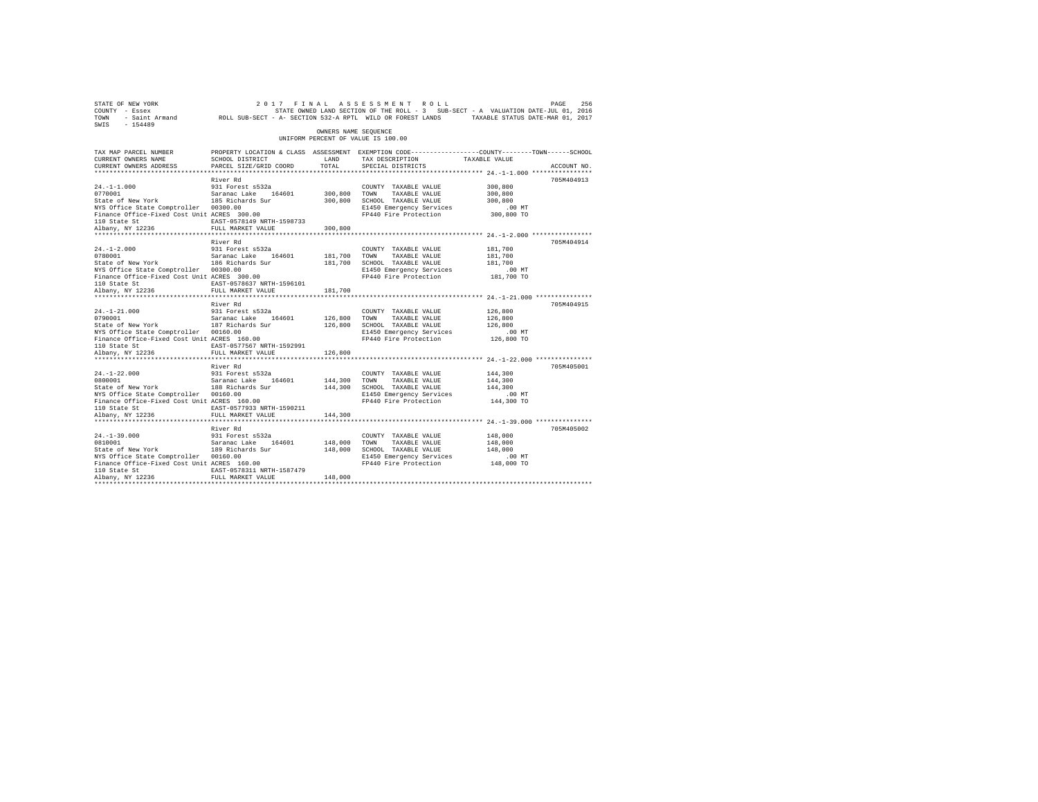STATE OF NEW YORK 2 0 1 7 F I N A L A S S E S S M E N T R O L L
COUNTY - Essex STATE OWNED LAND SECTION OF THE ROLL - 3 SUB-SECT - A VALUATION DATE-JUL 01, 2016
TOWN - Saint Armand ROLL SUB-SECT - A- SECTION 532-A RPTL WILD OR FOREST LANDS TAXABLE STATUS DATE-MAR 01, 2017
SWIS - 154489

OWNERS NAME SEQUENCE
UNIFORM PERCENT OF VALUE IS 100.00

| TAX MAP PARCEL NUMBER / CURRENT OWNERS NAME / CURRENT OWNERS ADDRESS | PROPERTY LOCATION & CLASS / SCHOOL DISTRICT / PARCEL SIZE/GRID COORD | ASSESSMENT LAND | TOTAL | EXEMPTION CODE / TAX DESCRIPTION / SPECIAL DISTRICTS | COUNTY--------TOWN------SCHOOL TAXABLE VALUE | ACCOUNT NO. |
|---|---|---|---|---|---|---|
| 24.-1-1.000 | River Rd | | | | | 705M404913 |
| 24.-1-1.000 | 931 Forest s532a | | | COUNTY TAXABLE VALUE | 300,800 | |
| 0770001 | Saranac Lake 164601 | 300,800 | | TOWN TAXABLE VALUE | 300,800 | |
| State of New York | 185 Richards Sur | | 300,800 | SCHOOL TAXABLE VALUE | 300,800 | |
| NYS Office State Comptroller | 00300.00 | | | E1450 Emergency Services | .00 MT | |
| Finance Office-Fixed Cost Unit | ACRES 300.00 | | | FP440 Fire Protection | 300,800 TO | |
| 110 State St | EAST-0578149 NRTH-1598733 | | | | | |
| Albany, NY 12236 | FULL MARKET VALUE | | 300,800 | | | |
| 24.-1-2.000 | River Rd | | | | | 705M404914 |
| 24.-1-2.000 | 931 Forest s532a | | | COUNTY TAXABLE VALUE | 181,700 | |
| 0780001 | Saranac Lake 164601 | 181,700 | | TOWN TAXABLE VALUE | 181,700 | |
| State of New York | 186 Richards Sur | | 181,700 | SCHOOL TAXABLE VALUE | 181,700 | |
| NYS Office State Comptroller | 00300.00 | | | E1450 Emergency Services | .00 MT | |
| Finance Office-Fixed Cost Unit | ACRES 300.00 | | | FP440 Fire Protection | 181,700 TO | |
| 110 State St | EAST-0578637 NRTH-1596101 | | | | | |
| Albany, NY 12236 | FULL MARKET VALUE | | 181,700 | | | |
| 24.-1-21.000 | River Rd | | | | | 705M404915 |
| 24.-1-21.000 | 931 Forest s532a | | | COUNTY TAXABLE VALUE | 126,800 | |
| 0790001 | Saranac Lake 164601 | 126,800 | | TOWN TAXABLE VALUE | 126,800 | |
| State of New York | 187 Richards Sur | | 126,800 | SCHOOL TAXABLE VALUE | 126,800 | |
| NYS Office State Comptroller | 00160.00 | | | E1450 Emergency Services | .00 MT | |
| Finance Office-Fixed Cost Unit | ACRES 160.00 | | | FP440 Fire Protection | 126,800 TO | |
| 110 State St | EAST-0577567 NRTH-1592991 | | | | | |
| Albany, NY 12236 | FULL MARKET VALUE | | 126,800 | | | |
| 24.-1-22.000 | River Rd | | | | | 705M405001 |
| 24.-1-22.000 | 931 Forest s532a | | | COUNTY TAXABLE VALUE | 144,300 | |
| 0800001 | Saranac Lake 164601 | 144,300 | | TOWN TAXABLE VALUE | 144,300 | |
| State of New York | 188 Richards Sur | | 144,300 | SCHOOL TAXABLE VALUE | 144,300 | |
| NYS Office State Comptroller | 00160.00 | | | E1450 Emergency Services | .00 MT | |
| Finance Office-Fixed Cost Unit | ACRES 160.00 | | | FP440 Fire Protection | 144,300 TO | |
| 110 State St | EAST-0577933 NRTH-1590211 | | | | | |
| Albany, NY 12236 | FULL MARKET VALUE | | 144,300 | | | |
| 24.-1-39.000 | River Rd | | | | | 705M405002 |
| 24.-1-39.000 | 931 Forest s532a | | | COUNTY TAXABLE VALUE | 148,000 | |
| 0810001 | Saranac Lake 164601 | 148,000 | | TOWN TAXABLE VALUE | 148,000 | |
| State of New York | 189 Richards Sur | | 148,000 | SCHOOL TAXABLE VALUE | 148,000 | |
| NYS Office State Comptroller | 00160.00 | | | E1450 Emergency Services | .00 MT | |
| Finance Office-Fixed Cost Unit | ACRES 160.00 | | | FP440 Fire Protection | 148,000 TO | |
| 110 State St | EAST-0578311 NRTH-1587479 | | | | | |
| Albany, NY 12236 | FULL MARKET VALUE | | 148,000 | | | |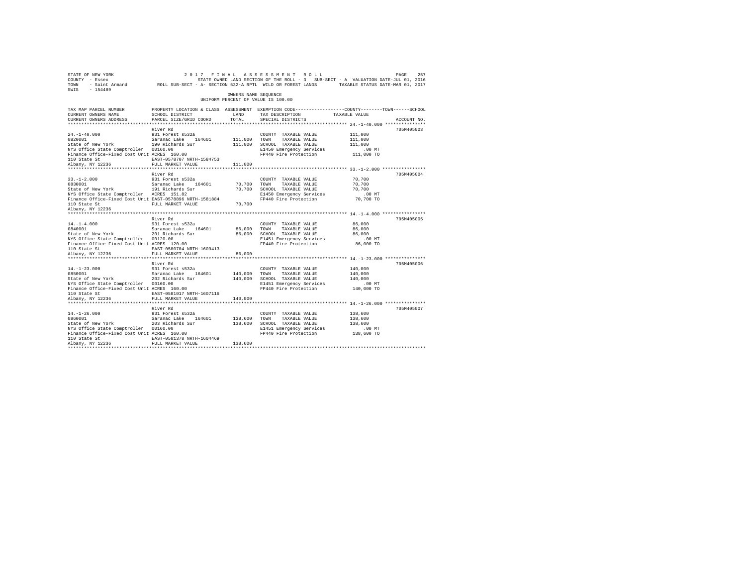STATE OF NEW YORK　　　　　2 0 1 7　F I N A L　A S S E S S M E N T　R O L L
COUNTY - Essex　　　　　STATE OWNED LAND SECTION OF THE ROLL - 3　SUB-SECT - A　VALUATION DATE-JUL 01, 2016
TOWN - Saint Armand　　ROLL SUB-SECT - A- SECTION 532-A RPTL WILD OR FOREST LANDS　　TAXABLE STATUS DATE-MAR 01, 2017
SWIS - 154489

OWNERS NAME SEQUENCE
UNIFORM PERCENT OF VALUE IS 100.00

| TAX MAP PARCEL NUMBER / CURRENT OWNERS NAME / CURRENT OWNERS ADDRESS | PROPERTY LOCATION & CLASS / SCHOOL DISTRICT / PARCEL SIZE/GRID COORD | ASSESSMENT LAND | TOTAL | EXEMPTION CODE / TAX DESCRIPTION / SPECIAL DISTRICTS | TAXABLE VALUE (COUNTY / TOWN / SCHOOL) | ACCOUNT NO. |
|---|---|---|---|---|---|---|
| **24.-1-40.000** | River Rd | | | | | 705M405003 |
| 24.-1-40.000 | 931 Forest s532a | | | COUNTY TAXABLE VALUE | 111,000 | |
| 0820001 | Saranac Lake 164601 | 111,000 | | TOWN TAXABLE VALUE | 111,000 | |
| State of New York | 190 Richards Sur | | 111,000 | SCHOOL TAXABLE VALUE | 111,000 | |
| NYS Office State Comptroller | 00160.00 | | | E1450 Emergency Services | .00 MT | |
| Finance Office-Fixed Cost Unit | ACRES 160.00 | | | FP440 Fire Protection | 111,000 TO | |
| 110 State St | EAST-0578707 NRTH-1584753 | | | | | |
| Albany, NY 12236 | FULL MARKET VALUE | | 111,000 | | | |
| **33.-1-2.000** | River Rd | | | | | 705M405004 |
| 33.-1-2.000 | 931 Forest s532a | | | COUNTY TAXABLE VALUE | 70,700 | |
| 0830001 | Saranac Lake 164601 | 70,700 | | TOWN TAXABLE VALUE | 70,700 | |
| State of New York | 191 Richards Sur | | 70,700 | SCHOOL TAXABLE VALUE | 70,700 | |
| NYS Office State Comptroller | ACRES 151.82 | | | E1450 Emergency Services | .00 MT | |
| Finance Office-Fixed Cost Unit | EAST-0578896 NRTH-1581884 | | | FP440 Fire Protection | 70,700 TO | |
| 110 State St | FULL MARKET VALUE | | 70,700 | | | |
| Albany, NY 12236 | | | | | | |
| **14.-1-4.000** | River Rd | | | | | 705M405005 |
| 14.-1-4.000 | 931 Forest s532a | | | COUNTY TAXABLE VALUE | 86,000 | |
| 0840001 | Saranac Lake 164601 | 86,000 | | TOWN TAXABLE VALUE | 86,000 | |
| State of New York | 201 Richards Sur | | 86,000 | SCHOOL TAXABLE VALUE | 86,000 | |
| NYS Office State Comptroller | 00120.00 | | | E1451 Emergency Services | .00 MT | |
| Finance Office-Fixed Cost Unit | ACRES 120.00 | | | FP440 Fire Protection | 86,000 TO | |
| 110 State St | EAST-0580704 NRTH-1609413 | | | | | |
| Albany, NY 12236 | FULL MARKET VALUE | | 86,000 | | | |
| **14.-1-23.000** | River Rd | | | | | 705M405006 |
| 14.-1-23.000 | 931 Forest s532a | | | COUNTY TAXABLE VALUE | 140,000 | |
| 0850001 | Saranac Lake 164601 | 140,000 | | TOWN TAXABLE VALUE | 140,000 | |
| State of New York | 202 Richards Sur | | 140,000 | SCHOOL TAXABLE VALUE | 140,000 | |
| NYS Office State Comptroller | 00160.00 | | | E1451 Emergency Services | .00 MT | |
| Finance Office-Fixed Cost Unit | ACRES 160.00 | | | FP440 Fire Protection | 140,000 TO | |
| 110 State St | EAST-0581017 NRTH-1607116 | | | | | |
| Albany, NY 12236 | FULL MARKET VALUE | | 140,000 | | | |
| **14.-1-26.000** | River Rd | | | | | 705M405007 |
| 14.-1-26.000 | 931 Forest s532a | | | COUNTY TAXABLE VALUE | 138,600 | |
| 0860001 | Saranac Lake 164601 | 138,600 | | TOWN TAXABLE VALUE | 138,600 | |
| State of New York | 203 Richards Sur | | 138,600 | SCHOOL TAXABLE VALUE | 138,600 | |
| NYS Office State Comptroller | 00160.00 | | | E1451 Emergency Services | .00 MT | |
| Finance Office-Fixed Cost Unit | ACRES 160.00 | | | FP440 Fire Protection | 138,600 TO | |
| 110 State St | EAST-0581378 NRTH-1604469 | | | | | |
| Albany, NY 12236 | FULL MARKET VALUE | | 138,600 | | | |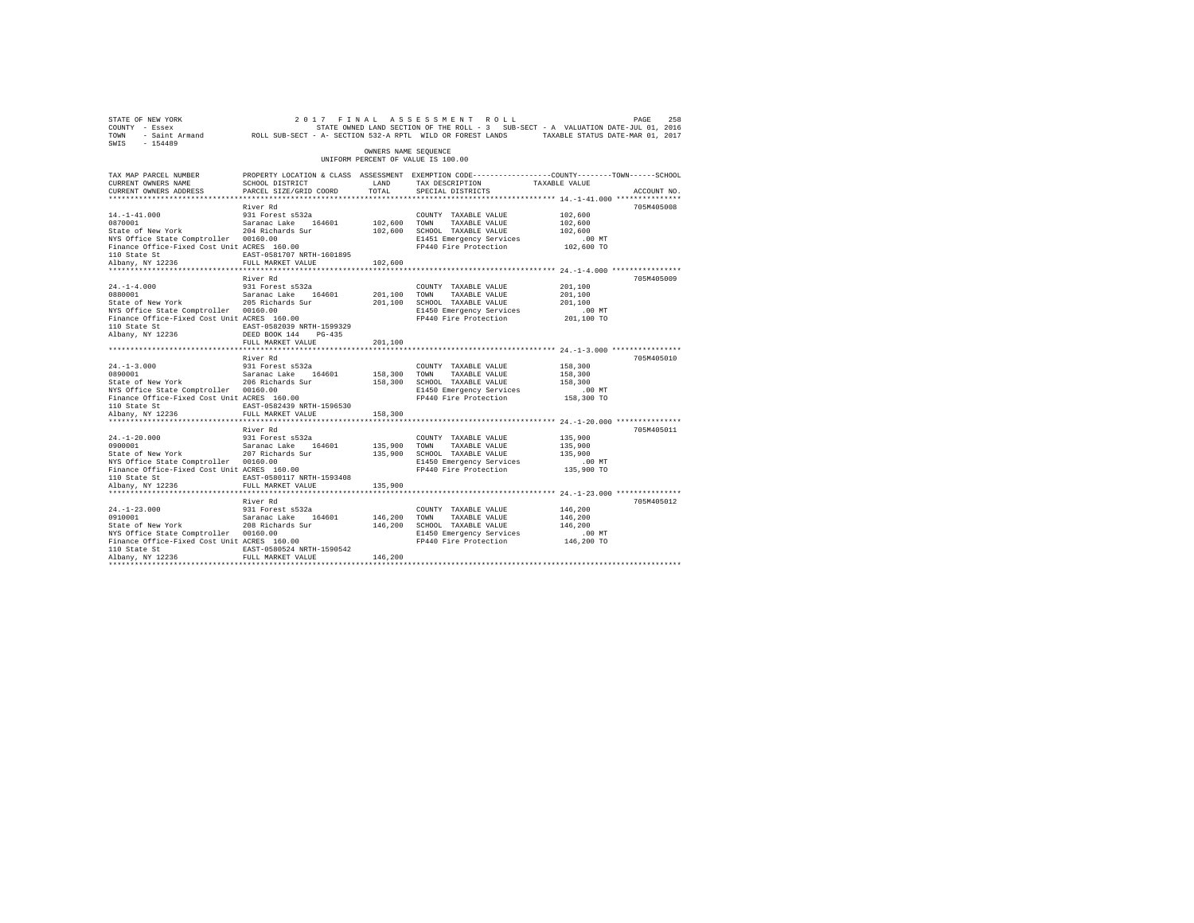STATE OF NEW YORK 2 0 1 7 F I N A L A S S E S S M E N T R O L L
COUNTY - Essex STATE OWNED LAND SECTION OF THE ROLL - 3 SUB-SECT - A VALUATION DATE-JUL 01, 2016
TOWN - Saint Armand ROLL SUB-SECT - A- SECTION 532-A RPTL WILD OR FOREST LANDS TAXABLE STATUS DATE-MAR 01, 2017
SWIS - 154489

OWNERS NAME SEQUENCE
UNIFORM PERCENT OF VALUE IS 100.00

| TAX MAP PARCEL NUMBER / CURRENT OWNERS NAME / CURRENT OWNERS ADDRESS | PROPERTY LOCATION & CLASS / SCHOOL DISTRICT / PARCEL SIZE/GRID COORD | ASSESSMENT LAND / TOTAL | EXEMPTION CODE / TAX DESCRIPTION / SPECIAL DISTRICTS | COUNTY--------TOWN------SCHOOL TAXABLE VALUE | ACCOUNT NO. |
|---|---|---|---|---|---|
| 14.-1-41.000 | River Rd | | | | 705M405008 |
| 0870001 | 931 Forest s532a | | COUNTY TAXABLE VALUE | 102,600 | |
| State of New York | Saranac Lake 164601 | 102,600 | TOWN TAXABLE VALUE | 102,600 | |
| NYS Office State Comptroller | 204 Richards Sur | 102,600 | SCHOOL TAXABLE VALUE | 102,600 | |
| Finance Office-Fixed Cost Unit | 00160.00 | | E1451 Emergency Services | .00 MT | |
| 110 State St | ACRES 160.00 | | FP440 Fire Protection | 102,600 TO | |
| Albany, NY 12236 | EAST-0581707 NRTH-1601895 | | | | |
| | FULL MARKET VALUE | 102,600 | | | |
| 24.-1-4.000 | River Rd | | | | 705M405009 |
| 0880001 | 931 Forest s532a | | COUNTY TAXABLE VALUE | 201,100 | |
| State of New York | Saranac Lake 164601 | 201,100 | TOWN TAXABLE VALUE | 201,100 | |
| NYS Office State Comptroller | 205 Richards Sur | 201,100 | SCHOOL TAXABLE VALUE | 201,100 | |
| Finance Office-Fixed Cost Unit | 00160.00 | | E1450 Emergency Services | .00 MT | |
| 110 State St | ACRES 160.00 | | FP440 Fire Protection | 201,100 TO | |
| Albany, NY 12236 | EAST-0582039 NRTH-1599329 | | | | |
| | DEED BOOK 144 PG-435 | | | | |
| | FULL MARKET VALUE | 201,100 | | | |
| 24.-1-3.000 | River Rd | | | | 705M405010 |
| 0890001 | 931 Forest s532a | | COUNTY TAXABLE VALUE | 158,300 | |
| State of New York | Saranac Lake 164601 | 158,300 | TOWN TAXABLE VALUE | 158,300 | |
| NYS Office State Comptroller | 206 Richards Sur | 158,300 | SCHOOL TAXABLE VALUE | 158,300 | |
| Finance Office-Fixed Cost Unit | 00160.00 | | E1450 Emergency Services | .00 MT | |
| 110 State St | ACRES 160.00 | | FP440 Fire Protection | 158,300 TO | |
| Albany, NY 12236 | EAST-0582439 NRTH-1596530 | | | | |
| | FULL MARKET VALUE | 158,300 | | | |
| 24.-1-20.000 | River Rd | | | | 705M405011 |
| 0900001 | 931 Forest s532a | | COUNTY TAXABLE VALUE | 135,900 | |
| State of New York | Saranac Lake 164601 | 135,900 | TOWN TAXABLE VALUE | 135,900 | |
| NYS Office State Comptroller | 207 Richards Sur | 135,900 | SCHOOL TAXABLE VALUE | 135,900 | |
| Finance Office-Fixed Cost Unit | 00160.00 | | E1450 Emergency Services | .00 MT | |
| 110 State St | ACRES 160.00 | | FP440 Fire Protection | 135,900 TO | |
| Albany, NY 12236 | EAST-0580117 NRTH-1593408 | | | | |
| | FULL MARKET VALUE | 135,900 | | | |
| 24.-1-23.000 | River Rd | | | | 705M405012 |
| 0910001 | 931 Forest s532a | | COUNTY TAXABLE VALUE | 146,200 | |
| State of New York | Saranac Lake 164601 | 146,200 | TOWN TAXABLE VALUE | 146,200 | |
| NYS Office State Comptroller | 208 Richards Sur | 146,200 | SCHOOL TAXABLE VALUE | 146,200 | |
| Finance Office-Fixed Cost Unit | 00160.00 | | E1450 Emergency Services | .00 MT | |
| 110 State St | ACRES 160.00 | | FP440 Fire Protection | 146,200 TO | |
| Albany, NY 12236 | EAST-0580524 NRTH-1590542 | | | | |
| | FULL MARKET VALUE | 146,200 | | | |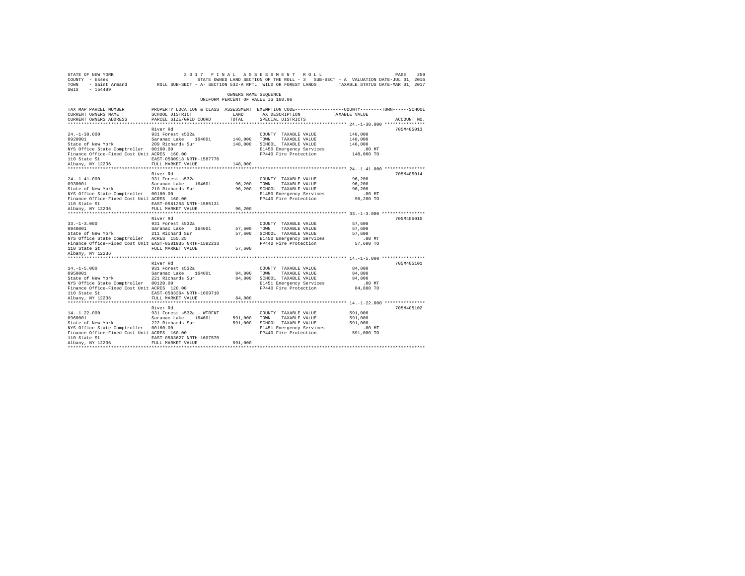STATE OF NEW YORK                    2 0 1 7   F I N A L   A S S E S S M E N T   R O L L
COUNTY - Essex                       STATE OWNED LAND SECTION OF THE ROLL - 3   SUB-SECT - A  VALUATION DATE-JUL 01, 2016
TOWN - Saint Armand                  ROLL SUB-SECT - A- SECTION 532-A RPTL  WILD OR FOREST LANDS       TAXABLE STATUS DATE-MAR 01, 2017
SWIS - 154489

OWNERS NAME SEQUENCE
UNIFORM PERCENT OF VALUE IS 100.00

| TAX MAP PARCEL NUMBER / CURRENT OWNERS NAME / CURRENT OWNERS ADDRESS | PROPERTY LOCATION & CLASS / SCHOOL DISTRICT / PARCEL SIZE/GRID COORD | ASSESSMENT LAND / TOTAL | EXEMPTION CODE / TAX DESCRIPTION / SPECIAL DISTRICTS | COUNTY / TOWN / SCHOOL TAXABLE VALUE | ACCOUNT NO. |
|---|---|---|---|---|---|
| 24.-1-38.000 | River Rd | | | | 705M405013 |
| 0920001 | 931 Forest s532a | | COUNTY TAXABLE VALUE | 148,000 | |
| State of New York | Saranac Lake 164601 | 148,000 | TOWN TAXABLE VALUE | 148,000 | |
| NYS Office State Comptroller | 209 Richards Sur | 148,000 | SCHOOL TAXABLE VALUE | 148,000 | |
| Finance Office-Fixed Cost Unit | 00160.00 | | E1450 Emergency Services | .00 MT | |
| 110 State St | ACRES 160.00 | | FP440 Fire Protection | 148,000 TO | |
| Albany, NY 12236 | EAST-0580918 NRTH-1587776 | | | | |
| | FULL MARKET VALUE | 148,000 | | | |
| 24.-1-41.000 | River Rd | | | | 705M405014 |
| 0930001 | 931 Forest s532a | | COUNTY TAXABLE VALUE | 96,200 | |
| State of New York | Saranac Lake 164601 | 96,200 | TOWN TAXABLE VALUE | 96,200 | |
| NYS Office State Comptroller | 210 Richards Sur | 96,200 | SCHOOL TAXABLE VALUE | 96,200 | |
| Finance Office-Fixed Cost Unit | 00160.00 | | E1450 Emergency Services | .00 MT | |
| 110 State St | ACRES 160.00 | | FP440 Fire Protection | 96,200 TO | |
| Albany, NY 12236 | EAST-0581258 NRTH-1585131 | | | | |
| | FULL MARKET VALUE | 96,200 | | | |
| 33.-1-3.000 | River Rd | | | | 705M405015 |
| 0940001 | 931 Forest s532a | | COUNTY TAXABLE VALUE | 57,600 | |
| State of New York | Saranac Lake 164601 | 57,600 | TOWN TAXABLE VALUE | 57,600 | |
| NYS Office State Comptroller | 211 Richard Sur | 57,600 | SCHOOL TAXABLE VALUE | 57,600 | |
| Finance Office-Fixed Cost Unit | ACRES 155.25 | | E1450 Emergency Services | .00 MT | |
| 110 State St | EAST-0581935 NRTH-1582233 | | FP440 Fire Protection | 57,600 TO | |
| Albany, NY 12236 | FULL MARKET VALUE | 57,600 | | | |
| 14.-1-5.000 | River Rd | | | | 705M405101 |
| 0950001 | 931 Forest s532a | | COUNTY TAXABLE VALUE | 84,800 | |
| State of New York | Saranac Lake 164601 | 84,800 | TOWN TAXABLE VALUE | 84,800 | |
| NYS Office State Comptroller | 221 Richards Sur | 84,800 | SCHOOL TAXABLE VALUE | 84,800 | |
| Finance Office-Fixed Cost Unit | 00120.00 | | E1451 Emergency Services | .00 MT | |
| 110 State St | ACRES 120.00 | | FP440 Fire Protection | 84,800 TO | |
| Albany, NY 12236 | EAST-0583364 NRTH-1609710 | | | | |
| | FULL MARKET VALUE | 84,800 | | | |
| 14.-1-22.000 | River Rd | | | | 705M405102 |
| 0960001 | 931 Forest s532a - WTRFNT | | COUNTY TAXABLE VALUE | 591,000 | |
| State of New York | Saranac Lake 164601 | 591,000 | TOWN TAXABLE VALUE | 591,000 | |
| NYS Office State Comptroller | 222 Richards Sur | 591,000 | SCHOOL TAXABLE VALUE | 591,000 | |
| Finance Office-Fixed Cost Unit | 00160.00 | | E1451 Emergency Services | .00 MT | |
| 110 State St | ACRES 160.00 | | FP440 Fire Protection | 591,000 TO | |
| Albany, NY 12236 | EAST-0583627 NRTH-1607570 | | | | |
| | FULL MARKET VALUE | 591,000 | | | |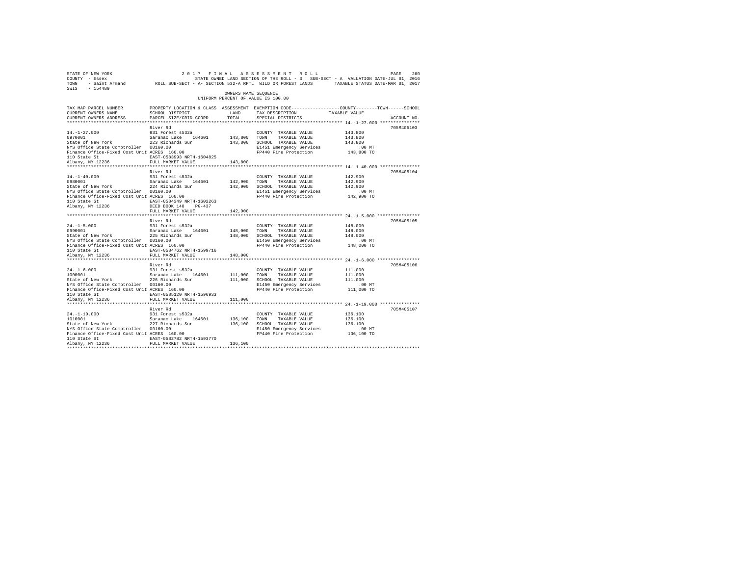STATE OF NEW YORK 2 0 1 7 F I N A L A S S E S S M E N T R O L L
COUNTY - Essex STATE OWNED LAND SECTION OF THE ROLL - 3 SUB-SECT - A VALUATION DATE-JUL 01, 2016
TOWN - Saint Armand ROLL SUB-SECT - A- SECTION 532-A RPTL WILD OR FOREST LANDS TAXABLE STATUS DATE-MAR 01, 2017
SWIS - 154489

OWNERS NAME SEQUENCE
UNIFORM PERCENT OF VALUE IS 100.00

| TAX MAP PARCEL NUMBER / CURRENT OWNERS NAME / CURRENT OWNERS ADDRESS | PROPERTY LOCATION & CLASS / SCHOOL DISTRICT / PARCEL SIZE/GRID COORD | ASSESSMENT LAND / TOTAL | EXEMPTION CODE / TAX DESCRIPTION / SPECIAL DISTRICTS | COUNTY / TOWN / SCHOOL TAXABLE VALUE | ACCOUNT NO. |
|---|---|---|---|---|---|
| 14.-1-27.000 | River Rd | | | | 705M405103 |
| | 931 Forest s532a | | COUNTY TAXABLE VALUE | 143,800 | |
| 0970001 | Saranac Lake 164601 | 143,800 | TOWN TAXABLE VALUE | 143,800 | |
| State of New York | 223 Richards Sur | 143,800 | SCHOOL TAXABLE VALUE | 143,800 | |
| NYS Office State Comptroller | 00160.00 | | E1451 Emergency Services | .00 MT | |
| Finance Office-Fixed Cost Unit | ACRES 160.00 | | FP440 Fire Protection | 143,800 TO | |
| 110 State St | EAST-0583993 NRTH-1604825 | | | | |
| Albany, NY 12236 | FULL MARKET VALUE | 143,800 | | | |
| 14.-1-40.000 | River Rd | | | | 705M405104 |
| | 931 Forest s532a | | COUNTY TAXABLE VALUE | 142,900 | |
| 0980001 | Saranac Lake 164601 | 142,900 | TOWN TAXABLE VALUE | 142,900 | |
| State of New York | 224 Richards Sur | 142,900 | SCHOOL TAXABLE VALUE | 142,900 | |
| NYS Office State Comptroller | 00160.00 | | E1451 Emergency Services | .00 MT | |
| Finance Office-Fixed Cost Unit | ACRES 160.00 | | FP440 Fire Protection | 142,900 TO | |
| 110 State St | EAST-0584349 NRTH-1602263 | | | | |
| Albany, NY 12236 | DEED BOOK 148 PG-437 | | | | |
| | FULL MARKET VALUE | 142,900 | | | |
| 24.-1-5.000 | River Rd | | | | 705M405105 |
| | 931 Forest s532a | | COUNTY TAXABLE VALUE | 148,000 | |
| 0990001 | Saranac Lake 164601 | 148,000 | TOWN TAXABLE VALUE | 148,000 | |
| State of New York | 225 Richards Sur | 148,000 | SCHOOL TAXABLE VALUE | 148,000 | |
| NYS Office State Comptroller | 00160.00 | | E1450 Emergency Services | .00 MT | |
| Finance Office-Fixed Cost Unit | ACRES 160.00 | | FP440 Fire Protection | 148,000 TO | |
| 110 State St | EAST-0584762 NRTH-1599716 | | | | |
| Albany, NY 12236 | FULL MARKET VALUE | 148,000 | | | |
| 24.-1-6.000 | River Rd | | | | 705M405106 |
| | 931 Forest s532a | | COUNTY TAXABLE VALUE | 111,000 | |
| 1000001 | Saranac Lake 164601 | 111,000 | TOWN TAXABLE VALUE | 111,000 | |
| State of New York | 226 Richards Sur | 111,000 | SCHOOL TAXABLE VALUE | 111,000 | |
| NYS Office State Comptroller | 00160.00 | | E1450 Emergency Services | .00 MT | |
| Finance Office-Fixed Cost Unit | ACRES 160.00 | | FP440 Fire Protection | 111,000 TO | |
| 110 State St | EAST-0585120 NRTH-1596933 | | | | |
| Albany, NY 12236 | FULL MARKET VALUE | 111,000 | | | |
| 24.-1-19.000 | River Rd | | | | 705M405107 |
| | 931 Forest s532a | | COUNTY TAXABLE VALUE | 136,100 | |
| 1010001 | Saranac Lake 164601 | 136,100 | TOWN TAXABLE VALUE | 136,100 | |
| State of New York | 227 Richards Sur | 136,100 | SCHOOL TAXABLE VALUE | 136,100 | |
| NYS Office State Comptroller | 00160.00 | | E1450 Emergency Services | .00 MT | |
| Finance Office-Fixed Cost Unit | ACRES 160.00 | | FP440 Fire Protection | 136,100 TO | |
| 110 State St | EAST-0582702 NRTH-1593770 | | | | |
| Albany, NY 12236 | FULL MARKET VALUE | 136,100 | | | |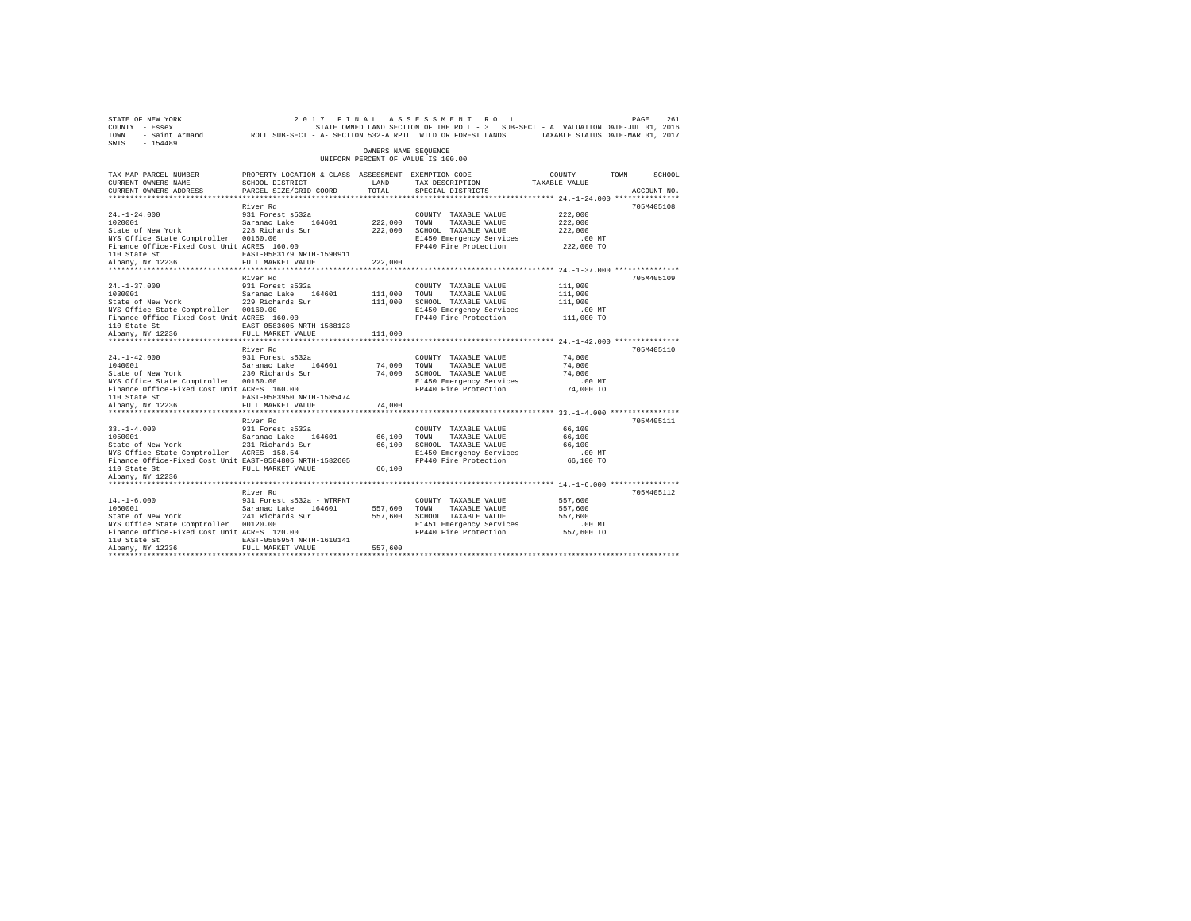STATE OF NEW YORK                    2 0 1 7   F I N A L   A S S E S S M E N T   R O L L
COUNTY - Essex                       STATE OWNED LAND SECTION OF THE ROLL - 3   SUB-SECT - A  VALUATION DATE-JUL 01, 2016
TOWN - Saint Armand                  ROLL SUB-SECT - A- SECTION 532-A RPTL WILD OR FOREST LANDS    TAXABLE STATUS DATE-MAR 01, 2017
SWIS - 154489

OWNERS NAME SEQUENCE
UNIFORM PERCENT OF VALUE IS 100.00

| TAX MAP PARCEL NUMBER / CURRENT OWNERS NAME / CURRENT OWNERS ADDRESS | PROPERTY LOCATION & CLASS / SCHOOL DISTRICT / PARCEL SIZE/GRID COORD | ASSESSMENT LAND | TOTAL | EXEMPTION CODE / TAX DESCRIPTION / SPECIAL DISTRICTS | COUNTY / TOWN / SCHOOL TAXABLE VALUE | ACCOUNT NO. |
|---|---|---|---|---|---|---|
| 24.-1-24.000 | River Rd | | | | | 705M405108 |
| 24.-1-24.000 | 931 Forest s532a | | | COUNTY TAXABLE VALUE | 222,000 | |
| 1020001 | Saranac Lake 164601 | 222,000 | | TOWN TAXABLE VALUE | 222,000 | |
| State of New York | 228 Richards Sur | | 222,000 | SCHOOL TAXABLE VALUE | 222,000 | |
| NYS Office State Comptroller | 00160.00 | | | E1450 Emergency Services | .00 MT | |
| Finance Office-Fixed Cost Unit | ACRES 160.00 | | | FP440 Fire Protection | 222,000 TO | |
| 110 State St | EAST-0583179 NRTH-1590911 | | | | | |
| Albany, NY 12236 | FULL MARKET VALUE | | 222,000 | | | |
| 24.-1-37.000 | River Rd | | | | | 705M405109 |
| 24.-1-37.000 | 931 Forest s532a | | | COUNTY TAXABLE VALUE | 111,000 | |
| 1030001 | Saranac Lake 164601 | 111,000 | | TOWN TAXABLE VALUE | 111,000 | |
| State of New York | 229 Richards Sur | | 111,000 | SCHOOL TAXABLE VALUE | 111,000 | |
| NYS Office State Comptroller | 00160.00 | | | E1450 Emergency Services | .00 MT | |
| Finance Office-Fixed Cost Unit | ACRES 160.00 | | | FP440 Fire Protection | 111,000 TO | |
| 110 State St | EAST-0583605 NRTH-1588123 | | | | | |
| Albany, NY 12236 | FULL MARKET VALUE | | 111,000 | | | |
| 24.-1-42.000 | River Rd | | | | | 705M405110 |
| 24.-1-42.000 | 931 Forest s532a | | | COUNTY TAXABLE VALUE | 74,000 | |
| 1040001 | Saranac Lake 164601 | 74,000 | | TOWN TAXABLE VALUE | 74,000 | |
| State of New York | 230 Richards Sur | | 74,000 | SCHOOL TAXABLE VALUE | 74,000 | |
| NYS Office State Comptroller | 00160.00 | | | E1450 Emergency Services | .00 MT | |
| Finance Office-Fixed Cost Unit | ACRES 160.00 | | | FP440 Fire Protection | 74,000 TO | |
| 110 State St | EAST-0583950 NRTH-1585474 | | | | | |
| Albany, NY 12236 | FULL MARKET VALUE | | 74,000 | | | |
| 33.-1-4.000 | River Rd | | | | | 705M405111 |
| 33.-1-4.000 | 931 Forest s532a | | | COUNTY TAXABLE VALUE | 66,100 | |
| 1050001 | Saranac Lake 164601 | 66,100 | | TOWN TAXABLE VALUE | 66,100 | |
| State of New York | 231 Richards Sur | | 66,100 | SCHOOL TAXABLE VALUE | 66,100 | |
| NYS Office State Comptroller | ACRES 158.54 | | | E1450 Emergency Services | .00 MT | |
| Finance Office-Fixed Cost Unit | EAST-0584805 NRTH-1582605 | | | FP440 Fire Protection | 66,100 TO | |
| 110 State St | FULL MARKET VALUE | | 66,100 | | | |
| Albany, NY 12236 | | | | | | |
| 14.-1-6.000 | River Rd | | | | | 705M405112 |
| 14.-1-6.000 | 931 Forest s532a - WTRFNT | | | COUNTY TAXABLE VALUE | 557,600 | |
| 1060001 | Saranac Lake 164601 | 557,600 | | TOWN TAXABLE VALUE | 557,600 | |
| State of New York | 241 Richards Sur | | 557,600 | SCHOOL TAXABLE VALUE | 557,600 | |
| NYS Office State Comptroller | 00120.00 | | | E1451 Emergency Services | .00 MT | |
| Finance Office-Fixed Cost Unit | ACRES 120.00 | | | FP440 Fire Protection | 557,600 TO | |
| 110 State St | EAST-0585954 NRTH-1610141 | | | | | |
| Albany, NY 12236 | FULL MARKET VALUE | | 557,600 | | | |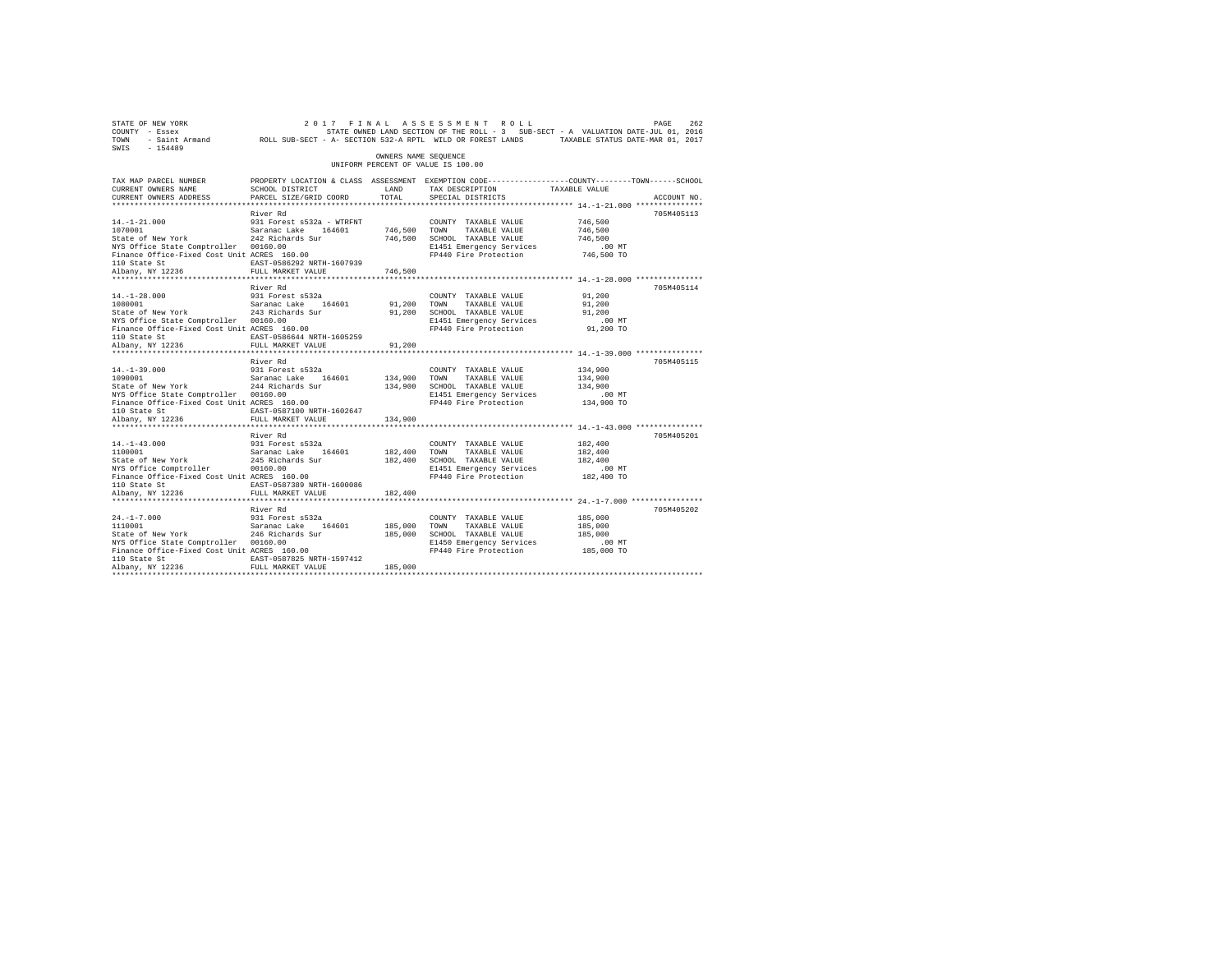STATE OF NEW YORK                    2 0 1 7   F I N A L   A S S E S S M E N T   R O L L
COUNTY - Essex                       STATE OWNED LAND SECTION OF THE ROLL - 3   SUB-SECT - A  VALUATION DATE-JUL 01, 2016
TOWN   - Saint Armand      ROLL SUB-SECT - A- SECTION 532-A RPTL  WILD OR FOREST LANDS       TAXABLE STATUS DATE-MAR 01, 2017
SWIS   - 154489

OWNERS NAME SEQUENCE
UNIFORM PERCENT OF VALUE IS 100.00

| TAX MAP PARCEL NUMBER / CURRENT OWNERS NAME / CURRENT OWNERS ADDRESS | PROPERTY LOCATION & CLASS / SCHOOL DISTRICT / PARCEL SIZE/GRID COORD | ASSESSMENT LAND / TOTAL | EXEMPTION CODE / TAX DESCRIPTION / SPECIAL DISTRICTS | COUNTY / TOWN / SCHOOL TAXABLE VALUE | ACCOUNT NO. |
|---|---|---|---|---|---|
| 14.-1-21.000 | River Rd | | | | 705M405113 |
| 14.-1-21.000 | 931 Forest s532a - WTRFNT | | COUNTY TAXABLE VALUE | 746,500 | |
| 1070001 | Saranac Lake 164601 | 746,500 | TOWN TAXABLE VALUE | 746,500 | |
| State of New York | 242 Richards Sur | 746,500 | SCHOOL TAXABLE VALUE | 746,500 | |
| NYS Office State Comptroller | 00160.00 | | E1451 Emergency Services | .00 MT | |
| Finance Office-Fixed Cost Unit | ACRES 160.00 | | FP440 Fire Protection | 746,500 TO | |
| 110 State St | EAST-0586292 NRTH-1607939 | | | | |
| Albany, NY 12236 | FULL MARKET VALUE | 746,500 | | | |
| 14.-1-28.000 | River Rd | | | | 705M405114 |
| 14.-1-28.000 | 931 Forest s532a | | COUNTY TAXABLE VALUE | 91,200 | |
| 1080001 | Saranac Lake 164601 | 91,200 | TOWN TAXABLE VALUE | 91,200 | |
| State of New York | 243 Richards Sur | 91,200 | SCHOOL TAXABLE VALUE | 91,200 | |
| NYS Office State Comptroller | 00160.00 | | E1451 Emergency Services | .00 MT | |
| Finance Office-Fixed Cost Unit | ACRES 160.00 | | FP440 Fire Protection | 91,200 TO | |
| 110 State St | EAST-0586644 NRTH-1605259 | | | | |
| Albany, NY 12236 | FULL MARKET VALUE | 91,200 | | | |
| 14.-1-39.000 | River Rd | | | | 705M405115 |
| 14.-1-39.000 | 931 Forest s532a | | COUNTY TAXABLE VALUE | 134,900 | |
| 1090001 | Saranac Lake 164601 | 134,900 | TOWN TAXABLE VALUE | 134,900 | |
| State of New York | 244 Richards Sur | 134,900 | SCHOOL TAXABLE VALUE | 134,900 | |
| NYS Office State Comptroller | 00160.00 | | E1451 Emergency Services | .00 MT | |
| Finance Office-Fixed Cost Unit | ACRES 160.00 | | FP440 Fire Protection | 134,900 TO | |
| 110 State St | EAST-0587100 NRTH-1602647 | | | | |
| Albany, NY 12236 | FULL MARKET VALUE | 134,900 | | | |
| 14.-1-43.000 | River Rd | | | | 705M405201 |
| 14.-1-43.000 | 931 Forest s532a | | COUNTY TAXABLE VALUE | 182,400 | |
| 1100001 | Saranac Lake 164601 | 182,400 | TOWN TAXABLE VALUE | 182,400 | |
| State of New York | 245 Richards Sur | 182,400 | SCHOOL TAXABLE VALUE | 182,400 | |
| NYS Office Comptroller | 00160.00 | | E1451 Emergency Services | .00 MT | |
| Finance Office-Fixed Cost Unit | ACRES 160.00 | | FP440 Fire Protection | 182,400 TO | |
| 110 State St | EAST-0587389 NRTH-1600086 | | | | |
| Albany, NY 12236 | FULL MARKET VALUE | 182,400 | | | |
| 24.-1-7.000 | River Rd | | | | 705M405202 |
| 24.-1-7.000 | 931 Forest s532a | | COUNTY TAXABLE VALUE | 185,000 | |
| 1110001 | Saranac Lake 164601 | 185,000 | TOWN TAXABLE VALUE | 185,000 | |
| State of New York | 246 Richards Sur | 185,000 | SCHOOL TAXABLE VALUE | 185,000 | |
| NYS Office State Comptroller | 00160.00 | | E1450 Emergency Services | .00 MT | |
| Finance Office-Fixed Cost Unit | ACRES 160.00 | | FP440 Fire Protection | 185,000 TO | |
| 110 State St | EAST-0587825 NRTH-1597412 | | | | |
| Albany, NY 12236 | FULL MARKET VALUE | 185,000 | | | |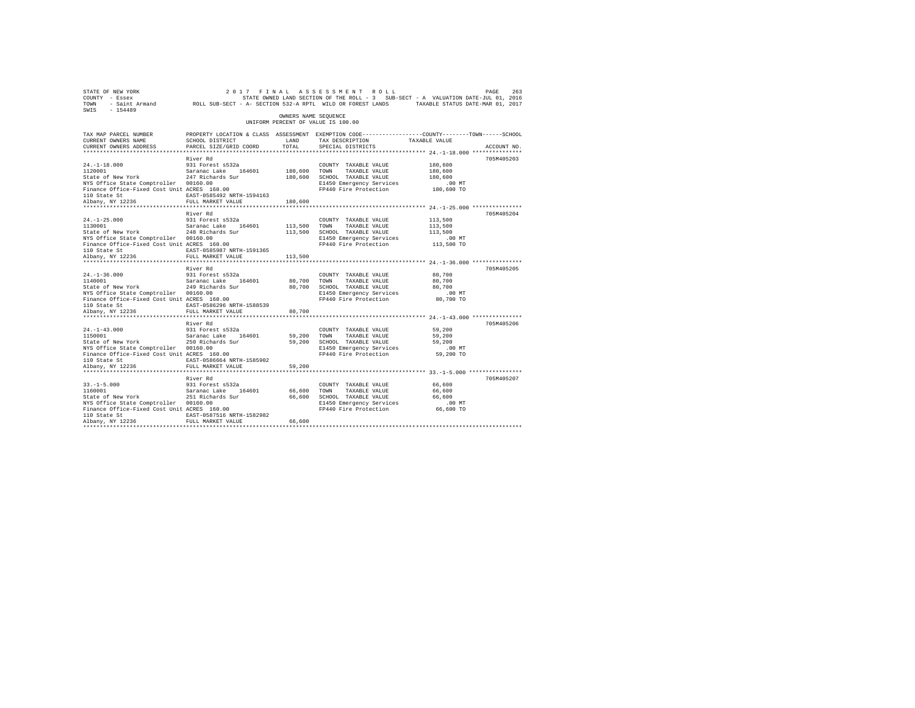STATE OF NEW YORK 2 0 1 7 F I N A L A S S E S S M E N T R O L L
COUNTY - Essex STATE OWNED LAND SECTION OF THE ROLL - 3 SUB-SECT - A VALUATION DATE-JUL 01, 2016
TOWN - Saint Armand ROLL SUB-SECT - A- SECTION 532-A RPTL WILD OR FOREST LANDS TAXABLE STATUS DATE-MAR 01, 2017
SWIS - 154489

OWNERS NAME SEQUENCE
UNIFORM PERCENT OF VALUE IS 100.00

```
TAX MAP PARCEL NUMBER          PROPERTY LOCATION & CLASS  ASSESSMENT  EXEMPTION CODE-----------------COUNTY--------TOWN------SCHOOL
CURRENT OWNERS NAME            SCHOOL DISTRICT              LAND      TAX DESCRIPTION            TAXABLE VALUE
CURRENT OWNERS ADDRESS         PARCEL SIZE/GRID COORD       TOTAL     SPECIAL DISTRICTS                                  ACCOUNT NO.
****************************************************************************************************** 24.-1-18.000 ***************
                               River Rd                                                                                   705M405203
24.-1-18.000                   931 Forest s532a                      COUNTY  TAXABLE VALUE           180,600
1120001                        Saranac Lake   164601     180,600     TOWN    TAXABLE VALUE           180,600
State of New York              247 Richards Sur          180,600     SCHOOL  TAXABLE VALUE           180,600
NYS Office State Comptroller   00160.00                              E1450 Emergency Services            .00 MT
Finance Office-Fixed Cost Unit ACRES  160.00                         FP440 Fire Protection           180,600 TO
110 State St                   EAST-0585492 NRTH-1594163
Albany, NY 12236               FULL MARKET VALUE         180,600
****************************************************************************************************** 24.-1-25.000 ***************
                               River Rd                                                                                   705M405204
24.-1-25.000                   931 Forest s532a                      COUNTY  TAXABLE VALUE           113,500
1130001                        Saranac Lake   164601     113,500     TOWN    TAXABLE VALUE           113,500
State of New York              248 Richards Sur          113,500     SCHOOL  TAXABLE VALUE           113,500
NYS Office State Comptroller   00160.00                              E1450 Emergency Services            .00 MT
Finance Office-Fixed Cost Unit ACRES  160.00                         FP440 Fire Protection           113,500 TO
110 State St                   EAST-0585987 NRTH-1591365
Albany, NY 12236               FULL MARKET VALUE         113,500
****************************************************************************************************** 24.-1-36.000 ***************
                               River Rd                                                                                   705M405205
24.-1-36.000                   931 Forest s532a                      COUNTY  TAXABLE VALUE            80,700
1140001                        Saranac Lake   164601      80,700     TOWN    TAXABLE VALUE            80,700
State of New York              249 Richards Sur           80,700     SCHOOL  TAXABLE VALUE            80,700
NYS Office State Comptroller   00160.00                              E1450 Emergency Services            .00 MT
Finance Office-Fixed Cost Unit ACRES  160.00                         FP440 Fire Protection            80,700 TO
110 State St                   EAST-0586296 NRTH-1588539
Albany, NY 12236               FULL MARKET VALUE          80,700
****************************************************************************************************** 24.-1-43.000 ***************
                               River Rd                                                                                   705M405206
24.-1-43.000                   931 Forest s532a                      COUNTY  TAXABLE VALUE            59,200
1150001                        Saranac Lake   164601      59,200     TOWN    TAXABLE VALUE            59,200
State of New York              250 Richards Sur           59,200     SCHOOL  TAXABLE VALUE            59,200
NYS Office State Comptroller   00160.00                              E1450 Emergency Services            .00 MT
Finance Office-Fixed Cost Unit ACRES  160.00                         FP440 Fire Protection            59,200 TO
110 State St                   EAST-0586664 NRTH-1585902
Albany, NY 12236               FULL MARKET VALUE          59,200
****************************************************************************************************** 33.-1-5.000 ****************
                               River Rd                                                                                   705M405207
33.-1-5.000                    931 Forest s532a                      COUNTY  TAXABLE VALUE            66,600
1160001                        Saranac Lake   164601      66,600     TOWN    TAXABLE VALUE            66,600
State of New York              251 Richards Sur           66,600     SCHOOL  TAXABLE VALUE            66,600
NYS Office State Comptroller   00160.00                              E1450 Emergency Services            .00 MT
Finance Office-Fixed Cost Unit ACRES  160.00                         FP440 Fire Protection            66,600 TO
110 State St                   EAST-0587516 NRTH-1582982
Albany, NY 12236               FULL MARKET VALUE          66,600
************************************************************************************************************************************
```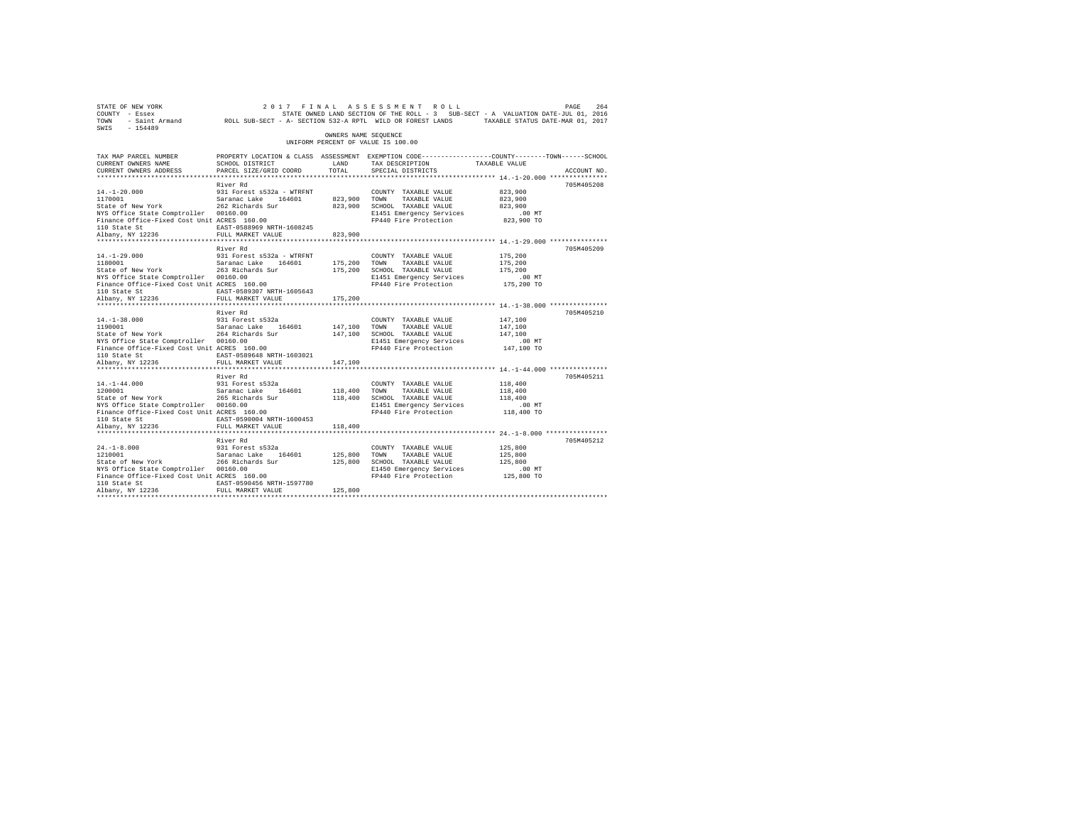STATE OF NEW YORK — 2017 FINAL ASSESSMENT ROLL
COUNTY - Essex — STATE OWNED LAND SECTION OF THE ROLL - 3 SUB-SECT - A VALUATION DATE-JUL 01, 2016
TOWN - Saint Armand — ROLL SUB-SECT - A- SECTION 532-A RPTL WILD OR FOREST LANDS — TAXABLE STATUS DATE-MAR 01, 2017
SWIS - 154489

OWNERS NAME SEQUENCE
UNIFORM PERCENT OF VALUE IS 100.00

| TAX MAP PARCEL NUMBER / CURRENT OWNERS NAME / CURRENT OWNERS ADDRESS | PROPERTY LOCATION & CLASS / SCHOOL DISTRICT / PARCEL SIZE/GRID COORD | ASSESSMENT LAND | TOTAL | EXEMPTION CODE / TAX DESCRIPTION / SPECIAL DISTRICTS | TAXABLE VALUE (COUNTY / TOWN / SCHOOL) | ACCOUNT NO. |
|---|---|---|---|---|---|---|
| **14.-1-20.000** | River Rd | | | | | 705M405208 |
| 14.-1-20.000 | 931 Forest s532a - WTRFNT | | | COUNTY TAXABLE VALUE | 823,900 | |
| 1170001 | Saranac Lake 164601 | 823,900 | | TOWN TAXABLE VALUE | 823,900 | |
| State of New York | 262 Richards Sur | | 823,900 | SCHOOL TAXABLE VALUE | 823,900 | |
| NYS Office State Comptroller | 00160.00 | | | E1451 Emergency Services | .00 MT | |
| Finance Office-Fixed Cost Unit | ACRES 160.00 | | | FP440 Fire Protection | 823,900 TO | |
| 110 State St | EAST-0588969 NRTH-1608245 | | | | | |
| Albany, NY 12236 | FULL MARKET VALUE | | 823,900 | | | |
| **14.-1-29.000** | River Rd | | | | | 705M405209 |
| 14.-1-29.000 | 931 Forest s532a - WTRFNT | | | COUNTY TAXABLE VALUE | 175,200 | |
| 1180001 | Saranac Lake 164601 | 175,200 | | TOWN TAXABLE VALUE | 175,200 | |
| State of New York | 263 Richards Sur | | 175,200 | SCHOOL TAXABLE VALUE | 175,200 | |
| NYS Office State Comptroller | 00160.00 | | | E1451 Emergency Services | .00 MT | |
| Finance Office-Fixed Cost Unit | ACRES 160.00 | | | FP440 Fire Protection | 175,200 TO | |
| 110 State St | EAST-0589307 NRTH-1605643 | | | | | |
| Albany, NY 12236 | FULL MARKET VALUE | | 175,200 | | | |
| **14.-1-38.000** | River Rd | | | | | 705M405210 |
| 14.-1-38.000 | 931 Forest s532a | | | COUNTY TAXABLE VALUE | 147,100 | |
| 1190001 | Saranac Lake 164601 | 147,100 | | TOWN TAXABLE VALUE | 147,100 | |
| State of New York | 264 Richards Sur | | 147,100 | SCHOOL TAXABLE VALUE | 147,100 | |
| NYS Office State Comptroller | 00160.00 | | | E1451 Emergency Services | .00 MT | |
| Finance Office-Fixed Cost Unit | ACRES 160.00 | | | FP440 Fire Protection | 147,100 TO | |
| 110 State St | EAST-0589648 NRTH-1603021 | | | | | |
| Albany, NY 12236 | FULL MARKET VALUE | | 147,100 | | | |
| **14.-1-44.000** | River Rd | | | | | 705M405211 |
| 14.-1-44.000 | 931 Forest s532a | | | COUNTY TAXABLE VALUE | 118,400 | |
| 1200001 | Saranac Lake 164601 | 118,400 | | TOWN TAXABLE VALUE | 118,400 | |
| State of New York | 265 Richards Sur | | 118,400 | SCHOOL TAXABLE VALUE | 118,400 | |
| NYS Office State Comptroller | 00160.00 | | | E1451 Emergency Services | .00 MT | |
| Finance Office-Fixed Cost Unit | ACRES 160.00 | | | FP440 Fire Protection | 118,400 TO | |
| 110 State St | EAST-0590004 NRTH-1600453 | | | | | |
| Albany, NY 12236 | FULL MARKET VALUE | | 118,400 | | | |
| **24.-1-8.000** | River Rd | | | | | 705M405212 |
| 24.-1-8.000 | 931 Forest s532a | | | COUNTY TAXABLE VALUE | 125,800 | |
| 1210001 | Saranac Lake 164601 | 125,800 | | TOWN TAXABLE VALUE | 125,800 | |
| State of New York | 266 Richards Sur | | 125,800 | SCHOOL TAXABLE VALUE | 125,800 | |
| NYS Office State Comptroller | 00160.00 | | | E1450 Emergency Services | .00 MT | |
| Finance Office-Fixed Cost Unit | ACRES 160.00 | | | FP440 Fire Protection | 125,800 TO | |
| 110 State St | EAST-0590456 NRTH-1597780 | | | | | |
| Albany, NY 12236 | FULL MARKET VALUE | | 125,800 | | | |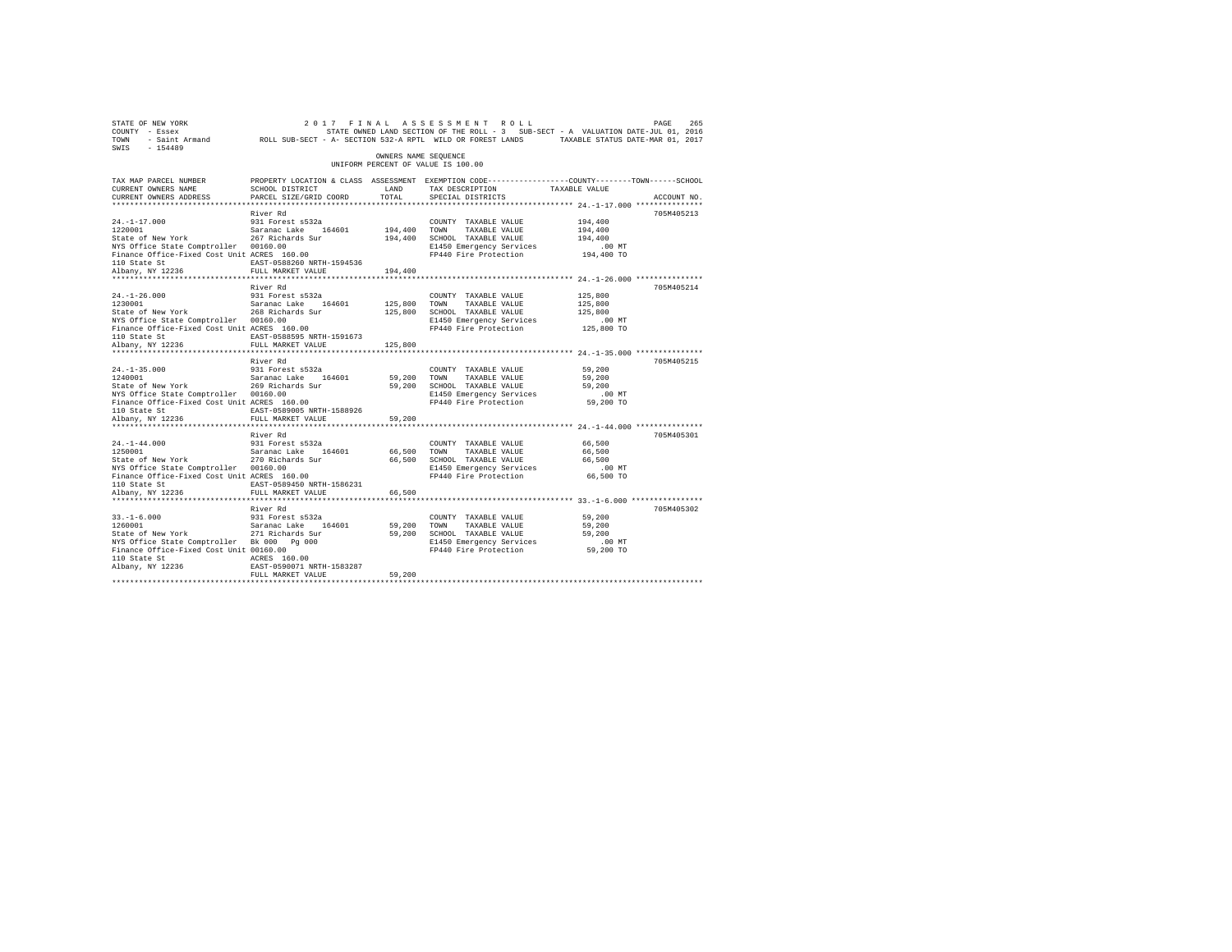STATE OF NEW YORK  
COUNTY - Essex  
TOWN - Saint Armand  
SWIS - 154489

2017 FINAL ASSESSMENT ROLL  
STATE OWNED LAND SECTION OF THE ROLL - 3 SUB-SECT - A VALUATION DATE-JUL 01, 2016  
ROLL SUB-SECT - A- SECTION 532-A RPTL WILD OR FOREST LANDS TAXABLE STATUS DATE-MAR 01, 2017

OWNERS NAME SEQUENCE  
UNIFORM PERCENT OF VALUE IS 100.00

| TAX MAP PARCEL NUMBER / CURRENT OWNERS NAME / CURRENT OWNERS ADDRESS | PROPERTY LOCATION & CLASS / SCHOOL DISTRICT / PARCEL SIZE/GRID COORD | ASSESSMENT LAND | TOTAL | EXEMPTION CODE / TAX DESCRIPTION / SPECIAL DISTRICTS | COUNTY--------TOWN------SCHOOL TAXABLE VALUE | ACCOUNT NO. |
|---|---|---|---|---|---|---|
| 24.-1-17.000 | River Rd | | | | | 705M405213 |
| 24.-1-17.000 | 931 Forest s532a | | | COUNTY TAXABLE VALUE | 194,400 | |
| 1220001 | Saranac Lake 164601 | 194,400 | | TOWN TAXABLE VALUE | 194,400 | |
| State of New York | 267 Richards Sur | | 194,400 | SCHOOL TAXABLE VALUE | 194,400 | |
| NYS Office State Comptroller | 00160.00 | | | E1450 Emergency Services | .00 MT | |
| Finance Office-Fixed Cost Unit | ACRES 160.00 | | | FP440 Fire Protection | 194,400 TO | |
| 110 State St | EAST-0588260 NRTH-1594536 | | | | | |
| Albany, NY 12236 | FULL MARKET VALUE | | 194,400 | | | |
| 24.-1-26.000 | River Rd | | | | | 705M405214 |
| 24.-1-26.000 | 931 Forest s532a | | | COUNTY TAXABLE VALUE | 125,800 | |
| 1230001 | Saranac Lake 164601 | 125,800 | | TOWN TAXABLE VALUE | 125,800 | |
| State of New York | 268 Richards Sur | | 125,800 | SCHOOL TAXABLE VALUE | 125,800 | |
| NYS Office State Comptroller | 00160.00 | | | E1450 Emergency Services | .00 MT | |
| Finance Office-Fixed Cost Unit | ACRES 160.00 | | | FP440 Fire Protection | 125,800 TO | |
| 110 State St | EAST-0588595 NRTH-1591673 | | | | | |
| Albany, NY 12236 | FULL MARKET VALUE | | 125,800 | | | |
| 24.-1-35.000 | River Rd | | | | | 705M405215 |
| 24.-1-35.000 | 931 Forest s532a | | | COUNTY TAXABLE VALUE | 59,200 | |
| 1240001 | Saranac Lake 164601 | 59,200 | | TOWN TAXABLE VALUE | 59,200 | |
| State of New York | 269 Richards Sur | | 59,200 | SCHOOL TAXABLE VALUE | 59,200 | |
| NYS Office State Comptroller | 00160.00 | | | E1450 Emergency Services | .00 MT | |
| Finance Office-Fixed Cost Unit | ACRES 160.00 | | | FP440 Fire Protection | 59,200 TO | |
| 110 State St | EAST-0589005 NRTH-1588926 | | | | | |
| Albany, NY 12236 | FULL MARKET VALUE | | 59,200 | | | |
| 24.-1-44.000 | River Rd | | | | | 705M405301 |
| 24.-1-44.000 | 931 Forest s532a | | | COUNTY TAXABLE VALUE | 66,500 | |
| 1250001 | Saranac Lake 164601 | 66,500 | | TOWN TAXABLE VALUE | 66,500 | |
| State of New York | 270 Richards Sur | | 66,500 | SCHOOL TAXABLE VALUE | 66,500 | |
| NYS Office State Comptroller | 00160.00 | | | E1450 Emergency Services | .00 MT | |
| Finance Office-Fixed Cost Unit | ACRES 160.00 | | | FP440 Fire Protection | 66,500 TO | |
| 110 State St | EAST-0589450 NRTH-1586231 | | | | | |
| Albany, NY 12236 | FULL MARKET VALUE | | 66,500 | | | |
| 33.-1-6.000 | River Rd | | | | | 705M405302 |
| 33.-1-6.000 | 931 Forest s532a | | | COUNTY TAXABLE VALUE | 59,200 | |
| 1260001 | Saranac Lake 164601 | 59,200 | | TOWN TAXABLE VALUE | 59,200 | |
| State of New York | 271 Richards Sur | | 59,200 | SCHOOL TAXABLE VALUE | 59,200 | |
| NYS Office State Comptroller | Bk 000 Pg 000 | | | E1450 Emergency Services | .00 MT | |
| Finance Office-Fixed Cost Unit | 00160.00 | | | FP440 Fire Protection | 59,200 TO | |
| 110 State St | ACRES 160.00 | | | | | |
| Albany, NY 12236 | EAST-0590071 NRTH-1583287 | | | | | |
| | FULL MARKET VALUE | | 59,200 | | | |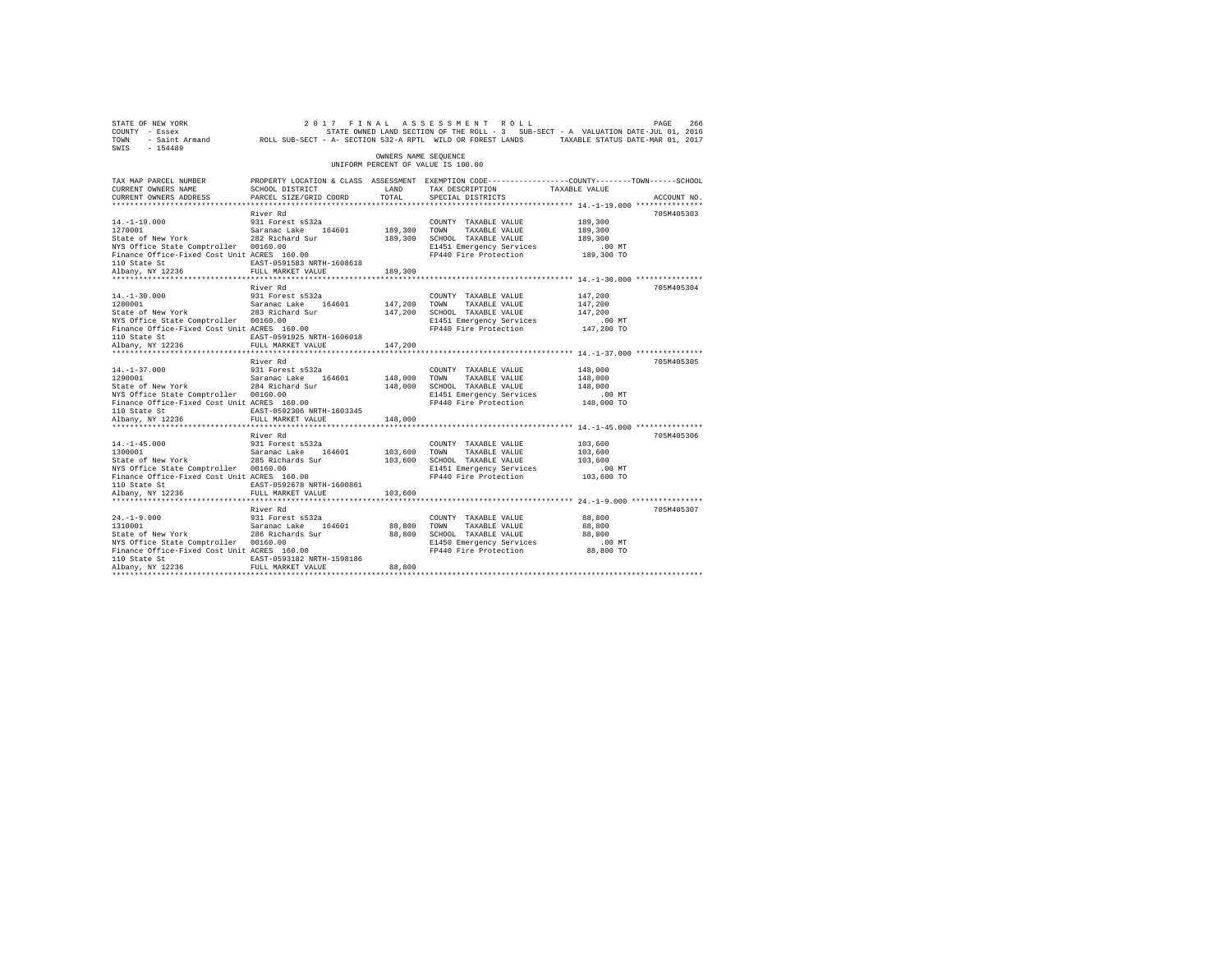STATE OF NEW YORK  2 0 1 7  F I N A L  A S S E S S M E N T  R O L L  
COUNTY - Essex  STATE OWNED LAND SECTION OF THE ROLL - 3  SUB-SECT - A  VALUATION DATE-JUL 01, 2016  
TOWN - Saint Armand  ROLL SUB-SECT - A- SECTION 532-A RPTL WILD OR FOREST LANDS  TAXABLE STATUS DATE-MAR 01, 2017  
SWIS - 154489

OWNERS NAME SEQUENCE  
UNIFORM PERCENT OF VALUE IS 100.00

```
TAX MAP PARCEL NUMBER          PROPERTY LOCATION & CLASS  ASSESSMENT  EXEMPTION CODE-----------------COUNTY--------TOWN------SCHOOL
CURRENT OWNERS NAME            SCHOOL DISTRICT             LAND       TAX DESCRIPTION            TAXABLE VALUE
CURRENT OWNERS ADDRESS         PARCEL SIZE/GRID COORD      TOTAL      SPECIAL DISTRICTS                                   ACCOUNT NO.
************************************************************************************************ 14.-1-19.000 ***************
                               River Rd                                                                                705M405303
14.-1-19.000                   931 Forest s532a                       COUNTY  TAXABLE VALUE         189,300
1270001                        Saranac Lake    164601     189,300     TOWN    TAXABLE VALUE         189,300
State of New York              282 Richard Sur            189,300     SCHOOL  TAXABLE VALUE         189,300
NYS Office State Comptroller   00160.00                               E1451 Emergency Services          .00 MT
Finance Office-Fixed Cost Unit ACRES 160.00                           FP440 Fire Protection         189,300 TO
110 State St                   EAST-0591583 NRTH-1608618
Albany, NY 12236               FULL MARKET VALUE          189,300
************************************************************************************************ 14.-1-30.000 ***************
                               River Rd                                                                                705M405304
14.-1-30.000                   931 Forest s532a                       COUNTY  TAXABLE VALUE         147,200
1280001                        Saranac Lake    164601     147,200     TOWN    TAXABLE VALUE         147,200
State of New York              283 Richard Sur            147,200     SCHOOL  TAXABLE VALUE         147,200
NYS Office State Comptroller   00160.00                               E1451 Emergency Services          .00 MT
Finance Office-Fixed Cost Unit ACRES 160.00                           FP440 Fire Protection         147,200 TO
110 State St                   EAST-0591925 NRTH-1606018
Albany, NY 12236               FULL MARKET VALUE          147,200
************************************************************************************************ 14.-1-37.000 ***************
                               River Rd                                                                                705M405305
14.-1-37.000                   931 Forest s532a                       COUNTY  TAXABLE VALUE         148,000
1290001                        Saranac Lake    164601     148,000     TOWN    TAXABLE VALUE         148,000
State of New York              284 Richard Sur            148,000     SCHOOL  TAXABLE VALUE         148,000
NYS Office State Comptroller   00160.00                               E1451 Emergency Services          .00 MT
Finance Office-Fixed Cost Unit ACRES 160.00                           FP440 Fire Protection         148,000 TO
110 State St                   EAST-0592306 NRTH-1603345
Albany, NY 12236               FULL MARKET VALUE          148,000
************************************************************************************************ 14.-1-45.000 ***************
                               River Rd                                                                                705M405306
14.-1-45.000                   931 Forest s532a                       COUNTY  TAXABLE VALUE         103,600
1300001                        Saranac Lake    164601     103,600     TOWN    TAXABLE VALUE         103,600
State of New York              285 Richards Sur           103,600     SCHOOL  TAXABLE VALUE         103,600
NYS Office State Comptroller   00160.00                               E1451 Emergency Services          .00 MT
Finance Office-Fixed Cost Unit ACRES 160.00                           FP440 Fire Protection         103,600 TO
110 State St                   EAST-0592678 NRTH-1600861
Albany, NY 12236               FULL MARKET VALUE          103,600
************************************************************************************************ 24.-1-9.000 ****************
                               River Rd                                                                                705M405307
24.-1-9.000                    931 Forest s532a                       COUNTY  TAXABLE VALUE          88,800
1310001                        Saranac Lake    164601      88,800     TOWN    TAXABLE VALUE          88,800
State of New York              286 Richards Sur            88,800     SCHOOL  TAXABLE VALUE          88,800
NYS Office State Comptroller   00160.00                               E1450 Emergency Services          .00 MT
Finance Office-Fixed Cost Unit ACRES 160.00                           FP440 Fire Protection          88,800 TO
110 State St                   EAST-0593182 NRTH-1598186
Albany, NY 12236               FULL MARKET VALUE           88,800
******************************************************************************************************************************
```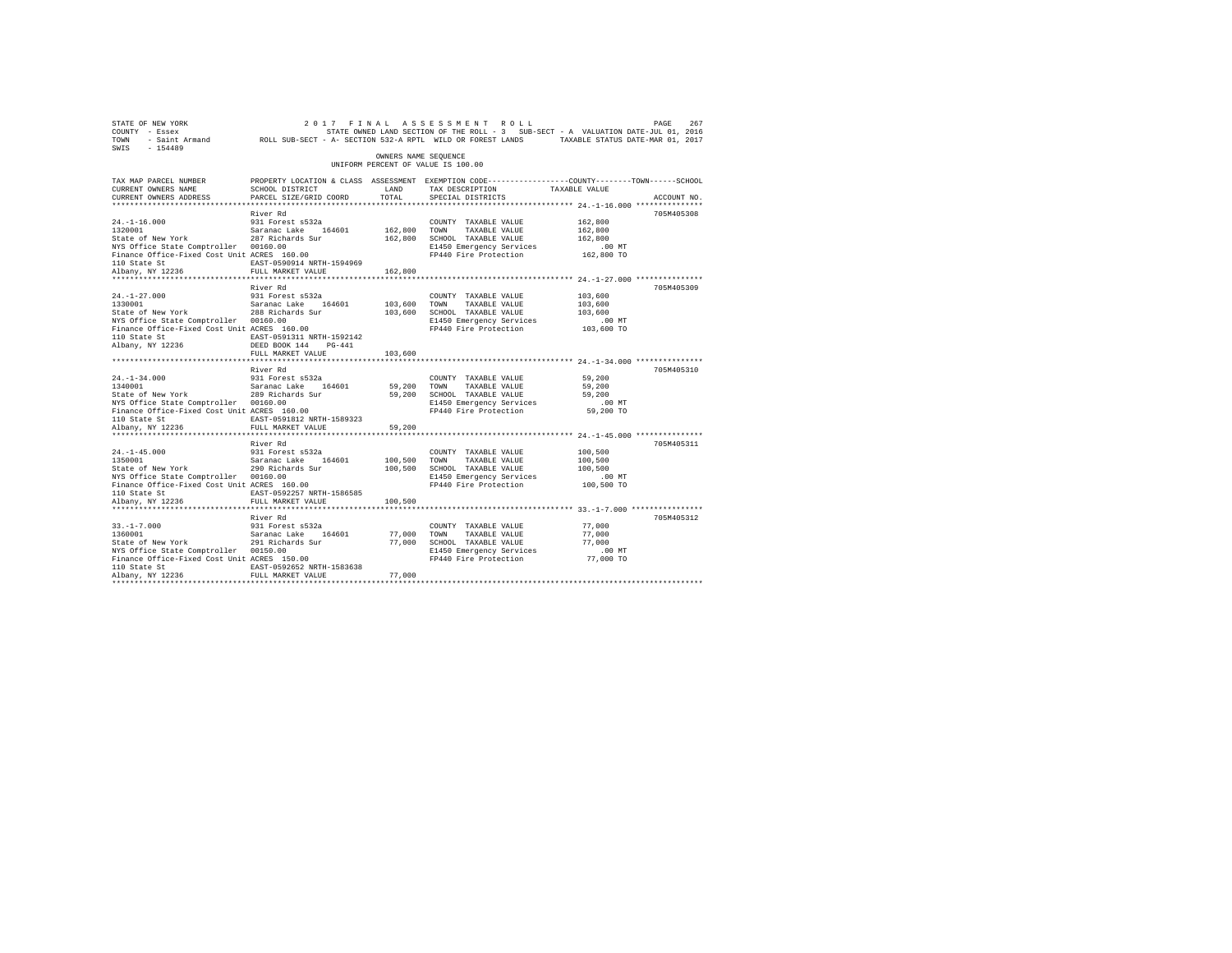STATE OF NEW YORK　　　　　　　　2 0 1 7　F I N A L　A S S E S S M E N T　R O L L
COUNTY - Essex　　　　　　　STATE OWNED LAND SECTION OF THE ROLL - 3　SUB-SECT - A　VALUATION DATE-JUL 01, 2016
TOWN - Saint Armand　　ROLL SUB-SECT - A- SECTION 532-A RPTL WILD OR FOREST LANDS　　TAXABLE STATUS DATE-MAR 01, 2017
SWIS - 154489

OWNERS NAME SEQUENCE
UNIFORM PERCENT OF VALUE IS 100.00

| TAX MAP PARCEL NUMBER / CURRENT OWNERS NAME / CURRENT OWNERS ADDRESS | PROPERTY LOCATION & CLASS / SCHOOL DISTRICT / PARCEL SIZE/GRID COORD | ASSESSMENT LAND | TOTAL | EXEMPTION CODE / TAX DESCRIPTION / SPECIAL DISTRICTS | TAXABLE VALUE (COUNTY / TOWN / SCHOOL) | ACCOUNT NO. |
|---|---|---|---|---|---|---|
| 24.-1-16.000 | River Rd | | | | | 705M405308 |
| | 931 Forest s532a | | | COUNTY TAXABLE VALUE | 162,800 | |
| 1320001 | Saranac Lake 164601 | 162,800 | | TOWN TAXABLE VALUE | 162,800 | |
| State of New York | 287 Richards Sur | | 162,800 | SCHOOL TAXABLE VALUE | 162,800 | |
| NYS Office State Comptroller | 00160.00 | | | E1450 Emergency Services | .00 MT | |
| Finance Office-Fixed Cost Unit | ACRES 160.00 | | | FP440 Fire Protection | 162,800 TO | |
| 110 State St | EAST-0590914 NRTH-1594969 | | | | | |
| Albany, NY 12236 | FULL MARKET VALUE | | 162,800 | | | |
| 24.-1-27.000 | River Rd | | | | | 705M405309 |
| | 931 Forest s532a | | | COUNTY TAXABLE VALUE | 103,600 | |
| 1330001 | Saranac Lake 164601 | 103,600 | | TOWN TAXABLE VALUE | 103,600 | |
| State of New York | 288 Richards Sur | | 103,600 | SCHOOL TAXABLE VALUE | 103,600 | |
| NYS Office State Comptroller | 00160.00 | | | E1450 Emergency Services | .00 MT | |
| Finance Office-Fixed Cost Unit | ACRES 160.00 | | | FP440 Fire Protection | 103,600 TO | |
| 110 State St | EAST-0591311 NRTH-1592142 | | | | | |
| Albany, NY 12236 | DEED BOOK 144 PG-441 | | | | | |
| | FULL MARKET VALUE | | 103,600 | | | |
| 24.-1-34.000 | River Rd | | | | | 705M405310 |
| | 931 Forest s532a | | | COUNTY TAXABLE VALUE | 59,200 | |
| 1340001 | Saranac Lake 164601 | 59,200 | | TOWN TAXABLE VALUE | 59,200 | |
| State of New York | 289 Richards Sur | | 59,200 | SCHOOL TAXABLE VALUE | 59,200 | |
| NYS Office State Comptroller | 00160.00 | | | E1450 Emergency Services | .00 MT | |
| Finance Office-Fixed Cost Unit | ACRES 160.00 | | | FP440 Fire Protection | 59,200 TO | |
| 110 State St | EAST-0591812 NRTH-1589323 | | | | | |
| Albany, NY 12236 | FULL MARKET VALUE | | 59,200 | | | |
| 24.-1-45.000 | River Rd | | | | | 705M405311 |
| | 931 Forest s532a | | | COUNTY TAXABLE VALUE | 100,500 | |
| 1350001 | Saranac Lake 164601 | 100,500 | | TOWN TAXABLE VALUE | 100,500 | |
| State of New York | 290 Richards Sur | | 100,500 | SCHOOL TAXABLE VALUE | 100,500 | |
| NYS Office State Comptroller | 00160.00 | | | E1450 Emergency Services | .00 MT | |
| Finance Office-Fixed Cost Unit | ACRES 160.00 | | | FP440 Fire Protection | 100,500 TO | |
| 110 State St | EAST-0592257 NRTH-1586585 | | | | | |
| Albany, NY 12236 | FULL MARKET VALUE | | 100,500 | | | |
| 33.-1-7.000 | River Rd | | | | | 705M405312 |
| | 931 Forest s532a | | | COUNTY TAXABLE VALUE | 77,000 | |
| 1360001 | Saranac Lake 164601 | 77,000 | | TOWN TAXABLE VALUE | 77,000 | |
| State of New York | 291 Richards Sur | | 77,000 | SCHOOL TAXABLE VALUE | 77,000 | |
| NYS Office State Comptroller | 00150.00 | | | E1450 Emergency Services | .00 MT | |
| Finance Office-Fixed Cost Unit | ACRES 150.00 | | | FP440 Fire Protection | 77,000 TO | |
| 110 State St | EAST-0592652 NRTH-1583638 | | | | | |
| Albany, NY 12236 | FULL MARKET VALUE | | 77,000 | | | |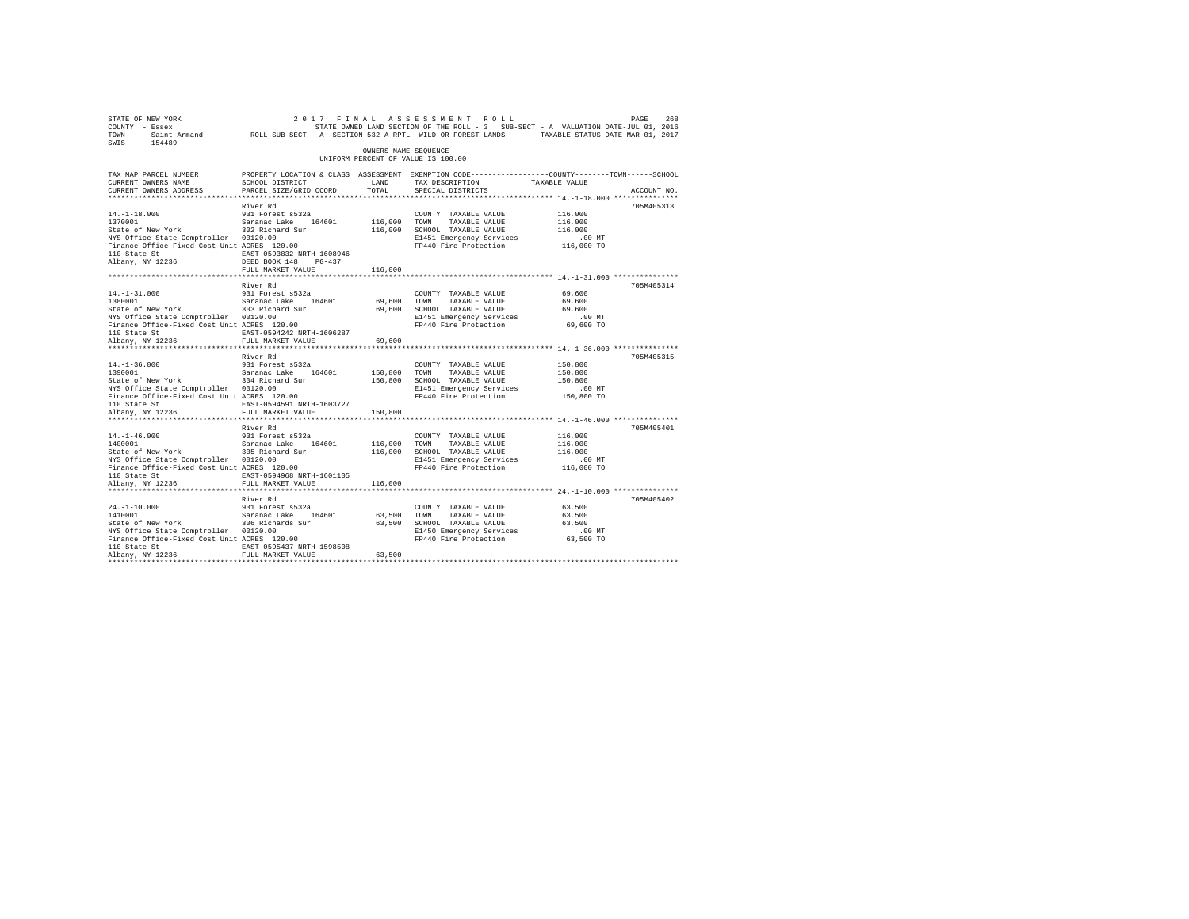```
STATE OF NEW YORK                    2 0 1 7   F I N A L   A S S E S S M E N T   R O L L                          PAGE   268
COUNTY  - Essex                            STATE OWNED LAND SECTION OF THE ROLL - 3   SUB-SECT - A  VALUATION DATE-JUL 01, 2016
TOWN    - Saint Armand          ROLL SUB-SECT - A- SECTION 532-A RPTL  WILD OR FOREST LANDS        TAXABLE STATUS DATE-MAR 01, 2017
SWIS    - 154489
                                                         OWNERS NAME SEQUENCE
                                                   UNIFORM PERCENT OF VALUE IS 100.00

TAX MAP PARCEL NUMBER          PROPERTY LOCATION & CLASS  ASSESSMENT  EXEMPTION CODE-----------------COUNTY--------TOWN------SCHOOL
CURRENT OWNERS NAME            SCHOOL DISTRICT              LAND     TAX DESCRIPTION            TAXABLE VALUE
CURRENT OWNERS ADDRESS         PARCEL SIZE/GRID COORD       TOTAL    SPECIAL DISTRICTS                                  ACCOUNT NO.
************************************************************************************************ 14.-1-18.000 ***************
                               River Rd                                                                             705M405313
14.-1-18.000                   931 Forest s532a                       COUNTY  TAXABLE VALUE          116,000
1370001                        Saranac Lake    164601     116,000     TOWN    TAXABLE VALUE          116,000
State of New York              302 Richard Sur            116,000     SCHOOL  TAXABLE VALUE          116,000
NYS Office State Comptroller   00120.00                               E1451 Emergency Services            .00 MT
Finance Office-Fixed Cost Unit ACRES  120.00                          FP440 Fire Protection          116,000 TO
110 State St                   EAST-0593832 NRTH-1608946
Albany, NY 12236               DEED BOOK 148    PG-437
                               FULL MARKET VALUE          116,000
************************************************************************************************ 14.-1-31.000 ***************
                               River Rd                                                                             705M405314
14.-1-31.000                   931 Forest s532a                       COUNTY  TAXABLE VALUE           69,600
1380001                        Saranac Lake    164601      69,600     TOWN    TAXABLE VALUE           69,600
State of New York              303 Richard Sur             69,600     SCHOOL  TAXABLE VALUE           69,600
NYS Office State Comptroller   00120.00                               E1451 Emergency Services            .00 MT
Finance Office-Fixed Cost Unit ACRES  120.00                          FP440 Fire Protection           69,600 TO
110 State St                   EAST-0594242 NRTH-1606287
Albany, NY 12236               FULL MARKET VALUE           69,600
************************************************************************************************ 14.-1-36.000 ***************
                               River Rd                                                                             705M405315
14.-1-36.000                   931 Forest s532a                       COUNTY  TAXABLE VALUE          150,800
1390001                        Saranac Lake    164601     150,800     TOWN    TAXABLE VALUE          150,800
State of New York              304 Richard Sur            150,800     SCHOOL  TAXABLE VALUE          150,800
NYS Office State Comptroller   00120.00                               E1451 Emergency Services            .00 MT
Finance Office-Fixed Cost Unit ACRES  120.00                          FP440 Fire Protection          150,800 TO
110 State St                   EAST-0594591 NRTH-1603727
Albany, NY 12236               FULL MARKET VALUE          150,800
************************************************************************************************ 14.-1-46.000 ***************
                               River Rd                                                                             705M405401
14.-1-46.000                   931 Forest s532a                       COUNTY  TAXABLE VALUE          116,000
1400001                        Saranac Lake    164601     116,000     TOWN    TAXABLE VALUE          116,000
State of New York              305 Richard Sur            116,000     SCHOOL  TAXABLE VALUE          116,000
NYS Office State Comptroller   00120.00                               E1451 Emergency Services            .00 MT
Finance Office-Fixed Cost Unit ACRES  120.00                          FP440 Fire Protection          116,000 TO
110 State St                   EAST-0594968 NRTH-1601105
Albany, NY 12236               FULL MARKET VALUE          116,000
************************************************************************************************ 24.-1-10.000 ***************
                               River Rd                                                                             705M405402
24.-1-10.000                   931 Forest s532a                       COUNTY  TAXABLE VALUE           63,500
1410001                        Saranac Lake    164601      63,500     TOWN    TAXABLE VALUE           63,500
State of New York              306 Richards Sur            63,500     SCHOOL  TAXABLE VALUE           63,500
NYS Office State Comptroller   00120.00                               E1450 Emergency Services            .00 MT
Finance Office-Fixed Cost Unit ACRES  120.00                          FP440 Fire Protection           63,500 TO
110 State St                   EAST-0595437 NRTH-1598508
Albany, NY 12236               FULL MARKET VALUE           63,500
*****************************************************************************************************************************
```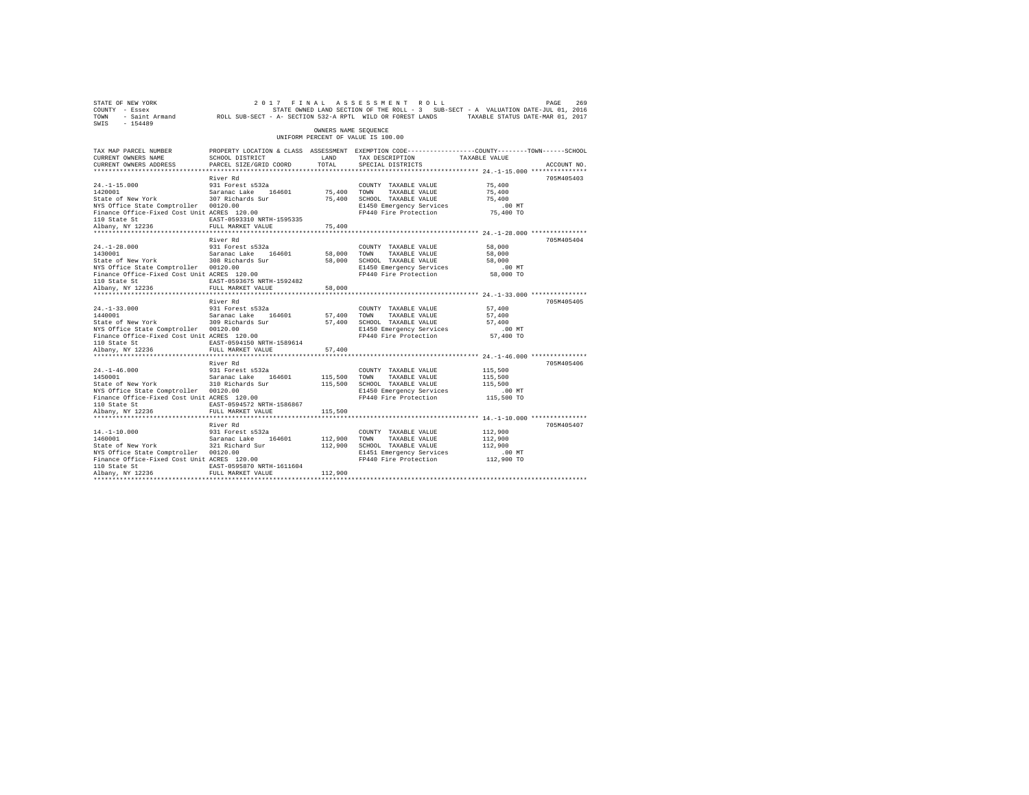STATE OF NEW YORK                    2 0 1 7   F I N A L   A S S E S S M E N T   R O L L
COUNTY - Essex                       STATE OWNED LAND SECTION OF THE ROLL - 3   SUB-SECT - A  VALUATION DATE-JUL 01, 2016
TOWN   - Saint Armand       ROLL SUB-SECT - A- SECTION 532-A RPTL  WILD OR FOREST LANDS      TAXABLE STATUS DATE-MAR 01, 2017
SWIS   - 154489

OWNERS NAME SEQUENCE
UNIFORM PERCENT OF VALUE IS 100.00

| TAX MAP PARCEL NUMBER / CURRENT OWNERS NAME / CURRENT OWNERS ADDRESS | PROPERTY LOCATION & CLASS / SCHOOL DISTRICT / PARCEL SIZE/GRID COORD | ASSESSMENT LAND | TOTAL | EXEMPTION CODE / TAX DESCRIPTION / SPECIAL DISTRICTS | COUNTY / TOWN / SCHOOL TAXABLE VALUE | ACCOUNT NO. |
|---|---|---|---|---|---|---|
| 24.-1-15.000 | River Rd | | | | | 705M405403 |
| 1420001 | 931 Forest s532a | | | COUNTY TAXABLE VALUE | 75,400 | |
| State of New York | Saranac Lake 164601 | 75,400 | | TOWN TAXABLE VALUE | 75,400 | |
| NYS Office State Comptroller | 307 Richards Sur | | 75,400 | SCHOOL TAXABLE VALUE | 75,400 | |
| Finance Office-Fixed Cost Unit | 00120.00 | | | E1450 Emergency Services | .00 MT | |
| 110 State St | ACRES 120.00 | | | FP440 Fire Protection | 75,400 TO | |
| Albany, NY 12236 | EAST-0593310 NRTH-1595335 | | | | | |
| | FULL MARKET VALUE | | 75,400 | | | |
| 24.-1-28.000 | River Rd | | | | | 705M405404 |
| 1430001 | 931 Forest s532a | | | COUNTY TAXABLE VALUE | 58,000 | |
| State of New York | Saranac Lake 164601 | 58,000 | | TOWN TAXABLE VALUE | 58,000 | |
| NYS Office State Comptroller | 308 Richards Sur | | 58,000 | SCHOOL TAXABLE VALUE | 58,000 | |
| Finance Office-Fixed Cost Unit | 00120.00 | | | E1450 Emergency Services | .00 MT | |
| 110 State St | ACRES 120.00 | | | FP440 Fire Protection | 58,000 TO | |
| Albany, NY 12236 | EAST-0593675 NRTH-1592482 | | | | | |
| | FULL MARKET VALUE | | 58,000 | | | |
| 24.-1-33.000 | River Rd | | | | | 705M405405 |
| 1440001 | 931 Forest s532a | | | COUNTY TAXABLE VALUE | 57,400 | |
| State of New York | Saranac Lake 164601 | 57,400 | | TOWN TAXABLE VALUE | 57,400 | |
| NYS Office State Comptroller | 309 Richards Sur | | 57,400 | SCHOOL TAXABLE VALUE | 57,400 | |
| Finance Office-Fixed Cost Unit | 00120.00 | | | E1450 Emergency Services | .00 MT | |
| 110 State St | ACRES 120.00 | | | FP440 Fire Protection | 57,400 TO | |
| Albany, NY 12236 | EAST-0594150 NRTH-1589614 | | | | | |
| | FULL MARKET VALUE | | 57,400 | | | |
| 24.-1-46.000 | River Rd | | | | | 705M405406 |
| 1450001 | 931 Forest s532a | | | COUNTY TAXABLE VALUE | 115,500 | |
| State of New York | Saranac Lake 164601 | 115,500 | | TOWN TAXABLE VALUE | 115,500 | |
| NYS Office State Comptroller | 310 Richards Sur | | 115,500 | SCHOOL TAXABLE VALUE | 115,500 | |
| Finance Office-Fixed Cost Unit | 00120.00 | | | E1450 Emergency Services | .00 MT | |
| 110 State St | ACRES 120.00 | | | FP440 Fire Protection | 115,500 TO | |
| Albany, NY 12236 | EAST-0594572 NRTH-1586867 | | | | | |
| | FULL MARKET VALUE | | 115,500 | | | |
| 14.-1-10.000 | River Rd | | | | | 705M405407 |
| 1460001 | 931 Forest s532a | | | COUNTY TAXABLE VALUE | 112,900 | |
| State of New York | Saranac Lake 164601 | 112,900 | | TOWN TAXABLE VALUE | 112,900 | |
| NYS Office State Comptroller | 321 Richard Sur | | 112,900 | SCHOOL TAXABLE VALUE | 112,900 | |
| Finance Office-Fixed Cost Unit | 00120.00 | | | E1451 Emergency Services | .00 MT | |
| 110 State St | ACRES 120.00 | | | FP440 Fire Protection | 112,900 TO | |
| Albany, NY 12236 | EAST-0595870 NRTH-1611604 | | | | | |
| | FULL MARKET VALUE | | 112,900 | | | |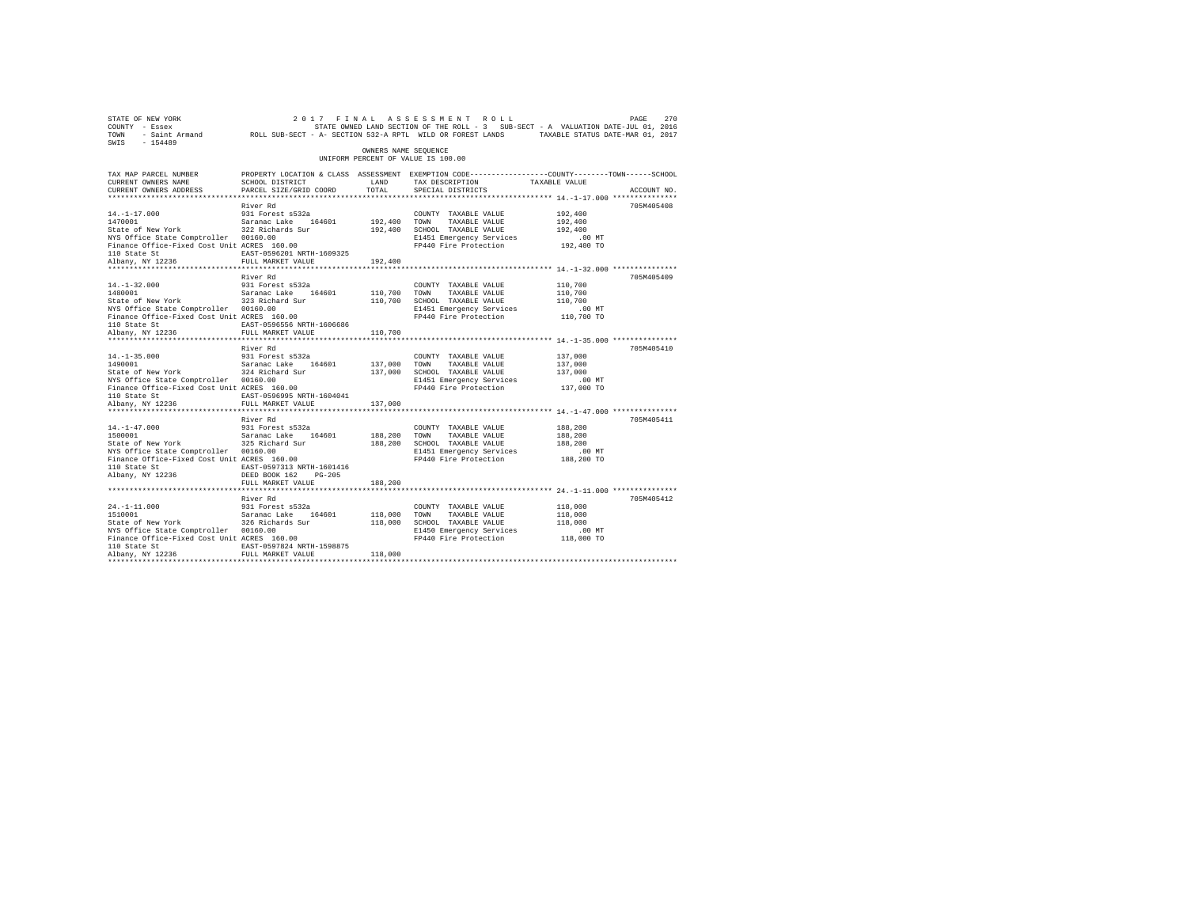STATE OF NEW YORK — 2017 FINAL ASSESSMENT ROLL
COUNTY - Essex — STATE OWNED LAND SECTION OF THE ROLL - 3 SUB-SECT - A VALUATION DATE-JUL 01, 2016
TOWN - Saint Armand — ROLL SUB-SECT - A- SECTION 532-A RPTL WILD OR FOREST LANDS — TAXABLE STATUS DATE-MAR 01, 2017
SWIS - 154489

OWNERS NAME SEQUENCE
UNIFORM PERCENT OF VALUE IS 100.00

| TAX MAP PARCEL NUMBER / CURRENT OWNERS NAME / CURRENT OWNERS ADDRESS | PROPERTY LOCATION & CLASS / SCHOOL DISTRICT / PARCEL SIZE/GRID COORD | ASSESSMENT LAND | TOTAL | EXEMPTION CODE / TAX DESCRIPTION / SPECIAL DISTRICTS | TAXABLE VALUE (COUNTY / TOWN / SCHOOL) | ACCOUNT NO. |
|---|---|---|---|---|---|---|
| 14.-1-17.000 | River Rd | | | | | 705M405408 |
| 1470001 | 931 Forest s532a | | | COUNTY TAXABLE VALUE | 192,400 | |
| State of New York | Saranac Lake 164601 | 192,400 | | TOWN TAXABLE VALUE | 192,400 | |
| NYS Office State Comptroller | 322 Richards Sur | | 192,400 | SCHOOL TAXABLE VALUE | 192,400 | |
| Finance Office-Fixed Cost Unit | 00160.00 | | | E1451 Emergency Services | .00 MT | |
| 110 State St | ACRES 160.00 | | | FP440 Fire Protection | 192,400 TO | |
| Albany, NY 12236 | EAST-0596201 NRTH-1609325 | | | | | |
| | FULL MARKET VALUE | | 192,400 | | | |
| 14.-1-32.000 | River Rd | | | | | 705M405409 |
| 1480001 | 931 Forest s532a | | | COUNTY TAXABLE VALUE | 110,700 | |
| State of New York | Saranac Lake 164601 | 110,700 | | TOWN TAXABLE VALUE | 110,700 | |
| NYS Office State Comptroller | 323 Richard Sur | | 110,700 | SCHOOL TAXABLE VALUE | 110,700 | |
| Finance Office-Fixed Cost Unit | 00160.00 | | | E1451 Emergency Services | .00 MT | |
| 110 State St | ACRES 160.00 | | | FP440 Fire Protection | 110,700 TO | |
| Albany, NY 12236 | EAST-0596556 NRTH-1606686 | | | | | |
| | FULL MARKET VALUE | | 110,700 | | | |
| 14.-1-35.000 | River Rd | | | | | 705M405410 |
| 1490001 | 931 Forest s532a | | | COUNTY TAXABLE VALUE | 137,000 | |
| State of New York | Saranac Lake 164601 | 137,000 | | TOWN TAXABLE VALUE | 137,000 | |
| NYS Office State Comptroller | 324 Richard Sur | | 137,000 | SCHOOL TAXABLE VALUE | 137,000 | |
| Finance Office-Fixed Cost Unit | 00160.00 | | | E1451 Emergency Services | .00 MT | |
| 110 State St | ACRES 160.00 | | | FP440 Fire Protection | 137,000 TO | |
| Albany, NY 12236 | EAST-0596995 NRTH-1604041 | | | | | |
| | FULL MARKET VALUE | | 137,000 | | | |
| 14.-1-47.000 | River Rd | | | | | 705M405411 |
| 1500001 | 931 Forest s532a | | | COUNTY TAXABLE VALUE | 188,200 | |
| State of New York | Saranac Lake 164601 | 188,200 | | TOWN TAXABLE VALUE | 188,200 | |
| NYS Office State Comptroller | 325 Richard Sur | | 188,200 | SCHOOL TAXABLE VALUE | 188,200 | |
| Finance Office-Fixed Cost Unit | 00160.00 | | | E1451 Emergency Services | .00 MT | |
| 110 State St | ACRES 160.00 | | | FP440 Fire Protection | 188,200 TO | |
| Albany, NY 12236 | EAST-0597313 NRTH-1601416 | | | | | |
| | DEED BOOK 162 PG-205 | | | | | |
| | FULL MARKET VALUE | | 188,200 | | | |
| 24.-1-11.000 | River Rd | | | | | 705M405412 |
| 1510001 | 931 Forest s532a | | | COUNTY TAXABLE VALUE | 118,000 | |
| State of New York | Saranac Lake 164601 | 118,000 | | TOWN TAXABLE VALUE | 118,000 | |
| NYS Office State Comptroller | 326 Richards Sur | | 118,000 | SCHOOL TAXABLE VALUE | 118,000 | |
| Finance Office-Fixed Cost Unit | 00160.00 | | | E1450 Emergency Services | .00 MT | |
| 110 State St | ACRES 160.00 | | | FP440 Fire Protection | 118,000 TO | |
| Albany, NY 12236 | EAST-0597824 NRTH-1598875 | | | | | |
| | FULL MARKET VALUE | | 118,000 | | | |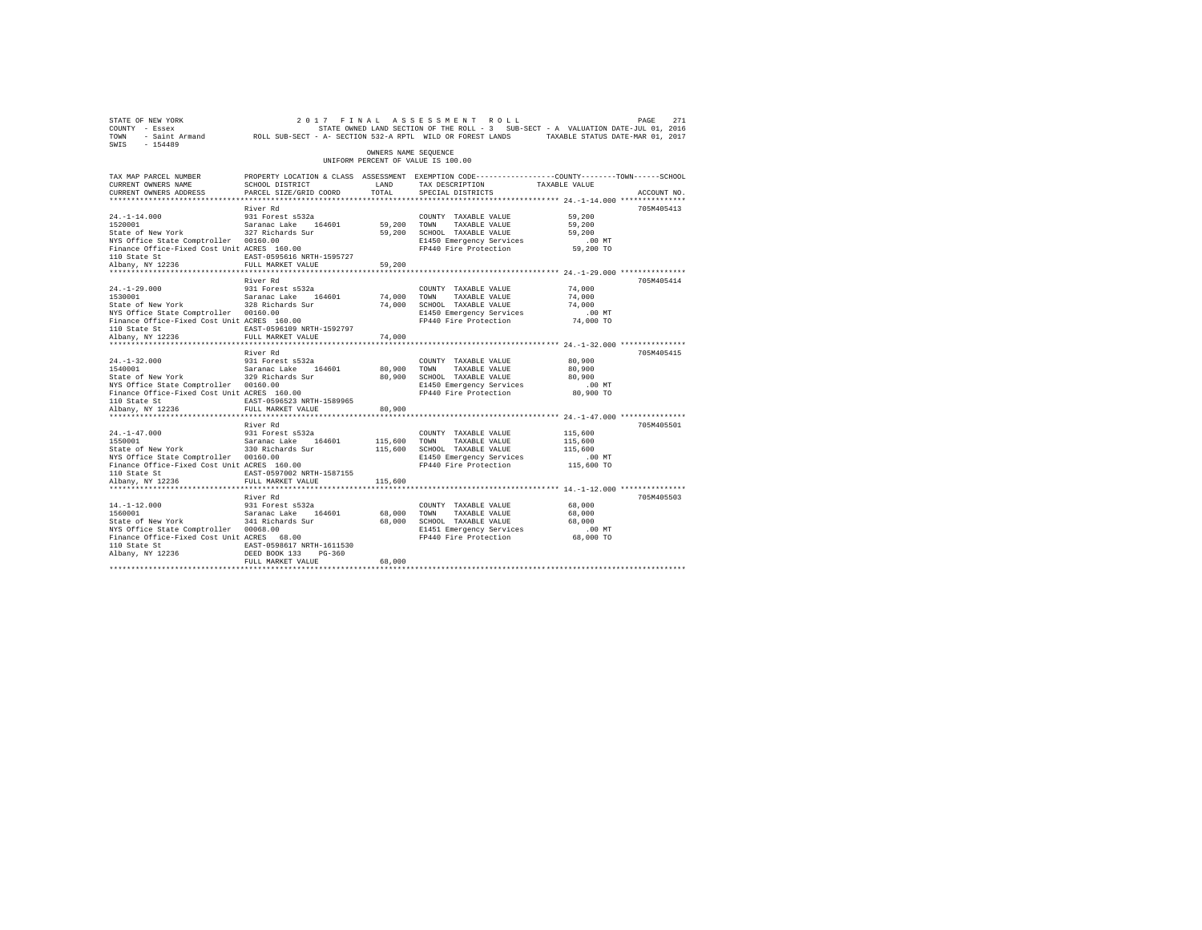STATE OF NEW YORK &nbsp;&nbsp;&nbsp;&nbsp;&nbsp;&nbsp;&nbsp;&nbsp; 2 0 1 7 &nbsp; F I N A L &nbsp; A S S E S S M E N T &nbsp; R O L L
COUNTY - Essex &nbsp;&nbsp;&nbsp;&nbsp;&nbsp;&nbsp;&nbsp;&nbsp; STATE OWNED LAND SECTION OF THE ROLL - 3 &nbsp; SUB-SECT - A &nbsp; VALUATION DATE-JUL 01, 2016
TOWN - Saint Armand &nbsp;&nbsp;&nbsp;&nbsp; ROLL SUB-SECT - A- SECTION 532-A RPTL WILD OR FOREST LANDS &nbsp;&nbsp;&nbsp; TAXABLE STATUS DATE-MAR 01, 2017
SWIS - 154489

OWNERS NAME SEQUENCE
UNIFORM PERCENT OF VALUE IS 100.00

| TAX MAP PARCEL NUMBER / CURRENT OWNERS NAME / CURRENT OWNERS ADDRESS | PROPERTY LOCATION & CLASS / SCHOOL DISTRICT / PARCEL SIZE/GRID COORD | ASSESSMENT LAND | TOTAL | EXEMPTION CODE / TAX DESCRIPTION / SPECIAL DISTRICTS | COUNTY--------TOWN------SCHOOL TAXABLE VALUE | ACCOUNT NO. |
|---|---|---|---|---|---|---|
| **24.-1-14.000** | River Rd | | | | | 705M405413 |
| 24.-1-14.000 | 931 Forest s532a | | | COUNTY TAXABLE VALUE | 59,200 | |
| 1520001 | Saranac Lake 164601 | 59,200 | | TOWN TAXABLE VALUE | 59,200 | |
| State of New York | 327 Richards Sur | | 59,200 | SCHOOL TAXABLE VALUE | 59,200 | |
| NYS Office State Comptroller | 00160.00 | | | E1450 Emergency Services | .00 MT | |
| Finance Office-Fixed Cost Unit | ACRES 160.00 | | | FP440 Fire Protection | 59,200 TO | |
| 110 State St | EAST-0595616 NRTH-1595727 | | | | | |
| Albany, NY 12236 | FULL MARKET VALUE | | 59,200 | | | |
| **24.-1-29.000** | River Rd | | | | | 705M405414 |
| 24.-1-29.000 | 931 Forest s532a | | | COUNTY TAXABLE VALUE | 74,000 | |
| 1530001 | Saranac Lake 164601 | 74,000 | | TOWN TAXABLE VALUE | 74,000 | |
| State of New York | 328 Richards Sur | | 74,000 | SCHOOL TAXABLE VALUE | 74,000 | |
| NYS Office State Comptroller | 00160.00 | | | E1450 Emergency Services | .00 MT | |
| Finance Office-Fixed Cost Unit | ACRES 160.00 | | | FP440 Fire Protection | 74,000 TO | |
| 110 State St | EAST-0596109 NRTH-1592797 | | | | | |
| Albany, NY 12236 | FULL MARKET VALUE | | 74,000 | | | |
| **24.-1-32.000** | River Rd | | | | | 705M405415 |
| 24.-1-32.000 | 931 Forest s532a | | | COUNTY TAXABLE VALUE | 80,900 | |
| 1540001 | Saranac Lake 164601 | 80,900 | | TOWN TAXABLE VALUE | 80,900 | |
| State of New York | 329 Richards Sur | | 80,900 | SCHOOL TAXABLE VALUE | 80,900 | |
| NYS Office State Comptroller | 00160.00 | | | E1450 Emergency Services | .00 MT | |
| Finance Office-Fixed Cost Unit | ACRES 160.00 | | | FP440 Fire Protection | 80,900 TO | |
| 110 State St | EAST-0596523 NRTH-1589965 | | | | | |
| Albany, NY 12236 | FULL MARKET VALUE | | 80,900 | | | |
| **24.-1-47.000** | River Rd | | | | | 705M405501 |
| 24.-1-47.000 | 931 Forest s532a | | | COUNTY TAXABLE VALUE | 115,600 | |
| 1550001 | Saranac Lake 164601 | 115,600 | | TOWN TAXABLE VALUE | 115,600 | |
| State of New York | 330 Richards Sur | | 115,600 | SCHOOL TAXABLE VALUE | 115,600 | |
| NYS Office State Comptroller | 00160.00 | | | E1450 Emergency Services | .00 MT | |
| Finance Office-Fixed Cost Unit | ACRES 160.00 | | | FP440 Fire Protection | 115,600 TO | |
| 110 State St | EAST-0597002 NRTH-1587155 | | | | | |
| Albany, NY 12236 | FULL MARKET VALUE | | 115,600 | | | |
| **14.-1-12.000** | River Rd | | | | | 705M405503 |
| 14.-1-12.000 | 931 Forest s532a | | | COUNTY TAXABLE VALUE | 68,000 | |
| 1560001 | Saranac Lake 164601 | 68,000 | | TOWN TAXABLE VALUE | 68,000 | |
| State of New York | 341 Richards Sur | | 68,000 | SCHOOL TAXABLE VALUE | 68,000 | |
| NYS Office State Comptroller | 00068.00 | | | E1451 Emergency Services | .00 MT | |
| Finance Office-Fixed Cost Unit | ACRES 68.00 | | | FP440 Fire Protection | 68,000 TO | |
| 110 State St | EAST-0598617 NRTH-1611530 | | | | | |
| Albany, NY 12236 | DEED BOOK 133 PG-360 | | | | | |
| | FULL MARKET VALUE | | 68,000 | | | |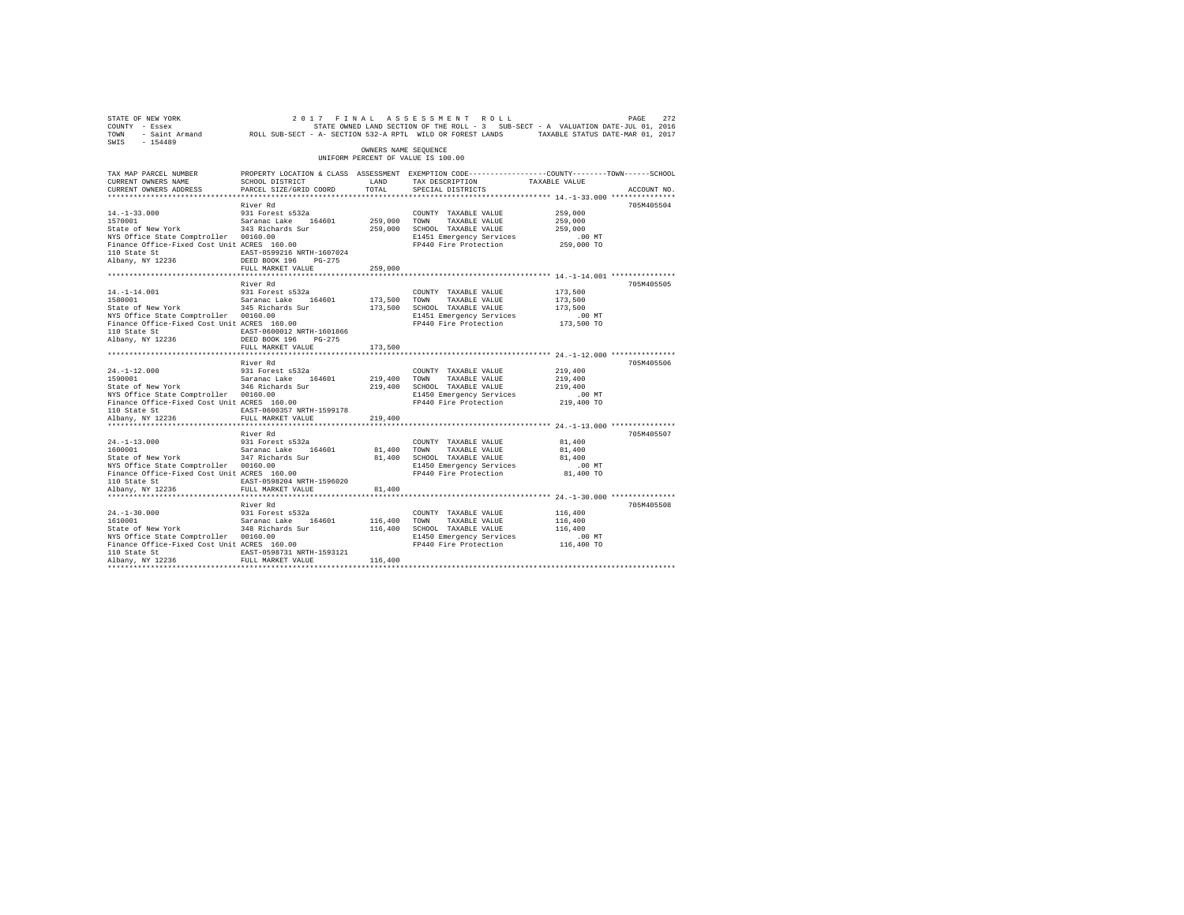STATE OF NEW YORK 2 0 1 7 F I N A L A S S E S S M E N T R O L L
COUNTY - Essex STATE OWNED LAND SECTION OF THE ROLL - 3 SUB-SECT - A VALUATION DATE-JUL 01, 2016
TOWN - Saint Armand ROLL SUB-SECT - A- SECTION 532-A RPTL WILD OR FOREST LANDS TAXABLE STATUS DATE-MAR 01, 2017
SWIS - 154489

OWNERS NAME SEQUENCE
UNIFORM PERCENT OF VALUE IS 100.00

```
TAX MAP PARCEL NUMBER          PROPERTY LOCATION & CLASS  ASSESSMENT  EXEMPTION CODE-----------------COUNTY--------TOWN------SCHOOL
CURRENT OWNERS NAME            SCHOOL DISTRICT              LAND      TAX DESCRIPTION            TAXABLE VALUE
CURRENT OWNERS ADDRESS         PARCEL SIZE/GRID COORD       TOTAL     SPECIAL DISTRICTS                                  ACCOUNT NO.
******************************************************************************************************* 14.-1-33.000 ***************
                               River Rd                                                                               705M405504
14.-1-33.000                   931 Forest s532a                       COUNTY  TAXABLE VALUE          259,000
1570001                        Saranac Lake    164601      259,000    TOWN    TAXABLE VALUE          259,000
State of New York              343 Richards Sur            259,000    SCHOOL  TAXABLE VALUE          259,000
NYS Office State Comptroller   00160.00                               E1451 Emergency Services           .00 MT
Finance Office-Fixed Cost Unit ACRES  160.00                          FP440 Fire Protection          259,000 TO
110 State St                   EAST-0599216 NRTH-1607024
Albany, NY 12236               DEED BOOK 196    PG-275
                               FULL MARKET VALUE           259,000
******************************************************************************************************* 14.-1-14.001 ***************
                               River Rd                                                                               705M405505
14.-1-14.001                   931 Forest s532a                       COUNTY  TAXABLE VALUE          173,500
1580001                        Saranac Lake    164601      173,500    TOWN    TAXABLE VALUE          173,500
State of New York              345 Richards Sur            173,500    SCHOOL  TAXABLE VALUE          173,500
NYS Office State Comptroller   00160.00                               E1451 Emergency Services           .00 MT
Finance Office-Fixed Cost Unit ACRES  160.00                          FP440 Fire Protection          173,500 TO
110 State St                   EAST-0600012 NRTH-1601866
Albany, NY 12236               DEED BOOK 196    PG-275
                               FULL MARKET VALUE           173,500
******************************************************************************************************* 24.-1-12.000 ***************
                               River Rd                                                                               705M405506
24.-1-12.000                   931 Forest s532a                       COUNTY  TAXABLE VALUE          219,400
1590001                        Saranac Lake    164601      219,400    TOWN    TAXABLE VALUE          219,400
State of New York              346 Richards Sur            219,400    SCHOOL  TAXABLE VALUE          219,400
NYS Office State Comptroller   00160.00                               E1450 Emergency Services           .00 MT
Finance Office-Fixed Cost Unit ACRES  160.00                          FP440 Fire Protection          219,400 TO
110 State St                   EAST-0600357 NRTH-1599178
Albany, NY 12236               FULL MARKET VALUE           219,400
******************************************************************************************************* 24.-1-13.000 ***************
                               River Rd                                                                               705M405507
24.-1-13.000                   931 Forest s532a                       COUNTY  TAXABLE VALUE           81,400
1600001                        Saranac Lake    164601       81,400    TOWN    TAXABLE VALUE           81,400
State of New York              347 Richards Sur             81,400    SCHOOL  TAXABLE VALUE           81,400
NYS Office State Comptroller   00160.00                               E1450 Emergency Services           .00 MT
Finance Office-Fixed Cost Unit ACRES  160.00                          FP440 Fire Protection           81,400 TO
110 State St                   EAST-0598204 NRTH-1596020
Albany, NY 12236               FULL MARKET VALUE            81,400
******************************************************************************************************* 24.-1-30.000 ***************
                               River Rd                                                                               705M405508
24.-1-30.000                   931 Forest s532a                       COUNTY  TAXABLE VALUE          116,400
1610001                        Saranac Lake    164601      116,400    TOWN    TAXABLE VALUE          116,400
State of New York              348 Richards Sur            116,400    SCHOOL  TAXABLE VALUE          116,400
NYS Office State Comptroller   00160.00                               E1450 Emergency Services           .00 MT
Finance Office-Fixed Cost Unit ACRES  160.00                          FP440 Fire Protection          116,400 TO
110 State St                   EAST-0598731 NRTH-1593121
Albany, NY 12236               FULL MARKET VALUE           116,400
************************************************************************************************************************************
```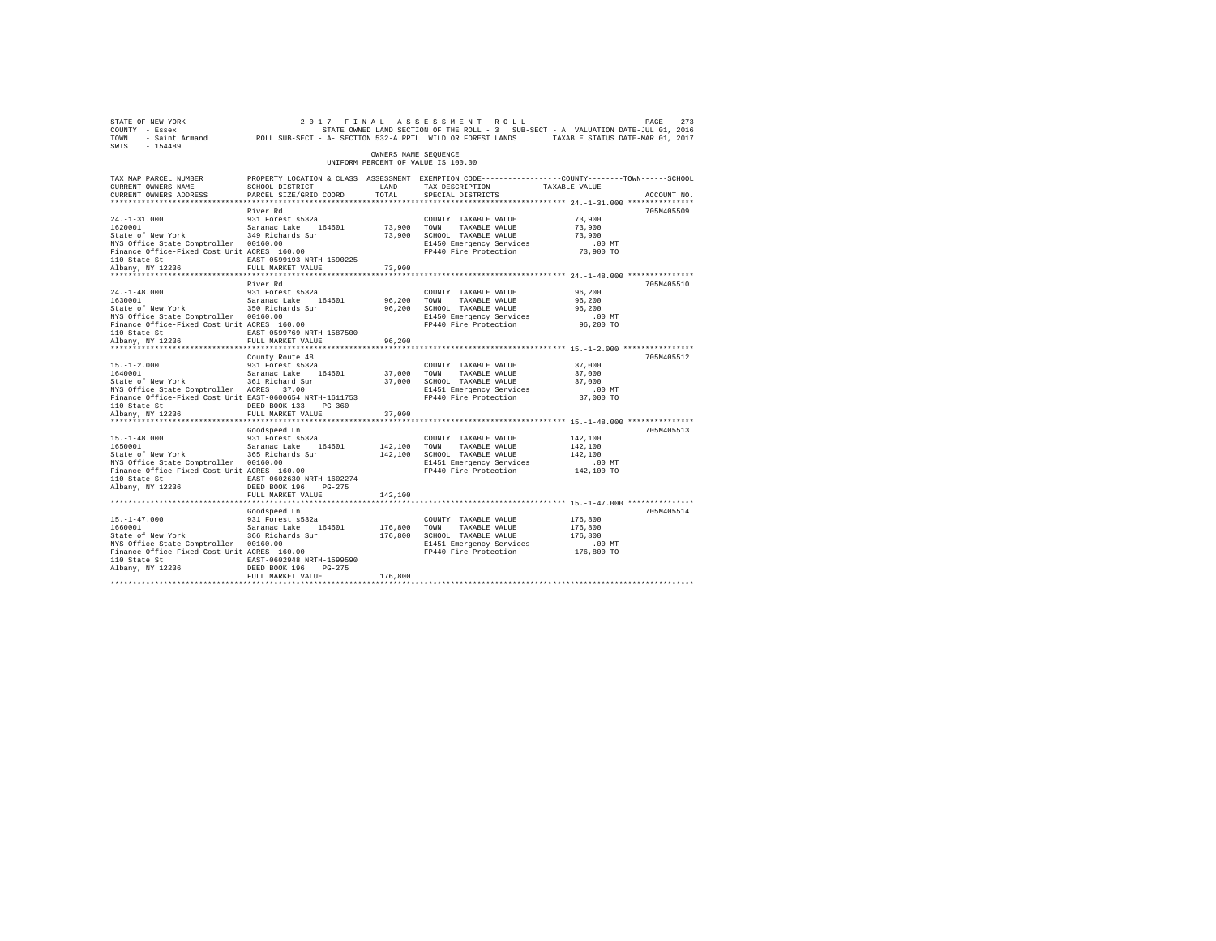STATE OF NEW YORK 2 0 1 7 F I N A L A S S E S S M E N T R O L L
COUNTY - Essex STATE OWNED LAND SECTION OF THE ROLL - 3 SUB-SECT - A VALUATION DATE-JUL 01, 2016
TOWN - Saint Armand ROLL SUB-SECT - A- SECTION 532-A RPTL WILD OR FOREST LANDS TAXABLE STATUS DATE-MAR 01, 2017
SWIS - 154489

OWNERS NAME SEQUENCE
UNIFORM PERCENT OF VALUE IS 100.00

| TAX MAP PARCEL NUMBER / CURRENT OWNERS NAME / CURRENT OWNERS ADDRESS | PROPERTY LOCATION & CLASS / SCHOOL DISTRICT / PARCEL SIZE/GRID COORD | ASSESSMENT LAND | TOTAL | EXEMPTION CODE / TAX DESCRIPTION / SPECIAL DISTRICTS | COUNTY--------TOWN------SCHOOL TAXABLE VALUE | ACCOUNT NO. |
|---|---|---|---|---|---|---|
| 24.-1-31.000 | River Rd | | | | | 705M405509 |
| | 931 Forest s532a | | | COUNTY TAXABLE VALUE | 73,900 | |
| 1620001 | Saranac Lake 164601 | 73,900 | | TOWN TAXABLE VALUE | 73,900 | |
| State of New York | 349 Richards Sur | | 73,900 | SCHOOL TAXABLE VALUE | 73,900 | |
| NYS Office State Comptroller | 00160.00 | | | E1450 Emergency Services | .00 MT | |
| Finance Office-Fixed Cost Unit | ACRES 160.00 | | | FP440 Fire Protection | 73,900 TO | |
| 110 State St | EAST-0599193 NRTH-1590225 | | | | | |
| Albany, NY 12236 | FULL MARKET VALUE | | 73,900 | | | |
| 24.-1-48.000 | River Rd | | | | | 705M405510 |
| | 931 Forest s532a | | | COUNTY TAXABLE VALUE | 96,200 | |
| 1630001 | Saranac Lake 164601 | 96,200 | | TOWN TAXABLE VALUE | 96,200 | |
| State of New York | 350 Richards Sur | | 96,200 | SCHOOL TAXABLE VALUE | 96,200 | |
| NYS Office State Comptroller | 00160.00 | | | E1450 Emergency Services | .00 MT | |
| Finance Office-Fixed Cost Unit | ACRES 160.00 | | | FP440 Fire Protection | 96,200 TO | |
| 110 State St | EAST-0599769 NRTH-1587500 | | | | | |
| Albany, NY 12236 | FULL MARKET VALUE | | 96,200 | | | |
| 15.-1-2.000 | County Route 48 | | | | | 705M405512 |
| | 931 Forest s532a | | | COUNTY TAXABLE VALUE | 37,000 | |
| 1640001 | Saranac Lake 164601 | 37,000 | | TOWN TAXABLE VALUE | 37,000 | |
| State of New York | 361 Richard Sur | | 37,000 | SCHOOL TAXABLE VALUE | 37,000 | |
| NYS Office State Comptroller | ACRES 37.00 | | | E1451 Emergency Services | .00 MT | |
| Finance Office-Fixed Cost Unit | EAST-0600654 NRTH-1611753 | | | FP440 Fire Protection | 37,000 TO | |
| 110 State St | DEED BOOK 133 PG-360 | | | | | |
| Albany, NY 12236 | FULL MARKET VALUE | | 37,000 | | | |
| 15.-1-48.000 | Goodspeed Ln | | | | | 705M405513 |
| | 931 Forest s532a | | | COUNTY TAXABLE VALUE | 142,100 | |
| 1650001 | Saranac Lake 164601 | 142,100 | | TOWN TAXABLE VALUE | 142,100 | |
| State of New York | 365 Richards Sur | | 142,100 | SCHOOL TAXABLE VALUE | 142,100 | |
| NYS Office State Comptroller | 00160.00 | | | E1451 Emergency Services | .00 MT | |
| Finance Office-Fixed Cost Unit | ACRES 160.00 | | | FP440 Fire Protection | 142,100 TO | |
| 110 State St | EAST-0602630 NRTH-1602274 | | | | | |
| Albany, NY 12236 | DEED BOOK 196 PG-275 | | | | | |
| | FULL MARKET VALUE | | 142,100 | | | |
| 15.-1-47.000 | Goodspeed Ln | | | | | 705M405514 |
| | 931 Forest s532a | | | COUNTY TAXABLE VALUE | 176,800 | |
| 1660001 | Saranac Lake 164601 | 176,800 | | TOWN TAXABLE VALUE | 176,800 | |
| State of New York | 366 Richards Sur | | 176,800 | SCHOOL TAXABLE VALUE | 176,800 | |
| NYS Office State Comptroller | 00160.00 | | | E1451 Emergency Services | .00 MT | |
| Finance Office-Fixed Cost Unit | ACRES 160.00 | | | FP440 Fire Protection | 176,800 TO | |
| 110 State St | EAST-0602948 NRTH-1599590 | | | | | |
| Albany, NY 12236 | DEED BOOK 196 PG-275 | | | | | |
| | FULL MARKET VALUE | | 176,800 | | | |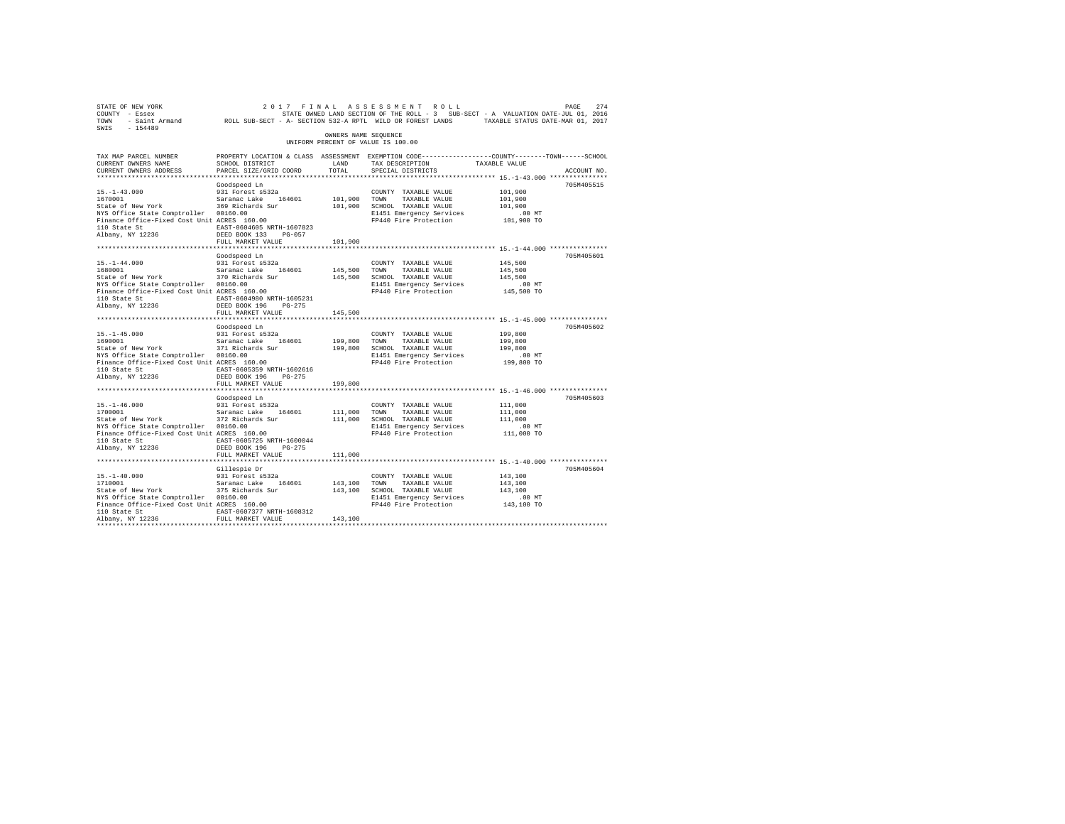STATE OF NEW YORK　　　　　　　　2 0 1 7　F I N A L　A S S E S S M E N T　R O L L
COUNTY - Essex　　　　　　　　　STATE OWNED LAND SECTION OF THE ROLL - 3　SUB-SECT - A　VALUATION DATE-JUL 01, 2016
TOWN - Saint Armand　　ROLL SUB-SECT - A- SECTION 532-A RPTL WILD OR FOREST LANDS　　TAXABLE STATUS DATE-MAR 01, 2017
SWIS - 154489

OWNERS NAME SEQUENCE
UNIFORM PERCENT OF VALUE IS 100.00

| TAX MAP PARCEL NUMBER / CURRENT OWNERS NAME / CURRENT OWNERS ADDRESS | PROPERTY LOCATION & CLASS / SCHOOL DISTRICT / PARCEL SIZE/GRID COORD | ASSESSMENT LAND | TOTAL | EXEMPTION CODE / TAX DESCRIPTION / SPECIAL DISTRICTS | TAXABLE VALUE (COUNTY / TOWN / SCHOOL) | ACCOUNT NO. |
|---|---|---|---|---|---|---|
| 15.-1-43.000 | Goodspeed Ln | | | | | 705M405515 |
| 1670001 | 931 Forest s532a | | | COUNTY TAXABLE VALUE | 101,900 | |
| State of New York | Saranac Lake 164601 | 101,900 | | TOWN TAXABLE VALUE | 101,900 | |
| NYS Office State Comptroller | 369 Richards Sur | | 101,900 | SCHOOL TAXABLE VALUE | 101,900 | |
| Finance Office-Fixed Cost Unit | 00160.00 | | | E1451 Emergency Services | .00 MT | |
| 110 State St | ACRES 160.00 | | | FP440 Fire Protection | 101,900 TO | |
| Albany, NY 12236 | EAST-0604605 NRTH-1607823 | | | | | |
| | DEED BOOK 133 PG-057 | | | | | |
| | FULL MARKET VALUE | | 101,900 | | | |
| 15.-1-44.000 | Goodspeed Ln | | | | | 705M405601 |
| 1680001 | 931 Forest s532a | | | COUNTY TAXABLE VALUE | 145,500 | |
| State of New York | Saranac Lake 164601 | 145,500 | | TOWN TAXABLE VALUE | 145,500 | |
| NYS Office State Comptroller | 370 Richards Sur | | 145,500 | SCHOOL TAXABLE VALUE | 145,500 | |
| Finance Office-Fixed Cost Unit | 00160.00 | | | E1451 Emergency Services | .00 MT | |
| 110 State St | ACRES 160.00 | | | FP440 Fire Protection | 145,500 TO | |
| Albany, NY 12236 | EAST-0604980 NRTH-1605231 | | | | | |
| | DEED BOOK 196 PG-275 | | | | | |
| | FULL MARKET VALUE | | 145,500 | | | |
| 15.-1-45.000 | Goodspeed Ln | | | | | 705M405602 |
| 1690001 | 931 Forest s532a | | | COUNTY TAXABLE VALUE | 199,800 | |
| State of New York | Saranac Lake 164601 | 199,800 | | TOWN TAXABLE VALUE | 199,800 | |
| NYS Office State Comptroller | 371 Richards Sur | | 199,800 | SCHOOL TAXABLE VALUE | 199,800 | |
| Finance Office-Fixed Cost Unit | 00160.00 | | | E1451 Emergency Services | .00 MT | |
| 110 State St | ACRES 160.00 | | | FP440 Fire Protection | 199,800 TO | |
| Albany, NY 12236 | EAST-0605359 NRTH-1602616 | | | | | |
| | DEED BOOK 196 PG-275 | | | | | |
| | FULL MARKET VALUE | | 199,800 | | | |
| 15.-1-46.000 | Goodspeed Ln | | | | | 705M405603 |
| 1700001 | 931 Forest s532a | | | COUNTY TAXABLE VALUE | 111,000 | |
| State of New York | Saranac Lake 164601 | 111,000 | | TOWN TAXABLE VALUE | 111,000 | |
| NYS Office State Comptroller | 372 Richards Sur | | 111,000 | SCHOOL TAXABLE VALUE | 111,000 | |
| Finance Office-Fixed Cost Unit | 00160.00 | | | E1451 Emergency Services | .00 MT | |
| 110 State St | ACRES 160.00 | | | FP440 Fire Protection | 111,000 TO | |
| Albany, NY 12236 | EAST-0605725 NRTH-1600044 | | | | | |
| | DEED BOOK 196 PG-275 | | | | | |
| | FULL MARKET VALUE | | 111,000 | | | |
| 15.-1-40.000 | Gillespie Dr | | | | | 705M405604 |
| 1710001 | 931 Forest s532a | | | COUNTY TAXABLE VALUE | 143,100 | |
| State of New York | Saranac Lake 164601 | 143,100 | | TOWN TAXABLE VALUE | 143,100 | |
| NYS Office State Comptroller | 375 Richards Sur | | 143,100 | SCHOOL TAXABLE VALUE | 143,100 | |
| Finance Office-Fixed Cost Unit | 00160.00 | | | E1451 Emergency Services | .00 MT | |
| 110 State St | ACRES 160.00 | | | FP440 Fire Protection | 143,100 TO | |
| Albany, NY 12236 | EAST-0607377 NRTH-1608312 | | | | | |
| | FULL MARKET VALUE | | 143,100 | | | |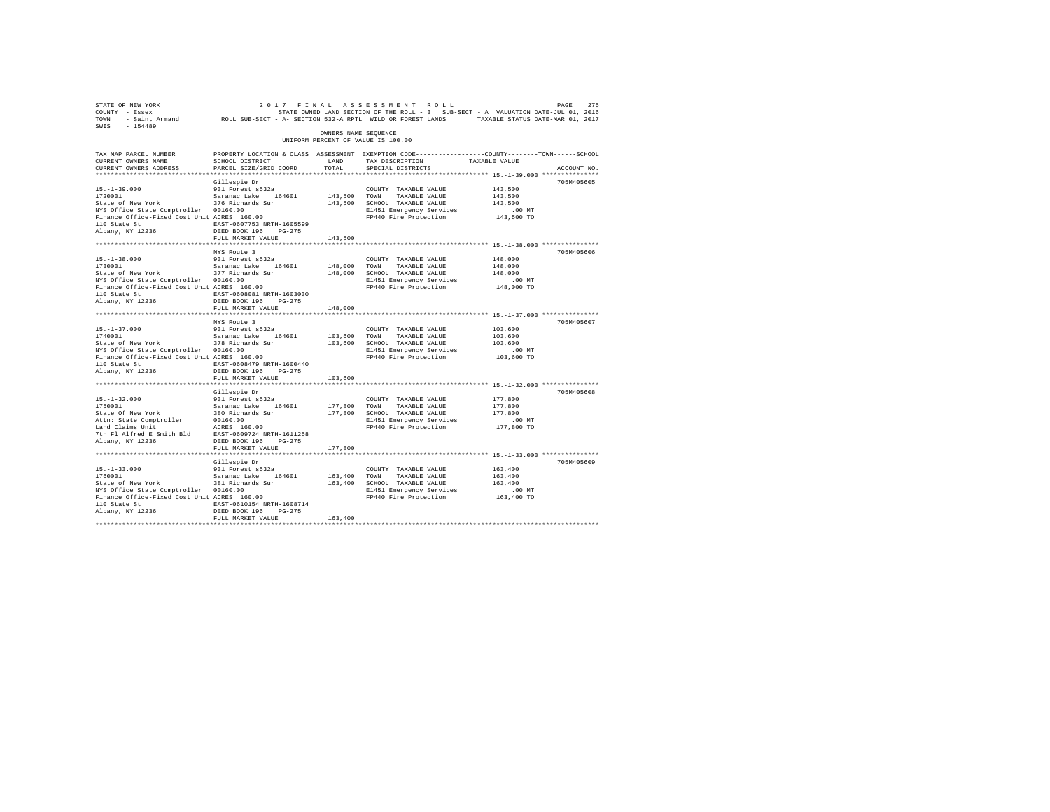STATE OF NEW YORK 2 0 1 7 F I N A L A S S E S S M E N T R O L L
COUNTY - Essex STATE OWNED LAND SECTION OF THE ROLL - 3 SUB-SECT - A VALUATION DATE-JUL 01, 2016
TOWN - Saint Armand ROLL SUB-SECT - A- SECTION 532-A RPTL WILD OR FOREST LANDS TAXABLE STATUS DATE-MAR 01, 2017
SWIS - 154489

OWNERS NAME SEQUENCE
UNIFORM PERCENT OF VALUE IS 100.00

| TAX MAP PARCEL NUMBER / CURRENT OWNERS NAME / CURRENT OWNERS ADDRESS | PROPERTY LOCATION & CLASS / SCHOOL DISTRICT / PARCEL SIZE/GRID COORD | ASSESSMENT LAND / TOTAL | EXEMPTION CODE / TAX DESCRIPTION / SPECIAL DISTRICTS | TAXABLE VALUE | ACCOUNT NO. |
|---|---|---|---|---|---|
| 15.-1-39.000 | Gillespie Dr | | | | 705M405605 |
| 1720001 | 931 Forest s532a | | COUNTY TAXABLE VALUE | 143,500 | |
| State of New York | Saranac Lake 164601 | 143,500 | TOWN TAXABLE VALUE | 143,500 | |
| NYS Office State Comptroller | 376 Richards Sur | 143,500 | SCHOOL TAXABLE VALUE | 143,500 | |
| Finance Office-Fixed Cost Unit | 00160.00 | | E1451 Emergency Services | .00 MT | |
| 110 State St | ACRES 160.00 | | FP440 Fire Protection | 143,500 TO | |
| Albany, NY 12236 | EAST-0607753 NRTH-1605599 | | | | |
| | DEED BOOK 196 PG-275 | | | | |
| | FULL MARKET VALUE | 143,500 | | | |
| 15.-1-38.000 | NYS Route 3 | | | | 705M405606 |
| 1730001 | 931 Forest s532a | | COUNTY TAXABLE VALUE | 148,000 | |
| State of New York | Saranac Lake 164601 | 148,000 | TOWN TAXABLE VALUE | 148,000 | |
| NYS Office State Comptroller | 377 Richards Sur | 148,000 | SCHOOL TAXABLE VALUE | 148,000 | |
| Finance Office-Fixed Cost Unit | 00160.00 | | E1451 Emergency Services | .00 MT | |
| 110 State St | ACRES 160.00 | | FP440 Fire Protection | 148,000 TO | |
| Albany, NY 12236 | EAST-0608081 NRTH-1603030 | | | | |
| | DEED BOOK 196 PG-275 | | | | |
| | FULL MARKET VALUE | 148,000 | | | |
| 15.-1-37.000 | NYS Route 3 | | | | 705M405607 |
| 1740001 | 931 Forest s532a | | COUNTY TAXABLE VALUE | 103,600 | |
| State of New York | Saranac Lake 164601 | 103,600 | TOWN TAXABLE VALUE | 103,600 | |
| NYS Office State Comptroller | 378 Richards Sur | 103,600 | SCHOOL TAXABLE VALUE | 103,600 | |
| Finance Office-Fixed Cost Unit | 00160.00 | | E1451 Emergency Services | .00 MT | |
| 110 State St | ACRES 160.00 | | FP440 Fire Protection | 103,600 TO | |
| Albany, NY 12236 | EAST-0608479 NRTH-1600440 | | | | |
| | DEED BOOK 196 PG-275 | | | | |
| | FULL MARKET VALUE | 103,600 | | | |
| 15.-1-32.000 | Gillespie Dr | | | | 705M405608 |
| 1750001 | 931 Forest s532a | | COUNTY TAXABLE VALUE | 177,800 | |
| State Of New York | Saranac Lake 164601 | 177,800 | TOWN TAXABLE VALUE | 177,800 | |
| Attn: State Comptroller | 380 Richards Sur | 177,800 | SCHOOL TAXABLE VALUE | 177,800 | |
| Land Claims Unit | 00160.00 | | E1451 Emergency Services | .00 MT | |
| 7th Fl Alfred E Smith Bld | ACRES 160.00 | | FP440 Fire Protection | 177,800 TO | |
| Albany, NY 12236 | EAST-0609724 NRTH-1611258 | | | | |
| | DEED BOOK 196 PG-275 | | | | |
| | FULL MARKET VALUE | 177,800 | | | |
| 15.-1-33.000 | Gillespie Dr | | | | 705M405609 |
| 1760001 | 931 Forest s532a | | COUNTY TAXABLE VALUE | 163,400 | |
| State of New York | Saranac Lake 164601 | 163,400 | TOWN TAXABLE VALUE | 163,400 | |
| NYS Office State Comptroller | 381 Richards Sur | 163,400 | SCHOOL TAXABLE VALUE | 163,400 | |
| Finance Office-Fixed Cost Unit | 00160.00 | | E1451 Emergency Services | .00 MT | |
| 110 State St | ACRES 160.00 | | FP440 Fire Protection | 163,400 TO | |
| Albany, NY 12236 | EAST-0610154 NRTH-1608714 | | | | |
| | DEED BOOK 196 PG-275 | | | | |
| | FULL MARKET VALUE | 163,400 | | | |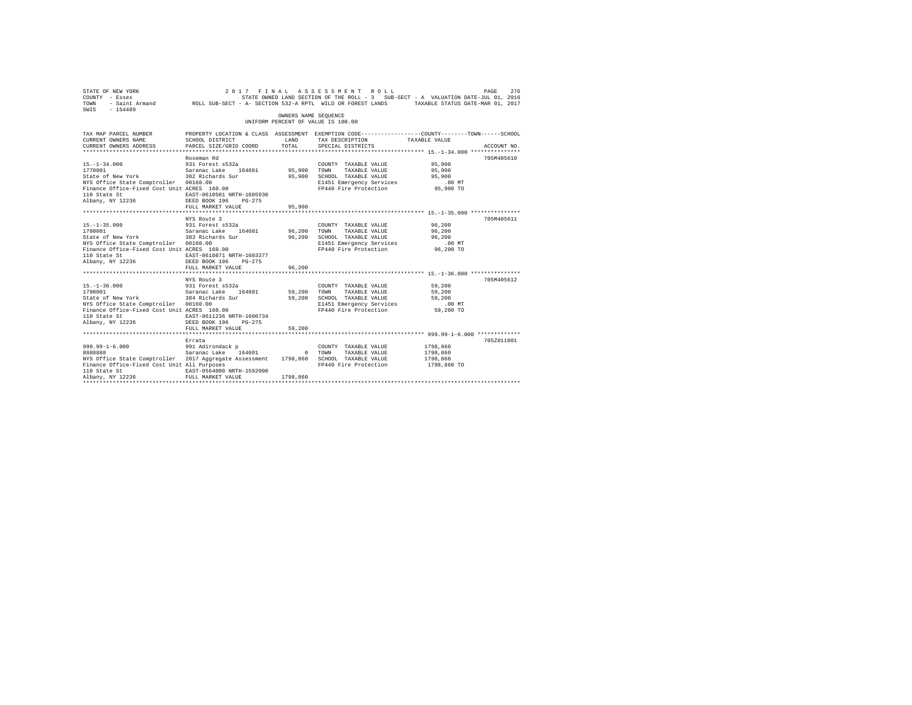STATE OF NEW YORK                    2 0 1 7   F I N A L   A S S E S S M E N T   R O L L
COUNTY - Essex                       STATE OWNED LAND SECTION OF THE ROLL - 3   SUB-SECT - A  VALUATION DATE-JUL 01, 2016
TOWN   - Saint Armand                ROLL SUB-SECT - A- SECTION 532-A RPTL  WILD OR FOREST LANDS     TAXABLE STATUS DATE-MAR 01, 2017
SWIS   - 154489

OWNERS NAME SEQUENCE
UNIFORM PERCENT OF VALUE IS 100.00

| TAX MAP PARCEL NUMBER / CURRENT OWNERS NAME / CURRENT OWNERS ADDRESS | PROPERTY LOCATION & CLASS / SCHOOL DISTRICT / PARCEL SIZE/GRID COORD | ASSESSMENT LAND | TOTAL | EXEMPTION CODE / TAX DESCRIPTION / SPECIAL DISTRICTS | TAXABLE VALUE (COUNTY / TOWN / SCHOOL) | ACCOUNT NO. |
|---|---|---|---|---|---|---|
| 15.-1-34.000 | Roseman Rd | | | | | 705M405610 |
| 1770001 | 931 Forest s532a | | | COUNTY TAXABLE VALUE | 95,900 | |
| State of New York | Saranac Lake 164601 | 95,900 | | TOWN TAXABLE VALUE | 95,900 | |
| NYS Office State Comptroller | 382 Richards Sur | | 95,900 | SCHOOL TAXABLE VALUE | 95,900 | |
| Finance Office-Fixed Cost Unit | 00160.00 | | | E1451 Emergency Services | .00 MT | |
| 110 State St | ACRES 160.00 | | | FP440 Fire Protection | 95,900 TO | |
| Albany, NY 12236 | EAST-0610501 NRTH-1605930 | | | | | |
| | DEED BOOK 196 PG-275 | | | | | |
| | FULL MARKET VALUE | | 95,900 | | | |
| 15.-1-35.000 | NYS Route 3 | | | | | 705M405611 |
| 1780001 | 931 Forest s532a | | | COUNTY TAXABLE VALUE | 96,200 | |
| State of New York | Saranac Lake 164601 | 96,200 | | TOWN TAXABLE VALUE | 96,200 | |
| NYS Office State Comptroller | 383 Richards Sur | | 96,200 | SCHOOL TAXABLE VALUE | 96,200 | |
| Finance Office-Fixed Cost Unit | 00160.00 | | | E1451 Emergency Services | .00 MT | |
| 110 State St | ACRES 160.00 | | | FP440 Fire Protection | 96,200 TO | |
| Albany, NY 12236 | EAST-0610871 NRTH-1603377 | | | | | |
| | DEED BOOK 196 PG-275 | | | | | |
| | FULL MARKET VALUE | | 96,200 | | | |
| 15.-1-36.000 | NYS Route 3 | | | | | 705M405612 |
| 1790001 | 931 Forest s532a | | | COUNTY TAXABLE VALUE | 59,200 | |
| State of New York | Saranac Lake 164601 | 59,200 | | TOWN TAXABLE VALUE | 59,200 | |
| NYS Office State Comptroller | 384 Richards Sur | | 59,200 | SCHOOL TAXABLE VALUE | 59,200 | |
| Finance Office-Fixed Cost Unit | 00160.00 | | | E1451 Emergency Services | .00 MT | |
| 110 State St | ACRES 160.00 | | | FP440 Fire Protection | 59,200 TO | |
| Albany, NY 12236 | EAST-0611236 NRTH-1600734 | | | | | |
| | DEED BOOK 196 PG-275 | | | | | |
| | FULL MARKET VALUE | | 59,200 | | | |
| 999.99-1-6.000 | Errata | | | | | 705Z011001 |
| 8888888 | 991 Adirondack p | | | COUNTY TAXABLE VALUE | 1798,860 | |
| NYS Office State Comptroller | Saranac Lake 164601 | 0 | | TOWN TAXABLE VALUE | 1798,860 | |
| Finance Office-Fixed Cost Unit | 2017 Aggregate Assessment | | 1798,860 | SCHOOL TAXABLE VALUE | 1798,860 | |
| 110 State St | All Purposes | | | FP440 Fire Protection | 1798,860 TO | |
| Albany, NY 12236 | EAST-0564000 NRTH-1592000 | | | | | |
| | FULL MARKET VALUE | | 1798,860 | | | |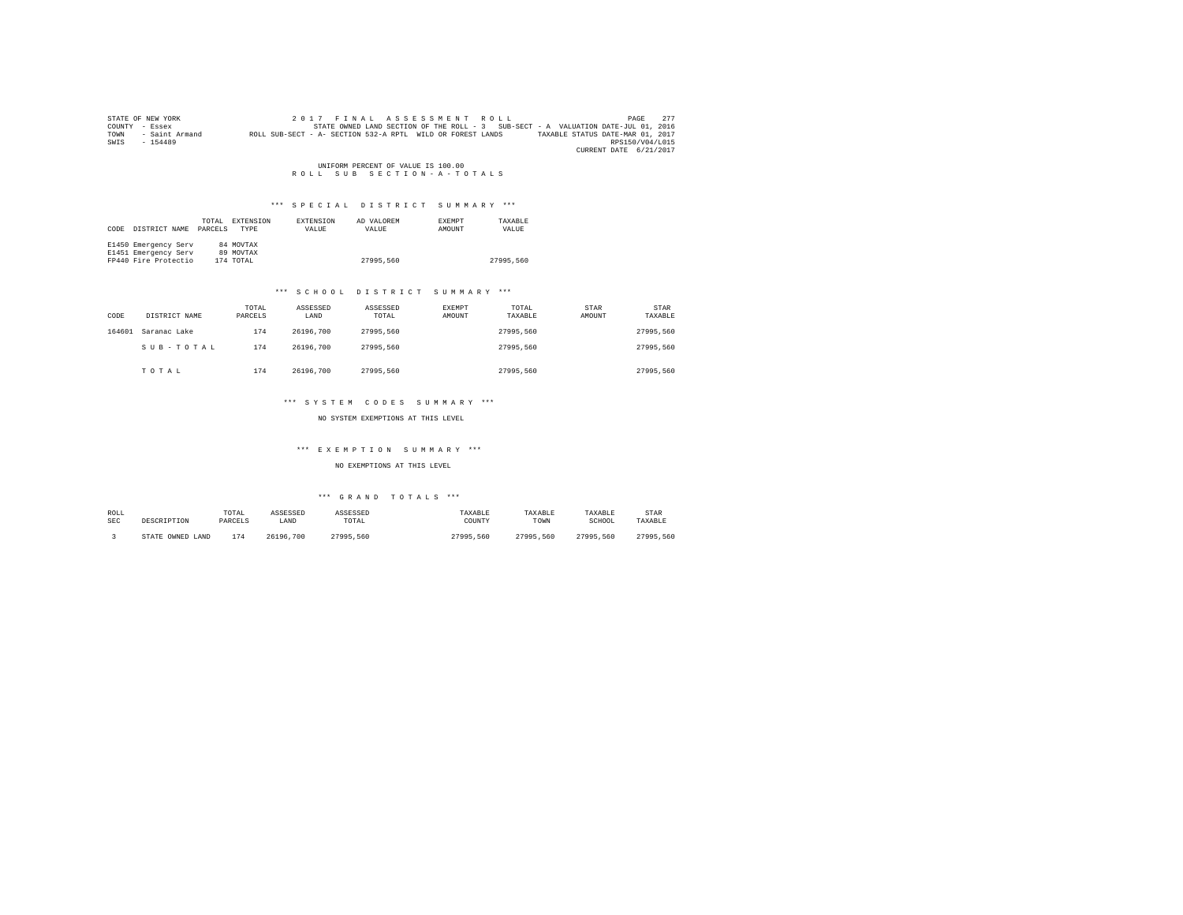STATE OF NEW YORK — 2017 FINAL ASSESSMENT ROLL
COUNTY - Essex — STATE OWNED LAND SECTION OF THE ROLL - 3 SUB-SECT - A VALUATION DATE-JUL 01, 2016
TOWN - Saint Armand — ROLL SUB-SECT - A- SECTION 532-A RPTL WILD OR FOREST LANDS — TAXABLE STATUS DATE-MAR 01, 2017
SWIS - 154489 — RPS150/V04/L015
CURRENT DATE 6/21/2017

UNIFORM PERCENT OF VALUE IS 100.00

## ROLL SUB SECTION - A - TOTALS

### *** SPECIAL DISTRICT SUMMARY ***

| CODE | DISTRICT NAME | TOTAL PARCELS | EXTENSION TYPE | EXTENSION VALUE | AD VALOREM VALUE | EXEMPT AMOUNT | TAXABLE VALUE |
|---|---|---|---|---|---|---|---|
| E1450 | Emergency Serv | 84 | MOVTAX | | | | |
| E1451 | Emergency Serv | 89 | MOVTAX | | | | |
| FP440 | Fire Protectio | 174 | TOTAL | | 27995,560 | | 27995,560 |

### *** SCHOOL DISTRICT SUMMARY ***

| CODE | DISTRICT NAME | TOTAL PARCELS | ASSESSED LAND | ASSESSED TOTAL | EXEMPT AMOUNT | TOTAL TAXABLE | STAR AMOUNT | STAR TAXABLE |
|---|---|---|---|---|---|---|---|---|
| 164601 | Saranac Lake | 174 | 26196,700 | 27995,560 | | 27995,560 | | 27995,560 |
| | SUB-TOTAL | 174 | 26196,700 | 27995,560 | | 27995,560 | | 27995,560 |
| | TOTAL | 174 | 26196,700 | 27995,560 | | 27995,560 | | 27995,560 |

### *** SYSTEM CODES SUMMARY ***

NO SYSTEM EXEMPTIONS AT THIS LEVEL

### *** EXEMPTION SUMMARY ***

NO EXEMPTIONS AT THIS LEVEL

### *** GRAND TOTALS ***

| ROLL SEC | DESCRIPTION | TOTAL PARCELS | ASSESSED LAND | ASSESSED TOTAL | TAXABLE COUNTY | TAXABLE TOWN | TAXABLE SCHOOL | STAR TAXABLE |
|---|---|---|---|---|---|---|---|---|
| 3 | STATE OWNED LAND | 174 | 26196,700 | 27995,560 | 27995,560 | 27995,560 | 27995,560 | 27995,560 |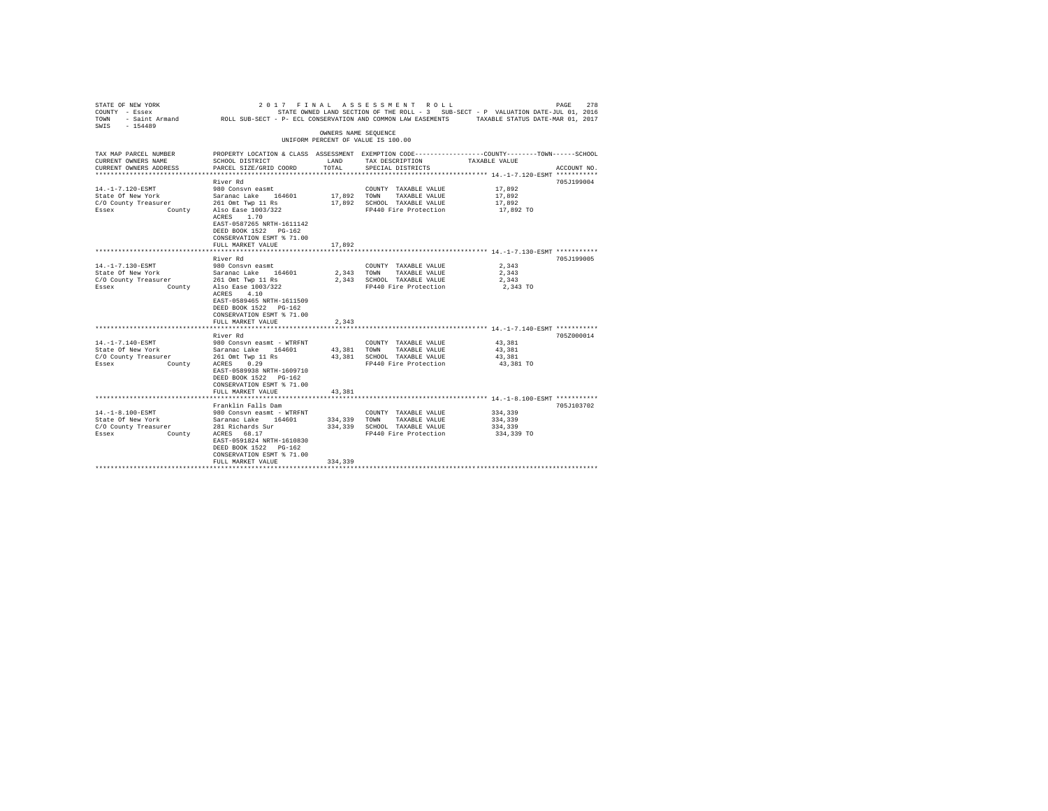STATE OF NEW YORK 2017 FINAL ASSESSMENT ROLL
COUNTY - Essex STATE OWNED LAND SECTION OF THE ROLL - 3 SUB-SECT - P VALUATION DATE-JUL 01, 2016
TOWN - Saint Armand ROLL SUB-SECT - P- ECL CONSERVATION AND COMMON LAW EASEMENTS TAXABLE STATUS DATE-MAR 01, 2017
SWIS - 154489

OWNERS NAME SEQUENCE
UNIFORM PERCENT OF VALUE IS 100.00

| TAX MAP PARCEL NUMBER / CURRENT OWNERS NAME / CURRENT OWNERS ADDRESS | PROPERTY LOCATION & CLASS / SCHOOL DISTRICT / PARCEL SIZE/GRID COORD | ASSESSMENT LAND / TOTAL | EXEMPTION CODE / TAX DESCRIPTION / SPECIAL DISTRICTS | TAXABLE VALUE (COUNTY--TOWN--SCHOOL) | ACCOUNT NO. |
|---|---|---|---|---|---|
| **14.-1-7.120-ESMT** | River Rd | | | | 705J199004 |
| 14.-1-7.120-ESMT | 980 Consvn easmt | | COUNTY TAXABLE VALUE | 17,892 | |
| State Of New York | Saranac Lake 164601 | 17,892 | TOWN TAXABLE VALUE | 17,892 | |
| C/O County Treasurer | 261 Omt Twp 11 Rs | 17,892 | SCHOOL TAXABLE VALUE | 17,892 | |
| Essex County | Also Ease 1003/322 | | FP440 Fire Protection | 17,892 TO | |
| | ACRES 1.70 | | | | |
| | EAST-0587265 NRTH-1611142 | | | | |
| | DEED BOOK 1522 PG-162 | | | | |
| | CONSERVATION ESMT % 71.00 | | | | |
| | FULL MARKET VALUE | 17,892 | | | |
| **14.-1-7.130-ESMT** | River Rd | | | | 705J199005 |
| 14.-1-7.130-ESMT | 980 Consvn easmt | | COUNTY TAXABLE VALUE | 2,343 | |
| State Of New York | Saranac Lake 164601 | 2,343 | TOWN TAXABLE VALUE | 2,343 | |
| C/O County Treasurer | 261 Omt Twp 11 Rs | 2,343 | SCHOOL TAXABLE VALUE | 2,343 | |
| Essex County | Also Ease 1003/322 | | FP440 Fire Protection | 2,343 TO | |
| | ACRES 4.10 | | | | |
| | EAST-0589465 NRTH-1611509 | | | | |
| | DEED BOOK 1522 PG-162 | | | | |
| | CONSERVATION ESMT % 71.00 | | | | |
| | FULL MARKET VALUE | 2,343 | | | |
| **14.-1-7.140-ESMT** | River Rd | | | | 705Z000014 |
| 14.-1-7.140-ESMT | 980 Consvn easmt - WTRFNT | | COUNTY TAXABLE VALUE | 43,381 | |
| State Of New York | Saranac Lake 164601 | 43,381 | TOWN TAXABLE VALUE | 43,381 | |
| C/O County Treasurer | 261 Omt Twp 11 Rs | 43,381 | SCHOOL TAXABLE VALUE | 43,381 | |
| Essex County | ACRES 0.29 | | FP440 Fire Protection | 43,381 TO | |
| | EAST-0589938 NRTH-1609710 | | | | |
| | DEED BOOK 1522 PG-162 | | | | |
| | CONSERVATION ESMT % 71.00 | | | | |
| | FULL MARKET VALUE | 43,381 | | | |
| **14.-1-8.100-ESMT** | Franklin Falls Dam | | | | 705J103702 |
| 14.-1-8.100-ESMT | 980 Consvn easmt - WTRFNT | | COUNTY TAXABLE VALUE | 334,339 | |
| State Of New York | Saranac Lake 164601 | 334,339 | TOWN TAXABLE VALUE | 334,339 | |
| C/O County Treasurer | 281 Richards Sur | 334,339 | SCHOOL TAXABLE VALUE | 334,339 | |
| Essex County | ACRES 68.17 | | FP440 Fire Protection | 334,339 TO | |
| | EAST-0591824 NRTH-1610830 | | | | |
| | DEED BOOK 1522 PG-162 | | | | |
| | CONSERVATION ESMT % 71.00 | | | | |
| | FULL MARKET VALUE | 334,339 | | | |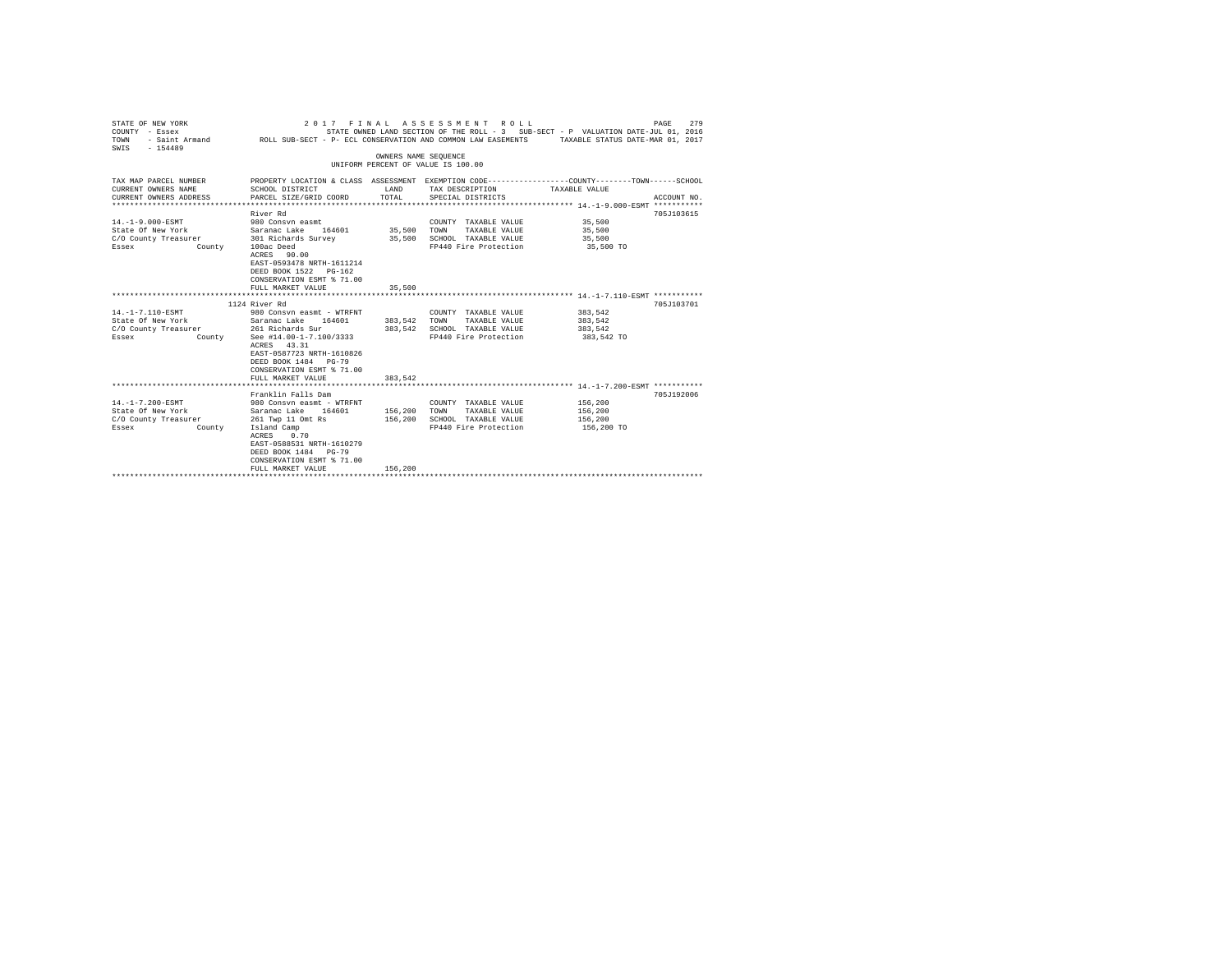STATE OF NEW YORK — 2017 FINAL ASSESSMENT ROLL
COUNTY - Essex — STATE OWNED LAND SECTION OF THE ROLL - 3 SUB-SECT - P VALUATION DATE-JUL 01, 2016
TOWN - Saint Armand — ROLL SUB-SECT - P- ECL CONSERVATION AND COMMON LAW EASEMENTS — TAXABLE STATUS DATE-MAR 01, 2017
SWIS - 154489

OWNERS NAME SEQUENCE
UNIFORM PERCENT OF VALUE IS 100.00

| TAX MAP PARCEL NUMBER / CURRENT OWNERS NAME / CURRENT OWNERS ADDRESS | PROPERTY LOCATION & CLASS / SCHOOL DISTRICT / PARCEL SIZE/GRID COORD | ASSESSMENT LAND | ASSESSMENT TOTAL | EXEMPTION CODE / TAX DESCRIPTION / SPECIAL DISTRICTS | TAXABLE VALUE (COUNTY / TOWN / SCHOOL) | ACCOUNT NO. |
|---|---|---|---|---|---|---|
| **14.-1-9.000-ESMT** | River Rd | | | | | 705J103615 |
| 14.-1-9.000-ESMT | 980 Consvn easmt | | | COUNTY TAXABLE VALUE | 35,500 | |
| State Of New York | Saranac Lake 164601 | 35,500 | | TOWN TAXABLE VALUE | 35,500 | |
| C/O County Treasurer | 301 Richards Survey | | 35,500 | SCHOOL TAXABLE VALUE | 35,500 | |
| Essex County | 100ac Deed | | | FP440 Fire Protection | 35,500 TO | |
| | ACRES 90.00 | | | | | |
| | EAST-0593478 NRTH-1611214 | | | | | |
| | DEED BOOK 1522 PG-162 | | | | | |
| | CONSERVATION ESMT % 71.00 | | | | | |
| | FULL MARKET VALUE | | 35,500 | | | |
| **14.-1-7.110-ESMT** | 1124 River Rd | | | | | 705J103701 |
| 14.-1-7.110-ESMT | 980 Consvn easmt - WTRFNT | | | COUNTY TAXABLE VALUE | 383,542 | |
| State Of New York | Saranac Lake 164601 | 383,542 | | TOWN TAXABLE VALUE | 383,542 | |
| C/O County Treasurer | 261 Richards Sur | | 383,542 | SCHOOL TAXABLE VALUE | 383,542 | |
| Essex County | See #14.00-1-7.100/3333 | | | FP440 Fire Protection | 383,542 TO | |
| | ACRES 43.31 | | | | | |
| | EAST-0587723 NRTH-1610826 | | | | | |
| | DEED BOOK 1484 PG-79 | | | | | |
| | CONSERVATION ESMT % 71.00 | | | | | |
| | FULL MARKET VALUE | | 383,542 | | | |
| **14.-1-7.200-ESMT** | Franklin Falls Dam | | | | | 705J192006 |
| 14.-1-7.200-ESMT | 980 Consvn easmt - WTRFNT | | | COUNTY TAXABLE VALUE | 156,200 | |
| State Of New York | Saranac Lake 164601 | 156,200 | | TOWN TAXABLE VALUE | 156,200 | |
| C/O County Treasurer | 261 Twp 11 Omt Rs | | 156,200 | SCHOOL TAXABLE VALUE | 156,200 | |
| Essex County | Island Camp | | | FP440 Fire Protection | 156,200 TO | |
| | ACRES 0.70 | | | | | |
| | EAST-0588531 NRTH-1610279 | | | | | |
| | DEED BOOK 1484 PG-79 | | | | | |
| | CONSERVATION ESMT % 71.00 | | | | | |
| | FULL MARKET VALUE | | 156,200 | | | |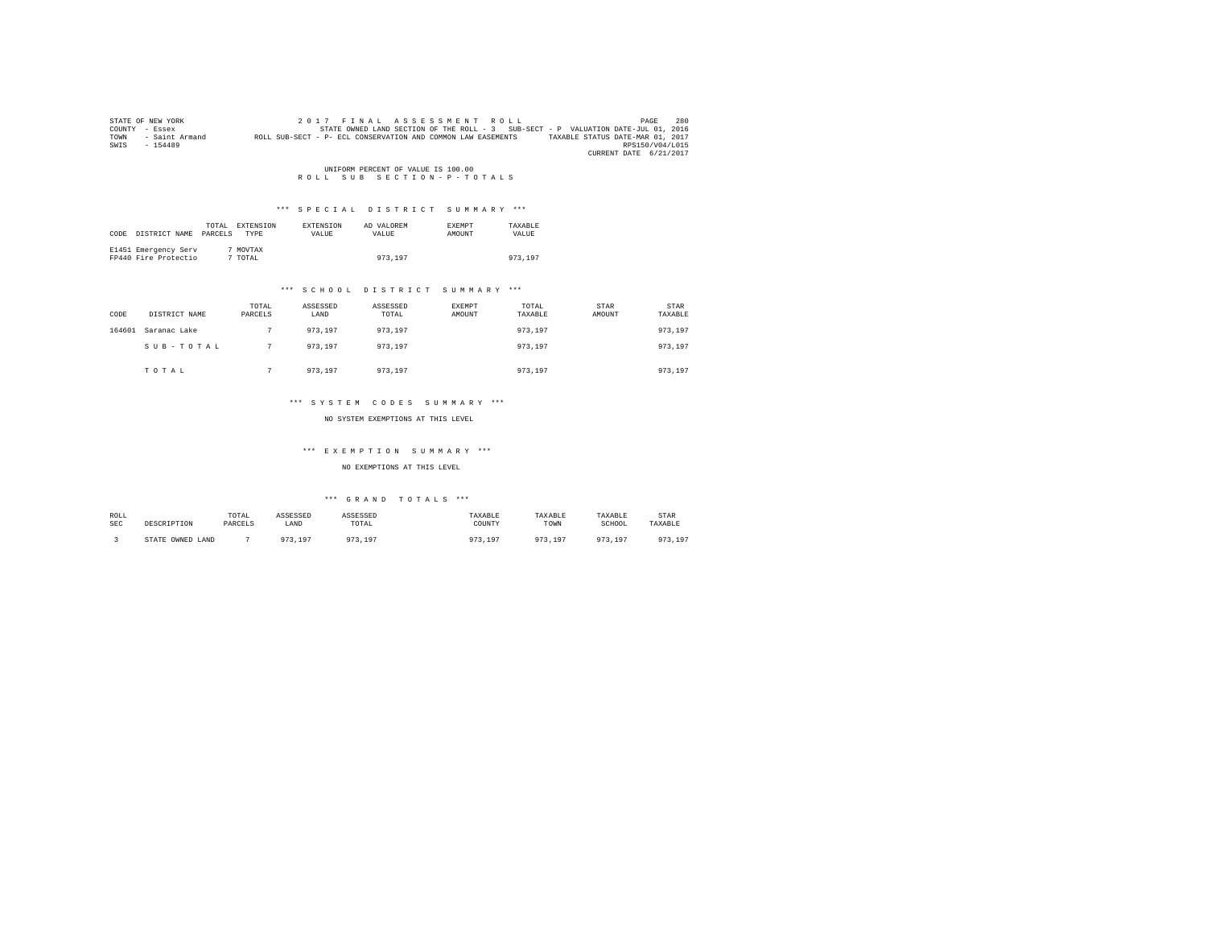STATE OF NEW YORK 2 0 1 7 F I N A L A S S E S S M E N T R O L L

COUNTY - Essex STATE OWNED LAND SECTION OF THE ROLL - 3 SUB-SECT - P VALUATION DATE-JUL 01, 2016

TOWN - Saint Armand ROLL SUB-SECT - P- ECL CONSERVATION AND COMMON LAW EASEMENTS TAXABLE STATUS DATE-MAR 01, 2017

SWIS - 154489 RPS150/V04/L015

CURRENT DATE 6/21/2017

UNIFORM PERCENT OF VALUE IS 100.00

R O L L S U B S E C T I O N - P - T O T A L S

*** S P E C I A L D I S T R I C T S U M M A R Y ***

| CODE DISTRICT NAME | TOTAL PARCELS | EXTENSION TYPE | EXTENSION VALUE | AD VALOREM VALUE | EXEMPT AMOUNT | TAXABLE VALUE |
|---|---|---|---|---|---|---|
| E1451 Emergency Serv | 7 | MOVTAX | | | | |
| FP440 Fire Protectio | 7 | TOTAL | | 973,197 | | 973,197 |

*** S C H O O L D I S T R I C T S U M M A R Y ***

| CODE | DISTRICT NAME | TOTAL PARCELS | ASSESSED LAND | ASSESSED TOTAL | EXEMPT AMOUNT | TOTAL TAXABLE | STAR AMOUNT | STAR TAXABLE |
|---|---|---|---|---|---|---|---|---|
| 164601 | Saranac Lake | 7 | 973,197 | 973,197 | | 973,197 | | 973,197 |
| | S U B - T O T A L | 7 | 973,197 | 973,197 | | 973,197 | | 973,197 |
| | T O T A L | 7 | 973,197 | 973,197 | | 973,197 | | 973,197 |

*** S Y S T E M C O D E S S U M M A R Y ***

NO SYSTEM EXEMPTIONS AT THIS LEVEL

*** E X E M P T I O N S U M M A R Y ***

NO EXEMPTIONS AT THIS LEVEL

*** G R A N D T O T A L S ***

| ROLL SEC | DESCRIPTION | TOTAL PARCELS | ASSESSED LAND | ASSESSED TOTAL | TAXABLE COUNTY | TAXABLE TOWN | TAXABLE SCHOOL | STAR TAXABLE |
|---|---|---|---|---|---|---|---|---|
| 3 | STATE OWNED LAND | 7 | 973,197 | 973,197 | 973,197 | 973,197 | 973,197 | 973,197 |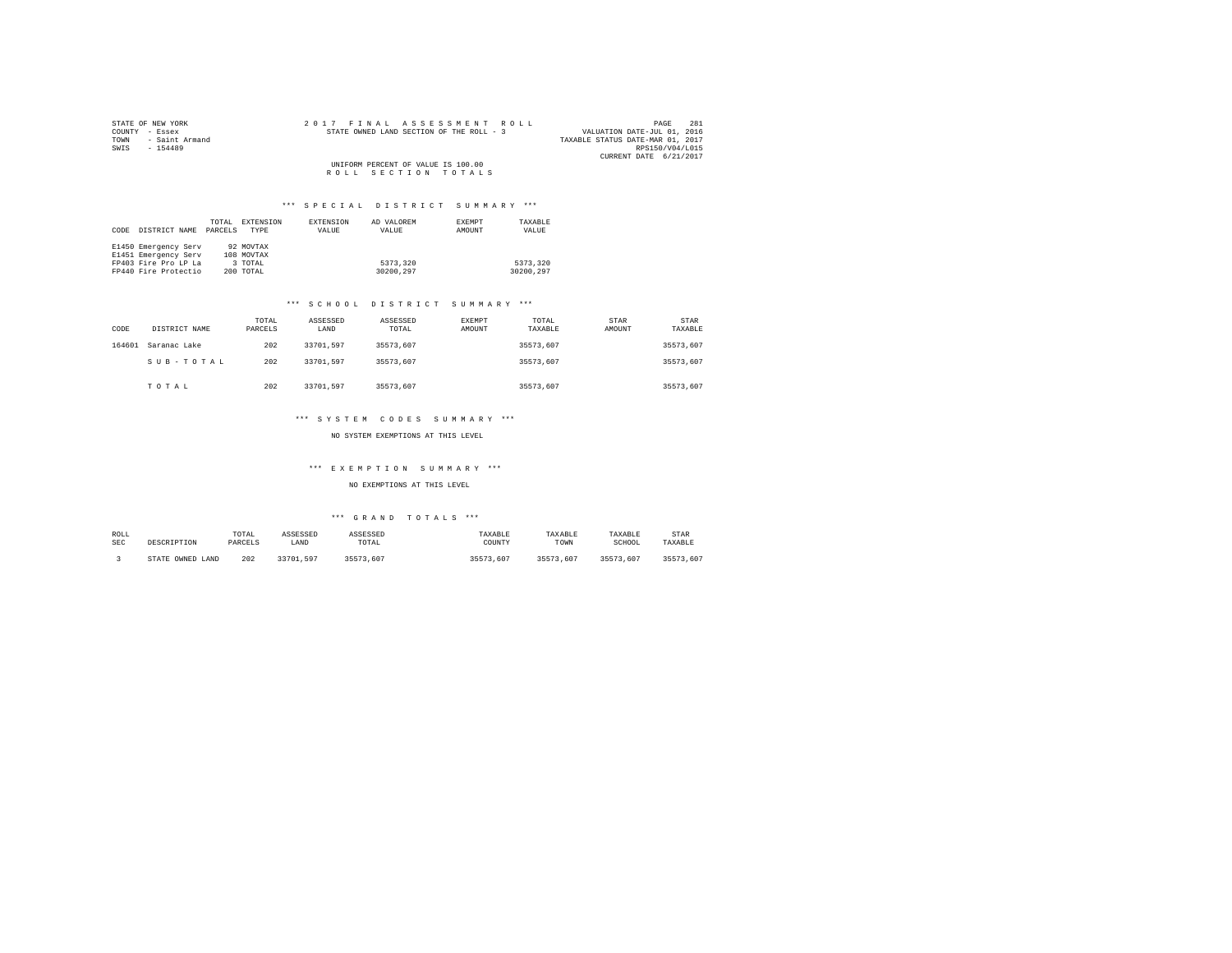STATE OF NEW YORK
COUNTY - Essex
TOWN - Saint Armand
SWIS - 154489

2017 FINAL ASSESSMENT ROLL
STATE OWNED LAND SECTION OF THE ROLL - 3

VALUATION DATE-JUL 01, 2016
TAXABLE STATUS DATE-MAR 01, 2017
RPS150/V04/L015
CURRENT DATE 6/21/2017

UNIFORM PERCENT OF VALUE IS 100.00

ROLL SECTION TOTALS

### *** SPECIAL DISTRICT SUMMARY ***

| CODE | DISTRICT NAME | TOTAL PARCELS | EXTENSION TYPE | EXTENSION VALUE | AD VALOREM VALUE | EXEMPT AMOUNT | TAXABLE VALUE |
|---|---|---|---|---|---|---|---|
| E1450 | Emergency Serv | 92 | MOVTAX | | | | |
| E1451 | Emergency Serv | 108 | MOVTAX | | | | |
| FP403 | Fire Pro LP La | 3 | TOTAL | | 5373,320 | | 5373,320 |
| FP440 | Fire Protectio | 200 | TOTAL | | 30200,297 | | 30200,297 |

### *** SCHOOL DISTRICT SUMMARY ***

| CODE | DISTRICT NAME | TOTAL PARCELS | ASSESSED LAND | ASSESSED TOTAL | EXEMPT AMOUNT | TOTAL TAXABLE | STAR AMOUNT | STAR TAXABLE |
|---|---|---|---|---|---|---|---|---|
| 164601 | Saranac Lake | 202 | 33701,597 | 35573,607 | | 35573,607 | | 35573,607 |
| | SUB-TOTAL | 202 | 33701,597 | 35573,607 | | 35573,607 | | 35573,607 |
| | TOTAL | 202 | 33701,597 | 35573,607 | | 35573,607 | | 35573,607 |

### *** SYSTEM CODES SUMMARY ***

NO SYSTEM EXEMPTIONS AT THIS LEVEL

### *** EXEMPTION SUMMARY ***

NO EXEMPTIONS AT THIS LEVEL

### *** GRAND TOTALS ***

| ROLL SEC | DESCRIPTION | TOTAL PARCELS | ASSESSED LAND | ASSESSED TOTAL | TAXABLE COUNTY | TAXABLE TOWN | TAXABLE SCHOOL | STAR TAXABLE |
|---|---|---|---|---|---|---|---|---|
| 3 | STATE OWNED LAND | 202 | 33701,597 | 35573,607 | 35573,607 | 35573,607 | 35573,607 | 35573,607 |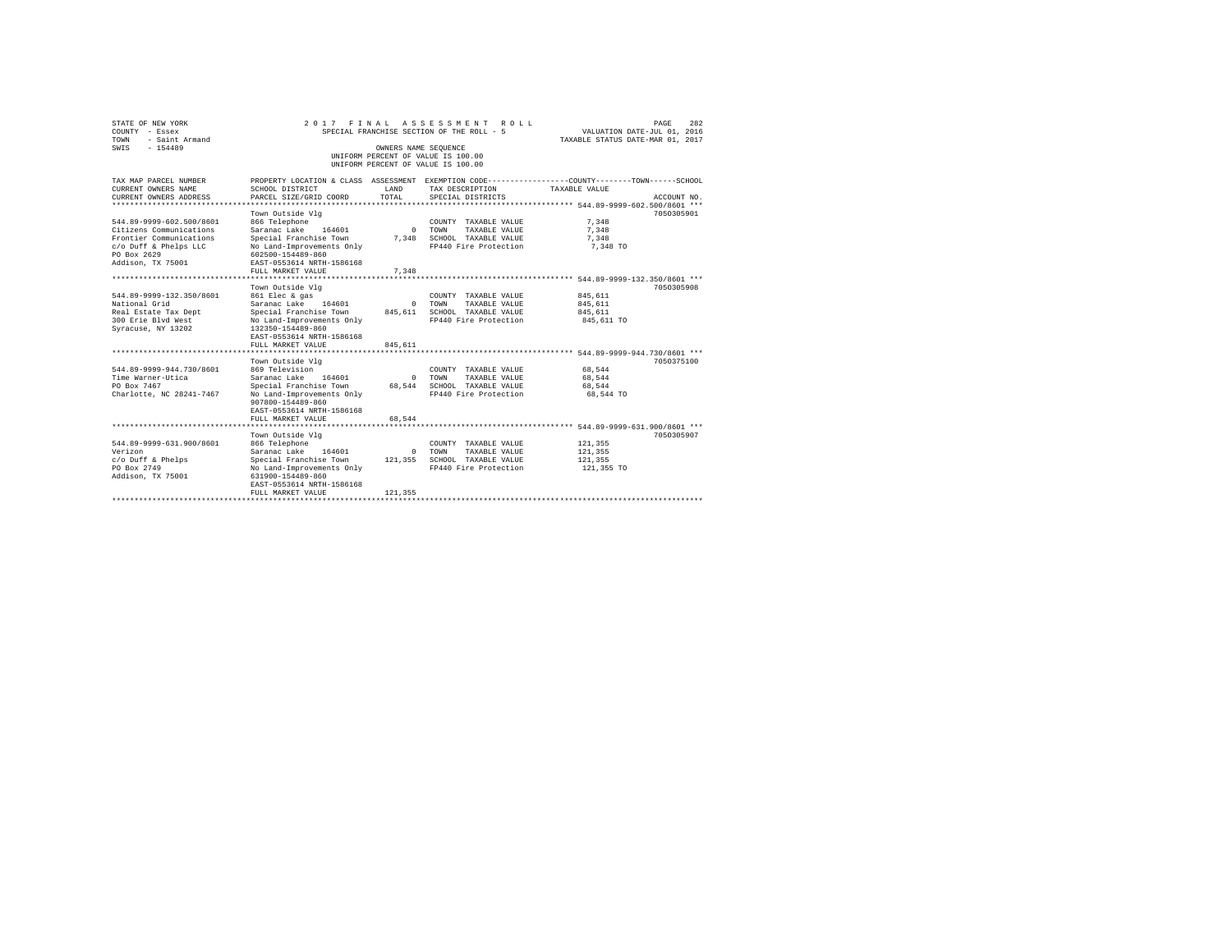STATE OF NEW YORK
COUNTY - Essex
TOWN - Saint Armand
SWIS - 154489

2017 FINAL ASSESSMENT ROLL
SPECIAL FRANCHISE SECTION OF THE ROLL - 5
OWNERS NAME SEQUENCE
UNIFORM PERCENT OF VALUE IS 100.00

VALUATION DATE-JUL 01, 2016
TAXABLE STATUS DATE-MAR 01, 2017

| TAX MAP PARCEL NUMBER / CURRENT OWNERS NAME / CURRENT OWNERS ADDRESS | PROPERTY LOCATION & CLASS / SCHOOL DISTRICT / PARCEL SIZE/GRID COORD | ASSESSMENT LAND / TOTAL | EXEMPTION CODE / TAX DESCRIPTION / SPECIAL DISTRICTS | COUNTY--------TOWN------SCHOOL TAXABLE VALUE | ACCOUNT NO. |
|---|---|---|---|---|---|
| **544.89-9999-602.500/8601** | Town Outside Vlg | | | | 7050305901 |
| 544.89-9999-602.500/8601 | 866 Telephone | | COUNTY TAXABLE VALUE | 7,348 | |
| Citizens Communications | Saranac Lake 164601 | 0 | TOWN TAXABLE VALUE | 7,348 | |
| Frontier Communications | Special Franchise Town | 7,348 | SCHOOL TAXABLE VALUE | 7,348 | |
| c/o Duff & Phelps LLC | No Land-Improvements Only | | FP440 Fire Protection | 7,348 TO | |
| PO Box 2629 | 602500-154489-860 | | | | |
| Addison, TX 75001 | EAST-0553614 NRTH-1586168 | | | | |
| | FULL MARKET VALUE | 7,348 | | | |
| **544.89-9999-132.350/8601** | Town Outside Vlg | | | | 7050305908 |
| 544.89-9999-132.350/8601 | 861 Elec & gas | | COUNTY TAXABLE VALUE | 845,611 | |
| National Grid | Saranac Lake 164601 | 0 | TOWN TAXABLE VALUE | 845,611 | |
| Real Estate Tax Dept | Special Franchise Town | 845,611 | SCHOOL TAXABLE VALUE | 845,611 | |
| 300 Erie Blvd West | No Land-Improvements Only | | FP440 Fire Protection | 845,611 TO | |
| Syracuse, NY 13202 | 132350-154489-860 | | | | |
| | EAST-0553614 NRTH-1586168 | | | | |
| | FULL MARKET VALUE | 845,611 | | | |
| **544.89-9999-944.730/8601** | Town Outside Vlg | | | | 7050375100 |
| 544.89-9999-944.730/8601 | 869 Television | | COUNTY TAXABLE VALUE | 68,544 | |
| Time Warner-Utica | Saranac Lake 164601 | 0 | TOWN TAXABLE VALUE | 68,544 | |
| PO Box 7467 | Special Franchise Town | 68,544 | SCHOOL TAXABLE VALUE | 68,544 | |
| Charlotte, NC 28241-7467 | No Land-Improvements Only | | FP440 Fire Protection | 68,544 TO | |
| | 907800-154489-860 | | | | |
| | EAST-0553614 NRTH-1586168 | | | | |
| | FULL MARKET VALUE | 68,544 | | | |
| **544.89-9999-631.900/8601** | Town Outside Vlg | | | | 7050305907 |
| 544.89-9999-631.900/8601 | 866 Telephone | | COUNTY TAXABLE VALUE | 121,355 | |
| Verizon | Saranac Lake 164601 | 0 | TOWN TAXABLE VALUE | 121,355 | |
| c/o Duff & Phelps | Special Franchise Town | 121,355 | SCHOOL TAXABLE VALUE | 121,355 | |
| PO Box 2749 | No Land-Improvements Only | | FP440 Fire Protection | 121,355 TO | |
| Addison, TX 75001 | 631900-154489-860 | | | | |
| | EAST-0553614 NRTH-1586168 | | | | |
| | FULL MARKET VALUE | 121,355 | | | |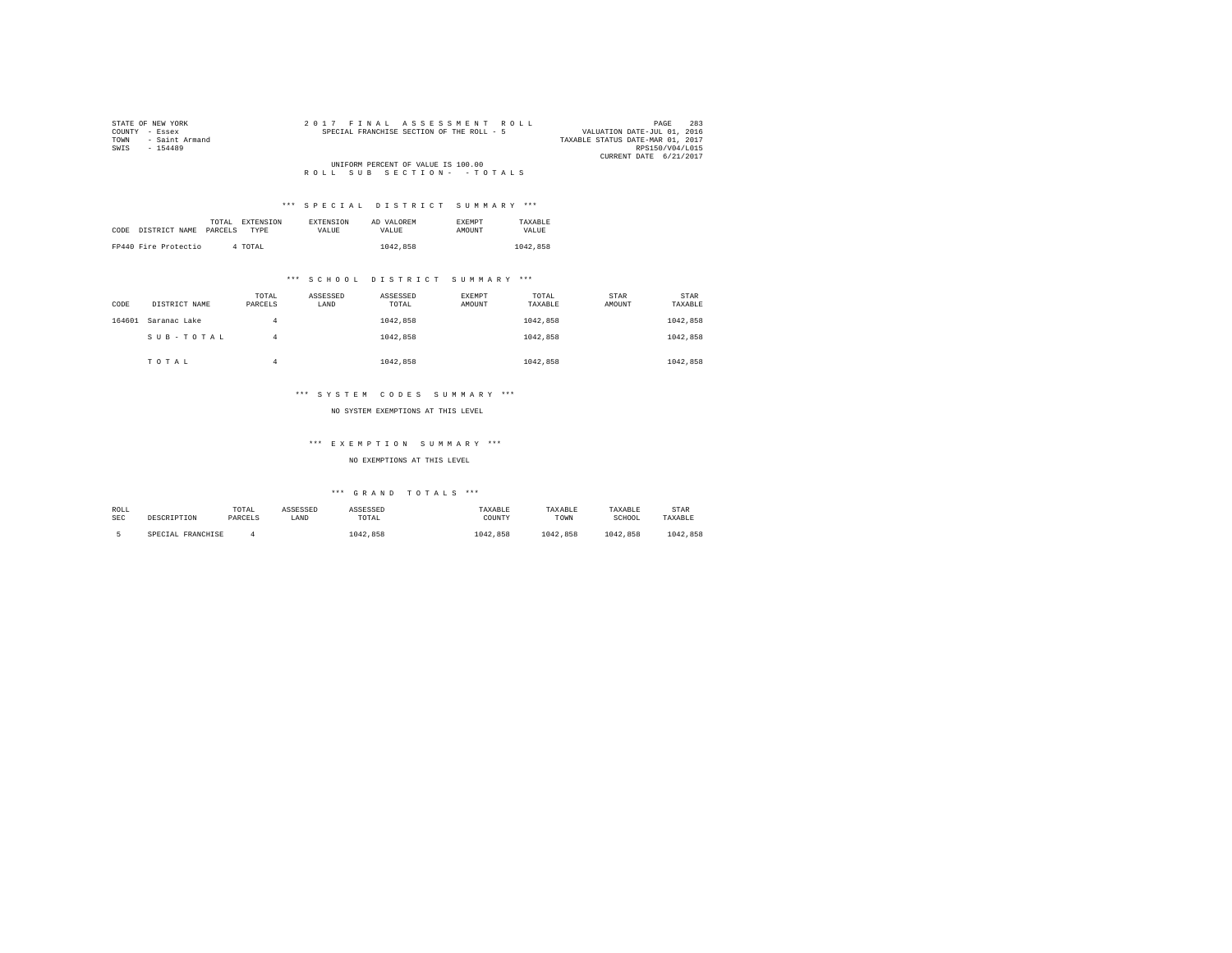STATE OF NEW YORK
COUNTY - Essex
TOWN - Saint Armand
SWIS - 154489

2 0 1 7 F I N A L A S S E S S M E N T R O L L
SPECIAL FRANCHISE SECTION OF THE ROLL - 5

VALUATION DATE-JUL 01, 2016
TAXABLE STATUS DATE-MAR 01, 2017
RPS150/V04/L015
CURRENT DATE 6/21/2017

UNIFORM PERCENT OF VALUE IS 100.00

R O L L S U B S E C T I O N - - T O T A L S

*** S P E C I A L D I S T R I C T S U M M A R Y ***

| CODE | DISTRICT NAME | TOTAL PARCELS | EXTENSION TYPE | EXTENSION VALUE | AD VALOREM VALUE | EXEMPT AMOUNT | TAXABLE VALUE |
|---|---|---|---|---|---|---|---|
| FP440 | Fire Protectio | 4 | TOTAL | | 1042,858 | | 1042,858 |

*** S C H O O L D I S T R I C T S U M M A R Y ***

| CODE | DISTRICT NAME | TOTAL PARCELS | ASSESSED LAND | ASSESSED TOTAL | EXEMPT AMOUNT | TOTAL TAXABLE | STAR AMOUNT | STAR TAXABLE |
|---|---|---|---|---|---|---|---|---|
| 164601 | Saranac Lake | 4 | | 1042,858 | | 1042,858 | | 1042,858 |
| | S U B - T O T A L | 4 | | 1042,858 | | 1042,858 | | 1042,858 |
| | T O T A L | 4 | | 1042,858 | | 1042,858 | | 1042,858 |

*** S Y S T E M C O D E S S U M M A R Y ***

NO SYSTEM EXEMPTIONS AT THIS LEVEL

*** E X E M P T I O N S U M M A R Y ***

NO EXEMPTIONS AT THIS LEVEL

*** G R A N D T O T A L S ***

| ROLL SEC | DESCRIPTION | TOTAL PARCELS | ASSESSED LAND | ASSESSED TOTAL | TAXABLE COUNTY | TAXABLE TOWN | TAXABLE SCHOOL | STAR TAXABLE |
|---|---|---|---|---|---|---|---|---|
| 5 | SPECIAL FRANCHISE | 4 | | 1042,858 | 1042,858 | 1042,858 | 1042,858 | 1042,858 |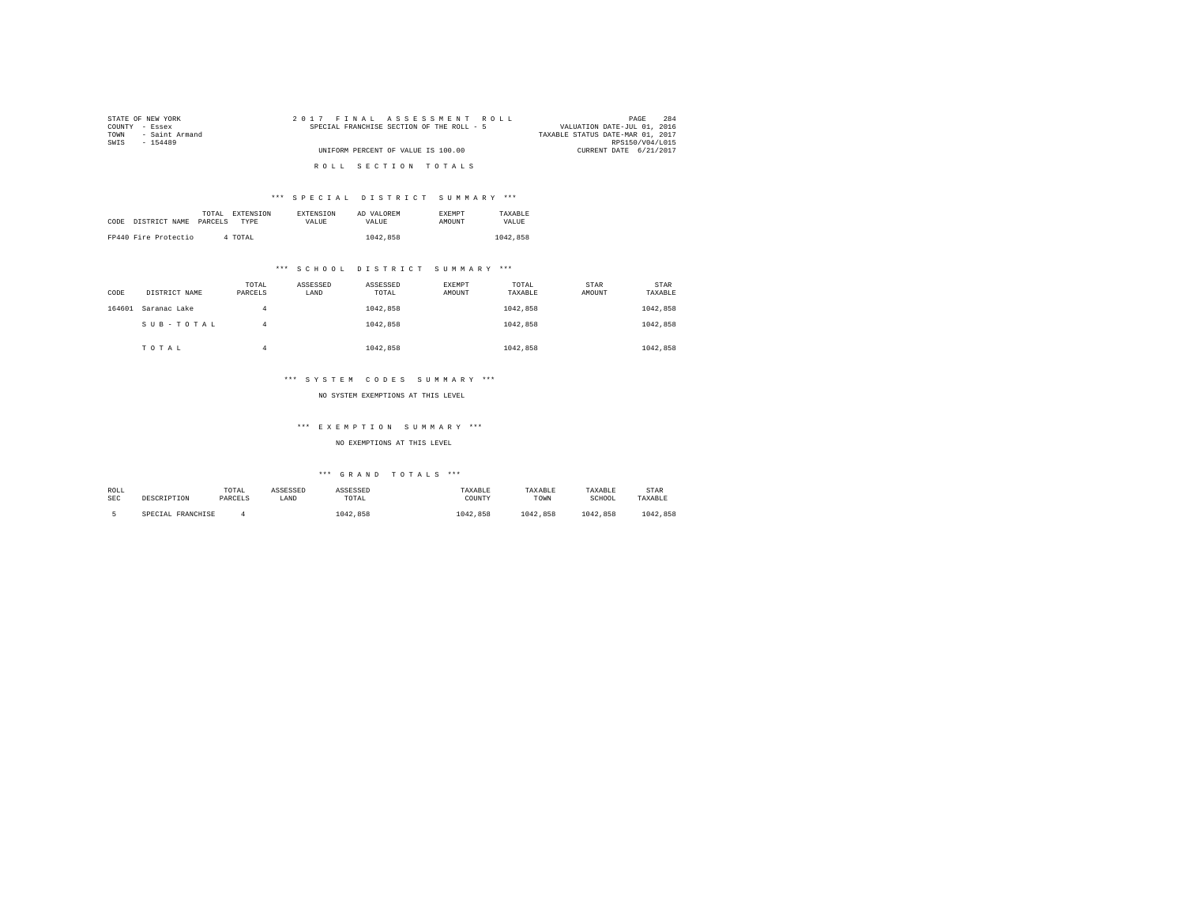STATE OF NEW YORK
COUNTY - Essex
TOWN - Saint Armand
SWIS - 154489

2017 FINAL ASSESSMENT ROLL
SPECIAL FRANCHISE SECTION OF THE ROLL - 5

UNIFORM PERCENT OF VALUE IS 100.00

VALUATION DATE-JUL 01, 2016
TAXABLE STATUS DATE-MAR 01, 2017
RPS150/V04/L015
CURRENT DATE 6/21/2017

## ROLL SECTION TOTALS

### *** SPECIAL DISTRICT SUMMARY ***

| CODE | DISTRICT NAME | TOTAL PARCELS | EXTENSION TYPE | EXTENSION VALUE | AD VALOREM VALUE | EXEMPT AMOUNT | TAXABLE VALUE |
|---|---|---|---|---|---|---|---|
| FP440 | Fire Protectio | 4 | TOTAL | | 1042,858 | | 1042,858 |

### *** SCHOOL DISTRICT SUMMARY ***

| CODE | DISTRICT NAME | TOTAL PARCELS | ASSESSED LAND | ASSESSED TOTAL | EXEMPT AMOUNT | TOTAL TAXABLE | STAR AMOUNT | STAR TAXABLE |
|---|---|---|---|---|---|---|---|---|
| 164601 | Saranac Lake | 4 | | 1042,858 | | 1042,858 | | 1042,858 |
| | SUB-TOTAL | 4 | | 1042,858 | | 1042,858 | | 1042,858 |
| | TOTAL | 4 | | 1042,858 | | 1042,858 | | 1042,858 |

### *** SYSTEM CODES SUMMARY ***

NO SYSTEM EXEMPTIONS AT THIS LEVEL

### *** EXEMPTION SUMMARY ***

NO EXEMPTIONS AT THIS LEVEL

### *** GRAND TOTALS ***

| ROLL SEC | DESCRIPTION | TOTAL PARCELS | ASSESSED LAND | ASSESSED TOTAL | TAXABLE COUNTY | TAXABLE TOWN | TAXABLE SCHOOL | STAR TAXABLE |
|---|---|---|---|---|---|---|---|---|
| 5 | SPECIAL FRANCHISE | 4 | | 1042,858 | 1042,858 | 1042,858 | 1042,858 | 1042,858 |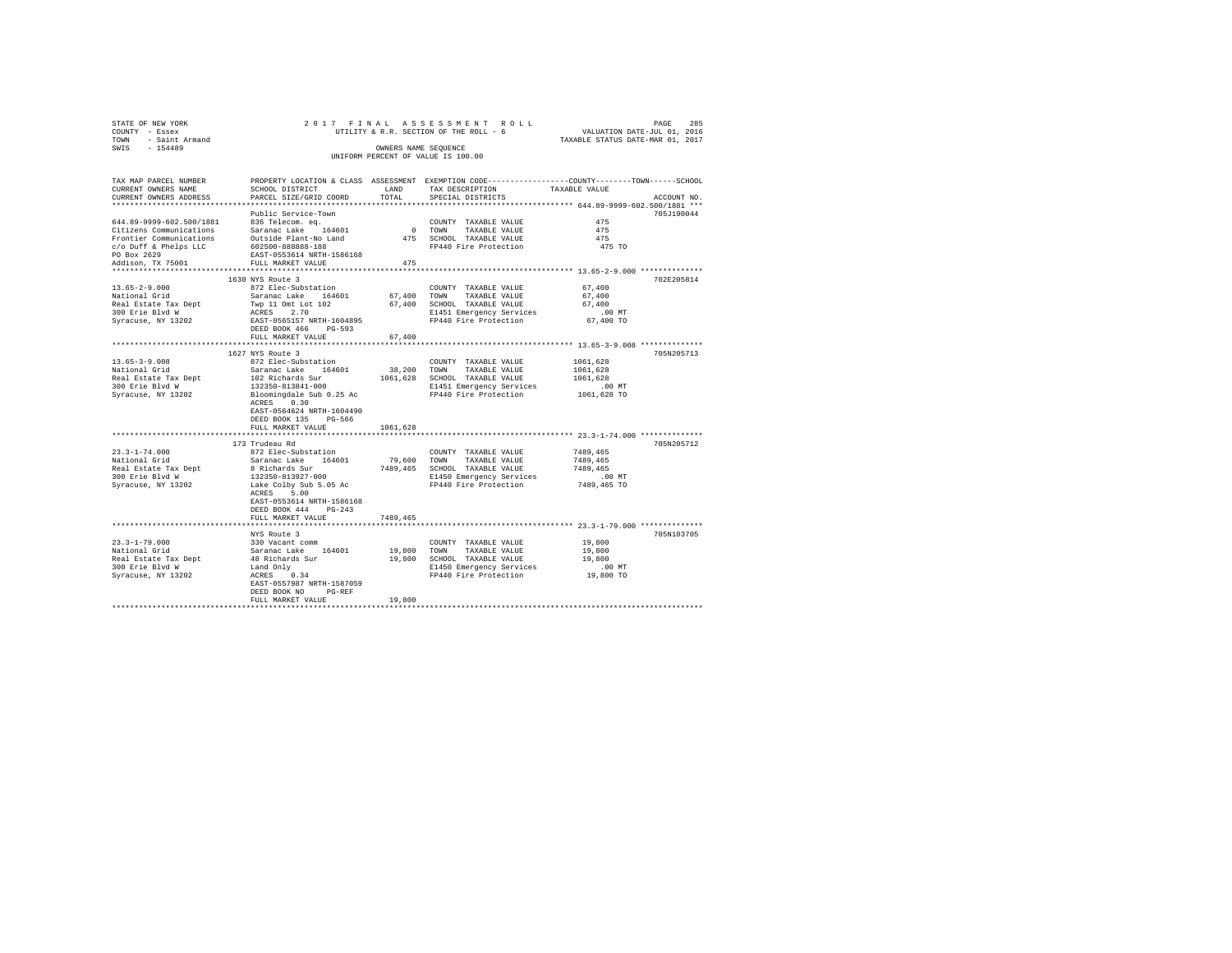STATE OF NEW YORK 2 0 1 7 F I N A L A S S E S S M E N T R O L L
COUNTY - Essex UTILITY & R.R. SECTION OF THE ROLL - 6 VALUATION DATE-JUL 01, 2016
TOWN - Saint Armand TAXABLE STATUS DATE-MAR 01, 2017
SWIS - 154489 OWNERS NAME SEQUENCE
UNIFORM PERCENT OF VALUE IS 100.00

| TAX MAP PARCEL NUMBER / CURRENT OWNERS NAME / CURRENT OWNERS ADDRESS | PROPERTY LOCATION & CLASS / SCHOOL DISTRICT / PARCEL SIZE/GRID COORD | ASSESSMENT LAND / TOTAL | EXEMPTION CODE / TAX DESCRIPTION / SPECIAL DISTRICTS | COUNTY--------TOWN------SCHOOL TAXABLE VALUE | ACCOUNT NO. |
|---|---|---|---|---|---|
| 644.89-9999-602.500/1881 | Public Service-Town | | | | 705J190044 |
| 644.89-9999-602.500/1881 | 836 Telecom. eq. | | COUNTY TAXABLE VALUE | 475 | |
| Citizens Communications | Saranac Lake 164601 | 0 | TOWN TAXABLE VALUE | 475 | |
| Frontier Communications | Outside Plant-No Land | 475 | SCHOOL TAXABLE VALUE | 475 | |
| c/o Duff & Phelps LLC | 602500-888888-188 | | FP440 Fire Protection | 475 TO | |
| PO Box 2629 | EAST-0553614 NRTH-1586168 | | | | |
| Addison, TX 75001 | FULL MARKET VALUE | 475 | | | |
| 13.65-2-9.000 | 1630 NYS Route 3 | | | | 702E205814 |
| 13.65-2-9.000 | 872 Elec-Substation | | COUNTY TAXABLE VALUE | 67,400 | |
| National Grid | Saranac Lake 164601 | 67,400 | TOWN TAXABLE VALUE | 67,400 | |
| Real Estate Tax Dept | Twp 11 Omt Lot 102 | 67,400 | SCHOOL TAXABLE VALUE | 67,400 | |
| 300 Erie Blvd W | ACRES 2.70 | | E1451 Emergency Services | .00 MT | |
| Syracuse, NY 13202 | EAST-0565157 NRTH-1604895 | | FP440 Fire Protection | 67,400 TO | |
| | DEED BOOK 466 PG-593 | | | | |
| | FULL MARKET VALUE | 67,400 | | | |
| 13.65-3-9.008 | 1627 NYS Route 3 | | | | 705N205713 |
| 13.65-3-9.008 | 872 Elec-Substation | | COUNTY TAXABLE VALUE | 1061,628 | |
| National Grid | Saranac Lake 164601 | 38,200 | TOWN TAXABLE VALUE | 1061,628 | |
| Real Estate Tax Dept | 102 Richards Sur | 1061,628 | SCHOOL TAXABLE VALUE | 1061,628 | |
| 300 Erie Blvd W | 132350-813841-000 | | E1451 Emergency Services | .00 MT | |
| Syracuse, NY 13202 | Bloomingdale Sub 0.25 Ac | | FP440 Fire Protection | 1061,628 TO | |
| | ACRES 0.30 | | | | |
| | EAST-0564624 NRTH-1604490 | | | | |
| | DEED BOOK 135 PG-566 | | | | |
| | FULL MARKET VALUE | 1061,628 | | | |
| 23.3-1-74.000 | 173 Trudeau Rd | | | | 705N205712 |
| 23.3-1-74.000 | 872 Elec-Substation | | COUNTY TAXABLE VALUE | 7489,465 | |
| National Grid | Saranac Lake 164601 | 79,600 | TOWN TAXABLE VALUE | 7489,465 | |
| Real Estate Tax Dept | 8 Richards Sur | 7489,465 | SCHOOL TAXABLE VALUE | 7489,465 | |
| 300 Erie Blvd W | 132350-813927-000 | | E1450 Emergency Services | .00 MT | |
| Syracuse, NY 13202 | Lake Colby Sub 5.05 Ac | | FP440 Fire Protection | 7489,465 TO | |
| | ACRES 5.00 | | | | |
| | EAST-0553614 NRTH-1586168 | | | | |
| | DEED BOOK 444 PG-243 | | | | |
| | FULL MARKET VALUE | 7489,465 | | | |
| 23.3-1-79.000 | NYS Route 3 | | | | 705N103705 |
| 23.3-1-79.000 | 330 Vacant comm | | COUNTY TAXABLE VALUE | 19,800 | |
| National Grid | Saranac Lake 164601 | 19,800 | TOWN TAXABLE VALUE | 19,800 | |
| Real Estate Tax Dept | 48 Richards Sur | 19,800 | SCHOOL TAXABLE VALUE | 19,800 | |
| 300 Erie Blvd W | Land Only | | E1450 Emergency Services | .00 MT | |
| Syracuse, NY 13202 | ACRES 0.34 | | FP440 Fire Protection | 19,800 TO | |
| | EAST-0557987 NRTH-1587059 | | | | |
| | DEED BOOK NO PG-REF | | | | |
| | FULL MARKET VALUE | 19,800 | | | |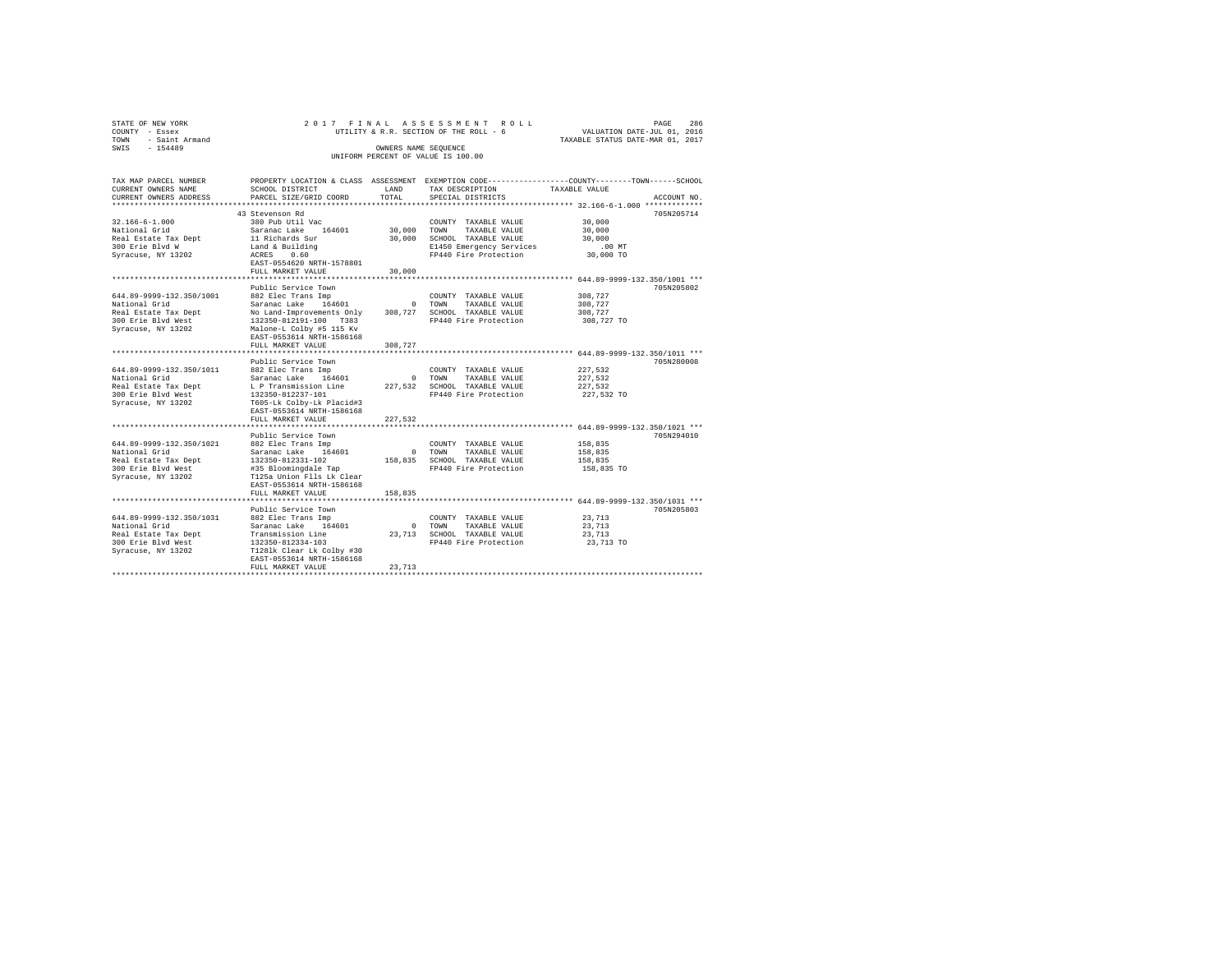STATE OF NEW YORK
COUNTY - Essex
TOWN - Saint Armand
SWIS - 154489

2017 FINAL ASSESSMENT ROLL
UTILITY & R.R. SECTION OF THE ROLL - 6
OWNERS NAME SEQUENCE
UNIFORM PERCENT OF VALUE IS 100.00

VALUATION DATE-JUL 01, 2016
TAXABLE STATUS DATE-MAR 01, 2017

| TAX MAP PARCEL NUMBER / CURRENT OWNERS NAME / CURRENT OWNERS ADDRESS | PROPERTY LOCATION & CLASS / SCHOOL DISTRICT / PARCEL SIZE/GRID COORD | ASSESSMENT LAND / TOTAL | EXEMPTION CODE / TAX DESCRIPTION / SPECIAL DISTRICTS | TAXABLE VALUE (COUNTY--TOWN--SCHOOL) | ACCOUNT NO. |
|---|---|---|---|---|---|
| 32.166-6-1.000 | 43 Stevenson Rd | | | | 705N205714 |
| | 380 Pub Util Vac | | COUNTY TAXABLE VALUE | 30,000 | |
| National Grid | Saranac Lake 164601 | 30,000 | TOWN TAXABLE VALUE | 30,000 | |
| Real Estate Tax Dept | 11 Richards Sur | 30,000 | SCHOOL TAXABLE VALUE | 30,000 | |
| 300 Erie Blvd W | Land & Building | | E1450 Emergency Services | .00 MT | |
| Syracuse, NY 13202 | ACRES 0.60 | | FP440 Fire Protection | 30,000 TO | |
| | EAST-0554620 NRTH-1578801 | | | | |
| | FULL MARKET VALUE | 30,000 | | | |
| 644.89-9999-132.350/1001 | Public Service Town | | | | 705N205802 |
| | 882 Elec Trans Imp | | COUNTY TAXABLE VALUE | 308,727 | |
| National Grid | Saranac Lake 164601 | 0 | TOWN TAXABLE VALUE | 308,727 | |
| Real Estate Tax Dept | No Land-Improvements Only | 308,727 | SCHOOL TAXABLE VALUE | 308,727 | |
| 300 Erie Blvd West | 132350-812191-100 T383 | | FP440 Fire Protection | 308,727 TO | |
| Syracuse, NY 13202 | Malone-L Colby #5 115 Kv | | | | |
| | EAST-0553614 NRTH-1586168 | | | | |
| | FULL MARKET VALUE | 308,727 | | | |
| 644.89-9999-132.350/1011 | Public Service Town | | | | 705N280008 |
| | 882 Elec Trans Imp | | COUNTY TAXABLE VALUE | 227,532 | |
| National Grid | Saranac Lake 164601 | 0 | TOWN TAXABLE VALUE | 227,532 | |
| Real Estate Tax Dept | L P Transmission Line | 227,532 | SCHOOL TAXABLE VALUE | 227,532 | |
| 300 Erie Blvd West | 132350-812237-101 | | FP440 Fire Protection | 227,532 TO | |
| Syracuse, NY 13202 | T605-Lk Colby-Lk Placid#3 | | | | |
| | EAST-0553614 NRTH-1586168 | | | | |
| | FULL MARKET VALUE | 227,532 | | | |
| 644.89-9999-132.350/1021 | Public Service Town | | | | 705N294010 |
| | 882 Elec Trans Imp | | COUNTY TAXABLE VALUE | 158,835 | |
| National Grid | Saranac Lake 164601 | 0 | TOWN TAXABLE VALUE | 158,835 | |
| Real Estate Tax Dept | 132350-812331-102 | 158,835 | SCHOOL TAXABLE VALUE | 158,835 | |
| 300 Erie Blvd West | #35 Bloomingdale Tap | | FP440 Fire Protection | 158,835 TO | |
| Syracuse, NY 13202 | T125a Union Flls Lk Clear | | | | |
| | EAST-0553614 NRTH-1586168 | | | | |
| | FULL MARKET VALUE | 158,835 | | | |
| 644.89-9999-132.350/1031 | Public Service Town | | | | 705N205803 |
| | 882 Elec Trans Imp | | COUNTY TAXABLE VALUE | 23,713 | |
| National Grid | Saranac Lake 164601 | 0 | TOWN TAXABLE VALUE | 23,713 | |
| Real Estate Tax Dept | Transmission Line | 23,713 | SCHOOL TAXABLE VALUE | 23,713 | |
| 300 Erie Blvd West | 132350-812334-103 | | FP440 Fire Protection | 23,713 TO | |
| Syracuse, NY 13202 | T128lk Clear Lk Colby #30 | | | | |
| | EAST-0553614 NRTH-1586168 | | | | |
| | FULL MARKET VALUE | 23,713 | | | |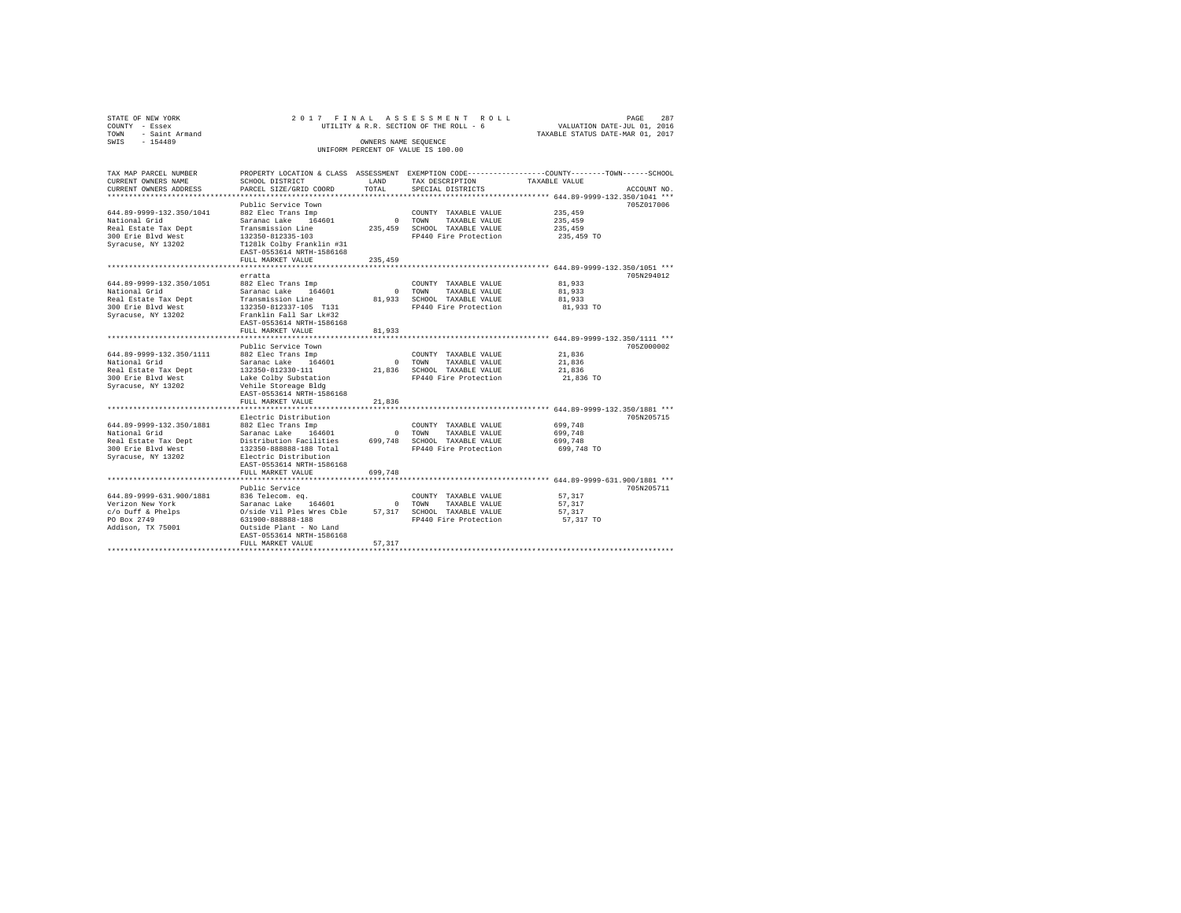STATE OF NEW YORK
COUNTY - Essex
TOWN - Saint Armand
SWIS - 154489

2 0 1 7 F I N A L A S S E S S M E N T R O L L
UTILITY & R.R. SECTION OF THE ROLL - 6
OWNERS NAME SEQUENCE
UNIFORM PERCENT OF VALUE IS 100.00

VALUATION DATE-JUL 01, 2016
TAXABLE STATUS DATE-MAR 01, 2017

| TAX MAP PARCEL NUMBER / CURRENT OWNERS NAME / CURRENT OWNERS ADDRESS | PROPERTY LOCATION & CLASS / SCHOOL DISTRICT / PARCEL SIZE/GRID COORD | ASSESSMENT LAND / TOTAL | EXEMPTION CODE / TAX DESCRIPTION / SPECIAL DISTRICTS | COUNTY--------TOWN------SCHOOL TAXABLE VALUE | ACCOUNT NO. |
|---|---|---|---|---|---|
| **644.89-9999-132.350/1041** | Public Service Town | | | | 705Z017006 |
| 644.89-9999-132.350/1041 | 882 Elec Trans Imp | | COUNTY TAXABLE VALUE | 235,459 | |
| National Grid | Saranac Lake 164601 | 0 | TOWN TAXABLE VALUE | 235,459 | |
| Real Estate Tax Dept | Transmission Line | 235,459 | SCHOOL TAXABLE VALUE | 235,459 | |
| 300 Erie Blvd West | 132350-812335-103 | | FP440 Fire Protection | 235,459 TO | |
| Syracuse, NY 13202 | T128lk Colby Franklin #31 | | | | |
| | EAST-0553614 NRTH-1586168 | | | | |
| | FULL MARKET VALUE | 235,459 | | | |
| **644.89-9999-132.350/1051** | erratta | | | | 705N294012 |
| 644.89-9999-132.350/1051 | 882 Elec Trans Imp | | COUNTY TAXABLE VALUE | 81,933 | |
| National Grid | Saranac Lake 164601 | 0 | TOWN TAXABLE VALUE | 81,933 | |
| Real Estate Tax Dept | Transmission Line | 81,933 | SCHOOL TAXABLE VALUE | 81,933 | |
| 300 Erie Blvd West | 132350-812337-105 T131 | | FP440 Fire Protection | 81,933 TO | |
| Syracuse, NY 13202 | Franklin Fall Sar Lk#32 | | | | |
| | EAST-0553614 NRTH-1586168 | | | | |
| | FULL MARKET VALUE | 81,933 | | | |
| **644.89-9999-132.350/1111** | Public Service Town | | | | 705Z000002 |
| 644.89-9999-132.350/1111 | 882 Elec Trans Imp | | COUNTY TAXABLE VALUE | 21,836 | |
| National Grid | Saranac Lake 164601 | 0 | TOWN TAXABLE VALUE | 21,836 | |
| Real Estate Tax Dept | 132350-812330-111 | 21,836 | SCHOOL TAXABLE VALUE | 21,836 | |
| 300 Erie Blvd West | Lake Colby Substation | | FP440 Fire Protection | 21,836 TO | |
| Syracuse, NY 13202 | Vehile Storeage Bldg | | | | |
| | EAST-0553614 NRTH-1586168 | | | | |
| | FULL MARKET VALUE | 21,836 | | | |
| **644.89-9999-132.350/1881** | Electric Distribution | | | | 705N205715 |
| 644.89-9999-132.350/1881 | 882 Elec Trans Imp | | COUNTY TAXABLE VALUE | 699,748 | |
| National Grid | Saranac Lake 164601 | 0 | TOWN TAXABLE VALUE | 699,748 | |
| Real Estate Tax Dept | Distribution Facilities | 699,748 | SCHOOL TAXABLE VALUE | 699,748 | |
| 300 Erie Blvd West | 132350-888888-188 Total | | FP440 Fire Protection | 699,748 TO | |
| Syracuse, NY 13202 | Electric Distribution | | | | |
| | EAST-0553614 NRTH-1586168 | | | | |
| | FULL MARKET VALUE | 699,748 | | | |
| **644.89-9999-631.900/1881** | Public Service | | | | 705N205711 |
| 644.89-9999-631.900/1881 | 836 Telecom. eq. | | COUNTY TAXABLE VALUE | 57,317 | |
| Verizon New York | Saranac Lake 164601 | 0 | TOWN TAXABLE VALUE | 57,317 | |
| c/o Duff & Phelps | O/side Vil Ples Wres Cble | 57,317 | SCHOOL TAXABLE VALUE | 57,317 | |
| PO Box 2749 | 631900-888888-188 | | FP440 Fire Protection | 57,317 TO | |
| Addison, TX 75001 | Outside Plant - No Land | | | | |
| | EAST-0553614 NRTH-1586168 | | | | |
| | FULL MARKET VALUE | 57,317 | | | |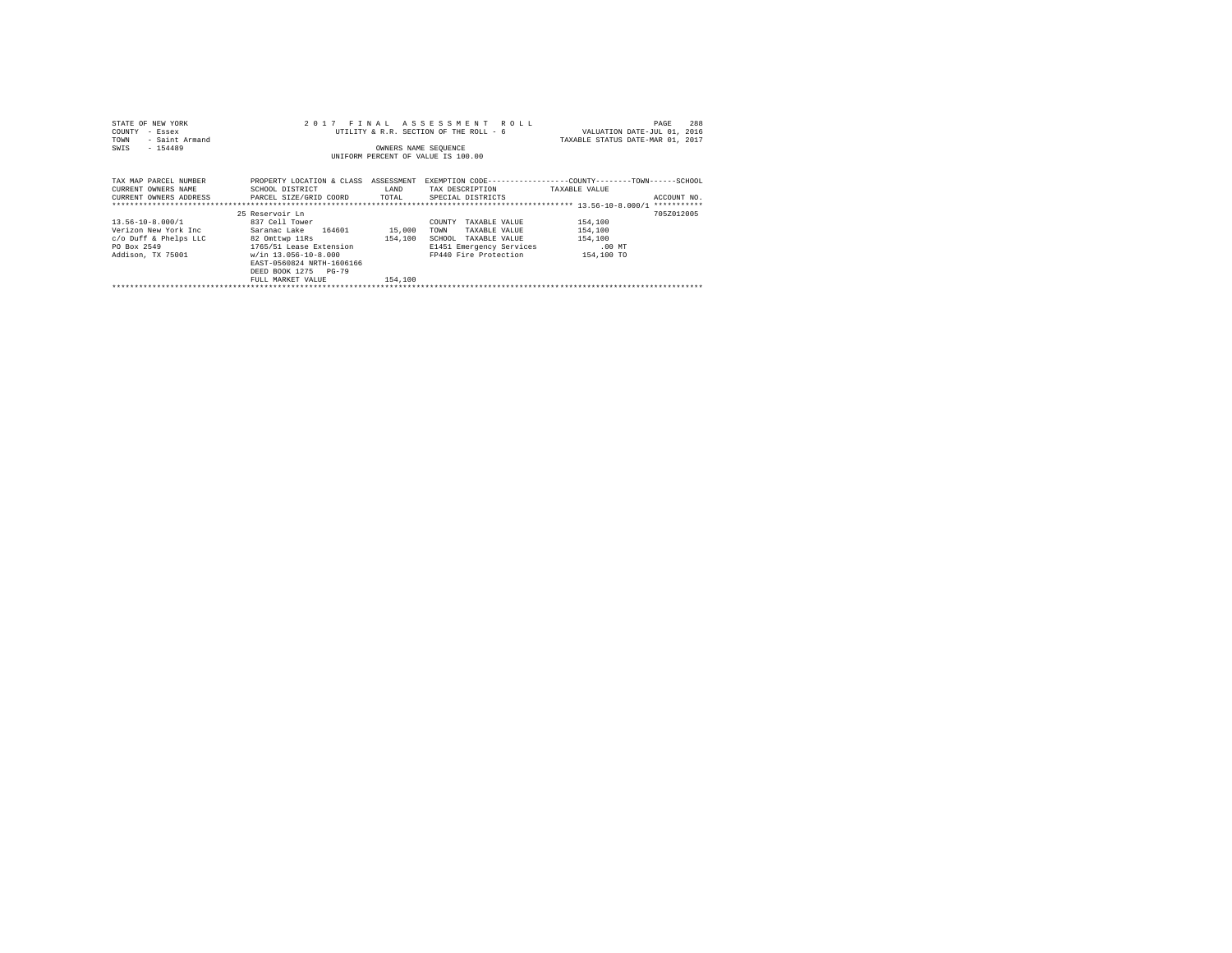STATE OF NEW YORK
COUNTY - Essex
TOWN - Saint Armand
SWIS - 154489

2017 FINAL ASSESSMENT ROLL
UTILITY & R.R. SECTION OF THE ROLL - 6
OWNERS NAME SEQUENCE
UNIFORM PERCENT OF VALUE IS 100.00

VALUATION DATE-JUL 01, 2016
TAXABLE STATUS DATE-MAR 01, 2017

| TAX MAP PARCEL NUMBER / CURRENT OWNERS NAME / CURRENT OWNERS ADDRESS | PROPERTY LOCATION & CLASS / SCHOOL DISTRICT / PARCEL SIZE/GRID COORD | ASSESSMENT LAND / TOTAL | EXEMPTION CODE / TAX DESCRIPTION / SPECIAL DISTRICTS | TAXABLE VALUE (COUNTY / TOWN / SCHOOL) | ACCOUNT NO. |
|---|---|---|---|---|---|
| 13.56-10-8.000/1 | 25 Reservoir Ln | | | | 705Z012005 |
| 13.56-10-8.000/1 | 837 Cell Tower | | COUNTY TAXABLE VALUE | 154,100 | |
| Verizon New York Inc | Saranac Lake 164601 | 15,000 | TOWN TAXABLE VALUE | 154,100 | |
| c/o Duff & Phelps LLC | 82 Omttwp 11Rs | 154,100 | SCHOOL TAXABLE VALUE | 154,100 | |
| PO Box 2549 | 1765/51 Lease Extension | | E1451 Emergency Services | .00 MT | |
| Addison, TX 75001 | w/in 13.056-10-8.000 | | FP440 Fire Protection | 154,100 TO | |
| | EAST-0560824 NRTH-1606166 | | | | |
| | DEED BOOK 1275 PG-79 | | | | |
| | FULL MARKET VALUE | 154,100 | | | |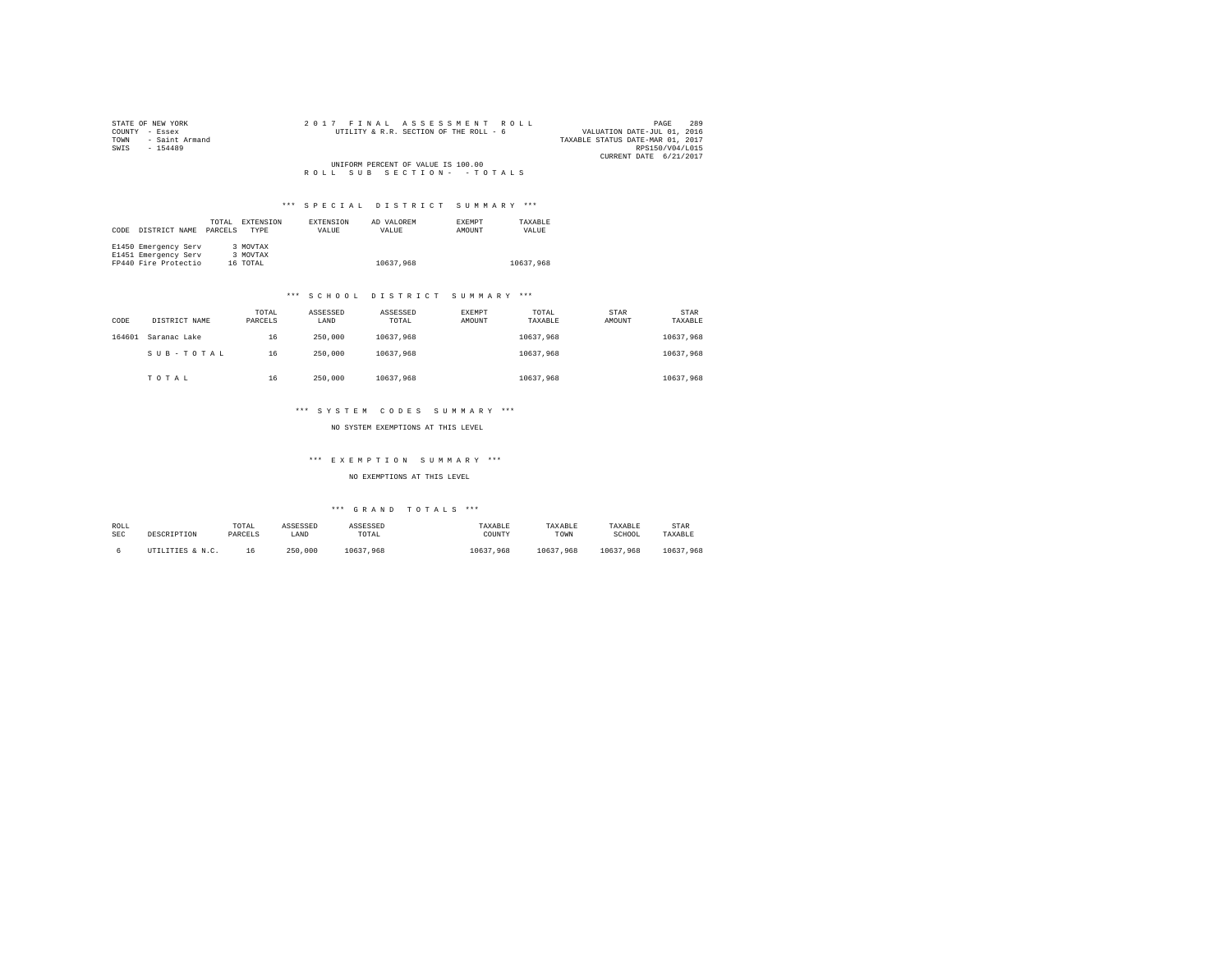STATE OF NEW YORK
COUNTY - Essex
TOWN - Saint Armand
SWIS - 154489

2017 FINAL ASSESSMENT ROLL
UTILITY & R.R. SECTION OF THE ROLL - 6

VALUATION DATE-JUL 01, 2016
TAXABLE STATUS DATE-MAR 01, 2017
RPS150/V04/L015
CURRENT DATE 6/21/2017

UNIFORM PERCENT OF VALUE IS 100.00

ROLL SUB SECTION- - TOTALS

### *** SPECIAL DISTRICT SUMMARY ***

| CODE | DISTRICT NAME | TOTAL PARCELS | EXTENSION TYPE | EXTENSION VALUE | AD VALOREM VALUE | EXEMPT AMOUNT | TAXABLE VALUE |
|---|---|---|---|---|---|---|---|
| E1450 | Emergency Serv | 3 | MOVTAX | | | | |
| E1451 | Emergency Serv | 3 | MOVTAX | | | | |
| FP440 | Fire Protectio | 16 | TOTAL | | 10637,968 | | 10637,968 |

### *** SCHOOL DISTRICT SUMMARY ***

| CODE | DISTRICT NAME | TOTAL PARCELS | ASSESSED LAND | ASSESSED TOTAL | EXEMPT AMOUNT | TOTAL TAXABLE | STAR AMOUNT | STAR TAXABLE |
|---|---|---|---|---|---|---|---|---|
| 164601 | Saranac Lake | 16 | 250,000 | 10637,968 | | 10637,968 | | 10637,968 |
| | S U B - T O T A L | 16 | 250,000 | 10637,968 | | 10637,968 | | 10637,968 |
| | T O T A L | 16 | 250,000 | 10637,968 | | 10637,968 | | 10637,968 |

### *** SYSTEM CODES SUMMARY ***

NO SYSTEM EXEMPTIONS AT THIS LEVEL

### *** EXEMPTION SUMMARY ***

NO EXEMPTIONS AT THIS LEVEL

### *** GRAND TOTALS ***

| ROLL SEC | DESCRIPTION | TOTAL PARCELS | ASSESSED LAND | ASSESSED TOTAL | TAXABLE COUNTY | TAXABLE TOWN | TAXABLE SCHOOL | STAR TAXABLE |
|---|---|---|---|---|---|---|---|---|
| 6 | UTILITIES & N.C. | 16 | 250,000 | 10637,968 | 10637,968 | 10637,968 | 10637,968 | 10637,968 |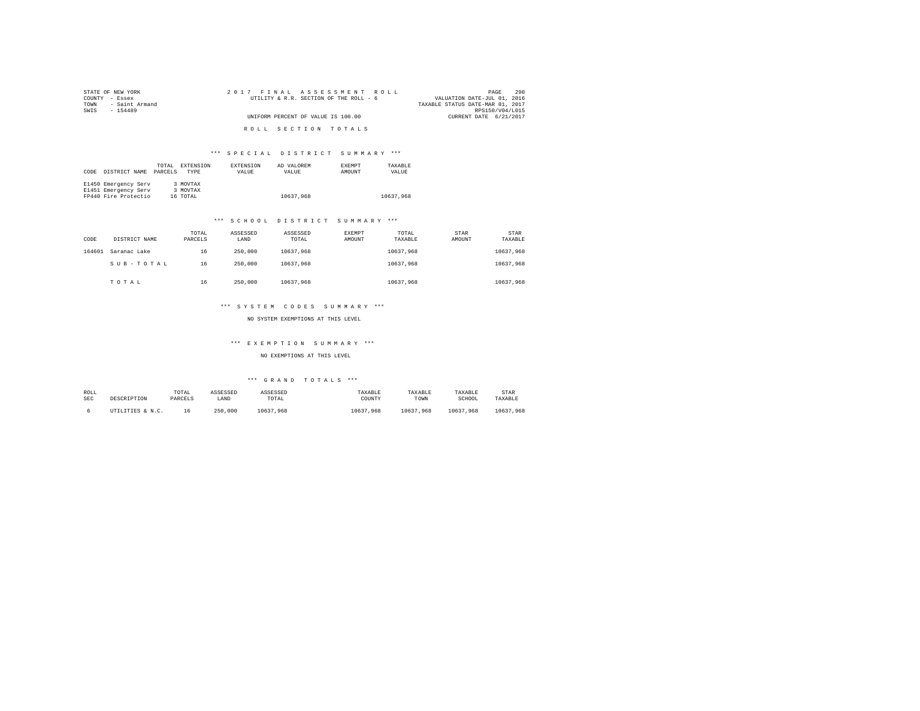STATE OF NEW YORK
COUNTY - Essex
TOWN - Saint Armand
SWIS - 154489

2 0 1 7 F I N A L A S S E S S M E N T R O L L
UTILITY & R.R. SECTION OF THE ROLL - 6
UNIFORM PERCENT OF VALUE IS 100.00

VALUATION DATE-JUL 01, 2016
TAXABLE STATUS DATE-MAR 01, 2017
RPS150/V04/L015
CURRENT DATE 6/21/2017

R O L L S E C T I O N T O T A L S

*** S P E C I A L D I S T R I C T S U M M A R Y ***

| CODE | DISTRICT NAME | TOTAL PARCELS | EXTENSION TYPE | EXTENSION VALUE | AD VALOREM VALUE | EXEMPT AMOUNT | TAXABLE VALUE |
|---|---|---|---|---|---|---|---|
| E1450 | Emergency Serv | 3 | MOVTAX | | | | |
| E1451 | Emergency Serv | 3 | MOVTAX | | | | |
| FP440 | Fire Protectio | 16 | TOTAL | | 10637,968 | | 10637,968 |

*** S C H O O L D I S T R I C T S U M M A R Y ***

| CODE | DISTRICT NAME | TOTAL PARCELS | ASSESSED LAND | ASSESSED TOTAL | EXEMPT AMOUNT | TOTAL TAXABLE | STAR AMOUNT | STAR TAXABLE |
|---|---|---|---|---|---|---|---|---|
| 164601 | Saranac Lake | 16 | 250,000 | 10637,968 | | 10637,968 | | 10637,968 |
| | S U B - T O T A L | 16 | 250,000 | 10637,968 | | 10637,968 | | 10637,968 |
| | T O T A L | 16 | 250,000 | 10637,968 | | 10637,968 | | 10637,968 |

*** S Y S T E M C O D E S S U M M A R Y ***

NO SYSTEM EXEMPTIONS AT THIS LEVEL

*** E X E M P T I O N S U M M A R Y ***

NO EXEMPTIONS AT THIS LEVEL

*** G R A N D T O T A L S ***

| ROLL SEC | DESCRIPTION | TOTAL PARCELS | ASSESSED LAND | ASSESSED TOTAL | TAXABLE COUNTY | TAXABLE TOWN | TAXABLE SCHOOL | STAR TAXABLE |
|---|---|---|---|---|---|---|---|---|
| 6 | UTILITIES & N.C. | 16 | 250,000 | 10637,968 | 10637,968 | 10637,968 | 10637,968 | 10637,968 |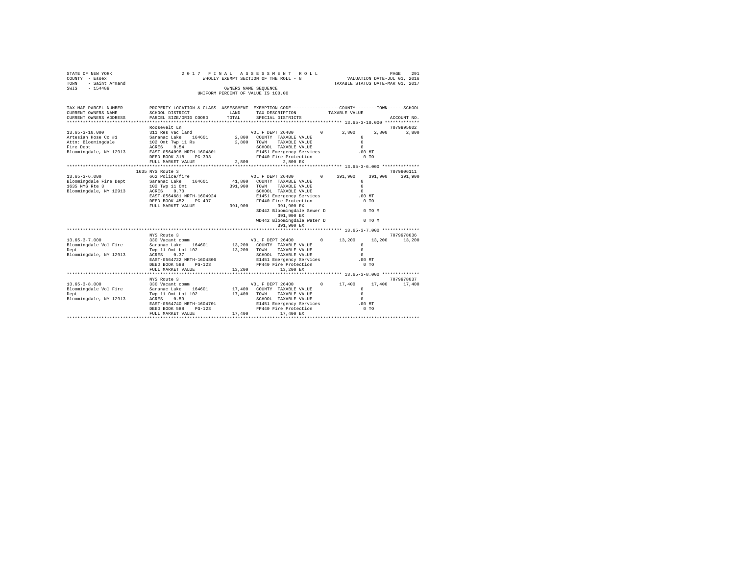STATE OF NEW YORK
COUNTY - Essex
TOWN - Saint Armand
SWIS - 154489

2017 FINAL ASSESSMENT ROLL
WHOLLY EXEMPT SECTION OF THE ROLL - 8
OWNERS NAME SEQUENCE
UNIFORM PERCENT OF VALUE IS 100.00

VALUATION DATE-JUL 01, 2016
TAXABLE STATUS DATE-MAR 01, 2017

```
TAX MAP PARCEL NUMBER     PROPERTY LOCATION & CLASS  ASSESSMENT  EXEMPTION CODE-----------------COUNTY--------TOWN------SCHOOL
CURRENT OWNERS NAME       SCHOOL DISTRICT            LAND        TAX DESCRIPTION              TAXABLE VALUE
CURRENT OWNERS ADDRESS    PARCEL SIZE/GRID COORD     TOTAL       SPECIAL DISTRICTS                                    ACCOUNT NO.
****************************************************************************************************** 13.65-3-10.000 *************
                          Roosevelt Ln                                                                             7079995002
13.65-3-10.000            311 Res vac land                       VOL F DEPT 26400        0       2,800      2,800      2,800
Artesian Hose Co #1       Saranac Lake    164601       2,800     COUNTY  TAXABLE VALUE                 0
Attn: Bloomingdale        102 Omt Twp 11 Rs            2,800     TOWN    TAXABLE VALUE                 0
Fire Dept                 ACRES    0.54                          SCHOOL  TAXABLE VALUE                 0
Bloomingdale, NY 12913    EAST-0564098 NRTH-1604801              E1451 Emergency Services            .00 MT
                          DEED BOOK 318    PG-393                FP440 Fire Protection                 0 TO
                          FULL MARKET VALUE            2,800            2,800 EX
****************************************************************************************************** 13.65-3-6.000 **************
                          1635 NYS Route 3                                                                         7079906111
13.65-3-6.000             662 Police/fire                        VOL F DEPT 26400        0     391,900    391,900    391,900
Bloomingdale Fire Dept    Saranac Lake    164601      41,800     COUNTY  TAXABLE VALUE                 0
1635 NYS Rte 3            102 Twp 11 Omt             391,900     TOWN    TAXABLE VALUE                 0
Bloomingdale, NY 12913    ACRES    0.70                          SCHOOL  TAXABLE VALUE                 0
                          EAST-0564681 NRTH-1604924              E1451 Emergency Services            .00 MT
                          DEED BOOK 452    PG-497                FP440 Fire Protection                 0 TO
                          FULL MARKET VALUE          391,900            391,900 EX
                                                                 SD442 Bloomingdale Sewer D            0 TO M
                                                                        391,900 EX
                                                                 WD442 Bloomingdale Water D            0 TO M
                                                                        391,900 EX
****************************************************************************************************** 13.65-3-7.000 **************
                          NYS Route 3                                                                              7079978036
13.65-3-7.000             330 Vacant comm                        VOL F DEPT 26400        0      13,200     13,200     13,200
Bloomingdale Vol Fire     Saranac Lake    164601      13,200     COUNTY  TAXABLE VALUE                 0
Dept                      Twp 11 Omt Lot 102          13,200     TOWN    TAXABLE VALUE                 0
Bloomingdale, NY 12913    ACRES    0.37                          SCHOOL  TAXABLE VALUE                 0
                          EAST-0564722 NRTH-1604806              E1451 Emergency Services            .00 MT
                          DEED BOOK 588    PG-123                FP440 Fire Protection                 0 TO
                          FULL MARKET VALUE           13,200            13,200 EX
****************************************************************************************************** 13.65-3-8.000 **************
                          NYS Route 3                                                                              7079978037
13.65-3-8.000             330 Vacant comm                        VOL F DEPT 26400        0      17,400     17,400     17,400
Bloomingdale Vol Fire     Saranac Lake    164601      17,400     COUNTY  TAXABLE VALUE                 0
Dept                      Twp 11 Omt Lot 102          17,400     TOWN    TAXABLE VALUE                 0
Bloomingdale, NY 12913    ACRES    0.59                          SCHOOL  TAXABLE VALUE                 0
                          EAST-0564740 NRTH-1604701              E1451 Emergency Services            .00 MT
                          DEED BOOK 588    PG-123                FP440 Fire Protection                 0 TO
                          FULL MARKET VALUE           17,400            17,400 EX
************************************************************************************************************************************
```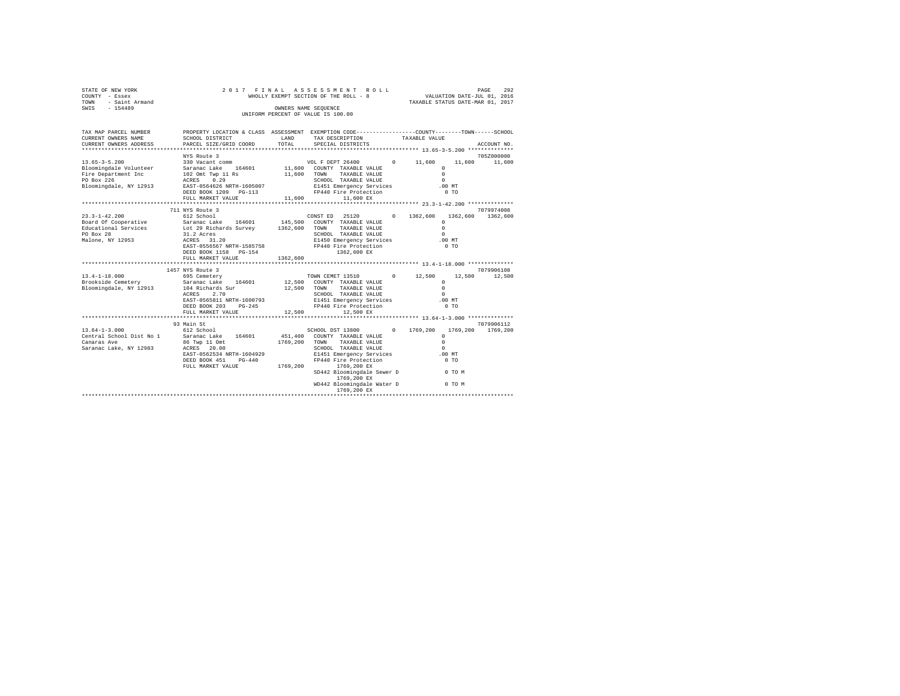STATE OF NEW YORK
COUNTY - Essex
TOWN - Saint Armand
SWIS - 154489

2 0 1 7 F I N A L A S S E S S M E N T R O L L
WHOLLY EXEMPT SECTION OF THE ROLL - 8
OWNERS NAME SEQUENCE
UNIFORM PERCENT OF VALUE IS 100.00

VALUATION DATE-JUL 01, 2016
TAXABLE STATUS DATE-MAR 01, 2017

```
TAX MAP PARCEL NUMBER      PROPERTY LOCATION & CLASS  ASSESSMENT  EXEMPTION CODE-----------------COUNTY--------TOWN------SCHOOL
CURRENT OWNERS NAME        SCHOOL DISTRICT             LAND       TAX DESCRIPTION            TAXABLE VALUE
CURRENT OWNERS ADDRESS     PARCEL SIZE/GRID COORD      TOTAL      SPECIAL DISTRICTS                                    ACCOUNT NO.
******************************************************************************************** 13.65-3-5.200 **************
                           NYS Route 3                                                                               705Z000000
13.65-3-5.200              330 Vacant comm                        VOL F DEPT 26400        0      11,600     11,600     11,600
Bloomingdale Volunteer     Saranac Lake     164601      11,600    COUNTY  TAXABLE VALUE              0
Fire Department Inc        102 Omt Twp 11 Rs            11,600    TOWN    TAXABLE VALUE              0
PO Box 226                 ACRES    0.29                          SCHOOL  TAXABLE VALUE              0
Bloomingdale, NY 12913     EAST-0564626 NRTH-1605007              E1451 Emergency Services         .00 MT
                           DEED BOOK 1209   PG-113                FP440 Fire Protection              0 TO
                           FULL MARKET VALUE            11,600         11,600 EX
******************************************************************************************** 23.3-1-42.200 **************
                           711 NYS Route 3                                                                           7079974008
23.3-1-42.200              612 School                             CONST ED  25120         0    1362,600   1362,600   1362,600
Board Of Cooperative       Saranac Lake     164601     145,500    COUNTY  TAXABLE VALUE              0
Educational Services       Lot 29 Richards Survey     1362,600    TOWN    TAXABLE VALUE              0
PO Box 28                  31.2 Acres                             SCHOOL  TAXABLE VALUE              0
Malone, NY 12953           ACRES   31.20                          E1450 Emergency Services         .00 MT
                           EAST-0556567 NRTH-1585758              FP440 Fire Protection              0 TO
                           DEED BOOK 1158   PG-154                     1362,600 EX
                           FULL MARKET VALUE          1362,600
******************************************************************************************** 13.4-1-18.000 **************
                           1457 NYS Route 3                                                                          7079906108
13.4-1-18.000              695 Cemetery                           TOWN CEMET 13510        0      12,500     12,500     12,500
Brookside Cemetery         Saranac Lake     164601      12,500    COUNTY  TAXABLE VALUE              0
Bloomingdale, NY 12913     104 Richards Sur             12,500    TOWN    TAXABLE VALUE              0
                           ACRES    2.70                          SCHOOL  TAXABLE VALUE              0
                           EAST-0565811 NRTH-1600793              E1451 Emergency Services         .00 MT
                           DEED BOOK 203    PG-245                FP440 Fire Protection              0 TO
                           FULL MARKET VALUE            12,500         12,500 EX
******************************************************************************************** 13.64-1-3.000 **************
                           93 Main St                                                                                7079906112
13.64-1-3.000              612 School                             SCHOOL DST 13800        0    1769,200   1769,200   1769,200
Central School Dist No 1   Saranac Lake     164601     451,400    COUNTY  TAXABLE VALUE              0
Canaras Ave                86 Twp 11 Omt              1769,200    TOWN    TAXABLE VALUE              0
Saranac Lake, NY 12983     ACRES   20.00                          SCHOOL  TAXABLE VALUE              0
                           EAST-0562534 NRTH-1604929              E1451 Emergency Services         .00 MT
                           DEED BOOK 451    PG-440                FP440 Fire Protection              0 TO
                           FULL MARKET VALUE          1769,200         1769,200 EX
                                                                  SD442 Bloomingdale Sewer D         0 TO M
                                                                       1769,200 EX
                                                                  WD442 Bloomingdale Water D         0 TO M
                                                                       1769,200 EX
****************************************************************************************************************************
```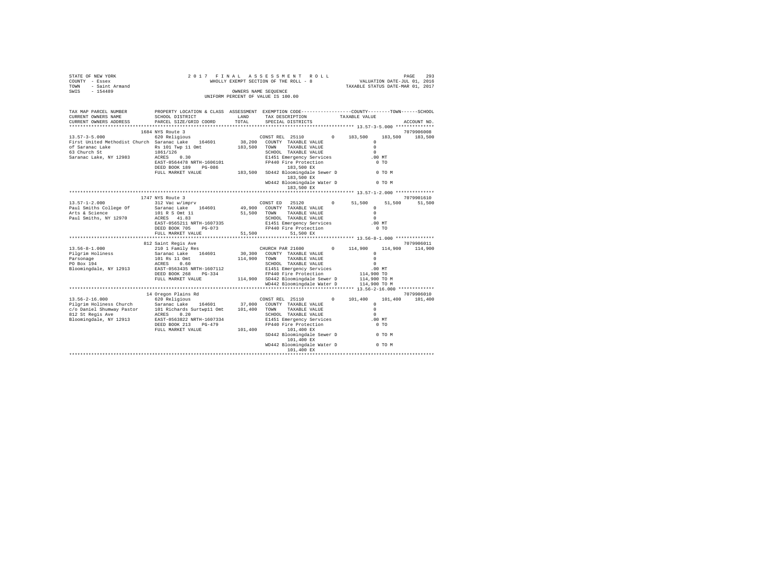STATE OF NEW YORK  
COUNTY - Essex  
TOWN - Saint Armand  
SWIS - 154489

2 0 1 7 F I N A L A S S E S S M E N T R O L L  
WHOLLY EXEMPT SECTION OF THE ROLL - 8  
OWNERS NAME SEQUENCE  
UNIFORM PERCENT OF VALUE IS 100.00

VALUATION DATE-JUL 01, 2016  
TAXABLE STATUS DATE-MAR 01, 2017

```
TAX MAP PARCEL NUMBER      PROPERTY LOCATION & CLASS  ASSESSMENT  EXEMPTION CODE-----------------COUNTY--------TOWN------SCHOOL
CURRENT OWNERS NAME        SCHOOL DISTRICT             LAND       TAX DESCRIPTION             TAXABLE VALUE
CURRENT OWNERS ADDRESS     PARCEL SIZE/GRID COORD      TOTAL      SPECIAL DISTRICTS                                   ACCOUNT NO.
*********************************************************************************************** 13.57-3-5.000 **************
                           1684 NYS Route 3                                                                           7079906008
13.57-3-5.000              620 Religious                          CONST REL  25110        0    183,500    183,500    183,500
First United Methodist Church  Saranac Lake   164601    38,200    COUNTY  TAXABLE VALUE              0
of Saranac Lake            Rs 101 Twp 11 Omt          183,500     TOWN    TAXABLE VALUE              0
63 Church St               1861/126                               SCHOOL  TAXABLE VALUE              0
Saranac Lake, NY 12983     ACRES    0.30                          E1451 Emergency Services         .00 MT
                           EAST-0564478 NRTH-1606101              FP440 Fire Protection              0 TO
                           DEED BOOK 189    PG-086                      183,500 EX
                           FULL MARKET VALUE          183,500     SD442 Bloomingdale Sewer D         0 TO M
                                                                        183,500 EX
                                                                  WD442 Bloomingdale Water D         0 TO M
                                                                        183,500 EX
*********************************************************************************************** 13.57-1-2.000 **************
                           1747 NYS Route 3                                                                           7079901610
13.57-1-2.000              312 Vac w/imprv                        CONST ED   25120        0     51,500     51,500     51,500
Paul Smiths College Of     Saranac Lake   164601    49,900        COUNTY  TAXABLE VALUE              0
Arts & Science             101 R S Omt 11              51,500     TOWN    TAXABLE VALUE              0
Paul Smiths, NY 12970      ACRES   41.83                          SCHOOL  TAXABLE VALUE              0
                           EAST-0565211 NRTH-1607335              E1451 Emergency Services         .00 MT
                           DEED BOOK 705    PG-073                FP440 Fire Protection              0 TO
                           FULL MARKET VALUE           51,500           51,500 EX
*********************************************************************************************** 13.56-8-1.000 **************
                           812 Saint Regis Ave                                                                        7079906011
13.56-8-1.000              210 1 Family Res                       CHURCH PAR 21600        0    114,900    114,900    114,900
Pilgrim Holiness           Saranac Lake   164601    30,300        COUNTY  TAXABLE VALUE              0
Parsonage                  101 Rs 11 Omt              114,900     TOWN    TAXABLE VALUE              0
PO Box 194                 ACRES    0.60                          SCHOOL  TAXABLE VALUE              0
Bloomingdale, NY 12913     EAST-0563435 NRTH-1607112              E1451 Emergency Services         .00 MT
                           DEED BOOK 268    PG-334                FP440 Fire Protection        114,900 TO
                           FULL MARKET VALUE          114,900     SD442 Bloomingdale Sewer D   114,900 TO M
                                                                  WD442 Bloomingdale Water D   114,900 TO M
*********************************************************************************************** 13.56-2-16.000 *************
                           14 Oregon Plains Rd                                                                        7079906010
13.56-2-16.000             620 Religious                          CONST REL  25110        0    101,400    101,400    101,400
Pilgrim Holiness Church    Saranac Lake   164601    37,000        COUNTY  TAXABLE VALUE              0
c/o Daniel Shumway Pastor  101 Richards Surtwp11 Omt  101,400     TOWN    TAXABLE VALUE              0
812 St Regis Ave           ACRES    0.20                          SCHOOL  TAXABLE VALUE              0
Bloomingdale, NY 12913     EAST-0563822 NRTH-1607334              E1451 Emergency Services         .00 MT
                           DEED BOOK 213    PG-479                FP440 Fire Protection              0 TO
                           FULL MARKET VALUE          101,400           101,400 EX
                                                                  SD442 Bloomingdale Sewer D         0 TO M
                                                                        101,400 EX
                                                                  WD442 Bloomingdale Water D         0 TO M
                                                                        101,400 EX
****************************************************************************************************************************
```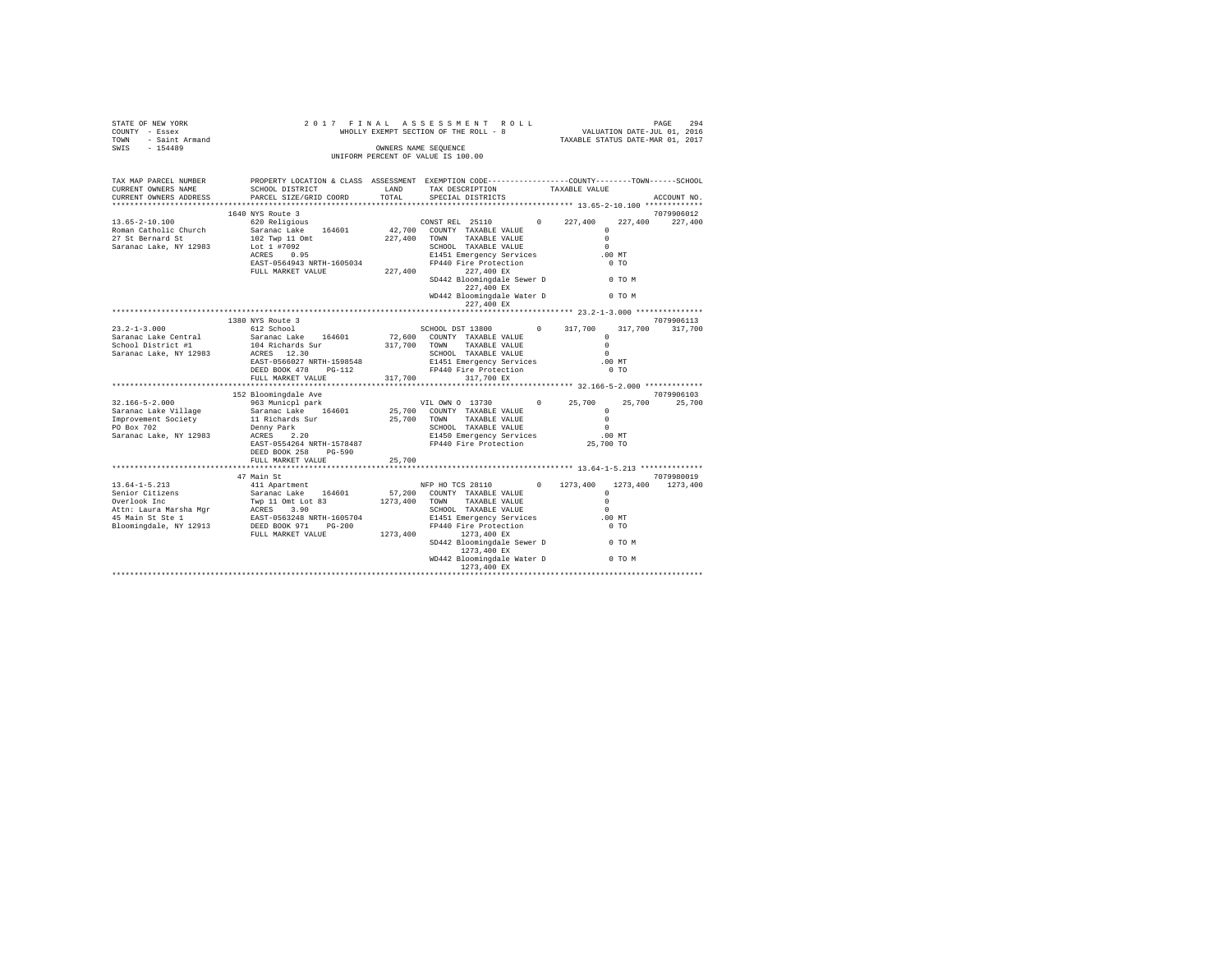STATE OF NEW YORK
COUNTY - Essex
TOWN - Saint Armand
SWIS - 154489

2017 FINAL ASSESSMENT ROLL
WHOLLY EXEMPT SECTION OF THE ROLL - 8
OWNERS NAME SEQUENCE
UNIFORM PERCENT OF VALUE IS 100.00

VALUATION DATE-JUL 01, 2016
TAXABLE STATUS DATE-MAR 01, 2017

| TAX MAP PARCEL NUMBER / CURRENT OWNERS NAME / CURRENT OWNERS ADDRESS | PROPERTY LOCATION & CLASS / SCHOOL DISTRICT / PARCEL SIZE/GRID COORD | ASSESSMENT LAND / TOTAL | EXEMPTION CODE / TAX DESCRIPTION / SPECIAL DISTRICTS | COUNTY | TOWN | SCHOOL | ACCOUNT NO. |
|---|---|---|---|---|---|---|---|
| 13.65-2-10.100 | 1640 NYS Route 3 | | | | | | 7079906012 |
| Roman Catholic Church | 620 Religious | | CONST REL 25110 0 | 227,400 | 227,400 | 227,400 | |
| 27 St Bernard St | Saranac Lake 164601 | 42,700 | COUNTY TAXABLE VALUE | 0 | | | |
| Saranac Lake, NY 12983 | 102 Twp 11 Omt | 227,400 | TOWN TAXABLE VALUE | 0 | | | |
| | Lot 1 #7092 | | SCHOOL TAXABLE VALUE | 0 | | | |
| | ACRES 0.95 | | E1451 Emergency Services | .00 MT | | | |
| | EAST-0564943 NRTH-1605034 | | FP440 Fire Protection | 0 TO | | | |
| | FULL MARKET VALUE | 227,400 | 227,400 EX | | | | |
| | | | SD442 Bloomingdale Sewer D | 0 TO M | | | |
| | | | 227,400 EX | | | | |
| | | | WD442 Bloomingdale Water D | 0 TO M | | | |
| | | | 227,400 EX | | | | |
| 23.2-1-3.000 | 1380 NYS Route 3 | | | | | | 7079906113 |
| Saranac Lake Central | 612 School | | SCHOOL DST 13800 0 | 317,700 | 317,700 | 317,700 | |
| School District #1 | Saranac Lake 164601 | 72,600 | COUNTY TAXABLE VALUE | 0 | | | |
| Saranac Lake, NY 12983 | 104 Richards Sur | 317,700 | TOWN TAXABLE VALUE | 0 | | | |
| | ACRES 12.30 | | SCHOOL TAXABLE VALUE | 0 | | | |
| | EAST-0566027 NRTH-1598548 | | E1451 Emergency Services | .00 MT | | | |
| | DEED BOOK 478 PG-112 | | FP440 Fire Protection | 0 TO | | | |
| | FULL MARKET VALUE | 317,700 | 317,700 EX | | | | |
| 32.166-5-2.000 | 152 Bloomingdale Ave | | | | | | 7079906103 |
| Saranac Lake Village | 963 Municpl park | | VIL OWN O 13730 0 | 25,700 | 25,700 | 25,700 | |
| Improvement Society | Saranac Lake 164601 | 25,700 | COUNTY TAXABLE VALUE | 0 | | | |
| PO Box 702 | 11 Richards Sur | 25,700 | TOWN TAXABLE VALUE | 0 | | | |
| Saranac Lake, NY 12983 | Denny Park | | SCHOOL TAXABLE VALUE | 0 | | | |
| | ACRES 2.20 | | E1450 Emergency Services | .00 MT | | | |
| | EAST-0554264 NRTH-1578487 | | FP440 Fire Protection | 25,700 TO | | | |
| | DEED BOOK 258 PG-590 | | | | | | |
| | FULL MARKET VALUE | 25,700 | | | | | |
| 13.64-1-5.213 | 47 Main St | | | | | | 7079980019 |
| Senior Citizens | 411 Apartment | | NFP HO TCS 28110 0 | 1273,400 | 1273,400 | 1273,400 | |
| Overlook Inc | Saranac Lake 164601 | 57,200 | COUNTY TAXABLE VALUE | 0 | | | |
| Attn: Laura Marsha Mgr | Twp 11 Omt Lot 83 | 1273,400 | TOWN TAXABLE VALUE | 0 | | | |
| 45 Main St Ste 1 | ACRES 3.90 | | SCHOOL TAXABLE VALUE | 0 | | | |
| Bloomingdale, NY 12913 | EAST-0563248 NRTH-1605704 | | E1451 Emergency Services | .00 MT | | | |
| | DEED BOOK 971 PG-200 | | FP440 Fire Protection | 0 TO | | | |
| | FULL MARKET VALUE | 1273,400 | 1273,400 EX | | | | |
| | | | SD442 Bloomingdale Sewer D | 0 TO M | | | |
| | | | 1273,400 EX | | | | |
| | | | WD442 Bloomingdale Water D | 0 TO M | | | |
| | | | 1273,400 EX | | | | |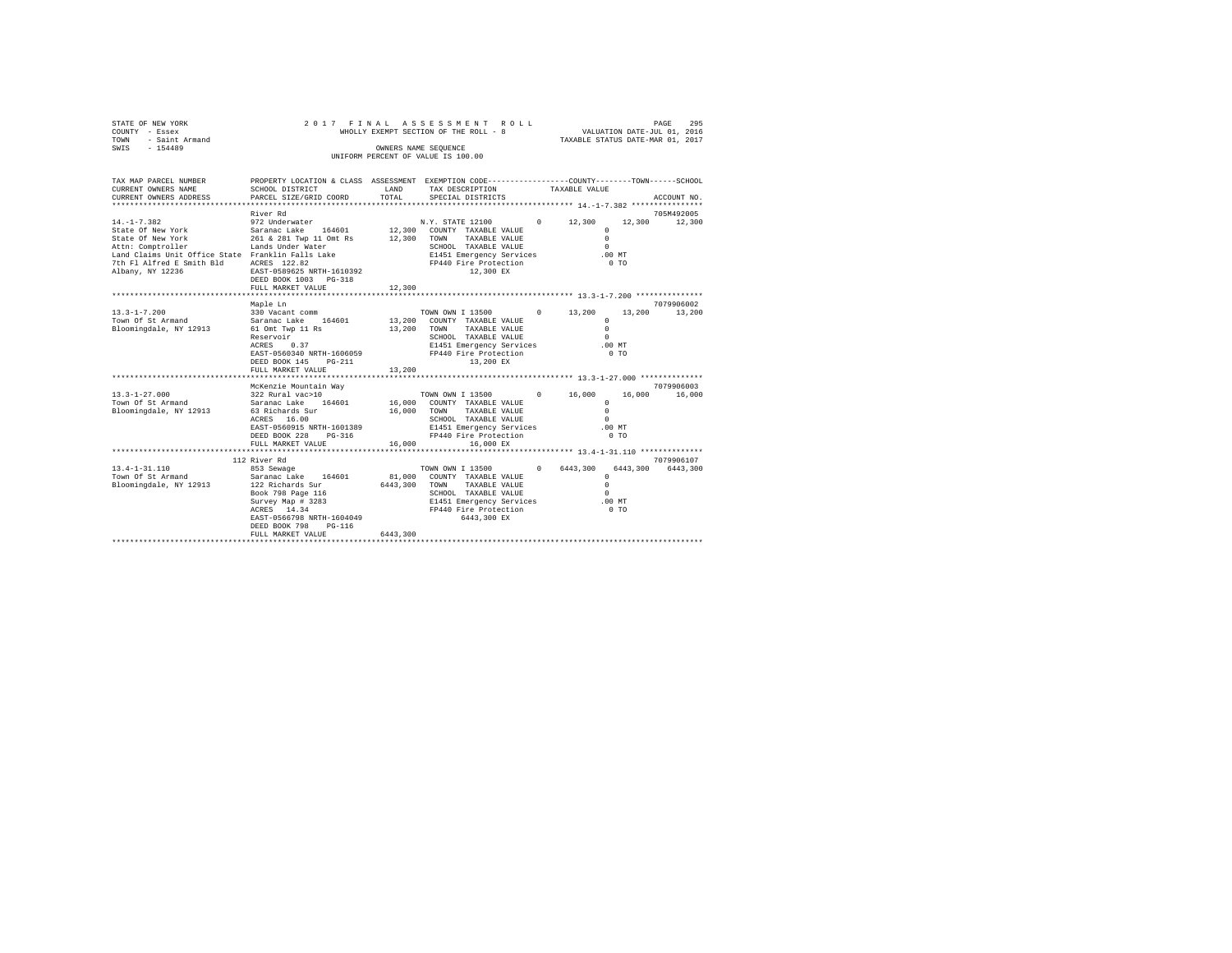STATE OF NEW YORK  
COUNTY - Essex  
TOWN - Saint Armand  
SWIS - 154489

2 0 1 7 F I N A L A S S E S S M E N T R O L L  
WHOLLY EXEMPT SECTION OF THE ROLL - 8  
OWNERS NAME SEQUENCE  
UNIFORM PERCENT OF VALUE IS 100.00

VALUATION DATE-JUL 01, 2016  
TAXABLE STATUS DATE-MAR 01, 2017

```
TAX MAP PARCEL NUMBER      PROPERTY LOCATION & CLASS  ASSESSMENT  EXEMPTION CODE-----------------COUNTY--------TOWN------SCHOOL
CURRENT OWNERS NAME        SCHOOL DISTRICT             LAND        TAX DESCRIPTION             TAXABLE VALUE
CURRENT OWNERS ADDRESS     PARCEL SIZE/GRID COORD      TOTAL       SPECIAL DISTRICTS                                      ACCOUNT NO.
******************************************************************************************************* 14.-1-7.382 ****************
                           River Rd                                                                                     705M492005
14.-1-7.382                972 Underwater                          N.Y. STATE 12100        0      12,300      12,300      12,300
State Of New York          Saranac Lake    164601       12,300    COUNTY  TAXABLE VALUE              0
State Of New York          261 & 281 Twp 11 Omt Rs      12,300    TOWN    TAXABLE VALUE              0
Attn: Comptroller          Lands Under Water                      SCHOOL  TAXABLE VALUE              0
Land Claims Unit Office State  Franklin Falls Lake                E1451 Emergency Services           .00 MT
7th Fl Alfred E Smith Bld  ACRES  122.82                          FP440 Fire Protection               0 TO
Albany, NY 12236           EAST-0589625 NRTH-1610392                    12,300 EX
                           DEED BOOK 1003   PG-318
                           FULL MARKET VALUE            12,300
******************************************************************************************************* 13.3-1-7.200 ***************
                           Maple Ln                                                                                     7079906002
13.3-1-7.200               330 Vacant comm                         TOWN OWN I 13500        0      13,200      13,200      13,200
Town Of St Armand          Saranac Lake    164601       13,200    COUNTY  TAXABLE VALUE              0
Bloomingdale, NY 12913     61 Omt Twp 11 Rs             13,200    TOWN    TAXABLE VALUE              0
                           Reservoir                              SCHOOL  TAXABLE VALUE              0
                           ACRES    0.37                          E1451 Emergency Services           .00 MT
                           EAST-0560340 NRTH-1606059              FP440 Fire Protection               0 TO
                           DEED BOOK 145    PG-211                      13,200 EX
                           FULL MARKET VALUE            13,200
******************************************************************************************************* 13.3-1-27.000 **************
                           McKenzie Mountain Way                                                                        7079906003
13.3-1-27.000              322 Rural vac>10                        TOWN OWN I 13500        0      16,000      16,000      16,000
Town Of St Armand          Saranac Lake    164601       16,000    COUNTY  TAXABLE VALUE              0
Bloomingdale, NY 12913     63 Richards Sur              16,000    TOWN    TAXABLE VALUE              0
                           ACRES   16.00                          SCHOOL  TAXABLE VALUE              0
                           EAST-0560915 NRTH-1601389              E1451 Emergency Services           .00 MT
                           DEED BOOK 228    PG-316                FP440 Fire Protection               0 TO
                           FULL MARKET VALUE            16,000          16,000 EX
******************************************************************************************************* 13.4-1-31.110 **************
                           112 River Rd                                                                                 7079906107
13.4-1-31.110              853 Sewage                              TOWN OWN I 13500        0    6443,300    6443,300    6443,300
Town Of St Armand          Saranac Lake    164601       81,000    COUNTY  TAXABLE VALUE              0
Bloomingdale, NY 12913     122 Richards Sur           6443,300    TOWN    TAXABLE VALUE              0
                           Book 798 Page 116                      SCHOOL  TAXABLE VALUE              0
                           Survey Map # 3283                      E1451 Emergency Services           .00 MT
                           ACRES   14.34                          FP440 Fire Protection               0 TO
                           EAST-0566798 NRTH-1604049                    6443,300 EX
                           DEED BOOK 798    PG-116
                           FULL MARKET VALUE          6443,300
************************************************************************************************************************************
```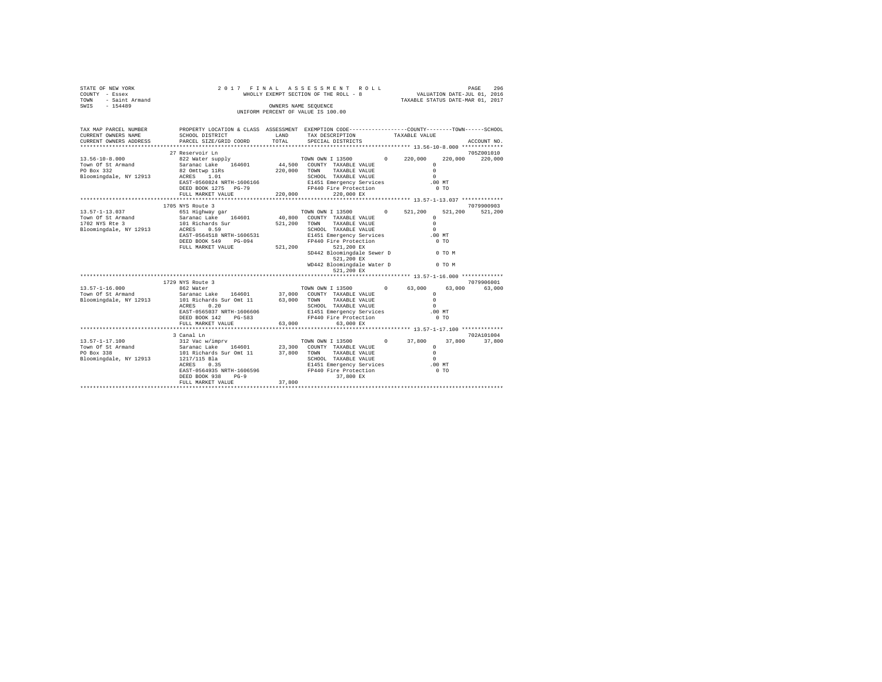STATE OF NEW YORK                    2 0 1 7   F I N A L   A S S E S S M E N T   R O L L
COUNTY - Essex                       WHOLLY EXEMPT SECTION OF THE ROLL - 8                    VALUATION DATE-JUL 01, 2016
TOWN - Saint Armand                                                                            TAXABLE STATUS DATE-MAR 01, 2017
SWIS - 154489                        OWNERS NAME SEQUENCE
                                     UNIFORM PERCENT OF VALUE IS 100.00

| TAX MAP PARCEL NUMBER / CURRENT OWNERS NAME / CURRENT OWNERS ADDRESS | PROPERTY LOCATION & CLASS / SCHOOL DISTRICT / PARCEL SIZE/GRID COORD | ASSESSMENT LAND / TOTAL | EXEMPTION CODE / TAX DESCRIPTION / SPECIAL DISTRICTS | COUNTY | TOWN | SCHOOL / ACCOUNT NO. |
|---|---|---|---|---|---|---|
| 13.56-10-8.000 | 27 Reservoir Ln | | | | | 705Z001010 |
| Town Of St Armand | 822 Water supply | | TOWN OWN I 13500 0 | 220,000 | 220,000 | 220,000 |
| PO Box 332 | Saranac Lake 164601 | 44,500 | COUNTY TAXABLE VALUE | 0 | | |
| Bloomingdale, NY 12913 | 82 Omttwp 11Rs | 220,000 | TOWN TAXABLE VALUE | 0 | | |
| | ACRES 1.01 | | SCHOOL TAXABLE VALUE | 0 | | |
| | EAST-0560824 NRTH-1606166 | | E1451 Emergency Services | .00 MT | | |
| | DEED BOOK 1275 PG-79 | | FP440 Fire Protection | 0 TO | | |
| | FULL MARKET VALUE | 220,000 | 220,000 EX | | | |
| 13.57-1-13.037 | 1705 NYS Route 3 | | | | | 7079900903 |
| Town Of St Armand | 651 Highway gar | | TOWN OWN I 13500 0 | 521,200 | 521,200 | 521,200 |
| 1702 NYS Rte 3 | Saranac Lake 164601 | 40,800 | COUNTY TAXABLE VALUE | 0 | | |
| Bloomingdale, NY 12913 | 101 Richards Sur | 521,200 | TOWN TAXABLE VALUE | 0 | | |
| | ACRES 0.59 | | SCHOOL TAXABLE VALUE | 0 | | |
| | EAST-0564518 NRTH-1606531 | | E1451 Emergency Services | .00 MT | | |
| | DEED BOOK 549 PG-094 | | FP440 Fire Protection | 0 TO | | |
| | FULL MARKET VALUE | 521,200 | 521,200 EX | | | |
| | | | SD442 Bloomingdale Sewer D | 0 TO M | | |
| | | | 521,200 EX | | | |
| | | | WD442 Bloomingdale Water D | 0 TO M | | |
| | | | 521,200 EX | | | |
| 13.57-1-16.000 | 1729 NYS Route 3 | | | | | 7079906001 |
| Town Of St Armand | 862 Water | | TOWN OWN I 13500 0 | 63,000 | 63,000 | 63,000 |
| Bloomingdale, NY 12913 | Saranac Lake 164601 | 37,000 | COUNTY TAXABLE VALUE | 0 | | |
| | 101 Richards Sur Omt 11 | 63,000 | TOWN TAXABLE VALUE | 0 | | |
| | ACRES 0.20 | | SCHOOL TAXABLE VALUE | 0 | | |
| | EAST-0565037 NRTH-1606606 | | E1451 Emergency Services | .00 MT | | |
| | DEED BOOK 142 PG-583 | | FP440 Fire Protection | 0 TO | | |
| | FULL MARKET VALUE | 63,000 | 63,000 EX | | | |
| 13.57-1-17.100 | 3 Canal Ln | | | | | 702A101004 |
| Town Of St Armand | 312 Vac w/imprv | | TOWN OWN I 13500 0 | 37,800 | 37,800 | 37,800 |
| PO Box 338 | Saranac Lake 164601 | 23,300 | COUNTY TAXABLE VALUE | 0 | | |
| Bloomingdale, NY 12913 | 101 Richards Sur Omt 11 | 37,800 | TOWN TAXABLE VALUE | 0 | | |
| | 1217/115 Bla | | SCHOOL TAXABLE VALUE | 0 | | |
| | ACRES 0.35 | | E1451 Emergency Services | .00 MT | | |
| | EAST-0564935 NRTH-1606596 | | FP440 Fire Protection | 0 TO | | |
| | DEED BOOK 938 PG-9 | | 37,800 EX | | | |
| | FULL MARKET VALUE | 37,800 | | | | |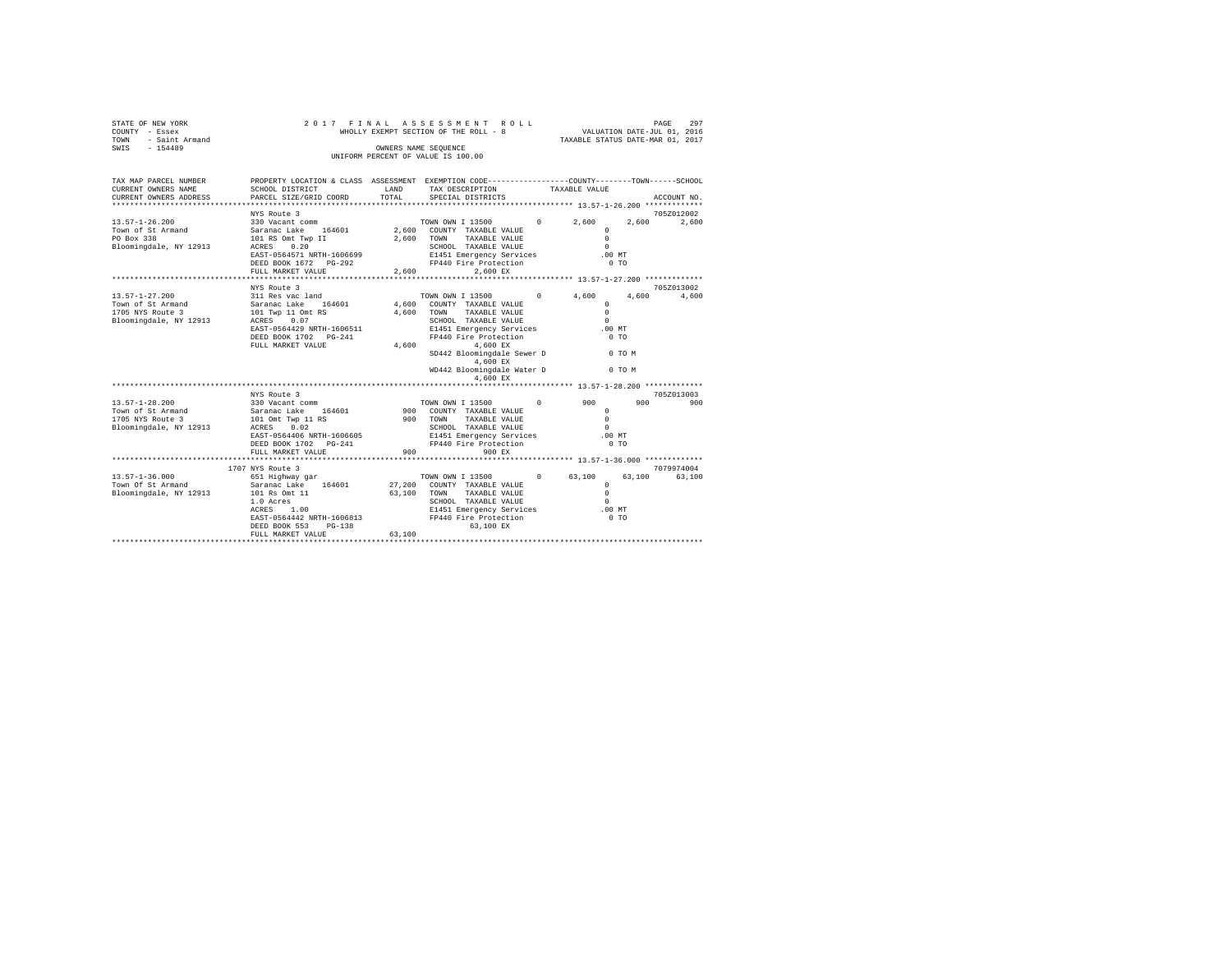STATE OF NEW YORK
COUNTY - Essex
TOWN - Saint Armand
SWIS - 154489

2 0 1 7 F I N A L A S S E S S M E N T R O L L
WHOLLY EXEMPT SECTION OF THE ROLL - 8
OWNERS NAME SEQUENCE
UNIFORM PERCENT OF VALUE IS 100.00

VALUATION DATE-JUL 01, 2016
TAXABLE STATUS DATE-MAR 01, 2017

```
TAX MAP PARCEL NUMBER     PROPERTY LOCATION & CLASS  ASSESSMENT  EXEMPTION CODE-----------------COUNTY--------TOWN------SCHOOL
CURRENT OWNERS NAME       SCHOOL DISTRICT             LAND       TAX DESCRIPTION            TAXABLE VALUE
CURRENT OWNERS ADDRESS    PARCEL SIZE/GRID COORD      TOTAL      SPECIAL DISTRICTS                                      ACCOUNT NO.
*********************************************************************************************** 13.57-1-26.200 *************
                          NYS Route 3                                                                               705Z012002
13.57-1-26.200            330 Vacant comm                         TOWN OWN I 13500        0      2,600     2,600     2,600
Town of St Armand         Saranac Lake     164601       2,600    COUNTY  TAXABLE VALUE              0
PO Box 338                101 RS Omt Twp II             2,600    TOWN    TAXABLE VALUE              0
Bloomingdale, NY 12913    ACRES    0.20                          SCHOOL  TAXABLE VALUE              0
                          EAST-0564571 NRTH-1606699              E1451 Emergency Services          .00 MT
                          DEED BOOK 1672   PG-292                FP440 Fire Protection               0 TO
                          FULL MARKET VALUE             2,600          2,600 EX
*********************************************************************************************** 13.57-1-27.200 *************
                          NYS Route 3                                                                               705Z013002
13.57-1-27.200            311 Res vac land                        TOWN OWN I 13500        0      4,600     4,600     4,600
Town of St Armand         Saranac Lake     164601       4,600    COUNTY  TAXABLE VALUE              0
1705 NYS Route 3          101 Twp 11 Omt RS             4,600    TOWN    TAXABLE VALUE              0
Bloomingdale, NY 12913    ACRES    0.07                          SCHOOL  TAXABLE VALUE              0
                          EAST-0564429 NRTH-1606511              E1451 Emergency Services          .00 MT
                          DEED BOOK 1702   PG-241                FP440 Fire Protection               0 TO
                          FULL MARKET VALUE             4,600          4,600 EX
                                                                 SD442 Bloomingdale Sewer D          0 TO M
                                                                       4,600 EX
                                                                 WD442 Bloomingdale Water D          0 TO M
                                                                       4,600 EX
*********************************************************************************************** 13.57-1-28.200 *************
                          NYS Route 3                                                                               705Z013003
13.57-1-28.200            330 Vacant comm                         TOWN OWN I 13500        0        900       900       900
Town of St Armand         Saranac Lake     164601         900    COUNTY  TAXABLE VALUE              0
1705 NYS Route 3          101 Omt Twp 11 RS               900    TOWN    TAXABLE VALUE              0
Bloomingdale, NY 12913    ACRES    0.02                          SCHOOL  TAXABLE VALUE              0
                          EAST-0564406 NRTH-1606605              E1451 Emergency Services          .00 MT
                          DEED BOOK 1702   PG-241                FP440 Fire Protection               0 TO
                          FULL MARKET VALUE               900            900 EX
*********************************************************************************************** 13.57-1-36.000 *************
                     1707 NYS Route 3                                                                               7079974004
13.57-1-36.000            651 Highway gar                         TOWN OWN I 13500        0     63,100    63,100    63,100
Town Of St Armand         Saranac Lake     164601      27,200    COUNTY  TAXABLE VALUE              0
Bloomingdale, NY 12913    101 Rs Omt 11                63,100    TOWN    TAXABLE VALUE              0
                          1.0 Acres                              SCHOOL  TAXABLE VALUE              0
                          ACRES    1.00                          E1451 Emergency Services          .00 MT
                          EAST-0564442 NRTH-1606813              FP440 Fire Protection               0 TO
                          DEED BOOK 553    PG-138                     63,100 EX
                          FULL MARKET VALUE            63,100
****************************************************************************************************************************
```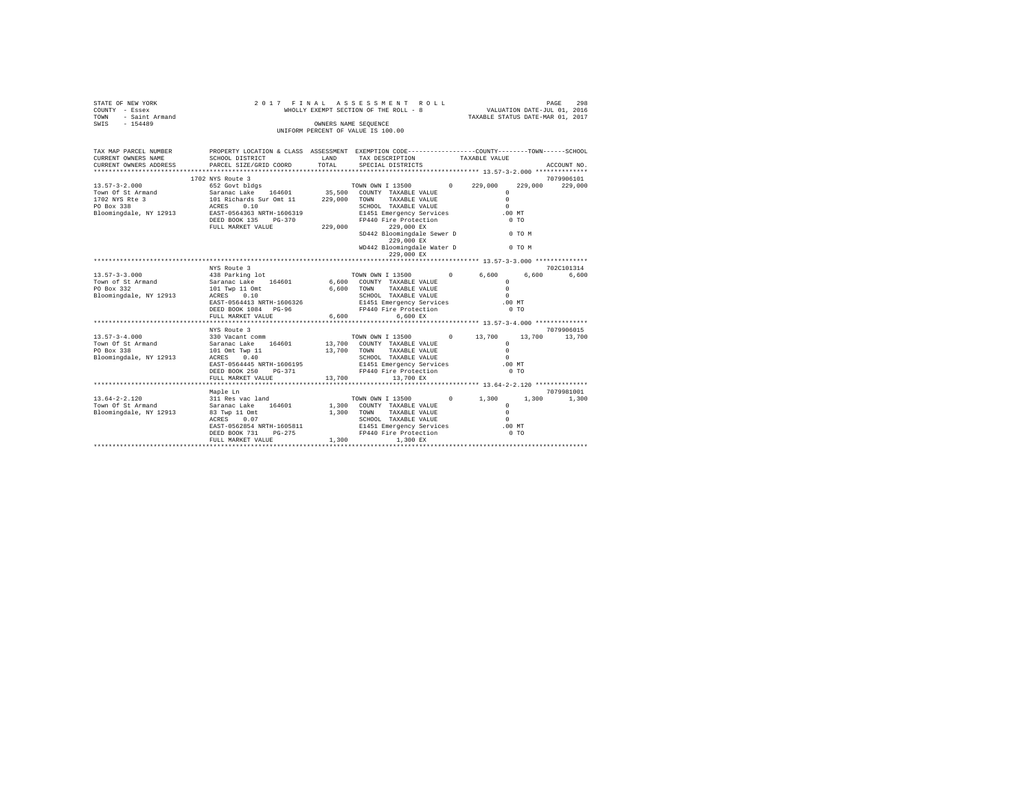STATE OF NEW YORK
COUNTY - Essex
TOWN - Saint Armand
SWIS - 154489

2 0 1 7 F I N A L A S S E S S M E N T R O L L
WHOLLY EXEMPT SECTION OF THE ROLL - 8
OWNERS NAME SEQUENCE
UNIFORM PERCENT OF VALUE IS 100.00

VALUATION DATE-JUL 01, 2016
TAXABLE STATUS DATE-MAR 01, 2017

```
TAX MAP PARCEL NUMBER     PROPERTY LOCATION & CLASS  ASSESSMENT  EXEMPTION CODE-----------------COUNTY--------TOWN------SCHOOL
CURRENT OWNERS NAME       SCHOOL DISTRICT              LAND      TAX DESCRIPTION           TAXABLE VALUE
CURRENT OWNERS ADDRESS    PARCEL SIZE/GRID COORD       TOTAL     SPECIAL DISTRICTS                                      ACCOUNT NO.
******************************************************************************************************* 13.57-3-2.000 **************
                          1702 NYS Route 3                                                                              7079906101
13.57-3-2.000             652 Govt bldgs                          TOWN OWN I 13500        0     229,000    229,000    229,000
Town Of St Armand         Saranac Lake    164601       35,500     COUNTY  TAXABLE VALUE               0
1702 NYS Rte 3            101 Richards Sur Omt 11      229,000    TOWN    TAXABLE VALUE               0
PO Box 338                ACRES    0.10                           SCHOOL  TAXABLE VALUE               0
Bloomingdale, NY 12913    EAST-0564363 NRTH-1606319               E1451 Emergency Services         .00 MT
                          DEED BOOK 135    PG-370                 FP440 Fire Protection              0 TO
                          FULL MARKET VALUE            229,000          229,000 EX
                                                                  SD442 Bloomingdale Sewer D         0 TO M
                                                                        229,000 EX
                                                                  WD442 Bloomingdale Water D         0 TO M
                                                                        229,000 EX
******************************************************************************************************* 13.57-3-3.000 **************
                          NYS Route 3                                                                                   702C101314
13.57-3-3.000             438 Parking lot                         TOWN OWN I 13500        0       6,600      6,600      6,600
Town of St Armand         Saranac Lake    164601        6,600     COUNTY  TAXABLE VALUE               0
PO Box 332                101 Twp 11 Omt                6,600     TOWN    TAXABLE VALUE               0
Bloomingdale, NY 12913    ACRES    0.10                           SCHOOL  TAXABLE VALUE               0
                          EAST-0564413 NRTH-1606326               E1451 Emergency Services         .00 MT
                          DEED BOOK 1084   PG-96                  FP440 Fire Protection              0 TO
                          FULL MARKET VALUE              6,600            6,600 EX
******************************************************************************************************* 13.57-3-4.000 **************
                          NYS Route 3                                                                                   7079906015
13.57-3-4.000             330 Vacant comm                         TOWN OWN I 13500        0      13,700     13,700     13,700
Town Of St Armand         Saranac Lake    164601       13,700     COUNTY  TAXABLE VALUE               0
PO Box 338                101 Omt Twp 11               13,700     TOWN    TAXABLE VALUE               0
Bloomingdale, NY 12913    ACRES    0.40                           SCHOOL  TAXABLE VALUE               0
                          EAST-0564445 NRTH-1606195               E1451 Emergency Services         .00 MT
                          DEED BOOK 250    PG-371                 FP440 Fire Protection              0 TO
                          FULL MARKET VALUE             13,700           13,700 EX
******************************************************************************************************* 13.64-2-2.120 **************
                          Maple Ln                                                                                      7079981001
13.64-2-2.120             311 Res vac land                        TOWN OWN I 13500        0       1,300      1,300      1,300
Town Of St Armand         Saranac Lake    164601        1,300     COUNTY  TAXABLE VALUE               0
Bloomingdale, NY 12913    83 Twp 11 Omt                 1,300     TOWN    TAXABLE VALUE               0
                          ACRES    0.07                           SCHOOL  TAXABLE VALUE               0
                          EAST-0562854 NRTH-1605811               E1451 Emergency Services         .00 MT
                          DEED BOOK 731    PG-275                 FP440 Fire Protection              0 TO
                          FULL MARKET VALUE              1,300            1,300 EX
************************************************************************************************************************************
```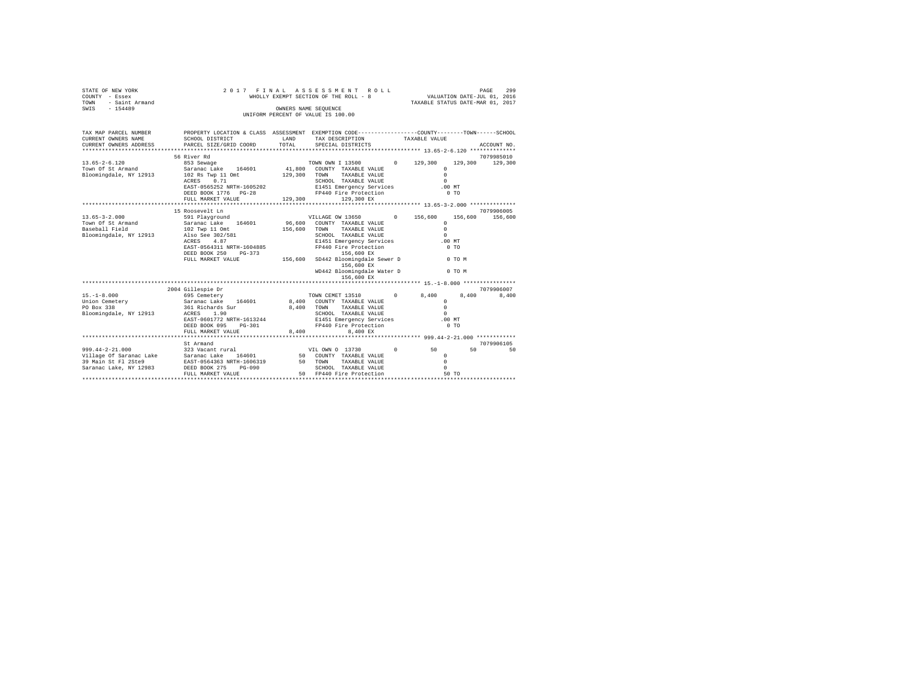STATE OF NEW YORK | 2017 FINAL ASSESSMENT ROLL | PAGE 299
COUNTY - Essex | WHOLLY EXEMPT SECTION OF THE ROLL - 8 | VALUATION DATE-JUL 01, 2016
TOWN - Saint Armand | | TAXABLE STATUS DATE-MAR 01, 2017
SWIS - 154489 | OWNERS NAME SEQUENCE
UNIFORM PERCENT OF VALUE IS 100.00

```
TAX MAP PARCEL NUMBER     PROPERTY LOCATION & CLASS  ASSESSMENT  EXEMPTION CODE-----------------COUNTY--------TOWN------SCHOOL
CURRENT OWNERS NAME       SCHOOL DISTRICT            LAND        TAX DESCRIPTION              TAXABLE VALUE
CURRENT OWNERS ADDRESS    PARCEL SIZE/GRID COORD     TOTAL       SPECIAL DISTRICTS                                        ACCOUNT NO.
******************************************************************************************** 13.65-2-6.120 **************
                          56 River Rd                                                                                7079985010
13.65-2-6.120             853 Sewage                             TOWN OWN I 13500          0    129,300    129,300    129,300
Town Of St Armand         Saranac Lake   164601       41,800     COUNTY  TAXABLE VALUE               0
Bloomingdale, NY 12913    102 Rs Twp 11 Omt          129,300     TOWN    TAXABLE VALUE               0
                          ACRES    0.71                          SCHOOL  TAXABLE VALUE               0
                          EAST-0565252 NRTH-1605202              E1451 Emergency Services           .00 MT
                          DEED BOOK 1776   PG-28                 FP440 Fire Protection               0 TO
                          FULL MARKET VALUE          129,300          129,300 EX
******************************************************************************************** 13.65-3-2.000 **************
                          15 Roosevelt Ln                                                                            7079906005
13.65-3-2.000             591 Playground                         VILLAGE OW 13650          0    156,600    156,600    156,600
Town Of St Armand         Saranac Lake   164601       96,600     COUNTY  TAXABLE VALUE               0
Baseball Field            102 Twp 11 Omt             156,600     TOWN    TAXABLE VALUE               0
Bloomingdale, NY 12913    Also See 302/581                       SCHOOL  TAXABLE VALUE               0
                          ACRES    4.87                          E1451 Emergency Services           .00 MT
                          EAST-0564311 NRTH-1604885              FP440 Fire Protection               0 TO
                          DEED BOOK 250    PG-373                     156,600 EX
                          FULL MARKET VALUE          156,600     SD442 Bloomingdale Sewer D          0 TO M
                                                                      156,600 EX
                                                                 WD442 Bloomingdale Water D          0 TO M
                                                                      156,600 EX
******************************************************************************************** 15.-1-8.000 ****************
                          2004 Gillespie Dr                                                                          7079906007
15.-1-8.000               695 Cemetery                           TOWN CEMET 13510          0      8,400      8,400      8,400
Union Cemetery            Saranac Lake   164601        8,400     COUNTY  TAXABLE VALUE               0
PO Box 338                361 Richards Sur             8,400     TOWN    TAXABLE VALUE               0
Bloomingdale, NY 12913    ACRES    1.90                          SCHOOL  TAXABLE VALUE               0
                          EAST-0601772 NRTH-1613244              E1451 Emergency Services           .00 MT
                          DEED BOOK 095    PG-301                FP440 Fire Protection               0 TO
                          FULL MARKET VALUE            8,400            8,400 EX
******************************************************************************************** 999.44-2-21.000 ************
                          St Armand                                                                                  7079906105
999.44-2-21.000           323 Vacant rural                       VIL OWN O 13730           0         50         50         50
Village Of Saranac Lake   Saranac Lake   164601           50     COUNTY  TAXABLE VALUE               0
39 Main St Fl 2Ste9       EAST-0564363 NRTH-1606319       50     TOWN    TAXABLE VALUE               0
Saranac Lake, NY 12983    DEED BOOK 275    PG-090                SCHOOL  TAXABLE VALUE               0
                          FULL MARKET VALUE               50     FP440 Fire Protection              50 TO
****************************************************************************************************************************
```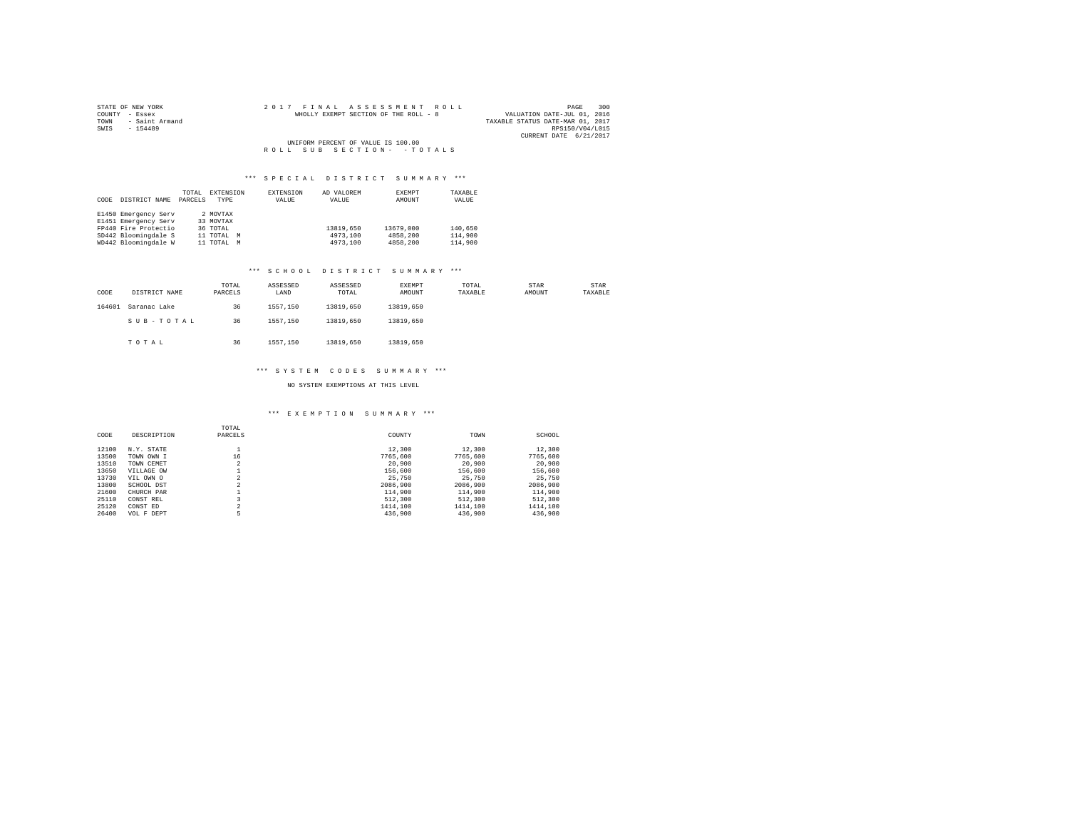STATE OF NEW YORK
COUNTY - Essex
TOWN - Saint Armand
SWIS - 154489

2017 FINAL ASSESSMENT ROLL
WHOLLY EXEMPT SECTION OF THE ROLL - 8

VALUATION DATE-JUL 01, 2016
TAXABLE STATUS DATE-MAR 01, 2017
RPS150/V04/L015
CURRENT DATE 6/21/2017

UNIFORM PERCENT OF VALUE IS 100.00

ROLL SUB SECTION- - TOTALS

### *** SPECIAL DISTRICT SUMMARY ***

| CODE | DISTRICT NAME | TOTAL PARCELS | EXTENSION TYPE | EXTENSION VALUE | AD VALOREM VALUE | EXEMPT AMOUNT | TAXABLE VALUE |
|---|---|---|---|---|---|---|---|
| E1450 | Emergency Serv | 2 | MOVTAX | | | | |
| E1451 | Emergency Serv | 33 | MOVTAX | | | | |
| FP440 | Fire Protectio | 36 | TOTAL | | 13819,650 | 13679,000 | 140,650 |
| SD442 | Bloomingdale S | 11 | TOTAL M | | 4973,100 | 4858,200 | 114,900 |
| WD442 | Bloomingdale W | 11 | TOTAL M | | 4973,100 | 4858,200 | 114,900 |

### *** SCHOOL DISTRICT SUMMARY ***

| CODE | DISTRICT NAME | TOTAL PARCELS | ASSESSED LAND | ASSESSED TOTAL | EXEMPT AMOUNT | TOTAL TAXABLE | STAR AMOUNT | STAR TAXABLE |
|---|---|---|---|---|---|---|---|---|
| 164601 | Saranac Lake | 36 | 1557,150 | 13819,650 | 13819,650 | | | |
| | SUB-TOTAL | 36 | 1557,150 | 13819,650 | 13819,650 | | | |
| | TOTAL | 36 | 1557,150 | 13819,650 | 13819,650 | | | |

### *** SYSTEM CODES SUMMARY ***

NO SYSTEM EXEMPTIONS AT THIS LEVEL

### *** EXEMPTION SUMMARY ***

| CODE | DESCRIPTION | TOTAL PARCELS | COUNTY | TOWN | SCHOOL |
|---|---|---|---|---|---|
| 12100 | N.Y. STATE | 1 | 12,300 | 12,300 | 12,300 |
| 13500 | TOWN OWN I | 16 | 7765,600 | 7765,600 | 7765,600 |
| 13510 | TOWN CEMET | 2 | 20,900 | 20,900 | 20,900 |
| 13650 | VILLAGE OW | 1 | 156,600 | 156,600 | 156,600 |
| 13730 | VIL OWN O | 2 | 25,750 | 25,750 | 25,750 |
| 13800 | SCHOOL DST | 2 | 2086,900 | 2086,900 | 2086,900 |
| 21600 | CHURCH PAR | 1 | 114,900 | 114,900 | 114,900 |
| 25110 | CONST REL | 3 | 512,300 | 512,300 | 512,300 |
| 25120 | CONST ED | 2 | 1414,100 | 1414,100 | 1414,100 |
| 26400 | VOL F DEPT | 5 | 436,900 | 436,900 | 436,900 |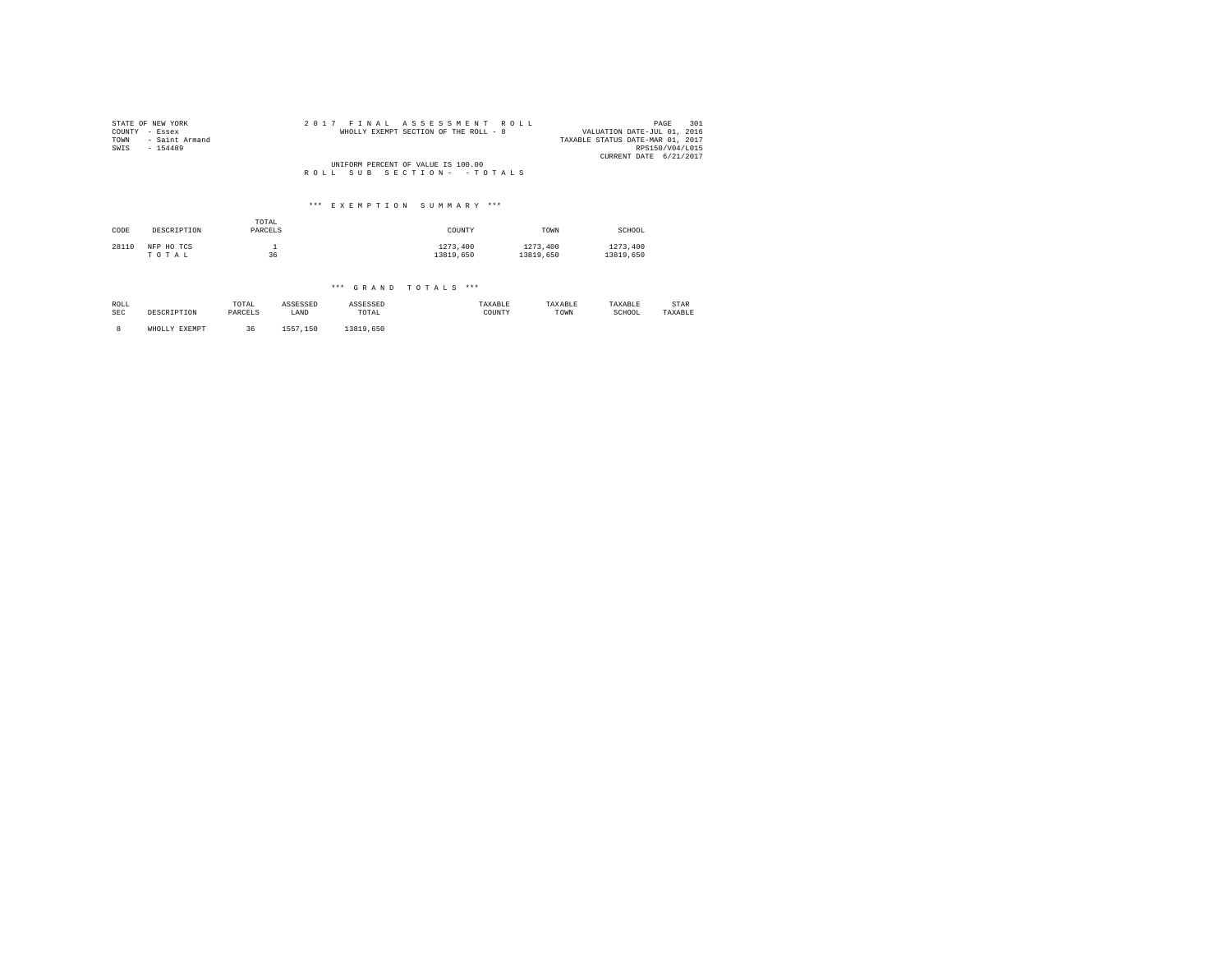STATE OF NEW YORK
COUNTY - Essex
TOWN - Saint Armand
SWIS - 154489

2 0 1 7 F I N A L A S S E S S M E N T R O L L
WHOLLY EXEMPT SECTION OF THE ROLL - 8

VALUATION DATE-JUL 01, 2016
TAXABLE STATUS DATE-MAR 01, 2017
RPS150/V04/L015
CURRENT DATE 6/21/2017

UNIFORM PERCENT OF VALUE IS 100.00
R O L L S U B S E C T I O N - - T O T A L S

## *** E X E M P T I O N S U M M A R Y ***

| CODE | DESCRIPTION | TOTAL PARCELS | COUNTY | TOWN | SCHOOL |
|---|---|---|---|---|---|
| 28110 | NFP HO TCS | 1 | 1273,400 | 1273,400 | 1273,400 |
| | T O T A L | 36 | 13819,650 | 13819,650 | 13819,650 |

## *** G R A N D T O T A L S ***

| ROLL SEC | DESCRIPTION | TOTAL PARCELS | ASSESSED LAND | ASSESSED TOTAL | TAXABLE COUNTY | TAXABLE TOWN | TAXABLE SCHOOL | STAR TAXABLE |
|---|---|---|---|---|---|---|---|---|
| 8 | WHOLLY EXEMPT | 36 | 1557,150 | 13819,650 | | | | |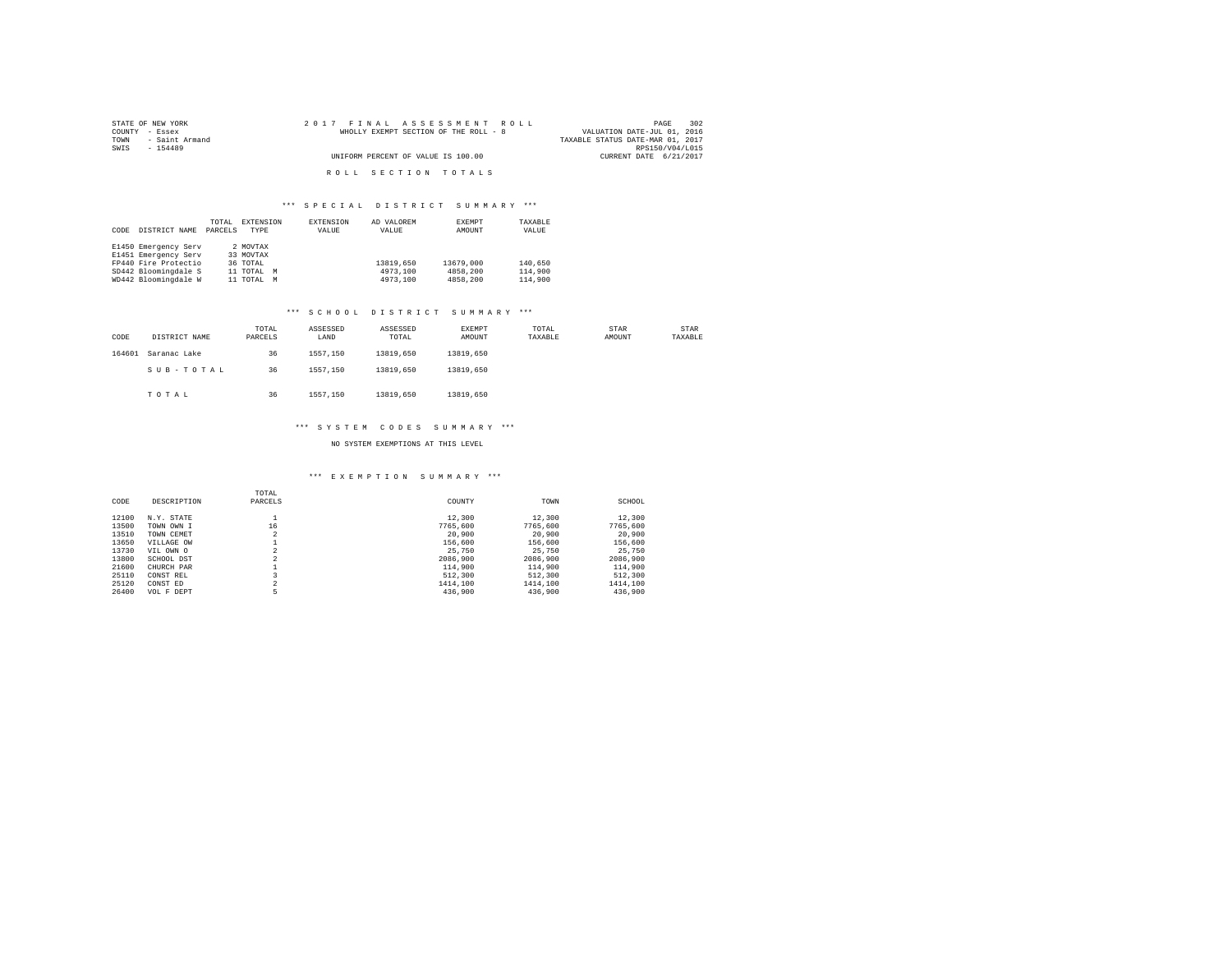STATE OF NEW YORK
COUNTY - Essex
TOWN - Saint Armand
SWIS - 154489

2017 FINAL ASSESSMENT ROLL
WHOLLY EXEMPT SECTION OF THE ROLL - 8
UNIFORM PERCENT OF VALUE IS 100.00

VALUATION DATE-JUL 01, 2016
TAXABLE STATUS DATE-MAR 01, 2017
RPS150/V04/L015
CURRENT DATE 6/21/2017

## ROLL SECTION TOTALS

### *** SPECIAL DISTRICT SUMMARY ***

| CODE | DISTRICT NAME | TOTAL PARCELS | EXTENSION TYPE | EXTENSION VALUE | AD VALOREM VALUE | EXEMPT AMOUNT | TAXABLE VALUE |
|---|---|---|---|---|---|---|---|
| E1450 | Emergency Serv | 2 | MOVTAX | | | | |
| E1451 | Emergency Serv | 33 | MOVTAX | | | | |
| FP440 | Fire Protectio | 36 | TOTAL | | 13819,650 | 13679,000 | 140,650 |
| SD442 | Bloomingdale S | 11 | TOTAL M | | 4973,100 | 4858,200 | 114,900 |
| WD442 | Bloomingdale W | 11 | TOTAL M | | 4973,100 | 4858,200 | 114,900 |

### *** SCHOOL DISTRICT SUMMARY ***

| CODE | DISTRICT NAME | TOTAL PARCELS | ASSESSED LAND | ASSESSED TOTAL | EXEMPT AMOUNT | TOTAL TAXABLE | STAR AMOUNT | STAR TAXABLE |
|---|---|---|---|---|---|---|---|---|
| 164601 | Saranac Lake | 36 | 1557,150 | 13819,650 | 13819,650 | | | |
| | SUB-TOTAL | 36 | 1557,150 | 13819,650 | 13819,650 | | | |
| | TOTAL | 36 | 1557,150 | 13819,650 | 13819,650 | | | |

### *** SYSTEM CODES SUMMARY ***

NO SYSTEM EXEMPTIONS AT THIS LEVEL

### *** EXEMPTION SUMMARY ***

| CODE | DESCRIPTION | TOTAL PARCELS | COUNTY | TOWN | SCHOOL |
|---|---|---|---|---|---|
| 12100 | N.Y. STATE | 1 | 12,300 | 12,300 | 12,300 |
| 13500 | TOWN OWN I | 16 | 7765,600 | 7765,600 | 7765,600 |
| 13510 | TOWN CEMET | 2 | 20,900 | 20,900 | 20,900 |
| 13650 | VILLAGE OW | 1 | 156,600 | 156,600 | 156,600 |
| 13730 | VIL OWN O | 2 | 25,750 | 25,750 | 25,750 |
| 13800 | SCHOOL DST | 2 | 2086,900 | 2086,900 | 2086,900 |
| 21600 | CHURCH PAR | 1 | 114,900 | 114,900 | 114,900 |
| 25110 | CONST REL | 3 | 512,300 | 512,300 | 512,300 |
| 25120 | CONST ED | 2 | 1414,100 | 1414,100 | 1414,100 |
| 26400 | VOL F DEPT | 5 | 436,900 | 436,900 | 436,900 |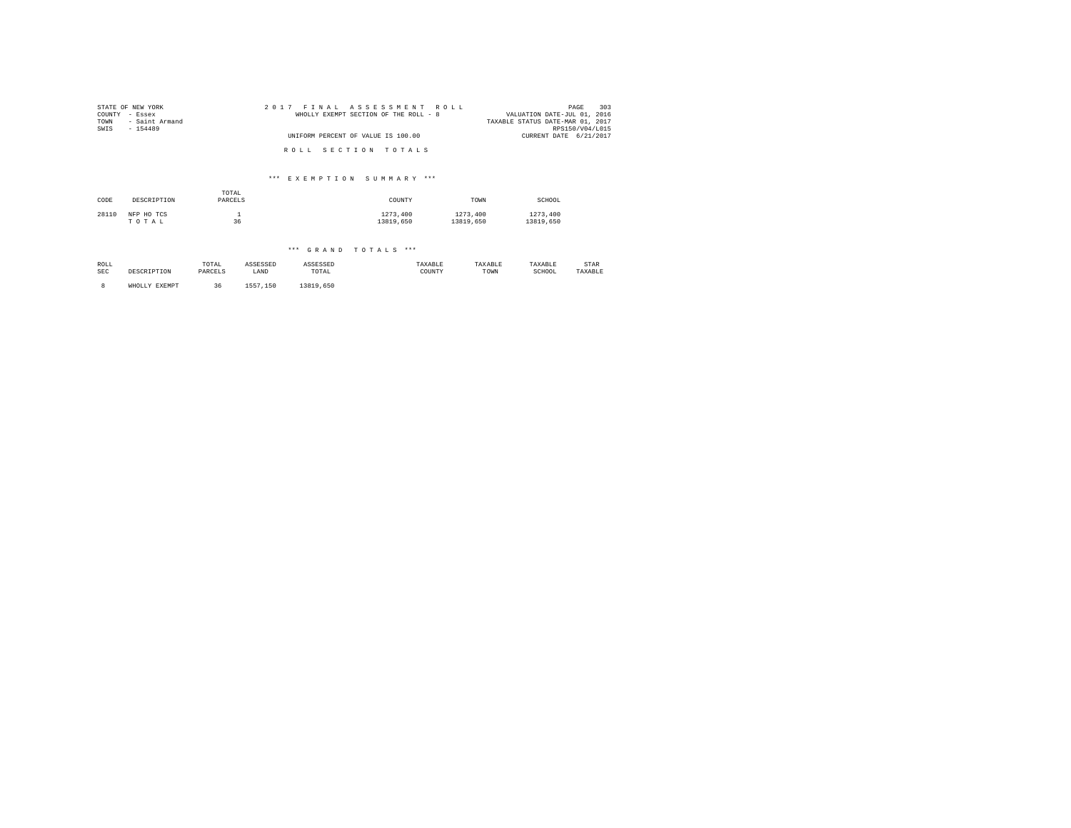STATE OF NEW YORK
COUNTY - Essex
TOWN - Saint Armand
SWIS - 154489

# 2017 FINAL ASSESSMENT ROLL

WHOLLY EXEMPT SECTION OF THE ROLL - 8

UNIFORM PERCENT OF VALUE IS 100.00

VALUATION DATE-JUL 01, 2016
TAXABLE STATUS DATE-MAR 01, 2017
RPS150/V04/L015
CURRENT DATE 6/21/2017

## ROLL SECTION TOTALS

### *** EXEMPTION SUMMARY ***

| CODE | DESCRIPTION | TOTAL PARCELS | COUNTY | TOWN | SCHOOL |
|---|---|---|---|---|---|
| 28110 | NFP HO TCS | 1 | 1273,400 | 1273,400 | 1273,400 |
| | T O T A L | 36 | 13819,650 | 13819,650 | 13819,650 |

### *** GRAND TOTALS ***

| ROLL SEC | DESCRIPTION | TOTAL PARCELS | ASSESSED LAND | ASSESSED TOTAL | TAXABLE COUNTY | TAXABLE TOWN | TAXABLE SCHOOL | STAR TAXABLE |
|---|---|---|---|---|---|---|---|---|
| 8 | WHOLLY EXEMPT | 36 | 1557,150 | 13819,650 | | | | |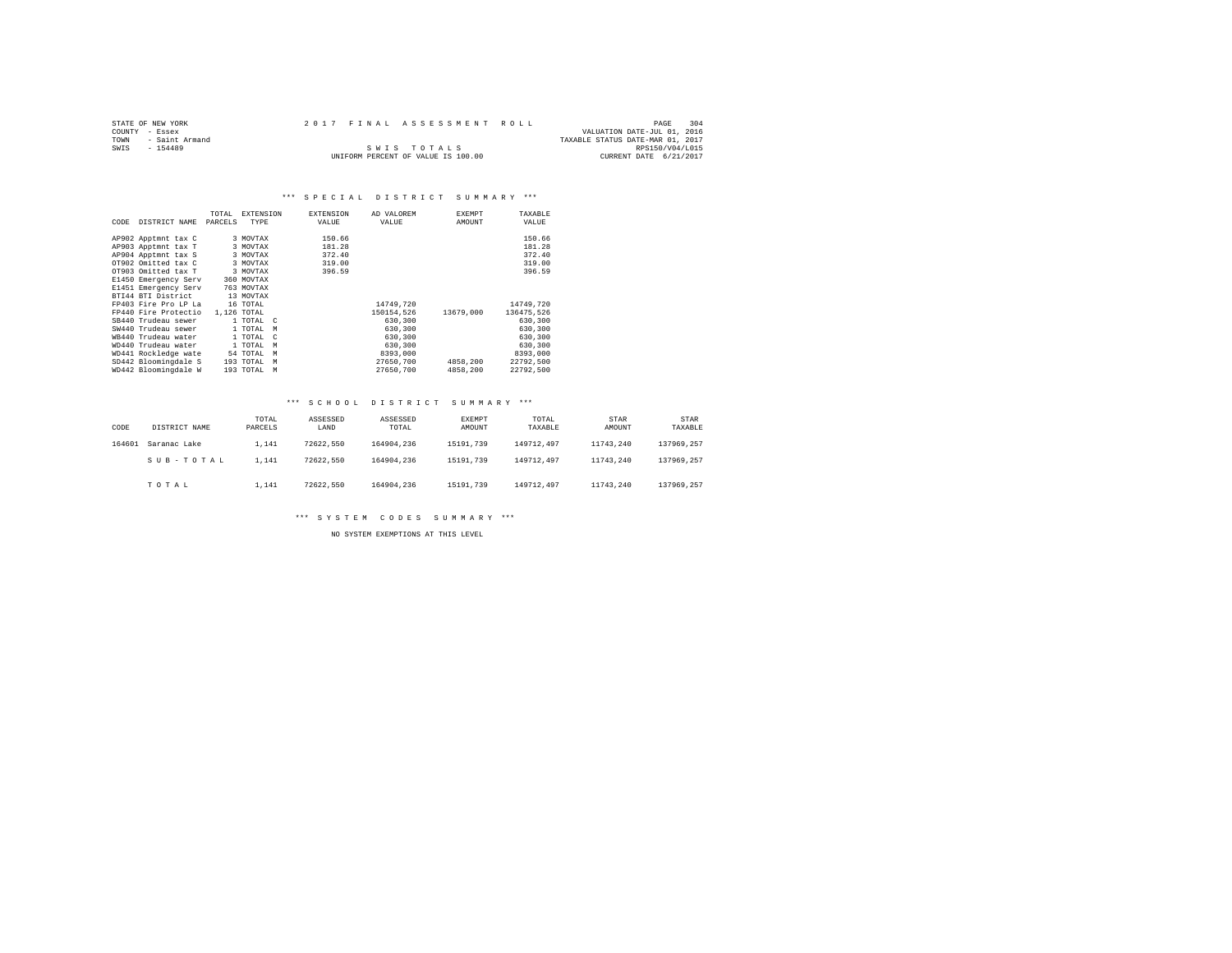STATE OF NEW YORK
COUNTY - Essex
TOWN - Saint Armand
SWIS - 154489

2017 FINAL ASSESSMENT ROLL

SWIS TOTALS

UNIFORM PERCENT OF VALUE IS 100.00

VALUATION DATE-JUL 01, 2016
TAXABLE STATUS DATE-MAR 01, 2017
RPS150/V04/L015
CURRENT DATE 6/21/2017

### *** SPECIAL DISTRICT SUMMARY ***

| CODE | DISTRICT NAME | TOTAL PARCELS | EXTENSION TYPE | EXTENSION VALUE | AD VALOREM VALUE | EXEMPT AMOUNT | TAXABLE VALUE |
|---|---|---|---|---|---|---|---|
| AP902 | Apptmnt tax C | 3 | MOVTAX | 150.66 | | | 150.66 |
| AP903 | Apptmnt tax T | 3 | MOVTAX | 181.28 | | | 181.28 |
| AP904 | Apptmnt tax S | 3 | MOVTAX | 372.40 | | | 372.40 |
| OT902 | Omitted tax C | 3 | MOVTAX | 319.00 | | | 319.00 |
| OT903 | Omitted tax T | 3 | MOVTAX | 396.59 | | | 396.59 |
| E1450 | Emergency Serv | 360 | MOVTAX | | | | |
| E1451 | Emergency Serv | 763 | MOVTAX | | | | |
| BTI44 | BTI District | 13 | MOVTAX | | | | |
| FP403 | Fire Pro LP La | 16 | TOTAL | | 14749,720 | | 14749,720 |
| FP440 | Fire Protectio | 1,126 | TOTAL | | 150154,526 | 13679,000 | 136475,526 |
| SB440 | Trudeau sewer | 1 | TOTAL C | | 630,300 | | 630,300 |
| SW440 | Trudeau sewer | 1 | TOTAL M | | 630,300 | | 630,300 |
| WB440 | Trudeau water | 1 | TOTAL C | | 630,300 | | 630,300 |
| WD440 | Trudeau water | 1 | TOTAL M | | 630,300 | | 630,300 |
| WD441 | Rockledge wate | 54 | TOTAL M | | 8393,000 | | 8393,000 |
| SD442 | Bloomingdale S | 193 | TOTAL M | | 27650,700 | 4858,200 | 22792,500 |
| WD442 | Bloomingdale W | 193 | TOTAL M | | 27650,700 | 4858,200 | 22792,500 |

### *** SCHOOL DISTRICT SUMMARY ***

| CODE | DISTRICT NAME | TOTAL PARCELS | ASSESSED LAND | ASSESSED TOTAL | EXEMPT AMOUNT | TOTAL TAXABLE | STAR AMOUNT | STAR TAXABLE |
|---|---|---|---|---|---|---|---|---|
| 164601 | Saranac Lake | 1,141 | 72622,550 | 164904,236 | 15191,739 | 149712,497 | 11743,240 | 137969,257 |
| | S U B - T O T A L | 1,141 | 72622,550 | 164904,236 | 15191,739 | 149712,497 | 11743,240 | 137969,257 |
| | T O T A L | 1,141 | 72622,550 | 164904,236 | 15191,739 | 149712,497 | 11743,240 | 137969,257 |

### *** SYSTEM CODES SUMMARY ***

NO SYSTEM EXEMPTIONS AT THIS LEVEL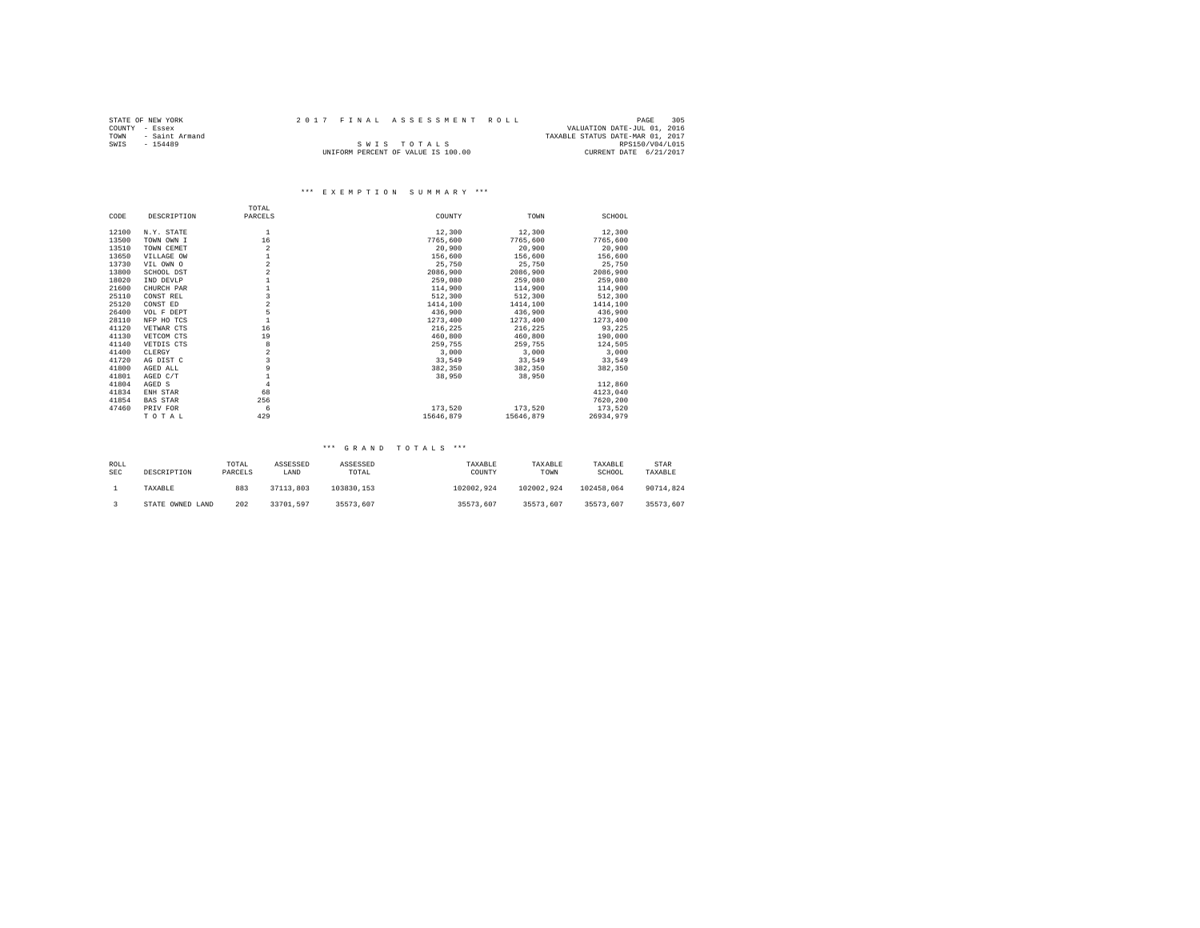STATE OF NEW YORK
COUNTY - Essex
TOWN - Saint Armand
SWIS - 154489

2017 FINAL ASSESSMENT ROLL

SWIS TOTALS

UNIFORM PERCENT OF VALUE IS 100.00

VALUATION DATE-JUL 01, 2016
TAXABLE STATUS DATE-MAR 01, 2017
RPS150/V04/L015
CURRENT DATE 6/21/2017

### *** EXEMPTION SUMMARY ***

| CODE | DESCRIPTION | TOTAL PARCELS | COUNTY | TOWN | SCHOOL |
|---|---|---|---|---|---|
| 12100 | N.Y. STATE | 1 | 12,300 | 12,300 | 12,300 |
| 13500 | TOWN OWN I | 16 | 7765,600 | 7765,600 | 7765,600 |
| 13510 | TOWN CEMET | 2 | 20,900 | 20,900 | 20,900 |
| 13650 | VILLAGE OW | 1 | 156,600 | 156,600 | 156,600 |
| 13730 | VIL OWN O | 2 | 25,750 | 25,750 | 25,750 |
| 13800 | SCHOOL DST | 2 | 2086,900 | 2086,900 | 2086,900 |
| 18020 | IND DEVLP | 1 | 259,080 | 259,080 | 259,080 |
| 21600 | CHURCH PAR | 1 | 114,900 | 114,900 | 114,900 |
| 25110 | CONST REL | 3 | 512,300 | 512,300 | 512,300 |
| 25120 | CONST ED | 2 | 1414,100 | 1414,100 | 1414,100 |
| 26400 | VOL F DEPT | 5 | 436,900 | 436,900 | 436,900 |
| 28110 | NFP HO TCS | 1 | 1273,400 | 1273,400 | 1273,400 |
| 41120 | VETWAR CTS | 16 | 216,225 | 216,225 | 93,225 |
| 41130 | VETCOM CTS | 19 | 460,800 | 460,800 | 190,000 |
| 41140 | VETDIS CTS | 8 | 259,755 | 259,755 | 124,505 |
| 41400 | CLERGY | 2 | 3,000 | 3,000 | 3,000 |
| 41720 | AG DIST C | 3 | 33,549 | 33,549 | 33,549 |
| 41800 | AGED ALL | 9 | 382,350 | 382,350 | 382,350 |
| 41801 | AGED C/T | 1 | 38,950 | 38,950 | |
| 41804 | AGED S | 4 | | | 112,860 |
| 41834 | ENH STAR | 68 | | | 4123,040 |
| 41854 | BAS STAR | 256 | | | 7620,200 |
| 47460 | PRIV FOR | 6 | 173,520 | 173,520 | 173,520 |
| | TOTAL | 429 | 15646,879 | 15646,879 | 26934,979 |

### *** GRAND TOTALS ***

| ROLL SEC | DESCRIPTION | TOTAL PARCELS | ASSESSED LAND | ASSESSED TOTAL | TAXABLE COUNTY | TAXABLE TOWN | TAXABLE SCHOOL | STAR TAXABLE |
|---|---|---|---|---|---|---|---|---|
| 1 | TAXABLE | 883 | 37113,803 | 103830,153 | 102002,924 | 102002,924 | 102458,064 | 90714,824 |
| 3 | STATE OWNED LAND | 202 | 33701,597 | 35573,607 | 35573,607 | 35573,607 | 35573,607 | 35573,607 |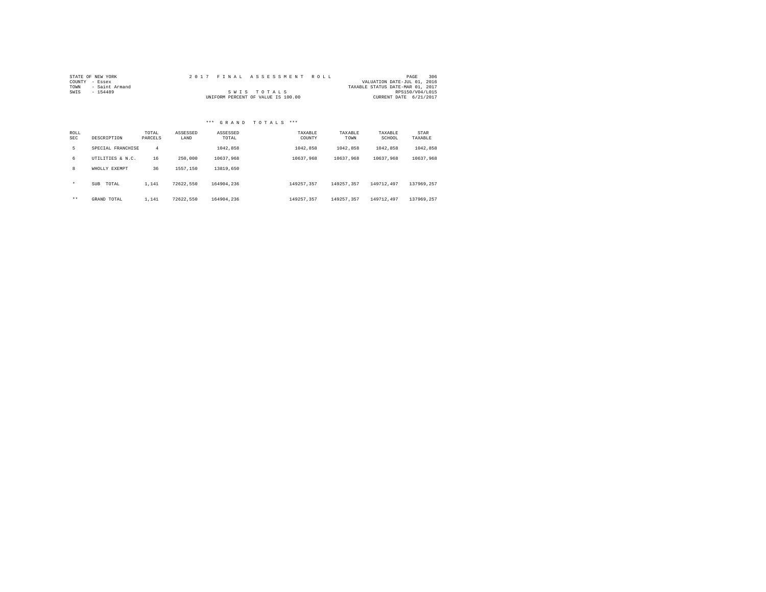STATE OF NEW YORK
COUNTY - Essex
TOWN - Saint Armand
SWIS - 154489

2017 FINAL ASSESSMENT ROLL

SWIS TOTALS

UNIFORM PERCENT OF VALUE IS 100.00

VALUATION DATE-JUL 01, 2016
TAXABLE STATUS DATE-MAR 01, 2017
RPS150/V04/L015
CURRENT DATE 6/21/2017

*** GRAND TOTALS ***

| ROLL SEC | DESCRIPTION | TOTAL PARCELS | ASSESSED LAND | ASSESSED TOTAL | TAXABLE COUNTY | TAXABLE TOWN | TAXABLE SCHOOL | STAR TAXABLE |
|---|---|---|---|---|---|---|---|---|
| 5 | SPECIAL FRANCHISE | 4 | | 1042,858 | 1042,858 | 1042,858 | 1042,858 | 1042,858 |
| 6 | UTILITIES & N.C. | 16 | 250,000 | 10637,968 | 10637,968 | 10637,968 | 10637,968 | 10637,968 |
| 8 | WHOLLY EXEMPT | 36 | 1557,150 | 13819,650 | | | | |
| * | SUB TOTAL | 1,141 | 72622,550 | 164904,236 | 149257,357 | 149257,357 | 149712,497 | 137969,257 |
| ** | GRAND TOTAL | 1,141 | 72622,550 | 164904,236 | 149257,357 | 149257,357 | 149712,497 | 137969,257 |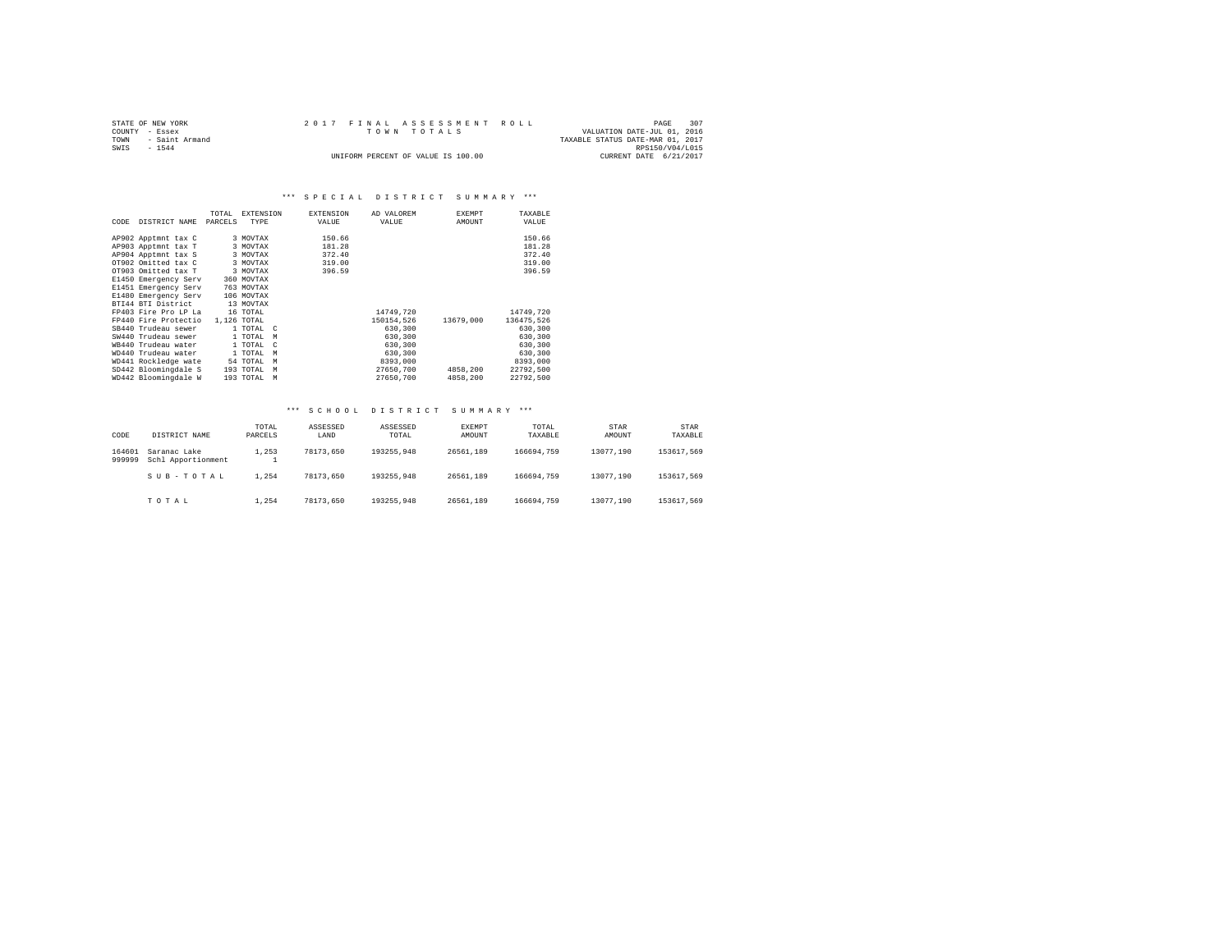STATE OF NEW YORK
COUNTY - Essex
TOWN - Saint Armand
SWIS - 1544

2017 FINAL ASSESSMENT ROLL
TOWN TOTALS
UNIFORM PERCENT OF VALUE IS 100.00

VALUATION DATE-JUL 01, 2016
TAXABLE STATUS DATE-MAR 01, 2017
RPS150/V04/L015
CURRENT DATE 6/21/2017

*** SPECIAL DISTRICT SUMMARY ***

| CODE | DISTRICT NAME | TOTAL PARCELS | EXTENSION TYPE | EXTENSION VALUE | AD VALOREM VALUE | EXEMPT AMOUNT | TAXABLE VALUE |
|---|---|---|---|---|---|---|---|
| AP902 | Apptmnt tax C | 3 | MOVTAX | 150.66 | | | 150.66 |
| AP903 | Apptmnt tax T | 3 | MOVTAX | 181.28 | | | 181.28 |
| AP904 | Apptmnt tax S | 3 | MOVTAX | 372.40 | | | 372.40 |
| OT902 | Omitted tax C | 3 | MOVTAX | 319.00 | | | 319.00 |
| OT903 | Omitted tax T | 3 | MOVTAX | 396.59 | | | 396.59 |
| E1450 | Emergency Serv | 360 | MOVTAX | | | | |
| E1451 | Emergency Serv | 763 | MOVTAX | | | | |
| E1480 | Emergency Serv | 106 | MOVTAX | | | | |
| BTI44 | BTI District | 13 | MOVTAX | | | | |
| FP403 | Fire Pro LP La | 16 | TOTAL | | 14749,720 | | 14749,720 |
| FP440 | Fire Protectio | 1,126 | TOTAL | | 150154,526 | 13679,000 | 136475,526 |
| SB440 | Trudeau sewer | 1 | TOTAL C | | 630,300 | | 630,300 |
| SW440 | Trudeau sewer | 1 | TOTAL M | | 630,300 | | 630,300 |
| WB440 | Trudeau water | 1 | TOTAL C | | 630,300 | | 630,300 |
| WD440 | Trudeau water | 1 | TOTAL M | | 630,300 | | 630,300 |
| WD441 | Rockledge wate | 54 | TOTAL M | | 8393,000 | | 8393,000 |
| SD442 | Bloomingdale S | 193 | TOTAL M | | 27650,700 | 4858,200 | 22792,500 |
| WD442 | Bloomingdale W | 193 | TOTAL M | | 27650,700 | 4858,200 | 22792,500 |

*** SCHOOL DISTRICT SUMMARY ***

| CODE | DISTRICT NAME | TOTAL PARCELS | ASSESSED LAND | ASSESSED TOTAL | EXEMPT AMOUNT | TOTAL TAXABLE | STAR AMOUNT | STAR TAXABLE |
|---|---|---|---|---|---|---|---|---|
| 164601 | Saranac Lake | 1,253 | 78173,650 | 193255,948 | 26561,189 | 166694,759 | 13077,190 | 153617,569 |
| 999999 | Schl Apportionment | 1 | | | | | | |
| | S U B - T O T A L | 1,254 | 78173,650 | 193255,948 | 26561,189 | 166694,759 | 13077,190 | 153617,569 |
| | T O T A L | 1,254 | 78173,650 | 193255,948 | 26561,189 | 166694,759 | 13077,190 | 153617,569 |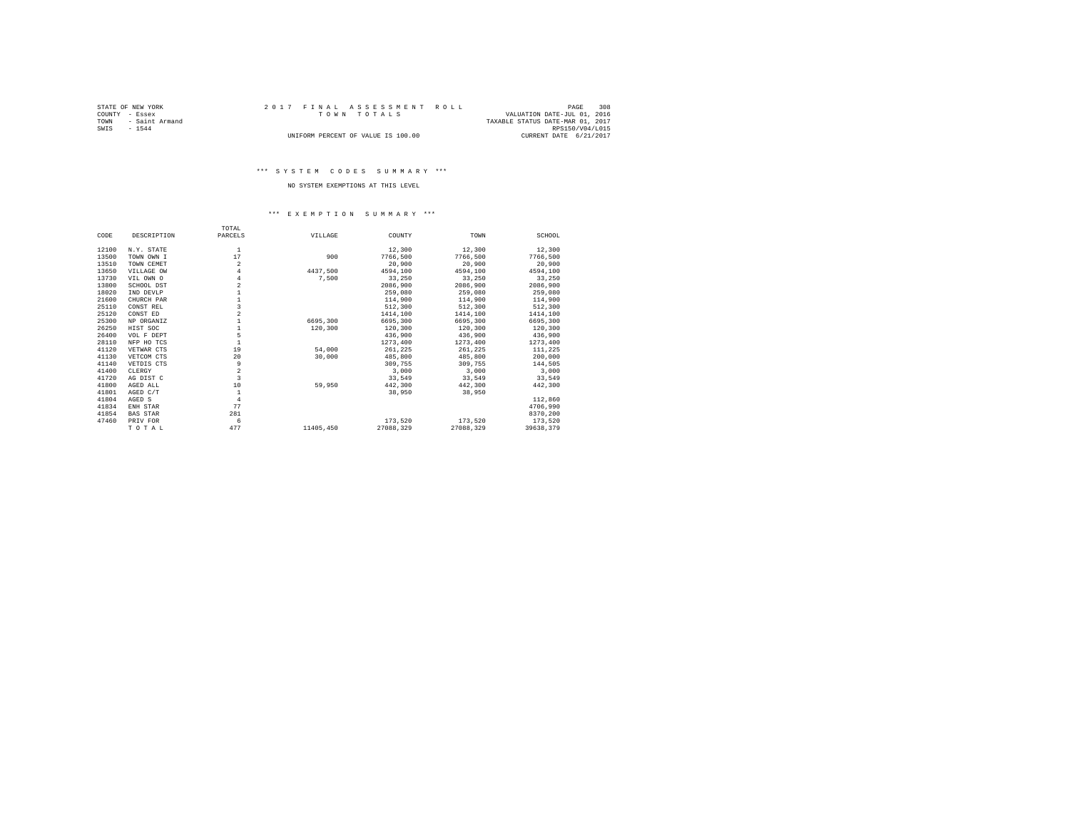STATE OF NEW YORK
COUNTY - Essex
TOWN - Saint Armand
SWIS - 1544

2 0 1 7 F I N A L A S S E S S M E N T R O L L
T O W N T O T A L S

UNIFORM PERCENT OF VALUE IS 100.00

VALUATION DATE-JUL 01, 2016
TAXABLE STATUS DATE-MAR 01, 2017
RPS150/V04/L015
CURRENT DATE 6/21/2017

### *** S Y S T E M C O D E S S U M M A R Y ***

NO SYSTEM EXEMPTIONS AT THIS LEVEL

### *** E X E M P T I O N S U M M A R Y ***

| CODE | DESCRIPTION | TOTAL PARCELS | VILLAGE | COUNTY | TOWN | SCHOOL |
|---|---|---|---|---|---|---|
| 12100 | N.Y. STATE | 1 | | 12,300 | 12,300 | 12,300 |
| 13500 | TOWN OWN I | 17 | 900 | 7766,500 | 7766,500 | 7766,500 |
| 13510 | TOWN CEMET | 2 | | 20,900 | 20,900 | 20,900 |
| 13650 | VILLAGE OW | 4 | 4437,500 | 4594,100 | 4594,100 | 4594,100 |
| 13730 | VIL OWN O | 4 | 7,500 | 33,250 | 33,250 | 33,250 |
| 13800 | SCHOOL DST | 2 | | 2086,900 | 2086,900 | 2086,900 |
| 18020 | IND DEVLP | 1 | | 259,080 | 259,080 | 259,080 |
| 21600 | CHURCH PAR | 1 | | 114,900 | 114,900 | 114,900 |
| 25110 | CONST REL | 3 | | 512,300 | 512,300 | 512,300 |
| 25120 | CONST ED | 2 | | 1414,100 | 1414,100 | 1414,100 |
| 25300 | NP ORGANIZ | 1 | 6695,300 | 6695,300 | 6695,300 | 6695,300 |
| 26250 | HIST SOC | 1 | 120,300 | 120,300 | 120,300 | 120,300 |
| 26400 | VOL F DEPT | 5 | | 436,900 | 436,900 | 436,900 |
| 28110 | NFP HO TCS | 1 | | 1273,400 | 1273,400 | 1273,400 |
| 41120 | VETWAR CTS | 19 | 54,000 | 261,225 | 261,225 | 111,225 |
| 41130 | VETCOM CTS | 20 | 30,000 | 485,800 | 485,800 | 200,000 |
| 41140 | VETDIS CTS | 9 | | 309,755 | 309,755 | 144,505 |
| 41400 | CLERGY | 2 | | 3,000 | 3,000 | 3,000 |
| 41720 | AG DIST C | 3 | | 33,549 | 33,549 | 33,549 |
| 41800 | AGED ALL | 10 | 59,950 | 442,300 | 442,300 | 442,300 |
| 41801 | AGED C/T | 1 | | 38,950 | 38,950 | |
| 41804 | AGED S | 4 | | | | 112,860 |
| 41834 | ENH STAR | 77 | | | | 4706,990 |
| 41854 | BAS STAR | 281 | | | | 8370,200 |
| 47460 | PRIV FOR | 6 | | 173,520 | 173,520 | 173,520 |
| | T O T A L | 477 | 11405,450 | 27088,329 | 27088,329 | 39638,379 |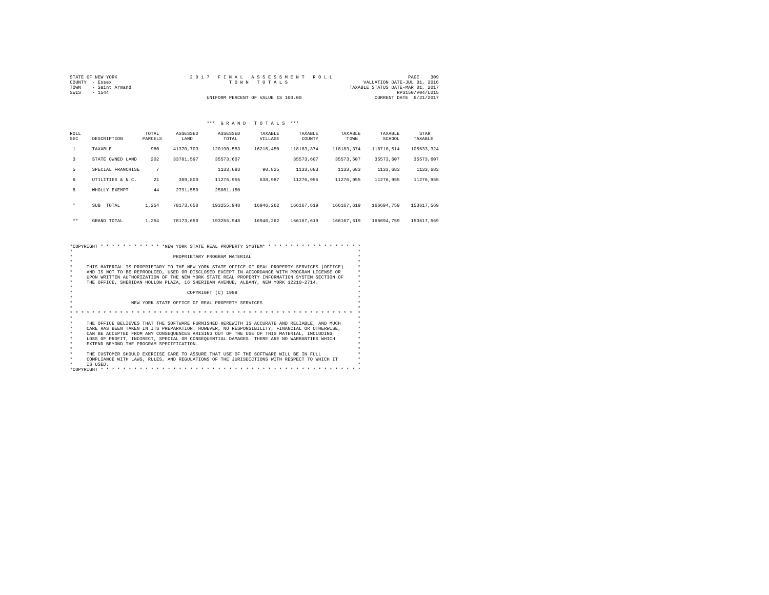STATE OF NEW YORK
COUNTY - Essex
TOWN - Saint Armand
SWIS - 1544

2 0 1 7 F I N A L A S S E S S M E N T R O L L
T O W N T O T A L S

UNIFORM PERCENT OF VALUE IS 100.00

VALUATION DATE-JUL 01, 2016
TAXABLE STATUS DATE-MAR 01, 2017
RPS150/V04/L015
CURRENT DATE 6/21/2017

*** G R A N D T O T A L S ***

| ROLL SEC | DESCRIPTION | TOTAL PARCELS | ASSESSED LAND | ASSESSED TOTAL | TAXABLE VILLAGE | TAXABLE COUNTY | TAXABLE TOWN | TAXABLE SCHOOL | STAR TAXABLE |
|---|---|---|---|---|---|---|---|---|---|
| 1 | TAXABLE | 980 | 41370,703 | 120190,553 | 16216,450 | 118183,374 | 118183,374 | 118710,514 | 105633,324 |
| 3 | STATE OWNED LAND | 202 | 33701,597 | 35573,607 | | 35573,607 | 35573,607 | 35573,607 | 35573,607 |
| 5 | SPECIAL FRANCHISE | 7 | | 1133,683 | 90,825 | 1133,683 | 1133,683 | 1133,683 | 1133,683 |
| 6 | UTILITIES & N.C. | 21 | 309,800 | 11276,955 | 638,987 | 11276,955 | 11276,955 | 11276,955 | 11276,955 |
| 8 | WHOLLY EXEMPT | 44 | 2791,550 | 25081,150 | | | | | |
| * | SUB TOTAL | 1,254 | 78173,650 | 193255,948 | 16946,262 | 166167,619 | 166167,619 | 166694,759 | 153617,569 |
| ** | GRAND TOTAL | 1,254 | 78173,650 | 193255,948 | 16946,262 | 166167,619 | 166167,619 | 166694,759 | 153617,569 |

```
*COPYRIGHT * * * * * * * * * * * *NEW YORK STATE REAL PROPERTY SYSTEM* * * * * * * * * * * * * * * * * *
*                                                                                                       *
*                                  PROPRIETARY PROGRAM MATERIAL                                         *
*                                                                                                       *
*    THIS MATERIAL IS PROPRIETARY TO THE NEW YORK STATE OFFICE OF REAL PROPERTY SERVICES (OFFICE)       *
*    AND IS NOT TO BE REPRODUCED, USED OR DISCLOSED EXCEPT IN ACCORDANCE WITH PROGRAM LICENSE OR        *
*    UPON WRITTEN AUTHORIZATION OF THE NEW YORK STATE REAL PROPERTY INFORMATION SYSTEM SECTION OF       *
*    THE OFFICE, SHERIDAN HOLLOW PLAZA, 16 SHERIDAN AVENUE, ALBANY, NEW YORK 12210-2714.                *
*                                                                                                       *
*                                       COPYRIGHT (C) 1999                                              *
*                                                                                                       *
*                        NEW YORK STATE OFFICE OF REAL PROPERTY SERVICES                                *
*                                                                                                       *
* * * * * * * * * * * * * * * * * * * * * * * * * * * * * * * * * * * * * * * * * * * * * * * * * * * * *
*                                                                                                       *
*    THE OFFICE BELIEVES THAT THE SOFTWARE FURNISHED HEREWITH IS ACCURATE AND RELIABLE, AND MUCH        *
*    CARE HAS BEEN TAKEN IN ITS PREPARATION. HOWEVER, NO RESPONSIBILITY, FINANCIAL OR OTHERWISE,        *
*    CAN BE ACCEPTED FROM ANY CONSEQUENCES ARISING OUT OF THE USE OF THIS MATERIAL, INCLUDING           *
*    LOSS OF PROFIT, INDIRECT, SPECIAL OR CONSEQUENTIAL DAMAGES. THERE ARE NO WARRANTIES WHICH          *
*    EXTEND BEYOND THE PROGRAM SPECIFICATION.                                                           *
*                                                                                                       *
*    THE CUSTOMER SHOULD EXERCISE CARE TO ASSURE THAT USE OF THE SOFTWARE WILL BE IN FULL               *
*    COMPLIANCE WITH LAWS, RULES, AND REGULATIONS OF THE JURISDICTIONS WITH RESPECT TO WHICH IT         *
*    IS USED.                                                                                           *
*COPYRIGHT * * * * * * * * * * * * * * * * * * * * * * * * * * * * * * * * * * * * * * * * * * * * * * *
```